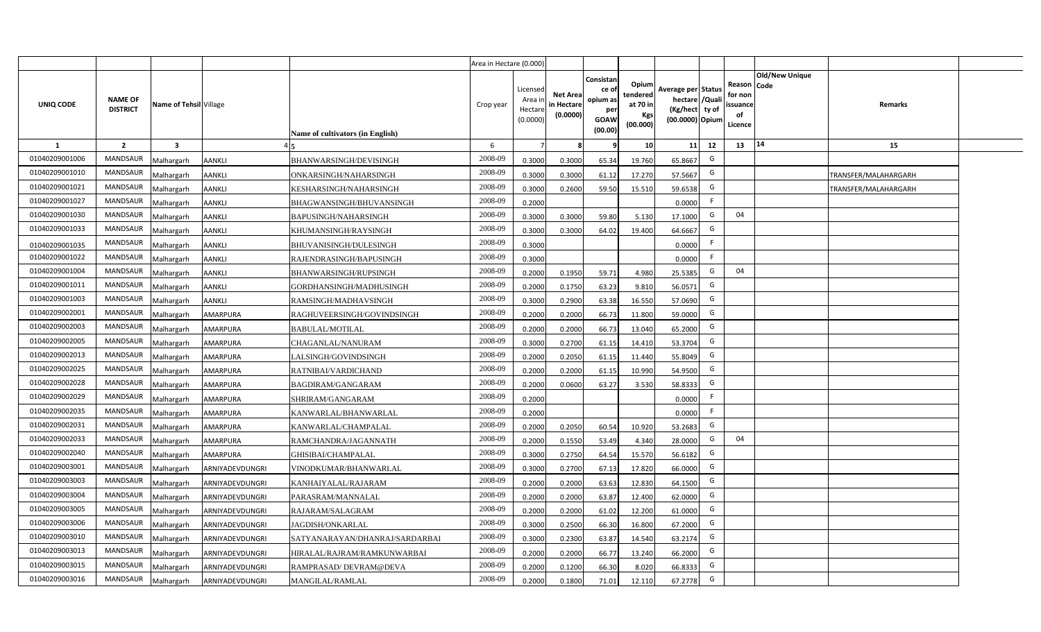| | | | | | Area in Hectare (0.000) | | | | | | | | | | |
|---|---|---|---|---|---|---|---|---|---|---|---|---|---|---|---|
| UNIQ CODE | NAME OF DISTRICT | Name of Tehsil | Village | Name of cultivators (in English) | Crop year | Licensed Area in Hectare (0.0000) | Net Area in Hectare (0.0000) | Consistance of opium as per GOAW (00.00) | Opium tendered at 70 in Kgs (00.000) | Average per hectare (Kg/hect) (00.0000) | Status /Quality of Opium | Reason for non issuance of Licence | Old/New Unique Code | Remarks |
| 1 | 2 | 3 | 4 | 5 | 6 | 7 | 8 | 9 | 10 | 11 | 12 | 13 | 14 | 15 |
| 01040209001006 | MANDSAUR | Malhargarh | AANKLI | BHANWARSINGH/DEVISINGH | 2008-09 | 0.3000 | 0.3000 | 65.34 | 19.760 | 65.8667 | G | | | |
| 01040209001010 | MANDSAUR | Malhargarh | AANKLI | ONKARSINGH/NAHARSINGH | 2008-09 | 0.3000 | 0.3000 | 61.12 | 17.270 | 57.5667 | G | | | TRANSFER/MALAHARGARH |
| 01040209001021 | MANDSAUR | Malhargarh | AANKLI | KESHARSINGH/NAHARSINGH | 2008-09 | 0.3000 | 0.2600 | 59.50 | 15.510 | 59.6538 | G | | | TRANSFER/MALAHARGARH |
| 01040209001027 | MANDSAUR | Malhargarh | AANKLI | BHAGWANSINGH/BHUVANSINGH | 2008-09 | 0.2000 | | | | 0.0000 | F | | | |
| 01040209001030 | MANDSAUR | Malhargarh | AANKLI | BAPUSINGH/NAHARSINGH | 2008-09 | 0.3000 | 0.3000 | 59.80 | 5.130 | 17.1000 | G | 04 | | |
| 01040209001033 | MANDSAUR | Malhargarh | AANKLI | KHUMANSINGH/RAYSINGH | 2008-09 | 0.3000 | 0.3000 | 64.02 | 19.400 | 64.6667 | G | | | |
| 01040209001035 | MANDSAUR | Malhargarh | AANKLI | BHUVANISINGH/DULESINGH | 2008-09 | 0.3000 | | | | 0.0000 | F | | | |
| 01040209001022 | MANDSAUR | Malhargarh | AANKLI | RAJENDRASINGH/BAPUSINGH | 2008-09 | 0.3000 | | | | 0.0000 | F | | | |
| 01040209001004 | MANDSAUR | Malhargarh | AANKLI | BHANWARSINGH/RUPSINGH | 2008-09 | 0.2000 | 0.1950 | 59.71 | 4.980 | 25.5385 | G | 04 | | |
| 01040209001011 | MANDSAUR | Malhargarh | AANKLI | GORDHANSINGH/MADHUSINGH | 2008-09 | 0.2000 | 0.1750 | 63.23 | 9.810 | 56.0571 | G | | | |
| 01040209001003 | MANDSAUR | Malhargarh | AANKLI | RAMSINGH/MADHAVSINGH | 2008-09 | 0.3000 | 0.2900 | 63.38 | 16.550 | 57.0690 | G | | | |
| 01040209002001 | MANDSAUR | Malhargarh | AMARPURA | RAGHUVEERSINGH/GOVINDSINGH | 2008-09 | 0.2000 | 0.2000 | 66.73 | 11.800 | 59.0000 | G | | | |
| 01040209002003 | MANDSAUR | Malhargarh | AMARPURA | BABULAL/MOTILAL | 2008-09 | 0.2000 | 0.2000 | 66.73 | 13.040 | 65.2000 | G | | | |
| 01040209002005 | MANDSAUR | Malhargarh | AMARPURA | CHAGANLAL/NANURAM | 2008-09 | 0.3000 | 0.2700 | 61.15 | 14.410 | 53.3704 | G | | | |
| 01040209002013 | MANDSAUR | Malhargarh | AMARPURA | LALSINGH/GOVINDSINGH | 2008-09 | 0.2000 | 0.2050 | 61.15 | 11.440 | 55.8049 | G | | | |
| 01040209002025 | MANDSAUR | Malhargarh | AMARPURA | RATNIBAI/VARDICHAND | 2008-09 | 0.2000 | 0.2000 | 61.15 | 10.990 | 54.9500 | G | | | |
| 01040209002028 | MANDSAUR | Malhargarh | AMARPURA | BAGDIRAM/GANGARAM | 2008-09 | 0.2000 | 0.0600 | 63.27 | 3.530 | 58.8333 | G | | | |
| 01040209002029 | MANDSAUR | Malhargarh | AMARPURA | SHRIRAM/GANGARAM | 2008-09 | 0.2000 | | | | 0.0000 | F | | | |
| 01040209002035 | MANDSAUR | Malhargarh | AMARPURA | KANWARLAL/BHANWARLAL | 2008-09 | 0.2000 | | | | 0.0000 | F | | | |
| 01040209002031 | MANDSAUR | Malhargarh | AMARPURA | KANWARLAL/CHAMPALAL | 2008-09 | 0.2000 | 0.2050 | 60.54 | 10.920 | 53.2683 | G | | | |
| 01040209002033 | MANDSAUR | Malhargarh | AMARPURA | RAMCHANDRA/JAGANNATH | 2008-09 | 0.2000 | 0.1550 | 53.49 | 4.340 | 28.0000 | G | 04 | | |
| 01040209002040 | MANDSAUR | Malhargarh | AMARPURA | GHISIBAI/CHAMPALAL | 2008-09 | 0.3000 | 0.2750 | 64.54 | 15.570 | 56.6182 | G | | | |
| 01040209003001 | MANDSAUR | Malhargarh | ARNIYADEVDUNGRI | VINODKUMAR/BHANWARLAL | 2008-09 | 0.3000 | 0.2700 | 67.13 | 17.820 | 66.0000 | G | | | |
| 01040209003003 | MANDSAUR | Malhargarh | ARNIYADEVDUNGRI | KANHAIYALAL/RAJARAM | 2008-09 | 0.2000 | 0.2000 | 63.63 | 12.830 | 64.1500 | G | | | |
| 01040209003004 | MANDSAUR | Malhargarh | ARNIYADEVDUNGRI | PARASRAM/MANNALAL | 2008-09 | 0.2000 | 0.2000 | 63.87 | 12.400 | 62.0000 | G | | | |
| 01040209003005 | MANDSAUR | Malhargarh | ARNIYADEVDUNGRI | RAJARAM/SALAGRAM | 2008-09 | 0.2000 | 0.2000 | 61.02 | 12.200 | 61.0000 | G | | | |
| 01040209003006 | MANDSAUR | Malhargarh | ARNIYADEVDUNGRI | JAGDISH/ONKARLAL | 2008-09 | 0.3000 | 0.2500 | 66.30 | 16.800 | 67.2000 | G | | | |
| 01040209003010 | MANDSAUR | Malhargarh | ARNIYADEVDUNGRI | SATYANARAYAN/DHANRAJ/SARDARBAI | 2008-09 | 0.3000 | 0.2300 | 63.87 | 14.540 | 63.2174 | G | | | |
| 01040209003013 | MANDSAUR | Malhargarh | ARNIYADEVDUNGRI | HIRALAL/RAJRAM/RAMKUNWARBAI | 2008-09 | 0.2000 | 0.2000 | 66.77 | 13.240 | 66.2000 | G | | | |
| 01040209003015 | MANDSAUR | Malhargarh | ARNIYADEVDUNGRI | RAMPRASAD/ DEVRAM@DEVA | 2008-09 | 0.2000 | 0.1200 | 66.30 | 8.020 | 66.8333 | G | | | |
| 01040209003016 | MANDSAUR | Malhargarh | ARNIYADEVDUNGRI | MANGILAL/RAMLAL | 2008-09 | 0.2000 | 0.1800 | 71.01 | 12.110 | 67.2778 | G | | | |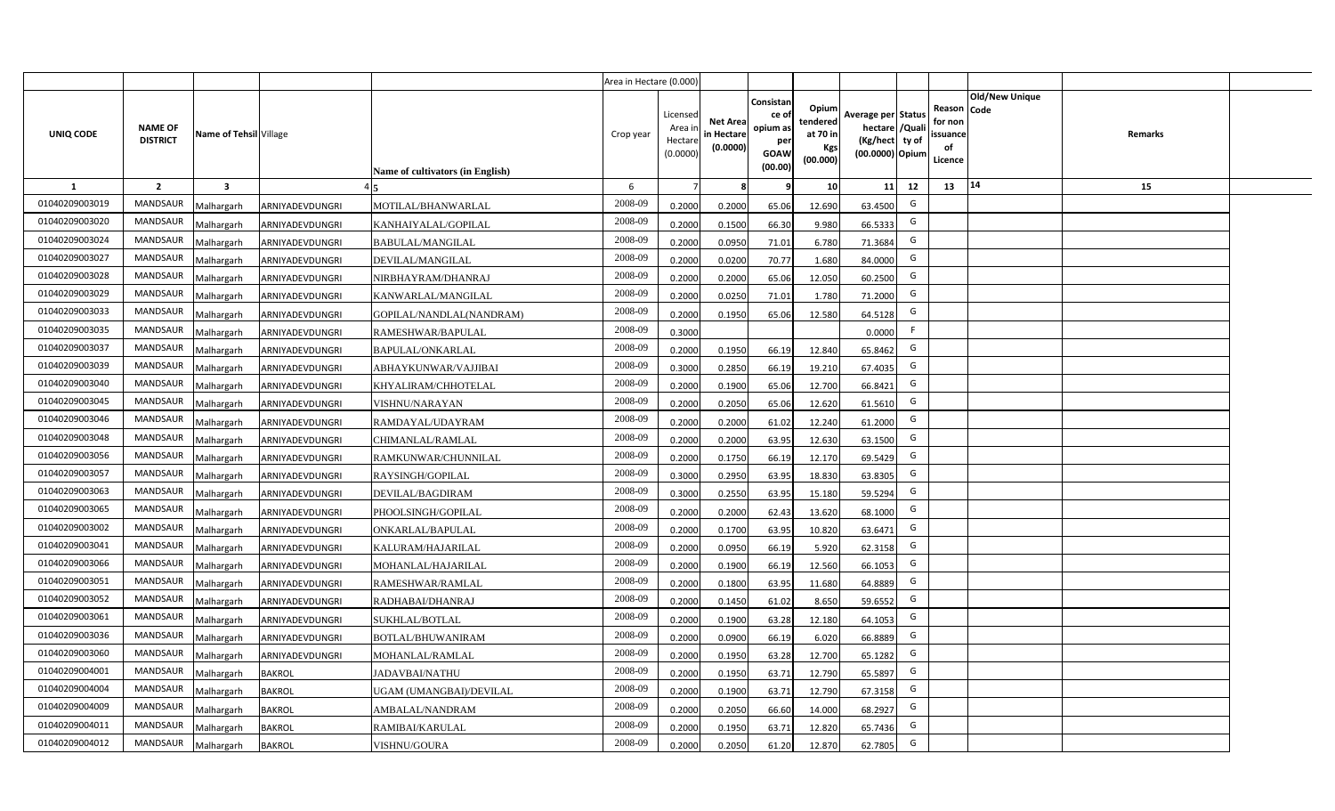| | | | | | Area in Hectare (0.000) | | | | | | | | | | |
|---|---|---|---|---|---|---|---|---|---|---|---|---|---|---|---|
| UNIQ CODE | NAME OF DISTRICT | Name of Tehsil | Village | Name of cultivators (in English) | Crop year | Licensed Area in Hectare (0.0000) | Net Area in Hectare (0.0000) | Consistance of opium as per GOAW (00.00) | Opium tendered at 70 in Kgs (00.000) | Average per hectare (Kg/hect) (00.0000) | Status /Quality of Opium | Reason for non issuance of Licence | Old/New Unique Code | Remarks |
| 1 | 2 | 3 | 4 | 5 | 6 | 7 | 8 | 9 | 10 | 11 | 12 | 13 | 14 | 15 |
| 01040209003019 | MANDSAUR | Malhargarh | ARNIYADEVDUNGRI | MOTILAL/BHANWARLAL | 2008-09 | 0.2000 | 0.2000 | 65.06 | 12.690 | 63.4500 | G | | | |
| 01040209003020 | MANDSAUR | Malhargarh | ARNIYADEVDUNGRI | KANHAIYALAL/GOPILAL | 2008-09 | 0.2000 | 0.1500 | 66.30 | 9.980 | 66.5333 | G | | | |
| 01040209003024 | MANDSAUR | Malhargarh | ARNIYADEVDUNGRI | BABULAL/MANGILAL | 2008-09 | 0.2000 | 0.0950 | 71.01 | 6.780 | 71.3684 | G | | | |
| 01040209003027 | MANDSAUR | Malhargarh | ARNIYADEVDUNGRI | DEVILAL/MANGILAL | 2008-09 | 0.2000 | 0.0200 | 70.77 | 1.680 | 84.0000 | G | | | |
| 01040209003028 | MANDSAUR | Malhargarh | ARNIYADEVDUNGRI | NIRBHAYRAM/DHANRAJ | 2008-09 | 0.2000 | 0.2000 | 65.06 | 12.050 | 60.2500 | G | | | |
| 01040209003029 | MANDSAUR | Malhargarh | ARNIYADEVDUNGRI | KANWARLAL/MANGILAL | 2008-09 | 0.2000 | 0.0250 | 71.01 | 1.780 | 71.2000 | G | | | |
| 01040209003033 | MANDSAUR | Malhargarh | ARNIYADEVDUNGRI | GOPILAL/NANDLAL(NANDRAM) | 2008-09 | 0.2000 | 0.1950 | 65.06 | 12.580 | 64.5128 | G | | | |
| 01040209003035 | MANDSAUR | Malhargarh | ARNIYADEVDUNGRI | RAMESHWAR/BAPULAL | 2008-09 | 0.3000 | | | | 0.0000 | F | | | |
| 01040209003037 | MANDSAUR | Malhargarh | ARNIYADEVDUNGRI | BAPULAL/ONKARLAL | 2008-09 | 0.2000 | 0.1950 | 66.19 | 12.840 | 65.8462 | G | | | |
| 01040209003039 | MANDSAUR | Malhargarh | ARNIYADEVDUNGRI | ABHAYKUNWAR/VAJJIBAI | 2008-09 | 0.3000 | 0.2850 | 66.19 | 19.210 | 67.4035 | G | | | |
| 01040209003040 | MANDSAUR | Malhargarh | ARNIYADEVDUNGRI | KHYALIRAM/CHHOTELAL | 2008-09 | 0.2000 | 0.1900 | 65.06 | 12.700 | 66.8421 | G | | | |
| 01040209003045 | MANDSAUR | Malhargarh | ARNIYADEVDUNGRI | VISHNU/NARAYAN | 2008-09 | 0.2000 | 0.2050 | 65.06 | 12.620 | 61.5610 | G | | | |
| 01040209003046 | MANDSAUR | Malhargarh | ARNIYADEVDUNGRI | RAMDAYAL/UDAYRAM | 2008-09 | 0.2000 | 0.2000 | 61.02 | 12.240 | 61.2000 | G | | | |
| 01040209003048 | MANDSAUR | Malhargarh | ARNIYADEVDUNGRI | CHIMANLAL/RAMLAL | 2008-09 | 0.2000 | 0.2000 | 63.95 | 12.630 | 63.1500 | G | | | |
| 01040209003056 | MANDSAUR | Malhargarh | ARNIYADEVDUNGRI | RAMKUNWAR/CHUNNILAL | 2008-09 | 0.2000 | 0.1750 | 66.19 | 12.170 | 69.5429 | G | | | |
| 01040209003057 | MANDSAUR | Malhargarh | ARNIYADEVDUNGRI | RAYSINGH/GOPILAL | 2008-09 | 0.3000 | 0.2950 | 63.95 | 18.830 | 63.8305 | G | | | |
| 01040209003063 | MANDSAUR | Malhargarh | ARNIYADEVDUNGRI | DEVILAL/BAGDIRAM | 2008-09 | 0.3000 | 0.2550 | 63.95 | 15.180 | 59.5294 | G | | | |
| 01040209003065 | MANDSAUR | Malhargarh | ARNIYADEVDUNGRI | PHOOLSINGH/GOPILAL | 2008-09 | 0.2000 | 0.2000 | 62.43 | 13.620 | 68.1000 | G | | | |
| 01040209003002 | MANDSAUR | Malhargarh | ARNIYADEVDUNGRI | ONKARLAL/BAPULAL | 2008-09 | 0.2000 | 0.1700 | 63.95 | 10.820 | 63.6471 | G | | | |
| 01040209003041 | MANDSAUR | Malhargarh | ARNIYADEVDUNGRI | KALURAM/HAJARILAL | 2008-09 | 0.2000 | 0.0950 | 66.19 | 5.920 | 62.3158 | G | | | |
| 01040209003066 | MANDSAUR | Malhargarh | ARNIYADEVDUNGRI | MOHANLAL/HAJARILAL | 2008-09 | 0.2000 | 0.1900 | 66.19 | 12.560 | 66.1053 | G | | | |
| 01040209003051 | MANDSAUR | Malhargarh | ARNIYADEVDUNGRI | RAMESHWAR/RAMLAL | 2008-09 | 0.2000 | 0.1800 | 63.95 | 11.680 | 64.8889 | G | | | |
| 01040209003052 | MANDSAUR | Malhargarh | ARNIYADEVDUNGRI | RADHABAI/DHANRAJ | 2008-09 | 0.2000 | 0.1450 | 61.02 | 8.650 | 59.6552 | G | | | |
| 01040209003061 | MANDSAUR | Malhargarh | ARNIYADEVDUNGRI | SUKHLAL/BOTLAL | 2008-09 | 0.2000 | 0.1900 | 63.28 | 12.180 | 64.1053 | G | | | |
| 01040209003036 | MANDSAUR | Malhargarh | ARNIYADEVDUNGRI | BOTLAL/BHUWANIRAM | 2008-09 | 0.2000 | 0.0900 | 66.19 | 6.020 | 66.8889 | G | | | |
| 01040209003060 | MANDSAUR | Malhargarh | ARNIYADEVDUNGRI | MOHANLAL/RAMLAL | 2008-09 | 0.2000 | 0.1950 | 63.28 | 12.700 | 65.1282 | G | | | |
| 01040209004001 | MANDSAUR | Malhargarh | BAKROL | JADAVBAI/NATHU | 2008-09 | 0.2000 | 0.1950 | 63.71 | 12.790 | 65.5897 | G | | | |
| 01040209004004 | MANDSAUR | Malhargarh | BAKROL | UGAM (UMANGBAI)/DEVILAL | 2008-09 | 0.2000 | 0.1900 | 63.71 | 12.790 | 67.3158 | G | | | |
| 01040209004009 | MANDSAUR | Malhargarh | BAKROL | AMBALAL/NANDRAM | 2008-09 | 0.2000 | 0.2050 | 66.60 | 14.000 | 68.2927 | G | | | |
| 01040209004011 | MANDSAUR | Malhargarh | BAKROL | RAMIBAI/KARULAL | 2008-09 | 0.2000 | 0.1950 | 63.71 | 12.820 | 65.7436 | G | | | |
| 01040209004012 | MANDSAUR | Malhargarh | BAKROL | VISHNU/GOURA | 2008-09 | 0.2000 | 0.2050 | 61.20 | 12.870 | 62.7805 | G | | | |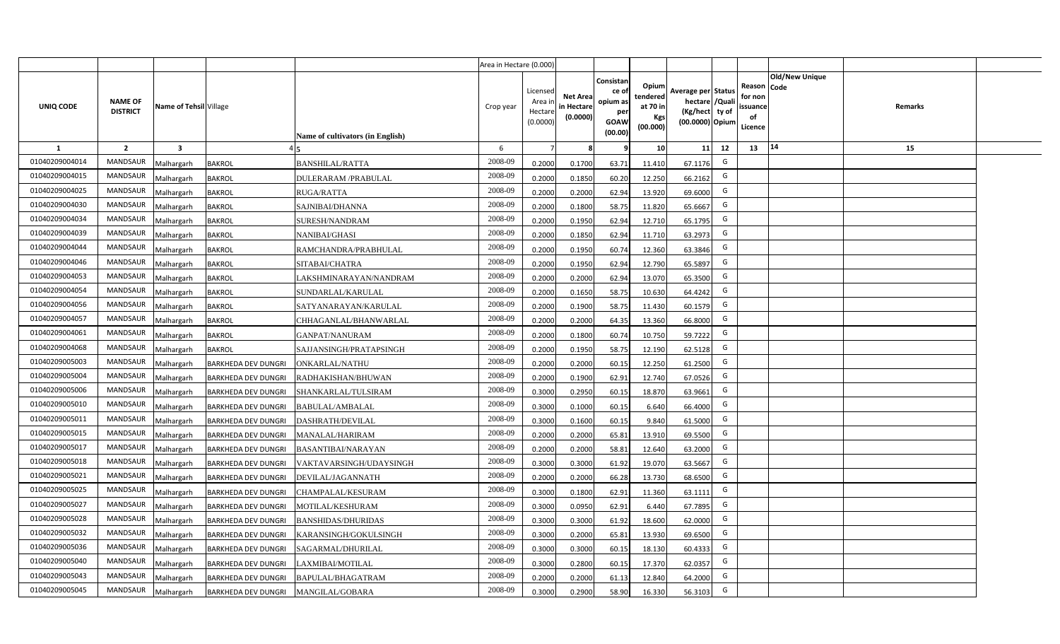| | | | | | Area in Hectare (0.000) | | | | | | | | | | |
|---|---|---|---|---|---|---|---|---|---|---|---|---|---|---|---|
| UNIQ CODE | NAME OF DISTRICT | Name of Tehsil | Village | Name of cultivators (in English) | Crop year | Licensed Area in Hectare (0.0000) | Net Area in Hectare (0.0000) | Consistance of opium as per GOAW (00.00) | Opium tendered at 70 in Kgs (00.000) | Average per hectare (Kg/hect) (00.0000) | Status /Quality of Opium | Reason for non issuance of Licence | Old/New Unique Code | Remarks |
| 1 | 2 | 3 | 4 | 5 | 6 | 7 | 8 | 9 | 10 | 11 | 12 | 13 | 14 | 15 |
| 01040209004014 | MANDSAUR | Malhargarh | BAKROL | BANSHILAL/RATTA | 2008-09 | 0.2000 | 0.1700 | 63.71 | 11.410 | 67.1176 | G | | | |
| 01040209004015 | MANDSAUR | Malhargarh | BAKROL | DULERARAM /PRABULAL | 2008-09 | 0.2000 | 0.1850 | 60.20 | 12.250 | 66.2162 | G | | | |
| 01040209004025 | MANDSAUR | Malhargarh | BAKROL | RUGA/RATTA | 2008-09 | 0.2000 | 0.2000 | 62.94 | 13.920 | 69.6000 | G | | | |
| 01040209004030 | MANDSAUR | Malhargarh | BAKROL | SAJNIBAI/DHANNA | 2008-09 | 0.2000 | 0.1800 | 58.75 | 11.820 | 65.6667 | G | | | |
| 01040209004034 | MANDSAUR | Malhargarh | BAKROL | SURESH/NANDRAM | 2008-09 | 0.2000 | 0.1950 | 62.94 | 12.710 | 65.1795 | G | | | |
| 01040209004039 | MANDSAUR | Malhargarh | BAKROL | NANIBAI/GHASI | 2008-09 | 0.2000 | 0.1850 | 62.94 | 11.710 | 63.2973 | G | | | |
| 01040209004044 | MANDSAUR | Malhargarh | BAKROL | RAMCHANDRA/PRABHULAL | 2008-09 | 0.2000 | 0.1950 | 60.74 | 12.360 | 63.3846 | G | | | |
| 01040209004046 | MANDSAUR | Malhargarh | BAKROL | SITABAI/CHATRA | 2008-09 | 0.2000 | 0.1950 | 62.94 | 12.790 | 65.5897 | G | | | |
| 01040209004053 | MANDSAUR | Malhargarh | BAKROL | LAKSHMINARAYAN/NANDRAM | 2008-09 | 0.2000 | 0.2000 | 62.94 | 13.070 | 65.3500 | G | | | |
| 01040209004054 | MANDSAUR | Malhargarh | BAKROL | SUNDARLAL/KARULAL | 2008-09 | 0.2000 | 0.1650 | 58.75 | 10.630 | 64.4242 | G | | | |
| 01040209004056 | MANDSAUR | Malhargarh | BAKROL | SATYANARAYAN/KARULAL | 2008-09 | 0.2000 | 0.1900 | 58.75 | 11.430 | 60.1579 | G | | | |
| 01040209004057 | MANDSAUR | Malhargarh | BAKROL | CHHAGANLAL/BHANWARLAL | 2008-09 | 0.2000 | 0.2000 | 64.35 | 13.360 | 66.8000 | G | | | |
| 01040209004061 | MANDSAUR | Malhargarh | BAKROL | GANPAT/NANURAM | 2008-09 | 0.2000 | 0.1800 | 60.74 | 10.750 | 59.7222 | G | | | |
| 01040209004068 | MANDSAUR | Malhargarh | BAKROL | SAJJANSINGH/PRATAPSINGH | 2008-09 | 0.2000 | 0.1950 | 58.75 | 12.190 | 62.5128 | G | | | |
| 01040209005003 | MANDSAUR | Malhargarh | BARKHEDA DEV DUNGRI | ONKARLAL/NATHU | 2008-09 | 0.2000 | 0.2000 | 60.15 | 12.250 | 61.2500 | G | | | |
| 01040209005004 | MANDSAUR | Malhargarh | BARKHEDA DEV DUNGRI | RADHAKISHAN/BHUWAN | 2008-09 | 0.2000 | 0.1900 | 62.91 | 12.740 | 67.0526 | G | | | |
| 01040209005006 | MANDSAUR | Malhargarh | BARKHEDA DEV DUNGRI | SHANKARLAL/TULSIRAM | 2008-09 | 0.3000 | 0.2950 | 60.15 | 18.870 | 63.9661 | G | | | |
| 01040209005010 | MANDSAUR | Malhargarh | BARKHEDA DEV DUNGRI | BABULAL/AMBALAL | 2008-09 | 0.3000 | 0.1000 | 60.15 | 6.640 | 66.4000 | G | | | |
| 01040209005011 | MANDSAUR | Malhargarh | BARKHEDA DEV DUNGRI | DASHRATH/DEVILAL | 2008-09 | 0.3000 | 0.1600 | 60.15 | 9.840 | 61.5000 | G | | | |
| 01040209005015 | MANDSAUR | Malhargarh | BARKHEDA DEV DUNGRI | MANALAL/HARIRAM | 2008-09 | 0.2000 | 0.2000 | 65.81 | 13.910 | 69.5500 | G | | | |
| 01040209005017 | MANDSAUR | Malhargarh | BARKHEDA DEV DUNGRI | BASANTIBAI/NARAYAN | 2008-09 | 0.2000 | 0.2000 | 58.81 | 12.640 | 63.2000 | G | | | |
| 01040209005018 | MANDSAUR | Malhargarh | BARKHEDA DEV DUNGRI | VAKTAVARSINGH/UDAYSINGH | 2008-09 | 0.3000 | 0.3000 | 61.92 | 19.070 | 63.5667 | G | | | |
| 01040209005021 | MANDSAUR | Malhargarh | BARKHEDA DEV DUNGRI | DEVILAL/JAGANNATH | 2008-09 | 0.2000 | 0.2000 | 66.28 | 13.730 | 68.6500 | G | | | |
| 01040209005025 | MANDSAUR | Malhargarh | BARKHEDA DEV DUNGRI | CHAMPALAL/KESURAM | 2008-09 | 0.3000 | 0.1800 | 62.91 | 11.360 | 63.1111 | G | | | |
| 01040209005027 | MANDSAUR | Malhargarh | BARKHEDA DEV DUNGRI | MOTILAL/KESHURAM | 2008-09 | 0.3000 | 0.0950 | 62.91 | 6.440 | 67.7895 | G | | | |
| 01040209005028 | MANDSAUR | Malhargarh | BARKHEDA DEV DUNGRI | BANSHIDAS/DHURIDAS | 2008-09 | 0.3000 | 0.3000 | 61.92 | 18.600 | 62.0000 | G | | | |
| 01040209005032 | MANDSAUR | Malhargarh | BARKHEDA DEV DUNGRI | KARANSINGH/GOKULSINGH | 2008-09 | 0.3000 | 0.2000 | 65.81 | 13.930 | 69.6500 | G | | | |
| 01040209005036 | MANDSAUR | Malhargarh | BARKHEDA DEV DUNGRI | SAGARMAL/DHURILAL | 2008-09 | 0.3000 | 0.3000 | 60.15 | 18.130 | 60.4333 | G | | | |
| 01040209005040 | MANDSAUR | Malhargarh | BARKHEDA DEV DUNGRI | LAXMIBAI/MOTILAL | 2008-09 | 0.3000 | 0.2800 | 60.15 | 17.370 | 62.0357 | G | | | |
| 01040209005043 | MANDSAUR | Malhargarh | BARKHEDA DEV DUNGRI | BAPULAL/BHAGATRAM | 2008-09 | 0.2000 | 0.2000 | 61.13 | 12.840 | 64.2000 | G | | | |
| 01040209005045 | MANDSAUR | Malhargarh | BARKHEDA DEV DUNGRI | MANGILAL/GOBARA | 2008-09 | 0.3000 | 0.2900 | 58.90 | 16.330 | 56.3103 | G | | | |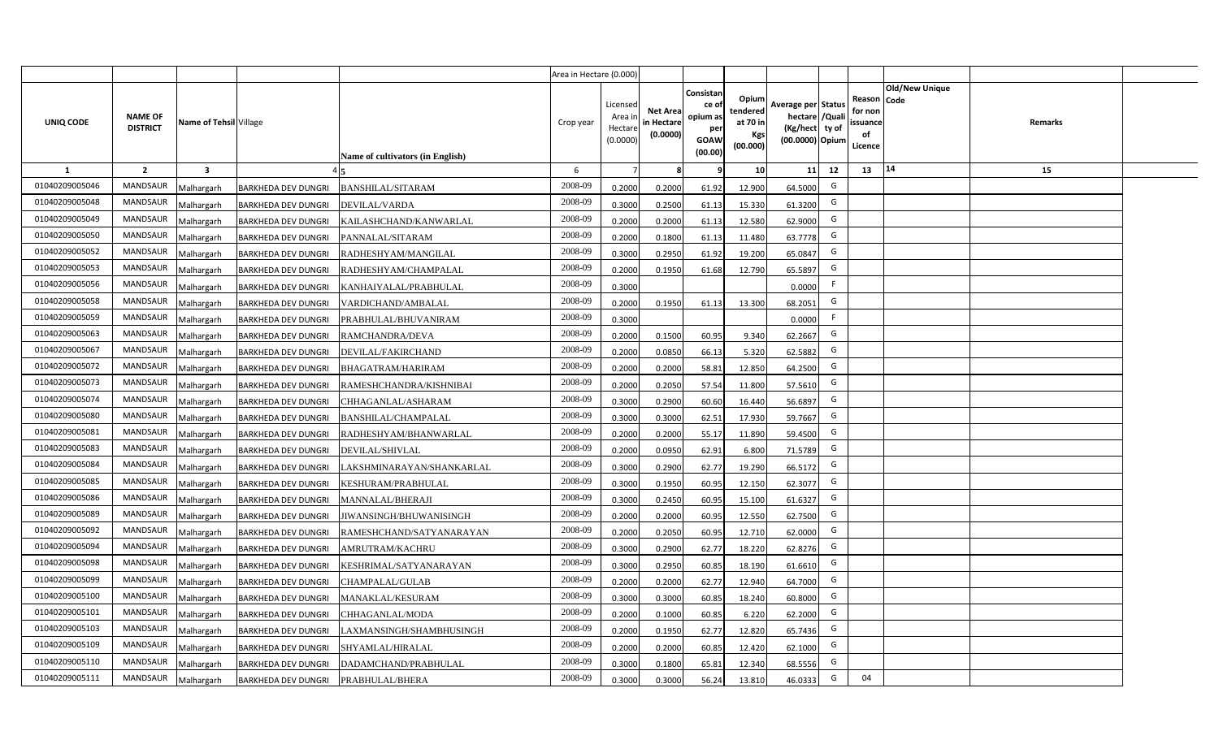| UNIQ CODE | NAME OF DISTRICT | Name of Tehsil | Village | Name of cultivators (in English) | Crop year | Licensed Area in Hectare (0.0000) | Net Area in Hectare (0.0000) | Consistance of opium as per GOAW (00.00) | Opium tendered at 70 in Kgs (00.000) | Average per hectare (Kg/hect) (00.0000) | Status /Quality of Opium | Reason for non issuance of Licence | Old/New Unique Code | Remarks |
|---|---|---|---|---|---|---|---|---|---|---|---|---|---|---|
| 1 | 2 | 3 | 4 | 5 | 6 | 7 | 8 | 9 | 10 | 11 | 12 | 13 | 14 | 15 |
| 01040209005046 | MANDSAUR | Malhargarh | BARKHEDA DEV DUNGRI | BANSHILAL/SITARAM | 2008-09 | 0.2000 | 0.2000 | 61.92 | 12.900 | 64.5000 | G | | | |
| 01040209005048 | MANDSAUR | Malhargarh | BARKHEDA DEV DUNGRI | DEVILAL/VARDA | 2008-09 | 0.3000 | 0.2500 | 61.13 | 15.330 | 61.3200 | G | | | |
| 01040209005049 | MANDSAUR | Malhargarh | BARKHEDA DEV DUNGRI | KAILASHCHAND/KANWARLAL | 2008-09 | 0.2000 | 0.2000 | 61.13 | 12.580 | 62.9000 | G | | | |
| 01040209005050 | MANDSAUR | Malhargarh | BARKHEDA DEV DUNGRI | PANNALAL/SITARAM | 2008-09 | 0.2000 | 0.1800 | 61.13 | 11.480 | 63.7778 | G | | | |
| 01040209005052 | MANDSAUR | Malhargarh | BARKHEDA DEV DUNGRI | RADHESHYAM/MANGILAL | 2008-09 | 0.3000 | 0.2950 | 61.92 | 19.200 | 65.0847 | G | | | |
| 01040209005053 | MANDSAUR | Malhargarh | BARKHEDA DEV DUNGRI | RADHESHYAM/CHAMPALAL | 2008-09 | 0.2000 | 0.1950 | 61.68 | 12.790 | 65.5897 | G | | | |
| 01040209005056 | MANDSAUR | Malhargarh | BARKHEDA DEV DUNGRI | KANHAIYALAL/PRABHULAL | 2008-09 | 0.3000 | | | | 0.0000 | F | | | |
| 01040209005058 | MANDSAUR | Malhargarh | BARKHEDA DEV DUNGRI | VARDICHAND/AMBALAL | 2008-09 | 0.2000 | 0.1950 | 61.13 | 13.300 | 68.2051 | G | | | |
| 01040209005059 | MANDSAUR | Malhargarh | BARKHEDA DEV DUNGRI | PRABHULAL/BHUVANIRAM | 2008-09 | 0.3000 | | | | 0.0000 | F | | | |
| 01040209005063 | MANDSAUR | Malhargarh | BARKHEDA DEV DUNGRI | RAMCHANDRA/DEVA | 2008-09 | 0.2000 | 0.1500 | 60.95 | 9.340 | 62.2667 | G | | | |
| 01040209005067 | MANDSAUR | Malhargarh | BARKHEDA DEV DUNGRI | DEVILAL/FAKIRCHAND | 2008-09 | 0.2000 | 0.0850 | 66.13 | 5.320 | 62.5882 | G | | | |
| 01040209005072 | MANDSAUR | Malhargarh | BARKHEDA DEV DUNGRI | BHAGATRAM/HARIRAM | 2008-09 | 0.2000 | 0.2000 | 58.81 | 12.850 | 64.2500 | G | | | |
| 01040209005073 | MANDSAUR | Malhargarh | BARKHEDA DEV DUNGRI | RAMESHCHANDRA/KISHNIBAI | 2008-09 | 0.2000 | 0.2050 | 57.54 | 11.800 | 57.5610 | G | | | |
| 01040209005074 | MANDSAUR | Malhargarh | BARKHEDA DEV DUNGRI | CHHAGANLAL/ASHARAM | 2008-09 | 0.3000 | 0.2900 | 60.60 | 16.440 | 56.6897 | G | | | |
| 01040209005080 | MANDSAUR | Malhargarh | BARKHEDA DEV DUNGRI | BANSHILAL/CHAMPALAL | 2008-09 | 0.3000 | 0.3000 | 62.51 | 17.930 | 59.7667 | G | | | |
| 01040209005081 | MANDSAUR | Malhargarh | BARKHEDA DEV DUNGRI | RADHESHYAM/BHANWARLAL | 2008-09 | 0.2000 | 0.2000 | 55.17 | 11.890 | 59.4500 | G | | | |
| 01040209005083 | MANDSAUR | Malhargarh | BARKHEDA DEV DUNGRI | DEVILAL/SHIVLAL | 2008-09 | 0.2000 | 0.0950 | 62.91 | 6.800 | 71.5789 | G | | | |
| 01040209005084 | MANDSAUR | Malhargarh | BARKHEDA DEV DUNGRI | LAKSHMINARAYAN/SHANKARLAL | 2008-09 | 0.3000 | 0.2900 | 62.77 | 19.290 | 66.5172 | G | | | |
| 01040209005085 | MANDSAUR | Malhargarh | BARKHEDA DEV DUNGRI | KESHURAM/PRABHULAL | 2008-09 | 0.3000 | 0.1950 | 60.95 | 12.150 | 62.3077 | G | | | |
| 01040209005086 | MANDSAUR | Malhargarh | BARKHEDA DEV DUNGRI | MANNALAL/BHERAJI | 2008-09 | 0.3000 | 0.2450 | 60.95 | 15.100 | 61.6327 | G | | | |
| 01040209005089 | MANDSAUR | Malhargarh | BARKHEDA DEV DUNGRI | JIWANSINGH/BHUWANISINGH | 2008-09 | 0.2000 | 0.2000 | 60.95 | 12.550 | 62.7500 | G | | | |
| 01040209005092 | MANDSAUR | Malhargarh | BARKHEDA DEV DUNGRI | RAMESHCHAND/SATYANARAYAN | 2008-09 | 0.2000 | 0.2050 | 60.95 | 12.710 | 62.0000 | G | | | |
| 01040209005094 | MANDSAUR | Malhargarh | BARKHEDA DEV DUNGRI | AMRUTRAM/KACHRU | 2008-09 | 0.3000 | 0.2900 | 62.77 | 18.220 | 62.8276 | G | | | |
| 01040209005098 | MANDSAUR | Malhargarh | BARKHEDA DEV DUNGRI | KESHRIMAL/SATYANARAYAN | 2008-09 | 0.3000 | 0.2950 | 60.85 | 18.190 | 61.6610 | G | | | |
| 01040209005099 | MANDSAUR | Malhargarh | BARKHEDA DEV DUNGRI | CHAMPALAL/GULAB | 2008-09 | 0.2000 | 0.2000 | 62.77 | 12.940 | 64.7000 | G | | | |
| 01040209005100 | MANDSAUR | Malhargarh | BARKHEDA DEV DUNGRI | MANAKLAL/KESURAM | 2008-09 | 0.3000 | 0.3000 | 60.85 | 18.240 | 60.8000 | G | | | |
| 01040209005101 | MANDSAUR | Malhargarh | BARKHEDA DEV DUNGRI | CHHAGANLAL/MODA | 2008-09 | 0.2000 | 0.1000 | 60.85 | 6.220 | 62.2000 | G | | | |
| 01040209005103 | MANDSAUR | Malhargarh | BARKHEDA DEV DUNGRI | LAXMANSINGH/SHAMBHUSINGH | 2008-09 | 0.2000 | 0.1950 | 62.77 | 12.820 | 65.7436 | G | | | |
| 01040209005109 | MANDSAUR | Malhargarh | BARKHEDA DEV DUNGRI | SHYAMLAL/HIRALAL | 2008-09 | 0.2000 | 0.2000 | 60.85 | 12.420 | 62.1000 | G | | | |
| 01040209005110 | MANDSAUR | Malhargarh | BARKHEDA DEV DUNGRI | DADAMCHAND/PRABHULAL | 2008-09 | 0.3000 | 0.1800 | 65.81 | 12.340 | 68.5556 | G | | | |
| 01040209005111 | MANDSAUR | Malhargarh | BARKHEDA DEV DUNGRI | PRABHULAL/BHERA | 2008-09 | 0.3000 | 0.3000 | 56.24 | 13.810 | 46.0333 | G | 04 | | |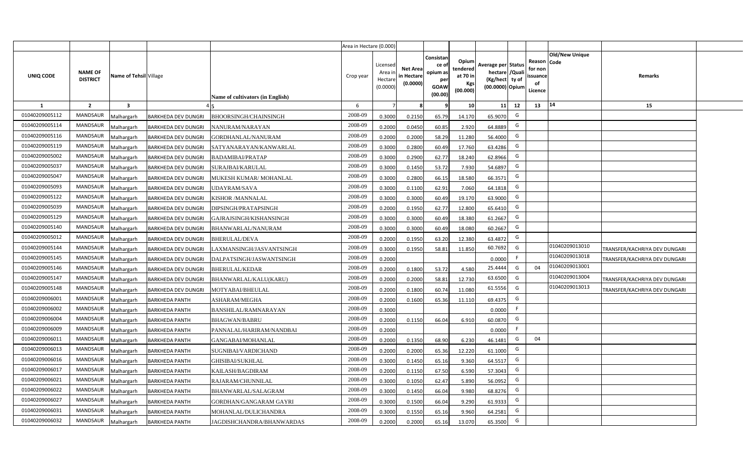| | | | | | Area in Hectare (0.000) | | | | | | | | | | | |
|---|---|---|---|---|---|---|---|---|---|---|---|---|---|---|---|---|
| UNIQ CODE | NAME OF DISTRICT | Name of Tehsil | Village | Name of cultivators (in English) | Crop year | Licensed Area in Hectare (0.0000) | Net Area in Hectare (0.0000) | Consistance of opium as per GOAW (00.00) | Opium tendered at 70 in Kgs (00.000) | Average per hectare (Kg/hect (00.0000) | Status /Quality of Opium | Reason for non issuance of Licence | Code | Old/New Unique | Remarks | |
| 1 | 2 | 3 | 4 | 5 | 6 | 7 | 8 | 9 | 10 | 11 | 12 | 13 | 14 | | 15 | |
| 01040209005112 | MANDSAUR | Malhargarh | BARKHEDA DEV DUNGRI | BHOORSINGH/CHAINSINGH | 2008-09 | 0.3000 | 0.2150 | 65.79 | 14.170 | 65.9070 | G | | | | | |
| 01040209005114 | MANDSAUR | Malhargarh | BARKHEDA DEV DUNGRI | NANURAM/NARAYAN | 2008-09 | 0.2000 | 0.0450 | 60.85 | 2.920 | 64.8889 | G | | | | | |
| 01040209005116 | MANDSAUR | Malhargarh | BARKHEDA DEV DUNGRI | GORDHANLAL/NANURAM | 2008-09 | 0.2000 | 0.2000 | 58.29 | 11.280 | 56.4000 | G | | | | | |
| 01040209005119 | MANDSAUR | Malhargarh | BARKHEDA DEV DUNGRI | SATYANARAYAN/KANWARLAL | 2008-09 | 0.3000 | 0.2800 | 60.49 | 17.760 | 63.4286 | G | | | | | |
| 01040209005002 | MANDSAUR | Malhargarh | BARKHEDA DEV DUNGRI | BADAMIBAI/PRATAP | 2008-09 | 0.3000 | 0.2900 | 62.77 | 18.240 | 62.8966 | G | | | | | |
| 01040209005037 | MANDSAUR | Malhargarh | BARKHEDA DEV DUNGRI | SURAJBAI/KARULAL | 2008-09 | 0.3000 | 0.1450 | 53.72 | 7.930 | 54.6897 | G | | | | | |
| 01040209005047 | MANDSAUR | Malhargarh | BARKHEDA DEV DUNGRI | MUKESH KUMAR/ MOHANLAL | 2008-09 | 0.3000 | 0.2800 | 66.15 | 18.580 | 66.3571 | G | | | | | |
| 01040209005093 | MANDSAUR | Malhargarh | BARKHEDA DEV DUNGRI | UDAYRAM/SAVA | 2008-09 | 0.3000 | 0.1100 | 62.91 | 7.060 | 64.1818 | G | | | | | |
| 01040209005122 | MANDSAUR | Malhargarh | BARKHEDA DEV DUNGRI | KISHOR /MANNALAL | 2008-09 | 0.3000 | 0.3000 | 60.49 | 19.170 | 63.9000 | G | | | | | |
| 01040209005039 | MANDSAUR | Malhargarh | BARKHEDA DEV DUNGRI | DIPSINGH/PRATAPSINGH | 2008-09 | 0.2000 | 0.1950 | 62.77 | 12.800 | 65.6410 | G | | | | | |
| 01040209005129 | MANDSAUR | Malhargarh | BARKHEDA DEV DUNGRI | GAJRAJSINGH/KISHANSINGH | 2008-09 | 0.3000 | 0.3000 | 60.49 | 18.380 | 61.2667 | G | | | | | |
| 01040209005140 | MANDSAUR | Malhargarh | BARKHEDA DEV DUNGRI | BHANWARLAL/NANURAM | 2008-09 | 0.3000 | 0.3000 | 60.49 | 18.080 | 60.2667 | G | | | | | |
| 01040209005012 | MANDSAUR | Malhargarh | BARKHEDA DEV DUNGRI | BHERULAL/DEVA | 2008-09 | 0.2000 | 0.1950 | 63.20 | 12.380 | 63.4872 | G | | | | | |
| 01040209005144 | MANDSAUR | Malhargarh | BARKHEDA DEV DUNGRI | LAXMANSINGH/JASVANTSINGH | 2008-09 | 0.3000 | 0.1950 | 58.81 | 11.850 | 60.7692 | G | | 01040209013010 | | TRANSFER/KACHRIYA DEV DUNGARI | |
| 01040209005145 | MANDSAUR | Malhargarh | BARKHEDA DEV DUNGRI | DALPATSINGH/JASWANTSINGH | 2008-09 | 0.2000 | | | | 0.0000 | F | | 01040209013018 | | TRANSFER/KACHRIYA DEV DUNGARI | |
| 01040209005146 | MANDSAUR | Malhargarh | BARKHEDA DEV DUNGRI | BHERULAL/KEDAR | 2008-09 | 0.2000 | 0.1800 | 53.72 | 4.580 | 25.4444 | G | 04 | 01040209013001 | | | |
| 01040209005147 | MANDSAUR | Malhargarh | BARKHEDA DEV DUNGRI | BHANWARLAL/KALU(KARU) | 2008-09 | 0.2000 | 0.2000 | 58.81 | 12.730 | 63.6500 | G | | 01040209013004 | | TRANSFER/KACHRIYA DEV DUNGARI | |
| 01040209005148 | MANDSAUR | Malhargarh | BARKHEDA DEV DUNGRI | MOTYABAI/BHEULAL | 2008-09 | 0.2000 | 0.1800 | 60.74 | 11.080 | 61.5556 | G | | 01040209013013 | | TRANSFER/KACHRIYA DEV DUNGARI | |
| 01040209006001 | MANDSAUR | Malhargarh | BARKHEDA PANTH | ASHARAM/MEGHA | 2008-09 | 0.2000 | 0.1600 | 65.36 | 11.110 | 69.4375 | G | | | | | |
| 01040209006002 | MANDSAUR | Malhargarh | BARKHEDA PANTH | BANSHILAL/RAMNARAYAN | 2008-09 | 0.3000 | | | | 0.0000 | F | | | | | |
| 01040209006004 | MANDSAUR | Malhargarh | BARKHEDA PANTH | BHAGWAN/BABRU | 2008-09 | 0.2000 | 0.1150 | 66.04 | 6.910 | 60.0870 | G | | | | | |
| 01040209006009 | MANDSAUR | Malhargarh | BARKHEDA PANTH | PANNALAL/HARIRAM/NANDBAI | 2008-09 | 0.2000 | | | | 0.0000 | F | | | | | |
| 01040209006011 | MANDSAUR | Malhargarh | BARKHEDA PANTH | GANGABAI/MOHANLAL | 2008-09 | 0.2000 | 0.1350 | 68.90 | 6.230 | 46.1481 | G | 04 | | | | |
| 01040209006013 | MANDSAUR | Malhargarh | BARKHEDA PANTH | SUGNIBAI/VARDICHAND | 2008-09 | 0.2000 | 0.2000 | 65.36 | 12.220 | 61.1000 | G | | | | | |
| 01040209006016 | MANDSAUR | Malhargarh | BARKHEDA PANTH | GHISIBAI/SUKHLAL | 2008-09 | 0.3000 | 0.1450 | 65.16 | 9.360 | 64.5517 | G | | | | | |
| 01040209006017 | MANDSAUR | Malhargarh | BARKHEDA PANTH | KAILASH/BAGDIRAM | 2008-09 | 0.2000 | 0.1150 | 67.50 | 6.590 | 57.3043 | G | | | | | |
| 01040209006021 | MANDSAUR | Malhargarh | BARKHEDA PANTH | RAJARAM/CHUNNILAL | 2008-09 | 0.3000 | 0.1050 | 62.47 | 5.890 | 56.0952 | G | | | | | |
| 01040209006022 | MANDSAUR | Malhargarh | BARKHEDA PANTH | BHANWARLAL/SALAGRAM | 2008-09 | 0.3000 | 0.1450 | 66.04 | 9.980 | 68.8276 | G | | | | | |
| 01040209006027 | MANDSAUR | Malhargarh | BARKHEDA PANTH | GORDHAN/GANGARAM GAYRI | 2008-09 | 0.3000 | 0.1500 | 66.04 | 9.290 | 61.9333 | G | | | | | |
| 01040209006031 | MANDSAUR | Malhargarh | BARKHEDA PANTH | MOHANLAL/DULICHANDRA | 2008-09 | 0.3000 | 0.1550 | 65.16 | 9.960 | 64.2581 | G | | | | | |
| 01040209006032 | MANDSAUR | Malhargarh | BARKHEDA PANTH | JAGDISHCHANDRA/BHANWARDAS | 2008-09 | 0.2000 | 0.2000 | 65.16 | 13.070 | 65.3500 | G | | | | | |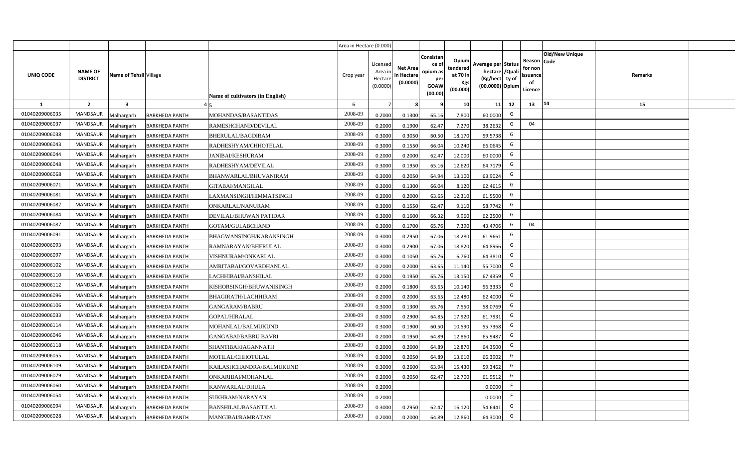| | | | | | Area in Hectare (0.000) | | | | | | | | | | |
|---|---|---|---|---|---|---|---|---|---|---|---|---|---|---|---|
| UNIQ CODE | NAME OF DISTRICT | Name of Tehsil | Village | Name of cultivators (in English) | Crop year | Licensed Area in Hectare (0.0000) | Net Area in Hectare (0.0000) | Consistance of opium as per GOAW (00.00) | Opium tendered at 70 in Kgs (00.000) | Average per hectare (Kg/hect) (00.0000) | Status /Quality of Opium | Reason for non issuance of Licence | Old/New Unique Code | Remarks |
| 1 | 2 | 3 | 4 | 5 | 6 | 7 | 8 | 9 | 10 | 11 | 12 | 13 | 14 | 15 |
| 01040209006035 | MANDSAUR | Malhargarh | BARKHEDA PANTH | MOHANDAS/BASANTIDAS | 2008-09 | 0.2000 | 0.1300 | 65.16 | 7.800 | 60.0000 | G | | | |
| 01040209006037 | MANDSAUR | Malhargarh | BARKHEDA PANTH | RAMESHCHAND/DEVILAL | 2008-09 | 0.2000 | 0.1900 | 62.47 | 7.270 | 38.2632 | G | 04 | | |
| 01040209006038 | MANDSAUR | Malhargarh | BARKHEDA PANTH | BHERULAL/BAGDIRAM | 2008-09 | 0.3000 | 0.3050 | 60.50 | 18.170 | 59.5738 | G | | | |
| 01040209006043 | MANDSAUR | Malhargarh | BARKHEDA PANTH | RADHESHYAM/CHHOTELAL | 2008-09 | 0.3000 | 0.1550 | 66.04 | 10.240 | 66.0645 | G | | | |
| 01040209006044 | MANDSAUR | Malhargarh | BARKHEDA PANTH | JANIBAI/KESHURAM | 2008-09 | 0.2000 | 0.2000 | 62.47 | 12.000 | 60.0000 | G | | | |
| 01040209006048 | MANDSAUR | Malhargarh | BARKHEDA PANTH | RADHESHYAM/DEVILAL | 2008-09 | 0.3000 | 0.1950 | 65.16 | 12.620 | 64.7179 | G | | | |
| 01040209006068 | MANDSAUR | Malhargarh | BARKHEDA PANTH | BHANWARLAL/BHUVANIRAM | 2008-09 | 0.3000 | 0.2050 | 64.94 | 13.100 | 63.9024 | G | | | |
| 01040209006071 | MANDSAUR | Malhargarh | BARKHEDA PANTH | GITABAI/MANGILAL | 2008-09 | 0.3000 | 0.1300 | 66.04 | 8.120 | 62.4615 | G | | | |
| 01040209006081 | MANDSAUR | Malhargarh | BARKHEDA PANTH | LAXMANSINGH/HIMMATSINGH | 2008-09 | 0.2000 | 0.2000 | 63.65 | 12.310 | 61.5500 | G | | | |
| 01040209006082 | MANDSAUR | Malhargarh | BARKHEDA PANTH | ONKARLAL/NANURAM | 2008-09 | 0.3000 | 0.1550 | 62.47 | 9.110 | 58.7742 | G | | | |
| 01040209006084 | MANDSAUR | Malhargarh | BARKHEDA PANTH | DEVILAL/BHUWAN PATIDAR | 2008-09 | 0.3000 | 0.1600 | 66.32 | 9.960 | 62.2500 | G | | | |
| 01040209006087 | MANDSAUR | Malhargarh | BARKHEDA PANTH | GOTAM/GULABCHAND | 2008-09 | 0.3000 | 0.1700 | 65.76 | 7.390 | 43.4706 | G | 04 | | |
| 01040209006091 | MANDSAUR | Malhargarh | BARKHEDA PANTH | BHAGWANSINGH/KARANSINGH | 2008-09 | 0.3000 | 0.2950 | 67.06 | 18.280 | 61.9661 | G | | | |
| 01040209006093 | MANDSAUR | Malhargarh | BARKHEDA PANTH | RAMNARAYAN/BHERULAL | 2008-09 | 0.3000 | 0.2900 | 67.06 | 18.820 | 64.8966 | G | | | |
| 01040209006097 | MANDSAUR | Malhargarh | BARKHEDA PANTH | VISHNURAM/ONKARLAL | 2008-09 | 0.3000 | 0.1050 | 65.76 | 6.760 | 64.3810 | G | | | |
| 01040209006102 | MANDSAUR | Malhargarh | BARKHEDA PANTH | AMRITABAI/GOVARDHANLAL | 2008-09 | 0.2000 | 0.2000 | 63.65 | 11.140 | 55.7000 | G | | | |
| 01040209006110 | MANDSAUR | Malhargarh | BARKHEDA PANTH | LACHHIBAI/BANSHILAL | 2008-09 | 0.2000 | 0.1950 | 65.76 | 13.150 | 67.4359 | G | | | |
| 01040209006112 | MANDSAUR | Malhargarh | BARKHEDA PANTH | KISHORSINGH/BHUWANISINGH | 2008-09 | 0.2000 | 0.1800 | 63.65 | 10.140 | 56.3333 | G | | | |
| 01040209006096 | MANDSAUR | Malhargarh | BARKHEDA PANTH | BHAGIRATH/LACHHIRAM | 2008-09 | 0.2000 | 0.2000 | 63.65 | 12.480 | 62.4000 | G | | | |
| 01040209006106 | MANDSAUR | Malhargarh | BARKHEDA PANTH | GANGARAM/BABRU | 2008-09 | 0.3000 | 0.1300 | 65.76 | 7.550 | 58.0769 | G | | | |
| 01040209006033 | MANDSAUR | Malhargarh | BARKHEDA PANTH | GOPAL/HIRALAL | 2008-09 | 0.3000 | 0.2900 | 64.85 | 17.920 | 61.7931 | G | | | |
| 01040209006114 | MANDSAUR | Malhargarh | BARKHEDA PANTH | MOHANLAL/BALMUKUND | 2008-09 | 0.3000 | 0.1900 | 60.50 | 10.590 | 55.7368 | G | | | |
| 01040209006046 | MANDSAUR | Malhargarh | BARKHEDA PANTH | GANGABAI/BABRU BAVRI | 2008-09 | 0.2000 | 0.1950 | 64.89 | 12.860 | 65.9487 | G | | | |
| 01040209006118 | MANDSAUR | Malhargarh | BARKHEDA PANTH | SHANTIBAI/JAGANNATH | 2008-09 | 0.2000 | 0.2000 | 64.89 | 12.870 | 64.3500 | G | | | |
| 01040209006055 | MANDSAUR | Malhargarh | BARKHEDA PANTH | MOTILAL/CHHOTULAL | 2008-09 | 0.3000 | 0.2050 | 64.89 | 13.610 | 66.3902 | G | | | |
| 01040209006109 | MANDSAUR | Malhargarh | BARKHEDA PANTH | KAILASHCHANDRA/BALMUKUND | 2008-09 | 0.3000 | 0.2600 | 63.94 | 15.430 | 59.3462 | G | | | |
| 01040209006079 | MANDSAUR | Malhargarh | BARKHEDA PANTH | ONKARIBAI/MOHANLAL | 2008-09 | 0.2000 | 0.2050 | 62.47 | 12.700 | 61.9512 | G | | | |
| 01040209006060 | MANDSAUR | Malhargarh | BARKHEDA PANTH | KANWARLAL/DHULA | 2008-09 | 0.2000 | | | | 0.0000 | F | | | |
| 01040209006054 | MANDSAUR | Malhargarh | BARKHEDA PANTH | SUKHRAM/NARAYAN | 2008-09 | 0.2000 | | | | 0.0000 | F | | | |
| 01040209006094 | MANDSAUR | Malhargarh | BARKHEDA PANTH | BANSHILAL/BASANTILAL | 2008-09 | 0.3000 | 0.2950 | 62.47 | 16.120 | 54.6441 | G | | | |
| 01040209006028 | MANDSAUR | Malhargarh | BARKHEDA PANTH | MANGIBAI/RAMRATAN | 2008-09 | 0.2000 | 0.2000 | 64.89 | 12.860 | 64.3000 | G | | | |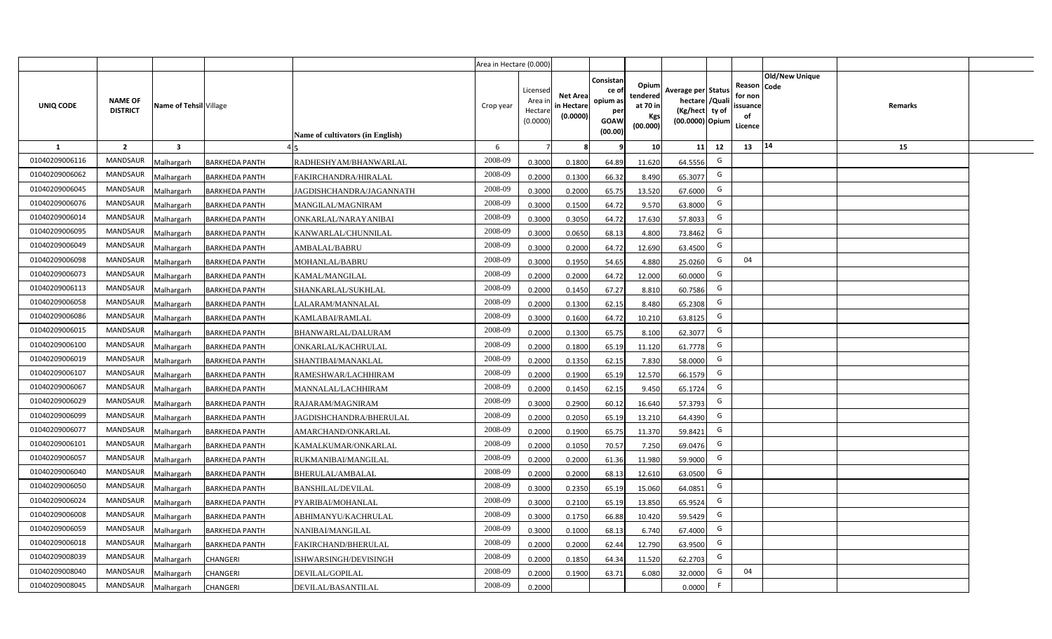| | | | | | Area in Hectare (0.000) | | | | | | | | | | |
|---|---|---|---|---|---|---|---|---|---|---|---|---|---|---|---|
| UNIQ CODE | NAME OF DISTRICT | Name of Tehsil | Village | Name of cultivators (in English) | Crop year | Licensed Area in Hectare (0.0000) | Net Area in Hectare (0.0000) | Consistance of opium as per GOAW (00.00) | Opium tendered at 70 in Kgs (00.000) | Average per hectare (Kg/hect) (00.0000) | Status /Quality of Opium | Reason for non issuance of Licence | Old/New Unique Code | Remarks |
| 1 | 2 | 3 | 4 | 5 | 6 | 7 | 8 | 9 | 10 | 11 | 12 | 13 | 14 | 15 |
| 01040209006116 | MANDSAUR | Malhargarh | BARKHEDA PANTH | RADHESHYAM/BHANWARLAL | 2008-09 | 0.3000 | 0.1800 | 64.89 | 11.620 | 64.5556 | G | | | |
| 01040209006062 | MANDSAUR | Malhargarh | BARKHEDA PANTH | FAKIRCHANDRA/HIRALAL | 2008-09 | 0.2000 | 0.1300 | 66.32 | 8.490 | 65.3077 | G | | | |
| 01040209006045 | MANDSAUR | Malhargarh | BARKHEDA PANTH | JAGDISHCHANDRA/JAGANNATH | 2008-09 | 0.3000 | 0.2000 | 65.75 | 13.520 | 67.6000 | G | | | |
| 01040209006076 | MANDSAUR | Malhargarh | BARKHEDA PANTH | MANGILAL/MAGNIRAM | 2008-09 | 0.3000 | 0.1500 | 64.72 | 9.570 | 63.8000 | G | | | |
| 01040209006014 | MANDSAUR | Malhargarh | BARKHEDA PANTH | ONKARLAL/NARAYANIBAI | 2008-09 | 0.3000 | 0.3050 | 64.72 | 17.630 | 57.8033 | G | | | |
| 01040209006095 | MANDSAUR | Malhargarh | BARKHEDA PANTH | KANWARLAL/CHUNNILAL | 2008-09 | 0.3000 | 0.0650 | 68.13 | 4.800 | 73.8462 | G | | | |
| 01040209006049 | MANDSAUR | Malhargarh | BARKHEDA PANTH | AMBALAL/BABRU | 2008-09 | 0.3000 | 0.2000 | 64.72 | 12.690 | 63.4500 | G | | | |
| 01040209006098 | MANDSAUR | Malhargarh | BARKHEDA PANTH | MOHANLAL/BABRU | 2008-09 | 0.3000 | 0.1950 | 54.65 | 4.880 | 25.0260 | G | 04 | | |
| 01040209006073 | MANDSAUR | Malhargarh | BARKHEDA PANTH | KAMAL/MANGILAL | 2008-09 | 0.2000 | 0.2000 | 64.72 | 12.000 | 60.0000 | G | | | |
| 01040209006113 | MANDSAUR | Malhargarh | BARKHEDA PANTH | SHANKARLAL/SUKHLAL | 2008-09 | 0.2000 | 0.1450 | 67.27 | 8.810 | 60.7586 | G | | | |
| 01040209006058 | MANDSAUR | Malhargarh | BARKHEDA PANTH | LALARAM/MANNALAL | 2008-09 | 0.2000 | 0.1300 | 62.15 | 8.480 | 65.2308 | G | | | |
| 01040209006086 | MANDSAUR | Malhargarh | BARKHEDA PANTH | KAMLABAI/RAMLAL | 2008-09 | 0.3000 | 0.1600 | 64.72 | 10.210 | 63.8125 | G | | | |
| 01040209006015 | MANDSAUR | Malhargarh | BARKHEDA PANTH | BHANWARLAL/DALURAM | 2008-09 | 0.2000 | 0.1300 | 65.75 | 8.100 | 62.3077 | G | | | |
| 01040209006100 | MANDSAUR | Malhargarh | BARKHEDA PANTH | ONKARLAL/KACHRULAL | 2008-09 | 0.2000 | 0.1800 | 65.19 | 11.120 | 61.7778 | G | | | |
| 01040209006019 | MANDSAUR | Malhargarh | BARKHEDA PANTH | SHANTIBAI/MANAKLAL | 2008-09 | 0.2000 | 0.1350 | 62.15 | 7.830 | 58.0000 | G | | | |
| 01040209006107 | MANDSAUR | Malhargarh | BARKHEDA PANTH | RAMESHWAR/LACHHIRAM | 2008-09 | 0.2000 | 0.1900 | 65.19 | 12.570 | 66.1579 | G | | | |
| 01040209006067 | MANDSAUR | Malhargarh | BARKHEDA PANTH | MANNALAL/LACHHIRAM | 2008-09 | 0.2000 | 0.1450 | 62.15 | 9.450 | 65.1724 | G | | | |
| 01040209006029 | MANDSAUR | Malhargarh | BARKHEDA PANTH | RAJARAM/MAGNIRAM | 2008-09 | 0.3000 | 0.2900 | 60.12 | 16.640 | 57.3793 | G | | | |
| 01040209006099 | MANDSAUR | Malhargarh | BARKHEDA PANTH | JAGDISHCHANDRA/BHERULAL | 2008-09 | 0.2000 | 0.2050 | 65.19 | 13.210 | 64.4390 | G | | | |
| 01040209006077 | MANDSAUR | Malhargarh | BARKHEDA PANTH | AMARCHAND/ONKARLAL | 2008-09 | 0.2000 | 0.1900 | 65.75 | 11.370 | 59.8421 | G | | | |
| 01040209006101 | MANDSAUR | Malhargarh | BARKHEDA PANTH | KAMALKUMAR/ONKARLAL | 2008-09 | 0.2000 | 0.1050 | 70.57 | 7.250 | 69.0476 | G | | | |
| 01040209006057 | MANDSAUR | Malhargarh | BARKHEDA PANTH | RUKMANIBAI/MANGILAL | 2008-09 | 0.2000 | 0.2000 | 61.36 | 11.980 | 59.9000 | G | | | |
| 01040209006040 | MANDSAUR | Malhargarh | BARKHEDA PANTH | BHERULAL/AMBALAL | 2008-09 | 0.2000 | 0.2000 | 68.13 | 12.610 | 63.0500 | G | | | |
| 01040209006050 | MANDSAUR | Malhargarh | BARKHEDA PANTH | BANSHILAL/DEVILAL | 2008-09 | 0.3000 | 0.2350 | 65.19 | 15.060 | 64.0851 | G | | | |
| 01040209006024 | MANDSAUR | Malhargarh | BARKHEDA PANTH | PYARIBAI/MOHANLAL | 2008-09 | 0.3000 | 0.2100 | 65.19 | 13.850 | 65.9524 | G | | | |
| 01040209006008 | MANDSAUR | Malhargarh | BARKHEDA PANTH | ABHIMANYU/KACHRULAL | 2008-09 | 0.3000 | 0.1750 | 66.88 | 10.420 | 59.5429 | G | | | |
| 01040209006059 | MANDSAUR | Malhargarh | BARKHEDA PANTH | NANIBAI/MANGILAL | 2008-09 | 0.3000 | 0.1000 | 68.13 | 6.740 | 67.4000 | G | | | |
| 01040209006018 | MANDSAUR | Malhargarh | BARKHEDA PANTH | FAKIRCHAND/BHERULAL | 2008-09 | 0.2000 | 0.2000 | 62.44 | 12.790 | 63.9500 | G | | | |
| 01040209008039 | MANDSAUR | Malhargarh | CHANGERI | ISHWARSINGH/DEVISINGH | 2008-09 | 0.2000 | 0.1850 | 64.34 | 11.520 | 62.2703 | G | | | |
| 01040209008040 | MANDSAUR | Malhargarh | CHANGERI | DEVILAL/GOPILAL | 2008-09 | 0.2000 | 0.1900 | 63.71 | 6.080 | 32.0000 | G | 04 | | |
| 01040209008045 | MANDSAUR | Malhargarh | CHANGERI | DEVILAL/BASANTILAL | 2008-09 | 0.2000 | | | | 0.0000 | F | | | |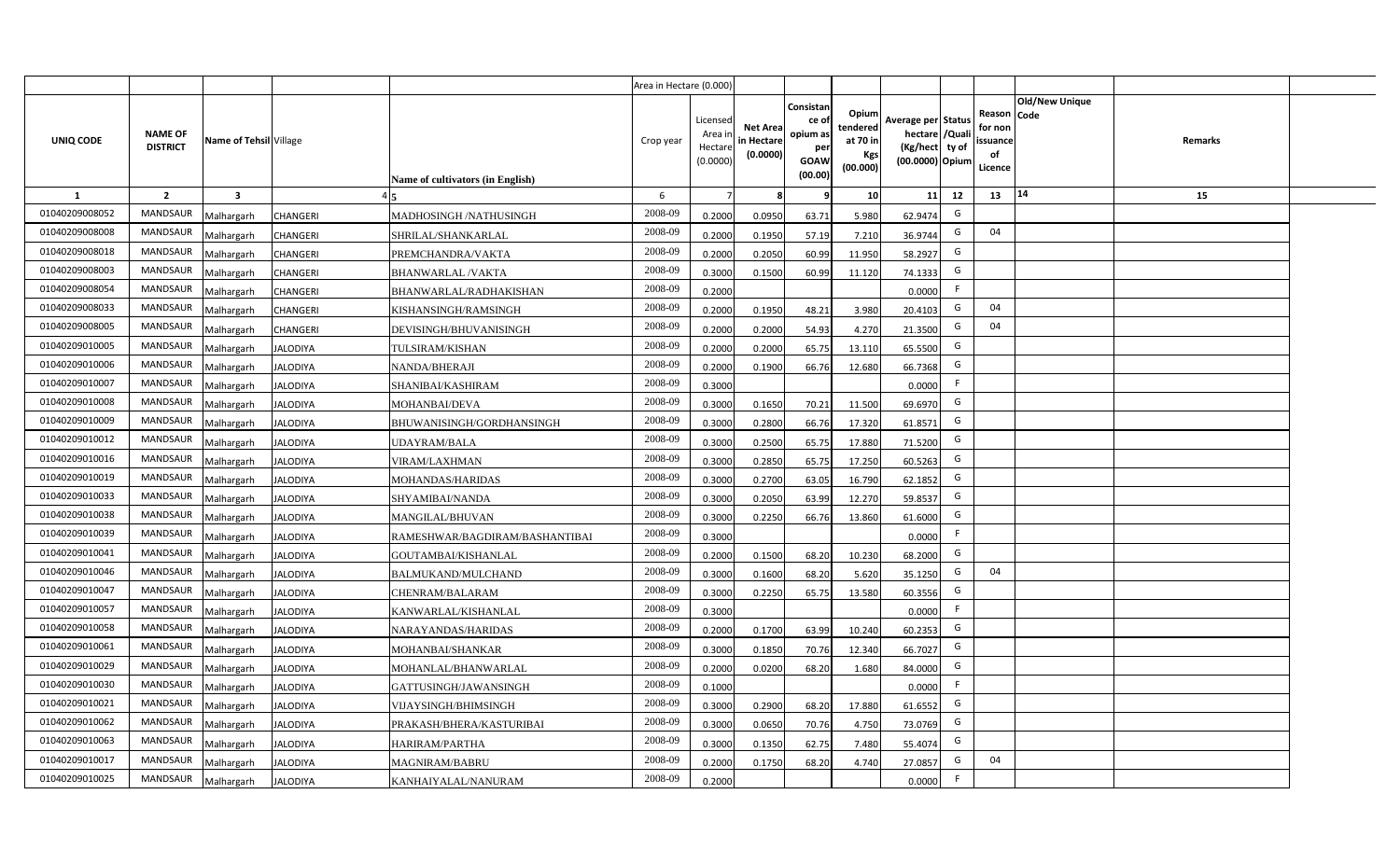| | | | | | Area in Hectare (0.000) | | | | | | | | | | | |
|---|---|---|---|---|---|---|---|---|---|---|---|---|---|---|---|---|
| UNIQ CODE | NAME OF DISTRICT | Name of Tehsil | Village | Name of cultivators (in English) | Crop year | Licensed Area in Hectare (0.0000) | Net Area in Hectare (0.0000) | Consistance of opium as per GOAW (00.00) | Opium tendered at 70 in Kgs (00.000) | Average per hectare (Kg/hect) (00.0000) | Status /Quality of Opium | Reason for non issuance of Licence | Old/New Unique Code | Remarks | |
| 1 | 2 | 3 | 4 | 5 | 6 | 7 | 8 | 9 | 10 | 11 | 12 | 13 | 14 | 15 | |
| 01040209008052 | MANDSAUR | Malhargarh | CHANGERI | MADHOSINGH /NATHUSINGH | 2008-09 | 0.2000 | 0.0950 | 63.71 | 5.980 | 62.9474 | G | | | | |
| 01040209008008 | MANDSAUR | Malhargarh | CHANGERI | SHRILAL/SHANKARLAL | 2008-09 | 0.2000 | 0.1950 | 57.19 | 7.210 | 36.9744 | G | 04 | | | |
| 01040209008018 | MANDSAUR | Malhargarh | CHANGERI | PREMCHANDRA/VAKTA | 2008-09 | 0.2000 | 0.2050 | 60.99 | 11.950 | 58.2927 | G | | | | |
| 01040209008003 | MANDSAUR | Malhargarh | CHANGERI | BHANWARLAL /VAKTA | 2008-09 | 0.3000 | 0.1500 | 60.99 | 11.120 | 74.1333 | G | | | | |
| 01040209008054 | MANDSAUR | Malhargarh | CHANGERI | BHANWARLAL/RADHAKISHAN | 2008-09 | 0.2000 | | | | 0.0000 | F | | | | |
| 01040209008033 | MANDSAUR | Malhargarh | CHANGERI | KISHANSINGH/RAMSINGH | 2008-09 | 0.2000 | 0.1950 | 48.21 | 3.980 | 20.4103 | G | 04 | | | |
| 01040209008005 | MANDSAUR | Malhargarh | CHANGERI | DEVISINGH/BHUVANISINGH | 2008-09 | 0.2000 | 0.2000 | 54.93 | 4.270 | 21.3500 | G | 04 | | | |
| 01040209010005 | MANDSAUR | Malhargarh | JALODIYA | TULSIRAM/KISHAN | 2008-09 | 0.2000 | 0.2000 | 65.75 | 13.110 | 65.5500 | G | | | | |
| 01040209010006 | MANDSAUR | Malhargarh | JALODIYA | NANDA/BHERAJI | 2008-09 | 0.2000 | 0.1900 | 66.76 | 12.680 | 66.7368 | G | | | | |
| 01040209010007 | MANDSAUR | Malhargarh | JALODIYA | SHANIBAI/KASHIRAM | 2008-09 | 0.3000 | | | | 0.0000 | F | | | | |
| 01040209010008 | MANDSAUR | Malhargarh | JALODIYA | MOHANBAI/DEVA | 2008-09 | 0.3000 | 0.1650 | 70.21 | 11.500 | 69.6970 | G | | | | |
| 01040209010009 | MANDSAUR | Malhargarh | JALODIYA | BHUWANISINGH/GORDHANSINGH | 2008-09 | 0.3000 | 0.2800 | 66.76 | 17.320 | 61.8571 | G | | | | |
| 01040209010012 | MANDSAUR | Malhargarh | JALODIYA | UDAYRAM/BALA | 2008-09 | 0.3000 | 0.2500 | 65.75 | 17.880 | 71.5200 | G | | | | |
| 01040209010016 | MANDSAUR | Malhargarh | JALODIYA | VIRAM/LAXMHAN | 2008-09 | 0.3000 | 0.2850 | 65.75 | 17.250 | 60.5263 | G | | | | |
| 01040209010019 | MANDSAUR | Malhargarh | JALODIYA | MOHANDAS/HARIDAS | 2008-09 | 0.3000 | 0.2700 | 63.05 | 16.790 | 62.1852 | G | | | | |
| 01040209010033 | MANDSAUR | Malhargarh | JALODIYA | SHYAMIBAI/NANDA | 2008-09 | 0.3000 | 0.2050 | 63.99 | 12.270 | 59.8537 | G | | | | |
| 01040209010038 | MANDSAUR | Malhargarh | JALODIYA | MANGILAL/BHUVAN | 2008-09 | 0.3000 | 0.2250 | 66.76 | 13.860 | 61.6000 | G | | | | |
| 01040209010039 | MANDSAUR | Malhargarh | JALODIYA | RAMESHWAR/BAGDIRAM/BASHANTIBAI | 2008-09 | 0.3000 | | | | 0.0000 | F | | | | |
| 01040209010041 | MANDSAUR | Malhargarh | JALODIYA | GOUTAMBAI/KISHANLAL | 2008-09 | 0.2000 | 0.1500 | 68.20 | 10.230 | 68.2000 | G | | | | |
| 01040209010046 | MANDSAUR | Malhargarh | JALODIYA | BALMUKAND/MULCHAND | 2008-09 | 0.3000 | 0.1600 | 68.20 | 5.620 | 35.1250 | G | 04 | | | |
| 01040209010047 | MANDSAUR | Malhargarh | JALODIYA | CHENRAM/BALARAM | 2008-09 | 0.3000 | 0.2250 | 65.75 | 13.580 | 60.3556 | G | | | | |
| 01040209010057 | MANDSAUR | Malhargarh | JALODIYA | KANWARLAL/KISHANLAL | 2008-09 | 0.3000 | | | | 0.0000 | F | | | | |
| 01040209010058 | MANDSAUR | Malhargarh | JALODIYA | NARAYANDAS/HARIDAS | 2008-09 | 0.2000 | 0.1700 | 63.99 | 10.240 | 60.2353 | G | | | | |
| 01040209010061 | MANDSAUR | Malhargarh | JALODIYA | MOHANBAI/SHANKAR | 2008-09 | 0.3000 | 0.1850 | 70.76 | 12.340 | 66.7027 | G | | | | |
| 01040209010029 | MANDSAUR | Malhargarh | JALODIYA | MOHANLAL/BHANWARLAL | 2008-09 | 0.2000 | 0.0200 | 68.20 | 1.680 | 84.0000 | G | | | | |
| 01040209010030 | MANDSAUR | Malhargarh | JALODIYA | GATTUSINGH/JAWANSINGH | 2008-09 | 0.1000 | | | | 0.0000 | F | | | | |
| 01040209010021 | MANDSAUR | Malhargarh | JALODIYA | VIJAYSINGH/BHIMSINGH | 2008-09 | 0.3000 | 0.2900 | 68.20 | 17.880 | 61.6552 | G | | | | |
| 01040209010062 | MANDSAUR | Malhargarh | JALODIYA | PRAKASH/BHERA/KASTURIBAI | 2008-09 | 0.3000 | 0.0650 | 70.76 | 4.750 | 73.0769 | G | | | | |
| 01040209010063 | MANDSAUR | Malhargarh | JALODIYA | HARIRAM/PARTHA | 2008-09 | 0.3000 | 0.1350 | 62.75 | 7.480 | 55.4074 | G | | | | |
| 01040209010017 | MANDSAUR | Malhargarh | JALODIYA | MAGNIRAM/BABRU | 2008-09 | 0.2000 | 0.1750 | 68.20 | 4.740 | 27.0857 | G | 04 | | | |
| 01040209010025 | MANDSAUR | Malhargarh | JALODIYA | KANHAIYALAL/NANURAM | 2008-09 | 0.2000 | | | | 0.0000 | F | | | | |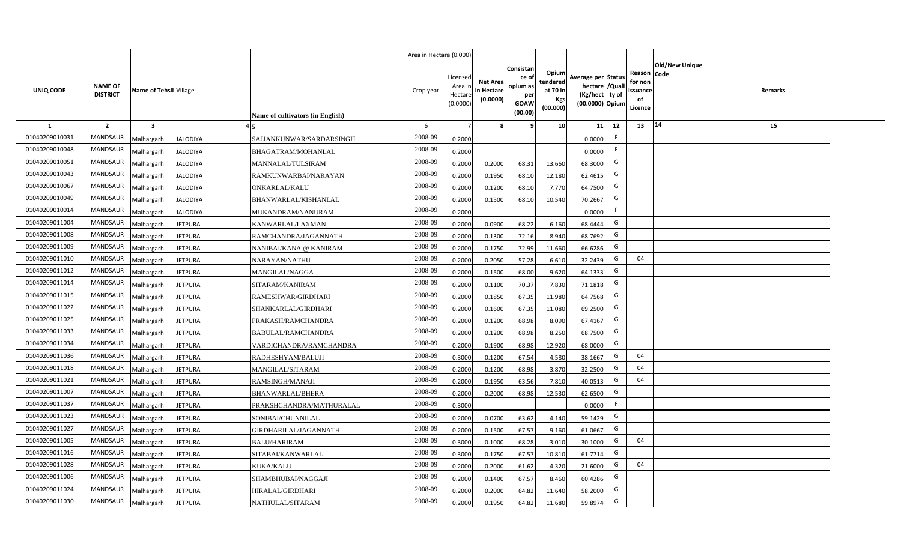| | | | | | Area in Hectare (0.000) | | | | | | | | | | |
|---|---|---|---|---|---|---|---|---|---|---|---|---|---|---|---|
| UNIQ CODE | NAME OF DISTRICT | Name of Tehsil | Village | Name of cultivators (in English) | Crop year | Licensed Area in Hectare (0.0000) | Net Area in Hectare (0.0000) | Consistance of opium as per GOAW (00.00) | Opium tendered at 70 in Kgs (00.000) | Average per hectare (Kg/hect) (00.0000) | Status /Quality of Opium | Reason for non issuance of Licence | Old/New Unique Code | Remarks |
| 1 | 2 | 3 | 4 | 5 | 6 | 7 | 8 | 9 | 10 | 11 | 12 | 13 | 14 | 15 |
| 01040209010031 | MANDSAUR | Malhargarh | JALODIYA | SAJJANKUNWAR/SARDARSINGH | 2008-09 | 0.2000 | | | | 0.0000 | F | | | |
| 01040209010048 | MANDSAUR | Malhargarh | JALODIYA | BHAGATRAM/MOHANLAL | 2008-09 | 0.2000 | | | | 0.0000 | F | | | |
| 01040209010051 | MANDSAUR | Malhargarh | JALODIYA | MANNALAL/TULSIRAM | 2008-09 | 0.2000 | 0.2000 | 68.31 | 13.660 | 68.3000 | G | | | |
| 01040209010043 | MANDSAUR | Malhargarh | JALODIYA | RAMKUNWARBAI/NARAYAN | 2008-09 | 0.2000 | 0.1950 | 68.10 | 12.180 | 62.4615 | G | | | |
| 01040209010067 | MANDSAUR | Malhargarh | JALODIYA | ONKARLAL/KALU | 2008-09 | 0.2000 | 0.1200 | 68.10 | 7.770 | 64.7500 | G | | | |
| 01040209010049 | MANDSAUR | Malhargarh | JALODIYA | BHANWARLAL/KISHANLAL | 2008-09 | 0.2000 | 0.1500 | 68.10 | 10.540 | 70.2667 | G | | | |
| 01040209010014 | MANDSAUR | Malhargarh | JALODIYA | MUKANDRAM/NANURAM | 2008-09 | 0.2000 | | | | 0.0000 | F | | | |
| 01040209011004 | MANDSAUR | Malhargarh | JETPURA | KANWARLAL/LAXMAN | 2008-09 | 0.2000 | 0.0900 | 68.22 | 6.160 | 68.4444 | G | | | |
| 01040209011008 | MANDSAUR | Malhargarh | JETPURA | RAMCHANDRA/JAGANNATH | 2008-09 | 0.2000 | 0.1300 | 72.16 | 8.940 | 68.7692 | G | | | |
| 01040209011009 | MANDSAUR | Malhargarh | JETPURA | NANIBAI/KANA @ KANIRAM | 2008-09 | 0.2000 | 0.1750 | 72.99 | 11.660 | 66.6286 | G | | | |
| 01040209011010 | MANDSAUR | Malhargarh | JETPURA | NARAYAN/NATHU | 2008-09 | 0.2000 | 0.2050 | 57.28 | 6.610 | 32.2439 | G | 04 | | |
| 01040209011012 | MANDSAUR | Malhargarh | JETPURA | MANGILAL/NAGGA | 2008-09 | 0.2000 | 0.1500 | 68.00 | 9.620 | 64.1333 | G | | | |
| 01040209011014 | MANDSAUR | Malhargarh | JETPURA | SITARAM/KANIRAM | 2008-09 | 0.2000 | 0.1100 | 70.37 | 7.830 | 71.1818 | G | | | |
| 01040209011015 | MANDSAUR | Malhargarh | JETPURA | RAMESHWAR/GIRDHARI | 2008-09 | 0.2000 | 0.1850 | 67.35 | 11.980 | 64.7568 | G | | | |
| 01040209011022 | MANDSAUR | Malhargarh | JETPURA | SHANKARLAL/GIRDHARI | 2008-09 | 0.2000 | 0.1600 | 67.35 | 11.080 | 69.2500 | G | | | |
| 01040209011025 | MANDSAUR | Malhargarh | JETPURA | PRAKASH/RAMCHANDRA | 2008-09 | 0.2000 | 0.1200 | 68.98 | 8.090 | 67.4167 | G | | | |
| 01040209011033 | MANDSAUR | Malhargarh | JETPURA | BABULAL/RAMCHANDRA | 2008-09 | 0.2000 | 0.1200 | 68.98 | 8.250 | 68.7500 | G | | | |
| 01040209011034 | MANDSAUR | Malhargarh | JETPURA | VARDICHANDRA/RAMCHANDRA | 2008-09 | 0.2000 | 0.1900 | 68.98 | 12.920 | 68.0000 | G | | | |
| 01040209011036 | MANDSAUR | Malhargarh | JETPURA | RADHESHYAM/BALUJI | 2008-09 | 0.3000 | 0.1200 | 67.54 | 4.580 | 38.1667 | G | 04 | | |
| 01040209011018 | MANDSAUR | Malhargarh | JETPURA | MANGILAL/SITARAM | 2008-09 | 0.2000 | 0.1200 | 68.98 | 3.870 | 32.2500 | G | 04 | | |
| 01040209011021 | MANDSAUR | Malhargarh | JETPURA | RAMSINGH/MANAJI | 2008-09 | 0.2000 | 0.1950 | 63.56 | 7.810 | 40.0513 | G | 04 | | |
| 01040209011007 | MANDSAUR | Malhargarh | JETPURA | BHANWARLAL/BHERA | 2008-09 | 0.2000 | 0.2000 | 68.98 | 12.530 | 62.6500 | G | | | |
| 01040209011037 | MANDSAUR | Malhargarh | JETPURA | PRAKSHCHANDRA/MATHURALAL | 2008-09 | 0.3000 | | | | 0.0000 | F | | | |
| 01040209011023 | MANDSAUR | Malhargarh | JETPURA | SONIBAI/CHUNNILAL | 2008-09 | 0.2000 | 0.0700 | 63.62 | 4.140 | 59.1429 | G | | | |
| 01040209011027 | MANDSAUR | Malhargarh | JETPURA | GIRDHARILAL/JAGANNATH | 2008-09 | 0.2000 | 0.1500 | 67.57 | 9.160 | 61.0667 | G | | | |
| 01040209011005 | MANDSAUR | Malhargarh | JETPURA | BALU/HARIRAM | 2008-09 | 0.3000 | 0.1000 | 68.28 | 3.010 | 30.1000 | G | 04 | | |
| 01040209011016 | MANDSAUR | Malhargarh | JETPURA | SITABAI/KANWARLAL | 2008-09 | 0.3000 | 0.1750 | 67.57 | 10.810 | 61.7714 | G | | | |
| 01040209011028 | MANDSAUR | Malhargarh | JETPURA | KUKA/KALU | 2008-09 | 0.2000 | 0.2000 | 61.62 | 4.320 | 21.6000 | G | 04 | | |
| 01040209011006 | MANDSAUR | Malhargarh | JETPURA | SHAMBHUBAI/NAGGAJI | 2008-09 | 0.2000 | 0.1400 | 67.57 | 8.460 | 60.4286 | G | | | |
| 01040209011024 | MANDSAUR | Malhargarh | JETPURA | HIRALAL/GIRDHARI | 2008-09 | 0.2000 | 0.2000 | 64.82 | 11.640 | 58.2000 | G | | | |
| 01040209011030 | MANDSAUR | Malhargarh | JETPURA | NATHULAL/SITARAM | 2008-09 | 0.2000 | 0.1950 | 64.82 | 11.680 | 59.8974 | G | | | |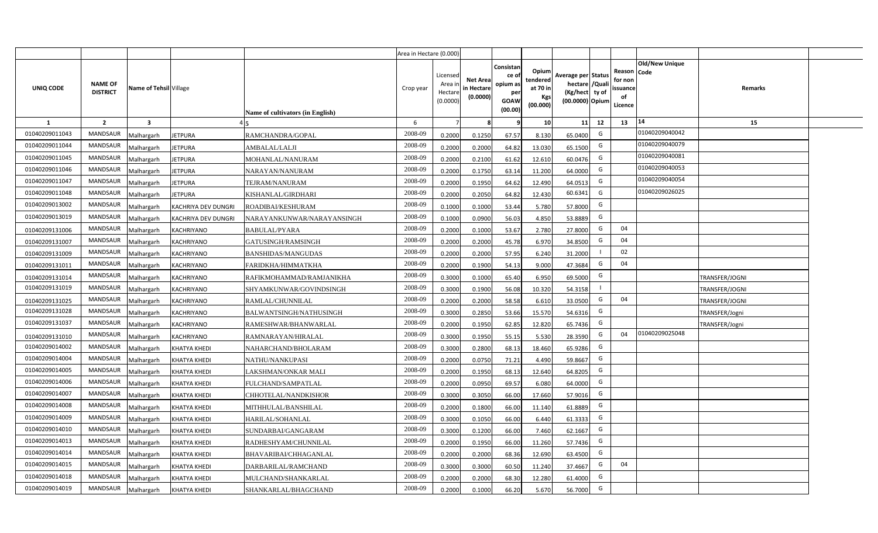| | | | | | Area in Hectare (0.000) | | | | | | | | | | |
|---|---|---|---|---|---|---|---|---|---|---|---|---|---|---|---|
| UNIQ CODE | NAME OF DISTRICT | Name of Tehsil | Village | Name of cultivators (in English) | Crop year | Licensed Area in Hectare (0.0000) | Net Area in Hectare (0.0000) | Consistance of opium as per GOAW (00.00) | Opium tendered at 70 in Kgs (00.000) | Average per hectare (Kg/hect) (00.0000) | Status /Quality of Opium | Reason for non issuance of Licence | Old/New Unique Code | Remarks |
| 1 | 2 | 3 | 4 | 5 | 6 | 7 | 8 | 9 | 10 | 11 | 12 | 13 | 14 | 15 |
| 01040209011043 | MANDSAUR | Malhargarh | JETPURA | RAMCHANDRA/GOPAL | 2008-09 | 0.2000 | 0.1250 | 67.57 | 8.130 | 65.0400 | G | | 01040209040042 | |
| 01040209011044 | MANDSAUR | Malhargarh | JETPURA | AMBALAL/LALJI | 2008-09 | 0.2000 | 0.2000 | 64.82 | 13.030 | 65.1500 | G | | 01040209040079 | |
| 01040209011045 | MANDSAUR | Malhargarh | JETPURA | MOHANLAL/NANURAM | 2008-09 | 0.2000 | 0.2100 | 61.62 | 12.610 | 60.0476 | G | | 01040209040081 | |
| 01040209011046 | MANDSAUR | Malhargarh | JETPURA | NARAYAN/NANURAM | 2008-09 | 0.2000 | 0.1750 | 63.14 | 11.200 | 64.0000 | G | | 01040209040053 | |
| 01040209011047 | MANDSAUR | Malhargarh | JETPURA | TEJRAM/NANURAM | 2008-09 | 0.2000 | 0.1950 | 64.62 | 12.490 | 64.0513 | G | | 01040209040054 | |
| 01040209011048 | MANDSAUR | Malhargarh | JETPURA | KISHANLAL/GIRDHARI | 2008-09 | 0.2000 | 0.2050 | 64.82 | 12.430 | 60.6341 | G | | 01040209026025 | |
| 01040209013002 | MANDSAUR | Malhargarh | KACHRIYA DEV DUNGRI | ROADIBAI/KESHURAM | 2008-09 | 0.1000 | 0.1000 | 53.44 | 5.780 | 57.8000 | G | | | |
| 01040209013019 | MANDSAUR | Malhargarh | KACHRIYA DEV DUNGRI | NARAYANKUNWAR/NARAYANSINGH | 2008-09 | 0.1000 | 0.0900 | 56.03 | 4.850 | 53.8889 | G | | | |
| 01040209131006 | MANDSAUR | Malhargarh | KACHRIYANO | BABULAL/PYARA | 2008-09 | 0.2000 | 0.1000 | 53.67 | 2.780 | 27.8000 | G | 04 | | |
| 01040209131007 | MANDSAUR | Malhargarh | KACHRIYANO | GATUSINGH/RAMSINGH | 2008-09 | 0.2000 | 0.2000 | 45.78 | 6.970 | 34.8500 | G | 04 | | |
| 01040209131009 | MANDSAUR | Malhargarh | KACHRIYANO | BANSHIDAS/MANGUDAS | 2008-09 | 0.2000 | 0.2000 | 57.95 | 6.240 | 31.2000 | I | 02 | | |
| 01040209131011 | MANDSAUR | Malhargarh | KACHRIYANO | FARIDKHA/HIMMATKHA | 2008-09 | 0.2000 | 0.1900 | 54.13 | 9.000 | 47.3684 | G | 04 | | |
| 01040209131014 | MANDSAUR | Malhargarh | KACHRIYANO | RAFIKMOHAMMAD/RAMJANIKHA | 2008-09 | 0.3000 | 0.1000 | 65.40 | 6.950 | 69.5000 | G | | | TRANSFER/JOGNI |
| 01040209131019 | MANDSAUR | Malhargarh | KACHRIYANO | SHYAMKUNWAR/GOVINDSINGH | 2008-09 | 0.3000 | 0.1900 | 56.08 | 10.320 | 54.3158 | I | | | TRANSFER/JOGNI |
| 01040209131025 | MANDSAUR | Malhargarh | KACHRIYANO | RAMLAL/CHUNNILAL | 2008-09 | 0.2000 | 0.2000 | 58.58 | 6.610 | 33.0500 | G | 04 | | TRANSFER/JOGNI |
| 01040209131028 | MANDSAUR | Malhargarh | KACHRIYANO | BALWANTSINGH/NATHUSINGH | 2008-09 | 0.3000 | 0.2850 | 53.66 | 15.570 | 54.6316 | G | | | TRANSFER/Jogni |
| 01040209131037 | MANDSAUR | Malhargarh | KACHRIYANO | RAMESHWAR/BHANWARLAL | 2008-09 | 0.2000 | 0.1950 | 62.85 | 12.820 | 65.7436 | G | | | TRANSFER/Jogni |
| 01040209131010 | MANDSAUR | Malhargarh | KACHRIYANO | RAMNARAYAN/HIRALAL | 2008-09 | 0.3000 | 0.1950 | 55.15 | 5.530 | 28.3590 | G | 04 | 01040209025048 | |
| 01040209014002 | MANDSAUR | Malhargarh | KHATYA KHEDI | NAHARCHAND/BHOLARAM | 2008-09 | 0.3000 | 0.2800 | 68.13 | 18.460 | 65.9286 | G | | | |
| 01040209014004 | MANDSAUR | Malhargarh | KHATYA KHEDI | NATHU/NANKUPASI | 2008-09 | 0.2000 | 0.0750 | 71.21 | 4.490 | 59.8667 | G | | | |
| 01040209014005 | MANDSAUR | Malhargarh | KHATYA KHEDI | LAKSHMAN/ONKAR MALI | 2008-09 | 0.2000 | 0.1950 | 68.13 | 12.640 | 64.8205 | G | | | |
| 01040209014006 | MANDSAUR | Malhargarh | KHATYA KHEDI | FULCHAND/SAMPATLAL | 2008-09 | 0.2000 | 0.0950 | 69.57 | 6.080 | 64.0000 | G | | | |
| 01040209014007 | MANDSAUR | Malhargarh | KHATYA KHEDI | CHHOTELAL/NANDKISHOR | 2008-09 | 0.3000 | 0.3050 | 66.00 | 17.660 | 57.9016 | G | | | |
| 01040209014008 | MANDSAUR | Malhargarh | KHATYA KHEDI | MITHHULAL/BANSHILAL | 2008-09 | 0.2000 | 0.1800 | 66.00 | 11.140 | 61.8889 | G | | | |
| 01040209014009 | MANDSAUR | Malhargarh | KHATYA KHEDI | HARILAL/SOHANLAL | 2008-09 | 0.3000 | 0.1050 | 66.00 | 6.440 | 61.3333 | G | | | |
| 01040209014010 | MANDSAUR | Malhargarh | KHATYA KHEDI | SUNDARBAI/GANGARAM | 2008-09 | 0.3000 | 0.1200 | 66.00 | 7.460 | 62.1667 | G | | | |
| 01040209014013 | MANDSAUR | Malhargarh | KHATYA KHEDI | RADHESHYAM/CHUNNILAL | 2008-09 | 0.2000 | 0.1950 | 66.00 | 11.260 | 57.7436 | G | | | |
| 01040209014014 | MANDSAUR | Malhargarh | KHATYA KHEDI | BHAVARIBAI/CHHAGANLAL | 2008-09 | 0.2000 | 0.2000 | 68.36 | 12.690 | 63.4500 | G | | | |
| 01040209014015 | MANDSAUR | Malhargarh | KHATYA KHEDI | DARBARILAL/RAMCHAND | 2008-09 | 0.3000 | 0.3000 | 60.50 | 11.240 | 37.4667 | G | 04 | | |
| 01040209014018 | MANDSAUR | Malhargarh | KHATYA KHEDI | MULCHAND/SHANKARLAL | 2008-09 | 0.2000 | 0.2000 | 68.30 | 12.280 | 61.4000 | G | | | |
| 01040209014019 | MANDSAUR | Malhargarh | KHATYA KHEDI | SHANKARLAL/BHAGCHAND | 2008-09 | 0.2000 | 0.1000 | 66.20 | 5.670 | 56.7000 | G | | | |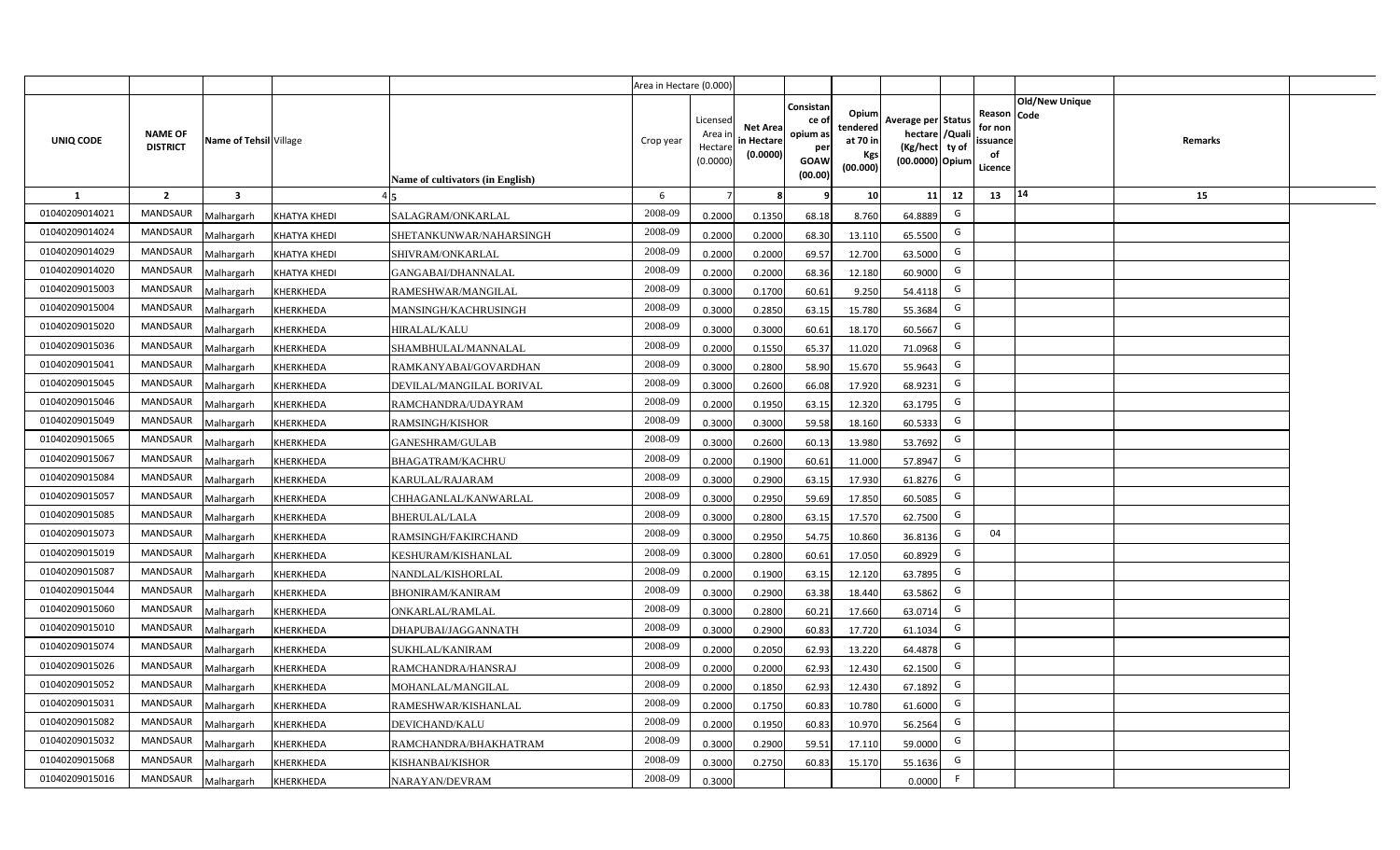| UNIQ CODE | NAME OF DISTRICT | Name of Tehsil | Village | Name of cultivators (in English) | Crop year | Licensed Area in Hectare (0.0000) | Net Area in Hectare (0.0000) | Consistance of opium as per GOAW (00.00) | Opium tendered at 70 in Kgs (00.000) | Average per hectare (Kg/hect) (00.0000) | Status /Quality of Opium | Reason for non issuance of Licence | Old/New Unique Code | Remarks |
|---|---|---|---|---|---|---|---|---|---|---|---|---|---|---|
| 1 | 2 | 3 | 4 | 5 | 6 | 7 | 8 | 9 | 10 | 11 | 12 | 13 | 14 | 15 |
| 01040209014021 | MANDSAUR | Malhargarh | KHATYA KHEDI | SALAGRAM/ONKARLAL | 2008-09 | 0.2000 | 0.1350 | 68.18 | 8.760 | 64.8889 | G | | | |
| 01040209014024 | MANDSAUR | Malhargarh | KHATYA KHEDI | SHETANKUNWAR/NAHARSINGH | 2008-09 | 0.2000 | 0.2000 | 68.30 | 13.110 | 65.5500 | G | | | |
| 01040209014029 | MANDSAUR | Malhargarh | KHATYA KHEDI | SHIVRAM/ONKARLAL | 2008-09 | 0.2000 | 0.2000 | 69.57 | 12.700 | 63.5000 | G | | | |
| 01040209014020 | MANDSAUR | Malhargarh | KHATYA KHEDI | GANGABAI/DHANNALAL | 2008-09 | 0.2000 | 0.2000 | 68.36 | 12.180 | 60.9000 | G | | | |
| 01040209015003 | MANDSAUR | Malhargarh | KHERKHEDA | RAMESHWAR/MANGILAL | 2008-09 | 0.3000 | 0.1700 | 60.61 | 9.250 | 54.4118 | G | | | |
| 01040209015004 | MANDSAUR | Malhargarh | KHERKHEDA | MANSINGH/KACHRUSINGH | 2008-09 | 0.3000 | 0.2850 | 63.15 | 15.780 | 55.3684 | G | | | |
| 01040209015020 | MANDSAUR | Malhargarh | KHERKHEDA | HIRALAL/KALU | 2008-09 | 0.3000 | 0.3000 | 60.61 | 18.170 | 60.5667 | G | | | |
| 01040209015036 | MANDSAUR | Malhargarh | KHERKHEDA | SHAMBHULAL/MANNALAL | 2008-09 | 0.2000 | 0.1550 | 65.37 | 11.020 | 71.0968 | G | | | |
| 01040209015041 | MANDSAUR | Malhargarh | KHERKHEDA | RAMKANYABAI/GOVARDHAN | 2008-09 | 0.3000 | 0.2800 | 58.90 | 15.670 | 55.9643 | G | | | |
| 01040209015045 | MANDSAUR | Malhargarh | KHERKHEDA | DEVILAL/MANGILAL BORIVAL | 2008-09 | 0.3000 | 0.2600 | 66.08 | 17.920 | 68.9231 | G | | | |
| 01040209015046 | MANDSAUR | Malhargarh | KHERKHEDA | RAMCHANDRA/UDAYRAM | 2008-09 | 0.2000 | 0.1950 | 63.15 | 12.320 | 63.1795 | G | | | |
| 01040209015049 | MANDSAUR | Malhargarh | KHERKHEDA | RAMSINGH/KISHOR | 2008-09 | 0.3000 | 0.3000 | 59.58 | 18.160 | 60.5333 | G | | | |
| 01040209015065 | MANDSAUR | Malhargarh | KHERKHEDA | GANESHRAM/GULAB | 2008-09 | 0.3000 | 0.2600 | 60.13 | 13.980 | 53.7692 | G | | | |
| 01040209015067 | MANDSAUR | Malhargarh | KHERKHEDA | BHAGATRAM/KACHRU | 2008-09 | 0.2000 | 0.1900 | 60.61 | 11.000 | 57.8947 | G | | | |
| 01040209015084 | MANDSAUR | Malhargarh | KHERKHEDA | KARULAL/RAJARAM | 2008-09 | 0.3000 | 0.2900 | 63.15 | 17.930 | 61.8276 | G | | | |
| 01040209015057 | MANDSAUR | Malhargarh | KHERKHEDA | CHHAGANLAL/KANWARLAL | 2008-09 | 0.3000 | 0.2950 | 59.69 | 17.850 | 60.5085 | G | | | |
| 01040209015085 | MANDSAUR | Malhargarh | KHERKHEDA | BHERULAL/LALA | 2008-09 | 0.3000 | 0.2800 | 63.15 | 17.570 | 62.7500 | G | | | |
| 01040209015073 | MANDSAUR | Malhargarh | KHERKHEDA | RAMSINGH/FAKIRCHAND | 2008-09 | 0.3000 | 0.2950 | 54.75 | 10.860 | 36.8136 | G | 04 | | |
| 01040209015019 | MANDSAUR | Malhargarh | KHERKHEDA | KESHURAM/KISHANLAL | 2008-09 | 0.3000 | 0.2800 | 60.61 | 17.050 | 60.8929 | G | | | |
| 01040209015087 | MANDSAUR | Malhargarh | KHERKHEDA | NANDLAL/KISHORLAL | 2008-09 | 0.2000 | 0.1900 | 63.15 | 12.120 | 63.7895 | G | | | |
| 01040209015044 | MANDSAUR | Malhargarh | KHERKHEDA | BHONIRAM/KANIRAM | 2008-09 | 0.3000 | 0.2900 | 63.38 | 18.440 | 63.5862 | G | | | |
| 01040209015060 | MANDSAUR | Malhargarh | KHERKHEDA | ONKARLAL/RAMLAL | 2008-09 | 0.3000 | 0.2800 | 60.21 | 17.660 | 63.0714 | G | | | |
| 01040209015010 | MANDSAUR | Malhargarh | KHERKHEDA | DHAPUBAI/JAGGANNATH | 2008-09 | 0.3000 | 0.2900 | 60.83 | 17.720 | 61.1034 | G | | | |
| 01040209015074 | MANDSAUR | Malhargarh | KHERKHEDA | SUKHLAL/KANIRAM | 2008-09 | 0.2000 | 0.2050 | 62.93 | 13.220 | 64.4878 | G | | | |
| 01040209015026 | MANDSAUR | Malhargarh | KHERKHEDA | RAMCHANDRA/HANSRAJ | 2008-09 | 0.2000 | 0.2000 | 62.93 | 12.430 | 62.1500 | G | | | |
| 01040209015052 | MANDSAUR | Malhargarh | KHERKHEDA | MOHANLAL/MANGILAL | 2008-09 | 0.2000 | 0.1850 | 62.93 | 12.430 | 67.1892 | G | | | |
| 01040209015031 | MANDSAUR | Malhargarh | KHERKHEDA | RAMESHWAR/KISHANLAL | 2008-09 | 0.2000 | 0.1750 | 60.83 | 10.780 | 61.6000 | G | | | |
| 01040209015082 | MANDSAUR | Malhargarh | KHERKHEDA | DEVICHAND/KALU | 2008-09 | 0.2000 | 0.1950 | 60.83 | 10.970 | 56.2564 | G | | | |
| 01040209015032 | MANDSAUR | Malhargarh | KHERKHEDA | RAMCHANDRA/BHAKHATRAM | 2008-09 | 0.3000 | 0.2900 | 59.51 | 17.110 | 59.0000 | G | | | |
| 01040209015068 | MANDSAUR | Malhargarh | KHERKHEDA | KISHANBAI/KISHOR | 2008-09 | 0.3000 | 0.2750 | 60.83 | 15.170 | 55.1636 | G | | | |
| 01040209015016 | MANDSAUR | Malhargarh | KHERKHEDA | NARAYAN/DEVRAM | 2008-09 | 0.3000 | | | | 0.0000 | F | | | |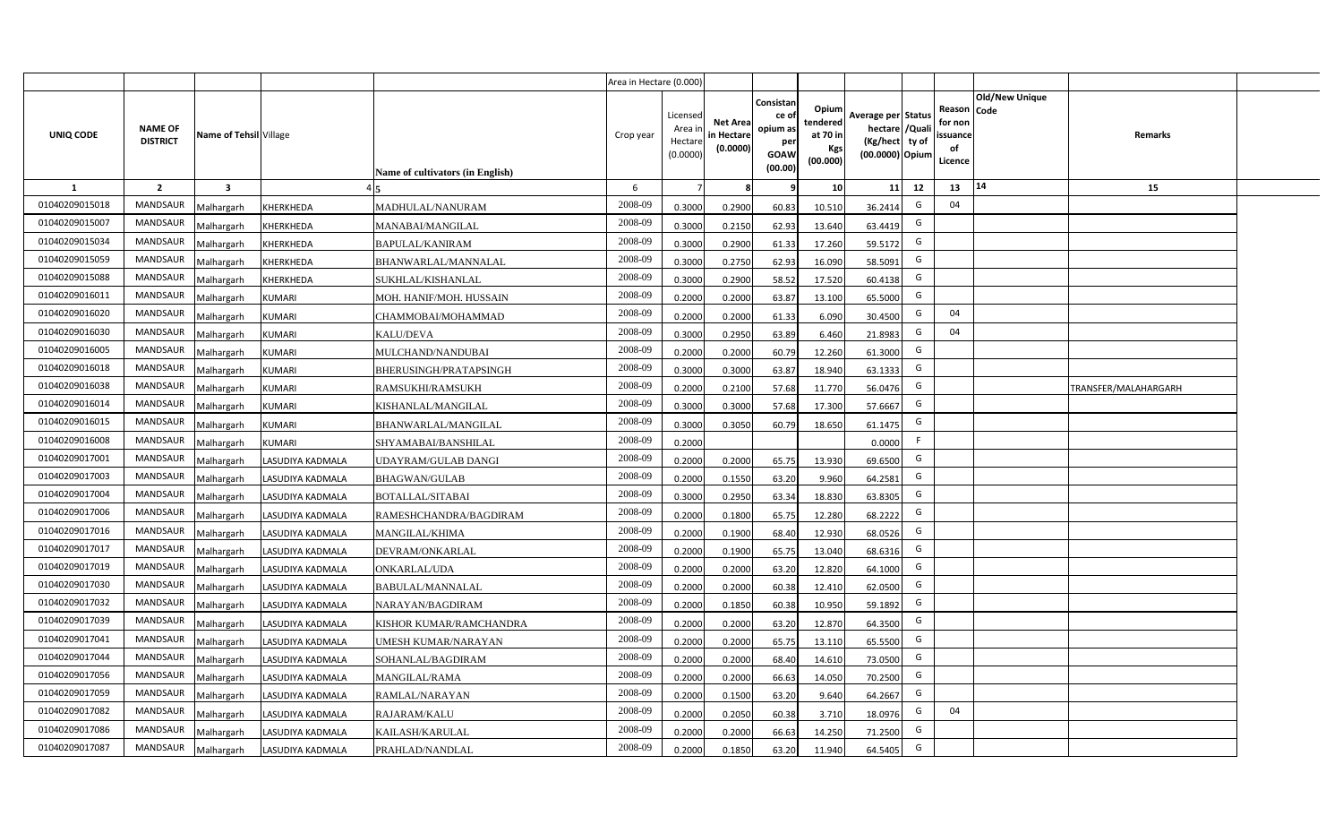| | | | | | Area in Hectare (0.000) | | | | | | | | | | |
|---|---|---|---|---|---|---|---|---|---|---|---|---|---|---|---|
| UNIQ CODE | NAME OF DISTRICT | Name of Tehsil | Village | Name of cultivators (in English) | Crop year | Licensed Area in Hectare (0.0000) | Net Area in Hectare (0.0000) | Consistance of opium as per GOAW (00.00) | Opium tendered at 70 in Kgs (00.000) | Average per hectare (Kg/hect (00.0000) | Status/Quality of Opium | Reason for non issuance of Licence | Code | Old/New Unique | Remarks |
| 1 | 2 | 3 | 4 | 5 | 6 | 7 | 8 | 9 | 10 | 11 | 12 | 13 | 14 | | 15 |
| 01040209015018 | MANDSAUR | Malhargarh | KHERKHEDA | MADHULAL/NANURAM | 2008-09 | 0.3000 | 0.2900 | 60.83 | 10.510 | 36.2414 | G | 04 | | | |
| 01040209015007 | MANDSAUR | Malhargarh | KHERKHEDA | MANABAI/MANGILAL | 2008-09 | 0.3000 | 0.2150 | 62.93 | 13.640 | 63.4419 | G | | | | |
| 01040209015034 | MANDSAUR | Malhargarh | KHERKHEDA | BAPULAL/KANIRAM | 2008-09 | 0.3000 | 0.2900 | 61.33 | 17.260 | 59.5172 | G | | | | |
| 01040209015059 | MANDSAUR | Malhargarh | KHERKHEDA | BHANWARLAL/MANNALAL | 2008-09 | 0.3000 | 0.2750 | 62.93 | 16.090 | 58.5091 | G | | | | |
| 01040209015088 | MANDSAUR | Malhargarh | KHERKHEDA | SUKHLAL/KISHANLAL | 2008-09 | 0.3000 | 0.2900 | 58.52 | 17.520 | 60.4138 | G | | | | |
| 01040209016011 | MANDSAUR | Malhargarh | KUMARI | MOH. HANIF/MOH. HUSSAIN | 2008-09 | 0.2000 | 0.2000 | 63.87 | 13.100 | 65.5000 | G | | | | |
| 01040209016020 | MANDSAUR | Malhargarh | KUMARI | CHAMMOBAI/MOHAMMAD | 2008-09 | 0.2000 | 0.2000 | 61.33 | 6.090 | 30.4500 | G | 04 | | | |
| 01040209016030 | MANDSAUR | Malhargarh | KUMARI | KALU/DEVA | 2008-09 | 0.3000 | 0.2950 | 63.89 | 6.460 | 21.8983 | G | 04 | | | |
| 01040209016005 | MANDSAUR | Malhargarh | KUMARI | MULCHAND/NANDUBAI | 2008-09 | 0.2000 | 0.2000 | 60.79 | 12.260 | 61.3000 | G | | | | |
| 01040209016018 | MANDSAUR | Malhargarh | KUMARI | BHERUSINGH/PRATAPSINGH | 2008-09 | 0.3000 | 0.3000 | 63.87 | 18.940 | 63.1333 | G | | | | |
| 01040209016038 | MANDSAUR | Malhargarh | KUMARI | RAMSUKHI/RAMSUKH | 2008-09 | 0.2000 | 0.2100 | 57.68 | 11.770 | 56.0476 | G | | | | TRANSFER/MALAHARGARH |
| 01040209016014 | MANDSAUR | Malhargarh | KUMARI | KISHANLAL/MANGILAL | 2008-09 | 0.3000 | 0.3000 | 57.68 | 17.300 | 57.6667 | G | | | | |
| 01040209016015 | MANDSAUR | Malhargarh | KUMARI | BHANWARLAL/MANGILAL | 2008-09 | 0.3000 | 0.3050 | 60.79 | 18.650 | 61.1475 | G | | | | |
| 01040209016008 | MANDSAUR | Malhargarh | KUMARI | SHYAMABAI/BANSHILAL | 2008-09 | 0.2000 | | | | 0.0000 | F | | | | |
| 01040209017001 | MANDSAUR | Malhargarh | LASUDIYA KADMALA | UDAYRAM/GULAB DANGI | 2008-09 | 0.2000 | 0.2000 | 65.75 | 13.930 | 69.6500 | G | | | | |
| 01040209017003 | MANDSAUR | Malhargarh | LASUDIYA KADMALA | BHAGWAN/GULAB | 2008-09 | 0.2000 | 0.1550 | 63.20 | 9.960 | 64.2581 | G | | | | |
| 01040209017004 | MANDSAUR | Malhargarh | LASUDIYA KADMALA | BOTALLAL/SITABAI | 2008-09 | 0.3000 | 0.2950 | 63.34 | 18.830 | 63.8305 | G | | | | |
| 01040209017006 | MANDSAUR | Malhargarh | LASUDIYA KADMALA | RAMESHCHANDRA/BAGDIRAM | 2008-09 | 0.2000 | 0.1800 | 65.75 | 12.280 | 68.2222 | G | | | | |
| 01040209017016 | MANDSAUR | Malhargarh | LASUDIYA KADMALA | MANGILAL/KHIMA | 2008-09 | 0.2000 | 0.1900 | 68.40 | 12.930 | 68.0526 | G | | | | |
| 01040209017017 | MANDSAUR | Malhargarh | LASUDIYA KADMALA | DEVRAM/ONKARLAL | 2008-09 | 0.2000 | 0.1900 | 65.75 | 13.040 | 68.6316 | G | | | | |
| 01040209017019 | MANDSAUR | Malhargarh | LASUDIYA KADMALA | ONKARLAL/UDA | 2008-09 | 0.2000 | 0.2000 | 63.20 | 12.820 | 64.1000 | G | | | | |
| 01040209017030 | MANDSAUR | Malhargarh | LASUDIYA KADMALA | BABULAL/MANNALAL | 2008-09 | 0.2000 | 0.2000 | 60.38 | 12.410 | 62.0500 | G | | | | |
| 01040209017032 | MANDSAUR | Malhargarh | LASUDIYA KADMALA | NARAYAN/BAGDIRAM | 2008-09 | 0.2000 | 0.1850 | 60.38 | 10.950 | 59.1892 | G | | | | |
| 01040209017039 | MANDSAUR | Malhargarh | LASUDIYA KADMALA | KISHOR KUMAR/RAMCHANDRA | 2008-09 | 0.2000 | 0.2000 | 63.20 | 12.870 | 64.3500 | G | | | | |
| 01040209017041 | MANDSAUR | Malhargarh | LASUDIYA KADMALA | UMESH KUMAR/NARAYAN | 2008-09 | 0.2000 | 0.2000 | 65.75 | 13.110 | 65.5500 | G | | | | |
| 01040209017044 | MANDSAUR | Malhargarh | LASUDIYA KADMALA | SOHANLAL/BAGDIRAM | 2008-09 | 0.2000 | 0.2000 | 68.40 | 14.610 | 73.0500 | G | | | | |
| 01040209017056 | MANDSAUR | Malhargarh | LASUDIYA KADMALA | MANGILAL/RAMA | 2008-09 | 0.2000 | 0.2000 | 66.63 | 14.050 | 70.2500 | G | | | | |
| 01040209017059 | MANDSAUR | Malhargarh | LASUDIYA KADMALA | RAMLAL/NARAYAN | 2008-09 | 0.2000 | 0.1500 | 63.20 | 9.640 | 64.2667 | G | | | | |
| 01040209017082 | MANDSAUR | Malhargarh | LASUDIYA KADMALA | RAJARAM/KALU | 2008-09 | 0.2000 | 0.2050 | 60.38 | 3.710 | 18.0976 | G | 04 | | | |
| 01040209017086 | MANDSAUR | Malhargarh | LASUDIYA KADMALA | KAILASH/KARULAL | 2008-09 | 0.2000 | 0.2000 | 66.63 | 14.250 | 71.2500 | G | | | | |
| 01040209017087 | MANDSAUR | Malhargarh | LASUDIYA KADMALA | PRAHLAD/NANDLAL | 2008-09 | 0.2000 | 0.1850 | 63.20 | 11.940 | 64.5405 | G | | | | |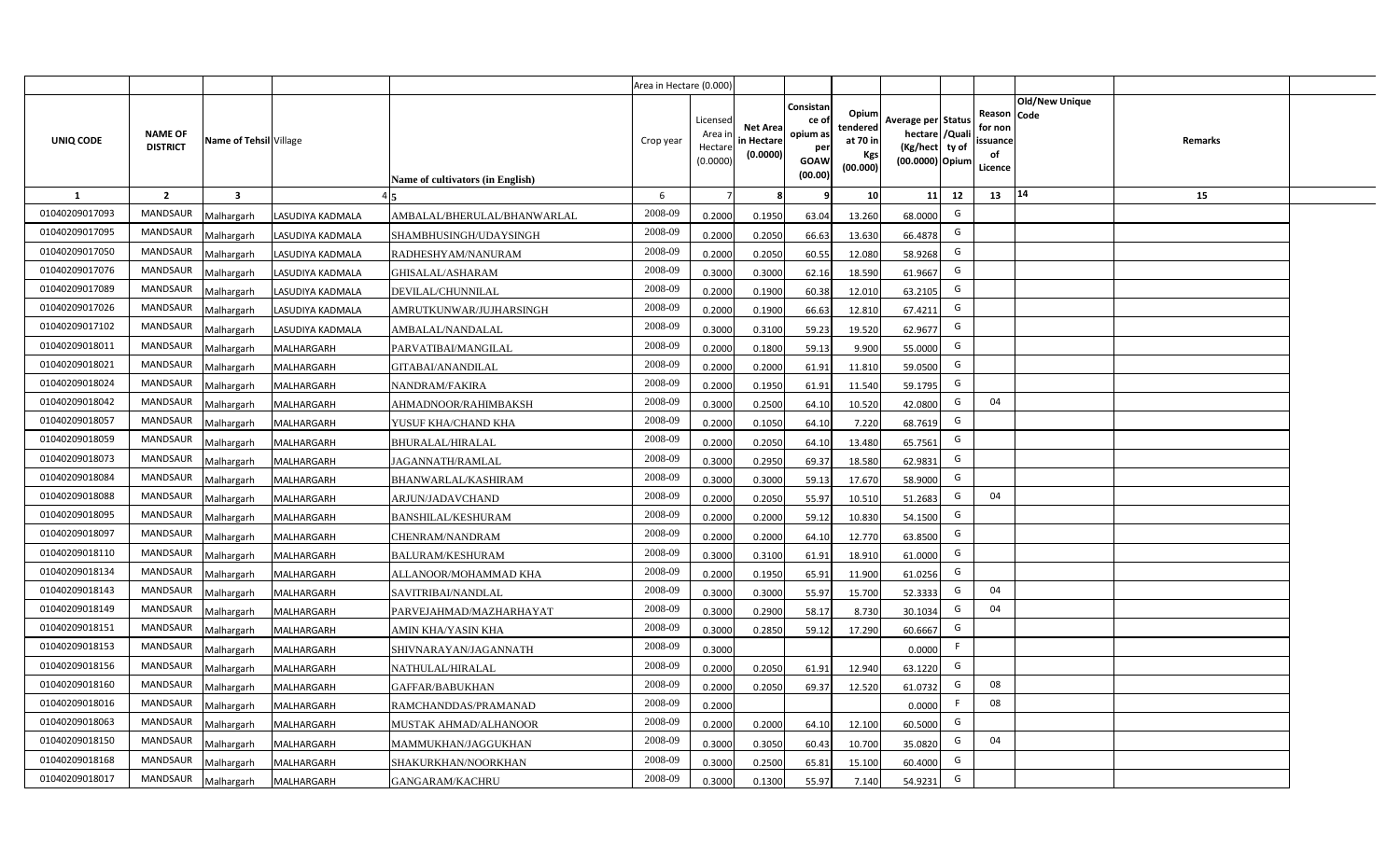| | | | | | Area in Hectare (0.000) | | | | | | | | | | |
|---|---|---|---|---|---|---|---|---|---|---|---|---|---|---|---|
| UNIQ CODE | NAME OF DISTRICT | Name of Tehsil | Village | Name of cultivators (in English) | Crop year | Licensed Area in Hectare (0.0000) | Net Area in Hectare (0.0000) | Consistance of opium as per GOAW (00.00) | Opium tendered at 70 in Kgs (00.000) | Average per hectare (Kg/hect) (00.0000) | Status /Quality of Opium | Reason for non issuance of Licence | Old/New Unique Code | Remarks |
| 1 | 2 | 3 | 4 | 5 | 6 | 7 | 8 | 9 | 10 | 11 | 12 | 13 | 14 | 15 |
| 01040209017093 | MANDSAUR | Malhargarh | LASUDIYA KADMALA | AMBALAL/BHERULAL/BHANWARLAL | 2008-09 | 0.2000 | 0.1950 | 63.04 | 13.260 | 68.0000 | G | | | |
| 01040209017095 | MANDSAUR | Malhargarh | LASUDIYA KADMALA | SHAMBHUSINGH/UDAYSINGH | 2008-09 | 0.2000 | 0.2050 | 66.63 | 13.630 | 66.4878 | G | | | |
| 01040209017050 | MANDSAUR | Malhargarh | LASUDIYA KADMALA | RADHESHYAM/NANURAM | 2008-09 | 0.2000 | 0.2050 | 60.55 | 12.080 | 58.9268 | G | | | |
| 01040209017076 | MANDSAUR | Malhargarh | LASUDIYA KADMALA | GHISALAL/ASHARAM | 2008-09 | 0.3000 | 0.3000 | 62.16 | 18.590 | 61.9667 | G | | | |
| 01040209017089 | MANDSAUR | Malhargarh | LASUDIYA KADMALA | DEVILAL/CHUNNILAL | 2008-09 | 0.2000 | 0.1900 | 60.38 | 12.010 | 63.2105 | G | | | |
| 01040209017026 | MANDSAUR | Malhargarh | LASUDIYA KADMALA | AMRUTKUNWAR/JUJHARSINGH | 2008-09 | 0.2000 | 0.1900 | 66.63 | 12.810 | 67.4211 | G | | | |
| 01040209017102 | MANDSAUR | Malhargarh | LASUDIYA KADMALA | AMBALAL/NANDALAL | 2008-09 | 0.3000 | 0.3100 | 59.23 | 19.520 | 62.9677 | G | | | |
| 01040209018011 | MANDSAUR | Malhargarh | MALHARGARH | PARVATIBAI/MANGILAL | 2008-09 | 0.2000 | 0.1800 | 59.13 | 9.900 | 55.0000 | G | | | |
| 01040209018021 | MANDSAUR | Malhargarh | MALHARGARH | GITABAI/ANANDILAL | 2008-09 | 0.2000 | 0.2000 | 61.91 | 11.810 | 59.0500 | G | | | |
| 01040209018024 | MANDSAUR | Malhargarh | MALHARGARH | NANDRAM/FAKIRA | 2008-09 | 0.2000 | 0.1950 | 61.91 | 11.540 | 59.1795 | G | | | |
| 01040209018042 | MANDSAUR | Malhargarh | MALHARGARH | AHMADNOOR/RAHIMBAKSH | 2008-09 | 0.3000 | 0.2500 | 64.10 | 10.520 | 42.0800 | G | 04 | | |
| 01040209018057 | MANDSAUR | Malhargarh | MALHARGARH | YUSUF KHA/CHAND KHA | 2008-09 | 0.2000 | 0.1050 | 64.10 | 7.220 | 68.7619 | G | | | |
| 01040209018059 | MANDSAUR | Malhargarh | MALHARGARH | BHURALAL/HIRALAL | 2008-09 | 0.2000 | 0.2050 | 64.10 | 13.480 | 65.7561 | G | | | |
| 01040209018073 | MANDSAUR | Malhargarh | MALHARGARH | JAGANNATH/RAMLAL | 2008-09 | 0.3000 | 0.2950 | 69.37 | 18.580 | 62.9831 | G | | | |
| 01040209018084 | MANDSAUR | Malhargarh | MALHARGARH | BHANWARLAL/KASHIRAM | 2008-09 | 0.3000 | 0.3000 | 59.13 | 17.670 | 58.9000 | G | | | |
| 01040209018088 | MANDSAUR | Malhargarh | MALHARGARH | ARJUN/JADAVCHAND | 2008-09 | 0.2000 | 0.2050 | 55.97 | 10.510 | 51.2683 | G | 04 | | |
| 01040209018095 | MANDSAUR | Malhargarh | MALHARGARH | BANSHILAL/KESHURAM | 2008-09 | 0.2000 | 0.2000 | 59.12 | 10.830 | 54.1500 | G | | | |
| 01040209018097 | MANDSAUR | Malhargarh | MALHARGARH | CHENRAM/NANDRAM | 2008-09 | 0.2000 | 0.2000 | 64.10 | 12.770 | 63.8500 | G | | | |
| 01040209018110 | MANDSAUR | Malhargarh | MALHARGARH | BALURAM/KESHURAM | 2008-09 | 0.3000 | 0.3100 | 61.91 | 18.910 | 61.0000 | G | | | |
| 01040209018134 | MANDSAUR | Malhargarh | MALHARGARH | ALLANOOR/MOHAMMAD KHA | 2008-09 | 0.2000 | 0.1950 | 65.91 | 11.900 | 61.0256 | G | | | |
| 01040209018143 | MANDSAUR | Malhargarh | MALHARGARH | SAVITRIBAI/NANDLAL | 2008-09 | 0.3000 | 0.3000 | 55.97 | 15.700 | 52.3333 | G | 04 | | |
| 01040209018149 | MANDSAUR | Malhargarh | MALHARGARH | PARVEJAHMAD/MAZHARHAYAT | 2008-09 | 0.3000 | 0.2900 | 58.17 | 8.730 | 30.1034 | G | 04 | | |
| 01040209018151 | MANDSAUR | Malhargarh | MALHARGARH | AMIN KHA/YASIN KHA | 2008-09 | 0.3000 | 0.2850 | 59.12 | 17.290 | 60.6667 | G | | | |
| 01040209018153 | MANDSAUR | Malhargarh | MALHARGARH | SHIVNARAYAN/JAGANNATH | 2008-09 | 0.3000 | | | | 0.0000 | F | | | |
| 01040209018156 | MANDSAUR | Malhargarh | MALHARGARH | NATHULAL/HIRALAL | 2008-09 | 0.2000 | 0.2050 | 61.91 | 12.940 | 63.1220 | G | | | |
| 01040209018160 | MANDSAUR | Malhargarh | MALHARGARH | GAFFAR/BABUKHAN | 2008-09 | 0.2000 | 0.2050 | 69.37 | 12.520 | 61.0732 | G | 08 | | |
| 01040209018016 | MANDSAUR | Malhargarh | MALHARGARH | RAMCHANDDAS/PRAMANAD | 2008-09 | 0.2000 | | | | 0.0000 | F | 08 | | |
| 01040209018063 | MANDSAUR | Malhargarh | MALHARGARH | MUSTAK AHMAD/ALHANOOR | 2008-09 | 0.2000 | 0.2000 | 64.10 | 12.100 | 60.5000 | G | | | |
| 01040209018150 | MANDSAUR | Malhargarh | MALHARGARH | MAMMUKHAN/JAGGUKHAN | 2008-09 | 0.3000 | 0.3050 | 60.43 | 10.700 | 35.0820 | G | 04 | | |
| 01040209018168 | MANDSAUR | Malhargarh | MALHARGARH | SHAKURKHAN/NOORKHAN | 2008-09 | 0.3000 | 0.2500 | 65.81 | 15.100 | 60.4000 | G | | | |
| 01040209018017 | MANDSAUR | Malhargarh | MALHARGARH | GANGARAM/KACHRU | 2008-09 | 0.3000 | 0.1300 | 55.97 | 7.140 | 54.9231 | G | | | |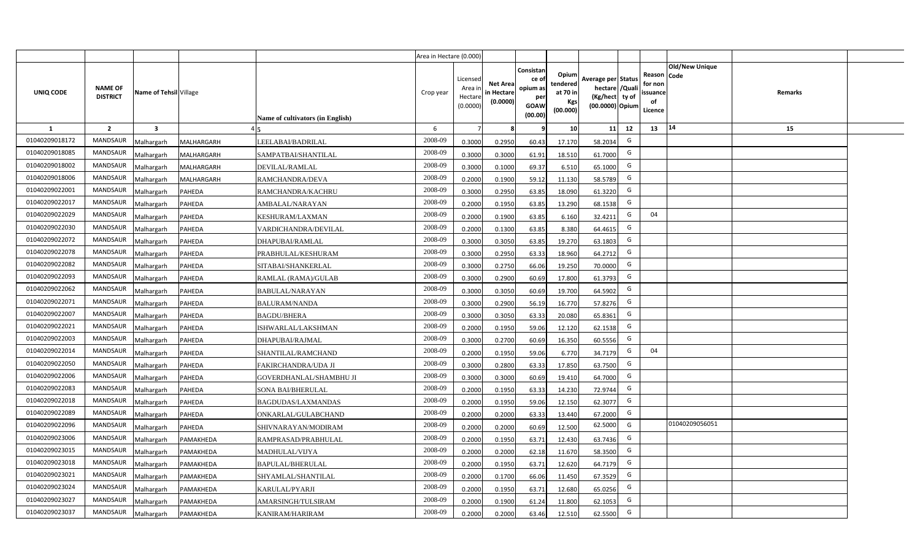| UNIQ CODE | NAME OF DISTRICT | Name of Tehsil | Village | Name of cultivators (in English) | Crop year | Licensed Area in Hectare (0.0000) | Net Area in Hectare (0.0000) | Consistance of opium as per GOAW (00.00) | Opium tendered at 70 in Kgs (00.000) | Average per hectare (Kg/hect (00.0000) | Status /Quality of Opium | Reason for non issuance of Licence | Old/New Unique Code | Remarks |
|---|---|---|---|---|---|---|---|---|---|---|---|---|---|---|
| 1 | 2 | 3 | 4 | 5 | 6 | 7 | 8 | 9 | 10 | 11 | 12 | 13 | 14 | 15 |
| 01040209018172 | MANDSAUR | Malhargarh | MALHARGARH | LEELABAI/BADRILAL | 2008-09 | 0.3000 | 0.2950 | 60.43 | 17.170 | 58.2034 | G | | | |
| 01040209018085 | MANDSAUR | Malhargarh | MALHARGARH | SAMPATBAI/SHANTILAL | 2008-09 | 0.3000 | 0.3000 | 61.91 | 18.510 | 61.7000 | G | | | |
| 01040209018002 | MANDSAUR | Malhargarh | MALHARGARH | DEVILAL/RAMLAL | 2008-09 | 0.3000 | 0.1000 | 69.37 | 6.510 | 65.1000 | G | | | |
| 01040209018006 | MANDSAUR | Malhargarh | MALHARGARH | RAMCHANDRA/DEVA | 2008-09 | 0.2000 | 0.1900 | 59.12 | 11.130 | 58.5789 | G | | | |
| 01040209022001 | MANDSAUR | Malhargarh | PAHEDA | RAMCHANDRA/KACHRU | 2008-09 | 0.3000 | 0.2950 | 63.85 | 18.090 | 61.3220 | G | | | |
| 01040209022017 | MANDSAUR | Malhargarh | PAHEDA | AMBALAL/NARAYAN | 2008-09 | 0.2000 | 0.1950 | 63.85 | 13.290 | 68.1538 | G | | | |
| 01040209022029 | MANDSAUR | Malhargarh | PAHEDA | KESHURAM/LAXMAN | 2008-09 | 0.2000 | 0.1900 | 63.85 | 6.160 | 32.4211 | G | 04 | | |
| 01040209022030 | MANDSAUR | Malhargarh | PAHEDA | VARDICHANDRA/DEVILAL | 2008-09 | 0.2000 | 0.1300 | 63.85 | 8.380 | 64.4615 | G | | | |
| 01040209022072 | MANDSAUR | Malhargarh | PAHEDA | DHAPUBAI/RAMLAL | 2008-09 | 0.3000 | 0.3050 | 63.85 | 19.270 | 63.1803 | G | | | |
| 01040209022078 | MANDSAUR | Malhargarh | PAHEDA | PRABHULAL/KESHURAM | 2008-09 | 0.3000 | 0.2950 | 63.33 | 18.960 | 64.2712 | G | | | |
| 01040209022082 | MANDSAUR | Malhargarh | PAHEDA | SITABAI/SHANKERLAL | 2008-09 | 0.3000 | 0.2750 | 66.06 | 19.250 | 70.0000 | G | | | |
| 01040209022093 | MANDSAUR | Malhargarh | PAHEDA | RAMLAL (RAMA)/GULAB | 2008-09 | 0.3000 | 0.2900 | 60.69 | 17.800 | 61.3793 | G | | | |
| 01040209022062 | MANDSAUR | Malhargarh | PAHEDA | BABULAL/NARAYAN | 2008-09 | 0.3000 | 0.3050 | 60.69 | 19.700 | 64.5902 | G | | | |
| 01040209022071 | MANDSAUR | Malhargarh | PAHEDA | BALURAM/NANDA | 2008-09 | 0.3000 | 0.2900 | 56.19 | 16.770 | 57.8276 | G | | | |
| 01040209022007 | MANDSAUR | Malhargarh | PAHEDA | BAGDU/BHERA | 2008-09 | 0.3000 | 0.3050 | 63.33 | 20.080 | 65.8361 | G | | | |
| 01040209022021 | MANDSAUR | Malhargarh | PAHEDA | ISHWARLAL/LAKSHMAN | 2008-09 | 0.2000 | 0.1950 | 59.06 | 12.120 | 62.1538 | G | | | |
| 01040209022003 | MANDSAUR | Malhargarh | PAHEDA | DHAPUBAI/RAJMAL | 2008-09 | 0.3000 | 0.2700 | 60.69 | 16.350 | 60.5556 | G | | | |
| 01040209022014 | MANDSAUR | Malhargarh | PAHEDA | SHANTILAL/RAMCHAND | 2008-09 | 0.2000 | 0.1950 | 59.06 | 6.770 | 34.7179 | G | 04 | | |
| 01040209022050 | MANDSAUR | Malhargarh | PAHEDA | FAKIRCHANDRA/UDA JI | 2008-09 | 0.3000 | 0.2800 | 63.33 | 17.850 | 63.7500 | G | | | |
| 01040209022006 | MANDSAUR | Malhargarh | PAHEDA | GOVERDHANLAL/SHAMBHU JI | 2008-09 | 0.3000 | 0.3000 | 60.69 | 19.410 | 64.7000 | G | | | |
| 01040209022083 | MANDSAUR | Malhargarh | PAHEDA | SONA BAI/BHERULAL | 2008-09 | 0.2000 | 0.1950 | 63.33 | 14.230 | 72.9744 | G | | | |
| 01040209022018 | MANDSAUR | Malhargarh | PAHEDA | BAGDUDAS/LAXMANDAS | 2008-09 | 0.2000 | 0.1950 | 59.06 | 12.150 | 62.3077 | G | | | |
| 01040209022089 | MANDSAUR | Malhargarh | PAHEDA | ONKARLAL/GULABCHAND | 2008-09 | 0.2000 | 0.2000 | 63.33 | 13.440 | 67.2000 | G | | | |
| 01040209022096 | MANDSAUR | Malhargarh | PAHEDA | SHIVNARAYAN/MODIRAM | 2008-09 | 0.2000 | 0.2000 | 60.69 | 12.500 | 62.5000 | G | | 01040209056051 | |
| 01040209023006 | MANDSAUR | Malhargarh | PAMAKHEDA | RAMPRASAD/PRABHULAL | 2008-09 | 0.2000 | 0.1950 | 63.71 | 12.430 | 63.7436 | G | | | |
| 01040209023015 | MANDSAUR | Malhargarh | PAMAKHEDA | MADHULAL/VIJYA | 2008-09 | 0.2000 | 0.2000 | 62.18 | 11.670 | 58.3500 | G | | | |
| 01040209023018 | MANDSAUR | Malhargarh | PAMAKHEDA | BAPULAL/BHERULAL | 2008-09 | 0.2000 | 0.1950 | 63.71 | 12.620 | 64.7179 | G | | | |
| 01040209023021 | MANDSAUR | Malhargarh | PAMAKHEDA | SHYAMLAL/SHANTILAL | 2008-09 | 0.2000 | 0.1700 | 66.06 | 11.450 | 67.3529 | G | | | |
| 01040209023024 | MANDSAUR | Malhargarh | PAMAKHEDA | KARULAL/PYARJI | 2008-09 | 0.2000 | 0.1950 | 63.71 | 12.680 | 65.0256 | G | | | |
| 01040209023027 | MANDSAUR | Malhargarh | PAMAKHEDA | AMARSINGH/TULSIRAM | 2008-09 | 0.2000 | 0.1900 | 61.24 | 11.800 | 62.1053 | G | | | |
| 01040209023037 | MANDSAUR | Malhargarh | PAMAKHEDA | KANIRAM/HARIRAM | 2008-09 | 0.2000 | 0.2000 | 63.46 | 12.510 | 62.5500 | G | | | |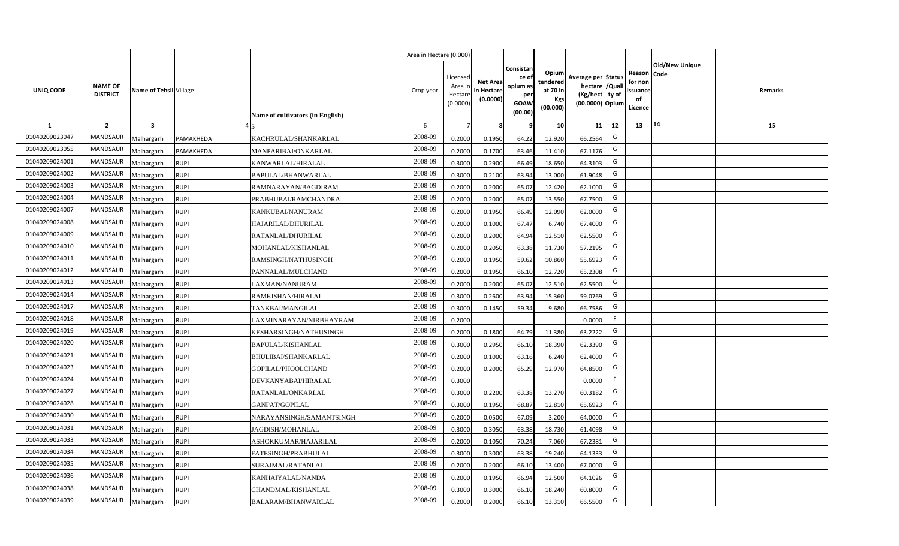| | | | | | Area in Hectare (0.000) | | | | | | | | | | |
|---|---|---|---|---|---|---|---|---|---|---|---|---|---|---|---|
| UNIQ CODE | NAME OF DISTRICT | Name of Tehsil | Village | Name of cultivators (in English) | Crop year | Licensed Area in Hectare (0.0000) | Net Area in Hectare (0.0000) | Consistance of opium as per GOAW (00.00) | Opium tendered at 70 in Kgs (00.000) | Average per hectare (Kg/hect) (00.0000) | Status /Quality of Opium | Reason for non issuance of Licence | Old/New Unique Code | Remarks |
| 1 | 2 | 3 | 4 | 5 | 6 | 7 | 8 | 9 | 10 | 11 | 12 | 13 | 14 | 15 |
| 01040209023047 | MANDSAUR | Malhargarh | PAMAKHEDA | KACHRULAL/SHANKARLAL | 2008-09 | 0.2000 | 0.1950 | 64.22 | 12.920 | 66.2564 | G | | | |
| 01040209023055 | MANDSAUR | Malhargarh | PAMAKHEDA | MANPARIBAI/ONKARLAL | 2008-09 | 0.2000 | 0.1700 | 63.46 | 11.410 | 67.1176 | G | | | |
| 01040209024001 | MANDSAUR | Malhargarh | RUPI | KANWARLAL/HIRALAL | 2008-09 | 0.3000 | 0.2900 | 66.49 | 18.650 | 64.3103 | G | | | |
| 01040209024002 | MANDSAUR | Malhargarh | RUPI | BAPULAL/BHANWARLAL | 2008-09 | 0.3000 | 0.2100 | 63.94 | 13.000 | 61.9048 | G | | | |
| 01040209024003 | MANDSAUR | Malhargarh | RUPI | RAMNARAYAN/BAGDIRAM | 2008-09 | 0.2000 | 0.2000 | 65.07 | 12.420 | 62.1000 | G | | | |
| 01040209024004 | MANDSAUR | Malhargarh | RUPI | PRABHUBAI/RAMCHANDRA | 2008-09 | 0.2000 | 0.2000 | 65.07 | 13.550 | 67.7500 | G | | | |
| 01040209024007 | MANDSAUR | Malhargarh | RUPI | KANKUBAI/NANURAM | 2008-09 | 0.2000 | 0.1950 | 66.49 | 12.090 | 62.0000 | G | | | |
| 01040209024008 | MANDSAUR | Malhargarh | RUPI | HAJARILAL/DHURILAL | 2008-09 | 0.2000 | 0.1000 | 67.47 | 6.740 | 67.4000 | G | | | |
| 01040209024009 | MANDSAUR | Malhargarh | RUPI | RATANLAL/DHURILAL | 2008-09 | 0.2000 | 0.2000 | 64.94 | 12.510 | 62.5500 | G | | | |
| 01040209024010 | MANDSAUR | Malhargarh | RUPI | MOHANLAL/KISHANLAL | 2008-09 | 0.2000 | 0.2050 | 63.38 | 11.730 | 57.2195 | G | | | |
| 01040209024011 | MANDSAUR | Malhargarh | RUPI | RAMSINGH/NATHUSINGH | 2008-09 | 0.2000 | 0.1950 | 59.62 | 10.860 | 55.6923 | G | | | |
| 01040209024012 | MANDSAUR | Malhargarh | RUPI | PANNALAL/MULCHAND | 2008-09 | 0.2000 | 0.1950 | 66.10 | 12.720 | 65.2308 | G | | | |
| 01040209024013 | MANDSAUR | Malhargarh | RUPI | LAXMAN/NANURAM | 2008-09 | 0.2000 | 0.2000 | 65.07 | 12.510 | 62.5500 | G | | | |
| 01040209024014 | MANDSAUR | Malhargarh | RUPI | RAMKISHAN/HIRALAL | 2008-09 | 0.3000 | 0.2600 | 63.94 | 15.360 | 59.0769 | G | | | |
| 01040209024017 | MANDSAUR | Malhargarh | RUPI | TANKBAI/MANGILAL | 2008-09 | 0.3000 | 0.1450 | 59.34 | 9.680 | 66.7586 | G | | | |
| 01040209024018 | MANDSAUR | Malhargarh | RUPI | LAXMINARAYAN/NIRBHAYRAM | 2008-09 | 0.2000 | | | | 0.0000 | F | | | |
| 01040209024019 | MANDSAUR | Malhargarh | RUPI | KESHARSINGH/NATHUSINGH | 2008-09 | 0.2000 | 0.1800 | 64.79 | 11.380 | 63.2222 | G | | | |
| 01040209024020 | MANDSAUR | Malhargarh | RUPI | BAPULAL/KISHANLAL | 2008-09 | 0.3000 | 0.2950 | 66.10 | 18.390 | 62.3390 | G | | | |
| 01040209024021 | MANDSAUR | Malhargarh | RUPI | BHULIBAI/SHANKARLAL | 2008-09 | 0.2000 | 0.1000 | 63.16 | 6.240 | 62.4000 | G | | | |
| 01040209024023 | MANDSAUR | Malhargarh | RUPI | GOPILAL/PHOOLCHAND | 2008-09 | 0.2000 | 0.2000 | 65.29 | 12.970 | 64.8500 | G | | | |
| 01040209024024 | MANDSAUR | Malhargarh | RUPI | DEVKANYABAI/HIRALAL | 2008-09 | 0.3000 | | | | 0.0000 | F | | | |
| 01040209024027 | MANDSAUR | Malhargarh | RUPI | RATANLAL/ONKARLAL | 2008-09 | 0.3000 | 0.2200 | 63.38 | 13.270 | 60.3182 | G | | | |
| 01040209024028 | MANDSAUR | Malhargarh | RUPI | GANPAT/GOPILAL | 2008-09 | 0.3000 | 0.1950 | 68.87 | 12.810 | 65.6923 | G | | | |
| 01040209024030 | MANDSAUR | Malhargarh | RUPI | NARAYANSINGH/SAMANTSINGH | 2008-09 | 0.2000 | 0.0500 | 67.09 | 3.200 | 64.0000 | G | | | |
| 01040209024031 | MANDSAUR | Malhargarh | RUPI | JAGDISH/MOHANLAL | 2008-09 | 0.3000 | 0.3050 | 63.38 | 18.730 | 61.4098 | G | | | |
| 01040209024033 | MANDSAUR | Malhargarh | RUPI | ASHOKKUMAR/HAJARILAL | 2008-09 | 0.2000 | 0.1050 | 70.24 | 7.060 | 67.2381 | G | | | |
| 01040209024034 | MANDSAUR | Malhargarh | RUPI | FATESINGH/PRABHULAL | 2008-09 | 0.3000 | 0.3000 | 63.38 | 19.240 | 64.1333 | G | | | |
| 01040209024035 | MANDSAUR | Malhargarh | RUPI | SURAJMAL/RATANLAL | 2008-09 | 0.2000 | 0.2000 | 66.10 | 13.400 | 67.0000 | G | | | |
| 01040209024036 | MANDSAUR | Malhargarh | RUPI | KANHAIYALAL/NANDA | 2008-09 | 0.2000 | 0.1950 | 66.94 | 12.500 | 64.1026 | G | | | |
| 01040209024038 | MANDSAUR | Malhargarh | RUPI | CHANDMAL/KISHANLAL | 2008-09 | 0.3000 | 0.3000 | 66.10 | 18.240 | 60.8000 | G | | | |
| 01040209024039 | MANDSAUR | Malhargarh | RUPI | BALARAM/BHANWARLAL | 2008-09 | 0.2000 | 0.2000 | 66.10 | 13.310 | 66.5500 | G | | | |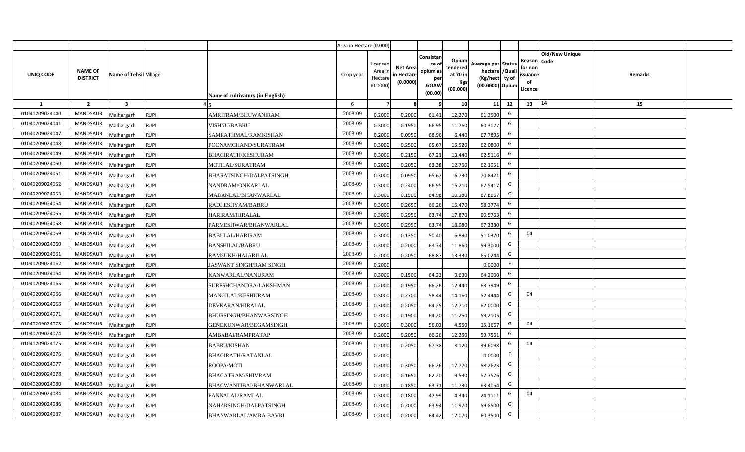| | | | | | Area in Hectare (0.000) | | | | | | | | | | |
|---|---|---|---|---|---|---|---|---|---|---|---|---|---|---|---|
| UNIQ CODE | NAME OF DISTRICT | Name of Tehsil | Village | Name of cultivators (in English) | Crop year | Licensed Area in Hectare (0.0000) | Net Area in Hectare (0.0000) | Consistance of opium as per GOAW (00.00) | Opium tendered at 70 in Kgs (00.000) | Average per hectare (Kg/hect) (00.0000) | Status /Quality of Opium | Reason for non issuance of Licence | Old/New Unique Code | Remarks |
| 1 | 2 | 3 | 4 | 5 | 6 | 7 | 8 | 9 | 10 | 11 | 12 | 13 | 14 | 15 |
| 01040209024040 | MANDSAUR | Malhargarh | RUPI | AMRITRAM/BHUWANIRAM | 2008-09 | 0.2000 | 0.2000 | 61.41 | 12.270 | 61.3500 | G | | | |
| 01040209024041 | MANDSAUR | Malhargarh | RUPI | VISHNU/BABRU | 2008-09 | 0.3000 | 0.1950 | 66.95 | 11.760 | 60.3077 | G | | | |
| 01040209024047 | MANDSAUR | Malhargarh | RUPI | SAMRATHMAL/RAMKISHAN | 2008-09 | 0.2000 | 0.0950 | 68.96 | 6.440 | 67.7895 | G | | | |
| 01040209024048 | MANDSAUR | Malhargarh | RUPI | POONAMCHAND/SURATRAM | 2008-09 | 0.3000 | 0.2500 | 65.67 | 15.520 | 62.0800 | G | | | |
| 01040209024049 | MANDSAUR | Malhargarh | RUPI | BHAGIRATH/KESHURAM | 2008-09 | 0.3000 | 0.2150 | 67.21 | 13.440 | 62.5116 | G | | | |
| 01040209024050 | MANDSAUR | Malhargarh | RUPI | MOTILAL/SURATRAM | 2008-09 | 0.2000 | 0.2050 | 63.38 | 12.750 | 62.1951 | G | | | |
| 01040209024051 | MANDSAUR | Malhargarh | RUPI | BHARATSINGH/DALPATSINGH | 2008-09 | 0.3000 | 0.0950 | 65.67 | 6.730 | 70.8421 | G | | | |
| 01040209024052 | MANDSAUR | Malhargarh | RUPI | NANDRAM/ONKARLAL | 2008-09 | 0.3000 | 0.2400 | 66.95 | 16.210 | 67.5417 | G | | | |
| 01040209024053 | MANDSAUR | Malhargarh | RUPI | MADANLAL/BHANWARLAL | 2008-09 | 0.3000 | 0.1500 | 64.98 | 10.180 | 67.8667 | G | | | |
| 01040209024054 | MANDSAUR | Malhargarh | RUPI | RADHESHYAM/BABRU | 2008-09 | 0.3000 | 0.2650 | 66.26 | 15.470 | 58.3774 | G | | | |
| 01040209024055 | MANDSAUR | Malhargarh | RUPI | HARIRAM/HIRALAL | 2008-09 | 0.3000 | 0.2950 | 63.74 | 17.870 | 60.5763 | G | | | |
| 01040209024058 | MANDSAUR | Malhargarh | RUPI | PARMESHWAR/BHANWARLAL | 2008-09 | 0.3000 | 0.2950 | 63.74 | 18.980 | 67.3380 | G | | | |
| 01040209024059 | MANDSAUR | Malhargarh | RUPI | BABULAL/HARIRAM | 2008-09 | 0.3000 | 0.1350 | 50.40 | 6.890 | 51.0370 | G | 04 | | |
| 01040209024060 | MANDSAUR | Malhargarh | RUPI | BANSHILAL/BABRU | 2008-09 | 0.3000 | 0.2000 | 63.74 | 11.860 | 59.3000 | G | | | |
| 01040209024061 | MANDSAUR | Malhargarh | RUPI | RAMSUKH/HAJARILAL | 2008-09 | 0.2000 | 0.2050 | 68.87 | 13.330 | 65.0244 | G | | | |
| 01040209024062 | MANDSAUR | Malhargarh | RUPI | JASWANT SINGH/RAM SINGH | 2008-09 | 0.2000 | | | | 0.0000 | F | | | |
| 01040209024064 | MANDSAUR | Malhargarh | RUPI | KANWARLAL/NANURAM | 2008-09 | 0.3000 | 0.1500 | 64.23 | 9.630 | 64.2000 | G | | | |
| 01040209024065 | MANDSAUR | Malhargarh | RUPI | SURESHCHANDRA/LAKSHMAN | 2008-09 | 0.2000 | 0.1950 | 66.26 | 12.440 | 63.7949 | G | | | |
| 01040209024066 | MANDSAUR | Malhargarh | RUPI | MANGILAL/KESHURAM | 2008-09 | 0.3000 | 0.2700 | 58.44 | 14.160 | 52.4444 | G | 04 | | |
| 01040209024068 | MANDSAUR | Malhargarh | RUPI | DEVKARAN/HIRALAL | 2008-09 | 0.3000 | 0.2050 | 64.25 | 12.710 | 62.0000 | G | | | |
| 01040209024071 | MANDSAUR | Malhargarh | RUPI | BHURSINGH/BHANWARSINGH | 2008-09 | 0.2000 | 0.1900 | 64.20 | 11.250 | 59.2105 | G | | | |
| 01040209024073 | MANDSAUR | Malhargarh | RUPI | GENDKUNWAR/BEGAMSINGH | 2008-09 | 0.3000 | 0.3000 | 56.02 | 4.550 | 15.1667 | G | 04 | | |
| 01040209024074 | MANDSAUR | Malhargarh | RUPI | AMBABAI/RAMPRATAP | 2008-09 | 0.2000 | 0.2050 | 66.26 | 12.250 | 59.7561 | G | | | |
| 01040209024075 | MANDSAUR | Malhargarh | RUPI | BABRU/KISHAN | 2008-09 | 0.2000 | 0.2050 | 67.38 | 8.120 | 39.6098 | G | 04 | | |
| 01040209024076 | MANDSAUR | Malhargarh | RUPI | BHAGIRATH/RATANLAL | 2008-09 | 0.2000 | | | | 0.0000 | F | | | |
| 01040209024077 | MANDSAUR | Malhargarh | RUPI | ROOPA/MOTI | 2008-09 | 0.3000 | 0.3050 | 66.26 | 17.770 | 58.2623 | G | | | |
| 01040209024078 | MANDSAUR | Malhargarh | RUPI | BHAGATRAM/SHIVRAM | 2008-09 | 0.2000 | 0.1650 | 62.20 | 9.530 | 57.7576 | G | | | |
| 01040209024080 | MANDSAUR | Malhargarh | RUPI | BHAGWANTIBAI/BHANWARLAL | 2008-09 | 0.2000 | 0.1850 | 63.71 | 11.730 | 63.4054 | G | | | |
| 01040209024084 | MANDSAUR | Malhargarh | RUPI | PANNALAL/RAMLAL | 2008-09 | 0.3000 | 0.1800 | 47.99 | 4.340 | 24.1111 | G | 04 | | |
| 01040209024086 | MANDSAUR | Malhargarh | RUPI | NAHARSINGH/DALPATSINGH | 2008-09 | 0.2000 | 0.2000 | 63.94 | 11.970 | 59.8500 | G | | | |
| 01040209024087 | MANDSAUR | Malhargarh | RUPI | BHANWARLAL/AMRA BAVRI | 2008-09 | 0.2000 | 0.2000 | 64.42 | 12.070 | 60.3500 | G | | | |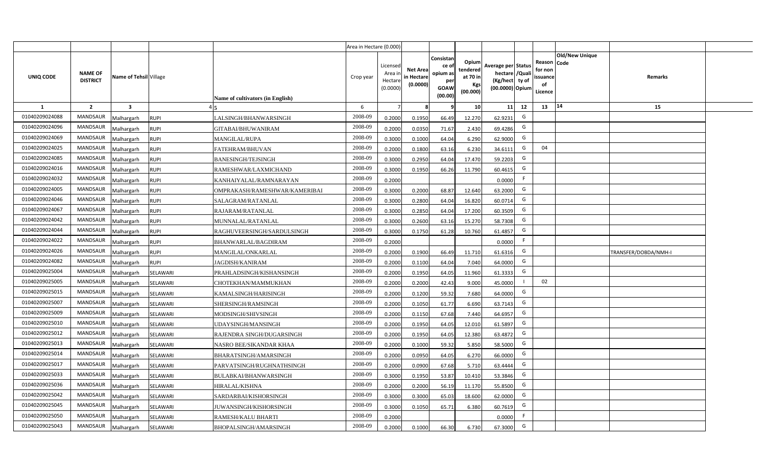| | | | | | Area in Hectare (0.000) | | | | | | | | | | |
|---|---|---|---|---|---|---|---|---|---|---|---|---|---|---|---|
| UNIQ CODE | NAME OF DISTRICT | Name of Tehsil | Village | Name of cultivators (in English) | Crop year | Licensed Area in Hectare (0.0000) | Net Area in Hectare (0.0000) | Consistance of opium as per GOAW (00.00) | Opium tendered at 70 in Kgs (00.000) | Average per hectare (Kg/hect) (00.0000) | Status /Quality of Opium | Reason for non issuance of Licence | Old/New Unique Code | Remarks |
| 1 | 2 | 3 | 4 | 5 | 6 | 7 | 8 | 9 | 10 | 11 | 12 | 13 | 14 | 15 |
| 01040209024088 | MANDSAUR | Malhargarh | RUPI | LALSINGH/BHANWARSINGH | 2008-09 | 0.2000 | 0.1950 | 66.49 | 12.270 | 62.9231 | G | | | |
| 01040209024096 | MANDSAUR | Malhargarh | RUPI | GITABAI/BHUWANIRAM | 2008-09 | 0.2000 | 0.0350 | 71.67 | 2.430 | 69.4286 | G | | | |
| 01040209024069 | MANDSAUR | Malhargarh | RUPI | MANGILAL/RUPA | 2008-09 | 0.3000 | 0.1000 | 64.04 | 6.290 | 62.9000 | G | | | |
| 01040209024025 | MANDSAUR | Malhargarh | RUPI | FATEHRAM/BHUVAN | 2008-09 | 0.2000 | 0.1800 | 63.16 | 6.230 | 34.6111 | G | 04 | | |
| 01040209024085 | MANDSAUR | Malhargarh | RUPI | BANESINGH/TEJSINGH | 2008-09 | 0.3000 | 0.2950 | 64.04 | 17.470 | 59.2203 | G | | | |
| 01040209024016 | MANDSAUR | Malhargarh | RUPI | RAMESHWAR/LAXMICHAND | 2008-09 | 0.3000 | 0.1950 | 66.26 | 11.790 | 60.4615 | G | | | |
| 01040209024032 | MANDSAUR | Malhargarh | RUPI | KANHAIYALAL/RAMNARAYAN | 2008-09 | 0.2000 | | | | 0.0000 | F | | | |
| 01040209024005 | MANDSAUR | Malhargarh | RUPI | OMPRAKASH/RAMESHWAR/KAMERIBAI | 2008-09 | 0.3000 | 0.2000 | 68.87 | 12.640 | 63.2000 | G | | | |
| 01040209024046 | MANDSAUR | Malhargarh | RUPI | SALAGRAM/RATANLAL | 2008-09 | 0.3000 | 0.2800 | 64.04 | 16.820 | 60.0714 | G | | | |
| 01040209024067 | MANDSAUR | Malhargarh | RUPI | RAJARAM/RATANLAL | 2008-09 | 0.3000 | 0.2850 | 64.04 | 17.200 | 60.3509 | G | | | |
| 01040209024042 | MANDSAUR | Malhargarh | RUPI | MUNNALAL/RATANLAL | 2008-09 | 0.3000 | 0.2600 | 63.16 | 15.270 | 58.7308 | G | | | |
| 01040209024044 | MANDSAUR | Malhargarh | RUPI | RAGHUVEERSINGH/SARDULSINGH | 2008-09 | 0.3000 | 0.1750 | 61.28 | 10.760 | 61.4857 | G | | | |
| 01040209024022 | MANDSAUR | Malhargarh | RUPI | BHANWARLAL/BAGDIRAM | 2008-09 | 0.2000 | | | | 0.0000 | F | | | |
| 01040209024026 | MANDSAUR | Malhargarh | RUPI | MANGILAL/ONKARLAL | 2008-09 | 0.2000 | 0.1900 | 66.49 | 11.710 | 61.6316 | G | | | TRANSFER/DOBDA/NMH-I |
| 01040209024082 | MANDSAUR | Malhargarh | RUPI | JAGDISH/KANIRAM | 2008-09 | 0.2000 | 0.1100 | 64.04 | 7.040 | 64.0000 | G | | | |
| 01040209025004 | MANDSAUR | Malhargarh | SELAWARI | PRAHLADSINGH/KISHANSINGH | 2008-09 | 0.2000 | 0.1950 | 64.05 | 11.960 | 61.3333 | G | | | |
| 01040209025005 | MANDSAUR | Malhargarh | SELAWARI | CHOTEKHAN/MAMMUKHAN | 2008-09 | 0.2000 | 0.2000 | 42.43 | 9.000 | 45.0000 | I | 02 | | |
| 01040209025015 | MANDSAUR | Malhargarh | SELAWARI | KAMALSINGH/HARISINGH | 2008-09 | 0.2000 | 0.1200 | 59.32 | 7.680 | 64.0000 | G | | | |
| 01040209025007 | MANDSAUR | Malhargarh | SELAWARI | SHERSINGH/RAMSINGH | 2008-09 | 0.2000 | 0.1050 | 61.77 | 6.690 | 63.7143 | G | | | |
| 01040209025009 | MANDSAUR | Malhargarh | SELAWARI | MODSINGH/SHIVSINGH | 2008-09 | 0.2000 | 0.1150 | 67.68 | 7.440 | 64.6957 | G | | | |
| 01040209025010 | MANDSAUR | Malhargarh | SELAWARI | UDAYSINGH/MANSINGH | 2008-09 | 0.2000 | 0.1950 | 64.05 | 12.010 | 61.5897 | G | | | |
| 01040209025012 | MANDSAUR | Malhargarh | SELAWARI | RAJENDRA SINGH/DUGARSINGH | 2008-09 | 0.2000 | 0.1950 | 64.05 | 12.380 | 63.4872 | G | | | |
| 01040209025013 | MANDSAUR | Malhargarh | SELAWARI | NASRO BEE/SIKANDAR KHAA | 2008-09 | 0.2000 | 0.1000 | 59.32 | 5.850 | 58.5000 | G | | | |
| 01040209025014 | MANDSAUR | Malhargarh | SELAWARI | BHARATSINGH/AMARSINGH | 2008-09 | 0.2000 | 0.0950 | 64.05 | 6.270 | 66.0000 | G | | | |
| 01040209025017 | MANDSAUR | Malhargarh | SELAWARI | PARVATSINGH/RUGHNATHSINGH | 2008-09 | 0.2000 | 0.0900 | 67.68 | 5.710 | 63.4444 | G | | | |
| 01040209025033 | MANDSAUR | Malhargarh | SELAWARI | BULABKAI/BHANWARSINGH | 2008-09 | 0.3000 | 0.1950 | 53.87 | 10.410 | 53.3846 | G | | | |
| 01040209025036 | MANDSAUR | Malhargarh | SELAWARI | HIRALAL/KISHNA | 2008-09 | 0.2000 | 0.2000 | 56.19 | 11.170 | 55.8500 | G | | | |
| 01040209025042 | MANDSAUR | Malhargarh | SELAWARI | SARDARBAI/KISHORSINGH | 2008-09 | 0.3000 | 0.3000 | 65.03 | 18.600 | 62.0000 | G | | | |
| 01040209025045 | MANDSAUR | Malhargarh | SELAWARI | JUWANSINGH/KISHORSINGH | 2008-09 | 0.3000 | 0.1050 | 65.71 | 6.380 | 60.7619 | G | | | |
| 01040209025050 | MANDSAUR | Malhargarh | SELAWARI | RAMESH/KALU BHARTI | 2008-09 | 0.2000 | | | | 0.0000 | F | | | |
| 01040209025043 | MANDSAUR | Malhargarh | SELAWARI | BHOPALSINGH/AMARSINGH | 2008-09 | 0.2000 | 0.1000 | 66.30 | 6.730 | 67.3000 | G | | | |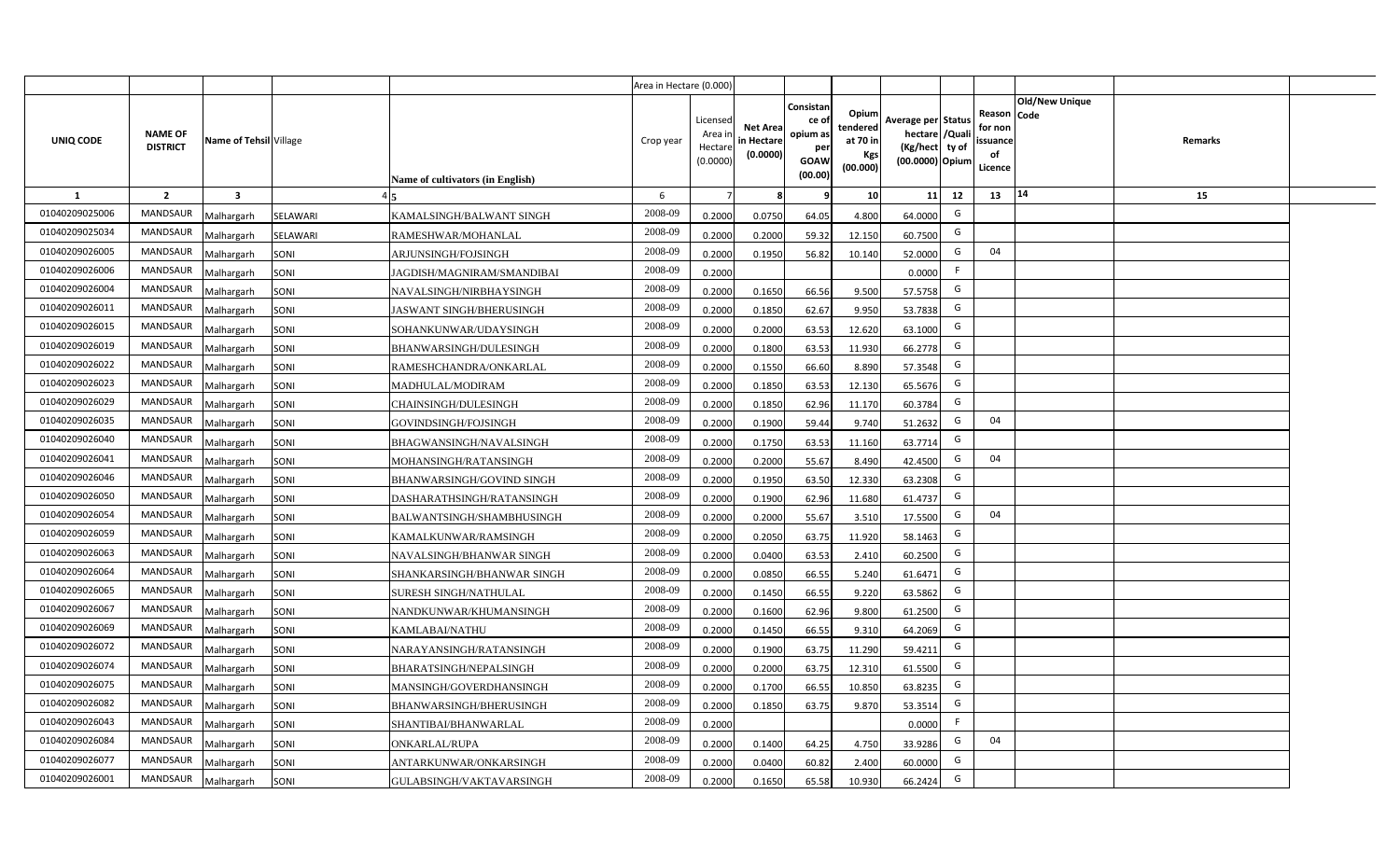| | | | | | Area in Hectare (0.000) | | | | | | | | | | | |
|---|---|---|---|---|---|---|---|---|---|---|---|---|---|---|---|---|
| UNIQ CODE | NAME OF DISTRICT | Name of Tehsil | Village | Name of cultivators (in English) | Crop year | Licensed Area in Hectare (0.0000) | Net Area in Hectare (0.0000) | Consistance of opium as per GOAW (00.00) | Opium tendered at 70 in Kgs (00.000) | Average per hectare (Kg/hect) (00.0000) | Status /Quality of Opium | Reason for non issuance of Licence | Old/New Unique Code | Remarks | |
| 1 | 2 | 3 | 4 | 5 | 6 | 7 | 8 | 9 | 10 | 11 | 12 | 13 | 14 | 15 | |
| 01040209025006 | MANDSAUR | Malhargarh | SELAWARI | KAMALSINGH/BALWANT SINGH | 2008-09 | 0.2000 | 0.0750 | 64.05 | 4.800 | 64.0000 | G | | | | |
| 01040209025034 | MANDSAUR | Malhargarh | SELAWARI | RAMESHWAR/MOHANLAL | 2008-09 | 0.2000 | 0.2000 | 59.32 | 12.150 | 60.7500 | G | | | | |
| 01040209026005 | MANDSAUR | Malhargarh | SONI | ARJUNSINGH/FOJSINGH | 2008-09 | 0.2000 | 0.1950 | 56.82 | 10.140 | 52.0000 | G | 04 | | | |
| 01040209026006 | MANDSAUR | Malhargarh | SONI | JAGDISH/MAGNIRAM/SMANDIBAI | 2008-09 | 0.2000 | | | | 0.0000 | F | | | | |
| 01040209026004 | MANDSAUR | Malhargarh | SONI | NAVALSINGH/NIRBHAYSINGH | 2008-09 | 0.2000 | 0.1650 | 66.56 | 9.500 | 57.5758 | G | | | | |
| 01040209026011 | MANDSAUR | Malhargarh | SONI | JASWANT SINGH/BHERUSINGH | 2008-09 | 0.2000 | 0.1850 | 62.67 | 9.950 | 53.7838 | G | | | | |
| 01040209026015 | MANDSAUR | Malhargarh | SONI | SOHANKUNWAR/UDAYSINGH | 2008-09 | 0.2000 | 0.2000 | 63.53 | 12.620 | 63.1000 | G | | | | |
| 01040209026019 | MANDSAUR | Malhargarh | SONI | BHANWARSINGH/DULESINGH | 2008-09 | 0.2000 | 0.1800 | 63.53 | 11.930 | 66.2778 | G | | | | |
| 01040209026022 | MANDSAUR | Malhargarh | SONI | RAMESHCHANDRA/ONKARLAL | 2008-09 | 0.2000 | 0.1550 | 66.60 | 8.890 | 57.3548 | G | | | | |
| 01040209026023 | MANDSAUR | Malhargarh | SONI | MADHULAL/MODIRAM | 2008-09 | 0.2000 | 0.1850 | 63.53 | 12.130 | 65.5676 | G | | | | |
| 01040209026029 | MANDSAUR | Malhargarh | SONI | CHAINSINGH/DULESINGH | 2008-09 | 0.2000 | 0.1850 | 62.96 | 11.170 | 60.3784 | G | | | | |
| 01040209026035 | MANDSAUR | Malhargarh | SONI | GOVINDSINGH/FOJSINGH | 2008-09 | 0.2000 | 0.1900 | 59.44 | 9.740 | 51.2632 | G | 04 | | | |
| 01040209026040 | MANDSAUR | Malhargarh | SONI | BHAGWANSINGH/NAVALSINGH | 2008-09 | 0.2000 | 0.1750 | 63.53 | 11.160 | 63.7714 | G | | | | |
| 01040209026041 | MANDSAUR | Malhargarh | SONI | MOHANSINGH/RATANSINGH | 2008-09 | 0.2000 | 0.2000 | 55.67 | 8.490 | 42.4500 | G | 04 | | | |
| 01040209026046 | MANDSAUR | Malhargarh | SONI | BHANWARSINGH/GOVIND SINGH | 2008-09 | 0.2000 | 0.1950 | 63.50 | 12.330 | 63.2308 | G | | | | |
| 01040209026050 | MANDSAUR | Malhargarh | SONI | DASHARATHSINGH/RATANSINGH | 2008-09 | 0.2000 | 0.1900 | 62.96 | 11.680 | 61.4737 | G | | | | |
| 01040209026054 | MANDSAUR | Malhargarh | SONI | BALWANTSINGH/SHAMBHUSINGH | 2008-09 | 0.2000 | 0.2000 | 55.67 | 3.510 | 17.5500 | G | 04 | | | |
| 01040209026059 | MANDSAUR | Malhargarh | SONI | KAMALKUNWAR/RAMSINGH | 2008-09 | 0.2000 | 0.2050 | 63.75 | 11.920 | 58.1463 | G | | | | |
| 01040209026063 | MANDSAUR | Malhargarh | SONI | NAVALSINGH/BHANWAR SINGH | 2008-09 | 0.2000 | 0.0400 | 63.53 | 2.410 | 60.2500 | G | | | | |
| 01040209026064 | MANDSAUR | Malhargarh | SONI | SHANKARSINGH/BHANWAR SINGH | 2008-09 | 0.2000 | 0.0850 | 66.55 | 5.240 | 61.6471 | G | | | | |
| 01040209026065 | MANDSAUR | Malhargarh | SONI | SURESH SINGH/NATHULAL | 2008-09 | 0.2000 | 0.1450 | 66.55 | 9.220 | 63.5862 | G | | | | |
| 01040209026067 | MANDSAUR | Malhargarh | SONI | NANDKUNWAR/KHUMANSINGH | 2008-09 | 0.2000 | 0.1600 | 62.96 | 9.800 | 61.2500 | G | | | | |
| 01040209026069 | MANDSAUR | Malhargarh | SONI | KAMLABAI/NATHU | 2008-09 | 0.2000 | 0.1450 | 66.55 | 9.310 | 64.2069 | G | | | | |
| 01040209026072 | MANDSAUR | Malhargarh | SONI | NARAYANSINGH/RATANSINGH | 2008-09 | 0.2000 | 0.1900 | 63.75 | 11.290 | 59.4211 | G | | | | |
| 01040209026074 | MANDSAUR | Malhargarh | SONI | BHARATSINGH/NEPALSINGH | 2008-09 | 0.2000 | 0.2000 | 63.75 | 12.310 | 61.5500 | G | | | | |
| 01040209026075 | MANDSAUR | Malhargarh | SONI | MANSINGH/GOVERDHANSINGH | 2008-09 | 0.2000 | 0.1700 | 66.55 | 10.850 | 63.8235 | G | | | | |
| 01040209026082 | MANDSAUR | Malhargarh | SONI | BHANWARSINGH/BHERUSINGH | 2008-09 | 0.2000 | 0.1850 | 63.75 | 9.870 | 53.3514 | G | | | | |
| 01040209026043 | MANDSAUR | Malhargarh | SONI | SHANTIBAI/BHANWARLAL | 2008-09 | 0.2000 | | | | 0.0000 | F | | | | |
| 01040209026084 | MANDSAUR | Malhargarh | SONI | ONKARLAL/RUPA | 2008-09 | 0.2000 | 0.1400 | 64.25 | 4.750 | 33.9286 | G | 04 | | | |
| 01040209026077 | MANDSAUR | Malhargarh | SONI | ANTARKUNWAR/ONKARSINGH | 2008-09 | 0.2000 | 0.0400 | 60.82 | 2.400 | 60.0000 | G | | | | |
| 01040209026001 | MANDSAUR | Malhargarh | SONI | GULABSINGH/VAKTAVARSINGH | 2008-09 | 0.2000 | 0.1650 | 65.58 | 10.930 | 66.2424 | G | | | | |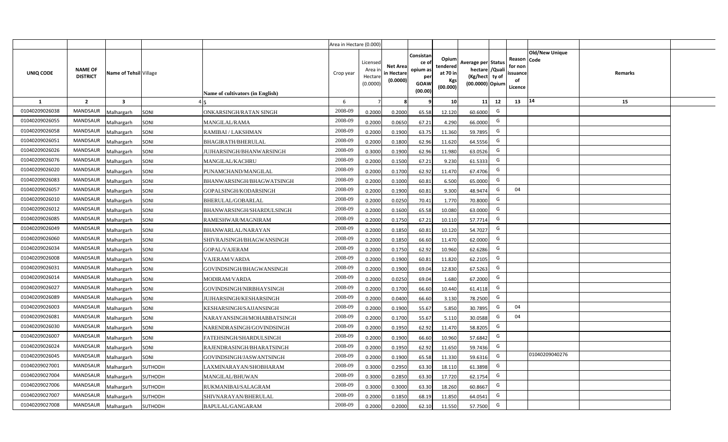| | | | | | Area in Hectare (0.000) | | | | | | | | | | |
|---|---|---|---|---|---|---|---|---|---|---|---|---|---|---|---|
| UNIQ CODE | NAME OF DISTRICT | Name of Tehsil | Village | Name of cultivators (in English) | Crop year | Licensed Area in Hectare (0.0000) | Net Area in Hectare (0.0000) | Consistance of opium as per GOAW (00.00) | Opium tendered at 70 in Kgs (00.000) | Average per hectare (Kg/hect) (00.0000) | Status /Quality of Opium | Reason for non issuance of Licence | Old/New Unique Code | Remarks |
| 1 | 2 | 3 | 4 | 5 | 6 | 7 | 8 | 9 | 10 | 11 | 12 | 13 | 14 | 15 |
| 01040209026038 | MANDSAUR | Malhargarh | SONI | ONKARSINGH/RATAN SINGH | 2008-09 | 0.2000 | 0.2000 | 65.58 | 12.120 | 60.6000 | G | | | |
| 01040209026055 | MANDSAUR | Malhargarh | SONI | MANGILAL/RAMA | 2008-09 | 0.2000 | 0.0650 | 67.21 | 4.290 | 66.0000 | G | | | |
| 01040209026058 | MANDSAUR | Malhargarh | SONI | RAMIBAI / LAKSHMAN | 2008-09 | 0.2000 | 0.1900 | 63.75 | 11.360 | 59.7895 | G | | | |
| 01040209026051 | MANDSAUR | Malhargarh | SONI | BHAGIRATH/BHERULAL | 2008-09 | 0.2000 | 0.1800 | 62.96 | 11.620 | 64.5556 | G | | | |
| 01040209026026 | MANDSAUR | Malhargarh | SONI | JUJHARSINGH/BHANWARSINGH | 2008-09 | 0.3000 | 0.1900 | 62.96 | 11.980 | 63.0526 | G | | | |
| 01040209026076 | MANDSAUR | Malhargarh | SONI | MANGILAL/KACHRU | 2008-09 | 0.2000 | 0.1500 | 67.21 | 9.230 | 61.5333 | G | | | |
| 01040209026020 | MANDSAUR | Malhargarh | SONI | PUNAMCHAND/MANGILAL | 2008-09 | 0.2000 | 0.1700 | 62.92 | 11.470 | 67.4706 | G | | | |
| 01040209026083 | MANDSAUR | Malhargarh | SONI | BHANWARSINGH/BHAGWATSINGH | 2008-09 | 0.2000 | 0.1000 | 60.81 | 6.500 | 65.0000 | G | | | |
| 01040209026057 | MANDSAUR | Malhargarh | SONI | GOPALSINGH/KODARSINGH | 2008-09 | 0.2000 | 0.1900 | 60.81 | 9.300 | 48.9474 | G | 04 | | |
| 01040209026010 | MANDSAUR | Malhargarh | SONI | BHERULAL/GOBARLAL | 2008-09 | 0.2000 | 0.0250 | 70.41 | 1.770 | 70.8000 | G | | | |
| 01040209026012 | MANDSAUR | Malhargarh | SONI | BHANWARSINGH/SHARDULSINGH | 2008-09 | 0.2000 | 0.1600 | 65.58 | 10.080 | 63.0000 | G | | | |
| 01040209026085 | MANDSAUR | Malhargarh | SONI | RAMESHWAR/MAGNIRAM | 2008-09 | 0.2000 | 0.1750 | 67.21 | 10.110 | 57.7714 | G | | | |
| 01040209026049 | MANDSAUR | Malhargarh | SONI | BHANWARLAL/NARAYAN | 2008-09 | 0.2000 | 0.1850 | 60.81 | 10.120 | 54.7027 | G | | | |
| 01040209026060 | MANDSAUR | Malhargarh | SONI | SHIVRAJSINGH/BHAGWANSINGH | 2008-09 | 0.2000 | 0.1850 | 66.60 | 11.470 | 62.0000 | G | | | |
| 01040209026034 | MANDSAUR | Malhargarh | SONI | GOPAL/VAJERAM | 2008-09 | 0.2000 | 0.1750 | 62.92 | 10.960 | 62.6286 | G | | | |
| 01040209026008 | MANDSAUR | Malhargarh | SONI | VAJERAM/VARDA | 2008-09 | 0.2000 | 0.1900 | 60.81 | 11.820 | 62.2105 | G | | | |
| 01040209026031 | MANDSAUR | Malhargarh | SONI | GOVINDSINGH/BHAGWANSINGH | 2008-09 | 0.2000 | 0.1900 | 69.04 | 12.830 | 67.5263 | G | | | |
| 01040209026014 | MANDSAUR | Malhargarh | SONI | MODIRAM/VARDA | 2008-09 | 0.2000 | 0.0250 | 69.04 | 1.680 | 67.2000 | G | | | |
| 01040209026027 | MANDSAUR | Malhargarh | SONI | GOVINDSINGH/NIRBHAYSINGH | 2008-09 | 0.2000 | 0.1700 | 66.60 | 10.440 | 61.4118 | G | | | |
| 01040209026089 | MANDSAUR | Malhargarh | SONI | JUJHARSINGH/KESHARSINGH | 2008-09 | 0.2000 | 0.0400 | 66.60 | 3.130 | 78.2500 | G | | | |
| 01040209026003 | MANDSAUR | Malhargarh | SONI | KESHARSINGH/SAJJANSINGH | 2008-09 | 0.2000 | 0.1900 | 55.67 | 5.850 | 30.7895 | G | 04 | | |
| 01040209026081 | MANDSAUR | Malhargarh | SONI | NARAYANSINGH/MOHABBATSINGH | 2008-09 | 0.2000 | 0.1700 | 55.67 | 5.110 | 30.0588 | G | 04 | | |
| 01040209026030 | MANDSAUR | Malhargarh | SONI | NARENDRASINGH/GOVINDSINGH | 2008-09 | 0.2000 | 0.1950 | 62.92 | 11.470 | 58.8205 | G | | | |
| 01040209026007 | MANDSAUR | Malhargarh | SONI | FATEHSINGH/SHARDULSINGH | 2008-09 | 0.2000 | 0.1900 | 66.60 | 10.960 | 57.6842 | G | | | |
| 01040209026024 | MANDSAUR | Malhargarh | SONI | RAJENDRASINGH/BHARATSINGH | 2008-09 | 0.2000 | 0.1950 | 62.92 | 11.650 | 59.7436 | G | | | |
| 01040209026045 | MANDSAUR | Malhargarh | SONI | GOVINDSINGH/JASWANTSINGH | 2008-09 | 0.2000 | 0.1900 | 65.58 | 11.330 | 59.6316 | G | | 01040209040276 | |
| 01040209027001 | MANDSAUR | Malhargarh | SUTHODH | LAXMINARAYAN/SHOBHARAM | 2008-09 | 0.3000 | 0.2950 | 63.30 | 18.110 | 61.3898 | G | | | |
| 01040209027004 | MANDSAUR | Malhargarh | SUTHODH | MANGILAL/BHUWAN | 2008-09 | 0.3000 | 0.2850 | 63.30 | 17.720 | 62.1754 | G | | | |
| 01040209027006 | MANDSAUR | Malhargarh | SUTHODH | RUKMANIBAI/SALAGRAM | 2008-09 | 0.3000 | 0.3000 | 63.30 | 18.260 | 60.8667 | G | | | |
| 01040209027007 | MANDSAUR | Malhargarh | SUTHODH | SHIVNARAYAN/BHERULAL | 2008-09 | 0.2000 | 0.1850 | 68.19 | 11.850 | 64.0541 | G | | | |
| 01040209027008 | MANDSAUR | Malhargarh | SUTHODH | BAPULAL/GANGARAM | 2008-09 | 0.2000 | 0.2000 | 62.10 | 11.550 | 57.7500 | G | | | |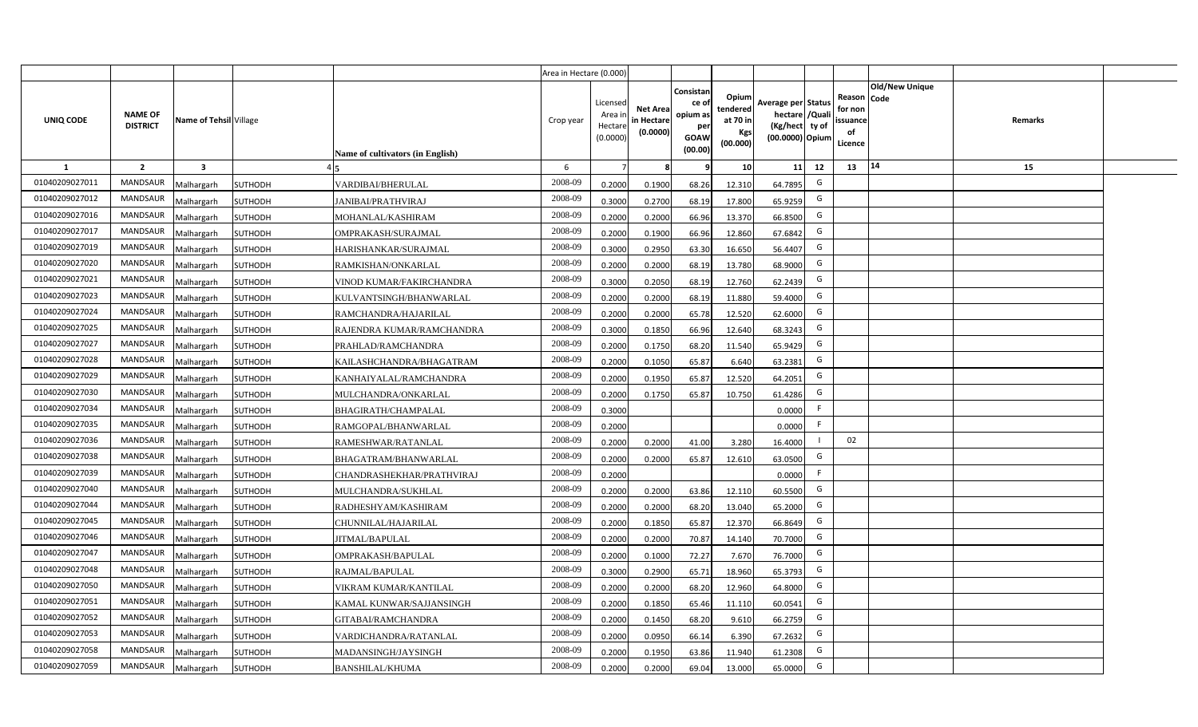| | | | | | Area in Hectare (0.000) | | | | | | | | | | |
|---|---|---|---|---|---|---|---|---|---|---|---|---|---|---|---|
| UNIQ CODE | NAME OF DISTRICT | Name of Tehsil | Village | Name of cultivators (in English) | Crop year | Licensed Area in Hectare (0.0000) | Net Area in Hectare (0.0000) | Consistance of opium as per GOAW (00.00) | Opium tendered at 70 in Kgs (00.000) | Average per hectare (Kg/hect) (00.0000) | Status /Quality of Opium | Reason for non issuance of Licence | Old/New Unique Code | Remarks |
| 1 | 2 | 3 | 4 | 5 | 6 | 7 | 8 | 9 | 10 | 11 | 12 | 13 | 14 | 15 |
| 01040209027011 | MANDSAUR | Malhargarh | SUTHODH | VARDIBAI/BHERULAL | 2008-09 | 0.2000 | 0.1900 | 68.26 | 12.310 | 64.7895 | G | | | |
| 01040209027012 | MANDSAUR | Malhargarh | SUTHODH | JANIBAI/PRATHVIRAJ | 2008-09 | 0.3000 | 0.2700 | 68.19 | 17.800 | 65.9259 | G | | | |
| 01040209027016 | MANDSAUR | Malhargarh | SUTHODH | MOHANLAL/KASHIRAM | 2008-09 | 0.2000 | 0.2000 | 66.96 | 13.370 | 66.8500 | G | | | |
| 01040209027017 | MANDSAUR | Malhargarh | SUTHODH | OMPRAKASH/SURAJMAL | 2008-09 | 0.2000 | 0.1900 | 66.96 | 12.860 | 67.6842 | G | | | |
| 01040209027019 | MANDSAUR | Malhargarh | SUTHODH | HARISHANKAR/SURAJMAL | 2008-09 | 0.3000 | 0.2950 | 63.30 | 16.650 | 56.4407 | G | | | |
| 01040209027020 | MANDSAUR | Malhargarh | SUTHODH | RAMKISHAN/ONKARLAL | 2008-09 | 0.2000 | 0.2000 | 68.19 | 13.780 | 68.9000 | G | | | |
| 01040209027021 | MANDSAUR | Malhargarh | SUTHODH | VINOD KUMAR/FAKIRCHANDRA | 2008-09 | 0.3000 | 0.2050 | 68.19 | 12.760 | 62.2439 | G | | | |
| 01040209027023 | MANDSAUR | Malhargarh | SUTHODH | KULVANTSINGH/BHANWARLAL | 2008-09 | 0.2000 | 0.2000 | 68.19 | 11.880 | 59.4000 | G | | | |
| 01040209027024 | MANDSAUR | Malhargarh | SUTHODH | RAMCHANDRA/HAJARILAL | 2008-09 | 0.2000 | 0.2000 | 65.78 | 12.520 | 62.6000 | G | | | |
| 01040209027025 | MANDSAUR | Malhargarh | SUTHODH | RAJENDRA KUMAR/RAMCHANDRA | 2008-09 | 0.3000 | 0.1850 | 66.96 | 12.640 | 68.3243 | G | | | |
| 01040209027027 | MANDSAUR | Malhargarh | SUTHODH | PRAHLAD/RAMCHANDRA | 2008-09 | 0.2000 | 0.1750 | 68.20 | 11.540 | 65.9429 | G | | | |
| 01040209027028 | MANDSAUR | Malhargarh | SUTHODH | KAILASHCHANDRA/BHAGATRAM | 2008-09 | 0.2000 | 0.1050 | 65.87 | 6.640 | 63.2381 | G | | | |
| 01040209027029 | MANDSAUR | Malhargarh | SUTHODH | KANHAIYALAL/RAMCHANDRA | 2008-09 | 0.2000 | 0.1950 | 65.87 | 12.520 | 64.2051 | G | | | |
| 01040209027030 | MANDSAUR | Malhargarh | SUTHODH | MULCHANDRA/ONKARLAL | 2008-09 | 0.2000 | 0.1750 | 65.87 | 10.750 | 61.4286 | G | | | |
| 01040209027034 | MANDSAUR | Malhargarh | SUTHODH | BHAGIRATH/CHAMPALAL | 2008-09 | 0.3000 | | | | 0.0000 | F | | | |
| 01040209027035 | MANDSAUR | Malhargarh | SUTHODH | RAMGOPAL/BHANWARLAL | 2008-09 | 0.2000 | | | | 0.0000 | F | | | |
| 01040209027036 | MANDSAUR | Malhargarh | SUTHODH | RAMESHWAR/RATANLAL | 2008-09 | 0.2000 | 0.2000 | 41.00 | 3.280 | 16.4000 | I | 02 | | |
| 01040209027038 | MANDSAUR | Malhargarh | SUTHODH | BHAGATRAM/BHANWARLAL | 2008-09 | 0.2000 | 0.2000 | 65.87 | 12.610 | 63.0500 | G | | | |
| 01040209027039 | MANDSAUR | Malhargarh | SUTHODH | CHANDRASHEKHAR/PRATHVIRAJ | 2008-09 | 0.2000 | | | | 0.0000 | F | | | |
| 01040209027040 | MANDSAUR | Malhargarh | SUTHODH | MULCHANDRA/SUKHLAL | 2008-09 | 0.2000 | 0.2000 | 63.86 | 12.110 | 60.5500 | G | | | |
| 01040209027044 | MANDSAUR | Malhargarh | SUTHODH | RADHESHYAM/KASHIRAM | 2008-09 | 0.2000 | 0.2000 | 68.20 | 13.040 | 65.2000 | G | | | |
| 01040209027045 | MANDSAUR | Malhargarh | SUTHODH | CHUNNILAL/HAJARILAL | 2008-09 | 0.2000 | 0.1850 | 65.87 | 12.370 | 66.8649 | G | | | |
| 01040209027046 | MANDSAUR | Malhargarh | SUTHODH | JITMAL/BAPULAL | 2008-09 | 0.2000 | 0.2000 | 70.87 | 14.140 | 70.7000 | G | | | |
| 01040209027047 | MANDSAUR | Malhargarh | SUTHODH | OMPRAKASH/BAPULAL | 2008-09 | 0.2000 | 0.1000 | 72.27 | 7.670 | 76.7000 | G | | | |
| 01040209027048 | MANDSAUR | Malhargarh | SUTHODH | RAJMAL/BAPULAL | 2008-09 | 0.3000 | 0.2900 | 65.71 | 18.960 | 65.3793 | G | | | |
| 01040209027050 | MANDSAUR | Malhargarh | SUTHODH | VIKRAM KUMAR/KANTILAL | 2008-09 | 0.2000 | 0.2000 | 68.20 | 12.960 | 64.8000 | G | | | |
| 01040209027051 | MANDSAUR | Malhargarh | SUTHODH | KAMAL KUNWAR/SAJJANSINGH | 2008-09 | 0.2000 | 0.1850 | 65.46 | 11.110 | 60.0541 | G | | | |
| 01040209027052 | MANDSAUR | Malhargarh | SUTHODH | GITABAI/RAMCHANDRA | 2008-09 | 0.2000 | 0.1450 | 68.20 | 9.610 | 66.2759 | G | | | |
| 01040209027053 | MANDSAUR | Malhargarh | SUTHODH | VARDICHANDRA/RATANLAL | 2008-09 | 0.2000 | 0.0950 | 66.14 | 6.390 | 67.2632 | G | | | |
| 01040209027058 | MANDSAUR | Malhargarh | SUTHODH | MADANSINGH/JAYSINGH | 2008-09 | 0.2000 | 0.1950 | 63.86 | 11.940 | 61.2308 | G | | | |
| 01040209027059 | MANDSAUR | Malhargarh | SUTHODH | BANSHILAL/KHUMA | 2008-09 | 0.2000 | 0.2000 | 69.04 | 13.000 | 65.0000 | G | | | |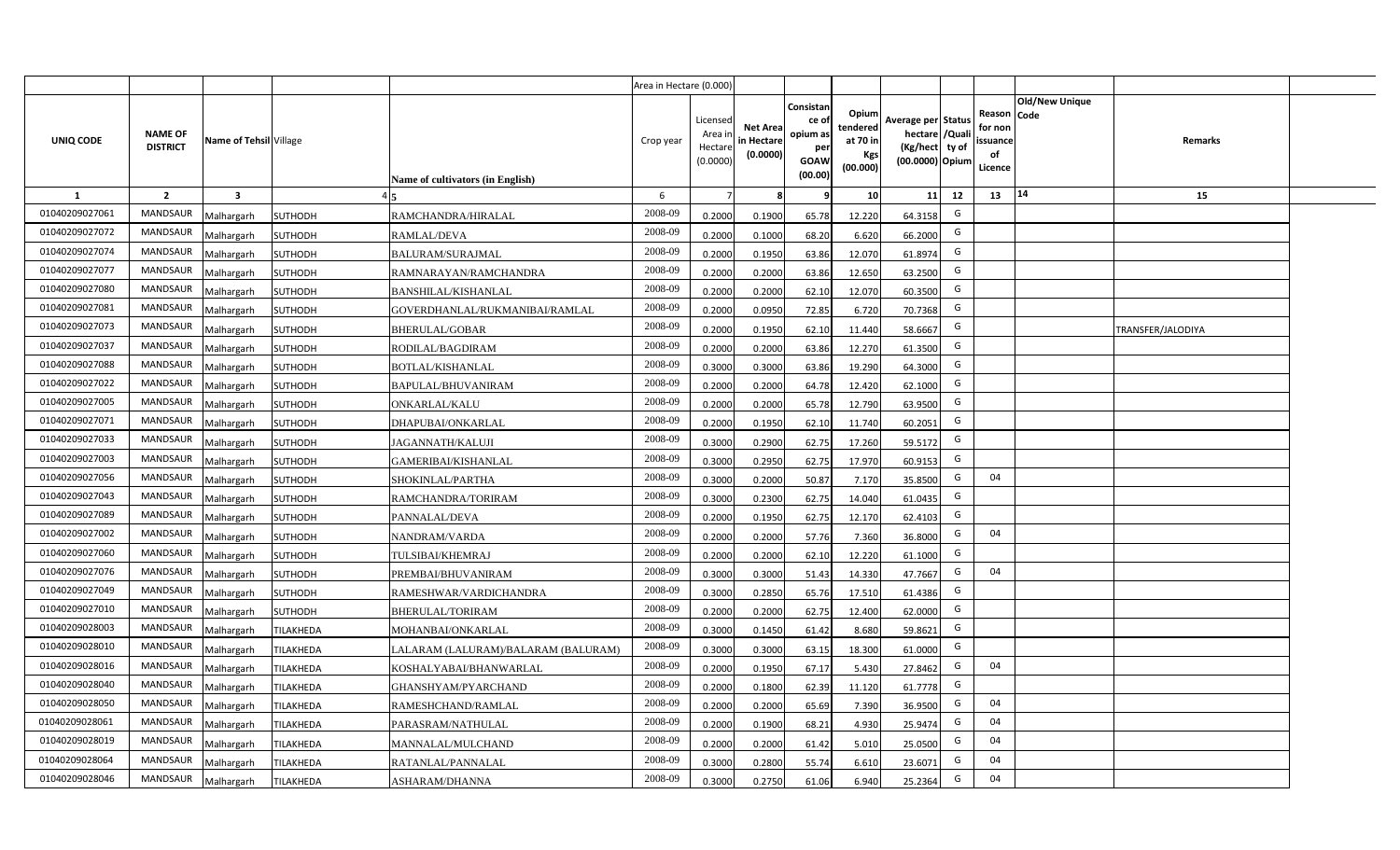| | | | | | Area in Hectare (0.000) | | | | | | | | | | |
|---|---|---|---|---|---|---|---|---|---|---|---|---|---|---|---|
| UNIQ CODE | NAME OF DISTRICT | Name of Tehsil | Village | Name of cultivators (in English) | Crop year | Licensed Area in Hectare (0.0000) | Net Area in Hectare (0.0000) | Consistance of opium as per GOAW (00.00) | Opium tendered at 70 in Kgs (00.000) | Average per hectare (Kg/hect) (00.0000) | Status /Quality of Opium | Reason for non issuance of Licence | Code | Old/New Unique | Remarks |
| 1 | 2 | 3 | 4 | 5 | 6 | 7 | 8 | 9 | 10 | 11 | 12 | 13 | 14 | | 15 |
| 01040209027061 | MANDSAUR | Malhargarh | SUTHODH | RAMCHANDRA/HIRALAL | 2008-09 | 0.2000 | 0.1900 | 65.78 | 12.220 | 64.3158 | G | | | | |
| 01040209027072 | MANDSAUR | Malhargarh | SUTHODH | RAMLAL/DEVA | 2008-09 | 0.2000 | 0.1000 | 68.20 | 6.620 | 66.2000 | G | | | | |
| 01040209027074 | MANDSAUR | Malhargarh | SUTHODH | BALURAM/SURAJMAL | 2008-09 | 0.2000 | 0.1950 | 63.86 | 12.070 | 61.8974 | G | | | | |
| 01040209027077 | MANDSAUR | Malhargarh | SUTHODH | RAMNARAYAN/RAMCHANDRA | 2008-09 | 0.2000 | 0.2000 | 63.86 | 12.650 | 63.2500 | G | | | | |
| 01040209027080 | MANDSAUR | Malhargarh | SUTHODH | BANSHILAL/KISHANLAL | 2008-09 | 0.2000 | 0.2000 | 62.10 | 12.070 | 60.3500 | G | | | | |
| 01040209027081 | MANDSAUR | Malhargarh | SUTHODH | GOVERDHANLAL/RUKMANIBAI/RAMLAL | 2008-09 | 0.2000 | 0.0950 | 72.85 | 6.720 | 70.7368 | G | | | | |
| 01040209027073 | MANDSAUR | Malhargarh | SUTHODH | BHERULAL/GOBAR | 2008-09 | 0.2000 | 0.1950 | 62.10 | 11.440 | 58.6667 | G | | | | TRANSFER/JALODIYA |
| 01040209027037 | MANDSAUR | Malhargarh | SUTHODH | RODILAL/BAGDIRAM | 2008-09 | 0.2000 | 0.2000 | 63.86 | 12.270 | 61.3500 | G | | | | |
| 01040209027088 | MANDSAUR | Malhargarh | SUTHODH | BOTLAL/KISHANLAL | 2008-09 | 0.3000 | 0.3000 | 63.86 | 19.290 | 64.3000 | G | | | | |
| 01040209027022 | MANDSAUR | Malhargarh | SUTHODH | BAPULAL/BHUVANIRAM | 2008-09 | 0.2000 | 0.2000 | 64.78 | 12.420 | 62.1000 | G | | | | |
| 01040209027005 | MANDSAUR | Malhargarh | SUTHODH | ONKARLAL/KALU | 2008-09 | 0.2000 | 0.2000 | 65.78 | 12.790 | 63.9500 | G | | | | |
| 01040209027071 | MANDSAUR | Malhargarh | SUTHODH | DHAPUBAI/ONKARLAL | 2008-09 | 0.2000 | 0.1950 | 62.10 | 11.740 | 60.2051 | G | | | | |
| 01040209027033 | MANDSAUR | Malhargarh | SUTHODH | JAGANNATH/KALUJI | 2008-09 | 0.3000 | 0.2900 | 62.75 | 17.260 | 59.5172 | G | | | | |
| 01040209027003 | MANDSAUR | Malhargarh | SUTHODH | GAMERIBAI/KISHANLAL | 2008-09 | 0.3000 | 0.2950 | 62.75 | 17.970 | 60.9153 | G | | | | |
| 01040209027056 | MANDSAUR | Malhargarh | SUTHODH | SHOKINLAL/PARTHA | 2008-09 | 0.3000 | 0.2000 | 50.87 | 7.170 | 35.8500 | G | 04 | | | |
| 01040209027043 | MANDSAUR | Malhargarh | SUTHODH | RAMCHANDRA/TORIRAM | 2008-09 | 0.3000 | 0.2300 | 62.75 | 14.040 | 61.0435 | G | | | | |
| 01040209027089 | MANDSAUR | Malhargarh | SUTHODH | PANNALAL/DEVA | 2008-09 | 0.2000 | 0.1950 | 62.75 | 12.170 | 62.4103 | G | | | | |
| 01040209027002 | MANDSAUR | Malhargarh | SUTHODH | NANDRAM/VARDA | 2008-09 | 0.2000 | 0.2000 | 57.76 | 7.360 | 36.8000 | G | 04 | | | |
| 01040209027060 | MANDSAUR | Malhargarh | SUTHODH | TULSIBAI/KHEMRAJ | 2008-09 | 0.2000 | 0.2000 | 62.10 | 12.220 | 61.1000 | G | | | | |
| 01040209027076 | MANDSAUR | Malhargarh | SUTHODH | PREMBAI/BHUVANIRAM | 2008-09 | 0.3000 | 0.3000 | 51.43 | 14.330 | 47.7667 | G | 04 | | | |
| 01040209027049 | MANDSAUR | Malhargarh | SUTHODH | RAMESHWAR/VARDICHANDRA | 2008-09 | 0.3000 | 0.2850 | 65.76 | 17.510 | 61.4386 | G | | | | |
| 01040209027010 | MANDSAUR | Malhargarh | SUTHODH | BHERULAL/TORIRAM | 2008-09 | 0.2000 | 0.2000 | 62.75 | 12.400 | 62.0000 | G | | | | |
| 01040209028003 | MANDSAUR | Malhargarh | TILAKHEDA | MOHANBAI/ONKARLAL | 2008-09 | 0.3000 | 0.1450 | 61.42 | 8.680 | 59.8621 | G | | | | |
| 01040209028010 | MANDSAUR | Malhargarh | TILAKHEDA | LALARAM (LALURAM)/BALARAM (BALURAM) | 2008-09 | 0.3000 | 0.3000 | 63.15 | 18.300 | 61.0000 | G | | | | |
| 01040209028016 | MANDSAUR | Malhargarh | TILAKHEDA | KOSHALYABAI/BHANWARLAL | 2008-09 | 0.2000 | 0.1950 | 67.17 | 5.430 | 27.8462 | G | 04 | | | |
| 01040209028040 | MANDSAUR | Malhargarh | TILAKHEDA | GHANSHYAM/PYARCHAND | 2008-09 | 0.2000 | 0.1800 | 62.39 | 11.120 | 61.7778 | G | | | | |
| 01040209028050 | MANDSAUR | Malhargarh | TILAKHEDA | RAMESHCHAND/RAMLAL | 2008-09 | 0.2000 | 0.2000 | 65.69 | 7.390 | 36.9500 | G | 04 | | | |
| 01040209028061 | MANDSAUR | Malhargarh | TILAKHEDA | PARASRAM/NATHULAL | 2008-09 | 0.2000 | 0.1900 | 68.21 | 4.930 | 25.9474 | G | 04 | | | |
| 01040209028019 | MANDSAUR | Malhargarh | TILAKHEDA | MANNALAL/MULCHAND | 2008-09 | 0.2000 | 0.2000 | 61.42 | 5.010 | 25.0500 | G | 04 | | | |
| 01040209028064 | MANDSAUR | Malhargarh | TILAKHEDA | RATANLAL/PANNALAL | 2008-09 | 0.3000 | 0.2800 | 55.74 | 6.610 | 23.6071 | G | 04 | | | |
| 01040209028046 | MANDSAUR | Malhargarh | TILAKHEDA | ASHARAM/DHANNA | 2008-09 | 0.3000 | 0.2750 | 61.06 | 6.940 | 25.2364 | G | 04 | | | |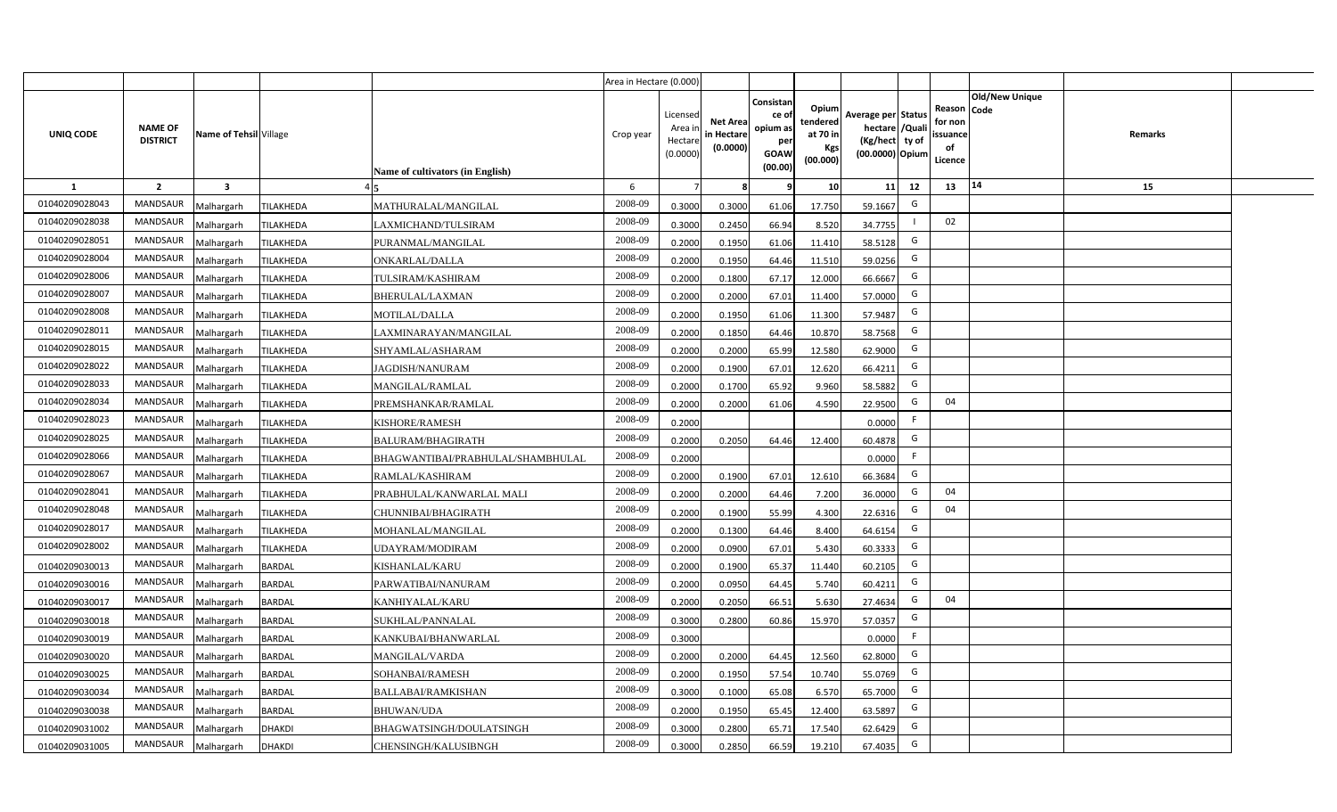| UNIQ CODE | NAME OF DISTRICT | Name of Tehsil | Village | Name of cultivators (in English) | Crop year | Area in Hectare (0.000) Licensed Area in Hectare (0.0000) | Net Area in Hectare (0.0000) | Consistance of opium as per GOAW (00.00) | Opium tendered at 70 in Kgs (00.000) | Average per hectare (Kg/hect) (00.0000) | Status /Quality of Opium | Reason for non issuance of Licence | Old/New Unique Code | Remarks |
|---|---|---|---|---|---|---|---|---|---|---|---|---|---|---|
| 1 | 2 | 3 | 4 | 5 | 6 | 7 | 8 | 9 | 10 | 11 | 12 | 13 | 14 | 15 |
| 01040209028043 | MANDSAUR | Malhargarh | TILAKHEDA | MATHURALAL/MANGILAL | 2008-09 | 0.3000 | 0.3000 | 61.06 | 17.750 | 59.1667 | G | | | |
| 01040209028038 | MANDSAUR | Malhargarh | TILAKHEDA | LAXMICHAND/TULSIRAM | 2008-09 | 0.3000 | 0.2450 | 66.94 | 8.520 | 34.7755 | I | 02 | | |
| 01040209028051 | MANDSAUR | Malhargarh | TILAKHEDA | PURANMAL/MANGILAL | 2008-09 | 0.2000 | 0.1950 | 61.06 | 11.410 | 58.5128 | G | | | |
| 01040209028004 | MANDSAUR | Malhargarh | TILAKHEDA | ONKARLAL/DALLA | 2008-09 | 0.2000 | 0.1950 | 64.46 | 11.510 | 59.0256 | G | | | |
| 01040209028006 | MANDSAUR | Malhargarh | TILAKHEDA | TULSIRAM/KASHIRAM | 2008-09 | 0.2000 | 0.1800 | 67.17 | 12.000 | 66.6667 | G | | | |
| 01040209028007 | MANDSAUR | Malhargarh | TILAKHEDA | BHERULAL/LAXMAN | 2008-09 | 0.2000 | 0.2000 | 67.01 | 11.400 | 57.0000 | G | | | |
| 01040209028008 | MANDSAUR | Malhargarh | TILAKHEDA | MOTILAL/DALLA | 2008-09 | 0.2000 | 0.1950 | 61.06 | 11.300 | 57.9487 | G | | | |
| 01040209028011 | MANDSAUR | Malhargarh | TILAKHEDA | LAXMINARAYAN/MANGILAL | 2008-09 | 0.2000 | 0.1850 | 64.46 | 10.870 | 58.7568 | G | | | |
| 01040209028015 | MANDSAUR | Malhargarh | TILAKHEDA | SHYAMLAL/ASHARAM | 2008-09 | 0.2000 | 0.2000 | 65.99 | 12.580 | 62.9000 | G | | | |
| 01040209028022 | MANDSAUR | Malhargarh | TILAKHEDA | JAGDISH/NANURAM | 2008-09 | 0.2000 | 0.1900 | 67.01 | 12.620 | 66.4211 | G | | | |
| 01040209028033 | MANDSAUR | Malhargarh | TILAKHEDA | MANGILAL/RAMLAL | 2008-09 | 0.2000 | 0.1700 | 65.92 | 9.960 | 58.5882 | G | | | |
| 01040209028034 | MANDSAUR | Malhargarh | TILAKHEDA | PREMSHANKAR/RAMLAL | 2008-09 | 0.2000 | 0.2000 | 61.06 | 4.590 | 22.9500 | G | 04 | | |
| 01040209028023 | MANDSAUR | Malhargarh | TILAKHEDA | KISHORE/RAMESH | 2008-09 | 0.2000 | | | | 0.0000 | F | | | |
| 01040209028025 | MANDSAUR | Malhargarh | TILAKHEDA | BALURAM/BHAGIRATH | 2008-09 | 0.2000 | 0.2050 | 64.46 | 12.400 | 60.4878 | G | | | |
| 01040209028066 | MANDSAUR | Malhargarh | TILAKHEDA | BHAGWANTIBAI/PRABHULAL/SHAMBHULAL | 2008-09 | 0.2000 | | | | 0.0000 | F | | | |
| 01040209028067 | MANDSAUR | Malhargarh | TILAKHEDA | RAMLAL/KASHIRAM | 2008-09 | 0.2000 | 0.1900 | 67.01 | 12.610 | 66.3684 | G | | | |
| 01040209028041 | MANDSAUR | Malhargarh | TILAKHEDA | PRABHULAL/KANWARLAL MALI | 2008-09 | 0.2000 | 0.2000 | 64.46 | 7.200 | 36.0000 | G | 04 | | |
| 01040209028048 | MANDSAUR | Malhargarh | TILAKHEDA | CHUNNIBAI/BHAGIRATH | 2008-09 | 0.2000 | 0.1900 | 55.99 | 4.300 | 22.6316 | G | 04 | | |
| 01040209028017 | MANDSAUR | Malhargarh | TILAKHEDA | MOHANLAL/MANGILAL | 2008-09 | 0.2000 | 0.1300 | 64.46 | 8.400 | 64.6154 | G | | | |
| 01040209028002 | MANDSAUR | Malhargarh | TILAKHEDA | UDAYRAM/MODIRAM | 2008-09 | 0.2000 | 0.0900 | 67.01 | 5.430 | 60.3333 | G | | | |
| 01040209030013 | MANDSAUR | Malhargarh | BARDAL | KISHANLAL/KARU | 2008-09 | 0.2000 | 0.1900 | 65.37 | 11.440 | 60.2105 | G | | | |
| 01040209030016 | MANDSAUR | Malhargarh | BARDAL | PARWATIBAI/NANURAM | 2008-09 | 0.2000 | 0.0950 | 64.45 | 5.740 | 60.4211 | G | | | |
| 01040209030017 | MANDSAUR | Malhargarh | BARDAL | KANHIYALAL/KARU | 2008-09 | 0.2000 | 0.2050 | 66.51 | 5.630 | 27.4634 | G | 04 | | |
| 01040209030018 | MANDSAUR | Malhargarh | BARDAL | SUKHLAL/PANNALAL | 2008-09 | 0.3000 | 0.2800 | 60.86 | 15.970 | 57.0357 | G | | | |
| 01040209030019 | MANDSAUR | Malhargarh | BARDAL | KANKUBAI/BHANWARLAL | 2008-09 | 0.3000 | | | | 0.0000 | F | | | |
| 01040209030020 | MANDSAUR | Malhargarh | BARDAL | MANGILAL/VARDA | 2008-09 | 0.2000 | 0.2000 | 64.45 | 12.560 | 62.8000 | G | | | |
| 01040209030025 | MANDSAUR | Malhargarh | BARDAL | SOHANBAI/RAMESH | 2008-09 | 0.2000 | 0.1950 | 57.54 | 10.740 | 55.0769 | G | | | |
| 01040209030034 | MANDSAUR | Malhargarh | BARDAL | BALLABAI/RAMKISHAN | 2008-09 | 0.3000 | 0.1000 | 65.08 | 6.570 | 65.7000 | G | | | |
| 01040209030038 | MANDSAUR | Malhargarh | BARDAL | BHUWAN/UDA | 2008-09 | 0.2000 | 0.1950 | 65.45 | 12.400 | 63.5897 | G | | | |
| 01040209031002 | MANDSAUR | Malhargarh | DHAKDI | BHAGWATSINGH/DOULATSINGH | 2008-09 | 0.3000 | 0.2800 | 65.71 | 17.540 | 62.6429 | G | | | |
| 01040209031005 | MANDSAUR | Malhargarh | DHAKDI | CHENSINGH/KALUSIBNGH | 2008-09 | 0.3000 | 0.2850 | 66.59 | 19.210 | 67.4035 | G | | | |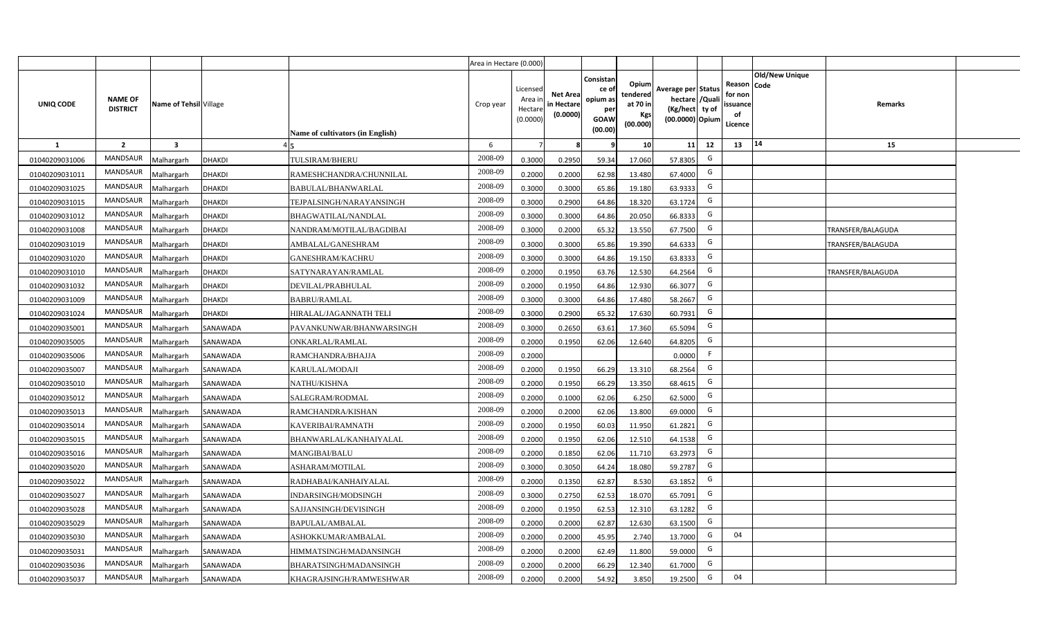| | | | | | Area in Hectare (0.000) | | | | | | | | | | |
|---|---|---|---|---|---|---|---|---|---|---|---|---|---|---|---|
| UNIQ CODE | NAME OF DISTRICT | Name of Tehsil | Village | Name of cultivators (in English) | Crop year | Licensed Area in Hectare (0.0000) | Net Area in Hectare (0.0000) | Consistance of opium as per GOAW (00.00) | Opium tendered at 70 in Kgs (00.000) | Average per hectare (Kg/hect) (00.0000) | Status /Quality of Opium | Reason for non issuance of Licence | Old/New Unique Code | Remarks | |
| 1 | 2 | 3 | 4 | 5 | 6 | 7 | 8 | 9 | 10 | 11 | 12 | 13 | 14 | 15 | |
| 01040209031006 | MANDSAUR | Malhargarh | DHAKDI | TULSIRAM/BHERU | 2008-09 | 0.3000 | 0.2950 | 59.34 | 17.060 | 57.8305 | G | | | | |
| 01040209031011 | MANDSAUR | Malhargarh | DHAKDI | RAMESHCHANDRA/CHUNNILAL | 2008-09 | 0.2000 | 0.2000 | 62.98 | 13.480 | 67.4000 | G | | | | |
| 01040209031025 | MANDSAUR | Malhargarh | DHAKDI | BABULAL/BHANWARLAL | 2008-09 | 0.3000 | 0.3000 | 65.86 | 19.180 | 63.9333 | G | | | | |
| 01040209031015 | MANDSAUR | Malhargarh | DHAKDI | TEJPALSINGH/NARAYANSINGH | 2008-09 | 0.3000 | 0.2900 | 64.86 | 18.320 | 63.1724 | G | | | | |
| 01040209031012 | MANDSAUR | Malhargarh | DHAKDI | BHAGWATILAL/NANDLAL | 2008-09 | 0.3000 | 0.3000 | 64.86 | 20.050 | 66.8333 | G | | | | |
| 01040209031008 | MANDSAUR | Malhargarh | DHAKDI | NANDRAM/MOTILAL/BAGDIBAI | 2008-09 | 0.3000 | 0.2000 | 65.32 | 13.550 | 67.7500 | G | | | TRANSFER/BALAGUDA | |
| 01040209031019 | MANDSAUR | Malhargarh | DHAKDI | AMBALAL/GANESHRAM | 2008-09 | 0.3000 | 0.3000 | 65.86 | 19.390 | 64.6333 | G | | | TRANSFER/BALAGUDA | |
| 01040209031020 | MANDSAUR | Malhargarh | DHAKDI | GANESHRAM/KACHRU | 2008-09 | 0.3000 | 0.3000 | 64.86 | 19.150 | 63.8333 | G | | | | |
| 01040209031010 | MANDSAUR | Malhargarh | DHAKDI | SATYNARAYAN/RAMLAL | 2008-09 | 0.2000 | 0.1950 | 63.76 | 12.530 | 64.2564 | G | | | TRANSFER/BALAGUDA | |
| 01040209031032 | MANDSAUR | Malhargarh | DHAKDI | DEVILAL/PRABHULAL | 2008-09 | 0.2000 | 0.1950 | 64.86 | 12.930 | 66.3077 | G | | | | |
| 01040209031009 | MANDSAUR | Malhargarh | DHAKDI | BABRU/RAMLAL | 2008-09 | 0.3000 | 0.3000 | 64.86 | 17.480 | 58.2667 | G | | | | |
| 01040209031024 | MANDSAUR | Malhargarh | DHAKDI | HIRALAL/JAGANNATH TELI | 2008-09 | 0.3000 | 0.2900 | 65.32 | 17.630 | 60.7931 | G | | | | |
| 01040209035001 | MANDSAUR | Malhargarh | SANAWADA | PAVANKUNWAR/BHANWARSINGH | 2008-09 | 0.3000 | 0.2650 | 63.61 | 17.360 | 65.5094 | G | | | | |
| 01040209035005 | MANDSAUR | Malhargarh | SANAWADA | ONKARLAL/RAMLAL | 2008-09 | 0.2000 | 0.1950 | 62.06 | 12.640 | 64.8205 | G | | | | |
| 01040209035006 | MANDSAUR | Malhargarh | SANAWADA | RAMCHANDRA/BHAJJA | 2008-09 | 0.2000 | | | | 0.0000 | F | | | | |
| 01040209035007 | MANDSAUR | Malhargarh | SANAWADA | KARULAL/MODAJI | 2008-09 | 0.2000 | 0.1950 | 66.29 | 13.310 | 68.2564 | G | | | | |
| 01040209035010 | MANDSAUR | Malhargarh | SANAWADA | NATHU/KISHNA | 2008-09 | 0.2000 | 0.1950 | 66.29 | 13.350 | 68.4615 | G | | | | |
| 01040209035012 | MANDSAUR | Malhargarh | SANAWADA | SALEGRAM/RODMAL | 2008-09 | 0.2000 | 0.1000 | 62.06 | 6.250 | 62.5000 | G | | | | |
| 01040209035013 | MANDSAUR | Malhargarh | SANAWADA | RAMCHANDRA/KISHAN | 2008-09 | 0.2000 | 0.2000 | 62.06 | 13.800 | 69.0000 | G | | | | |
| 01040209035014 | MANDSAUR | Malhargarh | SANAWADA | KAVERIBAI/RAMNATH | 2008-09 | 0.2000 | 0.1950 | 60.03 | 11.950 | 61.2821 | G | | | | |
| 01040209035015 | MANDSAUR | Malhargarh | SANAWADA | BHANWARLAL/KANHAIYALAL | 2008-09 | 0.2000 | 0.1950 | 62.06 | 12.510 | 64.1538 | G | | | | |
| 01040209035016 | MANDSAUR | Malhargarh | SANAWADA | MANGIBAI/BALU | 2008-09 | 0.2000 | 0.1850 | 62.06 | 11.710 | 63.2973 | G | | | | |
| 01040209035020 | MANDSAUR | Malhargarh | SANAWADA | ASHARAM/MOTILAL | 2008-09 | 0.3000 | 0.3050 | 64.24 | 18.080 | 59.2787 | G | | | | |
| 01040209035022 | MANDSAUR | Malhargarh | SANAWADA | RADHABAI/KANHAIYALAL | 2008-09 | 0.2000 | 0.1350 | 62.87 | 8.530 | 63.1852 | G | | | | |
| 01040209035027 | MANDSAUR | Malhargarh | SANAWADA | INDARSINGH/MODSINGH | 2008-09 | 0.3000 | 0.2750 | 62.53 | 18.070 | 65.7091 | G | | | | |
| 01040209035028 | MANDSAUR | Malhargarh | SANAWADA | SAJJANSINGH/DEVISINGH | 2008-09 | 0.2000 | 0.1950 | 62.53 | 12.310 | 63.1282 | G | | | | |
| 01040209035029 | MANDSAUR | Malhargarh | SANAWADA | BAPULAL/AMBALAL | 2008-09 | 0.2000 | 0.2000 | 62.87 | 12.630 | 63.1500 | G | | | | |
| 01040209035030 | MANDSAUR | Malhargarh | SANAWADA | ASHOKKUMAR/AMBALAL | 2008-09 | 0.2000 | 0.2000 | 45.95 | 2.740 | 13.7000 | G | 04 | | | |
| 01040209035031 | MANDSAUR | Malhargarh | SANAWADA | HIMMATSINGH/MADANSINGH | 2008-09 | 0.2000 | 0.2000 | 62.49 | 11.800 | 59.0000 | G | | | | |
| 01040209035036 | MANDSAUR | Malhargarh | SANAWADA | BHARATSINGH/MADANSINGH | 2008-09 | 0.2000 | 0.2000 | 66.29 | 12.340 | 61.7000 | G | | | | |
| 01040209035037 | MANDSAUR | Malhargarh | SANAWADA | KHAGRAJSINGH/RAMWESHWAR | 2008-09 | 0.2000 | 0.2000 | 54.92 | 3.850 | 19.2500 | G | 04 | | | |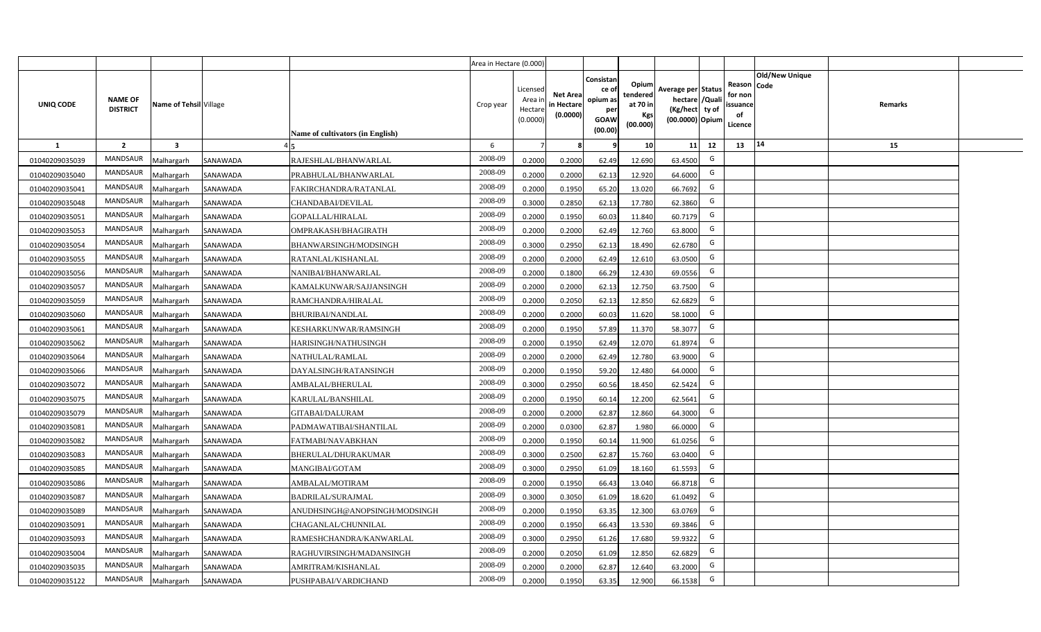| UNIQ CODE | NAME OF DISTRICT | Name of Tehsil | Village | Name of cultivators (in English) | Area in Hectare (0.000) | | | | | | | | | | | |
|---|---|---|---|---|---|---|---|---|---|---|---|---|---|---|---|---|
| | | | | | Crop year | Licensed Area in Hectare (0.0000) | Net Area in Hectare (0.0000) | Consistance of opium as per GOAW (00.00) | Opium tendered at 70 in Kgs (00.000) | Average per hectare (Kg/hect (00.0000) | Status /Quality of Opium | Reason for non issuance of Licence | Old/New Unique Code | Remarks | |
| 1 | 2 | 3 | 4 | 5 | 6 | 7 | 8 | 9 | 10 | 11 | 12 | 13 | 14 | 15 | |
| 01040209035039 | MANDSAUR | Malhargarh | SANAWADA | RAJESHLAL/BHANWARLAL | 2008-09 | 0.2000 | 0.2000 | 62.49 | 12.690 | 63.4500 | G | | | | |
| 01040209035040 | MANDSAUR | Malhargarh | SANAWADA | PRABHULAL/BHANWARLAL | 2008-09 | 0.2000 | 0.2000 | 62.13 | 12.920 | 64.6000 | G | | | | |
| 01040209035041 | MANDSAUR | Malhargarh | SANAWADA | FAKIRCHANDRA/RATANLAL | 2008-09 | 0.2000 | 0.1950 | 65.20 | 13.020 | 66.7692 | G | | | | |
| 01040209035048 | MANDSAUR | Malhargarh | SANAWADA | CHANDABAI/DEVILAL | 2008-09 | 0.3000 | 0.2850 | 62.13 | 17.780 | 62.3860 | G | | | | |
| 01040209035051 | MANDSAUR | Malhargarh | SANAWADA | GOPALLAL/HIRALAL | 2008-09 | 0.2000 | 0.1950 | 60.03 | 11.840 | 60.7179 | G | | | | |
| 01040209035053 | MANDSAUR | Malhargarh | SANAWADA | OMPRAKASH/BHAGIRATH | 2008-09 | 0.2000 | 0.2000 | 62.49 | 12.760 | 63.8000 | G | | | | |
| 01040209035054 | MANDSAUR | Malhargarh | SANAWADA | BHANWARSINGH/MODSINGH | 2008-09 | 0.3000 | 0.2950 | 62.13 | 18.490 | 62.6780 | G | | | | |
| 01040209035055 | MANDSAUR | Malhargarh | SANAWADA | RATANLAL/KISHANLAL | 2008-09 | 0.2000 | 0.2000 | 62.49 | 12.610 | 63.0500 | G | | | | |
| 01040209035056 | MANDSAUR | Malhargarh | SANAWADA | NANIBAI/BHANWARLAL | 2008-09 | 0.2000 | 0.1800 | 66.29 | 12.430 | 69.0556 | G | | | | |
| 01040209035057 | MANDSAUR | Malhargarh | SANAWADA | KAMALKUNWAR/SAJJANSINGH | 2008-09 | 0.2000 | 0.2000 | 62.13 | 12.750 | 63.7500 | G | | | | |
| 01040209035059 | MANDSAUR | Malhargarh | SANAWADA | RAMCHANDRA/HIRALAL | 2008-09 | 0.2000 | 0.2050 | 62.13 | 12.850 | 62.6829 | G | | | | |
| 01040209035060 | MANDSAUR | Malhargarh | SANAWADA | BHURIBAI/NANDLAL | 2008-09 | 0.2000 | 0.2000 | 60.03 | 11.620 | 58.1000 | G | | | | |
| 01040209035061 | MANDSAUR | Malhargarh | SANAWADA | KESHARKUNWAR/RAMSINGH | 2008-09 | 0.2000 | 0.1950 | 57.89 | 11.370 | 58.3077 | G | | | | |
| 01040209035062 | MANDSAUR | Malhargarh | SANAWADA | HARISINGH/NATHUSINGH | 2008-09 | 0.2000 | 0.1950 | 62.49 | 12.070 | 61.8974 | G | | | | |
| 01040209035064 | MANDSAUR | Malhargarh | SANAWADA | NATHULAL/RAMLAL | 2008-09 | 0.2000 | 0.2000 | 62.49 | 12.780 | 63.9000 | G | | | | |
| 01040209035066 | MANDSAUR | Malhargarh | SANAWADA | DAYALSINGH/RATANSINGH | 2008-09 | 0.2000 | 0.1950 | 59.20 | 12.480 | 64.0000 | G | | | | |
| 01040209035072 | MANDSAUR | Malhargarh | SANAWADA | AMBALAL/BHERULAL | 2008-09 | 0.3000 | 0.2950 | 60.56 | 18.450 | 62.5424 | G | | | | |
| 01040209035075 | MANDSAUR | Malhargarh | SANAWADA | KARULAL/BANSHILAL | 2008-09 | 0.2000 | 0.1950 | 60.14 | 12.200 | 62.5641 | G | | | | |
| 01040209035079 | MANDSAUR | Malhargarh | SANAWADA | GITABAI/DALURAM | 2008-09 | 0.2000 | 0.2000 | 62.87 | 12.860 | 64.3000 | G | | | | |
| 01040209035081 | MANDSAUR | Malhargarh | SANAWADA | PADMAWATIBAI/SHANTILAL | 2008-09 | 0.2000 | 0.0300 | 62.87 | 1.980 | 66.0000 | G | | | | |
| 01040209035082 | MANDSAUR | Malhargarh | SANAWADA | FATMABI/NAVABKHAN | 2008-09 | 0.2000 | 0.1950 | 60.14 | 11.900 | 61.0256 | G | | | | |
| 01040209035083 | MANDSAUR | Malhargarh | SANAWADA | BHERULAL/DHURAKUMAR | 2008-09 | 0.3000 | 0.2500 | 62.87 | 15.760 | 63.0400 | G | | | | |
| 01040209035085 | MANDSAUR | Malhargarh | SANAWADA | MANGIBAI/GOTAM | 2008-09 | 0.3000 | 0.2950 | 61.09 | 18.160 | 61.5593 | G | | | | |
| 01040209035086 | MANDSAUR | Malhargarh | SANAWADA | AMBALAL/MOTIRAM | 2008-09 | 0.2000 | 0.1950 | 66.43 | 13.040 | 66.8718 | G | | | | |
| 01040209035087 | MANDSAUR | Malhargarh | SANAWADA | BADRILAL/SURAJMAL | 2008-09 | 0.3000 | 0.3050 | 61.09 | 18.620 | 61.0492 | G | | | | |
| 01040209035089 | MANDSAUR | Malhargarh | SANAWADA | ANUDHSINGH@ANOPSINGH/MODSINGH | 2008-09 | 0.2000 | 0.1950 | 63.35 | 12.300 | 63.0769 | G | | | | |
| 01040209035091 | MANDSAUR | Malhargarh | SANAWADA | CHAGANLAL/CHUNNILAL | 2008-09 | 0.2000 | 0.1950 | 66.43 | 13.530 | 69.3846 | G | | | | |
| 01040209035093 | MANDSAUR | Malhargarh | SANAWADA | RAMESHCHANDRA/KANWARLAL | 2008-09 | 0.3000 | 0.2950 | 61.26 | 17.680 | 59.9322 | G | | | | |
| 01040209035004 | MANDSAUR | Malhargarh | SANAWADA | RAGHUVIRSINGH/MADANSINGH | 2008-09 | 0.2000 | 0.2050 | 61.09 | 12.850 | 62.6829 | G | | | | |
| 01040209035035 | MANDSAUR | Malhargarh | SANAWADA | AMRITRAM/KISHANLAL | 2008-09 | 0.2000 | 0.2000 | 62.87 | 12.640 | 63.2000 | G | | | | |
| 01040209035122 | MANDSAUR | Malhargarh | SANAWADA | PUSHPABAI/VARDICHAND | 2008-09 | 0.2000 | 0.1950 | 63.35 | 12.900 | 66.1538 | G | | | | |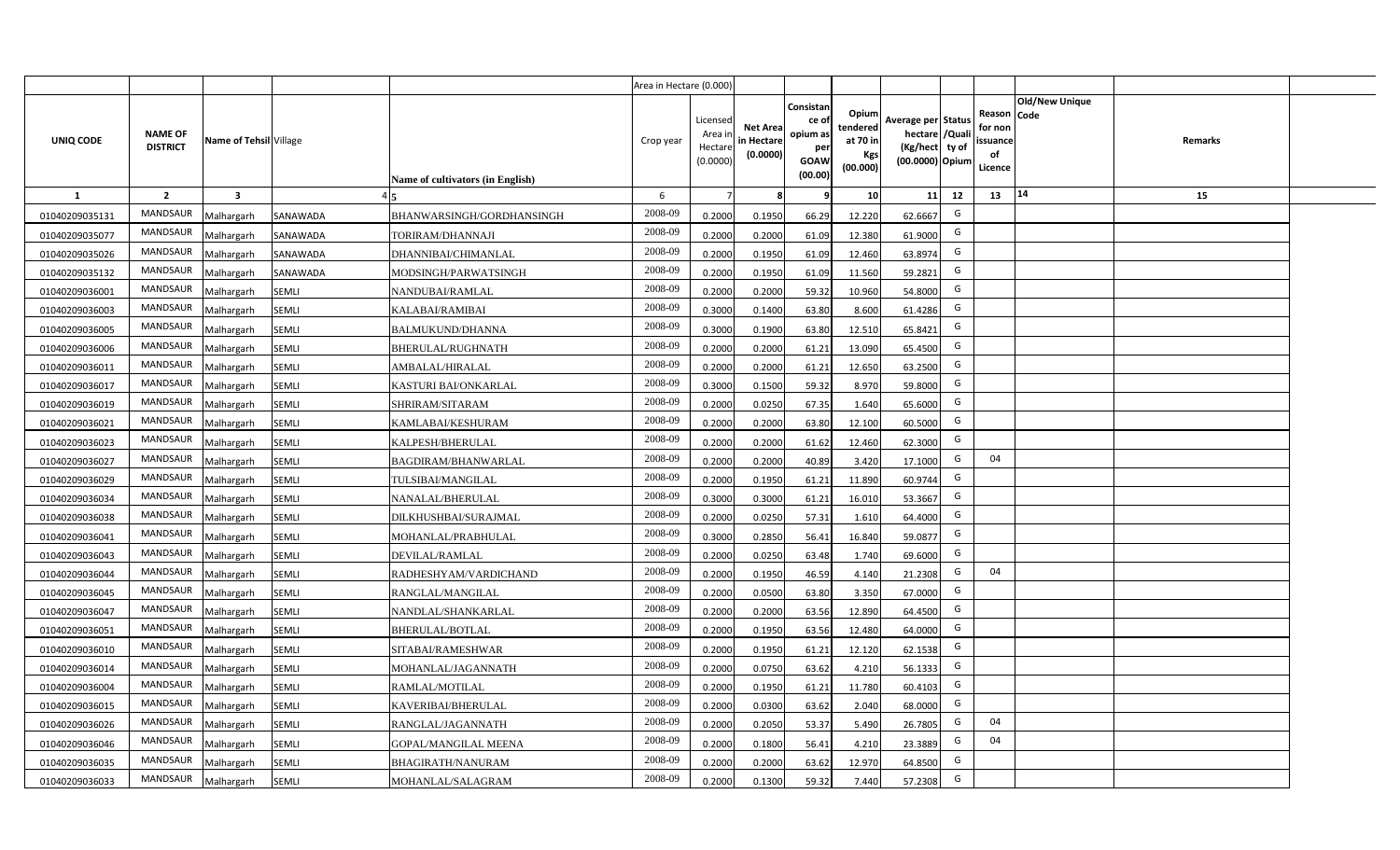| | | | | | Area in Hectare (0.000) | | | | | | | | | | |
|---|---|---|---|---|---|---|---|---|---|---|---|---|---|---|---|
| UNIQ CODE | NAME OF DISTRICT | Name of Tehsil | Village | Name of cultivators (in English) | Crop year | Licensed Area in Hectare (0.0000) | Net Area in Hectare (0.0000) | Consistance of opium as per GOAW (00.00) | Opium tendered at 70 in Kgs (00.000) | Average per hectare (Kg/hect) (00.0000) | Status /Quality of Opium | Reason for non issuance of Licence | Old/New Unique Code | Remarks | |
| 1 | 2 | 3 | 4 | 5 | 6 | 7 | 8 | 9 | 10 | 11 | 12 | 13 | 14 | 15 | |
| 01040209035131 | MANDSAUR | Malhargarh | SANAWADA | BHANWARSINGH/GORDHANSINGH | 2008-09 | 0.2000 | 0.1950 | 66.29 | 12.220 | 62.6667 | G | | | | |
| 01040209035077 | MANDSAUR | Malhargarh | SANAWADA | TORIRAM/DHANNAJI | 2008-09 | 0.2000 | 0.2000 | 61.09 | 12.380 | 61.9000 | G | | | | |
| 01040209035026 | MANDSAUR | Malhargarh | SANAWADA | DHANNIBAI/CHIMANLAL | 2008-09 | 0.2000 | 0.1950 | 61.09 | 12.460 | 63.8974 | G | | | | |
| 01040209035132 | MANDSAUR | Malhargarh | SANAWADA | MODSINGH/PARWATSINGH | 2008-09 | 0.2000 | 0.1950 | 61.09 | 11.560 | 59.2821 | G | | | | |
| 01040209036001 | MANDSAUR | Malhargarh | SEMLI | NANDUBAI/RAMLAL | 2008-09 | 0.2000 | 0.2000 | 59.32 | 10.960 | 54.8000 | G | | | | |
| 01040209036003 | MANDSAUR | Malhargarh | SEMLI | KALABAI/RAMIBAI | 2008-09 | 0.3000 | 0.1400 | 63.80 | 8.600 | 61.4286 | G | | | | |
| 01040209036005 | MANDSAUR | Malhargarh | SEMLI | BALMUKUND/DHANNA | 2008-09 | 0.3000 | 0.1900 | 63.80 | 12.510 | 65.8421 | G | | | | |
| 01040209036006 | MANDSAUR | Malhargarh | SEMLI | BHERULAL/RUGHNATH | 2008-09 | 0.2000 | 0.2000 | 61.21 | 13.090 | 65.4500 | G | | | | |
| 01040209036011 | MANDSAUR | Malhargarh | SEMLI | AMBALAL/HIRALAL | 2008-09 | 0.2000 | 0.2000 | 61.21 | 12.650 | 63.2500 | G | | | | |
| 01040209036017 | MANDSAUR | Malhargarh | SEMLI | KASTURI BAI/ONKARLAL | 2008-09 | 0.3000 | 0.1500 | 59.32 | 8.970 | 59.8000 | G | | | | |
| 01040209036019 | MANDSAUR | Malhargarh | SEMLI | SHRIRAM/SITARAM | 2008-09 | 0.2000 | 0.0250 | 67.35 | 1.640 | 65.6000 | G | | | | |
| 01040209036021 | MANDSAUR | Malhargarh | SEMLI | KAMLABAI/KESHURAM | 2008-09 | 0.2000 | 0.2000 | 63.80 | 12.100 | 60.5000 | G | | | | |
| 01040209036023 | MANDSAUR | Malhargarh | SEMLI | KALPESH/BHERULAL | 2008-09 | 0.2000 | 0.2000 | 61.62 | 12.460 | 62.3000 | G | | | | |
| 01040209036027 | MANDSAUR | Malhargarh | SEMLI | BAGDIRAM/BHANWARLAL | 2008-09 | 0.2000 | 0.2000 | 40.89 | 3.420 | 17.1000 | G | 04 | | | |
| 01040209036029 | MANDSAUR | Malhargarh | SEMLI | TULSIBAI/MANGILAL | 2008-09 | 0.2000 | 0.1950 | 61.21 | 11.890 | 60.9744 | G | | | | |
| 01040209036034 | MANDSAUR | Malhargarh | SEMLI | NANALAL/BHERULAL | 2008-09 | 0.3000 | 0.3000 | 61.21 | 16.010 | 53.3667 | G | | | | |
| 01040209036038 | MANDSAUR | Malhargarh | SEMLI | DILKHUSHBAI/SURAJMAL | 2008-09 | 0.2000 | 0.0250 | 57.31 | 1.610 | 64.4000 | G | | | | |
| 01040209036041 | MANDSAUR | Malhargarh | SEMLI | MOHANLAL/PRABHULAL | 2008-09 | 0.3000 | 0.2850 | 56.41 | 16.840 | 59.0877 | G | | | | |
| 01040209036043 | MANDSAUR | Malhargarh | SEMLI | DEVILAL/RAMLAL | 2008-09 | 0.2000 | 0.0250 | 63.48 | 1.740 | 69.6000 | G | | | | |
| 01040209036044 | MANDSAUR | Malhargarh | SEMLI | RADHESHYAM/VARDICHAND | 2008-09 | 0.2000 | 0.1950 | 46.59 | 4.140 | 21.2308 | G | 04 | | | |
| 01040209036045 | MANDSAUR | Malhargarh | SEMLI | RANGLAL/MANGILAL | 2008-09 | 0.2000 | 0.0500 | 63.80 | 3.350 | 67.0000 | G | | | | |
| 01040209036047 | MANDSAUR | Malhargarh | SEMLI | NANDLAL/SHANKARLAL | 2008-09 | 0.2000 | 0.2000 | 63.56 | 12.890 | 64.4500 | G | | | | |
| 01040209036051 | MANDSAUR | Malhargarh | SEMLI | BHERULAL/BOTLAL | 2008-09 | 0.2000 | 0.1950 | 63.56 | 12.480 | 64.0000 | G | | | | |
| 01040209036010 | MANDSAUR | Malhargarh | SEMLI | SITABAI/RAMESHWAR | 2008-09 | 0.2000 | 0.1950 | 61.21 | 12.120 | 62.1538 | G | | | | |
| 01040209036014 | MANDSAUR | Malhargarh | SEMLI | MOHANLAL/JAGANNATH | 2008-09 | 0.2000 | 0.0750 | 63.62 | 4.210 | 56.1333 | G | | | | |
| 01040209036004 | MANDSAUR | Malhargarh | SEMLI | RAMLAL/MOTILAL | 2008-09 | 0.2000 | 0.1950 | 61.21 | 11.780 | 60.4103 | G | | | | |
| 01040209036015 | MANDSAUR | Malhargarh | SEMLI | KAVERIBAI/BHERULAL | 2008-09 | 0.2000 | 0.0300 | 63.62 | 2.040 | 68.0000 | G | | | | |
| 01040209036026 | MANDSAUR | Malhargarh | SEMLI | RANGLAL/JAGANNATH | 2008-09 | 0.2000 | 0.2050 | 53.37 | 5.490 | 26.7805 | G | 04 | | | |
| 01040209036046 | MANDSAUR | Malhargarh | SEMLI | GOPAL/MANGILAL MEENA | 2008-09 | 0.2000 | 0.1800 | 56.41 | 4.210 | 23.3889 | G | 04 | | | |
| 01040209036035 | MANDSAUR | Malhargarh | SEMLI | BHAGIRATH/NANURAM | 2008-09 | 0.2000 | 0.2000 | 63.62 | 12.970 | 64.8500 | G | | | | |
| 01040209036033 | MANDSAUR | Malhargarh | SEMLI | MOHANLAL/SALAGRAM | 2008-09 | 0.2000 | 0.1300 | 59.32 | 7.440 | 57.2308 | G | | | | |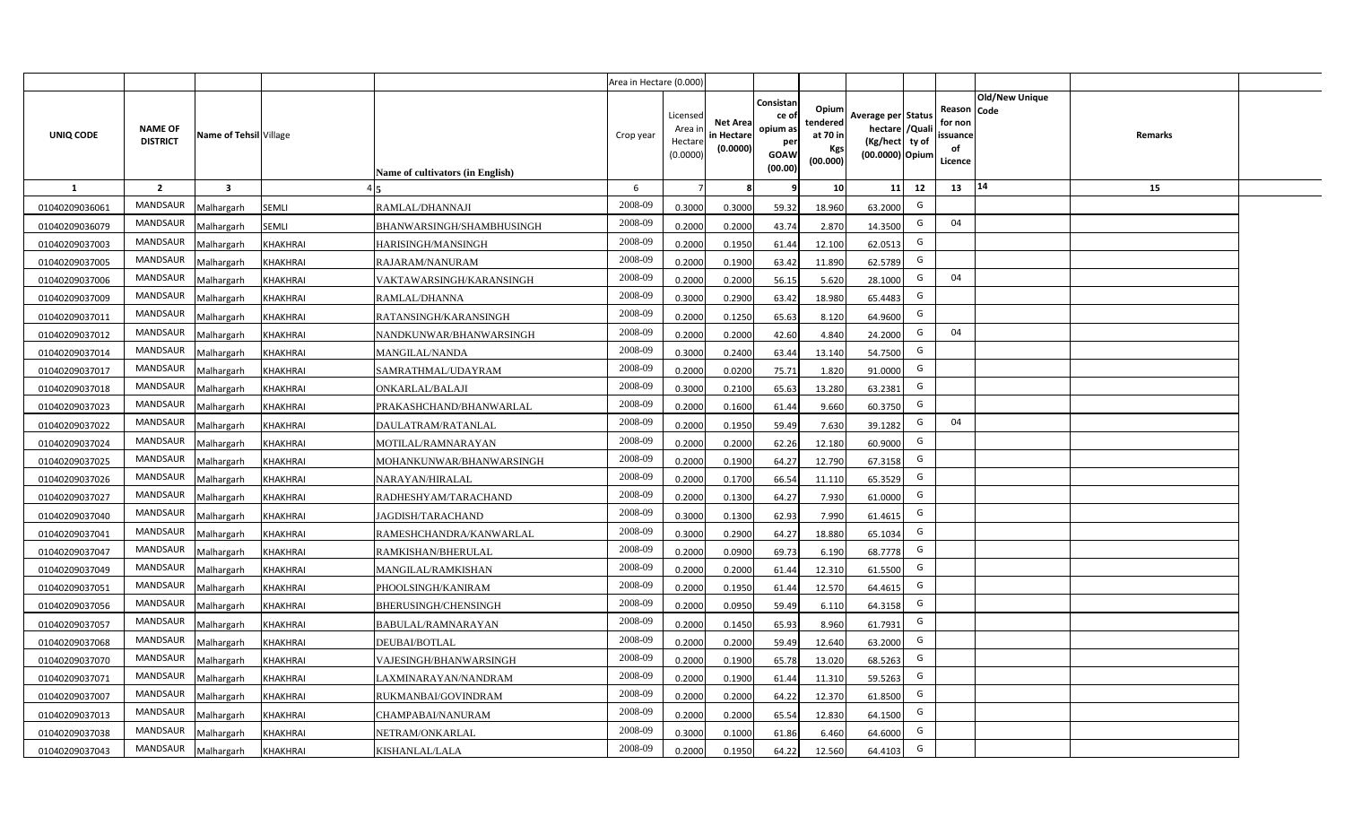| | | | | | Area in Hectare (0.000) | | | | | | | | | | | |
|---|---|---|---|---|---|---|---|---|---|---|---|---|---|---|---|---|
| UNIQ CODE | NAME OF DISTRICT | Name of Tehsil | Village | Name of cultivators (in English) | Crop year | Licensed Area in Hectare (0.0000) | Net Area in Hectare (0.0000) | Consistance of opium as per GOAW (00.00) | Opium tendered at 70 in Kgs (00.000) | Average per hectare (Kg/hect) (00.0000) | Status /Quality of Opium | Reason for non issuance of Licence | Code | Old/New Unique | Remarks | |
| 1 | 2 | 3 | 4 | 5 | 6 | 7 | 8 | 9 | 10 | 11 | 12 | 13 | 14 | | 15 | |
| 01040209036061 | MANDSAUR | Malhargarh | SEMLI | RAMLAL/DHANNAJI | 2008-09 | 0.3000 | 0.3000 | 59.32 | 18.960 | 63.2000 | G | | | | | |
| 01040209036079 | MANDSAUR | Malhargarh | SEMLI | BHANWARSINGH/SHAMBHUSINGH | 2008-09 | 0.2000 | 0.2000 | 43.74 | 2.870 | 14.3500 | G | 04 | | | | |
| 01040209037003 | MANDSAUR | Malhargarh | KHAKHRAI | HARISINGH/MANSINGH | 2008-09 | 0.2000 | 0.1950 | 61.44 | 12.100 | 62.0513 | G | | | | | |
| 01040209037005 | MANDSAUR | Malhargarh | KHAKHRAI | RAJARAM/NANURAM | 2008-09 | 0.2000 | 0.1900 | 63.42 | 11.890 | 62.5789 | G | | | | | |
| 01040209037006 | MANDSAUR | Malhargarh | KHAKHRAI | VAKTAWARSINGH/KARANSINGH | 2008-09 | 0.2000 | 0.2000 | 56.15 | 5.620 | 28.1000 | G | 04 | | | | |
| 01040209037009 | MANDSAUR | Malhargarh | KHAKHRAI | RAMLAL/DHANNA | 2008-09 | 0.3000 | 0.2900 | 63.42 | 18.980 | 65.4483 | G | | | | | |
| 01040209037011 | MANDSAUR | Malhargarh | KHAKHRAI | RATANSINGH/KARANSINGH | 2008-09 | 0.2000 | 0.1250 | 65.63 | 8.120 | 64.9600 | G | | | | | |
| 01040209037012 | MANDSAUR | Malhargarh | KHAKHRAI | NANDKUNWAR/BHANWARSINGH | 2008-09 | 0.2000 | 0.2000 | 42.60 | 4.840 | 24.2000 | G | 04 | | | | |
| 01040209037014 | MANDSAUR | Malhargarh | KHAKHRAI | MANGILAL/NANDA | 2008-09 | 0.3000 | 0.2400 | 63.44 | 13.140 | 54.7500 | G | | | | | |
| 01040209037017 | MANDSAUR | Malhargarh | KHAKHRAI | SAMRATHMAL/UDAYRAM | 2008-09 | 0.2000 | 0.0200 | 75.71 | 1.820 | 91.0000 | G | | | | | |
| 01040209037018 | MANDSAUR | Malhargarh | KHAKHRAI | ONKARLAL/BALAJI | 2008-09 | 0.3000 | 0.2100 | 65.63 | 13.280 | 63.2381 | G | | | | | |
| 01040209037023 | MANDSAUR | Malhargarh | KHAKHRAI | PRAKASHCHAND/BHANWARLAL | 2008-09 | 0.2000 | 0.1600 | 61.44 | 9.660 | 60.3750 | G | | | | | |
| 01040209037022 | MANDSAUR | Malhargarh | KHAKHRAI | DAULATRAM/RATANLAL | 2008-09 | 0.2000 | 0.1950 | 59.49 | 7.630 | 39.1282 | G | 04 | | | | |
| 01040209037024 | MANDSAUR | Malhargarh | KHAKHRAI | MOTILAL/RAMNARAYAN | 2008-09 | 0.2000 | 0.2000 | 62.26 | 12.180 | 60.9000 | G | | | | | |
| 01040209037025 | MANDSAUR | Malhargarh | KHAKHRAI | MOHANKUNWAR/BHANWARSINGH | 2008-09 | 0.2000 | 0.1900 | 64.27 | 12.790 | 67.3158 | G | | | | | |
| 01040209037026 | MANDSAUR | Malhargarh | KHAKHRAI | NARAYAN/HIRALAL | 2008-09 | 0.2000 | 0.1700 | 66.54 | 11.110 | 65.3529 | G | | | | | |
| 01040209037027 | MANDSAUR | Malhargarh | KHAKHRAI | RADHESHYAM/TARACHAND | 2008-09 | 0.2000 | 0.1300 | 64.27 | 7.930 | 61.0000 | G | | | | | |
| 01040209037040 | MANDSAUR | Malhargarh | KHAKHRAI | JAGDISH/TARACHAND | 2008-09 | 0.3000 | 0.1300 | 62.93 | 7.990 | 61.4615 | G | | | | | |
| 01040209037041 | MANDSAUR | Malhargarh | KHAKHRAI | RAMESHCHANDRA/KANWARLAL | 2008-09 | 0.3000 | 0.2900 | 64.27 | 18.880 | 65.1034 | G | | | | | |
| 01040209037047 | MANDSAUR | Malhargarh | KHAKHRAI | RAMKISHAN/BHERULAL | 2008-09 | 0.2000 | 0.0900 | 69.73 | 6.190 | 68.7778 | G | | | | | |
| 01040209037049 | MANDSAUR | Malhargarh | KHAKHRAI | MANGILAL/RAMKISHAN | 2008-09 | 0.2000 | 0.2000 | 61.44 | 12.310 | 61.5500 | G | | | | | |
| 01040209037051 | MANDSAUR | Malhargarh | KHAKHRAI | PHOOLSINGH/KANIRAM | 2008-09 | 0.2000 | 0.1950 | 61.44 | 12.570 | 64.4615 | G | | | | | |
| 01040209037056 | MANDSAUR | Malhargarh | KHAKHRAI | BHERUSINGH/CHENSINGH | 2008-09 | 0.2000 | 0.0950 | 59.49 | 6.110 | 64.3158 | G | | | | | |
| 01040209037057 | MANDSAUR | Malhargarh | KHAKHRAI | BABULAL/RAMNARAYAN | 2008-09 | 0.2000 | 0.1450 | 65.93 | 8.960 | 61.7931 | G | | | | | |
| 01040209037068 | MANDSAUR | Malhargarh | KHAKHRAI | DEUBAI/BOTLAL | 2008-09 | 0.2000 | 0.2000 | 59.49 | 12.640 | 63.2000 | G | | | | | |
| 01040209037070 | MANDSAUR | Malhargarh | KHAKHRAI | VAJESINGH/BHANWARSINGH | 2008-09 | 0.2000 | 0.1900 | 65.78 | 13.020 | 68.5263 | G | | | | | |
| 01040209037071 | MANDSAUR | Malhargarh | KHAKHRAI | LAXMINARAYAN/NANDRAM | 2008-09 | 0.2000 | 0.1900 | 61.44 | 11.310 | 59.5263 | G | | | | | |
| 01040209037007 | MANDSAUR | Malhargarh | KHAKHRAI | RUKMANBAI/GOVINDRAM | 2008-09 | 0.2000 | 0.2000 | 64.22 | 12.370 | 61.8500 | G | | | | | |
| 01040209037013 | MANDSAUR | Malhargarh | KHAKHRAI | CHAMPABAI/NANURAM | 2008-09 | 0.2000 | 0.2000 | 65.54 | 12.830 | 64.1500 | G | | | | | |
| 01040209037038 | MANDSAUR | Malhargarh | KHAKHRAI | NETRAM/ONKARLAL | 2008-09 | 0.3000 | 0.1000 | 61.86 | 6.460 | 64.6000 | G | | | | | |
| 01040209037043 | MANDSAUR | Malhargarh | KHAKHRAI | KISHANLAL/LALA | 2008-09 | 0.2000 | 0.1950 | 64.22 | 12.560 | 64.4103 | G | | | | | |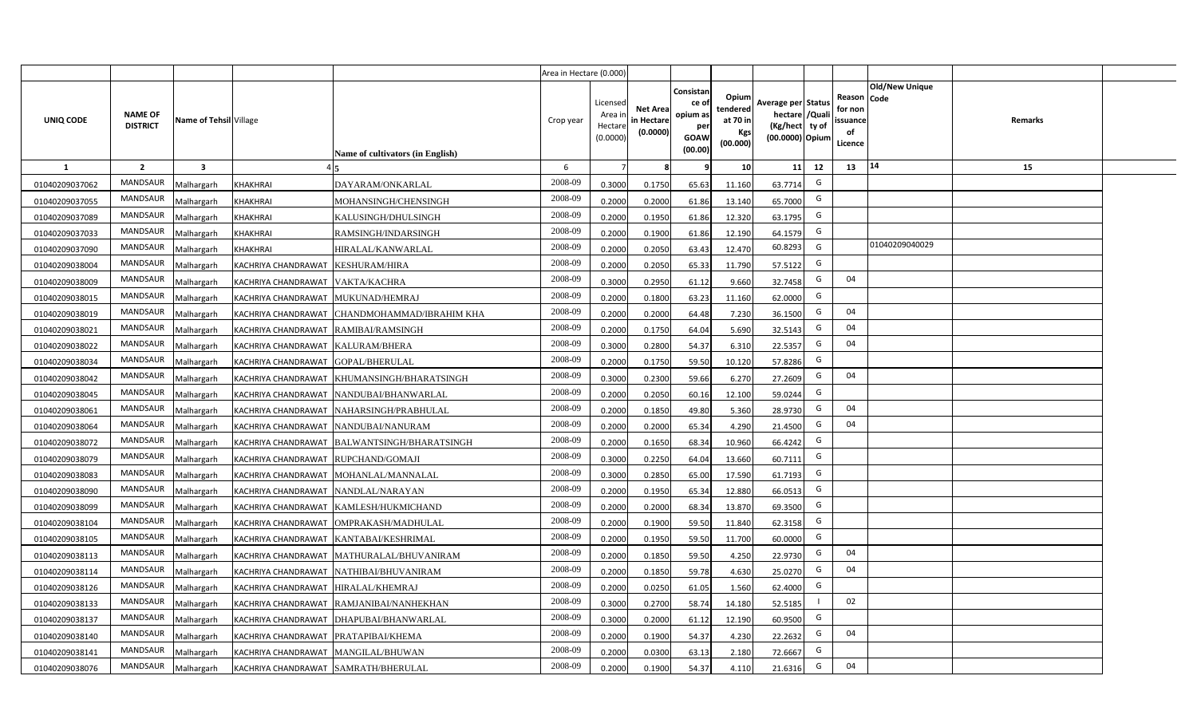| UNIQ CODE | NAME OF DISTRICT | Name of Tehsil | Village | Name of cultivators (in English) | Area in Hectare (0.000) Crop year | Licensed Area in Hectare (0.0000) | Net Area in Hectare (0.0000) | Consistance of opium as per GOAW (00.00) | Opium tendered at 70 in Kgs (00.000) | Average per hectare (Kg/hect) (00.0000) | Status /Quality of Opium | Reason for non issuance of Licence | Old/New Unique Code | Remarks |
|---|---|---|---|---|---|---|---|---|---|---|---|---|---|---|
| 1 | 2 | 3 | 4 | 5 | 6 | 7 | 8 | 9 | 10 | 11 | 12 | 13 | 14 | 15 |
| 01040209037062 | MANDSAUR | Malhargarh | KHAKHRAI | DAYARAM/ONKARLAL | 2008-09 | 0.3000 | 0.1750 | 65.63 | 11.160 | 63.7714 | G | | | |
| 01040209037055 | MANDSAUR | Malhargarh | KHAKHRAI | MOHANSINGH/CHENSINGH | 2008-09 | 0.2000 | 0.2000 | 61.86 | 13.140 | 65.7000 | G | | | |
| 01040209037089 | MANDSAUR | Malhargarh | KHAKHRAI | KALUSINGH/DHULSINGH | 2008-09 | 0.2000 | 0.1950 | 61.86 | 12.320 | 63.1795 | G | | | |
| 01040209037033 | MANDSAUR | Malhargarh | KHAKHRAI | RAMSINGH/INDARSINGH | 2008-09 | 0.2000 | 0.1900 | 61.86 | 12.190 | 64.1579 | G | | | |
| 01040209037090 | MANDSAUR | Malhargarh | KHAKHRAI | HIRALAL/KANWARLAL | 2008-09 | 0.2000 | 0.2050 | 63.43 | 12.470 | 60.8293 | G | | 01040209040029 | |
| 01040209038004 | MANDSAUR | Malhargarh | KACHRIYA CHANDRAWAT | KESHURAM/HIRA | 2008-09 | 0.2000 | 0.2050 | 65.33 | 11.790 | 57.5122 | G | | | |
| 01040209038009 | MANDSAUR | Malhargarh | KACHRIYA CHANDRAWAT | VAKTA/KACHRA | 2008-09 | 0.3000 | 0.2950 | 61.12 | 9.660 | 32.7458 | G | 04 | | |
| 01040209038015 | MANDSAUR | Malhargarh | KACHRIYA CHANDRAWAT | MUKUNAD/HEMRAJ | 2008-09 | 0.2000 | 0.1800 | 63.23 | 11.160 | 62.0000 | G | | | |
| 01040209038019 | MANDSAUR | Malhargarh | KACHRIYA CHANDRAWAT | CHANDMOHAMMAD/IBRAHIM KHA | 2008-09 | 0.2000 | 0.2000 | 64.48 | 7.230 | 36.1500 | G | 04 | | |
| 01040209038021 | MANDSAUR | Malhargarh | KACHRIYA CHANDRAWAT | RAMIBAI/RAMSINGH | 2008-09 | 0.2000 | 0.1750 | 64.04 | 5.690 | 32.5143 | G | 04 | | |
| 01040209038022 | MANDSAUR | Malhargarh | KACHRIYA CHANDRAWAT | KALURAM/BHERA | 2008-09 | 0.3000 | 0.2800 | 54.37 | 6.310 | 22.5357 | G | 04 | | |
| 01040209038034 | MANDSAUR | Malhargarh | KACHRIYA CHANDRAWAT | GOPAL/BHERULAL | 2008-09 | 0.2000 | 0.1750 | 59.50 | 10.120 | 57.8286 | G | | | |
| 01040209038042 | MANDSAUR | Malhargarh | KACHRIYA CHANDRAWAT | KHUMANSINGH/BHARATSINGH | 2008-09 | 0.3000 | 0.2300 | 59.66 | 6.270 | 27.2609 | G | 04 | | |
| 01040209038045 | MANDSAUR | Malhargarh | KACHRIYA CHANDRAWAT | NANDUBAI/BHANWARLAL | 2008-09 | 0.2000 | 0.2050 | 60.16 | 12.100 | 59.0244 | G | | | |
| 01040209038061 | MANDSAUR | Malhargarh | KACHRIYA CHANDRAWAT | NAHARSINGH/PRABHULAL | 2008-09 | 0.2000 | 0.1850 | 49.80 | 5.360 | 28.9730 | G | 04 | | |
| 01040209038064 | MANDSAUR | Malhargarh | KACHRIYA CHANDRAWAT | NANDUBAI/NANURAM | 2008-09 | 0.2000 | 0.2000 | 65.34 | 4.290 | 21.4500 | G | 04 | | |
| 01040209038072 | MANDSAUR | Malhargarh | KACHRIYA CHANDRAWAT | BALWANTSINGH/BHARATSINGH | 2008-09 | 0.2000 | 0.1650 | 68.34 | 10.960 | 66.4242 | G | | | |
| 01040209038079 | MANDSAUR | Malhargarh | KACHRIYA CHANDRAWAT | RUPCHAND/GOMAJI | 2008-09 | 0.3000 | 0.2250 | 64.04 | 13.660 | 60.7111 | G | | | |
| 01040209038083 | MANDSAUR | Malhargarh | KACHRIYA CHANDRAWAT | MOHANLAL/MANNALAL | 2008-09 | 0.3000 | 0.2850 | 65.00 | 17.590 | 61.7193 | G | | | |
| 01040209038090 | MANDSAUR | Malhargarh | KACHRIYA CHANDRAWAT | NANDLAL/NARAYAN | 2008-09 | 0.2000 | 0.1950 | 65.34 | 12.880 | 66.0513 | G | | | |
| 01040209038099 | MANDSAUR | Malhargarh | KACHRIYA CHANDRAWAT | KAMLESH/HUKMICHAND | 2008-09 | 0.2000 | 0.2000 | 68.34 | 13.870 | 69.3500 | G | | | |
| 01040209038104 | MANDSAUR | Malhargarh | KACHRIYA CHANDRAWAT | OMPRAKASH/MADHULAL | 2008-09 | 0.2000 | 0.1900 | 59.50 | 11.840 | 62.3158 | G | | | |
| 01040209038105 | MANDSAUR | Malhargarh | KACHRIYA CHANDRAWAT | KANTABAI/KESHRIMAL | 2008-09 | 0.2000 | 0.1950 | 59.50 | 11.700 | 60.0000 | G | | | |
| 01040209038113 | MANDSAUR | Malhargarh | KACHRIYA CHANDRAWAT | MATHURALAL/BHUVANIRAM | 2008-09 | 0.2000 | 0.1850 | 59.50 | 4.250 | 22.9730 | G | 04 | | |
| 01040209038114 | MANDSAUR | Malhargarh | KACHRIYA CHANDRAWAT | NATHIBAI/BHUVANIRAM | 2008-09 | 0.2000 | 0.1850 | 59.78 | 4.630 | 25.0270 | G | 04 | | |
| 01040209038126 | MANDSAUR | Malhargarh | KACHRIYA CHANDRAWAT | HIRALAL/KHEMRAJ | 2008-09 | 0.2000 | 0.0250 | 61.05 | 1.560 | 62.4000 | G | | | |
| 01040209038133 | MANDSAUR | Malhargarh | KACHRIYA CHANDRAWAT | RAMJANIBAI/NANHEKHAN | 2008-09 | 0.3000 | 0.2700 | 58.74 | 14.180 | 52.5185 | I | 02 | | |
| 01040209038137 | MANDSAUR | Malhargarh | KACHRIYA CHANDRAWAT | DHAPUBAI/BHANWARLAL | 2008-09 | 0.3000 | 0.2000 | 61.12 | 12.190 | 60.9500 | G | | | |
| 01040209038140 | MANDSAUR | Malhargarh | KACHRIYA CHANDRAWAT | PRATAPIBAI/KHEMA | 2008-09 | 0.2000 | 0.1900 | 54.37 | 4.230 | 22.2632 | G | 04 | | |
| 01040209038141 | MANDSAUR | Malhargarh | KACHRIYA CHANDRAWAT | MANGILAL/BHUWAN | 2008-09 | 0.2000 | 0.0300 | 63.13 | 2.180 | 72.6667 | G | | | |
| 01040209038076 | MANDSAUR | Malhargarh | KACHRIYA CHANDRAWAT | SAMRATH/BHERULAL | 2008-09 | 0.2000 | 0.1900 | 54.37 | 4.110 | 21.6316 | G | 04 | | |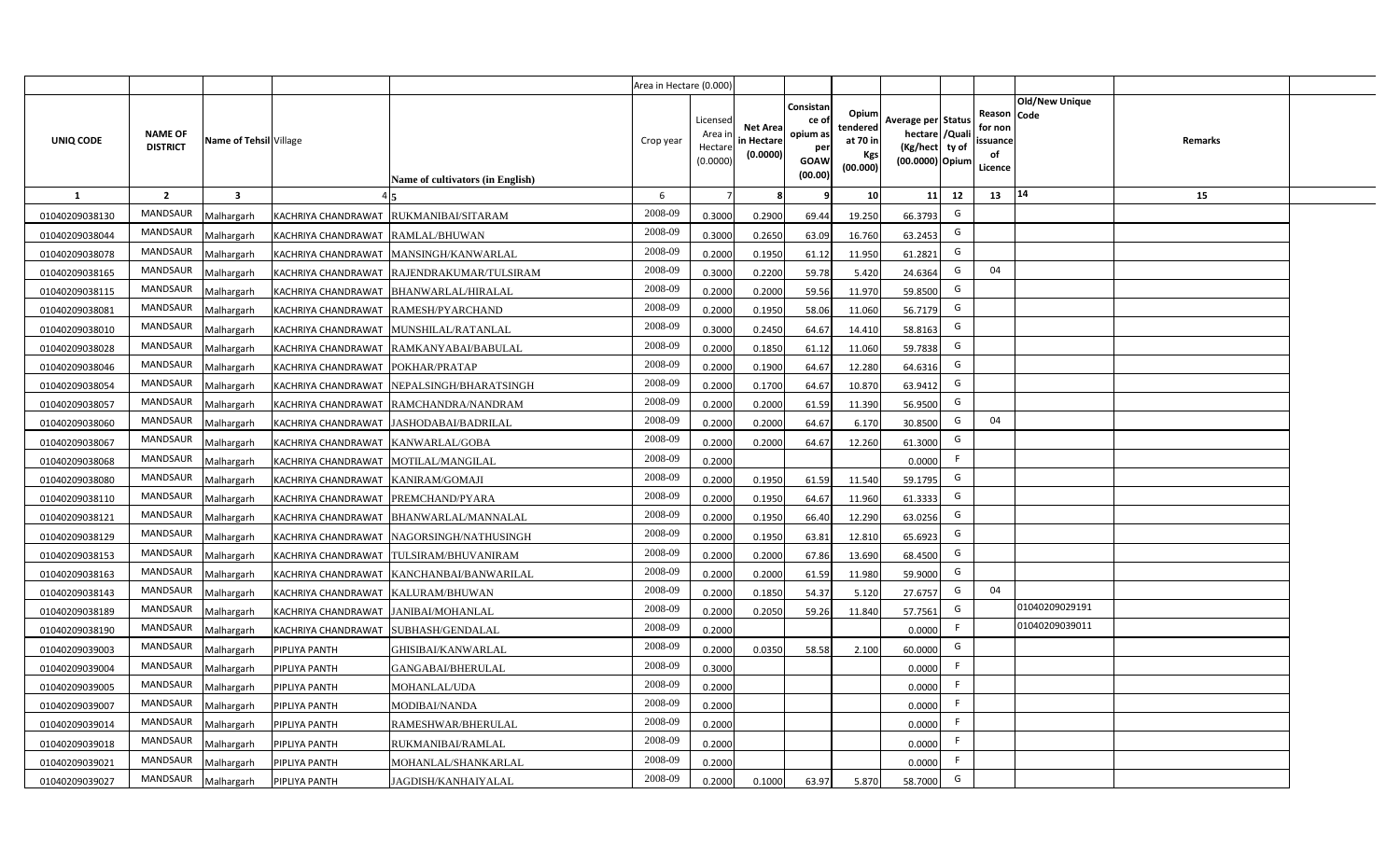| | | | | | Area in Hectare (0.000) | | | | | | | | | | | |
|---|---|---|---|---|---|---|---|---|---|---|---|---|---|---|---|---|
| UNIQ CODE | NAME OF DISTRICT | Name of Tehsil | Village | Name of cultivators (in English) | Crop year | Licensed Area in Hectare (0.0000) | Net Area in Hectare (0.0000) | Consistan ce of opium as per GOAW (00.00) | Opium tendered at 70 in Kgs (00.000) | Average per hectare (Kg/hect) (00.0000) | Status /Quality of Opium | Reason for non issuance of Licence | Old/New Unique Code | Remarks | |
| 1 | 2 | 3 | 4 | 5 | 6 | 7 | 8 | 9 | 10 | 11 | 12 | 13 | 14 | 15 | |
| 01040209038130 | MANDSAUR | Malhargarh | KACHRIYA CHANDRAWAT | RUKMANIBAI/SITARAM | 2008-09 | 0.3000 | 0.2900 | 69.44 | 19.250 | 66.3793 | G | | | | |
| 01040209038044 | MANDSAUR | Malhargarh | KACHRIYA CHANDRAWAT | RAMLAL/BHUWAN | 2008-09 | 0.3000 | 0.2650 | 63.09 | 16.760 | 63.2453 | G | | | | |
| 01040209038078 | MANDSAUR | Malhargarh | KACHRIYA CHANDRAWAT | MANSINGH/KANWARLAL | 2008-09 | 0.2000 | 0.1950 | 61.12 | 11.950 | 61.2821 | G | | | | |
| 01040209038165 | MANDSAUR | Malhargarh | KACHRIYA CHANDRAWAT | RAJENDRAKUMAR/TULSIRAM | 2008-09 | 0.3000 | 0.2200 | 59.78 | 5.420 | 24.6364 | G | 04 | | | |
| 01040209038115 | MANDSAUR | Malhargarh | KACHRIYA CHANDRAWAT | BHANWARLAL/HIRALAL | 2008-09 | 0.2000 | 0.2000 | 59.56 | 11.970 | 59.8500 | G | | | | |
| 01040209038081 | MANDSAUR | Malhargarh | KACHRIYA CHANDRAWAT | RAMESH/PYARCHAND | 2008-09 | 0.2000 | 0.1950 | 58.06 | 11.060 | 56.7179 | G | | | | |
| 01040209038010 | MANDSAUR | Malhargarh | KACHRIYA CHANDRAWAT | MUNSHILAL/RATANLAL | 2008-09 | 0.3000 | 0.2450 | 64.67 | 14.410 | 58.8163 | G | | | | |
| 01040209038028 | MANDSAUR | Malhargarh | KACHRIYA CHANDRAWAT | RAMKANYABAI/BABULAL | 2008-09 | 0.2000 | 0.1850 | 61.12 | 11.060 | 59.7838 | G | | | | |
| 01040209038046 | MANDSAUR | Malhargarh | KACHRIYA CHANDRAWAT | POKHAR/PRATAP | 2008-09 | 0.2000 | 0.1900 | 64.67 | 12.280 | 64.6316 | G | | | | |
| 01040209038054 | MANDSAUR | Malhargarh | KACHRIYA CHANDRAWAT | NEPALSINGH/BHARATSINGH | 2008-09 | 0.2000 | 0.1700 | 64.67 | 10.870 | 63.9412 | G | | | | |
| 01040209038057 | MANDSAUR | Malhargarh | KACHRIYA CHANDRAWAT | RAMCHANDRA/NANDRAM | 2008-09 | 0.2000 | 0.2000 | 61.59 | 11.390 | 56.9500 | G | | | | |
| 01040209038060 | MANDSAUR | Malhargarh | KACHRIYA CHANDRAWAT | JASHODABAI/BADRILAL | 2008-09 | 0.2000 | 0.2000 | 64.67 | 6.170 | 30.8500 | G | 04 | | | |
| 01040209038067 | MANDSAUR | Malhargarh | KACHRIYA CHANDRAWAT | KANWARLAL/GOBA | 2008-09 | 0.2000 | 0.2000 | 64.67 | 12.260 | 61.3000 | G | | | | |
| 01040209038068 | MANDSAUR | Malhargarh | KACHRIYA CHANDRAWAT | MOTILAL/MANGILAL | 2008-09 | 0.2000 | | | | 0.0000 | F | | | | |
| 01040209038080 | MANDSAUR | Malhargarh | KACHRIYA CHANDRAWAT | KANIRAM/GOMAJI | 2008-09 | 0.2000 | 0.1950 | 61.59 | 11.540 | 59.1795 | G | | | | |
| 01040209038110 | MANDSAUR | Malhargarh | KACHRIYA CHANDRAWAT | PREMCHAND/PYARA | 2008-09 | 0.2000 | 0.1950 | 64.67 | 11.960 | 61.3333 | G | | | | |
| 01040209038121 | MANDSAUR | Malhargarh | KACHRIYA CHANDRAWAT | BHANWARLAL/MANNALAL | 2008-09 | 0.2000 | 0.1950 | 66.40 | 12.290 | 63.0256 | G | | | | |
| 01040209038129 | MANDSAUR | Malhargarh | KACHRIYA CHANDRAWAT | NAGORSINGH/NATHUSINGH | 2008-09 | 0.2000 | 0.1950 | 63.81 | 12.810 | 65.6923 | G | | | | |
| 01040209038153 | MANDSAUR | Malhargarh | KACHRIYA CHANDRAWAT | TULSIRAM/BHUVANIRAM | 2008-09 | 0.2000 | 0.2000 | 67.86 | 13.690 | 68.4500 | G | | | | |
| 01040209038163 | MANDSAUR | Malhargarh | KACHRIYA CHANDRAWAT | KANCHANBAI/BANWARILAL | 2008-09 | 0.2000 | 0.2000 | 61.59 | 11.980 | 59.9000 | G | | | | |
| 01040209038143 | MANDSAUR | Malhargarh | KACHRIYA CHANDRAWAT | KALURAM/BHUWAN | 2008-09 | 0.2000 | 0.1850 | 54.37 | 5.120 | 27.6757 | G | 04 | | | |
| 01040209038189 | MANDSAUR | Malhargarh | KACHRIYA CHANDRAWAT | JANIBAI/MOHANLAL | 2008-09 | 0.2000 | 0.2050 | 59.26 | 11.840 | 57.7561 | G | | 01040209029191 | | |
| 01040209038190 | MANDSAUR | Malhargarh | KACHRIYA CHANDRAWAT | SUBHASH/GENDALAL | 2008-09 | 0.2000 | | | | 0.0000 | F | | 01040209039011 | | |
| 01040209039003 | MANDSAUR | Malhargarh | PIPLIYA PANTH | GHISIBAI/KANWARLAL | 2008-09 | 0.2000 | 0.0350 | 58.58 | 2.100 | 60.0000 | G | | | | |
| 01040209039004 | MANDSAUR | Malhargarh | PIPLIYA PANTH | GANGABAI/BHERULAL | 2008-09 | 0.3000 | | | | 0.0000 | F | | | | |
| 01040209039005 | MANDSAUR | Malhargarh | PIPLIYA PANTH | MOHANLAL/UDA | 2008-09 | 0.2000 | | | | 0.0000 | F | | | | |
| 01040209039007 | MANDSAUR | Malhargarh | PIPLIYA PANTH | MODIBAI/NANDA | 2008-09 | 0.2000 | | | | 0.0000 | F | | | | |
| 01040209039014 | MANDSAUR | Malhargarh | PIPLIYA PANTH | RAMESHWAR/BHERULAL | 2008-09 | 0.2000 | | | | 0.0000 | F | | | | |
| 01040209039018 | MANDSAUR | Malhargarh | PIPLIYA PANTH | RUKMANIBAI/RAMLAL | 2008-09 | 0.2000 | | | | 0.0000 | F | | | | |
| 01040209039021 | MANDSAUR | Malhargarh | PIPLIYA PANTH | MOHANLAL/SHANKARLAL | 2008-09 | 0.2000 | | | | 0.0000 | F | | | | |
| 01040209039027 | MANDSAUR | Malhargarh | PIPLIYA PANTH | JAGDISH/KANHAIYALAL | 2008-09 | 0.2000 | 0.1000 | 63.97 | 5.870 | 58.7000 | G | | | | |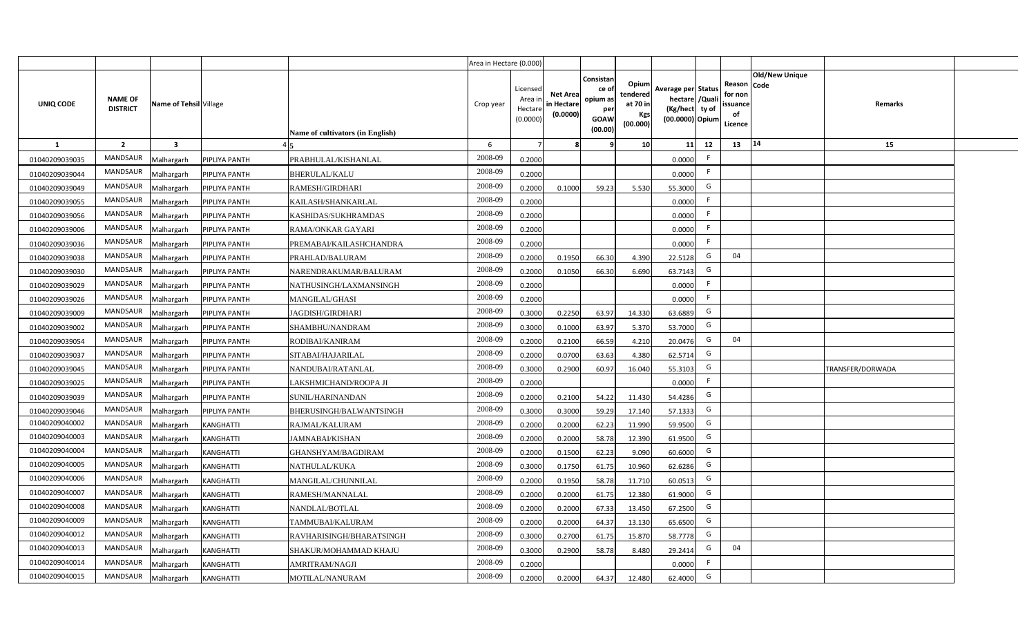| | | | | | Area in Hectare (0.000) | | | | | | | | | | |
|---|---|---|---|---|---|---|---|---|---|---|---|---|---|---|---|
| UNIQ CODE | NAME OF DISTRICT | Name of Tehsil | Village | Name of cultivators (in English) | Crop year | Licensed Area in Hectare (0.0000) | Net Area in Hectare (0.0000) | Consistance of opium as per GOAW (00.00) | Opium tendered at 70 in Kgs (00.000) | Average per hectare (Kg/hect) (00.0000) | Status /Quality of Opium | Reason for non issuance of Licence | Code | Old/New Unique | Remarks |
| 1 | 2 | 3 | 4 | 5 | 6 | 7 | 8 | 9 | 10 | 11 | 12 | 13 | 14 | | 15 |
| 01040209039035 | MANDSAUR | Malhargarh | PIPLIYA PANTH | PRABHULAL/KISHANLAL | 2008-09 | 0.2000 | | | | 0.0000 | F | | | | |
| 01040209039044 | MANDSAUR | Malhargarh | PIPLIYA PANTH | BHERULAL/KALU | 2008-09 | 0.2000 | | | | 0.0000 | F | | | | |
| 01040209039049 | MANDSAUR | Malhargarh | PIPLIYA PANTH | RAMESH/GIRDHARI | 2008-09 | 0.2000 | 0.1000 | 59.23 | 5.530 | 55.3000 | G | | | | |
| 01040209039055 | MANDSAUR | Malhargarh | PIPLIYA PANTH | KAILASH/SHANKARLAL | 2008-09 | 0.2000 | | | | 0.0000 | F | | | | |
| 01040209039056 | MANDSAUR | Malhargarh | PIPLIYA PANTH | KASHIDAS/SUKHRAMDAS | 2008-09 | 0.2000 | | | | 0.0000 | F | | | | |
| 01040209039006 | MANDSAUR | Malhargarh | PIPLIYA PANTH | RAMA/ONKAR GAYARI | 2008-09 | 0.2000 | | | | 0.0000 | F | | | | |
| 01040209039036 | MANDSAUR | Malhargarh | PIPLIYA PANTH | PREMABAI/KAILASHCHANDRA | 2008-09 | 0.2000 | | | | 0.0000 | F | | | | |
| 01040209039038 | MANDSAUR | Malhargarh | PIPLIYA PANTH | PRAHLAD/BALURAM | 2008-09 | 0.2000 | 0.1950 | 66.30 | 4.390 | 22.5128 | G | 04 | | | |
| 01040209039030 | MANDSAUR | Malhargarh | PIPLIYA PANTH | NARENDRAKUMAR/BALURAM | 2008-09 | 0.2000 | 0.1050 | 66.30 | 6.690 | 63.7143 | G | | | | |
| 01040209039029 | MANDSAUR | Malhargarh | PIPLIYA PANTH | NATHUSINGH/LAXMANSINGH | 2008-09 | 0.2000 | | | | 0.0000 | F | | | | |
| 01040209039026 | MANDSAUR | Malhargarh | PIPLIYA PANTH | MANGILAL/GHASI | 2008-09 | 0.2000 | | | | 0.0000 | F | | | | |
| 01040209039009 | MANDSAUR | Malhargarh | PIPLIYA PANTH | JAGDISH/GIRDHARI | 2008-09 | 0.3000 | 0.2250 | 63.97 | 14.330 | 63.6889 | G | | | | |
| 01040209039002 | MANDSAUR | Malhargarh | PIPLIYA PANTH | SHAMBHU/NANDRAM | 2008-09 | 0.3000 | 0.1000 | 63.97 | 5.370 | 53.7000 | G | | | | |
| 01040209039054 | MANDSAUR | Malhargarh | PIPLIYA PANTH | RODIBAI/KANIRAM | 2008-09 | 0.2000 | 0.2100 | 66.59 | 4.210 | 20.0476 | G | 04 | | | |
| 01040209039037 | MANDSAUR | Malhargarh | PIPLIYA PANTH | SITABAI/HAJARILAL | 2008-09 | 0.2000 | 0.0700 | 63.63 | 4.380 | 62.5714 | G | | | | |
| 01040209039045 | MANDSAUR | Malhargarh | PIPLIYA PANTH | NANDUBAI/RATANLAL | 2008-09 | 0.3000 | 0.2900 | 60.97 | 16.040 | 55.3103 | G | | | | TRANSFER/DORWADA |
| 01040209039025 | MANDSAUR | Malhargarh | PIPLIYA PANTH | LAKSHMICHAND/ROOPA JI | 2008-09 | 0.2000 | | | | 0.0000 | F | | | | |
| 01040209039039 | MANDSAUR | Malhargarh | PIPLIYA PANTH | SUNIL/HARINANDAN | 2008-09 | 0.2000 | 0.2100 | 54.22 | 11.430 | 54.4286 | G | | | | |
| 01040209039046 | MANDSAUR | Malhargarh | PIPLIYA PANTH | BHERUSINGH/BALWANTSINGH | 2008-09 | 0.3000 | 0.3000 | 59.29 | 17.140 | 57.1333 | G | | | | |
| 01040209040002 | MANDSAUR | Malhargarh | KANGHATTI | RAJMAL/KALURAM | 2008-09 | 0.2000 | 0.2000 | 62.23 | 11.990 | 59.9500 | G | | | | |
| 01040209040003 | MANDSAUR | Malhargarh | KANGHATTI | JAMNABAI/KISHAN | 2008-09 | 0.2000 | 0.2000 | 58.78 | 12.390 | 61.9500 | G | | | | |
| 01040209040004 | MANDSAUR | Malhargarh | KANGHATTI | GHANSHYAM/BAGDIRAM | 2008-09 | 0.2000 | 0.1500 | 62.23 | 9.090 | 60.6000 | G | | | | |
| 01040209040005 | MANDSAUR | Malhargarh | KANGHATTI | NATHULAL/KUKA | 2008-09 | 0.3000 | 0.1750 | 61.75 | 10.960 | 62.6286 | G | | | | |
| 01040209040006 | MANDSAUR | Malhargarh | KANGHATTI | MANGILAL/CHUNNILAL | 2008-09 | 0.2000 | 0.1950 | 58.78 | 11.710 | 60.0513 | G | | | | |
| 01040209040007 | MANDSAUR | Malhargarh | KANGHATTI | RAMESH/MANNALAL | 2008-09 | 0.2000 | 0.2000 | 61.75 | 12.380 | 61.9000 | G | | | | |
| 01040209040008 | MANDSAUR | Malhargarh | KANGHATTI | NANDLAL/BOTLAL | 2008-09 | 0.2000 | 0.2000 | 67.33 | 13.450 | 67.2500 | G | | | | |
| 01040209040009 | MANDSAUR | Malhargarh | KANGHATTI | TAMMUBAI/KALURAM | 2008-09 | 0.2000 | 0.2000 | 64.37 | 13.130 | 65.6500 | G | | | | |
| 01040209040012 | MANDSAUR | Malhargarh | KANGHATTI | RAVHARISINGH/BHARATSINGH | 2008-09 | 0.3000 | 0.2700 | 61.75 | 15.870 | 58.7778 | G | | | | |
| 01040209040013 | MANDSAUR | Malhargarh | KANGHATTI | SHAKUR/MOHAMMAD KHAJU | 2008-09 | 0.3000 | 0.2900 | 58.78 | 8.480 | 29.2414 | G | 04 | | | |
| 01040209040014 | MANDSAUR | Malhargarh | KANGHATTI | AMRITRAM/NAGJI | 2008-09 | 0.2000 | | | | 0.0000 | F | | | | |
| 01040209040015 | MANDSAUR | Malhargarh | KANGHATTI | MOTILAL/NANURAM | 2008-09 | 0.2000 | 0.2000 | 64.37 | 12.480 | 62.4000 | G | | | | |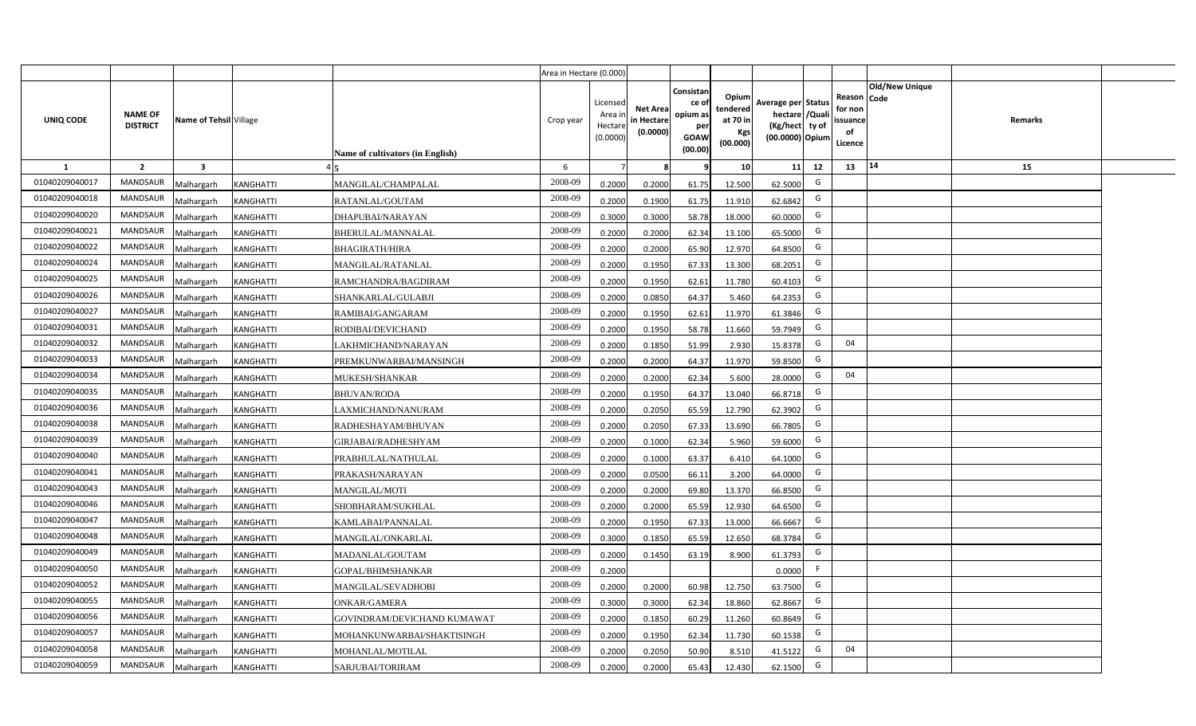| | | | | | Area in Hectare (0.000) | | | | | | | | | | |
|---|---|---|---|---|---|---|---|---|---|---|---|---|---|---|---|
| UNIQ CODE | NAME OF DISTRICT | Name of Tehsil | Village | Name of cultivators (in English) | Crop year | Licensed Area in Hectare (0.0000) | Net Area in Hectare (0.0000) | Consistance of opium as per GOAW (00.00) | Opium tendered at 70 in Kgs (00.000) | Average per hectare (Kg/hect) (00.0000) | Status /Quality of Opium | Reason for non issuance of Licence | Old/New Unique Code | Remarks | |
| 1 | 2 | 3 | 4 | 5 | 6 | 7 | 8 | 9 | 10 | 11 | 12 | 13 | 14 | 15 | |
| 01040209040017 | MANDSAUR | Malhargarh | KANGHATTI | MANGILAL/CHAMPALAL | 2008-09 | 0.2000 | 0.2000 | 61.75 | 12.500 | 62.5000 | G | | | | |
| 01040209040018 | MANDSAUR | Malhargarh | KANGHATTI | RATANLAL/GOUTAM | 2008-09 | 0.2000 | 0.1900 | 61.75 | 11.910 | 62.6842 | G | | | | |
| 01040209040020 | MANDSAUR | Malhargarh | KANGHATTI | DHAPUBAI/NARAYAN | 2008-09 | 0.3000 | 0.3000 | 58.78 | 18.000 | 60.0000 | G | | | | |
| 01040209040021 | MANDSAUR | Malhargarh | KANGHATTI | BHERULAL/MANNALAL | 2008-09 | 0.2000 | 0.2000 | 62.34 | 13.100 | 65.5000 | G | | | | |
| 01040209040022 | MANDSAUR | Malhargarh | KANGHATTI | BHAGIRATH/HIRA | 2008-09 | 0.2000 | 0.2000 | 65.90 | 12.970 | 64.8500 | G | | | | |
| 01040209040024 | MANDSAUR | Malhargarh | KANGHATTI | MANGILAL/RATANLAL | 2008-09 | 0.2000 | 0.1950 | 67.33 | 13.300 | 68.2051 | G | | | | |
| 01040209040025 | MANDSAUR | Malhargarh | KANGHATTI | RAMCHANDRA/BAGDIRAM | 2008-09 | 0.2000 | 0.1950 | 62.61 | 11.780 | 60.4103 | G | | | | |
| 01040209040026 | MANDSAUR | Malhargarh | KANGHATTI | SHANKARLAL/GULABJI | 2008-09 | 0.2000 | 0.0850 | 64.37 | 5.460 | 64.2353 | G | | | | |
| 01040209040027 | MANDSAUR | Malhargarh | KANGHATTI | RAMIBAI/GANGARAM | 2008-09 | 0.2000 | 0.1950 | 62.61 | 11.970 | 61.3846 | G | | | | |
| 01040209040031 | MANDSAUR | Malhargarh | KANGHATTI | RODIBAI/DEVICHAND | 2008-09 | 0.2000 | 0.1950 | 58.78 | 11.660 | 59.7949 | G | | | | |
| 01040209040032 | MANDSAUR | Malhargarh | KANGHATTI | LAKHMICHAND/NARAYAN | 2008-09 | 0.2000 | 0.1850 | 51.99 | 2.930 | 15.8378 | G | 04 | | | |
| 01040209040033 | MANDSAUR | Malhargarh | KANGHATTI | PREMKUNWARBAI/MANSINGH | 2008-09 | 0.2000 | 0.2000 | 64.37 | 11.970 | 59.8500 | G | | | | |
| 01040209040034 | MANDSAUR | Malhargarh | KANGHATTI | MUKESH/SHANKAR | 2008-09 | 0.2000 | 0.2000 | 62.34 | 5.600 | 28.0000 | G | 04 | | | |
| 01040209040035 | MANDSAUR | Malhargarh | KANGHATTI | BHUVAN/RODA | 2008-09 | 0.2000 | 0.1950 | 64.37 | 13.040 | 66.8718 | G | | | | |
| 01040209040036 | MANDSAUR | Malhargarh | KANGHATTI | LAXMICHAND/NANURAM | 2008-09 | 0.2000 | 0.2050 | 65.59 | 12.790 | 62.3902 | G | | | | |
| 01040209040038 | MANDSAUR | Malhargarh | KANGHATTI | RADHESHAYAM/BHUVAN | 2008-09 | 0.2000 | 0.2050 | 67.33 | 13.690 | 66.7805 | G | | | | |
| 01040209040039 | MANDSAUR | Malhargarh | KANGHATTI | GIRJABAI/RADHESHYAM | 2008-09 | 0.2000 | 0.1000 | 62.34 | 5.960 | 59.6000 | G | | | | |
| 01040209040040 | MANDSAUR | Malhargarh | KANGHATTI | PRABHULAL/NATHULAL | 2008-09 | 0.2000 | 0.1000 | 63.37 | 6.410 | 64.1000 | G | | | | |
| 01040209040041 | MANDSAUR | Malhargarh | KANGHATTI | PRAKASH/NARAYAN | 2008-09 | 0.2000 | 0.0500 | 66.11 | 3.200 | 64.0000 | G | | | | |
| 01040209040043 | MANDSAUR | Malhargarh | KANGHATTI | MANGILAL/MOTI | 2008-09 | 0.2000 | 0.2000 | 69.80 | 13.370 | 66.8500 | G | | | | |
| 01040209040046 | MANDSAUR | Malhargarh | KANGHATTI | SHOBHARAM/SUKHLAL | 2008-09 | 0.2000 | 0.2000 | 65.59 | 12.930 | 64.6500 | G | | | | |
| 01040209040047 | MANDSAUR | Malhargarh | KANGHATTI | KAMLABAI/PANNALAL | 2008-09 | 0.2000 | 0.1950 | 67.33 | 13.000 | 66.6667 | G | | | | |
| 01040209040048 | MANDSAUR | Malhargarh | KANGHATTI | MANGILAL/ONKARLAL | 2008-09 | 0.3000 | 0.1850 | 65.59 | 12.650 | 68.3784 | G | | | | |
| 01040209040049 | MANDSAUR | Malhargarh | KANGHATTI | MADANLAL/GOUTAM | 2008-09 | 0.2000 | 0.1450 | 63.19 | 8.900 | 61.3793 | G | | | | |
| 01040209040050 | MANDSAUR | Malhargarh | KANGHATTI | GOPAL/BHIMSHANKAR | 2008-09 | 0.2000 | | | | 0.0000 | F | | | | |
| 01040209040052 | MANDSAUR | Malhargarh | KANGHATTI | MANGILAL/SEVADHOBI | 2008-09 | 0.2000 | 0.2000 | 60.98 | 12.750 | 63.7500 | G | | | | |
| 01040209040055 | MANDSAUR | Malhargarh | KANGHATTI | ONKAR/GAMERA | 2008-09 | 0.3000 | 0.3000 | 62.34 | 18.860 | 62.8667 | G | | | | |
| 01040209040056 | MANDSAUR | Malhargarh | KANGHATTI | GOVINDRAM/DEVICHAND KUMAWAT | 2008-09 | 0.2000 | 0.1850 | 60.29 | 11.260 | 60.8649 | G | | | | |
| 01040209040057 | MANDSAUR | Malhargarh | KANGHATTI | MOHANKUNWARBAI/SHAKTISINGH | 2008-09 | 0.2000 | 0.1950 | 62.34 | 11.730 | 60.1538 | G | | | | |
| 01040209040058 | MANDSAUR | Malhargarh | KANGHATTI | MOHANLAL/MOTILAL | 2008-09 | 0.2000 | 0.2050 | 50.90 | 8.510 | 41.5122 | G | 04 | | | |
| 01040209040059 | MANDSAUR | Malhargarh | KANGHATTI | SARJUBAI/TORIRAM | 2008-09 | 0.2000 | 0.2000 | 65.43 | 12.430 | 62.1500 | G | | | | |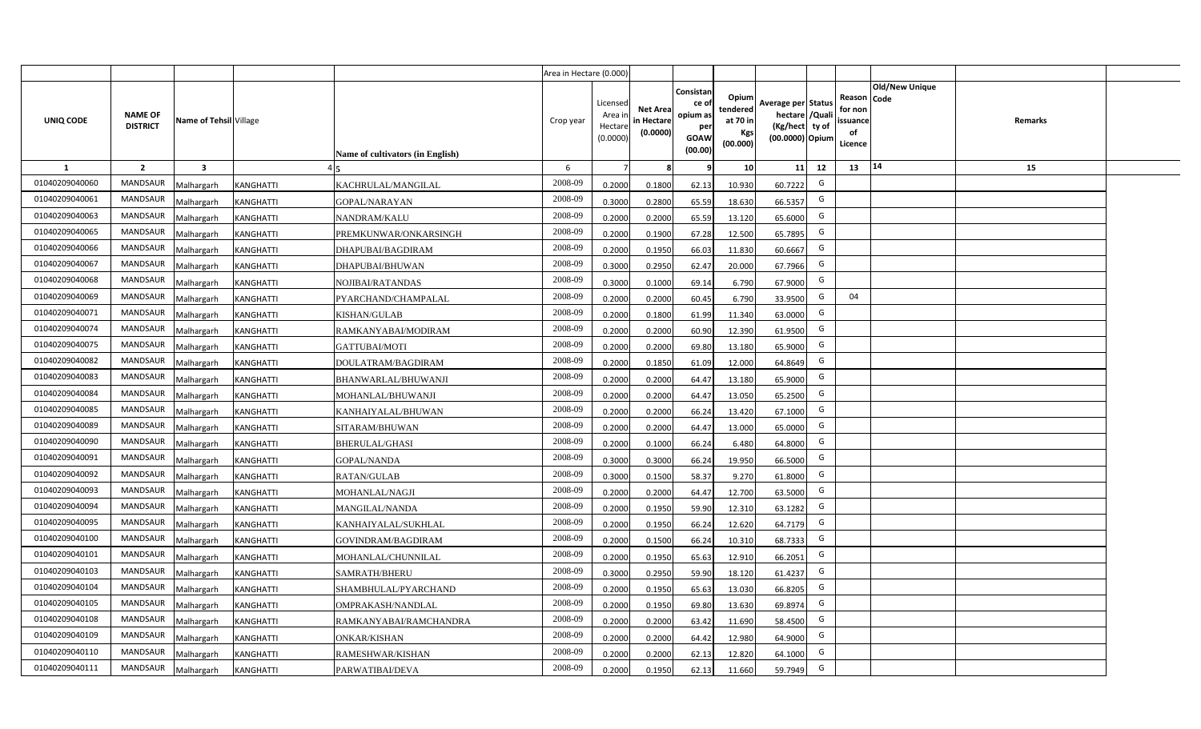| UNIQ CODE | NAME OF DISTRICT | Name of Tehsil | Village | Name of cultivators (in English) | Crop year | Licensed Area in Hectare (0.0000) | Net Area in Hectare (0.0000) | Consistance of opium as per GOAW (00.00) | Opium tendered at 70 in Kgs (00.000) | Average per hectare (Kg/hect) (00.0000) | Status/Quality of Opium | Reason for non issuance of Licence | Old/New Unique Code | Remarks |
|---|---|---|---|---|---|---|---|---|---|---|---|---|---|---|
| 1 | 2 | 3 | 4 | 5 | 6 | 7 | 8 | 9 | 10 | 11 | 12 | 13 | 14 | 15 |
| 01040209040060 | MANDSAUR | Malhargarh | KANGHATTI | KACHRULAL/MANGILAL | 2008-09 | 0.2000 | 0.1800 | 62.13 | 10.930 | 60.7222 | G | | | |
| 01040209040061 | MANDSAUR | Malhargarh | KANGHATTI | GOPAL/NARAYAN | 2008-09 | 0.3000 | 0.2800 | 65.59 | 18.630 | 66.5357 | G | | | |
| 01040209040063 | MANDSAUR | Malhargarh | KANGHATTI | NANDRAM/KALU | 2008-09 | 0.2000 | 0.2000 | 65.59 | 13.120 | 65.6000 | G | | | |
| 01040209040065 | MANDSAUR | Malhargarh | KANGHATTI | PREMKUNWAR/ONKARSINGH | 2008-09 | 0.2000 | 0.1900 | 67.28 | 12.500 | 65.7895 | G | | | |
| 01040209040066 | MANDSAUR | Malhargarh | KANGHATTI | DHAPUBAI/BAGDIRAM | 2008-09 | 0.2000 | 0.1950 | 66.03 | 11.830 | 60.6667 | G | | | |
| 01040209040067 | MANDSAUR | Malhargarh | KANGHATTI | DHAPUBAI/BHUWAN | 2008-09 | 0.3000 | 0.2950 | 62.47 | 20.000 | 67.7966 | G | | | |
| 01040209040068 | MANDSAUR | Malhargarh | KANGHATTI | NOJIBAI/RATANDAS | 2008-09 | 0.3000 | 0.1000 | 69.14 | 6.790 | 67.9000 | G | | | |
| 01040209040069 | MANDSAUR | Malhargarh | KANGHATTI | PYARCHAND/CHAMPALAL | 2008-09 | 0.2000 | 0.2000 | 60.45 | 6.790 | 33.9500 | G | 04 | | |
| 01040209040071 | MANDSAUR | Malhargarh | KANGHATTI | KISHAN/GULAB | 2008-09 | 0.2000 | 0.1800 | 61.99 | 11.340 | 63.0000 | G | | | |
| 01040209040074 | MANDSAUR | Malhargarh | KANGHATTI | RAMKANYABAI/MODIRAM | 2008-09 | 0.2000 | 0.2000 | 60.90 | 12.390 | 61.9500 | G | | | |
| 01040209040075 | MANDSAUR | Malhargarh | KANGHATTI | GATTUBAI/MOTI | 2008-09 | 0.2000 | 0.2000 | 69.80 | 13.180 | 65.9000 | G | | | |
| 01040209040082 | MANDSAUR | Malhargarh | KANGHATTI | DOULATRAM/BAGDIRAM | 2008-09 | 0.2000 | 0.1850 | 61.09 | 12.000 | 64.8649 | G | | | |
| 01040209040083 | MANDSAUR | Malhargarh | KANGHATTI | BHANWARLAL/BHUWANJI | 2008-09 | 0.2000 | 0.2000 | 64.47 | 13.180 | 65.9000 | G | | | |
| 01040209040084 | MANDSAUR | Malhargarh | KANGHATTI | MOHANLAL/BHUWANJI | 2008-09 | 0.2000 | 0.2000 | 64.47 | 13.050 | 65.2500 | G | | | |
| 01040209040085 | MANDSAUR | Malhargarh | KANGHATTI | KANHAIYALAL/BHUWAN | 2008-09 | 0.2000 | 0.2000 | 66.24 | 13.420 | 67.1000 | G | | | |
| 01040209040089 | MANDSAUR | Malhargarh | KANGHATTI | SITARAM/BHUWAN | 2008-09 | 0.2000 | 0.2000 | 64.47 | 13.000 | 65.0000 | G | | | |
| 01040209040090 | MANDSAUR | Malhargarh | KANGHATTI | BHERULAL/GHASI | 2008-09 | 0.2000 | 0.1000 | 66.24 | 6.480 | 64.8000 | G | | | |
| 01040209040091 | MANDSAUR | Malhargarh | KANGHATTI | GOPAL/NANDA | 2008-09 | 0.3000 | 0.3000 | 66.24 | 19.950 | 66.5000 | G | | | |
| 01040209040092 | MANDSAUR | Malhargarh | KANGHATTI | RATAN/GULAB | 2008-09 | 0.3000 | 0.1500 | 58.37 | 9.270 | 61.8000 | G | | | |
| 01040209040093 | MANDSAUR | Malhargarh | KANGHATTI | MOHANLAL/NAGJI | 2008-09 | 0.2000 | 0.2000 | 64.47 | 12.700 | 63.5000 | G | | | |
| 01040209040094 | MANDSAUR | Malhargarh | KANGHATTI | MANGILAL/NANDA | 2008-09 | 0.2000 | 0.1950 | 59.90 | 12.310 | 63.1282 | G | | | |
| 01040209040095 | MANDSAUR | Malhargarh | KANGHATTI | KANHAIYALAL/SUKHLAL | 2008-09 | 0.2000 | 0.1950 | 66.24 | 12.620 | 64.7179 | G | | | |
| 01040209040100 | MANDSAUR | Malhargarh | KANGHATTI | GOVINDRAM/BAGDIRAM | 2008-09 | 0.2000 | 0.1500 | 66.24 | 10.310 | 68.7333 | G | | | |
| 01040209040101 | MANDSAUR | Malhargarh | KANGHATTI | MOHANLAL/CHUNNILAL | 2008-09 | 0.2000 | 0.1950 | 65.63 | 12.910 | 66.2051 | G | | | |
| 01040209040103 | MANDSAUR | Malhargarh | KANGHATTI | SAMRATH/BHERU | 2008-09 | 0.3000 | 0.2950 | 59.90 | 18.120 | 61.4237 | G | | | |
| 01040209040104 | MANDSAUR | Malhargarh | KANGHATTI | SHAMBHULAL/PYARCHAND | 2008-09 | 0.2000 | 0.1950 | 65.63 | 13.030 | 66.8205 | G | | | |
| 01040209040105 | MANDSAUR | Malhargarh | KANGHATTI | OMPRAKASH/NANDLAL | 2008-09 | 0.2000 | 0.1950 | 69.80 | 13.630 | 69.8974 | G | | | |
| 01040209040108 | MANDSAUR | Malhargarh | KANGHATTI | RAMKANYABAI/RAMCHANDRA | 2008-09 | 0.2000 | 0.2000 | 63.42 | 11.690 | 58.4500 | G | | | |
| 01040209040109 | MANDSAUR | Malhargarh | KANGHATTI | ONKAR/KISHAN | 2008-09 | 0.2000 | 0.2000 | 64.42 | 12.980 | 64.9000 | G | | | |
| 01040209040110 | MANDSAUR | Malhargarh | KANGHATTI | RAMESHWAR/KISHAN | 2008-09 | 0.2000 | 0.2000 | 62.13 | 12.820 | 64.1000 | G | | | |
| 01040209040111 | MANDSAUR | Malhargarh | KANGHATTI | PARWATIBAI/DEVA | 2008-09 | 0.2000 | 0.1950 | 62.13 | 11.660 | 59.7949 | G | | | |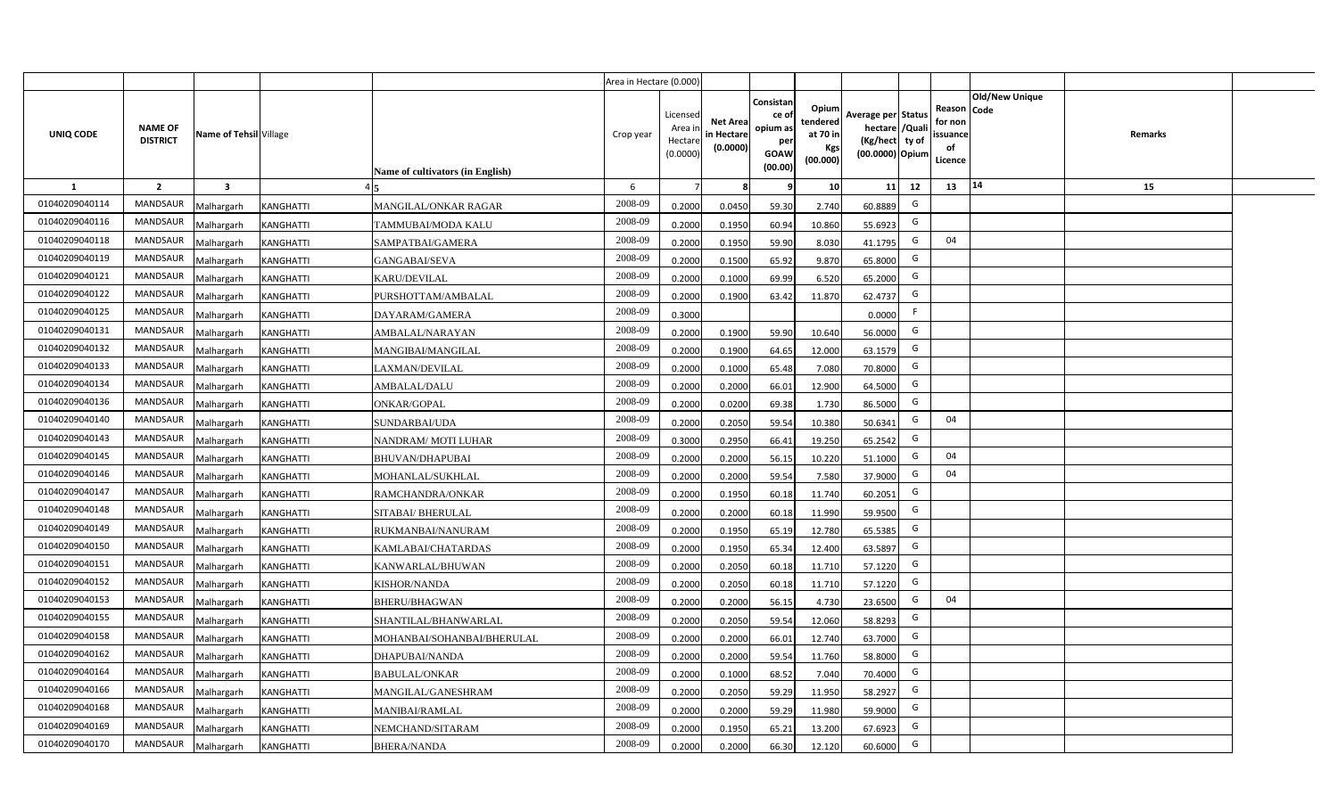| | | | | | Area in Hectare (0.000) | | | | | | | | | | |
|---|---|---|---|---|---|---|---|---|---|---|---|---|---|---|---|
| UNIQ CODE | NAME OF DISTRICT | Name of Tehsil | Village | Name of cultivators (in English) | Crop year | Licensed Area in Hectare (0.0000) | Net Area in Hectare (0.0000) | Consistance of opium as per GOAW (00.00) | Opium tendered at 70 in Kgs (00.000) | Average per hectare (Kg/hect) (00.0000) | Status /Quality of Opium | Reason for non issuance of Licence | Old/New Unique Code | Remarks |
| 1 | 2 | 3 | 4 | 5 | 6 | 7 | 8 | 9 | 10 | 11 | 12 | 13 | 14 | 15 |
| 01040209040114 | MANDSAUR | Malhargarh | KANGHATTI | MANGILAL/ONKAR RAGAR | 2008-09 | 0.2000 | 0.0450 | 59.30 | 2.740 | 60.8889 | G | | | |
| 01040209040116 | MANDSAUR | Malhargarh | KANGHATTI | TAMMUBAI/MODA KALU | 2008-09 | 0.2000 | 0.1950 | 60.94 | 10.860 | 55.6923 | G | | | |
| 01040209040118 | MANDSAUR | Malhargarh | KANGHATTI | SAMPATBAI/GAMERA | 2008-09 | 0.2000 | 0.1950 | 59.90 | 8.030 | 41.1795 | G | 04 | | |
| 01040209040119 | MANDSAUR | Malhargarh | KANGHATTI | GANGABAI/SEVA | 2008-09 | 0.2000 | 0.1500 | 65.92 | 9.870 | 65.8000 | G | | | |
| 01040209040121 | MANDSAUR | Malhargarh | KANGHATTI | KARU/DEVILAL | 2008-09 | 0.2000 | 0.1000 | 69.99 | 6.520 | 65.2000 | G | | | |
| 01040209040122 | MANDSAUR | Malhargarh | KANGHATTI | PURSHOTTAM/AMBALAL | 2008-09 | 0.2000 | 0.1900 | 63.42 | 11.870 | 62.4737 | G | | | |
| 01040209040125 | MANDSAUR | Malhargarh | KANGHATTI | DAYARAM/GAMERA | 2008-09 | 0.3000 | | | | 0.0000 | F | | | |
| 01040209040131 | MANDSAUR | Malhargarh | KANGHATTI | AMBALAL/NARAYAN | 2008-09 | 0.2000 | 0.1900 | 59.90 | 10.640 | 56.0000 | G | | | |
| 01040209040132 | MANDSAUR | Malhargarh | KANGHATTI | MANGIBAI/MANGILAL | 2008-09 | 0.2000 | 0.1900 | 64.65 | 12.000 | 63.1579 | G | | | |
| 01040209040133 | MANDSAUR | Malhargarh | KANGHATTI | LAXMAN/DEVILAL | 2008-09 | 0.2000 | 0.1000 | 65.48 | 7.080 | 70.8000 | G | | | |
| 01040209040134 | MANDSAUR | Malhargarh | KANGHATTI | AMBALAL/DALU | 2008-09 | 0.2000 | 0.2000 | 66.01 | 12.900 | 64.5000 | G | | | |
| 01040209040136 | MANDSAUR | Malhargarh | KANGHATTI | ONKAR/GOPAL | 2008-09 | 0.2000 | 0.0200 | 69.38 | 1.730 | 86.5000 | G | | | |
| 01040209040140 | MANDSAUR | Malhargarh | KANGHATTI | SUNDARBAI/UDA | 2008-09 | 0.2000 | 0.2050 | 59.54 | 10.380 | 50.6341 | G | 04 | | |
| 01040209040143 | MANDSAUR | Malhargarh | KANGHATTI | NANDRAM/ MOTI LUHAR | 2008-09 | 0.3000 | 0.2950 | 66.41 | 19.250 | 65.2542 | G | | | |
| 01040209040145 | MANDSAUR | Malhargarh | KANGHATTI | BHUVAN/DHAPUBAI | 2008-09 | 0.2000 | 0.2000 | 56.15 | 10.220 | 51.1000 | G | 04 | | |
| 01040209040146 | MANDSAUR | Malhargarh | KANGHATTI | MOHANLAL/SUKHLAL | 2008-09 | 0.2000 | 0.2000 | 59.54 | 7.580 | 37.9000 | G | 04 | | |
| 01040209040147 | MANDSAUR | Malhargarh | KANGHATTI | RAMCHANDRA/ONKAR | 2008-09 | 0.2000 | 0.1950 | 60.18 | 11.740 | 60.2051 | G | | | |
| 01040209040148 | MANDSAUR | Malhargarh | KANGHATTI | SITABAI/ BHERULAL | 2008-09 | 0.2000 | 0.2000 | 60.18 | 11.990 | 59.9500 | G | | | |
| 01040209040149 | MANDSAUR | Malhargarh | KANGHATTI | RUKMANBAI/NANURAM | 2008-09 | 0.2000 | 0.1950 | 65.19 | 12.780 | 65.5385 | G | | | |
| 01040209040150 | MANDSAUR | Malhargarh | KANGHATTI | KAMLABAI/CHATARDAS | 2008-09 | 0.2000 | 0.1950 | 65.34 | 12.400 | 63.5897 | G | | | |
| 01040209040151 | MANDSAUR | Malhargarh | KANGHATTI | KANWARLAL/BHUWAN | 2008-09 | 0.2000 | 0.2050 | 60.18 | 11.710 | 57.1220 | G | | | |
| 01040209040152 | MANDSAUR | Malhargarh | KANGHATTI | KISHOR/NANDA | 2008-09 | 0.2000 | 0.2050 | 60.18 | 11.710 | 57.1220 | G | | | |
| 01040209040153 | MANDSAUR | Malhargarh | KANGHATTI | BHERU/BHAGWAN | 2008-09 | 0.2000 | 0.2000 | 56.15 | 4.730 | 23.6500 | G | 04 | | |
| 01040209040155 | MANDSAUR | Malhargarh | KANGHATTI | SHANTILAL/BHANWARLAL | 2008-09 | 0.2000 | 0.2050 | 59.54 | 12.060 | 58.8293 | G | | | |
| 01040209040158 | MANDSAUR | Malhargarh | KANGHATTI | MOHANBAI/SOHANBAI/BHERULAL | 2008-09 | 0.2000 | 0.2000 | 66.01 | 12.740 | 63.7000 | G | | | |
| 01040209040162 | MANDSAUR | Malhargarh | KANGHATTI | DHAPUBAI/NANDA | 2008-09 | 0.2000 | 0.2000 | 59.54 | 11.760 | 58.8000 | G | | | |
| 01040209040164 | MANDSAUR | Malhargarh | KANGHATTI | BABULAL/ONKAR | 2008-09 | 0.2000 | 0.1000 | 68.52 | 7.040 | 70.4000 | G | | | |
| 01040209040166 | MANDSAUR | Malhargarh | KANGHATTI | MANGILAL/GANESHRAM | 2008-09 | 0.2000 | 0.2050 | 59.29 | 11.950 | 58.2927 | G | | | |
| 01040209040168 | MANDSAUR | Malhargarh | KANGHATTI | MANIBAI/RAMLAL | 2008-09 | 0.2000 | 0.2000 | 59.29 | 11.980 | 59.9000 | G | | | |
| 01040209040169 | MANDSAUR | Malhargarh | KANGHATTI | NEMCHAND/SITARAM | 2008-09 | 0.2000 | 0.1950 | 65.21 | 13.200 | 67.6923 | G | | | |
| 01040209040170 | MANDSAUR | Malhargarh | KANGHATTI | BHERA/NANDA | 2008-09 | 0.2000 | 0.2000 | 66.30 | 12.120 | 60.6000 | G | | | |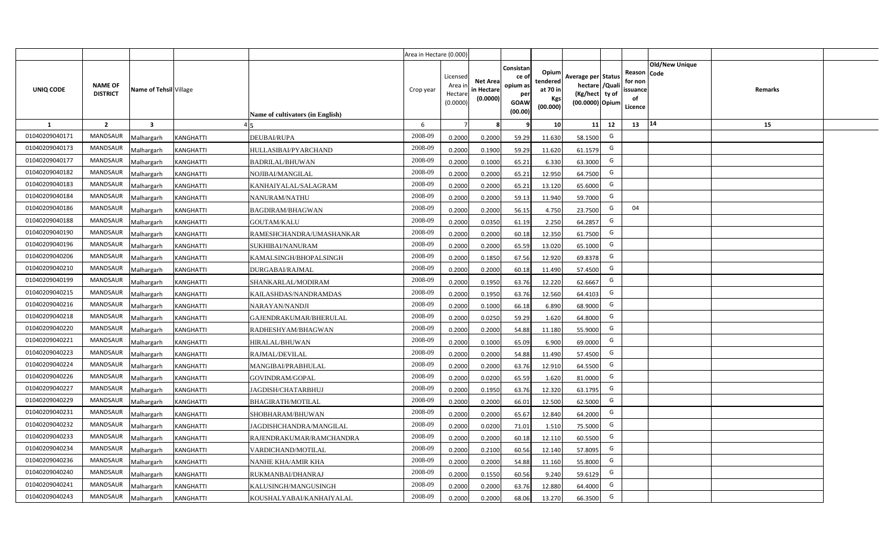| | | | | | Area in Hectare (0.000) | | | | | | | | | | |
|---|---|---|---|---|---|---|---|---|---|---|---|---|---|---|---|
| UNIQ CODE | NAME OF DISTRICT | Name of Tehsil | Village | Name of cultivators (in English) | Crop year | Licensed Area in Hectare (0.0000) | Net Area in Hectare (0.0000) | Consistance of opium as per GOAW (00.00) | Opium tendered at 70 in Kgs (00.000) | Average per hectare (Kg/hect) (00.0000) | Status /Quality of Opium | Reason for non issuance of Licence | Old/New Unique Code | Remarks |
| 1 | 2 | 3 | 4 | 5 | 6 | 7 | 8 | 9 | 10 | 11 | 12 | 13 | 14 | 15 |
| 01040209040171 | MANDSAUR | Malhargarh | KANGHATTI | DEUBAI/RUPA | 2008-09 | 0.2000 | 0.2000 | 59.29 | 11.630 | 58.1500 | G | | | |
| 01040209040173 | MANDSAUR | Malhargarh | KANGHATTI | HULLASIBAI/PYARCHAND | 2008-09 | 0.2000 | 0.1900 | 59.29 | 11.620 | 61.1579 | G | | | |
| 01040209040177 | MANDSAUR | Malhargarh | KANGHATTI | BADRILAL/BHUWAN | 2008-09 | 0.2000 | 0.1000 | 65.21 | 6.330 | 63.3000 | G | | | |
| 01040209040182 | MANDSAUR | Malhargarh | KANGHATTI | NOJIBAI/MANGILAL | 2008-09 | 0.2000 | 0.2000 | 65.21 | 12.950 | 64.7500 | G | | | |
| 01040209040183 | MANDSAUR | Malhargarh | KANGHATTI | KANHAIYALAL/SALAGRAM | 2008-09 | 0.2000 | 0.2000 | 65.21 | 13.120 | 65.6000 | G | | | |
| 01040209040184 | MANDSAUR | Malhargarh | KANGHATTI | NANURAM/NATHU | 2008-09 | 0.2000 | 0.2000 | 59.13 | 11.940 | 59.7000 | G | | | |
| 01040209040186 | MANDSAUR | Malhargarh | KANGHATTI | BAGDIRAM/BHAGWAN | 2008-09 | 0.2000 | 0.2000 | 56.15 | 4.750 | 23.7500 | G | 04 | | |
| 01040209040188 | MANDSAUR | Malhargarh | KANGHATTI | GOUTAM/KALU | 2008-09 | 0.2000 | 0.0350 | 61.19 | 2.250 | 64.2857 | G | | | |
| 01040209040190 | MANDSAUR | Malhargarh | KANGHATTI | RAMESHCHANDRA/UMASHANKAR | 2008-09 | 0.2000 | 0.2000 | 60.18 | 12.350 | 61.7500 | G | | | |
| 01040209040196 | MANDSAUR | Malhargarh | KANGHATTI | SUKHIBAI/NANURAM | 2008-09 | 0.2000 | 0.2000 | 65.59 | 13.020 | 65.1000 | G | | | |
| 01040209040206 | MANDSAUR | Malhargarh | KANGHATTI | KAMALSINGH/BHOPALSINGH | 2008-09 | 0.2000 | 0.1850 | 67.56 | 12.920 | 69.8378 | G | | | |
| 01040209040210 | MANDSAUR | Malhargarh | KANGHATTI | DURGABAI/RAJMAL | 2008-09 | 0.2000 | 0.2000 | 60.18 | 11.490 | 57.4500 | G | | | |
| 01040209040199 | MANDSAUR | Malhargarh | KANGHATTI | SHANKARLAL/MODIRAM | 2008-09 | 0.2000 | 0.1950 | 63.76 | 12.220 | 62.6667 | G | | | |
| 01040209040215 | MANDSAUR | Malhargarh | KANGHATTI | KAILASHDAS/NANDRAMDAS | 2008-09 | 0.2000 | 0.1950 | 63.76 | 12.560 | 64.4103 | G | | | |
| 01040209040216 | MANDSAUR | Malhargarh | KANGHATTI | NARAYAN/NANDJI | 2008-09 | 0.2000 | 0.1000 | 66.18 | 6.890 | 68.9000 | G | | | |
| 01040209040218 | MANDSAUR | Malhargarh | KANGHATTI | GAJENDRAKUMAR/BHERULAL | 2008-09 | 0.2000 | 0.0250 | 59.29 | 1.620 | 64.8000 | G | | | |
| 01040209040220 | MANDSAUR | Malhargarh | KANGHATTI | RADHESHYAM/BHAGWAN | 2008-09 | 0.2000 | 0.2000 | 54.88 | 11.180 | 55.9000 | G | | | |
| 01040209040221 | MANDSAUR | Malhargarh | KANGHATTI | HIRALAL/BHUWAN | 2008-09 | 0.2000 | 0.1000 | 65.09 | 6.900 | 69.0000 | G | | | |
| 01040209040223 | MANDSAUR | Malhargarh | KANGHATTI | RAJMAL/DEVILAL | 2008-09 | 0.2000 | 0.2000 | 54.88 | 11.490 | 57.4500 | G | | | |
| 01040209040224 | MANDSAUR | Malhargarh | KANGHATTI | MANGIBAI/PRABHULAL | 2008-09 | 0.2000 | 0.2000 | 63.76 | 12.910 | 64.5500 | G | | | |
| 01040209040226 | MANDSAUR | Malhargarh | KANGHATTI | GOVINDRAM/GOPAL | 2008-09 | 0.2000 | 0.0200 | 65.59 | 1.620 | 81.0000 | G | | | |
| 01040209040227 | MANDSAUR | Malhargarh | KANGHATTI | JAGDISH/CHATARBHUJ | 2008-09 | 0.2000 | 0.1950 | 63.76 | 12.320 | 63.1795 | G | | | |
| 01040209040229 | MANDSAUR | Malhargarh | KANGHATTI | BHAGIRATH/MOTILAL | 2008-09 | 0.2000 | 0.2000 | 66.01 | 12.500 | 62.5000 | G | | | |
| 01040209040231 | MANDSAUR | Malhargarh | KANGHATTI | SHOBHARAM/BHUWAN | 2008-09 | 0.2000 | 0.2000 | 65.67 | 12.840 | 64.2000 | G | | | |
| 01040209040232 | MANDSAUR | Malhargarh | KANGHATTI | JAGDISHCHANDRA/MANGILAL | 2008-09 | 0.2000 | 0.0200 | 71.01 | 1.510 | 75.5000 | G | | | |
| 01040209040233 | MANDSAUR | Malhargarh | KANGHATTI | RAJENDRAKUMAR/RAMCHANDRA | 2008-09 | 0.2000 | 0.2000 | 60.18 | 12.110 | 60.5500 | G | | | |
| 01040209040234 | MANDSAUR | Malhargarh | KANGHATTI | VARDICHAND/MOTILAL | 2008-09 | 0.2000 | 0.2100 | 60.56 | 12.140 | 57.8095 | G | | | |
| 01040209040236 | MANDSAUR | Malhargarh | KANGHATTI | NANHE KHA/AMIR KHA | 2008-09 | 0.2000 | 0.2000 | 54.88 | 11.160 | 55.8000 | G | | | |
| 01040209040240 | MANDSAUR | Malhargarh | KANGHATTI | RUKMANBAI/DHANRAJ | 2008-09 | 0.2000 | 0.1550 | 60.56 | 9.240 | 59.6129 | G | | | |
| 01040209040241 | MANDSAUR | Malhargarh | KANGHATTI | KALUSINGH/MANGUSINGH | 2008-09 | 0.2000 | 0.2000 | 63.76 | 12.880 | 64.4000 | G | | | |
| 01040209040243 | MANDSAUR | Malhargarh | KANGHATTI | KOUSHALYABAI/KANHAIYALAL | 2008-09 | 0.2000 | 0.2000 | 68.06 | 13.270 | 66.3500 | G | | | |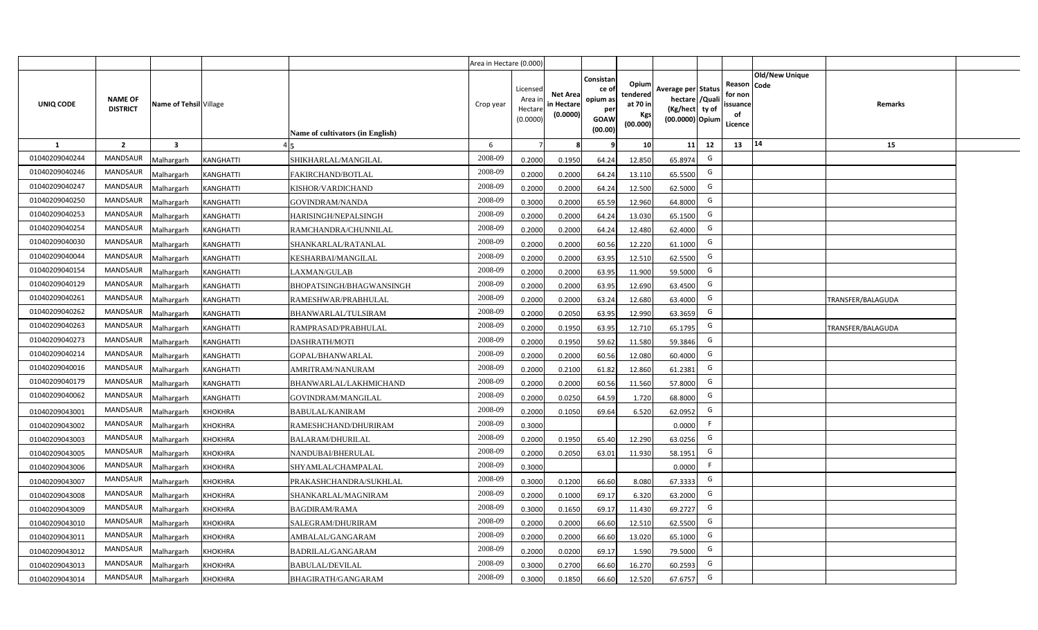| | | | | | Area in Hectare (0.000) | | | | | | | | | | |
|---|---|---|---|---|---|---|---|---|---|---|---|---|---|---|---|
| UNIQ CODE | NAME OF DISTRICT | Name of Tehsil | Village | Name of cultivators (in English) | Crop year | Licensed Area in Hectare (0.0000) | Net Area in Hectare (0.0000) | Consistance of opium as per GOAW (00.00) | Opium tendered at 70 in Kgs (00.000) | Average per hectare (Kg/hect) (00.0000) | Status /Quality of Opium | Reason for non issuance of Licence | Old/New Unique Code | Remarks |
| 1 | 2 | 3 | 4 | 5 | 6 | 7 | 8 | 9 | 10 | 11 | 12 | 13 | 14 | 15 |
| 01040209040244 | MANDSAUR | Malhargarh | KANGHATTI | SHIKHARLAL/MANGILAL | 2008-09 | 0.2000 | 0.1950 | 64.24 | 12.850 | 65.8974 | G | | | |
| 01040209040246 | MANDSAUR | Malhargarh | KANGHATTI | FAKIRCHAND/BOTLAL | 2008-09 | 0.2000 | 0.2000 | 64.24 | 13.110 | 65.5500 | G | | | |
| 01040209040247 | MANDSAUR | Malhargarh | KANGHATTI | KISHOR/VARDICHAND | 2008-09 | 0.2000 | 0.2000 | 64.24 | 12.500 | 62.5000 | G | | | |
| 01040209040250 | MANDSAUR | Malhargarh | KANGHATTI | GOVINDRAM/NANDA | 2008-09 | 0.3000 | 0.2000 | 65.59 | 12.960 | 64.8000 | G | | | |
| 01040209040253 | MANDSAUR | Malhargarh | KANGHATTI | HARISINGH/NEPALSINGH | 2008-09 | 0.2000 | 0.2000 | 64.24 | 13.030 | 65.1500 | G | | | |
| 01040209040254 | MANDSAUR | Malhargarh | KANGHATTI | RAMCHANDRA/CHUNNILAL | 2008-09 | 0.2000 | 0.2000 | 64.24 | 12.480 | 62.4000 | G | | | |
| 01040209040030 | MANDSAUR | Malhargarh | KANGHATTI | SHANKARLAL/RATANLAL | 2008-09 | 0.2000 | 0.2000 | 60.56 | 12.220 | 61.1000 | G | | | |
| 01040209040044 | MANDSAUR | Malhargarh | KANGHATTI | KESHARBAI/MANGILAL | 2008-09 | 0.2000 | 0.2000 | 63.95 | 12.510 | 62.5500 | G | | | |
| 01040209040154 | MANDSAUR | Malhargarh | KANGHATTI | LAXMAN/GULAB | 2008-09 | 0.2000 | 0.2000 | 63.95 | 11.900 | 59.5000 | G | | | |
| 01040209040129 | MANDSAUR | Malhargarh | KANGHATTI | BHOPATSINGH/BHAGWANSINGH | 2008-09 | 0.2000 | 0.2000 | 63.95 | 12.690 | 63.4500 | G | | | |
| 01040209040261 | MANDSAUR | Malhargarh | KANGHATTI | RAMESHWAR/PRABHULAL | 2008-09 | 0.2000 | 0.2000 | 63.24 | 12.680 | 63.4000 | G | | | TRANSFER/BALAGUDA |
| 01040209040262 | MANDSAUR | Malhargarh | KANGHATTI | BHANWARLAL/TULSIRAM | 2008-09 | 0.2000 | 0.2050 | 63.95 | 12.990 | 63.3659 | G | | | |
| 01040209040263 | MANDSAUR | Malhargarh | KANGHATTI | RAMPRASAD/PRABHULAL | 2008-09 | 0.2000 | 0.1950 | 63.95 | 12.710 | 65.1795 | G | | | TRANSFER/BALAGUDA |
| 01040209040273 | MANDSAUR | Malhargarh | KANGHATTI | DASHRATH/MOTI | 2008-09 | 0.2000 | 0.1950 | 59.62 | 11.580 | 59.3846 | G | | | |
| 01040209040214 | MANDSAUR | Malhargarh | KANGHATTI | GOPAL/BHANWARLAL | 2008-09 | 0.2000 | 0.2000 | 60.56 | 12.080 | 60.4000 | G | | | |
| 01040209040016 | MANDSAUR | Malhargarh | KANGHATTI | AMRITRAM/NANURAM | 2008-09 | 0.2000 | 0.2100 | 61.82 | 12.860 | 61.2381 | G | | | |
| 01040209040179 | MANDSAUR | Malhargarh | KANGHATTI | BHANWARLAL/LAKHMICHAND | 2008-09 | 0.2000 | 0.2000 | 60.56 | 11.560 | 57.8000 | G | | | |
| 01040209040062 | MANDSAUR | Malhargarh | KANGHATTI | GOVINDRAM/MANGILAL | 2008-09 | 0.2000 | 0.0250 | 64.59 | 1.720 | 68.8000 | G | | | |
| 01040209043001 | MANDSAUR | Malhargarh | KHOKHRA | BABULAL/KANIRAM | 2008-09 | 0.2000 | 0.1050 | 69.64 | 6.520 | 62.0952 | G | | | |
| 01040209043002 | MANDSAUR | Malhargarh | KHOKHRA | RAMESHCHAND/DHURIRAM | 2008-09 | 0.3000 | | | | 0.0000 | F | | | |
| 01040209043003 | MANDSAUR | Malhargarh | KHOKHRA | BALARAM/DHURILAL | 2008-09 | 0.2000 | 0.1950 | 65.40 | 12.290 | 63.0256 | G | | | |
| 01040209043005 | MANDSAUR | Malhargarh | KHOKHRA | NANDUBAI/BHERULAL | 2008-09 | 0.2000 | 0.2050 | 63.01 | 11.930 | 58.1951 | G | | | |
| 01040209043006 | MANDSAUR | Malhargarh | KHOKHRA | SHYAMLAL/CHAMPALAL | 2008-09 | 0.3000 | | | | 0.0000 | F | | | |
| 01040209043007 | MANDSAUR | Malhargarh | KHOKHRA | PRAKASHCHANDRA/SUKHLAL | 2008-09 | 0.3000 | 0.1200 | 66.60 | 8.080 | 67.3333 | G | | | |
| 01040209043008 | MANDSAUR | Malhargarh | KHOKHRA | SHANKARLAL/MAGNIRAM | 2008-09 | 0.2000 | 0.1000 | 69.17 | 6.320 | 63.2000 | G | | | |
| 01040209043009 | MANDSAUR | Malhargarh | KHOKHRA | BAGDIRAM/RAMA | 2008-09 | 0.3000 | 0.1650 | 69.17 | 11.430 | 69.2727 | G | | | |
| 01040209043010 | MANDSAUR | Malhargarh | KHOKHRA | SALEGRAM/DHURIRAM | 2008-09 | 0.2000 | 0.2000 | 66.60 | 12.510 | 62.5500 | G | | | |
| 01040209043011 | MANDSAUR | Malhargarh | KHOKHRA | AMBALAL/GANGARAM | 2008-09 | 0.2000 | 0.2000 | 66.60 | 13.020 | 65.1000 | G | | | |
| 01040209043012 | MANDSAUR | Malhargarh | KHOKHRA | BADRILAL/GANGARAM | 2008-09 | 0.2000 | 0.0200 | 69.17 | 1.590 | 79.5000 | G | | | |
| 01040209043013 | MANDSAUR | Malhargarh | KHOKHRA | BABULAL/DEVILAL | 2008-09 | 0.3000 | 0.2700 | 66.60 | 16.270 | 60.2593 | G | | | |
| 01040209043014 | MANDSAUR | Malhargarh | KHOKHRA | BHAGIRATH/GANGARAM | 2008-09 | 0.3000 | 0.1850 | 66.60 | 12.520 | 67.6757 | G | | | |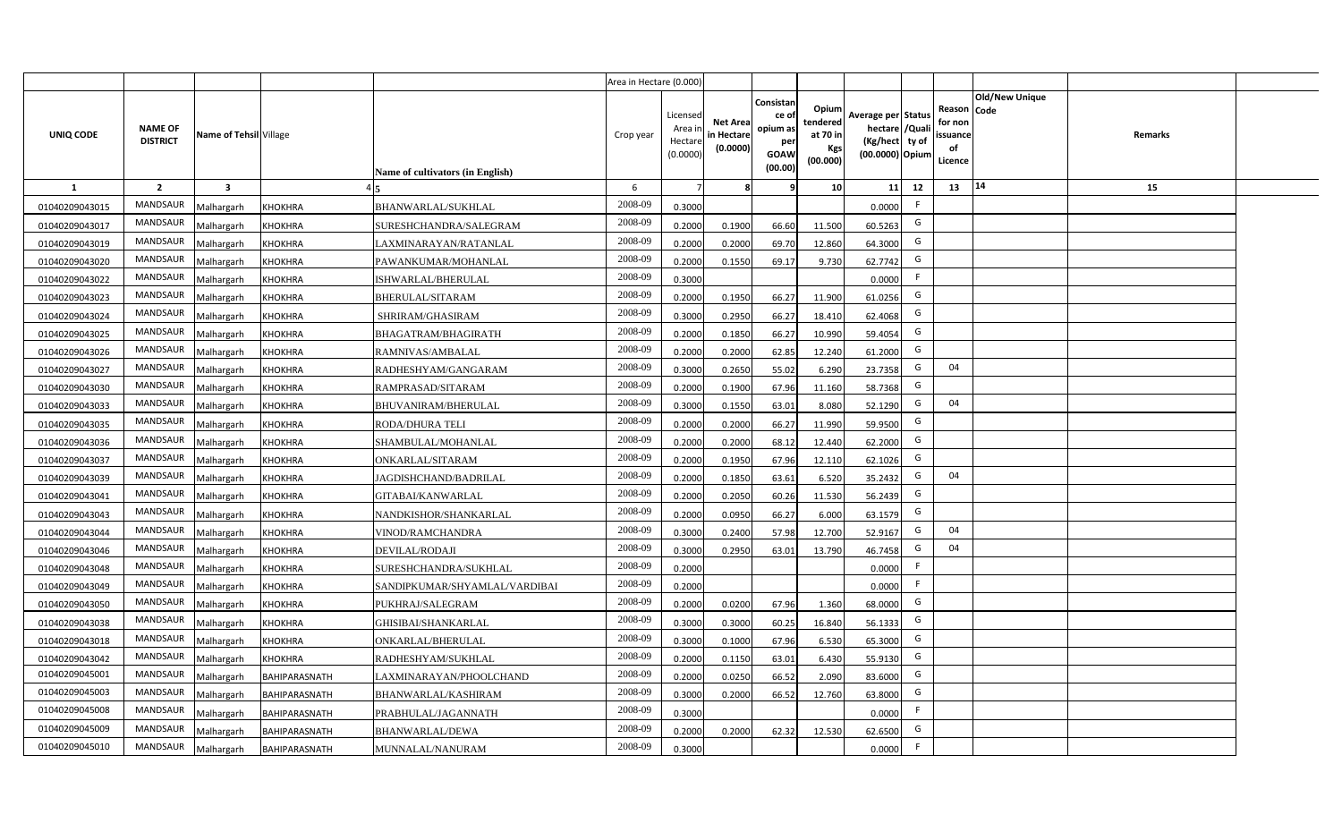| UNIQ CODE | NAME OF DISTRICT | Name of Tehsil | Village | Name of cultivators (in English) | Area in Hectare (0.000) Crop year | Licensed Area in Hectare (0.0000) | Net Area in Hectare (0.0000) | Consistance of opium as per GOAW (00.00) | Opium tendered at 70 in Kgs (00.000) | Average per hectare (Kg/hect) (00.0000) | Status /Quality of Opium | Reason for non issuance of Licence | Old/New Unique Code | Remarks |
|---|---|---|---|---|---|---|---|---|---|---|---|---|---|---|
| 1 | 2 | 3 | 4 | 5 | 6 | 7 | 8 | 9 | 10 | 11 | 12 | 13 | 14 | 15 |
| 01040209043015 | MANDSAUR | Malhargarh | KHOKHRA | BHANWARLAL/SUKHLAL | 2008-09 | 0.3000 | | | | 0.0000 | F | | | |
| 01040209043017 | MANDSAUR | Malhargarh | KHOKHRA | SURESHCHANDRA/SALEGRAM | 2008-09 | 0.2000 | 0.1900 | 66.60 | 11.500 | 60.5263 | G | | | |
| 01040209043019 | MANDSAUR | Malhargarh | KHOKHRA | LAXMINARAYAN/RATANLAL | 2008-09 | 0.2000 | 0.2000 | 69.70 | 12.860 | 64.3000 | G | | | |
| 01040209043020 | MANDSAUR | Malhargarh | KHOKHRA | PAWANKUMAR/MOHANLAL | 2008-09 | 0.2000 | 0.1550 | 69.17 | 9.730 | 62.7742 | G | | | |
| 01040209043022 | MANDSAUR | Malhargarh | KHOKHRA | ISHWARLAL/BHERULAL | 2008-09 | 0.3000 | | | | 0.0000 | F | | | |
| 01040209043023 | MANDSAUR | Malhargarh | KHOKHRA | BHERULAL/SITARAM | 2008-09 | 0.2000 | 0.1950 | 66.27 | 11.900 | 61.0256 | G | | | |
| 01040209043024 | MANDSAUR | Malhargarh | KHOKHRA | SHRIRAM/GHASIRAM | 2008-09 | 0.3000 | 0.2950 | 66.27 | 18.410 | 62.4068 | G | | | |
| 01040209043025 | MANDSAUR | Malhargarh | KHOKHRA | BHAGATRAM/BHAGIRATH | 2008-09 | 0.2000 | 0.1850 | 66.27 | 10.990 | 59.4054 | G | | | |
| 01040209043026 | MANDSAUR | Malhargarh | KHOKHRA | RAMNIVAS/AMBALAL | 2008-09 | 0.2000 | 0.2000 | 62.85 | 12.240 | 61.2000 | G | | | |
| 01040209043027 | MANDSAUR | Malhargarh | KHOKHRA | RADHESHYAM/GANGARAM | 2008-09 | 0.3000 | 0.2650 | 55.02 | 6.290 | 23.7358 | G | 04 | | |
| 01040209043030 | MANDSAUR | Malhargarh | KHOKHRA | RAMPRASAD/SITARAM | 2008-09 | 0.2000 | 0.1900 | 67.96 | 11.160 | 58.7368 | G | | | |
| 01040209043033 | MANDSAUR | Malhargarh | KHOKHRA | BHUVANIRAM/BHERULAL | 2008-09 | 0.3000 | 0.1550 | 63.01 | 8.080 | 52.1290 | G | 04 | | |
| 01040209043035 | MANDSAUR | Malhargarh | KHOKHRA | RODA/DHURA TELI | 2008-09 | 0.2000 | 0.2000 | 66.27 | 11.990 | 59.9500 | G | | | |
| 01040209043036 | MANDSAUR | Malhargarh | KHOKHRA | SHAMBULAL/MOHANLAL | 2008-09 | 0.2000 | 0.2000 | 68.12 | 12.440 | 62.2000 | G | | | |
| 01040209043037 | MANDSAUR | Malhargarh | KHOKHRA | ONKARLAL/SITARAM | 2008-09 | 0.2000 | 0.1950 | 67.96 | 12.110 | 62.1026 | G | | | |
| 01040209043039 | MANDSAUR | Malhargarh | KHOKHRA | JAGDISHCHAND/BADRILAL | 2008-09 | 0.2000 | 0.1850 | 63.61 | 6.520 | 35.2432 | G | 04 | | |
| 01040209043041 | MANDSAUR | Malhargarh | KHOKHRA | GITABAI/KANWARLAL | 2008-09 | 0.2000 | 0.2050 | 60.26 | 11.530 | 56.2439 | G | | | |
| 01040209043043 | MANDSAUR | Malhargarh | KHOKHRA | NANDKISHOR/SHANKARLAL | 2008-09 | 0.2000 | 0.0950 | 66.27 | 6.000 | 63.1579 | G | | | |
| 01040209043044 | MANDSAUR | Malhargarh | KHOKHRA | VINOD/RAMCHANDRA | 2008-09 | 0.3000 | 0.2400 | 57.98 | 12.700 | 52.9167 | G | 04 | | |
| 01040209043046 | MANDSAUR | Malhargarh | KHOKHRA | DEVILAL/RODAJI | 2008-09 | 0.3000 | 0.2950 | 63.01 | 13.790 | 46.7458 | G | 04 | | |
| 01040209043048 | MANDSAUR | Malhargarh | KHOKHRA | SURESHCHANDRA/SUKHLAL | 2008-09 | 0.2000 | | | | 0.0000 | F | | | |
| 01040209043049 | MANDSAUR | Malhargarh | KHOKHRA | SANDIPKUMAR/SHYAMLAL/VARDIBAI | 2008-09 | 0.2000 | | | | 0.0000 | F | | | |
| 01040209043050 | MANDSAUR | Malhargarh | KHOKHRA | PUKHRAJ/SALEGRAM | 2008-09 | 0.2000 | 0.0200 | 67.96 | 1.360 | 68.0000 | G | | | |
| 01040209043038 | MANDSAUR | Malhargarh | KHOKHRA | GHISIBAI/SHANKARLAL | 2008-09 | 0.3000 | 0.3000 | 60.25 | 16.840 | 56.1333 | G | | | |
| 01040209043018 | MANDSAUR | Malhargarh | KHOKHRA | ONKARLAL/BHERULAL | 2008-09 | 0.3000 | 0.1000 | 67.96 | 6.530 | 65.3000 | G | | | |
| 01040209043042 | MANDSAUR | Malhargarh | KHOKHRA | RADHESHYAM/SUKHLAL | 2008-09 | 0.2000 | 0.1150 | 63.01 | 6.430 | 55.9130 | G | | | |
| 01040209045001 | MANDSAUR | Malhargarh | BAHIPARASNATH | LAXMINARAYAN/PHOOLCHAND | 2008-09 | 0.2000 | 0.0250 | 66.52 | 2.090 | 83.6000 | G | | | |
| 01040209045003 | MANDSAUR | Malhargarh | BAHIPARASNATH | BHANWARLAL/KASHIRAM | 2008-09 | 0.3000 | 0.2000 | 66.52 | 12.760 | 63.8000 | G | | | |
| 01040209045008 | MANDSAUR | Malhargarh | BAHIPARASNATH | PRABHULAL/JAGANNATH | 2008-09 | 0.3000 | | | | 0.0000 | F | | | |
| 01040209045009 | MANDSAUR | Malhargarh | BAHIPARASNATH | BHANWARLAL/DEWA | 2008-09 | 0.2000 | 0.2000 | 62.32 | 12.530 | 62.6500 | G | | | |
| 01040209045010 | MANDSAUR | Malhargarh | BAHIPARASNATH | MUNNALAL/NANURAM | 2008-09 | 0.3000 | | | | 0.0000 | F | | | |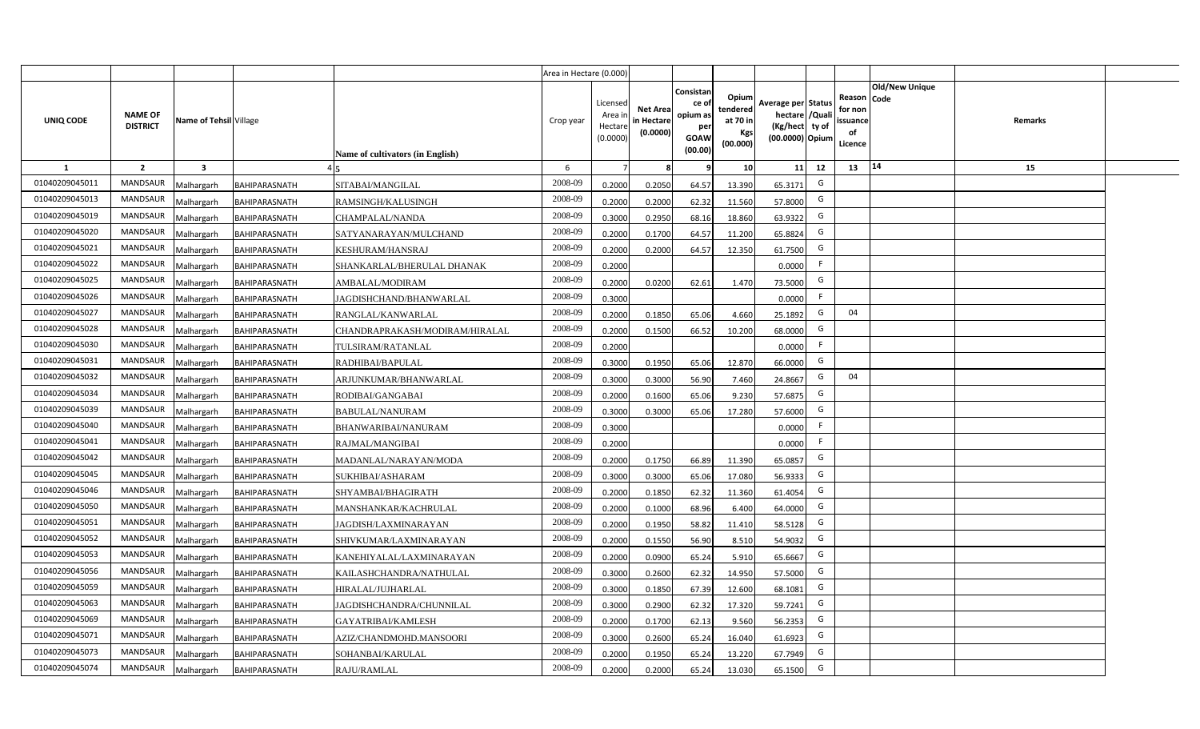| UNIQ CODE | NAME OF DISTRICT | Name of Tehsil | Village | Name of cultivators (in English) | Crop year | Area in Hectare (0.000) Licensed Area in Hectare (0.0000) | Net Area in Hectare (0.0000) | Consistance of opium as per GOAW (00.00) | Opium tendered at 70 in Kgs (00.000) | Average per hectare (Kg/hect) (00.0000) | Status /Quality of Opium | Reason for non issuance of Licence | Old/New Unique Code | Remarks |
|---|---|---|---|---|---|---|---|---|---|---|---|---|---|---|
| 1 | 2 | 3 | 4 | 5 | 6 | 7 | 8 | 9 | 10 | 11 | 12 | 13 | 14 | 15 |
| 01040209045011 | MANDSAUR | Malhargarh | BAHIPARASNATH | SITABAI/MANGILAL | 2008-09 | 0.2000 | 0.2050 | 64.57 | 13.390 | 65.3171 | G | | | |
| 01040209045013 | MANDSAUR | Malhargarh | BAHIPARASNATH | RAMSINGH/KALUSINGH | 2008-09 | 0.2000 | 0.2000 | 62.32 | 11.560 | 57.8000 | G | | | |
| 01040209045019 | MANDSAUR | Malhargarh | BAHIPARASNATH | CHAMPALAL/NANDA | 2008-09 | 0.3000 | 0.2950 | 68.16 | 18.860 | 63.9322 | G | | | |
| 01040209045020 | MANDSAUR | Malhargarh | BAHIPARASNATH | SATYANARAYAN/MULCHAND | 2008-09 | 0.2000 | 0.1700 | 64.57 | 11.200 | 65.8824 | G | | | |
| 01040209045021 | MANDSAUR | Malhargarh | BAHIPARASNATH | KESHURAM/HANSRAJ | 2008-09 | 0.2000 | 0.2000 | 64.57 | 12.350 | 61.7500 | G | | | |
| 01040209045022 | MANDSAUR | Malhargarh | BAHIPARASNATH | SHANKARLAL/BHERULAL DHANAK | 2008-09 | 0.2000 | | | | 0.0000 | F | | | |
| 01040209045025 | MANDSAUR | Malhargarh | BAHIPARASNATH | AMBALAL/MODIRAM | 2008-09 | 0.2000 | 0.0200 | 62.61 | 1.470 | 73.5000 | G | | | |
| 01040209045026 | MANDSAUR | Malhargarh | BAHIPARASNATH | JAGDISHCHAND/BHANWARLAL | 2008-09 | 0.3000 | | | | 0.0000 | F | | | |
| 01040209045027 | MANDSAUR | Malhargarh | BAHIPARASNATH | RANGLAL/KANWARLAL | 2008-09 | 0.2000 | 0.1850 | 65.06 | 4.660 | 25.1892 | G | 04 | | |
| 01040209045028 | MANDSAUR | Malhargarh | BAHIPARASNATH | CHANDRAPRAKASH/MODIRAM/HIRALAL | 2008-09 | 0.2000 | 0.1500 | 66.52 | 10.200 | 68.0000 | G | | | |
| 01040209045030 | MANDSAUR | Malhargarh | BAHIPARASNATH | TULSIRAM/RATANLAL | 2008-09 | 0.2000 | | | | 0.0000 | F | | | |
| 01040209045031 | MANDSAUR | Malhargarh | BAHIPARASNATH | RADHIBAI/BAPULAL | 2008-09 | 0.3000 | 0.1950 | 65.06 | 12.870 | 66.0000 | G | | | |
| 01040209045032 | MANDSAUR | Malhargarh | BAHIPARASNATH | ARJUNKUMAR/BHANWARLAL | 2008-09 | 0.3000 | 0.3000 | 56.90 | 7.460 | 24.8667 | G | 04 | | |
| 01040209045034 | MANDSAUR | Malhargarh | BAHIPARASNATH | RODIBAI/GANGABAI | 2008-09 | 0.2000 | 0.1600 | 65.06 | 9.230 | 57.6875 | G | | | |
| 01040209045039 | MANDSAUR | Malhargarh | BAHIPARASNATH | BABULAL/NANURAM | 2008-09 | 0.3000 | 0.3000 | 65.06 | 17.280 | 57.6000 | G | | | |
| 01040209045040 | MANDSAUR | Malhargarh | BAHIPARASNATH | BHANWARIBAI/NANURAM | 2008-09 | 0.3000 | | | | 0.0000 | F | | | |
| 01040209045041 | MANDSAUR | Malhargarh | BAHIPARASNATH | RAJMAL/MANGIBAI | 2008-09 | 0.2000 | | | | 0.0000 | F | | | |
| 01040209045042 | MANDSAUR | Malhargarh | BAHIPARASNATH | MADANLAL/NARAYAN/MODA | 2008-09 | 0.2000 | 0.1750 | 66.89 | 11.390 | 65.0857 | G | | | |
| 01040209045045 | MANDSAUR | Malhargarh | BAHIPARASNATH | SUKHIBAI/ASHARAM | 2008-09 | 0.3000 | 0.3000 | 65.06 | 17.080 | 56.9333 | G | | | |
| 01040209045046 | MANDSAUR | Malhargarh | BAHIPARASNATH | SHYAMBAI/BHAGIRATH | 2008-09 | 0.2000 | 0.1850 | 62.32 | 11.360 | 61.4054 | G | | | |
| 01040209045050 | MANDSAUR | Malhargarh | BAHIPARASNATH | MANSHANKAR/KACHRULAL | 2008-09 | 0.2000 | 0.1000 | 68.96 | 6.400 | 64.0000 | G | | | |
| 01040209045051 | MANDSAUR | Malhargarh | BAHIPARASNATH | JAGDISH/LAXMINARAYAN | 2008-09 | 0.2000 | 0.1950 | 58.82 | 11.410 | 58.5128 | G | | | |
| 01040209045052 | MANDSAUR | Malhargarh | BAHIPARASNATH | SHIVKUMAR/LAXMINARAYAN | 2008-09 | 0.2000 | 0.1550 | 56.90 | 8.510 | 54.9032 | G | | | |
| 01040209045053 | MANDSAUR | Malhargarh | BAHIPARASNATH | KANEHIYALAL/LAXMINARAYAN | 2008-09 | 0.2000 | 0.0900 | 65.24 | 5.910 | 65.6667 | G | | | |
| 01040209045056 | MANDSAUR | Malhargarh | BAHIPARASNATH | KAILASHCHANDRA/NATHULAL | 2008-09 | 0.3000 | 0.2600 | 62.32 | 14.950 | 57.5000 | G | | | |
| 01040209045059 | MANDSAUR | Malhargarh | BAHIPARASNATH | HIRALAL/JUJHARLAL | 2008-09 | 0.3000 | 0.1850 | 67.39 | 12.600 | 68.1081 | G | | | |
| 01040209045063 | MANDSAUR | Malhargarh | BAHIPARASNATH | JAGDISHCHANDRA/CHUNNILAL | 2008-09 | 0.3000 | 0.2900 | 62.32 | 17.320 | 59.7241 | G | | | |
| 01040209045069 | MANDSAUR | Malhargarh | BAHIPARASNATH | GAYATRIBAI/KAMLESH | 2008-09 | 0.2000 | 0.1700 | 62.13 | 9.560 | 56.2353 | G | | | |
| 01040209045071 | MANDSAUR | Malhargarh | BAHIPARASNATH | AZIZ/CHANDMOHD.MANSOORI | 2008-09 | 0.3000 | 0.2600 | 65.24 | 16.040 | 61.6923 | G | | | |
| 01040209045073 | MANDSAUR | Malhargarh | BAHIPARASNATH | SOHANBAI/KARULAL | 2008-09 | 0.2000 | 0.1950 | 65.24 | 13.220 | 67.7949 | G | | | |
| 01040209045074 | MANDSAUR | Malhargarh | BAHIPARASNATH | RAJU/RAMLAL | 2008-09 | 0.2000 | 0.2000 | 65.24 | 13.030 | 65.1500 | G | | | |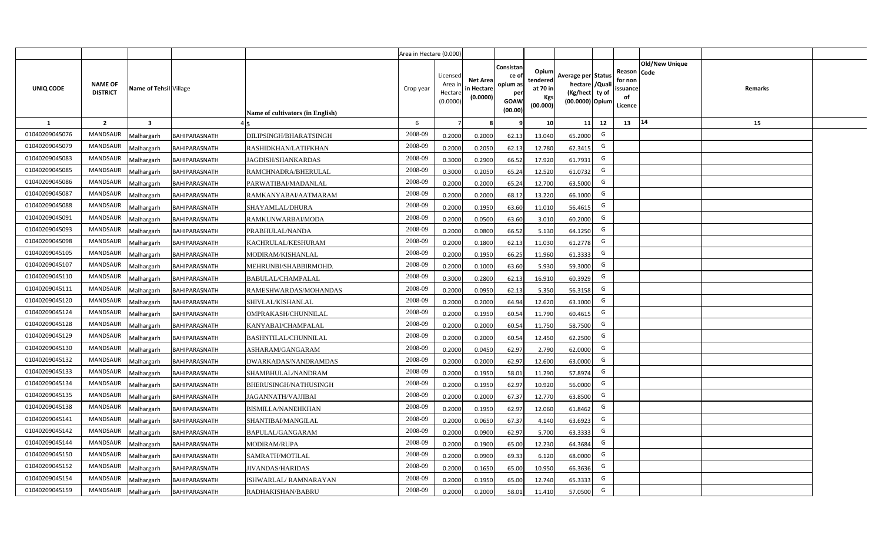| | | | | | Area in Hectare (0.000) | | | | | | | | | | |
|---|---|---|---|---|---|---|---|---|---|---|---|---|---|---|---|
| UNIQ CODE | NAME OF DISTRICT | Name of Tehsil | Village | Name of cultivators (in English) | Crop year | Licensed Area in Hectare (0.0000) | Net Area in Hectare (0.0000) | Consistance of opium as per GOAW (00.00) | Opium tendered at 70 in Kgs (00.000) | Average per hectare (Kg/hect) (00.0000) | Status /Quality of Opium | Reason for non issuance of Licence | Old/New Unique Code | Remarks |
| 1 | 2 | 3 | 4 | 5 | 6 | 7 | 8 | 9 | 10 | 11 | 12 | 13 | 14 | 15 |
| 01040209045076 | MANDSAUR | Malhargarh | BAHIPARASNATH | DILIPSINGH/BHARATSINGH | 2008-09 | 0.2000 | 0.2000 | 62.13 | 13.040 | 65.2000 | G | | | |
| 01040209045079 | MANDSAUR | Malhargarh | BAHIPARASNATH | RASHIDKHAN/LATIFKHAN | 2008-09 | 0.2000 | 0.2050 | 62.13 | 12.780 | 62.3415 | G | | | |
| 01040209045083 | MANDSAUR | Malhargarh | BAHIPARASNATH | JAGDISH/SHANKARDAS | 2008-09 | 0.3000 | 0.2900 | 66.52 | 17.920 | 61.7931 | G | | | |
| 01040209045085 | MANDSAUR | Malhargarh | BAHIPARASNATH | RAMCHNADRA/BHERULAL | 2008-09 | 0.3000 | 0.2050 | 65.24 | 12.520 | 61.0732 | G | | | |
| 01040209045086 | MANDSAUR | Malhargarh | BAHIPARASNATH | PARWATIBAI/MADANLAL | 2008-09 | 0.2000 | 0.2000 | 65.24 | 12.700 | 63.5000 | G | | | |
| 01040209045087 | MANDSAUR | Malhargarh | BAHIPARASNATH | RAMKANYABAI/AATMARAM | 2008-09 | 0.2000 | 0.2000 | 68.12 | 13.220 | 66.1000 | G | | | |
| 01040209045088 | MANDSAUR | Malhargarh | BAHIPARASNATH | SHAYAMLAL/DHURA | 2008-09 | 0.2000 | 0.1950 | 63.60 | 11.010 | 56.4615 | G | | | |
| 01040209045091 | MANDSAUR | Malhargarh | BAHIPARASNATH | RAMKUNWARBAI/MODA | 2008-09 | 0.2000 | 0.0500 | 63.60 | 3.010 | 60.2000 | G | | | |
| 01040209045093 | MANDSAUR | Malhargarh | BAHIPARASNATH | PRABHULAL/NANDA | 2008-09 | 0.2000 | 0.0800 | 66.52 | 5.130 | 64.1250 | G | | | |
| 01040209045098 | MANDSAUR | Malhargarh | BAHIPARASNATH | KACHRULAL/KESHURAM | 2008-09 | 0.2000 | 0.1800 | 62.13 | 11.030 | 61.2778 | G | | | |
| 01040209045105 | MANDSAUR | Malhargarh | BAHIPARASNATH | MODIRAM/KISHANLAL | 2008-09 | 0.2000 | 0.1950 | 66.25 | 11.960 | 61.3333 | G | | | |
| 01040209045107 | MANDSAUR | Malhargarh | BAHIPARASNATH | MEHRUNBI/SHABBIRMOHD. | 2008-09 | 0.2000 | 0.1000 | 63.60 | 5.930 | 59.3000 | G | | | |
| 01040209045110 | MANDSAUR | Malhargarh | BAHIPARASNATH | BABULAL/CHAMPALAL | 2008-09 | 0.3000 | 0.2800 | 62.13 | 16.910 | 60.3929 | G | | | |
| 01040209045111 | MANDSAUR | Malhargarh | BAHIPARASNATH | RAMESHWARDAS/MOHANDAS | 2008-09 | 0.2000 | 0.0950 | 62.13 | 5.350 | 56.3158 | G | | | |
| 01040209045120 | MANDSAUR | Malhargarh | BAHIPARASNATH | SHIVLAL/KISHANLAL | 2008-09 | 0.2000 | 0.2000 | 64.94 | 12.620 | 63.1000 | G | | | |
| 01040209045124 | MANDSAUR | Malhargarh | BAHIPARASNATH | OMPRAKASH/CHUNNILAL | 2008-09 | 0.2000 | 0.1950 | 60.54 | 11.790 | 60.4615 | G | | | |
| 01040209045128 | MANDSAUR | Malhargarh | BAHIPARASNATH | KANYABAI/CHAMPALAL | 2008-09 | 0.2000 | 0.2000 | 60.54 | 11.750 | 58.7500 | G | | | |
| 01040209045129 | MANDSAUR | Malhargarh | BAHIPARASNATH | BASHNTILAL/CHUNNILAL | 2008-09 | 0.2000 | 0.2000 | 60.54 | 12.450 | 62.2500 | G | | | |
| 01040209045130 | MANDSAUR | Malhargarh | BAHIPARASNATH | ASHARAM/GANGARAM | 2008-09 | 0.2000 | 0.0450 | 62.97 | 2.790 | 62.0000 | G | | | |
| 01040209045132 | MANDSAUR | Malhargarh | BAHIPARASNATH | DWARKADAS/NANDRAMDAS | 2008-09 | 0.2000 | 0.2000 | 62.97 | 12.600 | 63.0000 | G | | | |
| 01040209045133 | MANDSAUR | Malhargarh | BAHIPARASNATH | SHAMBHULAL/NANDRAM | 2008-09 | 0.2000 | 0.1950 | 58.01 | 11.290 | 57.8974 | G | | | |
| 01040209045134 | MANDSAUR | Malhargarh | BAHIPARASNATH | BHERUSINGH/NATHUSINGH | 2008-09 | 0.2000 | 0.1950 | 62.97 | 10.920 | 56.0000 | G | | | |
| 01040209045135 | MANDSAUR | Malhargarh | BAHIPARASNATH | JAGANNATH/VAJJIBAI | 2008-09 | 0.2000 | 0.2000 | 67.37 | 12.770 | 63.8500 | G | | | |
| 01040209045138 | MANDSAUR | Malhargarh | BAHIPARASNATH | BISMILLA/NANEHKHAN | 2008-09 | 0.2000 | 0.1950 | 62.97 | 12.060 | 61.8462 | G | | | |
| 01040209045141 | MANDSAUR | Malhargarh | BAHIPARASNATH | SHANTIBAI/MANGILAL | 2008-09 | 0.2000 | 0.0650 | 67.37 | 4.140 | 63.6923 | G | | | |
| 01040209045142 | MANDSAUR | Malhargarh | BAHIPARASNATH | BAPULAL/GANGARAM | 2008-09 | 0.2000 | 0.0900 | 62.97 | 5.700 | 63.3333 | G | | | |
| 01040209045144 | MANDSAUR | Malhargarh | BAHIPARASNATH | MODIRAM/RUPA | 2008-09 | 0.2000 | 0.1900 | 65.00 | 12.230 | 64.3684 | G | | | |
| 01040209045150 | MANDSAUR | Malhargarh | BAHIPARASNATH | SAMRATH/MOTILAL | 2008-09 | 0.2000 | 0.0900 | 69.33 | 6.120 | 68.0000 | G | | | |
| 01040209045152 | MANDSAUR | Malhargarh | BAHIPARASNATH | JIVANDAS/HARIDAS | 2008-09 | 0.2000 | 0.1650 | 65.00 | 10.950 | 66.3636 | G | | | |
| 01040209045154 | MANDSAUR | Malhargarh | BAHIPARASNATH | ISHWARLAL/ RAMNARAYAN | 2008-09 | 0.2000 | 0.1950 | 65.00 | 12.740 | 65.3333 | G | | | |
| 01040209045159 | MANDSAUR | Malhargarh | BAHIPARASNATH | RADHAKISHAN/BABRU | 2008-09 | 0.2000 | 0.2000 | 58.01 | 11.410 | 57.0500 | G | | | |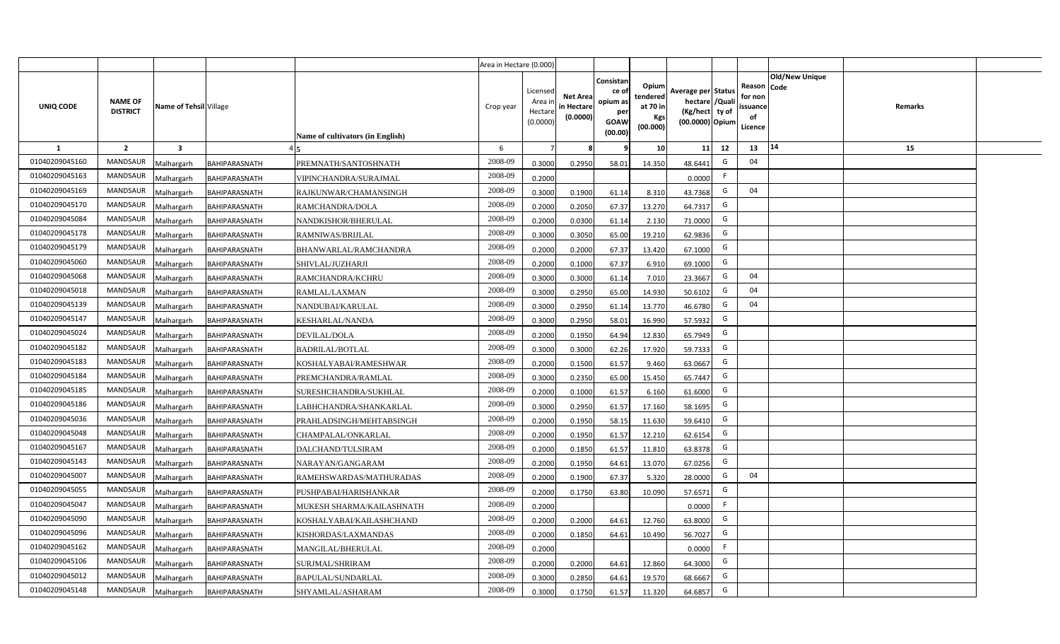| UNIQ CODE | NAME OF DISTRICT | Name of Tehsil | Village | Name of cultivators (in English) | Crop year | Licensed Area in Hectare (0.0000) | Net Area in Hectare (0.0000) | Consistance of opium as per GOAW (00.00) | Opium tendered at 70 in Kgs (00.000) | Average per hectare (Kg/hect) (00.0000) | Status /Quality of Opium | Reason for non issuance of Licence | Old/New Unique Code | Remarks |
|---|---|---|---|---|---|---|---|---|---|---|---|---|---|---|
| 1 | 2 | 3 | 4 | 5 | 6 | 7 | 8 | 9 | 10 | 11 | 12 | 13 | 14 | 15 |
| 01040209045160 | MANDSAUR | Malhargarh | BAHIPARASNATH | PREMNATH/SANTOSHNATH | 2008-09 | 0.3000 | 0.2950 | 58.01 | 14.350 | 48.6441 | G | 04 | | |
| 01040209045163 | MANDSAUR | Malhargarh | BAHIPARASNATH | VIPINCHANDRA/SURAJMAL | 2008-09 | 0.2000 | | | | 0.0000 | F | | | |
| 01040209045169 | MANDSAUR | Malhargarh | BAHIPARASNATH | RAJKUNWAR/CHAMANSINGH | 2008-09 | 0.3000 | 0.1900 | 61.14 | 8.310 | 43.7368 | G | 04 | | |
| 01040209045170 | MANDSAUR | Malhargarh | BAHIPARASNATH | RAMCHANDRA/DOLA | 2008-09 | 0.2000 | 0.2050 | 67.37 | 13.270 | 64.7317 | G | | | |
| 01040209045084 | MANDSAUR | Malhargarh | BAHIPARASNATH | NANDKISHOR/BHERULAL | 2008-09 | 0.2000 | 0.0300 | 61.14 | 2.130 | 71.0000 | G | | | |
| 01040209045178 | MANDSAUR | Malhargarh | BAHIPARASNATH | RAMNIWAS/BRIJLAL | 2008-09 | 0.3000 | 0.3050 | 65.00 | 19.210 | 62.9836 | G | | | |
| 01040209045179 | MANDSAUR | Malhargarh | BAHIPARASNATH | BHANWARLAL/RAMCHANDRA | 2008-09 | 0.2000 | 0.2000 | 67.37 | 13.420 | 67.1000 | G | | | |
| 01040209045060 | MANDSAUR | Malhargarh | BAHIPARASNATH | SHIVLAL/JUZHARJI | 2008-09 | 0.2000 | 0.1000 | 67.37 | 6.910 | 69.1000 | G | | | |
| 01040209045068 | MANDSAUR | Malhargarh | BAHIPARASNATH | RAMCHANDRA/KCHRU | 2008-09 | 0.3000 | 0.3000 | 61.14 | 7.010 | 23.3667 | G | 04 | | |
| 01040209045018 | MANDSAUR | Malhargarh | BAHIPARASNATH | RAMLAL/LAXMAN | 2008-09 | 0.3000 | 0.2950 | 65.00 | 14.930 | 50.6102 | G | 04 | | |
| 01040209045139 | MANDSAUR | Malhargarh | BAHIPARASNATH | NANDUBAI/KARULAL | 2008-09 | 0.3000 | 0.2950 | 61.14 | 13.770 | 46.6780 | G | 04 | | |
| 01040209045147 | MANDSAUR | Malhargarh | BAHIPARASNATH | KESHARLAL/NANDA | 2008-09 | 0.3000 | 0.2950 | 58.01 | 16.990 | 57.5932 | G | | | |
| 01040209045024 | MANDSAUR | Malhargarh | BAHIPARASNATH | DEVILAL/DOLA | 2008-09 | 0.2000 | 0.1950 | 64.94 | 12.830 | 65.7949 | G | | | |
| 01040209045182 | MANDSAUR | Malhargarh | BAHIPARASNATH | BADRILAL/BOTLAL | 2008-09 | 0.3000 | 0.3000 | 62.26 | 17.920 | 59.7333 | G | | | |
| 01040209045183 | MANDSAUR | Malhargarh | BAHIPARASNATH | KOSHALYABAI/RAMESHWAR | 2008-09 | 0.2000 | 0.1500 | 61.57 | 9.460 | 63.0667 | G | | | |
| 01040209045184 | MANDSAUR | Malhargarh | BAHIPARASNATH | PREMCHANDRA/RAMLAL | 2008-09 | 0.3000 | 0.2350 | 65.00 | 15.450 | 65.7447 | G | | | |
| 01040209045185 | MANDSAUR | Malhargarh | BAHIPARASNATH | SURESHCHANDRA/SUKHLAL | 2008-09 | 0.2000 | 0.1000 | 61.57 | 6.160 | 61.6000 | G | | | |
| 01040209045186 | MANDSAUR | Malhargarh | BAHIPARASNATH | LABHCHANDRA/SHANKARLAL | 2008-09 | 0.3000 | 0.2950 | 61.57 | 17.160 | 58.1695 | G | | | |
| 01040209045036 | MANDSAUR | Malhargarh | BAHIPARASNATH | PRAHLADSINGH/MEHTABSINGH | 2008-09 | 0.2000 | 0.1950 | 58.15 | 11.630 | 59.6410 | G | | | |
| 01040209045048 | MANDSAUR | Malhargarh | BAHIPARASNATH | CHAMPALAL/ONKARLAL | 2008-09 | 0.2000 | 0.1950 | 61.57 | 12.210 | 62.6154 | G | | | |
| 01040209045167 | MANDSAUR | Malhargarh | BAHIPARASNATH | DALCHAND/TULSIRAM | 2008-09 | 0.2000 | 0.1850 | 61.57 | 11.810 | 63.8378 | G | | | |
| 01040209045143 | MANDSAUR | Malhargarh | BAHIPARASNATH | NARAYAN/GANGARAM | 2008-09 | 0.2000 | 0.1950 | 64.61 | 13.070 | 67.0256 | G | | | |
| 01040209045007 | MANDSAUR | Malhargarh | BAHIPARASNATH | RAMEHSWARDAS/MATHURADAS | 2008-09 | 0.2000 | 0.1900 | 67.37 | 5.320 | 28.0000 | G | 04 | | |
| 01040209045055 | MANDSAUR | Malhargarh | BAHIPARASNATH | PUSHPABAI/HARISHANKAR | 2008-09 | 0.2000 | 0.1750 | 63.80 | 10.090 | 57.6571 | G | | | |
| 01040209045047 | MANDSAUR | Malhargarh | BAHIPARASNATH | MUKESH SHARMA/KAILASHNATH | 2008-09 | 0.2000 | | | | 0.0000 | F | | | |
| 01040209045090 | MANDSAUR | Malhargarh | BAHIPARASNATH | KOSHALYABAI/KAILASHCHAND | 2008-09 | 0.2000 | 0.2000 | 64.61 | 12.760 | 63.8000 | G | | | |
| 01040209045096 | MANDSAUR | Malhargarh | BAHIPARASNATH | KISHORDAS/LAXMANDAS | 2008-09 | 0.2000 | 0.1850 | 64.61 | 10.490 | 56.7027 | G | | | |
| 01040209045162 | MANDSAUR | Malhargarh | BAHIPARASNATH | MANGILAL/BHERULAL | 2008-09 | 0.2000 | | | | 0.0000 | F | | | |
| 01040209045106 | MANDSAUR | Malhargarh | BAHIPARASNATH | SURJMAL/SHRIRAM | 2008-09 | 0.2000 | 0.2000 | 64.61 | 12.860 | 64.3000 | G | | | |
| 01040209045012 | MANDSAUR | Malhargarh | BAHIPARASNATH | BAPULAL/SUNDARLAL | 2008-09 | 0.3000 | 0.2850 | 64.61 | 19.570 | 68.6667 | G | | | |
| 01040209045148 | MANDSAUR | Malhargarh | BAHIPARASNATH | SHYAMLAL/ASHARAM | 2008-09 | 0.3000 | 0.1750 | 61.57 | 11.320 | 64.6857 | G | | | |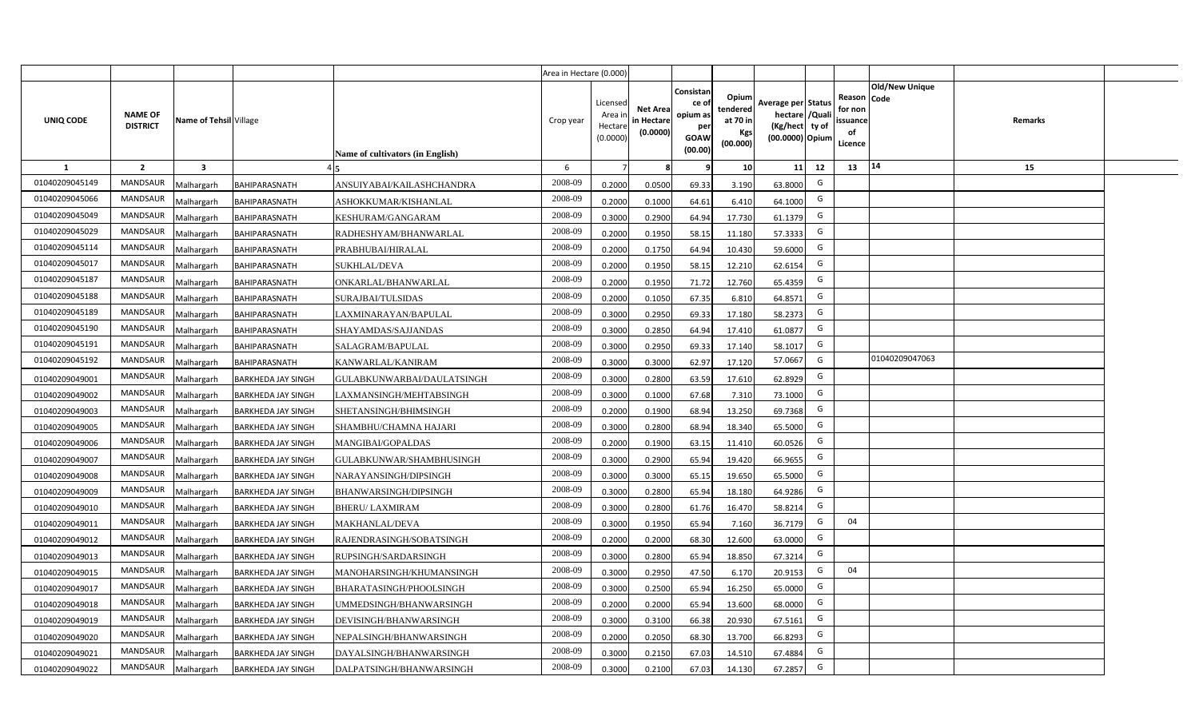| UNIQ CODE | NAME OF DISTRICT | Name of Tehsil | Village | Name of cultivators (in English) | Area in Hectare (0.000) Crop year | Licensed Area in Hectare (0.0000) | Net Area in Hectare (0.0000) | Consistance of opium as per GOAW (00.00) | Opium tendered at 70 in Kgs (00.000) | Average per hectare (Kg/hect) (00.0000) | Status /Quality of Opium | Reason for non issuance of Licence | Old/New Unique Code | Remarks |
|---|---|---|---|---|---|---|---|---|---|---|---|---|---|---|
| 1 | 2 | 3 | 4 | 5 | 6 | 7 | 8 | 9 | 10 | 11 | 12 | 13 | 14 | 15 |
| 01040209045149 | MANDSAUR | Malhargarh | BAHIPARASNATH | ANSUIYABAI/KAILASHCHANDRA | 2008-09 | 0.2000 | 0.0500 | 69.33 | 3.190 | 63.8000 | G | | | |
| 01040209045066 | MANDSAUR | Malhargarh | BAHIPARASNATH | ASHOKKUMAR/KISHANLAL | 2008-09 | 0.2000 | 0.1000 | 64.61 | 6.410 | 64.1000 | G | | | |
| 01040209045049 | MANDSAUR | Malhargarh | BAHIPARASNATH | KESHURAM/GANGARAM | 2008-09 | 0.3000 | 0.2900 | 64.94 | 17.730 | 61.1379 | G | | | |
| 01040209045029 | MANDSAUR | Malhargarh | BAHIPARASNATH | RADHESHYAM/BHANWARLAL | 2008-09 | 0.2000 | 0.1950 | 58.15 | 11.180 | 57.3333 | G | | | |
| 01040209045114 | MANDSAUR | Malhargarh | BAHIPARASNATH | PRABHUBAI/HIRALAL | 2008-09 | 0.2000 | 0.1750 | 64.94 | 10.430 | 59.6000 | G | | | |
| 01040209045017 | MANDSAUR | Malhargarh | BAHIPARASNATH | SUKHLAL/DEVA | 2008-09 | 0.2000 | 0.1950 | 58.15 | 12.210 | 62.6154 | G | | | |
| 01040209045187 | MANDSAUR | Malhargarh | BAHIPARASNATH | ONKARLAL/BHANWARLAL | 2008-09 | 0.2000 | 0.1950 | 71.72 | 12.760 | 65.4359 | G | | | |
| 01040209045188 | MANDSAUR | Malhargarh | BAHIPARASNATH | SURAJBAI/TULSIDAS | 2008-09 | 0.2000 | 0.1050 | 67.35 | 6.810 | 64.8571 | G | | | |
| 01040209045189 | MANDSAUR | Malhargarh | BAHIPARASNATH | LAXMINARAYAN/BAPULAL | 2008-09 | 0.3000 | 0.2950 | 69.33 | 17.180 | 58.2373 | G | | | |
| 01040209045190 | MANDSAUR | Malhargarh | BAHIPARASNATH | SHAYAMDAS/SAJJANDAS | 2008-09 | 0.3000 | 0.2850 | 64.94 | 17.410 | 61.0877 | G | | | |
| 01040209045191 | MANDSAUR | Malhargarh | BAHIPARASNATH | SALAGRAM/BAPULAL | 2008-09 | 0.3000 | 0.2950 | 69.33 | 17.140 | 58.1017 | G | | | |
| 01040209045192 | MANDSAUR | Malhargarh | BAHIPARASNATH | KANWARLAL/KANIRAM | 2008-09 | 0.3000 | 0.3000 | 62.97 | 17.120 | 57.0667 | G | | 01040209047063 | |
| 01040209049001 | MANDSAUR | Malhargarh | BARKHEDA JAY SINGH | GULABKUNWARBAI/DAULATSINGH | 2008-09 | 0.3000 | 0.2800 | 63.59 | 17.610 | 62.8929 | G | | | |
| 01040209049002 | MANDSAUR | Malhargarh | BARKHEDA JAY SINGH | LAXMANSINGH/MEHTABSINGH | 2008-09 | 0.3000 | 0.1000 | 67.68 | 7.310 | 73.1000 | G | | | |
| 01040209049003 | MANDSAUR | Malhargarh | BARKHEDA JAY SINGH | SHETANSINGH/BHIMSINGH | 2008-09 | 0.2000 | 0.1900 | 68.94 | 13.250 | 69.7368 | G | | | |
| 01040209049005 | MANDSAUR | Malhargarh | BARKHEDA JAY SINGH | SHAMBHU/CHAMNA HAJARI | 2008-09 | 0.3000 | 0.2800 | 68.94 | 18.340 | 65.5000 | G | | | |
| 01040209049006 | MANDSAUR | Malhargarh | BARKHEDA JAY SINGH | MANGIBAI/GOPALDAS | 2008-09 | 0.2000 | 0.1900 | 63.15 | 11.410 | 60.0526 | G | | | |
| 01040209049007 | MANDSAUR | Malhargarh | BARKHEDA JAY SINGH | GULABKUNWAR/SHAMBHUSINGH | 2008-09 | 0.3000 | 0.2900 | 65.94 | 19.420 | 66.9655 | G | | | |
| 01040209049008 | MANDSAUR | Malhargarh | BARKHEDA JAY SINGH | NARAYANSINGH/DIPSINGH | 2008-09 | 0.3000 | 0.3000 | 65.15 | 19.650 | 65.5000 | G | | | |
| 01040209049009 | MANDSAUR | Malhargarh | BARKHEDA JAY SINGH | BHANWARSINGH/DIPSINGH | 2008-09 | 0.3000 | 0.2800 | 65.94 | 18.180 | 64.9286 | G | | | |
| 01040209049010 | MANDSAUR | Malhargarh | BARKHEDA JAY SINGH | BHERU/ LAXMIRAM | 2008-09 | 0.3000 | 0.2800 | 61.76 | 16.470 | 58.8214 | G | | | |
| 01040209049011 | MANDSAUR | Malhargarh | BARKHEDA JAY SINGH | MAKHANLAL/DEVA | 2008-09 | 0.3000 | 0.1950 | 65.94 | 7.160 | 36.7179 | G | 04 | | |
| 01040209049012 | MANDSAUR | Malhargarh | BARKHEDA JAY SINGH | RAJENDRASINGH/SOBATSINGH | 2008-09 | 0.2000 | 0.2000 | 68.30 | 12.600 | 63.0000 | G | | | |
| 01040209049013 | MANDSAUR | Malhargarh | BARKHEDA JAY SINGH | RUPSINGH/SARDARSINGH | 2008-09 | 0.3000 | 0.2800 | 65.94 | 18.850 | 67.3214 | G | | | |
| 01040209049015 | MANDSAUR | Malhargarh | BARKHEDA JAY SINGH | MANOHARSINGH/KHUMANSINGH | 2008-09 | 0.3000 | 0.2950 | 47.50 | 6.170 | 20.9153 | G | 04 | | |
| 01040209049017 | MANDSAUR | Malhargarh | BARKHEDA JAY SINGH | BHARATASINGH/PHOOLSINGH | 2008-09 | 0.3000 | 0.2500 | 65.94 | 16.250 | 65.0000 | G | | | |
| 01040209049018 | MANDSAUR | Malhargarh | BARKHEDA JAY SINGH | UMMEDSINGH/BHANWARSINGH | 2008-09 | 0.2000 | 0.2000 | 65.94 | 13.600 | 68.0000 | G | | | |
| 01040209049019 | MANDSAUR | Malhargarh | BARKHEDA JAY SINGH | DEVISINGH/BHANWARSINGH | 2008-09 | 0.3000 | 0.3100 | 66.38 | 20.930 | 67.5161 | G | | | |
| 01040209049020 | MANDSAUR | Malhargarh | BARKHEDA JAY SINGH | NEPALSINGH/BHANWARSINGH | 2008-09 | 0.2000 | 0.2050 | 68.30 | 13.700 | 66.8293 | G | | | |
| 01040209049021 | MANDSAUR | Malhargarh | BARKHEDA JAY SINGH | DAYALSINGH/BHANWARSINGH | 2008-09 | 0.3000 | 0.2150 | 67.03 | 14.510 | 67.4884 | G | | | |
| 01040209049022 | MANDSAUR | Malhargarh | BARKHEDA JAY SINGH | DALPATSINGH/BHANWARSINGH | 2008-09 | 0.3000 | 0.2100 | 67.03 | 14.130 | 67.2857 | G | | | |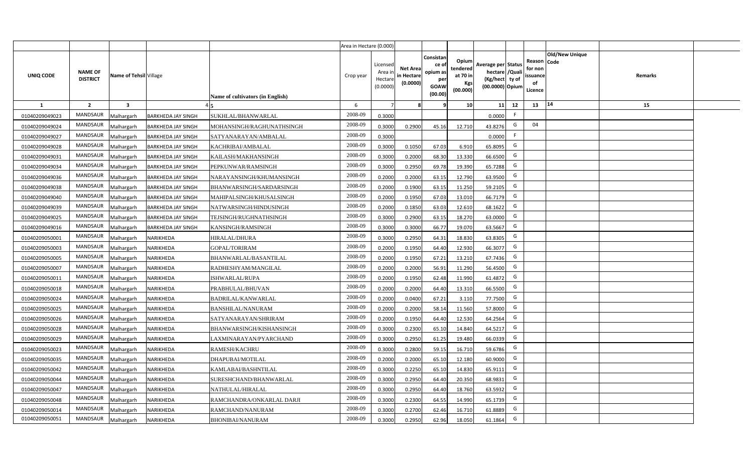| | | | | | Area in Hectare (0.000) | | | | | | | | | | | |
|---|---|---|---|---|---|---|---|---|---|---|---|---|---|---|---|---|
| UNIQ CODE | NAME OF DISTRICT | Name of Tehsil | Village | Name of cultivators (in English) | Crop year | Licensed Area in Hectare (0.0000) | Net Area in Hectare (0.0000) | Consistance of opium as per GOAW (00.00) | Opium tendered at 70 in Kgs (00.000) | Average per hectare (Kg/hect (00.0000) | Status /Quality of Opium | Reason for non issuance of Licence | Code | Old/New Unique | Remarks | |
| 1 | 2 | 3 | 4 | 5 | 6 | 7 | 8 | 9 | 10 | 11 | 12 | 13 | 14 | | 15 | |
| 01040209049023 | MANDSAUR | Malhargarh | BARKHEDA JAY SINGH | SUKHLAL/BHANWARLAL | 2008-09 | 0.3000 | | | | 0.0000 | F | | | | | |
| 01040209049024 | MANDSAUR | Malhargarh | BARKHEDA JAY SINGH | MOHANSINGH/RAGHUNATHSINGH | 2008-09 | 0.3000 | 0.2900 | 45.16 | 12.710 | 43.8276 | G | 04 | | | | |
| 01040209049027 | MANDSAUR | Malhargarh | BARKHEDA JAY SINGH | SATYANARAYAN/AMBALAL | 2008-09 | 0.3000 | | | | 0.0000 | F | | | | | |
| 01040209049028 | MANDSAUR | Malhargarh | BARKHEDA JAY SINGH | KACHRIBAI/AMBALAL | 2008-09 | 0.3000 | 0.1050 | 67.03 | 6.910 | 65.8095 | G | | | | | |
| 01040209049031 | MANDSAUR | Malhargarh | BARKHEDA JAY SINGH | KAILASH/MAKHANSINGH | 2008-09 | 0.3000 | 0.2000 | 68.30 | 13.330 | 66.6500 | G | | | | | |
| 01040209049034 | MANDSAUR | Malhargarh | BARKHEDA JAY SINGH | PEPKUNWAR/RAMSINGH | 2008-09 | 0.3000 | 0.2950 | 69.78 | 19.390 | 65.7288 | G | | | | | |
| 01040209049036 | MANDSAUR | Malhargarh | BARKHEDA JAY SINGH | NARAYANSINGH/KHUMANSINGH | 2008-09 | 0.2000 | 0.2000 | 63.15 | 12.790 | 63.9500 | G | | | | | |
| 01040209049038 | MANDSAUR | Malhargarh | BARKHEDA JAY SINGH | BHANWARSINGH/SARDARSINGH | 2008-09 | 0.2000 | 0.1900 | 63.15 | 11.250 | 59.2105 | G | | | | | |
| 01040209049040 | MANDSAUR | Malhargarh | BARKHEDA JAY SINGH | MAHIPALSINGH/KHUSALSINGH | 2008-09 | 0.2000 | 0.1950 | 67.03 | 13.010 | 66.7179 | G | | | | | |
| 01040209049039 | MANDSAUR | Malhargarh | BARKHEDA JAY SINGH | NATWARSINGH/HINDUSINGH | 2008-09 | 0.2000 | 0.1850 | 63.03 | 12.610 | 68.1622 | G | | | | | |
| 01040209049025 | MANDSAUR | Malhargarh | BARKHEDA JAY SINGH | TEJSINGH/RUGHNATHSINGH | 2008-09 | 0.3000 | 0.2900 | 63.15 | 18.270 | 63.0000 | G | | | | | |
| 01040209049016 | MANDSAUR | Malhargarh | BARKHEDA JAY SINGH | KANSINGH/RAMSINGH | 2008-09 | 0.3000 | 0.3000 | 66.77 | 19.070 | 63.5667 | G | | | | | |
| 01040209050001 | MANDSAUR | Malhargarh | NARIKHEDA | HIRALAL/DHURA | 2008-09 | 0.3000 | 0.2950 | 64.31 | 18.830 | 63.8305 | G | | | | | |
| 01040209050003 | MANDSAUR | Malhargarh | NARIKHEDA | GOPAL/TORIRAM | 2008-09 | 0.2000 | 0.1950 | 64.40 | 12.930 | 66.3077 | G | | | | | |
| 01040209050005 | MANDSAUR | Malhargarh | NARIKHEDA | BHANWARLAL/BASANTILAL | 2008-09 | 0.2000 | 0.1950 | 67.21 | 13.210 | 67.7436 | G | | | | | |
| 01040209050007 | MANDSAUR | Malhargarh | NARIKHEDA | RADHESHYAM/MANGILAL | 2008-09 | 0.2000 | 0.2000 | 56.91 | 11.290 | 56.4500 | G | | | | | |
| 01040209050011 | MANDSAUR | Malhargarh | NARIKHEDA | ISHWARLAL/RUPA | 2008-09 | 0.2000 | 0.1950 | 62.48 | 11.990 | 61.4872 | G | | | | | |
| 01040209050018 | MANDSAUR | Malhargarh | NARIKHEDA | PRABHULAL/BHUVAN | 2008-09 | 0.2000 | 0.2000 | 64.40 | 13.310 | 66.5500 | G | | | | | |
| 01040209050024 | MANDSAUR | Malhargarh | NARIKHEDA | BADRILAL/KANWARLAL | 2008-09 | 0.2000 | 0.0400 | 67.21 | 3.110 | 77.7500 | G | | | | | |
| 01040209050025 | MANDSAUR | Malhargarh | NARIKHEDA | BANSHILAL/NANURAM | 2008-09 | 0.2000 | 0.2000 | 58.14 | 11.560 | 57.8000 | G | | | | | |
| 01040209050026 | MANDSAUR | Malhargarh | NARIKHEDA | SATYANARAYAN/SHRIRAM | 2008-09 | 0.2000 | 0.1950 | 64.40 | 12.530 | 64.2564 | G | | | | | |
| 01040209050028 | MANDSAUR | Malhargarh | NARIKHEDA | BHANWARSINGH/KISHANSINGH | 2008-09 | 0.3000 | 0.2300 | 65.10 | 14.840 | 64.5217 | G | | | | | |
| 01040209050029 | MANDSAUR | Malhargarh | NARIKHEDA | LAXMINARAYAN/PYARCHAND | 2008-09 | 0.3000 | 0.2950 | 61.25 | 19.480 | 66.0339 | G | | | | | |
| 01040209050023 | MANDSAUR | Malhargarh | NARIKHEDA | RAMESH/KACHRU | 2008-09 | 0.3000 | 0.2800 | 59.15 | 16.710 | 59.6786 | G | | | | | |
| 01040209050035 | MANDSAUR | Malhargarh | NARIKHEDA | DHAPUBAI/MOTILAL | 2008-09 | 0.2000 | 0.2000 | 65.10 | 12.180 | 60.9000 | G | | | | | |
| 01040209050042 | MANDSAUR | Malhargarh | NARIKHEDA | KAMLABAI/BASHNTILAL | 2008-09 | 0.3000 | 0.2250 | 65.10 | 14.830 | 65.9111 | G | | | | | |
| 01040209050044 | MANDSAUR | Malhargarh | NARIKHEDA | SURESHCHAND/BHANWARLAL | 2008-09 | 0.3000 | 0.2950 | 64.40 | 20.350 | 68.9831 | G | | | | | |
| 01040209050047 | MANDSAUR | Malhargarh | NARIKHEDA | NATHULAL/HIRALAL | 2008-09 | 0.3000 | 0.2950 | 64.40 | 18.760 | 63.5932 | G | | | | | |
| 01040209050048 | MANDSAUR | Malhargarh | NARIKHEDA | RAMCHANDRA/ONKARLAL DARJI | 2008-09 | 0.3000 | 0.2300 | 64.55 | 14.990 | 65.1739 | G | | | | | |
| 01040209050014 | MANDSAUR | Malhargarh | NARIKHEDA | RAMCHAND/NANURAM | 2008-09 | 0.3000 | 0.2700 | 62.46 | 16.710 | 61.8889 | G | | | | | |
| 01040209050051 | MANDSAUR | Malhargarh | NARIKHEDA | BHONIBAI/NANURAM | 2008-09 | 0.3000 | 0.2950 | 62.96 | 18.050 | 61.1864 | G | | | | | |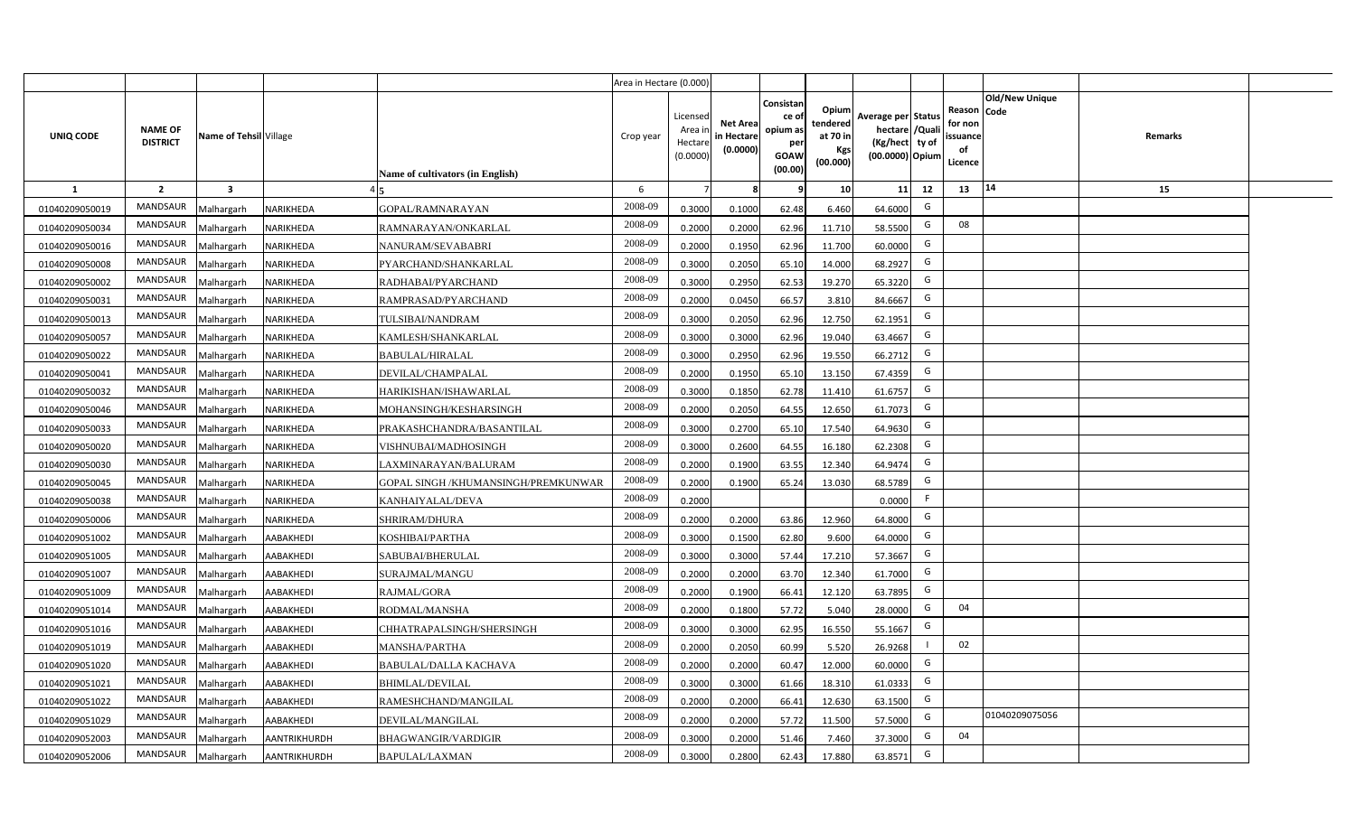| UNIQ CODE | NAME OF DISTRICT | Name of Tehsil | Village | Name of cultivators (in English) | Crop year | Licensed Area in Hectare (0.0000) | Net Area in Hectare (0.0000) | Consistance of opium as per GOAW (00.00) | Opium tendered at 70 in Kgs (00.000) | Average per hectare (Kg/hect) (00.0000) | Status /Quality of Opium | Reason for non issuance of Licence | Old/New Unique Code | Remarks |
|---|---|---|---|---|---|---|---|---|---|---|---|---|---|---|
| 1 | 2 | 3 | 4 | 5 | 6 | 7 | 8 | 9 | 10 | 11 | 12 | 13 | 14 | 15 |
| 01040209050019 | MANDSAUR | Malhargarh | NARIKHEDA | GOPAL/RAMNARAYAN | 2008-09 | 0.3000 | 0.1000 | 62.48 | 6.460 | 64.6000 | G | | | |
| 01040209050034 | MANDSAUR | Malhargarh | NARIKHEDA | RAMNARAYAN/ONKARLAL | 2008-09 | 0.2000 | 0.2000 | 62.96 | 11.710 | 58.5500 | G | 08 | | |
| 01040209050016 | MANDSAUR | Malhargarh | NARIKHEDA | NANURAM/SEVABABRI | 2008-09 | 0.2000 | 0.1950 | 62.96 | 11.700 | 60.0000 | G | | | |
| 01040209050008 | MANDSAUR | Malhargarh | NARIKHEDA | PYARCHAND/SHANKARLAL | 2008-09 | 0.3000 | 0.2050 | 65.10 | 14.000 | 68.2927 | G | | | |
| 01040209050002 | MANDSAUR | Malhargarh | NARIKHEDA | RADHABAI/PYARCHAND | 2008-09 | 0.3000 | 0.2950 | 62.53 | 19.270 | 65.3220 | G | | | |
| 01040209050031 | MANDSAUR | Malhargarh | NARIKHEDA | RAMPRASAD/PYARCHAND | 2008-09 | 0.2000 | 0.0450 | 66.57 | 3.810 | 84.6667 | G | | | |
| 01040209050013 | MANDSAUR | Malhargarh | NARIKHEDA | TULSIBAI/NANDRAM | 2008-09 | 0.3000 | 0.2050 | 62.96 | 12.750 | 62.1951 | G | | | |
| 01040209050057 | MANDSAUR | Malhargarh | NARIKHEDA | KAMLESH/SHANKARLAL | 2008-09 | 0.3000 | 0.3000 | 62.96 | 19.040 | 63.4667 | G | | | |
| 01040209050022 | MANDSAUR | Malhargarh | NARIKHEDA | BABULAL/HIRALAL | 2008-09 | 0.3000 | 0.2950 | 62.96 | 19.550 | 66.2712 | G | | | |
| 01040209050041 | MANDSAUR | Malhargarh | NARIKHEDA | DEVILAL/CHAMPALAL | 2008-09 | 0.2000 | 0.1950 | 65.10 | 13.150 | 67.4359 | G | | | |
| 01040209050032 | MANDSAUR | Malhargarh | NARIKHEDA | HARIKISHAN/ISHAWARLAL | 2008-09 | 0.3000 | 0.1850 | 62.78 | 11.410 | 61.6757 | G | | | |
| 01040209050046 | MANDSAUR | Malhargarh | NARIKHEDA | MOHANSINGH/KESHARSINGH | 2008-09 | 0.2000 | 0.2050 | 64.55 | 12.650 | 61.7073 | G | | | |
| 01040209050033 | MANDSAUR | Malhargarh | NARIKHEDA | PRAKASHCHANDRA/BASANTILAL | 2008-09 | 0.3000 | 0.2700 | 65.10 | 17.540 | 64.9630 | G | | | |
| 01040209050020 | MANDSAUR | Malhargarh | NARIKHEDA | VISHNUBAI/MADHOSINGH | 2008-09 | 0.3000 | 0.2600 | 64.55 | 16.180 | 62.2308 | G | | | |
| 01040209050030 | MANDSAUR | Malhargarh | NARIKHEDA | LAXMINARAYAN/BALURAM | 2008-09 | 0.2000 | 0.1900 | 63.55 | 12.340 | 64.9474 | G | | | |
| 01040209050045 | MANDSAUR | Malhargarh | NARIKHEDA | GOPAL SINGH /KHUMANSINGH/PREMKUNWAR | 2008-09 | 0.2000 | 0.1900 | 65.24 | 13.030 | 68.5789 | G | | | |
| 01040209050038 | MANDSAUR | Malhargarh | NARIKHEDA | KANHAIYALAL/DEVA | 2008-09 | 0.2000 | | | | 0.0000 | F | | | |
| 01040209050006 | MANDSAUR | Malhargarh | NARIKHEDA | SHRIRAM/DHURA | 2008-09 | 0.2000 | 0.2000 | 63.86 | 12.960 | 64.8000 | G | | | |
| 01040209051002 | MANDSAUR | Malhargarh | AABAKHEDI | KOSHIBAI/PARTHA | 2008-09 | 0.3000 | 0.1500 | 62.80 | 9.600 | 64.0000 | G | | | |
| 01040209051005 | MANDSAUR | Malhargarh | AABAKHEDI | SABUBAI/BHERULAL | 2008-09 | 0.3000 | 0.3000 | 57.44 | 17.210 | 57.3667 | G | | | |
| 01040209051007 | MANDSAUR | Malhargarh | AABAKHEDI | SURAJMAL/MANGU | 2008-09 | 0.2000 | 0.2000 | 63.70 | 12.340 | 61.7000 | G | | | |
| 01040209051009 | MANDSAUR | Malhargarh | AABAKHEDI | RAJMAL/GORA | 2008-09 | 0.2000 | 0.1900 | 66.41 | 12.120 | 63.7895 | G | | | |
| 01040209051014 | MANDSAUR | Malhargarh | AABAKHEDI | RODMAL/MANSHA | 2008-09 | 0.2000 | 0.1800 | 57.72 | 5.040 | 28.0000 | G | 04 | | |
| 01040209051016 | MANDSAUR | Malhargarh | AABAKHEDI | CHHATRAPALSINGH/SHERSINGH | 2008-09 | 0.3000 | 0.3000 | 62.95 | 16.550 | 55.1667 | G | | | |
| 01040209051019 | MANDSAUR | Malhargarh | AABAKHEDI | MANSHA/PARTHA | 2008-09 | 0.2000 | 0.2050 | 60.99 | 5.520 | 26.9268 | I | 02 | | |
| 01040209051020 | MANDSAUR | Malhargarh | AABAKHEDI | BABULAL/DALLA KACHAVA | 2008-09 | 0.2000 | 0.2000 | 60.47 | 12.000 | 60.0000 | G | | | |
| 01040209051021 | MANDSAUR | Malhargarh | AABAKHEDI | BHIMLAL/DEVILAL | 2008-09 | 0.3000 | 0.3000 | 61.66 | 18.310 | 61.0333 | G | | | |
| 01040209051022 | MANDSAUR | Malhargarh | AABAKHEDI | RAMESHCHAND/MANGILAL | 2008-09 | 0.2000 | 0.2000 | 66.41 | 12.630 | 63.1500 | G | | | |
| 01040209051029 | MANDSAUR | Malhargarh | AABAKHEDI | DEVILAL/MANGILAL | 2008-09 | 0.2000 | 0.2000 | 57.72 | 11.500 | 57.5000 | G | | 01040209075056 | |
| 01040209052003 | MANDSAUR | Malhargarh | AANTRIKHURDH | BHAGWANGIR/VARDIGIR | 2008-09 | 0.3000 | 0.2000 | 51.46 | 7.460 | 37.3000 | G | 04 | | |
| 01040209052006 | MANDSAUR | Malhargarh | AANTRIKHURDH | BAPULAL/LAXMAN | 2008-09 | 0.3000 | 0.2800 | 62.43 | 17.880 | 63.8571 | G | | | |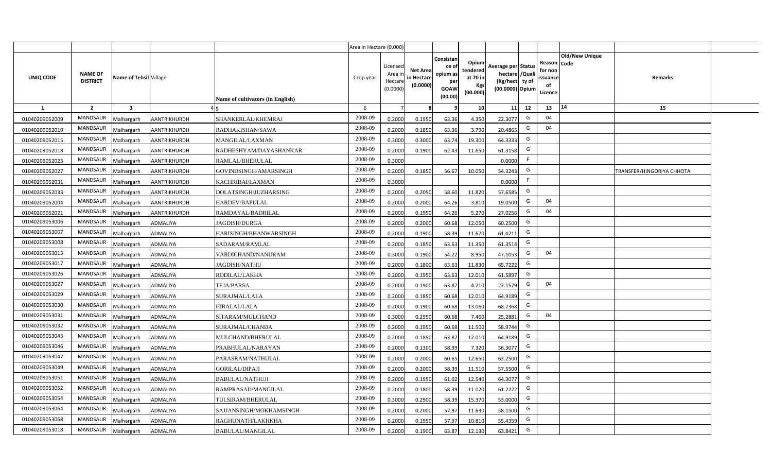| UNIQ CODE | NAME OF DISTRICT | Name of Tehsil | Village | Name of cultivators (in English) | Crop year | Licensed Area in Hectare (0.0000) | Net Area in Hectare (0.0000) | Consistance of opium as per GOAW (00.00) | Opium tendered at 70 in Kgs (00.000) | Average per hectare (Kg/hect) (00.0000) | Status/Quality of Opium | Reason for non issuance of Licence | Old/New Unique Code | Remarks |
|---|---|---|---|---|---|---|---|---|---|---|---|---|---|---|
| | | | | | | Area in Hectare (0.000) | | | | | | | | |
| 1 | 2 | 3 | 4 | 5 | 6 | 7 | 8 | 9 | 10 | 11 | 12 | 13 | 14 | 15 |
| 01040209052009 | MANDSAUR | Malhargarh | AANTRIKHURDH | SHANKERLAL/KHEMRAJ | 2008-09 | 0.2000 | 0.1950 | 63.36 | 4.350 | 22.3077 | G | 04 | | |
| 01040209052010 | MANDSAUR | Malhargarh | AANTRIKHURDH | RADHAKISHAN/SAWA | 2008-09 | 0.2000 | 0.1850 | 63.36 | 3.790 | 20.4865 | G | 04 | | |
| 01040209052015 | MANDSAUR | Malhargarh | AANTRIKHURDH | MANGILAL/LAXMAN | 2008-09 | 0.3000 | 0.3000 | 63.74 | 19.300 | 64.3333 | G | | | |
| 01040209052018 | MANDSAUR | Malhargarh | AANTRIKHURDH | RADHESHYAM/DAYASHANKAR | 2008-09 | 0.2000 | 0.1900 | 62.43 | 11.650 | 61.3158 | G | | | |
| 01040209052023 | MANDSAUR | Malhargarh | AANTRIKHURDH | RAMLAL/BHERULAL | 2008-09 | 0.3000 | | | | 0.0000 | F | | | |
| 01040209052027 | MANDSAUR | Malhargarh | AANTRIKHURDH | GOVINDSINGH/AMARSINGH | 2008-09 | 0.2000 | 0.1850 | 56.67 | 10.050 | 54.3243 | G | | | TRANSFER/HINGORIYA CHHOTA |
| 01040209052031 | MANDSAUR | Malhargarh | AANTRIKHURDH | KACHRIBAI/LAXMAN | 2008-09 | 0.3000 | | | | 0.0000 | F | | | |
| 01040209052033 | MANDSAUR | Malhargarh | AANTRIKHURDH | DOLATSINGH/JUZHARSING | 2008-09 | 0.2000 | 0.2050 | 58.60 | 11.820 | 57.6585 | G | | | |
| 01040209052004 | MANDSAUR | Malhargarh | AANTRIKHURDH | HARDEV/BAPULAL | 2008-09 | 0.2000 | 0.2000 | 64.26 | 3.810 | 19.0500 | G | 04 | | |
| 01040209052021 | MANDSAUR | Malhargarh | AANTRIKHURDH | RAMDAYAL/BADRILAL | 2008-09 | 0.2000 | 0.1950 | 64.26 | 5.270 | 27.0256 | G | 04 | | |
| 01040209053006 | MANDSAUR | Malhargarh | ADMALIYA | JAGDISH/DURGA | 2008-09 | 0.2000 | 0.2000 | 60.68 | 12.050 | 60.2500 | G | | | |
| 01040209053007 | MANDSAUR | Malhargarh | ADMALIYA | HARISINGH/BHANWARSINGH | 2008-09 | 0.2000 | 0.1900 | 58.39 | 11.670 | 61.4211 | G | | | |
| 01040209053008 | MANDSAUR | Malhargarh | ADMALIYA | SADARAM/RAMLAL | 2008-09 | 0.2000 | 0.1850 | 63.63 | 11.350 | 61.3514 | G | | | |
| 01040209053013 | MANDSAUR | Malhargarh | ADMALIYA | VARDICHAND/NANURAM | 2008-09 | 0.3000 | 0.1900 | 54.22 | 8.950 | 47.1053 | G | 04 | | |
| 01040209053017 | MANDSAUR | Malhargarh | ADMALIYA | JAGDISH/NATHU | 2008-09 | 0.2000 | 0.1800 | 63.63 | 11.830 | 65.7222 | G | | | |
| 01040209053026 | MANDSAUR | Malhargarh | ADMALIYA | RODILAL/LAKHA | 2008-09 | 0.2000 | 0.1950 | 63.63 | 12.010 | 61.5897 | G | | | |
| 01040209053027 | MANDSAUR | Malhargarh | ADMALIYA | TEJA/PARSA | 2008-09 | 0.2000 | 0.1900 | 63.87 | 4.210 | 22.1579 | G | 04 | | |
| 01040209053029 | MANDSAUR | Malhargarh | ADMALIYA | SURAJMAL/LALA | 2008-09 | 0.2000 | 0.1850 | 60.68 | 12.010 | 64.9189 | G | | | |
| 01040209053030 | MANDSAUR | Malhargarh | ADMALIYA | HIRALAL/LALA | 2008-09 | 0.2000 | 0.1900 | 60.68 | 13.060 | 68.7368 | G | | | |
| 01040209053031 | MANDSAUR | Malhargarh | ADMALIYA | SITARAM/MULCHAND | 2008-09 | 0.3000 | 0.2950 | 60.68 | 7.460 | 25.2881 | G | 04 | | |
| 01040209053032 | MANDSAUR | Malhargarh | ADMALIYA | SURAJMAL/CHANDA | 2008-09 | 0.2000 | 0.1950 | 60.68 | 11.500 | 58.9744 | G | | | |
| 01040209053043 | MANDSAUR | Malhargarh | ADMALIYA | MULCHAND/BHERULAL | 2008-09 | 0.2000 | 0.1850 | 63.87 | 12.010 | 64.9189 | G | | | |
| 01040209053046 | MANDSAUR | Malhargarh | ADMALIYA | PRABHULAL/NARAYAN | 2008-09 | 0.2000 | 0.1300 | 58.39 | 7.320 | 56.3077 | G | | | |
| 01040209053047 | MANDSAUR | Malhargarh | ADMALIYA | PARASRAM/NATHULAL | 2008-09 | 0.2000 | 0.2000 | 60.65 | 12.650 | 63.2500 | G | | | |
| 01040209053049 | MANDSAUR | Malhargarh | ADMALIYA | GORILAL/DIPAJI | 2008-09 | 0.2000 | 0.2000 | 58.39 | 11.510 | 57.5500 | G | | | |
| 01040209053051 | MANDSAUR | Malhargarh | ADMALIYA | BABULAL/NATHUJI | 2008-09 | 0.2000 | 0.1950 | 61.02 | 12.540 | 64.3077 | G | | | |
| 01040209053052 | MANDSAUR | Malhargarh | ADMALIYA | RAMPRASAD/MANGILAL | 2008-09 | 0.2000 | 0.1800 | 58.39 | 11.020 | 61.2222 | G | | | |
| 01040209053054 | MANDSAUR | Malhargarh | ADMALIYA | TULSIRAM/BHERULAL | 2008-09 | 0.3000 | 0.2900 | 58.39 | 15.370 | 53.0000 | G | | | |
| 01040209053064 | MANDSAUR | Malhargarh | ADMALIYA | SAJJANSINGH/MOKHAMSINGH | 2008-09 | 0.2000 | 0.2000 | 57.97 | 11.630 | 58.1500 | G | | | |
| 01040209053068 | MANDSAUR | Malhargarh | ADMALIYA | RAGHUNATH/LAKHKHA | 2008-09 | 0.2000 | 0.1950 | 57.97 | 10.810 | 55.4359 | G | | | |
| 01040209053018 | MANDSAUR | Malhargarh | ADMALIYA | BABULAL/MANGILAL | 2008-09 | 0.2000 | 0.1900 | 63.87 | 12.130 | 63.8421 | G | | | |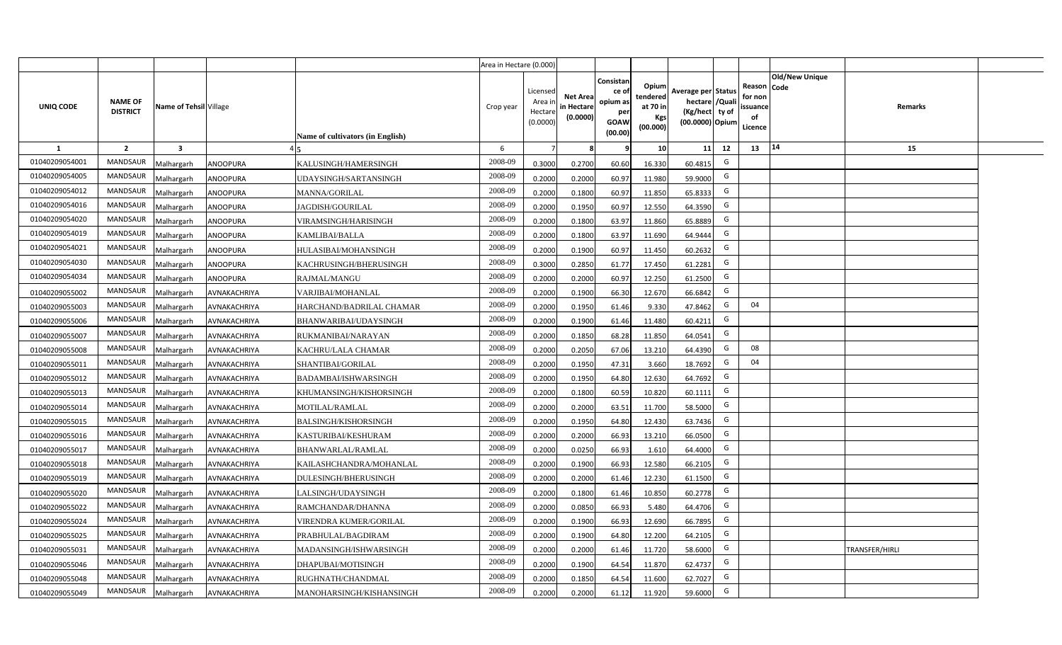| | | | | | Area in Hectare (0.000) | | | | | | | | | | |
|---|---|---|---|---|---|---|---|---|---|---|---|---|---|---|---|
| UNIQ CODE | NAME OF DISTRICT | Name of Tehsil | Village | Name of cultivators (in English) | Crop year | Licensed Area in Hectare (0.0000) | Net Area in Hectare (0.0000) | Consistance of opium as per GOAW (00.00) | Opium tendered at 70 in Kgs (00.000) | Average per hectare (Kg/hect) (00.0000) | Status /Quality of Opium | Reason for non issuance of Licence | Old/New Unique Code | Remarks |
| 1 | 2 | 3 | 4 | 5 | 6 | 7 | 8 | 9 | 10 | 11 | 12 | 13 | 14 | 15 |
| 01040209054001 | MANDSAUR | Malhargarh | ANOOPURA | KALUSINGH/HAMERSINGH | 2008-09 | 0.3000 | 0.2700 | 60.60 | 16.330 | 60.4815 | G | | | |
| 01040209054005 | MANDSAUR | Malhargarh | ANOOPURA | UDAYSINGH/SARTANSINGH | 2008-09 | 0.2000 | 0.2000 | 60.97 | 11.980 | 59.9000 | G | | | |
| 01040209054012 | MANDSAUR | Malhargarh | ANOOPURA | MANNA/GORILAL | 2008-09 | 0.2000 | 0.1800 | 60.97 | 11.850 | 65.8333 | G | | | |
| 01040209054016 | MANDSAUR | Malhargarh | ANOOPURA | JAGDISH/GOURILAL | 2008-09 | 0.2000 | 0.1950 | 60.97 | 12.550 | 64.3590 | G | | | |
| 01040209054020 | MANDSAUR | Malhargarh | ANOOPURA | VIRAMSINGH/HARISINGH | 2008-09 | 0.2000 | 0.1800 | 63.97 | 11.860 | 65.8889 | G | | | |
| 01040209054019 | MANDSAUR | Malhargarh | ANOOPURA | KAMLIBAI/BALLA | 2008-09 | 0.2000 | 0.1800 | 63.97 | 11.690 | 64.9444 | G | | | |
| 01040209054021 | MANDSAUR | Malhargarh | ANOOPURA | HULASIBAI/MOHANSINGH | 2008-09 | 0.2000 | 0.1900 | 60.97 | 11.450 | 60.2632 | G | | | |
| 01040209054030 | MANDSAUR | Malhargarh | ANOOPURA | KACHRUSINGH/BHERUSINGH | 2008-09 | 0.3000 | 0.2850 | 61.77 | 17.450 | 61.2281 | G | | | |
| 01040209054034 | MANDSAUR | Malhargarh | ANOOPURA | RAJMAL/MANGU | 2008-09 | 0.2000 | 0.2000 | 60.97 | 12.250 | 61.2500 | G | | | |
| 01040209055002 | MANDSAUR | Malhargarh | AVNAKACHRIYA | VARJIBAI/MOHANLAL | 2008-09 | 0.2000 | 0.1900 | 66.30 | 12.670 | 66.6842 | G | | | |
| 01040209055003 | MANDSAUR | Malhargarh | AVNAKACHRIYA | HARCHAND/BADRILAL CHAMAR | 2008-09 | 0.2000 | 0.1950 | 61.46 | 9.330 | 47.8462 | G | 04 | | |
| 01040209055006 | MANDSAUR | Malhargarh | AVNAKACHRIYA | BHANWARIBAI/UDAYSINGH | 2008-09 | 0.2000 | 0.1900 | 61.46 | 11.480 | 60.4211 | G | | | |
| 01040209055007 | MANDSAUR | Malhargarh | AVNAKACHRIYA | RUKMANIBAI/NARAYAN | 2008-09 | 0.2000 | 0.1850 | 68.28 | 11.850 | 64.0541 | G | | | |
| 01040209055008 | MANDSAUR | Malhargarh | AVNAKACHRIYA | KACHRU/LALA CHAMAR | 2008-09 | 0.2000 | 0.2050 | 67.06 | 13.210 | 64.4390 | G | 08 | | |
| 01040209055011 | MANDSAUR | Malhargarh | AVNAKACHRIYA | SHANTIBAI/GORILAL | 2008-09 | 0.2000 | 0.1950 | 47.31 | 3.660 | 18.7692 | G | 04 | | |
| 01040209055012 | MANDSAUR | Malhargarh | AVNAKACHRIYA | BADAMBAI/ISHWARSINGH | 2008-09 | 0.2000 | 0.1950 | 64.80 | 12.630 | 64.7692 | G | | | |
| 01040209055013 | MANDSAUR | Malhargarh | AVNAKACHRIYA | KHUMANSINGH/KISHORSINGH | 2008-09 | 0.2000 | 0.1800 | 60.59 | 10.820 | 60.1111 | G | | | |
| 01040209055014 | MANDSAUR | Malhargarh | AVNAKACHRIYA | MOTILAL/RAMLAL | 2008-09 | 0.2000 | 0.2000 | 63.51 | 11.700 | 58.5000 | G | | | |
| 01040209055015 | MANDSAUR | Malhargarh | AVNAKACHRIYA | BALSINGH/KISHORSINGH | 2008-09 | 0.2000 | 0.1950 | 64.80 | 12.430 | 63.7436 | G | | | |
| 01040209055016 | MANDSAUR | Malhargarh | AVNAKACHRIYA | KASTURIBAI/KESHURAM | 2008-09 | 0.2000 | 0.2000 | 66.93 | 13.210 | 66.0500 | G | | | |
| 01040209055017 | MANDSAUR | Malhargarh | AVNAKACHRIYA | BHANWARLAL/RAMLAL | 2008-09 | 0.2000 | 0.0250 | 66.93 | 1.610 | 64.4000 | G | | | |
| 01040209055018 | MANDSAUR | Malhargarh | AVNAKACHRIYA | KAILASHCHANDRA/MOHANLAL | 2008-09 | 0.2000 | 0.1900 | 66.93 | 12.580 | 66.2105 | G | | | |
| 01040209055019 | MANDSAUR | Malhargarh | AVNAKACHRIYA | DULESINGH/BHERUSINGH | 2008-09 | 0.2000 | 0.2000 | 61.46 | 12.230 | 61.1500 | G | | | |
| 01040209055020 | MANDSAUR | Malhargarh | AVNAKACHRIYA | LALSINGH/UDAYSINGH | 2008-09 | 0.2000 | 0.1800 | 61.46 | 10.850 | 60.2778 | G | | | |
| 01040209055022 | MANDSAUR | Malhargarh | AVNAKACHRIYA | RAMCHANDAR/DHANNA | 2008-09 | 0.2000 | 0.0850 | 66.93 | 5.480 | 64.4706 | G | | | |
| 01040209055024 | MANDSAUR | Malhargarh | AVNAKACHRIYA | VIRENDRA KUMER/GORILAL | 2008-09 | 0.2000 | 0.1900 | 66.93 | 12.690 | 66.7895 | G | | | |
| 01040209055025 | MANDSAUR | Malhargarh | AVNAKACHRIYA | PRABHULAL/BAGDIRAM | 2008-09 | 0.2000 | 0.1900 | 64.80 | 12.200 | 64.2105 | G | | | |
| 01040209055031 | MANDSAUR | Malhargarh | AVNAKACHRIYA | MADANSINGH/ISHWARSINGH | 2008-09 | 0.2000 | 0.2000 | 61.46 | 11.720 | 58.6000 | G | | | TRANSFER/HIRLI |
| 01040209055046 | MANDSAUR | Malhargarh | AVNAKACHRIYA | DHAPUBAI/MOTISINGH | 2008-09 | 0.2000 | 0.1900 | 64.54 | 11.870 | 62.4737 | G | | | |
| 01040209055048 | MANDSAUR | Malhargarh | AVNAKACHRIYA | RUGHNATH/CHANDMAL | 2008-09 | 0.2000 | 0.1850 | 64.54 | 11.600 | 62.7027 | G | | | |
| 01040209055049 | MANDSAUR | Malhargarh | AVNAKACHRIYA | MANOHARSINGH/KISHANSINGH | 2008-09 | 0.2000 | 0.2000 | 61.12 | 11.920 | 59.6000 | G | | | |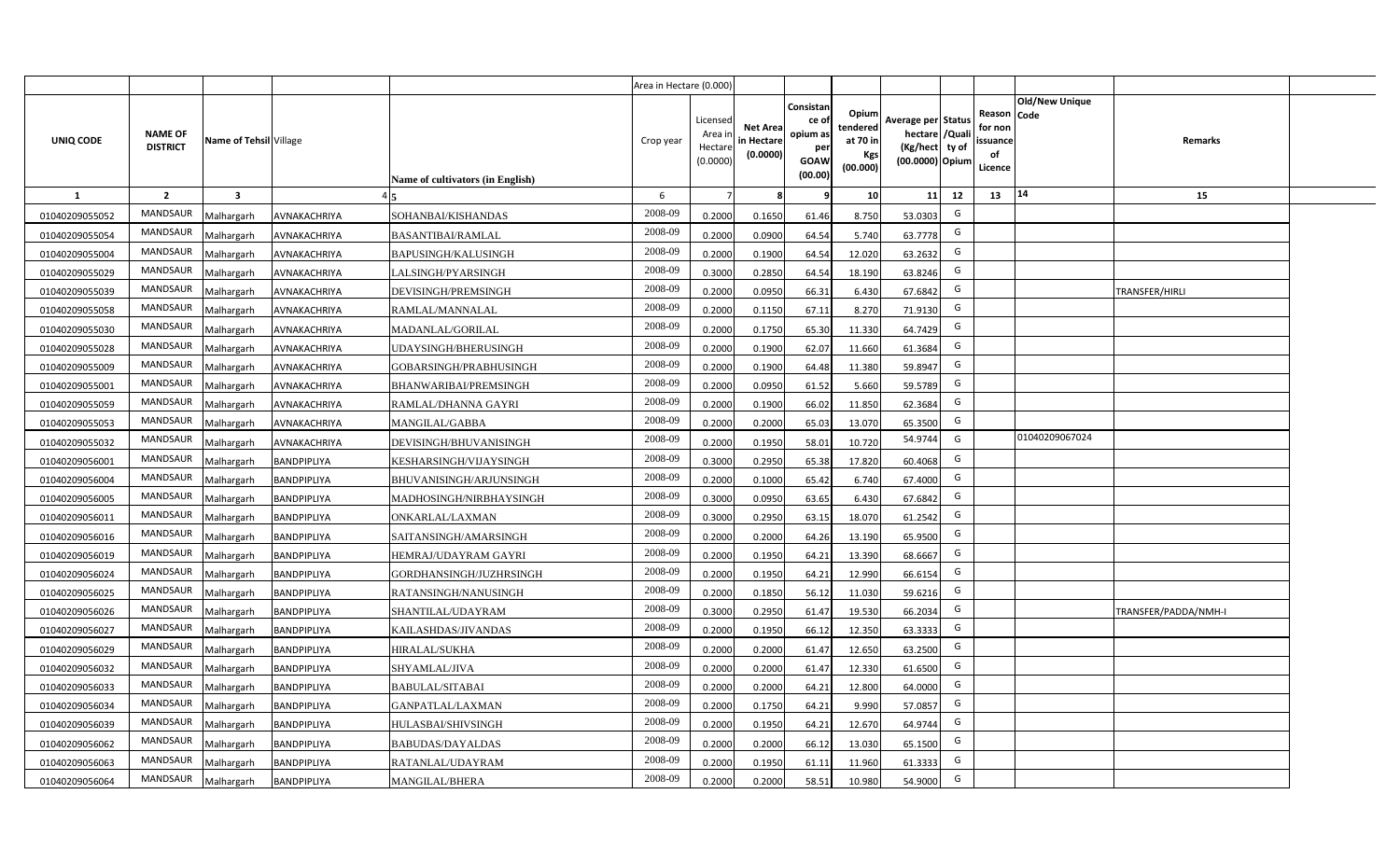| UNIQ CODE | NAME OF DISTRICT | Name of Tehsil | Village | Name of cultivators (in English) | Crop year | Licensed Area in Hectare (0.0000) | Net Area in Hectare (0.0000) | Consistance of opium as per GOAW (00.00) | Opium tendered at 70 in Kgs (00.000) | Average per hectare (Kg/hect) (00.0000) | Status /Quality of Opium | Reason for non issuance of Licence | Old/New Unique Code | Remarks |
|---|---|---|---|---|---|---|---|---|---|---|---|---|---|---|
| 1 | 2 | 3 | 4 | 5 | 6 | 7 | 8 | 9 | 10 | 11 | 12 | 13 | 14 | 15 |
| 01040209055052 | MANDSAUR | Malhargarh | AVNAKACHRIYA | SOHANBAI/KISHANDAS | 2008-09 | 0.2000 | 0.1650 | 61.46 | 8.750 | 53.0303 | G | | | |
| 01040209055054 | MANDSAUR | Malhargarh | AVNAKACHRIYA | BASANTIBAI/RAMLAL | 2008-09 | 0.2000 | 0.0900 | 64.54 | 5.740 | 63.7778 | G | | | |
| 01040209055004 | MANDSAUR | Malhargarh | AVNAKACHRIYA | BAPUSINGH/KALUSINGH | 2008-09 | 0.2000 | 0.1900 | 64.54 | 12.020 | 63.2632 | G | | | |
| 01040209055029 | MANDSAUR | Malhargarh | AVNAKACHRIYA | LALSINGH/PYARSINGH | 2008-09 | 0.3000 | 0.2850 | 64.54 | 18.190 | 63.8246 | G | | | |
| 01040209055039 | MANDSAUR | Malhargarh | AVNAKACHRIYA | DEVISINGH/PREMSINGH | 2008-09 | 0.2000 | 0.0950 | 66.31 | 6.430 | 67.6842 | G | | | TRANSFER/HIRLI |
| 01040209055058 | MANDSAUR | Malhargarh | AVNAKACHRIYA | RAMLAL/MANNALAL | 2008-09 | 0.2000 | 0.1150 | 67.11 | 8.270 | 71.9130 | G | | | |
| 01040209055030 | MANDSAUR | Malhargarh | AVNAKACHRIYA | MADANLAL/GORILAL | 2008-09 | 0.2000 | 0.1750 | 65.30 | 11.330 | 64.7429 | G | | | |
| 01040209055028 | MANDSAUR | Malhargarh | AVNAKACHRIYA | UDAYSINGH/BHERUSINGH | 2008-09 | 0.2000 | 0.1900 | 62.07 | 11.660 | 61.3684 | G | | | |
| 01040209055009 | MANDSAUR | Malhargarh | AVNAKACHRIYA | GOBARSINGH/PRABHUSINGH | 2008-09 | 0.2000 | 0.1900 | 64.48 | 11.380 | 59.8947 | G | | | |
| 01040209055001 | MANDSAUR | Malhargarh | AVNAKACHRIYA | BHANWARIBAI/PREMSINGH | 2008-09 | 0.2000 | 0.0950 | 61.52 | 5.660 | 59.5789 | G | | | |
| 01040209055059 | MANDSAUR | Malhargarh | AVNAKACHRIYA | RAMLAL/DHANNA GAYRI | 2008-09 | 0.2000 | 0.1900 | 66.02 | 11.850 | 62.3684 | G | | | |
| 01040209055053 | MANDSAUR | Malhargarh | AVNAKACHRIYA | MANGILAL/GABBA | 2008-09 | 0.2000 | 0.2000 | 65.03 | 13.070 | 65.3500 | G | | | |
| 01040209055032 | MANDSAUR | Malhargarh | AVNAKACHRIYA | DEVISINGH/BHUVANISINGH | 2008-09 | 0.2000 | 0.1950 | 58.01 | 10.720 | 54.9744 | G | | 01040209067024 | |
| 01040209056001 | MANDSAUR | Malhargarh | BANDPIPLIYA | KESHARSINGH/VIJAYSINGH | 2008-09 | 0.3000 | 0.2950 | 65.38 | 17.820 | 60.4068 | G | | | |
| 01040209056004 | MANDSAUR | Malhargarh | BANDPIPLIYA | BHUVANISINGH/ARJUNSINGH | 2008-09 | 0.2000 | 0.1000 | 65.42 | 6.740 | 67.4000 | G | | | |
| 01040209056005 | MANDSAUR | Malhargarh | BANDPIPLIYA | MADHOSINGH/NIRBHAYSINGH | 2008-09 | 0.3000 | 0.0950 | 63.65 | 6.430 | 67.6842 | G | | | |
| 01040209056011 | MANDSAUR | Malhargarh | BANDPIPLIYA | ONKARLAL/LAXMAN | 2008-09 | 0.3000 | 0.2950 | 63.15 | 18.070 | 61.2542 | G | | | |
| 01040209056016 | MANDSAUR | Malhargarh | BANDPIPLIYA | SAITANSINGH/AMARSINGH | 2008-09 | 0.2000 | 0.2000 | 64.26 | 13.190 | 65.9500 | G | | | |
| 01040209056019 | MANDSAUR | Malhargarh | BANDPIPLIYA | HEMRAJ/UDAYRAM GAYRI | 2008-09 | 0.2000 | 0.1950 | 64.21 | 13.390 | 68.6667 | G | | | |
| 01040209056024 | MANDSAUR | Malhargarh | BANDPIPLIYA | GORDHANSINGH/JUZHRSINGH | 2008-09 | 0.2000 | 0.1950 | 64.21 | 12.990 | 66.6154 | G | | | |
| 01040209056025 | MANDSAUR | Malhargarh | BANDPIPLIYA | RATANSINGH/NANUSINGH | 2008-09 | 0.2000 | 0.1850 | 56.12 | 11.030 | 59.6216 | G | | | |
| 01040209056026 | MANDSAUR | Malhargarh | BANDPIPLIYA | SHANTILAL/UDAYRAM | 2008-09 | 0.3000 | 0.2950 | 61.47 | 19.530 | 66.2034 | G | | | TRANSFER/PADDA/NMH-I |
| 01040209056027 | MANDSAUR | Malhargarh | BANDPIPLIYA | KAILASHDAS/JIVANDAS | 2008-09 | 0.2000 | 0.1950 | 66.12 | 12.350 | 63.3333 | G | | | |
| 01040209056029 | MANDSAUR | Malhargarh | BANDPIPLIYA | HIRALAL/SUKHA | 2008-09 | 0.2000 | 0.2000 | 61.47 | 12.650 | 63.2500 | G | | | |
| 01040209056032 | MANDSAUR | Malhargarh | BANDPIPLIYA | SHYAMLAL/JIVA | 2008-09 | 0.2000 | 0.2000 | 61.47 | 12.330 | 61.6500 | G | | | |
| 01040209056033 | MANDSAUR | Malhargarh | BANDPIPLIYA | BABULAL/SITABAI | 2008-09 | 0.2000 | 0.2000 | 64.21 | 12.800 | 64.0000 | G | | | |
| 01040209056034 | MANDSAUR | Malhargarh | BANDPIPLIYA | GANPATLAL/LAXMAN | 2008-09 | 0.2000 | 0.1750 | 64.21 | 9.990 | 57.0857 | G | | | |
| 01040209056039 | MANDSAUR | Malhargarh | BANDPIPLIYA | HULASBAI/SHIVSINGH | 2008-09 | 0.2000 | 0.1950 | 64.21 | 12.670 | 64.9744 | G | | | |
| 01040209056062 | MANDSAUR | Malhargarh | BANDPIPLIYA | BABUDAS/DAYALDAS | 2008-09 | 0.2000 | 0.2000 | 66.12 | 13.030 | 65.1500 | G | | | |
| 01040209056063 | MANDSAUR | Malhargarh | BANDPIPLIYA | RATANLAL/UDAYRAM | 2008-09 | 0.2000 | 0.1950 | 61.11 | 11.960 | 61.3333 | G | | | |
| 01040209056064 | MANDSAUR | Malhargarh | BANDPIPLIYA | MANGILAL/BHERA | 2008-09 | 0.2000 | 0.2000 | 58.51 | 10.980 | 54.9000 | G | | | |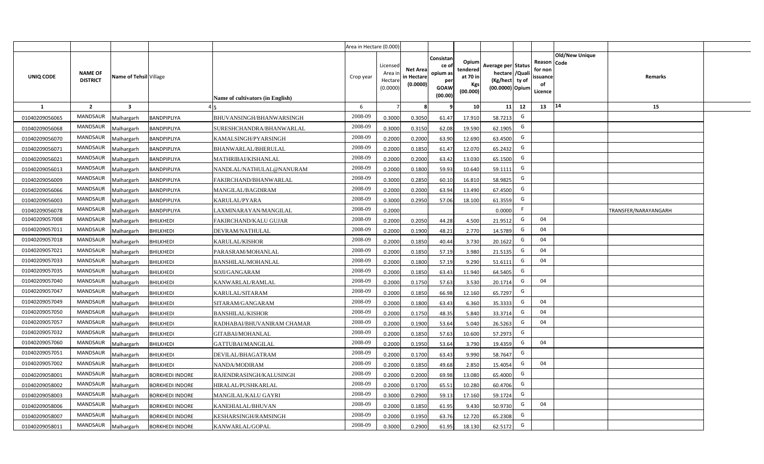| UNIQ CODE | NAME OF DISTRICT | Name of Tehsil | Village | Name of cultivators (in English) | Crop year | Licensed Area in Hectare (0.0000) | Net Area in Hectare (0.0000) | Consistance of opium as per GOAW (00.00) | Opium tendered at 70 in Kgs (00.000) | Average per hectare (Kg/hect (00.0000) | Status /Quality of Opium | Reason for non issuance of Licence | Old/New Unique Code | Remarks |
|---|---|---|---|---|---|---|---|---|---|---|---|---|---|---|
| 1 | 2 | 3 | 4 | 5 | 6 | 7 | 8 | 9 | 10 | 11 | 12 | 13 | 14 | 15 |
| 01040209056065 | MANDSAUR | Malhargarh | BANDPIPLIYA | BHUVANSINGH/BHANWARSINGH | 2008-09 | 0.3000 | 0.3050 | 61.47 | 17.910 | 58.7213 | G | | | |
| 01040209056068 | MANDSAUR | Malhargarh | BANDPIPLIYA | SURESHCHANDRA/BHANWARLAL | 2008-09 | 0.3000 | 0.3150 | 62.08 | 19.590 | 62.1905 | G | | | |
| 01040209056070 | MANDSAUR | Malhargarh | BANDPIPLIYA | KAMALSINGH/PYARSINGH | 2008-09 | 0.2000 | 0.2000 | 63.90 | 12.690 | 63.4500 | G | | | |
| 01040209056071 | MANDSAUR | Malhargarh | BANDPIPLIYA | BHANWARLAL/BHERULAL | 2008-09 | 0.2000 | 0.1850 | 61.47 | 12.070 | 65.2432 | G | | | |
| 01040209056021 | MANDSAUR | Malhargarh | BANDPIPLIYA | MATHRIBAI/KISHANLAL | 2008-09 | 0.2000 | 0.2000 | 63.42 | 13.030 | 65.1500 | G | | | |
| 01040209056013 | MANDSAUR | Malhargarh | BANDPIPLIYA | NANDLAL/NATHULAL@NANURAM | 2008-09 | 0.2000 | 0.1800 | 59.93 | 10.640 | 59.1111 | G | | | |
| 01040209056009 | MANDSAUR | Malhargarh | BANDPIPLIYA | FAKIRCHAND/BHANWARLAL | 2008-09 | 0.3000 | 0.2850 | 60.10 | 16.810 | 58.9825 | G | | | |
| 01040209056066 | MANDSAUR | Malhargarh | BANDPIPLIYA | MANGILAL/BAGDIRAM | 2008-09 | 0.2000 | 0.2000 | 63.94 | 13.490 | 67.4500 | G | | | |
| 01040209056003 | MANDSAUR | Malhargarh | BANDPIPLIYA | KARULAL/PYARA | 2008-09 | 0.3000 | 0.2950 | 57.06 | 18.100 | 61.3559 | G | | | |
| 01040209056078 | MANDSAUR | Malhargarh | BANDPIPLIYA | LAXMINARAYAN/MANGILAL | 2008-09 | 0.2000 | | | | 0.0000 | F | | | TRANSFER/NARAYANGARH |
| 01040209057008 | MANDSAUR | Malhargarh | BHILKHEDI | FAKIRCHAND/KALU GUJAR | 2008-09 | 0.2000 | 0.2050 | 44.28 | 4.500 | 21.9512 | G | 04 | | |
| 01040209057011 | MANDSAUR | Malhargarh | BHILKHEDI | DEVRAM/NATHULAL | 2008-09 | 0.2000 | 0.1900 | 48.21 | 2.770 | 14.5789 | G | 04 | | |
| 01040209057018 | MANDSAUR | Malhargarh | BHILKHEDI | KARULAL/KISHOR | 2008-09 | 0.2000 | 0.1850 | 40.44 | 3.730 | 20.1622 | G | 04 | | |
| 01040209057021 | MANDSAUR | Malhargarh | BHILKHEDI | PARASRAM/MOHANLAL | 2008-09 | 0.2000 | 0.1850 | 57.19 | 3.980 | 21.5135 | G | 04 | | |
| 01040209057033 | MANDSAUR | Malhargarh | BHILKHEDI | BANSHILAL/MOHANLAL | 2008-09 | 0.2000 | 0.1800 | 57.19 | 9.290 | 51.6111 | G | 04 | | |
| 01040209057035 | MANDSAUR | Malhargarh | BHILKHEDI | SOJI/GANGARAM | 2008-09 | 0.2000 | 0.1850 | 63.43 | 11.940 | 64.5405 | G | | | |
| 01040209057040 | MANDSAUR | Malhargarh | BHILKHEDI | KANWARLAL/RAMLAL | 2008-09 | 0.2000 | 0.1750 | 57.63 | 3.530 | 20.1714 | G | 04 | | |
| 01040209057047 | MANDSAUR | Malhargarh | BHILKHEDI | KARULAL/SITARAM | 2008-09 | 0.2000 | 0.1850 | 66.98 | 12.160 | 65.7297 | G | | | |
| 01040209057049 | MANDSAUR | Malhargarh | BHILKHEDI | SITARAM/GANGARAM | 2008-09 | 0.2000 | 0.1800 | 63.43 | 6.360 | 35.3333 | G | 04 | | |
| 01040209057050 | MANDSAUR | Malhargarh | BHILKHEDI | BANSHILAL/KISHOR | 2008-09 | 0.2000 | 0.1750 | 48.35 | 5.840 | 33.3714 | G | 04 | | |
| 01040209057057 | MANDSAUR | Malhargarh | BHILKHEDI | RADHABAI/BHUVANIRAM CHAMAR | 2008-09 | 0.2000 | 0.1900 | 53.64 | 5.040 | 26.5263 | G | 04 | | |
| 01040209057032 | MANDSAUR | Malhargarh | BHILKHEDI | GITABAI/MOHANLAL | 2008-09 | 0.2000 | 0.1850 | 57.63 | 10.600 | 57.2973 | G | | | |
| 01040209057060 | MANDSAUR | Malhargarh | BHILKHEDI | GATTUBAI/MANGILAL | 2008-09 | 0.2000 | 0.1950 | 53.64 | 3.790 | 19.4359 | G | 04 | | |
| 01040209057051 | MANDSAUR | Malhargarh | BHILKHEDI | DEVILAL/BHAGATRAM | 2008-09 | 0.2000 | 0.1700 | 63.43 | 9.990 | 58.7647 | G | | | |
| 01040209057002 | MANDSAUR | Malhargarh | BHILKHEDI | NANDA/MODIRAM | 2008-09 | 0.2000 | 0.1850 | 49.68 | 2.850 | 15.4054 | G | 04 | | |
| 01040209058001 | MANDSAUR | Malhargarh | BORKHEDI INDORE | RAJENDRASINGH/KALUSINGH | 2008-09 | 0.2000 | 0.2000 | 69.98 | 13.080 | 65.4000 | G | | | |
| 01040209058002 | MANDSAUR | Malhargarh | BORKHEDI INDORE | HIRALAL/PUSHKARLAL | 2008-09 | 0.2000 | 0.1700 | 65.51 | 10.280 | 60.4706 | G | | | |
| 01040209058003 | MANDSAUR | Malhargarh | BORKHEDI INDORE | MANGILAL/KALU GAYRI | 2008-09 | 0.3000 | 0.2900 | 59.13 | 17.160 | 59.1724 | G | | | |
| 01040209058006 | MANDSAUR | Malhargarh | BORKHEDI INDORE | KANEHIALAL/BHUVAN | 2008-09 | 0.2000 | 0.1850 | 61.95 | 9.430 | 50.9730 | G | 04 | | |
| 01040209058007 | MANDSAUR | Malhargarh | BORKHEDI INDORE | KESHARSINGH/RAMSINGH | 2008-09 | 0.2000 | 0.1950 | 63.76 | 12.720 | 65.2308 | G | | | |
| 01040209058011 | MANDSAUR | Malhargarh | BORKHEDI INDORE | KANWARLAL/GOPAL | 2008-09 | 0.3000 | 0.2900 | 61.95 | 18.130 | 62.5172 | G | | | |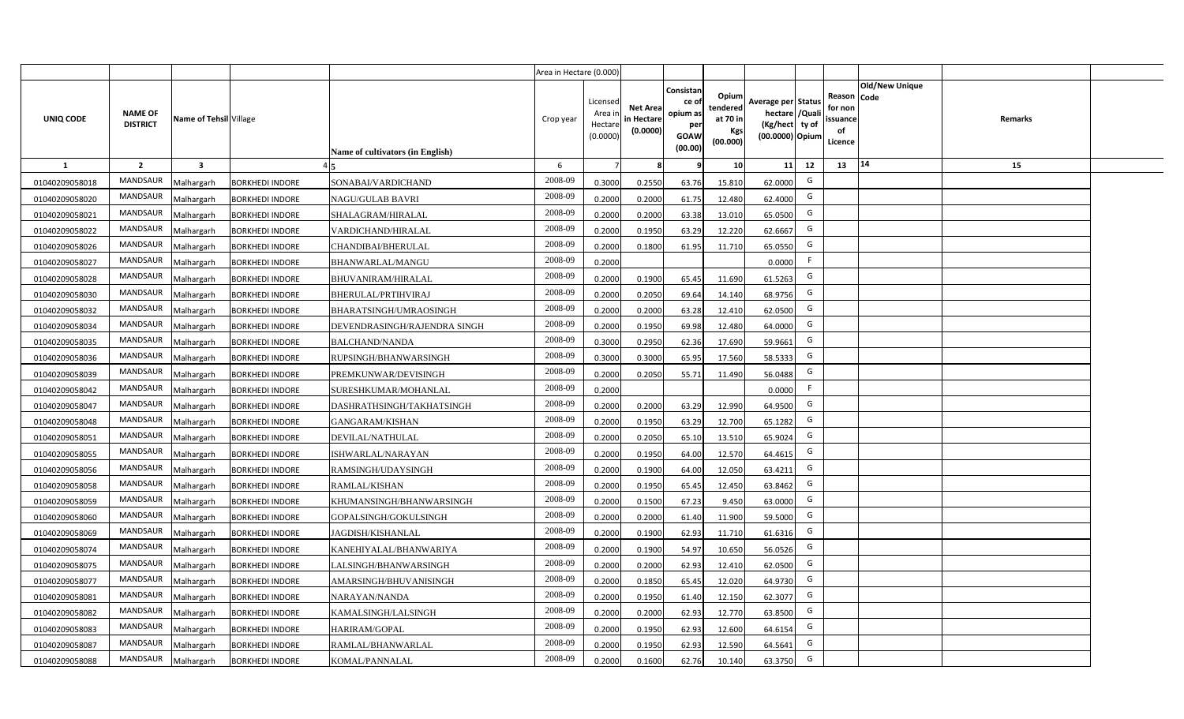| UNIQ CODE | NAME OF DISTRICT | Name of Tehsil | Village | Name of cultivators (in English) | Crop year | Area in Hectare (0.000) Licensed Area in Hectare (0.0000) | Net Area in Hectare (0.0000) | Consistance of opium as per GOAW (00.00) | Opium tendered at 70 in Kgs (00.000) | Average per hectare (Kg/hect) (00.0000) | Status /Quality of Opium | Reason for non issuance of Licence | Old/New Unique Code | Remarks |
|---|---|---|---|---|---|---|---|---|---|---|---|---|---|---|
| 1 | 2 | 3 | 4 | 5 | 6 | 7 | 8 | 9 | 10 | 11 | 12 | 13 | 14 | 15 |
| 01040209058018 | MANDSAUR | Malhargarh | BORKHEDI INDORE | SONABAI/VARDICHAND | 2008-09 | 0.3000 | 0.2550 | 63.76 | 15.810 | 62.0000 | G | | | |
| 01040209058020 | MANDSAUR | Malhargarh | BORKHEDI INDORE | NAGU/GULAB BAVRI | 2008-09 | 0.2000 | 0.2000 | 61.75 | 12.480 | 62.4000 | G | | | |
| 01040209058021 | MANDSAUR | Malhargarh | BORKHEDI INDORE | SHALAGRAM/HIRALAL | 2008-09 | 0.2000 | 0.2000 | 63.38 | 13.010 | 65.0500 | G | | | |
| 01040209058022 | MANDSAUR | Malhargarh | BORKHEDI INDORE | VARDICHAND/HIRALAL | 2008-09 | 0.2000 | 0.1950 | 63.29 | 12.220 | 62.6667 | G | | | |
| 01040209058026 | MANDSAUR | Malhargarh | BORKHEDI INDORE | CHANDIBAI/BHERULAL | 2008-09 | 0.2000 | 0.1800 | 61.95 | 11.710 | 65.0550 | G | | | |
| 01040209058027 | MANDSAUR | Malhargarh | BORKHEDI INDORE | BHANWARLAL/MANGU | 2008-09 | 0.2000 | | | | 0.0000 | F | | | |
| 01040209058028 | MANDSAUR | Malhargarh | BORKHEDI INDORE | BHUVANIRAM/HIRALAL | 2008-09 | 0.2000 | 0.1900 | 65.45 | 11.690 | 61.5263 | G | | | |
| 01040209058030 | MANDSAUR | Malhargarh | BORKHEDI INDORE | BHERULAL/PRTIHVIRAJ | 2008-09 | 0.2000 | 0.2050 | 69.64 | 14.140 | 68.9756 | G | | | |
| 01040209058032 | MANDSAUR | Malhargarh | BORKHEDI INDORE | BHARATSINGH/UMRAOSINGH | 2008-09 | 0.2000 | 0.2000 | 63.28 | 12.410 | 62.0500 | G | | | |
| 01040209058034 | MANDSAUR | Malhargarh | BORKHEDI INDORE | DEVENDRASINGH/RAJENDRA SINGH | 2008-09 | 0.2000 | 0.1950 | 69.98 | 12.480 | 64.0000 | G | | | |
| 01040209058035 | MANDSAUR | Malhargarh | BORKHEDI INDORE | BALCHAND/NANDA | 2008-09 | 0.3000 | 0.2950 | 62.36 | 17.690 | 59.9661 | G | | | |
| 01040209058036 | MANDSAUR | Malhargarh | BORKHEDI INDORE | RUPSINGH/BHANWARSINGH | 2008-09 | 0.3000 | 0.3000 | 65.95 | 17.560 | 58.5333 | G | | | |
| 01040209058039 | MANDSAUR | Malhargarh | BORKHEDI INDORE | PREMKUNWAR/DEVISINGH | 2008-09 | 0.2000 | 0.2050 | 55.71 | 11.490 | 56.0488 | G | | | |
| 01040209058042 | MANDSAUR | Malhargarh | BORKHEDI INDORE | SURESHKUMAR/MOHANLAL | 2008-09 | 0.2000 | | | | 0.0000 | F | | | |
| 01040209058047 | MANDSAUR | Malhargarh | BORKHEDI INDORE | DASHRATHSINGH/TAKHATSINGH | 2008-09 | 0.2000 | 0.2000 | 63.29 | 12.990 | 64.9500 | G | | | |
| 01040209058048 | MANDSAUR | Malhargarh | BORKHEDI INDORE | GANGARAM/KISHAN | 2008-09 | 0.2000 | 0.1950 | 63.29 | 12.700 | 65.1282 | G | | | |
| 01040209058051 | MANDSAUR | Malhargarh | BORKHEDI INDORE | DEVILAL/NATHULAL | 2008-09 | 0.2000 | 0.2050 | 65.10 | 13.510 | 65.9024 | G | | | |
| 01040209058055 | MANDSAUR | Malhargarh | BORKHEDI INDORE | ISHWARLAL/NARAYAN | 2008-09 | 0.2000 | 0.1950 | 64.00 | 12.570 | 64.4615 | G | | | |
| 01040209058056 | MANDSAUR | Malhargarh | BORKHEDI INDORE | RAMSINGH/UDAYSINGH | 2008-09 | 0.2000 | 0.1900 | 64.00 | 12.050 | 63.4211 | G | | | |
| 01040209058058 | MANDSAUR | Malhargarh | BORKHEDI INDORE | RAMLAL/KISHAN | 2008-09 | 0.2000 | 0.1950 | 65.45 | 12.450 | 63.8462 | G | | | |
| 01040209058059 | MANDSAUR | Malhargarh | BORKHEDI INDORE | KHUMANSINGH/BHANWARSINGH | 2008-09 | 0.2000 | 0.1500 | 67.23 | 9.450 | 63.0000 | G | | | |
| 01040209058060 | MANDSAUR | Malhargarh | BORKHEDI INDORE | GOPALSINGH/GOKULSINGH | 2008-09 | 0.2000 | 0.2000 | 61.40 | 11.900 | 59.5000 | G | | | |
| 01040209058069 | MANDSAUR | Malhargarh | BORKHEDI INDORE | JAGDISH/KISHANLAL | 2008-09 | 0.2000 | 0.1900 | 62.93 | 11.710 | 61.6316 | G | | | |
| 01040209058074 | MANDSAUR | Malhargarh | BORKHEDI INDORE | KANEHIYALAL/BHANWARIYA | 2008-09 | 0.2000 | 0.1900 | 54.97 | 10.650 | 56.0526 | G | | | |
| 01040209058075 | MANDSAUR | Malhargarh | BORKHEDI INDORE | LALSINGH/BHANWARSINGH | 2008-09 | 0.2000 | 0.2000 | 62.93 | 12.410 | 62.0500 | G | | | |
| 01040209058077 | MANDSAUR | Malhargarh | BORKHEDI INDORE | AMARSINGH/BHUVANISINGH | 2008-09 | 0.2000 | 0.1850 | 65.45 | 12.020 | 64.9730 | G | | | |
| 01040209058081 | MANDSAUR | Malhargarh | BORKHEDI INDORE | NARAYAN/NANDA | 2008-09 | 0.2000 | 0.1950 | 61.40 | 12.150 | 62.3077 | G | | | |
| 01040209058082 | MANDSAUR | Malhargarh | BORKHEDI INDORE | KAMALSINGH/LALSINGH | 2008-09 | 0.2000 | 0.2000 | 62.93 | 12.770 | 63.8500 | G | | | |
| 01040209058083 | MANDSAUR | Malhargarh | BORKHEDI INDORE | HARIRAM/GOPAL | 2008-09 | 0.2000 | 0.1950 | 62.93 | 12.600 | 64.6154 | G | | | |
| 01040209058087 | MANDSAUR | Malhargarh | BORKHEDI INDORE | RAMLAL/BHANWARLAL | 2008-09 | 0.2000 | 0.1950 | 62.93 | 12.590 | 64.5641 | G | | | |
| 01040209058088 | MANDSAUR | Malhargarh | BORKHEDI INDORE | KOMAL/PANNALAL | 2008-09 | 0.2000 | 0.1600 | 62.76 | 10.140 | 63.3750 | G | | | |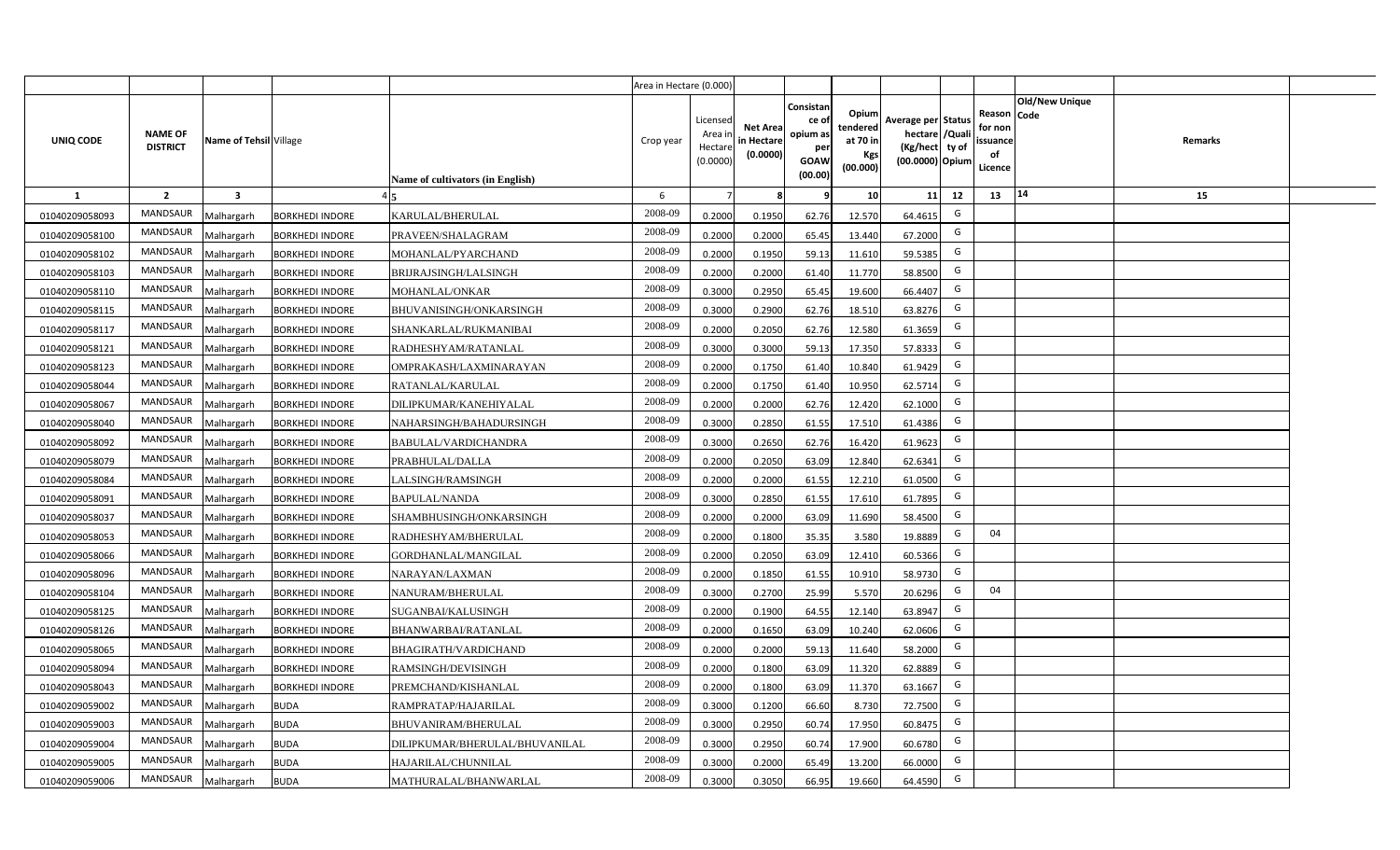| | | | | | Area in Hectare (0.000) | | | | | | | | | | | |
|---|---|---|---|---|---|---|---|---|---|---|---|---|---|---|---|---|
| UNIQ CODE | NAME OF DISTRICT | Name of Tehsil | Village | Name of cultivators (in English) | Crop year | Licensed Area in Hectare (0.0000) | Net Area in Hectare (0.0000) | Consistance of opium as per GOAW (00.00) | Opium tendered at 70 in Kgs (00.000) | Average per hectare (Kg/hect) (00.0000) | Status /Quality of Opium | Reason for non issuance of Licence | Code | Old/New Unique | Remarks | |
| 1 | 2 | 3 | 4 | 5 | 6 | 7 | 8 | 9 | 10 | 11 | 12 | 13 | 14 | | 15 | |
| 01040209058093 | MANDSAUR | Malhargarh | BORKHEDI INDORE | KARULAL/BHERULAL | 2008-09 | 0.2000 | 0.1950 | 62.76 | 12.570 | 64.4615 | G | | | | | |
| 01040209058100 | MANDSAUR | Malhargarh | BORKHEDI INDORE | PRAVEEN/SHALAGRAM | 2008-09 | 0.2000 | 0.2000 | 65.45 | 13.440 | 67.2000 | G | | | | | |
| 01040209058102 | MANDSAUR | Malhargarh | BORKHEDI INDORE | MOHANLAL/PYARCHAND | 2008-09 | 0.2000 | 0.1950 | 59.13 | 11.610 | 59.5385 | G | | | | | |
| 01040209058103 | MANDSAUR | Malhargarh | BORKHEDI INDORE | BRIJRAJSINGH/LALSINGH | 2008-09 | 0.2000 | 0.2000 | 61.40 | 11.770 | 58.8500 | G | | | | | |
| 01040209058110 | MANDSAUR | Malhargarh | BORKHEDI INDORE | MOHANLAL/ONKAR | 2008-09 | 0.3000 | 0.2950 | 65.45 | 19.600 | 66.4407 | G | | | | | |
| 01040209058115 | MANDSAUR | Malhargarh | BORKHEDI INDORE | BHUVANISINGH/ONKARSINGH | 2008-09 | 0.3000 | 0.2900 | 62.76 | 18.510 | 63.8276 | G | | | | | |
| 01040209058117 | MANDSAUR | Malhargarh | BORKHEDI INDORE | SHANKARLAL/RUKMANIBAI | 2008-09 | 0.2000 | 0.2050 | 62.76 | 12.580 | 61.3659 | G | | | | | |
| 01040209058121 | MANDSAUR | Malhargarh | BORKHEDI INDORE | RADHESHYAM/RATANLAL | 2008-09 | 0.3000 | 0.3000 | 59.13 | 17.350 | 57.8333 | G | | | | | |
| 01040209058123 | MANDSAUR | Malhargarh | BORKHEDI INDORE | OMPRAKASH/LAXMINARAYAN | 2008-09 | 0.2000 | 0.1750 | 61.40 | 10.840 | 61.9429 | G | | | | | |
| 01040209058044 | MANDSAUR | Malhargarh | BORKHEDI INDORE | RATANLAL/KARULAL | 2008-09 | 0.2000 | 0.1750 | 61.40 | 10.950 | 62.5714 | G | | | | | |
| 01040209058067 | MANDSAUR | Malhargarh | BORKHEDI INDORE | DILIPKUMAR/KANEHIYALAL | 2008-09 | 0.2000 | 0.2000 | 62.76 | 12.420 | 62.1000 | G | | | | | |
| 01040209058040 | MANDSAUR | Malhargarh | BORKHEDI INDORE | NAHARSINGH/BAHADURSINGH | 2008-09 | 0.3000 | 0.2850 | 61.55 | 17.510 | 61.4386 | G | | | | | |
| 01040209058092 | MANDSAUR | Malhargarh | BORKHEDI INDORE | BABULAL/VARDICHANDRA | 2008-09 | 0.3000 | 0.2650 | 62.76 | 16.420 | 61.9623 | G | | | | | |
| 01040209058079 | MANDSAUR | Malhargarh | BORKHEDI INDORE | PRABHULAL/DALLA | 2008-09 | 0.2000 | 0.2050 | 63.09 | 12.840 | 62.6341 | G | | | | | |
| 01040209058084 | MANDSAUR | Malhargarh | BORKHEDI INDORE | LALSINGH/RAMSINGH | 2008-09 | 0.2000 | 0.2000 | 61.55 | 12.210 | 61.0500 | G | | | | | |
| 01040209058091 | MANDSAUR | Malhargarh | BORKHEDI INDORE | BAPULAL/NANDA | 2008-09 | 0.3000 | 0.2850 | 61.55 | 17.610 | 61.7895 | G | | | | | |
| 01040209058037 | MANDSAUR | Malhargarh | BORKHEDI INDORE | SHAMBHUSINGH/ONKARSINGH | 2008-09 | 0.2000 | 0.2000 | 63.09 | 11.690 | 58.4500 | G | | | | | |
| 01040209058053 | MANDSAUR | Malhargarh | BORKHEDI INDORE | RADHESHYAM/BHERULAL | 2008-09 | 0.2000 | 0.1800 | 35.35 | 3.580 | 19.8889 | G | 04 | | | | |
| 01040209058066 | MANDSAUR | Malhargarh | BORKHEDI INDORE | GORDHANLAL/MANGILAL | 2008-09 | 0.2000 | 0.2050 | 63.09 | 12.410 | 60.5366 | G | | | | | |
| 01040209058096 | MANDSAUR | Malhargarh | BORKHEDI INDORE | NARAYAN/LAXMAN | 2008-09 | 0.2000 | 0.1850 | 61.55 | 10.910 | 58.9730 | G | | | | | |
| 01040209058104 | MANDSAUR | Malhargarh | BORKHEDI INDORE | NANURAM/BHERULAL | 2008-09 | 0.3000 | 0.2700 | 25.99 | 5.570 | 20.6296 | G | 04 | | | | |
| 01040209058125 | MANDSAUR | Malhargarh | BORKHEDI INDORE | SUGANBAI/KALUSINGH | 2008-09 | 0.2000 | 0.1900 | 64.55 | 12.140 | 63.8947 | G | | | | | |
| 01040209058126 | MANDSAUR | Malhargarh | BORKHEDI INDORE | BHANWARBAI/RATANLAL | 2008-09 | 0.2000 | 0.1650 | 63.09 | 10.240 | 62.0606 | G | | | | | |
| 01040209058065 | MANDSAUR | Malhargarh | BORKHEDI INDORE | BHAGIRATH/VARDICHAND | 2008-09 | 0.2000 | 0.2000 | 59.13 | 11.640 | 58.2000 | G | | | | | |
| 01040209058094 | MANDSAUR | Malhargarh | BORKHEDI INDORE | RAMSINGH/DEVISINGH | 2008-09 | 0.2000 | 0.1800 | 63.09 | 11.320 | 62.8889 | G | | | | | |
| 01040209058043 | MANDSAUR | Malhargarh | BORKHEDI INDORE | PREMCHAND/KISHANLAL | 2008-09 | 0.2000 | 0.1800 | 63.09 | 11.370 | 63.1667 | G | | | | | |
| 01040209059002 | MANDSAUR | Malhargarh | BUDA | RAMPRATAP/HAJARILAL | 2008-09 | 0.3000 | 0.1200 | 66.60 | 8.730 | 72.7500 | G | | | | | |
| 01040209059003 | MANDSAUR | Malhargarh | BUDA | BHUVANIRAM/BHERULAL | 2008-09 | 0.3000 | 0.2950 | 60.74 | 17.950 | 60.8475 | G | | | | | |
| 01040209059004 | MANDSAUR | Malhargarh | BUDA | DILIPKUMAR/BHERULAL/BHUVANILAL | 2008-09 | 0.3000 | 0.2950 | 60.74 | 17.900 | 60.6780 | G | | | | | |
| 01040209059005 | MANDSAUR | Malhargarh | BUDA | HAJARILAL/CHUNNILAL | 2008-09 | 0.3000 | 0.2000 | 65.49 | 13.200 | 66.0000 | G | | | | | |
| 01040209059006 | MANDSAUR | Malhargarh | BUDA | MATHURALAL/BHANWARLAL | 2008-09 | 0.3000 | 0.3050 | 66.95 | 19.660 | 64.4590 | G | | | | | |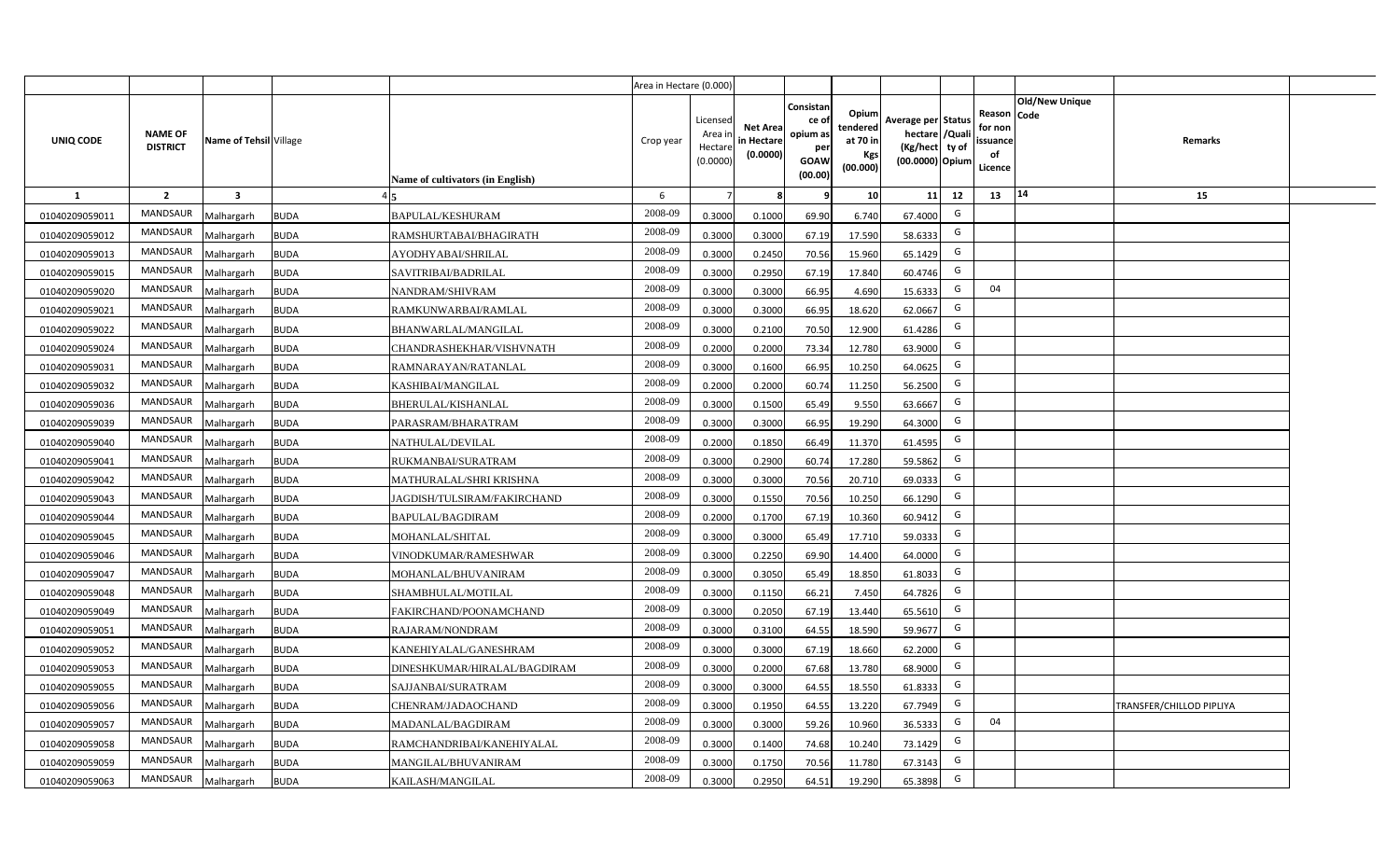| | | | | | Area in Hectare (0.000) | | | | | | | | | | |
|---|---|---|---|---|---|---|---|---|---|---|---|---|---|---|---|
| UNIQ CODE | NAME OF DISTRICT | Name of Tehsil | Village | Name of cultivators (in English) | Crop year | Licensed Area in Hectare (0.0000) | Net Area in Hectare (0.0000) | Consistance of opium as per GOAW (00.00) | Opium tendered at 70 in Kgs (00.000) | Average per hectare (Kg/hect) (00.0000) | Status /Quality of Opium | Reason for non issuance of Licence | Old/New Unique Code | Remarks |
| 1 | 2 | 3 | 4 | 5 | 6 | 7 | 8 | 9 | 10 | 11 | 12 | 13 | 14 | 15 |
| 01040209059011 | MANDSAUR | Malhargarh | BUDA | BAPULAL/KESHURAM | 2008-09 | 0.3000 | 0.1000 | 69.90 | 6.740 | 67.4000 | G | | | |
| 01040209059012 | MANDSAUR | Malhargarh | BUDA | RAMSHURTABAI/BHAGIRATH | 2008-09 | 0.3000 | 0.3000 | 67.19 | 17.590 | 58.6333 | G | | | |
| 01040209059013 | MANDSAUR | Malhargarh | BUDA | AYODHYABAI/SHRILAL | 2008-09 | 0.3000 | 0.2450 | 70.56 | 15.960 | 65.1429 | G | | | |
| 01040209059015 | MANDSAUR | Malhargarh | BUDA | SAVITRIBAI/BADRILAL | 2008-09 | 0.3000 | 0.2950 | 67.19 | 17.840 | 60.4746 | G | | | |
| 01040209059020 | MANDSAUR | Malhargarh | BUDA | NANDRAM/SHIVRAM | 2008-09 | 0.3000 | 0.3000 | 66.95 | 4.690 | 15.6333 | G | 04 | | |
| 01040209059021 | MANDSAUR | Malhargarh | BUDA | RAMKUNWARBAI/RAMLAL | 2008-09 | 0.3000 | 0.3000 | 66.95 | 18.620 | 62.0667 | G | | | |
| 01040209059022 | MANDSAUR | Malhargarh | BUDA | BHANWARLAL/MANGILAL | 2008-09 | 0.3000 | 0.2100 | 70.50 | 12.900 | 61.4286 | G | | | |
| 01040209059024 | MANDSAUR | Malhargarh | BUDA | CHANDRASHEKHAR/VISHVNATH | 2008-09 | 0.2000 | 0.2000 | 73.34 | 12.780 | 63.9000 | G | | | |
| 01040209059031 | MANDSAUR | Malhargarh | BUDA | RAMNARAYAN/RATANLAL | 2008-09 | 0.3000 | 0.1600 | 66.95 | 10.250 | 64.0625 | G | | | |
| 01040209059032 | MANDSAUR | Malhargarh | BUDA | KASHIBAI/MANGILAL | 2008-09 | 0.2000 | 0.2000 | 60.74 | 11.250 | 56.2500 | G | | | |
| 01040209059036 | MANDSAUR | Malhargarh | BUDA | BHERULAL/KISHANLAL | 2008-09 | 0.3000 | 0.1500 | 65.49 | 9.550 | 63.6667 | G | | | |
| 01040209059039 | MANDSAUR | Malhargarh | BUDA | PARASRAM/BHARATRAM | 2008-09 | 0.3000 | 0.3000 | 66.95 | 19.290 | 64.3000 | G | | | |
| 01040209059040 | MANDSAUR | Malhargarh | BUDA | NATHULAL/DEVILAL | 2008-09 | 0.2000 | 0.1850 | 66.49 | 11.370 | 61.4595 | G | | | |
| 01040209059041 | MANDSAUR | Malhargarh | BUDA | RUKMANBAI/SURATRAM | 2008-09 | 0.3000 | 0.2900 | 60.74 | 17.280 | 59.5862 | G | | | |
| 01040209059042 | MANDSAUR | Malhargarh | BUDA | MATHURALAL/SHRI KRISHNA | 2008-09 | 0.3000 | 0.3000 | 70.56 | 20.710 | 69.0333 | G | | | |
| 01040209059043 | MANDSAUR | Malhargarh | BUDA | JAGDISH/TULSIRAM/FAKIRCHAND | 2008-09 | 0.3000 | 0.1550 | 70.56 | 10.250 | 66.1290 | G | | | |
| 01040209059044 | MANDSAUR | Malhargarh | BUDA | BAPULAL/BAGDIRAM | 2008-09 | 0.2000 | 0.1700 | 67.19 | 10.360 | 60.9412 | G | | | |
| 01040209059045 | MANDSAUR | Malhargarh | BUDA | MOHANLAL/SHITAL | 2008-09 | 0.3000 | 0.3000 | 65.49 | 17.710 | 59.0333 | G | | | |
| 01040209059046 | MANDSAUR | Malhargarh | BUDA | VINODKUMAR/RAMESHWAR | 2008-09 | 0.3000 | 0.2250 | 69.90 | 14.400 | 64.0000 | G | | | |
| 01040209059047 | MANDSAUR | Malhargarh | BUDA | MOHANLAL/BHUVANIRAM | 2008-09 | 0.3000 | 0.3050 | 65.49 | 18.850 | 61.8033 | G | | | |
| 01040209059048 | MANDSAUR | Malhargarh | BUDA | SHAMBHULAL/MOTILAL | 2008-09 | 0.3000 | 0.1150 | 66.21 | 7.450 | 64.7826 | G | | | |
| 01040209059049 | MANDSAUR | Malhargarh | BUDA | FAKIRCHAND/POONAMCHAND | 2008-09 | 0.3000 | 0.2050 | 67.19 | 13.440 | 65.5610 | G | | | |
| 01040209059051 | MANDSAUR | Malhargarh | BUDA | RAJARAM/NONDRAM | 2008-09 | 0.3000 | 0.3100 | 64.55 | 18.590 | 59.9677 | G | | | |
| 01040209059052 | MANDSAUR | Malhargarh | BUDA | KANEHIYALAL/GANESHRAM | 2008-09 | 0.3000 | 0.3000 | 67.19 | 18.660 | 62.2000 | G | | | |
| 01040209059053 | MANDSAUR | Malhargarh | BUDA | DINESHKUMAR/HIRALAL/BAGDIRAM | 2008-09 | 0.3000 | 0.2000 | 67.68 | 13.780 | 68.9000 | G | | | |
| 01040209059055 | MANDSAUR | Malhargarh | BUDA | SAJJANBAI/SURATRAM | 2008-09 | 0.3000 | 0.3000 | 64.55 | 18.550 | 61.8333 | G | | | |
| 01040209059056 | MANDSAUR | Malhargarh | BUDA | CHENRAM/JADAOCHAND | 2008-09 | 0.3000 | 0.1950 | 64.55 | 13.220 | 67.7949 | G | | | TRANSFER/CHILLOD PIPLIYA |
| 01040209059057 | MANDSAUR | Malhargarh | BUDA | MADANLAL/BAGDIRAM | 2008-09 | 0.3000 | 0.3000 | 59.26 | 10.960 | 36.5333 | G | 04 | | |
| 01040209059058 | MANDSAUR | Malhargarh | BUDA | RAMCHANDRIBAI/KANEHIYALAL | 2008-09 | 0.3000 | 0.1400 | 74.68 | 10.240 | 73.1429 | G | | | |
| 01040209059059 | MANDSAUR | Malhargarh | BUDA | MANGILAL/BHUVANIRAM | 2008-09 | 0.3000 | 0.1750 | 70.56 | 11.780 | 67.3143 | G | | | |
| 01040209059063 | MANDSAUR | Malhargarh | BUDA | KAILASH/MANGILAL | 2008-09 | 0.3000 | 0.2950 | 64.51 | 19.290 | 65.3898 | G | | | |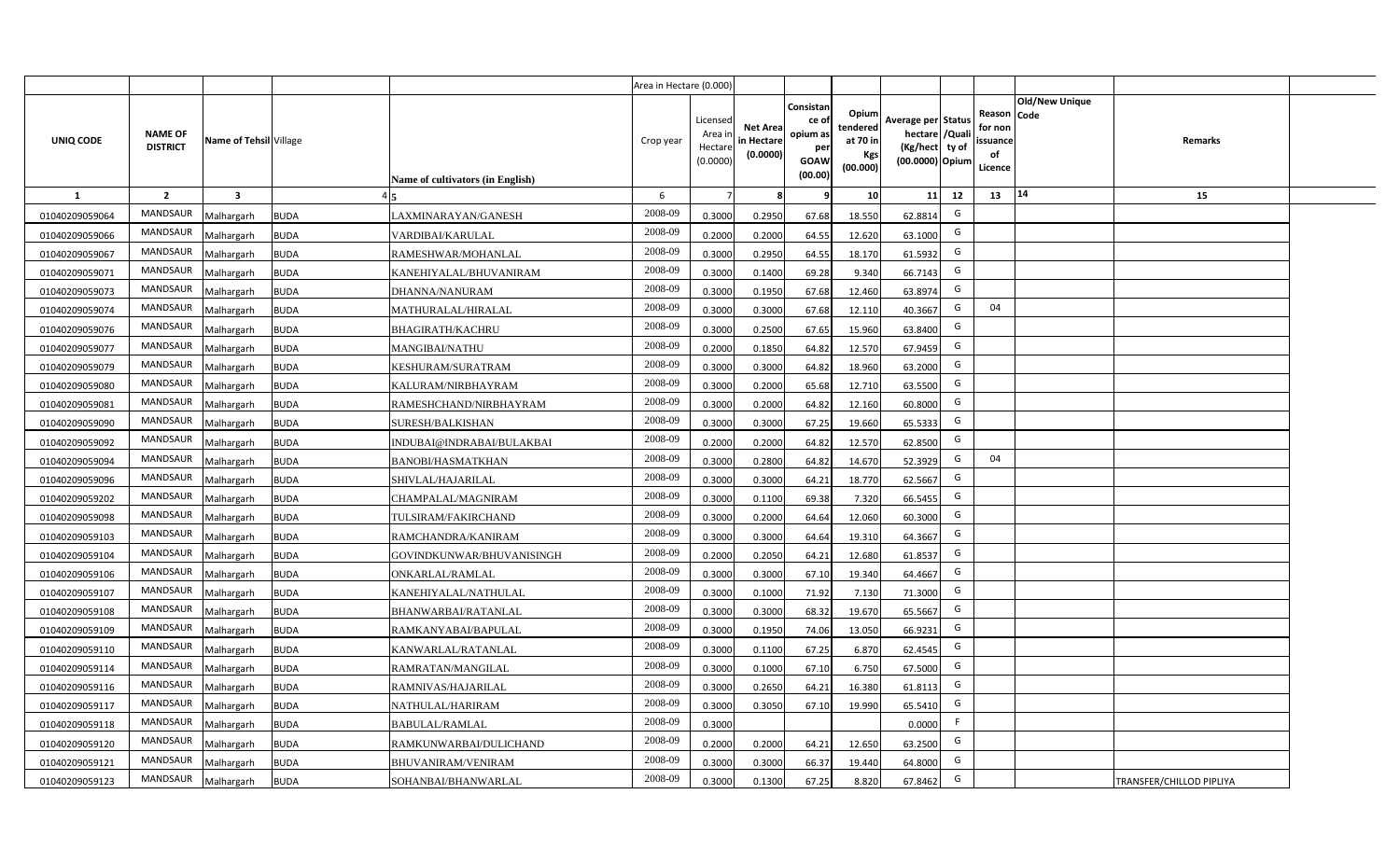| | | | | | Area in Hectare (0.000) | | | | | | | | | | |
|---|---|---|---|---|---|---|---|---|---|---|---|---|---|---|---|
| UNIQ CODE | NAME OF DISTRICT | Name of Tehsil | Village | Name of cultivators (in English) | Crop year | Licensed Area in Hectare (0.0000) | Net Area in Hectare (0.0000) | Consistance of opium as per GOAW (00.00) | Opium tendered at 70 in Kgs (00.000) | Average per hectare (Kg/hect) (00.0000) | Status /Quality of Opium | Reason for non issuance of Licence | Old/New Unique Code | Remarks |
| 1 | 2 | 3 | 4 | 5 | 6 | 7 | 8 | 9 | 10 | 11 | 12 | 13 | 14 | 15 |
| 01040209059064 | MANDSAUR | Malhargarh | BUDA | LAXMINARAYAN/GANESH | 2008-09 | 0.3000 | 0.2950 | 67.68 | 18.550 | 62.8814 | G | | | |
| 01040209059066 | MANDSAUR | Malhargarh | BUDA | VARDIBAI/KARULAL | 2008-09 | 0.2000 | 0.2000 | 64.55 | 12.620 | 63.1000 | G | | | |
| 01040209059067 | MANDSAUR | Malhargarh | BUDA | RAMESHWAR/MOHANLAL | 2008-09 | 0.3000 | 0.2950 | 64.55 | 18.170 | 61.5932 | G | | | |
| 01040209059071 | MANDSAUR | Malhargarh | BUDA | KANEHIYALAL/BHUVANIRAM | 2008-09 | 0.3000 | 0.1400 | 69.28 | 9.340 | 66.7143 | G | | | |
| 01040209059073 | MANDSAUR | Malhargarh | BUDA | DHANNA/NANURAM | 2008-09 | 0.3000 | 0.1950 | 67.68 | 12.460 | 63.8974 | G | | | |
| 01040209059074 | MANDSAUR | Malhargarh | BUDA | MATHURALAL/HIRALAL | 2008-09 | 0.3000 | 0.3000 | 67.68 | 12.110 | 40.3667 | G | 04 | | |
| 01040209059076 | MANDSAUR | Malhargarh | BUDA | BHAGIRATH/KACHRU | 2008-09 | 0.3000 | 0.2500 | 67.65 | 15.960 | 63.8400 | G | | | |
| 01040209059077 | MANDSAUR | Malhargarh | BUDA | MANGIBAI/NATHU | 2008-09 | 0.2000 | 0.1850 | 64.82 | 12.570 | 67.9459 | G | | | |
| 01040209059079 | MANDSAUR | Malhargarh | BUDA | KESHURAM/SURATRAM | 2008-09 | 0.3000 | 0.3000 | 64.82 | 18.960 | 63.2000 | G | | | |
| 01040209059080 | MANDSAUR | Malhargarh | BUDA | KALURAM/NIRBHAYRAM | 2008-09 | 0.3000 | 0.2000 | 65.68 | 12.710 | 63.5500 | G | | | |
| 01040209059081 | MANDSAUR | Malhargarh | BUDA | RAMESHCHAND/NIRBHAYRAM | 2008-09 | 0.3000 | 0.2000 | 64.82 | 12.160 | 60.8000 | G | | | |
| 01040209059090 | MANDSAUR | Malhargarh | BUDA | SURESH/BALKISHAN | 2008-09 | 0.3000 | 0.3000 | 67.25 | 19.660 | 65.5333 | G | | | |
| 01040209059092 | MANDSAUR | Malhargarh | BUDA | INDUBAI@INDRABAI/BULAKBAI | 2008-09 | 0.2000 | 0.2000 | 64.82 | 12.570 | 62.8500 | G | | | |
| 01040209059094 | MANDSAUR | Malhargarh | BUDA | BANOBI/HASMATKHAN | 2008-09 | 0.3000 | 0.2800 | 64.82 | 14.670 | 52.3929 | G | 04 | | |
| 01040209059096 | MANDSAUR | Malhargarh | BUDA | SHIVLAL/HAJARILAL | 2008-09 | 0.3000 | 0.3000 | 64.21 | 18.770 | 62.5667 | G | | | |
| 01040209059202 | MANDSAUR | Malhargarh | BUDA | CHAMPALAL/MAGNIRAM | 2008-09 | 0.3000 | 0.1100 | 69.38 | 7.320 | 66.5455 | G | | | |
| 01040209059098 | MANDSAUR | Malhargarh | BUDA | TULSIRAM/FAKIRCHAND | 2008-09 | 0.3000 | 0.2000 | 64.64 | 12.060 | 60.3000 | G | | | |
| 01040209059103 | MANDSAUR | Malhargarh | BUDA | RAMCHANDRA/KANIRAM | 2008-09 | 0.3000 | 0.3000 | 64.64 | 19.310 | 64.3667 | G | | | |
| 01040209059104 | MANDSAUR | Malhargarh | BUDA | GOVINDKUNWAR/BHUVANISINGH | 2008-09 | 0.2000 | 0.2050 | 64.21 | 12.680 | 61.8537 | G | | | |
| 01040209059106 | MANDSAUR | Malhargarh | BUDA | ONKARLAL/RAMLAL | 2008-09 | 0.3000 | 0.3000 | 67.10 | 19.340 | 64.4667 | G | | | |
| 01040209059107 | MANDSAUR | Malhargarh | BUDA | KANEHIYALAL/NATHULAL | 2008-09 | 0.3000 | 0.1000 | 71.92 | 7.130 | 71.3000 | G | | | |
| 01040209059108 | MANDSAUR | Malhargarh | BUDA | BHANWARBAI/RATANLAL | 2008-09 | 0.3000 | 0.3000 | 68.32 | 19.670 | 65.5667 | G | | | |
| 01040209059109 | MANDSAUR | Malhargarh | BUDA | RAMKANYABAI/BAPULAL | 2008-09 | 0.3000 | 0.1950 | 74.06 | 13.050 | 66.9231 | G | | | |
| 01040209059110 | MANDSAUR | Malhargarh | BUDA | KANWARLAL/RATANLAL | 2008-09 | 0.3000 | 0.1100 | 67.25 | 6.870 | 62.4545 | G | | | |
| 01040209059114 | MANDSAUR | Malhargarh | BUDA | RAMRATAN/MANGILAL | 2008-09 | 0.3000 | 0.1000 | 67.10 | 6.750 | 67.5000 | G | | | |
| 01040209059116 | MANDSAUR | Malhargarh | BUDA | RAMNIVAS/HAJARILAL | 2008-09 | 0.3000 | 0.2650 | 64.21 | 16.380 | 61.8113 | G | | | |
| 01040209059117 | MANDSAUR | Malhargarh | BUDA | NATHULAL/HARIRAM | 2008-09 | 0.3000 | 0.3050 | 67.10 | 19.990 | 65.5410 | G | | | |
| 01040209059118 | MANDSAUR | Malhargarh | BUDA | BABULAL/RAMLAL | 2008-09 | 0.3000 | | | | 0.0000 | F | | | |
| 01040209059120 | MANDSAUR | Malhargarh | BUDA | RAMKUNWARBAI/DULICHAND | 2008-09 | 0.2000 | 0.2000 | 64.21 | 12.650 | 63.2500 | G | | | |
| 01040209059121 | MANDSAUR | Malhargarh | BUDA | BHUVANIRAM/VENIRAM | 2008-09 | 0.3000 | 0.3000 | 66.37 | 19.440 | 64.8000 | G | | | |
| 01040209059123 | MANDSAUR | Malhargarh | BUDA | SOHANBAI/BHANWARLAL | 2008-09 | 0.3000 | 0.1300 | 67.25 | 8.820 | 67.8462 | G | | | TRANSFER/CHILLOD PIPLIYA |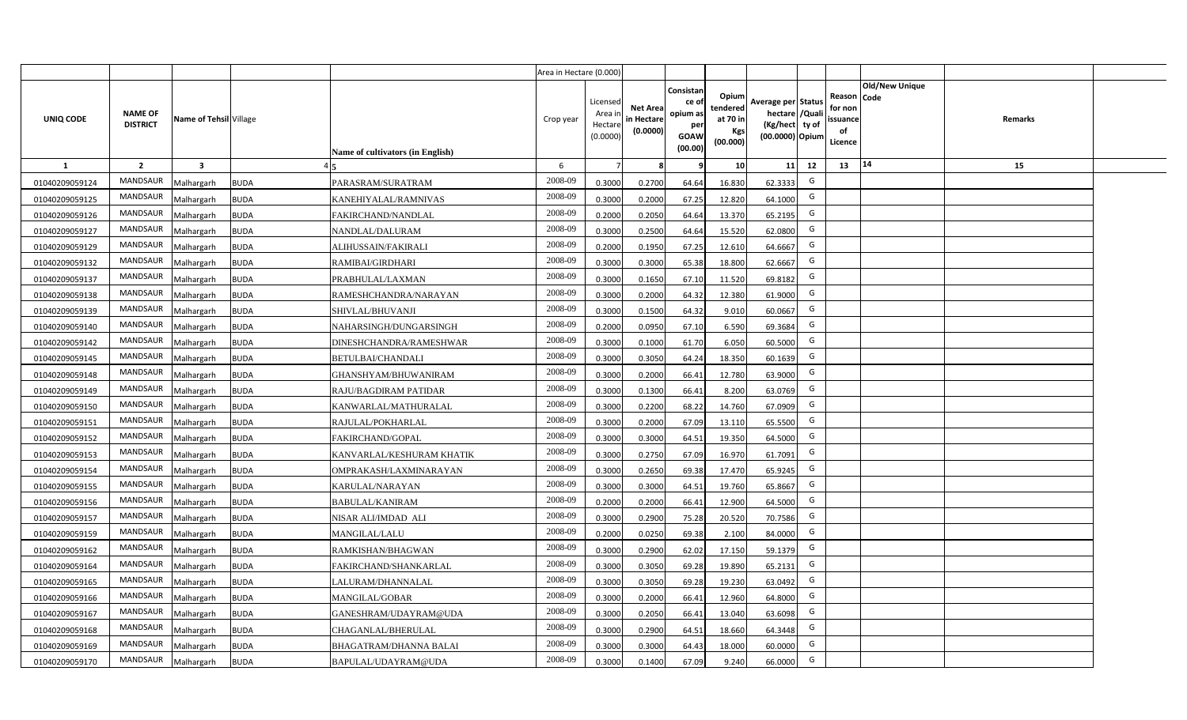| | | | | | Area in Hectare (0.000) | | | | | | | | | | |
|---|---|---|---|---|---|---|---|---|---|---|---|---|---|---|---|
| UNIQ CODE | NAME OF DISTRICT | Name of Tehsil | Village | Name of cultivators (in English) | Crop year | Licensed Area in Hectare (0.0000) | Net Area in Hectare (0.0000) | Consistance of opium as per GOAW (00.00) | Opium tendered at 70 in Kgs (00.000) | Average per hectare (Kg/hect) (00.0000) | Status /Quality of Opium | Reason for non issuance of Licence | Old/New Unique Code | Remarks |
| 1 | 2 | 3 | 4 | 5 | 6 | 7 | 8 | 9 | 10 | 11 | 12 | 13 | 14 | 15 |
| 01040209059124 | MANDSAUR | Malhargarh | BUDA | PARASRAM/SURATRAM | 2008-09 | 0.3000 | 0.2700 | 64.64 | 16.830 | 62.3333 | G | | | |
| 01040209059125 | MANDSAUR | Malhargarh | BUDA | KANEHIYALAL/RAMNIVAS | 2008-09 | 0.3000 | 0.2000 | 67.25 | 12.820 | 64.1000 | G | | | |
| 01040209059126 | MANDSAUR | Malhargarh | BUDA | FAKIRCHAND/NANDLAL | 2008-09 | 0.2000 | 0.2050 | 64.64 | 13.370 | 65.2195 | G | | | |
| 01040209059127 | MANDSAUR | Malhargarh | BUDA | NANDLAL/DALURAM | 2008-09 | 0.3000 | 0.2500 | 64.64 | 15.520 | 62.0800 | G | | | |
| 01040209059129 | MANDSAUR | Malhargarh | BUDA | ALIHUSSAIN/FAKIRALI | 2008-09 | 0.2000 | 0.1950 | 67.25 | 12.610 | 64.6667 | G | | | |
| 01040209059132 | MANDSAUR | Malhargarh | BUDA | RAMIBAI/GIRDHARI | 2008-09 | 0.3000 | 0.3000 | 65.38 | 18.800 | 62.6667 | G | | | |
| 01040209059137 | MANDSAUR | Malhargarh | BUDA | PRABHULAL/LAXMAN | 2008-09 | 0.3000 | 0.1650 | 67.10 | 11.520 | 69.8182 | G | | | |
| 01040209059138 | MANDSAUR | Malhargarh | BUDA | RAMESHCHANDRA/NARAYAN | 2008-09 | 0.3000 | 0.2000 | 64.32 | 12.380 | 61.9000 | G | | | |
| 01040209059139 | MANDSAUR | Malhargarh | BUDA | SHIVLAL/BHUVANJI | 2008-09 | 0.3000 | 0.1500 | 64.32 | 9.010 | 60.0667 | G | | | |
| 01040209059140 | MANDSAUR | Malhargarh | BUDA | NAHARSINGH/DUNGARSINGH | 2008-09 | 0.2000 | 0.0950 | 67.10 | 6.590 | 69.3684 | G | | | |
| 01040209059142 | MANDSAUR | Malhargarh | BUDA | DINESHCHANDRA/RAMESHWAR | 2008-09 | 0.3000 | 0.1000 | 61.70 | 6.050 | 60.5000 | G | | | |
| 01040209059145 | MANDSAUR | Malhargarh | BUDA | BETULBAI/CHANDALI | 2008-09 | 0.3000 | 0.3050 | 64.24 | 18.350 | 60.1639 | G | | | |
| 01040209059148 | MANDSAUR | Malhargarh | BUDA | GHANSHYAM/BHUWANIRAM | 2008-09 | 0.3000 | 0.2000 | 66.41 | 12.780 | 63.9000 | G | | | |
| 01040209059149 | MANDSAUR | Malhargarh | BUDA | RAJU/BAGDIRAM PATIDAR | 2008-09 | 0.3000 | 0.1300 | 66.41 | 8.200 | 63.0769 | G | | | |
| 01040209059150 | MANDSAUR | Malhargarh | BUDA | KANWARLAL/MATHURALAL | 2008-09 | 0.3000 | 0.2200 | 68.22 | 14.760 | 67.0909 | G | | | |
| 01040209059151 | MANDSAUR | Malhargarh | BUDA | RAJULAL/POKHARLAL | 2008-09 | 0.3000 | 0.2000 | 67.09 | 13.110 | 65.5500 | G | | | |
| 01040209059152 | MANDSAUR | Malhargarh | BUDA | FAKIRCHAND/GOPAL | 2008-09 | 0.3000 | 0.3000 | 64.51 | 19.350 | 64.5000 | G | | | |
| 01040209059153 | MANDSAUR | Malhargarh | BUDA | KANVARLAL/KESHURAM KHATIK | 2008-09 | 0.3000 | 0.2750 | 67.09 | 16.970 | 61.7091 | G | | | |
| 01040209059154 | MANDSAUR | Malhargarh | BUDA | OMPRAKASH/LAXMINARAYAN | 2008-09 | 0.3000 | 0.2650 | 69.38 | 17.470 | 65.9245 | G | | | |
| 01040209059155 | MANDSAUR | Malhargarh | BUDA | KARULAL/NARAYAN | 2008-09 | 0.3000 | 0.3000 | 64.51 | 19.760 | 65.8667 | G | | | |
| 01040209059156 | MANDSAUR | Malhargarh | BUDA | BABULAL/KANIRAM | 2008-09 | 0.2000 | 0.2000 | 66.41 | 12.900 | 64.5000 | G | | | |
| 01040209059157 | MANDSAUR | Malhargarh | BUDA | NISAR ALI/IMDAD ALI | 2008-09 | 0.3000 | 0.2900 | 75.28 | 20.520 | 70.7586 | G | | | |
| 01040209059159 | MANDSAUR | Malhargarh | BUDA | MANGILAL/LALU | 2008-09 | 0.2000 | 0.0250 | 69.38 | 2.100 | 84.0000 | G | | | |
| 01040209059162 | MANDSAUR | Malhargarh | BUDA | RAMKISHAN/BHAGWAN | 2008-09 | 0.3000 | 0.2900 | 62.02 | 17.150 | 59.1379 | G | | | |
| 01040209059164 | MANDSAUR | Malhargarh | BUDA | FAKIRCHAND/SHANKARLAL | 2008-09 | 0.3000 | 0.3050 | 69.28 | 19.890 | 65.2131 | G | | | |
| 01040209059165 | MANDSAUR | Malhargarh | BUDA | LALURAM/DHANNALAL | 2008-09 | 0.3000 | 0.3050 | 69.28 | 19.230 | 63.0492 | G | | | |
| 01040209059166 | MANDSAUR | Malhargarh | BUDA | MANGILAL/GOBAR | 2008-09 | 0.3000 | 0.2000 | 66.41 | 12.960 | 64.8000 | G | | | |
| 01040209059167 | MANDSAUR | Malhargarh | BUDA | GANESHRAM/UDAYRAM@UDA | 2008-09 | 0.3000 | 0.2050 | 66.41 | 13.040 | 63.6098 | G | | | |
| 01040209059168 | MANDSAUR | Malhargarh | BUDA | CHAGANLAL/BHERULAL | 2008-09 | 0.3000 | 0.2900 | 64.51 | 18.660 | 64.3448 | G | | | |
| 01040209059169 | MANDSAUR | Malhargarh | BUDA | BHAGATRAM/DHANNA BALAI | 2008-09 | 0.3000 | 0.3000 | 64.43 | 18.000 | 60.0000 | G | | | |
| 01040209059170 | MANDSAUR | Malhargarh | BUDA | BAPULAL/UDAYRAM@UDA | 2008-09 | 0.3000 | 0.1400 | 67.09 | 9.240 | 66.0000 | G | | | |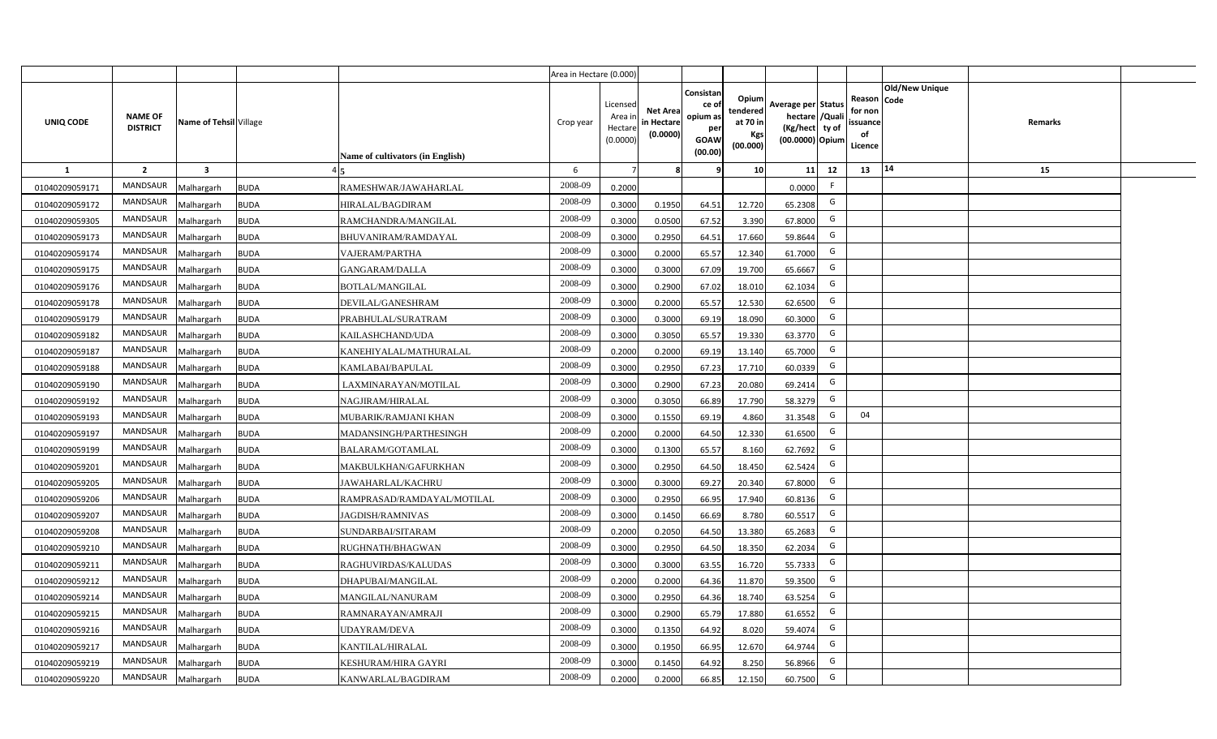| | | | | | Area in Hectare (0.000) | | | | | | | | | | | |
|---|---|---|---|---|---|---|---|---|---|---|---|---|---|---|---|---|
| UNIQ CODE | NAME OF DISTRICT | Name of Tehsil | Village | Name of cultivators (in English) | Crop year | Licensed Area in Hectare (0.0000) | Net Area in Hectare (0.0000) | Consistance of opium as per GOAW (00.00) | Opium tendered at 70 in Kgs (00.000) | Average per hectare (Kg/hect) (00.0000) | Status /Quality of Opium | Reason for non issuance of Licence | Old/New Unique Code | Remarks | | |
| 1 | 2 | 3 | 4 | 5 | 6 | 7 | 8 | 9 | 10 | 11 | 12 | 13 | 14 | 15 | | |
| 01040209059171 | MANDSAUR | Malhargarh | BUDA | RAMESHWAR/JAWAHARLAL | 2008-09 | 0.2000 | | | | 0.0000 | F | | | | | |
| 01040209059172 | MANDSAUR | Malhargarh | BUDA | HIRALAL/BAGDIRAM | 2008-09 | 0.3000 | 0.1950 | 64.51 | 12.720 | 65.2308 | G | | | | | |
| 01040209059305 | MANDSAUR | Malhargarh | BUDA | RAMCHANDRA/MANGILAL | 2008-09 | 0.3000 | 0.0500 | 67.52 | 3.390 | 67.8000 | G | | | | | |
| 01040209059173 | MANDSAUR | Malhargarh | BUDA | BHUVANIRAM/RAMDAYAL | 2008-09 | 0.3000 | 0.2950 | 64.51 | 17.660 | 59.8644 | G | | | | | |
| 01040209059174 | MANDSAUR | Malhargarh | BUDA | VAJERAM/PARTHA | 2008-09 | 0.3000 | 0.2000 | 65.57 | 12.340 | 61.7000 | G | | | | | |
| 01040209059175 | MANDSAUR | Malhargarh | BUDA | GANGARAM/DALLA | 2008-09 | 0.3000 | 0.3000 | 67.09 | 19.700 | 65.6667 | G | | | | | |
| 01040209059176 | MANDSAUR | Malhargarh | BUDA | BOTLAL/MANGILAL | 2008-09 | 0.3000 | 0.2900 | 67.02 | 18.010 | 62.1034 | G | | | | | |
| 01040209059178 | MANDSAUR | Malhargarh | BUDA | DEVILAL/GANESHRAM | 2008-09 | 0.3000 | 0.2000 | 65.57 | 12.530 | 62.6500 | G | | | | | |
| 01040209059179 | MANDSAUR | Malhargarh | BUDA | PRABHULAL/SURATRAM | 2008-09 | 0.3000 | 0.3000 | 69.19 | 18.090 | 60.3000 | G | | | | | |
| 01040209059182 | MANDSAUR | Malhargarh | BUDA | KAILASHCHAND/UDA | 2008-09 | 0.3000 | 0.3050 | 65.57 | 19.330 | 63.3770 | G | | | | | |
| 01040209059187 | MANDSAUR | Malhargarh | BUDA | KANEHIYALAL/MATHURALAL | 2008-09 | 0.2000 | 0.2000 | 69.19 | 13.140 | 65.7000 | G | | | | | |
| 01040209059188 | MANDSAUR | Malhargarh | BUDA | KAMLABAI/BAPULAL | 2008-09 | 0.3000 | 0.2950 | 67.23 | 17.710 | 60.0339 | G | | | | | |
| 01040209059190 | MANDSAUR | Malhargarh | BUDA | LAXMINARAYAN/MOTILAL | 2008-09 | 0.3000 | 0.2900 | 67.23 | 20.080 | 69.2414 | G | | | | | |
| 01040209059192 | MANDSAUR | Malhargarh | BUDA | NAGJIRAM/HIRALAL | 2008-09 | 0.3000 | 0.3050 | 66.89 | 17.790 | 58.3279 | G | | | | | |
| 01040209059193 | MANDSAUR | Malhargarh | BUDA | MUBARIK/RAMJANI KHAN | 2008-09 | 0.3000 | 0.1550 | 69.19 | 4.860 | 31.3548 | G | 04 | | | | |
| 01040209059197 | MANDSAUR | Malhargarh | BUDA | MADANSINGH/PARTHESINGH | 2008-09 | 0.2000 | 0.2000 | 64.50 | 12.330 | 61.6500 | G | | | | | |
| 01040209059199 | MANDSAUR | Malhargarh | BUDA | BALARAM/GOTAMLAL | 2008-09 | 0.3000 | 0.1300 | 65.57 | 8.160 | 62.7692 | G | | | | | |
| 01040209059201 | MANDSAUR | Malhargarh | BUDA | MAKBULKHAN/GAFURKHAN | 2008-09 | 0.3000 | 0.2950 | 64.50 | 18.450 | 62.5424 | G | | | | | |
| 01040209059205 | MANDSAUR | Malhargarh | BUDA | JAWAHARLAL/KACHRU | 2008-09 | 0.3000 | 0.3000 | 69.27 | 20.340 | 67.8000 | G | | | | | |
| 01040209059206 | MANDSAUR | Malhargarh | BUDA | RAMPRASAD/RAMDAYAL/MOTILAL | 2008-09 | 0.3000 | 0.2950 | 66.95 | 17.940 | 60.8136 | G | | | | | |
| 01040209059207 | MANDSAUR | Malhargarh | BUDA | JAGDISH/RAMNIVAS | 2008-09 | 0.3000 | 0.1450 | 66.69 | 8.780 | 60.5517 | G | | | | | |
| 01040209059208 | MANDSAUR | Malhargarh | BUDA | SUNDARBAI/SITARAM | 2008-09 | 0.2000 | 0.2050 | 64.50 | 13.380 | 65.2683 | G | | | | | |
| 01040209059210 | MANDSAUR | Malhargarh | BUDA | RUGHNATH/BHAGWAN | 2008-09 | 0.3000 | 0.2950 | 64.50 | 18.350 | 62.2034 | G | | | | | |
| 01040209059211 | MANDSAUR | Malhargarh | BUDA | RAGHUVIRDAS/KALUDAS | 2008-09 | 0.3000 | 0.3000 | 63.55 | 16.720 | 55.7333 | G | | | | | |
| 01040209059212 | MANDSAUR | Malhargarh | BUDA | DHAPUBAI/MANGILAL | 2008-09 | 0.2000 | 0.2000 | 64.36 | 11.870 | 59.3500 | G | | | | | |
| 01040209059214 | MANDSAUR | Malhargarh | BUDA | MANGILAL/NANURAM | 2008-09 | 0.3000 | 0.2950 | 64.36 | 18.740 | 63.5254 | G | | | | | |
| 01040209059215 | MANDSAUR | Malhargarh | BUDA | RAMNARAYAN/AMRAJI | 2008-09 | 0.3000 | 0.2900 | 65.79 | 17.880 | 61.6552 | G | | | | | |
| 01040209059216 | MANDSAUR | Malhargarh | BUDA | UDAYRAM/DEVA | 2008-09 | 0.3000 | 0.1350 | 64.92 | 8.020 | 59.4074 | G | | | | | |
| 01040209059217 | MANDSAUR | Malhargarh | BUDA | KANTILAL/HIRALAL | 2008-09 | 0.3000 | 0.1950 | 66.95 | 12.670 | 64.9744 | G | | | | | |
| 01040209059219 | MANDSAUR | Malhargarh | BUDA | KESHURAM/HIRA GAYRI | 2008-09 | 0.3000 | 0.1450 | 64.92 | 8.250 | 56.8966 | G | | | | | |
| 01040209059220 | MANDSAUR | Malhargarh | BUDA | KANWARLAL/BAGDIRAM | 2008-09 | 0.2000 | 0.2000 | 66.85 | 12.150 | 60.7500 | G | | | | | |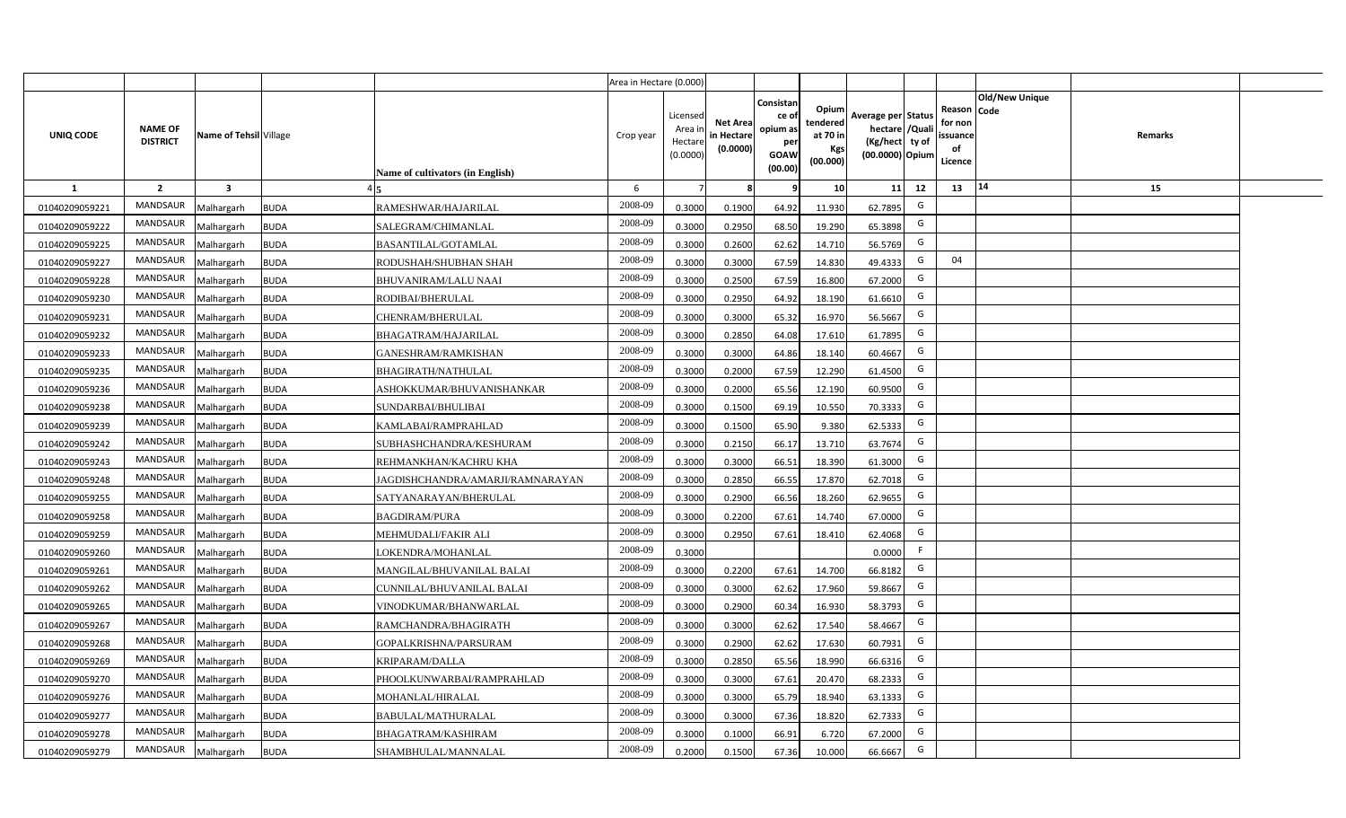| | | | | | Area in Hectare (0.000) | | | | | | | | | | |
|---|---|---|---|---|---|---|---|---|---|---|---|---|---|---|---|
| UNIQ CODE | NAME OF DISTRICT | Name of Tehsil | Village | Name of cultivators (in English) | Crop year | Licensed Area in Hectare (0.0000) | Net Area in Hectare (0.0000) | Consistance of opium as per GOAW (00.00) | Opium tendered at 70 in Kgs (00.000) | Average per hectare (Kg/hect) (00.0000) | Status /Quality of Opium | Reason for non issuance of Licence | Old/New Unique Code | Remarks |
| 1 | 2 | 3 | 4 | 5 | 6 | 7 | 8 | 9 | 10 | 11 | 12 | 13 | 14 | 15 |
| 01040209059221 | MANDSAUR | Malhargarh | BUDA | RAMESHWAR/HAJARILAL | 2008-09 | 0.3000 | 0.1900 | 64.92 | 11.930 | 62.7895 | G | | | |
| 01040209059222 | MANDSAUR | Malhargarh | BUDA | SALEGRAM/CHIMANLAL | 2008-09 | 0.3000 | 0.2950 | 68.50 | 19.290 | 65.3898 | G | | | |
| 01040209059225 | MANDSAUR | Malhargarh | BUDA | BASANTILAL/GOTAMLAL | 2008-09 | 0.3000 | 0.2600 | 62.62 | 14.710 | 56.5769 | G | | | |
| 01040209059227 | MANDSAUR | Malhargarh | BUDA | RODUSHAH/SHUBHAN SHAH | 2008-09 | 0.3000 | 0.3000 | 67.59 | 14.830 | 49.4333 | G | 04 | | |
| 01040209059228 | MANDSAUR | Malhargarh | BUDA | BHUVANIRAM/LALU NAAI | 2008-09 | 0.3000 | 0.2500 | 67.59 | 16.800 | 67.2000 | G | | | |
| 01040209059230 | MANDSAUR | Malhargarh | BUDA | RODIBAI/BHERULAL | 2008-09 | 0.3000 | 0.2950 | 64.92 | 18.190 | 61.6610 | G | | | |
| 01040209059231 | MANDSAUR | Malhargarh | BUDA | CHENRAM/BHERULAL | 2008-09 | 0.3000 | 0.3000 | 65.32 | 16.970 | 56.5667 | G | | | |
| 01040209059232 | MANDSAUR | Malhargarh | BUDA | BHAGATRAM/HAJARILAL | 2008-09 | 0.3000 | 0.2850 | 64.08 | 17.610 | 61.7895 | G | | | |
| 01040209059233 | MANDSAUR | Malhargarh | BUDA | GANESHRAM/RAMKISHAN | 2008-09 | 0.3000 | 0.3000 | 64.86 | 18.140 | 60.4667 | G | | | |
| 01040209059235 | MANDSAUR | Malhargarh | BUDA | BHAGIRATH/NATHULAL | 2008-09 | 0.3000 | 0.2000 | 67.59 | 12.290 | 61.4500 | G | | | |
| 01040209059236 | MANDSAUR | Malhargarh | BUDA | ASHOKKUMAR/BHUVANISHANKAR | 2008-09 | 0.3000 | 0.2000 | 65.56 | 12.190 | 60.9500 | G | | | |
| 01040209059238 | MANDSAUR | Malhargarh | BUDA | SUNDARBAI/BHULIBAI | 2008-09 | 0.3000 | 0.1500 | 69.19 | 10.550 | 70.3333 | G | | | |
| 01040209059239 | MANDSAUR | Malhargarh | BUDA | KAMLABAI/RAMPRAHLAD | 2008-09 | 0.3000 | 0.1500 | 65.90 | 9.380 | 62.5333 | G | | | |
| 01040209059242 | MANDSAUR | Malhargarh | BUDA | SUBHASHCHANDRA/KESHURAM | 2008-09 | 0.3000 | 0.2150 | 66.17 | 13.710 | 63.7674 | G | | | |
| 01040209059243 | MANDSAUR | Malhargarh | BUDA | REHMANKHAN/KACHRU KHA | 2008-09 | 0.3000 | 0.3000 | 66.51 | 18.390 | 61.3000 | G | | | |
| 01040209059248 | MANDSAUR | Malhargarh | BUDA | JAGDISHCHANDRA/AMARJI/RAMNARAYAN | 2008-09 | 0.3000 | 0.2850 | 66.55 | 17.870 | 62.7018 | G | | | |
| 01040209059255 | MANDSAUR | Malhargarh | BUDA | SATYANARAYAN/BHERULAL | 2008-09 | 0.3000 | 0.2900 | 66.56 | 18.260 | 62.9655 | G | | | |
| 01040209059258 | MANDSAUR | Malhargarh | BUDA | BAGDIRAM/PURA | 2008-09 | 0.3000 | 0.2200 | 67.61 | 14.740 | 67.0000 | G | | | |
| 01040209059259 | MANDSAUR | Malhargarh | BUDA | MEHMUDALI/FAKIR ALI | 2008-09 | 0.3000 | 0.2950 | 67.61 | 18.410 | 62.4068 | G | | | |
| 01040209059260 | MANDSAUR | Malhargarh | BUDA | LOKENDRA/MOHANLAL | 2008-09 | 0.3000 | | | | 0.0000 | F | | | |
| 01040209059261 | MANDSAUR | Malhargarh | BUDA | MANGILAL/BHUVANILAL BALAI | 2008-09 | 0.3000 | 0.2200 | 67.61 | 14.700 | 66.8182 | G | | | |
| 01040209059262 | MANDSAUR | Malhargarh | BUDA | CUNNILAL/BHUVANILAL BALAI | 2008-09 | 0.3000 | 0.3000 | 62.62 | 17.960 | 59.8667 | G | | | |
| 01040209059265 | MANDSAUR | Malhargarh | BUDA | VINODKUMAR/BHANWARLAL | 2008-09 | 0.3000 | 0.2900 | 60.34 | 16.930 | 58.3793 | G | | | |
| 01040209059267 | MANDSAUR | Malhargarh | BUDA | RAMCHANDRA/BHAGIRATH | 2008-09 | 0.3000 | 0.3000 | 62.62 | 17.540 | 58.4667 | G | | | |
| 01040209059268 | MANDSAUR | Malhargarh | BUDA | GOPALKRISHNA/PARSURAM | 2008-09 | 0.3000 | 0.2900 | 62.62 | 17.630 | 60.7931 | G | | | |
| 01040209059269 | MANDSAUR | Malhargarh | BUDA | KRIPARAM/DALLA | 2008-09 | 0.3000 | 0.2850 | 65.56 | 18.990 | 66.6316 | G | | | |
| 01040209059270 | MANDSAUR | Malhargarh | BUDA | PHOOLKUNWARBAI/RAMPRAHLAD | 2008-09 | 0.3000 | 0.3000 | 67.61 | 20.470 | 68.2333 | G | | | |
| 01040209059276 | MANDSAUR | Malhargarh | BUDA | MOHANLAL/HIRALAL | 2008-09 | 0.3000 | 0.3000 | 65.79 | 18.940 | 63.1333 | G | | | |
| 01040209059277 | MANDSAUR | Malhargarh | BUDA | BABULAL/MATHURALAL | 2008-09 | 0.3000 | 0.3000 | 67.36 | 18.820 | 62.7333 | G | | | |
| 01040209059278 | MANDSAUR | Malhargarh | BUDA | BHAGATRAM/KASHIRAM | 2008-09 | 0.3000 | 0.1000 | 66.91 | 6.720 | 67.2000 | G | | | |
| 01040209059279 | MANDSAUR | Malhargarh | BUDA | SHAMBHULAL/MANNALAL | 2008-09 | 0.2000 | 0.1500 | 67.36 | 10.000 | 66.6667 | G | | | |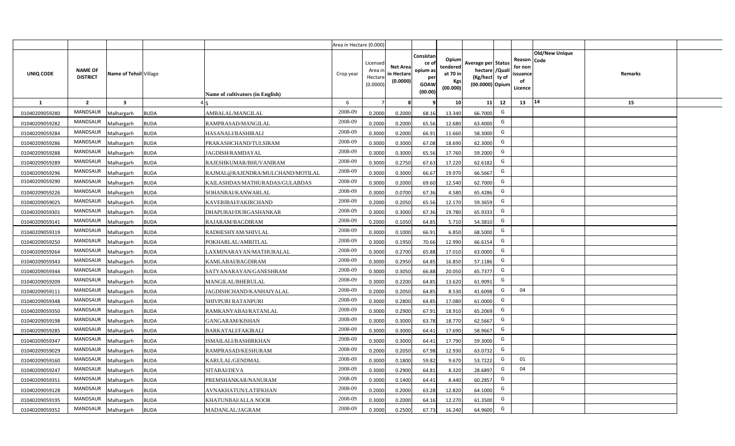| | | | | | Area in Hectare (0.000) | | | | | | | | | | |
|---|---|---|---|---|---|---|---|---|---|---|---|---|---|---|---|
| UNIQ CODE | NAME OF DISTRICT | Name of Tehsil | Village | Name of cultivators (in English) | Crop year | Licensed Area in Hectare (0.0000) | Net Area in Hectare (0.0000) | Consistance of opium as per GOAW (00.00) | Opium tendered at 70 in Kgs (00.000) | Average per hectare (Kg/hect) (00.0000) | Status /Quality of Opium | Reason for non issuance of Licence | Old/New Unique Code | Remarks |
| 1 | 2 | 3 | 4 | 5 | 6 | 7 | 8 | 9 | 10 | 11 | 12 | 13 | 14 | 15 |
| 01040209059280 | MANDSAUR | Malhargarh | BUDA | AMBALAL/MANGILAL | 2008-09 | 0.2000 | 0.2000 | 68.16 | 13.340 | 66.7000 | G | | | |
| 01040209059282 | MANDSAUR | Malhargarh | BUDA | RAMPRASAD/MANGILAL | 2008-09 | 0.2000 | 0.2000 | 65.56 | 12.680 | 63.4000 | G | | | |
| 01040209059284 | MANDSAUR | Malhargarh | BUDA | HASANALI/BASHIRALI | 2008-09 | 0.3000 | 0.2000 | 66.91 | 11.660 | 58.3000 | G | | | |
| 01040209059286 | MANDSAUR | Malhargarh | BUDA | PRAKASHCHAND/TULSIRAM | 2008-09 | 0.3000 | 0.3000 | 67.08 | 18.690 | 62.3000 | G | | | |
| 01040209059288 | MANDSAUR | Malhargarh | BUDA | JAGDISH/RAMDAYAL | 2008-09 | 0.3000 | 0.3000 | 65.56 | 17.760 | 59.2000 | G | | | |
| 01040209059289 | MANDSAUR | Malhargarh | BUDA | RAJESHKUMAR/BHUVANIRAM | 2008-09 | 0.3000 | 0.2750 | 67.63 | 17.220 | 62.6182 | G | | | |
| 01040209059296 | MANDSAUR | Malhargarh | BUDA | RAJMAL@RAJENDRA/MULCHAND/MOTILAL | 2008-09 | 0.3000 | 0.3000 | 66.67 | 19.970 | 66.5667 | G | | | |
| 01040209059290 | MANDSAUR | Malhargarh | BUDA | KAILASHDAS/MATHURADAS/GULABDAS | 2008-09 | 0.3000 | 0.2000 | 69.60 | 12.540 | 62.7000 | G | | | |
| 01040209059226 | MANDSAUR | Malhargarh | BUDA | SOHANBAI/KANWARLAL | 2008-09 | 0.3000 | 0.0700 | 67.36 | 4.580 | 65.4286 | G | | | |
| 01040209059025 | MANDSAUR | Malhargarh | BUDA | KAVERIBAI/FAKIRCHAND | 2008-09 | 0.2000 | 0.2050 | 65.56 | 12.170 | 59.3659 | G | | | |
| 01040209059301 | MANDSAUR | Malhargarh | BUDA | DHAPUBAI/DURGASHANKAR | 2008-09 | 0.3000 | 0.3000 | 67.36 | 19.780 | 65.9333 | G | | | |
| 01040209059141 | MANDSAUR | Malhargarh | BUDA | RAJARAM/BAGDIRAM | 2008-09 | 0.2000 | 0.1050 | 64.85 | 5.710 | 54.3810 | G | | | |
| 01040209059319 | MANDSAUR | Malhargarh | BUDA | RADHESHYAM/SHIVLAL | 2008-09 | 0.3000 | 0.1000 | 66.91 | 6.850 | 68.5000 | G | | | |
| 01040209059250 | MANDSAUR | Malhargarh | BUDA | POKHARLAL/AMRITLAL | 2008-09 | 0.3000 | 0.1950 | 70.66 | 12.990 | 66.6154 | G | | | |
| 01040209059264 | MANDSAUR | Malhargarh | BUDA | LAXMINARAYAN/MATHURALAL | 2008-09 | 0.3000 | 0.2700 | 65.88 | 17.010 | 63.0000 | G | | | |
| 01040209059343 | MANDSAUR | Malhargarh | BUDA | KAMLABAI/BAGDIRAM | 2008-09 | 0.3000 | 0.2950 | 64.85 | 16.850 | 57.1186 | G | | | |
| 01040209059344 | MANDSAUR | Malhargarh | BUDA | SATYANARAYAN/GANESHRAM | 2008-09 | 0.3000 | 0.3050 | 66.88 | 20.050 | 65.7377 | G | | | |
| 01040209059209 | MANDSAUR | Malhargarh | BUDA | MANGILAL/BHERULAL | 2008-09 | 0.3000 | 0.2200 | 64.85 | 13.620 | 61.9091 | G | | | |
| 01040209059111 | MANDSAUR | Malhargarh | BUDA | JAGDISHCHAND/KANHAIYALAL | 2008-09 | 0.2000 | 0.2050 | 64.85 | 8.530 | 41.6098 | G | 04 | | |
| 01040209059348 | MANDSAUR | Malhargarh | BUDA | SHIVPURI RATANPURI | 2008-09 | 0.3000 | 0.2800 | 64.85 | 17.080 | 61.0000 | G | | | |
| 01040209059350 | MANDSAUR | Malhargarh | BUDA | RAMKANYABAI/RATANLAL | 2008-09 | 0.3000 | 0.2900 | 67.91 | 18.910 | 65.2069 | G | | | |
| 01040209059198 | MANDSAUR | Malhargarh | BUDA | GANGARAM/KISHAN | 2008-09 | 0.3000 | 0.3000 | 63.78 | 18.770 | 62.5667 | G | | | |
| 01040209059285 | MANDSAUR | Malhargarh | BUDA | BARKATALI/FAKIRALI | 2008-09 | 0.3000 | 0.3000 | 64.41 | 17.690 | 58.9667 | G | | | |
| 01040209059347 | MANDSAUR | Malhargarh | BUDA | ISMAILALI/BASHIRKHAN | 2008-09 | 0.3000 | 0.3000 | 64.41 | 17.790 | 59.3000 | G | | | |
| 01040209059029 | MANDSAUR | Malhargarh | BUDA | RAMPRASAD/KESHURAM | 2008-09 | 0.2000 | 0.2050 | 67.98 | 12.930 | 63.0732 | G | | | |
| 01040209059160 | MANDSAUR | Malhargarh | BUDA | KARULAL/GENDMAL | 2008-09 | 0.3000 | 0.1800 | 59.82 | 9.670 | 53.7222 | G | 01 | | |
| 01040209059247 | MANDSAUR | Malhargarh | BUDA | SITABAI/DEVA | 2008-09 | 0.3000 | 0.2900 | 64.81 | 8.320 | 28.6897 | G | 04 | | |
| 01040209059351 | MANDSAUR | Malhargarh | BUDA | PREMSHANKAR/NANURAM | 2008-09 | 0.3000 | 0.1400 | 64.41 | 8.440 | 60.2857 | G | | | |
| 01040209059128 | MANDSAUR | Malhargarh | BUDA | AVNAKHATUN/LATIFKHAN | 2008-09 | 0.2000 | 0.2000 | 63.28 | 12.820 | 64.1000 | G | | | |
| 01040209059195 | MANDSAUR | Malhargarh | BUDA | KHATUNBAI/ALLA NOOR | 2008-09 | 0.3000 | 0.2000 | 64.16 | 12.270 | 61.3500 | G | | | |
| 01040209059352 | MANDSAUR | Malhargarh | BUDA | MADANLAL/JAGRAM | 2008-09 | 0.3000 | 0.2500 | 67.73 | 16.240 | 64.9600 | G | | | |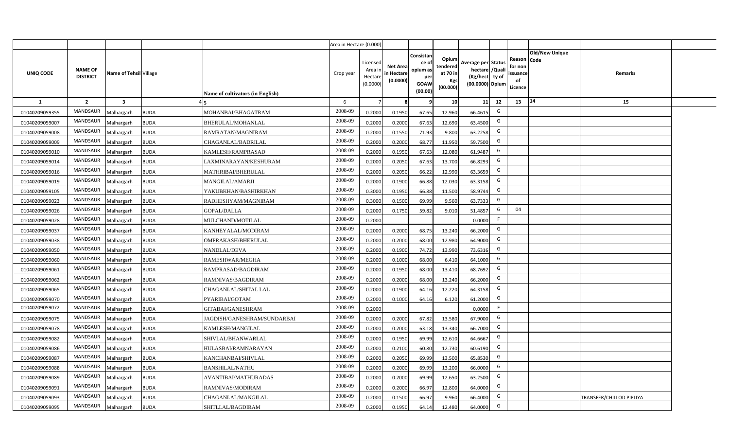| | | | | | Area in Hectare (0.000) | | | | | | | | | | |
|---|---|---|---|---|---|---|---|---|---|---|---|---|---|---|---|
| UNIQ CODE | NAME OF DISTRICT | Name of Tehsil | Village | Name of cultivators (in English) | Crop year | Licensed Area in Hectare (0.0000) | Net Area in Hectare (0.0000) | Consistance of opium as per GOAW (00.00) | Opium tendered at 70 in Kgs (00.000) | Average per hectare (Kg/hect) (00.0000) | Status /Quality of Opium | Reason for non issuance of Licence | Old/New Unique Code | Remarks |
| 1 | 2 | 3 | 4 | 5 | 6 | 7 | 8 | 9 | 10 | 11 | 12 | 13 | 14 | 15 |
| 01040209059355 | MANDSAUR | Malhargarh | BUDA | MOHANBAI/BHAGATRAM | 2008-09 | 0.2000 | 0.1950 | 67.65 | 12.960 | 66.4615 | G | | | |
| 01040209059007 | MANDSAUR | Malhargarh | BUDA | BHERULAL/MOHANLAL | 2008-09 | 0.2000 | 0.2000 | 67.63 | 12.690 | 63.4500 | G | | | |
| 01040209059008 | MANDSAUR | Malhargarh | BUDA | RAMRATAN/MAGNIRAM | 2008-09 | 0.2000 | 0.1550 | 71.93 | 9.800 | 63.2258 | G | | | |
| 01040209059009 | MANDSAUR | Malhargarh | BUDA | CHAGANLAL/BADRILAL | 2008-09 | 0.2000 | 0.2000 | 68.77 | 11.950 | 59.7500 | G | | | |
| 01040209059010 | MANDSAUR | Malhargarh | BUDA | KAMLESH/RAMPRASAD | 2008-09 | 0.2000 | 0.1950 | 67.63 | 12.080 | 61.9487 | G | | | |
| 01040209059014 | MANDSAUR | Malhargarh | BUDA | LAXMINARAYAN/KESHURAM | 2008-09 | 0.2000 | 0.2050 | 67.63 | 13.700 | 66.8293 | G | | | |
| 01040209059016 | MANDSAUR | Malhargarh | BUDA | MATHRIBAI/BHERULAL | 2008-09 | 0.2000 | 0.2050 | 66.22 | 12.990 | 63.3659 | G | | | |
| 01040209059019 | MANDSAUR | Malhargarh | BUDA | MANGILAL/AMARJI | 2008-09 | 0.2000 | 0.1900 | 66.88 | 12.030 | 63.3158 | G | | | |
| 01040209059105 | MANDSAUR | Malhargarh | BUDA | YAKUBKHAN/BASHIRKHAN | 2008-09 | 0.3000 | 0.1950 | 66.88 | 11.500 | 58.9744 | G | | | |
| 01040209059023 | MANDSAUR | Malhargarh | BUDA | RADHESHYAM/MAGNIRAM | 2008-09 | 0.3000 | 0.1500 | 69.99 | 9.560 | 63.7333 | G | | | |
| 01040209059026 | MANDSAUR | Malhargarh | BUDA | GOPAL/DALLA | 2008-09 | 0.2000 | 0.1750 | 59.82 | 9.010 | 51.4857 | G | 04 | | |
| 01040209059028 | MANDSAUR | Malhargarh | BUDA | MULCHAND/MOTILAL | 2008-09 | 0.2000 | | | | 0.0000 | F | | | |
| 01040209059037 | MANDSAUR | Malhargarh | BUDA | KANHEYALAL/MODIRAM | 2008-09 | 0.2000 | 0.2000 | 68.75 | 13.240 | 66.2000 | G | | | |
| 01040209059038 | MANDSAUR | Malhargarh | BUDA | OMPRAKASH/BHERULAL | 2008-09 | 0.2000 | 0.2000 | 68.00 | 12.980 | 64.9000 | G | | | |
| 01040209059050 | MANDSAUR | Malhargarh | BUDA | NANDLAL/DEVA | 2008-09 | 0.2000 | 0.1900 | 74.72 | 13.990 | 73.6316 | G | | | |
| 01040209059060 | MANDSAUR | Malhargarh | BUDA | RAMESHWAR/MEGHA | 2008-09 | 0.2000 | 0.1000 | 68.00 | 6.410 | 64.1000 | G | | | |
| 01040209059061 | MANDSAUR | Malhargarh | BUDA | RAMPRASAD/BAGDIRAM | 2008-09 | 0.2000 | 0.1950 | 68.00 | 13.410 | 68.7692 | G | | | |
| 01040209059062 | MANDSAUR | Malhargarh | BUDA | RAMNIVAS/BAGDIRAM | 2008-09 | 0.2000 | 0.2000 | 68.00 | 13.240 | 66.2000 | G | | | |
| 01040209059065 | MANDSAUR | Malhargarh | BUDA | CHAGANLAL/SHITAL LAL | 2008-09 | 0.2000 | 0.1900 | 64.16 | 12.220 | 64.3158 | G | | | |
| 01040209059070 | MANDSAUR | Malhargarh | BUDA | PYARIBAI/GOTAM | 2008-09 | 0.2000 | 0.1000 | 64.16 | 6.120 | 61.2000 | G | | | |
| 01040209059072 | MANDSAUR | Malhargarh | BUDA | GITABAI/GANESHRAM | 2008-09 | 0.2000 | | | | 0.0000 | F | | | |
| 01040209059075 | MANDSAUR | Malhargarh | BUDA | JAGDISH/GANESHRAM/SUNDARBAI | 2008-09 | 0.2000 | 0.2000 | 67.82 | 13.580 | 67.9000 | G | | | |
| 01040209059078 | MANDSAUR | Malhargarh | BUDA | KAMLESH/MANGILAL | 2008-09 | 0.2000 | 0.2000 | 63.18 | 13.340 | 66.7000 | G | | | |
| 01040209059082 | MANDSAUR | Malhargarh | BUDA | SHIVLAL/BHANWARLAL | 2008-09 | 0.2000 | 0.1950 | 69.99 | 12.610 | 64.6667 | G | | | |
| 01040209059086 | MANDSAUR | Malhargarh | BUDA | HULASBAI/RAMNARAYAN | 2008-09 | 0.2000 | 0.2100 | 60.80 | 12.730 | 60.6190 | G | | | |
| 01040209059087 | MANDSAUR | Malhargarh | BUDA | KANCHANBAI/SHIVLAL | 2008-09 | 0.2000 | 0.2050 | 69.99 | 13.500 | 65.8530 | G | | | |
| 01040209059088 | MANDSAUR | Malhargarh | BUDA | BANSHILAL/NATHU | 2008-09 | 0.2000 | 0.2000 | 69.99 | 13.200 | 66.0000 | G | | | |
| 01040209059089 | MANDSAUR | Malhargarh | BUDA | AVANTIBAI/MATHURADAS | 2008-09 | 0.2000 | 0.2000 | 69.99 | 12.650 | 63.2500 | G | | | |
| 01040209059091 | MANDSAUR | Malhargarh | BUDA | RAMNIVAS/MODIRAM | 2008-09 | 0.2000 | 0.2000 | 66.97 | 12.800 | 64.0000 | G | | | |
| 01040209059093 | MANDSAUR | Malhargarh | BUDA | CHAGANLAL/MANGILAL | 2008-09 | 0.2000 | 0.1500 | 66.97 | 9.960 | 66.4000 | G | | | TRANSFER/CHILLOD PIPLIYA |
| 01040209059095 | MANDSAUR | Malhargarh | BUDA | SHITLLAL/BAGDIRAM | 2008-09 | 0.2000 | 0.1950 | 64.14 | 12.480 | 64.0000 | G | | | |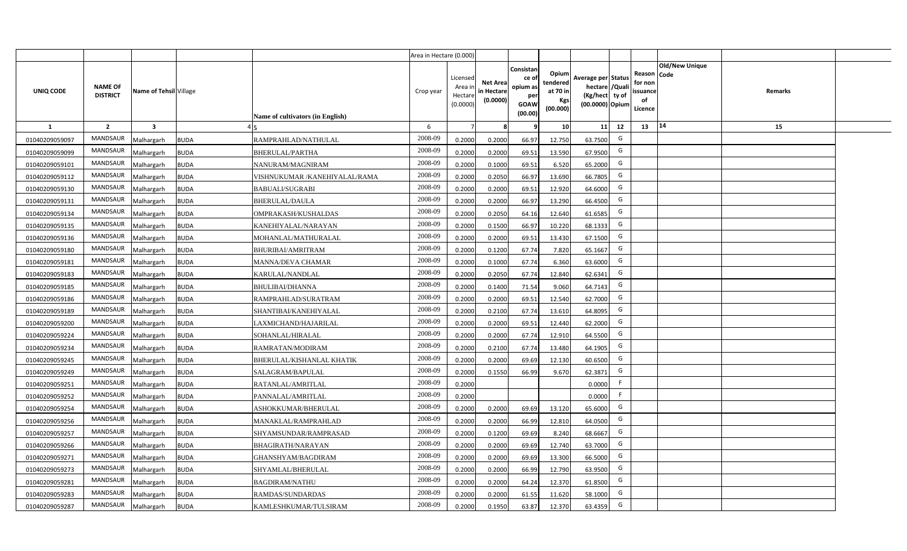| | | | | | Area in Hectare (0.000) | | | | | | | | | | |
|---|---|---|---|---|---|---|---|---|---|---|---|---|---|---|---|
| UNIQ CODE | NAME OF DISTRICT | Name of Tehsil | Village | Name of cultivators (in English) | Crop year | Licensed Area in Hectare (0.0000) | Net Area in Hectare (0.0000) | Consistance of opium as per GOAW (00.00) | Opium tendered at 70 in Kgs (00.000) | Average per hectare (Kg/hect (00.0000) | Status /Quality of Opium | Reason for non issuance of Licence | Old/New Unique Code | Remarks |
| 1 | 2 | 3 | 4 | 5 | 6 | 7 | 8 | 9 | 10 | 11 | 12 | 13 | 14 | 15 |
| 01040209059097 | MANDSAUR | Malhargarh | BUDA | RAMPRAHLAD/NATHULAL | 2008-09 | 0.2000 | 0.2000 | 66.97 | 12.750 | 63.7500 | G | | | |
| 01040209059099 | MANDSAUR | Malhargarh | BUDA | BHERULAL/PARTHA | 2008-09 | 0.2000 | 0.2000 | 69.51 | 13.590 | 67.9500 | G | | | |
| 01040209059101 | MANDSAUR | Malhargarh | BUDA | NANURAM/MAGNIRAM | 2008-09 | 0.2000 | 0.1000 | 69.51 | 6.520 | 65.2000 | G | | | |
| 01040209059112 | MANDSAUR | Malhargarh | BUDA | VISHNUKUMAR /KANEHIYALAL/RAMA | 2008-09 | 0.2000 | 0.2050 | 66.97 | 13.690 | 66.7805 | G | | | |
| 01040209059130 | MANDSAUR | Malhargarh | BUDA | BABUALI/SUGRABI | 2008-09 | 0.2000 | 0.2000 | 69.51 | 12.920 | 64.6000 | G | | | |
| 01040209059131 | MANDSAUR | Malhargarh | BUDA | BHERULAL/DAULA | 2008-09 | 0.2000 | 0.2000 | 66.97 | 13.290 | 66.4500 | G | | | |
| 01040209059134 | MANDSAUR | Malhargarh | BUDA | OMPRAKASH/KUSHALDAS | 2008-09 | 0.2000 | 0.2050 | 64.16 | 12.640 | 61.6585 | G | | | |
| 01040209059135 | MANDSAUR | Malhargarh | BUDA | KANEHIYALAL/NARAYAN | 2008-09 | 0.2000 | 0.1500 | 66.97 | 10.220 | 68.1333 | G | | | |
| 01040209059136 | MANDSAUR | Malhargarh | BUDA | MOHANLAL/MATHURALAL | 2008-09 | 0.2000 | 0.2000 | 69.51 | 13.430 | 67.1500 | G | | | |
| 01040209059180 | MANDSAUR | Malhargarh | BUDA | BHURIBAI/AMRITRAM | 2008-09 | 0.2000 | 0.1200 | 67.74 | 7.820 | 65.1667 | G | | | |
| 01040209059181 | MANDSAUR | Malhargarh | BUDA | MANNA/DEVA CHAMAR | 2008-09 | 0.2000 | 0.1000 | 67.74 | 6.360 | 63.6000 | G | | | |
| 01040209059183 | MANDSAUR | Malhargarh | BUDA | KARULAL/NANDLAL | 2008-09 | 0.2000 | 0.2050 | 67.74 | 12.840 | 62.6341 | G | | | |
| 01040209059185 | MANDSAUR | Malhargarh | BUDA | BHULIBAI/DHANNA | 2008-09 | 0.2000 | 0.1400 | 71.54 | 9.060 | 64.7143 | G | | | |
| 01040209059186 | MANDSAUR | Malhargarh | BUDA | RAMPRAHLAD/SURATRAM | 2008-09 | 0.2000 | 0.2000 | 69.51 | 12.540 | 62.7000 | G | | | |
| 01040209059189 | MANDSAUR | Malhargarh | BUDA | SHANTIBAI/KANEHIYALAL | 2008-09 | 0.2000 | 0.2100 | 67.74 | 13.610 | 64.8095 | G | | | |
| 01040209059200 | MANDSAUR | Malhargarh | BUDA | LAXMICHAND/HAJARILAL | 2008-09 | 0.2000 | 0.2000 | 69.51 | 12.440 | 62.2000 | G | | | |
| 01040209059224 | MANDSAUR | Malhargarh | BUDA | SOHANLAL/HIRALAL | 2008-09 | 0.2000 | 0.2000 | 67.74 | 12.910 | 64.5500 | G | | | |
| 01040209059234 | MANDSAUR | Malhargarh | BUDA | RAMRATAN/MODIRAM | 2008-09 | 0.2000 | 0.2100 | 67.74 | 13.480 | 64.1905 | G | | | |
| 01040209059245 | MANDSAUR | Malhargarh | BUDA | BHERULAL/KISHANLAL KHATIK | 2008-09 | 0.2000 | 0.2000 | 69.69 | 12.130 | 60.6500 | G | | | |
| 01040209059249 | MANDSAUR | Malhargarh | BUDA | SALAGRAM/BAPULAL | 2008-09 | 0.2000 | 0.1550 | 66.99 | 9.670 | 62.3871 | G | | | |
| 01040209059251 | MANDSAUR | Malhargarh | BUDA | RATANLAL/AMRITLAL | 2008-09 | 0.2000 | | | | 0.0000 | F | | | |
| 01040209059252 | MANDSAUR | Malhargarh | BUDA | PANNALAL/AMRITLAL | 2008-09 | 0.2000 | | | | 0.0000 | F | | | |
| 01040209059254 | MANDSAUR | Malhargarh | BUDA | ASHOKKUMAR/BHERULAL | 2008-09 | 0.2000 | 0.2000 | 69.69 | 13.120 | 65.6000 | G | | | |
| 01040209059256 | MANDSAUR | Malhargarh | BUDA | MANAKLAL/RAMPRAHLAD | 2008-09 | 0.2000 | 0.2000 | 66.99 | 12.810 | 64.0500 | G | | | |
| 01040209059257 | MANDSAUR | Malhargarh | BUDA | SHYAMSUNDAR/RAMPRASAD | 2008-09 | 0.2000 | 0.1200 | 69.69 | 8.240 | 68.6667 | G | | | |
| 01040209059266 | MANDSAUR | Malhargarh | BUDA | BHAGIRATH/NARAYAN | 2008-09 | 0.2000 | 0.2000 | 69.69 | 12.740 | 63.7000 | G | | | |
| 01040209059271 | MANDSAUR | Malhargarh | BUDA | GHANSHYAM/BAGDIRAM | 2008-09 | 0.2000 | 0.2000 | 69.69 | 13.300 | 66.5000 | G | | | |
| 01040209059273 | MANDSAUR | Malhargarh | BUDA | SHYAMLAL/BHERULAL | 2008-09 | 0.2000 | 0.2000 | 66.99 | 12.790 | 63.9500 | G | | | |
| 01040209059281 | MANDSAUR | Malhargarh | BUDA | BAGDIRAM/NATHU | 2008-09 | 0.2000 | 0.2000 | 64.24 | 12.370 | 61.8500 | G | | | |
| 01040209059283 | MANDSAUR | Malhargarh | BUDA | RAMDAS/SUNDARDAS | 2008-09 | 0.2000 | 0.2000 | 61.55 | 11.620 | 58.1000 | G | | | |
| 01040209059287 | MANDSAUR | Malhargarh | BUDA | KAMLESHKUMAR/TULSIRAM | 2008-09 | 0.2000 | 0.1950 | 63.87 | 12.370 | 63.4359 | G | | | |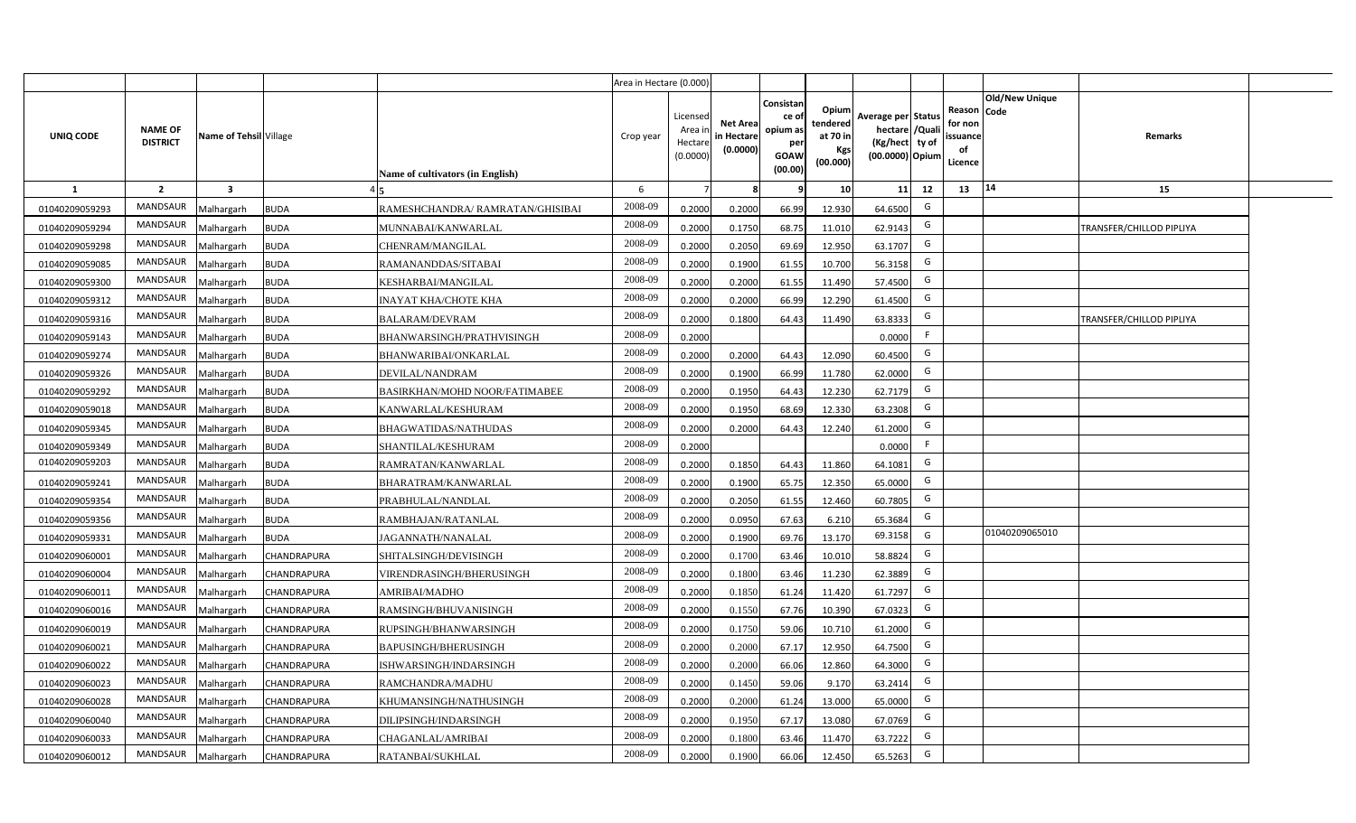| UNIQ CODE | NAME OF DISTRICT | Name of Tehsil | Village | Name of cultivators (in English) | Crop year | Licensed Area in Hectare (0.0000) | Net Area in Hectare (0.0000) | Consistance of opium as per GOAW (00.00) | Opium tendered at 70 in Kgs (00.000) | Average per hectare (Kg/hect) (00.0000) | Status/Quality of Opium | Reason for non issuance of Licence | Old/New Unique Code | Remarks |
|---|---|---|---|---|---|---|---|---|---|---|---|---|---|---|
| | | | | Area in Hectare (0.000) | | | | | | | | | | |
| 1 | 2 | 3 | 4 | 5 | 6 | 7 | 8 | 9 | 10 | 11 | 12 | 13 | 14 | 15 |
| 01040209059293 | MANDSAUR | Malhargarh | BUDA | RAMESHCHANDRA/ RAMRATAN/GHISIBAI | 2008-09 | 0.2000 | 0.2000 | 66.99 | 12.930 | 64.6500 | G | | | |
| 01040209059294 | MANDSAUR | Malhargarh | BUDA | MUNNABAI/KANWARLAL | 2008-09 | 0.2000 | 0.1750 | 68.75 | 11.010 | 62.9143 | G | | | TRANSFER/CHILLOD PIPLIYA |
| 01040209059298 | MANDSAUR | Malhargarh | BUDA | CHENRAM/MANGILAL | 2008-09 | 0.2000 | 0.2050 | 69.69 | 12.950 | 63.1707 | G | | | |
| 01040209059085 | MANDSAUR | Malhargarh | BUDA | RAMANANDDAS/SITABAI | 2008-09 | 0.2000 | 0.1900 | 61.55 | 10.700 | 56.3158 | G | | | |
| 01040209059300 | MANDSAUR | Malhargarh | BUDA | KESHARBAI/MANGILAL | 2008-09 | 0.2000 | 0.2000 | 61.55 | 11.490 | 57.4500 | G | | | |
| 01040209059312 | MANDSAUR | Malhargarh | BUDA | INAYAT KHA/CHOTE KHA | 2008-09 | 0.2000 | 0.2000 | 66.99 | 12.290 | 61.4500 | G | | | |
| 01040209059316 | MANDSAUR | Malhargarh | BUDA | BALARAM/DEVRAM | 2008-09 | 0.2000 | 0.1800 | 64.43 | 11.490 | 63.8333 | G | | | TRANSFER/CHILLOD PIPLIYA |
| 01040209059143 | MANDSAUR | Malhargarh | BUDA | BHANWARSINGH/PRATHVISINGH | 2008-09 | 0.2000 | | | | 0.0000 | F | | | |
| 01040209059274 | MANDSAUR | Malhargarh | BUDA | BHANWARIBAI/ONKARLAL | 2008-09 | 0.2000 | 0.2000 | 64.43 | 12.090 | 60.4500 | G | | | |
| 01040209059326 | MANDSAUR | Malhargarh | BUDA | DEVILAL/NANDRAM | 2008-09 | 0.2000 | 0.1900 | 66.99 | 11.780 | 62.0000 | G | | | |
| 01040209059292 | MANDSAUR | Malhargarh | BUDA | BASIRKHAN/MOHD NOOR/FATIMABEE | 2008-09 | 0.2000 | 0.1950 | 64.43 | 12.230 | 62.7179 | G | | | |
| 01040209059018 | MANDSAUR | Malhargarh | BUDA | KANWARLAL/KESHURAM | 2008-09 | 0.2000 | 0.1950 | 68.69 | 12.330 | 63.2308 | G | | | |
| 01040209059345 | MANDSAUR | Malhargarh | BUDA | BHAGWATIDAS/NATHUDAS | 2008-09 | 0.2000 | 0.2000 | 64.43 | 12.240 | 61.2000 | G | | | |
| 01040209059349 | MANDSAUR | Malhargarh | BUDA | SHANTILAL/KESHURAM | 2008-09 | 0.2000 | | | | 0.0000 | F | | | |
| 01040209059203 | MANDSAUR | Malhargarh | BUDA | RAMRATAN/KANWARLAL | 2008-09 | 0.2000 | 0.1850 | 64.43 | 11.860 | 64.1081 | G | | | |
| 01040209059241 | MANDSAUR | Malhargarh | BUDA | BHARATRAM/KANWARLAL | 2008-09 | 0.2000 | 0.1900 | 65.75 | 12.350 | 65.0000 | G | | | |
| 01040209059354 | MANDSAUR | Malhargarh | BUDA | PRABHULAL/NANDLAL | 2008-09 | 0.2000 | 0.2050 | 61.55 | 12.460 | 60.7805 | G | | | |
| 01040209059356 | MANDSAUR | Malhargarh | BUDA | RAMBHAJAN/RATANLAL | 2008-09 | 0.2000 | 0.0950 | 67.63 | 6.210 | 65.3684 | G | | | |
| 01040209059331 | MANDSAUR | Malhargarh | BUDA | JAGANNATH/NANALAL | 2008-09 | 0.2000 | 0.1900 | 69.76 | 13.170 | 69.3158 | G | | 01040209065010 | |
| 01040209060001 | MANDSAUR | Malhargarh | CHANDRAPURA | SHITALSINGH/DEVISINGH | 2008-09 | 0.2000 | 0.1700 | 63.46 | 10.010 | 58.8824 | G | | | |
| 01040209060004 | MANDSAUR | Malhargarh | CHANDRAPURA | VIRENDRASINGH/BHERUSINGH | 2008-09 | 0.2000 | 0.1800 | 63.46 | 11.230 | 62.3889 | G | | | |
| 01040209060011 | MANDSAUR | Malhargarh | CHANDRAPURA | AMRIBAI/MADHO | 2008-09 | 0.2000 | 0.1850 | 61.24 | 11.420 | 61.7297 | G | | | |
| 01040209060016 | MANDSAUR | Malhargarh | CHANDRAPURA | RAMSINGH/BHUVANISINGH | 2008-09 | 0.2000 | 0.1550 | 67.76 | 10.390 | 67.0323 | G | | | |
| 01040209060019 | MANDSAUR | Malhargarh | CHANDRAPURA | RUPSINGH/BHANWARSINGH | 2008-09 | 0.2000 | 0.1750 | 59.06 | 10.710 | 61.2000 | G | | | |
| 01040209060021 | MANDSAUR | Malhargarh | CHANDRAPURA | BAPUSINGH/BHERUSINGH | 2008-09 | 0.2000 | 0.2000 | 67.17 | 12.950 | 64.7500 | G | | | |
| 01040209060022 | MANDSAUR | Malhargarh | CHANDRAPURA | ISHWARSINGH/INDARSINGH | 2008-09 | 0.2000 | 0.2000 | 66.06 | 12.860 | 64.3000 | G | | | |
| 01040209060023 | MANDSAUR | Malhargarh | CHANDRAPURA | RAMCHANDRA/MADHU | 2008-09 | 0.2000 | 0.1450 | 59.06 | 9.170 | 63.2414 | G | | | |
| 01040209060028 | MANDSAUR | Malhargarh | CHANDRAPURA | KHUMANSINGH/NATHUSINGH | 2008-09 | 0.2000 | 0.2000 | 61.24 | 13.000 | 65.0000 | G | | | |
| 01040209060040 | MANDSAUR | Malhargarh | CHANDRAPURA | DILIPSINGH/INDARSINGH | 2008-09 | 0.2000 | 0.1950 | 67.17 | 13.080 | 67.0769 | G | | | |
| 01040209060033 | MANDSAUR | Malhargarh | CHANDRAPURA | CHAGANLAL/AMRIBAI | 2008-09 | 0.2000 | 0.1800 | 63.46 | 11.470 | 63.7222 | G | | | |
| 01040209060012 | MANDSAUR | Malhargarh | CHANDRAPURA | RATANBAI/SUKHLAL | 2008-09 | 0.2000 | 0.1900 | 66.06 | 12.450 | 65.5263 | G | | | |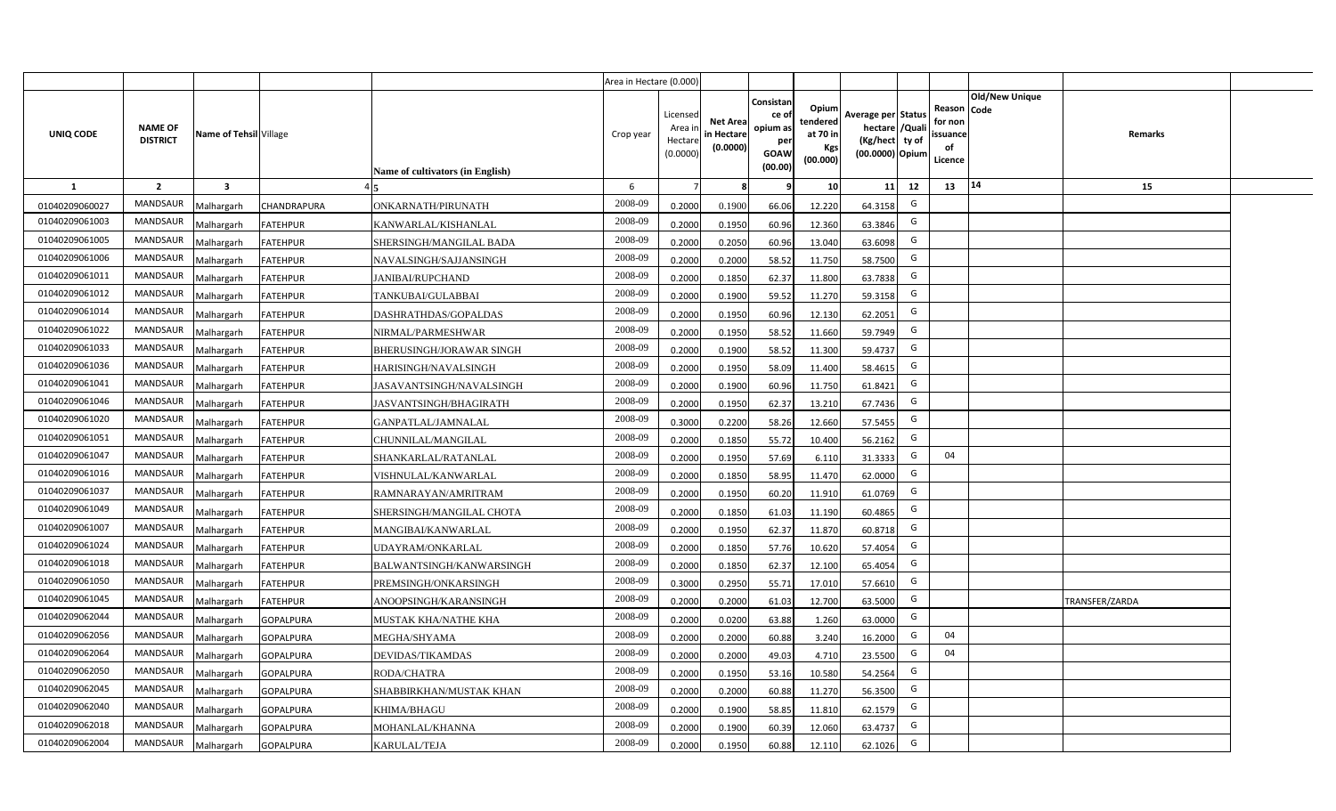| | | | | | Area in Hectare (0.000) | | | | | | | | | | |
|---|---|---|---|---|---|---|---|---|---|---|---|---|---|---|---|
| UNIQ CODE | NAME OF DISTRICT | Name of Tehsil | Village | Name of cultivators (in English) | Crop year | Licensed Area in Hectare (0.0000) | Net Area in Hectare (0.0000) | Consistance of opium as per GOAW (00.00) | Opium tendered at 70 in Kgs (00.000) | Average per hectare (Kg/hect) (00.0000) | Status /Quality of Opium | Reason for non issuance of Licence | Old/New Unique Code | Remarks | |
| 1 | 2 | 3 | 4 | 5 | 6 | 7 | 8 | 9 | 10 | 11 | 12 | 13 | 14 | 15 | |
| 01040209060027 | MANDSAUR | Malhargarh | CHANDRAPURA | ONKARNATH/PIRUNATH | 2008-09 | 0.2000 | 0.1900 | 66.06 | 12.220 | 64.3158 | G | | | | |
| 01040209061003 | MANDSAUR | Malhargarh | FATEHPUR | KANWARLAL/KISHANLAL | 2008-09 | 0.2000 | 0.1950 | 60.96 | 12.360 | 63.3846 | G | | | | |
| 01040209061005 | MANDSAUR | Malhargarh | FATEHPUR | SHERSINGH/MANGILAL BADA | 2008-09 | 0.2000 | 0.2050 | 60.96 | 13.040 | 63.6098 | G | | | | |
| 01040209061006 | MANDSAUR | Malhargarh | FATEHPUR | NAVALSINGH/SAJJANSINGH | 2008-09 | 0.2000 | 0.2000 | 58.52 | 11.750 | 58.7500 | G | | | | |
| 01040209061011 | MANDSAUR | Malhargarh | FATEHPUR | JANIBAI/RUPCHAND | 2008-09 | 0.2000 | 0.1850 | 62.37 | 11.800 | 63.7838 | G | | | | |
| 01040209061012 | MANDSAUR | Malhargarh | FATEHPUR | TANKUBAI/GULABBAI | 2008-09 | 0.2000 | 0.1900 | 59.52 | 11.270 | 59.3158 | G | | | | |
| 01040209061014 | MANDSAUR | Malhargarh | FATEHPUR | DASHRATHDAS/GOPALDAS | 2008-09 | 0.2000 | 0.1950 | 60.96 | 12.130 | 62.2051 | G | | | | |
| 01040209061022 | MANDSAUR | Malhargarh | FATEHPUR | NIRMAL/PARMESHWAR | 2008-09 | 0.2000 | 0.1950 | 58.52 | 11.660 | 59.7949 | G | | | | |
| 01040209061033 | MANDSAUR | Malhargarh | FATEHPUR | BHERUSINGH/JORAWAR SINGH | 2008-09 | 0.2000 | 0.1900 | 58.52 | 11.300 | 59.4737 | G | | | | |
| 01040209061036 | MANDSAUR | Malhargarh | FATEHPUR | HARISINGH/NAVALSINGH | 2008-09 | 0.2000 | 0.1950 | 58.09 | 11.400 | 58.4615 | G | | | | |
| 01040209061041 | MANDSAUR | Malhargarh | FATEHPUR | JASAVANTSINGH/NAVALSINGH | 2008-09 | 0.2000 | 0.1900 | 60.96 | 11.750 | 61.8421 | G | | | | |
| 01040209061046 | MANDSAUR | Malhargarh | FATEHPUR | JASVANTSINGH/BHAGIRATH | 2008-09 | 0.2000 | 0.1950 | 62.37 | 13.210 | 67.7436 | G | | | | |
| 01040209061020 | MANDSAUR | Malhargarh | FATEHPUR | GANPATLAL/JAMNALAL | 2008-09 | 0.3000 | 0.2200 | 58.26 | 12.660 | 57.5455 | G | | | | |
| 01040209061051 | MANDSAUR | Malhargarh | FATEHPUR | CHUNNILAL/MANGILAL | 2008-09 | 0.2000 | 0.1850 | 55.72 | 10.400 | 56.2162 | G | | | | |
| 01040209061047 | MANDSAUR | Malhargarh | FATEHPUR | SHANKARLAL/RATANLAL | 2008-09 | 0.2000 | 0.1950 | 57.69 | 6.110 | 31.3333 | G | 04 | | | |
| 01040209061016 | MANDSAUR | Malhargarh | FATEHPUR | VISHNULAL/KANWARLAL | 2008-09 | 0.2000 | 0.1850 | 58.95 | 11.470 | 62.0000 | G | | | | |
| 01040209061037 | MANDSAUR | Malhargarh | FATEHPUR | RAMNARAYAN/AMRITRAM | 2008-09 | 0.2000 | 0.1950 | 60.20 | 11.910 | 61.0769 | G | | | | |
| 01040209061049 | MANDSAUR | Malhargarh | FATEHPUR | SHERSINGH/MANGILAL CHOTA | 2008-09 | 0.2000 | 0.1850 | 61.03 | 11.190 | 60.4865 | G | | | | |
| 01040209061007 | MANDSAUR | Malhargarh | FATEHPUR | MANGIBAI/KANWARLAL | 2008-09 | 0.2000 | 0.1950 | 62.37 | 11.870 | 60.8718 | G | | | | |
| 01040209061024 | MANDSAUR | Malhargarh | FATEHPUR | UDAYRAM/ONKARLAL | 2008-09 | 0.2000 | 0.1850 | 57.76 | 10.620 | 57.4054 | G | | | | |
| 01040209061018 | MANDSAUR | Malhargarh | FATEHPUR | BALWANTSINGH/KANWARSINGH | 2008-09 | 0.2000 | 0.1850 | 62.37 | 12.100 | 65.4054 | G | | | | |
| 01040209061050 | MANDSAUR | Malhargarh | FATEHPUR | PREMSINGH/ONKARSINGH | 2008-09 | 0.3000 | 0.2950 | 55.71 | 17.010 | 57.6610 | G | | | | |
| 01040209061045 | MANDSAUR | Malhargarh | FATEHPUR | ANOOPSINGH/KARANSINGH | 2008-09 | 0.2000 | 0.2000 | 61.03 | 12.700 | 63.5000 | G | | | TRANSFER/ZARDA | |
| 01040209062044 | MANDSAUR | Malhargarh | GOPALPURA | MUSTAK KHA/NATHE KHA | 2008-09 | 0.2000 | 0.0200 | 63.88 | 1.260 | 63.0000 | G | | | | |
| 01040209062056 | MANDSAUR | Malhargarh | GOPALPURA | MEGHA/SHYAMA | 2008-09 | 0.2000 | 0.2000 | 60.88 | 3.240 | 16.2000 | G | 04 | | | |
| 01040209062064 | MANDSAUR | Malhargarh | GOPALPURA | DEVIDAS/TIKAMDAS | 2008-09 | 0.2000 | 0.2000 | 49.03 | 4.710 | 23.5500 | G | 04 | | | |
| 01040209062050 | MANDSAUR | Malhargarh | GOPALPURA | RODA/CHATRA | 2008-09 | 0.2000 | 0.1950 | 53.16 | 10.580 | 54.2564 | G | | | | |
| 01040209062045 | MANDSAUR | Malhargarh | GOPALPURA | SHABBIRKHAN/MUSTAK KHAN | 2008-09 | 0.2000 | 0.2000 | 60.88 | 11.270 | 56.3500 | G | | | | |
| 01040209062040 | MANDSAUR | Malhargarh | GOPALPURA | KHIMA/BHAGU | 2008-09 | 0.2000 | 0.1900 | 58.85 | 11.810 | 62.1579 | G | | | | |
| 01040209062018 | MANDSAUR | Malhargarh | GOPALPURA | MOHANLAL/KHANNA | 2008-09 | 0.2000 | 0.1900 | 60.39 | 12.060 | 63.4737 | G | | | | |
| 01040209062004 | MANDSAUR | Malhargarh | GOPALPURA | KARULAL/TEJA | 2008-09 | 0.2000 | 0.1950 | 60.88 | 12.110 | 62.1026 | G | | | | |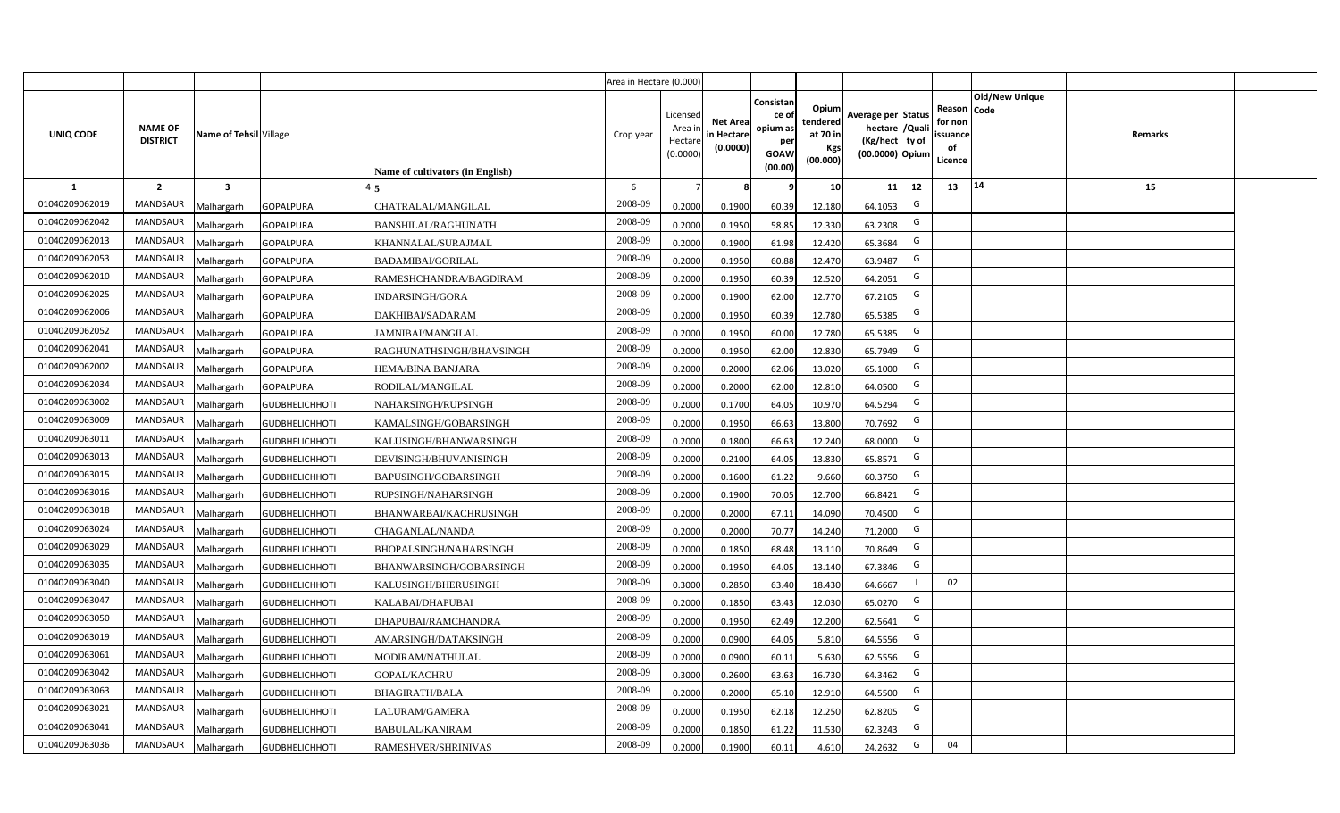| | | | | | Area in Hectare (0.000) | | | | | | | | | | |
|---|---|---|---|---|---|---|---|---|---|---|---|---|---|---|---|
| UNIQ CODE | NAME OF DISTRICT | Name of Tehsil | Village | Name of cultivators (in English) | Crop year | Licensed Area in Hectare (0.0000) | Net Area in Hectare (0.0000) | Consistance of opium as per GOAW (00.00) | Opium tendered at 70 in Kgs (00.000) | Average per hectare (Kg/hect) (00.0000) | Status /Quality of Opium | Reason for non issuance of Licence | Old/New Unique Code | Remarks |
| 1 | 2 | 3 | 4 | 5 | 6 | 7 | 8 | 9 | 10 | 11 | 12 | 13 | 14 | 15 |
| 01040209062019 | MANDSAUR | Malhargarh | GOPALPURA | CHATRALAL/MANGILAL | 2008-09 | 0.2000 | 0.1900 | 60.39 | 12.180 | 64.1053 | G | | | |
| 01040209062042 | MANDSAUR | Malhargarh | GOPALPURA | BANSHILAL/RAGHUNATH | 2008-09 | 0.2000 | 0.1950 | 58.85 | 12.330 | 63.2308 | G | | | |
| 01040209062013 | MANDSAUR | Malhargarh | GOPALPURA | KHANNALAL/SURAJMAL | 2008-09 | 0.2000 | 0.1900 | 61.98 | 12.420 | 65.3684 | G | | | |
| 01040209062053 | MANDSAUR | Malhargarh | GOPALPURA | BADAMIBAI/GORILAL | 2008-09 | 0.2000 | 0.1950 | 60.88 | 12.470 | 63.9487 | G | | | |
| 01040209062010 | MANDSAUR | Malhargarh | GOPALPURA | RAMESHCHANDRA/BAGDIRAM | 2008-09 | 0.2000 | 0.1950 | 60.39 | 12.520 | 64.2051 | G | | | |
| 01040209062025 | MANDSAUR | Malhargarh | GOPALPURA | INDARSINGH/GORA | 2008-09 | 0.2000 | 0.1900 | 62.00 | 12.770 | 67.2105 | G | | | |
| 01040209062006 | MANDSAUR | Malhargarh | GOPALPURA | DAKHIBAI/SADARAM | 2008-09 | 0.2000 | 0.1950 | 60.39 | 12.780 | 65.5385 | G | | | |
| 01040209062052 | MANDSAUR | Malhargarh | GOPALPURA | JAMNIBAI/MANGILAL | 2008-09 | 0.2000 | 0.1950 | 60.00 | 12.780 | 65.5385 | G | | | |
| 01040209062041 | MANDSAUR | Malhargarh | GOPALPURA | RAGHUNATHSINGH/BHAVSINGH | 2008-09 | 0.2000 | 0.1950 | 62.00 | 12.830 | 65.7949 | G | | | |
| 01040209062002 | MANDSAUR | Malhargarh | GOPALPURA | HEMA/BINA BANJARA | 2008-09 | 0.2000 | 0.2000 | 62.06 | 13.020 | 65.1000 | G | | | |
| 01040209062034 | MANDSAUR | Malhargarh | GOPALPURA | RODILAL/MANGILAL | 2008-09 | 0.2000 | 0.2000 | 62.00 | 12.810 | 64.0500 | G | | | |
| 01040209063002 | MANDSAUR | Malhargarh | GUDBHELICHHOTI | NAHARSINGH/RUPSINGH | 2008-09 | 0.2000 | 0.1700 | 64.05 | 10.970 | 64.5294 | G | | | |
| 01040209063009 | MANDSAUR | Malhargarh | GUDBHELICHHOTI | KAMALSINGH/GOBARSINGH | 2008-09 | 0.2000 | 0.1950 | 66.63 | 13.800 | 70.7692 | G | | | |
| 01040209063011 | MANDSAUR | Malhargarh | GUDBHELICHHOTI | KALUSINGH/BHANWARSINGH | 2008-09 | 0.2000 | 0.1800 | 66.63 | 12.240 | 68.0000 | G | | | |
| 01040209063013 | MANDSAUR | Malhargarh | GUDBHELICHHOTI | DEVISINGH/BHUVANISINGH | 2008-09 | 0.2000 | 0.2100 | 64.05 | 13.830 | 65.8571 | G | | | |
| 01040209063015 | MANDSAUR | Malhargarh | GUDBHELICHHOTI | BAPUSINGH/GOBARSINGH | 2008-09 | 0.2000 | 0.1600 | 61.22 | 9.660 | 60.3750 | G | | | |
| 01040209063016 | MANDSAUR | Malhargarh | GUDBHELICHHOTI | RUPSINGH/NAHARSINGH | 2008-09 | 0.2000 | 0.1900 | 70.05 | 12.700 | 66.8421 | G | | | |
| 01040209063018 | MANDSAUR | Malhargarh | GUDBHELICHHOTI | BHANWARBAI/KACHRUSINGH | 2008-09 | 0.2000 | 0.2000 | 67.11 | 14.090 | 70.4500 | G | | | |
| 01040209063024 | MANDSAUR | Malhargarh | GUDBHELICHHOTI | CHAGANLAL/NANDA | 2008-09 | 0.2000 | 0.2000 | 70.77 | 14.240 | 71.2000 | G | | | |
| 01040209063029 | MANDSAUR | Malhargarh | GUDBHELICHHOTI | BHOPALSINGH/NAHARSINGH | 2008-09 | 0.2000 | 0.1850 | 68.48 | 13.110 | 70.8649 | G | | | |
| 01040209063035 | MANDSAUR | Malhargarh | GUDBHELICHHOTI | BHANWARSINGH/GOBARSINGH | 2008-09 | 0.2000 | 0.1950 | 64.05 | 13.140 | 67.3846 | G | | | |
| 01040209063040 | MANDSAUR | Malhargarh | GUDBHELICHHOTI | KALUSINGH/BHERUSINGH | 2008-09 | 0.3000 | 0.2850 | 63.40 | 18.430 | 64.6667 | I | 02 | | |
| 01040209063047 | MANDSAUR | Malhargarh | GUDBHELICHHOTI | KALABAI/DHAPUBAI | 2008-09 | 0.2000 | 0.1850 | 63.43 | 12.030 | 65.0270 | G | | | |
| 01040209063050 | MANDSAUR | Malhargarh | GUDBHELICHHOTI | DHAPUBAI/RAMCHANDRA | 2008-09 | 0.2000 | 0.1950 | 62.49 | 12.200 | 62.5641 | G | | | |
| 01040209063019 | MANDSAUR | Malhargarh | GUDBHELICHHOTI | AMARSINGH/DATAKSINGH | 2008-09 | 0.2000 | 0.0900 | 64.05 | 5.810 | 64.5556 | G | | | |
| 01040209063061 | MANDSAUR | Malhargarh | GUDBHELICHHOTI | MODIRAM/NATHULAL | 2008-09 | 0.2000 | 0.0900 | 60.11 | 5.630 | 62.5556 | G | | | |
| 01040209063042 | MANDSAUR | Malhargarh | GUDBHELICHHOTI | GOPAL/KACHRU | 2008-09 | 0.3000 | 0.2600 | 63.63 | 16.730 | 64.3462 | G | | | |
| 01040209063063 | MANDSAUR | Malhargarh | GUDBHELICHHOTI | BHAGIRATH/BALA | 2008-09 | 0.2000 | 0.2000 | 65.10 | 12.910 | 64.5500 | G | | | |
| 01040209063021 | MANDSAUR | Malhargarh | GUDBHELICHHOTI | LALURAM/GAMERA | 2008-09 | 0.2000 | 0.1950 | 62.18 | 12.250 | 62.8205 | G | | | |
| 01040209063041 | MANDSAUR | Malhargarh | GUDBHELICHHOTI | BABULAL/KANIRAM | 2008-09 | 0.2000 | 0.1850 | 61.22 | 11.530 | 62.3243 | G | | | |
| 01040209063036 | MANDSAUR | Malhargarh | GUDBHELICHHOTI | RAMESHVER/SHRINIVAS | 2008-09 | 0.2000 | 0.1900 | 60.11 | 4.610 | 24.2632 | G | 04 | | |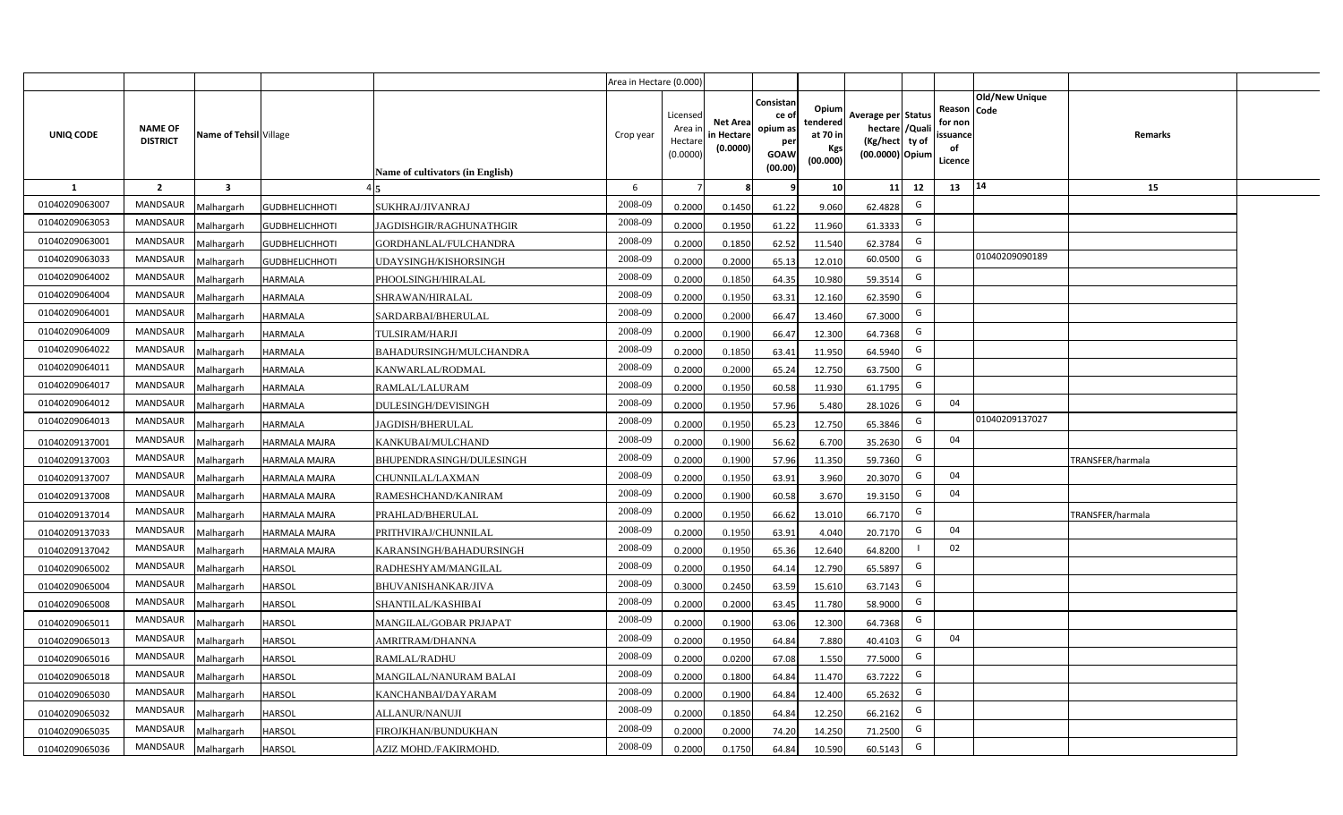| | | | | | Area in Hectare (0.000) | | | | | | | | | | |
|---|---|---|---|---|---|---|---|---|---|---|---|---|---|---|---|
| UNIQ CODE | NAME OF DISTRICT | Name of Tehsil | Village | Name of cultivators (in English) | Crop year | Licensed Area in Hectare (0.0000) | Net Area in Hectare (0.0000) | Consistance of opium as per GOAW (00.00) | Opium tendered at 70 in Kgs (00.000) | Average per hectare (Kg/hect (00.0000) | Status /Quality of Opium | Reason for non issuance of Licence | Old/New Unique Code | Remarks |
| 1 | 2 | 3 | 4 | 5 | 6 | 7 | 8 | 9 | 10 | 11 | 12 | 13 | 14 | 15 |
| 01040209063007 | MANDSAUR | Malhargarh | GUDBHELICHHOTI | SUKHRAJ/JIVANRAJ | 2008-09 | 0.2000 | 0.1450 | 61.22 | 9.060 | 62.4828 | G | | | |
| 01040209063053 | MANDSAUR | Malhargarh | GUDBHELICHHOTI | JAGDISHGIR/RAGHUNATHGIR | 2008-09 | 0.2000 | 0.1950 | 61.22 | 11.960 | 61.3333 | G | | | |
| 01040209063001 | MANDSAUR | Malhargarh | GUDBHELICHHOTI | GORDHANLAL/FULCHANDRA | 2008-09 | 0.2000 | 0.1850 | 62.52 | 11.540 | 62.3784 | G | | | |
| 01040209063033 | MANDSAUR | Malhargarh | GUDBHELICHHOTI | UDAYSINGH/KISHORSINGH | 2008-09 | 0.2000 | 0.2000 | 65.13 | 12.010 | 60.0500 | G | | 01040209090189 | |
| 01040209064002 | MANDSAUR | Malhargarh | HARMALA | PHOOLSINGH/HIRALAL | 2008-09 | 0.2000 | 0.1850 | 64.35 | 10.980 | 59.3514 | G | | | |
| 01040209064004 | MANDSAUR | Malhargarh | HARMALA | SHRAWAN/HIRALAL | 2008-09 | 0.2000 | 0.1950 | 63.31 | 12.160 | 62.3590 | G | | | |
| 01040209064001 | MANDSAUR | Malhargarh | HARMALA | SARDARBAI/BHERULAL | 2008-09 | 0.2000 | 0.2000 | 66.47 | 13.460 | 67.3000 | G | | | |
| 01040209064009 | MANDSAUR | Malhargarh | HARMALA | TULSIRAM/HARJI | 2008-09 | 0.2000 | 0.1900 | 66.47 | 12.300 | 64.7368 | G | | | |
| 01040209064022 | MANDSAUR | Malhargarh | HARMALA | BAHADURSINGH/MULCHANDRA | 2008-09 | 0.2000 | 0.1850 | 63.41 | 11.950 | 64.5940 | G | | | |
| 01040209064011 | MANDSAUR | Malhargarh | HARMALA | KANWARLAL/RODMAL | 2008-09 | 0.2000 | 0.2000 | 65.24 | 12.750 | 63.7500 | G | | | |
| 01040209064017 | MANDSAUR | Malhargarh | HARMALA | RAMLAL/LALURAM | 2008-09 | 0.2000 | 0.1950 | 60.58 | 11.930 | 61.1795 | G | | | |
| 01040209064012 | MANDSAUR | Malhargarh | HARMALA | DULESINGH/DEVISINGH | 2008-09 | 0.2000 | 0.1950 | 57.96 | 5.480 | 28.1026 | G | 04 | | |
| 01040209064013 | MANDSAUR | Malhargarh | HARMALA | JAGDISH/BHERULAL | 2008-09 | 0.2000 | 0.1950 | 65.23 | 12.750 | 65.3846 | G | | 01040209137027 | |
| 01040209137001 | MANDSAUR | Malhargarh | HARMALA MAJRA | KANKUBAI/MULCHAND | 2008-09 | 0.2000 | 0.1900 | 56.62 | 6.700 | 35.2630 | G | 04 | | |
| 01040209137003 | MANDSAUR | Malhargarh | HARMALA MAJRA | BHUPENDRASINGH/DULESINGH | 2008-09 | 0.2000 | 0.1900 | 57.96 | 11.350 | 59.7360 | G | | | TRANSFER/harmala |
| 01040209137007 | MANDSAUR | Malhargarh | HARMALA MAJRA | CHUNNILAL/LAXMAN | 2008-09 | 0.2000 | 0.1950 | 63.91 | 3.960 | 20.3070 | G | 04 | | |
| 01040209137008 | MANDSAUR | Malhargarh | HARMALA MAJRA | RAMESHCHAND/KANIRAM | 2008-09 | 0.2000 | 0.1900 | 60.58 | 3.670 | 19.3150 | G | 04 | | |
| 01040209137014 | MANDSAUR | Malhargarh | HARMALA MAJRA | PRAHLAD/BHERULAL | 2008-09 | 0.2000 | 0.1950 | 66.62 | 13.010 | 66.7170 | G | | | TRANSFER/harmala |
| 01040209137033 | MANDSAUR | Malhargarh | HARMALA MAJRA | PRITHVIRAJ/CHUNNILAL | 2008-09 | 0.2000 | 0.1950 | 63.91 | 4.040 | 20.7170 | G | 04 | | |
| 01040209137042 | MANDSAUR | Malhargarh | HARMALA MAJRA | KARANSINGH/BAHADURSINGH | 2008-09 | 0.2000 | 0.1950 | 65.36 | 12.640 | 64.8200 | I | 02 | | |
| 01040209065002 | MANDSAUR | Malhargarh | HARSOL | RADHESHYAM/MANGILAL | 2008-09 | 0.2000 | 0.1950 | 64.14 | 12.790 | 65.5897 | G | | | |
| 01040209065004 | MANDSAUR | Malhargarh | HARSOL | BHUVANISHANKAR/JIVA | 2008-09 | 0.3000 | 0.2450 | 63.59 | 15.610 | 63.7143 | G | | | |
| 01040209065008 | MANDSAUR | Malhargarh | HARSOL | SHANTILAL/KASHIBAI | 2008-09 | 0.2000 | 0.2000 | 63.45 | 11.780 | 58.9000 | G | | | |
| 01040209065011 | MANDSAUR | Malhargarh | HARSOL | MANGILAL/GOBAR PRJAPAT | 2008-09 | 0.2000 | 0.1900 | 63.06 | 12.300 | 64.7368 | G | | | |
| 01040209065013 | MANDSAUR | Malhargarh | HARSOL | AMRITRAM/DHANNA | 2008-09 | 0.2000 | 0.1950 | 64.84 | 7.880 | 40.4103 | G | 04 | | |
| 01040209065016 | MANDSAUR | Malhargarh | HARSOL | RAMLAL/RADHU | 2008-09 | 0.2000 | 0.0200 | 67.08 | 1.550 | 77.5000 | G | | | |
| 01040209065018 | MANDSAUR | Malhargarh | HARSOL | MANGILAL/NANURAM BALAI | 2008-09 | 0.2000 | 0.1800 | 64.84 | 11.470 | 63.7222 | G | | | |
| 01040209065030 | MANDSAUR | Malhargarh | HARSOL | KANCHANBAI/DAYARAM | 2008-09 | 0.2000 | 0.1900 | 64.84 | 12.400 | 65.2632 | G | | | |
| 01040209065032 | MANDSAUR | Malhargarh | HARSOL | ALLANUR/NANUJI | 2008-09 | 0.2000 | 0.1850 | 64.84 | 12.250 | 66.2162 | G | | | |
| 01040209065035 | MANDSAUR | Malhargarh | HARSOL | FIROJKHAN/BUNDUKHAN | 2008-09 | 0.2000 | 0.2000 | 74.20 | 14.250 | 71.2500 | G | | | |
| 01040209065036 | MANDSAUR | Malhargarh | HARSOL | AZIZ MOHD./FAKIRMOHD. | 2008-09 | 0.2000 | 0.1750 | 64.84 | 10.590 | 60.5143 | G | | | |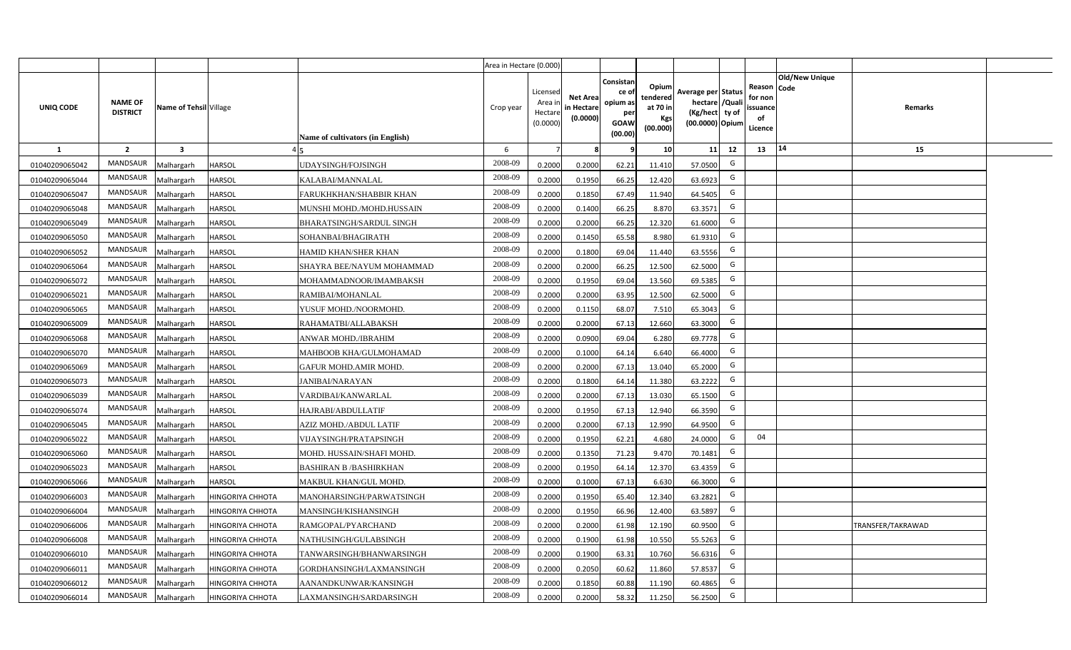| UNIQ CODE | NAME OF DISTRICT | Name of Tehsil | Village | Name of cultivators (in English) | Crop year | Licensed Area in Hectare (0.0000) | Net Area in Hectare (0.0000) | Consistance of opium as per GOAW (00.00) | Opium tendered at 70 in Kgs (00.000) | Average per hectare (Kg/hect) (00.0000) | Status /Quality of Opium | Reason for non issuance of Licence | Old/New Unique Code | Remarks |
|---|---|---|---|---|---|---|---|---|---|---|---|---|---|---|
| | | | | Area in Hectare (0.000) | | | | | | | | | | |
| 1 | 2 | 3 | 4 | 5 | 6 | 7 | 8 | 9 | 10 | 11 | 12 | 13 | 14 | 15 |
| 01040209065042 | MANDSAUR | Malhargarh | HARSOL | UDAYSINGH/FOJSINGH | 2008-09 | 0.2000 | 0.2000 | 62.21 | 11.410 | 57.0500 | G | | | |
| 01040209065044 | MANDSAUR | Malhargarh | HARSOL | KALABAI/MANNALAL | 2008-09 | 0.2000 | 0.1950 | 66.25 | 12.420 | 63.6923 | G | | | |
| 01040209065047 | MANDSAUR | Malhargarh | HARSOL | FARUKHKHAN/SHABBIR KHAN | 2008-09 | 0.2000 | 0.1850 | 67.49 | 11.940 | 64.5405 | G | | | |
| 01040209065048 | MANDSAUR | Malhargarh | HARSOL | MUNSHI MOHD./MOHD.HUSSAIN | 2008-09 | 0.2000 | 0.1400 | 66.25 | 8.870 | 63.3571 | G | | | |
| 01040209065049 | MANDSAUR | Malhargarh | HARSOL | BHARATSINGH/SARDUL SINGH | 2008-09 | 0.2000 | 0.2000 | 66.25 | 12.320 | 61.6000 | G | | | |
| 01040209065050 | MANDSAUR | Malhargarh | HARSOL | SOHANBAI/BHAGIRATH | 2008-09 | 0.2000 | 0.1450 | 65.58 | 8.980 | 61.9310 | G | | | |
| 01040209065052 | MANDSAUR | Malhargarh | HARSOL | HAMID KHAN/SHER KHAN | 2008-09 | 0.2000 | 0.1800 | 69.04 | 11.440 | 63.5556 | G | | | |
| 01040209065064 | MANDSAUR | Malhargarh | HARSOL | SHAYRA BEE/NAYUM MOHAMMAD | 2008-09 | 0.2000 | 0.2000 | 66.25 | 12.500 | 62.5000 | G | | | |
| 01040209065072 | MANDSAUR | Malhargarh | HARSOL | MOHAMMADNOOR/IMAMBAKSH | 2008-09 | 0.2000 | 0.1950 | 69.04 | 13.560 | 69.5385 | G | | | |
| 01040209065021 | MANDSAUR | Malhargarh | HARSOL | RAMIBAI/MOHANLAL | 2008-09 | 0.2000 | 0.2000 | 63.95 | 12.500 | 62.5000 | G | | | |
| 01040209065065 | MANDSAUR | Malhargarh | HARSOL | YUSUF MOHD./NOORMOHD. | 2008-09 | 0.2000 | 0.1150 | 68.07 | 7.510 | 65.3043 | G | | | |
| 01040209065009 | MANDSAUR | Malhargarh | HARSOL | RAHAMATBI/ALLABAKSH | 2008-09 | 0.2000 | 0.2000 | 67.13 | 12.660 | 63.3000 | G | | | |
| 01040209065068 | MANDSAUR | Malhargarh | HARSOL | ANWAR MOHD./IBRAHIM | 2008-09 | 0.2000 | 0.0900 | 69.04 | 6.280 | 69.7778 | G | | | |
| 01040209065070 | MANDSAUR | Malhargarh | HARSOL | MAHBOOB KHA/GULMOHAMAD | 2008-09 | 0.2000 | 0.1000 | 64.14 | 6.640 | 66.4000 | G | | | |
| 01040209065069 | MANDSAUR | Malhargarh | HARSOL | GAFUR MOHD.AMIR MOHD. | 2008-09 | 0.2000 | 0.2000 | 67.13 | 13.040 | 65.2000 | G | | | |
| 01040209065073 | MANDSAUR | Malhargarh | HARSOL | JANIBAI/NARAYAN | 2008-09 | 0.2000 | 0.1800 | 64.14 | 11.380 | 63.2222 | G | | | |
| 01040209065039 | MANDSAUR | Malhargarh | HARSOL | VARDIBAI/KANWARLAL | 2008-09 | 0.2000 | 0.2000 | 67.13 | 13.030 | 65.1500 | G | | | |
| 01040209065074 | MANDSAUR | Malhargarh | HARSOL | HAJRABI/ABDULLATIF | 2008-09 | 0.2000 | 0.1950 | 67.13 | 12.940 | 66.3590 | G | | | |
| 01040209065045 | MANDSAUR | Malhargarh | HARSOL | AZIZ MOHD./ABDUL LATIF | 2008-09 | 0.2000 | 0.2000 | 67.13 | 12.990 | 64.9500 | G | | | |
| 01040209065022 | MANDSAUR | Malhargarh | HARSOL | VIJAYSINGH/PRATAPSINGH | 2008-09 | 0.2000 | 0.1950 | 62.21 | 4.680 | 24.0000 | G | 04 | | |
| 01040209065060 | MANDSAUR | Malhargarh | HARSOL | MOHD. HUSSAIN/SHAFI MOHD. | 2008-09 | 0.2000 | 0.1350 | 71.23 | 9.470 | 70.1481 | G | | | |
| 01040209065023 | MANDSAUR | Malhargarh | HARSOL | BASHIRAN B /BASHIRKHAN | 2008-09 | 0.2000 | 0.1950 | 64.14 | 12.370 | 63.4359 | G | | | |
| 01040209065066 | MANDSAUR | Malhargarh | HARSOL | MAKBUL KHAN/GUL MOHD. | 2008-09 | 0.2000 | 0.1000 | 67.13 | 6.630 | 66.3000 | G | | | |
| 01040209066003 | MANDSAUR | Malhargarh | HINGORIYA CHHOTA | MANOHARSINGH/PARWATSINGH | 2008-09 | 0.2000 | 0.1950 | 65.40 | 12.340 | 63.2821 | G | | | |
| 01040209066004 | MANDSAUR | Malhargarh | HINGORIYA CHHOTA | MANSINGH/KISHANSINGH | 2008-09 | 0.2000 | 0.1950 | 66.96 | 12.400 | 63.5897 | G | | | |
| 01040209066006 | MANDSAUR | Malhargarh | HINGORIYA CHHOTA | RAMGOPAL/PYARCHAND | 2008-09 | 0.2000 | 0.2000 | 61.98 | 12.190 | 60.9500 | G | | | TRANSFER/TAKRAWAD |
| 01040209066008 | MANDSAUR | Malhargarh | HINGORIYA CHHOTA | NATHUSINGH/GULABSINGH | 2008-09 | 0.2000 | 0.1900 | 61.98 | 10.550 | 55.5263 | G | | | |
| 01040209066010 | MANDSAUR | Malhargarh | HINGORIYA CHHOTA | TANWARSINGH/BHANWARSINGH | 2008-09 | 0.2000 | 0.1900 | 63.31 | 10.760 | 56.6316 | G | | | |
| 01040209066011 | MANDSAUR | Malhargarh | HINGORIYA CHHOTA | GORDHANSINGH/LAXMANSINGH | 2008-09 | 0.2000 | 0.2050 | 60.62 | 11.860 | 57.8537 | G | | | |
| 01040209066012 | MANDSAUR | Malhargarh | HINGORIYA CHHOTA | AANANDKUNWAR/KANSINGH | 2008-09 | 0.2000 | 0.1850 | 60.88 | 11.190 | 60.4865 | G | | | |
| 01040209066014 | MANDSAUR | Malhargarh | HINGORIYA CHHOTA | LAXMANSINGH/SARDARSINGH | 2008-09 | 0.2000 | 0.2000 | 58.32 | 11.250 | 56.2500 | G | | | |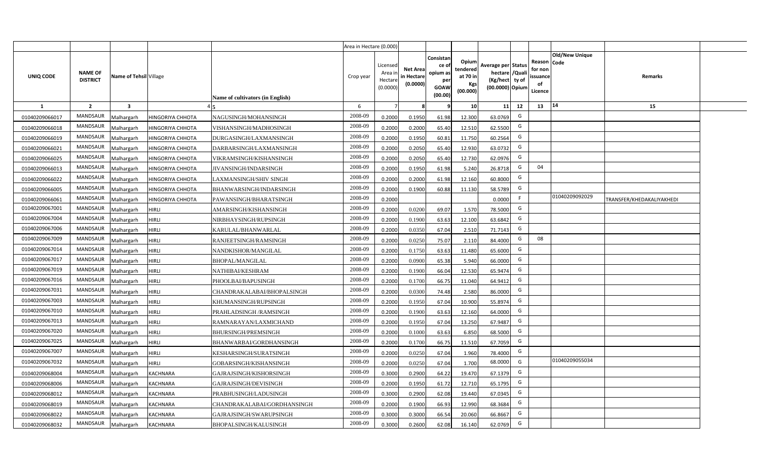| | | | | | Area in Hectare (0.000) | | | | | | | | | | |
|---|---|---|---|---|---|---|---|---|---|---|---|---|---|---|---|
| UNIQ CODE | NAME OF DISTRICT | Name of Tehsil | Village | Name of cultivators (in English) | Crop year | Licensed Area in Hectare (0.0000) | Net Area in Hectare (0.0000) | Consistance of opium as per GOAW (00.00) | Opium tendered at 70 in Kgs (00.000) | Average per hectare (Kg/hect) (00.0000) | Status /Quality of Opium | Reason for non issuance of Licence | Old/New Unique Code | Remarks |
| 1 | 2 | 3 | 4 | 5 | 6 | 7 | 8 | 9 | 10 | 11 | 12 | 13 | 14 | 15 |
| 01040209066017 | MANDSAUR | Malhargarh | HINGORIYA CHHOTA | NAGUSINGH/MOHANSINGH | 2008-09 | 0.2000 | 0.1950 | 61.98 | 12.300 | 63.0769 | G | | | |
| 01040209066018 | MANDSAUR | Malhargarh | HINGORIYA CHHOTA | VISHANSINGH/MADHOSINGH | 2008-09 | 0.2000 | 0.2000 | 65.40 | 12.510 | 62.5500 | G | | | |
| 01040209066019 | MANDSAUR | Malhargarh | HINGORIYA CHHOTA | DURGASINGH/LAXMANSINGH | 2008-09 | 0.2000 | 0.1950 | 60.81 | 11.750 | 60.2564 | G | | | |
| 01040209066021 | MANDSAUR | Malhargarh | HINGORIYA CHHOTA | DARBARSINGH/LAXMANSINGH | 2008-09 | 0.2000 | 0.2050 | 65.40 | 12.930 | 63.0732 | G | | | |
| 01040209066025 | MANDSAUR | Malhargarh | HINGORIYA CHHOTA | VIKRAMSINGH/KISHANSINGH | 2008-09 | 0.2000 | 0.2050 | 65.40 | 12.730 | 62.0976 | G | | | |
| 01040209066013 | MANDSAUR | Malhargarh | HINGORIYA CHHOTA | JIVANSINGH/INDARSINGH | 2008-09 | 0.2000 | 0.1950 | 61.98 | 5.240 | 26.8718 | G | 04 | | |
| 01040209066022 | MANDSAUR | Malhargarh | HINGORIYA CHHOTA | LAXMANSINGH/SHIV SINGH | 2008-09 | 0.2000 | 0.2000 | 61.98 | 12.160 | 60.8000 | G | | | |
| 01040209066005 | MANDSAUR | Malhargarh | HINGORIYA CHHOTA | BHANWARSINGH/INDARSINGH | 2008-09 | 0.2000 | 0.1900 | 60.88 | 11.130 | 58.5789 | G | | | |
| 01040209066061 | MANDSAUR | Malhargarh | HINGORIYA CHHOTA | PAWANSINGH/BHARATSINGH | 2008-09 | 0.2000 | | | | 0.0000 | F | | 01040209092029 | TRANSFER/KHEDAKALIYAKHEDI |
| 01040209067001 | MANDSAUR | Malhargarh | HIRLI | AMARSINGH/KISHANSINGH | 2008-09 | 0.2000 | 0.0200 | 69.07 | 1.570 | 78.5000 | G | | | |
| 01040209067004 | MANDSAUR | Malhargarh | HIRLI | NIRBHAYSINGH/RUPSINGH | 2008-09 | 0.2000 | 0.1900 | 63.63 | 12.100 | 63.6842 | G | | | |
| 01040209067006 | MANDSAUR | Malhargarh | HIRLI | KARULAL/BHANWARLAL | 2008-09 | 0.2000 | 0.0350 | 67.04 | 2.510 | 71.7143 | G | | | |
| 01040209067009 | MANDSAUR | Malhargarh | HIRLI | RANJEETSINGH/RAMSINGH | 2008-09 | 0.2000 | 0.0250 | 75.07 | 2.110 | 84.4000 | G | 08 | | |
| 01040209067014 | MANDSAUR | Malhargarh | HIRLI | NANDKISHOR/MANGILAL | 2008-09 | 0.2000 | 0.1750 | 63.63 | 11.480 | 65.6000 | G | | | |
| 01040209067017 | MANDSAUR | Malhargarh | HIRLI | BHOPAL/MANGILAL | 2008-09 | 0.2000 | 0.0900 | 65.38 | 5.940 | 66.0000 | G | | | |
| 01040209067019 | MANDSAUR | Malhargarh | HIRLI | NATHIBAI/KESHRAM | 2008-09 | 0.2000 | 0.1900 | 66.04 | 12.530 | 65.9474 | G | | | |
| 01040209067016 | MANDSAUR | Malhargarh | HIRLI | PHOOLBAI/BAPUSINGH | 2008-09 | 0.2000 | 0.1700 | 66.75 | 11.040 | 64.9412 | G | | | |
| 01040209067031 | MANDSAUR | Malhargarh | HIRLI | CHANDRAKALABAI/BHOPALSINGH | 2008-09 | 0.2000 | 0.0300 | 74.48 | 2.580 | 86.0000 | G | | | |
| 01040209067003 | MANDSAUR | Malhargarh | HIRLI | KHUMANSINGH/RUPSINGH | 2008-09 | 0.2000 | 0.1950 | 67.04 | 10.900 | 55.8974 | G | | | |
| 01040209067010 | MANDSAUR | Malhargarh | HIRLI | PRAHLADSINGH /RAMSINGH | 2008-09 | 0.2000 | 0.1900 | 63.63 | 12.160 | 64.0000 | G | | | |
| 01040209067013 | MANDSAUR | Malhargarh | HIRLI | RAMNARAYAN/LAXMICHAND | 2008-09 | 0.2000 | 0.1950 | 67.04 | 13.250 | 67.9487 | G | | | |
| 01040209067020 | MANDSAUR | Malhargarh | HIRLI | BHURSINGH/PREMSINGH | 2008-09 | 0.2000 | 0.1000 | 63.63 | 6.850 | 68.5000 | G | | | |
| 01040209067025 | MANDSAUR | Malhargarh | HIRLI | BHANWARBAI/GORDHANSINGH | 2008-09 | 0.2000 | 0.1700 | 66.75 | 11.510 | 67.7059 | G | | | |
| 01040209067007 | MANDSAUR | Malhargarh | HIRLI | KESHARSINGH/SURATSINGH | 2008-09 | 0.2000 | 0.0250 | 67.04 | 1.960 | 78.4000 | G | | | |
| 01040209067032 | MANDSAUR | Malhargarh | HIRLI | GOBARSINGH/KISHANSINGH | 2008-09 | 0.2000 | 0.0250 | 67.04 | 1.700 | 68.0000 | G | | 01040209055034 | |
| 01040209068004 | MANDSAUR | Malhargarh | KACHNARA | GAJRAJSINGH/KISHORSINGH | 2008-09 | 0.3000 | 0.2900 | 64.22 | 19.470 | 67.1379 | G | | | |
| 01040209068006 | MANDSAUR | Malhargarh | KACHNARA | GAJRAJSINGH/DEVISINGH | 2008-09 | 0.2000 | 0.1950 | 61.72 | 12.710 | 65.1795 | G | | | |
| 01040209068012 | MANDSAUR | Malhargarh | KACHNARA | PRABHUSINGH/LADUSINGH | 2008-09 | 0.3000 | 0.2900 | 62.08 | 19.440 | 67.0345 | G | | | |
| 01040209068019 | MANDSAUR | Malhargarh | KACHNARA | CHANDRAKALABAI/GORDHANSINGH | 2008-09 | 0.2000 | 0.1900 | 66.93 | 12.990 | 68.3684 | G | | | |
| 01040209068022 | MANDSAUR | Malhargarh | KACHNARA | GAJRAJSINGH/SWARUPSINGH | 2008-09 | 0.3000 | 0.3000 | 66.54 | 20.060 | 66.8667 | G | | | |
| 01040209068032 | MANDSAUR | Malhargarh | KACHNARA | BHOPALSINGH/KALUSINGH | 2008-09 | 0.3000 | 0.2600 | 62.08 | 16.140 | 62.0769 | G | | | |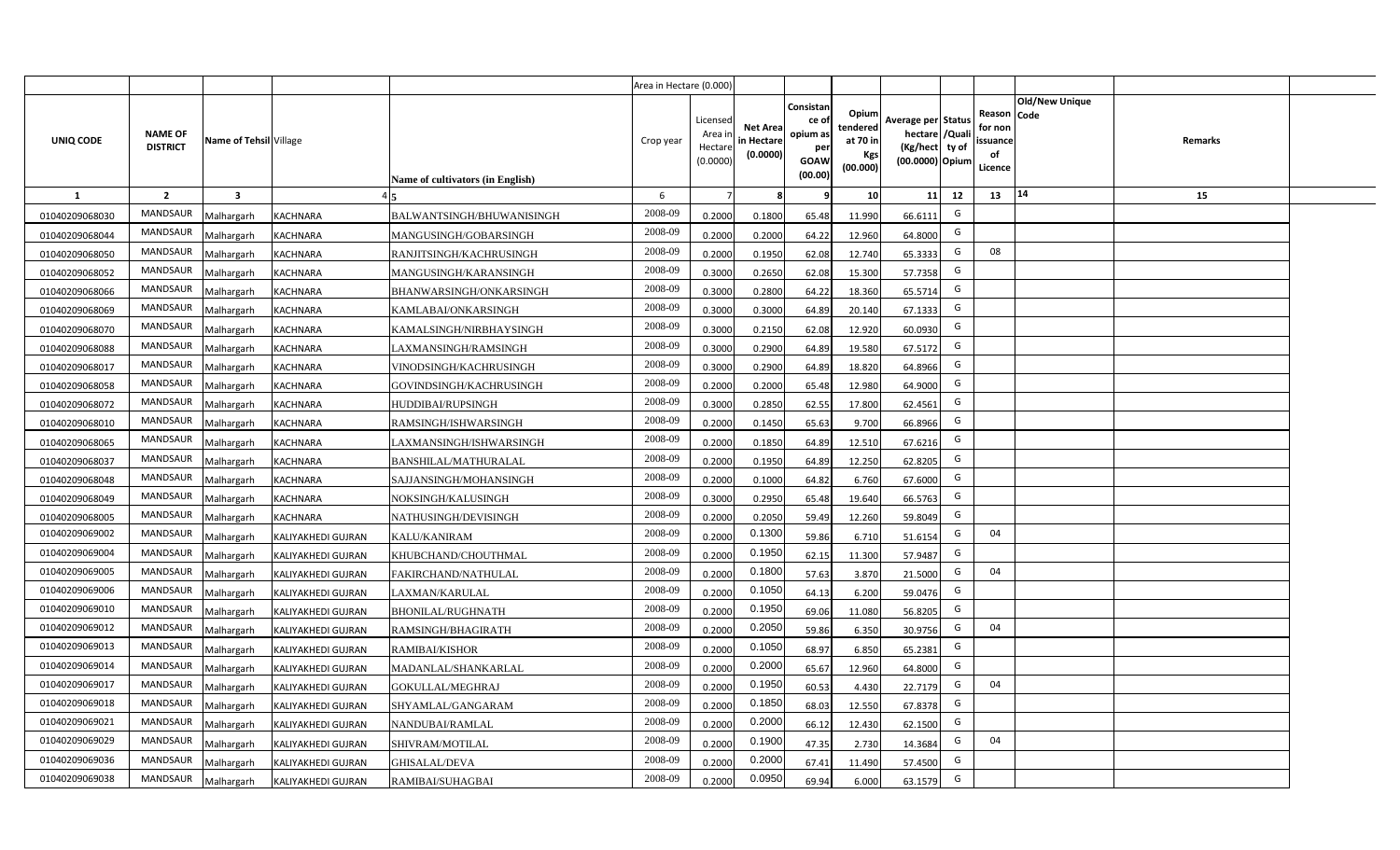| | | | | | Area in Hectare (0.000) | | | | | | | | | | |
|---|---|---|---|---|---|---|---|---|---|---|---|---|---|---|---|
| UNIQ CODE | NAME OF DISTRICT | Name of Tehsil | Village | Name of cultivators (in English) | Crop year | Licensed Area in Hectare (0.0000) | Net Area in Hectare (0.0000) | Consistance of opium as per GOAW (00.00) | Opium tendered at 70 in Kgs (00.000) | Average per hectare (Kg/hect (00.0000) | Status /Quality of Opium | Reason for non issuance of Licence | Code | Old/New Unique | Remarks |
| 1 | 2 | 3 | 4 | 5 | 6 | 7 | 8 | 9 | 10 | 11 | 12 | 13 | 14 | | 15 |
| 01040209068030 | MANDSAUR | Malhargarh | KACHNARA | BALWANTSINGH/BHUWANISINGH | 2008-09 | 0.2000 | 0.1800 | 65.48 | 11.990 | 66.6111 | G | | | | |
| 01040209068044 | MANDSAUR | Malhargarh | KACHNARA | MANGUSINGH/GOBARSINGH | 2008-09 | 0.2000 | 0.2000 | 64.22 | 12.960 | 64.8000 | G | | | | |
| 01040209068050 | MANDSAUR | Malhargarh | KACHNARA | RANJITSINGH/KACHRUSINGH | 2008-09 | 0.2000 | 0.1950 | 62.08 | 12.740 | 65.3333 | G | 08 | | | |
| 01040209068052 | MANDSAUR | Malhargarh | KACHNARA | MANGUSINGH/KARANSINGH | 2008-09 | 0.3000 | 0.2650 | 62.08 | 15.300 | 57.7358 | G | | | | |
| 01040209068066 | MANDSAUR | Malhargarh | KACHNARA | BHANWARSINGH/ONKARSINGH | 2008-09 | 0.3000 | 0.2800 | 64.22 | 18.360 | 65.5714 | G | | | | |
| 01040209068069 | MANDSAUR | Malhargarh | KACHNARA | KAMLABAI/ONKARSINGH | 2008-09 | 0.3000 | 0.3000 | 64.89 | 20.140 | 67.1333 | G | | | | |
| 01040209068070 | MANDSAUR | Malhargarh | KACHNARA | KAMALSINGH/NIRBHAYSINGH | 2008-09 | 0.3000 | 0.2150 | 62.08 | 12.920 | 60.0930 | G | | | | |
| 01040209068088 | MANDSAUR | Malhargarh | KACHNARA | LAXMANSINGH/RAMSINGH | 2008-09 | 0.3000 | 0.2900 | 64.89 | 19.580 | 67.5172 | G | | | | |
| 01040209068017 | MANDSAUR | Malhargarh | KACHNARA | VINODSINGH/KACHRUSINGH | 2008-09 | 0.3000 | 0.2900 | 64.89 | 18.820 | 64.8966 | G | | | | |
| 01040209068058 | MANDSAUR | Malhargarh | KACHNARA | GOVINDSINGH/KACHRUSINGH | 2008-09 | 0.2000 | 0.2000 | 65.48 | 12.980 | 64.9000 | G | | | | |
| 01040209068072 | MANDSAUR | Malhargarh | KACHNARA | HUDDIBAI/RUPSINGH | 2008-09 | 0.3000 | 0.2850 | 62.55 | 17.800 | 62.4561 | G | | | | |
| 01040209068010 | MANDSAUR | Malhargarh | KACHNARA | RAMSINGH/ISHWARSINGH | 2008-09 | 0.2000 | 0.1450 | 65.63 | 9.700 | 66.8966 | G | | | | |
| 01040209068065 | MANDSAUR | Malhargarh | KACHNARA | LAXMANSINGH/ISHWARSINGH | 2008-09 | 0.2000 | 0.1850 | 64.89 | 12.510 | 67.6216 | G | | | | |
| 01040209068037 | MANDSAUR | Malhargarh | KACHNARA | BANSHILAL/MATHURALAL | 2008-09 | 0.2000 | 0.1950 | 64.89 | 12.250 | 62.8205 | G | | | | |
| 01040209068048 | MANDSAUR | Malhargarh | KACHNARA | SAJJANSINGH/MOHANSINGH | 2008-09 | 0.2000 | 0.1000 | 64.82 | 6.760 | 67.6000 | G | | | | |
| 01040209068049 | MANDSAUR | Malhargarh | KACHNARA | NOKSINGH/KALUSINGH | 2008-09 | 0.3000 | 0.2950 | 65.48 | 19.640 | 66.5763 | G | | | | |
| 01040209068005 | MANDSAUR | Malhargarh | KACHNARA | NATHUSINGH/DEVISINGH | 2008-09 | 0.2000 | 0.2050 | 59.49 | 12.260 | 59.8049 | G | | | | |
| 01040209069002 | MANDSAUR | Malhargarh | KALIYAKHEDI GUJRAN | KALU/KANIRAM | 2008-09 | 0.2000 | 0.1300 | 59.86 | 6.710 | 51.6154 | G | 04 | | | |
| 01040209069004 | MANDSAUR | Malhargarh | KALIYAKHEDI GUJRAN | KHUBCHAND/CHOUTHMAL | 2008-09 | 0.2000 | 0.1950 | 62.15 | 11.300 | 57.9487 | G | | | | |
| 01040209069005 | MANDSAUR | Malhargarh | KALIYAKHEDI GUJRAN | FAKIRCHAND/NATHULAL | 2008-09 | 0.2000 | 0.1800 | 57.63 | 3.870 | 21.5000 | G | 04 | | | |
| 01040209069006 | MANDSAUR | Malhargarh | KALIYAKHEDI GUJRAN | LAXMAN/KARULAL | 2008-09 | 0.2000 | 0.1050 | 64.13 | 6.200 | 59.0476 | G | | | | |
| 01040209069010 | MANDSAUR | Malhargarh | KALIYAKHEDI GUJRAN | BHONILAL/RUGHNATH | 2008-09 | 0.2000 | 0.1950 | 69.06 | 11.080 | 56.8205 | G | | | | |
| 01040209069012 | MANDSAUR | Malhargarh | KALIYAKHEDI GUJRAN | RAMSINGH/BHAGIRATH | 2008-09 | 0.2000 | 0.2050 | 59.86 | 6.350 | 30.9756 | G | 04 | | | |
| 01040209069013 | MANDSAUR | Malhargarh | KALIYAKHEDI GUJRAN | RAMIBAI/KISHOR | 2008-09 | 0.2000 | 0.1050 | 68.97 | 6.850 | 65.2381 | G | | | | |
| 01040209069014 | MANDSAUR | Malhargarh | KALIYAKHEDI GUJRAN | MADANLAL/SHANKARLAL | 2008-09 | 0.2000 | 0.2000 | 65.67 | 12.960 | 64.8000 | G | | | | |
| 01040209069017 | MANDSAUR | Malhargarh | KALIYAKHEDI GUJRAN | GOKULLAL/MEGHRAJ | 2008-09 | 0.2000 | 0.1950 | 60.53 | 4.430 | 22.7179 | G | 04 | | | |
| 01040209069018 | MANDSAUR | Malhargarh | KALIYAKHEDI GUJRAN | SHYAMLAL/GANGARAM | 2008-09 | 0.2000 | 0.1850 | 68.03 | 12.550 | 67.8378 | G | | | | |
| 01040209069021 | MANDSAUR | Malhargarh | KALIYAKHEDI GUJRAN | NANDUBAI/RAMLAL | 2008-09 | 0.2000 | 0.2000 | 66.12 | 12.430 | 62.1500 | G | | | | |
| 01040209069029 | MANDSAUR | Malhargarh | KALIYAKHEDI GUJRAN | SHIVRAM/MOTILAL | 2008-09 | 0.2000 | 0.1900 | 47.35 | 2.730 | 14.3684 | G | 04 | | | |
| 01040209069036 | MANDSAUR | Malhargarh | KALIYAKHEDI GUJRAN | GHISALAL/DEVA | 2008-09 | 0.2000 | 0.2000 | 67.41 | 11.490 | 57.4500 | G | | | | |
| 01040209069038 | MANDSAUR | Malhargarh | KALIYAKHEDI GUJRAN | RAMIBAI/SUHAGBAI | 2008-09 | 0.2000 | 0.0950 | 69.94 | 6.000 | 63.1579 | G | | | | |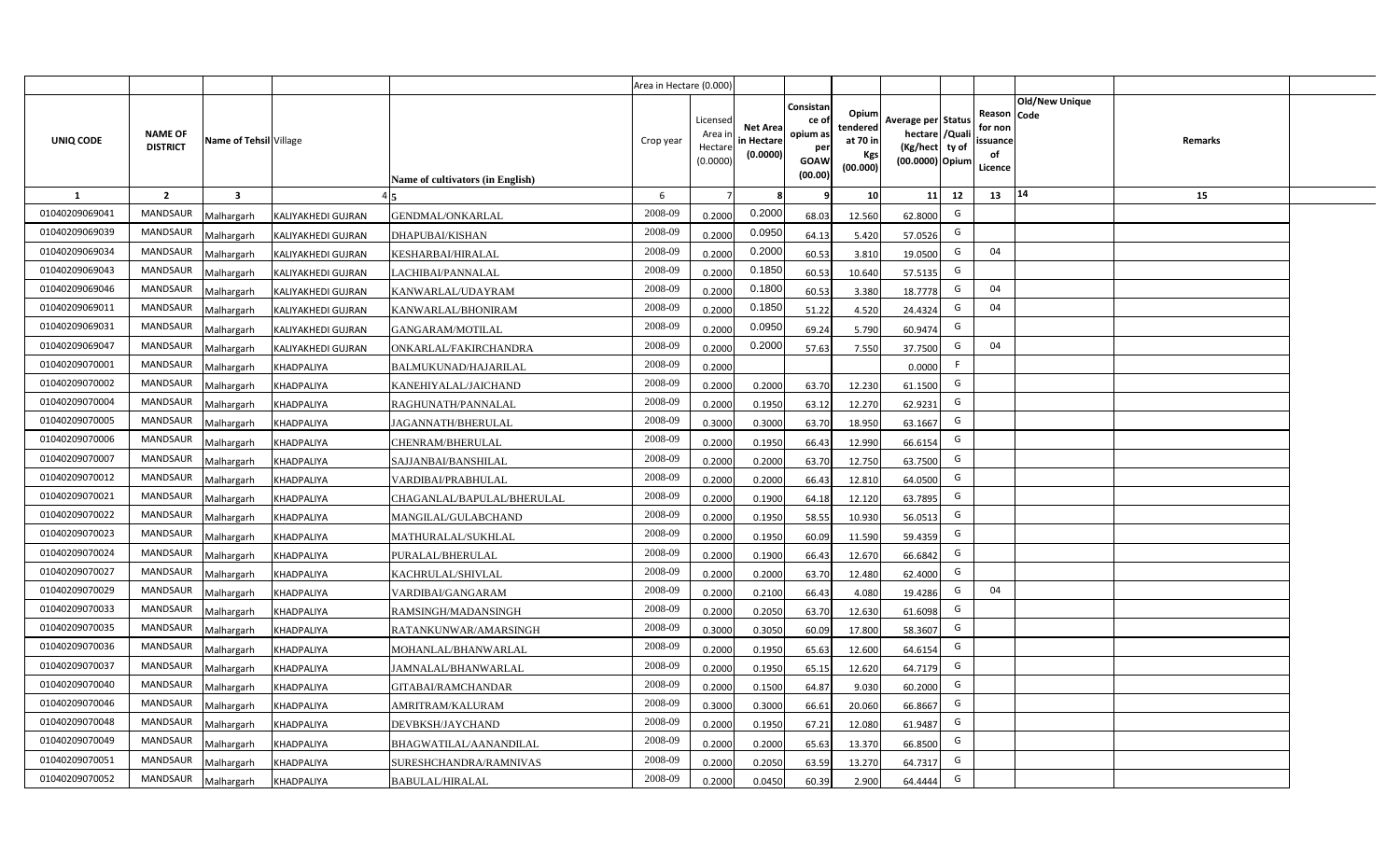| | | | | | Area in Hectare (0.000) | | | | | | | | | | |
|---|---|---|---|---|---|---|---|---|---|---|---|---|---|---|---|
| UNIQ CODE | NAME OF DISTRICT | Name of Tehsil | Village | Name of cultivators (in English) | Crop year | Licensed Area in Hectare (0.0000) | Net Area in Hectare (0.0000) | Consistance of opium as per GOAW (00.00) | Opium tendered at 70 in Kgs (00.000) | Average per hectare (Kg/hect) (00.0000) | Status /Quality of Opium | Reason for non issuance of Licence | Old/New Unique Code | Remarks |
| 1 | 2 | 3 | 4 | 5 | 6 | 7 | 8 | 9 | 10 | 11 | 12 | 13 | 14 | 15 |
| 01040209069041 | MANDSAUR | Malhargarh | KALIYAKHEDI GUJRAN | GENDMAL/ONKARLAL | 2008-09 | 0.2000 | 0.2000 | 68.03 | 12.560 | 62.8000 | G | | | |
| 01040209069039 | MANDSAUR | Malhargarh | KALIYAKHEDI GUJRAN | DHAPUBAI/KISHAN | 2008-09 | 0.2000 | 0.0950 | 64.13 | 5.420 | 57.0526 | G | | | |
| 01040209069034 | MANDSAUR | Malhargarh | KALIYAKHEDI GUJRAN | KESHARBAI/HIRALAL | 2008-09 | 0.2000 | 0.2000 | 60.53 | 3.810 | 19.0500 | G | 04 | | |
| 01040209069043 | MANDSAUR | Malhargarh | KALIYAKHEDI GUJRAN | LACHIBAI/PANNALAL | 2008-09 | 0.2000 | 0.1850 | 60.53 | 10.640 | 57.5135 | G | | | |
| 01040209069046 | MANDSAUR | Malhargarh | KALIYAKHEDI GUJRAN | KANWARLAL/UDAYRAM | 2008-09 | 0.2000 | 0.1800 | 60.53 | 3.380 | 18.7778 | G | 04 | | |
| 01040209069011 | MANDSAUR | Malhargarh | KALIYAKHEDI GUJRAN | KANWARLAL/BHONIRAM | 2008-09 | 0.2000 | 0.1850 | 51.22 | 4.520 | 24.4324 | G | 04 | | |
| 01040209069031 | MANDSAUR | Malhargarh | KALIYAKHEDI GUJRAN | GANGARAM/MOTILAL | 2008-09 | 0.2000 | 0.0950 | 69.24 | 5.790 | 60.9474 | G | | | |
| 01040209069047 | MANDSAUR | Malhargarh | KALIYAKHEDI GUJRAN | ONKARLAL/FAKIRCHANDRA | 2008-09 | 0.2000 | 0.2000 | 57.63 | 7.550 | 37.7500 | G | 04 | | |
| 01040209070001 | MANDSAUR | Malhargarh | KHADPALIYA | BALMUKUNAD/HAJARILAL | 2008-09 | 0.2000 | | | | 0.0000 | F | | | |
| 01040209070002 | MANDSAUR | Malhargarh | KHADPALIYA | KANEHIYALAL/JAICHAND | 2008-09 | 0.2000 | 0.2000 | 63.70 | 12.230 | 61.1500 | G | | | |
| 01040209070004 | MANDSAUR | Malhargarh | KHADPALIYA | RAGHUNATH/PANNALAL | 2008-09 | 0.2000 | 0.1950 | 63.12 | 12.270 | 62.9231 | G | | | |
| 01040209070005 | MANDSAUR | Malhargarh | KHADPALIYA | JAGANNATH/BHERULAL | 2008-09 | 0.3000 | 0.3000 | 63.70 | 18.950 | 63.1667 | G | | | |
| 01040209070006 | MANDSAUR | Malhargarh | KHADPALIYA | CHENRAM/BHERULAL | 2008-09 | 0.2000 | 0.1950 | 66.43 | 12.990 | 66.6154 | G | | | |
| 01040209070007 | MANDSAUR | Malhargarh | KHADPALIYA | SAJJANBAI/BANSHILAL | 2008-09 | 0.2000 | 0.2000 | 63.70 | 12.750 | 63.7500 | G | | | |
| 01040209070012 | MANDSAUR | Malhargarh | KHADPALIYA | VARDIBAI/PRABHULAL | 2008-09 | 0.2000 | 0.2000 | 66.43 | 12.810 | 64.0500 | G | | | |
| 01040209070021 | MANDSAUR | Malhargarh | KHADPALIYA | CHAGANLAL/BAPULAL/BHERULAL | 2008-09 | 0.2000 | 0.1900 | 64.18 | 12.120 | 63.7895 | G | | | |
| 01040209070022 | MANDSAUR | Malhargarh | KHADPALIYA | MANGILAL/GULABCHAND | 2008-09 | 0.2000 | 0.1950 | 58.55 | 10.930 | 56.0513 | G | | | |
| 01040209070023 | MANDSAUR | Malhargarh | KHADPALIYA | MATHURALAL/SUKHLAL | 2008-09 | 0.2000 | 0.1950 | 60.09 | 11.590 | 59.4359 | G | | | |
| 01040209070024 | MANDSAUR | Malhargarh | KHADPALIYA | PURALAL/BHERULAL | 2008-09 | 0.2000 | 0.1900 | 66.43 | 12.670 | 66.6842 | G | | | |
| 01040209070027 | MANDSAUR | Malhargarh | KHADPALIYA | KACHRULAL/SHIVLAL | 2008-09 | 0.2000 | 0.2000 | 63.70 | 12.480 | 62.4000 | G | | | |
| 01040209070029 | MANDSAUR | Malhargarh | KHADPALIYA | VARDIBAI/GANGARAM | 2008-09 | 0.2000 | 0.2100 | 66.43 | 4.080 | 19.4286 | G | 04 | | |
| 01040209070033 | MANDSAUR | Malhargarh | KHADPALIYA | RAMSINGH/MADANSINGH | 2008-09 | 0.2000 | 0.2050 | 63.70 | 12.630 | 61.6098 | G | | | |
| 01040209070035 | MANDSAUR | Malhargarh | KHADPALIYA | RATANKUNWAR/AMARSINGH | 2008-09 | 0.3000 | 0.3050 | 60.09 | 17.800 | 58.3607 | G | | | |
| 01040209070036 | MANDSAUR | Malhargarh | KHADPALIYA | MOHANLAL/BHANWARLAL | 2008-09 | 0.2000 | 0.1950 | 65.63 | 12.600 | 64.6154 | G | | | |
| 01040209070037 | MANDSAUR | Malhargarh | KHADPALIYA | JAMNALAL/BHANWARLAL | 2008-09 | 0.2000 | 0.1950 | 65.15 | 12.620 | 64.7179 | G | | | |
| 01040209070040 | MANDSAUR | Malhargarh | KHADPALIYA | GITABAI/RAMCHANDAR | 2008-09 | 0.2000 | 0.1500 | 64.87 | 9.030 | 60.2000 | G | | | |
| 01040209070046 | MANDSAUR | Malhargarh | KHADPALIYA | AMRITRAM/KALURAM | 2008-09 | 0.3000 | 0.3000 | 66.61 | 20.060 | 66.8667 | G | | | |
| 01040209070048 | MANDSAUR | Malhargarh | KHADPALIYA | DEVBKSH/JAYCHAND | 2008-09 | 0.2000 | 0.1950 | 67.21 | 12.080 | 61.9487 | G | | | |
| 01040209070049 | MANDSAUR | Malhargarh | KHADPALIYA | BHAGWATILAL/AANANDILAL | 2008-09 | 0.2000 | 0.2000 | 65.63 | 13.370 | 66.8500 | G | | | |
| 01040209070051 | MANDSAUR | Malhargarh | KHADPALIYA | SURESHCHANDRA/RAMNIVAS | 2008-09 | 0.2000 | 0.2050 | 63.59 | 13.270 | 64.7317 | G | | | |
| 01040209070052 | MANDSAUR | Malhargarh | KHADPALIYA | BABULAL/HIRALAL | 2008-09 | 0.2000 | 0.0450 | 60.39 | 2.900 | 64.4444 | G | | | |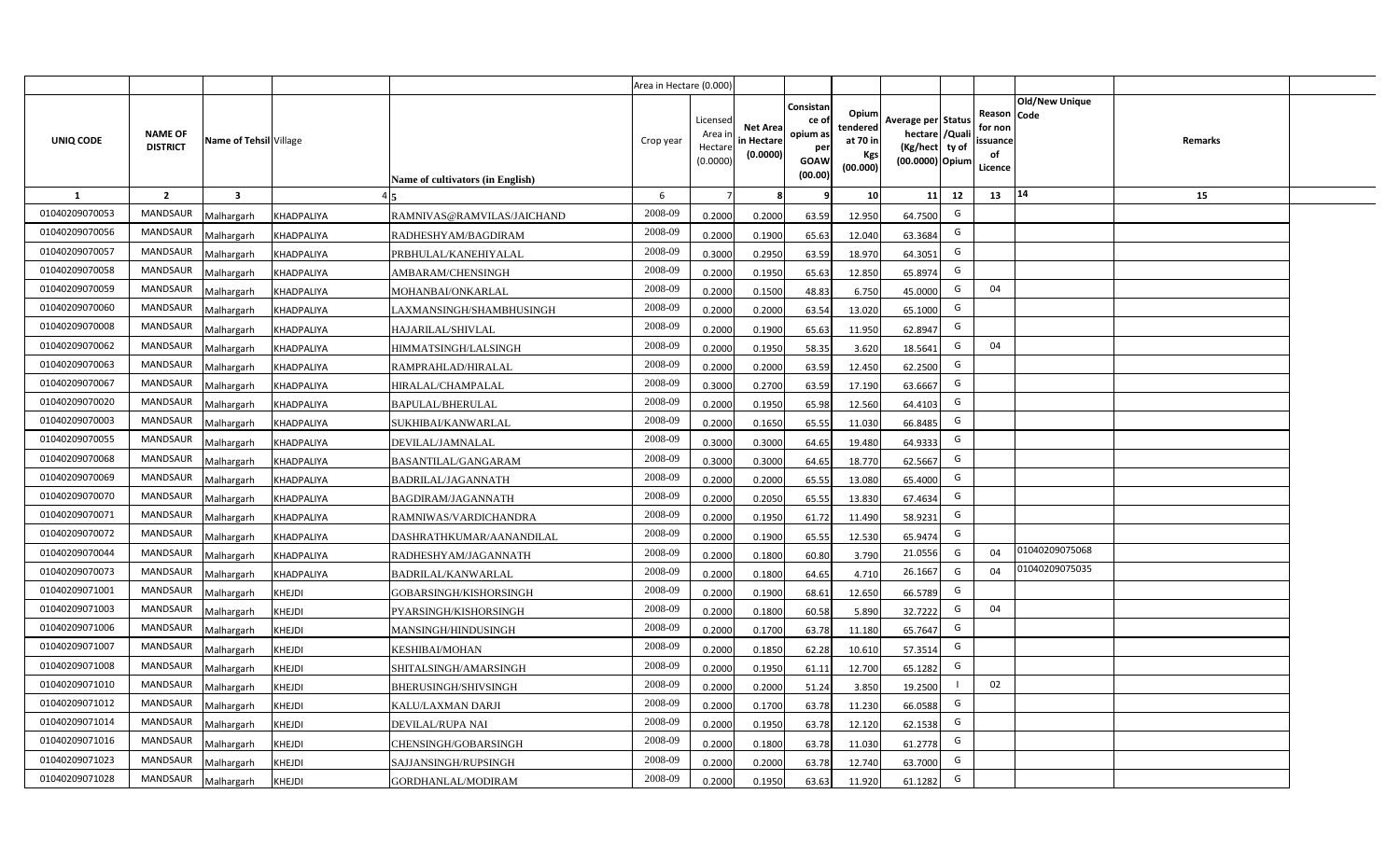|  |  |  |  |  | Area in Hectare (0.000) |  |  |  |  |  |  |  |  |  |
|---|---|---|---|---|---|---|---|---|---|---|---|---|---|---|
| UNIQ CODE | NAME OF DISTRICT | Name of Tehsil | Village | Name of cultivators (in English) | Crop year | Licensed Area in Hectare (0.0000) | Net Area in Hectare (0.0000) | Consistance of opium as per GOAW (00.00) | Opium tendered at 70 in Kgs (00.000) | Average per hectare (Kg/hect) (00.0000) | Status /Quality of Opium | Reason for non issuance of Licence | Old/New Unique Code | Remarks |
| 1 | 2 | 3 | 4 | 5 | 6 | 7 | 8 | 9 | 10 | 11 | 12 | 13 | 14 | 15 |
| 01040209070053 | MANDSAUR | Malhargarh | KHADPALIYA | RAMNIVAS@RAMVILAS/JAICHAND | 2008-09 | 0.2000 | 0.2000 | 63.59 | 12.950 | 64.7500 | G |  |  |  |
| 01040209070056 | MANDSAUR | Malhargarh | KHADPALIYA | RADHESHYAM/BAGDIRAM | 2008-09 | 0.2000 | 0.1900 | 65.63 | 12.040 | 63.3684 | G |  |  |  |
| 01040209070057 | MANDSAUR | Malhargarh | KHADPALIYA | PRBHULAL/KANEHIYALAL | 2008-09 | 0.3000 | 0.2950 | 63.59 | 18.970 | 64.3051 | G |  |  |  |
| 01040209070058 | MANDSAUR | Malhargarh | KHADPALIYA | AMBARAM/CHENSINGH | 2008-09 | 0.2000 | 0.1950 | 65.63 | 12.850 | 65.8974 | G |  |  |  |
| 01040209070059 | MANDSAUR | Malhargarh | KHADPALIYA | MOHANBAI/ONKARLAL | 2008-09 | 0.2000 | 0.1500 | 48.83 | 6.750 | 45.0000 | G | 04 |  |  |
| 01040209070060 | MANDSAUR | Malhargarh | KHADPALIYA | LAXMANSINGH/SHAMBHUSINGH | 2008-09 | 0.2000 | 0.2000 | 63.54 | 13.020 | 65.1000 | G |  |  |  |
| 01040209070008 | MANDSAUR | Malhargarh | KHADPALIYA | HAJARILAL/SHIVLAL | 2008-09 | 0.2000 | 0.1900 | 65.63 | 11.950 | 62.8947 | G |  |  |  |
| 01040209070062 | MANDSAUR | Malhargarh | KHADPALIYA | HIMMATSINGH/LALSINGH | 2008-09 | 0.2000 | 0.1950 | 58.35 | 3.620 | 18.5641 | G | 04 |  |  |
| 01040209070063 | MANDSAUR | Malhargarh | KHADPALIYA | RAMPRAHLAD/HIRALAL | 2008-09 | 0.2000 | 0.2000 | 63.59 | 12.450 | 62.2500 | G |  |  |  |
| 01040209070067 | MANDSAUR | Malhargarh | KHADPALIYA | HIRALAL/CHAMPALAL | 2008-09 | 0.3000 | 0.2700 | 63.59 | 17.190 | 63.6667 | G |  |  |  |
| 01040209070020 | MANDSAUR | Malhargarh | KHADPALIYA | BAPULAL/BHERULAL | 2008-09 | 0.2000 | 0.1950 | 65.98 | 12.560 | 64.4103 | G |  |  |  |
| 01040209070003 | MANDSAUR | Malhargarh | KHADPALIYA | SUKHIBAI/KANWARLAL | 2008-09 | 0.2000 | 0.1650 | 65.55 | 11.030 | 66.8485 | G |  |  |  |
| 01040209070055 | MANDSAUR | Malhargarh | KHADPALIYA | DEVILAL/JAMNALAL | 2008-09 | 0.3000 | 0.3000 | 64.65 | 19.480 | 64.9333 | G |  |  |  |
| 01040209070068 | MANDSAUR | Malhargarh | KHADPALIYA | BASANTILAL/GANGARAM | 2008-09 | 0.3000 | 0.3000 | 64.65 | 18.770 | 62.5667 | G |  |  |  |
| 01040209070069 | MANDSAUR | Malhargarh | KHADPALIYA | BADRILAL/JAGANNATH | 2008-09 | 0.2000 | 0.2000 | 65.55 | 13.080 | 65.4000 | G |  |  |  |
| 01040209070070 | MANDSAUR | Malhargarh | KHADPALIYA | BAGDIRAM/JAGANNATH | 2008-09 | 0.2000 | 0.2050 | 65.55 | 13.830 | 67.4634 | G |  |  |  |
| 01040209070071 | MANDSAUR | Malhargarh | KHADPALIYA | RAMNIWAS/VARDICHANDRA | 2008-09 | 0.2000 | 0.1950 | 61.72 | 11.490 | 58.9231 | G |  |  |  |
| 01040209070072 | MANDSAUR | Malhargarh | KHADPALIYA | DASHRATHKUMAR/AANANDILAL | 2008-09 | 0.2000 | 0.1900 | 65.55 | 12.530 | 65.9474 | G |  |  |  |
| 01040209070044 | MANDSAUR | Malhargarh | KHADPALIYA | RADHESHYAM/JAGANNATH | 2008-09 | 0.2000 | 0.1800 | 60.80 | 3.790 | 21.0556 | G | 04 | 01040209075068 |  |
| 01040209070073 | MANDSAUR | Malhargarh | KHADPALIYA | BADRILAL/KANWARLAL | 2008-09 | 0.2000 | 0.1800 | 64.65 | 4.710 | 26.1667 | G | 04 | 01040209075035 |  |
| 01040209071001 | MANDSAUR | Malhargarh | KHEJDI | GOBARSINGH/KISHORSINGH | 2008-09 | 0.2000 | 0.1900 | 68.61 | 12.650 | 66.5789 | G |  |  |  |
| 01040209071003 | MANDSAUR | Malhargarh | KHEJDI | PYARSINGH/KISHORSINGH | 2008-09 | 0.2000 | 0.1800 | 60.58 | 5.890 | 32.7222 | G | 04 |  |  |
| 01040209071006 | MANDSAUR | Malhargarh | KHEJDI | MANSINGH/HINDUSINGH | 2008-09 | 0.2000 | 0.1700 | 63.78 | 11.180 | 65.7647 | G |  |  |  |
| 01040209071007 | MANDSAUR | Malhargarh | KHEJDI | KESHIBAI/MOHAN | 2008-09 | 0.2000 | 0.1850 | 62.28 | 10.610 | 57.3514 | G |  |  |  |
| 01040209071008 | MANDSAUR | Malhargarh | KHEJDI | SHITALSINGH/AMARSINGH | 2008-09 | 0.2000 | 0.1950 | 61.11 | 12.700 | 65.1282 | G |  |  |  |
| 01040209071010 | MANDSAUR | Malhargarh | KHEJDI | BHERUSINGH/SHIVSINGH | 2008-09 | 0.2000 | 0.2000 | 51.24 | 3.850 | 19.2500 | I | 02 |  |  |
| 01040209071012 | MANDSAUR | Malhargarh | KHEJDI | KALU/LAXMAN DARJI | 2008-09 | 0.2000 | 0.1700 | 63.78 | 11.230 | 66.0588 | G |  |  |  |
| 01040209071014 | MANDSAUR | Malhargarh | KHEJDI | DEVILAL/RUPA NAI | 2008-09 | 0.2000 | 0.1950 | 63.78 | 12.120 | 62.1538 | G |  |  |  |
| 01040209071016 | MANDSAUR | Malhargarh | KHEJDI | CHENSINGH/GOBARSINGH | 2008-09 | 0.2000 | 0.1800 | 63.78 | 11.030 | 61.2778 | G |  |  |  |
| 01040209071023 | MANDSAUR | Malhargarh | KHEJDI | SAJJANSINGH/RUPSINGH | 2008-09 | 0.2000 | 0.2000 | 63.78 | 12.740 | 63.7000 | G |  |  |  |
| 01040209071028 | MANDSAUR | Malhargarh | KHEJDI | GORDHANLAL/MODIRAM | 2008-09 | 0.2000 | 0.1950 | 63.63 | 11.920 | 61.1282 | G |  |  |  |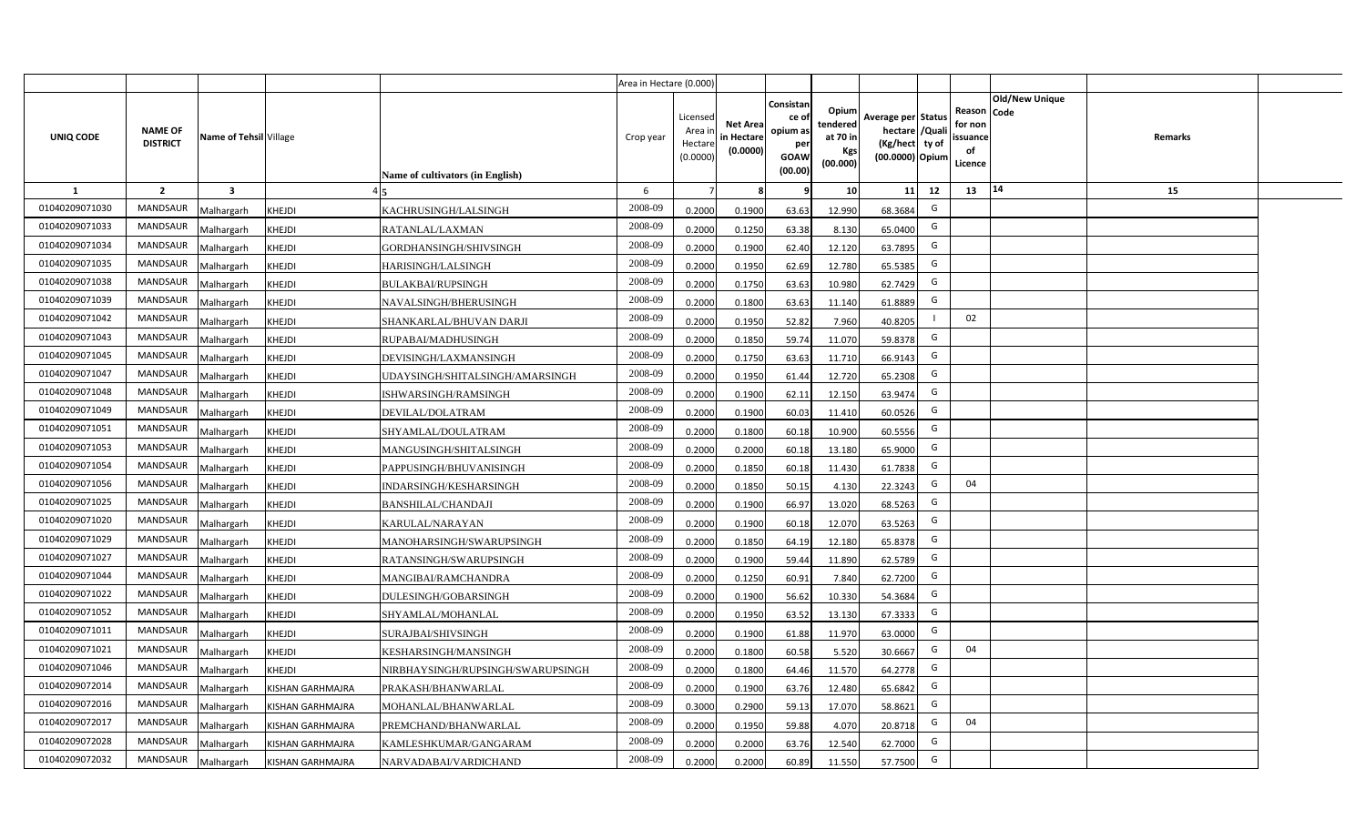|  |  |  |  |  | Area in Hectare (0.000) |  |  |  |  |  |  |  |  |  |
|---|---|---|---|---|---|---|---|---|---|---|---|---|---|---|
| UNIQ CODE | NAME OF DISTRICT | Name of Tehsil | Village | Name of cultivators (in English) | Crop year | Licensed Area in Hectare (0.0000) | Net Area in Hectare (0.0000) | Consistance of opium as per GOAW (00.00) | Opium tendered at 70 in Kgs (00.000) | Average per hectare (Kg/hect) (00.0000) | Status /Quality of Opium | Reason for non issuance of Licence | Old/New Unique Code | Remarks |
| 1 | 2 | 3 | 4 | 5 | 6 | 7 | 8 | 9 | 10 | 11 | 12 | 13 | 14 | 15 |
| 01040209071030 | MANDSAUR | Malhargarh | KHEJDI | KACHRUSINGH/LALSINGH | 2008-09 | 0.2000 | 0.1900 | 63.63 | 12.990 | 68.3684 | G |  |  |  |
| 01040209071033 | MANDSAUR | Malhargarh | KHEJDI | RATANLAL/LAXMAN | 2008-09 | 0.2000 | 0.1250 | 63.38 | 8.130 | 65.0400 | G |  |  |  |
| 01040209071034 | MANDSAUR | Malhargarh | KHEJDI | GORDHANSINGH/SHIVSINGH | 2008-09 | 0.2000 | 0.1900 | 62.40 | 12.120 | 63.7895 | G |  |  |  |
| 01040209071035 | MANDSAUR | Malhargarh | KHEJDI | HARISINGH/LALSINGH | 2008-09 | 0.2000 | 0.1950 | 62.69 | 12.780 | 65.5385 | G |  |  |  |
| 01040209071038 | MANDSAUR | Malhargarh | KHEJDI | BULAKBAI/RUPSINGH | 2008-09 | 0.2000 | 0.1750 | 63.63 | 10.980 | 62.7429 | G |  |  |  |
| 01040209071039 | MANDSAUR | Malhargarh | KHEJDI | NAVALSINGH/BHERUSINGH | 2008-09 | 0.2000 | 0.1800 | 63.63 | 11.140 | 61.8889 | G |  |  |  |
| 01040209071042 | MANDSAUR | Malhargarh | KHEJDI | SHANKARLAL/BHUVAN DARJI | 2008-09 | 0.2000 | 0.1950 | 52.82 | 7.960 | 40.8205 | I | 02 |  |  |
| 01040209071043 | MANDSAUR | Malhargarh | KHEJDI | RUPABAI/MADHUSINGH | 2008-09 | 0.2000 | 0.1850 | 59.74 | 11.070 | 59.8378 | G |  |  |  |
| 01040209071045 | MANDSAUR | Malhargarh | KHEJDI | DEVISINGH/LAXMANSINGH | 2008-09 | 0.2000 | 0.1750 | 63.63 | 11.710 | 66.9143 | G |  |  |  |
| 01040209071047 | MANDSAUR | Malhargarh | KHEJDI | UDAYSINGH/SHITALSINGH/AMARSINGH | 2008-09 | 0.2000 | 0.1950 | 61.44 | 12.720 | 65.2308 | G |  |  |  |
| 01040209071048 | MANDSAUR | Malhargarh | KHEJDI | ISHWARSINGH/RAMSINGH | 2008-09 | 0.2000 | 0.1900 | 62.11 | 12.150 | 63.9474 | G |  |  |  |
| 01040209071049 | MANDSAUR | Malhargarh | KHEJDI | DEVILAL/DOLATRAM | 2008-09 | 0.2000 | 0.1900 | 60.03 | 11.410 | 60.0526 | G |  |  |  |
| 01040209071051 | MANDSAUR | Malhargarh | KHEJDI | SHYAMLAL/DOULATRAM | 2008-09 | 0.2000 | 0.1800 | 60.18 | 10.900 | 60.5556 | G |  |  |  |
| 01040209071053 | MANDSAUR | Malhargarh | KHEJDI | MANGUSINGH/SHITALSINGH | 2008-09 | 0.2000 | 0.2000 | 60.18 | 13.180 | 65.9000 | G |  |  |  |
| 01040209071054 | MANDSAUR | Malhargarh | KHEJDI | PAPPUSINGH/BHUVANISINGH | 2008-09 | 0.2000 | 0.1850 | 60.18 | 11.430 | 61.7838 | G |  |  |  |
| 01040209071056 | MANDSAUR | Malhargarh | KHEJDI | INDARSINGH/KESHARSINGH | 2008-09 | 0.2000 | 0.1850 | 50.15 | 4.130 | 22.3243 | G | 04 |  |  |
| 01040209071025 | MANDSAUR | Malhargarh | KHEJDI | BANSHILAL/CHANDAJI | 2008-09 | 0.2000 | 0.1900 | 66.97 | 13.020 | 68.5263 | G |  |  |  |
| 01040209071020 | MANDSAUR | Malhargarh | KHEJDI | KARULAL/NARAYAN | 2008-09 | 0.2000 | 0.1900 | 60.18 | 12.070 | 63.5263 | G |  |  |  |
| 01040209071029 | MANDSAUR | Malhargarh | KHEJDI | MANOHARSINGH/SWARUPSINGH | 2008-09 | 0.2000 | 0.1850 | 64.19 | 12.180 | 65.8378 | G |  |  |  |
| 01040209071027 | MANDSAUR | Malhargarh | KHEJDI | RATANSINGH/SWARUPSINGH | 2008-09 | 0.2000 | 0.1900 | 59.44 | 11.890 | 62.5789 | G |  |  |  |
| 01040209071044 | MANDSAUR | Malhargarh | KHEJDI | MANGIBAI/RAMCHANDRA | 2008-09 | 0.2000 | 0.1250 | 60.91 | 7.840 | 62.7200 | G |  |  |  |
| 01040209071022 | MANDSAUR | Malhargarh | KHEJDI | DULESINGH/GOBARSINGH | 2008-09 | 0.2000 | 0.1900 | 56.62 | 10.330 | 54.3684 | G |  |  |  |
| 01040209071052 | MANDSAUR | Malhargarh | KHEJDI | SHYAMLAL/MOHANLAL | 2008-09 | 0.2000 | 0.1950 | 63.52 | 13.130 | 67.3333 | G |  |  |  |
| 01040209071011 | MANDSAUR | Malhargarh | KHEJDI | SURAJBAI/SHIVSINGH | 2008-09 | 0.2000 | 0.1900 | 61.88 | 11.970 | 63.0000 | G |  |  |  |
| 01040209071021 | MANDSAUR | Malhargarh | KHEJDI | KESHARSINGH/MANSINGH | 2008-09 | 0.2000 | 0.1800 | 60.58 | 5.520 | 30.6667 | G | 04 |  |  |
| 01040209071046 | MANDSAUR | Malhargarh | KHEJDI | NIRBHAYSINGH/RUPSINGH/SWARUPSINGH | 2008-09 | 0.2000 | 0.1800 | 64.46 | 11.570 | 64.2778 | G |  |  |  |
| 01040209072014 | MANDSAUR | Malhargarh | KISHAN GARHMAJRA | PRAKASH/BHANWARLAL | 2008-09 | 0.2000 | 0.1900 | 63.76 | 12.480 | 65.6842 | G |  |  |  |
| 01040209072016 | MANDSAUR | Malhargarh | KISHAN GARHMAJRA | MOHANLAL/BHANWARLAL | 2008-09 | 0.3000 | 0.2900 | 59.13 | 17.070 | 58.8621 | G |  |  |  |
| 01040209072017 | MANDSAUR | Malhargarh | KISHAN GARHMAJRA | PREMCHAND/BHANWARLAL | 2008-09 | 0.2000 | 0.1950 | 59.88 | 4.070 | 20.8718 | G | 04 |  |  |
| 01040209072028 | MANDSAUR | Malhargarh | KISHAN GARHMAJRA | KAMLESHKUMAR/GANGARAM | 2008-09 | 0.2000 | 0.2000 | 63.76 | 12.540 | 62.7000 | G |  |  |  |
| 01040209072032 | MANDSAUR | Malhargarh | KISHAN GARHMAJRA | NARVADABAI/VARDICHAND | 2008-09 | 0.2000 | 0.2000 | 60.89 | 11.550 | 57.7500 | G |  |  |  |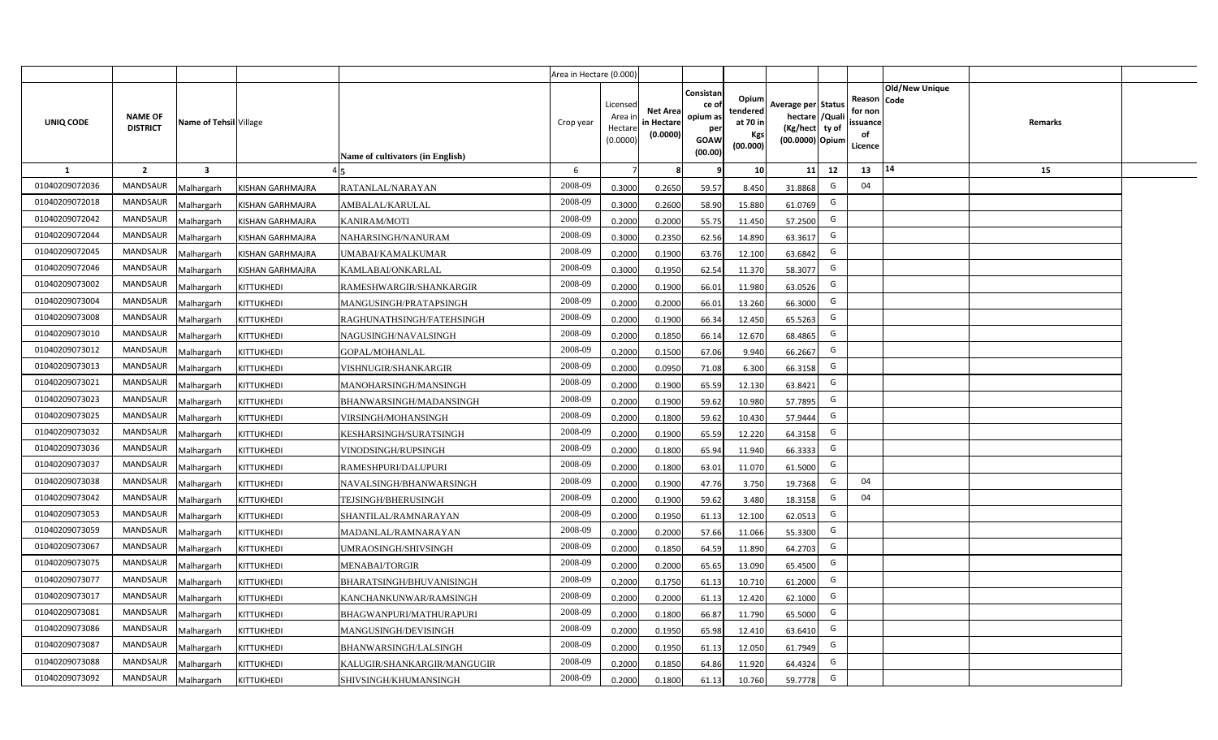|  |  |  |  |  | Area in Hectare (0.000) |  |  |  |  |  |  |  |  |  |
|---|---|---|---|---|---|---|---|---|---|---|---|---|---|---|
| UNIQ CODE | NAME OF DISTRICT | Name of Tehsil | Village | Name of cultivators (in English) | Crop year | Licensed Area in Hectare (0.0000) | Net Area in Hectare (0.0000) | Consistance of opium as per GOAW (00.00) | Opium tendered at 70 in Kgs (00.000) | Average per hectare (Kg/hect) (00.0000) | Status /Quality of Opium | Reason for non issuance of Licence | Old/New Unique Code | Remarks |
| 1 | 2 | 3 | 4 | 5 | 6 | 7 | 8 | 9 | 10 | 11 | 12 | 13 | 14 | 15 |
| 01040209072036 | MANDSAUR | Malhargarh | KISHAN GARHMAJRA | RATANLAL/NARAYAN | 2008-09 | 0.3000 | 0.2650 | 59.57 | 8.450 | 31.8868 | G | 04 |  |  |
| 01040209072018 | MANDSAUR | Malhargarh | KISHAN GARHMAJRA | AMBALAL/KARULAL | 2008-09 | 0.3000 | 0.2600 | 58.90 | 15.880 | 61.0769 | G |  |  |  |
| 01040209072042 | MANDSAUR | Malhargarh | KISHAN GARHMAJRA | KANIRAM/MOTI | 2008-09 | 0.2000 | 0.2000 | 55.75 | 11.450 | 57.2500 | G |  |  |  |
| 01040209072044 | MANDSAUR | Malhargarh | KISHAN GARHMAJRA | NAHARSINGH/NANURAM | 2008-09 | 0.3000 | 0.2350 | 62.56 | 14.890 | 63.3617 | G |  |  |  |
| 01040209072045 | MANDSAUR | Malhargarh | KISHAN GARHMAJRA | UMABAI/KAMALKUMAR | 2008-09 | 0.2000 | 0.1900 | 63.76 | 12.100 | 63.6842 | G |  |  |  |
| 01040209072046 | MANDSAUR | Malhargarh | KISHAN GARHMAJRA | KAMLABAI/ONKARLAL | 2008-09 | 0.3000 | 0.1950 | 62.54 | 11.370 | 58.3077 | G |  |  |  |
| 01040209073002 | MANDSAUR | Malhargarh | KITTUKHEDI | RAMESHWARGIR/SHANKARGIR | 2008-09 | 0.2000 | 0.1900 | 66.01 | 11.980 | 63.0526 | G |  |  |  |
| 01040209073004 | MANDSAUR | Malhargarh | KITTUKHEDI | MANGUSINGH/PRATAPSINGH | 2008-09 | 0.2000 | 0.2000 | 66.01 | 13.260 | 66.3000 | G |  |  |  |
| 01040209073008 | MANDSAUR | Malhargarh | KITTUKHEDI | RAGHUNATHSINGH/FATEHSINGH | 2008-09 | 0.2000 | 0.1900 | 66.34 | 12.450 | 65.5263 | G |  |  |  |
| 01040209073010 | MANDSAUR | Malhargarh | KITTUKHEDI | NAGUSINGH/NAVALSINGH | 2008-09 | 0.2000 | 0.1850 | 66.14 | 12.670 | 68.4865 | G |  |  |  |
| 01040209073012 | MANDSAUR | Malhargarh | KITTUKHEDI | GOPAL/MOHANLAL | 2008-09 | 0.2000 | 0.1500 | 67.06 | 9.940 | 66.2667 | G |  |  |  |
| 01040209073013 | MANDSAUR | Malhargarh | KITTUKHEDI | VISHNUGIR/SHANKARGIR | 2008-09 | 0.2000 | 0.0950 | 71.08 | 6.300 | 66.3158 | G |  |  |  |
| 01040209073021 | MANDSAUR | Malhargarh | KITTUKHEDI | MANOHARSINGH/MANSINGH | 2008-09 | 0.2000 | 0.1900 | 65.59 | 12.130 | 63.8421 | G |  |  |  |
| 01040209073023 | MANDSAUR | Malhargarh | KITTUKHEDI | BHANWARSINGH/MADANSINGH | 2008-09 | 0.2000 | 0.1900 | 59.62 | 10.980 | 57.7895 | G |  |  |  |
| 01040209073025 | MANDSAUR | Malhargarh | KITTUKHEDI | VIRSINGH/MOHANSINGH | 2008-09 | 0.2000 | 0.1800 | 59.62 | 10.430 | 57.9444 | G |  |  |  |
| 01040209073032 | MANDSAUR | Malhargarh | KITTUKHEDI | KESHARSINGH/SURATSINGH | 2008-09 | 0.2000 | 0.1900 | 65.59 | 12.220 | 64.3158 | G |  |  |  |
| 01040209073036 | MANDSAUR | Malhargarh | KITTUKHEDI | VINODSINGH/RUPSINGH | 2008-09 | 0.2000 | 0.1800 | 65.94 | 11.940 | 66.3333 | G |  |  |  |
| 01040209073037 | MANDSAUR | Malhargarh | KITTUKHEDI | RAMESHPURI/DALUPURI | 2008-09 | 0.2000 | 0.1800 | 63.01 | 11.070 | 61.5000 | G |  |  |  |
| 01040209073038 | MANDSAUR | Malhargarh | KITTUKHEDI | NAVALSINGH/BHANWARSINGH | 2008-09 | 0.2000 | 0.1900 | 47.76 | 3.750 | 19.7368 | G | 04 |  |  |
| 01040209073042 | MANDSAUR | Malhargarh | KITTUKHEDI | TEJSINGH/BHERUSINGH | 2008-09 | 0.2000 | 0.1900 | 59.62 | 3.480 | 18.3158 | G | 04 |  |  |
| 01040209073053 | MANDSAUR | Malhargarh | KITTUKHEDI | SHANTILAL/RAMNARAYAN | 2008-09 | 0.2000 | 0.1950 | 61.13 | 12.100 | 62.0513 | G |  |  |  |
| 01040209073059 | MANDSAUR | Malhargarh | KITTUKHEDI | MADANLAL/RAMNARAYAN | 2008-09 | 0.2000 | 0.2000 | 57.66 | 11.066 | 55.3300 | G |  |  |  |
| 01040209073067 | MANDSAUR | Malhargarh | KITTUKHEDI | UMRAOSINGH/SHIVSINGH | 2008-09 | 0.2000 | 0.1850 | 64.59 | 11.890 | 64.2703 | G |  |  |  |
| 01040209073075 | MANDSAUR | Malhargarh | KITTUKHEDI | MENABAI/TORGIR | 2008-09 | 0.2000 | 0.2000 | 65.65 | 13.090 | 65.4500 | G |  |  |  |
| 01040209073077 | MANDSAUR | Malhargarh | KITTUKHEDI | BHARATSINGH/BHUVANISINGH | 2008-09 | 0.2000 | 0.1750 | 61.13 | 10.710 | 61.2000 | G |  |  |  |
| 01040209073017 | MANDSAUR | Malhargarh | KITTUKHEDI | KANCHANKUNWAR/RAMSINGH | 2008-09 | 0.2000 | 0.2000 | 61.13 | 12.420 | 62.1000 | G |  |  |  |
| 01040209073081 | MANDSAUR | Malhargarh | KITTUKHEDI | BHAGWANPURI/MATHURAPURI | 2008-09 | 0.2000 | 0.1800 | 66.87 | 11.790 | 65.5000 | G |  |  |  |
| 01040209073086 | MANDSAUR | Malhargarh | KITTUKHEDI | MANGUSINGH/DEVISINGH | 2008-09 | 0.2000 | 0.1950 | 65.98 | 12.410 | 63.6410 | G |  |  |  |
| 01040209073087 | MANDSAUR | Malhargarh | KITTUKHEDI | BHANWARSINGH/LALSINGH | 2008-09 | 0.2000 | 0.1950 | 61.13 | 12.050 | 61.7949 | G |  |  |  |
| 01040209073088 | MANDSAUR | Malhargarh | KITTUKHEDI | KALUGIR/SHANKARGIR/MANGUGIR | 2008-09 | 0.2000 | 0.1850 | 64.86 | 11.920 | 64.4324 | G |  |  |  |
| 01040209073092 | MANDSAUR | Malhargarh | KITTUKHEDI | SHIVSINGH/KHUMANSINGH | 2008-09 | 0.2000 | 0.1800 | 61.13 | 10.760 | 59.7778 | G |  |  |  |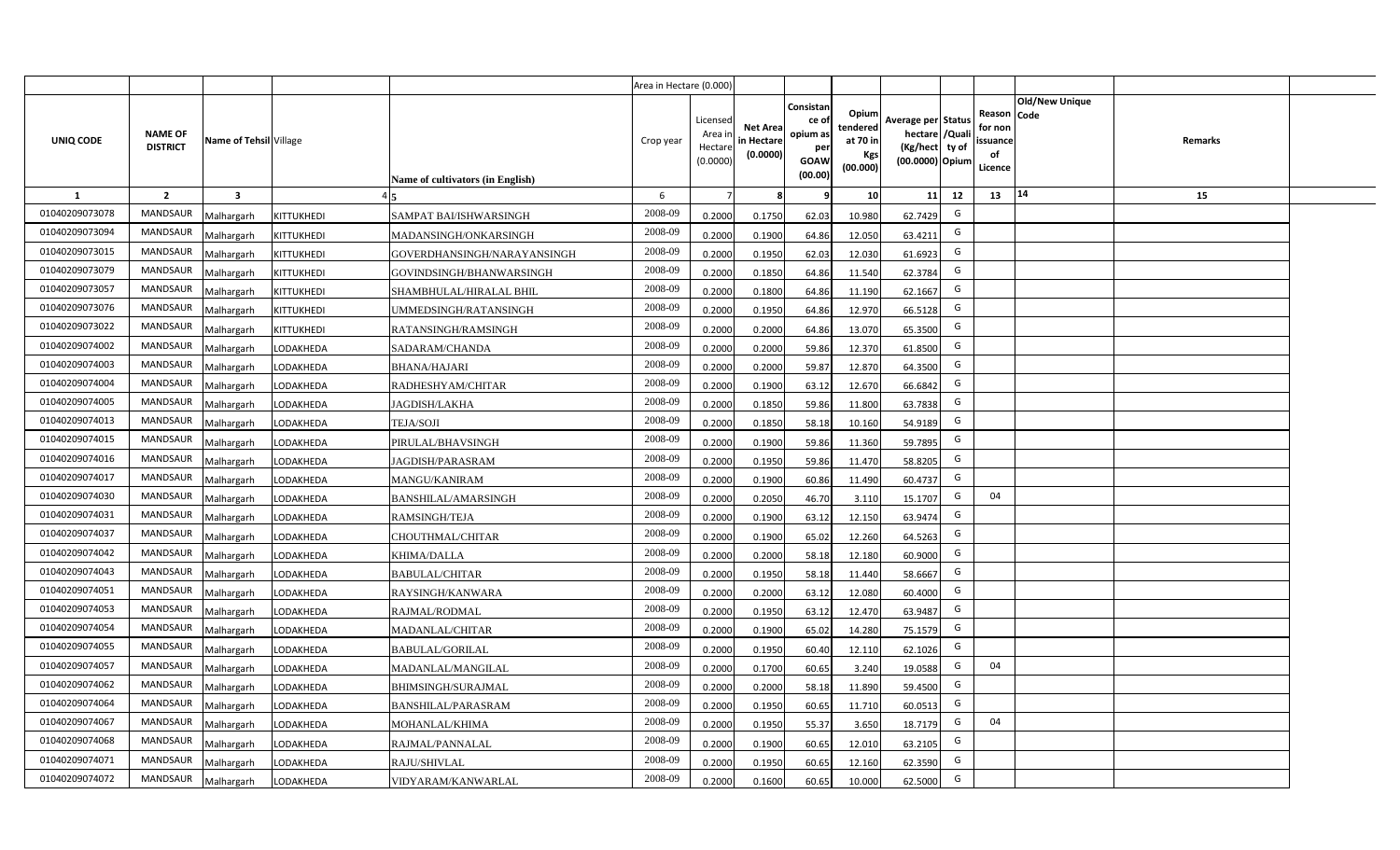| | | | | | Area in Hectare (0.000) | | | | | | | | | | |
|---|---|---|---|---|---|---|---|---|---|---|---|---|---|---|---|
| UNIQ CODE | NAME OF DISTRICT | Name of Tehsil | Village | Name of cultivators (in English) | Crop year | Licensed Area in Hectare (0.0000) | Net Area in Hectare (0.0000) | Consistance of opium as per GOAW (00.00) | Opium tendered at 70 in Kgs (00.000) | Average per hectare (Kg/hect) (00.0000) | Status /Quality of Opium | Reason for non issuance of Licence | Old/New Unique Code | Remarks |
| 1 | 2 | 3 | 4 | 5 | 6 | 7 | 8 | 9 | 10 | 11 | 12 | 13 | 14 | 15 |
| 01040209073078 | MANDSAUR | Malhargarh | KITTUKHEDI | SAMPAT BAI/ISHWARSINGH | 2008-09 | 0.2000 | 0.1750 | 62.03 | 10.980 | 62.7429 | G | | | |
| 01040209073094 | MANDSAUR | Malhargarh | KITTUKHEDI | MADANSINGH/ONKARSINGH | 2008-09 | 0.2000 | 0.1900 | 64.86 | 12.050 | 63.4211 | G | | | |
| 01040209073015 | MANDSAUR | Malhargarh | KITTUKHEDI | GOVERDHANSINGH/NARAYANSINGH | 2008-09 | 0.2000 | 0.1950 | 62.03 | 12.030 | 61.6923 | G | | | |
| 01040209073079 | MANDSAUR | Malhargarh | KITTUKHEDI | GOVINDSINGH/BHANWARSINGH | 2008-09 | 0.2000 | 0.1850 | 64.86 | 11.540 | 62.3784 | G | | | |
| 01040209073057 | MANDSAUR | Malhargarh | KITTUKHEDI | SHAMBHULAL/HIRALAL BHIL | 2008-09 | 0.2000 | 0.1800 | 64.86 | 11.190 | 62.1667 | G | | | |
| 01040209073076 | MANDSAUR | Malhargarh | KITTUKHEDI | UMMEDSINGH/RATANSINGH | 2008-09 | 0.2000 | 0.1950 | 64.86 | 12.970 | 66.5128 | G | | | |
| 01040209073022 | MANDSAUR | Malhargarh | KITTUKHEDI | RATANSINGH/RAMSINGH | 2008-09 | 0.2000 | 0.2000 | 64.86 | 13.070 | 65.3500 | G | | | |
| 01040209074002 | MANDSAUR | Malhargarh | LODAKHEDA | SADARAM/CHANDA | 2008-09 | 0.2000 | 0.2000 | 59.86 | 12.370 | 61.8500 | G | | | |
| 01040209074003 | MANDSAUR | Malhargarh | LODAKHEDA | BHANA/HAJARI | 2008-09 | 0.2000 | 0.2000 | 59.87 | 12.870 | 64.3500 | G | | | |
| 01040209074004 | MANDSAUR | Malhargarh | LODAKHEDA | RADHESHYAM/CHITAR | 2008-09 | 0.2000 | 0.1900 | 63.12 | 12.670 | 66.6842 | G | | | |
| 01040209074005 | MANDSAUR | Malhargarh | LODAKHEDA | JAGDISH/LAKHA | 2008-09 | 0.2000 | 0.1850 | 59.86 | 11.800 | 63.7838 | G | | | |
| 01040209074013 | MANDSAUR | Malhargarh | LODAKHEDA | TEJA/SOJI | 2008-09 | 0.2000 | 0.1850 | 58.18 | 10.160 | 54.9189 | G | | | |
| 01040209074015 | MANDSAUR | Malhargarh | LODAKHEDA | PIRULAL/BHAVSINGH | 2008-09 | 0.2000 | 0.1900 | 59.86 | 11.360 | 59.7895 | G | | | |
| 01040209074016 | MANDSAUR | Malhargarh | LODAKHEDA | JAGDISH/PARASRAM | 2008-09 | 0.2000 | 0.1950 | 59.86 | 11.470 | 58.8205 | G | | | |
| 01040209074017 | MANDSAUR | Malhargarh | LODAKHEDA | MANGU/KANIRAM | 2008-09 | 0.2000 | 0.1900 | 60.86 | 11.490 | 60.4737 | G | | | |
| 01040209074030 | MANDSAUR | Malhargarh | LODAKHEDA | BANSHILAL/AMARSINGH | 2008-09 | 0.2000 | 0.2050 | 46.70 | 3.110 | 15.1707 | G | 04 | | |
| 01040209074031 | MANDSAUR | Malhargarh | LODAKHEDA | RAMSINGH/TEJA | 2008-09 | 0.2000 | 0.1900 | 63.12 | 12.150 | 63.9474 | G | | | |
| 01040209074037 | MANDSAUR | Malhargarh | LODAKHEDA | CHOUTHMAL/CHITAR | 2008-09 | 0.2000 | 0.1900 | 65.02 | 12.260 | 64.5263 | G | | | |
| 01040209074042 | MANDSAUR | Malhargarh | LODAKHEDA | KHIMA/DALLA | 2008-09 | 0.2000 | 0.2000 | 58.18 | 12.180 | 60.9000 | G | | | |
| 01040209074043 | MANDSAUR | Malhargarh | LODAKHEDA | BABULAL/CHITAR | 2008-09 | 0.2000 | 0.1950 | 58.18 | 11.440 | 58.6667 | G | | | |
| 01040209074051 | MANDSAUR | Malhargarh | LODAKHEDA | RAYSINGH/KANWARA | 2008-09 | 0.2000 | 0.2000 | 63.12 | 12.080 | 60.4000 | G | | | |
| 01040209074053 | MANDSAUR | Malhargarh | LODAKHEDA | RAJMAL/RODMAL | 2008-09 | 0.2000 | 0.1950 | 63.12 | 12.470 | 63.9487 | G | | | |
| 01040209074054 | MANDSAUR | Malhargarh | LODAKHEDA | MADANLAL/CHITAR | 2008-09 | 0.2000 | 0.1900 | 65.02 | 14.280 | 75.1579 | G | | | |
| 01040209074055 | MANDSAUR | Malhargarh | LODAKHEDA | BABULAL/GORILAL | 2008-09 | 0.2000 | 0.1950 | 60.40 | 12.110 | 62.1026 | G | | | |
| 01040209074057 | MANDSAUR | Malhargarh | LODAKHEDA | MADANLAL/MANGILAL | 2008-09 | 0.2000 | 0.1700 | 60.65 | 3.240 | 19.0588 | G | 04 | | |
| 01040209074062 | MANDSAUR | Malhargarh | LODAKHEDA | BHIMSINGH/SURAJMAL | 2008-09 | 0.2000 | 0.2000 | 58.18 | 11.890 | 59.4500 | G | | | |
| 01040209074064 | MANDSAUR | Malhargarh | LODAKHEDA | BANSHILAL/PARASRAM | 2008-09 | 0.2000 | 0.1950 | 60.65 | 11.710 | 60.0513 | G | | | |
| 01040209074067 | MANDSAUR | Malhargarh | LODAKHEDA | MOHANLAL/KHIMA | 2008-09 | 0.2000 | 0.1950 | 55.37 | 3.650 | 18.7179 | G | 04 | | |
| 01040209074068 | MANDSAUR | Malhargarh | LODAKHEDA | RAJMAL/PANNALAL | 2008-09 | 0.2000 | 0.1900 | 60.65 | 12.010 | 63.2105 | G | | | |
| 01040209074071 | MANDSAUR | Malhargarh | LODAKHEDA | RAJU/SHIVLAL | 2008-09 | 0.2000 | 0.1950 | 60.65 | 12.160 | 62.3590 | G | | | |
| 01040209074072 | MANDSAUR | Malhargarh | LODAKHEDA | VIDYARAM/KANWARLAL | 2008-09 | 0.2000 | 0.1600 | 60.65 | 10.000 | 62.5000 | G | | | |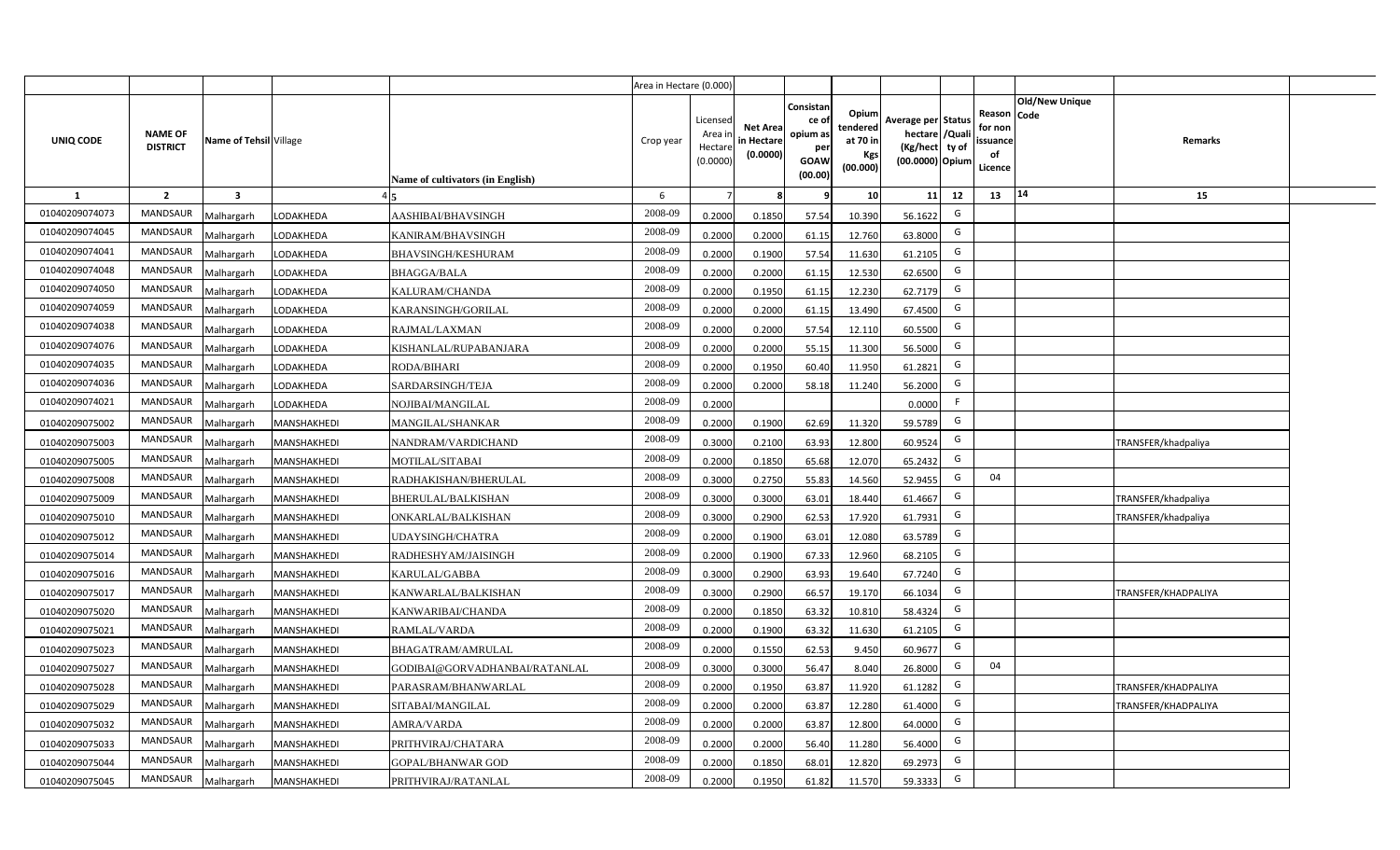| | | | | | Area in Hectare (0.000) | | | | | | | | | | |
|---|---|---|---|---|---|---|---|---|---|---|---|---|---|---|---|
| UNIQ CODE | NAME OF DISTRICT | Name of Tehsil | Village | Name of cultivators (in English) | Crop year | Licensed Area in Hectare (0.0000) | Net Area in Hectare (0.0000) | Consistance of opium as per GOAW (00.00) | Opium tendered at 70 in Kgs (00.000) | Average per hectare (Kg/hect) (00.0000) | Status /Quality of Opium | Reason for non issuance of Licence | Old/New Unique Code | Remarks |
| 1 | 2 | 3 | 4 | 5 | 6 | 7 | 8 | 9 | 10 | 11 | 12 | 13 | 14 | 15 |
| 01040209074073 | MANDSAUR | Malhargarh | LODAKHEDA | AASHIBAI/BHAVSINGH | 2008-09 | 0.2000 | 0.1850 | 57.54 | 10.390 | 56.1622 | G | | | |
| 01040209074045 | MANDSAUR | Malhargarh | LODAKHEDA | KANIRAM/BHAVSINGH | 2008-09 | 0.2000 | 0.2000 | 61.15 | 12.760 | 63.8000 | G | | | |
| 01040209074041 | MANDSAUR | Malhargarh | LODAKHEDA | BHAVSINGH/KESHURAM | 2008-09 | 0.2000 | 0.1900 | 57.54 | 11.630 | 61.2105 | G | | | |
| 01040209074048 | MANDSAUR | Malhargarh | LODAKHEDA | BHAGGA/BALA | 2008-09 | 0.2000 | 0.2000 | 61.15 | 12.530 | 62.6500 | G | | | |
| 01040209074050 | MANDSAUR | Malhargarh | LODAKHEDA | KALURAM/CHANDA | 2008-09 | 0.2000 | 0.1950 | 61.15 | 12.230 | 62.7179 | G | | | |
| 01040209074059 | MANDSAUR | Malhargarh | LODAKHEDA | KARANSINGH/GORILAL | 2008-09 | 0.2000 | 0.2000 | 61.15 | 13.490 | 67.4500 | G | | | |
| 01040209074038 | MANDSAUR | Malhargarh | LODAKHEDA | RAJMAL/LAXMAN | 2008-09 | 0.2000 | 0.2000 | 57.54 | 12.110 | 60.5500 | G | | | |
| 01040209074076 | MANDSAUR | Malhargarh | LODAKHEDA | KISHANLAL/RUPABANJARA | 2008-09 | 0.2000 | 0.2000 | 55.15 | 11.300 | 56.5000 | G | | | |
| 01040209074035 | MANDSAUR | Malhargarh | LODAKHEDA | RODA/BIHARI | 2008-09 | 0.2000 | 0.1950 | 60.40 | 11.950 | 61.2821 | G | | | |
| 01040209074036 | MANDSAUR | Malhargarh | LODAKHEDA | SARDARSINGH/TEJA | 2008-09 | 0.2000 | 0.2000 | 58.18 | 11.240 | 56.2000 | G | | | |
| 01040209074021 | MANDSAUR | Malhargarh | LODAKHEDA | NOJIBAI/MANGILAL | 2008-09 | 0.2000 | | | | 0.0000 | F | | | |
| 01040209075002 | MANDSAUR | Malhargarh | MANSHAKHEDI | MANGILAL/SHANKAR | 2008-09 | 0.2000 | 0.1900 | 62.69 | 11.320 | 59.5789 | G | | | |
| 01040209075003 | MANDSAUR | Malhargarh | MANSHAKHEDI | NANDRAM/VARDICHAND | 2008-09 | 0.3000 | 0.2100 | 63.93 | 12.800 | 60.9524 | G | | | TRANSFER/khadpaliya |
| 01040209075005 | MANDSAUR | Malhargarh | MANSHAKHEDI | MOTILAL/SITABAI | 2008-09 | 0.2000 | 0.1850 | 65.68 | 12.070 | 65.2432 | G | | | |
| 01040209075008 | MANDSAUR | Malhargarh | MANSHAKHEDI | RADHAKISHAN/BHERULAL | 2008-09 | 0.3000 | 0.2750 | 55.83 | 14.560 | 52.9455 | G | 04 | | |
| 01040209075009 | MANDSAUR | Malhargarh | MANSHAKHEDI | BHERULAL/BALKISHAN | 2008-09 | 0.3000 | 0.3000 | 63.01 | 18.440 | 61.4667 | G | | | TRANSFER/khadpaliya |
| 01040209075010 | MANDSAUR | Malhargarh | MANSHAKHEDI | ONKARLAL/BALKISHAN | 2008-09 | 0.3000 | 0.2900 | 62.53 | 17.920 | 61.7931 | G | | | TRANSFER/khadpaliya |
| 01040209075012 | MANDSAUR | Malhargarh | MANSHAKHEDI | UDAYSINGH/CHATRA | 2008-09 | 0.2000 | 0.1900 | 63.01 | 12.080 | 63.5789 | G | | | |
| 01040209075014 | MANDSAUR | Malhargarh | MANSHAKHEDI | RADHESHYAM/JAISINGH | 2008-09 | 0.2000 | 0.1900 | 67.33 | 12.960 | 68.2105 | G | | | |
| 01040209075016 | MANDSAUR | Malhargarh | MANSHAKHEDI | KARULAL/GABBA | 2008-09 | 0.3000 | 0.2900 | 63.93 | 19.640 | 67.7240 | G | | | |
| 01040209075017 | MANDSAUR | Malhargarh | MANSHAKHEDI | KANWARLAL/BALKISHAN | 2008-09 | 0.3000 | 0.2900 | 66.57 | 19.170 | 66.1034 | G | | | TRANSFER/KHADPALIYA |
| 01040209075020 | MANDSAUR | Malhargarh | MANSHAKHEDI | KANWARIBAI/CHANDA | 2008-09 | 0.2000 | 0.1850 | 63.32 | 10.810 | 58.4324 | G | | | |
| 01040209075021 | MANDSAUR | Malhargarh | MANSHAKHEDI | RAMLAL/VARDA | 2008-09 | 0.2000 | 0.1900 | 63.32 | 11.630 | 61.2105 | G | | | |
| 01040209075023 | MANDSAUR | Malhargarh | MANSHAKHEDI | BHAGATRAM/AMRULAL | 2008-09 | 0.2000 | 0.1550 | 62.53 | 9.450 | 60.9677 | G | | | |
| 01040209075027 | MANDSAUR | Malhargarh | MANSHAKHEDI | GODIBAI@GORVADHANBAI/RATANLAL | 2008-09 | 0.3000 | 0.3000 | 56.47 | 8.040 | 26.8000 | G | 04 | | |
| 01040209075028 | MANDSAUR | Malhargarh | MANSHAKHEDI | PARASRAM/BHANWARLAL | 2008-09 | 0.2000 | 0.1950 | 63.87 | 11.920 | 61.1282 | G | | | TRANSFER/KHADPALIYA |
| 01040209075029 | MANDSAUR | Malhargarh | MANSHAKHEDI | SITABAI/MANGILAL | 2008-09 | 0.2000 | 0.2000 | 63.87 | 12.280 | 61.4000 | G | | | TRANSFER/KHADPALIYA |
| 01040209075032 | MANDSAUR | Malhargarh | MANSHAKHEDI | AMRA/VARDA | 2008-09 | 0.2000 | 0.2000 | 63.87 | 12.800 | 64.0000 | G | | | |
| 01040209075033 | MANDSAUR | Malhargarh | MANSHAKHEDI | PRITHVIRAJ/CHATARA | 2008-09 | 0.2000 | 0.2000 | 56.40 | 11.280 | 56.4000 | G | | | |
| 01040209075044 | MANDSAUR | Malhargarh | MANSHAKHEDI | GOPAL/BHANWAR GOD | 2008-09 | 0.2000 | 0.1850 | 68.01 | 12.820 | 69.2973 | G | | | |
| 01040209075045 | MANDSAUR | Malhargarh | MANSHAKHEDI | PRITHVIRAJ/RATANLAL | 2008-09 | 0.2000 | 0.1950 | 61.82 | 11.570 | 59.3333 | G | | | |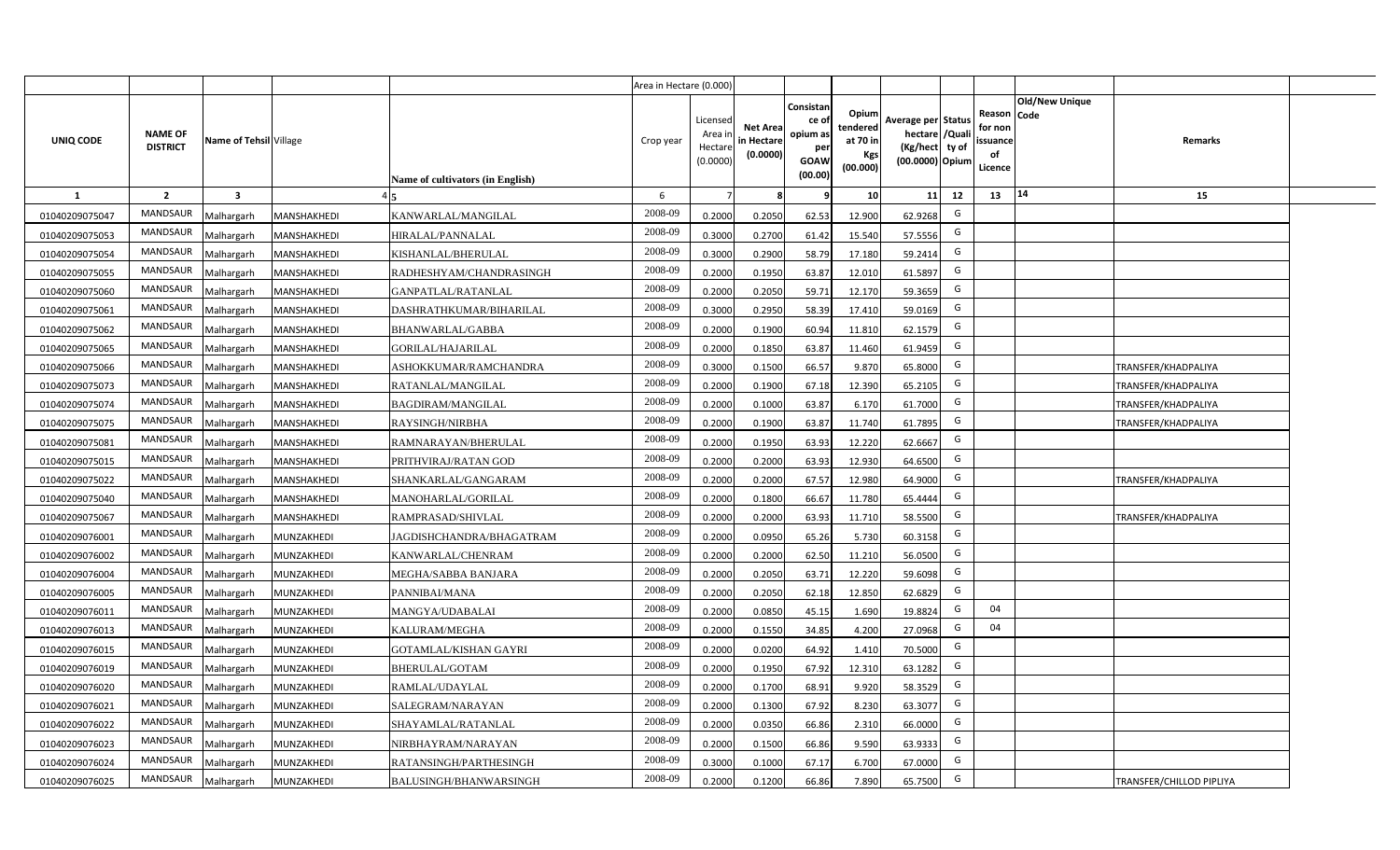| | | | | | Area in Hectare (0.000) | | | | | | | | | | |
|---|---|---|---|---|---|---|---|---|---|---|---|---|---|---|---|
| UNIQ CODE | NAME OF DISTRICT | Name of Tehsil | Village | Name of cultivators (in English) | Crop year | Licensed Area in Hectare (0.0000) | Net Area in Hectare (0.0000) | Consistance of opium as per GOAW (00.00) | Opium tendered at 70 in Kgs (00.000) | Average per hectare (Kg/hect) (00.0000) | Status /Quality of Opium | Reason for non issuance of Licence | Old/New Unique Code | Remarks |
| 1 | 2 | 3 | 4 | 5 | 6 | 7 | 8 | 9 | 10 | 11 | 12 | 13 | 14 | 15 |
| 01040209075047 | MANDSAUR | Malhargarh | MANSHAKHEDI | KANWARLAL/MANGILAL | 2008-09 | 0.2000 | 0.2050 | 62.53 | 12.900 | 62.9268 | G | | | |
| 01040209075053 | MANDSAUR | Malhargarh | MANSHAKHEDI | HIRALAL/PANNALAL | 2008-09 | 0.3000 | 0.2700 | 61.42 | 15.540 | 57.5556 | G | | | |
| 01040209075054 | MANDSAUR | Malhargarh | MANSHAKHEDI | KISHANLAL/BHERULAL | 2008-09 | 0.3000 | 0.2900 | 58.79 | 17.180 | 59.2414 | G | | | |
| 01040209075055 | MANDSAUR | Malhargarh | MANSHAKHEDI | RADHESHYAM/CHANDRASINGH | 2008-09 | 0.2000 | 0.1950 | 63.87 | 12.010 | 61.5897 | G | | | |
| 01040209075060 | MANDSAUR | Malhargarh | MANSHAKHEDI | GANPATLAL/RATANLAL | 2008-09 | 0.2000 | 0.2050 | 59.71 | 12.170 | 59.3659 | G | | | |
| 01040209075061 | MANDSAUR | Malhargarh | MANSHAKHEDI | DASHRATHKUMAR/BIHARILAL | 2008-09 | 0.3000 | 0.2950 | 58.39 | 17.410 | 59.0169 | G | | | |
| 01040209075062 | MANDSAUR | Malhargarh | MANSHAKHEDI | BHANWARLAL/GABBA | 2008-09 | 0.2000 | 0.1900 | 60.94 | 11.810 | 62.1579 | G | | | |
| 01040209075065 | MANDSAUR | Malhargarh | MANSHAKHEDI | GORILAL/HAJARILAL | 2008-09 | 0.2000 | 0.1850 | 63.87 | 11.460 | 61.9459 | G | | | |
| 01040209075066 | MANDSAUR | Malhargarh | MANSHAKHEDI | ASHOKKUMAR/RAMCHANDRA | 2008-09 | 0.3000 | 0.1500 | 66.57 | 9.870 | 65.8000 | G | | | TRANSFER/KHADPALIYA |
| 01040209075073 | MANDSAUR | Malhargarh | MANSHAKHEDI | RATANLAL/MANGILAL | 2008-09 | 0.2000 | 0.1900 | 67.18 | 12.390 | 65.2105 | G | | | TRANSFER/KHADPALIYA |
| 01040209075074 | MANDSAUR | Malhargarh | MANSHAKHEDI | BAGDIRAM/MANGILAL | 2008-09 | 0.2000 | 0.1000 | 63.87 | 6.170 | 61.7000 | G | | | TRANSFER/KHADPALIYA |
| 01040209075075 | MANDSAUR | Malhargarh | MANSHAKHEDI | RAYSINGH/NIRBHA | 2008-09 | 0.2000 | 0.1900 | 63.87 | 11.740 | 61.7895 | G | | | TRANSFER/KHADPALIYA |
| 01040209075081 | MANDSAUR | Malhargarh | MANSHAKHEDI | RAMNARAYAN/BHERULAL | 2008-09 | 0.2000 | 0.1950 | 63.93 | 12.220 | 62.6667 | G | | | |
| 01040209075015 | MANDSAUR | Malhargarh | MANSHAKHEDI | PRITHVIRAJ/RATAN GOD | 2008-09 | 0.2000 | 0.2000 | 63.93 | 12.930 | 64.6500 | G | | | |
| 01040209075022 | MANDSAUR | Malhargarh | MANSHAKHEDI | SHANKARLAL/GANGARAM | 2008-09 | 0.2000 | 0.2000 | 67.57 | 12.980 | 64.9000 | G | | | TRANSFER/KHADPALIYA |
| 01040209075040 | MANDSAUR | Malhargarh | MANSHAKHEDI | MANOHARLAL/GORILAL | 2008-09 | 0.2000 | 0.1800 | 66.67 | 11.780 | 65.4444 | G | | | |
| 01040209075067 | MANDSAUR | Malhargarh | MANSHAKHEDI | RAMPRASAD/SHIVLAL | 2008-09 | 0.2000 | 0.2000 | 63.93 | 11.710 | 58.5500 | G | | | TRANSFER/KHADPALIYA |
| 01040209076001 | MANDSAUR | Malhargarh | MUNZAKHEDI | JAGDISHCHANDRA/BHAGATRAM | 2008-09 | 0.2000 | 0.0950 | 65.26 | 5.730 | 60.3158 | G | | | |
| 01040209076002 | MANDSAUR | Malhargarh | MUNZAKHEDI | KANWARLAL/CHENRAM | 2008-09 | 0.2000 | 0.2000 | 62.50 | 11.210 | 56.0500 | G | | | |
| 01040209076004 | MANDSAUR | Malhargarh | MUNZAKHEDI | MEGHA/SABBA BANJARA | 2008-09 | 0.2000 | 0.2050 | 63.71 | 12.220 | 59.6098 | G | | | |
| 01040209076005 | MANDSAUR | Malhargarh | MUNZAKHEDI | PANNIBAI/MANA | 2008-09 | 0.2000 | 0.2050 | 62.18 | 12.850 | 62.6829 | G | | | |
| 01040209076011 | MANDSAUR | Malhargarh | MUNZAKHEDI | MANGYA/UDABALAI | 2008-09 | 0.2000 | 0.0850 | 45.15 | 1.690 | 19.8824 | G | 04 | | |
| 01040209076013 | MANDSAUR | Malhargarh | MUNZAKHEDI | KALURAM/MEGHA | 2008-09 | 0.2000 | 0.1550 | 34.85 | 4.200 | 27.0968 | G | 04 | | |
| 01040209076015 | MANDSAUR | Malhargarh | MUNZAKHEDI | GOTAMLAL/KISHAN GAYRI | 2008-09 | 0.2000 | 0.0200 | 64.92 | 1.410 | 70.5000 | G | | | |
| 01040209076019 | MANDSAUR | Malhargarh | MUNZAKHEDI | BHERULAL/GOTAM | 2008-09 | 0.2000 | 0.1950 | 67.92 | 12.310 | 63.1282 | G | | | |
| 01040209076020 | MANDSAUR | Malhargarh | MUNZAKHEDI | RAMLAL/UDAYLAL | 2008-09 | 0.2000 | 0.1700 | 68.91 | 9.920 | 58.3529 | G | | | |
| 01040209076021 | MANDSAUR | Malhargarh | MUNZAKHEDI | SALEGRAM/NARAYAN | 2008-09 | 0.2000 | 0.1300 | 67.92 | 8.230 | 63.3077 | G | | | |
| 01040209076022 | MANDSAUR | Malhargarh | MUNZAKHEDI | SHAYAMLAL/RATANLAL | 2008-09 | 0.2000 | 0.0350 | 66.86 | 2.310 | 66.0000 | G | | | |
| 01040209076023 | MANDSAUR | Malhargarh | MUNZAKHEDI | NIRBHAYRAM/NARAYAN | 2008-09 | 0.2000 | 0.1500 | 66.86 | 9.590 | 63.9333 | G | | | |
| 01040209076024 | MANDSAUR | Malhargarh | MUNZAKHEDI | RATANSINGH/PARTHESINGH | 2008-09 | 0.3000 | 0.1000 | 67.17 | 6.700 | 67.0000 | G | | | |
| 01040209076025 | MANDSAUR | Malhargarh | MUNZAKHEDI | BALUSINGH/BHANWARSINGH | 2008-09 | 0.2000 | 0.1200 | 66.86 | 7.890 | 65.7500 | G | | | TRANSFER/CHILLOD PIPLIYA |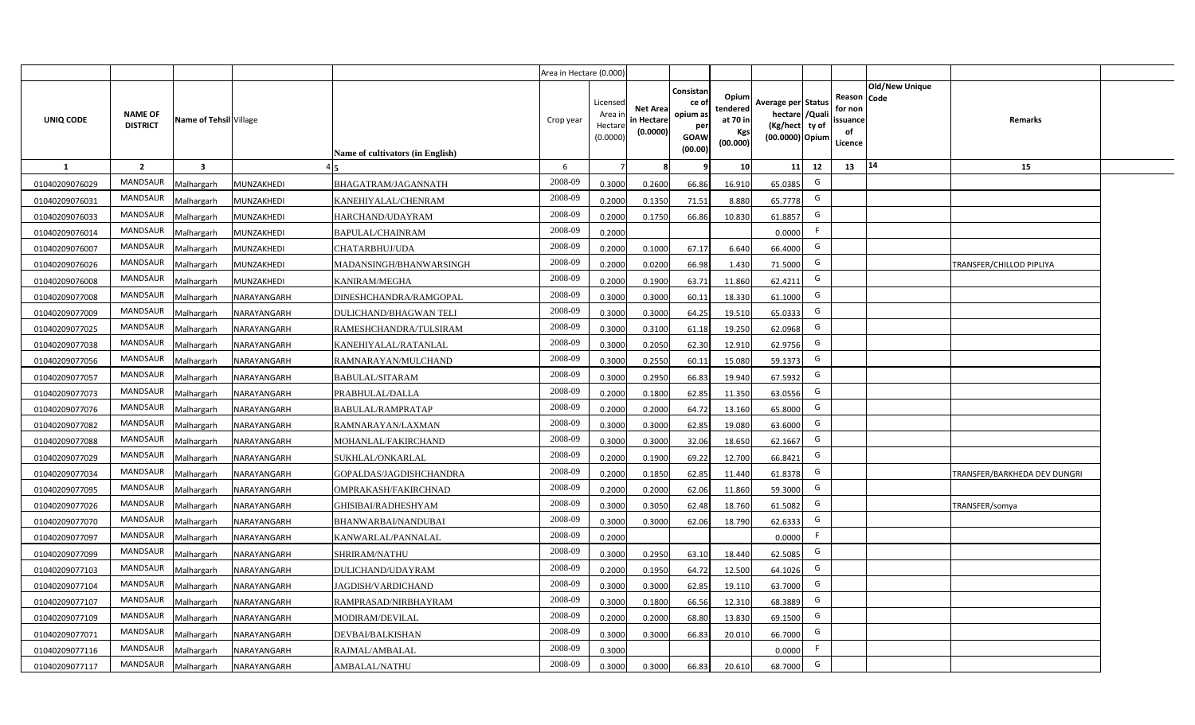| | | | | | Area in Hectare (0.000) | | | | | | | | | | |
|---|---|---|---|---|---|---|---|---|---|---|---|---|---|---|---|
| UNIQ CODE | NAME OF DISTRICT | Name of Tehsil | Village | Name of cultivators (in English) | Crop year | Licensed Area in Hectare (0.0000) | Net Area in Hectare (0.0000) | Consistance of opium as per GOAW (00.00) | Opium tendered at 70 in Kgs (00.000) | Average per hectare (Kg/hect) (00.0000) | Status /Quality of Opium | Reason for non issuance of Licence | Old/New Unique Code | Remarks |
| 1 | 2 | 3 | 4 | 5 | 6 | 7 | 8 | 9 | 10 | 11 | 12 | 13 | 14 | 15 |
| 01040209076029 | MANDSAUR | Malhargarh | MUNZAKHEDI | BHAGATRAM/JAGANNATH | 2008-09 | 0.3000 | 0.2600 | 66.86 | 16.910 | 65.0385 | G | | | |
| 01040209076031 | MANDSAUR | Malhargarh | MUNZAKHEDI | KANEHIYALAL/CHENRAM | 2008-09 | 0.2000 | 0.1350 | 71.51 | 8.880 | 65.7778 | G | | | |
| 01040209076033 | MANDSAUR | Malhargarh | MUNZAKHEDI | HARCHAND/UDAYRAM | 2008-09 | 0.2000 | 0.1750 | 66.86 | 10.830 | 61.8857 | G | | | |
| 01040209076014 | MANDSAUR | Malhargarh | MUNZAKHEDI | BAPULAL/CHAINRAM | 2008-09 | 0.2000 | | | | 0.0000 | F | | | |
| 01040209076007 | MANDSAUR | Malhargarh | MUNZAKHEDI | CHATARBHUJ/UDA | 2008-09 | 0.2000 | 0.1000 | 67.17 | 6.640 | 66.4000 | G | | | |
| 01040209076026 | MANDSAUR | Malhargarh | MUNZAKHEDI | MADANSINGH/BHANWARSINGH | 2008-09 | 0.2000 | 0.0200 | 66.98 | 1.430 | 71.5000 | G | | | TRANSFER/CHILLOD PIPLIYA |
| 01040209076008 | MANDSAUR | Malhargarh | MUNZAKHEDI | KANIRAM/MEGHA | 2008-09 | 0.2000 | 0.1900 | 63.71 | 11.860 | 62.4211 | G | | | |
| 01040209077008 | MANDSAUR | Malhargarh | NARAYANGARH | DINESHCHANDRA/RAMGOPAL | 2008-09 | 0.3000 | 0.3000 | 60.11 | 18.330 | 61.1000 | G | | | |
| 01040209077009 | MANDSAUR | Malhargarh | NARAYANGARH | DULICHAND/BHAGWAN TELI | 2008-09 | 0.3000 | 0.3000 | 64.25 | 19.510 | 65.0333 | G | | | |
| 01040209077025 | MANDSAUR | Malhargarh | NARAYANGARH | RAMESHCHANDRA/TULSIRAM | 2008-09 | 0.3000 | 0.3100 | 61.18 | 19.250 | 62.0968 | G | | | |
| 01040209077038 | MANDSAUR | Malhargarh | NARAYANGARH | KANEHIYALAL/RATANLAL | 2008-09 | 0.3000 | 0.2050 | 62.30 | 12.910 | 62.9756 | G | | | |
| 01040209077056 | MANDSAUR | Malhargarh | NARAYANGARH | RAMNARAYAN/MULCHAND | 2008-09 | 0.3000 | 0.2550 | 60.11 | 15.080 | 59.1373 | G | | | |
| 01040209077057 | MANDSAUR | Malhargarh | NARAYANGARH | BABULAL/SITARAM | 2008-09 | 0.3000 | 0.2950 | 66.83 | 19.940 | 67.5932 | G | | | |
| 01040209077073 | MANDSAUR | Malhargarh | NARAYANGARH | PRABHULAL/DALLA | 2008-09 | 0.2000 | 0.1800 | 62.85 | 11.350 | 63.0556 | G | | | |
| 01040209077076 | MANDSAUR | Malhargarh | NARAYANGARH | BABULAL/RAMPRATAP | 2008-09 | 0.2000 | 0.2000 | 64.72 | 13.160 | 65.8000 | G | | | |
| 01040209077082 | MANDSAUR | Malhargarh | NARAYANGARH | RAMNARAYAN/LAXMAN | 2008-09 | 0.3000 | 0.3000 | 62.85 | 19.080 | 63.6000 | G | | | |
| 01040209077088 | MANDSAUR | Malhargarh | NARAYANGARH | MOHANLAL/FAKIRCHAND | 2008-09 | 0.3000 | 0.3000 | 32.06 | 18.650 | 62.1667 | G | | | |
| 01040209077029 | MANDSAUR | Malhargarh | NARAYANGARH | SUKHLAL/ONKARLAL | 2008-09 | 0.2000 | 0.1900 | 69.22 | 12.700 | 66.8421 | G | | | |
| 01040209077034 | MANDSAUR | Malhargarh | NARAYANGARH | GOPALDAS/JAGDISHCHANDRA | 2008-09 | 0.2000 | 0.1850 | 62.85 | 11.440 | 61.8378 | G | | | TRANSFER/BARKHEDA DEV DUNGRI |
| 01040209077095 | MANDSAUR | Malhargarh | NARAYANGARH | OMPRAKASH/FAKIRCHNAD | 2008-09 | 0.2000 | 0.2000 | 62.06 | 11.860 | 59.3000 | G | | | |
| 01040209077026 | MANDSAUR | Malhargarh | NARAYANGARH | GHISIBAI/RADHESHYAM | 2008-09 | 0.3000 | 0.3050 | 62.48 | 18.760 | 61.5082 | G | | | TRANSFER/somya |
| 01040209077070 | MANDSAUR | Malhargarh | NARAYANGARH | BHANWARBAI/NANDUBAI | 2008-09 | 0.3000 | 0.3000 | 62.06 | 18.790 | 62.6333 | G | | | |
| 01040209077097 | MANDSAUR | Malhargarh | NARAYANGARH | KANWARLAL/PANNALAL | 2008-09 | 0.2000 | | | | 0.0000 | F | | | |
| 01040209077099 | MANDSAUR | Malhargarh | NARAYANGARH | SHRIRAM/NATHU | 2008-09 | 0.3000 | 0.2950 | 63.10 | 18.440 | 62.5085 | G | | | |
| 01040209077103 | MANDSAUR | Malhargarh | NARAYANGARH | DULICHAND/UDAYRAM | 2008-09 | 0.2000 | 0.1950 | 64.72 | 12.500 | 64.1026 | G | | | |
| 01040209077104 | MANDSAUR | Malhargarh | NARAYANGARH | JAGDISH/VARDICHAND | 2008-09 | 0.3000 | 0.3000 | 62.85 | 19.110 | 63.7000 | G | | | |
| 01040209077107 | MANDSAUR | Malhargarh | NARAYANGARH | RAMPRASAD/NIRBHAYRAM | 2008-09 | 0.3000 | 0.1800 | 66.56 | 12.310 | 68.3889 | G | | | |
| 01040209077109 | MANDSAUR | Malhargarh | NARAYANGARH | MODIRAM/DEVILAL | 2008-09 | 0.2000 | 0.2000 | 68.80 | 13.830 | 69.1500 | G | | | |
| 01040209077071 | MANDSAUR | Malhargarh | NARAYANGARH | DEVBAI/BALKISHAN | 2008-09 | 0.3000 | 0.3000 | 66.83 | 20.010 | 66.7000 | G | | | |
| 01040209077116 | MANDSAUR | Malhargarh | NARAYANGARH | RAJMAL/AMBALAL | 2008-09 | 0.3000 | | | | 0.0000 | F | | | |
| 01040209077117 | MANDSAUR | Malhargarh | NARAYANGARH | AMBALAL/NATHU | 2008-09 | 0.3000 | 0.3000 | 66.83 | 20.610 | 68.7000 | G | | | |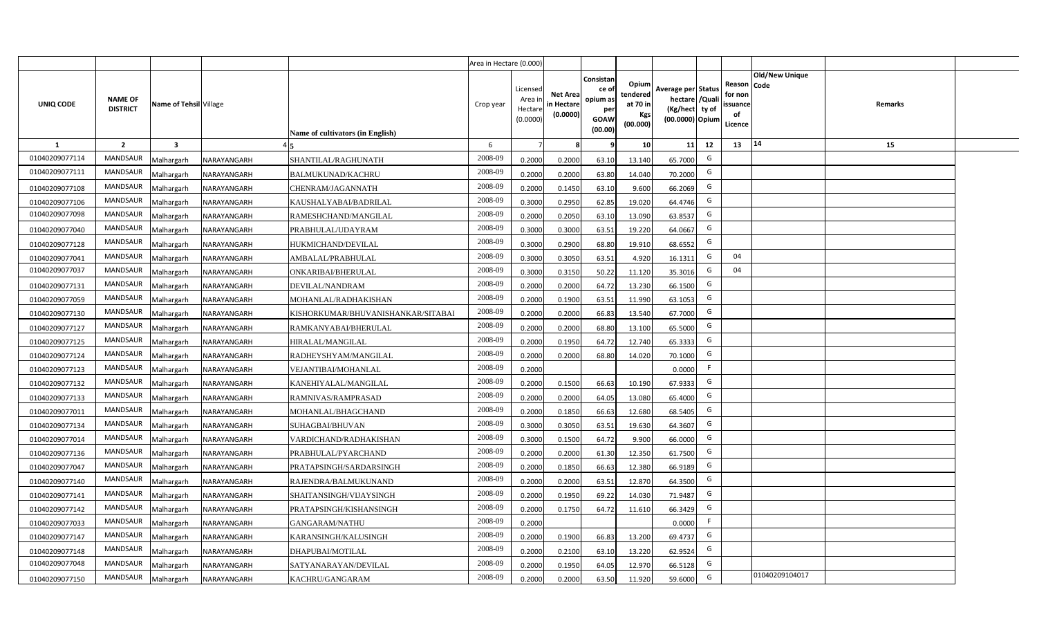| | | | | | Area in Hectare (0.000) | | | | | | | | | | |
|---|---|---|---|---|---|---|---|---|---|---|---|---|---|---|---|
| UNIQ CODE | NAME OF DISTRICT | Name of Tehsil | Village | Name of cultivators (in English) | Crop year | Licensed Area in Hectare (0.0000) | Net Area in Hectare (0.0000) | Consistance of opium as per GOAW (00.00) | Opium tendered at 70 in Kgs (00.000) | Average per hectare (Kg/hect) (00.0000) | Status /Quality of Opium | Reason for non issuance of Licence | Old/New Unique Code | Remarks |
| 1 | 2 | 3 | 4 | 5 | 6 | 7 | 8 | 9 | 10 | 11 | 12 | 13 | 14 | 15 |
| 01040209077114 | MANDSAUR | Malhargarh | NARAYANGARH | SHANTILAL/RAGHUNATH | 2008-09 | 0.2000 | 0.2000 | 63.10 | 13.140 | 65.7000 | G | | | |
| 01040209077111 | MANDSAUR | Malhargarh | NARAYANGARH | BALMUKUNAD/KACHRU | 2008-09 | 0.2000 | 0.2000 | 63.80 | 14.040 | 70.2000 | G | | | |
| 01040209077108 | MANDSAUR | Malhargarh | NARAYANGARH | CHENRAM/JAGANNATH | 2008-09 | 0.2000 | 0.1450 | 63.10 | 9.600 | 66.2069 | G | | | |
| 01040209077106 | MANDSAUR | Malhargarh | NARAYANGARH | KAUSHALYABAI/BADRILAL | 2008-09 | 0.3000 | 0.2950 | 62.85 | 19.020 | 64.4746 | G | | | |
| 01040209077098 | MANDSAUR | Malhargarh | NARAYANGARH | RAMESHCHAND/MANGILAL | 2008-09 | 0.2000 | 0.2050 | 63.10 | 13.090 | 63.8537 | G | | | |
| 01040209077040 | MANDSAUR | Malhargarh | NARAYANGARH | PRABHULAL/UDAYRAM | 2008-09 | 0.3000 | 0.3000 | 63.51 | 19.220 | 64.0667 | G | | | |
| 01040209077128 | MANDSAUR | Malhargarh | NARAYANGARH | HUKMICHAND/DEVILAL | 2008-09 | 0.3000 | 0.2900 | 68.80 | 19.910 | 68.6552 | G | | | |
| 01040209077041 | MANDSAUR | Malhargarh | NARAYANGARH | AMBALAL/PRABHULAL | 2008-09 | 0.3000 | 0.3050 | 63.51 | 4.920 | 16.1311 | G | 04 | | |
| 01040209077037 | MANDSAUR | Malhargarh | NARAYANGARH | ONKARIBAI/BHERULAL | 2008-09 | 0.3000 | 0.3150 | 50.22 | 11.120 | 35.3016 | G | 04 | | |
| 01040209077131 | MANDSAUR | Malhargarh | NARAYANGARH | DEVILAL/NANDRAM | 2008-09 | 0.2000 | 0.2000 | 64.72 | 13.230 | 66.1500 | G | | | |
| 01040209077059 | MANDSAUR | Malhargarh | NARAYANGARH | MOHANLAL/RADHAKISHAN | 2008-09 | 0.2000 | 0.1900 | 63.51 | 11.990 | 63.1053 | G | | | |
| 01040209077130 | MANDSAUR | Malhargarh | NARAYANGARH | KISHORKUMAR/BHUVANISHANKAR/SITABAI | 2008-09 | 0.2000 | 0.2000 | 66.83 | 13.540 | 67.7000 | G | | | |
| 01040209077127 | MANDSAUR | Malhargarh | NARAYANGARH | RAMKANYABAI/BHERULAL | 2008-09 | 0.2000 | 0.2000 | 68.80 | 13.100 | 65.5000 | G | | | |
| 01040209077125 | MANDSAUR | Malhargarh | NARAYANGARH | HIRALAL/MANGILAL | 2008-09 | 0.2000 | 0.1950 | 64.72 | 12.740 | 65.3333 | G | | | |
| 01040209077124 | MANDSAUR | Malhargarh | NARAYANGARH | RADHEYSHYAM/MANGILAL | 2008-09 | 0.2000 | 0.2000 | 68.80 | 14.020 | 70.1000 | G | | | |
| 01040209077123 | MANDSAUR | Malhargarh | NARAYANGARH | VEJANTIBAI/MOHANLAL | 2008-09 | 0.2000 | | | | 0.0000 | F | | | |
| 01040209077132 | MANDSAUR | Malhargarh | NARAYANGARH | KANEHIYALAL/MANGILAL | 2008-09 | 0.2000 | 0.1500 | 66.63 | 10.190 | 67.9333 | G | | | |
| 01040209077133 | MANDSAUR | Malhargarh | NARAYANGARH | RAMNIVAS/RAMPRASAD | 2008-09 | 0.2000 | 0.2000 | 64.05 | 13.080 | 65.4000 | G | | | |
| 01040209077011 | MANDSAUR | Malhargarh | NARAYANGARH | MOHANLAL/BHAGCHAND | 2008-09 | 0.2000 | 0.1850 | 66.63 | 12.680 | 68.5405 | G | | | |
| 01040209077134 | MANDSAUR | Malhargarh | NARAYANGARH | SUHAGBAI/BHUVAN | 2008-09 | 0.3000 | 0.3050 | 63.51 | 19.630 | 64.3607 | G | | | |
| 01040209077014 | MANDSAUR | Malhargarh | NARAYANGARH | VARDICHAND/RADHAKISHAN | 2008-09 | 0.3000 | 0.1500 | 64.72 | 9.900 | 66.0000 | G | | | |
| 01040209077136 | MANDSAUR | Malhargarh | NARAYANGARH | PRABHULAL/PYARCHAND | 2008-09 | 0.2000 | 0.2000 | 61.30 | 12.350 | 61.7500 | G | | | |
| 01040209077047 | MANDSAUR | Malhargarh | NARAYANGARH | PRATAPSINGH/SARDARSINGH | 2008-09 | 0.2000 | 0.1850 | 66.63 | 12.380 | 66.9189 | G | | | |
| 01040209077140 | MANDSAUR | Malhargarh | NARAYANGARH | RAJENDRA/BALMUKUNAND | 2008-09 | 0.2000 | 0.2000 | 63.51 | 12.870 | 64.3500 | G | | | |
| 01040209077141 | MANDSAUR | Malhargarh | NARAYANGARH | SHAITANSINGH/VIJAYSINGH | 2008-09 | 0.2000 | 0.1950 | 69.22 | 14.030 | 71.9487 | G | | | |
| 01040209077142 | MANDSAUR | Malhargarh | NARAYANGARH | PRATAPSINGH/KISHANSINGH | 2008-09 | 0.2000 | 0.1750 | 64.72 | 11.610 | 66.3429 | G | | | |
| 01040209077033 | MANDSAUR | Malhargarh | NARAYANGARH | GANGARAM/NATHU | 2008-09 | 0.2000 | | | | 0.0000 | F | | | |
| 01040209077147 | MANDSAUR | Malhargarh | NARAYANGARH | KARANSINGH/KALUSINGH | 2008-09 | 0.2000 | 0.1900 | 66.83 | 13.200 | 69.4737 | G | | | |
| 01040209077148 | MANDSAUR | Malhargarh | NARAYANGARH | DHAPUBAI/MOTILAL | 2008-09 | 0.2000 | 0.2100 | 63.10 | 13.220 | 62.9524 | G | | | |
| 01040209077048 | MANDSAUR | Malhargarh | NARAYANGARH | SATYANARAYAN/DEVILAL | 2008-09 | 0.2000 | 0.1950 | 64.05 | 12.970 | 66.5128 | G | | | |
| 01040209077150 | MANDSAUR | Malhargarh | NARAYANGARH | KACHRU/GANGARAM | 2008-09 | 0.2000 | 0.2000 | 63.50 | 11.920 | 59.6000 | G | | 01040209104017 | |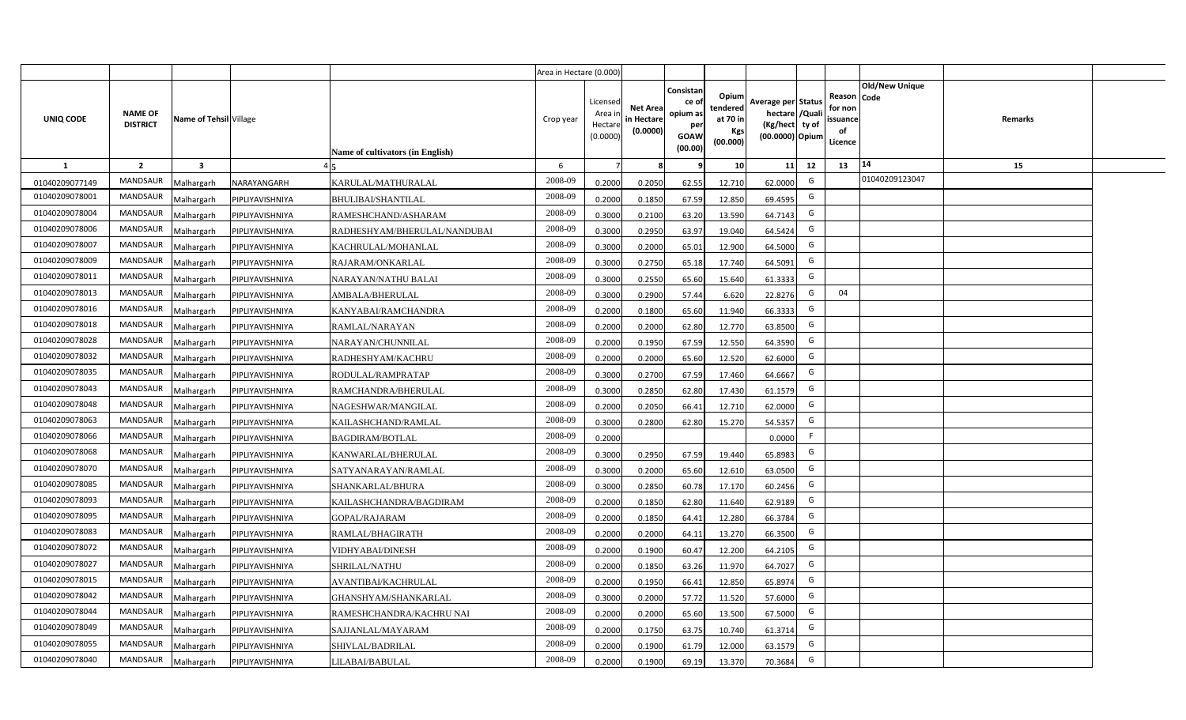| | | | | | Area in Hectare (0.000) | | | | | | | | | | | |
|---|---|---|---|---|---|---|---|---|---|---|---|---|---|---|---|---|
| UNIQ CODE | NAME OF DISTRICT | Name of Tehsil | Village | Name of cultivators (in English) | Crop year | Licensed Area in Hectare (0.0000) | Net Area in Hectare (0.0000) | Consistance of opium as per GOAW (00.00) | Opium tendered at 70 in Kgs (00.000) | Average per hectare (Kg/hect) (00.0000) | Status /Quality of Opium | Reason for non issuance of Licence | Old/New Unique Code | Remarks | | |
| 1 | 2 | 3 | 4 | 5 | 6 | 7 | 8 | 9 | 10 | 11 | 12 | 13 | 14 | 15 | | |
| 01040209077149 | MANDSAUR | Malhargarh | NARAYANGARH | KARULAL/MATHURALAL | 2008-09 | 0.2000 | 0.2050 | 62.55 | 12.710 | 62.0000 | G | | 01040209123047 | | | |
| 01040209078001 | MANDSAUR | Malhargarh | PIPLIYAVISHNIYA | BHULIBAI/SHANTILAL | 2008-09 | 0.2000 | 0.1850 | 67.59 | 12.850 | 69.4595 | G | | | | | |
| 01040209078004 | MANDSAUR | Malhargarh | PIPLIYAVISHNIYA | RAMESHCHAND/ASHARAM | 2008-09 | 0.3000 | 0.2100 | 63.20 | 13.590 | 64.7143 | G | | | | | |
| 01040209078006 | MANDSAUR | Malhargarh | PIPLIYAVISHNIYA | RADHESHYAM/BHERULAL/NANDUBAI | 2008-09 | 0.3000 | 0.2950 | 63.97 | 19.040 | 64.5424 | G | | | | | |
| 01040209078007 | MANDSAUR | Malhargarh | PIPLIYAVISHNIYA | KACHRULAL/MOHANLAL | 2008-09 | 0.3000 | 0.2000 | 65.01 | 12.900 | 64.5000 | G | | | | | |
| 01040209078009 | MANDSAUR | Malhargarh | PIPLIYAVISHNIYA | RAJARAM/ONKARLAL | 2008-09 | 0.3000 | 0.2750 | 65.18 | 17.740 | 64.5091 | G | | | | | |
| 01040209078011 | MANDSAUR | Malhargarh | PIPLIYAVISHNIYA | NARAYAN/NATHU BALAI | 2008-09 | 0.3000 | 0.2550 | 65.60 | 15.640 | 61.3333 | G | | | | | |
| 01040209078013 | MANDSAUR | Malhargarh | PIPLIYAVISHNIYA | AMBALA/BHERULAL | 2008-09 | 0.3000 | 0.2900 | 57.44 | 6.620 | 22.8276 | G | 04 | | | | |
| 01040209078016 | MANDSAUR | Malhargarh | PIPLIYAVISHNIYA | KANYABAI/RAMCHANDRA | 2008-09 | 0.2000 | 0.1800 | 65.60 | 11.940 | 66.3333 | G | | | | | |
| 01040209078018 | MANDSAUR | Malhargarh | PIPLIYAVISHNIYA | RAMLAL/NARAYAN | 2008-09 | 0.2000 | 0.2000 | 62.80 | 12.770 | 63.8500 | G | | | | | |
| 01040209078028 | MANDSAUR | Malhargarh | PIPLIYAVISHNIYA | NARAYAN/CHUNNILAL | 2008-09 | 0.2000 | 0.1950 | 67.59 | 12.550 | 64.3590 | G | | | | | |
| 01040209078032 | MANDSAUR | Malhargarh | PIPLIYAVISHNIYA | RADHESHYAM/KACHRU | 2008-09 | 0.2000 | 0.2000 | 65.60 | 12.520 | 62.6000 | G | | | | | |
| 01040209078035 | MANDSAUR | Malhargarh | PIPLIYAVISHNIYA | RODULAL/RAMPRATAP | 2008-09 | 0.3000 | 0.2700 | 67.59 | 17.460 | 64.6667 | G | | | | | |
| 01040209078043 | MANDSAUR | Malhargarh | PIPLIYAVISHNIYA | RAMCHANDRA/BHERULAL | 2008-09 | 0.3000 | 0.2850 | 62.80 | 17.430 | 61.1579 | G | | | | | |
| 01040209078048 | MANDSAUR | Malhargarh | PIPLIYAVISHNIYA | NAGESHWAR/MANGILAL | 2008-09 | 0.2000 | 0.2050 | 66.41 | 12.710 | 62.0000 | G | | | | | |
| 01040209078063 | MANDSAUR | Malhargarh | PIPLIYAVISHNIYA | KAILASHCHAND/RAMLAL | 2008-09 | 0.3000 | 0.2800 | 62.80 | 15.270 | 54.5357 | G | | | | | |
| 01040209078066 | MANDSAUR | Malhargarh | PIPLIYAVISHNIYA | BAGDIRAM/BOTLAL | 2008-09 | 0.2000 | | | | 0.0000 | F | | | | | |
| 01040209078068 | MANDSAUR | Malhargarh | PIPLIYAVISHNIYA | KANWARLAL/BHERULAL | 2008-09 | 0.3000 | 0.2950 | 67.59 | 19.440 | 65.8983 | G | | | | | |
| 01040209078070 | MANDSAUR | Malhargarh | PIPLIYAVISHNIYA | SATYANARAYAN/RAMLAL | 2008-09 | 0.3000 | 0.2000 | 65.60 | 12.610 | 63.0500 | G | | | | | |
| 01040209078085 | MANDSAUR | Malhargarh | PIPLIYAVISHNIYA | SHANKARLAL/BHURA | 2008-09 | 0.3000 | 0.2850 | 60.78 | 17.170 | 60.2456 | G | | | | | |
| 01040209078093 | MANDSAUR | Malhargarh | PIPLIYAVISHNIYA | KAILASHCHANDRA/BAGDIRAM | 2008-09 | 0.2000 | 0.1850 | 62.80 | 11.640 | 62.9189 | G | | | | | |
| 01040209078095 | MANDSAUR | Malhargarh | PIPLIYAVISHNIYA | GOPAL/RAJARAM | 2008-09 | 0.2000 | 0.1850 | 64.41 | 12.280 | 66.3784 | G | | | | | |
| 01040209078083 | MANDSAUR | Malhargarh | PIPLIYAVISHNIYA | RAMLAL/BHAGIRATH | 2008-09 | 0.2000 | 0.2000 | 64.11 | 13.270 | 66.3500 | G | | | | | |
| 01040209078072 | MANDSAUR | Malhargarh | PIPLIYAVISHNIYA | VIDHYABAI/DINESH | 2008-09 | 0.2000 | 0.1900 | 60.47 | 12.200 | 64.2105 | G | | | | | |
| 01040209078027 | MANDSAUR | Malhargarh | PIPLIYAVISHNIYA | SHRILAL/NATHU | 2008-09 | 0.2000 | 0.1850 | 63.26 | 11.970 | 64.7027 | G | | | | | |
| 01040209078015 | MANDSAUR | Malhargarh | PIPLIYAVISHNIYA | AVANTIBAI/KACHRULAL | 2008-09 | 0.2000 | 0.1950 | 66.41 | 12.850 | 65.8974 | G | | | | | |
| 01040209078042 | MANDSAUR | Malhargarh | PIPLIYAVISHNIYA | GHANSHYAM/SHANKARLAL | 2008-09 | 0.3000 | 0.2000 | 57.72 | 11.520 | 57.6000 | G | | | | | |
| 01040209078044 | MANDSAUR | Malhargarh | PIPLIYAVISHNIYA | RAMESHCHANDRA/KACHRU NAI | 2008-09 | 0.2000 | 0.2000 | 65.60 | 13.500 | 67.5000 | G | | | | | |
| 01040209078049 | MANDSAUR | Malhargarh | PIPLIYAVISHNIYA | SAJJANLAL/MAYARAM | 2008-09 | 0.2000 | 0.1750 | 63.75 | 10.740 | 61.3714 | G | | | | | |
| 01040209078055 | MANDSAUR | Malhargarh | PIPLIYAVISHNIYA | SHIVLAL/BADRILAL | 2008-09 | 0.2000 | 0.1900 | 61.79 | 12.000 | 63.1579 | G | | | | | |
| 01040209078040 | MANDSAUR | Malhargarh | PIPLIYAVISHNIYA | LILABAI/BABULAL | 2008-09 | 0.2000 | 0.1900 | 69.19 | 13.370 | 70.3684 | G | | | | | |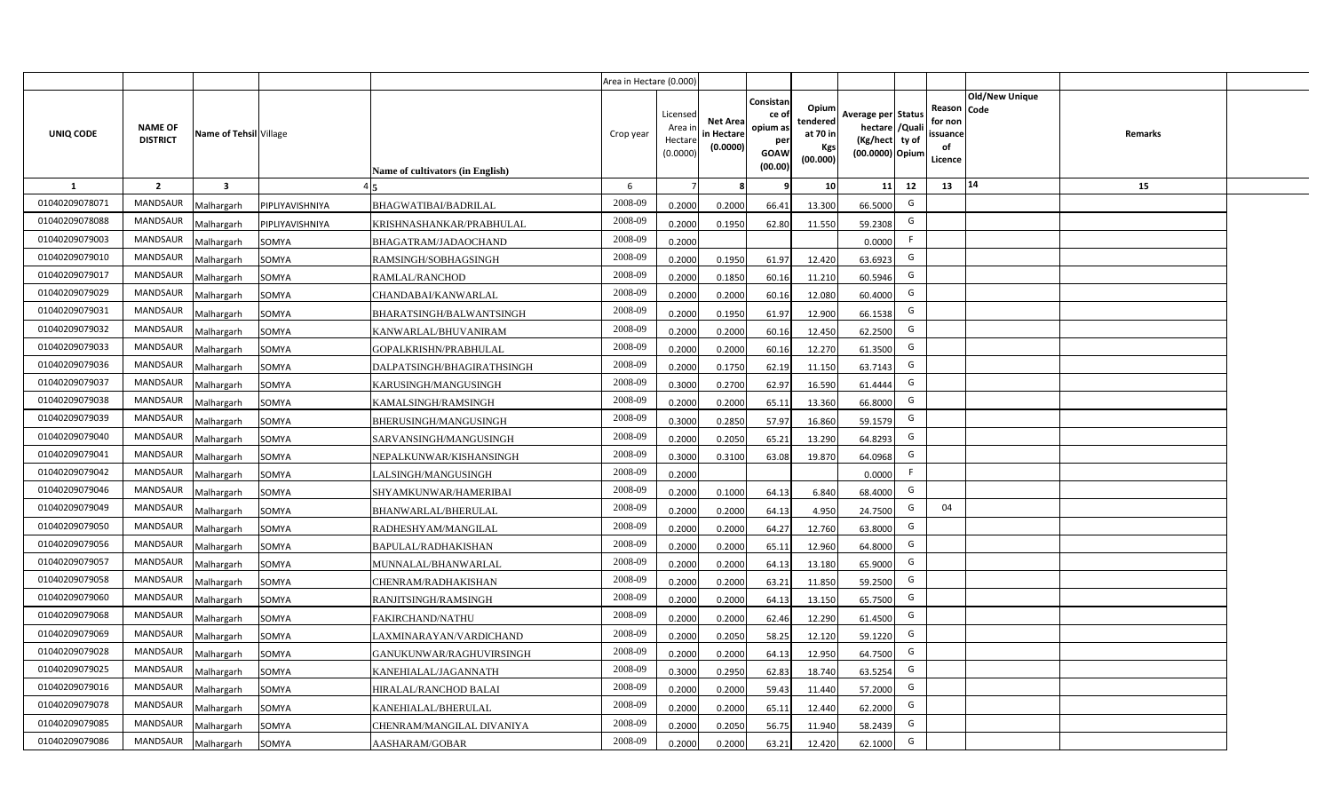| | | | | | Area in Hectare (0.000) | | | | | | | | | | |
|---|---|---|---|---|---|---|---|---|---|---|---|---|---|---|---|
| UNIQ CODE | NAME OF DISTRICT | Name of Tehsil | Village | Name of cultivators (in English) | Crop year | Licensed Area in Hectare (0.0000) | Net Area in Hectare (0.0000) | Consistance of opium as per GOAW (00.00) | Opium tendered at 70 in Kgs (00.000) | Average per hectare (Kg/hect) (00.0000) | Status /Quality of Opium | Reason for non issuance of Licence | Old/New Unique Code | Remarks | |
| 1 | 2 | 3 | 4 | 5 | 6 | 7 | 8 | 9 | 10 | 11 | 12 | 13 | 14 | 15 | |
| 01040209078071 | MANDSAUR | Malhargarh | PIPLIYAVISHNIYA | BHAGWATIBAI/BADRILAL | 2008-09 | 0.2000 | 0.2000 | 66.41 | 13.300 | 66.5000 | G | | | | |
| 01040209078088 | MANDSAUR | Malhargarh | PIPLIYAVISHNIYA | KRISHNASHANKAR/PRABHULAL | 2008-09 | 0.2000 | 0.1950 | 62.80 | 11.550 | 59.2308 | G | | | | |
| 01040209079003 | MANDSAUR | Malhargarh | SOMYA | BHAGATRAM/JADAOCHAND | 2008-09 | 0.2000 | | | | 0.0000 | F | | | | |
| 01040209079010 | MANDSAUR | Malhargarh | SOMYA | RAMSINGH/SOBHAGSINGH | 2008-09 | 0.2000 | 0.1950 | 61.97 | 12.420 | 63.6923 | G | | | | |
| 01040209079017 | MANDSAUR | Malhargarh | SOMYA | RAMLAL/RANCHOD | 2008-09 | 0.2000 | 0.1850 | 60.16 | 11.210 | 60.5946 | G | | | | |
| 01040209079029 | MANDSAUR | Malhargarh | SOMYA | CHANDABAI/KANWARLAL | 2008-09 | 0.2000 | 0.2000 | 60.16 | 12.080 | 60.4000 | G | | | | |
| 01040209079031 | MANDSAUR | Malhargarh | SOMYA | BHARATSINGH/BALWANTSINGH | 2008-09 | 0.2000 | 0.1950 | 61.97 | 12.900 | 66.1538 | G | | | | |
| 01040209079032 | MANDSAUR | Malhargarh | SOMYA | KANWARLAL/BHUVANIRAM | 2008-09 | 0.2000 | 0.2000 | 60.16 | 12.450 | 62.2500 | G | | | | |
| 01040209079033 | MANDSAUR | Malhargarh | SOMYA | GOPALKRISHN/PRABHULAL | 2008-09 | 0.2000 | 0.2000 | 60.16 | 12.270 | 61.3500 | G | | | | |
| 01040209079036 | MANDSAUR | Malhargarh | SOMYA | DALPATSINGH/BHAGIRATHSINGH | 2008-09 | 0.2000 | 0.1750 | 62.19 | 11.150 | 63.7143 | G | | | | |
| 01040209079037 | MANDSAUR | Malhargarh | SOMYA | KARUSINGH/MANGUSINGH | 2008-09 | 0.3000 | 0.2700 | 62.97 | 16.590 | 61.4444 | G | | | | |
| 01040209079038 | MANDSAUR | Malhargarh | SOMYA | KAMALSINGH/RAMSINGH | 2008-09 | 0.2000 | 0.2000 | 65.11 | 13.360 | 66.8000 | G | | | | |
| 01040209079039 | MANDSAUR | Malhargarh | SOMYA | BHERUSINGH/MANGUSINGH | 2008-09 | 0.3000 | 0.2850 | 57.97 | 16.860 | 59.1579 | G | | | | |
| 01040209079040 | MANDSAUR | Malhargarh | SOMYA | SARVANSINGH/MANGUSINGH | 2008-09 | 0.2000 | 0.2050 | 65.21 | 13.290 | 64.8293 | G | | | | |
| 01040209079041 | MANDSAUR | Malhargarh | SOMYA | NEPALKUNWAR/KISHANSINGH | 2008-09 | 0.3000 | 0.3100 | 63.08 | 19.870 | 64.0968 | G | | | | |
| 01040209079042 | MANDSAUR | Malhargarh | SOMYA | LALSINGH/MANGUSINGH | 2008-09 | 0.2000 | | | | 0.0000 | F | | | | |
| 01040209079046 | MANDSAUR | Malhargarh | SOMYA | SHYAMKUNWAR/HAMERIBAI | 2008-09 | 0.2000 | 0.1000 | 64.13 | 6.840 | 68.4000 | G | | | | |
| 01040209079049 | MANDSAUR | Malhargarh | SOMYA | BHANWARLAL/BHERULAL | 2008-09 | 0.2000 | 0.2000 | 64.13 | 4.950 | 24.7500 | G | 04 | | | |
| 01040209079050 | MANDSAUR | Malhargarh | SOMYA | RADHESHYAM/MANGILAL | 2008-09 | 0.2000 | 0.2000 | 64.27 | 12.760 | 63.8000 | G | | | | |
| 01040209079056 | MANDSAUR | Malhargarh | SOMYA | BAPULAL/RADHAKISHAN | 2008-09 | 0.2000 | 0.2000 | 65.11 | 12.960 | 64.8000 | G | | | | |
| 01040209079057 | MANDSAUR | Malhargarh | SOMYA | MUNNALAL/BHANWARLAL | 2008-09 | 0.2000 | 0.2000 | 64.13 | 13.180 | 65.9000 | G | | | | |
| 01040209079058 | MANDSAUR | Malhargarh | SOMYA | CHENRAM/RADHAKISHAN | 2008-09 | 0.2000 | 0.2000 | 63.21 | 11.850 | 59.2500 | G | | | | |
| 01040209079060 | MANDSAUR | Malhargarh | SOMYA | RANJITSINGH/RAMSINGH | 2008-09 | 0.2000 | 0.2000 | 64.13 | 13.150 | 65.7500 | G | | | | |
| 01040209079068 | MANDSAUR | Malhargarh | SOMYA | FAKIRCHAND/NATHU | 2008-09 | 0.2000 | 0.2000 | 62.46 | 12.290 | 61.4500 | G | | | | |
| 01040209079069 | MANDSAUR | Malhargarh | SOMYA | LAXMINARAYAN/VARDICHAND | 2008-09 | 0.2000 | 0.2050 | 58.25 | 12.120 | 59.1220 | G | | | | |
| 01040209079028 | MANDSAUR | Malhargarh | SOMYA | GANUKUNWAR/RAGHUVIRSINGH | 2008-09 | 0.2000 | 0.2000 | 64.13 | 12.950 | 64.7500 | G | | | | |
| 01040209079025 | MANDSAUR | Malhargarh | SOMYA | KANEHIALAL/JAGANNATH | 2008-09 | 0.3000 | 0.2950 | 62.83 | 18.740 | 63.5254 | G | | | | |
| 01040209079016 | MANDSAUR | Malhargarh | SOMYA | HIRALAL/RANCHOD BALAI | 2008-09 | 0.2000 | 0.2000 | 59.43 | 11.440 | 57.2000 | G | | | | |
| 01040209079078 | MANDSAUR | Malhargarh | SOMYA | KANEHIALAL/BHERULAL | 2008-09 | 0.2000 | 0.2000 | 65.11 | 12.440 | 62.2000 | G | | | | |
| 01040209079085 | MANDSAUR | Malhargarh | SOMYA | CHENRAM/MANGILAL DIVANIYA | 2008-09 | 0.2000 | 0.2050 | 56.75 | 11.940 | 58.2439 | G | | | | |
| 01040209079086 | MANDSAUR | Malhargarh | SOMYA | AASHARAM/GOBAR | 2008-09 | 0.2000 | 0.2000 | 63.21 | 12.420 | 62.1000 | G | | | | |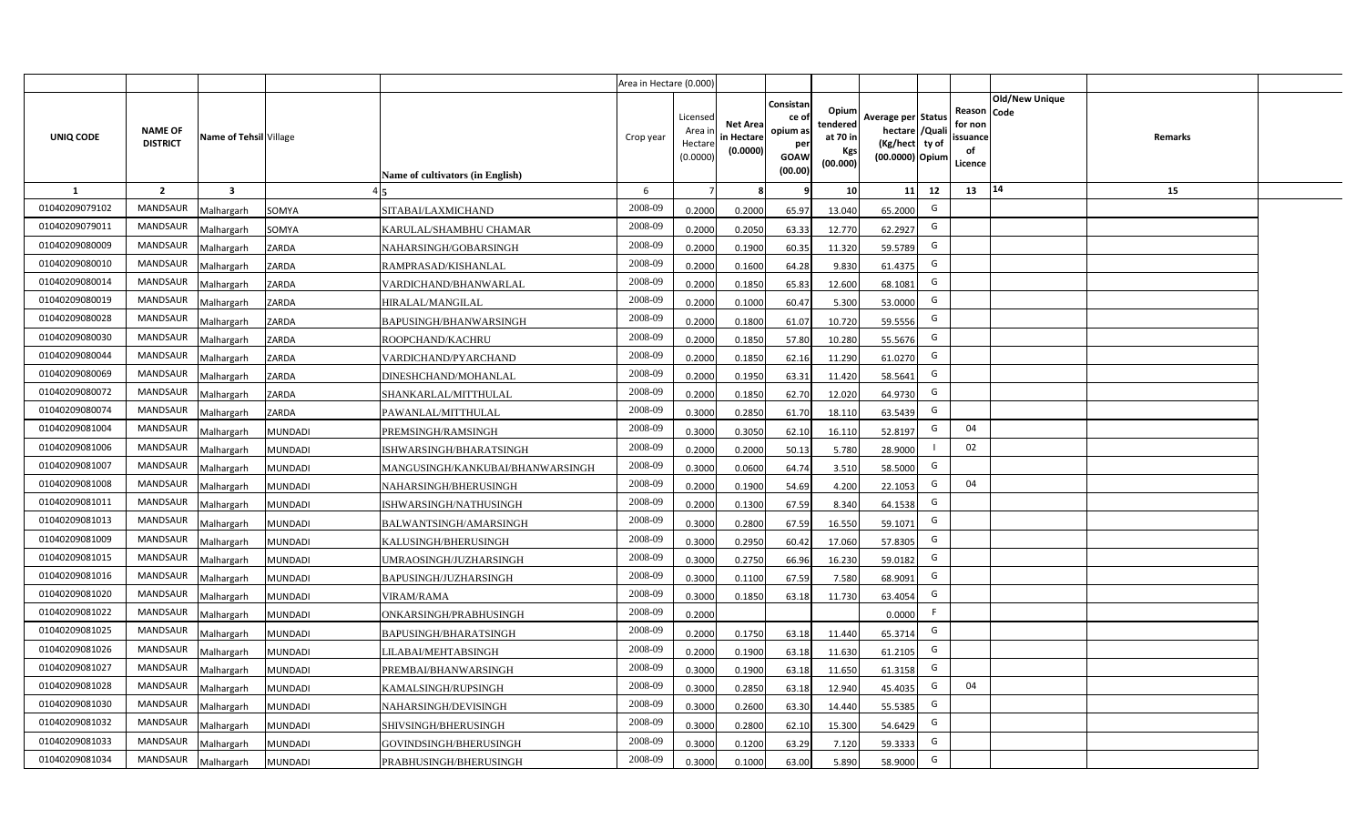| | | | | | Area in Hectare (0.000) | | | | | | | | | | |
|---|---|---|---|---|---|---|---|---|---|---|---|---|---|---|---|
| UNIQ CODE | NAME OF DISTRICT | Name of Tehsil | Village | Name of cultivators (in English) | Crop year | Licensed Area in Hectare (0.0000) | Net Area in Hectare (0.0000) | Consistance of opium as per GOAW (00.00) | Opium tendered at 70 in Kgs (00.000) | Average per hectare (Kg/hect) (00.0000) | Status /Quality of Opium | Reason for non issuance of Licence | Old/New Unique Code | Remarks |
| 1 | 2 | 3 | 4 | 5 | 6 | 7 | 8 | 9 | 10 | 11 | 12 | 13 | 14 | 15 |
| 01040209079102 | MANDSAUR | Malhargarh | SOMYA | SITABAI/LAXMICHAND | 2008-09 | 0.2000 | 0.2000 | 65.97 | 13.040 | 65.2000 | G | | | |
| 01040209079011 | MANDSAUR | Malhargarh | SOMYA | KARULAL/SHAMBHU CHAMAR | 2008-09 | 0.2000 | 0.2050 | 63.33 | 12.770 | 62.2927 | G | | | |
| 01040209080009 | MANDSAUR | Malhargarh | ZARDA | NAHARSINGH/GOBARSINGH | 2008-09 | 0.2000 | 0.1900 | 60.35 | 11.320 | 59.5789 | G | | | |
| 01040209080010 | MANDSAUR | Malhargarh | ZARDA | RAMPRASAD/KISHANLAL | 2008-09 | 0.2000 | 0.1600 | 64.28 | 9.830 | 61.4375 | G | | | |
| 01040209080014 | MANDSAUR | Malhargarh | ZARDA | VARDICHAND/BHANWARLAL | 2008-09 | 0.2000 | 0.1850 | 65.83 | 12.600 | 68.1081 | G | | | |
| 01040209080019 | MANDSAUR | Malhargarh | ZARDA | HIRALAL/MANGILAL | 2008-09 | 0.2000 | 0.1000 | 60.47 | 5.300 | 53.0000 | G | | | |
| 01040209080028 | MANDSAUR | Malhargarh | ZARDA | BAPUSINGH/BHANWARSINGH | 2008-09 | 0.2000 | 0.1800 | 61.07 | 10.720 | 59.5556 | G | | | |
| 01040209080030 | MANDSAUR | Malhargarh | ZARDA | ROOPCHAND/KACHRU | 2008-09 | 0.2000 | 0.1850 | 57.80 | 10.280 | 55.5676 | G | | | |
| 01040209080044 | MANDSAUR | Malhargarh | ZARDA | VARDICHAND/PYARCHAND | 2008-09 | 0.2000 | 0.1850 | 62.16 | 11.290 | 61.0270 | G | | | |
| 01040209080069 | MANDSAUR | Malhargarh | ZARDA | DINESHCHAND/MOHANLAL | 2008-09 | 0.2000 | 0.1950 | 63.31 | 11.420 | 58.5641 | G | | | |
| 01040209080072 | MANDSAUR | Malhargarh | ZARDA | SHANKARLAL/MITTHULAL | 2008-09 | 0.2000 | 0.1850 | 62.70 | 12.020 | 64.9730 | G | | | |
| 01040209080074 | MANDSAUR | Malhargarh | ZARDA | PAWANLAL/MITTHULAL | 2008-09 | 0.3000 | 0.2850 | 61.70 | 18.110 | 63.5439 | G | | | |
| 01040209081004 | MANDSAUR | Malhargarh | MUNDADI | PREMSINGH/RAMSINGH | 2008-09 | 0.3000 | 0.3050 | 62.10 | 16.110 | 52.8197 | G | 04 | | |
| 01040209081006 | MANDSAUR | Malhargarh | MUNDADI | ISHWARSINGH/BHARATSINGH | 2008-09 | 0.2000 | 0.2000 | 50.13 | 5.780 | 28.9000 | I | 02 | | |
| 01040209081007 | MANDSAUR | Malhargarh | MUNDADI | MANGUSINGH/KANKUBAI/BHANWARSINGH | 2008-09 | 0.3000 | 0.0600 | 64.74 | 3.510 | 58.5000 | G | | | |
| 01040209081008 | MANDSAUR | Malhargarh | MUNDADI | NAHARSINGH/BHERUSINGH | 2008-09 | 0.2000 | 0.1900 | 54.69 | 4.200 | 22.1053 | G | 04 | | |
| 01040209081011 | MANDSAUR | Malhargarh | MUNDADI | ISHWARSINGH/NATHUSINGH | 2008-09 | 0.2000 | 0.1300 | 67.59 | 8.340 | 64.1538 | G | | | |
| 01040209081013 | MANDSAUR | Malhargarh | MUNDADI | BALWANTSINGH/AMARSINGH | 2008-09 | 0.3000 | 0.2800 | 67.59 | 16.550 | 59.1071 | G | | | |
| 01040209081009 | MANDSAUR | Malhargarh | MUNDADI | KALUSINGH/BHERUSINGH | 2008-09 | 0.3000 | 0.2950 | 60.42 | 17.060 | 57.8305 | G | | | |
| 01040209081015 | MANDSAUR | Malhargarh | MUNDADI | UMRAOSINGH/JUZHARSINGH | 2008-09 | 0.3000 | 0.2750 | 66.96 | 16.230 | 59.0182 | G | | | |
| 01040209081016 | MANDSAUR | Malhargarh | MUNDADI | BAPUSINGH/JUZHARSINGH | 2008-09 | 0.3000 | 0.1100 | 67.59 | 7.580 | 68.9091 | G | | | |
| 01040209081020 | MANDSAUR | Malhargarh | MUNDADI | VIRAM/RAMA | 2008-09 | 0.3000 | 0.1850 | 63.18 | 11.730 | 63.4054 | G | | | |
| 01040209081022 | MANDSAUR | Malhargarh | MUNDADI | ONKARSINGH/PRABHUSINGH | 2008-09 | 0.2000 | | | | 0.0000 | F | | | |
| 01040209081025 | MANDSAUR | Malhargarh | MUNDADI | BAPUSINGH/BHARATSINGH | 2008-09 | 0.2000 | 0.1750 | 63.18 | 11.440 | 65.3714 | G | | | |
| 01040209081026 | MANDSAUR | Malhargarh | MUNDADI | LILABAI/MEHTABSINGH | 2008-09 | 0.2000 | 0.1900 | 63.18 | 11.630 | 61.2105 | G | | | |
| 01040209081027 | MANDSAUR | Malhargarh | MUNDADI | PREMBAI/BHANWARSINGH | 2008-09 | 0.3000 | 0.1900 | 63.18 | 11.650 | 61.3158 | G | | | |
| 01040209081028 | MANDSAUR | Malhargarh | MUNDADI | KAMALSINGH/RUPSINGH | 2008-09 | 0.3000 | 0.2850 | 63.18 | 12.940 | 45.4035 | G | 04 | | |
| 01040209081030 | MANDSAUR | Malhargarh | MUNDADI | NAHARSINGH/DEVISINGH | 2008-09 | 0.3000 | 0.2600 | 63.30 | 14.440 | 55.5385 | G | | | |
| 01040209081032 | MANDSAUR | Malhargarh | MUNDADI | SHIVSINGH/BHERUSINGH | 2008-09 | 0.3000 | 0.2800 | 62.10 | 15.300 | 54.6429 | G | | | |
| 01040209081033 | MANDSAUR | Malhargarh | MUNDADI | GOVINDSINGH/BHERUSINGH | 2008-09 | 0.3000 | 0.1200 | 63.29 | 7.120 | 59.3333 | G | | | |
| 01040209081034 | MANDSAUR | Malhargarh | MUNDADI | PRABHUSINGH/BHERUSINGH | 2008-09 | 0.3000 | 0.1000 | 63.00 | 5.890 | 58.9000 | G | | | |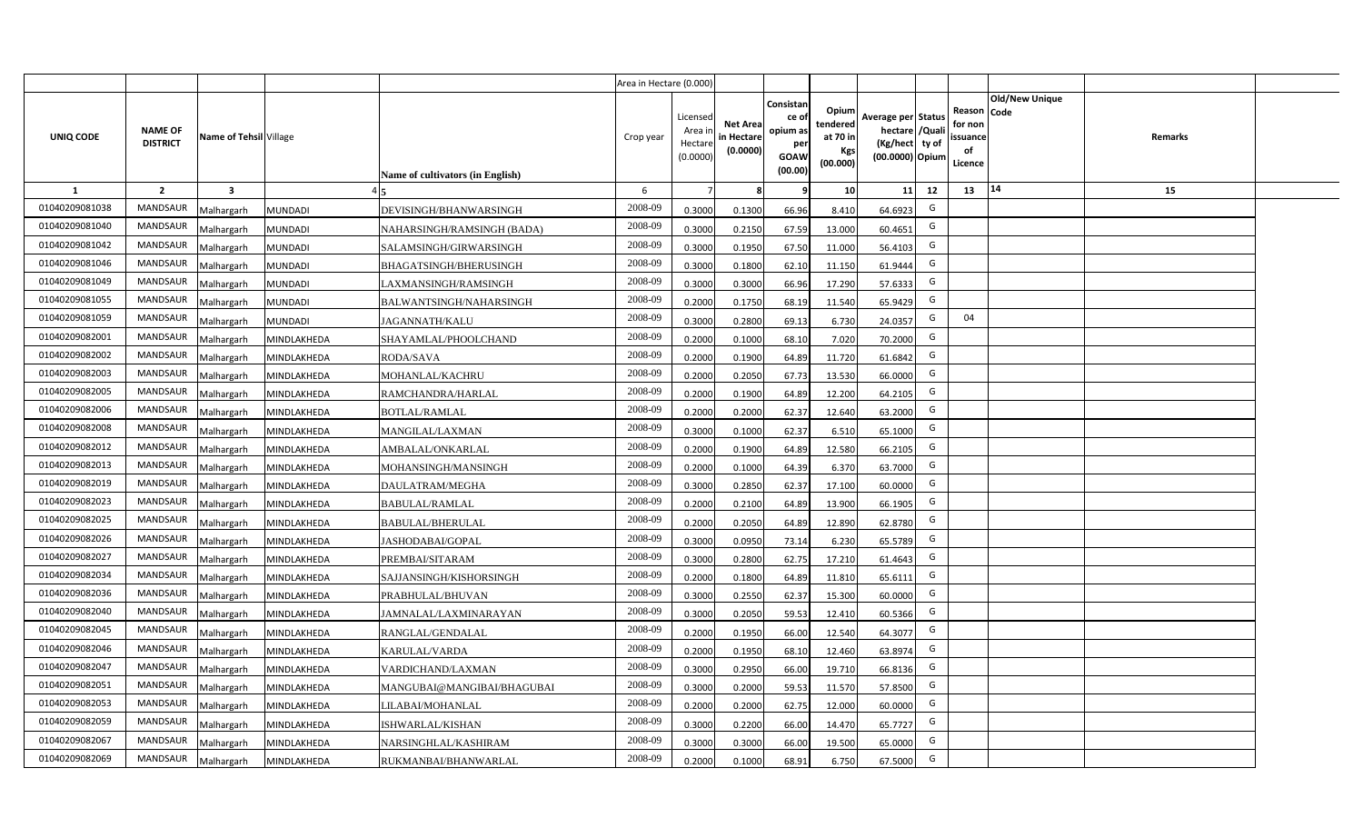| | | | | | Area in Hectare (0.000) | | | | | | | | | | |
|---|---|---|---|---|---|---|---|---|---|---|---|---|---|---|---|
| UNIQ CODE | NAME OF DISTRICT | Name of Tehsil | Village | Name of cultivators (in English) | Crop year | Licensed Area in Hectare (0.0000) | Net Area in Hectare (0.0000) | Consistance of opium as per GOAW (00.00) | Opium tendered at 70 in Kgs (00.000) | Average per hectare (Kg/hect) (00.0000) | Status /Quality of Opium | Reason for non issuance of Licence | Old/New Unique Code | Remarks |
| 1 | 2 | 3 | 4 | 5 | 6 | 7 | 8 | 9 | 10 | 11 | 12 | 13 | 14 | 15 |
| 01040209081038 | MANDSAUR | Malhargarh | MUNDADI | DEVISINGH/BHANWARSINGH | 2008-09 | 0.3000 | 0.1300 | 66.96 | 8.410 | 64.6923 | G | | | |
| 01040209081040 | MANDSAUR | Malhargarh | MUNDADI | NAHARSINGH/RAMSINGH (BADA) | 2008-09 | 0.3000 | 0.2150 | 67.59 | 13.000 | 60.4651 | G | | | |
| 01040209081042 | MANDSAUR | Malhargarh | MUNDADI | SALAMSINGH/GIRWARSINGH | 2008-09 | 0.3000 | 0.1950 | 67.50 | 11.000 | 56.4103 | G | | | |
| 01040209081046 | MANDSAUR | Malhargarh | MUNDADI | BHAGATSINGH/BHERUSINGH | 2008-09 | 0.3000 | 0.1800 | 62.10 | 11.150 | 61.9444 | G | | | |
| 01040209081049 | MANDSAUR | Malhargarh | MUNDADI | LAXMANSINGH/RAMSINGH | 2008-09 | 0.3000 | 0.3000 | 66.96 | 17.290 | 57.6333 | G | | | |
| 01040209081055 | MANDSAUR | Malhargarh | MUNDADI | BALWANTSINGH/NAHARSINGH | 2008-09 | 0.2000 | 0.1750 | 68.19 | 11.540 | 65.9429 | G | | | |
| 01040209081059 | MANDSAUR | Malhargarh | MUNDADI | JAGANNATH/KALU | 2008-09 | 0.3000 | 0.2800 | 69.13 | 6.730 | 24.0357 | G | 04 | | |
| 01040209082001 | MANDSAUR | Malhargarh | MINDLAKHEDA | SHAYAMLAL/PHOOLCHAND | 2008-09 | 0.2000 | 0.1000 | 68.10 | 7.020 | 70.2000 | G | | | |
| 01040209082002 | MANDSAUR | Malhargarh | MINDLAKHEDA | RODA/SAVA | 2008-09 | 0.2000 | 0.1900 | 64.89 | 11.720 | 61.6842 | G | | | |
| 01040209082003 | MANDSAUR | Malhargarh | MINDLAKHEDA | MOHANLAL/KACHRU | 2008-09 | 0.2000 | 0.2050 | 67.73 | 13.530 | 66.0000 | G | | | |
| 01040209082005 | MANDSAUR | Malhargarh | MINDLAKHEDA | RAMCHANDRA/HARLAL | 2008-09 | 0.2000 | 0.1900 | 64.89 | 12.200 | 64.2105 | G | | | |
| 01040209082006 | MANDSAUR | Malhargarh | MINDLAKHEDA | BOTLAL/RAMLAL | 2008-09 | 0.2000 | 0.2000 | 62.37 | 12.640 | 63.2000 | G | | | |
| 01040209082008 | MANDSAUR | Malhargarh | MINDLAKHEDA | MANGILAL/LAXMAN | 2008-09 | 0.3000 | 0.1000 | 62.37 | 6.510 | 65.1000 | G | | | |
| 01040209082012 | MANDSAUR | Malhargarh | MINDLAKHEDA | AMBALAL/ONKARLAL | 2008-09 | 0.2000 | 0.1900 | 64.89 | 12.580 | 66.2105 | G | | | |
| 01040209082013 | MANDSAUR | Malhargarh | MINDLAKHEDA | MOHANSINGH/MANSINGH | 2008-09 | 0.2000 | 0.1000 | 64.39 | 6.370 | 63.7000 | G | | | |
| 01040209082019 | MANDSAUR | Malhargarh | MINDLAKHEDA | DAULATRAM/MEGHA | 2008-09 | 0.3000 | 0.2850 | 62.37 | 17.100 | 60.0000 | G | | | |
| 01040209082023 | MANDSAUR | Malhargarh | MINDLAKHEDA | BABULAL/RAMLAL | 2008-09 | 0.2000 | 0.2100 | 64.89 | 13.900 | 66.1905 | G | | | |
| 01040209082025 | MANDSAUR | Malhargarh | MINDLAKHEDA | BABULAL/BHERULAL | 2008-09 | 0.2000 | 0.2050 | 64.89 | 12.890 | 62.8780 | G | | | |
| 01040209082026 | MANDSAUR | Malhargarh | MINDLAKHEDA | JASHODABAI/GOPAL | 2008-09 | 0.3000 | 0.0950 | 73.14 | 6.230 | 65.5789 | G | | | |
| 01040209082027 | MANDSAUR | Malhargarh | MINDLAKHEDA | PREMBAI/SITARAM | 2008-09 | 0.3000 | 0.2800 | 62.75 | 17.210 | 61.4643 | G | | | |
| 01040209082034 | MANDSAUR | Malhargarh | MINDLAKHEDA | SAJJANSINGH/KISHORSINGH | 2008-09 | 0.2000 | 0.1800 | 64.89 | 11.810 | 65.6111 | G | | | |
| 01040209082036 | MANDSAUR | Malhargarh | MINDLAKHEDA | PRABHULAL/BHUVAN | 2008-09 | 0.3000 | 0.2550 | 62.37 | 15.300 | 60.0000 | G | | | |
| 01040209082040 | MANDSAUR | Malhargarh | MINDLAKHEDA | JAMNALAL/LAXMINARAYAN | 2008-09 | 0.3000 | 0.2050 | 59.53 | 12.410 | 60.5366 | G | | | |
| 01040209082045 | MANDSAUR | Malhargarh | MINDLAKHEDA | RANGLAL/GENDALAL | 2008-09 | 0.2000 | 0.1950 | 66.00 | 12.540 | 64.3077 | G | | | |
| 01040209082046 | MANDSAUR | Malhargarh | MINDLAKHEDA | KARULAL/VARDA | 2008-09 | 0.2000 | 0.1950 | 68.10 | 12.460 | 63.8974 | G | | | |
| 01040209082047 | MANDSAUR | Malhargarh | MINDLAKHEDA | VARDICHAND/LAXMAN | 2008-09 | 0.3000 | 0.2950 | 66.00 | 19.710 | 66.8136 | G | | | |
| 01040209082051 | MANDSAUR | Malhargarh | MINDLAKHEDA | MANGUBAI@MANGIBAI/BHAGUBAI | 2008-09 | 0.3000 | 0.2000 | 59.53 | 11.570 | 57.8500 | G | | | |
| 01040209082053 | MANDSAUR | Malhargarh | MINDLAKHEDA | LILABAI/MOHANLAL | 2008-09 | 0.2000 | 0.2000 | 62.75 | 12.000 | 60.0000 | G | | | |
| 01040209082059 | MANDSAUR | Malhargarh | MINDLAKHEDA | ISHWARLAL/KISHAN | 2008-09 | 0.3000 | 0.2200 | 66.00 | 14.470 | 65.7727 | G | | | |
| 01040209082067 | MANDSAUR | Malhargarh | MINDLAKHEDA | NARSINGHLAL/KASHIRAM | 2008-09 | 0.3000 | 0.3000 | 66.00 | 19.500 | 65.0000 | G | | | |
| 01040209082069 | MANDSAUR | Malhargarh | MINDLAKHEDA | RUKMANBAI/BHANWARLAL | 2008-09 | 0.2000 | 0.1000 | 68.91 | 6.750 | 67.5000 | G | | | |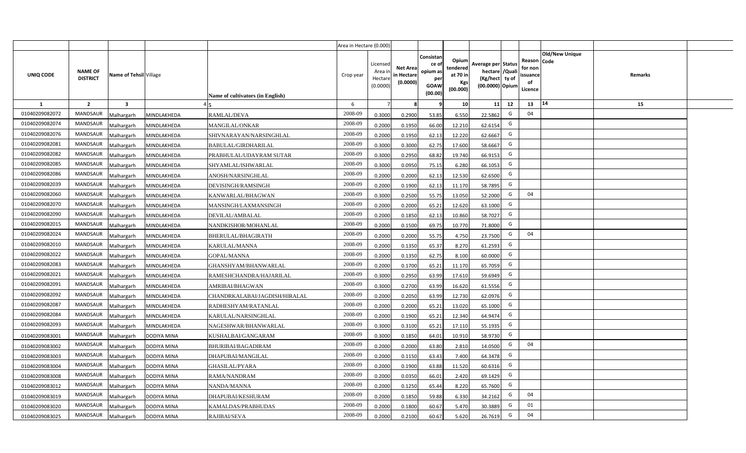| | | | | | Area in Hectare (0.000) | | | | | | | | | | |
|---|---|---|---|---|---|---|---|---|---|---|---|---|---|---|---|
| UNIQ CODE | NAME OF DISTRICT | Name of Tehsil | Village | Name of cultivators (in English) | Crop year | Licensed Area in Hectare (0.0000) | Net Area in Hectare (0.0000) | Consistance of opium as per GOAW (00.00) | Opium tendered at 70 in Kgs (00.000) | Average per hectare (Kg/hect) (00.0000) | Status /Quality of Opium | Reason for non issuance of Licence | Code | Old/New Unique | Remarks |
| 1 | 2 | 3 | 4 | 5 | 6 | 7 | 8 | 9 | 10 | 11 | 12 | 13 | 14 | | 15 |
| 01040209082072 | MANDSAUR | Malhargarh | MINDLAKHEDA | RAMLAL/DEVA | 2008-09 | 0.3000 | 0.2900 | 53.85 | 6.550 | 22.5862 | G | 04 | | | |
| 01040209082074 | MANDSAUR | Malhargarh | MINDLAKHEDA | MANGILAL/ONKAR | 2008-09 | 0.2000 | 0.1950 | 66.00 | 12.210 | 62.6154 | G | | | | |
| 01040209082076 | MANDSAUR | Malhargarh | MINDLAKHEDA | SHIVNARAYAN/NARSINGHLAL | 2008-09 | 0.2000 | 0.1950 | 62.13 | 12.220 | 62.6667 | G | | | | |
| 01040209082081 | MANDSAUR | Malhargarh | MINDLAKHEDA | BABULAL/GIRDHARILAL | 2008-09 | 0.3000 | 0.3000 | 62.75 | 17.600 | 58.6667 | G | | | | |
| 01040209082082 | MANDSAUR | Malhargarh | MINDLAKHEDA | PRABHULAL/UDAYRAM SUTAR | 2008-09 | 0.3000 | 0.2950 | 68.82 | 19.740 | 66.9153 | G | | | | |
| 01040209082085 | MANDSAUR | Malhargarh | MINDLAKHEDA | SHYAMLAL/ISHWARLAL | 2008-09 | 0.3000 | 0.0950 | 75.15 | 6.280 | 66.1053 | G | | | | |
| 01040209082086 | MANDSAUR | Malhargarh | MINDLAKHEDA | ANOSH/NARSINGHLAL | 2008-09 | 0.2000 | 0.2000 | 62.13 | 12.530 | 62.6500 | G | | | | |
| 01040209082039 | MANDSAUR | Malhargarh | MINDLAKHEDA | DEVISINGH/RAMSINGH | 2008-09 | 0.2000 | 0.1900 | 62.13 | 11.170 | 58.7895 | G | | | | |
| 01040209082060 | MANDSAUR | Malhargarh | MINDLAKHEDA | KANWARLAL/BHAGWAN | 2008-09 | 0.3000 | 0.2500 | 55.75 | 13.050 | 52.2000 | G | 04 | | | |
| 01040209082070 | MANDSAUR | Malhargarh | MINDLAKHEDA | MANSINGH/LAXMANSINGH | 2008-09 | 0.2000 | 0.2000 | 65.21 | 12.620 | 63.1000 | G | | | | |
| 01040209082090 | MANDSAUR | Malhargarh | MINDLAKHEDA | DEVILAL/AMBALAL | 2008-09 | 0.2000 | 0.1850 | 62.13 | 10.860 | 58.7027 | G | | | | |
| 01040209082015 | MANDSAUR | Malhargarh | MINDLAKHEDA | NANDKISHOR/MOHANLAL | 2008-09 | 0.2000 | 0.1500 | 69.75 | 10.770 | 71.8000 | G | | | | |
| 01040209082024 | MANDSAUR | Malhargarh | MINDLAKHEDA | BHERULAL/BHAGIRATH | 2008-09 | 0.2000 | 0.2000 | 55.75 | 4.750 | 23.7500 | G | 04 | | | |
| 01040209082010 | MANDSAUR | Malhargarh | MINDLAKHEDA | KARULAL/MANNA | 2008-09 | 0.2000 | 0.1350 | 65.37 | 8.270 | 61.2593 | G | | | | |
| 01040209082022 | MANDSAUR | Malhargarh | MINDLAKHEDA | GOPAL/MANNA | 2008-09 | 0.2000 | 0.1350 | 62.75 | 8.100 | 60.0000 | G | | | | |
| 01040209082083 | MANDSAUR | Malhargarh | MINDLAKHEDA | GHANSHYAM/BHANWARLAL | 2008-09 | 0.2000 | 0.1700 | 65.21 | 11.170 | 65.7059 | G | | | | |
| 01040209082021 | MANDSAUR | Malhargarh | MINDLAKHEDA | RAMESHCHANDRA/HAJARILAL | 2008-09 | 0.3000 | 0.2950 | 63.99 | 17.610 | 59.6949 | G | | | | |
| 01040209082091 | MANDSAUR | Malhargarh | MINDLAKHEDA | AMRIBAI/BHAGWAN | 2008-09 | 0.3000 | 0.2700 | 63.99 | 16.620 | 61.5556 | G | | | | |
| 01040209082092 | MANDSAUR | Malhargarh | MINDLAKHEDA | CHANDRKALABAI/JAGDISH/HIRALAL | 2008-09 | 0.2000 | 0.2050 | 63.99 | 12.730 | 62.0976 | G | | | | |
| 01040209082087 | MANDSAUR | Malhargarh | MINDLAKHEDA | RADHESHYAM/RATANLAL | 2008-09 | 0.2000 | 0.2000 | 65.21 | 13.020 | 65.1000 | G | | | | |
| 01040209082084 | MANDSAUR | Malhargarh | MINDLAKHEDA | KARULAL/NARSINGHLAL | 2008-09 | 0.2000 | 0.1900 | 65.21 | 12.340 | 64.9474 | G | | | | |
| 01040209082093 | MANDSAUR | Malhargarh | MINDLAKHEDA | NAGESHWAR/BHANWARLAL | 2008-09 | 0.3000 | 0.3100 | 65.21 | 17.110 | 55.1935 | G | | | | |
| 01040209083001 | MANDSAUR | Malhargarh | DODIYA MINA | KUSHALBAI/GANGARAM | 2008-09 | 0.3000 | 0.1850 | 64.01 | 10.910 | 58.9730 | G | | | | |
| 01040209083002 | MANDSAUR | Malhargarh | DODIYA MINA | BHURIBAI/BAGADIRAM | 2008-09 | 0.2000 | 0.2000 | 63.80 | 2.810 | 14.0500 | G | 04 | | | |
| 01040209083003 | MANDSAUR | Malhargarh | DODIYA MINA | DHAPUBAI/MANGILAL | 2008-09 | 0.2000 | 0.1150 | 63.43 | 7.400 | 64.3478 | G | | | | |
| 01040209083004 | MANDSAUR | Malhargarh | DODIYA MINA | GHASILAL/PYARA | 2008-09 | 0.2000 | 0.1900 | 63.88 | 11.520 | 60.6316 | G | | | | |
| 01040209083008 | MANDSAUR | Malhargarh | DODIYA MINA | RAMA/NANDRAM | 2008-09 | 0.2000 | 0.0350 | 66.01 | 2.420 | 69.1429 | G | | | | |
| 01040209083012 | MANDSAUR | Malhargarh | DODIYA MINA | NANDA/MANNA | 2008-09 | 0.2000 | 0.1250 | 65.44 | 8.220 | 65.7600 | G | | | | |
| 01040209083019 | MANDSAUR | Malhargarh | DODIYA MINA | DHAPUBAI/KESHURAM | 2008-09 | 0.2000 | 0.1850 | 59.88 | 6.330 | 34.2162 | G | 04 | | | |
| 01040209083020 | MANDSAUR | Malhargarh | DODIYA MINA | KAMALDAS/PRABHUDAS | 2008-09 | 0.2000 | 0.1800 | 60.67 | 5.470 | 30.3889 | G | 01 | | | |
| 01040209083025 | MANDSAUR | Malhargarh | DODIYA MINA | RAJIBAI/SEVA | 2008-09 | 0.2000 | 0.2100 | 60.67 | 5.620 | 26.7619 | G | 04 | | | |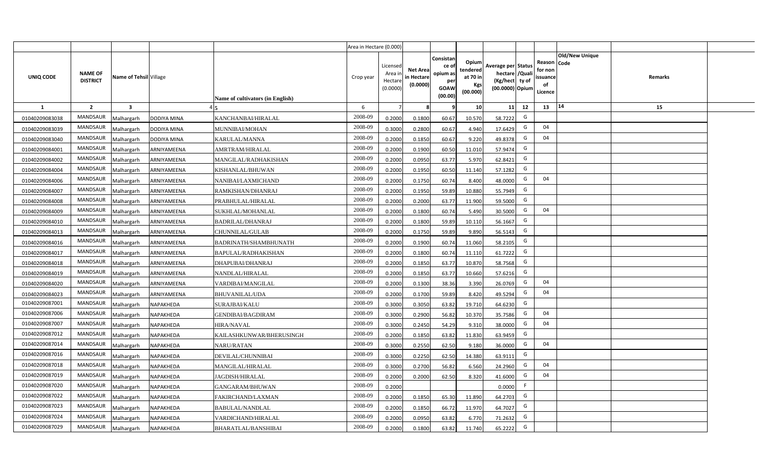| | | | | | Area in Hectare (0.000) | | | | | | | | | | |
|---|---|---|---|---|---|---|---|---|---|---|---|---|---|---|---|
| UNIQ CODE | NAME OF DISTRICT | Name of Tehsil | Village | Name of cultivators (in English) | Crop year | Licensed Area in Hectare (0.0000) | Net Area in Hectare (0.0000) | Consistance of opium as per GOAW (00.00) | Opium tendered at 70 in Kgs (00.000) | Average per hectare (Kg/hect) (00.0000) | Status /Quality of Opium | Reason for non issuance of Licence | Code | Old/New Unique | Remarks |
| 1 | 2 | 3 | 4 | 5 | 6 | 7 | 8 | 9 | 10 | 11 | 12 | 13 | 14 | | 15 |
| 01040209083038 | MANDSAUR | Malhargarh | DODIYA MINA | KANCHANBAI/HIRALAL | 2008-09 | 0.2000 | 0.1800 | 60.67 | 10.570 | 58.7222 | G | | | | |
| 01040209083039 | MANDSAUR | Malhargarh | DODIYA MINA | MUNNIBAI/MOHAN | 2008-09 | 0.3000 | 0.2800 | 60.67 | 4.940 | 17.6429 | G | 04 | | | |
| 01040209083040 | MANDSAUR | Malhargarh | DODIYA MINA | KARULAL/MANNA | 2008-09 | 0.2000 | 0.1850 | 60.67 | 9.220 | 49.8378 | G | 04 | | | |
| 01040209084001 | MANDSAUR | Malhargarh | ARNIYAMEENA | AMRTRAM/HIRALAL | 2008-09 | 0.2000 | 0.1900 | 60.50 | 11.010 | 57.9474 | G | | | | |
| 01040209084002 | MANDSAUR | Malhargarh | ARNIYAMEENA | MANGILAL/RADHAKISHAN | 2008-09 | 0.2000 | 0.0950 | 63.77 | 5.970 | 62.8421 | G | | | | |
| 01040209084004 | MANDSAUR | Malhargarh | ARNIYAMEENA | KISHANLAL/BHUWAN | 2008-09 | 0.2000 | 0.1950 | 60.50 | 11.140 | 57.1282 | G | | | | |
| 01040209084006 | MANDSAUR | Malhargarh | ARNIYAMEENA | NANIBAI/LAXMICHAND | 2008-09 | 0.2000 | 0.1750 | 60.74 | 8.400 | 48.0000 | G | 04 | | | |
| 01040209084007 | MANDSAUR | Malhargarh | ARNIYAMEENA | RAMKISHAN/DHANRAJ | 2008-09 | 0.2000 | 0.1950 | 59.89 | 10.880 | 55.7949 | G | | | | |
| 01040209084008 | MANDSAUR | Malhargarh | ARNIYAMEENA | PRABHULAL/HIRALAL | 2008-09 | 0.2000 | 0.2000 | 63.77 | 11.900 | 59.5000 | G | | | | |
| 01040209084009 | MANDSAUR | Malhargarh | ARNIYAMEENA | SUKHLAL/MOHANLAL | 2008-09 | 0.2000 | 0.1800 | 60.74 | 5.490 | 30.5000 | G | 04 | | | |
| 01040209084010 | MANDSAUR | Malhargarh | ARNIYAMEENA | BADRILAL/DHANRAJ | 2008-09 | 0.2000 | 0.1800 | 59.89 | 10.110 | 56.1667 | G | | | | |
| 01040209084013 | MANDSAUR | Malhargarh | ARNIYAMEENA | CHUNNILAL/GULAB | 2008-09 | 0.2000 | 0.1750 | 59.89 | 9.890 | 56.5143 | G | | | | |
| 01040209084016 | MANDSAUR | Malhargarh | ARNIYAMEENA | BADRINATH/SHAMBHUNATH | 2008-09 | 0.2000 | 0.1900 | 60.74 | 11.060 | 58.2105 | G | | | | |
| 01040209084017 | MANDSAUR | Malhargarh | ARNIYAMEENA | BAPULAL/RADHAKISHAN | 2008-09 | 0.2000 | 0.1800 | 60.74 | 11.110 | 61.7222 | G | | | | |
| 01040209084018 | MANDSAUR | Malhargarh | ARNIYAMEENA | DHAPUBAI/DHANRAJ | 2008-09 | 0.2000 | 0.1850 | 63.77 | 10.870 | 58.7568 | G | | | | |
| 01040209084019 | MANDSAUR | Malhargarh | ARNIYAMEENA | NANDLAL/HIRALAL | 2008-09 | 0.2000 | 0.1850 | 63.77 | 10.660 | 57.6216 | G | | | | |
| 01040209084020 | MANDSAUR | Malhargarh | ARNIYAMEENA | VARDIBAI/MANGILAL | 2008-09 | 0.2000 | 0.1300 | 38.36 | 3.390 | 26.0769 | G | 04 | | | |
| 01040209084023 | MANDSAUR | Malhargarh | ARNIYAMEENA | BHUVANILAL/UDA | 2008-09 | 0.2000 | 0.1700 | 59.89 | 8.420 | 49.5294 | G | 04 | | | |
| 01040209087001 | MANDSAUR | Malhargarh | NAPAKHEDA | SURAJBAI/KALU | 2008-09 | 0.3000 | 0.3050 | 63.82 | 19.710 | 64.6230 | G | | | | |
| 01040209087006 | MANDSAUR | Malhargarh | NAPAKHEDA | GENDIBAI/BAGDIRAM | 2008-09 | 0.3000 | 0.2900 | 56.82 | 10.370 | 35.7586 | G | 04 | | | |
| 01040209087007 | MANDSAUR | Malhargarh | NAPAKHEDA | HIRA/NAVAL | 2008-09 | 0.3000 | 0.2450 | 54.29 | 9.310 | 38.0000 | G | 04 | | | |
| 01040209087012 | MANDSAUR | Malhargarh | NAPAKHEDA | KAILASHKUNWAR/BHERUSINGH | 2008-09 | 0.2000 | 0.1850 | 63.82 | 11.830 | 63.9459 | G | | | | |
| 01040209087014 | MANDSAUR | Malhargarh | NAPAKHEDA | NARU/RATAN | 2008-09 | 0.3000 | 0.2550 | 62.50 | 9.180 | 36.0000 | G | 04 | | | |
| 01040209087016 | MANDSAUR | Malhargarh | NAPAKHEDA | DEVILAL/CHUNNIBAI | 2008-09 | 0.3000 | 0.2250 | 62.50 | 14.380 | 63.9111 | G | | | | |
| 01040209087018 | MANDSAUR | Malhargarh | NAPAKHEDA | MANGILAL/HIRALAL | 2008-09 | 0.3000 | 0.2700 | 56.82 | 6.560 | 24.2960 | G | 04 | | | |
| 01040209087019 | MANDSAUR | Malhargarh | NAPAKHEDA | JAGDISH/HIRALAL | 2008-09 | 0.2000 | 0.2000 | 62.50 | 8.320 | 41.6000 | G | 04 | | | |
| 01040209087020 | MANDSAUR | Malhargarh | NAPAKHEDA | GANGARAM/BHUWAN | 2008-09 | 0.2000 | | | | 0.0000 | F | | | | |
| 01040209087022 | MANDSAUR | Malhargarh | NAPAKHEDA | FAKIRCHAND/LAXMAN | 2008-09 | 0.2000 | 0.1850 | 65.30 | 11.890 | 64.2703 | G | | | | |
| 01040209087023 | MANDSAUR | Malhargarh | NAPAKHEDA | BABULAL/NANDLAL | 2008-09 | 0.2000 | 0.1850 | 66.72 | 11.970 | 64.7027 | G | | | | |
| 01040209087024 | MANDSAUR | Malhargarh | NAPAKHEDA | VARDICHAND/HIRALAL | 2008-09 | 0.2000 | 0.0950 | 63.82 | 6.770 | 71.2632 | G | | | | |
| 01040209087029 | MANDSAUR | Malhargarh | NAPAKHEDA | BHARATLAL/BANSHIBAI | 2008-09 | 0.2000 | 0.1800 | 63.82 | 11.740 | 65.2222 | G | | | | |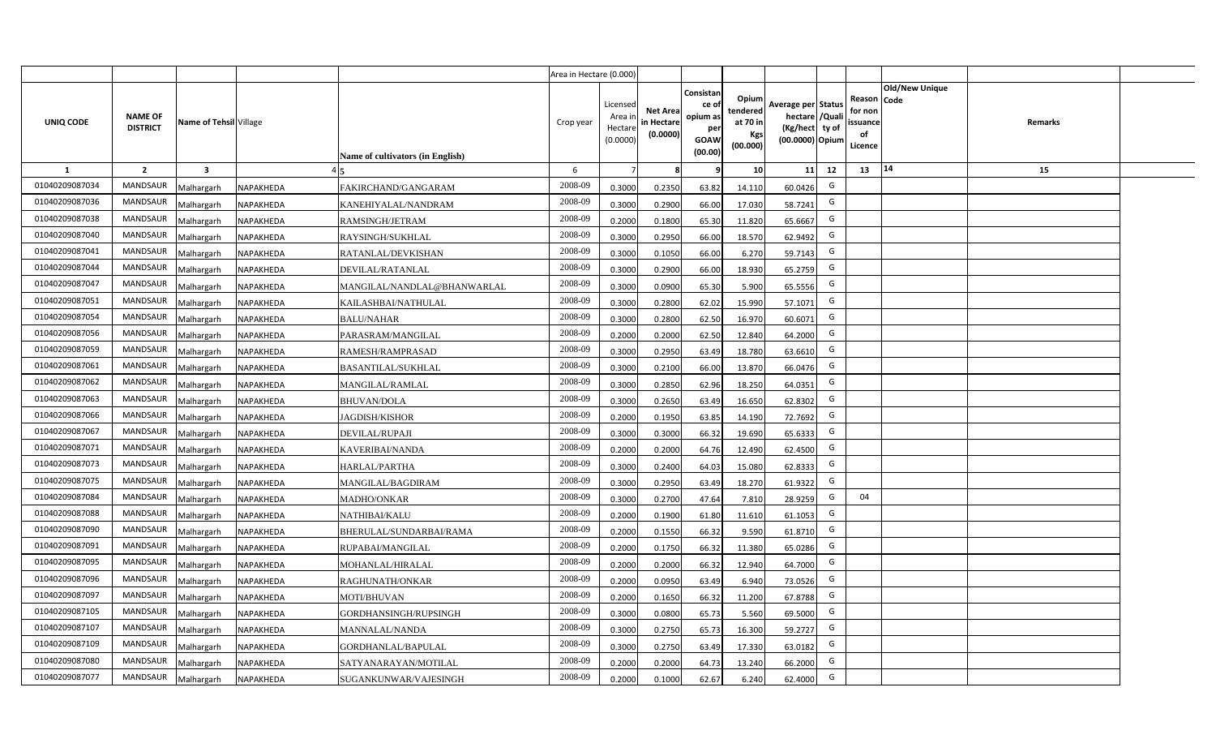| UNIQ CODE | NAME OF DISTRICT | Name of Tehsil | Village | Name of cultivators (in English) | Crop year | Licensed Area in Hectare (0.0000) | Net Area in Hectare (0.0000) | Consistance of opium as per GOAW (00.00) | Opium tendered at 70 in Kgs (00.000) | Average per hectare (Kg/hect) (00.0000) | Status /Quality of Opium | Reason for non issuance of Licence | Old/New Unique Code | Remarks |
|---|---|---|---|---|---|---|---|---|---|---|---|---|---|---|
| 1 | 2 | 3 | 4 | 5 | 6 | 7 | 8 | 9 | 10 | 11 | 12 | 13 | 14 | 15 |
| 01040209087034 | MANDSAUR | Malhargarh | NAPAKHEDA | FAKIRCHAND/GANGARAM | 2008-09 | 0.3000 | 0.2350 | 63.82 | 14.110 | 60.0426 | G | | | |
| 01040209087036 | MANDSAUR | Malhargarh | NAPAKHEDA | KANEHIYALAL/NANDRAM | 2008-09 | 0.3000 | 0.2900 | 66.00 | 17.030 | 58.7241 | G | | | |
| 01040209087038 | MANDSAUR | Malhargarh | NAPAKHEDA | RAMSINGH/JETRAM | 2008-09 | 0.2000 | 0.1800 | 65.30 | 11.820 | 65.6667 | G | | | |
| 01040209087040 | MANDSAUR | Malhargarh | NAPAKHEDA | RAYSINGH/SUKHLAL | 2008-09 | 0.3000 | 0.2950 | 66.00 | 18.570 | 62.9492 | G | | | |
| 01040209087041 | MANDSAUR | Malhargarh | NAPAKHEDA | RATANLAL/DEVKISHAN | 2008-09 | 0.3000 | 0.1050 | 66.00 | 6.270 | 59.7143 | G | | | |
| 01040209087044 | MANDSAUR | Malhargarh | NAPAKHEDA | DEVILAL/RATANLAL | 2008-09 | 0.3000 | 0.2900 | 66.00 | 18.930 | 65.2759 | G | | | |
| 01040209087047 | MANDSAUR | Malhargarh | NAPAKHEDA | MANGILAL/NANDLAL@BHANWARLAL | 2008-09 | 0.3000 | 0.0900 | 65.30 | 5.900 | 65.5556 | G | | | |
| 01040209087051 | MANDSAUR | Malhargarh | NAPAKHEDA | KAILASHBAI/NATHULAL | 2008-09 | 0.3000 | 0.2800 | 62.02 | 15.990 | 57.1071 | G | | | |
| 01040209087054 | MANDSAUR | Malhargarh | NAPAKHEDA | BALU/NAHAR | 2008-09 | 0.3000 | 0.2800 | 62.50 | 16.970 | 60.6071 | G | | | |
| 01040209087056 | MANDSAUR | Malhargarh | NAPAKHEDA | PARASRAM/MANGILAL | 2008-09 | 0.2000 | 0.2000 | 62.50 | 12.840 | 64.2000 | G | | | |
| 01040209087059 | MANDSAUR | Malhargarh | NAPAKHEDA | RAMESH/RAMPRASAD | 2008-09 | 0.3000 | 0.2950 | 63.49 | 18.780 | 63.6610 | G | | | |
| 01040209087061 | MANDSAUR | Malhargarh | NAPAKHEDA | BASANTILAL/SUKHLAL | 2008-09 | 0.3000 | 0.2100 | 66.00 | 13.870 | 66.0476 | G | | | |
| 01040209087062 | MANDSAUR | Malhargarh | NAPAKHEDA | MANGILAL/RAMLAL | 2008-09 | 0.3000 | 0.2850 | 62.96 | 18.250 | 64.0351 | G | | | |
| 01040209087063 | MANDSAUR | Malhargarh | NAPAKHEDA | BHUVAN/DOLA | 2008-09 | 0.3000 | 0.2650 | 63.49 | 16.650 | 62.8302 | G | | | |
| 01040209087066 | MANDSAUR | Malhargarh | NAPAKHEDA | JAGDISH/KISHOR | 2008-09 | 0.2000 | 0.1950 | 63.85 | 14.190 | 72.7692 | G | | | |
| 01040209087067 | MANDSAUR | Malhargarh | NAPAKHEDA | DEVILAL/RUPAJI | 2008-09 | 0.3000 | 0.3000 | 66.32 | 19.690 | 65.6333 | G | | | |
| 01040209087071 | MANDSAUR | Malhargarh | NAPAKHEDA | KAVERIBAI/NANDA | 2008-09 | 0.2000 | 0.2000 | 64.76 | 12.490 | 62.4500 | G | | | |
| 01040209087073 | MANDSAUR | Malhargarh | NAPAKHEDA | HARLAL/PARTHA | 2008-09 | 0.3000 | 0.2400 | 64.03 | 15.080 | 62.8333 | G | | | |
| 01040209087075 | MANDSAUR | Malhargarh | NAPAKHEDA | MANGILAL/BAGDIRAM | 2008-09 | 0.3000 | 0.2950 | 63.49 | 18.270 | 61.9322 | G | | | |
| 01040209087084 | MANDSAUR | Malhargarh | NAPAKHEDA | MADHO/ONKAR | 2008-09 | 0.3000 | 0.2700 | 47.64 | 7.810 | 28.9259 | G | 04 | | |
| 01040209087088 | MANDSAUR | Malhargarh | NAPAKHEDA | NATHIBAI/KALU | 2008-09 | 0.2000 | 0.1900 | 61.80 | 11.610 | 61.1053 | G | | | |
| 01040209087090 | MANDSAUR | Malhargarh | NAPAKHEDA | BHERULAL/SUNDARBAI/RAMA | 2008-09 | 0.2000 | 0.1550 | 66.32 | 9.590 | 61.8710 | G | | | |
| 01040209087091 | MANDSAUR | Malhargarh | NAPAKHEDA | RUPABAI/MANGILAL | 2008-09 | 0.2000 | 0.1750 | 66.32 | 11.380 | 65.0286 | G | | | |
| 01040209087095 | MANDSAUR | Malhargarh | NAPAKHEDA | MOHANLAL/HIRALAL | 2008-09 | 0.2000 | 0.2000 | 66.32 | 12.940 | 64.7000 | G | | | |
| 01040209087096 | MANDSAUR | Malhargarh | NAPAKHEDA | RAGHUNATH/ONKAR | 2008-09 | 0.2000 | 0.0950 | 63.49 | 6.940 | 73.0526 | G | | | |
| 01040209087097 | MANDSAUR | Malhargarh | NAPAKHEDA | MOTI/BHUVAN | 2008-09 | 0.2000 | 0.1650 | 66.32 | 11.200 | 67.8788 | G | | | |
| 01040209087105 | MANDSAUR | Malhargarh | NAPAKHEDA | GORDHANSINGH/RUPSINGH | 2008-09 | 0.3000 | 0.0800 | 65.73 | 5.560 | 69.5000 | G | | | |
| 01040209087107 | MANDSAUR | Malhargarh | NAPAKHEDA | MANNALAL/NANDA | 2008-09 | 0.3000 | 0.2750 | 65.73 | 16.300 | 59.2727 | G | | | |
| 01040209087109 | MANDSAUR | Malhargarh | NAPAKHEDA | GORDHANLAL/BAPULAL | 2008-09 | 0.3000 | 0.2750 | 63.49 | 17.330 | 63.0182 | G | | | |
| 01040209087080 | MANDSAUR | Malhargarh | NAPAKHEDA | SATYANARAYAN/MOTILAL | 2008-09 | 0.2000 | 0.2000 | 64.73 | 13.240 | 66.2000 | G | | | |
| 01040209087077 | MANDSAUR | Malhargarh | NAPAKHEDA | SUGANKUNWAR/VAJESINGH | 2008-09 | 0.2000 | 0.1000 | 62.67 | 6.240 | 62.4000 | G | | | |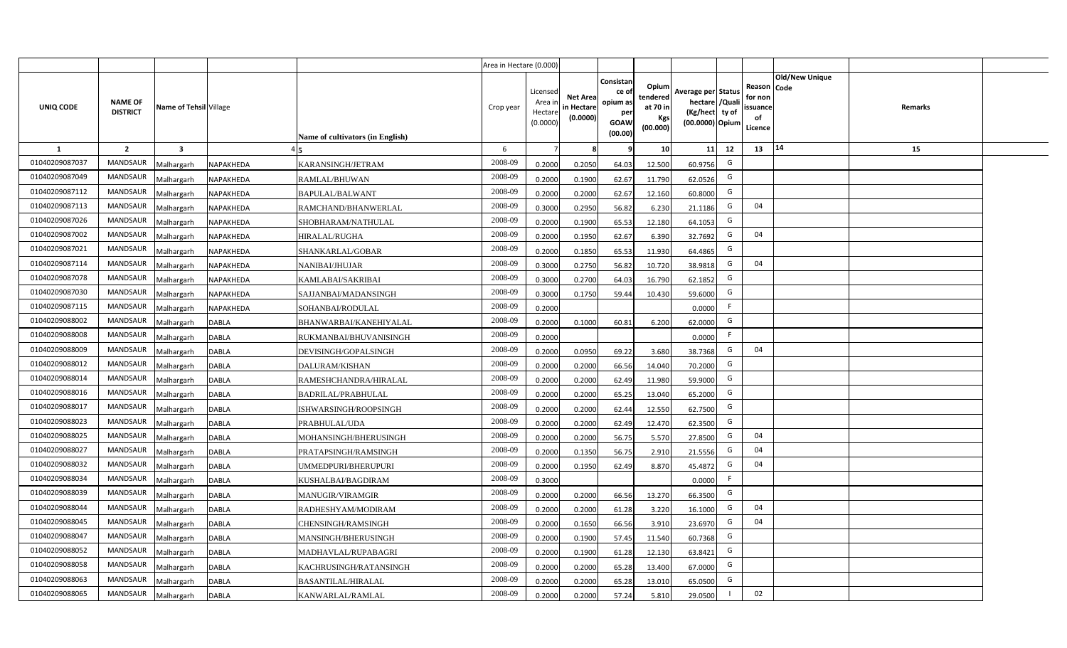| | | | | | Area in Hectare (0.000) | | | | | | | | | | |
|---|---|---|---|---|---|---|---|---|---|---|---|---|---|---|---|
| UNIQ CODE | NAME OF DISTRICT | Name of Tehsil | Village | Name of cultivators (in English) | Crop year | Licensed Area in Hectare (0.0000) | Net Area in Hectare (0.0000) | Consistance of opium as per GOAW (00.00) | Opium tendered at 70 in Kgs (00.000) | Average per hectare (Kg/hect) (00.0000) | Status /Quality of Opium | Reason for non issuance of Licence | Old/New Unique Code | Remarks |
| 1 | 2 | 3 | 4 | 5 | 6 | 7 | 8 | 9 | 10 | 11 | 12 | 13 | 14 | 15 |
| 01040209087037 | MANDSAUR | Malhargarh | NAPAKHEDA | KARANSINGH/JETRAM | 2008-09 | 0.2000 | 0.2050 | 64.03 | 12.500 | 60.9756 | G | | | |
| 01040209087049 | MANDSAUR | Malhargarh | NAPAKHEDA | RAMLAL/BHUWAN | 2008-09 | 0.2000 | 0.1900 | 62.67 | 11.790 | 62.0526 | G | | | |
| 01040209087112 | MANDSAUR | Malhargarh | NAPAKHEDA | BAPULAL/BALWANT | 2008-09 | 0.2000 | 0.2000 | 62.67 | 12.160 | 60.8000 | G | | | |
| 01040209087113 | MANDSAUR | Malhargarh | NAPAKHEDA | RAMCHAND/BHANWERLAL | 2008-09 | 0.3000 | 0.2950 | 56.82 | 6.230 | 21.1186 | G | 04 | | |
| 01040209087026 | MANDSAUR | Malhargarh | NAPAKHEDA | SHOBHARAM/NATHULAL | 2008-09 | 0.2000 | 0.1900 | 65.53 | 12.180 | 64.1053 | G | | | |
| 01040209087002 | MANDSAUR | Malhargarh | NAPAKHEDA | HIRALAL/RUGHA | 2008-09 | 0.2000 | 0.1950 | 62.67 | 6.390 | 32.7692 | G | 04 | | |
| 01040209087021 | MANDSAUR | Malhargarh | NAPAKHEDA | SHANKARLAL/GOBAR | 2008-09 | 0.2000 | 0.1850 | 65.53 | 11.930 | 64.4865 | G | | | |
| 01040209087114 | MANDSAUR | Malhargarh | NAPAKHEDA | NANIBAI/JHUJAR | 2008-09 | 0.3000 | 0.2750 | 56.82 | 10.720 | 38.9818 | G | 04 | | |
| 01040209087078 | MANDSAUR | Malhargarh | NAPAKHEDA | KAMLABAI/SAKRIBAI | 2008-09 | 0.3000 | 0.2700 | 64.03 | 16.790 | 62.1852 | G | | | |
| 01040209087030 | MANDSAUR | Malhargarh | NAPAKHEDA | SAJJANBAI/MADANSINGH | 2008-09 | 0.3000 | 0.1750 | 59.44 | 10.430 | 59.6000 | G | | | |
| 01040209087115 | MANDSAUR | Malhargarh | NAPAKHEDA | SOHANBAI/RODULAL | 2008-09 | 0.2000 | | | | 0.0000 | F | | | |
| 01040209088002 | MANDSAUR | Malhargarh | DABLA | BHANWARBAI/KANEHIYALAL | 2008-09 | 0.2000 | 0.1000 | 60.81 | 6.200 | 62.0000 | G | | | |
| 01040209088008 | MANDSAUR | Malhargarh | DABLA | RUKMANBAI/BHUVANISINGH | 2008-09 | 0.2000 | | | | 0.0000 | F | | | |
| 01040209088009 | MANDSAUR | Malhargarh | DABLA | DEVISINGH/GOPALSINGH | 2008-09 | 0.2000 | 0.0950 | 69.22 | 3.680 | 38.7368 | G | 04 | | |
| 01040209088012 | MANDSAUR | Malhargarh | DABLA | DALURAM/KISHAN | 2008-09 | 0.2000 | 0.2000 | 66.56 | 14.040 | 70.2000 | G | | | |
| 01040209088014 | MANDSAUR | Malhargarh | DABLA | RAMESHCHANDRA/HIRALAL | 2008-09 | 0.2000 | 0.2000 | 62.49 | 11.980 | 59.9000 | G | | | |
| 01040209088016 | MANDSAUR | Malhargarh | DABLA | BADRILAL/PRABHULAL | 2008-09 | 0.2000 | 0.2000 | 65.25 | 13.040 | 65.2000 | G | | | |
| 01040209088017 | MANDSAUR | Malhargarh | DABLA | ISHWARSINGH/ROOPSINGH | 2008-09 | 0.2000 | 0.2000 | 62.44 | 12.550 | 62.7500 | G | | | |
| 01040209088023 | MANDSAUR | Malhargarh | DABLA | PRABHULAL/UDA | 2008-09 | 0.2000 | 0.2000 | 62.49 | 12.470 | 62.3500 | G | | | |
| 01040209088025 | MANDSAUR | Malhargarh | DABLA | MOHANSINGH/BHERUSINGH | 2008-09 | 0.2000 | 0.2000 | 56.75 | 5.570 | 27.8500 | G | 04 | | |
| 01040209088027 | MANDSAUR | Malhargarh | DABLA | PRATAPSINGH/RAMSINGH | 2008-09 | 0.2000 | 0.1350 | 56.75 | 2.910 | 21.5556 | G | 04 | | |
| 01040209088032 | MANDSAUR | Malhargarh | DABLA | UMMEDPURI/BHERUPURI | 2008-09 | 0.2000 | 0.1950 | 62.49 | 8.870 | 45.4872 | G | 04 | | |
| 01040209088034 | MANDSAUR | Malhargarh | DABLA | KUSHALBAI/BAGDIRAM | 2008-09 | 0.3000 | | | | 0.0000 | F | | | |
| 01040209088039 | MANDSAUR | Malhargarh | DABLA | MANUGIR/VIRAMGIR | 2008-09 | 0.2000 | 0.2000 | 66.56 | 13.270 | 66.3500 | G | | | |
| 01040209088044 | MANDSAUR | Malhargarh | DABLA | RADHESHYAM/MODIRAM | 2008-09 | 0.2000 | 0.2000 | 61.28 | 3.220 | 16.1000 | G | 04 | | |
| 01040209088045 | MANDSAUR | Malhargarh | DABLA | CHENSINGH/RAMSINGH | 2008-09 | 0.2000 | 0.1650 | 66.56 | 3.910 | 23.6970 | G | 04 | | |
| 01040209088047 | MANDSAUR | Malhargarh | DABLA | MANSINGH/BHERUSINGH | 2008-09 | 0.2000 | 0.1900 | 57.45 | 11.540 | 60.7368 | G | | | |
| 01040209088052 | MANDSAUR | Malhargarh | DABLA | MADHAVLAL/RUPABAGRI | 2008-09 | 0.2000 | 0.1900 | 61.28 | 12.130 | 63.8421 | G | | | |
| 01040209088058 | MANDSAUR | Malhargarh | DABLA | KACHRUSINGH/RATANSINGH | 2008-09 | 0.2000 | 0.2000 | 65.28 | 13.400 | 67.0000 | G | | | |
| 01040209088063 | MANDSAUR | Malhargarh | DABLA | BASANTILAL/HIRALAL | 2008-09 | 0.2000 | 0.2000 | 65.28 | 13.010 | 65.0500 | G | | | |
| 01040209088065 | MANDSAUR | Malhargarh | DABLA | KANWARLAL/RAMLAL | 2008-09 | 0.2000 | 0.2000 | 57.24 | 5.810 | 29.0500 | I | 02 | | |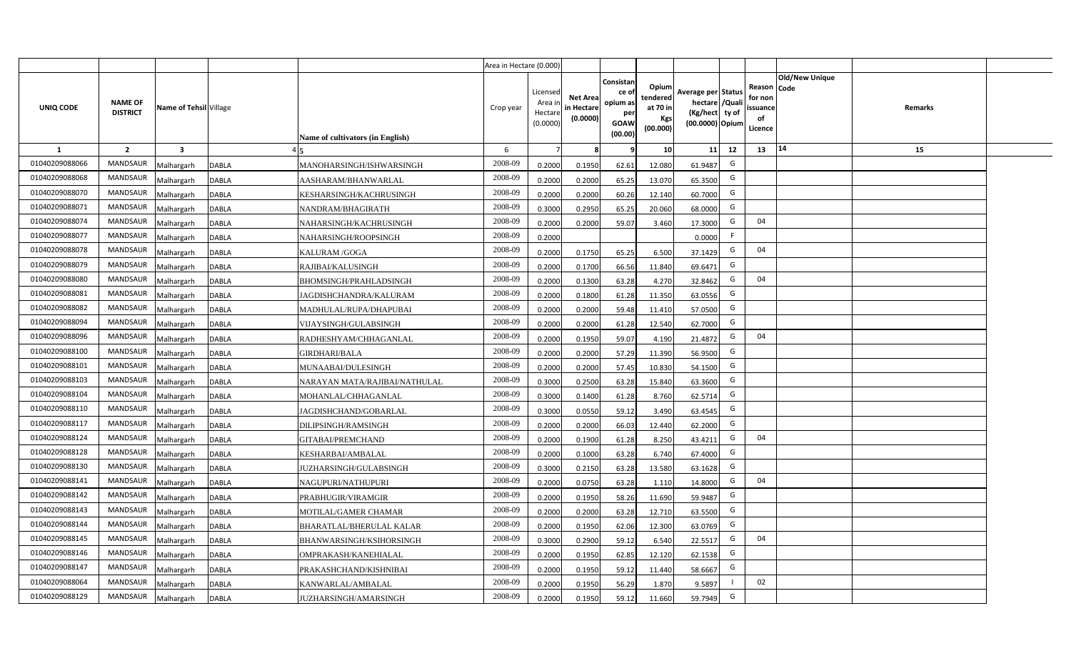| | | | | | Area in Hectare (0.000) | | | | | | | | | | |
|---|---|---|---|---|---|---|---|---|---|---|---|---|---|---|---|
| UNIQ CODE | NAME OF DISTRICT | Name of Tehsil | Village | Name of cultivators (in English) | Crop year | Licensed Area in Hectare (0.0000) | Net Area in Hectare (0.0000) | Consistance of opium as per GOAW (00.00) | Opium tendered at 70 in Kgs (00.000) | Average per hectare (Kg/hect) (00.0000) | Status /Quality of Opium | Reason for non issuance of Licence | Old/New Unique Code | Remarks | |
| 1 | 2 | 3 | 4 | 5 | 6 | 7 | 8 | 9 | 10 | 11 | 12 | 13 | 14 | 15 | |
| 01040209088066 | MANDSAUR | Malhargarh | DABLA | MANOHARSINGH/ISHWARSINGH | 2008-09 | 0.2000 | 0.1950 | 62.61 | 12.080 | 61.9487 | G | | | | |
| 01040209088068 | MANDSAUR | Malhargarh | DABLA | AASHARAM/BHANWARLAL | 2008-09 | 0.2000 | 0.2000 | 65.25 | 13.070 | 65.3500 | G | | | | |
| 01040209088070 | MANDSAUR | Malhargarh | DABLA | KESHARSINGH/KACHRUSINGH | 2008-09 | 0.2000 | 0.2000 | 60.26 | 12.140 | 60.7000 | G | | | | |
| 01040209088071 | MANDSAUR | Malhargarh | DABLA | NANDRAM/BHAGIRATH | 2008-09 | 0.3000 | 0.2950 | 65.25 | 20.060 | 68.0000 | G | | | | |
| 01040209088074 | MANDSAUR | Malhargarh | DABLA | NAHARSINGH/KACHRUSINGH | 2008-09 | 0.2000 | 0.2000 | 59.07 | 3.460 | 17.3000 | G | 04 | | | |
| 01040209088077 | MANDSAUR | Malhargarh | DABLA | NAHARSINGH/ROOPSINGH | 2008-09 | 0.2000 | | | | 0.0000 | F | | | | |
| 01040209088078 | MANDSAUR | Malhargarh | DABLA | KALURAM /GOGA | 2008-09 | 0.2000 | 0.1750 | 65.25 | 6.500 | 37.1429 | G | 04 | | | |
| 01040209088079 | MANDSAUR | Malhargarh | DABLA | RAJIBAI/KALUSINGH | 2008-09 | 0.2000 | 0.1700 | 66.56 | 11.840 | 69.6471 | G | | | | |
| 01040209088080 | MANDSAUR | Malhargarh | DABLA | BHOMSINGH/PRAHLADSINGH | 2008-09 | 0.2000 | 0.1300 | 63.28 | 4.270 | 32.8462 | G | 04 | | | |
| 01040209088081 | MANDSAUR | Malhargarh | DABLA | JAGDISHCHANDRA/KALURAM | 2008-09 | 0.2000 | 0.1800 | 61.28 | 11.350 | 63.0556 | G | | | | |
| 01040209088082 | MANDSAUR | Malhargarh | DABLA | MADHULAL/RUPA/DHAPUBAI | 2008-09 | 0.2000 | 0.2000 | 59.48 | 11.410 | 57.0500 | G | | | | |
| 01040209088094 | MANDSAUR | Malhargarh | DABLA | VIJAYSINGH/GULABSINGH | 2008-09 | 0.2000 | 0.2000 | 61.28 | 12.540 | 62.7000 | G | | | | |
| 01040209088096 | MANDSAUR | Malhargarh | DABLA | RADHESHYAM/CHHAGANLAL | 2008-09 | 0.2000 | 0.1950 | 59.07 | 4.190 | 21.4872 | G | 04 | | | |
| 01040209088100 | MANDSAUR | Malhargarh | DABLA | GIRDHARI/BALA | 2008-09 | 0.2000 | 0.2000 | 57.29 | 11.390 | 56.9500 | G | | | | |
| 01040209088101 | MANDSAUR | Malhargarh | DABLA | MUNAABAI/DULESINGH | 2008-09 | 0.2000 | 0.2000 | 57.45 | 10.830 | 54.1500 | G | | | | |
| 01040209088103 | MANDSAUR | Malhargarh | DABLA | NARAYAN MATA/RAJIBAI/NATHULAL | 2008-09 | 0.3000 | 0.2500 | 63.28 | 15.840 | 63.3600 | G | | | | |
| 01040209088104 | MANDSAUR | Malhargarh | DABLA | MOHANLAL/CHHAGANLAL | 2008-09 | 0.3000 | 0.1400 | 61.28 | 8.760 | 62.5714 | G | | | | |
| 01040209088110 | MANDSAUR | Malhargarh | DABLA | JAGDISHCHAND/GOBARLAL | 2008-09 | 0.3000 | 0.0550 | 59.12 | 3.490 | 63.4545 | G | | | | |
| 01040209088117 | MANDSAUR | Malhargarh | DABLA | DILIPSINGH/RAMSINGH | 2008-09 | 0.2000 | 0.2000 | 66.03 | 12.440 | 62.2000 | G | | | | |
| 01040209088124 | MANDSAUR | Malhargarh | DABLA | GITABAI/PREMCHAND | 2008-09 | 0.2000 | 0.1900 | 61.28 | 8.250 | 43.4211 | G | 04 | | | |
| 01040209088128 | MANDSAUR | Malhargarh | DABLA | KESHARBAI/AMBALAL | 2008-09 | 0.2000 | 0.1000 | 63.28 | 6.740 | 67.4000 | G | | | | |
| 01040209088130 | MANDSAUR | Malhargarh | DABLA | JUZHARSINGH/GULABSINGH | 2008-09 | 0.3000 | 0.2150 | 63.28 | 13.580 | 63.1628 | G | | | | |
| 01040209088141 | MANDSAUR | Malhargarh | DABLA | NAGUPURI/NATHUPURI | 2008-09 | 0.2000 | 0.0750 | 63.28 | 1.110 | 14.8000 | G | 04 | | | |
| 01040209088142 | MANDSAUR | Malhargarh | DABLA | PRABHUGIR/VIRAMGIR | 2008-09 | 0.2000 | 0.1950 | 58.26 | 11.690 | 59.9487 | G | | | | |
| 01040209088143 | MANDSAUR | Malhargarh | DABLA | MOTILAL/GAMER CHAMAR | 2008-09 | 0.2000 | 0.2000 | 63.28 | 12.710 | 63.5500 | G | | | | |
| 01040209088144 | MANDSAUR | Malhargarh | DABLA | BHARATLAL/BHERULAL KALAR | 2008-09 | 0.2000 | 0.1950 | 62.06 | 12.300 | 63.0769 | G | | | | |
| 01040209088145 | MANDSAUR | Malhargarh | DABLA | BHANWARSINGH/KSIHORSINGH | 2008-09 | 0.3000 | 0.2900 | 59.12 | 6.540 | 22.5517 | G | 04 | | | |
| 01040209088146 | MANDSAUR | Malhargarh | DABLA | OMPRAKASH/KANEHIALAL | 2008-09 | 0.2000 | 0.1950 | 62.85 | 12.120 | 62.1538 | G | | | | |
| 01040209088147 | MANDSAUR | Malhargarh | DABLA | PRAKASHCHAND/KISHNIBAI | 2008-09 | 0.2000 | 0.1950 | 59.12 | 11.440 | 58.6667 | G | | | | |
| 01040209088064 | MANDSAUR | Malhargarh | DABLA | KANWARLAL/AMBALAL | 2008-09 | 0.2000 | 0.1950 | 56.29 | 1.870 | 9.5897 | I | 02 | | | |
| 01040209088129 | MANDSAUR | Malhargarh | DABLA | JUZHARSINGH/AMARSINGH | 2008-09 | 0.2000 | 0.1950 | 59.12 | 11.660 | 59.7949 | G | | | | |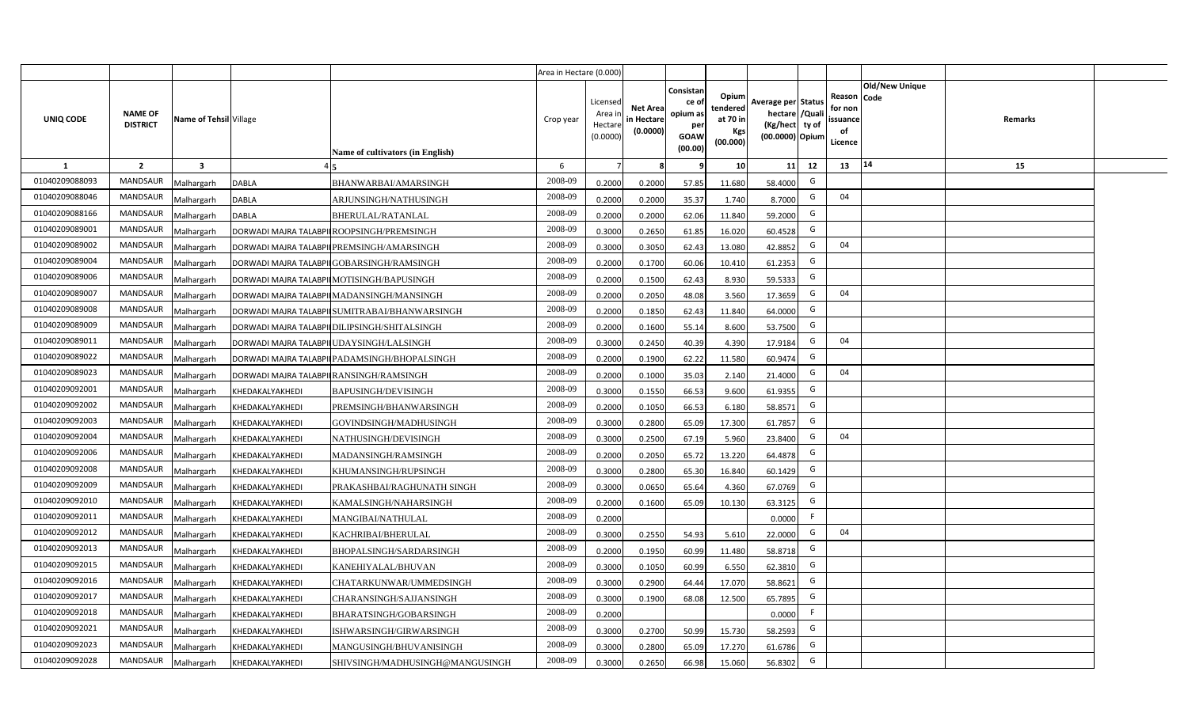| | | | | | Area in Hectare (0.000) | | | | | | | | | | |
|---|---|---|---|---|---|---|---|---|---|---|---|---|---|---|---|
| UNIQ CODE | NAME OF DISTRICT | Name of Tehsil | Village | Name of cultivators (in English) | Crop year | Licensed Area in Hectare (0.0000) | Net Area in Hectare (0.0000) | Consistance of opium as per GOAW (00.00) | Opium tendered at 70 in Kgs (00.000) | Average per hectare (Kg/hect) (00.0000) | Status /Quality of Opium | Reason for non issuance of Licence | Code | Old/New Unique | Remarks |
| 1 | 2 | 3 | 4 | 5 | 6 | 7 | 8 | 9 | 10 | 11 | 12 | 13 | 14 | | 15 |
| 01040209088093 | MANDSAUR | Malhargarh | DABLA | BHANWARBAI/AMARSINGH | 2008-09 | 0.2000 | 0.2000 | 57.85 | 11.680 | 58.4000 | G | | | | |
| 01040209088046 | MANDSAUR | Malhargarh | DABLA | ARJUNSINGH/NATHUSINGH | 2008-09 | 0.2000 | 0.2000 | 35.37 | 1.740 | 8.7000 | G | 04 | | | |
| 01040209088166 | MANDSAUR | Malhargarh | DABLA | BHERULAL/RATANLAL | 2008-09 | 0.2000 | 0.2000 | 62.06 | 11.840 | 59.2000 | G | | | | |
| 01040209089001 | MANDSAUR | Malhargarh | DORWADI MAJRA TALABPIPLIYA | ROOPSINGH/PREMSINGH | 2008-09 | 0.3000 | 0.2650 | 61.85 | 16.020 | 60.4528 | G | | | | |
| 01040209089002 | MANDSAUR | Malhargarh | DORWADI MAJRA TALABPIPLIYA | PREMSINGH/AMARSINGH | 2008-09 | 0.3000 | 0.3050 | 62.43 | 13.080 | 42.8852 | G | 04 | | | |
| 01040209089004 | MANDSAUR | Malhargarh | DORWADI MAJRA TALABPIPLIYA | GOBARSINGH/RAMSINGH | 2008-09 | 0.2000 | 0.1700 | 60.06 | 10.410 | 61.2353 | G | | | | |
| 01040209089006 | MANDSAUR | Malhargarh | DORWADI MAJRA TALABPIPLIYA | MOTISINGH/BAPUSINGH | 2008-09 | 0.2000 | 0.1500 | 62.43 | 8.930 | 59.5333 | G | | | | |
| 01040209089007 | MANDSAUR | Malhargarh | DORWADI MAJRA TALABPIPLIYA | MADANSINGH/MANSINGH | 2008-09 | 0.2000 | 0.2050 | 48.08 | 3.560 | 17.3659 | G | 04 | | | |
| 01040209089008 | MANDSAUR | Malhargarh | DORWADI MAJRA TALABPIPLIYA | SUMITRABAI/BHANWARSINGH | 2008-09 | 0.2000 | 0.1850 | 62.43 | 11.840 | 64.0000 | G | | | | |
| 01040209089009 | MANDSAUR | Malhargarh | DORWADI MAJRA TALABPIPLIYA | DILIPSINGH/SHITALSINGH | 2008-09 | 0.2000 | 0.1600 | 55.14 | 8.600 | 53.7500 | G | | | | |
| 01040209089011 | MANDSAUR | Malhargarh | DORWADI MAJRA TALABPIPLIYA | UDAYSINGH/LALSINGH | 2008-09 | 0.3000 | 0.2450 | 40.39 | 4.390 | 17.9184 | G | 04 | | | |
| 01040209089022 | MANDSAUR | Malhargarh | DORWADI MAJRA TALABPIPLIYA | PADAMSINGH/BHOPALSINGH | 2008-09 | 0.2000 | 0.1900 | 62.22 | 11.580 | 60.9474 | G | | | | |
| 01040209089023 | MANDSAUR | Malhargarh | DORWADI MAJRA TALABPIPLIYA | RANSINGH/RAMSINGH | 2008-09 | 0.2000 | 0.1000 | 35.03 | 2.140 | 21.4000 | G | 04 | | | |
| 01040209092001 | MANDSAUR | Malhargarh | KHEDAKALYAKHEDI | BAPUSINGH/DEVISINGH | 2008-09 | 0.3000 | 0.1550 | 66.53 | 9.600 | 61.9355 | G | | | | |
| 01040209092002 | MANDSAUR | Malhargarh | KHEDAKALYAKHEDI | PREMSINGH/BHANWARSINGH | 2008-09 | 0.2000 | 0.1050 | 66.53 | 6.180 | 58.8571 | G | | | | |
| 01040209092003 | MANDSAUR | Malhargarh | KHEDAKALYAKHEDI | GOVINDSINGH/MADHUSINGH | 2008-09 | 0.3000 | 0.2800 | 65.09 | 17.300 | 61.7857 | G | | | | |
| 01040209092004 | MANDSAUR | Malhargarh | KHEDAKALYAKHEDI | NATHUSINGH/DEVISINGH | 2008-09 | 0.3000 | 0.2500 | 67.19 | 5.960 | 23.8400 | G | 04 | | | |
| 01040209092006 | MANDSAUR | Malhargarh | KHEDAKALYAKHEDI | MADANSINGH/RAMSINGH | 2008-09 | 0.2000 | 0.2050 | 65.72 | 13.220 | 64.4878 | G | | | | |
| 01040209092008 | MANDSAUR | Malhargarh | KHEDAKALYAKHEDI | KHUMANSINGH/RUPSINGH | 2008-09 | 0.3000 | 0.2800 | 65.30 | 16.840 | 60.1429 | G | | | | |
| 01040209092009 | MANDSAUR | Malhargarh | KHEDAKALYAKHEDI | PRAKASHBAI/RAGHUNATH SINGH | 2008-09 | 0.3000 | 0.0650 | 65.64 | 4.360 | 67.0769 | G | | | | |
| 01040209092010 | MANDSAUR | Malhargarh | KHEDAKALYAKHEDI | KAMALSINGH/NAHARSINGH | 2008-09 | 0.2000 | 0.1600 | 65.09 | 10.130 | 63.3125 | G | | | | |
| 01040209092011 | MANDSAUR | Malhargarh | KHEDAKALYAKHEDI | MANGIBAI/NATHULAL | 2008-09 | 0.2000 | | | | 0.0000 | F | | | | |
| 01040209092012 | MANDSAUR | Malhargarh | KHEDAKALYAKHEDI | KACHRIBAI/BHERULAL | 2008-09 | 0.3000 | 0.2550 | 54.93 | 5.610 | 22.0000 | G | 04 | | | |
| 01040209092013 | MANDSAUR | Malhargarh | KHEDAKALYAKHEDI | BHOPALSINGH/SARDARSINGH | 2008-09 | 0.2000 | 0.1950 | 60.99 | 11.480 | 58.8718 | G | | | | |
| 01040209092015 | MANDSAUR | Malhargarh | KHEDAKALYAKHEDI | KANEHIYALAL/BHUVAN | 2008-09 | 0.3000 | 0.1050 | 60.99 | 6.550 | 62.3810 | G | | | | |
| 01040209092016 | MANDSAUR | Malhargarh | KHEDAKALYAKHEDI | CHATARKUNWAR/UMMEDSINGH | 2008-09 | 0.3000 | 0.2900 | 64.44 | 17.070 | 58.8621 | G | | | | |
| 01040209092017 | MANDSAUR | Malhargarh | KHEDAKALYAKHEDI | CHARANSINGH/SAJJANSINGH | 2008-09 | 0.3000 | 0.1900 | 68.08 | 12.500 | 65.7895 | G | | | | |
| 01040209092018 | MANDSAUR | Malhargarh | KHEDAKALYAKHEDI | BHARATSINGH/GOBARSINGH | 2008-09 | 0.2000 | | | | 0.0000 | F | | | | |
| 01040209092021 | MANDSAUR | Malhargarh | KHEDAKALYAKHEDI | ISHWARSINGH/GIRWARSINGH | 2008-09 | 0.3000 | 0.2700 | 50.99 | 15.730 | 58.2593 | G | | | | |
| 01040209092023 | MANDSAUR | Malhargarh | KHEDAKALYAKHEDI | MANGUSINGH/BHUVANISINGH | 2008-09 | 0.3000 | 0.2800 | 65.09 | 17.270 | 61.6786 | G | | | | |
| 01040209092028 | MANDSAUR | Malhargarh | KHEDAKALYAKHEDI | SHIVSINGH/MADHUSINGH@MANGUSINGH | 2008-09 | 0.3000 | 0.2650 | 66.98 | 15.060 | 56.8302 | G | | | | |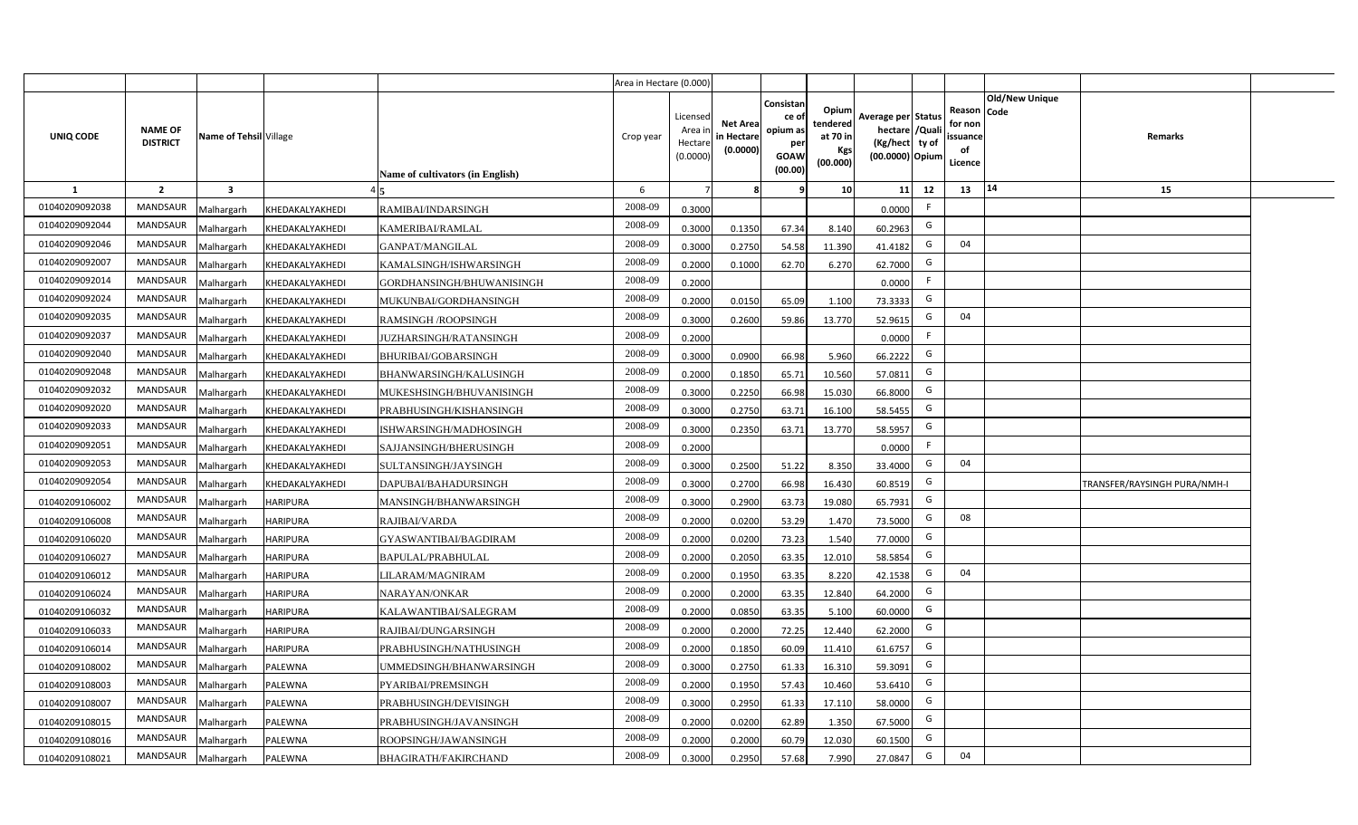| UNIQ CODE | NAME OF DISTRICT | Name of Tehsil | Village | Name of cultivators (in English) | Crop year | Licensed Area in Hectare (0.0000) | Net Area in Hectare (0.0000) | Consistance of opium as per GOAW (00.00) | Opium tendered at 70 in Kgs (00.000) | Average per hectare (Kg/hect) (00.0000) | Status/Quality of Opium | Reason for non issuance of Licence | Old/New Unique Code | Remarks |
|---|---|---|---|---|---|---|---|---|---|---|---|---|---|---|
| 1 | 2 | 3 | 4 | 5 | 6 | 7 | 8 | 9 | 10 | 11 | 12 | 13 | 14 | 15 |
| 01040209092038 | MANDSAUR | Malhargarh | KHEDAKALYAKHEDI | RAMIBAI/INDARSINGH | 2008-09 | 0.3000 | | | | 0.0000 | F | | | |
| 01040209092044 | MANDSAUR | Malhargarh | KHEDAKALYAKHEDI | KAMERIBAI/RAMLAL | 2008-09 | 0.3000 | 0.1350 | 67.34 | 8.140 | 60.2963 | G | | | |
| 01040209092046 | MANDSAUR | Malhargarh | KHEDAKALYAKHEDI | GANPAT/MANGILAL | 2008-09 | 0.3000 | 0.2750 | 54.58 | 11.390 | 41.4182 | G | 04 | | |
| 01040209092007 | MANDSAUR | Malhargarh | KHEDAKALYAKHEDI | KAMALSINGH/ISHWARSINGH | 2008-09 | 0.2000 | 0.1000 | 62.70 | 6.270 | 62.7000 | G | | | |
| 01040209092014 | MANDSAUR | Malhargarh | KHEDAKALYAKHEDI | GORDHANSINGH/BHUWANISINGH | 2008-09 | 0.2000 | | | | 0.0000 | F | | | |
| 01040209092024 | MANDSAUR | Malhargarh | KHEDAKALYAKHEDI | MUKUNBAI/GORDHANSINGH | 2008-09 | 0.2000 | 0.0150 | 65.09 | 1.100 | 73.3333 | G | | | |
| 01040209092035 | MANDSAUR | Malhargarh | KHEDAKALYAKHEDI | RAMSINGH /ROOPSINGH | 2008-09 | 0.3000 | 0.2600 | 59.86 | 13.770 | 52.9615 | G | 04 | | |
| 01040209092037 | MANDSAUR | Malhargarh | KHEDAKALYAKHEDI | JUZHARSINGH/RATANSINGH | 2008-09 | 0.2000 | | | | 0.0000 | F | | | |
| 01040209092040 | MANDSAUR | Malhargarh | KHEDAKALYAKHEDI | BHURIBAI/GOBARSINGH | 2008-09 | 0.3000 | 0.0900 | 66.98 | 5.960 | 66.2222 | G | | | |
| 01040209092048 | MANDSAUR | Malhargarh | KHEDAKALYAKHEDI | BHANWARSINGH/KALUSINGH | 2008-09 | 0.2000 | 0.1850 | 65.71 | 10.560 | 57.0811 | G | | | |
| 01040209092032 | MANDSAUR | Malhargarh | KHEDAKALYAKHEDI | MUKESHSINGH/BHUVANISINGH | 2008-09 | 0.3000 | 0.2250 | 66.98 | 15.030 | 66.8000 | G | | | |
| 01040209092020 | MANDSAUR | Malhargarh | KHEDAKALYAKHEDI | PRABHUSINGH/KISHANSINGH | 2008-09 | 0.3000 | 0.2750 | 63.71 | 16.100 | 58.5455 | G | | | |
| 01040209092033 | MANDSAUR | Malhargarh | KHEDAKALYAKHEDI | ISHWARSINGH/MADHOSINGH | 2008-09 | 0.3000 | 0.2350 | 63.71 | 13.770 | 58.5957 | G | | | |
| 01040209092051 | MANDSAUR | Malhargarh | KHEDAKALYAKHEDI | SAJJANSINGH/BHERUSINGH | 2008-09 | 0.2000 | | | | 0.0000 | F | | | |
| 01040209092053 | MANDSAUR | Malhargarh | KHEDAKALYAKHEDI | SULTANSINGH/JAYSINGH | 2008-09 | 0.3000 | 0.2500 | 51.22 | 8.350 | 33.4000 | G | 04 | | |
| 01040209092054 | MANDSAUR | Malhargarh | KHEDAKALYAKHEDI | DAPUBAI/BAHADURSINGH | 2008-09 | 0.3000 | 0.2700 | 66.98 | 16.430 | 60.8519 | G | | | TRANSFER/RAYSINGH PURA/NMH-I |
| 01040209106002 | MANDSAUR | Malhargarh | HARIPURA | MANSINGH/BHANWARSINGH | 2008-09 | 0.3000 | 0.2900 | 63.73 | 19.080 | 65.7931 | G | | | |
| 01040209106008 | MANDSAUR | Malhargarh | HARIPURA | RAJIBAI/VARDA | 2008-09 | 0.2000 | 0.0200 | 53.29 | 1.470 | 73.5000 | G | 08 | | |
| 01040209106020 | MANDSAUR | Malhargarh | HARIPURA | GYASWANTIBAI/BAGDIRAM | 2008-09 | 0.2000 | 0.0200 | 73.23 | 1.540 | 77.0000 | G | | | |
| 01040209106027 | MANDSAUR | Malhargarh | HARIPURA | BAPULAL/PRABHULAL | 2008-09 | 0.2000 | 0.2050 | 63.35 | 12.010 | 58.5854 | G | | | |
| 01040209106012 | MANDSAUR | Malhargarh | HARIPURA | LILARAM/MAGNIRAM | 2008-09 | 0.2000 | 0.1950 | 63.35 | 8.220 | 42.1538 | G | 04 | | |
| 01040209106024 | MANDSAUR | Malhargarh | HARIPURA | NARAYAN/ONKAR | 2008-09 | 0.2000 | 0.2000 | 63.35 | 12.840 | 64.2000 | G | | | |
| 01040209106032 | MANDSAUR | Malhargarh | HARIPURA | KALAWANTIBAI/SALEGRAM | 2008-09 | 0.2000 | 0.0850 | 63.35 | 5.100 | 60.0000 | G | | | |
| 01040209106033 | MANDSAUR | Malhargarh | HARIPURA | RAJIBAI/DUNGARSINGH | 2008-09 | 0.2000 | 0.2000 | 72.25 | 12.440 | 62.2000 | G | | | |
| 01040209106014 | MANDSAUR | Malhargarh | HARIPURA | PRABHUSINGH/NATHUSINGH | 2008-09 | 0.2000 | 0.1850 | 60.09 | 11.410 | 61.6757 | G | | | |
| 01040209108002 | MANDSAUR | Malhargarh | PALEWNA | UMMEDSINGH/BHANWARSINGH | 2008-09 | 0.3000 | 0.2750 | 61.33 | 16.310 | 59.3091 | G | | | |
| 01040209108003 | MANDSAUR | Malhargarh | PALEWNA | PYARIBAI/PREMSINGH | 2008-09 | 0.2000 | 0.1950 | 57.43 | 10.460 | 53.6410 | G | | | |
| 01040209108007 | MANDSAUR | Malhargarh | PALEWNA | PRABHUSINGH/DEVISINGH | 2008-09 | 0.3000 | 0.2950 | 61.33 | 17.110 | 58.0000 | G | | | |
| 01040209108015 | MANDSAUR | Malhargarh | PALEWNA | PRABHUSINGH/JAVANSINGH | 2008-09 | 0.2000 | 0.0200 | 62.89 | 1.350 | 67.5000 | G | | | |
| 01040209108016 | MANDSAUR | Malhargarh | PALEWNA | ROOPSINGH/JAWANSINGH | 2008-09 | 0.2000 | 0.2000 | 60.79 | 12.030 | 60.1500 | G | | | |
| 01040209108021 | MANDSAUR | Malhargarh | PALEWNA | BHAGIRATH/FAKIRCHAND | 2008-09 | 0.3000 | 0.2950 | 57.68 | 7.990 | 27.0847 | G | 04 | | |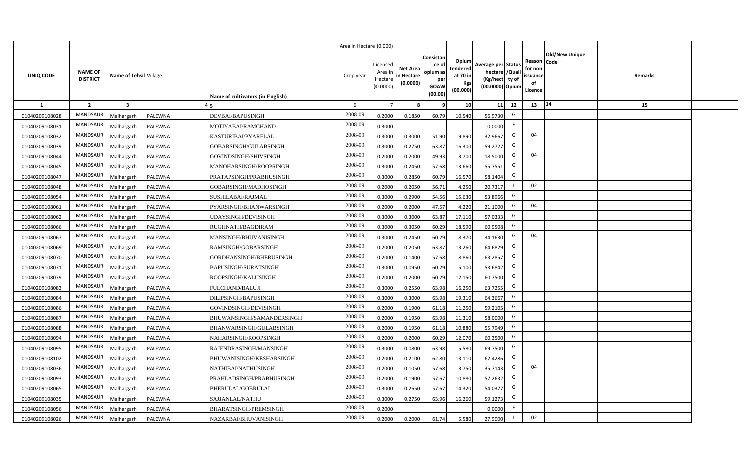| | | | | | Area in Hectare (0.000) | | | | | | | | | | |
|---|---|---|---|---|---|---|---|---|---|---|---|---|---|---|---|
| UNIQ CODE | NAME OF DISTRICT | Name of Tehsil | Village | Name of cultivators (in English) | Crop year | Licensed Area in Hectare (0.0000) | Net Area in Hectare (0.0000) | Consistance of opium as per GOAW (00.00) | Opium tendered at 70 in Kgs (00.000) | Average per hectare (Kg/hect) (00.0000) | Status /Quality of Opium | Reason for non issuance of Licence | Code | Old/New Unique Code | Remarks |
| 1 | 2 | 3 | 4 | 5 | 6 | 7 | 8 | 9 | 10 | 11 | 12 | 13 | 14 | | 15 |
| 01040209108028 | MANDSAUR | Malhargarh | PALEWNA | DEVBAI/BAPUSINGH | 2008-09 | 0.2000 | 0.1850 | 60.79 | 10.540 | 56.9730 | G | | | | |
| 01040209108031 | MANDSAUR | Malhargarh | PALEWNA | MOTIYABAI/RAMCHAND | 2008-09 | 0.3000 | | | | 0.0000 | F | | | | |
| 01040209108032 | MANDSAUR | Malhargarh | PALEWNA | KASTURIBAI/PYARELAL | 2008-09 | 0.3000 | 0.3000 | 51.90 | 9.890 | 32.9667 | G | 04 | | | |
| 01040209108039 | MANDSAUR | Malhargarh | PALEWNA | GOBARSINGH/GULABSINGH | 2008-09 | 0.3000 | 0.2750 | 63.87 | 16.300 | 59.2727 | G | | | | |
| 01040209108044 | MANDSAUR | Malhargarh | PALEWNA | GOVINDSINGH/SHIVSINGH | 2008-09 | 0.2000 | 0.2000 | 49.93 | 3.700 | 18.5000 | G | 04 | | | |
| 01040209108045 | MANDSAUR | Malhargarh | PALEWNA | MANOHARSINGH/ROOPSINGH | 2008-09 | 0.3000 | 0.2450 | 57.68 | 13.660 | 55.7551 | G | | | | |
| 01040209108047 | MANDSAUR | Malhargarh | PALEWNA | PRATAPSINGH/PRABHUSINGH | 2008-09 | 0.3000 | 0.2850 | 60.79 | 16.570 | 58.1404 | G | | | | |
| 01040209108048 | MANDSAUR | Malhargarh | PALEWNA | GOBARSINGH/MADHOSINGH | 2008-09 | 0.2000 | 0.2050 | 56.71 | 4.250 | 20.7317 | I | 02 | | | |
| 01040209108054 | MANDSAUR | Malhargarh | PALEWNA | SUSHILABAI/RAJMAL | 2008-09 | 0.3000 | 0.2900 | 54.56 | 15.630 | 53.8966 | G | | | | |
| 01040209108061 | MANDSAUR | Malhargarh | PALEWNA | PYARSINGH/BHANWARSINGH | 2008-09 | 0.2000 | 0.2000 | 47.57 | 4.220 | 21.1000 | G | 04 | | | |
| 01040209108062 | MANDSAUR | Malhargarh | PALEWNA | UDAYSINGH/DEVISINGH | 2008-09 | 0.3000 | 0.3000 | 63.87 | 17.110 | 57.0333 | G | | | | |
| 01040209108066 | MANDSAUR | Malhargarh | PALEWNA | RUGHNATH/BAGDIRAM | 2008-09 | 0.3000 | 0.3050 | 60.29 | 18.590 | 60.9508 | G | | | | |
| 01040209108067 | MANDSAUR | Malhargarh | PALEWNA | MANSINGH/BHUVANISINGH | 2008-09 | 0.3000 | 0.2450 | 60.29 | 8.370 | 34.1630 | G | 04 | | | |
| 01040209108069 | MANDSAUR | Malhargarh | PALEWNA | RAMSINGH/GOBARSINGH | 2008-09 | 0.2000 | 0.2050 | 63.87 | 13.260 | 64.6829 | G | | | | |
| 01040209108070 | MANDSAUR | Malhargarh | PALEWNA | GORDHANSINGH/BHERUSINGH | 2008-09 | 0.2000 | 0.1400 | 57.68 | 8.860 | 63.2857 | G | | | | |
| 01040209108071 | MANDSAUR | Malhargarh | PALEWNA | BAPUSINGH/SURATSINGH | 2008-09 | 0.3000 | 0.0950 | 60.29 | 5.100 | 53.6842 | G | | | | |
| 01040209108079 | MANDSAUR | Malhargarh | PALEWNA | ROOPSINGH/KALUSINGH | 2008-09 | 0.2000 | 0.2000 | 60.29 | 12.150 | 60.7500 | G | | | | |
| 01040209108083 | MANDSAUR | Malhargarh | PALEWNA | FULCHAND/BALUJI | 2008-09 | 0.3000 | 0.2550 | 63.98 | 16.250 | 63.7255 | G | | | | |
| 01040209108084 | MANDSAUR | Malhargarh | PALEWNA | DILIPSINGH/BAPUSINGH | 2008-09 | 0.3000 | 0.3000 | 63.98 | 19.310 | 64.3667 | G | | | | |
| 01040209108086 | MANDSAUR | Malhargarh | PALEWNA | GOVINDSINGH/DEVISINGH | 2008-09 | 0.2000 | 0.1900 | 61.18 | 11.250 | 59.2105 | G | | | | |
| 01040209108087 | MANDSAUR | Malhargarh | PALEWNA | BHUWANSINGH/SAMANDERSINGH | 2008-09 | 0.2000 | 0.1950 | 63.98 | 11.310 | 58.0000 | G | | | | |
| 01040209108088 | MANDSAUR | Malhargarh | PALEWNA | BHANWARSINGH/GULABSINGH | 2008-09 | 0.2000 | 0.1950 | 61.18 | 10.880 | 55.7949 | G | | | | |
| 01040209108094 | MANDSAUR | Malhargarh | PALEWNA | NAHARSINGH/ROOPSINGH | 2008-09 | 0.2000 | 0.2000 | 60.29 | 12.070 | 60.3500 | G | | | | |
| 01040209108095 | MANDSAUR | Malhargarh | PALEWNA | RAJENDRASINGH/MANSINGH | 2008-09 | 0.3000 | 0.0800 | 63.98 | 5.580 | 69.7500 | G | | | | |
| 01040209108102 | MANDSAUR | Malhargarh | PALEWNA | BHUWANISINGH/KESHARSINGH | 2008-09 | 0.2000 | 0.2100 | 62.80 | 13.110 | 62.4286 | G | | | | |
| 01040209108036 | MANDSAUR | Malhargarh | PALEWNA | NATHIBAI/NATHUSINGH | 2008-09 | 0.2000 | 0.1050 | 57.68 | 3.750 | 35.7143 | G | 04 | | | |
| 01040209108093 | MANDSAUR | Malhargarh | PALEWNA | PRAHLADSINGH/PRABHUSINGH | 2008-09 | 0.2000 | 0.1900 | 57.67 | 10.880 | 57.2632 | G | | | | |
| 01040209108065 | MANDSAUR | Malhargarh | PALEWNA | BHERULAL/GOBRULAL | 2008-09 | 0.3000 | 0.2650 | 57.67 | 14.320 | 54.0377 | G | | | | |
| 01040209108035 | MANDSAUR | Malhargarh | PALEWNA | SAJJANLAL/NATHU | 2008-09 | 0.3000 | 0.2750 | 63.96 | 16.260 | 59.1273 | G | | | | |
| 01040209108056 | MANDSAUR | Malhargarh | PALEWNA | BHARATSINGH/PREMSINGH | 2008-09 | 0.2000 | | | | 0.0000 | F | | | | |
| 01040209108026 | MANDSAUR | Malhargarh | PALEWNA | NAZARBAI/BHUVANISINGH | 2008-09 | 0.2000 | 0.2000 | 61.74 | 5.580 | 27.9000 | I | 02 | | | |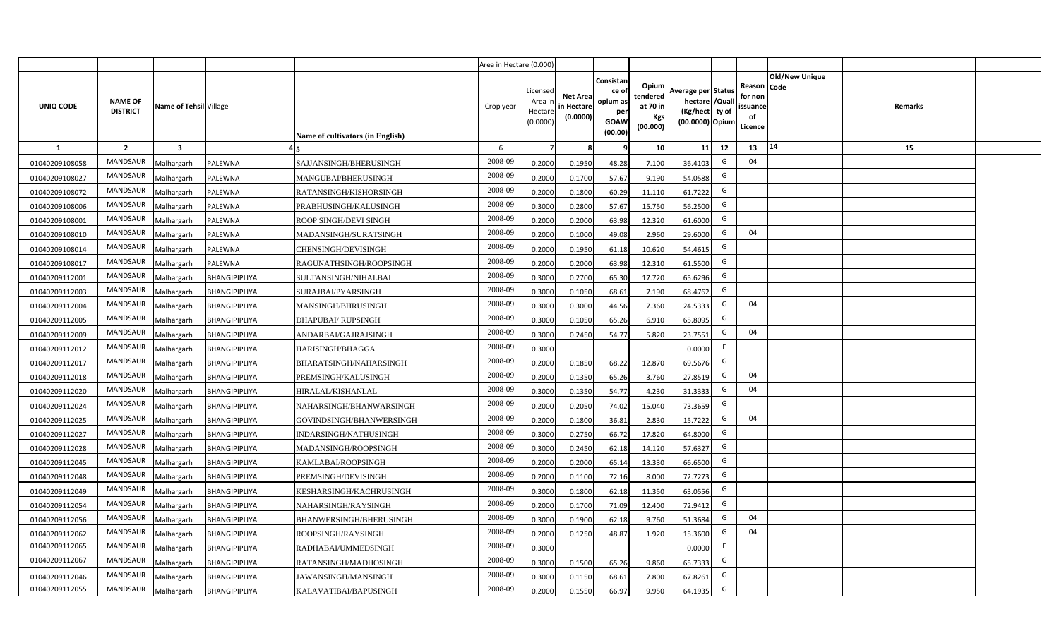| | | | | | Area in Hectare (0.000) | | | | | | | | | | |
|---|---|---|---|---|---|---|---|---|---|---|---|---|---|---|---|
| UNIQ CODE | NAME OF DISTRICT | Name of Tehsil | Village | Name of cultivators (in English) | Crop year | Licensed Area in Hectare (0.0000) | Net Area in Hectare (0.0000) | Consistance of opium as per GOAW (00.00) | Opium tendered at 70 in Kgs (00.000) | Average per hectare (Kg/hect) (00.0000) | Status /Quality of Opium | Reason for non issuance of Licence | Code | Old/New Unique | Remarks |
| 1 | 2 | 3 | 4 | 5 | 6 | 7 | 8 | 9 | 10 | 11 | 12 | 13 | 14 | | 15 |
| 01040209108058 | MANDSAUR | Malhargarh | PALEWNA | SAJJANSINGH/BHERUSINGH | 2008-09 | 0.2000 | 0.1950 | 48.28 | 7.100 | 36.4103 | G | 04 | | | |
| 01040209108027 | MANDSAUR | Malhargarh | PALEWNA | MANGUBAI/BHERUSINGH | 2008-09 | 0.2000 | 0.1700 | 57.67 | 9.190 | 54.0588 | G | | | | |
| 01040209108072 | MANDSAUR | Malhargarh | PALEWNA | RATANSINGH/KISHORSINGH | 2008-09 | 0.2000 | 0.1800 | 60.29 | 11.110 | 61.7222 | G | | | | |
| 01040209108006 | MANDSAUR | Malhargarh | PALEWNA | PRABHUSINGH/KALUSINGH | 2008-09 | 0.3000 | 0.2800 | 57.67 | 15.750 | 56.2500 | G | | | | |
| 01040209108001 | MANDSAUR | Malhargarh | PALEWNA | ROOP SINGH/DEVI SINGH | 2008-09 | 0.2000 | 0.2000 | 63.98 | 12.320 | 61.6000 | G | | | | |
| 01040209108010 | MANDSAUR | Malhargarh | PALEWNA | MADANSINGH/SURATSINGH | 2008-09 | 0.2000 | 0.1000 | 49.08 | 2.960 | 29.6000 | G | 04 | | | |
| 01040209108014 | MANDSAUR | Malhargarh | PALEWNA | CHENSINGH/DEVISINGH | 2008-09 | 0.2000 | 0.1950 | 61.18 | 10.620 | 54.4615 | G | | | | |
| 01040209108017 | MANDSAUR | Malhargarh | PALEWNA | RAGUNATHSINGH/ROOPSINGH | 2008-09 | 0.2000 | 0.2000 | 63.98 | 12.310 | 61.5500 | G | | | | |
| 01040209112001 | MANDSAUR | Malhargarh | BHANGIPIPLIYA | SULTANSINGH/NIHALBAI | 2008-09 | 0.3000 | 0.2700 | 65.30 | 17.720 | 65.6296 | G | | | | |
| 01040209112003 | MANDSAUR | Malhargarh | BHANGIPIPLIYA | SURAJBAI/PYARSINGH | 2008-09 | 0.3000 | 0.1050 | 68.61 | 7.190 | 68.4762 | G | | | | |
| 01040209112004 | MANDSAUR | Malhargarh | BHANGIPIPLIYA | MANSINGH/BHRUSINGH | 2008-09 | 0.3000 | 0.3000 | 44.56 | 7.360 | 24.5333 | G | 04 | | | |
| 01040209112005 | MANDSAUR | Malhargarh | BHANGIPIPLIYA | DHAPUBAI/ RUPSINGH | 2008-09 | 0.3000 | 0.1050 | 65.26 | 6.910 | 65.8095 | G | | | | |
| 01040209112009 | MANDSAUR | Malhargarh | BHANGIPIPLIYA | ANDARBAI/GAJRAJSINGH | 2008-09 | 0.3000 | 0.2450 | 54.77 | 5.820 | 23.7551 | G | 04 | | | |
| 01040209112012 | MANDSAUR | Malhargarh | BHANGIPIPLIYA | HARISINGH/BHAGGA | 2008-09 | 0.3000 | | | | 0.0000 | F | | | | |
| 01040209112017 | MANDSAUR | Malhargarh | BHANGIPIPLIYA | BHARATSINGH/NAHARSINGH | 2008-09 | 0.2000 | 0.1850 | 68.22 | 12.870 | 69.5676 | G | | | | |
| 01040209112018 | MANDSAUR | Malhargarh | BHANGIPIPLIYA | PREMSINGH/KALUSINGH | 2008-09 | 0.2000 | 0.1350 | 65.26 | 3.760 | 27.8519 | G | 04 | | | |
| 01040209112020 | MANDSAUR | Malhargarh | BHANGIPIPLIYA | HIRALAL/KISHANLAL | 2008-09 | 0.3000 | 0.1350 | 54.77 | 4.230 | 31.3333 | G | 04 | | | |
| 01040209112024 | MANDSAUR | Malhargarh | BHANGIPIPLIYA | NAHARSINGH/BHANWARSINGH | 2008-09 | 0.2000 | 0.2050 | 74.02 | 15.040 | 73.3659 | G | | | | |
| 01040209112025 | MANDSAUR | Malhargarh | BHANGIPIPLIYA | GOVINDSINGH/BHANWERSINGH | 2008-09 | 0.2000 | 0.1800 | 36.81 | 2.830 | 15.7222 | G | 04 | | | |
| 01040209112027 | MANDSAUR | Malhargarh | BHANGIPIPLIYA | INDARSINGH/NATHUSINGH | 2008-09 | 0.3000 | 0.2750 | 66.72 | 17.820 | 64.8000 | G | | | | |
| 01040209112028 | MANDSAUR | Malhargarh | BHANGIPIPLIYA | MADANSINGH/ROOPSINGH | 2008-09 | 0.3000 | 0.2450 | 62.18 | 14.120 | 57.6327 | G | | | | |
| 01040209112045 | MANDSAUR | Malhargarh | BHANGIPIPLIYA | KAMLABAI/ROOPSINGH | 2008-09 | 0.2000 | 0.2000 | 65.14 | 13.330 | 66.6500 | G | | | | |
| 01040209112048 | MANDSAUR | Malhargarh | BHANGIPIPLIYA | PREMSINGH/DEVISINGH | 2008-09 | 0.2000 | 0.1100 | 72.16 | 8.000 | 72.7273 | G | | | | |
| 01040209112049 | MANDSAUR | Malhargarh | BHANGIPIPLIYA | KESHARSINGH/KACHRUSINGH | 2008-09 | 0.3000 | 0.1800 | 62.18 | 11.350 | 63.0556 | G | | | | |
| 01040209112054 | MANDSAUR | Malhargarh | BHANGIPIPLIYA | NAHARSINGH/RAYSINGH | 2008-09 | 0.2000 | 0.1700 | 71.09 | 12.400 | 72.9412 | G | | | | |
| 01040209112056 | MANDSAUR | Malhargarh | BHANGIPIPLIYA | BHANWERSINGH/BHERUSINGH | 2008-09 | 0.3000 | 0.1900 | 62.18 | 9.760 | 51.3684 | G | 04 | | | |
| 01040209112062 | MANDSAUR | Malhargarh | BHANGIPIPLIYA | ROOPSINGH/RAYSINGH | 2008-09 | 0.2000 | 0.1250 | 48.87 | 1.920 | 15.3600 | G | 04 | | | |
| 01040209112065 | MANDSAUR | Malhargarh | BHANGIPIPLIYA | RADHABAI/UMMEDSINGH | 2008-09 | 0.3000 | | | | 0.0000 | F | | | | |
| 01040209112067 | MANDSAUR | Malhargarh | BHANGIPIPLIYA | RATANSINGH/MADHOSINGH | 2008-09 | 0.3000 | 0.1500 | 65.26 | 9.860 | 65.7333 | G | | | | |
| 01040209112046 | MANDSAUR | Malhargarh | BHANGIPIPLIYA | JAWANSINGH/MANSINGH | 2008-09 | 0.3000 | 0.1150 | 68.61 | 7.800 | 67.8261 | G | | | | |
| 01040209112055 | MANDSAUR | Malhargarh | BHANGIPIPLIYA | KALAVATIBAI/BAPUSINGH | 2008-09 | 0.2000 | 0.1550 | 66.97 | 9.950 | 64.1935 | G | | | | |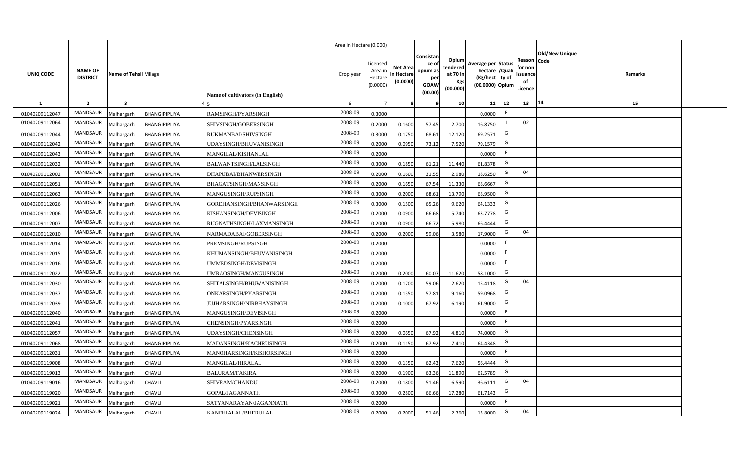| | | | | | Area in Hectare (0.000) | | | | | | | | | | |
|---|---|---|---|---|---|---|---|---|---|---|---|---|---|---|---|
| UNIQ CODE | NAME OF DISTRICT | Name of Tehsil | Village | Name of cultivators (in English) | Crop year | Licensed Area in Hectare (0.0000) | Net Area in Hectare (0.0000) | Consistance of opium as per GOAW (00.00) | Opium tendered at 70 in Kgs (00.000) | Average per hectare (Kg/hect) (00.0000) | Status /Quality of Opium | Reason for non issuance of Licence | Old/New Unique Code | Remarks |
| 1 | 2 | 3 | 4 | 5 | 6 | 7 | 8 | 9 | 10 | 11 | 12 | 13 | 14 | 15 |
| 01040209112047 | MANDSAUR | Malhargarh | BHANGIPIPLIYA | RAMSINGH/PYARSINGH | 2008-09 | 0.3000 | | | | 0.0000 | F | | | |
| 01040209112064 | MANDSAUR | Malhargarh | BHANGIPIPLIYA | SHIVSINGH/GOBERSINGH | 2008-09 | 0.2000 | 0.1600 | 57.45 | 2.700 | 16.8750 | I | 02 | | |
| 01040209112044 | MANDSAUR | Malhargarh | BHANGIPIPLIYA | RUKMANBAI/SHIVSINGH | 2008-09 | 0.3000 | 0.1750 | 68.61 | 12.120 | 69.2571 | G | | | |
| 01040209112042 | MANDSAUR | Malhargarh | BHANGIPIPLIYA | UDAYSINGH/BHUVANISINGH | 2008-09 | 0.2000 | 0.0950 | 73.12 | 7.520 | 79.1579 | G | | | |
| 01040209112043 | MANDSAUR | Malhargarh | BHANGIPIPLIYA | MANGILAL/KISHANLAL | 2008-09 | 0.2000 | | | | 0.0000 | F | | | |
| 01040209112032 | MANDSAUR | Malhargarh | BHANGIPIPLIYA | BALWANTSINGH/LALSINGH | 2008-09 | 0.3000 | 0.1850 | 61.21 | 11.440 | 61.8378 | G | | | |
| 01040209112002 | MANDSAUR | Malhargarh | BHANGIPIPLIYA | DHAPUBAI/BHANWERSINGH | 2008-09 | 0.2000 | 0.1600 | 31.55 | 2.980 | 18.6250 | G | 04 | | |
| 01040209112051 | MANDSAUR | Malhargarh | BHANGIPIPLIYA | BHAGATSINGH/MANSINGH | 2008-09 | 0.2000 | 0.1650 | 67.54 | 11.330 | 68.6667 | G | | | |
| 01040209112063 | MANDSAUR | Malhargarh | BHANGIPIPLIYA | MANGUSINGH/RUPSINGH | 2008-09 | 0.3000 | 0.2000 | 68.61 | 13.790 | 68.9500 | G | | | |
| 01040209112026 | MANDSAUR | Malhargarh | BHANGIPIPLIYA | GORDHANSINGH/BHANWARSINGH | 2008-09 | 0.3000 | 0.1500 | 65.26 | 9.620 | 64.1333 | G | | | |
| 01040209112006 | MANDSAUR | Malhargarh | BHANGIPIPLIYA | KISHANSINGH/DEVISINGH | 2008-09 | 0.2000 | 0.0900 | 66.68 | 5.740 | 63.7778 | G | | | |
| 01040209112007 | MANDSAUR | Malhargarh | BHANGIPIPLIYA | RUGNATHSINGH/LAXMANSINGH | 2008-09 | 0.2000 | 0.0900 | 66.72 | 5.980 | 66.4444 | G | | | |
| 01040209112010 | MANDSAUR | Malhargarh | BHANGIPIPLIYA | NARMADABAI/GOBERSINGH | 2008-09 | 0.2000 | 0.2000 | 59.06 | 3.580 | 17.9000 | G | 04 | | |
| 01040209112014 | MANDSAUR | Malhargarh | BHANGIPIPLIYA | PREMSINGH/RUPSINGH | 2008-09 | 0.2000 | | | | 0.0000 | F | | | |
| 01040209112015 | MANDSAUR | Malhargarh | BHANGIPIPLIYA | KHUMANSINGH/BHUVANISINGH | 2008-09 | 0.2000 | | | | 0.0000 | F | | | |
| 01040209112016 | MANDSAUR | Malhargarh | BHANGIPIPLIYA | UMMEDSINGH/DEVISINGH | 2008-09 | 0.2000 | | | | 0.0000 | F | | | |
| 01040209112022 | MANDSAUR | Malhargarh | BHANGIPIPLIYA | UMRAOSINGH/MANGUSINGH | 2008-09 | 0.2000 | 0.2000 | 60.07 | 11.620 | 58.1000 | G | | | |
| 01040209112030 | MANDSAUR | Malhargarh | BHANGIPIPLIYA | SHITALSINGH/BHUWANISINGH | 2008-09 | 0.2000 | 0.1700 | 59.06 | 2.620 | 15.4118 | G | 04 | | |
| 01040209112037 | MANDSAUR | Malhargarh | BHANGIPIPLIYA | ONKARSINGH/PYARSINGH | 2008-09 | 0.2000 | 0.1550 | 57.81 | 9.160 | 59.0968 | G | | | |
| 01040209112039 | MANDSAUR | Malhargarh | BHANGIPIPLIYA | JUJHARSINGH/NIRBHAYSINGH | 2008-09 | 0.2000 | 0.1000 | 67.92 | 6.190 | 61.9000 | G | | | |
| 01040209112040 | MANDSAUR | Malhargarh | BHANGIPIPLIYA | MANGUSINGH/DEVISINGH | 2008-09 | 0.2000 | | | | 0.0000 | F | | | |
| 01040209112041 | MANDSAUR | Malhargarh | BHANGIPIPLIYA | CHENSINGH/PYARSINGH | 2008-09 | 0.2000 | | | | 0.0000 | F | | | |
| 01040209112057 | MANDSAUR | Malhargarh | BHANGIPIPLIYA | UDAYSINGH/CHENSINGH | 2008-09 | 0.2000 | 0.0650 | 67.92 | 4.810 | 74.0000 | G | | | |
| 01040209112068 | MANDSAUR | Malhargarh | BHANGIPIPLIYA | MADANSINGH/KACHRUSINGH | 2008-09 | 0.2000 | 0.1150 | 67.92 | 7.410 | 64.4348 | G | | | |
| 01040209112031 | MANDSAUR | Malhargarh | BHANGIPIPLIYA | MANOHARSINGH/KISHORSINGH | 2008-09 | 0.2000 | | | | 0.0000 | F | | | |
| 01040209119008 | MANDSAUR | Malhargarh | CHAVLI | MANGILAL/HIRALAL | 2008-09 | 0.2000 | 0.1350 | 62.43 | 7.620 | 56.4444 | G | | | |
| 01040209119013 | MANDSAUR | Malhargarh | CHAVLI | BALURAM/FAKIRA | 2008-09 | 0.2000 | 0.1900 | 63.36 | 11.890 | 62.5789 | G | | | |
| 01040209119016 | MANDSAUR | Malhargarh | CHAVLI | SHIVRAM/CHANDU | 2008-09 | 0.2000 | 0.1800 | 51.46 | 6.590 | 36.6111 | G | 04 | | |
| 01040209119020 | MANDSAUR | Malhargarh | CHAVLI | GOPAL/JAGANNATH | 2008-09 | 0.3000 | 0.2800 | 66.66 | 17.280 | 61.7143 | G | | | |
| 01040209119021 | MANDSAUR | Malhargarh | CHAVLI | SATYANARAYAN/JAGANNATH | 2008-09 | 0.2000 | | | | 0.0000 | F | | | |
| 01040209119024 | MANDSAUR | Malhargarh | CHAVLI | KANEHIALAL/BHERULAL | 2008-09 | 0.2000 | 0.2000 | 51.46 | 2.760 | 13.8000 | G | 04 | | |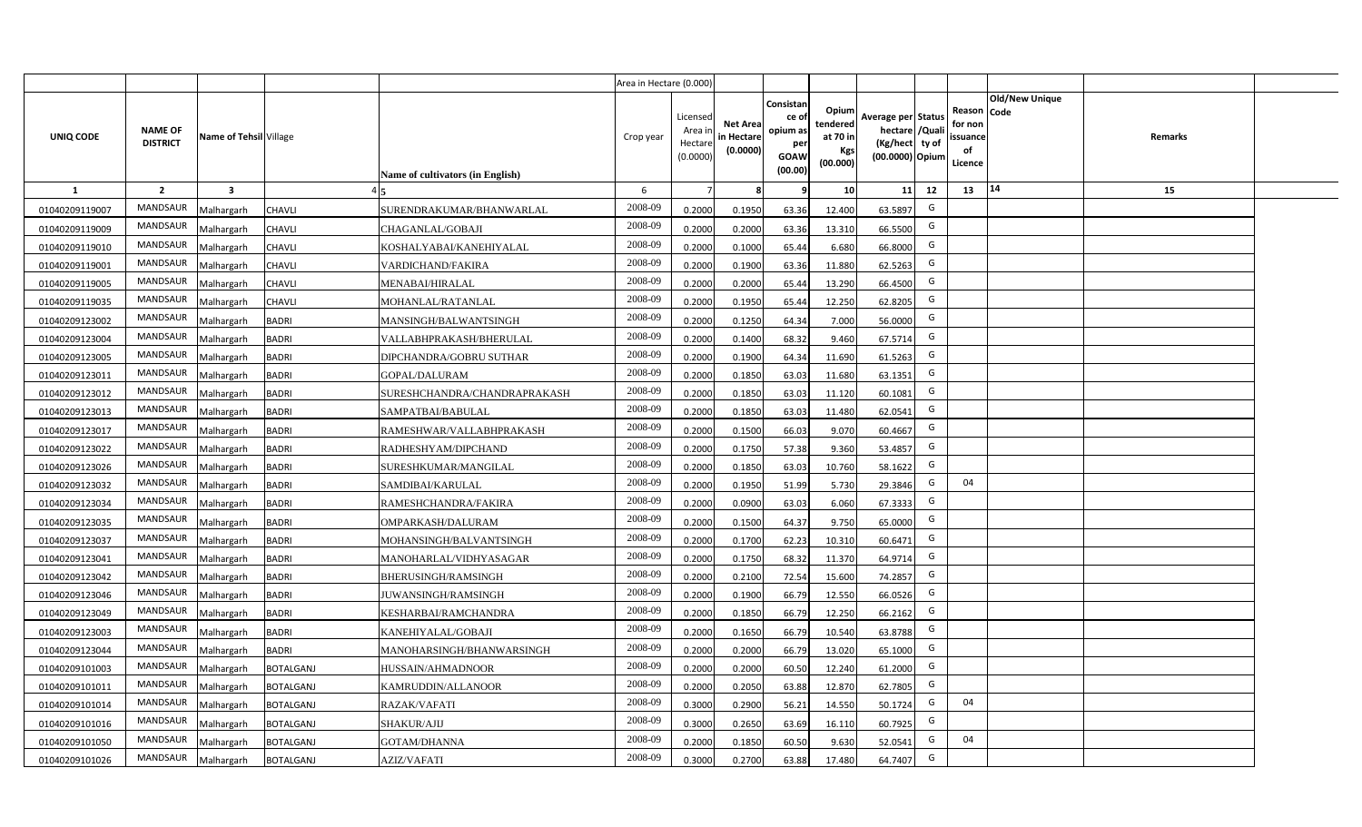| | | | | | Area in Hectare (0.000) | | | | | | | | | | |
|---|---|---|---|---|---|---|---|---|---|---|---|---|---|---|---|
| UNIQ CODE | NAME OF DISTRICT | Name of Tehsil | Village | Name of cultivators (in English) | Crop year | Licensed Area in Hectare (0.0000) | Net Area in Hectare (0.0000) | Consistance of opium as per GOAW (00.00) | Opium tendered at 70 in Kgs (00.000) | Average per hectare (Kg/hect) (00.0000) | Status /Quality of Opium | Reason for non issuance of Licence | Old/New Unique Code | Remarks |
| 1 | 2 | 3 | 4 | 5 | 6 | 7 | 8 | 9 | 10 | 11 | 12 | 13 | 14 | 15 |
| 01040209119007 | MANDSAUR | Malhargarh | CHAVLI | SURENDRAKUMAR/BHANWARLAL | 2008-09 | 0.2000 | 0.1950 | 63.36 | 12.400 | 63.5897 | G | | | |
| 01040209119009 | MANDSAUR | Malhargarh | CHAVLI | CHAGANLAL/GOBAJI | 2008-09 | 0.2000 | 0.2000 | 63.36 | 13.310 | 66.5500 | G | | | |
| 01040209119010 | MANDSAUR | Malhargarh | CHAVLI | KOSHALYABAI/KANEHIYALAL | 2008-09 | 0.2000 | 0.1000 | 65.44 | 6.680 | 66.8000 | G | | | |
| 01040209119001 | MANDSAUR | Malhargarh | CHAVLI | VARDICHAND/FAKIRA | 2008-09 | 0.2000 | 0.1900 | 63.36 | 11.880 | 62.5263 | G | | | |
| 01040209119005 | MANDSAUR | Malhargarh | CHAVLI | MENABAI/HIRALAL | 2008-09 | 0.2000 | 0.2000 | 65.44 | 13.290 | 66.4500 | G | | | |
| 01040209119035 | MANDSAUR | Malhargarh | CHAVLI | MOHANLAL/RATANLAL | 2008-09 | 0.2000 | 0.1950 | 65.44 | 12.250 | 62.8205 | G | | | |
| 01040209123002 | MANDSAUR | Malhargarh | BADRI | MANSINGH/BALWANTSINGH | 2008-09 | 0.2000 | 0.1250 | 64.34 | 7.000 | 56.0000 | G | | | |
| 01040209123004 | MANDSAUR | Malhargarh | BADRI | VALLABHPRAKASH/BHERULAL | 2008-09 | 0.2000 | 0.1400 | 68.32 | 9.460 | 67.5714 | G | | | |
| 01040209123005 | MANDSAUR | Malhargarh | BADRI | DIPCHANDRA/GOBRU SUTHAR | 2008-09 | 0.2000 | 0.1900 | 64.34 | 11.690 | 61.5263 | G | | | |
| 01040209123011 | MANDSAUR | Malhargarh | BADRI | GOPAL/DALURAM | 2008-09 | 0.2000 | 0.1850 | 63.03 | 11.680 | 63.1351 | G | | | |
| 01040209123012 | MANDSAUR | Malhargarh | BADRI | SURESHCHANDRA/CHANDRAPRAKASH | 2008-09 | 0.2000 | 0.1850 | 63.03 | 11.120 | 60.1081 | G | | | |
| 01040209123013 | MANDSAUR | Malhargarh | BADRI | SAMPATBAI/BABULAL | 2008-09 | 0.2000 | 0.1850 | 63.03 | 11.480 | 62.0541 | G | | | |
| 01040209123017 | MANDSAUR | Malhargarh | BADRI | RAMESHWAR/VALLABHPRAKASH | 2008-09 | 0.2000 | 0.1500 | 66.03 | 9.070 | 60.4667 | G | | | |
| 01040209123022 | MANDSAUR | Malhargarh | BADRI | RADHESHYAM/DIPCHAND | 2008-09 | 0.2000 | 0.1750 | 57.38 | 9.360 | 53.4857 | G | | | |
| 01040209123026 | MANDSAUR | Malhargarh | BADRI | SURESHKUMAR/MANGILAL | 2008-09 | 0.2000 | 0.1850 | 63.03 | 10.760 | 58.1622 | G | | | |
| 01040209123032 | MANDSAUR | Malhargarh | BADRI | SAMDIBAI/KARULAL | 2008-09 | 0.2000 | 0.1950 | 51.99 | 5.730 | 29.3846 | G | 04 | | |
| 01040209123034 | MANDSAUR | Malhargarh | BADRI | RAMESHCHANDRA/FAKIRA | 2008-09 | 0.2000 | 0.0900 | 63.03 | 6.060 | 67.3333 | G | | | |
| 01040209123035 | MANDSAUR | Malhargarh | BADRI | OMPARKASH/DALURAM | 2008-09 | 0.2000 | 0.1500 | 64.37 | 9.750 | 65.0000 | G | | | |
| 01040209123037 | MANDSAUR | Malhargarh | BADRI | MOHANSINGH/BALVANTSINGH | 2008-09 | 0.2000 | 0.1700 | 62.23 | 10.310 | 60.6471 | G | | | |
| 01040209123041 | MANDSAUR | Malhargarh | BADRI | MANOHARLAL/VIDHYASAGAR | 2008-09 | 0.2000 | 0.1750 | 68.32 | 11.370 | 64.9714 | G | | | |
| 01040209123042 | MANDSAUR | Malhargarh | BADRI | BHERUSINGH/RAMSINGH | 2008-09 | 0.2000 | 0.2100 | 72.54 | 15.600 | 74.2857 | G | | | |
| 01040209123046 | MANDSAUR | Malhargarh | BADRI | JUWANSINGH/RAMSINGH | 2008-09 | 0.2000 | 0.1900 | 66.79 | 12.550 | 66.0526 | G | | | |
| 01040209123049 | MANDSAUR | Malhargarh | BADRI | KESHARBAI/RAMCHANDRA | 2008-09 | 0.2000 | 0.1850 | 66.79 | 12.250 | 66.2162 | G | | | |
| 01040209123003 | MANDSAUR | Malhargarh | BADRI | KANEHIYALAL/GOBAJI | 2008-09 | 0.2000 | 0.1650 | 66.79 | 10.540 | 63.8788 | G | | | |
| 01040209123044 | MANDSAUR | Malhargarh | BADRI | MANOHARSINGH/BHANWARSINGH | 2008-09 | 0.2000 | 0.2000 | 66.79 | 13.020 | 65.1000 | G | | | |
| 01040209101003 | MANDSAUR | Malhargarh | BOTALGANJ | HUSSAIN/AHMADNOOR | 2008-09 | 0.2000 | 0.2000 | 60.50 | 12.240 | 61.2000 | G | | | |
| 01040209101011 | MANDSAUR | Malhargarh | BOTALGANJ | KAMRUDDIN/ALLANOOR | 2008-09 | 0.2000 | 0.2050 | 63.88 | 12.870 | 62.7805 | G | | | |
| 01040209101014 | MANDSAUR | Malhargarh | BOTALGANJ | RAZAK/VAFATI | 2008-09 | 0.3000 | 0.2900 | 56.21 | 14.550 | 50.1724 | G | 04 | | |
| 01040209101016 | MANDSAUR | Malhargarh | BOTALGANJ | SHAKUR/AJIJ | 2008-09 | 0.3000 | 0.2650 | 63.69 | 16.110 | 60.7925 | G | | | |
| 01040209101050 | MANDSAUR | Malhargarh | BOTALGANJ | GOTAM/DHANNA | 2008-09 | 0.2000 | 0.1850 | 60.50 | 9.630 | 52.0541 | G | 04 | | |
| 01040209101026 | MANDSAUR | Malhargarh | BOTALGANJ | AZIZ/VAFATI | 2008-09 | 0.3000 | 0.2700 | 63.88 | 17.480 | 64.7407 | G | | | |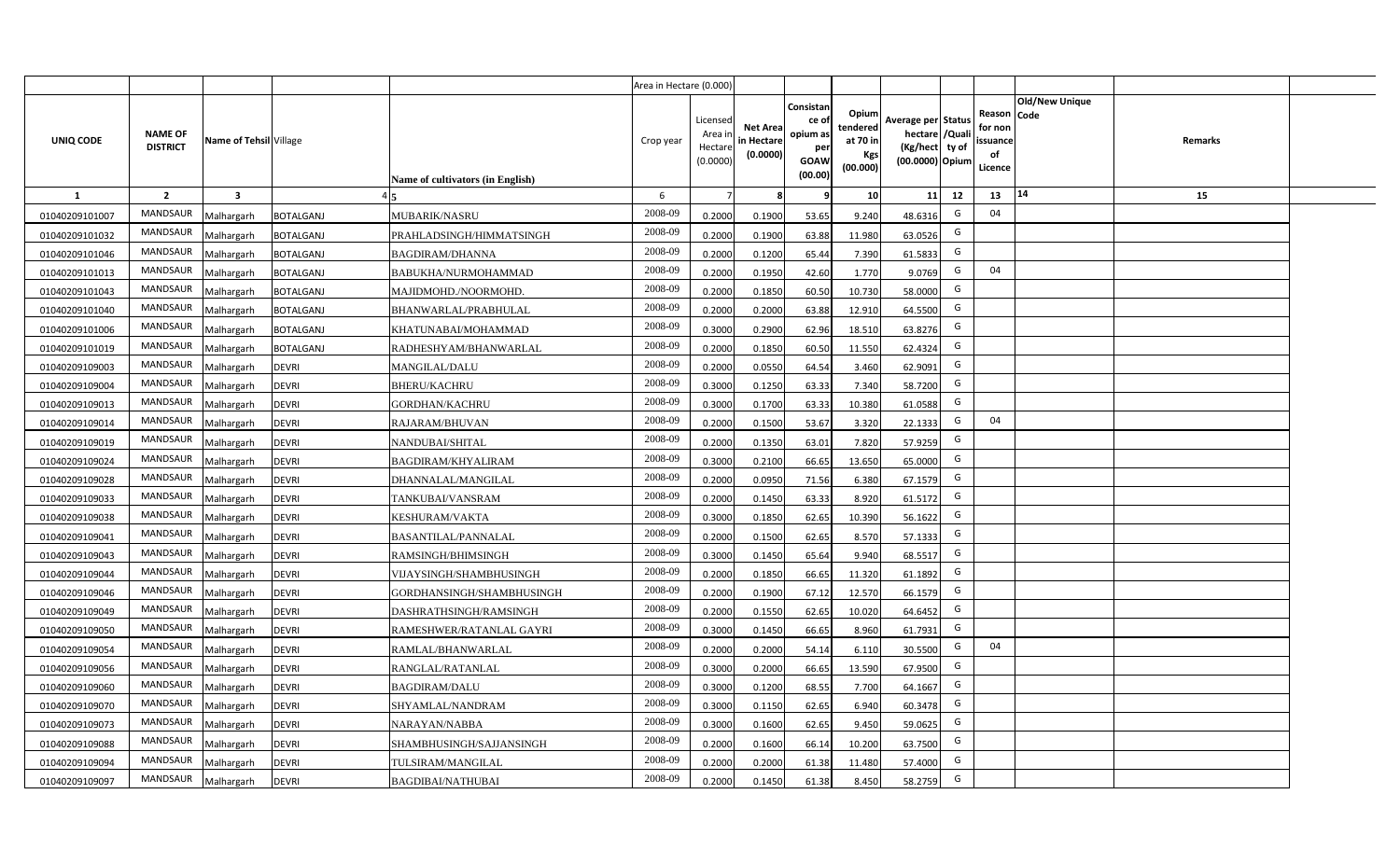| | | | | | Area in Hectare (0.000) | | | | | | | | | | |
|---|---|---|---|---|---|---|---|---|---|---|---|---|---|---|---|
| UNIQ CODE | NAME OF DISTRICT | Name of Tehsil | Village | Name of cultivators (in English) | Crop year | Licensed Area in Hectare (0.0000) | Net Area in Hectare (0.0000) | Consistance of opium as per GOAW (00.00) | Opium tendered at 70 in Kgs (00.000) | Average per hectare (Kg/hect) (00.0000) | Status /Quality of Opium | Reason for non issuance of Licence | Old/New Unique Code | Remarks |
| 1 | 2 | 3 | 4 | 5 | 6 | 7 | 8 | 9 | 10 | 11 | 12 | 13 | 14 | 15 |
| 01040209101007 | MANDSAUR | Malhargarh | BOTALGANJ | MUBARIK/NASRU | 2008-09 | 0.2000 | 0.1900 | 53.65 | 9.240 | 48.6316 | G | 04 | | |
| 01040209101032 | MANDSAUR | Malhargarh | BOTALGANJ | PRAHLADSINGH/HIMMATSINGH | 2008-09 | 0.2000 | 0.1900 | 63.88 | 11.980 | 63.0526 | G | | | |
| 01040209101046 | MANDSAUR | Malhargarh | BOTALGANJ | BAGDIRAM/DHANNA | 2008-09 | 0.2000 | 0.1200 | 65.44 | 7.390 | 61.5833 | G | | | |
| 01040209101013 | MANDSAUR | Malhargarh | BOTALGANJ | BABUKHA/NURMOHAMMAD | 2008-09 | 0.2000 | 0.1950 | 42.60 | 1.770 | 9.0769 | G | 04 | | |
| 01040209101043 | MANDSAUR | Malhargarh | BOTALGANJ | MAJIDMOHD./NOORMOHD. | 2008-09 | 0.2000 | 0.1850 | 60.50 | 10.730 | 58.0000 | G | | | |
| 01040209101040 | MANDSAUR | Malhargarh | BOTALGANJ | BHANWARLAL/PRABHULAL | 2008-09 | 0.2000 | 0.2000 | 63.88 | 12.910 | 64.5500 | G | | | |
| 01040209101006 | MANDSAUR | Malhargarh | BOTALGANJ | KHATUNABAI/MOHAMMAD | 2008-09 | 0.3000 | 0.2900 | 62.96 | 18.510 | 63.8276 | G | | | |
| 01040209101019 | MANDSAUR | Malhargarh | BOTALGANJ | RADHESHYAM/BHANWARLAL | 2008-09 | 0.2000 | 0.1850 | 60.50 | 11.550 | 62.4324 | G | | | |
| 01040209109003 | MANDSAUR | Malhargarh | DEVRI | MANGILAL/DALU | 2008-09 | 0.2000 | 0.0550 | 64.54 | 3.460 | 62.9091 | G | | | |
| 01040209109004 | MANDSAUR | Malhargarh | DEVRI | BHERU/KACHRU | 2008-09 | 0.3000 | 0.1250 | 63.33 | 7.340 | 58.7200 | G | | | |
| 01040209109013 | MANDSAUR | Malhargarh | DEVRI | GORDHAN/KACHRU | 2008-09 | 0.3000 | 0.1700 | 63.33 | 10.380 | 61.0588 | G | | | |
| 01040209109014 | MANDSAUR | Malhargarh | DEVRI | RAJARAM/BHUVAN | 2008-09 | 0.2000 | 0.1500 | 53.67 | 3.320 | 22.1333 | G | 04 | | |
| 01040209109019 | MANDSAUR | Malhargarh | DEVRI | NANDUBAI/SHITAL | 2008-09 | 0.2000 | 0.1350 | 63.01 | 7.820 | 57.9259 | G | | | |
| 01040209109024 | MANDSAUR | Malhargarh | DEVRI | BAGDIRAM/KHYALIRAM | 2008-09 | 0.3000 | 0.2100 | 66.65 | 13.650 | 65.0000 | G | | | |
| 01040209109028 | MANDSAUR | Malhargarh | DEVRI | DHANNALAL/MANGILAL | 2008-09 | 0.2000 | 0.0950 | 71.56 | 6.380 | 67.1579 | G | | | |
| 01040209109033 | MANDSAUR | Malhargarh | DEVRI | TANKUBAI/VANSRAM | 2008-09 | 0.2000 | 0.1450 | 63.33 | 8.920 | 61.5172 | G | | | |
| 01040209109038 | MANDSAUR | Malhargarh | DEVRI | KESHURAM/VAKTA | 2008-09 | 0.3000 | 0.1850 | 62.65 | 10.390 | 56.1622 | G | | | |
| 01040209109041 | MANDSAUR | Malhargarh | DEVRI | BASANTILAL/PANNALAL | 2008-09 | 0.2000 | 0.1500 | 62.65 | 8.570 | 57.1333 | G | | | |
| 01040209109043 | MANDSAUR | Malhargarh | DEVRI | RAMSINGH/BHIMSINGH | 2008-09 | 0.3000 | 0.1450 | 65.64 | 9.940 | 68.5517 | G | | | |
| 01040209109044 | MANDSAUR | Malhargarh | DEVRI | VIJAYSINGH/SHAMBHUSINGH | 2008-09 | 0.2000 | 0.1850 | 66.65 | 11.320 | 61.1892 | G | | | |
| 01040209109046 | MANDSAUR | Malhargarh | DEVRI | GORDHANSINGH/SHAMBHUSINGH | 2008-09 | 0.2000 | 0.1900 | 67.12 | 12.570 | 66.1579 | G | | | |
| 01040209109049 | MANDSAUR | Malhargarh | DEVRI | DASHRATHSINGH/RAMSINGH | 2008-09 | 0.2000 | 0.1550 | 62.65 | 10.020 | 64.6452 | G | | | |
| 01040209109050 | MANDSAUR | Malhargarh | DEVRI | RAMESHWER/RATANLAL GAYRI | 2008-09 | 0.3000 | 0.1450 | 66.65 | 8.960 | 61.7931 | G | | | |
| 01040209109054 | MANDSAUR | Malhargarh | DEVRI | RAMLAL/BHANWARLAL | 2008-09 | 0.2000 | 0.2000 | 54.14 | 6.110 | 30.5500 | G | 04 | | |
| 01040209109056 | MANDSAUR | Malhargarh | DEVRI | RANGLAL/RATANLAL | 2008-09 | 0.3000 | 0.2000 | 66.65 | 13.590 | 67.9500 | G | | | |
| 01040209109060 | MANDSAUR | Malhargarh | DEVRI | BAGDIRAM/DALU | 2008-09 | 0.3000 | 0.1200 | 68.55 | 7.700 | 64.1667 | G | | | |
| 01040209109070 | MANDSAUR | Malhargarh | DEVRI | SHYAMLAL/NANDRAM | 2008-09 | 0.3000 | 0.1150 | 62.65 | 6.940 | 60.3478 | G | | | |
| 01040209109073 | MANDSAUR | Malhargarh | DEVRI | NARAYAN/NABBA | 2008-09 | 0.3000 | 0.1600 | 62.65 | 9.450 | 59.0625 | G | | | |
| 01040209109088 | MANDSAUR | Malhargarh | DEVRI | SHAMBHUSINGH/SAJJANSINGH | 2008-09 | 0.2000 | 0.1600 | 66.14 | 10.200 | 63.7500 | G | | | |
| 01040209109094 | MANDSAUR | Malhargarh | DEVRI | TULSIRAM/MANGILAL | 2008-09 | 0.2000 | 0.2000 | 61.38 | 11.480 | 57.4000 | G | | | |
| 01040209109097 | MANDSAUR | Malhargarh | DEVRI | BAGDIBAI/NATHUBAI | 2008-09 | 0.2000 | 0.1450 | 61.38 | 8.450 | 58.2759 | G | | | |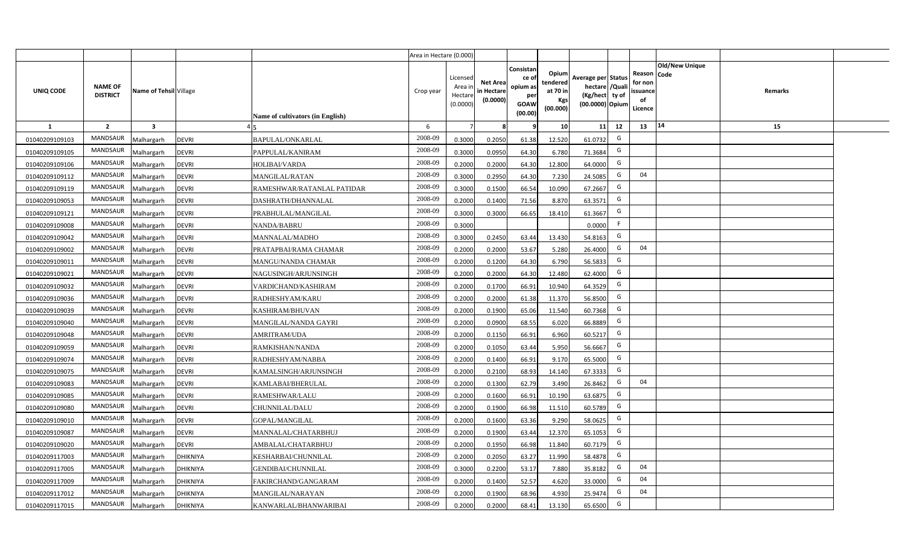| | | | | | Area in Hectare (0.000) | | | | | | | | | | |
|---|---|---|---|---|---|---|---|---|---|---|---|---|---|---|---|
| UNIQ CODE | NAME OF DISTRICT | Name of Tehsil | Village | Name of cultivators (in English) | Crop year | Licensed Area in Hectare (0.0000) | Net Area in Hectare (0.0000) | Consistance of opium as per GOAW (00.00) | Opium tendered at 70 in Kgs (00.000) | Average per hectare (Kg/hect) (00.0000) | Status /Quality of Opium | Reason for non issuance of Licence | Old/New Unique Code | Remarks |
| 1 | 2 | 3 | 4 | 5 | 6 | 7 | 8 | 9 | 10 | 11 | 12 | 13 | 14 | 15 |
| 01040209109103 | MANDSAUR | Malhargarh | DEVRI | BAPULAL/ONKARLAL | 2008-09 | 0.3000 | 0.2050 | 61.38 | 12.520 | 61.0732 | G | | | |
| 01040209109105 | MANDSAUR | Malhargarh | DEVRI | PAPPULAL/KANIRAM | 2008-09 | 0.3000 | 0.0950 | 64.30 | 6.780 | 71.3684 | G | | | |
| 01040209109106 | MANDSAUR | Malhargarh | DEVRI | HOLIBAI/VARDA | 2008-09 | 0.2000 | 0.2000 | 64.30 | 12.800 | 64.0000 | G | | | |
| 01040209109112 | MANDSAUR | Malhargarh | DEVRI | MANGILAL/RATAN | 2008-09 | 0.3000 | 0.2950 | 64.30 | 7.230 | 24.5085 | G | 04 | | |
| 01040209109119 | MANDSAUR | Malhargarh | DEVRI | RAMESHWAR/RATANLAL PATIDAR | 2008-09 | 0.3000 | 0.1500 | 66.54 | 10.090 | 67.2667 | G | | | |
| 01040209109053 | MANDSAUR | Malhargarh | DEVRI | DASHRATH/DHANNALAL | 2008-09 | 0.2000 | 0.1400 | 71.56 | 8.870 | 63.3571 | G | | | |
| 01040209109121 | MANDSAUR | Malhargarh | DEVRI | PRABHULAL/MANGILAL | 2008-09 | 0.3000 | 0.3000 | 66.65 | 18.410 | 61.3667 | G | | | |
| 01040209109008 | MANDSAUR | Malhargarh | DEVRI | NANDA/BABRU | 2008-09 | 0.3000 | | | | 0.0000 | F | | | |
| 01040209109042 | MANDSAUR | Malhargarh | DEVRI | MANNALAL/MADHO | 2008-09 | 0.3000 | 0.2450 | 63.44 | 13.430 | 54.8163 | G | | | |
| 01040209109002 | MANDSAUR | Malhargarh | DEVRI | PRATAPBAI/RAMA CHAMAR | 2008-09 | 0.2000 | 0.2000 | 53.67 | 5.280 | 26.4000 | G | 04 | | |
| 01040209109011 | MANDSAUR | Malhargarh | DEVRI | MANGU/NANDA CHAMAR | 2008-09 | 0.2000 | 0.1200 | 64.30 | 6.790 | 56.5833 | G | | | |
| 01040209109021 | MANDSAUR | Malhargarh | DEVRI | NAGUSINGH/ARJUNSINGH | 2008-09 | 0.2000 | 0.2000 | 64.30 | 12.480 | 62.4000 | G | | | |
| 01040209109032 | MANDSAUR | Malhargarh | DEVRI | VARDICHAND/KASHIRAM | 2008-09 | 0.2000 | 0.1700 | 66.91 | 10.940 | 64.3529 | G | | | |
| 01040209109036 | MANDSAUR | Malhargarh | DEVRI | RADHESHYAM/KARU | 2008-09 | 0.2000 | 0.2000 | 61.38 | 11.370 | 56.8500 | G | | | |
| 01040209109039 | MANDSAUR | Malhargarh | DEVRI | KASHIRAM/BHUVAN | 2008-09 | 0.2000 | 0.1900 | 65.06 | 11.540 | 60.7368 | G | | | |
| 01040209109040 | MANDSAUR | Malhargarh | DEVRI | MANGILAL/NANDA GAYRI | 2008-09 | 0.2000 | 0.0900 | 68.55 | 6.020 | 66.8889 | G | | | |
| 01040209109048 | MANDSAUR | Malhargarh | DEVRI | AMRITRAM/UDA | 2008-09 | 0.2000 | 0.1150 | 66.91 | 6.960 | 60.5217 | G | | | |
| 01040209109059 | MANDSAUR | Malhargarh | DEVRI | RAMKISHAN/NANDA | 2008-09 | 0.2000 | 0.1050 | 63.44 | 5.950 | 56.6667 | G | | | |
| 01040209109074 | MANDSAUR | Malhargarh | DEVRI | RADHESHYAM/NABBA | 2008-09 | 0.2000 | 0.1400 | 66.91 | 9.170 | 65.5000 | G | | | |
| 01040209109075 | MANDSAUR | Malhargarh | DEVRI | KAMALSINGH/ARJUNSINGH | 2008-09 | 0.2000 | 0.2100 | 68.93 | 14.140 | 67.3333 | G | | | |
| 01040209109083 | MANDSAUR | Malhargarh | DEVRI | KAMLABAI/BHERULAL | 2008-09 | 0.2000 | 0.1300 | 62.79 | 3.490 | 26.8462 | G | 04 | | |
| 01040209109085 | MANDSAUR | Malhargarh | DEVRI | RAMESHWAR/LALU | 2008-09 | 0.2000 | 0.1600 | 66.91 | 10.190 | 63.6875 | G | | | |
| 01040209109080 | MANDSAUR | Malhargarh | DEVRI | CHUNNILAL/DALU | 2008-09 | 0.2000 | 0.1900 | 66.98 | 11.510 | 60.5789 | G | | | |
| 01040209109010 | MANDSAUR | Malhargarh | DEVRI | GOPAL/MANGILAL | 2008-09 | 0.2000 | 0.1600 | 63.36 | 9.290 | 58.0625 | G | | | |
| 01040209109087 | MANDSAUR | Malhargarh | DEVRI | MANNALAL/CHATARBHUJ | 2008-09 | 0.2000 | 0.1900 | 63.44 | 12.370 | 65.1053 | G | | | |
| 01040209109020 | MANDSAUR | Malhargarh | DEVRI | AMBALAL/CHATARBHUJ | 2008-09 | 0.2000 | 0.1950 | 66.98 | 11.840 | 60.7179 | G | | | |
| 01040209117003 | MANDSAUR | Malhargarh | DHIKNIYA | KESHARBAI/CHUNNILAL | 2008-09 | 0.2000 | 0.2050 | 63.27 | 11.990 | 58.4878 | G | | | |
| 01040209117005 | MANDSAUR | Malhargarh | DHIKNIYA | GENDIBAI/CHUNNILAL | 2008-09 | 0.3000 | 0.2200 | 53.17 | 7.880 | 35.8182 | G | 04 | | |
| 01040209117009 | MANDSAUR | Malhargarh | DHIKNIYA | FAKIRCHAND/GANGARAM | 2008-09 | 0.2000 | 0.1400 | 52.57 | 4.620 | 33.0000 | G | 04 | | |
| 01040209117012 | MANDSAUR | Malhargarh | DHIKNIYA | MANGILAL/NARAYAN | 2008-09 | 0.2000 | 0.1900 | 68.96 | 4.930 | 25.9474 | G | 04 | | |
| 01040209117015 | MANDSAUR | Malhargarh | DHIKNIYA | KANWARLAL/BHANWARIBAI | 2008-09 | 0.2000 | 0.2000 | 68.41 | 13.130 | 65.6500 | G | | | |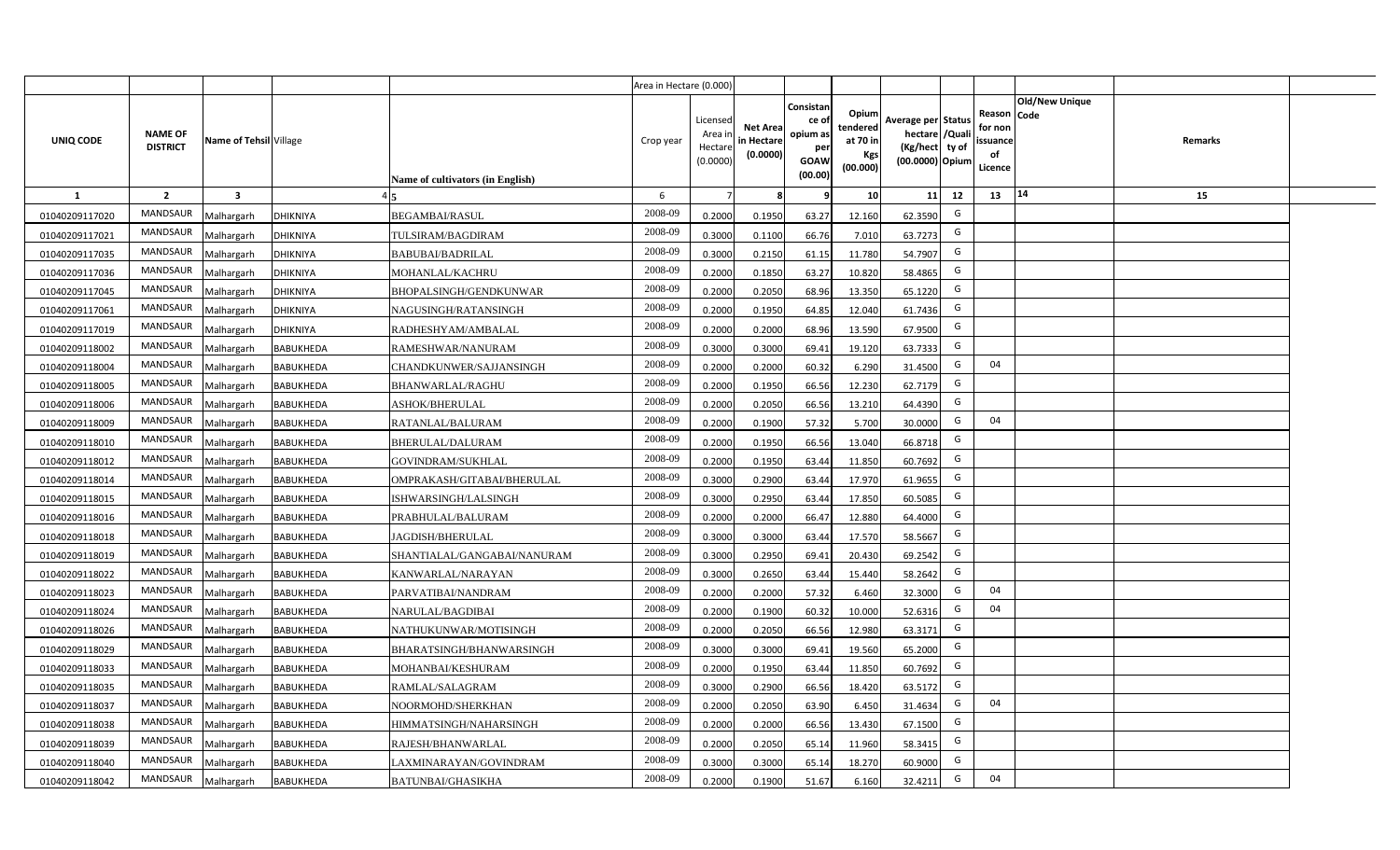| UNIQ CODE | NAME OF DISTRICT | Name of Tehsil | Village | Name of cultivators (in English) | Crop year | Licensed Area in Hectare (0.0000) | Net Area in Hectare (0.0000) | Consistance of opium as per GOAW (00.00) | Opium tendered at 70 in Kgs (00.000) | Average per hectare (Kg/hect) (00.0000) | Status /Quality of Opium | Reason for non issuance of Licence | Old/New Unique Code | Remarks |
|---|---|---|---|---|---|---|---|---|---|---|---|---|---|---|
| | | | | | Area in Hectare (0.000) | | | | | | | | | |
| 1 | 2 | 3 | 4 | 5 | 6 | 7 | 8 | 9 | 10 | 11 | 12 | 13 | 14 | 15 |
| 01040209117020 | MANDSAUR | Malhargarh | DHIKNIYA | BEGAMBAI/RASUL | 2008-09 | 0.2000 | 0.1950 | 63.27 | 12.160 | 62.3590 | G | | | |
| 01040209117021 | MANDSAUR | Malhargarh | DHIKNIYA | TULSIRAM/BAGDIRAM | 2008-09 | 0.3000 | 0.1100 | 66.76 | 7.010 | 63.7273 | G | | | |
| 01040209117035 | MANDSAUR | Malhargarh | DHIKNIYA | BABUBAI/BADRILAL | 2008-09 | 0.3000 | 0.2150 | 61.15 | 11.780 | 54.7907 | G | | | |
| 01040209117036 | MANDSAUR | Malhargarh | DHIKNIYA | MOHANLAL/KACHRU | 2008-09 | 0.2000 | 0.1850 | 63.27 | 10.820 | 58.4865 | G | | | |
| 01040209117045 | MANDSAUR | Malhargarh | DHIKNIYA | BHOPALSINGH/GENDKUNWAR | 2008-09 | 0.2000 | 0.2050 | 68.96 | 13.350 | 65.1220 | G | | | |
| 01040209117061 | MANDSAUR | Malhargarh | DHIKNIYA | NAGUSINGH/RATANSINGH | 2008-09 | 0.2000 | 0.1950 | 64.85 | 12.040 | 61.7436 | G | | | |
| 01040209117019 | MANDSAUR | Malhargarh | DHIKNIYA | RADHESHYAM/AMBALAL | 2008-09 | 0.2000 | 0.2000 | 68.96 | 13.590 | 67.9500 | G | | | |
| 01040209118002 | MANDSAUR | Malhargarh | BABUKHEDA | RAMESHWAR/NANURAM | 2008-09 | 0.3000 | 0.3000 | 69.41 | 19.120 | 63.7333 | G | | | |
| 01040209118004 | MANDSAUR | Malhargarh | BABUKHEDA | CHANDKUNWER/SAJJANSINGH | 2008-09 | 0.2000 | 0.2000 | 60.32 | 6.290 | 31.4500 | G | 04 | | |
| 01040209118005 | MANDSAUR | Malhargarh | BABUKHEDA | BHANWARLAL/RAGHU | 2008-09 | 0.2000 | 0.1950 | 66.56 | 12.230 | 62.7179 | G | | | |
| 01040209118006 | MANDSAUR | Malhargarh | BABUKHEDA | ASHOK/BHERULAL | 2008-09 | 0.2000 | 0.2050 | 66.56 | 13.210 | 64.4390 | G | | | |
| 01040209118009 | MANDSAUR | Malhargarh | BABUKHEDA | RATANLAL/BALURAM | 2008-09 | 0.2000 | 0.1900 | 57.32 | 5.700 | 30.0000 | G | 04 | | |
| 01040209118010 | MANDSAUR | Malhargarh | BABUKHEDA | BHERULAL/DALURAM | 2008-09 | 0.2000 | 0.1950 | 66.56 | 13.040 | 66.8718 | G | | | |
| 01040209118012 | MANDSAUR | Malhargarh | BABUKHEDA | GOVINDRAM/SUKHLAL | 2008-09 | 0.2000 | 0.1950 | 63.44 | 11.850 | 60.7692 | G | | | |
| 01040209118014 | MANDSAUR | Malhargarh | BABUKHEDA | OMPRAKASH/GITABAI/BHERULAL | 2008-09 | 0.3000 | 0.2900 | 63.44 | 17.970 | 61.9655 | G | | | |
| 01040209118015 | MANDSAUR | Malhargarh | BABUKHEDA | ISHWARSINGH/LALSINGH | 2008-09 | 0.3000 | 0.2950 | 63.44 | 17.850 | 60.5085 | G | | | |
| 01040209118016 | MANDSAUR | Malhargarh | BABUKHEDA | PRABHULAL/BALURAM | 2008-09 | 0.2000 | 0.2000 | 66.47 | 12.880 | 64.4000 | G | | | |
| 01040209118018 | MANDSAUR | Malhargarh | BABUKHEDA | JAGDISH/BHERULAL | 2008-09 | 0.3000 | 0.3000 | 63.44 | 17.570 | 58.5667 | G | | | |
| 01040209118019 | MANDSAUR | Malhargarh | BABUKHEDA | SHANTIALAL/GANGABAI/NANURAM | 2008-09 | 0.3000 | 0.2950 | 69.41 | 20.430 | 69.2542 | G | | | |
| 01040209118022 | MANDSAUR | Malhargarh | BABUKHEDA | KANWARLAL/NARAYAN | 2008-09 | 0.3000 | 0.2650 | 63.44 | 15.440 | 58.2642 | G | | | |
| 01040209118023 | MANDSAUR | Malhargarh | BABUKHEDA | PARVATIBAI/NANDRAM | 2008-09 | 0.2000 | 0.2000 | 57.32 | 6.460 | 32.3000 | G | 04 | | |
| 01040209118024 | MANDSAUR | Malhargarh | BABUKHEDA | NARULAL/BAGDIBAI | 2008-09 | 0.2000 | 0.1900 | 60.32 | 10.000 | 52.6316 | G | 04 | | |
| 01040209118026 | MANDSAUR | Malhargarh | BABUKHEDA | NATHUKUNWAR/MOTISINGH | 2008-09 | 0.2000 | 0.2050 | 66.56 | 12.980 | 63.3171 | G | | | |
| 01040209118029 | MANDSAUR | Malhargarh | BABUKHEDA | BHARATSINGH/BHANWARSINGH | 2008-09 | 0.3000 | 0.3000 | 69.41 | 19.560 | 65.2000 | G | | | |
| 01040209118033 | MANDSAUR | Malhargarh | BABUKHEDA | MOHANBAI/KESHURAM | 2008-09 | 0.2000 | 0.1950 | 63.44 | 11.850 | 60.7692 | G | | | |
| 01040209118035 | MANDSAUR | Malhargarh | BABUKHEDA | RAMLAL/SALAGRAM | 2008-09 | 0.3000 | 0.2900 | 66.56 | 18.420 | 63.5172 | G | | | |
| 01040209118037 | MANDSAUR | Malhargarh | BABUKHEDA | NOORMOHD/SHERKHAN | 2008-09 | 0.2000 | 0.2050 | 63.90 | 6.450 | 31.4634 | G | 04 | | |
| 01040209118038 | MANDSAUR | Malhargarh | BABUKHEDA | HIMMATSINGH/NAHARSINGH | 2008-09 | 0.2000 | 0.2000 | 66.56 | 13.430 | 67.1500 | G | | | |
| 01040209118039 | MANDSAUR | Malhargarh | BABUKHEDA | RAJESH/BHANWARLAL | 2008-09 | 0.2000 | 0.2050 | 65.14 | 11.960 | 58.3415 | G | | | |
| 01040209118040 | MANDSAUR | Malhargarh | BABUKHEDA | LAXMINARAYAN/GOVINDRAM | 2008-09 | 0.3000 | 0.3000 | 65.14 | 18.270 | 60.9000 | G | | | |
| 01040209118042 | MANDSAUR | Malhargarh | BABUKHEDA | BATUNBAI/GHASIKHA | 2008-09 | 0.2000 | 0.1900 | 51.67 | 6.160 | 32.4211 | G | 04 | | |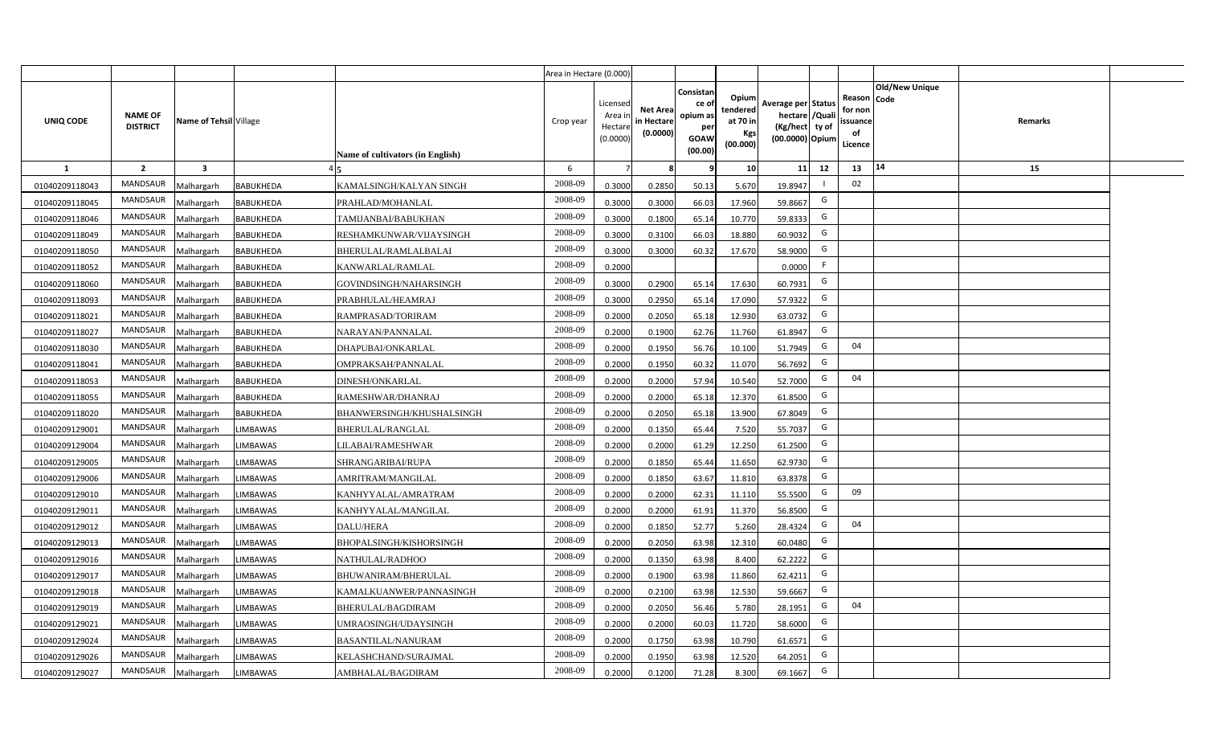| | | | | | Area in Hectare (0.000) | | | | | | | | | | | |
|---|---|---|---|---|---|---|---|---|---|---|---|---|---|---|---|---|
| UNIQ CODE | NAME OF DISTRICT | Name of Tehsil | Village | Name of cultivators (in English) | Crop year | Licensed Area in Hectare (0.0000) | Net Area in Hectare (0.0000) | Consistance of opium as per GOAW (00.00) | Opium tendered at 70 in Kgs (00.000) | Average per hectare (Kg/hect) (00.0000) | Status /Quality of Opium | Reason for non issuance of Licence | Code | Old/New Unique | Remarks | |
| 1 | 2 | 3 | 4 | 5 | 6 | 7 | 8 | 9 | 10 | 11 | 12 | 13 | 14 | | 15 | |
| 01040209118043 | MANDSAUR | Malhargarh | BABUKHEDA | KAMALSINGH/KALYAN SINGH | 2008-09 | 0.3000 | 0.2850 | 50.13 | 5.670 | 19.8947 | I | 02 | | | | |
| 01040209118045 | MANDSAUR | Malhargarh | BABUKHEDA | PRAHLAD/MOHANLAL | 2008-09 | 0.3000 | 0.3000 | 66.03 | 17.960 | 59.8667 | G | | | | | |
| 01040209118046 | MANDSAUR | Malhargarh | BABUKHEDA | TAMIJANBAI/BABUKHAN | 2008-09 | 0.3000 | 0.1800 | 65.14 | 10.770 | 59.8333 | G | | | | | |
| 01040209118049 | MANDSAUR | Malhargarh | BABUKHEDA | RESHAMKUNWAR/VIJAYSINGH | 2008-09 | 0.3000 | 0.3100 | 66.03 | 18.880 | 60.9032 | G | | | | | |
| 01040209118050 | MANDSAUR | Malhargarh | BABUKHEDA | BHERULAL/RAMLALBALAI | 2008-09 | 0.3000 | 0.3000 | 60.32 | 17.670 | 58.9000 | G | | | | | |
| 01040209118052 | MANDSAUR | Malhargarh | BABUKHEDA | KANWARLAL/RAMLAL | 2008-09 | 0.2000 | | | | 0.0000 | F | | | | | |
| 01040209118060 | MANDSAUR | Malhargarh | BABUKHEDA | GOVINDSINGH/NAHARSINGH | 2008-09 | 0.3000 | 0.2900 | 65.14 | 17.630 | 60.7931 | G | | | | | |
| 01040209118093 | MANDSAUR | Malhargarh | BABUKHEDA | PRABHULAL/HEAMRAJ | 2008-09 | 0.3000 | 0.2950 | 65.14 | 17.090 | 57.9322 | G | | | | | |
| 01040209118021 | MANDSAUR | Malhargarh | BABUKHEDA | RAMPRASAD/TORIRAM | 2008-09 | 0.2000 | 0.2050 | 65.18 | 12.930 | 63.0732 | G | | | | | |
| 01040209118027 | MANDSAUR | Malhargarh | BABUKHEDA | NARAYAN/PANNALAL | 2008-09 | 0.2000 | 0.1900 | 62.76 | 11.760 | 61.8947 | G | | | | | |
| 01040209118030 | MANDSAUR | Malhargarh | BABUKHEDA | DHAPUBAI/ONKARLAL | 2008-09 | 0.2000 | 0.1950 | 56.76 | 10.100 | 51.7949 | G | 04 | | | | |
| 01040209118041 | MANDSAUR | Malhargarh | BABUKHEDA | OMPRAKSAH/PANNALAL | 2008-09 | 0.2000 | 0.1950 | 60.32 | 11.070 | 56.7692 | G | | | | | |
| 01040209118053 | MANDSAUR | Malhargarh | BABUKHEDA | DINESH/ONKARLAL | 2008-09 | 0.2000 | 0.2000 | 57.94 | 10.540 | 52.7000 | G | 04 | | | | |
| 01040209118055 | MANDSAUR | Malhargarh | BABUKHEDA | RAMESHWAR/DHANRAJ | 2008-09 | 0.2000 | 0.2000 | 65.18 | 12.370 | 61.8500 | G | | | | | |
| 01040209118020 | MANDSAUR | Malhargarh | BABUKHEDA | BHANWERSINGH/KHUSHALSINGH | 2008-09 | 0.2000 | 0.2050 | 65.18 | 13.900 | 67.8049 | G | | | | | |
| 01040209129001 | MANDSAUR | Malhargarh | LIMBAWAS | BHERULAL/RANGLAL | 2008-09 | 0.2000 | 0.1350 | 65.44 | 7.520 | 55.7037 | G | | | | | |
| 01040209129004 | MANDSAUR | Malhargarh | LIMBAWAS | LILABAI/RAMESHWAR | 2008-09 | 0.2000 | 0.2000 | 61.29 | 12.250 | 61.2500 | G | | | | | |
| 01040209129005 | MANDSAUR | Malhargarh | LIMBAWAS | SHRANGARIBAI/RUPA | 2008-09 | 0.2000 | 0.1850 | 65.44 | 11.650 | 62.9730 | G | | | | | |
| 01040209129006 | MANDSAUR | Malhargarh | LIMBAWAS | AMRITRAM/MANGILAL | 2008-09 | 0.2000 | 0.1850 | 63.67 | 11.810 | 63.8378 | G | | | | | |
| 01040209129010 | MANDSAUR | Malhargarh | LIMBAWAS | KANHYYALAL/AMRATRAM | 2008-09 | 0.2000 | 0.2000 | 62.31 | 11.110 | 55.5500 | G | 09 | | | | |
| 01040209129011 | MANDSAUR | Malhargarh | LIMBAWAS | KANHYYALAL/MANGILAL | 2008-09 | 0.2000 | 0.2000 | 61.91 | 11.370 | 56.8500 | G | | | | | |
| 01040209129012 | MANDSAUR | Malhargarh | LIMBAWAS | DALU/HERA | 2008-09 | 0.2000 | 0.1850 | 52.77 | 5.260 | 28.4324 | G | 04 | | | | |
| 01040209129013 | MANDSAUR | Malhargarh | LIMBAWAS | BHOPALSINGH/KISHORSINGH | 2008-09 | 0.2000 | 0.2050 | 63.98 | 12.310 | 60.0480 | G | | | | | |
| 01040209129016 | MANDSAUR | Malhargarh | LIMBAWAS | NATHULAL/RADHOO | 2008-09 | 0.2000 | 0.1350 | 63.98 | 8.400 | 62.2222 | G | | | | | |
| 01040209129017 | MANDSAUR | Malhargarh | LIMBAWAS | BHUWANIRAM/BHERULAL | 2008-09 | 0.2000 | 0.1900 | 63.98 | 11.860 | 62.4211 | G | | | | | |
| 01040209129018 | MANDSAUR | Malhargarh | LIMBAWAS | KAMALKUANWER/PANNASINGH | 2008-09 | 0.2000 | 0.2100 | 63.98 | 12.530 | 59.6667 | G | | | | | |
| 01040209129019 | MANDSAUR | Malhargarh | LIMBAWAS | BHERULAL/BAGDIRAM | 2008-09 | 0.2000 | 0.2050 | 56.46 | 5.780 | 28.1951 | G | 04 | | | | |
| 01040209129021 | MANDSAUR | Malhargarh | LIMBAWAS | UMRAOSINGH/UDAYSINGH | 2008-09 | 0.2000 | 0.2000 | 60.03 | 11.720 | 58.6000 | G | | | | | |
| 01040209129024 | MANDSAUR | Malhargarh | LIMBAWAS | BASANTILAL/NANURAM | 2008-09 | 0.2000 | 0.1750 | 63.98 | 10.790 | 61.6571 | G | | | | | |
| 01040209129026 | MANDSAUR | Malhargarh | LIMBAWAS | KELASHCHAND/SURAJMAL | 2008-09 | 0.2000 | 0.1950 | 63.98 | 12.520 | 64.2051 | G | | | | | |
| 01040209129027 | MANDSAUR | Malhargarh | LIMBAWAS | AMBHALAL/BAGDIRAM | 2008-09 | 0.2000 | 0.1200 | 71.28 | 8.300 | 69.1667 | G | | | | | |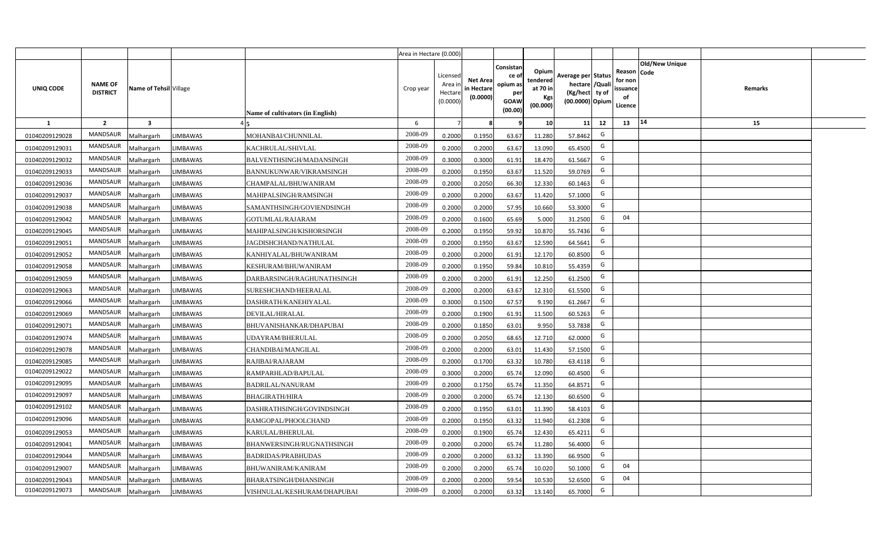| UNIQ CODE | NAME OF DISTRICT | Name of Tehsil | Village | Name of cultivators (in English) | Crop year | Licensed Area in Hectare (0.0000) | Net Area in Hectare (0.0000) | Consistance of opium as per GOAW (00.00) | Opium tendered at 70 in Kgs (00.000) | Average per hectare (Kg/hect) (00.0000) | Status /Quality of Opium | Reason for non issuance of Licence | Old/New Unique Code | Remarks |
|---|---|---|---|---|---|---|---|---|---|---|---|---|---|---|
| 1 | 2 | 3 | 4 | 5 | 6 | 7 | 8 | 9 | 10 | 11 | 12 | 13 | 14 | 15 |
| 01040209129028 | MANDSAUR | Malhargarh | LIMBAWAS | MOHANBAI/CHUNNILAL | 2008-09 | 0.2000 | 0.1950 | 63.67 | 11.280 | 57.8462 | G | | | |
| 01040209129031 | MANDSAUR | Malhargarh | LIMBAWAS | KACHRULAL/SHIVLAL | 2008-09 | 0.2000 | 0.2000 | 63.67 | 13.090 | 65.4500 | G | | | |
| 01040209129032 | MANDSAUR | Malhargarh | LIMBAWAS | BALVENTHSINGH/MADANSINGH | 2008-09 | 0.3000 | 0.3000 | 61.91 | 18.470 | 61.5667 | G | | | |
| 01040209129033 | MANDSAUR | Malhargarh | LIMBAWAS | BANNUKUNWAR/VIKRAMSINGH | 2008-09 | 0.2000 | 0.1950 | 63.67 | 11.520 | 59.0769 | G | | | |
| 01040209129036 | MANDSAUR | Malhargarh | LIMBAWAS | CHAMPALAL/BHUWANIRAM | 2008-09 | 0.2000 | 0.2050 | 66.30 | 12.330 | 60.1463 | G | | | |
| 01040209129037 | MANDSAUR | Malhargarh | LIMBAWAS | MAHIPALSINGH/RAMSINGH | 2008-09 | 0.2000 | 0.2000 | 63.67 | 11.420 | 57.1000 | G | | | |
| 01040209129038 | MANDSAUR | Malhargarh | LIMBAWAS | SAMANTHSINGH/GOVIENDSINGH | 2008-09 | 0.2000 | 0.2000 | 57.95 | 10.660 | 53.3000 | G | | | |
| 01040209129042 | MANDSAUR | Malhargarh | LIMBAWAS | GOTUMLAL/RAJARAM | 2008-09 | 0.2000 | 0.1600 | 65.69 | 5.000 | 31.2500 | G | 04 | | |
| 01040209129045 | MANDSAUR | Malhargarh | LIMBAWAS | MAHIPALSINGH/KISHORSINGH | 2008-09 | 0.2000 | 0.1950 | 59.92 | 10.870 | 55.7436 | G | | | |
| 01040209129051 | MANDSAUR | Malhargarh | LIMBAWAS | JAGDISHCHAND/NATHULAL | 2008-09 | 0.2000 | 0.1950 | 63.67 | 12.590 | 64.5641 | G | | | |
| 01040209129052 | MANDSAUR | Malhargarh | LIMBAWAS | KANHIYALAL/BHUWANIRAM | 2008-09 | 0.2000 | 0.2000 | 61.91 | 12.170 | 60.8500 | G | | | |
| 01040209129058 | MANDSAUR | Malhargarh | LIMBAWAS | KESHURAM/BHUWANIRAM | 2008-09 | 0.2000 | 0.1950 | 59.84 | 10.810 | 55.4359 | G | | | |
| 01040209129059 | MANDSAUR | Malhargarh | LIMBAWAS | DARBARSINGH/RAGHUNATHSINGH | 2008-09 | 0.2000 | 0.2000 | 61.91 | 12.250 | 61.2500 | G | | | |
| 01040209129063 | MANDSAUR | Malhargarh | LIMBAWAS | SURESHCHAND/HEERALAL | 2008-09 | 0.2000 | 0.2000 | 63.67 | 12.310 | 61.5500 | G | | | |
| 01040209129066 | MANDSAUR | Malhargarh | LIMBAWAS | DASHRATH/KANEHIYALAL | 2008-09 | 0.3000 | 0.1500 | 67.57 | 9.190 | 61.2667 | G | | | |
| 01040209129069 | MANDSAUR | Malhargarh | LIMBAWAS | DEVILAL/HIRALAL | 2008-09 | 0.2000 | 0.1900 | 61.91 | 11.500 | 60.5263 | G | | | |
| 01040209129071 | MANDSAUR | Malhargarh | LIMBAWAS | BHUVANISHANKAR/DHAPUBAI | 2008-09 | 0.2000 | 0.1850 | 63.01 | 9.950 | 53.7838 | G | | | |
| 01040209129074 | MANDSAUR | Malhargarh | LIMBAWAS | UDAYRAM/BHERULAL | 2008-09 | 0.2000 | 0.2050 | 68.65 | 12.710 | 62.0000 | G | | | |
| 01040209129078 | MANDSAUR | Malhargarh | LIMBAWAS | CHANDIBAI/MANGILAL | 2008-09 | 0.2000 | 0.2000 | 63.01 | 11.430 | 57.1500 | G | | | |
| 01040209129085 | MANDSAUR | Malhargarh | LIMBAWAS | RAJIBAI/RAJARAM | 2008-09 | 0.2000 | 0.1700 | 63.32 | 10.780 | 63.4118 | G | | | |
| 01040209129022 | MANDSAUR | Malhargarh | LIMBAWAS | RAMPARHLAD/BAPULAL | 2008-09 | 0.3000 | 0.2000 | 65.74 | 12.090 | 60.4500 | G | | | |
| 01040209129095 | MANDSAUR | Malhargarh | LIMBAWAS | BADRILAL/NANURAM | 2008-09 | 0.2000 | 0.1750 | 65.74 | 11.350 | 64.8571 | G | | | |
| 01040209129097 | MANDSAUR | Malhargarh | LIMBAWAS | BHAGIRATH/HIRA | 2008-09 | 0.2000 | 0.2000 | 65.74 | 12.130 | 60.6500 | G | | | |
| 01040209129102 | MANDSAUR | Malhargarh | LIMBAWAS | DASHRATHSINGH/GOVINDSINGH | 2008-09 | 0.2000 | 0.1950 | 63.01 | 11.390 | 58.4103 | G | | | |
| 01040209129096 | MANDSAUR | Malhargarh | LIMBAWAS | RAMGOPAL/PHOOLCHAND | 2008-09 | 0.2000 | 0.1950 | 63.32 | 11.940 | 61.2308 | G | | | |
| 01040209129053 | MANDSAUR | Malhargarh | LIMBAWAS | KARULAL/BHERULAL | 2008-09 | 0.2000 | 0.1900 | 65.74 | 12.430 | 65.4211 | G | | | |
| 01040209129041 | MANDSAUR | Malhargarh | LIMBAWAS | BHANWERSINGH/RUGNATHSINGH | 2008-09 | 0.2000 | 0.2000 | 65.74 | 11.280 | 56.4000 | G | | | |
| 01040209129044 | MANDSAUR | Malhargarh | LIMBAWAS | BADRIDAS/PRABHUDAS | 2008-09 | 0.2000 | 0.2000 | 63.32 | 13.390 | 66.9500 | G | | | |
| 01040209129007 | MANDSAUR | Malhargarh | LIMBAWAS | BHUWANIRAM/KANIRAM | 2008-09 | 0.2000 | 0.2000 | 65.74 | 10.020 | 50.1000 | G | 04 | | |
| 01040209129043 | MANDSAUR | Malhargarh | LIMBAWAS | BHARATSINGH/DHANSINGH | 2008-09 | 0.2000 | 0.2000 | 59.54 | 10.530 | 52.6500 | G | 04 | | |
| 01040209129073 | MANDSAUR | Malhargarh | LIMBAWAS | VISHNULAL/KESHURAM/DHAPUBAI | 2008-09 | 0.2000 | 0.2000 | 63.32 | 13.140 | 65.7000 | G | | | |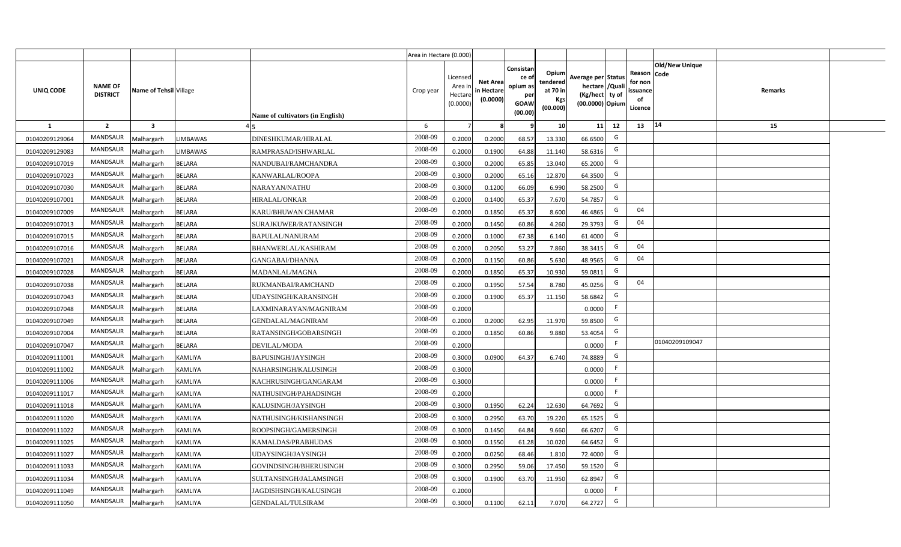| | | | | | Area in Hectare (0.000) | | | | | | | | | | |
|---|---|---|---|---|---|---|---|---|---|---|---|---|---|---|---|
| UNIQ CODE | NAME OF DISTRICT | Name of Tehsil | Village | Name of cultivators (in English) | Crop year | Licensed Area in Hectare (0.0000) | Net Area in Hectare (0.0000) | Consistance of opium as per GOAW (00.00) | Opium tendered at 70 in Kgs (00.000) | Average per hectare (Kg/hect) (00.0000) | Status /Quality of Opium | Reason for non issuance of Licence | Code | Old/New Unique | Remarks |
| 1 | 2 | 3 | 4 | 5 | 6 | 7 | 8 | 9 | 10 | 11 | 12 | 13 | 14 | | 15 |
| 01040209129064 | MANDSAUR | Malhargarh | LIMBAWAS | DINESHKUMAR/HIRALAL | 2008-09 | 0.2000 | 0.2000 | 68.57 | 13.330 | 66.6500 | G | | | | |
| 01040209129083 | MANDSAUR | Malhargarh | LIMBAWAS | RAMPRASAD/ISHWARLAL | 2008-09 | 0.2000 | 0.1900 | 64.88 | 11.140 | 58.6316 | G | | | | |
| 01040209107019 | MANDSAUR | Malhargarh | BELARA | NANDUBAI/RAMCHANDRA | 2008-09 | 0.3000 | 0.2000 | 65.85 | 13.040 | 65.2000 | G | | | | |
| 01040209107023 | MANDSAUR | Malhargarh | BELARA | KANWARLAL/ROOPA | 2008-09 | 0.3000 | 0.2000 | 65.16 | 12.870 | 64.3500 | G | | | | |
| 01040209107030 | MANDSAUR | Malhargarh | BELARA | NARAYAN/NATHU | 2008-09 | 0.3000 | 0.1200 | 66.09 | 6.990 | 58.2500 | G | | | | |
| 01040209107001 | MANDSAUR | Malhargarh | BELARA | HIRALAL/ONKAR | 2008-09 | 0.2000 | 0.1400 | 65.37 | 7.670 | 54.7857 | G | | | | |
| 01040209107009 | MANDSAUR | Malhargarh | BELARA | KARU/BHUWAN CHAMAR | 2008-09 | 0.2000 | 0.1850 | 65.37 | 8.600 | 46.4865 | G | 04 | | | |
| 01040209107013 | MANDSAUR | Malhargarh | BELARA | SURAJKUWER/RATANSINGH | 2008-09 | 0.2000 | 0.1450 | 60.86 | 4.260 | 29.3793 | G | 04 | | | |
| 01040209107015 | MANDSAUR | Malhargarh | BELARA | BAPULAL/NANURAM | 2008-09 | 0.2000 | 0.1000 | 67.38 | 6.140 | 61.4000 | G | | | | |
| 01040209107016 | MANDSAUR | Malhargarh | BELARA | BHANWERLAL/KASHIRAM | 2008-09 | 0.2000 | 0.2050 | 53.27 | 7.860 | 38.3415 | G | 04 | | | |
| 01040209107021 | MANDSAUR | Malhargarh | BELARA | GANGABAI/DHANNA | 2008-09 | 0.2000 | 0.1150 | 60.86 | 5.630 | 48.9565 | G | 04 | | | |
| 01040209107028 | MANDSAUR | Malhargarh | BELARA | MADANLAL/MAGNA | 2008-09 | 0.2000 | 0.1850 | 65.37 | 10.930 | 59.0811 | G | | | | |
| 01040209107038 | MANDSAUR | Malhargarh | BELARA | RUKMANBAI/RAMCHAND | 2008-09 | 0.2000 | 0.1950 | 57.54 | 8.780 | 45.0256 | G | 04 | | | |
| 01040209107043 | MANDSAUR | Malhargarh | BELARA | UDAYSINGH/KARANSINGH | 2008-09 | 0.2000 | 0.1900 | 65.37 | 11.150 | 58.6842 | G | | | | |
| 01040209107048 | MANDSAUR | Malhargarh | BELARA | LAXMINARAYAN/MAGNIRAM | 2008-09 | 0.2000 | | | | 0.0000 | F | | | | |
| 01040209107049 | MANDSAUR | Malhargarh | BELARA | GENDALAL/MAGNIRAM | 2008-09 | 0.2000 | 0.2000 | 62.95 | 11.970 | 59.8500 | G | | | | |
| 01040209107004 | MANDSAUR | Malhargarh | BELARA | RATANSINGH/GOBARSINGH | 2008-09 | 0.2000 | 0.1850 | 60.86 | 9.880 | 53.4054 | G | | | | |
| 01040209107047 | MANDSAUR | Malhargarh | BELARA | DEVILAL/MODA | 2008-09 | 0.2000 | | | | 0.0000 | F | | | 01040209109047 | |
| 01040209111001 | MANDSAUR | Malhargarh | KAMLIYA | BAPUSINGH/JAYSINGH | 2008-09 | 0.3000 | 0.0900 | 64.37 | 6.740 | 74.8889 | G | | | | |
| 01040209111002 | MANDSAUR | Malhargarh | KAMLIYA | NAHARSINGH/KALUSINGH | 2008-09 | 0.3000 | | | | 0.0000 | F | | | | |
| 01040209111006 | MANDSAUR | Malhargarh | KAMLIYA | KACHRUSINGH/GANGARAM | 2008-09 | 0.3000 | | | | 0.0000 | F | | | | |
| 01040209111017 | MANDSAUR | Malhargarh | KAMLIYA | NATHUSINGH/PAHADSINGH | 2008-09 | 0.2000 | | | | 0.0000 | F | | | | |
| 01040209111018 | MANDSAUR | Malhargarh | KAMLIYA | KALUSINGH/JAYSINGH | 2008-09 | 0.3000 | 0.1950 | 62.24 | 12.630 | 64.7692 | G | | | | |
| 01040209111020 | MANDSAUR | Malhargarh | KAMLIYA | NATHUSINGH/KISHANSINGH | 2008-09 | 0.3000 | 0.2950 | 63.70 | 19.220 | 65.1525 | G | | | | |
| 01040209111022 | MANDSAUR | Malhargarh | KAMLIYA | ROOPSINGH/GAMERSINGH | 2008-09 | 0.3000 | 0.1450 | 64.84 | 9.660 | 66.6207 | G | | | | |
| 01040209111025 | MANDSAUR | Malhargarh | KAMLIYA | KAMALDAS/PRABHUDAS | 2008-09 | 0.3000 | 0.1550 | 61.28 | 10.020 | 64.6452 | G | | | | |
| 01040209111027 | MANDSAUR | Malhargarh | KAMLIYA | UDAYSINGH/JAYSINGH | 2008-09 | 0.2000 | 0.0250 | 68.46 | 1.810 | 72.4000 | G | | | | |
| 01040209111033 | MANDSAUR | Malhargarh | KAMLIYA | GOVINDSINGH/BHERUSINGH | 2008-09 | 0.3000 | 0.2950 | 59.06 | 17.450 | 59.1520 | G | | | | |
| 01040209111034 | MANDSAUR | Malhargarh | KAMLIYA | SULTANSINGH/JALAMSINGH | 2008-09 | 0.3000 | 0.1900 | 63.70 | 11.950 | 62.8947 | G | | | | |
| 01040209111049 | MANDSAUR | Malhargarh | KAMLIYA | JAGDISHSINGH/KALUSINGH | 2008-09 | 0.2000 | | | | 0.0000 | F | | | | |
| 01040209111050 | MANDSAUR | Malhargarh | KAMLIYA | GENDALAL/TULSIRAM | 2008-09 | 0.3000 | 0.1100 | 62.11 | 7.070 | 64.2727 | G | | | | |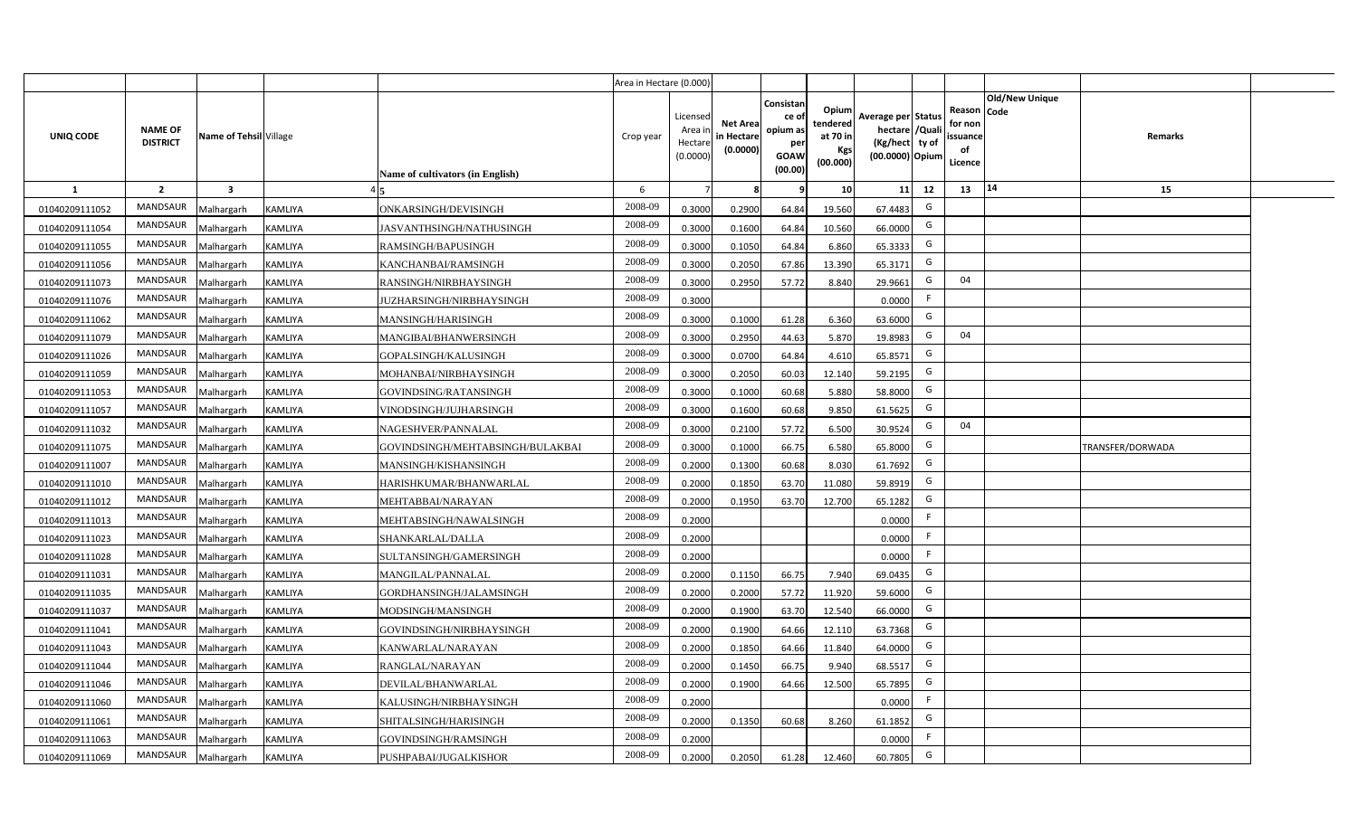| UNIQ CODE | NAME OF DISTRICT | Name of Tehsil | Village | Name of cultivators (in English) | Crop year | Area in Hectare (0.000) Licensed Area in Hectare (0.0000) | Net Area in Hectare (0.0000) | Consistance of opium as per GOAW (00.00) | Opium tendered at 70 in Kgs (00.000) | Average per hectare (Kg/hect) (00.0000) | Status /Quality of Opium | Reason for non issuance of Licence | Old/New Unique Code | Remarks |
|---|---|---|---|---|---|---|---|---|---|---|---|---|---|---|
| 1 | 2 | 3 | 4 | 5 | 6 | 7 | 8 | 9 | 10 | 11 | 12 | 13 | 14 | 15 |
| 01040209111052 | MANDSAUR | Malhargarh | KAMLIYA | ONKARSINGH/DEVISINGH | 2008-09 | 0.3000 | 0.2900 | 64.84 | 19.560 | 67.4483 | G | | | |
| 01040209111054 | MANDSAUR | Malhargarh | KAMLIYA | JASVANTHSINGH/NATHUSINGH | 2008-09 | 0.3000 | 0.1600 | 64.84 | 10.560 | 66.0000 | G | | | |
| 01040209111055 | MANDSAUR | Malhargarh | KAMLIYA | RAMSINGH/BAPUSINGH | 2008-09 | 0.3000 | 0.1050 | 64.84 | 6.860 | 65.3333 | G | | | |
| 01040209111056 | MANDSAUR | Malhargarh | KAMLIYA | KANCHANBAI/RAMSINGH | 2008-09 | 0.3000 | 0.2050 | 67.86 | 13.390 | 65.3171 | G | | | |
| 01040209111073 | MANDSAUR | Malhargarh | KAMLIYA | RANSINGH/NIRBHAYSINGH | 2008-09 | 0.3000 | 0.2950 | 57.72 | 8.840 | 29.9661 | G | 04 | | |
| 01040209111076 | MANDSAUR | Malhargarh | KAMLIYA | JUZHARSINGH/NIRBHAYSINGH | 2008-09 | 0.3000 | | | | 0.0000 | F | | | |
| 01040209111062 | MANDSAUR | Malhargarh | KAMLIYA | MANSINGH/HARISINGH | 2008-09 | 0.3000 | 0.1000 | 61.28 | 6.360 | 63.6000 | G | | | |
| 01040209111079 | MANDSAUR | Malhargarh | KAMLIYA | MANGIBAI/BHANWERSINGH | 2008-09 | 0.3000 | 0.2950 | 44.63 | 5.870 | 19.8983 | G | 04 | | |
| 01040209111026 | MANDSAUR | Malhargarh | KAMLIYA | GOPALSINGH/KALUSINGH | 2008-09 | 0.3000 | 0.0700 | 64.84 | 4.610 | 65.8571 | G | | | |
| 01040209111059 | MANDSAUR | Malhargarh | KAMLIYA | MOHANBAI/NIRBHAYSINGH | 2008-09 | 0.3000 | 0.2050 | 60.03 | 12.140 | 59.2195 | G | | | |
| 01040209111053 | MANDSAUR | Malhargarh | KAMLIYA | GOVINDSING/RATANSINGH | 2008-09 | 0.3000 | 0.1000 | 60.68 | 5.880 | 58.8000 | G | | | |
| 01040209111057 | MANDSAUR | Malhargarh | KAMLIYA | VINODSINGH/JUJHARSINGH | 2008-09 | 0.3000 | 0.1600 | 60.68 | 9.850 | 61.5625 | G | | | |
| 01040209111032 | MANDSAUR | Malhargarh | KAMLIYA | NAGESHVER/PANNALAL | 2008-09 | 0.3000 | 0.2100 | 57.72 | 6.500 | 30.9524 | G | 04 | | |
| 01040209111075 | MANDSAUR | Malhargarh | KAMLIYA | GOVINDSINGH/MEHTABSINGH/BULAKBAI | 2008-09 | 0.3000 | 0.1000 | 66.75 | 6.580 | 65.8000 | G | | | TRANSFER/DORWADA |
| 01040209111007 | MANDSAUR | Malhargarh | KAMLIYA | MANSINGH/KISHANSINGH | 2008-09 | 0.2000 | 0.1300 | 60.68 | 8.030 | 61.7692 | G | | | |
| 01040209111010 | MANDSAUR | Malhargarh | KAMLIYA | HARISHKUMAR/BHANWARLAL | 2008-09 | 0.2000 | 0.1850 | 63.70 | 11.080 | 59.8919 | G | | | |
| 01040209111012 | MANDSAUR | Malhargarh | KAMLIYA | MEHTABBAI/NARAYAN | 2008-09 | 0.2000 | 0.1950 | 63.70 | 12.700 | 65.1282 | G | | | |
| 01040209111013 | MANDSAUR | Malhargarh | KAMLIYA | MEHTABSINGH/NAWALSINGH | 2008-09 | 0.2000 | | | | 0.0000 | F | | | |
| 01040209111023 | MANDSAUR | Malhargarh | KAMLIYA | SHANKARLAL/DALLA | 2008-09 | 0.2000 | | | | 0.0000 | F | | | |
| 01040209111028 | MANDSAUR | Malhargarh | KAMLIYA | SULTANSINGH/GAMERSINGH | 2008-09 | 0.2000 | | | | 0.0000 | F | | | |
| 01040209111031 | MANDSAUR | Malhargarh | KAMLIYA | MANGILAL/PANNALAL | 2008-09 | 0.2000 | 0.1150 | 66.75 | 7.940 | 69.0435 | G | | | |
| 01040209111035 | MANDSAUR | Malhargarh | KAMLIYA | GORDHANSINGH/JALAMSINGH | 2008-09 | 0.2000 | 0.2000 | 57.72 | 11.920 | 59.6000 | G | | | |
| 01040209111037 | MANDSAUR | Malhargarh | KAMLIYA | MODSINGH/MANSINGH | 2008-09 | 0.2000 | 0.1900 | 63.70 | 12.540 | 66.0000 | G | | | |
| 01040209111041 | MANDSAUR | Malhargarh | KAMLIYA | GOVINDSINGH/NIRBHAYSINGH | 2008-09 | 0.2000 | 0.1900 | 64.66 | 12.110 | 63.7368 | G | | | |
| 01040209111043 | MANDSAUR | Malhargarh | KAMLIYA | KANWARLAL/NARAYAN | 2008-09 | 0.2000 | 0.1850 | 64.66 | 11.840 | 64.0000 | G | | | |
| 01040209111044 | MANDSAUR | Malhargarh | KAMLIYA | RANGLAL/NARAYAN | 2008-09 | 0.2000 | 0.1450 | 66.75 | 9.940 | 68.5517 | G | | | |
| 01040209111046 | MANDSAUR | Malhargarh | KAMLIYA | DEVILAL/BHANWARLAL | 2008-09 | 0.2000 | 0.1900 | 64.66 | 12.500 | 65.7895 | G | | | |
| 01040209111060 | MANDSAUR | Malhargarh | KAMLIYA | KALUSINGH/NIRBHAYSINGH | 2008-09 | 0.2000 | | | | 0.0000 | F | | | |
| 01040209111061 | MANDSAUR | Malhargarh | KAMLIYA | SHITALSINGH/HARISINGH | 2008-09 | 0.2000 | 0.1350 | 60.68 | 8.260 | 61.1852 | G | | | |
| 01040209111063 | MANDSAUR | Malhargarh | KAMLIYA | GOVINDSINGH/RAMSINGH | 2008-09 | 0.2000 | | | | 0.0000 | F | | | |
| 01040209111069 | MANDSAUR | Malhargarh | KAMLIYA | PUSHPABAI/JUGALKISHOR | 2008-09 | 0.2000 | 0.2050 | 61.28 | 12.460 | 60.7805 | G | | | |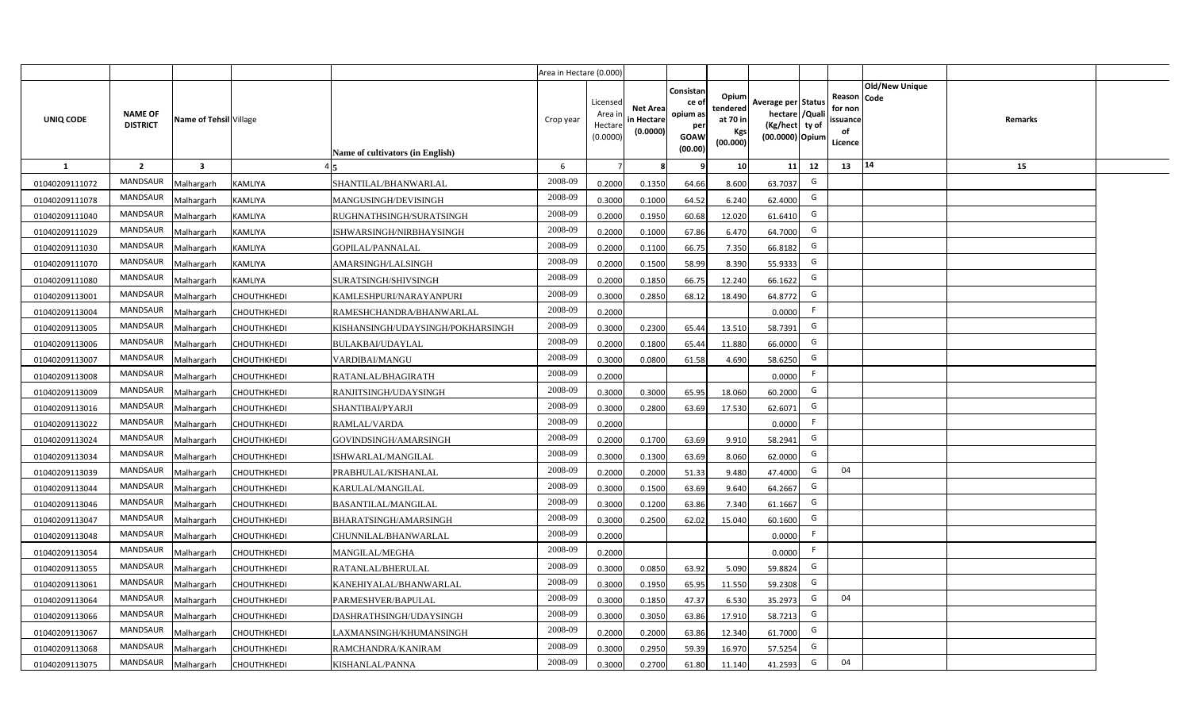| | | | | | Area in Hectare (0.000) | | | | | | | | | | | |
|---|---|---|---|---|---|---|---|---|---|---|---|---|---|---|---|---|
| UNIQ CODE | NAME OF DISTRICT | Name of Tehsil | Village | Name of cultivators (in English) | Crop year | Licensed Area in Hectare (0.0000) | Net Area in Hectare (0.0000) | Consistance of opium as per GOAW (00.00) | Opium tendered at 70 in Kgs (00.000) | Average per hectare (Kg/hect) (00.0000) | Status /Quality of Opium | Reason for non issuance of Licence | Code | Old/New Unique | Remarks | |
| 1 | 2 | 3 | 4 | 5 | 6 | 7 | 8 | 9 | 10 | 11 | 12 | 13 | 14 | | 15 | |
| 01040209111072 | MANDSAUR | Malhargarh | KAMLIYA | SHANTILAL/BHANWARLAL | 2008-09 | 0.2000 | 0.1350 | 64.66 | 8.600 | 63.7037 | G | | | | | |
| 01040209111078 | MANDSAUR | Malhargarh | KAMLIYA | MANGUSINGH/DEVISINGH | 2008-09 | 0.3000 | 0.1000 | 64.52 | 6.240 | 62.4000 | G | | | | | |
| 01040209111040 | MANDSAUR | Malhargarh | KAMLIYA | RUGHNATHSINGH/SURATSINGH | 2008-09 | 0.2000 | 0.1950 | 60.68 | 12.020 | 61.6410 | G | | | | | |
| 01040209111029 | MANDSAUR | Malhargarh | KAMLIYA | ISHWARSINGH/NIRBHAYSINGH | 2008-09 | 0.2000 | 0.1000 | 67.86 | 6.470 | 64.7000 | G | | | | | |
| 01040209111030 | MANDSAUR | Malhargarh | KAMLIYA | GOPILAL/PANNALAL | 2008-09 | 0.2000 | 0.1100 | 66.75 | 7.350 | 66.8182 | G | | | | | |
| 01040209111070 | MANDSAUR | Malhargarh | KAMLIYA | AMARSINGH/LALSINGH | 2008-09 | 0.2000 | 0.1500 | 58.99 | 8.390 | 55.9333 | G | | | | | |
| 01040209111080 | MANDSAUR | Malhargarh | KAMLIYA | SURATSINGH/SHIVSINGH | 2008-09 | 0.2000 | 0.1850 | 66.75 | 12.240 | 66.1622 | G | | | | | |
| 01040209113001 | MANDSAUR | Malhargarh | CHOUTHKHEDI | KAMLESHPURI/NARAYANPURI | 2008-09 | 0.3000 | 0.2850 | 68.12 | 18.490 | 64.8772 | G | | | | | |
| 01040209113004 | MANDSAUR | Malhargarh | CHOUTHKHEDI | RAMESHCHANDRA/BHANWARLAL | 2008-09 | 0.2000 | | | | 0.0000 | F | | | | | |
| 01040209113005 | MANDSAUR | Malhargarh | CHOUTHKHEDI | KISHANSINGH/UDAYSINGH/POKHARSINGH | 2008-09 | 0.3000 | 0.2300 | 65.44 | 13.510 | 58.7391 | G | | | | | |
| 01040209113006 | MANDSAUR | Malhargarh | CHOUTHKHEDI | BULAKBAI/UDAYLAL | 2008-09 | 0.2000 | 0.1800 | 65.44 | 11.880 | 66.0000 | G | | | | | |
| 01040209113007 | MANDSAUR | Malhargarh | CHOUTHKHEDI | VARDIBAI/MANGU | 2008-09 | 0.3000 | 0.0800 | 61.58 | 4.690 | 58.6250 | G | | | | | |
| 01040209113008 | MANDSAUR | Malhargarh | CHOUTHKHEDI | RATANLAL/BHAGIRATH | 2008-09 | 0.2000 | | | | 0.0000 | F | | | | | |
| 01040209113009 | MANDSAUR | Malhargarh | CHOUTHKHEDI | RANJITSINGH/UDAYSINGH | 2008-09 | 0.3000 | 0.3000 | 65.95 | 18.060 | 60.2000 | G | | | | | |
| 01040209113016 | MANDSAUR | Malhargarh | CHOUTHKHEDI | SHANTIBAI/PYARJI | 2008-09 | 0.3000 | 0.2800 | 63.69 | 17.530 | 62.6071 | G | | | | | |
| 01040209113022 | MANDSAUR | Malhargarh | CHOUTHKHEDI | RAMLAL/VARDA | 2008-09 | 0.2000 | | | | 0.0000 | F | | | | | |
| 01040209113024 | MANDSAUR | Malhargarh | CHOUTHKHEDI | GOVINDSINGH/AMARSINGH | 2008-09 | 0.2000 | 0.1700 | 63.69 | 9.910 | 58.2941 | G | | | | | |
| 01040209113034 | MANDSAUR | Malhargarh | CHOUTHKHEDI | ISHWARLAL/MANGILAL | 2008-09 | 0.3000 | 0.1300 | 63.69 | 8.060 | 62.0000 | G | | | | | |
| 01040209113039 | MANDSAUR | Malhargarh | CHOUTHKHEDI | PRABHULAL/KISHANLAL | 2008-09 | 0.2000 | 0.2000 | 51.33 | 9.480 | 47.4000 | G | 04 | | | | |
| 01040209113044 | MANDSAUR | Malhargarh | CHOUTHKHEDI | KARULAL/MANGILAL | 2008-09 | 0.3000 | 0.1500 | 63.69 | 9.640 | 64.2667 | G | | | | | |
| 01040209113046 | MANDSAUR | Malhargarh | CHOUTHKHEDI | BASANTILAL/MANGILAL | 2008-09 | 0.3000 | 0.1200 | 63.86 | 7.340 | 61.1667 | G | | | | | |
| 01040209113047 | MANDSAUR | Malhargarh | CHOUTHKHEDI | BHARATSINGH/AMARSINGH | 2008-09 | 0.3000 | 0.2500 | 62.02 | 15.040 | 60.1600 | G | | | | | |
| 01040209113048 | MANDSAUR | Malhargarh | CHOUTHKHEDI | CHUNNILAL/BHANWARLAL | 2008-09 | 0.2000 | | | | 0.0000 | F | | | | | |
| 01040209113054 | MANDSAUR | Malhargarh | CHOUTHKHEDI | MANGILAL/MEGHA | 2008-09 | 0.2000 | | | | 0.0000 | F | | | | | |
| 01040209113055 | MANDSAUR | Malhargarh | CHOUTHKHEDI | RATANLAL/BHERULAL | 2008-09 | 0.3000 | 0.0850 | 63.92 | 5.090 | 59.8824 | G | | | | | |
| 01040209113061 | MANDSAUR | Malhargarh | CHOUTHKHEDI | KANEHIYALAL/BHANWARLAL | 2008-09 | 0.3000 | 0.1950 | 65.95 | 11.550 | 59.2308 | G | | | | | |
| 01040209113064 | MANDSAUR | Malhargarh | CHOUTHKHEDI | PARMESHVER/BAPULAL | 2008-09 | 0.3000 | 0.1850 | 47.37 | 6.530 | 35.2973 | G | 04 | | | | |
| 01040209113066 | MANDSAUR | Malhargarh | CHOUTHKHEDI | DASHRATHSINGH/UDAYSINGH | 2008-09 | 0.3000 | 0.3050 | 63.86 | 17.910 | 58.7213 | G | | | | | |
| 01040209113067 | MANDSAUR | Malhargarh | CHOUTHKHEDI | LAXMANSINGH/KHUMANSINGH | 2008-09 | 0.2000 | 0.2000 | 63.86 | 12.340 | 61.7000 | G | | | | | |
| 01040209113068 | MANDSAUR | Malhargarh | CHOUTHKHEDI | RAMCHANDRA/KANIRAM | 2008-09 | 0.3000 | 0.2950 | 59.39 | 16.970 | 57.5254 | G | | | | | |
| 01040209113075 | MANDSAUR | Malhargarh | CHOUTHKHEDI | KISHANLAL/PANNA | 2008-09 | 0.3000 | 0.2700 | 61.80 | 11.140 | 41.2593 | G | 04 | | | | |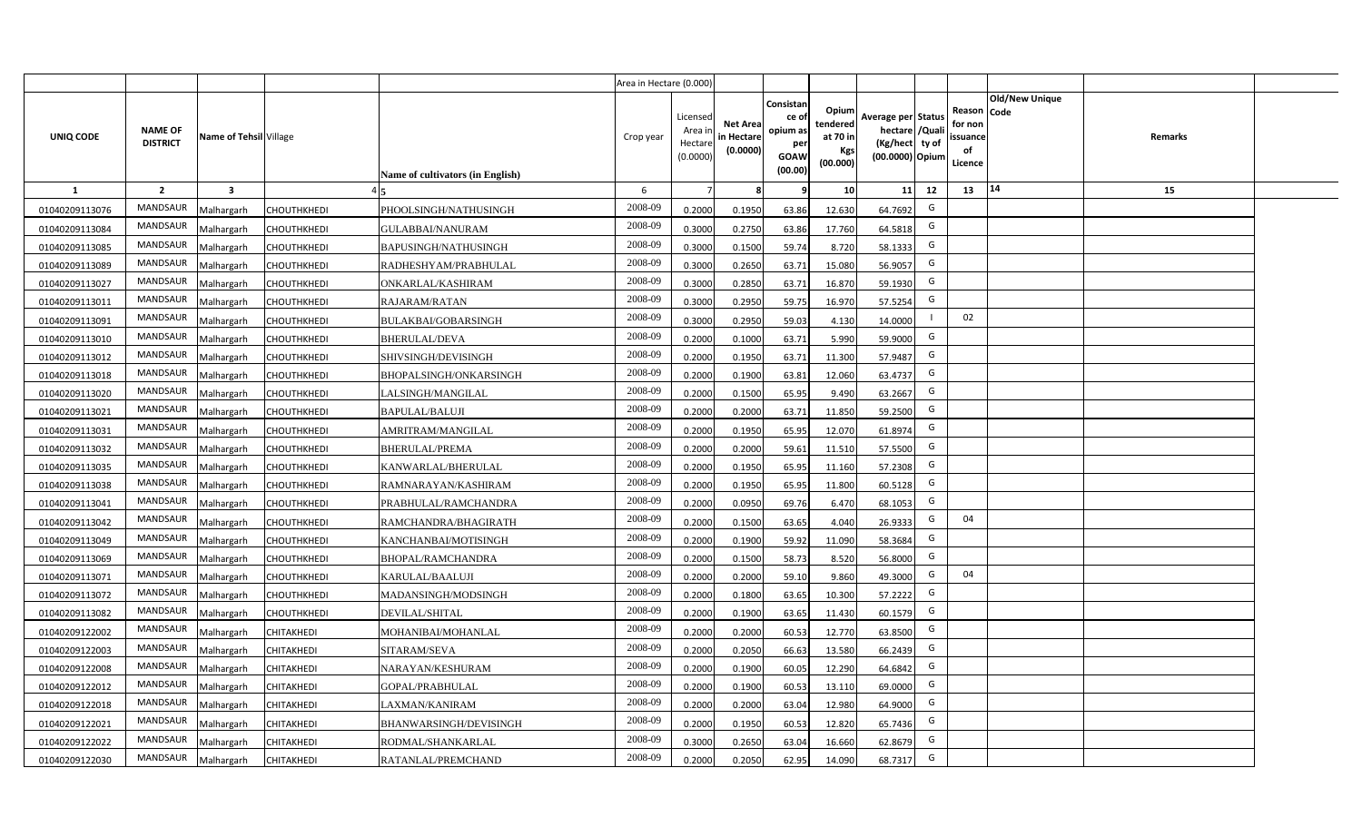| | | | | | Area in Hectare (0.000) | | | | | | | | | | |
|---|---|---|---|---|---|---|---|---|---|---|---|---|---|---|---|
| UNIQ CODE | NAME OF DISTRICT | Name of Tehsil | Village | Name of cultivators (in English) | Crop year | Licensed Area in Hectare (0.0000) | Net Area in Hectare (0.0000) | Consistance of opium as per GOAW (00.00) | Opium tendered at 70 in Kgs (00.000) | Average per hectare (Kg/hect) (00.0000) | Status /Quality of Opium | Reason for non issuance of Licence | Old/New Unique Code | Remarks |
| 1 | 2 | 3 | 4 | 5 | 6 | 7 | 8 | 9 | 10 | 11 | 12 | 13 | 14 | 15 |
| 01040209113076 | MANDSAUR | Malhargarh | CHOUTHKHEDI | PHOOLSINGH/NATHUSINGH | 2008-09 | 0.2000 | 0.1950 | 63.86 | 12.630 | 64.7692 | G | | | |
| 01040209113084 | MANDSAUR | Malhargarh | CHOUTHKHEDI | GULABBAI/NANURAM | 2008-09 | 0.3000 | 0.2750 | 63.86 | 17.760 | 64.5818 | G | | | |
| 01040209113085 | MANDSAUR | Malhargarh | CHOUTHKHEDI | BAPUSINGH/NATHUSINGH | 2008-09 | 0.3000 | 0.1500 | 59.74 | 8.720 | 58.1333 | G | | | |
| 01040209113089 | MANDSAUR | Malhargarh | CHOUTHKHEDI | RADHESHYAM/PRABHULAL | 2008-09 | 0.3000 | 0.2650 | 63.71 | 15.080 | 56.9057 | G | | | |
| 01040209113027 | MANDSAUR | Malhargarh | CHOUTHKHEDI | ONKARLAL/KASHIRAM | 2008-09 | 0.3000 | 0.2850 | 63.71 | 16.870 | 59.1930 | G | | | |
| 01040209113011 | MANDSAUR | Malhargarh | CHOUTHKHEDI | RAJARAM/RATAN | 2008-09 | 0.3000 | 0.2950 | 59.75 | 16.970 | 57.5254 | G | | | |
| 01040209113091 | MANDSAUR | Malhargarh | CHOUTHKHEDI | BULAKBAI/GOBARSINGH | 2008-09 | 0.3000 | 0.2950 | 59.03 | 4.130 | 14.0000 | I | 02 | | |
| 01040209113010 | MANDSAUR | Malhargarh | CHOUTHKHEDI | BHERULAL/DEVA | 2008-09 | 0.2000 | 0.1000 | 63.71 | 5.990 | 59.9000 | G | | | |
| 01040209113012 | MANDSAUR | Malhargarh | CHOUTHKHEDI | SHIVSINGH/DEVISINGH | 2008-09 | 0.2000 | 0.1950 | 63.71 | 11.300 | 57.9487 | G | | | |
| 01040209113018 | MANDSAUR | Malhargarh | CHOUTHKHEDI | BHOPALSINGH/ONKARSINGH | 2008-09 | 0.2000 | 0.1900 | 63.81 | 12.060 | 63.4737 | G | | | |
| 01040209113020 | MANDSAUR | Malhargarh | CHOUTHKHEDI | LALSINGH/MANGILAL | 2008-09 | 0.2000 | 0.1500 | 65.95 | 9.490 | 63.2667 | G | | | |
| 01040209113021 | MANDSAUR | Malhargarh | CHOUTHKHEDI | BAPULAL/BALUJI | 2008-09 | 0.2000 | 0.2000 | 63.71 | 11.850 | 59.2500 | G | | | |
| 01040209113031 | MANDSAUR | Malhargarh | CHOUTHKHEDI | AMRITRAM/MANGILAL | 2008-09 | 0.2000 | 0.1950 | 65.95 | 12.070 | 61.8974 | G | | | |
| 01040209113032 | MANDSAUR | Malhargarh | CHOUTHKHEDI | BHERULAL/PREMA | 2008-09 | 0.2000 | 0.2000 | 59.61 | 11.510 | 57.5500 | G | | | |
| 01040209113035 | MANDSAUR | Malhargarh | CHOUTHKHEDI | KANWARLAL/BHERULAL | 2008-09 | 0.2000 | 0.1950 | 65.95 | 11.160 | 57.2308 | G | | | |
| 01040209113038 | MANDSAUR | Malhargarh | CHOUTHKHEDI | RAMNARAYAN/KASHIRAM | 2008-09 | 0.2000 | 0.1950 | 65.95 | 11.800 | 60.5128 | G | | | |
| 01040209113041 | MANDSAUR | Malhargarh | CHOUTHKHEDI | PRABHULAL/RAMCHANDRA | 2008-09 | 0.2000 | 0.0950 | 69.76 | 6.470 | 68.1053 | G | | | |
| 01040209113042 | MANDSAUR | Malhargarh | CHOUTHKHEDI | RAMCHANDRA/BHAGIRATH | 2008-09 | 0.2000 | 0.1500 | 63.65 | 4.040 | 26.9333 | G | 04 | | |
| 01040209113049 | MANDSAUR | Malhargarh | CHOUTHKHEDI | KANCHANBAI/MOTISINGH | 2008-09 | 0.2000 | 0.1900 | 59.92 | 11.090 | 58.3684 | G | | | |
| 01040209113069 | MANDSAUR | Malhargarh | CHOUTHKHEDI | BHOPAL/RAMCHANDRA | 2008-09 | 0.2000 | 0.1500 | 58.73 | 8.520 | 56.8000 | G | | | |
| 01040209113071 | MANDSAUR | Malhargarh | CHOUTHKHEDI | KARULAL/BAALUJI | 2008-09 | 0.2000 | 0.2000 | 59.10 | 9.860 | 49.3000 | G | 04 | | |
| 01040209113072 | MANDSAUR | Malhargarh | CHOUTHKHEDI | MADANSINGH/MODSINGH | 2008-09 | 0.2000 | 0.1800 | 63.65 | 10.300 | 57.2222 | G | | | |
| 01040209113082 | MANDSAUR | Malhargarh | CHOUTHKHEDI | DEVILAL/SHITAL | 2008-09 | 0.2000 | 0.1900 | 63.65 | 11.430 | 60.1579 | G | | | |
| 01040209122002 | MANDSAUR | Malhargarh | CHITAKHEDI | MOHANIBAI/MOHANLAL | 2008-09 | 0.2000 | 0.2000 | 60.53 | 12.770 | 63.8500 | G | | | |
| 01040209122003 | MANDSAUR | Malhargarh | CHITAKHEDI | SITARAM/SEVA | 2008-09 | 0.2000 | 0.2050 | 66.63 | 13.580 | 66.2439 | G | | | |
| 01040209122008 | MANDSAUR | Malhargarh | CHITAKHEDI | NARAYAN/KESHURAM | 2008-09 | 0.2000 | 0.1900 | 60.05 | 12.290 | 64.6842 | G | | | |
| 01040209122012 | MANDSAUR | Malhargarh | CHITAKHEDI | GOPAL/PRABHULAL | 2008-09 | 0.2000 | 0.1900 | 60.53 | 13.110 | 69.0000 | G | | | |
| 01040209122018 | MANDSAUR | Malhargarh | CHITAKHEDI | LAXMAN/KANIRAM | 2008-09 | 0.2000 | 0.2000 | 63.04 | 12.980 | 64.9000 | G | | | |
| 01040209122021 | MANDSAUR | Malhargarh | CHITAKHEDI | BHANWARSINGH/DEVISINGH | 2008-09 | 0.2000 | 0.1950 | 60.53 | 12.820 | 65.7436 | G | | | |
| 01040209122022 | MANDSAUR | Malhargarh | CHITAKHEDI | RODMAL/SHANKARLAL | 2008-09 | 0.3000 | 0.2650 | 63.04 | 16.660 | 62.8679 | G | | | |
| 01040209122030 | MANDSAUR | Malhargarh | CHITAKHEDI | RATANLAL/PREMCHAND | 2008-09 | 0.2000 | 0.2050 | 62.95 | 14.090 | 68.7317 | G | | | |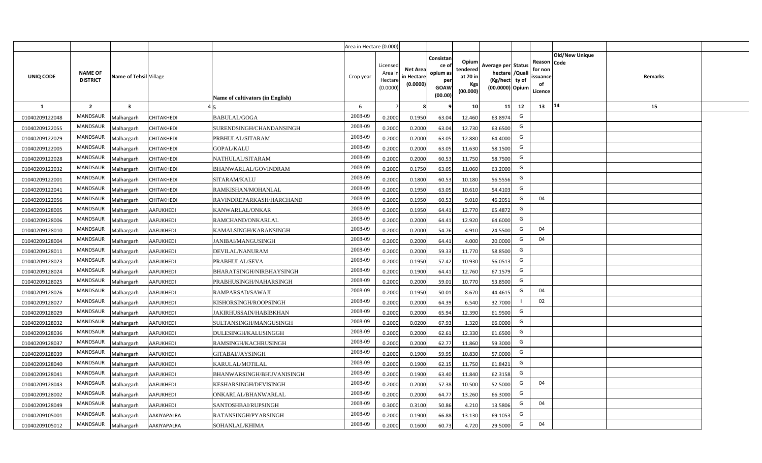| | | | | | Area in Hectare (0.000) | | | | | | | | | | |
|---|---|---|---|---|---|---|---|---|---|---|---|---|---|---|---|
| UNIQ CODE | NAME OF DISTRICT | Name of Tehsil | Village | Name of cultivators (in English) | Crop year | Licensed Area in Hectare (0.0000) | Net Area in Hectare (0.0000) | Consistance of opium as per GOAW (00.00) | Opium tendered at 70 in Kgs (00.000) | Average per hectare (Kg/hect) (00.0000) | Status /Quality of Opium | Reason for non issuance of Licence | Code | Old/New Unique | Remarks |
| 1 | 2 | 3 | 4 | 5 | 6 | 7 | 8 | 9 | 10 | 11 | 12 | 13 | 14 | | 15 |
| 01040209122048 | MANDSAUR | Malhargarh | CHITAKHEDI | BABULAL/GOGA | 2008-09 | 0.2000 | 0.1950 | 63.04 | 12.460 | 63.8974 | G | | | | |
| 01040209122055 | MANDSAUR | Malhargarh | CHITAKHEDI | SURENDSINGH/CHANDANSINGH | 2008-09 | 0.2000 | 0.2000 | 63.04 | 12.730 | 63.6500 | G | | | | |
| 01040209122029 | MANDSAUR | Malhargarh | CHITAKHEDI | PRBHULAL/SITARAM | 2008-09 | 0.2000 | 0.2000 | 63.05 | 12.880 | 64.4000 | G | | | | |
| 01040209122005 | MANDSAUR | Malhargarh | CHITAKHEDI | GOPAL/KALU | 2008-09 | 0.2000 | 0.2000 | 63.05 | 11.630 | 58.1500 | G | | | | |
| 01040209122028 | MANDSAUR | Malhargarh | CHITAKHEDI | NATHULAL/SITARAM | 2008-09 | 0.2000 | 0.2000 | 60.53 | 11.750 | 58.7500 | G | | | | |
| 01040209122032 | MANDSAUR | Malhargarh | CHITAKHEDI | BHANWARLAL/GOVINDRAM | 2008-09 | 0.2000 | 0.1750 | 63.05 | 11.060 | 63.2000 | G | | | | |
| 01040209122001 | MANDSAUR | Malhargarh | CHITAKHEDI | SITARAM/KALU | 2008-09 | 0.2000 | 0.1800 | 60.53 | 10.180 | 56.5556 | G | | | | |
| 01040209122041 | MANDSAUR | Malhargarh | CHITAKHEDI | RAMKISHAN/MOHANLAL | 2008-09 | 0.2000 | 0.1950 | 63.05 | 10.610 | 54.4103 | G | | | | |
| 01040209122056 | MANDSAUR | Malhargarh | CHITAKHEDI | RAVINDREPARKASH/HARCHAND | 2008-09 | 0.2000 | 0.1950 | 60.53 | 9.010 | 46.2051 | G | 04 | | | |
| 01040209128005 | MANDSAUR | Malhargarh | AAFUKHEDI | KANWARLAL/ONKAR | 2008-09 | 0.2000 | 0.1950 | 64.41 | 12.770 | 65.4872 | G | | | | |
| 01040209128006 | MANDSAUR | Malhargarh | AAFUKHEDI | RAMCHAND/ONKARLAL | 2008-09 | 0.2000 | 0.2000 | 64.41 | 12.920 | 64.6000 | G | | | | |
| 01040209128010 | MANDSAUR | Malhargarh | AAFUKHEDI | KAMALSINGH/KARANSINGH | 2008-09 | 0.2000 | 0.2000 | 54.76 | 4.910 | 24.5500 | G | 04 | | | |
| 01040209128004 | MANDSAUR | Malhargarh | AAFUKHEDI | JANIBAI/MANGUSINGH | 2008-09 | 0.2000 | 0.2000 | 64.41 | 4.000 | 20.0000 | G | 04 | | | |
| 01040209128011 | MANDSAUR | Malhargarh | AAFUKHEDI | DEVILAL/NANURAM | 2008-09 | 0.2000 | 0.2000 | 59.33 | 11.770 | 58.8500 | G | | | | |
| 01040209128023 | MANDSAUR | Malhargarh | AAFUKHEDI | PRABHULAL/SEVA | 2008-09 | 0.2000 | 0.1950 | 57.42 | 10.930 | 56.0513 | G | | | | |
| 01040209128024 | MANDSAUR | Malhargarh | AAFUKHEDI | BHARATSINGH/NIRBHAYSINGH | 2008-09 | 0.2000 | 0.1900 | 64.41 | 12.760 | 67.1579 | G | | | | |
| 01040209128025 | MANDSAUR | Malhargarh | AAFUKHEDI | PRABHUSINGH/NAHARSINGH | 2008-09 | 0.2000 | 0.2000 | 59.01 | 10.770 | 53.8500 | G | | | | |
| 01040209128026 | MANDSAUR | Malhargarh | AAFUKHEDI | RAMPARSAD/SAWAJI | 2008-09 | 0.2000 | 0.1950 | 50.01 | 8.670 | 44.4615 | G | 04 | | | |
| 01040209128027 | MANDSAUR | Malhargarh | AAFUKHEDI | KISHORSINGH/ROOPSINGH | 2008-09 | 0.2000 | 0.2000 | 64.39 | 6.540 | 32.7000 | I | 02 | | | |
| 01040209128029 | MANDSAUR | Malhargarh | AAFUKHEDI | JAKIRHUSSAIN/HABIBKHAN | 2008-09 | 0.2000 | 0.2000 | 65.94 | 12.390 | 61.9500 | G | | | | |
| 01040209128032 | MANDSAUR | Malhargarh | AAFUKHEDI | SULTANSINGH/MANGUSINGH | 2008-09 | 0.2000 | 0.0200 | 67.93 | 1.320 | 66.0000 | G | | | | |
| 01040209128036 | MANDSAUR | Malhargarh | AAFUKHEDI | DULESINGH/KALUSINGGH | 2008-09 | 0.2000 | 0.2000 | 62.61 | 12.330 | 61.6500 | G | | | | |
| 01040209128037 | MANDSAUR | Malhargarh | AAFUKHEDI | RAMSINGH/KACHRUSINGH | 2008-09 | 0.2000 | 0.2000 | 62.77 | 11.860 | 59.3000 | G | | | | |
| 01040209128039 | MANDSAUR | Malhargarh | AAFUKHEDI | GITABAI/JAYSINGH | 2008-09 | 0.2000 | 0.1900 | 59.95 | 10.830 | 57.0000 | G | | | | |
| 01040209128040 | MANDSAUR | Malhargarh | AAFUKHEDI | KARULAL/MOTILAL | 2008-09 | 0.2000 | 0.1900 | 62.15 | 11.750 | 61.8421 | G | | | | |
| 01040209128041 | MANDSAUR | Malhargarh | AAFUKHEDI | BHANWARSINGH/BHUVANISINGH | 2008-09 | 0.2000 | 0.1900 | 63.40 | 11.840 | 62.3158 | G | | | | |
| 01040209128043 | MANDSAUR | Malhargarh | AAFUKHEDI | KESHARSINGH/DEVISINGH | 2008-09 | 0.2000 | 0.2000 | 57.38 | 10.500 | 52.5000 | G | 04 | | | |
| 01040209128002 | MANDSAUR | Malhargarh | AAFUKHEDI | ONKARLAL/BHANWARLAL | 2008-09 | 0.2000 | 0.2000 | 64.77 | 13.260 | 66.3000 | G | | | | |
| 01040209128049 | MANDSAUR | Malhargarh | AAFUKHEDI | SANTOSHBAI/RUPSINGH | 2008-09 | 0.3000 | 0.3100 | 50.86 | 4.210 | 13.5806 | G | 04 | | | |
| 01040209105001 | MANDSAUR | Malhargarh | AAKIYAPALRA | RATANSINGH/PYARSINGH | 2008-09 | 0.2000 | 0.1900 | 66.88 | 13.130 | 69.1053 | G | | | | |
| 01040209105012 | MANDSAUR | Malhargarh | AAKIYAPALRA | SOHANLAL/KHIMA | 2008-09 | 0.2000 | 0.1600 | 60.73 | 4.720 | 29.5000 | G | 04 | | | |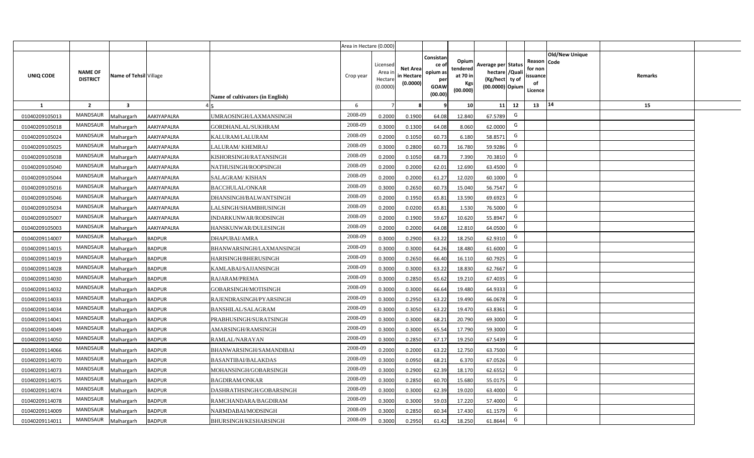| | | | | | Area in Hectare (0.000) | | | | | | | | | | |
|---|---|---|---|---|---|---|---|---|---|---|---|---|---|---|---|
| UNIQ CODE | NAME OF DISTRICT | Name of Tehsil | Village | Name of cultivators (in English) | Crop year | Licensed Area in Hectare (0.0000) | Net Area in Hectare (0.0000) | Consistance of opium as per GOAW (00.00) | Opium tendered at 70 in Kgs (00.000) | Average per hectare (Kg/hect (00.0000) | Status /Quality of Opium | Reason for non issuance of Licence | Old/New Unique Code | Remarks |
| 1 | 2 | 3 | 4 | 5 | 6 | 7 | 8 | 9 | 10 | 11 | 12 | 13 | 14 | 15 |
| 01040209105013 | MANDSAUR | Malhargarh | AAKIYAPALRA | UMRAOSINGH/LAXMANSINGH | 2008-09 | 0.2000 | 0.1900 | 64.08 | 12.840 | 67.5789 | G | | | |
| 01040209105018 | MANDSAUR | Malhargarh | AAKIYAPALRA | GORDHANLAL/SUKHRAM | 2008-09 | 0.3000 | 0.1300 | 64.08 | 8.060 | 62.0000 | G | | | |
| 01040209105024 | MANDSAUR | Malhargarh | AAKIYAPALRA | KALURAM/LALURAM | 2008-09 | 0.2000 | 0.1050 | 60.73 | 6.180 | 58.8571 | G | | | |
| 01040209105025 | MANDSAUR | Malhargarh | AAKIYAPALRA | LALURAM/ KHEMRAJ | 2008-09 | 0.3000 | 0.2800 | 60.73 | 16.780 | 59.9286 | G | | | |
| 01040209105038 | MANDSAUR | Malhargarh | AAKIYAPALRA | KISHORSINGH/RATANSINGH | 2008-09 | 0.2000 | 0.1050 | 68.73 | 7.390 | 70.3810 | G | | | |
| 01040209105040 | MANDSAUR | Malhargarh | AAKIYAPALRA | NATHUSINGH/ROOPSINGH | 2008-09 | 0.2000 | 0.2000 | 62.01 | 12.690 | 63.4500 | G | | | |
| 01040209105044 | MANDSAUR | Malhargarh | AAKIYAPALRA | SALAGRAM/ KISHAN | 2008-09 | 0.2000 | 0.2000 | 61.27 | 12.020 | 60.1000 | G | | | |
| 01040209105016 | MANDSAUR | Malhargarh | AAKIYAPALRA | BACCHULAL/ONKAR | 2008-09 | 0.3000 | 0.2650 | 60.73 | 15.040 | 56.7547 | G | | | |
| 01040209105046 | MANDSAUR | Malhargarh | AAKIYAPALRA | DHANSINGH/BALWANTSINGH | 2008-09 | 0.2000 | 0.1950 | 65.81 | 13.590 | 69.6923 | G | | | |
| 01040209105034 | MANDSAUR | Malhargarh | AAKIYAPALRA | LALSINGH/SHAMBHUSINGH | 2008-09 | 0.2000 | 0.0200 | 65.81 | 1.530 | 76.5000 | G | | | |
| 01040209105007 | MANDSAUR | Malhargarh | AAKIYAPALRA | INDARKUNWAR/RODSINGH | 2008-09 | 0.2000 | 0.1900 | 59.67 | 10.620 | 55.8947 | G | | | |
| 01040209105003 | MANDSAUR | Malhargarh | AAKIYAPALRA | HANSKUNWAR/DULESINGH | 2008-09 | 0.2000 | 0.2000 | 64.08 | 12.810 | 64.0500 | G | | | |
| 01040209114007 | MANDSAUR | Malhargarh | BADPUR | DHAPUBAI/AMRA | 2008-09 | 0.3000 | 0.2900 | 63.22 | 18.250 | 62.9310 | G | | | |
| 01040209114015 | MANDSAUR | Malhargarh | BADPUR | BHANWARSINGH/LAXMANSINGH | 2008-09 | 0.3000 | 0.3000 | 64.26 | 18.480 | 61.6000 | G | | | |
| 01040209114019 | MANDSAUR | Malhargarh | BADPUR | HARISINGH/BHERUSINGH | 2008-09 | 0.3000 | 0.2650 | 66.40 | 16.110 | 60.7925 | G | | | |
| 01040209114028 | MANDSAUR | Malhargarh | BADPUR | KAMLABAI/SAJJANSINGH | 2008-09 | 0.3000 | 0.3000 | 63.22 | 18.830 | 62.7667 | G | | | |
| 01040209114030 | MANDSAUR | Malhargarh | BADPUR | RAJARAM/PREMA | 2008-09 | 0.3000 | 0.2850 | 65.62 | 19.210 | 67.4035 | G | | | |
| 01040209114032 | MANDSAUR | Malhargarh | BADPUR | GOBARSINGH/MOTISINGH | 2008-09 | 0.3000 | 0.3000 | 66.64 | 19.480 | 64.9333 | G | | | |
| 01040209114033 | MANDSAUR | Malhargarh | BADPUR | RAJENDRASINGH/PYARSINGH | 2008-09 | 0.3000 | 0.2950 | 63.22 | 19.490 | 66.0678 | G | | | |
| 01040209114034 | MANDSAUR | Malhargarh | BADPUR | BANSHILAL/SALAGRAM | 2008-09 | 0.3000 | 0.3050 | 63.22 | 19.470 | 63.8361 | G | | | |
| 01040209114041 | MANDSAUR | Malhargarh | BADPUR | PRABHUSINGH/SURATSINGH | 2008-09 | 0.3000 | 0.3000 | 68.21 | 20.790 | 69.3000 | G | | | |
| 01040209114049 | MANDSAUR | Malhargarh | BADPUR | AMARSINGH/RAMSINGH | 2008-09 | 0.3000 | 0.3000 | 65.54 | 17.790 | 59.3000 | G | | | |
| 01040209114050 | MANDSAUR | Malhargarh | BADPUR | RAMLAL/NARAYAN | 2008-09 | 0.3000 | 0.2850 | 67.17 | 19.250 | 67.5439 | G | | | |
| 01040209114066 | MANDSAUR | Malhargarh | BADPUR | BHANWARSINGH/SAMANDIBAI | 2008-09 | 0.2000 | 0.2000 | 63.22 | 12.750 | 63.7500 | G | | | |
| 01040209114070 | MANDSAUR | Malhargarh | BADPUR | BASANTIBAI/BALAKDAS | 2008-09 | 0.3000 | 0.0950 | 68.21 | 6.370 | 67.0526 | G | | | |
| 01040209114073 | MANDSAUR | Malhargarh | BADPUR | MOHANSINGH/GOBARSINGH | 2008-09 | 0.3000 | 0.2900 | 62.39 | 18.170 | 62.6552 | G | | | |
| 01040209114075 | MANDSAUR | Malhargarh | BADPUR | BAGDIRAM/ONKAR | 2008-09 | 0.3000 | 0.2850 | 60.70 | 15.680 | 55.0175 | G | | | |
| 01040209114074 | MANDSAUR | Malhargarh | BADPUR | DASHRATHSINGH/GOBARSINGH | 2008-09 | 0.3000 | 0.3000 | 62.39 | 19.020 | 63.4000 | G | | | |
| 01040209114078 | MANDSAUR | Malhargarh | BADPUR | RAMCHANDARA/BAGDIRAM | 2008-09 | 0.3000 | 0.3000 | 59.03 | 17.220 | 57.4000 | G | | | |
| 01040209114009 | MANDSAUR | Malhargarh | BADPUR | NARMDABAI/MODSINGH | 2008-09 | 0.3000 | 0.2850 | 60.34 | 17.430 | 61.1579 | G | | | |
| 01040209114011 | MANDSAUR | Malhargarh | BADPUR | BHURSINGH/KESHARSINGH | 2008-09 | 0.3000 | 0.2950 | 61.42 | 18.250 | 61.8644 | G | | | |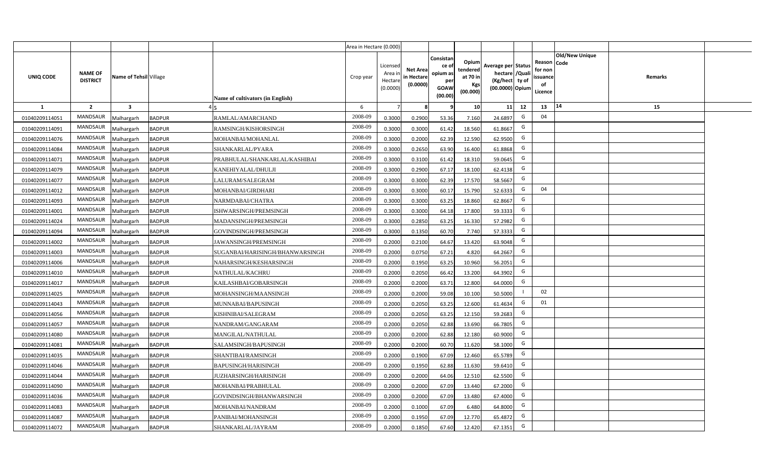| | | | | | Area in Hectare (0.000) | | | | | | | | | | |
|---|---|---|---|---|---|---|---|---|---|---|---|---|---|---|---|
| UNIQ CODE | NAME OF DISTRICT | Name of Tehsil | Village | Name of cultivators (in English) | Crop year | Licensed Area in Hectare (0.0000) | Net Area in Hectare (0.0000) | Consistance of opium as per GOAW (00.00) | Opium tendered at 70 in Kgs (00.000) | Average per hectare (Kg/hect) (00.0000) | Status /Quality of Opium | Reason for non issuance of Licence | Old/New Unique Code | Remarks |
| 1 | 2 | 3 | 4 | 5 | 6 | 7 | 8 | 9 | 10 | 11 | 12 | 13 | 14 | 15 |
| 01040209114051 | MANDSAUR | Malhargarh | BADPUR | RAMLAL/AMARCHAND | 2008-09 | 0.3000 | 0.2900 | 53.36 | 7.160 | 24.6897 | G | 04 | | |
| 01040209114091 | MANDSAUR | Malhargarh | BADPUR | RAMSINGH/KISHORSINGH | 2008-09 | 0.3000 | 0.3000 | 61.42 | 18.560 | 61.8667 | G | | | |
| 01040209114076 | MANDSAUR | Malhargarh | BADPUR | MOHANBAI/MOHANLAL | 2008-09 | 0.3000 | 0.2000 | 62.39 | 12.590 | 62.9500 | G | | | |
| 01040209114084 | MANDSAUR | Malhargarh | BADPUR | SHANKARLAL/PYARA | 2008-09 | 0.3000 | 0.2650 | 63.90 | 16.400 | 61.8868 | G | | | |
| 01040209114071 | MANDSAUR | Malhargarh | BADPUR | PRABHULAL/SHANKARLAL/KASHIBAI | 2008-09 | 0.3000 | 0.3100 | 61.42 | 18.310 | 59.0645 | G | | | |
| 01040209114079 | MANDSAUR | Malhargarh | BADPUR | KANEHIYALAL/DHULJI | 2008-09 | 0.3000 | 0.2900 | 67.17 | 18.100 | 62.4138 | G | | | |
| 01040209114077 | MANDSAUR | Malhargarh | BADPUR | LALURAM/SALEGRAM | 2008-09 | 0.3000 | 0.3000 | 62.39 | 17.570 | 58.5667 | G | | | |
| 01040209114012 | MANDSAUR | Malhargarh | BADPUR | MOHANBAI/GIRDHARI | 2008-09 | 0.3000 | 0.3000 | 60.17 | 15.790 | 52.6333 | G | 04 | | |
| 01040209114093 | MANDSAUR | Malhargarh | BADPUR | NARMDABAI/CHATRA | 2008-09 | 0.3000 | 0.3000 | 63.25 | 18.860 | 62.8667 | G | | | |
| 01040209114001 | MANDSAUR | Malhargarh | BADPUR | ISHWARSINGH/PREMSINGH | 2008-09 | 0.3000 | 0.3000 | 64.18 | 17.800 | 59.3333 | G | | | |
| 01040209114024 | MANDSAUR | Malhargarh | BADPUR | MADANSINGH/PREMSINGH | 2008-09 | 0.3000 | 0.2850 | 63.25 | 16.330 | 57.2982 | G | | | |
| 01040209114094 | MANDSAUR | Malhargarh | BADPUR | GOVINDSINGH/PREMSINGH | 2008-09 | 0.3000 | 0.1350 | 60.70 | 7.740 | 57.3333 | G | | | |
| 01040209114002 | MANDSAUR | Malhargarh | BADPUR | JAWANSINGH/PREMSINGH | 2008-09 | 0.2000 | 0.2100 | 64.67 | 13.420 | 63.9048 | G | | | |
| 01040209114003 | MANDSAUR | Malhargarh | BADPUR | SUGANBAI/HARISINGH/BHANWARSINGH | 2008-09 | 0.2000 | 0.0750 | 67.21 | 4.820 | 64.2667 | G | | | |
| 01040209114006 | MANDSAUR | Malhargarh | BADPUR | NAHARSINGH/KESHARSINGH | 2008-09 | 0.2000 | 0.1950 | 63.25 | 10.960 | 56.2051 | G | | | |
| 01040209114010 | MANDSAUR | Malhargarh | BADPUR | NATHULAL/KACHRU | 2008-09 | 0.2000 | 0.2050 | 66.42 | 13.200 | 64.3902 | G | | | |
| 01040209114017 | MANDSAUR | Malhargarh | BADPUR | KAILASHBAI/GOBARSINGH | 2008-09 | 0.2000 | 0.2000 | 63.71 | 12.800 | 64.0000 | G | | | |
| 01040209114025 | MANDSAUR | Malhargarh | BADPUR | MOHANSINGH/MAANSINGH | 2008-09 | 0.2000 | 0.2000 | 59.08 | 10.100 | 50.5000 | I | 02 | | |
| 01040209114043 | MANDSAUR | Malhargarh | BADPUR | MUNNABAI/BAPUSINGH | 2008-09 | 0.2000 | 0.2050 | 63.25 | 12.600 | 61.4634 | G | 01 | | |
| 01040209114056 | MANDSAUR | Malhargarh | BADPUR | KISHNIBAI/SALEGRAM | 2008-09 | 0.2000 | 0.2050 | 63.25 | 12.150 | 59.2683 | G | | | |
| 01040209114057 | MANDSAUR | Malhargarh | BADPUR | NANDRAM/GANGARAM | 2008-09 | 0.2000 | 0.2050 | 62.88 | 13.690 | 66.7805 | G | | | |
| 01040209114080 | MANDSAUR | Malhargarh | BADPUR | MANGILAL/NATHULAL | 2008-09 | 0.2000 | 0.2000 | 62.88 | 12.180 | 60.9000 | G | | | |
| 01040209114081 | MANDSAUR | Malhargarh | BADPUR | SALAMSINGH/BAPUSINGH | 2008-09 | 0.2000 | 0.2000 | 60.70 | 11.620 | 58.1000 | G | | | |
| 01040209114035 | MANDSAUR | Malhargarh | BADPUR | SHANTIBAI/RAMSINGH | 2008-09 | 0.2000 | 0.1900 | 67.09 | 12.460 | 65.5789 | G | | | |
| 01040209114046 | MANDSAUR | Malhargarh | BADPUR | BAPUSINGH/HARISINGH | 2008-09 | 0.2000 | 0.1950 | 62.88 | 11.630 | 59.6410 | G | | | |
| 01040209114044 | MANDSAUR | Malhargarh | BADPUR | JUZHARSINGH/HARISINGH | 2008-09 | 0.2000 | 0.2000 | 64.06 | 12.510 | 62.5500 | G | | | |
| 01040209114090 | MANDSAUR | Malhargarh | BADPUR | MOHANBAI/PRABHULAL | 2008-09 | 0.2000 | 0.2000 | 67.09 | 13.440 | 67.2000 | G | | | |
| 01040209114036 | MANDSAUR | Malhargarh | BADPUR | GOVINDSINGH/BHANWARSINGH | 2008-09 | 0.2000 | 0.2000 | 67.09 | 13.480 | 67.4000 | G | | | |
| 01040209114083 | MANDSAUR | Malhargarh | BADPUR | MOHANBAI/NANDRAM | 2008-09 | 0.2000 | 0.1000 | 67.09 | 6.480 | 64.8000 | G | | | |
| 01040209114087 | MANDSAUR | Malhargarh | BADPUR | PANIBAI/MOHANSINGH | 2008-09 | 0.2000 | 0.1950 | 67.09 | 12.770 | 65.4872 | G | | | |
| 01040209114072 | MANDSAUR | Malhargarh | BADPUR | SHANKARLAL/JAYRAM | 2008-09 | 0.2000 | 0.1850 | 67.60 | 12.420 | 67.1351 | G | | | |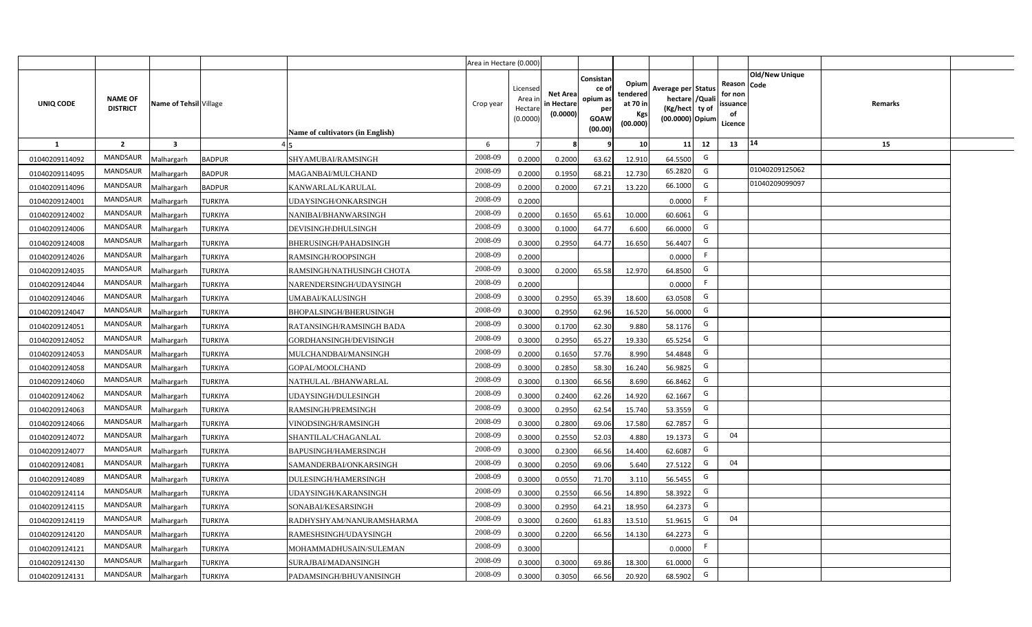| | | | | | Area in Hectare (0.000) | | | | | | | | | | |
|---|---|---|---|---|---|---|---|---|---|---|---|---|---|---|---|
| UNIQ CODE | NAME OF DISTRICT | Name of Tehsil | Village | Name of cultivators (in English) | Crop year | Licensed Area in Hectare (0.0000) | Net Area in Hectare (0.0000) | Consistance of opium as per GOAW (00.00) | Opium tendered at 70 in Kgs (00.000) | Average per hectare (Kg/hect) (00.0000) | Status /Quality of Opium | Reason for non issuance of Licence | Old/New Unique Code | Remarks |
| 1 | 2 | 3 | 4 | 5 | 6 | 7 | 8 | 9 | 10 | 11 | 12 | 13 | 14 | 15 |
| 01040209114092 | MANDSAUR | Malhargarh | BADPUR | SHYAMUBAI/RAMSINGH | 2008-09 | 0.2000 | 0.2000 | 63.62 | 12.910 | 64.5500 | G | | | |
| 01040209114095 | MANDSAUR | Malhargarh | BADPUR | MAGANBAI/MULCHAND | 2008-09 | 0.2000 | 0.1950 | 68.21 | 12.730 | 65.2820 | G | | 01040209125062 | |
| 01040209114096 | MANDSAUR | Malhargarh | BADPUR | KANWARLAL/KARULAL | 2008-09 | 0.2000 | 0.2000 | 67.21 | 13.220 | 66.1000 | G | | 01040209099097 | |
| 01040209124001 | MANDSAUR | Malhargarh | TURKIYA | UDAYSINGH/ONKARSINGH | 2008-09 | 0.2000 | | | | 0.0000 | F | | | |
| 01040209124002 | MANDSAUR | Malhargarh | TURKIYA | NANIBAI/BHANWARSINGH | 2008-09 | 0.2000 | 0.1650 | 65.61 | 10.000 | 60.6061 | G | | | |
| 01040209124006 | MANDSAUR | Malhargarh | TURKIYA | DEVISINGH\DHULSINGH | 2008-09 | 0.3000 | 0.1000 | 64.77 | 6.600 | 66.0000 | G | | | |
| 01040209124008 | MANDSAUR | Malhargarh | TURKIYA | BHERUSINGH/PAHADSINGH | 2008-09 | 0.3000 | 0.2950 | 64.77 | 16.650 | 56.4407 | G | | | |
| 01040209124026 | MANDSAUR | Malhargarh | TURKIYA | RAMSINGH/ROOPSINGH | 2008-09 | 0.2000 | | | | 0.0000 | F | | | |
| 01040209124035 | MANDSAUR | Malhargarh | TURKIYA | RAMSINGH/NATHUSINGH CHOTA | 2008-09 | 0.3000 | 0.2000 | 65.58 | 12.970 | 64.8500 | G | | | |
| 01040209124044 | MANDSAUR | Malhargarh | TURKIYA | NARENDERSINGH/UDAYSINGH | 2008-09 | 0.2000 | | | | 0.0000 | F | | | |
| 01040209124046 | MANDSAUR | Malhargarh | TURKIYA | UMABAI/KALUSINGH | 2008-09 | 0.3000 | 0.2950 | 65.39 | 18.600 | 63.0508 | G | | | |
| 01040209124047 | MANDSAUR | Malhargarh | TURKIYA | BHOPALSINGH/BHERUSINGH | 2008-09 | 0.3000 | 0.2950 | 62.96 | 16.520 | 56.0000 | G | | | |
| 01040209124051 | MANDSAUR | Malhargarh | TURKIYA | RATANSINGH/RAMSINGH BADA | 2008-09 | 0.3000 | 0.1700 | 62.30 | 9.880 | 58.1176 | G | | | |
| 01040209124052 | MANDSAUR | Malhargarh | TURKIYA | GORDHANSINGH/DEVISINGH | 2008-09 | 0.3000 | 0.2950 | 65.27 | 19.330 | 65.5254 | G | | | |
| 01040209124053 | MANDSAUR | Malhargarh | TURKIYA | MULCHANDBAI/MANSINGH | 2008-09 | 0.2000 | 0.1650 | 57.76 | 8.990 | 54.4848 | G | | | |
| 01040209124058 | MANDSAUR | Malhargarh | TURKIYA | GOPAL/MOOLCHAND | 2008-09 | 0.3000 | 0.2850 | 58.30 | 16.240 | 56.9825 | G | | | |
| 01040209124060 | MANDSAUR | Malhargarh | TURKIYA | NATHULAL /BHANWARLAL | 2008-09 | 0.3000 | 0.1300 | 66.56 | 8.690 | 66.8462 | G | | | |
| 01040209124062 | MANDSAUR | Malhargarh | TURKIYA | UDAYSINGH/DULESINGH | 2008-09 | 0.3000 | 0.2400 | 62.26 | 14.920 | 62.1667 | G | | | |
| 01040209124063 | MANDSAUR | Malhargarh | TURKIYA | RAMSINGH/PREMSINGH | 2008-09 | 0.3000 | 0.2950 | 62.54 | 15.740 | 53.3559 | G | | | |
| 01040209124066 | MANDSAUR | Malhargarh | TURKIYA | VINODSINGH/RAMSINGH | 2008-09 | 0.3000 | 0.2800 | 69.06 | 17.580 | 62.7857 | G | | | |
| 01040209124072 | MANDSAUR | Malhargarh | TURKIYA | SHANTILAL/CHAGANLAL | 2008-09 | 0.3000 | 0.2550 | 52.03 | 4.880 | 19.1373 | G | 04 | | |
| 01040209124077 | MANDSAUR | Malhargarh | TURKIYA | BAPUSINGH/HAMERSINGH | 2008-09 | 0.3000 | 0.2300 | 66.56 | 14.400 | 62.6087 | G | | | |
| 01040209124081 | MANDSAUR | Malhargarh | TURKIYA | SAMANDERBAI/ONKARSINGH | 2008-09 | 0.3000 | 0.2050 | 69.06 | 5.640 | 27.5122 | G | 04 | | |
| 01040209124089 | MANDSAUR | Malhargarh | TURKIYA | DULESINGH/HAMERSINGH | 2008-09 | 0.3000 | 0.0550 | 71.70 | 3.110 | 56.5455 | G | | | |
| 01040209124114 | MANDSAUR | Malhargarh | TURKIYA | UDAYSINGH/KARANSINGH | 2008-09 | 0.3000 | 0.2550 | 66.56 | 14.890 | 58.3922 | G | | | |
| 01040209124115 | MANDSAUR | Malhargarh | TURKIYA | SONABAI/KESARSINGH | 2008-09 | 0.3000 | 0.2950 | 64.21 | 18.950 | 64.2373 | G | | | |
| 01040209124119 | MANDSAUR | Malhargarh | TURKIYA | RADHYSHYAM/NANURAMSHARMA | 2008-09 | 0.3000 | 0.2600 | 61.83 | 13.510 | 51.9615 | G | 04 | | |
| 01040209124120 | MANDSAUR | Malhargarh | TURKIYA | RAMESHSINGH/UDAYSINGH | 2008-09 | 0.3000 | 0.2200 | 66.56 | 14.130 | 64.2273 | G | | | |
| 01040209124121 | MANDSAUR | Malhargarh | TURKIYA | MOHAMMADHUSAIN/SULEMAN | 2008-09 | 0.3000 | | | | 0.0000 | F | | | |
| 01040209124130 | MANDSAUR | Malhargarh | TURKIYA | SURAJBAI/MADANSINGH | 2008-09 | 0.3000 | 0.3000 | 69.86 | 18.300 | 61.0000 | G | | | |
| 01040209124131 | MANDSAUR | Malhargarh | TURKIYA | PADAMSINGH/BHUVANISINGH | 2008-09 | 0.3000 | 0.3050 | 66.56 | 20.920 | 68.5902 | G | | | |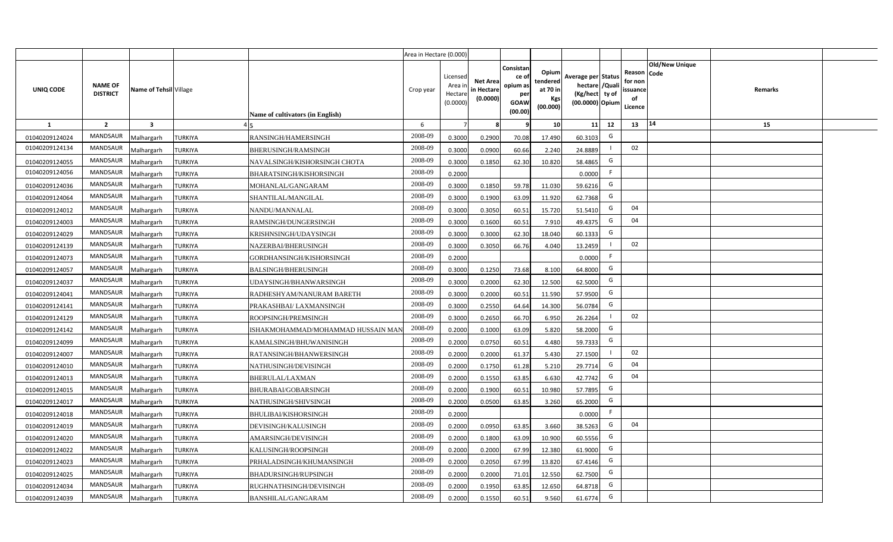| | | | | | Area in Hectare (0.000) | | | | | | | | | | |
|---|---|---|---|---|---|---|---|---|---|---|---|---|---|---|---|
| UNIQ CODE | NAME OF DISTRICT | Name of Tehsil | Village | Name of cultivators (in English) | Crop year | Licensed Area in Hectare (0.0000) | Net Area in Hectare (0.0000) | Consistance of opium as per GOAW (00.00) | Opium tendered at 70 in Kgs (00.000) | Average per hectare (Kg/hect) (00.0000) | Status /Quality of Opium | Reason for non issuance of Licence | Old/New Unique Code | Remarks |
| 1 | 2 | 3 | 4 | 5 | 6 | 7 | 8 | 9 | 10 | 11 | 12 | 13 | 14 | 15 |
| 01040209124024 | MANDSAUR | Malhargarh | TURKIYA | RANSINGH/HAMERSINGH | 2008-09 | 0.3000 | 0.2900 | 70.08 | 17.490 | 60.3103 | G | | | |
| 01040209124134 | MANDSAUR | Malhargarh | TURKIYA | BHERUSINGH/RAMSINGH | 2008-09 | 0.3000 | 0.0900 | 60.66 | 2.240 | 24.8889 | I | 02 | | |
| 01040209124055 | MANDSAUR | Malhargarh | TURKIYA | NAVALSINGH/KISHORSINGH CHOTA | 2008-09 | 0.3000 | 0.1850 | 62.30 | 10.820 | 58.4865 | G | | | |
| 01040209124056 | MANDSAUR | Malhargarh | TURKIYA | BHARATSINGH/KISHORSINGH | 2008-09 | 0.2000 | | | | 0.0000 | F | | | |
| 01040209124036 | MANDSAUR | Malhargarh | TURKIYA | MOHANLAL/GANGARAM | 2008-09 | 0.3000 | 0.1850 | 59.78 | 11.030 | 59.6216 | G | | | |
| 01040209124064 | MANDSAUR | Malhargarh | TURKIYA | SHANTILAL/MANGILAL | 2008-09 | 0.3000 | 0.1900 | 63.09 | 11.920 | 62.7368 | G | | | |
| 01040209124012 | MANDSAUR | Malhargarh | TURKIYA | NANDU/MANNALAL | 2008-09 | 0.3000 | 0.3050 | 60.51 | 15.720 | 51.5410 | G | 04 | | |
| 01040209124003 | MANDSAUR | Malhargarh | TURKIYA | RAMSINGH/DUNGERSINGH | 2008-09 | 0.3000 | 0.1600 | 60.51 | 7.910 | 49.4375 | G | 04 | | |
| 01040209124029 | MANDSAUR | Malhargarh | TURKIYA | KRISHNSINGH/UDAYSINGH | 2008-09 | 0.3000 | 0.3000 | 62.30 | 18.040 | 60.1333 | G | | | |
| 01040209124139 | MANDSAUR | Malhargarh | TURKIYA | NAZERBAI/BHERUSINGH | 2008-09 | 0.3000 | 0.3050 | 66.76 | 4.040 | 13.2459 | I | 02 | | |
| 01040209124073 | MANDSAUR | Malhargarh | TURKIYA | GORDHANSINGH/KISHORSINGH | 2008-09 | 0.2000 | | | | 0.0000 | F | | | |
| 01040209124057 | MANDSAUR | Malhargarh | TURKIYA | BALSINGH/BHERUSINGH | 2008-09 | 0.3000 | 0.1250 | 73.68 | 8.100 | 64.8000 | G | | | |
| 01040209124037 | MANDSAUR | Malhargarh | TURKIYA | UDAYSINGH/BHANWARSINGH | 2008-09 | 0.3000 | 0.2000 | 62.30 | 12.500 | 62.5000 | G | | | |
| 01040209124041 | MANDSAUR | Malhargarh | TURKIYA | RADHESHYAM/NANURAM BARETH | 2008-09 | 0.3000 | 0.2000 | 60.51 | 11.590 | 57.9500 | G | | | |
| 01040209124141 | MANDSAUR | Malhargarh | TURKIYA | PRAKASHBAI/ LAXMANSINGH | 2008-09 | 0.3000 | 0.2550 | 64.64 | 14.300 | 56.0784 | G | | | |
| 01040209124129 | MANDSAUR | Malhargarh | TURKIYA | ROOPSINGH/PREMSINGH | 2008-09 | 0.3000 | 0.2650 | 66.70 | 6.950 | 26.2264 | I | 02 | | |
| 01040209124142 | MANDSAUR | Malhargarh | TURKIYA | ISHAKMOHAMMAD/MOHAMMAD HUSSAIN MAN | 2008-09 | 0.2000 | 0.1000 | 63.09 | 5.820 | 58.2000 | G | | | |
| 01040209124099 | MANDSAUR | Malhargarh | TURKIYA | KAMALSINGH/BHUWANISINGH | 2008-09 | 0.2000 | 0.0750 | 60.51 | 4.480 | 59.7333 | G | | | |
| 01040209124007 | MANDSAUR | Malhargarh | TURKIYA | RATANSINGH/BHANWERSINGH | 2008-09 | 0.2000 | 0.2000 | 61.37 | 5.430 | 27.1500 | I | 02 | | |
| 01040209124010 | MANDSAUR | Malhargarh | TURKIYA | NATHUSINGH/DEVISINGH | 2008-09 | 0.2000 | 0.1750 | 61.28 | 5.210 | 29.7714 | G | 04 | | |
| 01040209124013 | MANDSAUR | Malhargarh | TURKIYA | BHERULAL/LAXMAN | 2008-09 | 0.2000 | 0.1550 | 63.85 | 6.630 | 42.7742 | G | 04 | | |
| 01040209124015 | MANDSAUR | Malhargarh | TURKIYA | BHURABAI/GOBARSINGH | 2008-09 | 0.2000 | 0.1900 | 60.51 | 10.980 | 57.7895 | G | | | |
| 01040209124017 | MANDSAUR | Malhargarh | TURKIYA | NATHUSINGH/SHIVSINGH | 2008-09 | 0.2000 | 0.0500 | 63.85 | 3.260 | 65.2000 | G | | | |
| 01040209124018 | MANDSAUR | Malhargarh | TURKIYA | BHULIBAI/KISHORSINGH | 2008-09 | 0.2000 | | | | 0.0000 | F | | | |
| 01040209124019 | MANDSAUR | Malhargarh | TURKIYA | DEVISINGH/KALUSINGH | 2008-09 | 0.2000 | 0.0950 | 63.85 | 3.660 | 38.5263 | G | 04 | | |
| 01040209124020 | MANDSAUR | Malhargarh | TURKIYA | AMARSINGH/DEVISINGH | 2008-09 | 0.2000 | 0.1800 | 63.09 | 10.900 | 60.5556 | G | | | |
| 01040209124022 | MANDSAUR | Malhargarh | TURKIYA | KALUSINGH/ROOPSINGH | 2008-09 | 0.2000 | 0.2000 | 67.99 | 12.380 | 61.9000 | G | | | |
| 01040209124023 | MANDSAUR | Malhargarh | TURKIYA | PRHALADSINGH/KHUMANSINGH | 2008-09 | 0.2000 | 0.2050 | 67.99 | 13.820 | 67.4146 | G | | | |
| 01040209124025 | MANDSAUR | Malhargarh | TURKIYA | BHADURSINGH/RUPSINGH | 2008-09 | 0.2000 | 0.2000 | 71.01 | 12.550 | 62.7500 | G | | | |
| 01040209124034 | MANDSAUR | Malhargarh | TURKIYA | RUGHNATHSINGH/DEVISINGH | 2008-09 | 0.2000 | 0.1950 | 63.85 | 12.650 | 64.8718 | G | | | |
| 01040209124039 | MANDSAUR | Malhargarh | TURKIYA | BANSHILAL/GANGARAM | 2008-09 | 0.2000 | 0.1550 | 60.51 | 9.560 | 61.6774 | G | | | |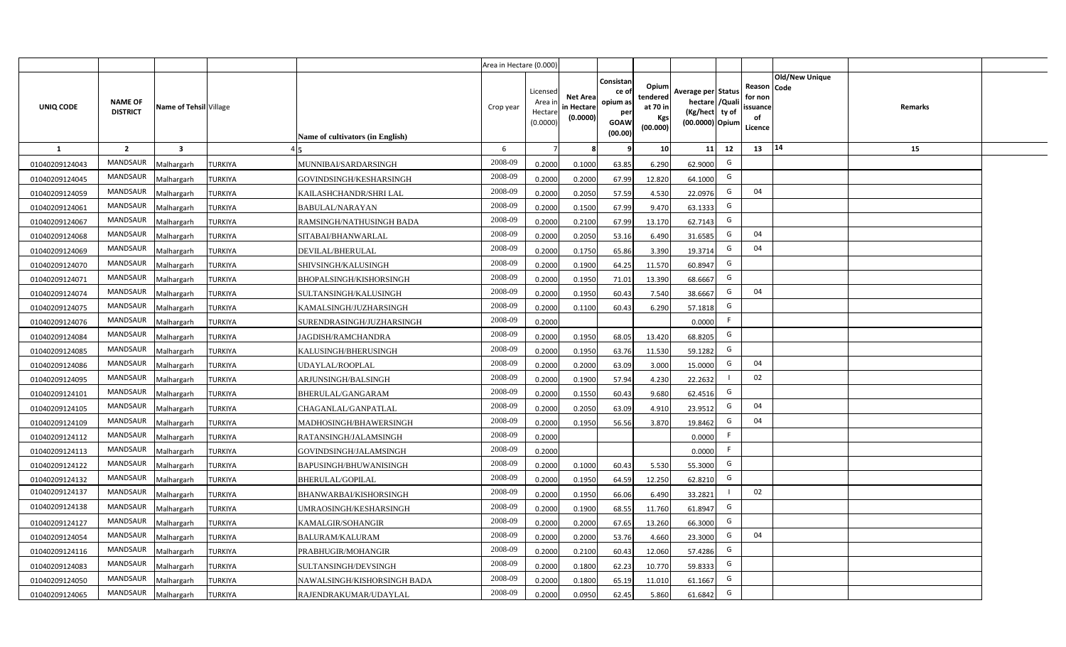| | | | | | Area in Hectare (0.000) | | | | | | | | | | | |
|---|---|---|---|---|---|---|---|---|---|---|---|---|---|---|---|---|
| UNIQ CODE | NAME OF DISTRICT | Name of Tehsil | Village | Name of cultivators (in English) | Crop year | Licensed Area in Hectare (0.0000) | Net Area in Hectare (0.0000) | Consistance of opium as per GOAW (00.00) | Opium tendered at 70 in Kgs (00.000) | Average per hectare (Kg/hect (00.0000) | Status /Quality of Opium | Reason for non issuance of Licence | Code | Old/New Unique | Remarks | |
| 1 | 2 | 3 | 4 | 5 | 6 | 7 | 8 | 9 | 10 | 11 | 12 | 13 | 14 | | 15 | |
| 01040209124043 | MANDSAUR | Malhargarh | TURKIYA | MUNNIBAI/SARDARSINGH | 2008-09 | 0.2000 | 0.1000 | 63.85 | 6.290 | 62.9000 | G | | | | | |
| 01040209124045 | MANDSAUR | Malhargarh | TURKIYA | GOVINDSINGH/KESHARSINGH | 2008-09 | 0.2000 | 0.2000 | 67.99 | 12.820 | 64.1000 | G | | | | | |
| 01040209124059 | MANDSAUR | Malhargarh | TURKIYA | KAILASHCHANDR/SHRI LAL | 2008-09 | 0.2000 | 0.2050 | 57.59 | 4.530 | 22.0976 | G | 04 | | | | |
| 01040209124061 | MANDSAUR | Malhargarh | TURKIYA | BABULAL/NARAYAN | 2008-09 | 0.2000 | 0.1500 | 67.99 | 9.470 | 63.1333 | G | | | | | |
| 01040209124067 | MANDSAUR | Malhargarh | TURKIYA | RAMSINGH/NATHUSINGH BADA | 2008-09 | 0.2000 | 0.2100 | 67.99 | 13.170 | 62.7143 | G | | | | | |
| 01040209124068 | MANDSAUR | Malhargarh | TURKIYA | SITABAI/BHANWARLAL | 2008-09 | 0.2000 | 0.2050 | 53.16 | 6.490 | 31.6585 | G | 04 | | | | |
| 01040209124069 | MANDSAUR | Malhargarh | TURKIYA | DEVILAL/BHERULAL | 2008-09 | 0.2000 | 0.1750 | 65.86 | 3.390 | 19.3714 | G | 04 | | | | |
| 01040209124070 | MANDSAUR | Malhargarh | TURKIYA | SHIVSINGH/KALUSINGH | 2008-09 | 0.2000 | 0.1900 | 64.25 | 11.570 | 60.8947 | G | | | | | |
| 01040209124071 | MANDSAUR | Malhargarh | TURKIYA | BHOPALSINGH/KISHORSINGH | 2008-09 | 0.2000 | 0.1950 | 71.01 | 13.390 | 68.6667 | G | | | | | |
| 01040209124074 | MANDSAUR | Malhargarh | TURKIYA | SULTANSINGH/KALUSINGH | 2008-09 | 0.2000 | 0.1950 | 60.43 | 7.540 | 38.6667 | G | 04 | | | | |
| 01040209124075 | MANDSAUR | Malhargarh | TURKIYA | KAMALSINGH/JUZHARSINGH | 2008-09 | 0.2000 | 0.1100 | 60.43 | 6.290 | 57.1818 | G | | | | | |
| 01040209124076 | MANDSAUR | Malhargarh | TURKIYA | SURENDRASINGH/JUZHARSINGH | 2008-09 | 0.2000 | | | | 0.0000 | F | | | | | |
| 01040209124084 | MANDSAUR | Malhargarh | TURKIYA | JAGDISH/RAMCHANDRA | 2008-09 | 0.2000 | 0.1950 | 68.05 | 13.420 | 68.8205 | G | | | | | |
| 01040209124085 | MANDSAUR | Malhargarh | TURKIYA | KALUSINGH/BHERUSINGH | 2008-09 | 0.2000 | 0.1950 | 63.76 | 11.530 | 59.1282 | G | | | | | |
| 01040209124086 | MANDSAUR | Malhargarh | TURKIYA | UDAYLAL/ROOPLAL | 2008-09 | 0.2000 | 0.2000 | 63.09 | 3.000 | 15.0000 | G | 04 | | | | |
| 01040209124095 | MANDSAUR | Malhargarh | TURKIYA | ARJUNSINGH/BALSINGH | 2008-09 | 0.2000 | 0.1900 | 57.94 | 4.230 | 22.2632 | I | 02 | | | | |
| 01040209124101 | MANDSAUR | Malhargarh | TURKIYA | BHERULAL/GANGARAM | 2008-09 | 0.2000 | 0.1550 | 60.43 | 9.680 | 62.4516 | G | | | | | |
| 01040209124105 | MANDSAUR | Malhargarh | TURKIYA | CHAGANLAL/GANPATLAL | 2008-09 | 0.2000 | 0.2050 | 63.09 | 4.910 | 23.9512 | G | 04 | | | | |
| 01040209124109 | MANDSAUR | Malhargarh | TURKIYA | MADHOSINGH/BHAWERSINGH | 2008-09 | 0.2000 | 0.1950 | 56.56 | 3.870 | 19.8462 | G | 04 | | | | |
| 01040209124112 | MANDSAUR | Malhargarh | TURKIYA | RATANSINGH/JALAMSINGH | 2008-09 | 0.2000 | | | | 0.0000 | F | | | | | |
| 01040209124113 | MANDSAUR | Malhargarh | TURKIYA | GOVINDSINGH/JALAMSINGH | 2008-09 | 0.2000 | | | | 0.0000 | F | | | | | |
| 01040209124122 | MANDSAUR | Malhargarh | TURKIYA | BAPUSINGH/BHUWANISINGH | 2008-09 | 0.2000 | 0.1000 | 60.43 | 5.530 | 55.3000 | G | | | | | |
| 01040209124132 | MANDSAUR | Malhargarh | TURKIYA | BHERULAL/GOPILAL | 2008-09 | 0.2000 | 0.1950 | 64.59 | 12.250 | 62.8210 | G | | | | | |
| 01040209124137 | MANDSAUR | Malhargarh | TURKIYA | BHANWARBAI/KISHORSINGH | 2008-09 | 0.2000 | 0.1950 | 66.06 | 6.490 | 33.2821 | I | 02 | | | | |
| 01040209124138 | MANDSAUR | Malhargarh | TURKIYA | UMRAOSINGH/KESHARSINGH | 2008-09 | 0.2000 | 0.1900 | 68.55 | 11.760 | 61.8947 | G | | | | | |
| 01040209124127 | MANDSAUR | Malhargarh | TURKIYA | KAMALGIR/SOHANGIR | 2008-09 | 0.2000 | 0.2000 | 67.65 | 13.260 | 66.3000 | G | | | | | |
| 01040209124054 | MANDSAUR | Malhargarh | TURKIYA | BALURAM/KALURAM | 2008-09 | 0.2000 | 0.2000 | 53.76 | 4.660 | 23.3000 | G | 04 | | | | |
| 01040209124116 | MANDSAUR | Malhargarh | TURKIYA | PRABHUGIR/MOHANGIR | 2008-09 | 0.2000 | 0.2100 | 60.43 | 12.060 | 57.4286 | G | | | | | |
| 01040209124083 | MANDSAUR | Malhargarh | TURKIYA | SULTANSINGH/DEVSINGH | 2008-09 | 0.2000 | 0.1800 | 62.23 | 10.770 | 59.8333 | G | | | | | |
| 01040209124050 | MANDSAUR | Malhargarh | TURKIYA | NAWALSINGH/KISHORSINGH BADA | 2008-09 | 0.2000 | 0.1800 | 65.19 | 11.010 | 61.1667 | G | | | | | |
| 01040209124065 | MANDSAUR | Malhargarh | TURKIYA | RAJENDRAKUMAR/UDAYLAL | 2008-09 | 0.2000 | 0.0950 | 62.45 | 5.860 | 61.6842 | G | | | | | |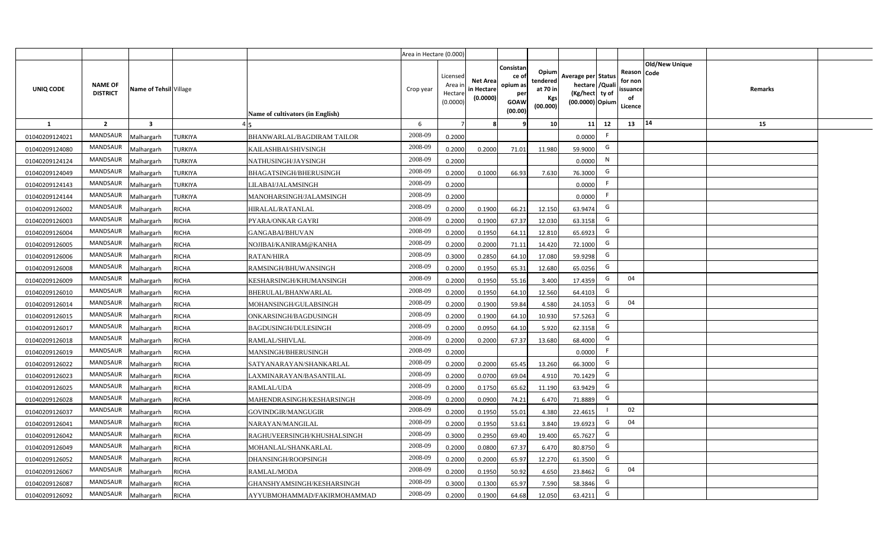| UNIQ CODE | NAME OF DISTRICT | Name of Tehsil | Village | Name of cultivators (in English) | Crop year | Licensed Area in Hectare (0.0000) | Net Area in Hectare (0.0000) | Consistance of opium as per GOAW (00.00) | Opium tendered at 70 in Kgs (00.000) | Average per hectare (Kg/hect) (00.0000) | Status /Quality of Opium | Reason for non issuance of Licence | Old/New Unique Code | Remarks |
|---|---|---|---|---|---|---|---|---|---|---|---|---|---|---|
| | | | | | | Area in Hectare (0.000) | | | | | | | | |
| 1 | 2 | 3 | 4 | 5 | 6 | 7 | 8 | 9 | 10 | 11 | 12 | 13 | 14 | 15 |
| 01040209124021 | MANDSAUR | Malhargarh | TURKIYA | BHANWARLAL/BAGDIRAM TAILOR | 2008-09 | 0.2000 | | | | 0.0000 | F | | | |
| 01040209124080 | MANDSAUR | Malhargarh | TURKIYA | KAILASHBAI/SHIVSINGH | 2008-09 | 0.2000 | 0.2000 | 71.01 | 11.980 | 59.9000 | G | | | |
| 01040209124124 | MANDSAUR | Malhargarh | TURKIYA | NATHUSINGH/JAYSINGH | 2008-09 | 0.2000 | | | | 0.0000 | N | | | |
| 01040209124049 | MANDSAUR | Malhargarh | TURKIYA | BHAGATSINGH/BHERUSINGH | 2008-09 | 0.2000 | 0.1000 | 66.93 | 7.630 | 76.3000 | G | | | |
| 01040209124143 | MANDSAUR | Malhargarh | TURKIYA | LILABAI/JALAMSINGH | 2008-09 | 0.2000 | | | | 0.0000 | F | | | |
| 01040209124144 | MANDSAUR | Malhargarh | TURKIYA | MANOHARSINGH/JALAMSINGH | 2008-09 | 0.2000 | | | | 0.0000 | F | | | |
| 01040209126002 | MANDSAUR | Malhargarh | RICHA | HIRALAL/RATANLAL | 2008-09 | 0.2000 | 0.1900 | 66.21 | 12.150 | 63.9474 | G | | | |
| 01040209126003 | MANDSAUR | Malhargarh | RICHA | PYARA/ONKAR GAYRI | 2008-09 | 0.2000 | 0.1900 | 67.37 | 12.030 | 63.3158 | G | | | |
| 01040209126004 | MANDSAUR | Malhargarh | RICHA | GANGABAI/BHUVAN | 2008-09 | 0.2000 | 0.1950 | 64.11 | 12.810 | 65.6923 | G | | | |
| 01040209126005 | MANDSAUR | Malhargarh | RICHA | NOJIBAI/KANIRAM@KANHA | 2008-09 | 0.2000 | 0.2000 | 71.11 | 14.420 | 72.1000 | G | | | |
| 01040209126006 | MANDSAUR | Malhargarh | RICHA | RATAN/HIRA | 2008-09 | 0.3000 | 0.2850 | 64.10 | 17.080 | 59.9298 | G | | | |
| 01040209126008 | MANDSAUR | Malhargarh | RICHA | RAMSINGH/BHUWANSINGH | 2008-09 | 0.2000 | 0.1950 | 65.31 | 12.680 | 65.0256 | G | | | |
| 01040209126009 | MANDSAUR | Malhargarh | RICHA | KESHARSINGH/KHUMANSINGH | 2008-09 | 0.2000 | 0.1950 | 55.16 | 3.400 | 17.4359 | G | 04 | | |
| 01040209126010 | MANDSAUR | Malhargarh | RICHA | BHERULAL/BHANWARLAL | 2008-09 | 0.2000 | 0.1950 | 64.10 | 12.560 | 64.4103 | G | | | |
| 01040209126014 | MANDSAUR | Malhargarh | RICHA | MOHANSINGH/GULABSINGH | 2008-09 | 0.2000 | 0.1900 | 59.84 | 4.580 | 24.1053 | G | 04 | | |
| 01040209126015 | MANDSAUR | Malhargarh | RICHA | ONKARSINGH/BAGDUSINGH | 2008-09 | 0.2000 | 0.1900 | 64.10 | 10.930 | 57.5263 | G | | | |
| 01040209126017 | MANDSAUR | Malhargarh | RICHA | BAGDUSINGH/DULESINGH | 2008-09 | 0.2000 | 0.0950 | 64.10 | 5.920 | 62.3158 | G | | | |
| 01040209126018 | MANDSAUR | Malhargarh | RICHA | RAMLAL/SHIVLAL | 2008-09 | 0.2000 | 0.2000 | 67.37 | 13.680 | 68.4000 | G | | | |
| 01040209126019 | MANDSAUR | Malhargarh | RICHA | MANSINGH/BHERUSINGH | 2008-09 | 0.2000 | | | | 0.0000 | F | | | |
| 01040209126022 | MANDSAUR | Malhargarh | RICHA | SATYANARAYAN/SHANKARLAL | 2008-09 | 0.2000 | 0.2000 | 65.45 | 13.260 | 66.3000 | G | | | |
| 01040209126023 | MANDSAUR | Malhargarh | RICHA | LAXMINARAYAN/BASANTILAL | 2008-09 | 0.2000 | 0.0700 | 69.04 | 4.910 | 70.1429 | G | | | |
| 01040209126025 | MANDSAUR | Malhargarh | RICHA | RAMLAL/UDA | 2008-09 | 0.2000 | 0.1750 | 65.62 | 11.190 | 63.9429 | G | | | |
| 01040209126028 | MANDSAUR | Malhargarh | RICHA | MAHENDRASINGH/KESHARSINGH | 2008-09 | 0.2000 | 0.0900 | 74.21 | 6.470 | 71.8889 | G | | | |
| 01040209126037 | MANDSAUR | Malhargarh | RICHA | GOVINDGIR/MANGUGIR | 2008-09 | 0.2000 | 0.1950 | 55.01 | 4.380 | 22.4615 | I | 02 | | |
| 01040209126041 | MANDSAUR | Malhargarh | RICHA | NARAYAN/MANGILAL | 2008-09 | 0.2000 | 0.1950 | 53.61 | 3.840 | 19.6923 | G | 04 | | |
| 01040209126042 | MANDSAUR | Malhargarh | RICHA | RAGHUVEERSINGH/KHUSHALSINGH | 2008-09 | 0.3000 | 0.2950 | 69.40 | 19.400 | 65.7627 | G | | | |
| 01040209126049 | MANDSAUR | Malhargarh | RICHA | MOHANLAL/SHANKARLAL | 2008-09 | 0.2000 | 0.0800 | 67.37 | 6.470 | 80.8750 | G | | | |
| 01040209126052 | MANDSAUR | Malhargarh | RICHA | DHANSINGH/ROOPSINGH | 2008-09 | 0.2000 | 0.2000 | 65.97 | 12.270 | 61.3500 | G | | | |
| 01040209126067 | MANDSAUR | Malhargarh | RICHA | RAMLAL/MODA | 2008-09 | 0.2000 | 0.1950 | 50.92 | 4.650 | 23.8462 | G | 04 | | |
| 01040209126087 | MANDSAUR | Malhargarh | RICHA | GHANSHYAMSINGH/KESHARSINGH | 2008-09 | 0.3000 | 0.1300 | 65.97 | 7.590 | 58.3846 | G | | | |
| 01040209126092 | MANDSAUR | Malhargarh | RICHA | AYYUBMOHAMMAD/FAKIRMOHAMMAD | 2008-09 | 0.2000 | 0.1900 | 64.68 | 12.050 | 63.4211 | G | | | |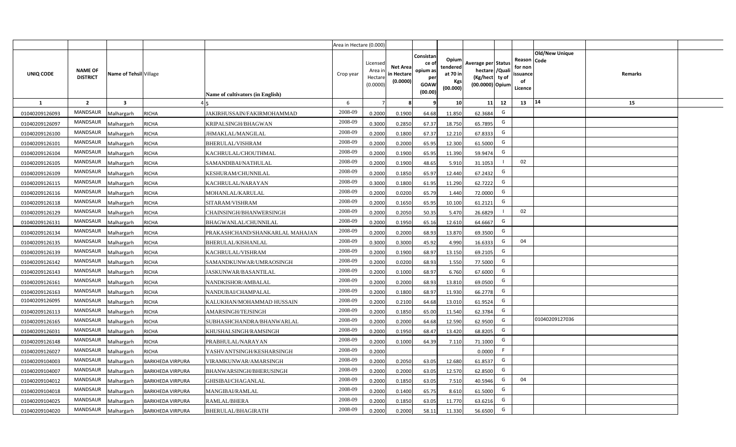| | | | | | Area in Hectare (0.000) | | | | | | | | | | |
|---|---|---|---|---|---|---|---|---|---|---|---|---|---|---|---|
| UNIQ CODE | NAME OF DISTRICT | Name of Tehsil | Village | Name of cultivators (in English) | Crop year | Licensed Area in Hectare (0.0000) | Net Area in Hectare (0.0000) | Consistance of opium as per GOAW (00.00) | Opium tendered at 70 in Kgs (00.000) | Average per hectare (Kg/hect (00.0000) | Status /Quality of Opium | Reason for non issuance of Licence | Old/New Unique Code | Remarks |
| 1 | 2 | 3 | 4 | 5 | 6 | 7 | 8 | 9 | 10 | 11 | 12 | 13 | 14 | 15 |
| 01040209126093 | MANDSAUR | Malhargarh | RICHA | JAKIRHUSSAIN/FAKIRMOHAMMAD | 2008-09 | 0.2000 | 0.1900 | 64.68 | 11.850 | 62.3684 | G | | | |
| 01040209126097 | MANDSAUR | Malhargarh | RICHA | KRIPALSINGH/BHAGWAN | 2008-09 | 0.3000 | 0.2850 | 67.37 | 18.750 | 65.7895 | G | | | |
| 01040209126100 | MANDSAUR | Malhargarh | RICHA | JHMAKLAL/MANGILAL | 2008-09 | 0.2000 | 0.1800 | 67.37 | 12.210 | 67.8333 | G | | | |
| 01040209126101 | MANDSAUR | Malhargarh | RICHA | BHERULAL/VISHRAM | 2008-09 | 0.2000 | 0.2000 | 65.95 | 12.300 | 61.5000 | G | | | |
| 01040209126104 | MANDSAUR | Malhargarh | RICHA | KACHRULAL/CHOUTHMAL | 2008-09 | 0.2000 | 0.1900 | 65.95 | 11.390 | 59.9474 | G | | | |
| 01040209126105 | MANDSAUR | Malhargarh | RICHA | SAMANDIBAI/NATHULAL | 2008-09 | 0.2000 | 0.1900 | 48.65 | 5.910 | 31.1053 | I | 02 | | |
| 01040209126109 | MANDSAUR | Malhargarh | RICHA | KESHURAM/CHUNNILAL | 2008-09 | 0.2000 | 0.1850 | 65.97 | 12.440 | 67.2432 | G | | | |
| 01040209126115 | MANDSAUR | Malhargarh | RICHA | KACHRULAL/NARAYAN | 2008-09 | 0.3000 | 0.1800 | 61.95 | 11.290 | 62.7222 | G | | | |
| 01040209126116 | MANDSAUR | Malhargarh | RICHA | MOHANLAL/KARULAL | 2008-09 | 0.2000 | 0.0200 | 65.79 | 1.440 | 72.0000 | G | | | |
| 01040209126118 | MANDSAUR | Malhargarh | RICHA | SITARAM/VISHRAM | 2008-09 | 0.2000 | 0.1650 | 65.95 | 10.100 | 61.2121 | G | | | |
| 01040209126129 | MANDSAUR | Malhargarh | RICHA | CHAINSINGH/BHANWERSINGH | 2008-09 | 0.2000 | 0.2050 | 50.35 | 5.470 | 26.6829 | I | 02 | | |
| 01040209126131 | MANDSAUR | Malhargarh | RICHA | BHAGWANLAL/CHUNNILAL | 2008-09 | 0.2000 | 0.1950 | 65.16 | 12.610 | 64.6667 | G | | | |
| 01040209126134 | MANDSAUR | Malhargarh | RICHA | PRAKASHCHAND/SHANKARLAL MAHAJAN | 2008-09 | 0.2000 | 0.2000 | 68.93 | 13.870 | 69.3500 | G | | | |
| 01040209126135 | MANDSAUR | Malhargarh | RICHA | BHERULAL/KISHANLAL | 2008-09 | 0.3000 | 0.3000 | 45.92 | 4.990 | 16.6333 | G | 04 | | |
| 01040209126139 | MANDSAUR | Malhargarh | RICHA | KACHRULAL/VISHRAM | 2008-09 | 0.2000 | 0.1900 | 68.97 | 13.150 | 69.2105 | G | | | |
| 01040209126142 | MANDSAUR | Malhargarh | RICHA | SAMANDKUNWAR/UMRAOSINGH | 2008-09 | 0.2000 | 0.0200 | 68.93 | 1.550 | 77.5000 | G | | | |
| 01040209126143 | MANDSAUR | Malhargarh | RICHA | JASKUNWAR/BASANTILAL | 2008-09 | 0.2000 | 0.1000 | 68.97 | 6.760 | 67.6000 | G | | | |
| 01040209126161 | MANDSAUR | Malhargarh | RICHA | NANDKISHOR/AMBALAL | 2008-09 | 0.2000 | 0.2000 | 68.93 | 13.810 | 69.0500 | G | | | |
| 01040209126163 | MANDSAUR | Malhargarh | RICHA | NANDUBAI/CHAMPALAL | 2008-09 | 0.2000 | 0.1800 | 68.97 | 11.930 | 66.2778 | G | | | |
| 01040209126095 | MANDSAUR | Malhargarh | RICHA | KALUKHAN/MOHAMMAD HUSSAIN | 2008-09 | 0.2000 | 0.2100 | 64.68 | 13.010 | 61.9524 | G | | | |
| 01040209126113 | MANDSAUR | Malhargarh | RICHA | AMARSINGH/TEJSINGH | 2008-09 | 0.2000 | 0.1850 | 65.00 | 11.540 | 62.3784 | G | | | |
| 01040209126165 | MANDSAUR | Malhargarh | RICHA | SUBHASHCHANDRA/BHANWARLAL | 2008-09 | 0.2000 | 0.2000 | 64.68 | 12.590 | 62.9500 | G | | 01040209127036 | |
| 01040209126031 | MANDSAUR | Malhargarh | RICHA | KHUSHALSINGH/RAMSINGH | 2008-09 | 0.2000 | 0.1950 | 68.47 | 13.420 | 68.8205 | G | | | |
| 01040209126148 | MANDSAUR | Malhargarh | RICHA | PRABHULAL/NARAYAN | 2008-09 | 0.2000 | 0.1000 | 64.39 | 7.110 | 71.1000 | G | | | |
| 01040209126027 | MANDSAUR | Malhargarh | RICHA | YASHVANTSINGH/KESHARSINGH | 2008-09 | 0.2000 | | | | 0.0000 | F | | | |
| 01040209104003 | MANDSAUR | Malhargarh | BARKHEDA VIRPURA | VIRAMKUNWAR/AMARSINGH | 2008-09 | 0.2000 | 0.2050 | 63.05 | 12.680 | 61.8537 | G | | | |
| 01040209104007 | MANDSAUR | Malhargarh | BARKHEDA VIRPURA | BHANWARSINGH/BHERUSINGH | 2008-09 | 0.2000 | 0.2000 | 63.05 | 12.570 | 62.8500 | G | | | |
| 01040209104012 | MANDSAUR | Malhargarh | BARKHEDA VIRPURA | GHISIBAI/CHAGANLAL | 2008-09 | 0.2000 | 0.1850 | 63.05 | 7.510 | 40.5946 | G | 04 | | |
| 01040209104018 | MANDSAUR | Malhargarh | BARKHEDA VIRPURA | MANGIBAI/RAMLAL | 2008-09 | 0.2000 | 0.1400 | 65.75 | 8.610 | 61.5000 | G | | | |
| 01040209104025 | MANDSAUR | Malhargarh | BARKHEDA VIRPURA | RAMLAL/BHERA | 2008-09 | 0.2000 | 0.1850 | 63.05 | 11.770 | 63.6216 | G | | | |
| 01040209104020 | MANDSAUR | Malhargarh | BARKHEDA VIRPURA | BHERULAL/BHAGIRATH | 2008-09 | 0.2000 | 0.2000 | 58.11 | 11.330 | 56.6500 | G | | | |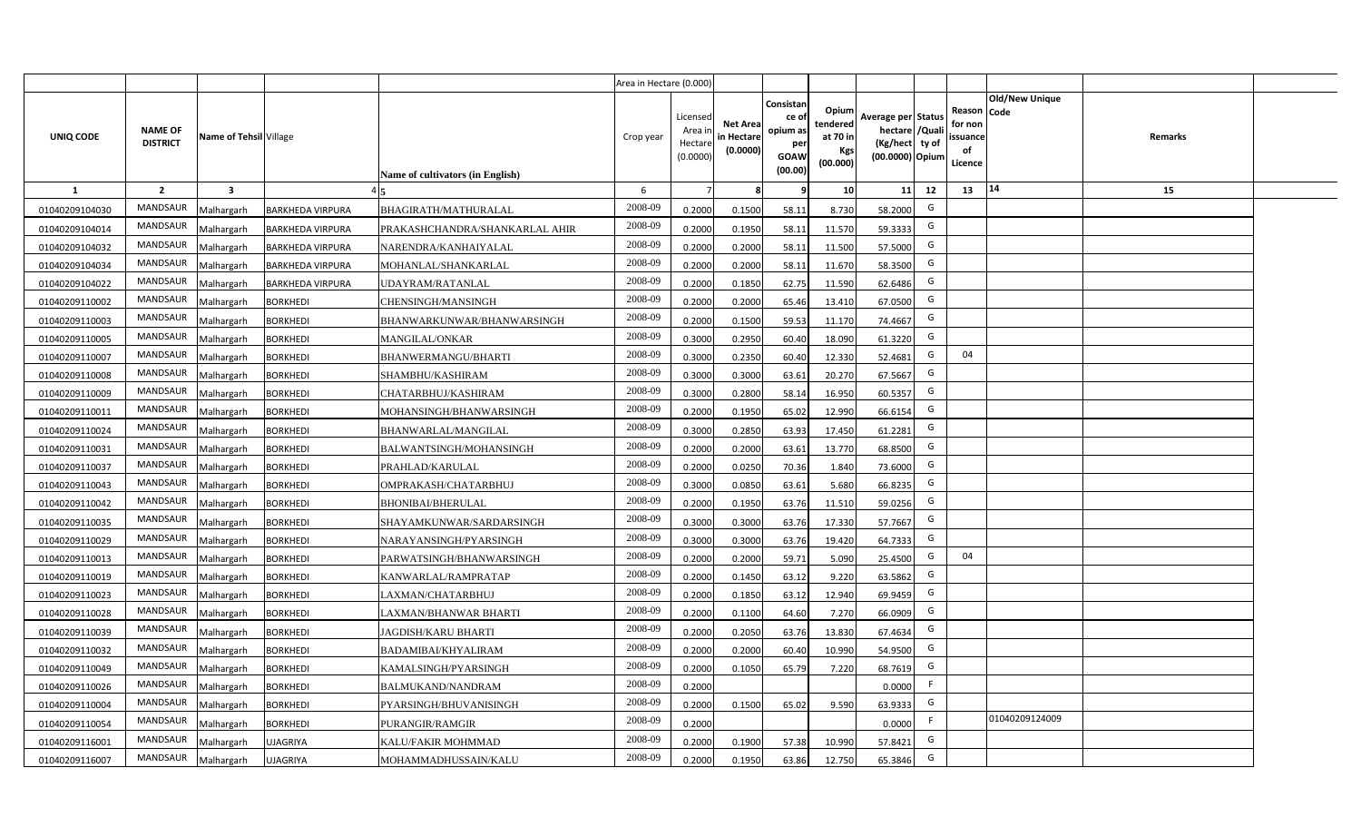| | | | | | Area in Hectare (0.000) | | | | | | | | | | |
|---|---|---|---|---|---|---|---|---|---|---|---|---|---|---|---|
| UNIQ CODE | NAME OF DISTRICT | Name of Tehsil | Village | Name of cultivators (in English) | Crop year | Licensed Area in Hectare (0.0000) | Net Area in Hectare (0.0000) | Consistance of opium as per GOAW (00.00) | Opium tendered at 70 in Kgs (00.000) | Average per hectare (Kg/hect) (00.0000) | Status /Quality of Opium | Reason for non issuance of Licence | Old/New Unique Code | Remarks |
| 1 | 2 | 3 | 4 | 5 | 6 | 7 | 8 | 9 | 10 | 11 | 12 | 13 | 14 | 15 |
| 01040209104030 | MANDSAUR | Malhargarh | BARKHEDA VIRPURA | BHAGIRATH/MATHURALAL | 2008-09 | 0.2000 | 0.1500 | 58.11 | 8.730 | 58.2000 | G | | | |
| 01040209104014 | MANDSAUR | Malhargarh | BARKHEDA VIRPURA | PRAKASHCHANDRA/SHANKARLAL AHIR | 2008-09 | 0.2000 | 0.1950 | 58.11 | 11.570 | 59.3333 | G | | | |
| 01040209104032 | MANDSAUR | Malhargarh | BARKHEDA VIRPURA | NARENDRA/KANHAIYALAL | 2008-09 | 0.2000 | 0.2000 | 58.11 | 11.500 | 57.5000 | G | | | |
| 01040209104034 | MANDSAUR | Malhargarh | BARKHEDA VIRPURA | MOHANLAL/SHANKARLAL | 2008-09 | 0.2000 | 0.2000 | 58.11 | 11.670 | 58.3500 | G | | | |
| 01040209104022 | MANDSAUR | Malhargarh | BARKHEDA VIRPURA | UDAYRAM/RATANLAL | 2008-09 | 0.2000 | 0.1850 | 62.75 | 11.590 | 62.6486 | G | | | |
| 01040209110002 | MANDSAUR | Malhargarh | BORKHEDI | CHENSINGH/MANSINGH | 2008-09 | 0.2000 | 0.2000 | 65.46 | 13.410 | 67.0500 | G | | | |
| 01040209110003 | MANDSAUR | Malhargarh | BORKHEDI | BHANWARKUNWAR/BHANWARSINGH | 2008-09 | 0.2000 | 0.1500 | 59.53 | 11.170 | 74.4667 | G | | | |
| 01040209110005 | MANDSAUR | Malhargarh | BORKHEDI | MANGILAL/ONKAR | 2008-09 | 0.3000 | 0.2950 | 60.40 | 18.090 | 61.3220 | G | | | |
| 01040209110007 | MANDSAUR | Malhargarh | BORKHEDI | BHANWERMANGU/BHARTI | 2008-09 | 0.3000 | 0.2350 | 60.40 | 12.330 | 52.4681 | G | 04 | | |
| 01040209110008 | MANDSAUR | Malhargarh | BORKHEDI | SHAMBHU/KASHIRAM | 2008-09 | 0.3000 | 0.3000 | 63.61 | 20.270 | 67.5667 | G | | | |
| 01040209110009 | MANDSAUR | Malhargarh | BORKHEDI | CHATARBHUJ/KASHIRAM | 2008-09 | 0.3000 | 0.2800 | 58.14 | 16.950 | 60.5357 | G | | | |
| 01040209110011 | MANDSAUR | Malhargarh | BORKHEDI | MOHANSINGH/BHANWARSINGH | 2008-09 | 0.2000 | 0.1950 | 65.02 | 12.990 | 66.6154 | G | | | |
| 01040209110024 | MANDSAUR | Malhargarh | BORKHEDI | BHANWARLAL/MANGILAL | 2008-09 | 0.3000 | 0.2850 | 63.93 | 17.450 | 61.2281 | G | | | |
| 01040209110031 | MANDSAUR | Malhargarh | BORKHEDI | BALWANTSINGH/MOHANSINGH | 2008-09 | 0.2000 | 0.2000 | 63.61 | 13.770 | 68.8500 | G | | | |
| 01040209110037 | MANDSAUR | Malhargarh | BORKHEDI | PRAHLAD/KARULAL | 2008-09 | 0.2000 | 0.0250 | 70.36 | 1.840 | 73.6000 | G | | | |
| 01040209110043 | MANDSAUR | Malhargarh | BORKHEDI | OMPRAKASH/CHATARBHUJ | 2008-09 | 0.3000 | 0.0850 | 63.61 | 5.680 | 66.8235 | G | | | |
| 01040209110042 | MANDSAUR | Malhargarh | BORKHEDI | BHONIBAI/BHERULAL | 2008-09 | 0.2000 | 0.1950 | 63.76 | 11.510 | 59.0256 | G | | | |
| 01040209110035 | MANDSAUR | Malhargarh | BORKHEDI | SHAYAMKUNWAR/SARDARSINGH | 2008-09 | 0.3000 | 0.3000 | 63.76 | 17.330 | 57.7667 | G | | | |
| 01040209110029 | MANDSAUR | Malhargarh | BORKHEDI | NARAYANSINGH/PYARSINGH | 2008-09 | 0.3000 | 0.3000 | 63.76 | 19.420 | 64.7333 | G | | | |
| 01040209110013 | MANDSAUR | Malhargarh | BORKHEDI | PARWATSINGH/BHANWARSINGH | 2008-09 | 0.2000 | 0.2000 | 59.71 | 5.090 | 25.4500 | G | 04 | | |
| 01040209110019 | MANDSAUR | Malhargarh | BORKHEDI | KANWARLAL/RAMPRATAP | 2008-09 | 0.2000 | 0.1450 | 63.12 | 9.220 | 63.5862 | G | | | |
| 01040209110023 | MANDSAUR | Malhargarh | BORKHEDI | LAXMAN/CHATARBHUJ | 2008-09 | 0.2000 | 0.1850 | 63.12 | 12.940 | 69.9459 | G | | | |
| 01040209110028 | MANDSAUR | Malhargarh | BORKHEDI | LAXMAN/BHANWAR BHARTI | 2008-09 | 0.2000 | 0.1100 | 64.60 | 7.270 | 66.0909 | G | | | |
| 01040209110039 | MANDSAUR | Malhargarh | BORKHEDI | JAGDISH/KARU BHARTI | 2008-09 | 0.2000 | 0.2050 | 63.76 | 13.830 | 67.4634 | G | | | |
| 01040209110032 | MANDSAUR | Malhargarh | BORKHEDI | BADAMIBAI/KHYALIRAM | 2008-09 | 0.2000 | 0.2000 | 60.40 | 10.990 | 54.9500 | G | | | |
| 01040209110049 | MANDSAUR | Malhargarh | BORKHEDI | KAMALSINGH/PYARSINGH | 2008-09 | 0.2000 | 0.1050 | 65.79 | 7.220 | 68.7619 | G | | | |
| 01040209110026 | MANDSAUR | Malhargarh | BORKHEDI | BALMUKAND/NANDRAM | 2008-09 | 0.2000 | | | | 0.0000 | F | | | |
| 01040209110004 | MANDSAUR | Malhargarh | BORKHEDI | PYARSINGH/BHUVANISINGH | 2008-09 | 0.2000 | 0.1500 | 65.02 | 9.590 | 63.9333 | G | | | |
| 01040209110054 | MANDSAUR | Malhargarh | BORKHEDI | PURANGIR/RAMGIR | 2008-09 | 0.2000 | | | | 0.0000 | F | | 01040209124009 | |
| 01040209116001 | MANDSAUR | Malhargarh | UJAGRIYA | KALU/FAKIR MOHMMAD | 2008-09 | 0.2000 | 0.1900 | 57.38 | 10.990 | 57.8421 | G | | | |
| 01040209116007 | MANDSAUR | Malhargarh | UJAGRIYA | MOHAMMADHUSSAIN/KALU | 2008-09 | 0.2000 | 0.1950 | 63.86 | 12.750 | 65.3846 | G | | | |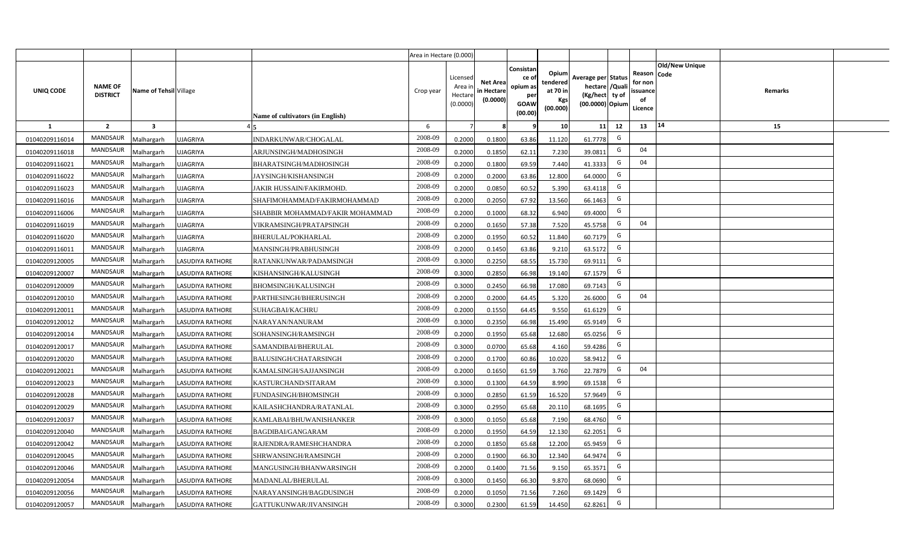|  |  |  |  |  | Area in Hectare (0.000) |  |  |  |  |  |  |  |  |  |  |
|---|---|---|---|---|---|---|---|---|---|---|---|---|---|---|---|
| UNIQ CODE | NAME OF DISTRICT | Name of Tehsil | Village | Name of cultivators (in English) | Crop year | Licensed Area in Hectare (0.0000) | Net Area in Hectare (0.0000) | Consistance of opium as per GOAW (00.00) | Opium tendered at 70 in Kgs (00.000) | Average per hectare (Kg/hect) (00.0000) | Status /Quality of Opium | Reason for non issuance of Licence | Old/New Unique Code | Remarks |  |
| 1 | 2 | 3 | 4 | 5 | 6 | 7 | 8 | 9 | 10 | 11 | 12 | 13 | 14 | 15 |  |
| 01040209116014 | MANDSAUR | Malhargarh | UJAGRIYA | INDARKUNWAR/CHOGALAL | 2008-09 | 0.2000 | 0.1800 | 63.86 | 11.120 | 61.7778 | G |  |  |  |  |
| 01040209116018 | MANDSAUR | Malhargarh | UJAGRIYA | ARJUNSINGH/MADHOSINGH | 2008-09 | 0.2000 | 0.1850 | 62.11 | 7.230 | 39.0811 | G | 04 |  |  |  |
| 01040209116021 | MANDSAUR | Malhargarh | UJAGRIYA | BHARATSINGH/MADHOSINGH | 2008-09 | 0.2000 | 0.1800 | 69.59 | 7.440 | 41.3333 | G | 04 |  |  |  |
| 01040209116022 | MANDSAUR | Malhargarh | UJAGRIYA | JAYSINGH/KISHANSINGH | 2008-09 | 0.2000 | 0.2000 | 63.86 | 12.800 | 64.0000 | G |  |  |  |  |
| 01040209116023 | MANDSAUR | Malhargarh | UJAGRIYA | JAKIR HUSSAIN/FAKIRMOHD. | 2008-09 | 0.2000 | 0.0850 | 60.52 | 5.390 | 63.4118 | G |  |  |  |  |
| 01040209116016 | MANDSAUR | Malhargarh | UJAGRIYA | SHAFIMOHAMMAD/FAKIRMOHAMMAD | 2008-09 | 0.2000 | 0.2050 | 67.92 | 13.560 | 66.1463 | G |  |  |  |  |
| 01040209116006 | MANDSAUR | Malhargarh | UJAGRIYA | SHABBIR MOHAMMAD/FAKIR MOHAMMAD | 2008-09 | 0.2000 | 0.1000 | 68.32 | 6.940 | 69.4000 | G |  |  |  |  |
| 01040209116019 | MANDSAUR | Malhargarh | UJAGRIYA | VIKRAMSINGH/PRATAPSINGH | 2008-09 | 0.2000 | 0.1650 | 57.38 | 7.520 | 45.5758 | G | 04 |  |  |  |
| 01040209116020 | MANDSAUR | Malhargarh | UJAGRIYA | BHERULAL/POKHARLAL | 2008-09 | 0.2000 | 0.1950 | 60.52 | 11.840 | 60.7179 | G |  |  |  |  |
| 01040209116011 | MANDSAUR | Malhargarh | UJAGRIYA | MANSINGH/PRABHUSINGH | 2008-09 | 0.2000 | 0.1450 | 63.86 | 9.210 | 63.5172 | G |  |  |  |  |
| 01040209120005 | MANDSAUR | Malhargarh | LASUDIYA RATHORE | RATANKUNWAR/PADAMSINGH | 2008-09 | 0.3000 | 0.2250 | 68.55 | 15.730 | 69.9111 | G |  |  |  |  |
| 01040209120007 | MANDSAUR | Malhargarh | LASUDIYA RATHORE | KISHANSINGH/KALUSINGH | 2008-09 | 0.3000 | 0.2850 | 66.98 | 19.140 | 67.1579 | G |  |  |  |  |
| 01040209120009 | MANDSAUR | Malhargarh | LASUDIYA RATHORE | BHOMSINGH/KALUSINGH | 2008-09 | 0.3000 | 0.2450 | 66.98 | 17.080 | 69.7143 | G |  |  |  |  |
| 01040209120010 | MANDSAUR | Malhargarh | LASUDIYA RATHORE | PARTHESINGH/BHERUSINGH | 2008-09 | 0.2000 | 0.2000 | 64.45 | 5.320 | 26.6000 | G | 04 |  |  |  |
| 01040209120011 | MANDSAUR | Malhargarh | LASUDIYA RATHORE | SUHAGBAI/KACHRU | 2008-09 | 0.2000 | 0.1550 | 64.45 | 9.550 | 61.6129 | G |  |  |  |  |
| 01040209120012 | MANDSAUR | Malhargarh | LASUDIYA RATHORE | NARAYAN/NANURAM | 2008-09 | 0.3000 | 0.2350 | 66.98 | 15.490 | 65.9149 | G |  |  |  |  |
| 01040209120014 | MANDSAUR | Malhargarh | LASUDIYA RATHORE | SOHANSINGH/RAMSINGH | 2008-09 | 0.2000 | 0.1950 | 65.68 | 12.680 | 65.0256 | G |  |  |  |  |
| 01040209120017 | MANDSAUR | Malhargarh | LASUDIYA RATHORE | SAMANDIBAI/BHERULAL | 2008-09 | 0.3000 | 0.0700 | 65.68 | 4.160 | 59.4286 | G |  |  |  |  |
| 01040209120020 | MANDSAUR | Malhargarh | LASUDIYA RATHORE | BALUSINGH/CHATARSINGH | 2008-09 | 0.2000 | 0.1700 | 60.86 | 10.020 | 58.9412 | G |  |  |  |  |
| 01040209120021 | MANDSAUR | Malhargarh | LASUDIYA RATHORE | KAMALSINGH/SAJJANSINGH | 2008-09 | 0.2000 | 0.1650 | 61.59 | 3.760 | 22.7879 | G | 04 |  |  |  |
| 01040209120023 | MANDSAUR | Malhargarh | LASUDIYA RATHORE | KASTURCHAND/SITARAM | 2008-09 | 0.3000 | 0.1300 | 64.59 | 8.990 | 69.1538 | G |  |  |  |  |
| 01040209120028 | MANDSAUR | Malhargarh | LASUDIYA RATHORE | FUNDASINGH/BHOMSINGH | 2008-09 | 0.3000 | 0.2850 | 61.59 | 16.520 | 57.9649 | G |  |  |  |  |
| 01040209120029 | MANDSAUR | Malhargarh | LASUDIYA RATHORE | KAILASHCHANDRA/RATANLAL | 2008-09 | 0.3000 | 0.2950 | 65.68 | 20.110 | 68.1695 | G |  |  |  |  |
| 01040209120037 | MANDSAUR | Malhargarh | LASUDIYA RATHORE | KAMLABAI/BHUWANISHANKER | 2008-09 | 0.3000 | 0.1050 | 65.68 | 7.190 | 68.4760 | G |  |  |  |  |
| 01040209120040 | MANDSAUR | Malhargarh | LASUDIYA RATHORE | BAGDIBAI/GANGARAM | 2008-09 | 0.2000 | 0.1950 | 64.59 | 12.130 | 62.2051 | G |  |  |  |  |
| 01040209120042 | MANDSAUR | Malhargarh | LASUDIYA RATHORE | RAJENDRA/RAMESHCHANDRA | 2008-09 | 0.2000 | 0.1850 | 65.68 | 12.200 | 65.9459 | G |  |  |  |  |
| 01040209120045 | MANDSAUR | Malhargarh | LASUDIYA RATHORE | SHRWANSINGH/RAMSINGH | 2008-09 | 0.2000 | 0.1900 | 66.30 | 12.340 | 64.9474 | G |  |  |  |  |
| 01040209120046 | MANDSAUR | Malhargarh | LASUDIYA RATHORE | MANGUSINGH/BHANWARSINGH | 2008-09 | 0.2000 | 0.1400 | 71.56 | 9.150 | 65.3571 | G |  |  |  |  |
| 01040209120054 | MANDSAUR | Malhargarh | LASUDIYA RATHORE | MADANLAL/BHERULAL | 2008-09 | 0.3000 | 0.1450 | 66.30 | 9.870 | 68.0690 | G |  |  |  |  |
| 01040209120056 | MANDSAUR | Malhargarh | LASUDIYA RATHORE | NARAYANSINGH/BAGDUSINGH | 2008-09 | 0.2000 | 0.1050 | 71.56 | 7.260 | 69.1429 | G |  |  |  |  |
| 01040209120057 | MANDSAUR | Malhargarh | LASUDIYA RATHORE | GATTUKUNWAR/JIVANSINGH | 2008-09 | 0.3000 | 0.2300 | 61.59 | 14.450 | 62.8261 | G |  |  |  |  |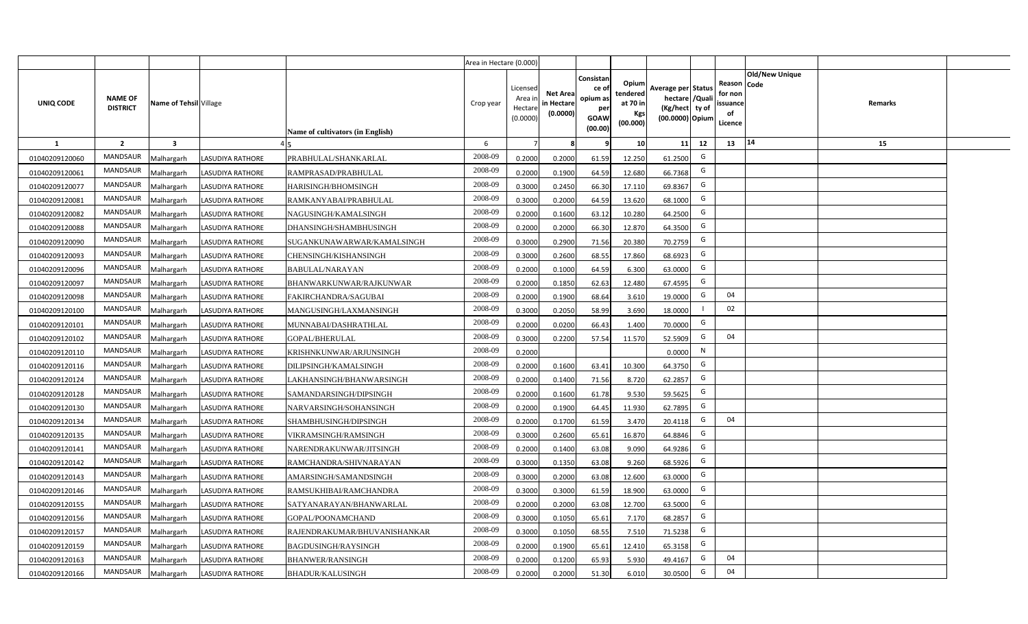| | | | | | Area in Hectare (0.000) | | | | | | | | | | |
|---|---|---|---|---|---|---|---|---|---|---|---|---|---|---|---|
| UNIQ CODE | NAME OF DISTRICT | Name of Tehsil | Village | Name of cultivators (in English) | Crop year | Licensed Area in Hectare (0.0000) | Net Area in Hectare (0.0000) | Consistance of opium as per GOAW (00.00) | Opium tendered at 70 in Kgs (00.000) | Average per hectare (Kg/hect) (00.0000) | Status /Quality of Opium | Reason for non issuance of Licence | Old/New Unique Code | Remarks |
| 1 | 2 | 3 | 4 | 5 | 6 | 7 | 8 | 9 | 10 | 11 | 12 | 13 | 14 | 15 |
| 01040209120060 | MANDSAUR | Malhargarh | LASUDIYA RATHORE | PRABHULAL/SHANKARLAL | 2008-09 | 0.2000 | 0.2000 | 61.59 | 12.250 | 61.2500 | G | | | |
| 01040209120061 | MANDSAUR | Malhargarh | LASUDIYA RATHORE | RAMPRASAD/PRABHULAL | 2008-09 | 0.2000 | 0.1900 | 64.59 | 12.680 | 66.7368 | G | | | |
| 01040209120077 | MANDSAUR | Malhargarh | LASUDIYA RATHORE | HARISINGH/BHOMSINGH | 2008-09 | 0.3000 | 0.2450 | 66.30 | 17.110 | 69.8367 | G | | | |
| 01040209120081 | MANDSAUR | Malhargarh | LASUDIYA RATHORE | RAMKANYABAI/PRABHULAL | 2008-09 | 0.3000 | 0.2000 | 64.59 | 13.620 | 68.1000 | G | | | |
| 01040209120082 | MANDSAUR | Malhargarh | LASUDIYA RATHORE | NAGUSINGH/KAMALSINGH | 2008-09 | 0.2000 | 0.1600 | 63.12 | 10.280 | 64.2500 | G | | | |
| 01040209120088 | MANDSAUR | Malhargarh | LASUDIYA RATHORE | DHANSINGH/SHAMBHUSINGH | 2008-09 | 0.2000 | 0.2000 | 66.30 | 12.870 | 64.3500 | G | | | |
| 01040209120090 | MANDSAUR | Malhargarh | LASUDIYA RATHORE | SUGANKUNAWARWAR/KAMALSINGH | 2008-09 | 0.3000 | 0.2900 | 71.56 | 20.380 | 70.2759 | G | | | |
| 01040209120093 | MANDSAUR | Malhargarh | LASUDIYA RATHORE | CHENSINGH/KISHANSINGH | 2008-09 | 0.3000 | 0.2600 | 68.55 | 17.860 | 68.6923 | G | | | |
| 01040209120096 | MANDSAUR | Malhargarh | LASUDIYA RATHORE | BABULAL/NARAYAN | 2008-09 | 0.2000 | 0.1000 | 64.59 | 6.300 | 63.0000 | G | | | |
| 01040209120097 | MANDSAUR | Malhargarh | LASUDIYA RATHORE | BHANWARKUNWAR/RAJKUNWAR | 2008-09 | 0.2000 | 0.1850 | 62.63 | 12.480 | 67.4595 | G | | | |
| 01040209120098 | MANDSAUR | Malhargarh | LASUDIYA RATHORE | FAKIRCHANDRA/SAGUBAI | 2008-09 | 0.2000 | 0.1900 | 68.64 | 3.610 | 19.0000 | G | 04 | | |
| 01040209120100 | MANDSAUR | Malhargarh | LASUDIYA RATHORE | MANGUSINGH/LAXMANSINGH | 2008-09 | 0.3000 | 0.2050 | 58.99 | 3.690 | 18.0000 | I | 02 | | |
| 01040209120101 | MANDSAUR | Malhargarh | LASUDIYA RATHORE | MUNNABAI/DASHRATHLAL | 2008-09 | 0.2000 | 0.0200 | 66.43 | 1.400 | 70.0000 | G | | | |
| 01040209120102 | MANDSAUR | Malhargarh | LASUDIYA RATHORE | GOPAL/BHERULAL | 2008-09 | 0.3000 | 0.2200 | 57.54 | 11.570 | 52.5909 | G | 04 | | |
| 01040209120110 | MANDSAUR | Malhargarh | LASUDIYA RATHORE | KRISHNKUNWAR/ARJUNSINGH | 2008-09 | 0.2000 | | | | 0.0000 | N | | | |
| 01040209120116 | MANDSAUR | Malhargarh | LASUDIYA RATHORE | DILIPSINGH/KAMALSINGH | 2008-09 | 0.2000 | 0.1600 | 63.41 | 10.300 | 64.3750 | G | | | |
| 01040209120124 | MANDSAUR | Malhargarh | LASUDIYA RATHORE | LAKHANSINGH/BHANWARSINGH | 2008-09 | 0.2000 | 0.1400 | 71.56 | 8.720 | 62.2857 | G | | | |
| 01040209120128 | MANDSAUR | Malhargarh | LASUDIYA RATHORE | SAMANDARSINGH/DIPSINGH | 2008-09 | 0.2000 | 0.1600 | 61.78 | 9.530 | 59.5625 | G | | | |
| 01040209120130 | MANDSAUR | Malhargarh | LASUDIYA RATHORE | NARVARSINGH/SOHANSINGH | 2008-09 | 0.2000 | 0.1900 | 64.45 | 11.930 | 62.7895 | G | | | |
| 01040209120134 | MANDSAUR | Malhargarh | LASUDIYA RATHORE | SHAMBHUSINGH/DIPSINGH | 2008-09 | 0.2000 | 0.1700 | 61.59 | 3.470 | 20.4118 | G | 04 | | |
| 01040209120135 | MANDSAUR | Malhargarh | LASUDIYA RATHORE | VIKRAMSINGH/RAMSINGH | 2008-09 | 0.3000 | 0.2600 | 65.61 | 16.870 | 64.8846 | G | | | |
| 01040209120141 | MANDSAUR | Malhargarh | LASUDIYA RATHORE | NARENDRAKUNWAR/JITSINGH | 2008-09 | 0.2000 | 0.1400 | 63.08 | 9.090 | 64.9286 | G | | | |
| 01040209120142 | MANDSAUR | Malhargarh | LASUDIYA RATHORE | RAMCHANDRA/SHIVNARAYAN | 2008-09 | 0.3000 | 0.1350 | 63.08 | 9.260 | 68.5926 | G | | | |
| 01040209120143 | MANDSAUR | Malhargarh | LASUDIYA RATHORE | AMARSINGH/SAMANDSINGH | 2008-09 | 0.3000 | 0.2000 | 63.08 | 12.600 | 63.0000 | G | | | |
| 01040209120146 | MANDSAUR | Malhargarh | LASUDIYA RATHORE | RAMSUKHIBAI/RAMCHANDRA | 2008-09 | 0.3000 | 0.3000 | 61.59 | 18.900 | 63.0000 | G | | | |
| 01040209120155 | MANDSAUR | Malhargarh | LASUDIYA RATHORE | SATYANARAYAN/BHANWARLAL | 2008-09 | 0.2000 | 0.2000 | 63.08 | 12.700 | 63.5000 | G | | | |
| 01040209120156 | MANDSAUR | Malhargarh | LASUDIYA RATHORE | GOPAL/POONAMCHAND | 2008-09 | 0.3000 | 0.1050 | 65.61 | 7.170 | 68.2857 | G | | | |
| 01040209120157 | MANDSAUR | Malhargarh | LASUDIYA RATHORE | RAJENDRAKUMAR/BHUVANISHANKAR | 2008-09 | 0.3000 | 0.1050 | 68.55 | 7.510 | 71.5238 | G | | | |
| 01040209120159 | MANDSAUR | Malhargarh | LASUDIYA RATHORE | BAGDUSINGH/RAYSINGH | 2008-09 | 0.2000 | 0.1900 | 65.61 | 12.410 | 65.3158 | G | | | |
| 01040209120163 | MANDSAUR | Malhargarh | LASUDIYA RATHORE | BHANWER/RANSINGH | 2008-09 | 0.2000 | 0.1200 | 65.93 | 5.930 | 49.4167 | G | 04 | | |
| 01040209120166 | MANDSAUR | Malhargarh | LASUDIYA RATHORE | BHADUR/KALUSINGH | 2008-09 | 0.2000 | 0.2000 | 51.30 | 6.010 | 30.0500 | G | 04 | | |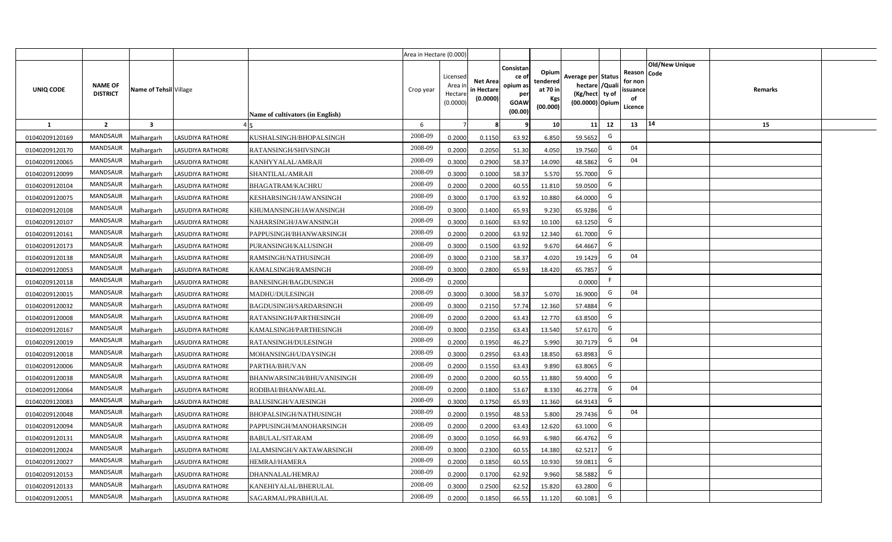| | | | | | Area in Hectare (0.000) | | | | | | | | | | |
|---|---|---|---|---|---|---|---|---|---|---|---|---|---|---|---|
| UNIQ CODE | NAME OF DISTRICT | Name of Tehsil | Village | Name of cultivators (in English) | Crop year | Licensed Area in Hectare (0.0000) | Net Area in Hectare (0.0000) | Consistance of opium as per GOAW (00.00) | Opium tendered at 70 in Kgs (00.000) | Average per hectare (Kg/hect) (00.0000) | Status /Quality of Opium | Reason for non issuance of Licence | Old/New Unique Code | Remarks |
| 1 | 2 | 3 | 4 | 5 | 6 | 7 | 8 | 9 | 10 | 11 | 12 | 13 | 14 | 15 |
| 01040209120169 | MANDSAUR | Malhargarh | LASUDIYA RATHORE | KUSHALSINGH/BHOPALSINGH | 2008-09 | 0.2000 | 0.1150 | 63.92 | 6.850 | 59.5652 | G | | | |
| 01040209120170 | MANDSAUR | Malhargarh | LASUDIYA RATHORE | RATANSINGH/SHIVSINGH | 2008-09 | 0.2000 | 0.2050 | 51.30 | 4.050 | 19.7560 | G | 04 | | |
| 01040209120065 | MANDSAUR | Malhargarh | LASUDIYA RATHORE | KANHYYALAL/AMRAJI | 2008-09 | 0.3000 | 0.2900 | 58.37 | 14.090 | 48.5862 | G | 04 | | |
| 01040209120099 | MANDSAUR | Malhargarh | LASUDIYA RATHORE | SHANTILAL/AMRAJI | 2008-09 | 0.3000 | 0.1000 | 58.37 | 5.570 | 55.7000 | G | | | |
| 01040209120104 | MANDSAUR | Malhargarh | LASUDIYA RATHORE | BHAGATRAM/KACHRU | 2008-09 | 0.2000 | 0.2000 | 60.55 | 11.810 | 59.0500 | G | | | |
| 01040209120075 | MANDSAUR | Malhargarh | LASUDIYA RATHORE | KESHARSINGH/JAWANSINGH | 2008-09 | 0.3000 | 0.1700 | 63.92 | 10.880 | 64.0000 | G | | | |
| 01040209120108 | MANDSAUR | Malhargarh | LASUDIYA RATHORE | KHUMANSINGH/JAWANSINGH | 2008-09 | 0.3000 | 0.1400 | 65.93 | 9.230 | 65.9286 | G | | | |
| 01040209120107 | MANDSAUR | Malhargarh | LASUDIYA RATHORE | NAHARSINGH/JAWANSINGH | 2008-09 | 0.3000 | 0.1600 | 63.92 | 10.100 | 63.1250 | G | | | |
| 01040209120161 | MANDSAUR | Malhargarh | LASUDIYA RATHORE | PAPPUSINGH/BHANWARSINGH | 2008-09 | 0.2000 | 0.2000 | 63.92 | 12.340 | 61.7000 | G | | | |
| 01040209120173 | MANDSAUR | Malhargarh | LASUDIYA RATHORE | PURANSINGH/KALUSINGH | 2008-09 | 0.3000 | 0.1500 | 63.92 | 9.670 | 64.4667 | G | | | |
| 01040209120138 | MANDSAUR | Malhargarh | LASUDIYA RATHORE | RAMSINGH/NATHUSINGH | 2008-09 | 0.3000 | 0.2100 | 58.37 | 4.020 | 19.1429 | G | 04 | | |
| 01040209120053 | MANDSAUR | Malhargarh | LASUDIYA RATHORE | KAMALSINGH/RAMSINGH | 2008-09 | 0.3000 | 0.2800 | 65.93 | 18.420 | 65.7857 | G | | | |
| 01040209120118 | MANDSAUR | Malhargarh | LASUDIYA RATHORE | BANESINGH/BAGDUSINGH | 2008-09 | 0.2000 | | | | 0.0000 | F | | | |
| 01040209120015 | MANDSAUR | Malhargarh | LASUDIYA RATHORE | MADHU/DULESINGH | 2008-09 | 0.3000 | 0.3000 | 58.37 | 5.070 | 16.9000 | G | 04 | | |
| 01040209120032 | MANDSAUR | Malhargarh | LASUDIYA RATHORE | BAGDUSINGH/SARDARSINGH | 2008-09 | 0.3000 | 0.2150 | 57.74 | 12.360 | 57.4884 | G | | | |
| 01040209120008 | MANDSAUR | Malhargarh | LASUDIYA RATHORE | RATANSINGH/PARTHESINGH | 2008-09 | 0.2000 | 0.2000 | 63.43 | 12.770 | 63.8500 | G | | | |
| 01040209120167 | MANDSAUR | Malhargarh | LASUDIYA RATHORE | KAMALSINGH/PARTHESINGH | 2008-09 | 0.3000 | 0.2350 | 63.43 | 13.540 | 57.6170 | G | | | |
| 01040209120019 | MANDSAUR | Malhargarh | LASUDIYA RATHORE | RATANSINGH/DULESINGH | 2008-09 | 0.2000 | 0.1950 | 46.27 | 5.990 | 30.7179 | G | 04 | | |
| 01040209120018 | MANDSAUR | Malhargarh | LASUDIYA RATHORE | MOHANSINGH/UDAYSINGH | 2008-09 | 0.3000 | 0.2950 | 63.43 | 18.850 | 63.8983 | G | | | |
| 01040209120006 | MANDSAUR | Malhargarh | LASUDIYA RATHORE | PARTHA/BHUVAN | 2008-09 | 0.2000 | 0.1550 | 63.43 | 9.890 | 63.8065 | G | | | |
| 01040209120038 | MANDSAUR | Malhargarh | LASUDIYA RATHORE | BHANWARSINGH/BHUVANISINGH | 2008-09 | 0.2000 | 0.2000 | 60.55 | 11.880 | 59.4000 | G | | | |
| 01040209120064 | MANDSAUR | Malhargarh | LASUDIYA RATHORE | RODIBAI/BHANWARLAL | 2008-09 | 0.2000 | 0.1800 | 53.67 | 8.330 | 46.2778 | G | 04 | | |
| 01040209120083 | MANDSAUR | Malhargarh | LASUDIYA RATHORE | BALUSINGH/VAJESINGH | 2008-09 | 0.3000 | 0.1750 | 65.93 | 11.360 | 64.9143 | G | | | |
| 01040209120048 | MANDSAUR | Malhargarh | LASUDIYA RATHORE | BHOPALSINGH/NATHUSINGH | 2008-09 | 0.2000 | 0.1950 | 48.53 | 5.800 | 29.7436 | G | 04 | | |
| 01040209120094 | MANDSAUR | Malhargarh | LASUDIYA RATHORE | PAPPUSINGH/MANOHARSINGH | 2008-09 | 0.2000 | 0.2000 | 63.43 | 12.620 | 63.1000 | G | | | |
| 01040209120131 | MANDSAUR | Malhargarh | LASUDIYA RATHORE | BABULAL/SITARAM | 2008-09 | 0.3000 | 0.1050 | 66.93 | 6.980 | 66.4762 | G | | | |
| 01040209120024 | MANDSAUR | Malhargarh | LASUDIYA RATHORE | JALAMSINGH/VAKTAWARSINGH | 2008-09 | 0.3000 | 0.2300 | 60.55 | 14.380 | 62.5217 | G | | | |
| 01040209120027 | MANDSAUR | Malhargarh | LASUDIYA RATHORE | HEMRAJ/HAMERA | 2008-09 | 0.2000 | 0.1850 | 60.55 | 10.930 | 59.0811 | G | | | |
| 01040209120153 | MANDSAUR | Malhargarh | LASUDIYA RATHORE | DHANNALAL/HEMRAJ | 2008-09 | 0.2000 | 0.1700 | 62.92 | 9.960 | 58.5882 | G | | | |
| 01040209120133 | MANDSAUR | Malhargarh | LASUDIYA RATHORE | KANEHIYALAL/BHERULAL | 2008-09 | 0.3000 | 0.2500 | 62.52 | 15.820 | 63.2800 | G | | | |
| 01040209120051 | MANDSAUR | Malhargarh | LASUDIYA RATHORE | SAGARMAL/PRABHULAL | 2008-09 | 0.2000 | 0.1850 | 66.55 | 11.120 | 60.1081 | G | | | |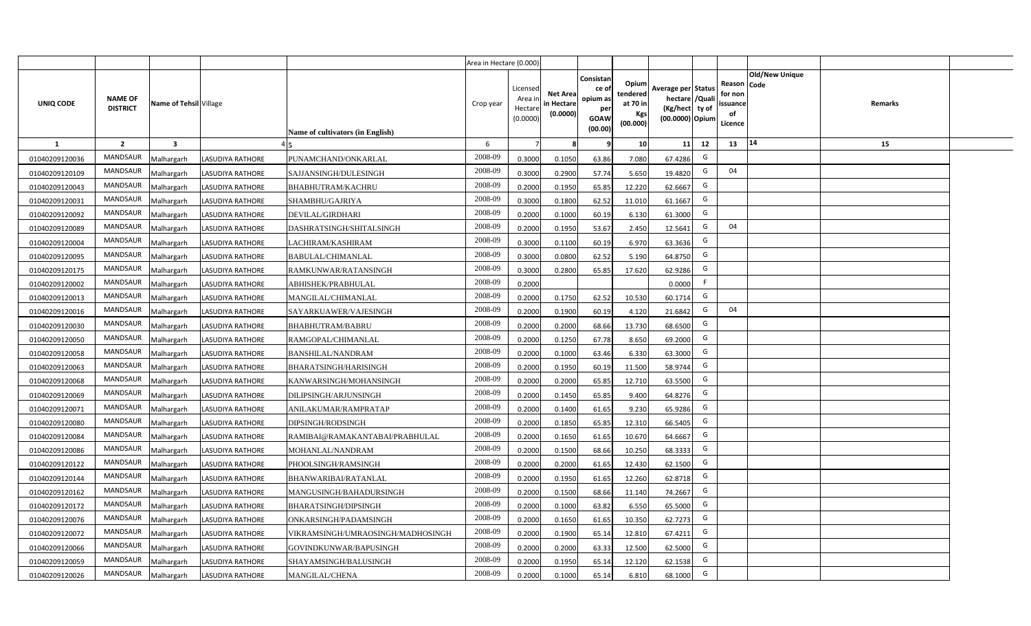| | | | | | Area in Hectare (0.000) | | | | | | | | | | |
|---|---|---|---|---|---|---|---|---|---|---|---|---|---|---|---|
| UNIQ CODE | NAME OF DISTRICT | Name of Tehsil | Village | Name of cultivators (in English) | Crop year | Licensed Area in Hectare (0.0000) | Net Area in Hectare (0.0000) | Consistance of opium as per GOAW (00.00) | Opium tendered at 70 in Kgs (00.000) | Average per hectare (Kg/hect) (00.0000) | Status /Quality of Opium | Reason for non issuance of Licence | Code | Old/New Unique | Remarks |
| 1 | 2 | 3 | 4 | 5 | 6 | 7 | 8 | 9 | 10 | 11 | 12 | 13 | 14 | | 15 |
| 01040209120036 | MANDSAUR | Malhargarh | LASUDIYA RATHORE | PUNAMCHAND/ONKARLAL | 2008-09 | 0.3000 | 0.1050 | 63.86 | 7.080 | 67.4286 | G | | | | |
| 01040209120109 | MANDSAUR | Malhargarh | LASUDIYA RATHORE | SAJJANSINGH/DULESINGH | 2008-09 | 0.3000 | 0.2900 | 57.74 | 5.650 | 19.4820 | G | 04 | | | |
| 01040209120043 | MANDSAUR | Malhargarh | LASUDIYA RATHORE | BHABHUTRAM/KACHRU | 2008-09 | 0.2000 | 0.1950 | 65.85 | 12.220 | 62.6667 | G | | | | |
| 01040209120031 | MANDSAUR | Malhargarh | LASUDIYA RATHORE | SHAMBHU/GAJRIYA | 2008-09 | 0.3000 | 0.1800 | 62.52 | 11.010 | 61.1667 | G | | | | |
| 01040209120092 | MANDSAUR | Malhargarh | LASUDIYA RATHORE | DEVILAL/GIRDHARI | 2008-09 | 0.2000 | 0.1000 | 60.19 | 6.130 | 61.3000 | G | | | | |
| 01040209120089 | MANDSAUR | Malhargarh | LASUDIYA RATHORE | DASHRATSINGH/SHITALSINGH | 2008-09 | 0.2000 | 0.1950 | 53.67 | 2.450 | 12.5641 | G | 04 | | | |
| 01040209120004 | MANDSAUR | Malhargarh | LASUDIYA RATHORE | LACHIRAM/KASHIRAM | 2008-09 | 0.3000 | 0.1100 | 60.19 | 6.970 | 63.3636 | G | | | | |
| 01040209120095 | MANDSAUR | Malhargarh | LASUDIYA RATHORE | BABULAL/CHIMANLAL | 2008-09 | 0.3000 | 0.0800 | 62.52 | 5.190 | 64.8750 | G | | | | |
| 01040209120175 | MANDSAUR | Malhargarh | LASUDIYA RATHORE | RAMKUNWAR/RATANSINGH | 2008-09 | 0.3000 | 0.2800 | 65.85 | 17.620 | 62.9286 | G | | | | |
| 01040209120002 | MANDSAUR | Malhargarh | LASUDIYA RATHORE | ABHISHEK/PRABHULAL | 2008-09 | 0.2000 | | | | 0.0000 | F | | | | |
| 01040209120013 | MANDSAUR | Malhargarh | LASUDIYA RATHORE | MANGILAL/CHIMANLAL | 2008-09 | 0.2000 | 0.1750 | 62.52 | 10.530 | 60.1714 | G | | | | |
| 01040209120016 | MANDSAUR | Malhargarh | LASUDIYA RATHORE | SAYARKUAWER/VAJESINGH | 2008-09 | 0.2000 | 0.1900 | 60.19 | 4.120 | 21.6842 | G | 04 | | | |
| 01040209120030 | MANDSAUR | Malhargarh | LASUDIYA RATHORE | BHABHUTRAM/BABRU | 2008-09 | 0.2000 | 0.2000 | 68.66 | 13.730 | 68.6500 | G | | | | |
| 01040209120050 | MANDSAUR | Malhargarh | LASUDIYA RATHORE | RAMGOPAL/CHIMANLAL | 2008-09 | 0.2000 | 0.1250 | 67.78 | 8.650 | 69.2000 | G | | | | |
| 01040209120058 | MANDSAUR | Malhargarh | LASUDIYA RATHORE | BANSHILAL/NANDRAM | 2008-09 | 0.2000 | 0.1000 | 63.46 | 6.330 | 63.3000 | G | | | | |
| 01040209120063 | MANDSAUR | Malhargarh | LASUDIYA RATHORE | BHARATSINGH/HARISINGH | 2008-09 | 0.2000 | 0.1950 | 60.19 | 11.500 | 58.9744 | G | | | | |
| 01040209120068 | MANDSAUR | Malhargarh | LASUDIYA RATHORE | KANWARSINGH/MOHANSINGH | 2008-09 | 0.2000 | 0.2000 | 65.85 | 12.710 | 63.5500 | G | | | | |
| 01040209120069 | MANDSAUR | Malhargarh | LASUDIYA RATHORE | DILIPSINGH/ARJUNSINGH | 2008-09 | 0.2000 | 0.1450 | 65.85 | 9.400 | 64.8276 | G | | | | |
| 01040209120071 | MANDSAUR | Malhargarh | LASUDIYA RATHORE | ANILAKUMAR/RAMPRATAP | 2008-09 | 0.2000 | 0.1400 | 61.65 | 9.230 | 65.9286 | G | | | | |
| 01040209120080 | MANDSAUR | Malhargarh | LASUDIYA RATHORE | DIPSINGH/RODSINGH | 2008-09 | 0.2000 | 0.1850 | 65.85 | 12.310 | 66.5405 | G | | | | |
| 01040209120084 | MANDSAUR | Malhargarh | LASUDIYA RATHORE | RAMIBAI@RAMAKANTABAI/PRABHULAL | 2008-09 | 0.2000 | 0.1650 | 61.65 | 10.670 | 64.6667 | G | | | | |
| 01040209120086 | MANDSAUR | Malhargarh | LASUDIYA RATHORE | MOHANLAL/NANDRAM | 2008-09 | 0.2000 | 0.1500 | 68.66 | 10.250 | 68.3333 | G | | | | |
| 01040209120122 | MANDSAUR | Malhargarh | LASUDIYA RATHORE | PHOOLSINGH/RAMSINGH | 2008-09 | 0.2000 | 0.2000 | 61.65 | 12.430 | 62.1500 | G | | | | |
| 01040209120144 | MANDSAUR | Malhargarh | LASUDIYA RATHORE | BHANWARIBAI/RATANLAL | 2008-09 | 0.2000 | 0.1950 | 61.65 | 12.260 | 62.8718 | G | | | | |
| 01040209120162 | MANDSAUR | Malhargarh | LASUDIYA RATHORE | MANGUSINGH/BAHADURSINGH | 2008-09 | 0.2000 | 0.1500 | 68.66 | 11.140 | 74.2667 | G | | | | |
| 01040209120172 | MANDSAUR | Malhargarh | LASUDIYA RATHORE | BHARATSINGH/DIPSINGH | 2008-09 | 0.2000 | 0.1000 | 63.82 | 6.550 | 65.5000 | G | | | | |
| 01040209120076 | MANDSAUR | Malhargarh | LASUDIYA RATHORE | ONKARSINGH/PADAMSINGH | 2008-09 | 0.2000 | 0.1650 | 61.65 | 10.350 | 62.7273 | G | | | | |
| 01040209120072 | MANDSAUR | Malhargarh | LASUDIYA RATHORE | VIKRAMSINGH/UMRAOSINGH/MADHOSINGH | 2008-09 | 0.2000 | 0.1900 | 65.14 | 12.810 | 67.4211 | G | | | | |
| 01040209120066 | MANDSAUR | Malhargarh | LASUDIYA RATHORE | GOVINDKUNWAR/BAPUSINGH | 2008-09 | 0.2000 | 0.2000 | 63.33 | 12.500 | 62.5000 | G | | | | |
| 01040209120059 | MANDSAUR | Malhargarh | LASUDIYA RATHORE | SHAYAMSINGH/BALUSINGH | 2008-09 | 0.2000 | 0.1950 | 65.14 | 12.120 | 62.1538 | G | | | | |
| 01040209120026 | MANDSAUR | Malhargarh | LASUDIYA RATHORE | MANGILAL/CHENA | 2008-09 | 0.2000 | 0.1000 | 65.14 | 6.810 | 68.1000 | G | | | | |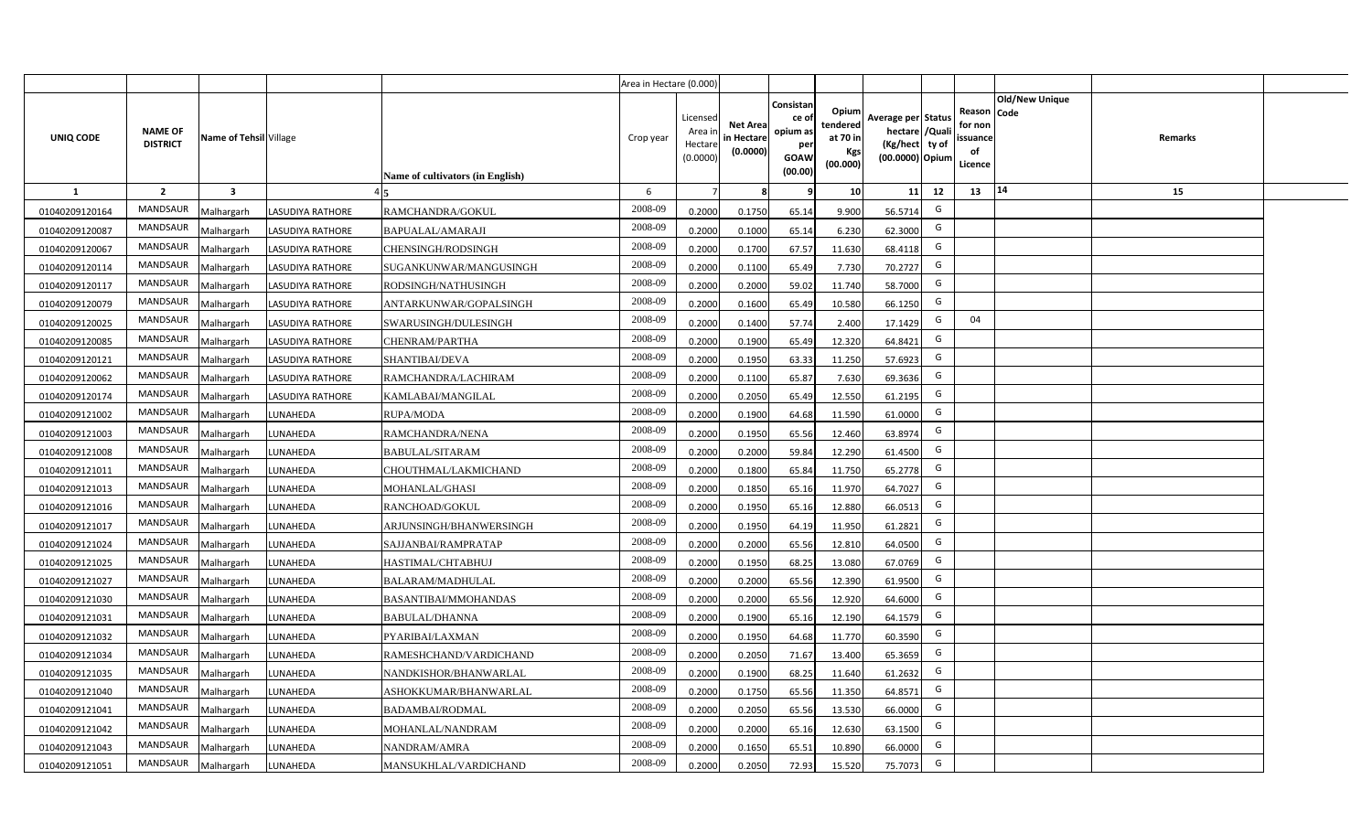| | | | | | Area in Hectare (0.000) | | | | | | | | | | |
|---|---|---|---|---|---|---|---|---|---|---|---|---|---|---|---|
| UNIQ CODE | NAME OF DISTRICT | Name of Tehsil | Village | Name of cultivators (in English) | Crop year | Licensed Area in Hectare (0.0000) | Net Area in Hectare (0.0000) | Consistance of opium as per GOAW (00.00) | Opium tendered at 70 in Kgs (00.000) | Average per hectare (Kg/hect (00.0000) | Status /Quality of Opium | Reason for non issuance of Licence | Old/New Unique Code | Remarks |
| 1 | 2 | 3 | 4 | 5 | 6 | 7 | 8 | 9 | 10 | 11 | 12 | 13 | 14 | 15 |
| 01040209120164 | MANDSAUR | Malhargarh | LASUDIYA RATHORE | RAMCHANDRA/GOKUL | 2008-09 | 0.2000 | 0.1750 | 65.14 | 9.900 | 56.5714 | G | | | |
| 01040209120087 | MANDSAUR | Malhargarh | LASUDIYA RATHORE | BAPUALAL/AMARAJI | 2008-09 | 0.2000 | 0.1000 | 65.14 | 6.230 | 62.3000 | G | | | |
| 01040209120067 | MANDSAUR | Malhargarh | LASUDIYA RATHORE | CHENSINGH/RODSINGH | 2008-09 | 0.2000 | 0.1700 | 67.57 | 11.630 | 68.4118 | G | | | |
| 01040209120114 | MANDSAUR | Malhargarh | LASUDIYA RATHORE | SUGANKUNWAR/MANGUSINGH | 2008-09 | 0.2000 | 0.1100 | 65.49 | 7.730 | 70.2727 | G | | | |
| 01040209120117 | MANDSAUR | Malhargarh | LASUDIYA RATHORE | RODSINGH/NATHUSINGH | 2008-09 | 0.2000 | 0.2000 | 59.02 | 11.740 | 58.7000 | G | | | |
| 01040209120079 | MANDSAUR | Malhargarh | LASUDIYA RATHORE | ANTARKUNWAR/GOPALSINGH | 2008-09 | 0.2000 | 0.1600 | 65.49 | 10.580 | 66.1250 | G | | | |
| 01040209120025 | MANDSAUR | Malhargarh | LASUDIYA RATHORE | SWARUSINGH/DULESINGH | 2008-09 | 0.2000 | 0.1400 | 57.74 | 2.400 | 17.1429 | G | 04 | | |
| 01040209120085 | MANDSAUR | Malhargarh | LASUDIYA RATHORE | CHENRAM/PARTHA | 2008-09 | 0.2000 | 0.1900 | 65.49 | 12.320 | 64.8421 | G | | | |
| 01040209120121 | MANDSAUR | Malhargarh | LASUDIYA RATHORE | SHANTIBAI/DEVA | 2008-09 | 0.2000 | 0.1950 | 63.33 | 11.250 | 57.6923 | G | | | |
| 01040209120062 | MANDSAUR | Malhargarh | LASUDIYA RATHORE | RAMCHANDRA/LACHIRAM | 2008-09 | 0.2000 | 0.1100 | 65.87 | 7.630 | 69.3636 | G | | | |
| 01040209120174 | MANDSAUR | Malhargarh | LASUDIYA RATHORE | KAMLABAI/MANGILAL | 2008-09 | 0.2000 | 0.2050 | 65.49 | 12.550 | 61.2195 | G | | | |
| 01040209121002 | MANDSAUR | Malhargarh | LUNAHEDA | RUPA/MODA | 2008-09 | 0.2000 | 0.1900 | 64.68 | 11.590 | 61.0000 | G | | | |
| 01040209121003 | MANDSAUR | Malhargarh | LUNAHEDA | RAMCHANDRA/NENA | 2008-09 | 0.2000 | 0.1950 | 65.56 | 12.460 | 63.8974 | G | | | |
| 01040209121008 | MANDSAUR | Malhargarh | LUNAHEDA | BABULAL/SITARAM | 2008-09 | 0.2000 | 0.2000 | 59.84 | 12.290 | 61.4500 | G | | | |
| 01040209121011 | MANDSAUR | Malhargarh | LUNAHEDA | CHOUTHMAL/LAKMICHAND | 2008-09 | 0.2000 | 0.1800 | 65.84 | 11.750 | 65.2778 | G | | | |
| 01040209121013 | MANDSAUR | Malhargarh | LUNAHEDA | MOHANLAL/GHASI | 2008-09 | 0.2000 | 0.1850 | 65.16 | 11.970 | 64.7027 | G | | | |
| 01040209121016 | MANDSAUR | Malhargarh | LUNAHEDA | RANCHOAD/GOKUL | 2008-09 | 0.2000 | 0.1950 | 65.16 | 12.880 | 66.0513 | G | | | |
| 01040209121017 | MANDSAUR | Malhargarh | LUNAHEDA | ARJUNSINGH/BHANWERSINGH | 2008-09 | 0.2000 | 0.1950 | 64.19 | 11.950 | 61.2821 | G | | | |
| 01040209121024 | MANDSAUR | Malhargarh | LUNAHEDA | SAJJANBAI/RAMPRATAP | 2008-09 | 0.2000 | 0.2000 | 65.56 | 12.810 | 64.0500 | G | | | |
| 01040209121025 | MANDSAUR | Malhargarh | LUNAHEDA | HASTIMAL/CHTABHUJ | 2008-09 | 0.2000 | 0.1950 | 68.25 | 13.080 | 67.0769 | G | | | |
| 01040209121027 | MANDSAUR | Malhargarh | LUNAHEDA | BALARAM/MADHULAL | 2008-09 | 0.2000 | 0.2000 | 65.56 | 12.390 | 61.9500 | G | | | |
| 01040209121030 | MANDSAUR | Malhargarh | LUNAHEDA | BASANTIBAI/MMOHANDAS | 2008-09 | 0.2000 | 0.2000 | 65.56 | 12.920 | 64.6000 | G | | | |
| 01040209121031 | MANDSAUR | Malhargarh | LUNAHEDA | BABULAL/DHANNA | 2008-09 | 0.2000 | 0.1900 | 65.16 | 12.190 | 64.1579 | G | | | |
| 01040209121032 | MANDSAUR | Malhargarh | LUNAHEDA | PYARIBAI/LAXMAN | 2008-09 | 0.2000 | 0.1950 | 64.68 | 11.770 | 60.3590 | G | | | |
| 01040209121034 | MANDSAUR | Malhargarh | LUNAHEDA | RAMESHCHAND/VARDICHAND | 2008-09 | 0.2000 | 0.2050 | 71.67 | 13.400 | 65.3659 | G | | | |
| 01040209121035 | MANDSAUR | Malhargarh | LUNAHEDA | NANDKISHOR/BHANWARLAL | 2008-09 | 0.2000 | 0.1900 | 68.25 | 11.640 | 61.2632 | G | | | |
| 01040209121040 | MANDSAUR | Malhargarh | LUNAHEDA | ASHOKKUMAR/BHANWARLAL | 2008-09 | 0.2000 | 0.1750 | 65.56 | 11.350 | 64.8571 | G | | | |
| 01040209121041 | MANDSAUR | Malhargarh | LUNAHEDA | BADAMBAI/RODMAL | 2008-09 | 0.2000 | 0.2050 | 65.56 | 13.530 | 66.0000 | G | | | |
| 01040209121042 | MANDSAUR | Malhargarh | LUNAHEDA | MOHANLAL/NANDRAM | 2008-09 | 0.2000 | 0.2000 | 65.16 | 12.630 | 63.1500 | G | | | |
| 01040209121043 | MANDSAUR | Malhargarh | LUNAHEDA | NANDRAM/AMRA | 2008-09 | 0.2000 | 0.1650 | 65.51 | 10.890 | 66.0000 | G | | | |
| 01040209121051 | MANDSAUR | Malhargarh | LUNAHEDA | MANSUKHLAL/VARDICHAND | 2008-09 | 0.2000 | 0.2050 | 72.93 | 15.520 | 75.7073 | G | | | |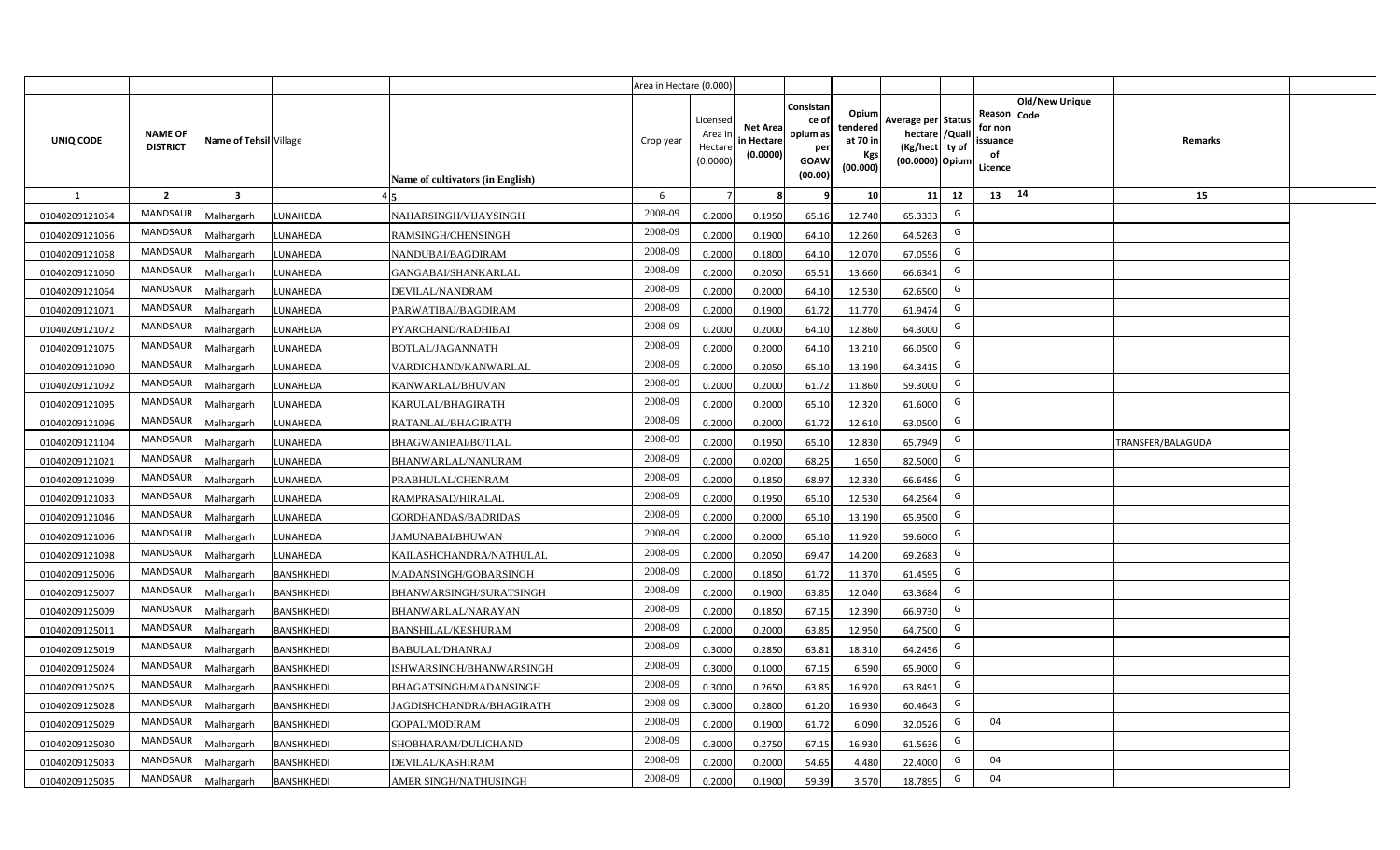| | | | | | Area in Hectare (0.000) | | | | | | | | | | |
|---|---|---|---|---|---|---|---|---|---|---|---|---|---|---|---|
| UNIQ CODE | NAME OF DISTRICT | Name of Tehsil | Village | Name of cultivators (in English) | Crop year | Licensed Area in Hectare (0.0000) | Net Area in Hectare (0.0000) | Consistance of opium as per GOAW (00.00) | Opium tendered at 70 in Kgs (00.000) | Average per hectare (Kg/hect) (00.0000) | Status /Quality of Opium | Reason for non issuance of Licence | Old/New Unique Code | Remarks |
| 1 | 2 | 3 | 4 | 5 | 6 | 7 | 8 | 9 | 10 | 11 | 12 | 13 | 14 | 15 |
| 01040209121054 | MANDSAUR | Malhargarh | LUNAHEDA | NAHARSINGH/VIJAYSINGH | 2008-09 | 0.2000 | 0.1950 | 65.16 | 12.740 | 65.3333 | G | | | |
| 01040209121056 | MANDSAUR | Malhargarh | LUNAHEDA | RAMSINGH/CHENSINGH | 2008-09 | 0.2000 | 0.1900 | 64.10 | 12.260 | 64.5263 | G | | | |
| 01040209121058 | MANDSAUR | Malhargarh | LUNAHEDA | NANDUBAI/BAGDIRAM | 2008-09 | 0.2000 | 0.1800 | 64.10 | 12.070 | 67.0556 | G | | | |
| 01040209121060 | MANDSAUR | Malhargarh | LUNAHEDA | GANGABAI/SHANKARLAL | 2008-09 | 0.2000 | 0.2050 | 65.51 | 13.660 | 66.6341 | G | | | |
| 01040209121064 | MANDSAUR | Malhargarh | LUNAHEDA | DEVILAL/NANDRAM | 2008-09 | 0.2000 | 0.2000 | 64.10 | 12.530 | 62.6500 | G | | | |
| 01040209121071 | MANDSAUR | Malhargarh | LUNAHEDA | PARWATIBAI/BAGDIRAM | 2008-09 | 0.2000 | 0.1900 | 61.72 | 11.770 | 61.9474 | G | | | |
| 01040209121072 | MANDSAUR | Malhargarh | LUNAHEDA | PYARCHAND/RADHIBAI | 2008-09 | 0.2000 | 0.2000 | 64.10 | 12.860 | 64.3000 | G | | | |
| 01040209121075 | MANDSAUR | Malhargarh | LUNAHEDA | BOTLAL/JAGANNATH | 2008-09 | 0.2000 | 0.2000 | 64.10 | 13.210 | 66.0500 | G | | | |
| 01040209121090 | MANDSAUR | Malhargarh | LUNAHEDA | VARDICHAND/KANWARLAL | 2008-09 | 0.2000 | 0.2050 | 65.10 | 13.190 | 64.3415 | G | | | |
| 01040209121092 | MANDSAUR | Malhargarh | LUNAHEDA | KANWARLAL/BHUVAN | 2008-09 | 0.2000 | 0.2000 | 61.72 | 11.860 | 59.3000 | G | | | |
| 01040209121095 | MANDSAUR | Malhargarh | LUNAHEDA | KARULAL/BHAGIRATH | 2008-09 | 0.2000 | 0.2000 | 65.10 | 12.320 | 61.6000 | G | | | |
| 01040209121096 | MANDSAUR | Malhargarh | LUNAHEDA | RATANLAL/BHAGIRATH | 2008-09 | 0.2000 | 0.2000 | 61.72 | 12.610 | 63.0500 | G | | | |
| 01040209121104 | MANDSAUR | Malhargarh | LUNAHEDA | BHAGWANIBAI/BOTLAL | 2008-09 | 0.2000 | 0.1950 | 65.10 | 12.830 | 65.7949 | G | | | TRANSFER/BALAGUDA |
| 01040209121021 | MANDSAUR | Malhargarh | LUNAHEDA | BHANWARLAL/NANURAM | 2008-09 | 0.2000 | 0.0200 | 68.25 | 1.650 | 82.5000 | G | | | |
| 01040209121099 | MANDSAUR | Malhargarh | LUNAHEDA | PRABHULAL/CHENRAM | 2008-09 | 0.2000 | 0.1850 | 68.97 | 12.330 | 66.6486 | G | | | |
| 01040209121033 | MANDSAUR | Malhargarh | LUNAHEDA | RAMPRASAD/HIRALAL | 2008-09 | 0.2000 | 0.1950 | 65.10 | 12.530 | 64.2564 | G | | | |
| 01040209121046 | MANDSAUR | Malhargarh | LUNAHEDA | GORDHANDAS/BADRIDAS | 2008-09 | 0.2000 | 0.2000 | 65.10 | 13.190 | 65.9500 | G | | | |
| 01040209121006 | MANDSAUR | Malhargarh | LUNAHEDA | JAMUNABAI/BHUWAN | 2008-09 | 0.2000 | 0.2000 | 65.10 | 11.920 | 59.6000 | G | | | |
| 01040209121098 | MANDSAUR | Malhargarh | LUNAHEDA | KAILASHCHANDRA/NATHULAL | 2008-09 | 0.2000 | 0.2050 | 69.47 | 14.200 | 69.2683 | G | | | |
| 01040209125006 | MANDSAUR | Malhargarh | BANSHKHEDI | MADANSINGH/GOBARSINGH | 2008-09 | 0.2000 | 0.1850 | 61.72 | 11.370 | 61.4595 | G | | | |
| 01040209125007 | MANDSAUR | Malhargarh | BANSHKHEDI | BHANWARSINGH/SURATSINGH | 2008-09 | 0.2000 | 0.1900 | 63.85 | 12.040 | 63.3684 | G | | | |
| 01040209125009 | MANDSAUR | Malhargarh | BANSHKHEDI | BHANWARLAL/NARAYAN | 2008-09 | 0.2000 | 0.1850 | 67.15 | 12.390 | 66.9730 | G | | | |
| 01040209125011 | MANDSAUR | Malhargarh | BANSHKHEDI | BANSHILAL/KESHURAM | 2008-09 | 0.2000 | 0.2000 | 63.85 | 12.950 | 64.7500 | G | | | |
| 01040209125019 | MANDSAUR | Malhargarh | BANSHKHEDI | BABULAL/DHANRAJ | 2008-09 | 0.3000 | 0.2850 | 63.81 | 18.310 | 64.2456 | G | | | |
| 01040209125024 | MANDSAUR | Malhargarh | BANSHKHEDI | ISHWARSINGH/BHANWARSINGH | 2008-09 | 0.3000 | 0.1000 | 67.15 | 6.590 | 65.9000 | G | | | |
| 01040209125025 | MANDSAUR | Malhargarh | BANSHKHEDI | BHAGATSINGH/MADANSINGH | 2008-09 | 0.3000 | 0.2650 | 63.85 | 16.920 | 63.8491 | G | | | |
| 01040209125028 | MANDSAUR | Malhargarh | BANSHKHEDI | JAGDISHCHANDRA/BHAGIRATH | 2008-09 | 0.3000 | 0.2800 | 61.20 | 16.930 | 60.4643 | G | | | |
| 01040209125029 | MANDSAUR | Malhargarh | BANSHKHEDI | GOPAL/MODIRAM | 2008-09 | 0.2000 | 0.1900 | 61.72 | 6.090 | 32.0526 | G | 04 | | |
| 01040209125030 | MANDSAUR | Malhargarh | BANSHKHEDI | SHOBHARAM/DULICHAND | 2008-09 | 0.3000 | 0.2750 | 67.15 | 16.930 | 61.5636 | G | | | |
| 01040209125033 | MANDSAUR | Malhargarh | BANSHKHEDI | DEVILAL/KASHIRAM | 2008-09 | 0.2000 | 0.2000 | 54.65 | 4.480 | 22.4000 | G | 04 | | |
| 01040209125035 | MANDSAUR | Malhargarh | BANSHKHEDI | AMER SINGH/NATHUSINGH | 2008-09 | 0.2000 | 0.1900 | 59.39 | 3.570 | 18.7895 | G | 04 | | |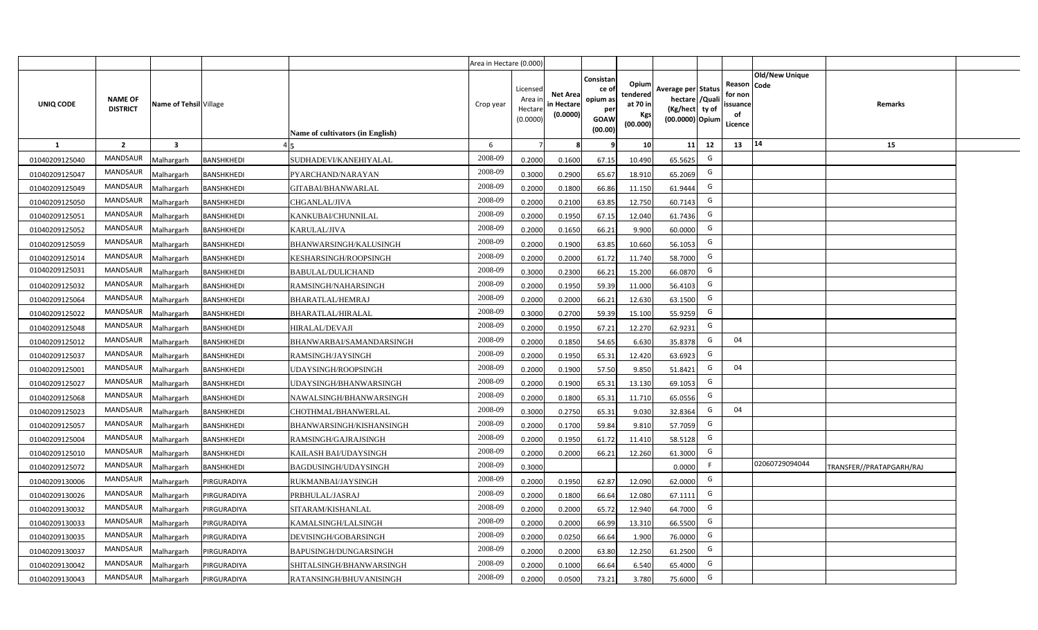| | | | | | Area in Hectare (0.000) | | | | | | | | | | |
|---|---|---|---|---|---|---|---|---|---|---|---|---|---|---|---|
| UNIQ CODE | NAME OF DISTRICT | Name of Tehsil | Village | Name of cultivators (in English) | Crop year | Licensed Area in Hectare (0.0000) | Net Area in Hectare (0.0000) | Consistance of opium as per GOAW (00.00) | Opium tendered at 70 in Kgs (00.000) | Average per hectare (Kg/hect) (00.0000) | Status /Quality of Opium | Reason for non issuance of Licence | Old/New Unique Code | Remarks |
| 1 | 2 | 3 | 4 | 5 | 6 | 7 | 8 | 9 | 10 | 11 | 12 | 13 | 14 | 15 |
| 01040209125040 | MANDSAUR | Malhargarh | BANSHKHEDI | SUDHADEVI/KANEHIYALAL | 2008-09 | 0.2000 | 0.1600 | 67.15 | 10.490 | 65.5625 | G | | | |
| 01040209125047 | MANDSAUR | Malhargarh | BANSHKHEDI | PYARCHAND/NARAYAN | 2008-09 | 0.3000 | 0.2900 | 65.67 | 18.910 | 65.2069 | G | | | |
| 01040209125049 | MANDSAUR | Malhargarh | BANSHKHEDI | GITABAI/BHANWARLAL | 2008-09 | 0.2000 | 0.1800 | 66.86 | 11.150 | 61.9444 | G | | | |
| 01040209125050 | MANDSAUR | Malhargarh | BANSHKHEDI | CHGANLAL/JIVA | 2008-09 | 0.2000 | 0.2100 | 63.85 | 12.750 | 60.7143 | G | | | |
| 01040209125051 | MANDSAUR | Malhargarh | BANSHKHEDI | KANKUBAI/CHUNNILAL | 2008-09 | 0.2000 | 0.1950 | 67.15 | 12.040 | 61.7436 | G | | | |
| 01040209125052 | MANDSAUR | Malhargarh | BANSHKHEDI | KARULAL/JIVA | 2008-09 | 0.2000 | 0.1650 | 66.21 | 9.900 | 60.0000 | G | | | |
| 01040209125059 | MANDSAUR | Malhargarh | BANSHKHEDI | BHANWARSINGH/KALUSINGH | 2008-09 | 0.2000 | 0.1900 | 63.85 | 10.660 | 56.1053 | G | | | |
| 01040209125014 | MANDSAUR | Malhargarh | BANSHKHEDI | KESHARSINGH/ROOPSINGH | 2008-09 | 0.2000 | 0.2000 | 61.72 | 11.740 | 58.7000 | G | | | |
| 01040209125031 | MANDSAUR | Malhargarh | BANSHKHEDI | BABULAL/DULICHAND | 2008-09 | 0.3000 | 0.2300 | 66.21 | 15.200 | 66.0870 | G | | | |
| 01040209125032 | MANDSAUR | Malhargarh | BANSHKHEDI | RAMSINGH/NAHARSINGH | 2008-09 | 0.2000 | 0.1950 | 59.39 | 11.000 | 56.4103 | G | | | |
| 01040209125064 | MANDSAUR | Malhargarh | BANSHKHEDI | BHARATLAL/HEMRAJ | 2008-09 | 0.2000 | 0.2000 | 66.21 | 12.630 | 63.1500 | G | | | |
| 01040209125022 | MANDSAUR | Malhargarh | BANSHKHEDI | BHARATLAL/HIRALAL | 2008-09 | 0.3000 | 0.2700 | 59.39 | 15.100 | 55.9259 | G | | | |
| 01040209125048 | MANDSAUR | Malhargarh | BANSHKHEDI | HIRALAL/DEVAJI | 2008-09 | 0.2000 | 0.1950 | 67.21 | 12.270 | 62.9231 | G | | | |
| 01040209125012 | MANDSAUR | Malhargarh | BANSHKHEDI | BHANWARBAI/SAMANDARSINGH | 2008-09 | 0.2000 | 0.1850 | 54.65 | 6.630 | 35.8378 | G | 04 | | |
| 01040209125037 | MANDSAUR | Malhargarh | BANSHKHEDI | RAMSINGH/JAYSINGH | 2008-09 | 0.2000 | 0.1950 | 65.31 | 12.420 | 63.6923 | G | | | |
| 01040209125001 | MANDSAUR | Malhargarh | BANSHKHEDI | UDAYSINGH/ROOPSINGH | 2008-09 | 0.2000 | 0.1900 | 57.50 | 9.850 | 51.8421 | G | 04 | | |
| 01040209125027 | MANDSAUR | Malhargarh | BANSHKHEDI | UDAYSINGH/BHANWARSINGH | 2008-09 | 0.2000 | 0.1900 | 65.31 | 13.130 | 69.1053 | G | | | |
| 01040209125068 | MANDSAUR | Malhargarh | BANSHKHEDI | NAWALSINGH/BHANWARSINGH | 2008-09 | 0.2000 | 0.1800 | 65.31 | 11.710 | 65.0556 | G | | | |
| 01040209125023 | MANDSAUR | Malhargarh | BANSHKHEDI | CHOTHMAL/BHANWERLAL | 2008-09 | 0.3000 | 0.2750 | 65.31 | 9.030 | 32.8364 | G | 04 | | |
| 01040209125057 | MANDSAUR | Malhargarh | BANSHKHEDI | BHANWARSINGH/KISHANSINGH | 2008-09 | 0.2000 | 0.1700 | 59.84 | 9.810 | 57.7059 | G | | | |
| 01040209125004 | MANDSAUR | Malhargarh | BANSHKHEDI | RAMSINGH/GAJRAJSINGH | 2008-09 | 0.2000 | 0.1950 | 61.72 | 11.410 | 58.5128 | G | | | |
| 01040209125010 | MANDSAUR | Malhargarh | BANSHKHEDI | KAILASH BAI/UDAYSINGH | 2008-09 | 0.2000 | 0.2000 | 66.21 | 12.260 | 61.3000 | G | | | |
| 01040209125072 | MANDSAUR | Malhargarh | BANSHKHEDI | BAGDUSINGH/UDAYSINGH | 2008-09 | 0.3000 | | | | 0.0000 | F | | 02060729094044 | TRANSFER//PRATAPGARH/RAJ |
| 01040209130006 | MANDSAUR | Malhargarh | PIRGURADIYA | RUKMANBAI/JAYSINGH | 2008-09 | 0.2000 | 0.1950 | 62.87 | 12.090 | 62.0000 | G | | | |
| 01040209130026 | MANDSAUR | Malhargarh | PIRGURADIYA | PRBHULAL/JASRAJ | 2008-09 | 0.2000 | 0.1800 | 66.64 | 12.080 | 67.1111 | G | | | |
| 01040209130032 | MANDSAUR | Malhargarh | PIRGURADIYA | SITARAM/KISHANLAL | 2008-09 | 0.2000 | 0.2000 | 65.72 | 12.940 | 64.7000 | G | | | |
| 01040209130033 | MANDSAUR | Malhargarh | PIRGURADIYA | KAMALSINGH/LALSINGH | 2008-09 | 0.2000 | 0.2000 | 66.99 | 13.310 | 66.5500 | G | | | |
| 01040209130035 | MANDSAUR | Malhargarh | PIRGURADIYA | DEVISINGH/GOBARSINGH | 2008-09 | 0.2000 | 0.0250 | 66.64 | 1.900 | 76.0000 | G | | | |
| 01040209130037 | MANDSAUR | Malhargarh | PIRGURADIYA | BAPUSINGH/DUNGARSINGH | 2008-09 | 0.2000 | 0.2000 | 63.80 | 12.250 | 61.2500 | G | | | |
| 01040209130042 | MANDSAUR | Malhargarh | PIRGURADIYA | SHITALSINGH/BHANWARSINGH | 2008-09 | 0.2000 | 0.1000 | 66.64 | 6.540 | 65.4000 | G | | | |
| 01040209130043 | MANDSAUR | Malhargarh | PIRGURADIYA | RATANSINGH/BHUVANISINGH | 2008-09 | 0.2000 | 0.0500 | 73.21 | 3.780 | 75.6000 | G | | | |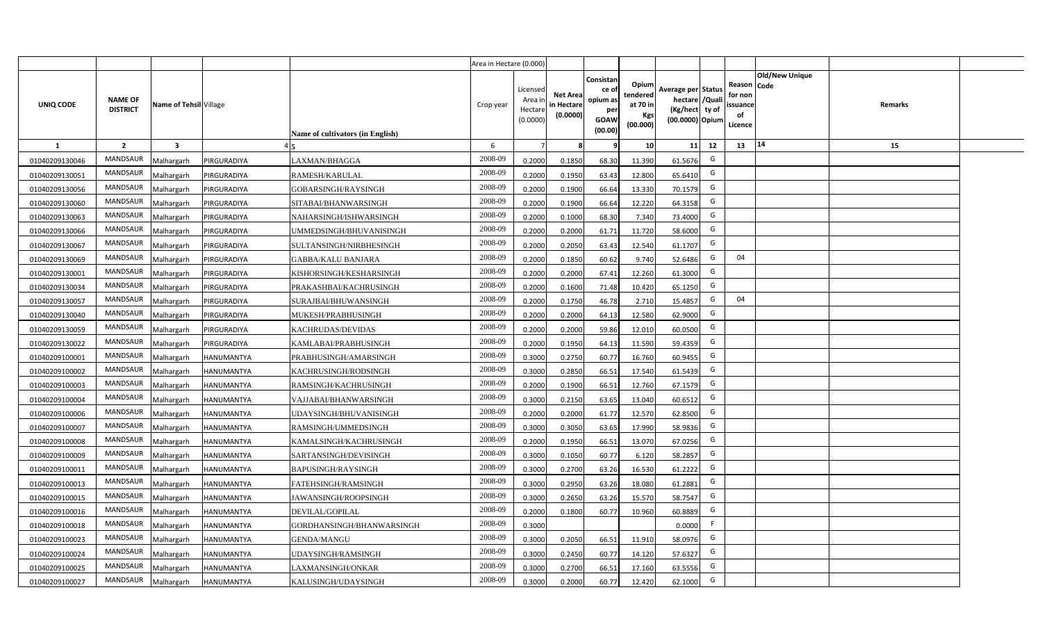| | | | | | Area in Hectare (0.000) | | | | | | | | | | | |
|---|---|---|---|---|---|---|---|---|---|---|---|---|---|---|---|---|
| UNIQ CODE | NAME OF DISTRICT | Name of Tehsil | Village | Name of cultivators (in English) | Crop year | Licensed Area in Hectare (0.0000) | Net Area in Hectare (0.0000) | Consistance of opium as per GOAW (00.00) | Opium tendered at 70 in Kgs (00.000) | Average per hectare (Kg/hect) (00.0000) | Status /Quality of Opium | Reason for non issuance of Licence | Old/New Unique Code | Remarks | | |
| 1 | 2 | 3 | 4 | 5 | 6 | 7 | 8 | 9 | 10 | 11 | 12 | 13 | 14 | 15 | | |
| 01040209130046 | MANDSAUR | Malhargarh | PIRGURADIYA | LAXMAN/BHAGGA | 2008-09 | 0.2000 | 0.1850 | 68.30 | 11.390 | 61.5676 | G | | | | | |
| 01040209130051 | MANDSAUR | Malhargarh | PIRGURADIYA | RAMESH/KARULAL | 2008-09 | 0.2000 | 0.1950 | 63.43 | 12.800 | 65.6410 | G | | | | | |
| 01040209130056 | MANDSAUR | Malhargarh | PIRGURADIYA | GOBARSINGH/RAYSINGH | 2008-09 | 0.2000 | 0.1900 | 66.64 | 13.330 | 70.1579 | G | | | | | |
| 01040209130060 | MANDSAUR | Malhargarh | PIRGURADIYA | SITABAI/BHANWARSINGH | 2008-09 | 0.2000 | 0.1900 | 66.64 | 12.220 | 64.3158 | G | | | | | |
| 01040209130063 | MANDSAUR | Malhargarh | PIRGURADIYA | NAHARSINGH/ISHWARSINGH | 2008-09 | 0.2000 | 0.1000 | 68.30 | 7.340 | 73.4000 | G | | | | | |
| 01040209130066 | MANDSAUR | Malhargarh | PIRGURADIYA | UMMEDSINGH/BHUVANISINGH | 2008-09 | 0.2000 | 0.2000 | 61.71 | 11.720 | 58.6000 | G | | | | | |
| 01040209130067 | MANDSAUR | Malhargarh | PIRGURADIYA | SULTANSINGH/NIRBHESINGH | 2008-09 | 0.2000 | 0.2050 | 63.43 | 12.540 | 61.1707 | G | | | | | |
| 01040209130069 | MANDSAUR | Malhargarh | PIRGURADIYA | GABBA/KALU BANJARA | 2008-09 | 0.2000 | 0.1850 | 60.62 | 9.740 | 52.6486 | G | 04 | | | | |
| 01040209130001 | MANDSAUR | Malhargarh | PIRGURADIYA | KISHORSINGH/KESHARSINGH | 2008-09 | 0.2000 | 0.2000 | 67.41 | 12.260 | 61.3000 | G | | | | | |
| 01040209130034 | MANDSAUR | Malhargarh | PIRGURADIYA | PRAKASHBAI/KACHRUSINGH | 2008-09 | 0.2000 | 0.1600 | 71.48 | 10.420 | 65.1250 | G | | | | | |
| 01040209130057 | MANDSAUR | Malhargarh | PIRGURADIYA | SURAJBAI/BHUWANSINGH | 2008-09 | 0.2000 | 0.1750 | 46.78 | 2.710 | 15.4857 | G | 04 | | | | |
| 01040209130040 | MANDSAUR | Malhargarh | PIRGURADIYA | MUKESH/PRABHUSINGH | 2008-09 | 0.2000 | 0.2000 | 64.13 | 12.580 | 62.9000 | G | | | | | |
| 01040209130059 | MANDSAUR | Malhargarh | PIRGURADIYA | KACHRUDAS/DEVIDAS | 2008-09 | 0.2000 | 0.2000 | 59.86 | 12.010 | 60.0500 | G | | | | | |
| 01040209130022 | MANDSAUR | Malhargarh | PIRGURADIYA | KAMLABAI/PRABHUSINGH | 2008-09 | 0.2000 | 0.1950 | 64.13 | 11.590 | 59.4359 | G | | | | | |
| 01040209100001 | MANDSAUR | Malhargarh | HANUMANTYA | PRABHUSINGH/AMARSINGH | 2008-09 | 0.3000 | 0.2750 | 60.77 | 16.760 | 60.9455 | G | | | | | |
| 01040209100002 | MANDSAUR | Malhargarh | HANUMANTYA | KACHRUSINGH/RODSINGH | 2008-09 | 0.3000 | 0.2850 | 66.51 | 17.540 | 61.5439 | G | | | | | |
| 01040209100003 | MANDSAUR | Malhargarh | HANUMANTYA | RAMSINGH/KACHRUSINGH | 2008-09 | 0.2000 | 0.1900 | 66.51 | 12.760 | 67.1579 | G | | | | | |
| 01040209100004 | MANDSAUR | Malhargarh | HANUMANTYA | VAJJABAI/BHANWARSINGH | 2008-09 | 0.3000 | 0.2150 | 63.65 | 13.040 | 60.6512 | G | | | | | |
| 01040209100006 | MANDSAUR | Malhargarh | HANUMANTYA | UDAYSINGH/BHUVANISINGH | 2008-09 | 0.2000 | 0.2000 | 61.77 | 12.570 | 62.8500 | G | | | | | |
| 01040209100007 | MANDSAUR | Malhargarh | HANUMANTYA | RAMSINGH/UMMEDSINGH | 2008-09 | 0.3000 | 0.3050 | 63.65 | 17.990 | 58.9836 | G | | | | | |
| 01040209100008 | MANDSAUR | Malhargarh | HANUMANTYA | KAMALSINGH/KACHRUSINGH | 2008-09 | 0.2000 | 0.1950 | 66.51 | 13.070 | 67.0256 | G | | | | | |
| 01040209100009 | MANDSAUR | Malhargarh | HANUMANTYA | SARTANSINGH/DEVISINGH | 2008-09 | 0.3000 | 0.1050 | 60.77 | 6.120 | 58.2857 | G | | | | | |
| 01040209100011 | MANDSAUR | Malhargarh | HANUMANTYA | BAPUSINGH/RAYSINGH | 2008-09 | 0.3000 | 0.2700 | 63.26 | 16.530 | 61.2222 | G | | | | | |
| 01040209100013 | MANDSAUR | Malhargarh | HANUMANTYA | FATEHSINGH/RAMSINGH | 2008-09 | 0.3000 | 0.2950 | 63.26 | 18.080 | 61.2881 | G | | | | | |
| 01040209100015 | MANDSAUR | Malhargarh | HANUMANTYA | JAWANSINGH/ROOPSINGH | 2008-09 | 0.3000 | 0.2650 | 63.26 | 15.570 | 58.7547 | G | | | | | |
| 01040209100016 | MANDSAUR | Malhargarh | HANUMANTYA | DEVILAL/GOPILAL | 2008-09 | 0.2000 | 0.1800 | 60.77 | 10.960 | 60.8889 | G | | | | | |
| 01040209100018 | MANDSAUR | Malhargarh | HANUMANTYA | GORDHANSINGH/BHANWARSINGH | 2008-09 | 0.3000 | | | | 0.0000 | F | | | | | |
| 01040209100023 | MANDSAUR | Malhargarh | HANUMANTYA | GENDA/MANGU | 2008-09 | 0.3000 | 0.2050 | 66.51 | 11.910 | 58.0976 | G | | | | | |
| 01040209100024 | MANDSAUR | Malhargarh | HANUMANTYA | UDAYSINGH/RAMSINGH | 2008-09 | 0.3000 | 0.2450 | 60.77 | 14.120 | 57.6327 | G | | | | | |
| 01040209100025 | MANDSAUR | Malhargarh | HANUMANTYA | LAXMANSINGH/ONKAR | 2008-09 | 0.3000 | 0.2700 | 66.51 | 17.160 | 63.5556 | G | | | | | |
| 01040209100027 | MANDSAUR | Malhargarh | HANUMANTYA | KALUSINGH/UDAYSINGH | 2008-09 | 0.3000 | 0.2000 | 60.77 | 12.420 | 62.1000 | G | | | | | |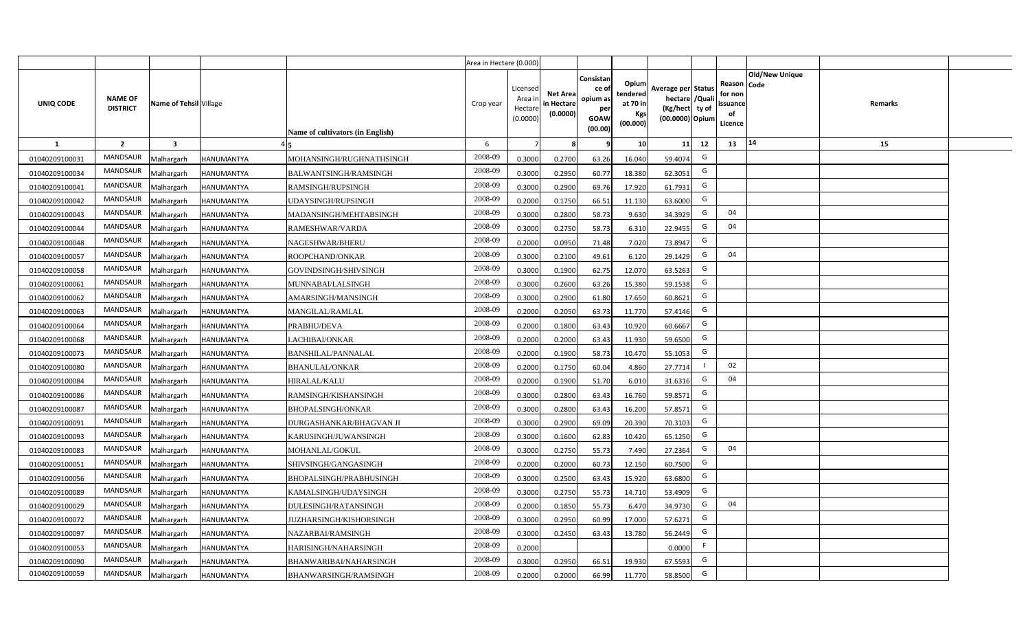|  |  |  |  |  | Area in Hectare (0.000) |  |  |  |  |  |  |  |  |  |  |
|---|---|---|---|---|---|---|---|---|---|---|---|---|---|---|---|
| UNIQ CODE | NAME OF DISTRICT | Name of Tehsil | Village | Name of cultivators (in English) | Crop year | Licensed Area in Hectare (0.0000) | Net Area in Hectare (0.0000) | Consistan ce of opium as per GOAW (00.00) | Opium tendered at 70 in Kgs (00.000) | Average per hectare (Kg/hect (00.0000) | Status /Quality of Opium | Reason for non issuance of Licence | Old/New Unique Code | Remarks |  |
| 1 | 2 | 3 | 4 | 5 | 6 | 7 | 8 | 9 | 10 | 11 | 12 | 13 | 14 | 15 |  |
| 01040209100031 | MANDSAUR | Malhargarh | HANUMANTYA | MOHANSINGH/RUGHNATHSINGH | 2008-09 | 0.3000 | 0.2700 | 63.26 | 16.040 | 59.4074 | G |  |  |  |  |
| 01040209100034 | MANDSAUR | Malhargarh | HANUMANTYA | BALWANTSINGH/RAMSINGH | 2008-09 | 0.3000 | 0.2950 | 60.77 | 18.380 | 62.3051 | G |  |  |  |  |
| 01040209100041 | MANDSAUR | Malhargarh | HANUMANTYA | RAMSINGH/RUPSINGH | 2008-09 | 0.3000 | 0.2900 | 69.76 | 17.920 | 61.7931 | G |  |  |  |  |
| 01040209100042 | MANDSAUR | Malhargarh | HANUMANTYA | UDAYSINGH/RUPSINGH | 2008-09 | 0.2000 | 0.1750 | 66.51 | 11.130 | 63.6000 | G |  |  |  |  |
| 01040209100043 | MANDSAUR | Malhargarh | HANUMANTYA | MADANSINGH/MEHTABSINGH | 2008-09 | 0.3000 | 0.2800 | 58.73 | 9.630 | 34.3929 | G | 04 |  |  |  |
| 01040209100044 | MANDSAUR | Malhargarh | HANUMANTYA | RAMESHWAR/VARDA | 2008-09 | 0.3000 | 0.2750 | 58.73 | 6.310 | 22.9455 | G | 04 |  |  |  |
| 01040209100048 | MANDSAUR | Malhargarh | HANUMANTYA | NAGESHWAR/BHERU | 2008-09 | 0.2000 | 0.0950 | 71.48 | 7.020 | 73.8947 | G |  |  |  |  |
| 01040209100057 | MANDSAUR | Malhargarh | HANUMANTYA | ROOPCHAND/ONKAR | 2008-09 | 0.3000 | 0.2100 | 49.61 | 6.120 | 29.1429 | G | 04 |  |  |  |
| 01040209100058 | MANDSAUR | Malhargarh | HANUMANTYA | GOVINDSINGH/SHIVSINGH | 2008-09 | 0.3000 | 0.1900 | 62.75 | 12.070 | 63.5263 | G |  |  |  |  |
| 01040209100061 | MANDSAUR | Malhargarh | HANUMANTYA | MUNNABAI/LALSINGH | 2008-09 | 0.3000 | 0.2600 | 63.26 | 15.380 | 59.1538 | G |  |  |  |  |
| 01040209100062 | MANDSAUR | Malhargarh | HANUMANTYA | AMARSINGH/MANSINGH | 2008-09 | 0.3000 | 0.2900 | 61.80 | 17.650 | 60.8621 | G |  |  |  |  |
| 01040209100063 | MANDSAUR | Malhargarh | HANUMANTYA | MANGILAL/RAMLAL | 2008-09 | 0.2000 | 0.2050 | 63.73 | 11.770 | 57.4146 | G |  |  |  |  |
| 01040209100064 | MANDSAUR | Malhargarh | HANUMANTYA | PRABHU/DEVA | 2008-09 | 0.2000 | 0.1800 | 63.43 | 10.920 | 60.6667 | G |  |  |  |  |
| 01040209100068 | MANDSAUR | Malhargarh | HANUMANTYA | LACHIBAI/ONKAR | 2008-09 | 0.2000 | 0.2000 | 63.43 | 11.930 | 59.6500 | G |  |  |  |  |
| 01040209100073 | MANDSAUR | Malhargarh | HANUMANTYA | BANSHILAL/PANNALAL | 2008-09 | 0.2000 | 0.1900 | 58.73 | 10.470 | 55.1053 | G |  |  |  |  |
| 01040209100080 | MANDSAUR | Malhargarh | HANUMANTYA | BHANULAL/ONKAR | 2008-09 | 0.2000 | 0.1750 | 60.04 | 4.860 | 27.7714 | I | 02 |  |  |  |
| 01040209100084 | MANDSAUR | Malhargarh | HANUMANTYA | HIRALAL/KALU | 2008-09 | 0.2000 | 0.1900 | 51.70 | 6.010 | 31.6316 | G | 04 |  |  |  |
| 01040209100086 | MANDSAUR | Malhargarh | HANUMANTYA | RAMSINGH/KISHANSINGH | 2008-09 | 0.3000 | 0.2800 | 63.43 | 16.760 | 59.8571 | G |  |  |  |  |
| 01040209100087 | MANDSAUR | Malhargarh | HANUMANTYA | BHOPALSINGH/ONKAR | 2008-09 | 0.3000 | 0.2800 | 63.43 | 16.200 | 57.8571 | G |  |  |  |  |
| 01040209100091 | MANDSAUR | Malhargarh | HANUMANTYA | DURGASHANKAR/BHAGVAN JI | 2008-09 | 0.3000 | 0.2900 | 69.09 | 20.390 | 70.3103 | G |  |  |  |  |
| 01040209100093 | MANDSAUR | Malhargarh | HANUMANTYA | KARUSINGH/JUWANSINGH | 2008-09 | 0.3000 | 0.1600 | 62.83 | 10.420 | 65.1250 | G |  |  |  |  |
| 01040209100083 | MANDSAUR | Malhargarh | HANUMANTYA | MOHANLAL/GOKUL | 2008-09 | 0.3000 | 0.2750 | 55.73 | 7.490 | 27.2364 | G | 04 |  |  |  |
| 01040209100051 | MANDSAUR | Malhargarh | HANUMANTYA | SHIVSINGH/GANGASINGH | 2008-09 | 0.2000 | 0.2000 | 60.73 | 12.150 | 60.7500 | G |  |  |  |  |
| 01040209100056 | MANDSAUR | Malhargarh | HANUMANTYA | BHOPALSINGH/PRABHUSINGH | 2008-09 | 0.3000 | 0.2500 | 63.43 | 15.920 | 63.6800 | G |  |  |  |  |
| 01040209100089 | MANDSAUR | Malhargarh | HANUMANTYA | KAMALSINGH/UDAYSINGH | 2008-09 | 0.3000 | 0.2750 | 55.73 | 14.710 | 53.4909 | G |  |  |  |  |
| 01040209100029 | MANDSAUR | Malhargarh | HANUMANTYA | DULESINGH/RATANSINGH | 2008-09 | 0.2000 | 0.1850 | 55.73 | 6.470 | 34.9730 | G | 04 |  |  |  |
| 01040209100072 | MANDSAUR | Malhargarh | HANUMANTYA | JUZHARSINGH/KISHORSINGH | 2008-09 | 0.3000 | 0.2950 | 60.99 | 17.000 | 57.6271 | G |  |  |  |  |
| 01040209100097 | MANDSAUR | Malhargarh | HANUMANTYA | NAZARBAI/RAMSINGH | 2008-09 | 0.3000 | 0.2450 | 63.43 | 13.780 | 56.2449 | G |  |  |  |  |
| 01040209100053 | MANDSAUR | Malhargarh | HANUMANTYA | HARISINGH/NAHARSINGH | 2008-09 | 0.2000 |  |  |  | 0.0000 | F |  |  |  |  |
| 01040209100090 | MANDSAUR | Malhargarh | HANUMANTYA | BHANWARIBAI/NAHARSINGH | 2008-09 | 0.3000 | 0.2950 | 66.51 | 19.930 | 67.5593 | G |  |  |  |  |
| 01040209100059 | MANDSAUR | Malhargarh | HANUMANTYA | BHANWARSINGH/RAMSINGH | 2008-09 | 0.2000 | 0.2000 | 66.99 | 11.770 | 58.8500 | G |  |  |  |  |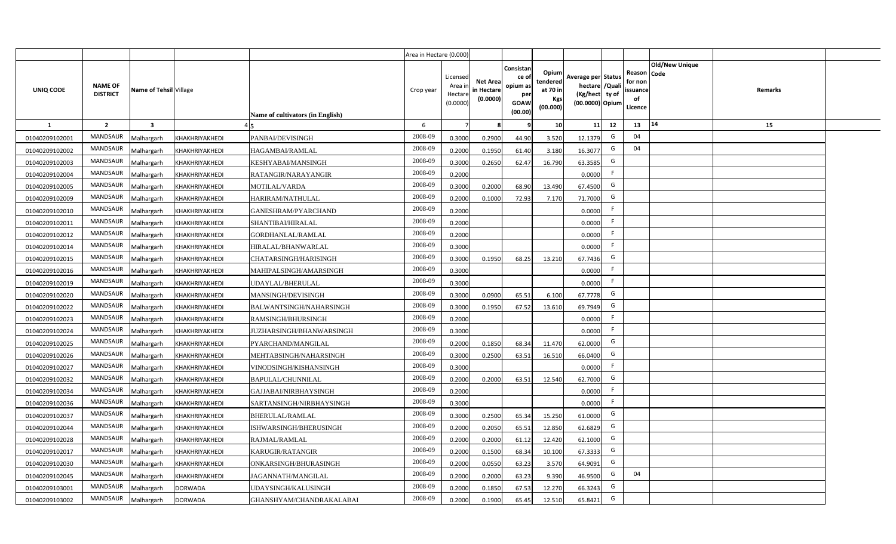| | | | | | Area in Hectare (0.000) | | | | | | | | | | |
|---|---|---|---|---|---|---|---|---|---|---|---|---|---|---|---|
| UNIQ CODE | NAME OF DISTRICT | Name of Tehsil | Village | Name of cultivators (in English) | Crop year | Licensed Area in Hectare (0.0000) | Net Area in Hectare (0.0000) | Consistance of opium as per GOAW (00.00) | Opium tendered at 70 in Kgs (00.000) | Average per hectare (Kg/hect) (00.0000) | Status /Quality of Opium | Reason for non issuance of Licence | Old/New Unique Code | Remarks |
| 1 | 2 | 3 | 4 | 5 | 6 | 7 | 8 | 9 | 10 | 11 | 12 | 13 | 14 | 15 |
| 01040209102001 | MANDSAUR | Malhargarh | KHAKHRIYAKHEDI | PANBAI/DEVISINGH | 2008-09 | 0.3000 | 0.2900 | 44.90 | 3.520 | 12.1379 | G | 04 | | |
| 01040209102002 | MANDSAUR | Malhargarh | KHAKHRIYAKHEDI | HAGAMBAI/RAMLAL | 2008-09 | 0.2000 | 0.1950 | 61.40 | 3.180 | 16.3077 | G | 04 | | |
| 01040209102003 | MANDSAUR | Malhargarh | KHAKHRIYAKHEDI | KESHYABAI/MANSINGH | 2008-09 | 0.3000 | 0.2650 | 62.47 | 16.790 | 63.3585 | G | | | |
| 01040209102004 | MANDSAUR | Malhargarh | KHAKHRIYAKHEDI | RATANGIR/NARAYANGIR | 2008-09 | 0.2000 | | | | 0.0000 | F | | | |
| 01040209102005 | MANDSAUR | Malhargarh | KHAKHRIYAKHEDI | MOTILAL/VARDA | 2008-09 | 0.3000 | 0.2000 | 68.90 | 13.490 | 67.4500 | G | | | |
| 01040209102009 | MANDSAUR | Malhargarh | KHAKHRIYAKHEDI | HARIRAM/NATHULAL | 2008-09 | 0.2000 | 0.1000 | 72.93 | 7.170 | 71.7000 | G | | | |
| 01040209102010 | MANDSAUR | Malhargarh | KHAKHRIYAKHEDI | GANESHRAM/PYARCHAND | 2008-09 | 0.2000 | | | | 0.0000 | F | | | |
| 01040209102011 | MANDSAUR | Malhargarh | KHAKHRIYAKHEDI | SHANTIBAI/HIRALAL | 2008-09 | 0.2000 | | | | 0.0000 | F | | | |
| 01040209102012 | MANDSAUR | Malhargarh | KHAKHRIYAKHEDI | GORDHANLAL/RAMLAL | 2008-09 | 0.2000 | | | | 0.0000 | F | | | |
| 01040209102014 | MANDSAUR | Malhargarh | KHAKHRIYAKHEDI | HIRALAL/BHANWARLAL | 2008-09 | 0.3000 | | | | 0.0000 | F | | | |
| 01040209102015 | MANDSAUR | Malhargarh | KHAKHRIYAKHEDI | CHATARSINGH/HARISINGH | 2008-09 | 0.3000 | 0.1950 | 68.25 | 13.210 | 67.7436 | G | | | |
| 01040209102016 | MANDSAUR | Malhargarh | KHAKHRIYAKHEDI | MAHIPALSINGH/AMARSINGH | 2008-09 | 0.3000 | | | | 0.0000 | F | | | |
| 01040209102019 | MANDSAUR | Malhargarh | KHAKHRIYAKHEDI | UDAYLAL/BHERULAL | 2008-09 | 0.3000 | | | | 0.0000 | F | | | |
| 01040209102020 | MANDSAUR | Malhargarh | KHAKHRIYAKHEDI | MANSINGH/DEVISINGH | 2008-09 | 0.3000 | 0.0900 | 65.51 | 6.100 | 67.7778 | G | | | |
| 01040209102022 | MANDSAUR | Malhargarh | KHAKHRIYAKHEDI | BALWANTSINGH/NAHARSINGH | 2008-09 | 0.3000 | 0.1950 | 67.52 | 13.610 | 69.7949 | G | | | |
| 01040209102023 | MANDSAUR | Malhargarh | KHAKHRIYAKHEDI | RAMSINGH/BHURSINGH | 2008-09 | 0.2000 | | | | 0.0000 | F | | | |
| 01040209102024 | MANDSAUR | Malhargarh | KHAKHRIYAKHEDI | JUZHARSINGH/BHANWARSINGH | 2008-09 | 0.3000 | | | | 0.0000 | F | | | |
| 01040209102025 | MANDSAUR | Malhargarh | KHAKHRIYAKHEDI | PYARCHAND/MANGILAL | 2008-09 | 0.2000 | 0.1850 | 68.34 | 11.470 | 62.0000 | G | | | |
| 01040209102026 | MANDSAUR | Malhargarh | KHAKHRIYAKHEDI | MEHTABSINGH/NAHARSINGH | 2008-09 | 0.3000 | 0.2500 | 63.51 | 16.510 | 66.0400 | G | | | |
| 01040209102027 | MANDSAUR | Malhargarh | KHAKHRIYAKHEDI | VINODSINGH/KISHANSINGH | 2008-09 | 0.3000 | | | | 0.0000 | F | | | |
| 01040209102032 | MANDSAUR | Malhargarh | KHAKHRIYAKHEDI | BAPULAL/CHUNNILAL | 2008-09 | 0.2000 | 0.2000 | 63.51 | 12.540 | 62.7000 | G | | | |
| 01040209102034 | MANDSAUR | Malhargarh | KHAKHRIYAKHEDI | GAJJABAI/NIRBHAYSINGH | 2008-09 | 0.2000 | | | | 0.0000 | F | | | |
| 01040209102036 | MANDSAUR | Malhargarh | KHAKHRIYAKHEDI | SARTANSINGH/NIRBHAYSINGH | 2008-09 | 0.3000 | | | | 0.0000 | F | | | |
| 01040209102037 | MANDSAUR | Malhargarh | KHAKHRIYAKHEDI | BHERULAL/RAMLAL | 2008-09 | 0.3000 | 0.2500 | 65.34 | 15.250 | 61.0000 | G | | | |
| 01040209102044 | MANDSAUR | Malhargarh | KHAKHRIYAKHEDI | ISHWARSINGH/BHERUSINGH | 2008-09 | 0.2000 | 0.2050 | 65.51 | 12.850 | 62.6829 | G | | | |
| 01040209102028 | MANDSAUR | Malhargarh | KHAKHRIYAKHEDI | RAJMAL/RAMLAL | 2008-09 | 0.2000 | 0.2000 | 61.12 | 12.420 | 62.1000 | G | | | |
| 01040209102017 | MANDSAUR | Malhargarh | KHAKHRIYAKHEDI | KARUGIR/RATANGIR | 2008-09 | 0.2000 | 0.1500 | 68.34 | 10.100 | 67.3333 | G | | | |
| 01040209102030 | MANDSAUR | Malhargarh | KHAKHRIYAKHEDI | ONKARSINGH/BHURASINGH | 2008-09 | 0.2000 | 0.0550 | 63.23 | 3.570 | 64.9091 | G | | | |
| 01040209102045 | MANDSAUR | Malhargarh | KHAKHRIYAKHEDI | JAGANNATH/MANGILAL | 2008-09 | 0.2000 | 0.2000 | 63.23 | 9.390 | 46.9500 | G | 04 | | |
| 01040209103001 | MANDSAUR | Malhargarh | DORWADA | UDAYSINGH/KALUSINGH | 2008-09 | 0.2000 | 0.1850 | 67.53 | 12.270 | 66.3243 | G | | | |
| 01040209103002 | MANDSAUR | Malhargarh | DORWADA | GHANSHYAM/CHANDRAKALABAI | 2008-09 | 0.2000 | 0.1900 | 65.45 | 12.510 | 65.8421 | G | | | |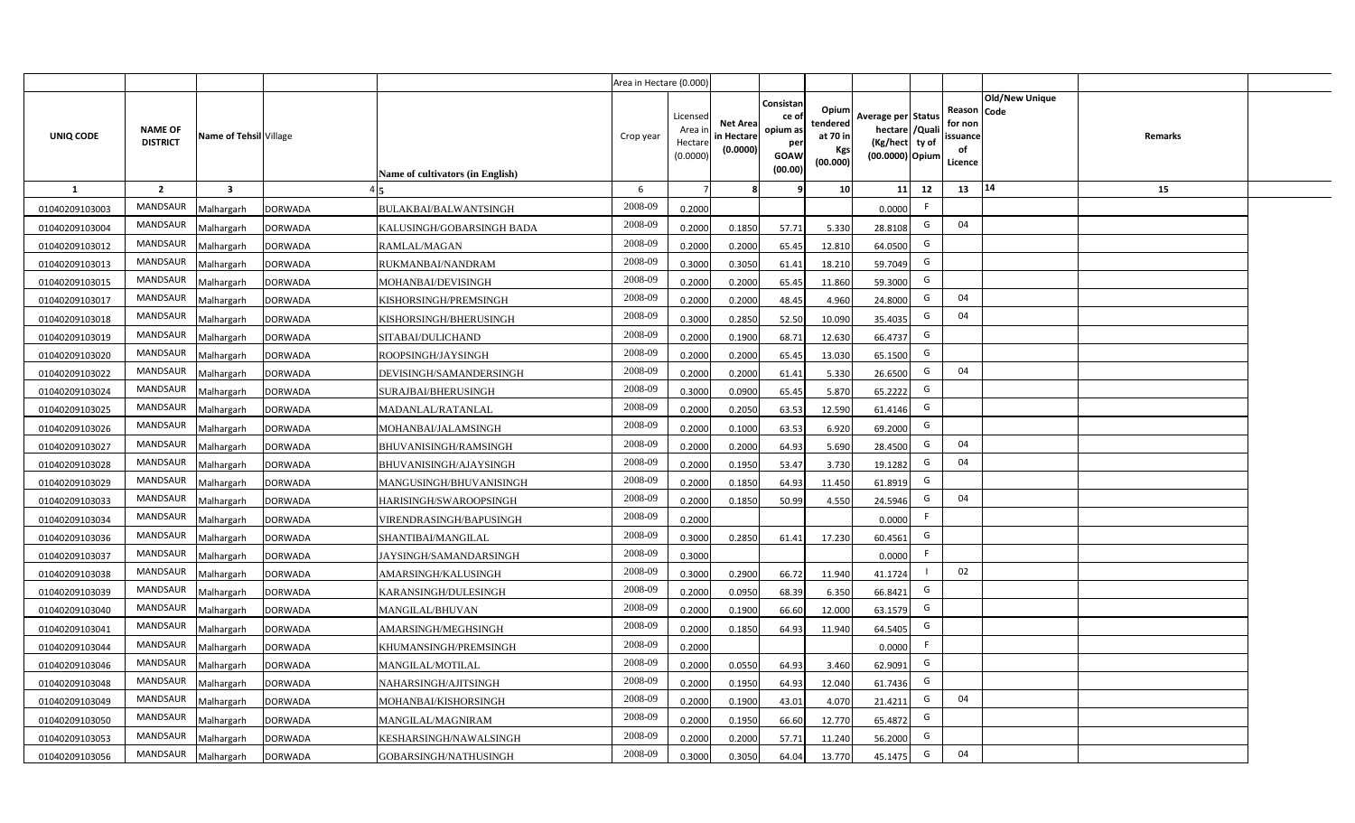|  |  |  |  |  | Area in Hectare (0.000) |  |  |  |  |  |  |  |  |  |
|---|---|---|---|---|---|---|---|---|---|---|---|---|---|---|
| UNIQ CODE | NAME OF DISTRICT | Name of Tehsil | Village | Name of cultivators (in English) | Crop year | Licensed Area in Hectare (0.0000) | Net Area in Hectare (0.0000) | Consistance of opium as per GOAW (00.00) | Opium tendered at 70 in Kgs (00.000) | Average per hectare (Kg/hect) (00.0000) | Status /Quality of Opium | Reason for non issuance of Licence | Old/New Unique Code | Remarks |
| 1 | 2 | 3 | 4 | 5 | 6 | 7 | 8 | 9 | 10 | 11 | 12 | 13 | 14 | 15 |
| 01040209103003 | MANDSAUR | Malhargarh | DORWADA | BULAKBAI/BALWANTSINGH | 2008-09 | 0.2000 |  |  |  | 0.0000 | F |  |  |  |
| 01040209103004 | MANDSAUR | Malhargarh | DORWADA | KALUSINGH/GOBARSINGH BADA | 2008-09 | 0.2000 | 0.1850 | 57.71 | 5.330 | 28.8108 | G | 04 |  |  |
| 01040209103012 | MANDSAUR | Malhargarh | DORWADA | RAMLAL/MAGAN | 2008-09 | 0.2000 | 0.2000 | 65.45 | 12.810 | 64.0500 | G |  |  |  |
| 01040209103013 | MANDSAUR | Malhargarh | DORWADA | RUKMANBAI/NANDRAM | 2008-09 | 0.3000 | 0.3050 | 61.41 | 18.210 | 59.7049 | G |  |  |  |
| 01040209103015 | MANDSAUR | Malhargarh | DORWADA | MOHANBAI/DEVISINGH | 2008-09 | 0.2000 | 0.2000 | 65.45 | 11.860 | 59.3000 | G |  |  |  |
| 01040209103017 | MANDSAUR | Malhargarh | DORWADA | KISHORSINGH/PREMSINGH | 2008-09 | 0.2000 | 0.2000 | 48.45 | 4.960 | 24.8000 | G | 04 |  |  |
| 01040209103018 | MANDSAUR | Malhargarh | DORWADA | KISHORSINGH/BHERUSINGH | 2008-09 | 0.3000 | 0.2850 | 52.50 | 10.090 | 35.4035 | G | 04 |  |  |
| 01040209103019 | MANDSAUR | Malhargarh | DORWADA | SITABAI/DULICHAND | 2008-09 | 0.2000 | 0.1900 | 68.71 | 12.630 | 66.4737 | G |  |  |  |
| 01040209103020 | MANDSAUR | Malhargarh | DORWADA | ROOPSINGH/JAYSINGH | 2008-09 | 0.2000 | 0.2000 | 65.45 | 13.030 | 65.1500 | G |  |  |  |
| 01040209103022 | MANDSAUR | Malhargarh | DORWADA | DEVISINGH/SAMANDERSINGH | 2008-09 | 0.2000 | 0.2000 | 61.41 | 5.330 | 26.6500 | G | 04 |  |  |
| 01040209103024 | MANDSAUR | Malhargarh | DORWADA | SURAJBAI/BHERUSINGH | 2008-09 | 0.3000 | 0.0900 | 65.45 | 5.870 | 65.2222 | G |  |  |  |
| 01040209103025 | MANDSAUR | Malhargarh | DORWADA | MADANLAL/RATANLAL | 2008-09 | 0.2000 | 0.2050 | 63.53 | 12.590 | 61.4146 | G |  |  |  |
| 01040209103026 | MANDSAUR | Malhargarh | DORWADA | MOHANBAI/JALAMSINGH | 2008-09 | 0.2000 | 0.1000 | 63.53 | 6.920 | 69.2000 | G |  |  |  |
| 01040209103027 | MANDSAUR | Malhargarh | DORWADA | BHUVANISINGH/RAMSINGH | 2008-09 | 0.2000 | 0.2000 | 64.93 | 5.690 | 28.4500 | G | 04 |  |  |
| 01040209103028 | MANDSAUR | Malhargarh | DORWADA | BHUVANISINGH/AJAYSINGH | 2008-09 | 0.2000 | 0.1950 | 53.47 | 3.730 | 19.1282 | G | 04 |  |  |
| 01040209103029 | MANDSAUR | Malhargarh | DORWADA | MANGUSINGH/BHUVANISINGH | 2008-09 | 0.2000 | 0.1850 | 64.93 | 11.450 | 61.8919 | G |  |  |  |
| 01040209103033 | MANDSAUR | Malhargarh | DORWADA | HARISINGH/SWAROOPSINGH | 2008-09 | 0.2000 | 0.1850 | 50.99 | 4.550 | 24.5946 | G | 04 |  |  |
| 01040209103034 | MANDSAUR | Malhargarh | DORWADA | VIRENDRASINGH/BAPUSINGH | 2008-09 | 0.2000 |  |  |  | 0.0000 | F |  |  |  |
| 01040209103036 | MANDSAUR | Malhargarh | DORWADA | SHANTIBAI/MANGILAL | 2008-09 | 0.3000 | 0.2850 | 61.41 | 17.230 | 60.4561 | G |  |  |  |
| 01040209103037 | MANDSAUR | Malhargarh | DORWADA | JAYSINGH/SAMANDARSINGH | 2008-09 | 0.3000 |  |  |  | 0.0000 | F |  |  |  |
| 01040209103038 | MANDSAUR | Malhargarh | DORWADA | AMARSINGH/KALUSINGH | 2008-09 | 0.3000 | 0.2900 | 66.72 | 11.940 | 41.1724 | I | 02 |  |  |
| 01040209103039 | MANDSAUR | Malhargarh | DORWADA | KARANSINGH/DULESINGH | 2008-09 | 0.2000 | 0.0950 | 68.39 | 6.350 | 66.8421 | G |  |  |  |
| 01040209103040 | MANDSAUR | Malhargarh | DORWADA | MANGILAL/BHUVAN | 2008-09 | 0.2000 | 0.1900 | 66.60 | 12.000 | 63.1579 | G |  |  |  |
| 01040209103041 | MANDSAUR | Malhargarh | DORWADA | AMARSINGH/MEGHSINGH | 2008-09 | 0.2000 | 0.1850 | 64.93 | 11.940 | 64.5405 | G |  |  |  |
| 01040209103044 | MANDSAUR | Malhargarh | DORWADA | KHUMANSINGH/PREMSINGH | 2008-09 | 0.2000 |  |  |  | 0.0000 | F |  |  |  |
| 01040209103046 | MANDSAUR | Malhargarh | DORWADA | MANGILAL/MOTILAL | 2008-09 | 0.2000 | 0.0550 | 64.93 | 3.460 | 62.9091 | G |  |  |  |
| 01040209103048 | MANDSAUR | Malhargarh | DORWADA | NAHARSINGH/AJITSINGH | 2008-09 | 0.2000 | 0.1950 | 64.93 | 12.040 | 61.7436 | G |  |  |  |
| 01040209103049 | MANDSAUR | Malhargarh | DORWADA | MOHANBAI/KISHORSINGH | 2008-09 | 0.2000 | 0.1900 | 43.01 | 4.070 | 21.4211 | G | 04 |  |  |
| 01040209103050 | MANDSAUR | Malhargarh | DORWADA | MANGILAL/MAGNIRAM | 2008-09 | 0.2000 | 0.1950 | 66.60 | 12.770 | 65.4872 | G |  |  |  |
| 01040209103053 | MANDSAUR | Malhargarh | DORWADA | KESHARSINGH/NAWALSINGH | 2008-09 | 0.2000 | 0.2000 | 57.71 | 11.240 | 56.2000 | G |  |  |  |
| 01040209103056 | MANDSAUR | Malhargarh | DORWADA | GOBARSINGH/NATHUSINGH | 2008-09 | 0.3000 | 0.3050 | 64.04 | 13.770 | 45.1475 | G | 04 |  |  |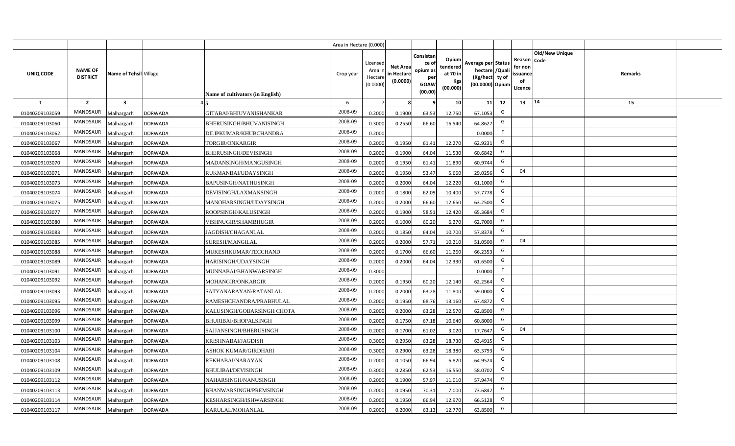| UNIQ CODE | NAME OF DISTRICT | Name of Tehsil | Village | Name of cultivators (in English) | Crop year | Licensed Area in Hectare (0.0000) | Net Area in Hectare (0.0000) | Consistance of opium as per GOAW (00.00) | Opium tendered at 70 in Kgs (00.000) | Average per hectare (Kg/hect) (00.0000) | Status/Quality of Opium | Reason for non issuance of Licence | Old/New Unique Code | Remarks |
|---|---|---|---|---|---|---|---|---|---|---|---|---|---|---|
| 1 | 2 | 3 | 4 | 5 | 6 | 7 | 8 | 9 | 10 | 11 | 12 | 13 | 14 | 15 |
| 01040209103059 | MANDSAUR | Malhargarh | DORWADA | GITABAI/BHIUVANISHANKAR | 2008-09 | 0.2000 | 0.1900 | 63.53 | 12.750 | 67.1053 | G | | | |
| 01040209103060 | MANDSAUR | Malhargarh | DORWADA | BHERUSINGH/BHUVANISINGH | 2008-09 | 0.3000 | 0.2550 | 66.60 | 16.540 | 64.8627 | G | | | |
| 01040209103062 | MANDSAUR | Malhargarh | DORWADA | DILIPKUMAR/KHUBCHANDRA | 2008-09 | 0.2000 | | | | 0.0000 | F | | | |
| 01040209103067 | MANDSAUR | Malhargarh | DORWADA | TORGIR/ONKARGIR | 2008-09 | 0.2000 | 0.1950 | 61.41 | 12.270 | 62.9231 | G | | | |
| 01040209103068 | MANDSAUR | Malhargarh | DORWADA | BHERUSINGH/DEVISINGH | 2008-09 | 0.2000 | 0.1900 | 64.04 | 11.530 | 60.6842 | G | | | |
| 01040209103070 | MANDSAUR | Malhargarh | DORWADA | MADANSINGH/MANGUSINGH | 2008-09 | 0.2000 | 0.1950 | 61.41 | 11.890 | 60.9744 | G | | | |
| 01040209103071 | MANDSAUR | Malhargarh | DORWADA | RUKMANBAI/UDAYSINGH | 2008-09 | 0.2000 | 0.1950 | 53.47 | 5.660 | 29.0256 | G | 04 | | |
| 01040209103073 | MANDSAUR | Malhargarh | DORWADA | BAPUSINGH/NATHUSINGH | 2008-09 | 0.2000 | 0.2000 | 64.04 | 12.220 | 61.1000 | G | | | |
| 01040209103074 | MANDSAUR | Malhargarh | DORWADA | DEVISINGH/LAXMANSINGH | 2008-09 | 0.2000 | 0.1800 | 62.09 | 10.400 | 57.7778 | G | | | |
| 01040209103075 | MANDSAUR | Malhargarh | DORWADA | MANOHARSINGH/UDAYSINGH | 2008-09 | 0.2000 | 0.2000 | 66.60 | 12.650 | 63.2500 | G | | | |
| 01040209103077 | MANDSAUR | Malhargarh | DORWADA | ROOPSINGH/KALUSINGH | 2008-09 | 0.2000 | 0.1900 | 58.51 | 12.420 | 65.3684 | G | | | |
| 01040209103080 | MANDSAUR | Malhargarh | DORWADA | VISHNUGIR/SHAMBHUGIR | 2008-09 | 0.2000 | 0.1000 | 60.20 | 6.270 | 62.7000 | G | | | |
| 01040209103083 | MANDSAUR | Malhargarh | DORWADA | JAGDISH/CHAGANLAL | 2008-09 | 0.2000 | 0.1850 | 64.04 | 10.700 | 57.8378 | G | | | |
| 01040209103085 | MANDSAUR | Malhargarh | DORWADA | SURESH/MANGILAL | 2008-09 | 0.2000 | 0.2000 | 57.71 | 10.210 | 51.0500 | G | 04 | | |
| 01040209103088 | MANDSAUR | Malhargarh | DORWADA | MUKESHKUMAR/TECCHAND | 2008-09 | 0.2000 | 0.1700 | 66.60 | 11.260 | 66.2353 | G | | | |
| 01040209103089 | MANDSAUR | Malhargarh | DORWADA | HARISINGH/UDAYSINGH | 2008-09 | 0.2000 | 0.2000 | 64.04 | 12.330 | 61.6500 | G | | | |
| 01040209103091 | MANDSAUR | Malhargarh | DORWADA | MUNNABAI/BHANWARSINGH | 2008-09 | 0.3000 | | | | 0.0000 | F | | | |
| 01040209103092 | MANDSAUR | Malhargarh | DORWADA | MOHANGIR/ONKARGIR | 2008-09 | 0.2000 | 0.1950 | 60.20 | 12.140 | 62.2564 | G | | | |
| 01040209103093 | MANDSAUR | Malhargarh | DORWADA | SATYANARAYAN/RATANLAL | 2008-09 | 0.2000 | 0.2000 | 63.28 | 11.800 | 59.0000 | G | | | |
| 01040209103095 | MANDSAUR | Malhargarh | DORWADA | RAMESHCHANDRA/PRABHULAL | 2008-09 | 0.2000 | 0.1950 | 68.76 | 13.160 | 67.4872 | G | | | |
| 01040209103096 | MANDSAUR | Malhargarh | DORWADA | KALUSINGH/GOBARSINGH CHOTA | 2008-09 | 0.2000 | 0.2000 | 63.28 | 12.570 | 62.8500 | G | | | |
| 01040209103099 | MANDSAUR | Malhargarh | DORWADA | BHURIBAI/BHOPALSINGH | 2008-09 | 0.2000 | 0.1750 | 67.18 | 10.640 | 60.8000 | G | | | |
| 01040209103100 | MANDSAUR | Malhargarh | DORWADA | SAJJANSINGH/BHERUSINGH | 2008-09 | 0.2000 | 0.1700 | 61.02 | 3.020 | 17.7647 | G | 04 | | |
| 01040209103103 | MANDSAUR | Malhargarh | DORWADA | KRISHNABAI/JAGDISH | 2008-09 | 0.3000 | 0.2950 | 63.28 | 18.730 | 63.4915 | G | | | |
| 01040209103104 | MANDSAUR | Malhargarh | DORWADA | ASHOK KUMAR/GIRDHARI | 2008-09 | 0.3000 | 0.2900 | 63.28 | 18.380 | 63.3793 | G | | | |
| 01040209103108 | MANDSAUR | Malhargarh | DORWADA | REKHABAI/NARAYAN | 2008-09 | 0.2000 | 0.1050 | 66.94 | 6.820 | 64.9524 | G | | | |
| 01040209103109 | MANDSAUR | Malhargarh | DORWADA | BHULIBAI/DEVISINGH | 2008-09 | 0.3000 | 0.2850 | 62.53 | 16.550 | 58.0702 | G | | | |
| 01040209103112 | MANDSAUR | Malhargarh | DORWADA | NAHARSINGH/NANUSINGH | 2008-09 | 0.2000 | 0.1900 | 57.97 | 11.010 | 57.9474 | G | | | |
| 01040209103113 | MANDSAUR | Malhargarh | DORWADA | BHANWARSINGH/PREMSINGH | 2008-09 | 0.2000 | 0.0950 | 70.31 | 7.000 | 73.6842 | G | | | |
| 01040209103114 | MANDSAUR | Malhargarh | DORWADA | KESHARSINGH/ISHWARSINGH | 2008-09 | 0.2000 | 0.1950 | 66.94 | 12.970 | 66.5128 | G | | | |
| 01040209103117 | MANDSAUR | Malhargarh | DORWADA | KARULAL/MOHANLAL | 2008-09 | 0.2000 | 0.2000 | 63.13 | 12.770 | 63.8500 | G | | | |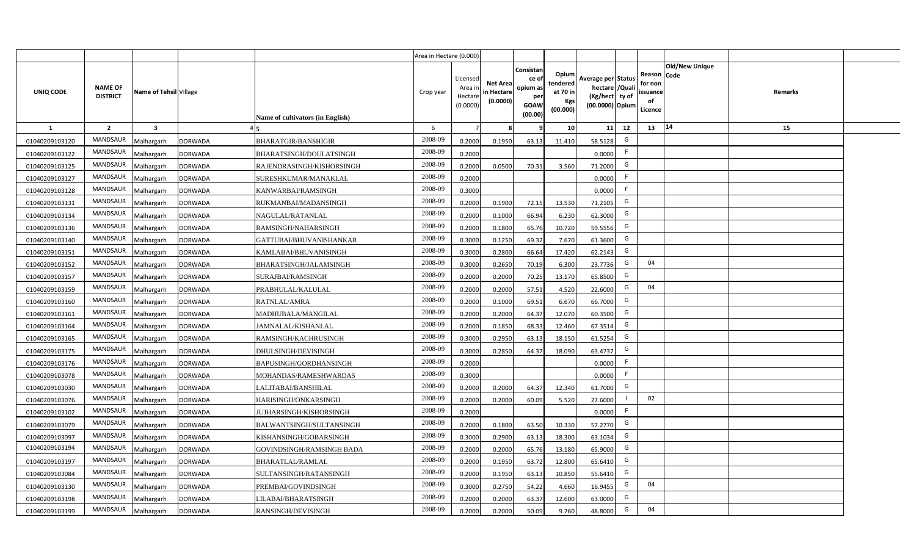| | | | | | Area in Hectare (0.000) | | | | | | | | | | |
|---|---|---|---|---|---|---|---|---|---|---|---|---|---|---|---|
| UNIQ CODE | NAME OF DISTRICT | Name of Tehsil | Village | Name of cultivators (in English) | Crop year | Licensed Area in Hectare (0.0000) | Net Area in Hectare (0.0000) | Consistance of opium as per GOAW (00.00) | Opium tendered at 70 in Kgs (00.000) | Average per hectare (Kg/hect) (00.0000) | Status /Quality of Opium | Reason for non issuance of Licence | Old/New Unique Code | Remarks |
| 1 | 2 | 3 | 4 | 5 | 6 | 7 | 8 | 9 | 10 | 11 | 12 | 13 | 14 | 15 |
| 01040209103120 | MANDSAUR | Malhargarh | DORWADA | BHARATGIR/BANSHIGIR | 2008-09 | 0.2000 | 0.1950 | 63.13 | 11.410 | 58.5128 | G | | | |
| 01040209103122 | MANDSAUR | Malhargarh | DORWADA | BHARATSINGH/DOULATSINGH | 2008-09 | 0.2000 | | | | 0.0000 | F | | | |
| 01040209103125 | MANDSAUR | Malhargarh | DORWADA | RAJENDRASINGH/KISHORSINGH | 2008-09 | 0.2000 | 0.0500 | 70.31 | 3.560 | 71.2000 | G | | | |
| 01040209103127 | MANDSAUR | Malhargarh | DORWADA | SURESHKUMAR/MANAKLAL | 2008-09 | 0.2000 | | | | 0.0000 | F | | | |
| 01040209103128 | MANDSAUR | Malhargarh | DORWADA | KANWARBAI/RAMSINGH | 2008-09 | 0.3000 | | | | 0.0000 | F | | | |
| 01040209103131 | MANDSAUR | Malhargarh | DORWADA | RUKMANBAI/MADANSINGH | 2008-09 | 0.2000 | 0.1900 | 72.15 | 13.530 | 71.2105 | G | | | |
| 01040209103134 | MANDSAUR | Malhargarh | DORWADA | NAGULAL/RATANLAL | 2008-09 | 0.2000 | 0.1000 | 66.94 | 6.230 | 62.3000 | G | | | |
| 01040209103136 | MANDSAUR | Malhargarh | DORWADA | RAMSINGH/NAHARSINGH | 2008-09 | 0.2000 | 0.1800 | 65.76 | 10.720 | 59.5556 | G | | | |
| 01040209103140 | MANDSAUR | Malhargarh | DORWADA | GATTUBAI/BHUVANISHANKAR | 2008-09 | 0.3000 | 0.1250 | 69.32 | 7.670 | 61.3600 | G | | | |
| 01040209103151 | MANDSAUR | Malhargarh | DORWADA | KAMLABAI/BHUVANISINGH | 2008-09 | 0.3000 | 0.2800 | 66.64 | 17.420 | 62.2143 | G | | | |
| 01040209103152 | MANDSAUR | Malhargarh | DORWADA | BHARATSINGH/JALAMSINGH | 2008-09 | 0.3000 | 0.2650 | 70.19 | 6.300 | 23.7736 | G | 04 | | |
| 01040209103157 | MANDSAUR | Malhargarh | DORWADA | SURAJBAI/RAMSINGH | 2008-09 | 0.2000 | 0.2000 | 70.25 | 13.170 | 65.8500 | G | | | |
| 01040209103159 | MANDSAUR | Malhargarh | DORWADA | PRABHULAL/KALULAL | 2008-09 | 0.2000 | 0.2000 | 57.51 | 4.520 | 22.6000 | G | 04 | | |
| 01040209103160 | MANDSAUR | Malhargarh | DORWADA | RATNLAL/AMRA | 2008-09 | 0.2000 | 0.1000 | 69.51 | 6.670 | 66.7000 | G | | | |
| 01040209103161 | MANDSAUR | Malhargarh | DORWADA | MADHUBALA/MANGILAL | 2008-09 | 0.2000 | 0.2000 | 64.37 | 12.070 | 60.3500 | G | | | |
| 01040209103164 | MANDSAUR | Malhargarh | DORWADA | JAMNALAL/KISHANLAL | 2008-09 | 0.2000 | 0.1850 | 68.33 | 12.460 | 67.3514 | G | | | |
| 01040209103165 | MANDSAUR | Malhargarh | DORWADA | RAMSINGH/KACHRUSINGH | 2008-09 | 0.3000 | 0.2950 | 63.13 | 18.150 | 61.5254 | G | | | |
| 01040209103175 | MANDSAUR | Malhargarh | DORWADA | DHULSINGH/DEVISINGH | 2008-09 | 0.3000 | 0.2850 | 64.37 | 18.090 | 63.4737 | G | | | |
| 01040209103176 | MANDSAUR | Malhargarh | DORWADA | BAPUSINGH/GORDHANSINGH | 2008-09 | 0.2000 | | | | 0.0000 | F | | | |
| 01040209103078 | MANDSAUR | Malhargarh | DORWADA | MOHANDAS/RAMESHWARDAS | 2008-09 | 0.3000 | | | | 0.0000 | F | | | |
| 01040209103030 | MANDSAUR | Malhargarh | DORWADA | LALITABAI/BANSHILAL | 2008-09 | 0.2000 | 0.2000 | 64.37 | 12.340 | 61.7000 | G | | | |
| 01040209103076 | MANDSAUR | Malhargarh | DORWADA | HARISINGH/ONKARSINGH | 2008-09 | 0.2000 | 0.2000 | 60.09 | 5.520 | 27.6000 | I | 02 | | |
| 01040209103102 | MANDSAUR | Malhargarh | DORWADA | JUJHARSINGH/KISHORSINGH | 2008-09 | 0.2000 | | | | 0.0000 | F | | | |
| 01040209103079 | MANDSAUR | Malhargarh | DORWADA | BALWANTSINGH/SULTANSINGH | 2008-09 | 0.2000 | 0.1800 | 63.50 | 10.330 | 57.2770 | G | | | |
| 01040209103097 | MANDSAUR | Malhargarh | DORWADA | KISHANSINGH/GOBARSINGH | 2008-09 | 0.3000 | 0.2900 | 63.13 | 18.300 | 63.1034 | G | | | |
| 01040209103194 | MANDSAUR | Malhargarh | DORWADA | GOVINDSINGH/RAMSINGH BADA | 2008-09 | 0.2000 | 0.2000 | 65.76 | 13.180 | 65.9000 | G | | | |
| 01040209103197 | MANDSAUR | Malhargarh | DORWADA | BHARATLAL/RAMLAL | 2008-09 | 0.2000 | 0.1950 | 63.72 | 12.800 | 65.6410 | G | | | |
| 01040209103084 | MANDSAUR | Malhargarh | DORWADA | SULTANSINGH/RATANSINGH | 2008-09 | 0.2000 | 0.1950 | 63.13 | 10.850 | 55.6410 | G | | | |
| 01040209103130 | MANDSAUR | Malhargarh | DORWADA | PREMBAI/GOVINDSINGH | 2008-09 | 0.3000 | 0.2750 | 54.22 | 4.660 | 16.9455 | G | 04 | | |
| 01040209103198 | MANDSAUR | Malhargarh | DORWADA | LILABAI/BHARATSINGH | 2008-09 | 0.2000 | 0.2000 | 63.37 | 12.600 | 63.0000 | G | | | |
| 01040209103199 | MANDSAUR | Malhargarh | DORWADA | RANSINGH/DEVISINGH | 2008-09 | 0.2000 | 0.2000 | 50.09 | 9.760 | 48.8000 | G | 04 | | |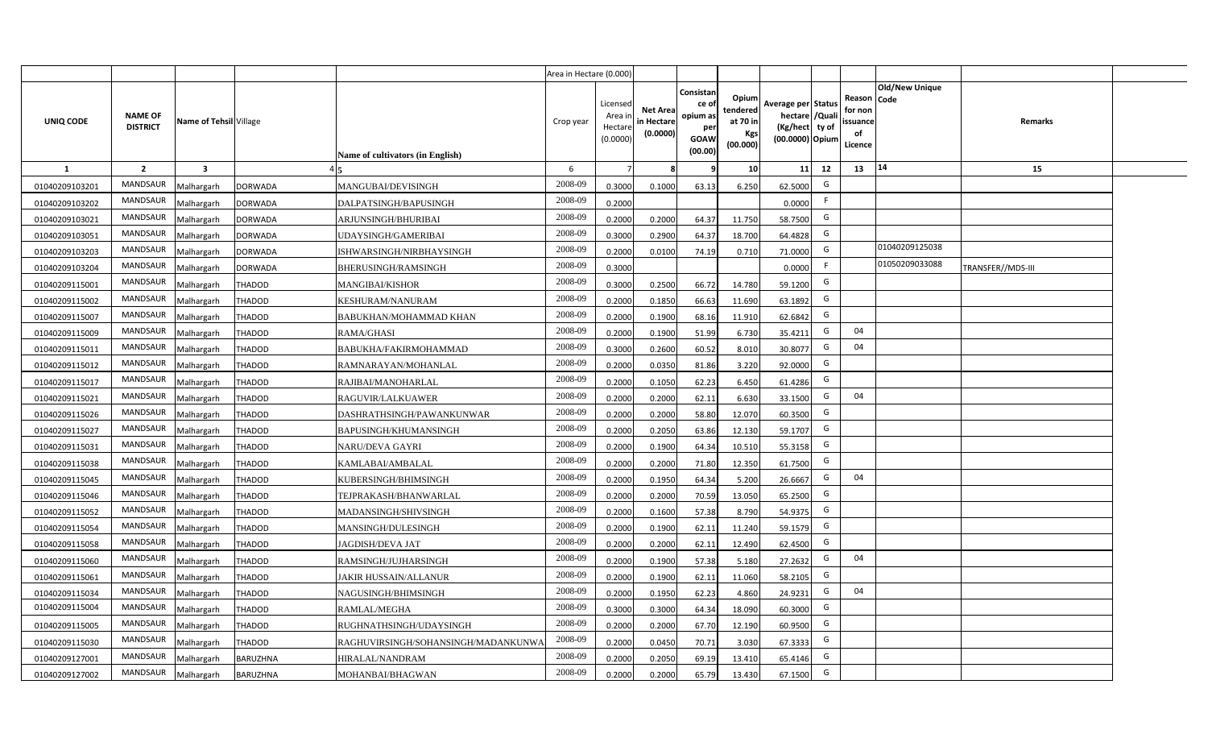| | | | | | Area in Hectare (0.000) | | | | | | | | | | |
|---|---|---|---|---|---|---|---|---|---|---|---|---|---|---|---|
| UNIQ CODE | NAME OF DISTRICT | Name of Tehsil | Village | Name of cultivators (in English) | Crop year | Licensed Area in Hectare (0.0000) | Net Area in Hectare (0.0000) | Consistance of opium as per GOAW (00.00) | Opium tendered at 70 in Kgs (00.000) | Average per hectare (Kg/hect) (00.0000) | Status /Quality of Opium | Reason for non issuance of Licence | Old/New Unique Code | Remarks |
| 1 | 2 | 3 | 4 | 5 | 6 | 7 | 8 | 9 | 10 | 11 | 12 | 13 | 14 | 15 |
| 01040209103201 | MANDSAUR | Malhargarh | DORWADA | MANGUBAI/DEVISINGH | 2008-09 | 0.3000 | 0.1000 | 63.13 | 6.250 | 62.5000 | G | | | |
| 01040209103202 | MANDSAUR | Malhargarh | DORWADA | DALPATSINGH/BAPUSINGH | 2008-09 | 0.2000 | | | | 0.0000 | F | | | |
| 01040209103021 | MANDSAUR | Malhargarh | DORWADA | ARJUNSINGH/BHURIBAI | 2008-09 | 0.2000 | 0.2000 | 64.37 | 11.750 | 58.7500 | G | | | |
| 01040209103051 | MANDSAUR | Malhargarh | DORWADA | UDAYSINGH/GAMERIBAI | 2008-09 | 0.3000 | 0.2900 | 64.37 | 18.700 | 64.4828 | G | | | |
| 01040209103203 | MANDSAUR | Malhargarh | DORWADA | ISHWARSINGH/NIRBHAYSINGH | 2008-09 | 0.2000 | 0.0100 | 74.19 | 0.710 | 71.0000 | G | | 01040209125038 | |
| 01040209103204 | MANDSAUR | Malhargarh | DORWADA | BHERUSINGH/RAMSINGH | 2008-09 | 0.3000 | | | | 0.0000 | F | | 01050209033088 | TRANSFER//MDS-III |
| 01040209115001 | MANDSAUR | Malhargarh | THADOD | MANGIBAI/KISHOR | 2008-09 | 0.3000 | 0.2500 | 66.72 | 14.780 | 59.1200 | G | | | |
| 01040209115002 | MANDSAUR | Malhargarh | THADOD | KESHURAM/NANURAM | 2008-09 | 0.2000 | 0.1850 | 66.63 | 11.690 | 63.1892 | G | | | |
| 01040209115007 | MANDSAUR | Malhargarh | THADOD | BABUKHAN/MOHAMMAD KHAN | 2008-09 | 0.2000 | 0.1900 | 68.16 | 11.910 | 62.6842 | G | | | |
| 01040209115009 | MANDSAUR | Malhargarh | THADOD | RAMA/GHASI | 2008-09 | 0.2000 | 0.1900 | 51.99 | 6.730 | 35.4211 | G | 04 | | |
| 01040209115011 | MANDSAUR | Malhargarh | THADOD | BABUKHA/FAKIRMOHAMMAD | 2008-09 | 0.3000 | 0.2600 | 60.52 | 8.010 | 30.8077 | G | 04 | | |
| 01040209115012 | MANDSAUR | Malhargarh | THADOD | RAMNARAYAN/MOHANLAL | 2008-09 | 0.2000 | 0.0350 | 81.86 | 3.220 | 92.0000 | G | | | |
| 01040209115017 | MANDSAUR | Malhargarh | THADOD | RAJIBAI/MANOHARLAL | 2008-09 | 0.2000 | 0.1050 | 62.23 | 6.450 | 61.4286 | G | | | |
| 01040209115021 | MANDSAUR | Malhargarh | THADOD | RAGUVIR/LALKUAWER | 2008-09 | 0.2000 | 0.2000 | 62.11 | 6.630 | 33.1500 | G | 04 | | |
| 01040209115026 | MANDSAUR | Malhargarh | THADOD | DASHRATHSINGH/PAWANKUNWAR | 2008-09 | 0.2000 | 0.2000 | 58.80 | 12.070 | 60.3500 | G | | | |
| 01040209115027 | MANDSAUR | Malhargarh | THADOD | BAPUSINGH/KHUMANSINGH | 2008-09 | 0.2000 | 0.2050 | 63.86 | 12.130 | 59.1707 | G | | | |
| 01040209115031 | MANDSAUR | Malhargarh | THADOD | NARU/DEVA GAYRI | 2008-09 | 0.2000 | 0.1900 | 64.34 | 10.510 | 55.3158 | G | | | |
| 01040209115038 | MANDSAUR | Malhargarh | THADOD | KAMLABAI/AMBALAL | 2008-09 | 0.2000 | 0.2000 | 71.80 | 12.350 | 61.7500 | G | | | |
| 01040209115045 | MANDSAUR | Malhargarh | THADOD | KUBERSINGH/BHIMSINGH | 2008-09 | 0.2000 | 0.1950 | 64.34 | 5.200 | 26.6667 | G | 04 | | |
| 01040209115046 | MANDSAUR | Malhargarh | THADOD | TEJPRAKASH/BHANWARLAL | 2008-09 | 0.2000 | 0.2000 | 70.59 | 13.050 | 65.2500 | G | | | |
| 01040209115052 | MANDSAUR | Malhargarh | THADOD | MADANSINGH/SHIVSINGH | 2008-09 | 0.2000 | 0.1600 | 57.38 | 8.790 | 54.9375 | G | | | |
| 01040209115054 | MANDSAUR | Malhargarh | THADOD | MANSINGH/DULESINGH | 2008-09 | 0.2000 | 0.1900 | 62.11 | 11.240 | 59.1579 | G | | | |
| 01040209115058 | MANDSAUR | Malhargarh | THADOD | JAGDISH/DEVA JAT | 2008-09 | 0.2000 | 0.2000 | 62.11 | 12.490 | 62.4500 | G | | | |
| 01040209115060 | MANDSAUR | Malhargarh | THADOD | RAMSINGH/JUJHARSINGH | 2008-09 | 0.2000 | 0.1900 | 57.38 | 5.180 | 27.2632 | G | 04 | | |
| 01040209115061 | MANDSAUR | Malhargarh | THADOD | JAKIR HUSSAIN/ALLANUR | 2008-09 | 0.2000 | 0.1900 | 62.11 | 11.060 | 58.2105 | G | | | |
| 01040209115034 | MANDSAUR | Malhargarh | THADOD | NAGUSINGH/BHIMSINGH | 2008-09 | 0.2000 | 0.1950 | 62.23 | 4.860 | 24.9231 | G | 04 | | |
| 01040209115004 | MANDSAUR | Malhargarh | THADOD | RAMLAL/MEGHA | 2008-09 | 0.3000 | 0.3000 | 64.34 | 18.090 | 60.3000 | G | | | |
| 01040209115005 | MANDSAUR | Malhargarh | THADOD | RUGHNATHSINGH/UDAYSINGH | 2008-09 | 0.2000 | 0.2000 | 67.70 | 12.190 | 60.9500 | G | | | |
| 01040209115030 | MANDSAUR | Malhargarh | THADOD | RAGHUVIRSINGH/SOHANSINGH/MADANKUNWA | 2008-09 | 0.2000 | 0.0450 | 70.71 | 3.030 | 67.3333 | G | | | |
| 01040209127001 | MANDSAUR | Malhargarh | BARUZHNA | HIRALAL/NANDRAM | 2008-09 | 0.2000 | 0.2050 | 69.19 | 13.410 | 65.4146 | G | | | |
| 01040209127002 | MANDSAUR | Malhargarh | BARUZHNA | MOHANBAI/BHAGWAN | 2008-09 | 0.2000 | 0.2000 | 65.79 | 13.430 | 67.1500 | G | | | |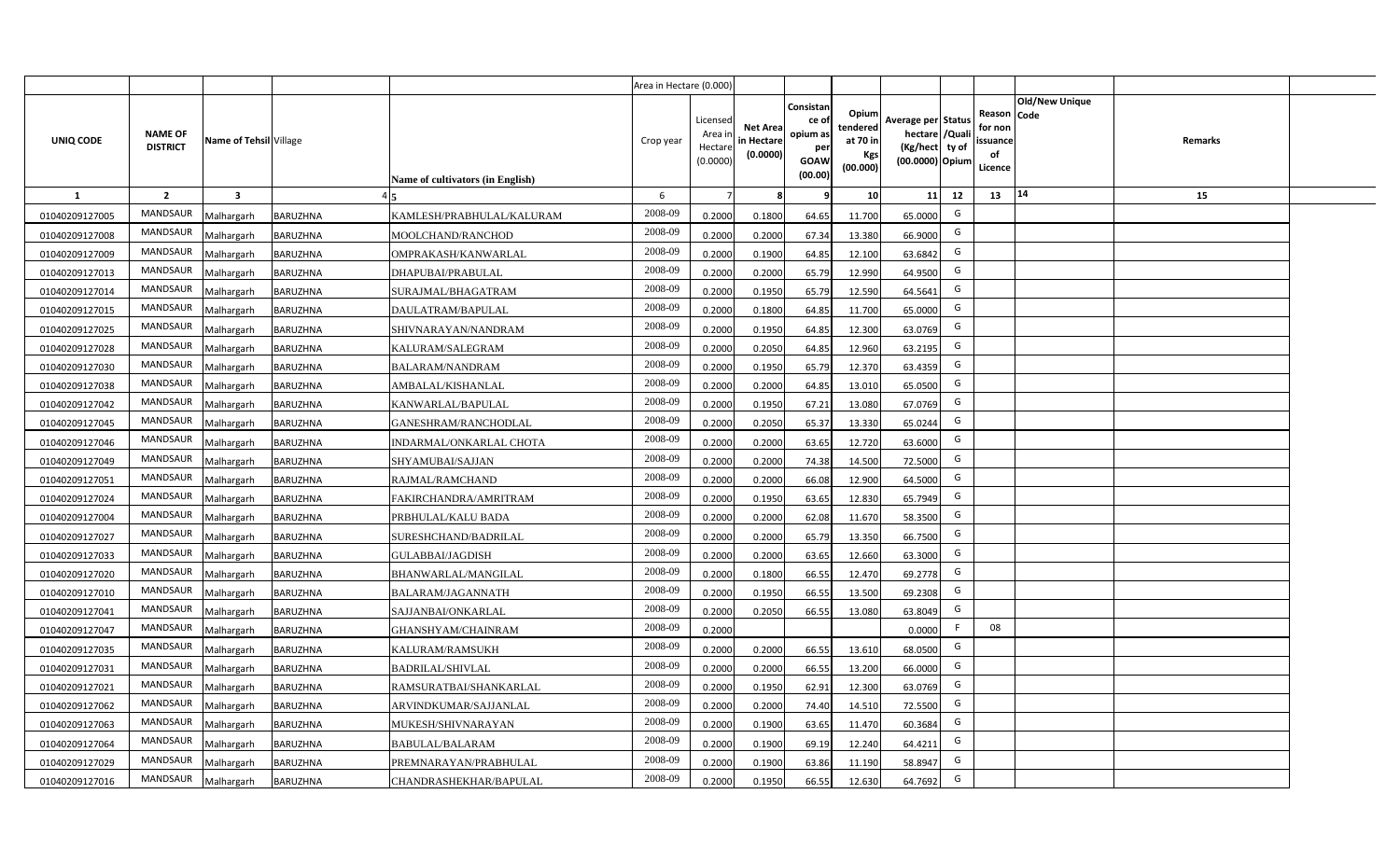| UNIQ CODE | NAME OF DISTRICT | Name of Tehsil | Village | Name of cultivators (in English) | Crop year | Licensed Area in Hectare (0.0000) | Net Area in Hectare (0.0000) | Consistance of opium as per GOAW (00.00) | Opium tendered at 70 in Kgs (00.000) | Average per hectare (Kg/hect) (00.0000) | Status /Quality of Opium | Reason for non issuance of Licence | Old/New Unique Code | Remarks |
|---|---|---|---|---|---|---|---|---|---|---|---|---|---|---|
| 1 | 2 | 3 | 4 | 5 | 6 | 7 | 8 | 9 | 10 | 11 | 12 | 13 | 14 | 15 |
| 01040209127005 | MANDSAUR | Malhargarh | BARUZHNA | KAMLESH/PRABHULAL/KALURAM | 2008-09 | 0.2000 | 0.1800 | 64.65 | 11.700 | 65.0000 | G | | | |
| 01040209127008 | MANDSAUR | Malhargarh | BARUZHNA | MOOLCHAND/RANCHOD | 2008-09 | 0.2000 | 0.2000 | 67.34 | 13.380 | 66.9000 | G | | | |
| 01040209127009 | MANDSAUR | Malhargarh | BARUZHNA | OMPRAKASH/KANWARLAL | 2008-09 | 0.2000 | 0.1900 | 64.85 | 12.100 | 63.6842 | G | | | |
| 01040209127013 | MANDSAUR | Malhargarh | BARUZHNA | DHAPUBAI/PRABULAL | 2008-09 | 0.2000 | 0.2000 | 65.79 | 12.990 | 64.9500 | G | | | |
| 01040209127014 | MANDSAUR | Malhargarh | BARUZHNA | SURAJMAL/BHAGATRAM | 2008-09 | 0.2000 | 0.1950 | 65.79 | 12.590 | 64.5641 | G | | | |
| 01040209127015 | MANDSAUR | Malhargarh | BARUZHNA | DAULATRAM/BAPULAL | 2008-09 | 0.2000 | 0.1800 | 64.85 | 11.700 | 65.0000 | G | | | |
| 01040209127025 | MANDSAUR | Malhargarh | BARUZHNA | SHIVNARAYAN/NANDRAM | 2008-09 | 0.2000 | 0.1950 | 64.85 | 12.300 | 63.0769 | G | | | |
| 01040209127028 | MANDSAUR | Malhargarh | BARUZHNA | KALURAM/SALEGRAM | 2008-09 | 0.2000 | 0.2050 | 64.85 | 12.960 | 63.2195 | G | | | |
| 01040209127030 | MANDSAUR | Malhargarh | BARUZHNA | BALARAM/NANDRAM | 2008-09 | 0.2000 | 0.1950 | 65.79 | 12.370 | 63.4359 | G | | | |
| 01040209127038 | MANDSAUR | Malhargarh | BARUZHNA | AMBALAL/KISHANLAL | 2008-09 | 0.2000 | 0.2000 | 64.85 | 13.010 | 65.0500 | G | | | |
| 01040209127042 | MANDSAUR | Malhargarh | BARUZHNA | KANWARLAL/BAPULAL | 2008-09 | 0.2000 | 0.1950 | 67.21 | 13.080 | 67.0769 | G | | | |
| 01040209127045 | MANDSAUR | Malhargarh | BARUZHNA | GANESHRAM/RANCHODLAL | 2008-09 | 0.2000 | 0.2050 | 65.37 | 13.330 | 65.0244 | G | | | |
| 01040209127046 | MANDSAUR | Malhargarh | BARUZHNA | INDARMAL/ONKARLAL CHOTA | 2008-09 | 0.2000 | 0.2000 | 63.65 | 12.720 | 63.6000 | G | | | |
| 01040209127049 | MANDSAUR | Malhargarh | BARUZHNA | SHYAMUBAI/SAJJAN | 2008-09 | 0.2000 | 0.2000 | 74.38 | 14.500 | 72.5000 | G | | | |
| 01040209127051 | MANDSAUR | Malhargarh | BARUZHNA | RAJMAL/RAMCHAND | 2008-09 | 0.2000 | 0.2000 | 66.08 | 12.900 | 64.5000 | G | | | |
| 01040209127024 | MANDSAUR | Malhargarh | BARUZHNA | FAKIRCHANDRA/AMRITRAM | 2008-09 | 0.2000 | 0.1950 | 63.65 | 12.830 | 65.7949 | G | | | |
| 01040209127004 | MANDSAUR | Malhargarh | BARUZHNA | PRBHULAL/KALU BADA | 2008-09 | 0.2000 | 0.2000 | 62.08 | 11.670 | 58.3500 | G | | | |
| 01040209127027 | MANDSAUR | Malhargarh | BARUZHNA | SURESHCHAND/BADRILAL | 2008-09 | 0.2000 | 0.2000 | 65.79 | 13.350 | 66.7500 | G | | | |
| 01040209127033 | MANDSAUR | Malhargarh | BARUZHNA | GULABBAI/JAGDISH | 2008-09 | 0.2000 | 0.2000 | 63.65 | 12.660 | 63.3000 | G | | | |
| 01040209127020 | MANDSAUR | Malhargarh | BARUZHNA | BHANWARLAL/MANGILAL | 2008-09 | 0.2000 | 0.1800 | 66.55 | 12.470 | 69.2778 | G | | | |
| 01040209127010 | MANDSAUR | Malhargarh | BARUZHNA | BALARAM/JAGANNATH | 2008-09 | 0.2000 | 0.1950 | 66.55 | 13.500 | 69.2308 | G | | | |
| 01040209127041 | MANDSAUR | Malhargarh | BARUZHNA | SAJJANBAI/ONKARLAL | 2008-09 | 0.2000 | 0.2050 | 66.55 | 13.080 | 63.8049 | G | | | |
| 01040209127047 | MANDSAUR | Malhargarh | BARUZHNA | GHANSHYAM/CHAINRAM | 2008-09 | 0.2000 | | | | 0.0000 | F | 08 | | |
| 01040209127035 | MANDSAUR | Malhargarh | BARUZHNA | KALURAM/RAMSUKH | 2008-09 | 0.2000 | 0.2000 | 66.55 | 13.610 | 68.0500 | G | | | |
| 01040209127031 | MANDSAUR | Malhargarh | BARUZHNA | BADRILAL/SHIVLAL | 2008-09 | 0.2000 | 0.2000 | 66.55 | 13.200 | 66.0000 | G | | | |
| 01040209127021 | MANDSAUR | Malhargarh | BARUZHNA | RAMSURATBAI/SHANKARLAL | 2008-09 | 0.2000 | 0.1950 | 62.91 | 12.300 | 63.0769 | G | | | |
| 01040209127062 | MANDSAUR | Malhargarh | BARUZHNA | ARVINDKUMAR/SAJJANLAL | 2008-09 | 0.2000 | 0.2000 | 74.40 | 14.510 | 72.5500 | G | | | |
| 01040209127063 | MANDSAUR | Malhargarh | BARUZHNA | MUKESH/SHIVNARAYAN | 2008-09 | 0.2000 | 0.1900 | 63.65 | 11.470 | 60.3684 | G | | | |
| 01040209127064 | MANDSAUR | Malhargarh | BARUZHNA | BABULAL/BALARAM | 2008-09 | 0.2000 | 0.1900 | 69.19 | 12.240 | 64.4211 | G | | | |
| 01040209127029 | MANDSAUR | Malhargarh | BARUZHNA | PREMNARAYAN/PRABHULAL | 2008-09 | 0.2000 | 0.1900 | 63.86 | 11.190 | 58.8947 | G | | | |
| 01040209127016 | MANDSAUR | Malhargarh | BARUZHNA | CHANDRASHEKHAR/BAPULAL | 2008-09 | 0.2000 | 0.1950 | 66.55 | 12.630 | 64.7692 | G | | | |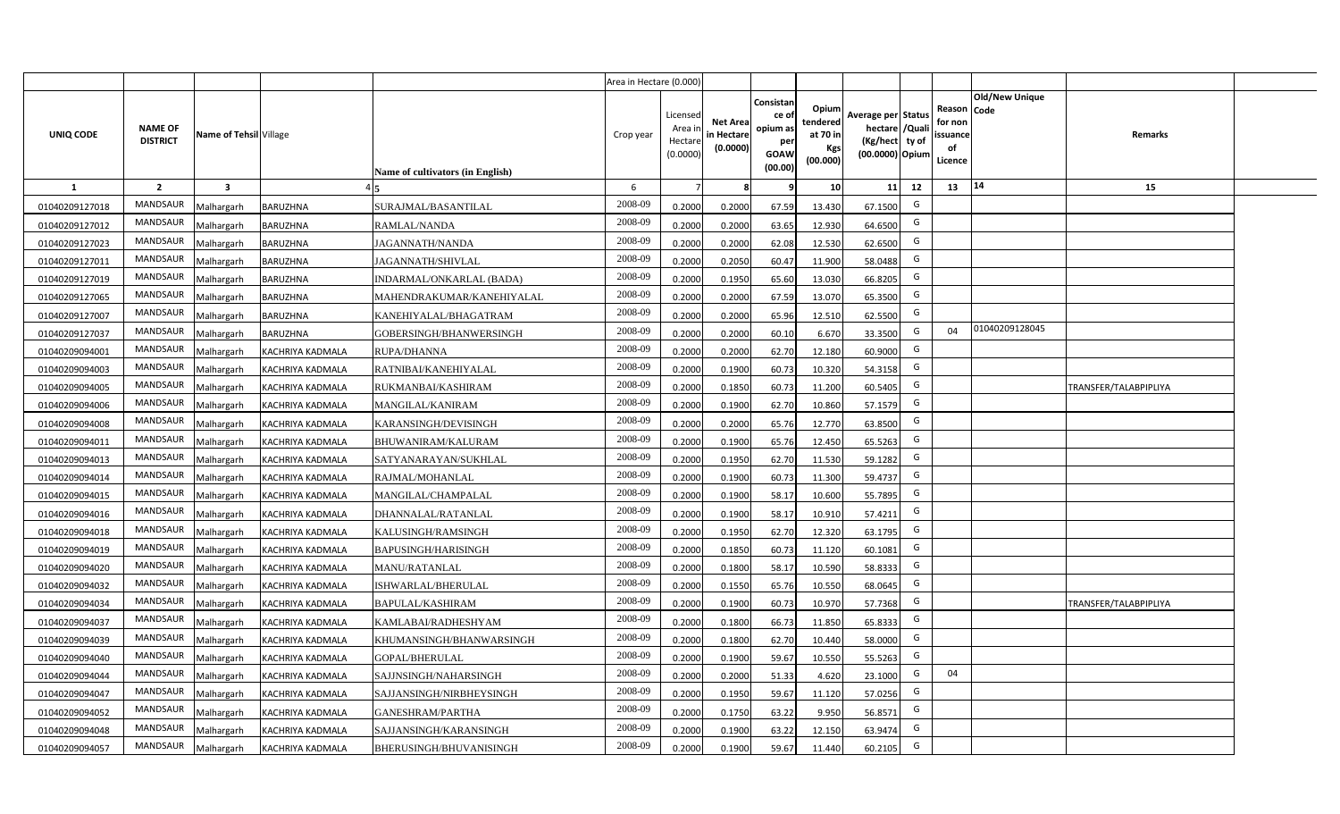| | | | | | Area in Hectare (0.000) | | | | | | | | | | | |
|---|---|---|---|---|---|---|---|---|---|---|---|---|---|---|---|---|
| UNIQ CODE | NAME OF DISTRICT | Name of Tehsil | Village | Name of cultivators (in English) | Crop year | Licensed Area in Hectare (0.0000) | Net Area in Hectare (0.0000) | Consistance of opium as per GOAW (00.00) | Opium tendered at 70 in Kgs (00.000) | Average per hectare (Kg/hect) (00.0000) | Status /Quality of Opium | Reason for non issuance of Licence | Old/New Unique Code | Remarks | |
| 1 | 2 | 3 | 4 | 5 | 6 | 7 | 8 | 9 | 10 | 11 | 12 | 13 | 14 | 15 | |
| 01040209127018 | MANDSAUR | Malhargarh | BARUZHNA | SURAJMAL/BASANTILAL | 2008-09 | 0.2000 | 0.2000 | 67.59 | 13.430 | 67.1500 | G | | | | |
| 01040209127012 | MANDSAUR | Malhargarh | BARUZHNA | RAMLAL/NANDA | 2008-09 | 0.2000 | 0.2000 | 63.65 | 12.930 | 64.6500 | G | | | | |
| 01040209127023 | MANDSAUR | Malhargarh | BARUZHNA | JAGANNATH/NANDA | 2008-09 | 0.2000 | 0.2000 | 62.08 | 12.530 | 62.6500 | G | | | | |
| 01040209127011 | MANDSAUR | Malhargarh | BARUZHNA | JAGANNATH/SHIVLAL | 2008-09 | 0.2000 | 0.2050 | 60.47 | 11.900 | 58.0488 | G | | | | |
| 01040209127019 | MANDSAUR | Malhargarh | BARUZHNA | INDARMAL/ONKARLAL (BADA) | 2008-09 | 0.2000 | 0.1950 | 65.60 | 13.030 | 66.8205 | G | | | | |
| 01040209127065 | MANDSAUR | Malhargarh | BARUZHNA | MAHENDRAKUMAR/KANEHIYALAL | 2008-09 | 0.2000 | 0.2000 | 67.59 | 13.070 | 65.3500 | G | | | | |
| 01040209127007 | MANDSAUR | Malhargarh | BARUZHNA | KANEHIYALAL/BHAGATRAM | 2008-09 | 0.2000 | 0.2000 | 65.96 | 12.510 | 62.5500 | G | | | | |
| 01040209127037 | MANDSAUR | Malhargarh | BARUZHNA | GOBERSINGH/BHANWERSINGH | 2008-09 | 0.2000 | 0.2000 | 60.10 | 6.670 | 33.3500 | G | 04 | 01040209128045 | | |
| 01040209094001 | MANDSAUR | Malhargarh | KACHRIYA KADMALA | RUPA/DHANNA | 2008-09 | 0.2000 | 0.2000 | 62.70 | 12.180 | 60.9000 | G | | | | |
| 01040209094003 | MANDSAUR | Malhargarh | KACHRIYA KADMALA | RATNIBAI/KANEHIYALAL | 2008-09 | 0.2000 | 0.1900 | 60.73 | 10.320 | 54.3158 | G | | | | |
| 01040209094005 | MANDSAUR | Malhargarh | KACHRIYA KADMALA | RUKMANBAI/KASHIRAM | 2008-09 | 0.2000 | 0.1850 | 60.73 | 11.200 | 60.5405 | G | | | TRANSFER/TALABPIPLIYA | |
| 01040209094006 | MANDSAUR | Malhargarh | KACHRIYA KADMALA | MANGILAL/KANIRAM | 2008-09 | 0.2000 | 0.1900 | 62.70 | 10.860 | 57.1579 | G | | | | |
| 01040209094008 | MANDSAUR | Malhargarh | KACHRIYA KADMALA | KARANSINGH/DEVISINGH | 2008-09 | 0.2000 | 0.2000 | 65.76 | 12.770 | 63.8500 | G | | | | |
| 01040209094011 | MANDSAUR | Malhargarh | KACHRIYA KADMALA | BHUWANIRAM/KALURAM | 2008-09 | 0.2000 | 0.1900 | 65.76 | 12.450 | 65.5263 | G | | | | |
| 01040209094013 | MANDSAUR | Malhargarh | KACHRIYA KADMALA | SATYANARAYAN/SUKHLAL | 2008-09 | 0.2000 | 0.1950 | 62.70 | 11.530 | 59.1282 | G | | | | |
| 01040209094014 | MANDSAUR | Malhargarh | KACHRIYA KADMALA | RAJMAL/MOHANLAL | 2008-09 | 0.2000 | 0.1900 | 60.73 | 11.300 | 59.4737 | G | | | | |
| 01040209094015 | MANDSAUR | Malhargarh | KACHRIYA KADMALA | MANGILAL/CHAMPALAL | 2008-09 | 0.2000 | 0.1900 | 58.17 | 10.600 | 55.7895 | G | | | | |
| 01040209094016 | MANDSAUR | Malhargarh | KACHRIYA KADMALA | DHANNALAL/RATANLAL | 2008-09 | 0.2000 | 0.1900 | 58.17 | 10.910 | 57.4211 | G | | | | |
| 01040209094018 | MANDSAUR | Malhargarh | KACHRIYA KADMALA | KALUSINGH/RAMSINGH | 2008-09 | 0.2000 | 0.1950 | 62.70 | 12.320 | 63.1795 | G | | | | |
| 01040209094019 | MANDSAUR | Malhargarh | KACHRIYA KADMALA | BAPUSINGH/HARISINGH | 2008-09 | 0.2000 | 0.1850 | 60.73 | 11.120 | 60.1081 | G | | | | |
| 01040209094020 | MANDSAUR | Malhargarh | KACHRIYA KADMALA | MANU/RATANLAL | 2008-09 | 0.2000 | 0.1800 | 58.17 | 10.590 | 58.8333 | G | | | | |
| 01040209094032 | MANDSAUR | Malhargarh | KACHRIYA KADMALA | ISHWARLAL/BHERULAL | 2008-09 | 0.2000 | 0.1550 | 65.76 | 10.550 | 68.0645 | G | | | | |
| 01040209094034 | MANDSAUR | Malhargarh | KACHRIYA KADMALA | BAPULAL/KASHIRAM | 2008-09 | 0.2000 | 0.1900 | 60.73 | 10.970 | 57.7368 | G | | | TRANSFER/TALABPIPLIYA | |
| 01040209094037 | MANDSAUR | Malhargarh | KACHRIYA KADMALA | KAMLABAI/RADHESHYAM | 2008-09 | 0.2000 | 0.1800 | 66.73 | 11.850 | 65.8333 | G | | | | |
| 01040209094039 | MANDSAUR | Malhargarh | KACHRIYA KADMALA | KHUMANSINGH/BHANWARSINGH | 2008-09 | 0.2000 | 0.1800 | 62.70 | 10.440 | 58.0000 | G | | | | |
| 01040209094040 | MANDSAUR | Malhargarh | KACHRIYA KADMALA | GOPAL/BHERULAL | 2008-09 | 0.2000 | 0.1900 | 59.67 | 10.550 | 55.5263 | G | | | | |
| 01040209094044 | MANDSAUR | Malhargarh | KACHRIYA KADMALA | SAJJNSINGH/NAHARSINGH | 2008-09 | 0.2000 | 0.2000 | 51.33 | 4.620 | 23.1000 | G | 04 | | | |
| 01040209094047 | MANDSAUR | Malhargarh | KACHRIYA KADMALA | SAJJANSINGH/NIRBHEYSINGH | 2008-09 | 0.2000 | 0.1950 | 59.67 | 11.120 | 57.0256 | G | | | | |
| 01040209094052 | MANDSAUR | Malhargarh | KACHRIYA KADMALA | GANESHRAM/PARTHA | 2008-09 | 0.2000 | 0.1750 | 63.22 | 9.950 | 56.8571 | G | | | | |
| 01040209094048 | MANDSAUR | Malhargarh | KACHRIYA KADMALA | SAJJANSINGH/KARANSINGH | 2008-09 | 0.2000 | 0.1900 | 63.22 | 12.150 | 63.9474 | G | | | | |
| 01040209094057 | MANDSAUR | Malhargarh | KACHRIYA KADMALA | BHERUSINGH/BHUVANISINGH | 2008-09 | 0.2000 | 0.1900 | 59.67 | 11.440 | 60.2105 | G | | | | |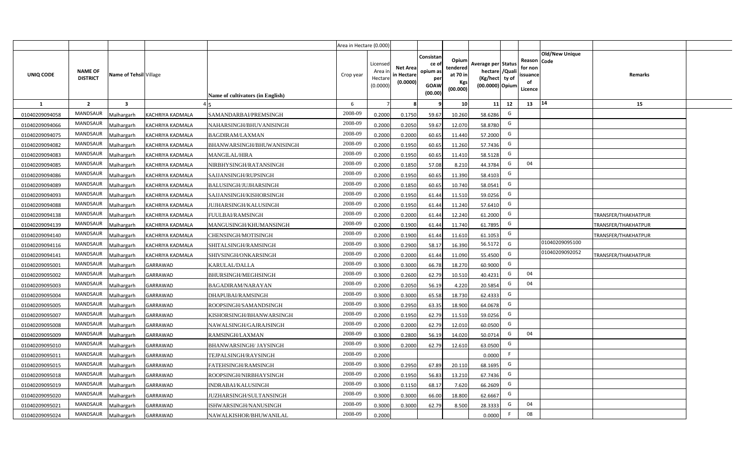| | | | | | Area in Hectare (0.000) | | | | | | | | | | |
|---|---|---|---|---|---|---|---|---|---|---|---|---|---|---|---|
| UNIQ CODE | NAME OF DISTRICT | Name of Tehsil | Village | Name of cultivators (in English) | Crop year | Licensed Area in Hectare (0.0000) | Net Area in Hectare (0.0000) | Consistance of opium as per GOAW (00.00) | Opium tendered at 70 in Kgs (00.000) | Average per hectare (Kg/hect) (00.0000) | Status /Quality of Opium | Reason for non issuance of Licence | Old/New Unique Code | Remarks |
| 1 | 2 | 3 | 4 | 5 | 6 | 7 | 8 | 9 | 10 | 11 | 12 | 13 | 14 | 15 |
| 01040209094058 | MANDSAUR | Malhargarh | KACHRIYA KADMALA | SAMANDARBAI/PREMSINGH | 2008-09 | 0.2000 | 0.1750 | 59.67 | 10.260 | 58.6286 | G | | | |
| 01040209094066 | MANDSAUR | Malhargarh | KACHRIYA KADMALA | NAHARSINGH/BHUVANISINGH | 2008-09 | 0.2000 | 0.2050 | 59.67 | 12.070 | 58.8780 | G | | | |
| 01040209094075 | MANDSAUR | Malhargarh | KACHRIYA KADMALA | BAGDIRAM/LAXMAN | 2008-09 | 0.2000 | 0.2000 | 60.65 | 11.440 | 57.2000 | G | | | |
| 01040209094082 | MANDSAUR | Malhargarh | KACHRIYA KADMALA | BHANWARSINGH/BHUWANISINGH | 2008-09 | 0.2000 | 0.1950 | 60.65 | 11.260 | 57.7436 | G | | | |
| 01040209094083 | MANDSAUR | Malhargarh | KACHRIYA KADMALA | MANGILAL/HIRA | 2008-09 | 0.2000 | 0.1950 | 60.65 | 11.410 | 58.5128 | G | | | |
| 01040209094085 | MANDSAUR | Malhargarh | KACHRIYA KADMALA | NIRBHYSINGH/RATANSINGH | 2008-09 | 0.2000 | 0.1850 | 57.08 | 8.210 | 44.3784 | G | 04 | | |
| 01040209094086 | MANDSAUR | Malhargarh | KACHRIYA KADMALA | SAJJANSINGH/RUPSINGH | 2008-09 | 0.2000 | 0.1950 | 60.65 | 11.390 | 58.4103 | G | | | |
| 01040209094089 | MANDSAUR | Malhargarh | KACHRIYA KADMALA | BALUSINGH/JUJHARSINGH | 2008-09 | 0.2000 | 0.1850 | 60.65 | 10.740 | 58.0541 | G | | | |
| 01040209094093 | MANDSAUR | Malhargarh | KACHRIYA KADMALA | SAJJANSINGH/KISHORSINGH | 2008-09 | 0.2000 | 0.1950 | 61.44 | 11.510 | 59.0256 | G | | | |
| 01040209094088 | MANDSAUR | Malhargarh | KACHRIYA KADMALA | JUJHARSINGH/KALUSINGH | 2008-09 | 0.2000 | 0.1950 | 61.44 | 11.240 | 57.6410 | G | | | |
| 01040209094138 | MANDSAUR | Malhargarh | KACHRIYA KADMALA | FUULBAI/RAMSINGH | 2008-09 | 0.2000 | 0.2000 | 61.44 | 12.240 | 61.2000 | G | | | TRANSFER/THAKHATPUR |
| 01040209094139 | MANDSAUR | Malhargarh | KACHRIYA KADMALA | MANGUSINGH/KHUMANSINGH | 2008-09 | 0.2000 | 0.1900 | 61.44 | 11.740 | 61.7895 | G | | | TRANSFER/THAKHATPUR |
| 01040209094140 | MANDSAUR | Malhargarh | KACHRIYA KADMALA | CHENSINGH/MOTISINGH | 2008-09 | 0.2000 | 0.1900 | 61.44 | 11.610 | 61.1053 | G | | | TRANSFER/THAKHATPUR |
| 01040209094116 | MANDSAUR | Malhargarh | KACHRIYA KADMALA | SHITALSINGH/RAMSINGH | 2008-09 | 0.3000 | 0.2900 | 58.17 | 16.390 | 56.5172 | G | | 01040209095100 | |
| 01040209094141 | MANDSAUR | Malhargarh | KACHRIYA KADMALA | SHIVSINGH/ONKARSINGH | 2008-09 | 0.2000 | 0.2000 | 61.44 | 11.090 | 55.4500 | G | | 01040209092052 | TRANSFER/THAKHATPUR |
| 01040209095001 | MANDSAUR | Malhargarh | GARRAWAD | KARULAL/DALLA | 2008-09 | 0.3000 | 0.3000 | 66.78 | 18.270 | 60.9000 | G | | | |
| 01040209095002 | MANDSAUR | Malhargarh | GARRAWAD | BHURSINGH/MEGHSINGH | 2008-09 | 0.3000 | 0.2600 | 62.79 | 10.510 | 40.4231 | G | 04 | | |
| 01040209095003 | MANDSAUR | Malhargarh | GARRAWAD | BAGADIRAM/NARAYAN | 2008-09 | 0.2000 | 0.2050 | 56.19 | 4.220 | 20.5854 | G | 04 | | |
| 01040209095004 | MANDSAUR | Malhargarh | GARRAWAD | DHAPUBAI/RAMSINGH | 2008-09 | 0.3000 | 0.3000 | 65.58 | 18.730 | 62.4333 | G | | | |
| 01040209095005 | MANDSAUR | Malhargarh | GARRAWAD | ROOPSINGH/SAMANDSINGH | 2008-09 | 0.3000 | 0.2950 | 63.35 | 18.900 | 64.0678 | G | | | |
| 01040209095007 | MANDSAUR | Malhargarh | GARRAWAD | KISHORSINGH/BHANWARSINGH | 2008-09 | 0.2000 | 0.1950 | 62.79 | 11.510 | 59.0256 | G | | | |
| 01040209095008 | MANDSAUR | Malhargarh | GARRAWAD | NAWALSINGH/GAJRAJSINGH | 2008-09 | 0.2000 | 0.2000 | 62.79 | 12.010 | 60.0500 | G | | | |
| 01040209095009 | MANDSAUR | Malhargarh | GARRAWAD | RAMSINGH/LAXMAN | 2008-09 | 0.3000 | 0.2800 | 56.19 | 14.020 | 50.0714 | G | 04 | | |
| 01040209095010 | MANDSAUR | Malhargarh | GARRAWAD | BHANWARSINGH/ JAYSINGH | 2008-09 | 0.3000 | 0.2000 | 62.79 | 12.610 | 63.0500 | G | | | |
| 01040209095011 | MANDSAUR | Malhargarh | GARRAWAD | TEJPALSINGH/RAYSINGH | 2008-09 | 0.2000 | | | | 0.0000 | F | | | |
| 01040209095015 | MANDSAUR | Malhargarh | GARRAWAD | FATEHSINGH/RAMSINGH | 2008-09 | 0.3000 | 0.2950 | 67.89 | 20.110 | 68.1695 | G | | | |
| 01040209095018 | MANDSAUR | Malhargarh | GARRAWAD | ROOPSINGH/NIRBHAYSINGH | 2008-09 | 0.2000 | 0.1950 | 56.83 | 13.210 | 67.7436 | G | | | |
| 01040209095019 | MANDSAUR | Malhargarh | GARRAWAD | INDRABAI/KALUSINGH | 2008-09 | 0.3000 | 0.1150 | 68.17 | 7.620 | 66.2609 | G | | | |
| 01040209095020 | MANDSAUR | Malhargarh | GARRAWAD | JUZHARSINGH/SULTANSINGH | 2008-09 | 0.3000 | 0.3000 | 66.00 | 18.800 | 62.6667 | G | | | |
| 01040209095021 | MANDSAUR | Malhargarh | GARRAWAD | ISHWARSINGH/NANUSINGH | 2008-09 | 0.3000 | 0.3000 | 62.79 | 8.500 | 28.3333 | G | 04 | | |
| 01040209095024 | MANDSAUR | Malhargarh | GARRAWAD | NAWALKISHOR/BHUWANILAL | 2008-09 | 0.2000 | | | | 0.0000 | F | 08 | | |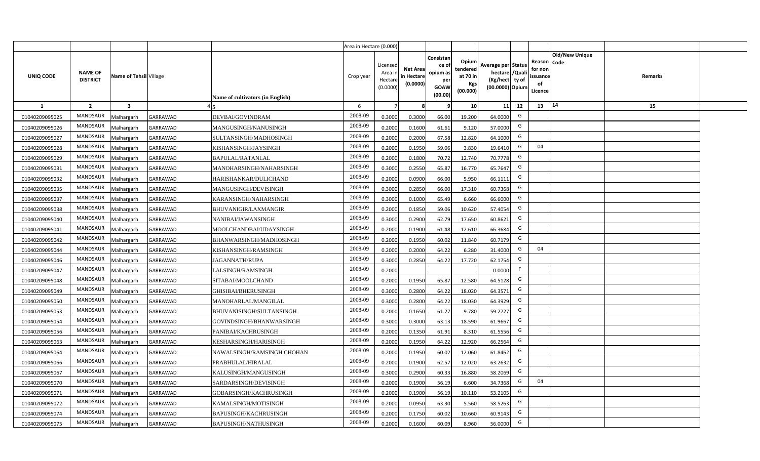| | | | | | Area in Hectare (0.000) | | | | | | | | | | |
|---|---|---|---|---|---|---|---|---|---|---|---|---|---|---|---|
| UNIQ CODE | NAME OF DISTRICT | Name of Tehsil | Village | Name of cultivators (in English) | Crop year | Licensed Area in Hectare (0.0000) | Net Area in Hectare (0.0000) | Consistance of opium as per GOAW (00.00) | Opium tendered at 70 in Kgs (00.000) | Average per hectare (Kg/hect) (00.0000) | Status /Quality of Opium | Reason for non issuance of Licence | Old/New Unique Code | Remarks |
| 1 | 2 | 3 | 4 | 5 | 6 | 7 | 8 | 9 | 10 | 11 | 12 | 13 | 14 | 15 |
| 01040209095025 | MANDSAUR | Malhargarh | GARRAWAD | DEVBAI/GOVINDRAM | 2008-09 | 0.3000 | 0.3000 | 66.00 | 19.200 | 64.0000 | G | | | |
| 01040209095026 | MANDSAUR | Malhargarh | GARRAWAD | MANGUSINGH/NANUSINGH | 2008-09 | 0.2000 | 0.1600 | 61.61 | 9.120 | 57.0000 | G | | | |
| 01040209095027 | MANDSAUR | Malhargarh | GARRAWAD | SULTANSINGH/MADHOSINGH | 2008-09 | 0.2000 | 0.2000 | 67.58 | 12.820 | 64.1000 | G | | | |
| 01040209095028 | MANDSAUR | Malhargarh | GARRAWAD | KISHANSINGH/JAYSINGH | 2008-09 | 0.2000 | 0.1950 | 59.06 | 3.830 | 19.6410 | G | 04 | | |
| 01040209095029 | MANDSAUR | Malhargarh | GARRAWAD | BAPULAL/RATANLAL | 2008-09 | 0.2000 | 0.1800 | 70.72 | 12.740 | 70.7778 | G | | | |
| 01040209095031 | MANDSAUR | Malhargarh | GARRAWAD | MANOHARSINGH/NAHARSINGH | 2008-09 | 0.3000 | 0.2550 | 65.87 | 16.770 | 65.7647 | G | | | |
| 01040209095032 | MANDSAUR | Malhargarh | GARRAWAD | HARISHANKAR/DULICHAND | 2008-09 | 0.2000 | 0.0900 | 66.00 | 5.950 | 66.1111 | G | | | |
| 01040209095035 | MANDSAUR | Malhargarh | GARRAWAD | MANGUSINGH/DEVISINGH | 2008-09 | 0.3000 | 0.2850 | 66.00 | 17.310 | 60.7368 | G | | | |
| 01040209095037 | MANDSAUR | Malhargarh | GARRAWAD | KARANSINGH/NAHARSINGH | 2008-09 | 0.3000 | 0.1000 | 65.49 | 6.660 | 66.6000 | G | | | |
| 01040209095038 | MANDSAUR | Malhargarh | GARRAWAD | BHUVANIGIR/LAXMANGIR | 2008-09 | 0.2000 | 0.1850 | 59.06 | 10.620 | 57.4054 | G | | | |
| 01040209095040 | MANDSAUR | Malhargarh | GARRAWAD | NANIBAI/JAWANSINGH | 2008-09 | 0.3000 | 0.2900 | 62.79 | 17.650 | 60.8621 | G | | | |
| 01040209095041 | MANDSAUR | Malhargarh | GARRAWAD | MOOLCHANDBAI/UDAYSINGH | 2008-09 | 0.2000 | 0.1900 | 61.48 | 12.610 | 66.3684 | G | | | |
| 01040209095042 | MANDSAUR | Malhargarh | GARRAWAD | BHANWARSINGH/MADHOSINGH | 2008-09 | 0.2000 | 0.1950 | 60.02 | 11.840 | 60.7179 | G | | | |
| 01040209095044 | MANDSAUR | Malhargarh | GARRAWAD | KISHANSINGH/RAMSINGH | 2008-09 | 0.2000 | 0.2000 | 64.22 | 6.280 | 31.4000 | G | 04 | | |
| 01040209095046 | MANDSAUR | Malhargarh | GARRAWAD | JAGANNATH/RUPA | 2008-09 | 0.3000 | 0.2850 | 64.22 | 17.720 | 62.1754 | G | | | |
| 01040209095047 | MANDSAUR | Malhargarh | GARRAWAD | LALSINGH/RAMSINGH | 2008-09 | 0.2000 | | | | 0.0000 | F | | | |
| 01040209095048 | MANDSAUR | Malhargarh | GARRAWAD | SITABAI/MOOLCHAND | 2008-09 | 0.2000 | 0.1950 | 65.87 | 12.580 | 64.5128 | G | | | |
| 01040209095049 | MANDSAUR | Malhargarh | GARRAWAD | GHISIBAI/BHERUSINGH | 2008-09 | 0.3000 | 0.2800 | 64.22 | 18.020 | 64.3571 | G | | | |
| 01040209095050 | MANDSAUR | Malhargarh | GARRAWAD | MANOHARLAL/MANGILAL | 2008-09 | 0.3000 | 0.2800 | 64.22 | 18.030 | 64.3929 | G | | | |
| 01040209095053 | MANDSAUR | Malhargarh | GARRAWAD | BHUVANISINGH/SULTANSINGH | 2008-09 | 0.2000 | 0.1650 | 61.27 | 9.780 | 59.2727 | G | | | |
| 01040209095054 | MANDSAUR | Malhargarh | GARRAWAD | GOVINDSINGH/BHANWARSINGH | 2008-09 | 0.3000 | 0.3000 | 63.13 | 18.590 | 61.9667 | G | | | |
| 01040209095056 | MANDSAUR | Malhargarh | GARRAWAD | PANIBAI/KACHRUSINGH | 2008-09 | 0.2000 | 0.1350 | 61.91 | 8.310 | 61.5556 | G | | | |
| 01040209095063 | MANDSAUR | Malhargarh | GARRAWAD | KESHARSINGH/HARISINGH | 2008-09 | 0.2000 | 0.1950 | 64.22 | 12.920 | 66.2564 | G | | | |
| 01040209095064 | MANDSAUR | Malhargarh | GARRAWAD | NAWALSINGH/RAMSINGH CHOHAN | 2008-09 | 0.2000 | 0.1950 | 60.02 | 12.060 | 61.8462 | G | | | |
| 01040209095066 | MANDSAUR | Malhargarh | GARRAWAD | PRABHULAL/HIRALAL | 2008-09 | 0.2000 | 0.1900 | 62.57 | 12.020 | 63.2632 | G | | | |
| 01040209095067 | MANDSAUR | Malhargarh | GARRAWAD | KALUSINGH/MANGUSINGH | 2008-09 | 0.3000 | 0.2900 | 60.33 | 16.880 | 58.2069 | G | | | |
| 01040209095070 | MANDSAUR | Malhargarh | GARRAWAD | SARDARSINGH/DEVISINGH | 2008-09 | 0.2000 | 0.1900 | 56.19 | 6.600 | 34.7368 | G | 04 | | |
| 01040209095071 | MANDSAUR | Malhargarh | GARRAWAD | GOBARSINGH/KACHRUSINGH | 2008-09 | 0.2000 | 0.1900 | 56.19 | 10.110 | 53.2105 | G | | | |
| 01040209095072 | MANDSAUR | Malhargarh | GARRAWAD | KAMALSINGH/MOTISINGH | 2008-09 | 0.2000 | 0.0950 | 63.30 | 5.560 | 58.5263 | G | | | |
| 01040209095074 | MANDSAUR | Malhargarh | GARRAWAD | BAPUSINGH/KACHRUSINGH | 2008-09 | 0.2000 | 0.1750 | 60.02 | 10.660 | 60.9143 | G | | | |
| 01040209095075 | MANDSAUR | Malhargarh | GARRAWAD | BAPUSINGH/NATHUSINGH | 2008-09 | 0.2000 | 0.1600 | 60.09 | 8.960 | 56.0000 | G | | | |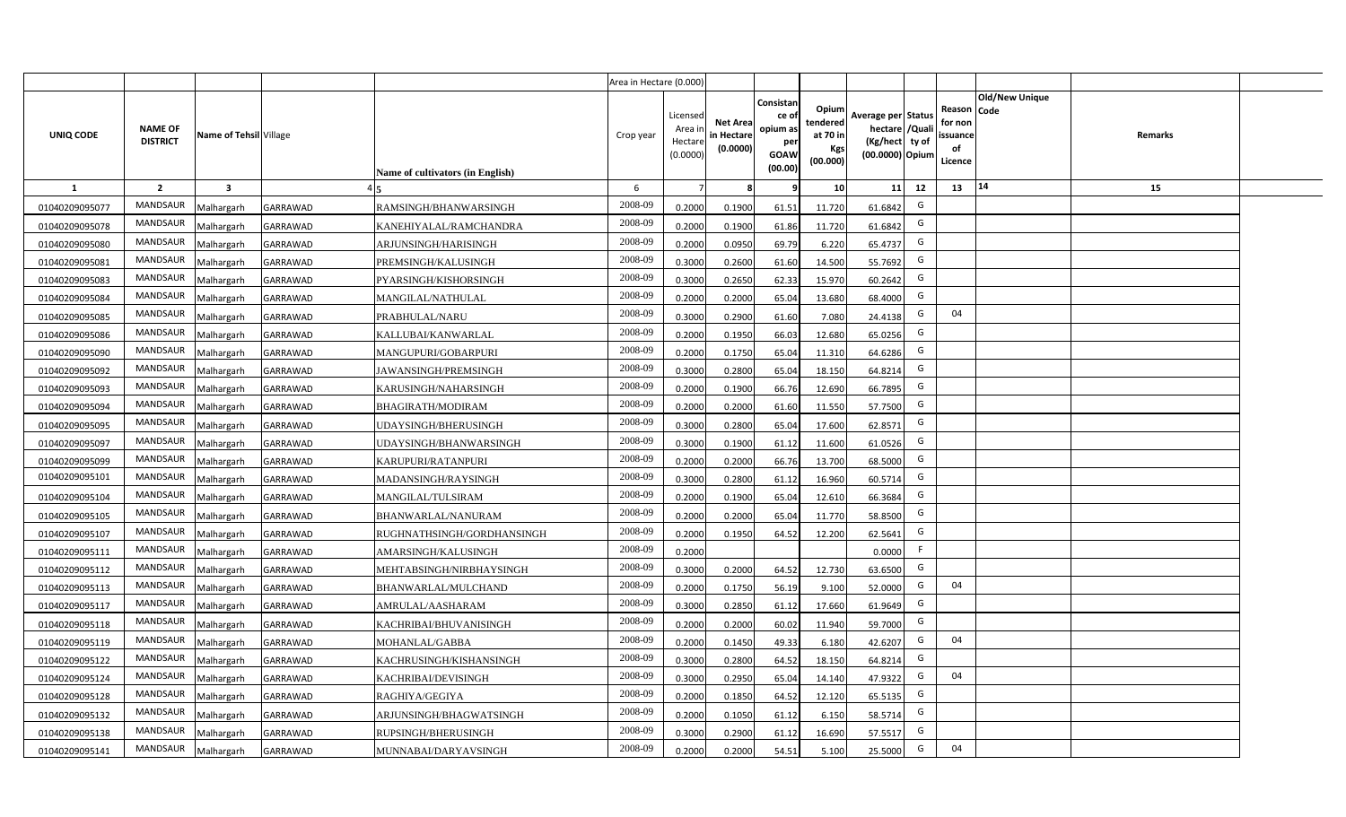| | | | | | Area in Hectare (0.000) | | | | | | | | | | |
|---|---|---|---|---|---|---|---|---|---|---|---|---|---|---|---|
| UNIQ CODE | NAME OF DISTRICT | Name of Tehsil | Village | Name of cultivators (in English) | Crop year | Licensed Area in Hectare (0.0000) | Net Area in Hectare (0.0000) | Consistance of opium as per GOAW (00.00) | Opium tendered at 70 in Kgs (00.000) | Average per hectare (Kg/hect (00.0000) | Status /Quality of Opium | Reason for non issuance of Licence | Old/New Unique Code | Remarks |
| 1 | 2 | 3 | 4 | 5 | 6 | 7 | 8 | 9 | 10 | 11 | 12 | 13 | 14 | 15 |
| 01040209095077 | MANDSAUR | Malhargarh | GARRAWAD | RAMSINGH/BHANWARSINGH | 2008-09 | 0.2000 | 0.1900 | 61.51 | 11.720 | 61.6842 | G | | | |
| 01040209095078 | MANDSAUR | Malhargarh | GARRAWAD | KANEHIYALAL/RAMCHANDRA | 2008-09 | 0.2000 | 0.1900 | 61.86 | 11.720 | 61.6842 | G | | | |
| 01040209095080 | MANDSAUR | Malhargarh | GARRAWAD | ARJUNSINGH/HARISINGH | 2008-09 | 0.2000 | 0.0950 | 69.79 | 6.220 | 65.4737 | G | | | |
| 01040209095081 | MANDSAUR | Malhargarh | GARRAWAD | PREMSINGH/KALUSINGH | 2008-09 | 0.3000 | 0.2600 | 61.60 | 14.500 | 55.7692 | G | | | |
| 01040209095083 | MANDSAUR | Malhargarh | GARRAWAD | PYARSINGH/KISHORSINGH | 2008-09 | 0.3000 | 0.2650 | 62.33 | 15.970 | 60.2642 | G | | | |
| 01040209095084 | MANDSAUR | Malhargarh | GARRAWAD | MANGILAL/NATHULAL | 2008-09 | 0.2000 | 0.2000 | 65.04 | 13.680 | 68.4000 | G | | | |
| 01040209095085 | MANDSAUR | Malhargarh | GARRAWAD | PRABHULAL/NARU | 2008-09 | 0.3000 | 0.2900 | 61.60 | 7.080 | 24.4138 | G | 04 | | |
| 01040209095086 | MANDSAUR | Malhargarh | GARRAWAD | KALLUBAI/KANWARLAL | 2008-09 | 0.2000 | 0.1950 | 66.03 | 12.680 | 65.0256 | G | | | |
| 01040209095090 | MANDSAUR | Malhargarh | GARRAWAD | MANGUPURI/GOBARPURI | 2008-09 | 0.2000 | 0.1750 | 65.04 | 11.310 | 64.6286 | G | | | |
| 01040209095092 | MANDSAUR | Malhargarh | GARRAWAD | JAWANSINGH/PREMSINGH | 2008-09 | 0.3000 | 0.2800 | 65.04 | 18.150 | 64.8214 | G | | | |
| 01040209095093 | MANDSAUR | Malhargarh | GARRAWAD | KARUSINGH/NAHARSINGH | 2008-09 | 0.2000 | 0.1900 | 66.76 | 12.690 | 66.7895 | G | | | |
| 01040209095094 | MANDSAUR | Malhargarh | GARRAWAD | BHAGIRATH/MODIRAM | 2008-09 | 0.2000 | 0.2000 | 61.60 | 11.550 | 57.7500 | G | | | |
| 01040209095095 | MANDSAUR | Malhargarh | GARRAWAD | UDAYSINGH/BHERUSINGH | 2008-09 | 0.3000 | 0.2800 | 65.04 | 17.600 | 62.8571 | G | | | |
| 01040209095097 | MANDSAUR | Malhargarh | GARRAWAD | UDAYSINGH/BHANWARSINGH | 2008-09 | 0.3000 | 0.1900 | 61.12 | 11.600 | 61.0526 | G | | | |
| 01040209095099 | MANDSAUR | Malhargarh | GARRAWAD | KARUPURI/RATANPURI | 2008-09 | 0.2000 | 0.2000 | 66.76 | 13.700 | 68.5000 | G | | | |
| 01040209095101 | MANDSAUR | Malhargarh | GARRAWAD | MADANSINGH/RAYSINGH | 2008-09 | 0.3000 | 0.2800 | 61.12 | 16.960 | 60.5714 | G | | | |
| 01040209095104 | MANDSAUR | Malhargarh | GARRAWAD | MANGILAL/TULSIRAM | 2008-09 | 0.2000 | 0.1900 | 65.04 | 12.610 | 66.3684 | G | | | |
| 01040209095105 | MANDSAUR | Malhargarh | GARRAWAD | BHANWARLAL/NANURAM | 2008-09 | 0.2000 | 0.2000 | 65.04 | 11.770 | 58.8500 | G | | | |
| 01040209095107 | MANDSAUR | Malhargarh | GARRAWAD | RUGHNATHSINGH/GORDHANSINGH | 2008-09 | 0.2000 | 0.1950 | 64.52 | 12.200 | 62.5641 | G | | | |
| 01040209095111 | MANDSAUR | Malhargarh | GARRAWAD | AMARSINGH/KALUSINGH | 2008-09 | 0.2000 | | | | 0.0000 | F | | | |
| 01040209095112 | MANDSAUR | Malhargarh | GARRAWAD | MEHTABSINGH/NIRBHAYSINGH | 2008-09 | 0.3000 | 0.2000 | 64.52 | 12.730 | 63.6500 | G | | | |
| 01040209095113 | MANDSAUR | Malhargarh | GARRAWAD | BHANWARLAL/MULCHAND | 2008-09 | 0.2000 | 0.1750 | 56.19 | 9.100 | 52.0000 | G | 04 | | |
| 01040209095117 | MANDSAUR | Malhargarh | GARRAWAD | AMRULAL/AASHARAM | 2008-09 | 0.3000 | 0.2850 | 61.12 | 17.660 | 61.9649 | G | | | |
| 01040209095118 | MANDSAUR | Malhargarh | GARRAWAD | KACHRIBAI/BHUVANISINGH | 2008-09 | 0.2000 | 0.2000 | 60.02 | 11.940 | 59.7000 | G | | | |
| 01040209095119 | MANDSAUR | Malhargarh | GARRAWAD | MOHANLAL/GABBA | 2008-09 | 0.2000 | 0.1450 | 49.33 | 6.180 | 42.6207 | G | 04 | | |
| 01040209095122 | MANDSAUR | Malhargarh | GARRAWAD | KACHRUSINGH/KISHANSINGH | 2008-09 | 0.3000 | 0.2800 | 64.52 | 18.150 | 64.8214 | G | | | |
| 01040209095124 | MANDSAUR | Malhargarh | GARRAWAD | KACHRIBAI/DEVISINGH | 2008-09 | 0.3000 | 0.2950 | 65.04 | 14.140 | 47.9322 | G | 04 | | |
| 01040209095128 | MANDSAUR | Malhargarh | GARRAWAD | RAGHIYA/GEGIYA | 2008-09 | 0.2000 | 0.1850 | 64.52 | 12.120 | 65.5135 | G | | | |
| 01040209095132 | MANDSAUR | Malhargarh | GARRAWAD | ARJUNSINGH/BHAGWATSINGH | 2008-09 | 0.2000 | 0.1050 | 61.12 | 6.150 | 58.5714 | G | | | |
| 01040209095138 | MANDSAUR | Malhargarh | GARRAWAD | RUPSINGH/BHERUSINGH | 2008-09 | 0.3000 | 0.2900 | 61.12 | 16.690 | 57.5517 | G | | | |
| 01040209095141 | MANDSAUR | Malhargarh | GARRAWAD | MUNNABAI/DARYAVSINGH | 2008-09 | 0.2000 | 0.2000 | 54.51 | 5.100 | 25.5000 | G | 04 | | |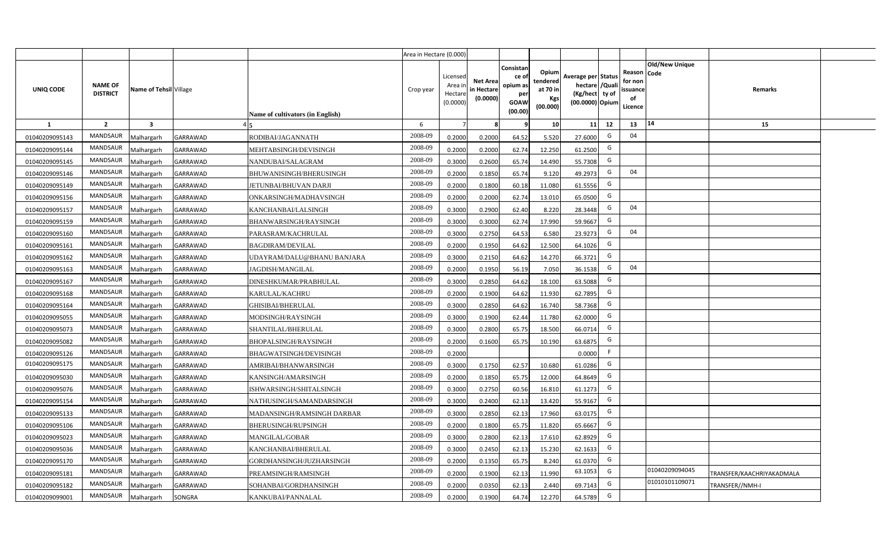| | | | | | Area in Hectare (0.000) | | | | | | | | | | |
|---|---|---|---|---|---|---|---|---|---|---|---|---|---|---|---|
| UNIQ CODE | NAME OF DISTRICT | Name of Tehsil | Village | Name of cultivators (in English) | Crop year | Licensed Area in Hectare (0.0000) | Net Area in Hectare (0.0000) | Consistance of opium as per GOAW (00.00) | Opium tendered at 70 in Kgs (00.000) | Average per hectare (Kg/hect) (00.0000) | Status /Quality of Opium | Reason for non issuance of Licence | Old/New Unique Code | Remarks |
| 1 | 2 | 3 | 4 | 5 | 6 | 7 | 8 | 9 | 10 | 11 | 12 | 13 | 14 | 15 |
| 01040209095143 | MANDSAUR | Malhargarh | GARRAWAD | RODIBAI/JAGANNATH | 2008-09 | 0.2000 | 0.2000 | 64.52 | 5.520 | 27.6000 | G | 04 | | |
| 01040209095144 | MANDSAUR | Malhargarh | GARRAWAD | MEHTABSINGH/DEVISINGH | 2008-09 | 0.2000 | 0.2000 | 62.74 | 12.250 | 61.2500 | G | | | |
| 01040209095145 | MANDSAUR | Malhargarh | GARRAWAD | NANDUBAI/SALAGRAM | 2008-09 | 0.3000 | 0.2600 | 65.74 | 14.490 | 55.7308 | G | | | |
| 01040209095146 | MANDSAUR | Malhargarh | GARRAWAD | BHUWANISINGH/BHERUSINGH | 2008-09 | 0.2000 | 0.1850 | 65.74 | 9.120 | 49.2973 | G | 04 | | |
| 01040209095149 | MANDSAUR | Malhargarh | GARRAWAD | JETUNBAI/BHUVAN DARJI | 2008-09 | 0.2000 | 0.1800 | 60.18 | 11.080 | 61.5556 | G | | | |
| 01040209095156 | MANDSAUR | Malhargarh | GARRAWAD | ONKARSINGH/MADHAVSINGH | 2008-09 | 0.2000 | 0.2000 | 62.74 | 13.010 | 65.0500 | G | | | |
| 01040209095157 | MANDSAUR | Malhargarh | GARRAWAD | KANCHANBAI/LALSINGH | 2008-09 | 0.3000 | 0.2900 | 62.40 | 8.220 | 28.3448 | G | 04 | | |
| 01040209095159 | MANDSAUR | Malhargarh | GARRAWAD | BHANWARSINGH/RAYSINGH | 2008-09 | 0.3000 | 0.3000 | 62.74 | 17.990 | 59.9667 | G | | | |
| 01040209095160 | MANDSAUR | Malhargarh | GARRAWAD | PARASRAM/KACHRULAL | 2008-09 | 0.3000 | 0.2750 | 64.53 | 6.580 | 23.9273 | G | 04 | | |
| 01040209095161 | MANDSAUR | Malhargarh | GARRAWAD | BAGDIRAM/DEVILAL | 2008-09 | 0.2000 | 0.1950 | 64.62 | 12.500 | 64.1026 | G | | | |
| 01040209095162 | MANDSAUR | Malhargarh | GARRAWAD | UDAYRAM/DALU@BHANU BANJARA | 2008-09 | 0.3000 | 0.2150 | 64.62 | 14.270 | 66.3721 | G | | | |
| 01040209095163 | MANDSAUR | Malhargarh | GARRAWAD | JAGDISH/MANGILAL | 2008-09 | 0.2000 | 0.1950 | 56.19 | 7.050 | 36.1538 | G | 04 | | |
| 01040209095167 | MANDSAUR | Malhargarh | GARRAWAD | DINESHKUMAR/PRABHULAL | 2008-09 | 0.3000 | 0.2850 | 64.62 | 18.100 | 63.5088 | G | | | |
| 01040209095168 | MANDSAUR | Malhargarh | GARRAWAD | KARULAL/KACHRU | 2008-09 | 0.2000 | 0.1900 | 64.62 | 11.930 | 62.7895 | G | | | |
| 01040209095164 | MANDSAUR | Malhargarh | GARRAWAD | GHISIBAI/BHERULAL | 2008-09 | 0.3000 | 0.2850 | 64.62 | 16.740 | 58.7368 | G | | | |
| 01040209095055 | MANDSAUR | Malhargarh | GARRAWAD | MODSINGH/RAYSINGH | 2008-09 | 0.3000 | 0.1900 | 62.44 | 11.780 | 62.0000 | G | | | |
| 01040209095073 | MANDSAUR | Malhargarh | GARRAWAD | SHANTILAL/BHERULAL | 2008-09 | 0.3000 | 0.2800 | 65.75 | 18.500 | 66.0714 | G | | | |
| 01040209095082 | MANDSAUR | Malhargarh | GARRAWAD | BHOPALSINGH/RAYSINGH | 2008-09 | 0.2000 | 0.1600 | 65.75 | 10.190 | 63.6875 | G | | | |
| 01040209095126 | MANDSAUR | Malhargarh | GARRAWAD | BHAGWATSINGH/DEVISINGH | 2008-09 | 0.2000 | | | | 0.0000 | F | | | |
| 01040209095175 | MANDSAUR | Malhargarh | GARRAWAD | AMRIBAI/BHANWARSINGH | 2008-09 | 0.3000 | 0.1750 | 62.57 | 10.680 | 61.0286 | G | | | |
| 01040209095030 | MANDSAUR | Malhargarh | GARRAWAD | KANSINGH/AMARSINGH | 2008-09 | 0.2000 | 0.1850 | 65.75 | 12.000 | 64.8649 | G | | | |
| 01040209095076 | MANDSAUR | Malhargarh | GARRAWAD | ISHWARSINGH/SHITALSINGH | 2008-09 | 0.3000 | 0.2750 | 60.56 | 16.810 | 61.1273 | G | | | |
| 01040209095154 | MANDSAUR | Malhargarh | GARRAWAD | NATHUSINGH/SAMANDARSINGH | 2008-09 | 0.3000 | 0.2400 | 62.13 | 13.420 | 55.9167 | G | | | |
| 01040209095133 | MANDSAUR | Malhargarh | GARRAWAD | MADANSINGH/RAMSINGH DARBAR | 2008-09 | 0.3000 | 0.2850 | 62.13 | 17.960 | 63.0175 | G | | | |
| 01040209095106 | MANDSAUR | Malhargarh | GARRAWAD | BHERUSINGH/RUPSINGH | 2008-09 | 0.2000 | 0.1800 | 65.75 | 11.820 | 65.6667 | G | | | |
| 01040209095023 | MANDSAUR | Malhargarh | GARRAWAD | MANGILAL/GOBAR | 2008-09 | 0.3000 | 0.2800 | 62.13 | 17.610 | 62.8929 | G | | | |
| 01040209095036 | MANDSAUR | Malhargarh | GARRAWAD | KANCHANBAI/BHERULAL | 2008-09 | 0.3000 | 0.2450 | 62.13 | 15.230 | 62.1633 | G | | | |
| 01040209095170 | MANDSAUR | Malhargarh | GARRAWAD | GORDHANSINGH/JUZHARSINGH | 2008-09 | 0.2000 | 0.1350 | 65.75 | 8.240 | 61.0370 | G | | | |
| 01040209095181 | MANDSAUR | Malhargarh | GARRAWAD | PREAMSINGH/RAMSINGH | 2008-09 | 0.2000 | 0.1900 | 62.13 | 11.990 | 63.1053 | G | | 01040209094045 | TRANSFER/KAACHRIYAKADMALA |
| 01040209095182 | MANDSAUR | Malhargarh | GARRAWAD | SOHANBAI/GORDHANSINGH | 2008-09 | 0.2000 | 0.0350 | 62.13 | 2.440 | 69.7143 | G | | 01010101109071 | TRANSFER//NMH-I |
| 01040209099001 | MANDSAUR | Malhargarh | SONGRA | KANKUBAI/PANNALAL | 2008-09 | 0.2000 | 0.1900 | 64.74 | 12.270 | 64.5789 | G | | | |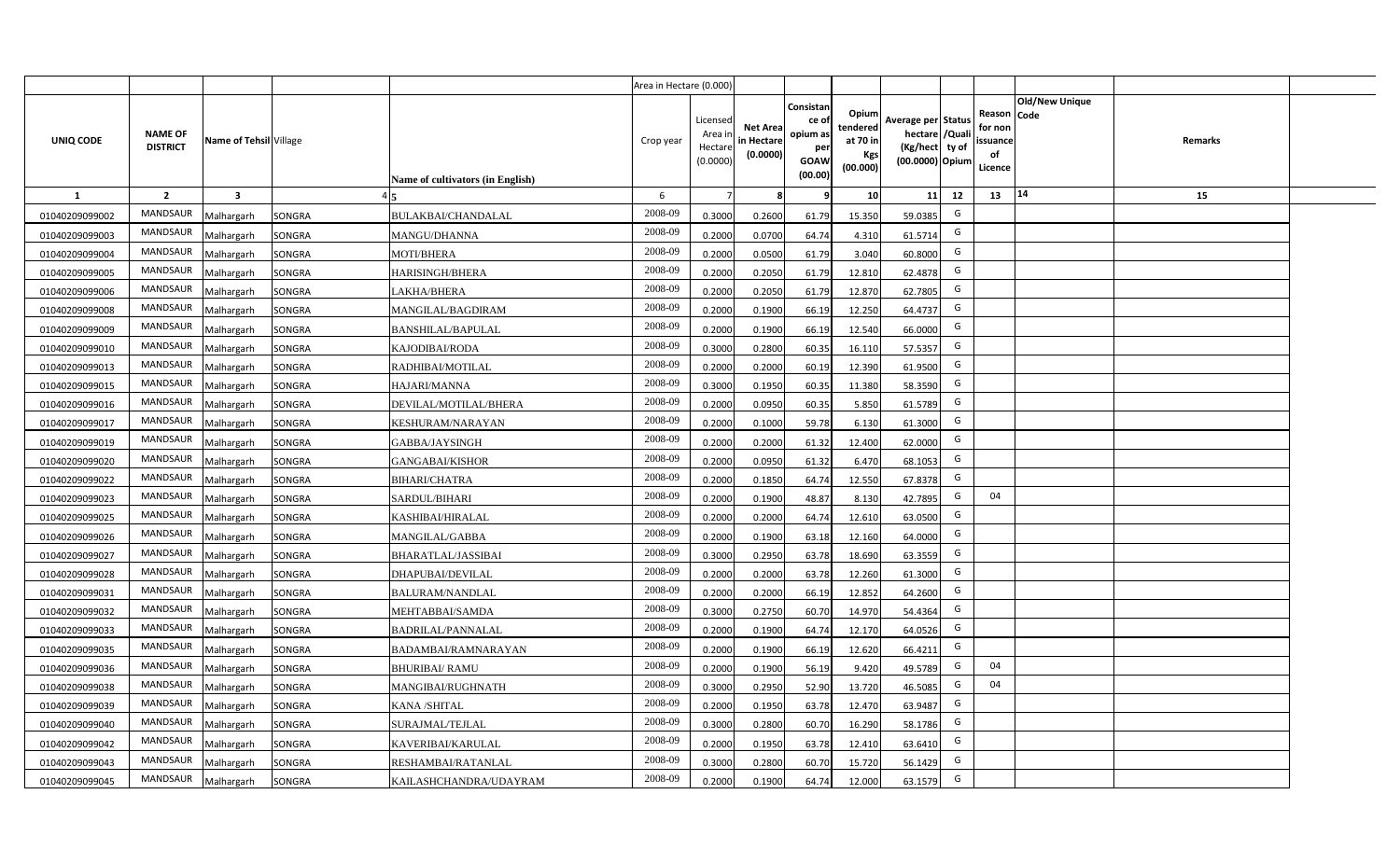| | | | | | Area in Hectare (0.000) | | | | | | | | | | | |
|---|---|---|---|---|---|---|---|---|---|---|---|---|---|---|---|---|
| UNIQ CODE | NAME OF DISTRICT | Name of Tehsil | Village | Name of cultivators (in English) | Crop year | Licensed Area in Hectare (0.0000) | Net Area in Hectare (0.0000) | Consistance of opium as per GOAW (00.00) | Opium tendered at 70 in Kgs (00.000) | Average per hectare (Kg/hect) (00.0000) | Status /Quality of Opium | Reason for non issuance of Licence | Code | Old/New Unique | Remarks | |
| 1 | 2 | 3 | 4 | 5 | 6 | 7 | 8 | 9 | 10 | 11 | 12 | 13 | 14 | | 15 | |
| 01040209099002 | MANDSAUR | Malhargarh | SONGRA | BULAKBAI/CHANDALAL | 2008-09 | 0.3000 | 0.2600 | 61.79 | 15.350 | 59.0385 | G | | | | | |
| 01040209099003 | MANDSAUR | Malhargarh | SONGRA | MANGU/DHANNA | 2008-09 | 0.2000 | 0.0700 | 64.74 | 4.310 | 61.5714 | G | | | | | |
| 01040209099004 | MANDSAUR | Malhargarh | SONGRA | MOTI/BHERA | 2008-09 | 0.2000 | 0.0500 | 61.79 | 3.040 | 60.8000 | G | | | | | |
| 01040209099005 | MANDSAUR | Malhargarh | SONGRA | HARISINGH/BHERA | 2008-09 | 0.2000 | 0.2050 | 61.79 | 12.810 | 62.4878 | G | | | | | |
| 01040209099006 | MANDSAUR | Malhargarh | SONGRA | LAKHA/BHERA | 2008-09 | 0.2000 | 0.2050 | 61.79 | 12.870 | 62.7805 | G | | | | | |
| 01040209099008 | MANDSAUR | Malhargarh | SONGRA | MANGILAL/BAGDIRAM | 2008-09 | 0.2000 | 0.1900 | 66.19 | 12.250 | 64.4737 | G | | | | | |
| 01040209099009 | MANDSAUR | Malhargarh | SONGRA | BANSHILAL/BAPULAL | 2008-09 | 0.2000 | 0.1900 | 66.19 | 12.540 | 66.0000 | G | | | | | |
| 01040209099010 | MANDSAUR | Malhargarh | SONGRA | KAJODIBAI/RODA | 2008-09 | 0.3000 | 0.2800 | 60.35 | 16.110 | 57.5357 | G | | | | | |
| 01040209099013 | MANDSAUR | Malhargarh | SONGRA | RADHIBAI/MOTILAL | 2008-09 | 0.2000 | 0.2000 | 60.19 | 12.390 | 61.9500 | G | | | | | |
| 01040209099015 | MANDSAUR | Malhargarh | SONGRA | HAJARI/MANNA | 2008-09 | 0.3000 | 0.1950 | 60.35 | 11.380 | 58.3590 | G | | | | | |
| 01040209099016 | MANDSAUR | Malhargarh | SONGRA | DEVILAL/MOTILAL/BHERA | 2008-09 | 0.2000 | 0.0950 | 60.35 | 5.850 | 61.5789 | G | | | | | |
| 01040209099017 | MANDSAUR | Malhargarh | SONGRA | KESHURAM/NARAYAN | 2008-09 | 0.2000 | 0.1000 | 59.78 | 6.130 | 61.3000 | G | | | | | |
| 01040209099019 | MANDSAUR | Malhargarh | SONGRA | GABBA/JAYSINGH | 2008-09 | 0.2000 | 0.2000 | 61.32 | 12.400 | 62.0000 | G | | | | | |
| 01040209099020 | MANDSAUR | Malhargarh | SONGRA | GANGABAI/KISHOR | 2008-09 | 0.2000 | 0.0950 | 61.32 | 6.470 | 68.1053 | G | | | | | |
| 01040209099022 | MANDSAUR | Malhargarh | SONGRA | BIHARI/CHATRA | 2008-09 | 0.2000 | 0.1850 | 64.74 | 12.550 | 67.8378 | G | | | | | |
| 01040209099023 | MANDSAUR | Malhargarh | SONGRA | SARDUL/BIHARI | 2008-09 | 0.2000 | 0.1900 | 48.87 | 8.130 | 42.7895 | G | 04 | | | | |
| 01040209099025 | MANDSAUR | Malhargarh | SONGRA | KASHIBAI/HIRALAL | 2008-09 | 0.2000 | 0.2000 | 64.74 | 12.610 | 63.0500 | G | | | | | |
| 01040209099026 | MANDSAUR | Malhargarh | SONGRA | MANGILAL/GABBA | 2008-09 | 0.2000 | 0.1900 | 63.18 | 12.160 | 64.0000 | G | | | | | |
| 01040209099027 | MANDSAUR | Malhargarh | SONGRA | BHARATLAL/JASSIBAI | 2008-09 | 0.3000 | 0.2950 | 63.78 | 18.690 | 63.3559 | G | | | | | |
| 01040209099028 | MANDSAUR | Malhargarh | SONGRA | DHAPUBAI/DEVILAL | 2008-09 | 0.2000 | 0.2000 | 63.78 | 12.260 | 61.3000 | G | | | | | |
| 01040209099031 | MANDSAUR | Malhargarh | SONGRA | BALURAM/NANDLAL | 2008-09 | 0.2000 | 0.2000 | 66.19 | 12.852 | 64.2600 | G | | | | | |
| 01040209099032 | MANDSAUR | Malhargarh | SONGRA | MEHTABBAI/SAMDA | 2008-09 | 0.3000 | 0.2750 | 60.70 | 14.970 | 54.4364 | G | | | | | |
| 01040209099033 | MANDSAUR | Malhargarh | SONGRA | BADRILAL/PANNALAL | 2008-09 | 0.2000 | 0.1900 | 64.74 | 12.170 | 64.0526 | G | | | | | |
| 01040209099035 | MANDSAUR | Malhargarh | SONGRA | BADAMBAI/RAMNARAYAN | 2008-09 | 0.2000 | 0.1900 | 66.19 | 12.620 | 66.4211 | G | | | | | |
| 01040209099036 | MANDSAUR | Malhargarh | SONGRA | BHURIBAI/ RAMU | 2008-09 | 0.2000 | 0.1900 | 56.19 | 9.420 | 49.5789 | G | 04 | | | | |
| 01040209099038 | MANDSAUR | Malhargarh | SONGRA | MANGIBAI/RUGHNATH | 2008-09 | 0.3000 | 0.2950 | 52.90 | 13.720 | 46.5085 | G | 04 | | | | |
| 01040209099039 | MANDSAUR | Malhargarh | SONGRA | KANA /SHITAL | 2008-09 | 0.2000 | 0.1950 | 63.78 | 12.470 | 63.9487 | G | | | | | |
| 01040209099040 | MANDSAUR | Malhargarh | SONGRA | SURAJMAL/TEJLAL | 2008-09 | 0.3000 | 0.2800 | 60.70 | 16.290 | 58.1786 | G | | | | | |
| 01040209099042 | MANDSAUR | Malhargarh | SONGRA | KAVERIBAI/KARULAL | 2008-09 | 0.2000 | 0.1950 | 63.78 | 12.410 | 63.6410 | G | | | | | |
| 01040209099043 | MANDSAUR | Malhargarh | SONGRA | RESHAMBAI/RATANLAL | 2008-09 | 0.3000 | 0.2800 | 60.70 | 15.720 | 56.1429 | G | | | | | |
| 01040209099045 | MANDSAUR | Malhargarh | SONGRA | KAILASHCHANDRA/UDAYRAM | 2008-09 | 0.2000 | 0.1900 | 64.74 | 12.000 | 63.1579 | G | | | | | |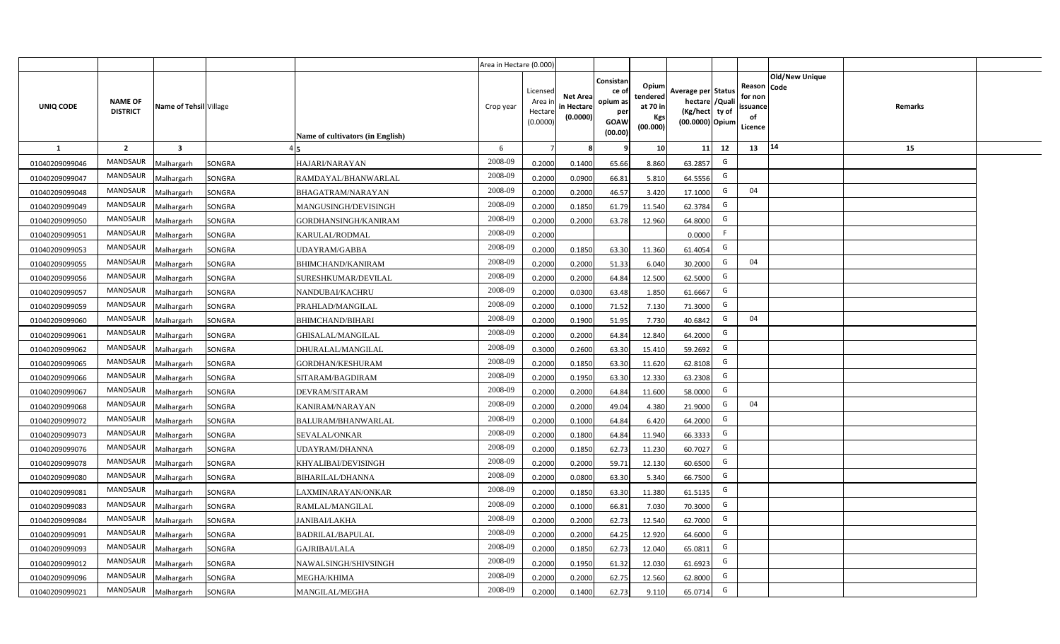| | | | | | Area in Hectare (0.000) | | | | | | | | | | |
|---|---|---|---|---|---|---|---|---|---|---|---|---|---|---|---|
| UNIQ CODE | NAME OF DISTRICT | Name of Tehsil | Village | Name of cultivators (in English) | Crop year | Licensed Area in Hectare (0.0000) | Net Area in Hectare (0.0000) | Consistance of opium as per GOAW (00.00) | Opium tendered at 70 in Kgs (00.000) | Average per hectare (Kg/hect) (00.0000) | Status /Quality of Opium | Reason for non issuance of Licence | Old/New Unique Code | Remarks |
| 1 | 2 | 3 | 4 | 5 | 6 | 7 | 8 | 9 | 10 | 11 | 12 | 13 | 14 | 15 |
| 01040209099046 | MANDSAUR | Malhargarh | SONGRA | HAJARI/NARAYAN | 2008-09 | 0.2000 | 0.1400 | 65.66 | 8.860 | 63.2857 | G | | | |
| 01040209099047 | MANDSAUR | Malhargarh | SONGRA | RAMDAYAL/BHANWARLAL | 2008-09 | 0.2000 | 0.0900 | 66.81 | 5.810 | 64.5556 | G | | | |
| 01040209099048 | MANDSAUR | Malhargarh | SONGRA | BHAGATRAM/NARAYAN | 2008-09 | 0.2000 | 0.2000 | 46.57 | 3.420 | 17.1000 | G | 04 | | |
| 01040209099049 | MANDSAUR | Malhargarh | SONGRA | MANGUSINGH/DEVISINGH | 2008-09 | 0.2000 | 0.1850 | 61.79 | 11.540 | 62.3784 | G | | | |
| 01040209099050 | MANDSAUR | Malhargarh | SONGRA | GORDHANSINGH/KANIRAM | 2008-09 | 0.2000 | 0.2000 | 63.78 | 12.960 | 64.8000 | G | | | |
| 01040209099051 | MANDSAUR | Malhargarh | SONGRA | KARULAL/RODMAL | 2008-09 | 0.2000 | | | | 0.0000 | F | | | |
| 01040209099053 | MANDSAUR | Malhargarh | SONGRA | UDAYRAM/GABBA | 2008-09 | 0.2000 | 0.1850 | 63.30 | 11.360 | 61.4054 | G | | | |
| 01040209099055 | MANDSAUR | Malhargarh | SONGRA | BHIMCHAND/KANIRAM | 2008-09 | 0.2000 | 0.2000 | 51.33 | 6.040 | 30.2000 | G | 04 | | |
| 01040209099056 | MANDSAUR | Malhargarh | SONGRA | SURESHKUMAR/DEVILAL | 2008-09 | 0.2000 | 0.2000 | 64.84 | 12.500 | 62.5000 | G | | | |
| 01040209099057 | MANDSAUR | Malhargarh | SONGRA | NANDUBAI/KACHRU | 2008-09 | 0.2000 | 0.0300 | 63.48 | 1.850 | 61.6667 | G | | | |
| 01040209099059 | MANDSAUR | Malhargarh | SONGRA | PRAHLAD/MANGILAL | 2008-09 | 0.2000 | 0.1000 | 71.52 | 7.130 | 71.3000 | G | | | |
| 01040209099060 | MANDSAUR | Malhargarh | SONGRA | BHIMCHAND/BIHARI | 2008-09 | 0.2000 | 0.1900 | 51.95 | 7.730 | 40.6842 | G | 04 | | |
| 01040209099061 | MANDSAUR | Malhargarh | SONGRA | GHISALAL/MANGILAL | 2008-09 | 0.2000 | 0.2000 | 64.84 | 12.840 | 64.2000 | G | | | |
| 01040209099062 | MANDSAUR | Malhargarh | SONGRA | DHURALAL/MANGILAL | 2008-09 | 0.3000 | 0.2600 | 63.30 | 15.410 | 59.2692 | G | | | |
| 01040209099065 | MANDSAUR | Malhargarh | SONGRA | GORDHAN/KESHURAM | 2008-09 | 0.2000 | 0.1850 | 63.30 | 11.620 | 62.8108 | G | | | |
| 01040209099066 | MANDSAUR | Malhargarh | SONGRA | SITARAM/BAGDIRAM | 2008-09 | 0.2000 | 0.1950 | 63.30 | 12.330 | 63.2308 | G | | | |
| 01040209099067 | MANDSAUR | Malhargarh | SONGRA | DEVRAM/SITARAM | 2008-09 | 0.2000 | 0.2000 | 64.84 | 11.600 | 58.0000 | G | | | |
| 01040209099068 | MANDSAUR | Malhargarh | SONGRA | KANIRAM/NARAYAN | 2008-09 | 0.2000 | 0.2000 | 49.04 | 4.380 | 21.9000 | G | 04 | | |
| 01040209099072 | MANDSAUR | Malhargarh | SONGRA | BALURAM/BHANWARLAL | 2008-09 | 0.2000 | 0.1000 | 64.84 | 6.420 | 64.2000 | G | | | |
| 01040209099073 | MANDSAUR | Malhargarh | SONGRA | SEVALAL/ONKAR | 2008-09 | 0.2000 | 0.1800 | 64.84 | 11.940 | 66.3333 | G | | | |
| 01040209099076 | MANDSAUR | Malhargarh | SONGRA | UDAYRAM/DHANNA | 2008-09 | 0.2000 | 0.1850 | 62.73 | 11.230 | 60.7027 | G | | | |
| 01040209099078 | MANDSAUR | Malhargarh | SONGRA | KHYALIBAI/DEVISINGH | 2008-09 | 0.2000 | 0.2000 | 59.71 | 12.130 | 60.6500 | G | | | |
| 01040209099080 | MANDSAUR | Malhargarh | SONGRA | BIHARILAL/DHANNA | 2008-09 | 0.2000 | 0.0800 | 63.30 | 5.340 | 66.7500 | G | | | |
| 01040209099081 | MANDSAUR | Malhargarh | SONGRA | LAXMINARAYAN/ONKAR | 2008-09 | 0.2000 | 0.1850 | 63.30 | 11.380 | 61.5135 | G | | | |
| 01040209099083 | MANDSAUR | Malhargarh | SONGRA | RAMLAL/MANGILAL | 2008-09 | 0.2000 | 0.1000 | 66.81 | 7.030 | 70.3000 | G | | | |
| 01040209099084 | MANDSAUR | Malhargarh | SONGRA | JANIBAI/LAKHA | 2008-09 | 0.2000 | 0.2000 | 62.73 | 12.540 | 62.7000 | G | | | |
| 01040209099091 | MANDSAUR | Malhargarh | SONGRA | BADRILAL/BAPULAL | 2008-09 | 0.2000 | 0.2000 | 64.25 | 12.920 | 64.6000 | G | | | |
| 01040209099093 | MANDSAUR | Malhargarh | SONGRA | GAJRIBAI/LALA | 2008-09 | 0.2000 | 0.1850 | 62.73 | 12.040 | 65.0811 | G | | | |
| 01040209099012 | MANDSAUR | Malhargarh | SONGRA | NAWALSINGH/SHIVSINGH | 2008-09 | 0.2000 | 0.1950 | 61.32 | 12.030 | 61.6923 | G | | | |
| 01040209099096 | MANDSAUR | Malhargarh | SONGRA | MEGHA/KHIMA | 2008-09 | 0.2000 | 0.2000 | 62.75 | 12.560 | 62.8000 | G | | | |
| 01040209099021 | MANDSAUR | Malhargarh | SONGRA | MANGILAL/MEGHA | 2008-09 | 0.2000 | 0.1400 | 62.73 | 9.110 | 65.0714 | G | | | |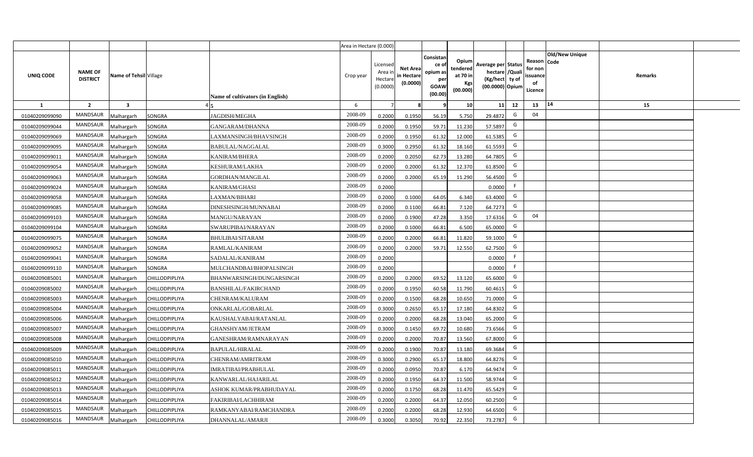| | | | | | Area in Hectare (0.000) | | | | | | | | | | |
|---|---|---|---|---|---|---|---|---|---|---|---|---|---|---|---|
| UNIQ CODE | NAME OF DISTRICT | Name of Tehsil | Village | Name of cultivators (in English) | Crop year | Licensed Area in Hectare (0.0000) | Net Area in Hectare (0.0000) | Consistance of opium as per GOAW (00.00) | Opium tendered at 70 in Kgs (00.000) | Average per hectare (Kg/hect) (00.0000) | Status /Quality of Opium | Reason for non issuance of Licence | Old/New Unique Code | Remarks |
| 1 | 2 | 3 | 4 | 5 | 6 | 7 | 8 | 9 | 10 | 11 | 12 | 13 | 14 | 15 |
| 01040209099090 | MANDSAUR | Malhargarh | SONGRA | JAGDISH/MEGHA | 2008-09 | 0.2000 | 0.1950 | 56.19 | 5.750 | 29.4872 | G | 04 | | |
| 01040209099044 | MANDSAUR | Malhargarh | SONGRA | GANGARAM/DHANNA | 2008-09 | 0.2000 | 0.1950 | 59.71 | 11.230 | 57.5897 | G | | | |
| 01040209099069 | MANDSAUR | Malhargarh | SONGRA | LAXMANSINGH/BHAVSINGH | 2008-09 | 0.2000 | 0.1950 | 61.32 | 12.000 | 61.5385 | G | | | |
| 01040209099095 | MANDSAUR | Malhargarh | SONGRA | BABULAL/NAGGALAL | 2008-09 | 0.3000 | 0.2950 | 61.32 | 18.160 | 61.5593 | G | | | |
| 01040209099011 | MANDSAUR | Malhargarh | SONGRA | KANIRAM/BHERA | 2008-09 | 0.2000 | 0.2050 | 62.73 | 13.280 | 64.7805 | G | | | |
| 01040209099054 | MANDSAUR | Malhargarh | SONGRA | KESHURAM/LAKHA | 2008-09 | 0.2000 | 0.2000 | 61.32 | 12.370 | 61.8500 | G | | | |
| 01040209099063 | MANDSAUR | Malhargarh | SONGRA | GORDHAN/MANGILAL | 2008-09 | 0.2000 | 0.2000 | 65.19 | 11.290 | 56.4500 | G | | | |
| 01040209099024 | MANDSAUR | Malhargarh | SONGRA | KANIRAM/GHASI | 2008-09 | 0.2000 | | | | 0.0000 | F | | | |
| 01040209099058 | MANDSAUR | Malhargarh | SONGRA | LAXMAN/BIHARI | 2008-09 | 0.2000 | 0.1000 | 64.05 | 6.340 | 63.4000 | G | | | |
| 01040209099085 | MANDSAUR | Malhargarh | SONGRA | DINESHSINGH/MUNNABAI | 2008-09 | 0.2000 | 0.1100 | 66.81 | 7.120 | 64.7273 | G | | | |
| 01040209099103 | MANDSAUR | Malhargarh | SONGRA | MANGU/NARAYAN | 2008-09 | 0.2000 | 0.1900 | 47.28 | 3.350 | 17.6316 | G | 04 | | |
| 01040209099104 | MANDSAUR | Malhargarh | SONGRA | SWARUPIBAI/NARAYAN | 2008-09 | 0.2000 | 0.1000 | 66.81 | 6.500 | 65.0000 | G | | | |
| 01040209099075 | MANDSAUR | Malhargarh | SONGRA | BHULIBAI/SITARAM | 2008-09 | 0.2000 | 0.2000 | 66.81 | 11.820 | 59.1000 | G | | | |
| 01040209099052 | MANDSAUR | Malhargarh | SONGRA | RAMLAL/KANIRAM | 2008-09 | 0.2000 | 0.2000 | 59.71 | 12.550 | 62.7500 | G | | | |
| 01040209099041 | MANDSAUR | Malhargarh | SONGRA | SADALAL/KANIRAM | 2008-09 | 0.2000 | | | | 0.0000 | F | | | |
| 01040209099110 | MANDSAUR | Malhargarh | SONGRA | MULCHANDBAI/BHOPALSINGH | 2008-09 | 0.2000 | | | | 0.0000 | F | | | |
| 01040209085001 | MANDSAUR | Malhargarh | CHILLODPIPLIYA | BHANWARSINGH/DUNGARSINGH | 2008-09 | 0.2000 | 0.2000 | 69.52 | 13.120 | 65.6000 | G | | | |
| 01040209085002 | MANDSAUR | Malhargarh | CHILLODPIPLIYA | BANSHILAL/FAKIRCHAND | 2008-09 | 0.2000 | 0.1950 | 60.58 | 11.790 | 60.4615 | G | | | |
| 01040209085003 | MANDSAUR | Malhargarh | CHILLODPIPLIYA | CHENRAM/KALURAM | 2008-09 | 0.2000 | 0.1500 | 68.28 | 10.650 | 71.0000 | G | | | |
| 01040209085004 | MANDSAUR | Malhargarh | CHILLODPIPLIYA | ONKARLAL/GOBARLAL | 2008-09 | 0.3000 | 0.2650 | 65.17 | 17.180 | 64.8302 | G | | | |
| 01040209085006 | MANDSAUR | Malhargarh | CHILLODPIPLIYA | KAUSHALYABAI/RATANLAL | 2008-09 | 0.2000 | 0.2000 | 68.28 | 13.040 | 65.2000 | G | | | |
| 01040209085007 | MANDSAUR | Malhargarh | CHILLODPIPLIYA | GHANSHYAM/JETRAM | 2008-09 | 0.3000 | 0.1450 | 69.72 | 10.680 | 73.6566 | G | | | |
| 01040209085008 | MANDSAUR | Malhargarh | CHILLODPIPLIYA | GANESHRAM/RAMNARAYAN | 2008-09 | 0.2000 | 0.2000 | 70.87 | 13.560 | 67.8000 | G | | | |
| 01040209085009 | MANDSAUR | Malhargarh | CHILLODPIPLIYA | BAPULAL/HIRALAL | 2008-09 | 0.2000 | 0.1900 | 70.87 | 13.180 | 69.3684 | G | | | |
| 01040209085010 | MANDSAUR | Malhargarh | CHILLODPIPLIYA | CHENRAM/AMRITRAM | 2008-09 | 0.3000 | 0.2900 | 65.17 | 18.800 | 64.8276 | G | | | |
| 01040209085011 | MANDSAUR | Malhargarh | CHILLODPIPLIYA | IMRATIBAI/PRABHULAL | 2008-09 | 0.2000 | 0.0950 | 70.87 | 6.170 | 64.9474 | G | | | |
| 01040209085012 | MANDSAUR | Malhargarh | CHILLODPIPLIYA | KANWARLAL/HAJARILAL | 2008-09 | 0.2000 | 0.1950 | 64.37 | 11.500 | 58.9744 | G | | | |
| 01040209085013 | MANDSAUR | Malhargarh | CHILLODPIPLIYA | ASHOK KUMAR/PRABHUDAYAL | 2008-09 | 0.2000 | 0.1750 | 68.28 | 11.470 | 65.5429 | G | | | |
| 01040209085014 | MANDSAUR | Malhargarh | CHILLODPIPLIYA | FAKIRIBAI/LACHHIRAM | 2008-09 | 0.2000 | 0.2000 | 64.37 | 12.050 | 60.2500 | G | | | |
| 01040209085015 | MANDSAUR | Malhargarh | CHILLODPIPLIYA | RAMKANYABAI/RAMCHANDRA | 2008-09 | 0.2000 | 0.2000 | 68.28 | 12.930 | 64.6500 | G | | | |
| 01040209085016 | MANDSAUR | Malhargarh | CHILLODPIPLIYA | DHANNALAL/AMARJI | 2008-09 | 0.3000 | 0.3050 | 70.92 | 22.350 | 73.2787 | G | | | |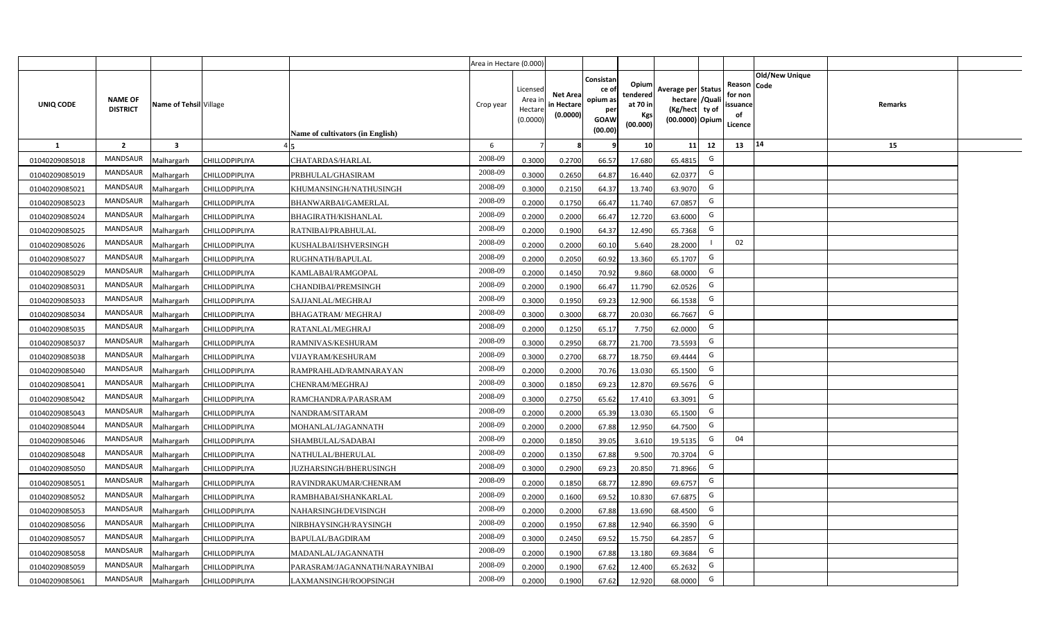| UNIQ CODE | NAME OF DISTRICT | Name of Tehsil | Village | Name of cultivators (in English) | Area in Hectare (0.000) Crop year | Licensed Area in Hectare (0.0000) | Net Area in Hectare (0.0000) | Consistance of opium as per GOAW (00.00) | Opium tendered at 70 in Kgs (00.000) | Average per hectare (Kg/hect (00.0000) | Status /Quality of Opium | Reason for non issuance of Licence | Old/New Unique Code | Remarks |
|---|---|---|---|---|---|---|---|---|---|---|---|---|---|---|
| 1 | 2 | 3 | 4 | 5 | 6 | 7 | 8 | 9 | 10 | 11 | 12 | 13 | 14 | 15 |
| 01040209085018 | MANDSAUR | Malhargarh | CHILLODPIPLIYA | CHATARDAS/HARLAL | 2008-09 | 0.3000 | 0.2700 | 66.57 | 17.680 | 65.4815 | G | | | |
| 01040209085019 | MANDSAUR | Malhargarh | CHILLODPIPLIYA | PRBHULAL/GHASIRAM | 2008-09 | 0.3000 | 0.2650 | 64.87 | 16.440 | 62.0377 | G | | | |
| 01040209085021 | MANDSAUR | Malhargarh | CHILLODPIPLIYA | KHUMANSINGH/NATHUSINGH | 2008-09 | 0.3000 | 0.2150 | 64.37 | 13.740 | 63.9070 | G | | | |
| 01040209085023 | MANDSAUR | Malhargarh | CHILLODPIPLIYA | BHANWARBAI/GAMERLAL | 2008-09 | 0.2000 | 0.1750 | 66.47 | 11.740 | 67.0857 | G | | | |
| 01040209085024 | MANDSAUR | Malhargarh | CHILLODPIPLIYA | BHAGIRATH/KISHANLAL | 2008-09 | 0.2000 | 0.2000 | 66.47 | 12.720 | 63.6000 | G | | | |
| 01040209085025 | MANDSAUR | Malhargarh | CHILLODPIPLIYA | RATNIBAI/PRABHULAL | 2008-09 | 0.2000 | 0.1900 | 64.37 | 12.490 | 65.7368 | G | | | |
| 01040209085026 | MANDSAUR | Malhargarh | CHILLODPIPLIYA | KUSHALBAI/ISHVERSINGH | 2008-09 | 0.2000 | 0.2000 | 60.10 | 5.640 | 28.2000 | I | 02 | | |
| 01040209085027 | MANDSAUR | Malhargarh | CHILLODPIPLIYA | RUGHNATH/BAPULAL | 2008-09 | 0.2000 | 0.2050 | 60.92 | 13.360 | 65.1707 | G | | | |
| 01040209085029 | MANDSAUR | Malhargarh | CHILLODPIPLIYA | KAMLABAI/RAMGOPAL | 2008-09 | 0.2000 | 0.1450 | 70.92 | 9.860 | 68.0000 | G | | | |
| 01040209085031 | MANDSAUR | Malhargarh | CHILLODPIPLIYA | CHANDIBAI/PREMSINGH | 2008-09 | 0.2000 | 0.1900 | 66.47 | 11.790 | 62.0526 | G | | | |
| 01040209085033 | MANDSAUR | Malhargarh | CHILLODPIPLIYA | SAJJANLAL/MEGHRAJ | 2008-09 | 0.3000 | 0.1950 | 69.23 | 12.900 | 66.1538 | G | | | |
| 01040209085034 | MANDSAUR | Malhargarh | CHILLODPIPLIYA | BHAGATRAM/ MEGHRAJ | 2008-09 | 0.3000 | 0.3000 | 68.77 | 20.030 | 66.7667 | G | | | |
| 01040209085035 | MANDSAUR | Malhargarh | CHILLODPIPLIYA | RATANLAL/MEGHRAJ | 2008-09 | 0.2000 | 0.1250 | 65.17 | 7.750 | 62.0000 | G | | | |
| 01040209085037 | MANDSAUR | Malhargarh | CHILLODPIPLIYA | RAMNIVAS/KESHURAM | 2008-09 | 0.3000 | 0.2950 | 68.77 | 21.700 | 73.5593 | G | | | |
| 01040209085038 | MANDSAUR | Malhargarh | CHILLODPIPLIYA | VIJAYRAM/KESHURAM | 2008-09 | 0.3000 | 0.2700 | 68.77 | 18.750 | 69.4444 | G | | | |
| 01040209085040 | MANDSAUR | Malhargarh | CHILLODPIPLIYA | RAMPRAHLAD/RAMNARAYAN | 2008-09 | 0.2000 | 0.2000 | 70.76 | 13.030 | 65.1500 | G | | | |
| 01040209085041 | MANDSAUR | Malhargarh | CHILLODPIPLIYA | CHENRAM/MEGHRAJ | 2008-09 | 0.3000 | 0.1850 | 69.23 | 12.870 | 69.5676 | G | | | |
| 01040209085042 | MANDSAUR | Malhargarh | CHILLODPIPLIYA | RAMCHANDRA/PARASRAM | 2008-09 | 0.3000 | 0.2750 | 65.62 | 17.410 | 63.3091 | G | | | |
| 01040209085043 | MANDSAUR | Malhargarh | CHILLODPIPLIYA | NANDRAM/SITARAM | 2008-09 | 0.2000 | 0.2000 | 65.39 | 13.030 | 65.1500 | G | | | |
| 01040209085044 | MANDSAUR | Malhargarh | CHILLODPIPLIYA | MOHANLAL/JAGANNATH | 2008-09 | 0.2000 | 0.2000 | 67.88 | 12.950 | 64.7500 | G | | | |
| 01040209085046 | MANDSAUR | Malhargarh | CHILLODPIPLIYA | SHAMBULAL/SADABAI | 2008-09 | 0.2000 | 0.1850 | 39.05 | 3.610 | 19.5135 | G | 04 | | |
| 01040209085048 | MANDSAUR | Malhargarh | CHILLODPIPLIYA | NATHULAL/BHERULAL | 2008-09 | 0.2000 | 0.1350 | 67.88 | 9.500 | 70.3704 | G | | | |
| 01040209085050 | MANDSAUR | Malhargarh | CHILLODPIPLIYA | JUZHARSINGH/BHERUSINGH | 2008-09 | 0.3000 | 0.2900 | 69.23 | 20.850 | 71.8966 | G | | | |
| 01040209085051 | MANDSAUR | Malhargarh | CHILLODPIPLIYA | RAVINDRAKUMAR/CHENRAM | 2008-09 | 0.2000 | 0.1850 | 68.77 | 12.890 | 69.6757 | G | | | |
| 01040209085052 | MANDSAUR | Malhargarh | CHILLODPIPLIYA | RAMBHABAI/SHANKARLAL | 2008-09 | 0.2000 | 0.1600 | 69.52 | 10.830 | 67.6875 | G | | | |
| 01040209085053 | MANDSAUR | Malhargarh | CHILLODPIPLIYA | NAHARSINGH/DEVISINGH | 2008-09 | 0.2000 | 0.2000 | 67.88 | 13.690 | 68.4500 | G | | | |
| 01040209085056 | MANDSAUR | Malhargarh | CHILLODPIPLIYA | NIRBHAYSINGH/RAYSINGH | 2008-09 | 0.2000 | 0.1950 | 67.88 | 12.940 | 66.3590 | G | | | |
| 01040209085057 | MANDSAUR | Malhargarh | CHILLODPIPLIYA | BAPULAL/BAGDIRAM | 2008-09 | 0.3000 | 0.2450 | 69.52 | 15.750 | 64.2857 | G | | | |
| 01040209085058 | MANDSAUR | Malhargarh | CHILLODPIPLIYA | MADANLAL/JAGANNATH | 2008-09 | 0.2000 | 0.1900 | 67.88 | 13.180 | 69.3684 | G | | | |
| 01040209085059 | MANDSAUR | Malhargarh | CHILLODPIPLIYA | PARASRAM/JAGANNATH/NARAYNIBAI | 2008-09 | 0.2000 | 0.1900 | 67.62 | 12.400 | 65.2632 | G | | | |
| 01040209085061 | MANDSAUR | Malhargarh | CHILLODPIPLIYA | LAXMANSINGH/ROOPSINGH | 2008-09 | 0.2000 | 0.1900 | 67.62 | 12.920 | 68.0000 | G | | | |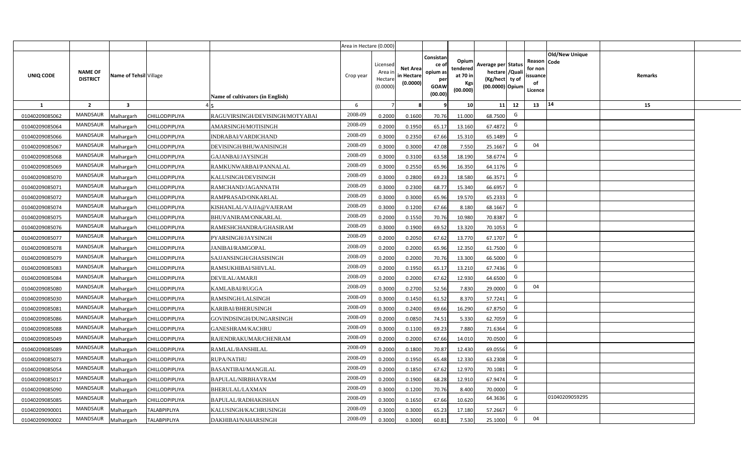| | | | | | Area in Hectare (0.000) | | | | | | | | | | |
|---|---|---|---|---|---|---|---|---|---|---|---|---|---|---|---|
| UNIQ CODE | NAME OF DISTRICT | Name of Tehsil | Village | Name of cultivators (in English) | Crop year | Licensed Area in Hectare (0.0000) | Net Area in Hectare (0.0000) | Consistance of opium as per GOAW (00.00) | Opium tendered at 70 in Kgs (00.000) | Average per hectare (Kg/hect (00.0000) | Status /Quality of Opium | Reason for non issuance of Licence | Code | Old/New Unique | Remarks |
| 1 | 2 | 3 | 4 | 5 | 6 | 7 | 8 | 9 | 10 | 11 | 12 | 13 | 14 | | 15 |
| 01040209085062 | MANDSAUR | Malhargarh | CHILLODPIPLIYA | RAGUVIRSINGH/DEVISINGH/MOTYABAI | 2008-09 | 0.2000 | 0.1600 | 70.76 | 11.000 | 68.7500 | G | | | | |
| 01040209085064 | MANDSAUR | Malhargarh | CHILLODPIPLIYA | AMARSINGH/MOTISINGH | 2008-09 | 0.2000 | 0.1950 | 65.17 | 13.160 | 67.4872 | G | | | | |
| 01040209085066 | MANDSAUR | Malhargarh | CHILLODPIPLIYA | INDRABAI/VARDICHAND | 2008-09 | 0.3000 | 0.2350 | 67.66 | 15.310 | 65.1489 | G | | | | |
| 01040209085067 | MANDSAUR | Malhargarh | CHILLODPIPLIYA | DEVISINGH/BHUWANISINGH | 2008-09 | 0.3000 | 0.3000 | 47.08 | 7.550 | 25.1667 | G | 04 | | | |
| 01040209085068 | MANDSAUR | Malhargarh | CHILLODPIPLIYA | GAJANBAI/JAYSINGH | 2008-09 | 0.3000 | 0.3100 | 63.58 | 18.190 | 58.6774 | G | | | | |
| 01040209085069 | MANDSAUR | Malhargarh | CHILLODPIPLIYA | RAMKUNWARBAI/PANNALAL | 2008-09 | 0.3000 | 0.2550 | 65.96 | 16.350 | 64.1176 | G | | | | |
| 01040209085070 | MANDSAUR | Malhargarh | CHILLODPIPLIYA | KALUSINGH/DEVISINGH | 2008-09 | 0.3000 | 0.2800 | 69.23 | 18.580 | 66.3571 | G | | | | |
| 01040209085071 | MANDSAUR | Malhargarh | CHILLODPIPLIYA | RAMCHAND/JAGANNATH | 2008-09 | 0.3000 | 0.2300 | 68.77 | 15.340 | 66.6957 | G | | | | |
| 01040209085072 | MANDSAUR | Malhargarh | CHILLODPIPLIYA | RAMPRASAD/ONKARLAL | 2008-09 | 0.3000 | 0.3000 | 65.96 | 19.570 | 65.2333 | G | | | | |
| 01040209085074 | MANDSAUR | Malhargarh | CHILLODPIPLIYA | KISHANLAL/VAJJA@VAJERAM | 2008-09 | 0.3000 | 0.1200 | 67.66 | 8.180 | 68.1667 | G | | | | |
| 01040209085075 | MANDSAUR | Malhargarh | CHILLODPIPLIYA | BHUVANIRAM/ONKARLAL | 2008-09 | 0.2000 | 0.1550 | 70.76 | 10.980 | 70.8387 | G | | | | |
| 01040209085076 | MANDSAUR | Malhargarh | CHILLODPIPLIYA | RAMESHCHANDRA/GHASIRAM | 2008-09 | 0.3000 | 0.1900 | 69.52 | 13.320 | 70.1053 | G | | | | |
| 01040209085077 | MANDSAUR | Malhargarh | CHILLODPIPLIYA | PYARSINGH/JAYSINGH | 2008-09 | 0.2000 | 0.2050 | 67.62 | 13.770 | 67.1707 | G | | | | |
| 01040209085078 | MANDSAUR | Malhargarh | CHILLODPIPLIYA | JANIBAI/RAMGOPAL | 2008-09 | 0.2000 | 0.2000 | 65.96 | 12.350 | 61.7500 | G | | | | |
| 01040209085079 | MANDSAUR | Malhargarh | CHILLODPIPLIYA | SAJJANSINGH/GHASISINGH | 2008-09 | 0.2000 | 0.2000 | 70.76 | 13.300 | 66.5000 | G | | | | |
| 01040209085083 | MANDSAUR | Malhargarh | CHILLODPIPLIYA | RAMSUKHIBAI/SHIVLAL | 2008-09 | 0.2000 | 0.1950 | 65.17 | 13.210 | 67.7436 | G | | | | |
| 01040209085084 | MANDSAUR | Malhargarh | CHILLODPIPLIYA | DEVILAL/AMARJI | 2008-09 | 0.2000 | 0.2000 | 67.62 | 12.930 | 64.6500 | G | | | | |
| 01040209085080 | MANDSAUR | Malhargarh | CHILLODPIPLIYA | KAMLABAI/RUGGA | 2008-09 | 0.3000 | 0.2700 | 52.56 | 7.830 | 29.0000 | G | 04 | | | |
| 01040209085030 | MANDSAUR | Malhargarh | CHILLODPIPLIYA | RAMSINGH/LALSINGH | 2008-09 | 0.3000 | 0.1450 | 61.52 | 8.370 | 57.7241 | G | | | | |
| 01040209085081 | MANDSAUR | Malhargarh | CHILLODPIPLIYA | KARIBAI/BHERUSINGH | 2008-09 | 0.3000 | 0.2400 | 69.66 | 16.290 | 67.8750 | G | | | | |
| 01040209085086 | MANDSAUR | Malhargarh | CHILLODPIPLIYA | GOVINDSINGH/DUNGARSINGH | 2008-09 | 0.2000 | 0.0850 | 74.51 | 5.330 | 62.7059 | G | | | | |
| 01040209085088 | MANDSAUR | Malhargarh | CHILLODPIPLIYA | GANESHRAM/KACHRU | 2008-09 | 0.3000 | 0.1100 | 69.23 | 7.880 | 71.6364 | G | | | | |
| 01040209085049 | MANDSAUR | Malhargarh | CHILLODPIPLIYA | RAJENDRAKUMAR/CHENRAM | 2008-09 | 0.2000 | 0.2000 | 67.66 | 14.010 | 70.0500 | G | | | | |
| 01040209085089 | MANDSAUR | Malhargarh | CHILLODPIPLIYA | RAMLAL/BANSHILAL | 2008-09 | 0.2000 | 0.1800 | 70.87 | 12.430 | 69.0556 | G | | | | |
| 01040209085073 | MANDSAUR | Malhargarh | CHILLODPIPLIYA | RUPA/NATHU | 2008-09 | 0.2000 | 0.1950 | 65.48 | 12.330 | 63.2308 | G | | | | |
| 01040209085054 | MANDSAUR | Malhargarh | CHILLODPIPLIYA | BASANTIBAI/MANGILAL | 2008-09 | 0.2000 | 0.1850 | 67.62 | 12.970 | 70.1081 | G | | | | |
| 01040209085017 | MANDSAUR | Malhargarh | CHILLODPIPLIYA | BAPULAL/NIRBHAYRAM | 2008-09 | 0.2000 | 0.1900 | 68.28 | 12.910 | 67.9474 | G | | | | |
| 01040209085090 | MANDSAUR | Malhargarh | CHILLODPIPLIYA | BHERULAL/LAXMAN | 2008-09 | 0.3000 | 0.1200 | 70.76 | 8.400 | 70.0000 | G | | | | |
| 01040209085085 | MANDSAUR | Malhargarh | CHILLODPIPLIYA | BAPULAL/RADHAKISHAN | 2008-09 | 0.3000 | 0.1650 | 67.66 | 10.620 | 64.3636 | G | | 01040209059295 | | |
| 01040209090001 | MANDSAUR | Malhargarh | TALABPIPLIYA | KALUSINGH/KACHRUSINGH | 2008-09 | 0.3000 | 0.3000 | 65.23 | 17.180 | 57.2667 | G | | | | |
| 01040209090002 | MANDSAUR | Malhargarh | TALABPIPLIYA | DAKHIBAI/NAHARSINGH | 2008-09 | 0.3000 | 0.3000 | 60.81 | 7.530 | 25.1000 | G | 04 | | | |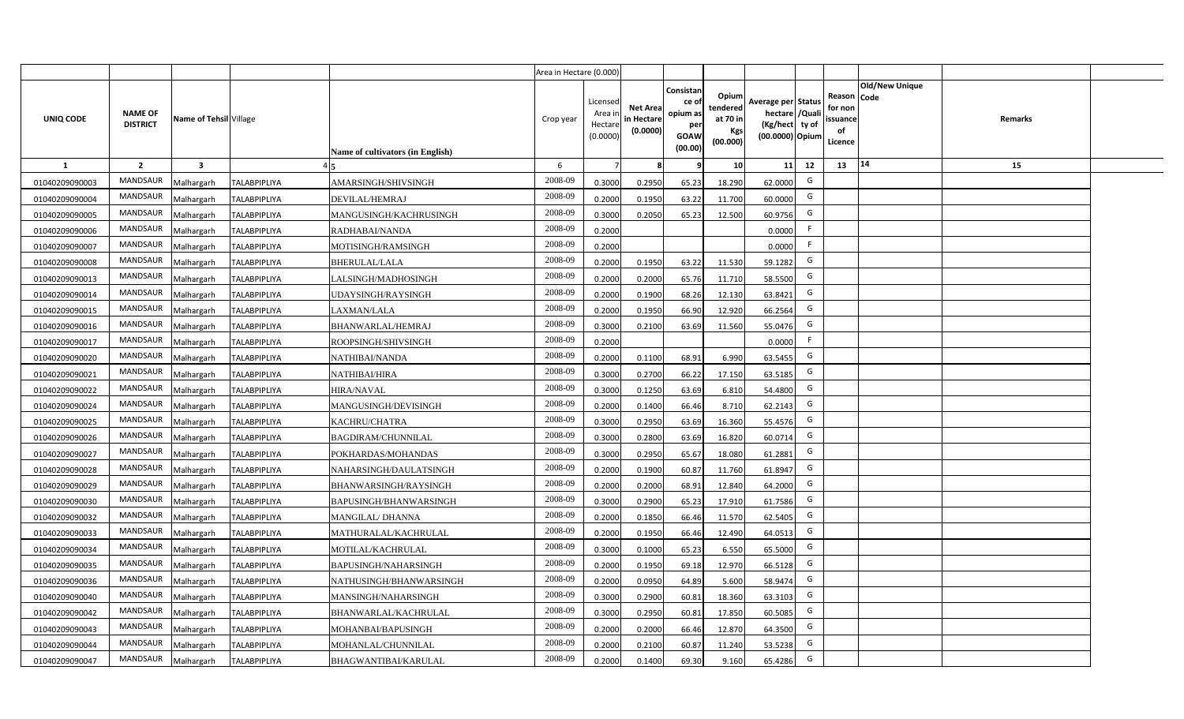| | | | | | Area in Hectare (0.000) | | | | | | | | | | |
|---|---|---|---|---|---|---|---|---|---|---|---|---|---|---|---|
| UNIQ CODE | NAME OF DISTRICT | Name of Tehsil | Village | Name of cultivators (in English) | Crop year | Licensed Area in Hectare (0.0000) | Net Area in Hectare (0.0000) | Consistance of opium as per GOAW (00.00) | Opium tendered at 70 in Kgs (00.000) | Average per hectare (Kg/hect (00.0000) | Status /Quality of Opium | Reason for non issuance of Licence | Old/New Unique Code | Remarks |
| 1 | 2 | 3 | 4 | 5 | 6 | 7 | 8 | 9 | 10 | 11 | 12 | 13 | 14 | 15 |
| 01040209090003 | MANDSAUR | Malhargarh | TALABPIPLIYA | AMARSINGH/SHIVSINGH | 2008-09 | 0.3000 | 0.2950 | 65.23 | 18.290 | 62.0000 | G | | | |
| 01040209090004 | MANDSAUR | Malhargarh | TALABPIPLIYA | DEVILAL/HEMRAJ | 2008-09 | 0.2000 | 0.1950 | 63.22 | 11.700 | 60.0000 | G | | | |
| 01040209090005 | MANDSAUR | Malhargarh | TALABPIPLIYA | MANGUSINGH/KACHRUSINGH | 2008-09 | 0.3000 | 0.2050 | 65.23 | 12.500 | 60.9756 | G | | | |
| 01040209090006 | MANDSAUR | Malhargarh | TALABPIPLIYA | RADHABAI/NANDA | 2008-09 | 0.2000 | | | | 0.0000 | F | | | |
| 01040209090007 | MANDSAUR | Malhargarh | TALABPIPLIYA | MOTISINGH/RAMSINGH | 2008-09 | 0.2000 | | | | 0.0000 | F | | | |
| 01040209090008 | MANDSAUR | Malhargarh | TALABPIPLIYA | BHERULAL/LALA | 2008-09 | 0.2000 | 0.1950 | 63.22 | 11.530 | 59.1282 | G | | | |
| 01040209090013 | MANDSAUR | Malhargarh | TALABPIPLIYA | LALSINGH/MADHOSINGH | 2008-09 | 0.2000 | 0.2000 | 65.76 | 11.710 | 58.5500 | G | | | |
| 01040209090014 | MANDSAUR | Malhargarh | TALABPIPLIYA | UDAYSINGH/RAYSINGH | 2008-09 | 0.2000 | 0.1900 | 68.26 | 12.130 | 63.8421 | G | | | |
| 01040209090015 | MANDSAUR | Malhargarh | TALABPIPLIYA | LAXMAN/LALA | 2008-09 | 0.2000 | 0.1950 | 66.90 | 12.920 | 66.2564 | G | | | |
| 01040209090016 | MANDSAUR | Malhargarh | TALABPIPLIYA | BHANWARLAL/HEMRAJ | 2008-09 | 0.3000 | 0.2100 | 63.69 | 11.560 | 55.0476 | G | | | |
| 01040209090017 | MANDSAUR | Malhargarh | TALABPIPLIYA | ROOPSINGH/SHIVSINGH | 2008-09 | 0.2000 | | | | 0.0000 | F | | | |
| 01040209090020 | MANDSAUR | Malhargarh | TALABPIPLIYA | NATHIBAI/NANDA | 2008-09 | 0.2000 | 0.1100 | 68.91 | 6.990 | 63.5455 | G | | | |
| 01040209090021 | MANDSAUR | Malhargarh | TALABPIPLIYA | NATHIBAI/HIRA | 2008-09 | 0.3000 | 0.2700 | 66.22 | 17.150 | 63.5185 | G | | | |
| 01040209090022 | MANDSAUR | Malhargarh | TALABPIPLIYA | HIRA/NAVAL | 2008-09 | 0.3000 | 0.1250 | 63.69 | 6.810 | 54.4800 | G | | | |
| 01040209090024 | MANDSAUR | Malhargarh | TALABPIPLIYA | MANGUSINGH/DEVISINGH | 2008-09 | 0.2000 | 0.1400 | 66.46 | 8.710 | 62.2143 | G | | | |
| 01040209090025 | MANDSAUR | Malhargarh | TALABPIPLIYA | KACHRU/CHATRA | 2008-09 | 0.3000 | 0.2950 | 63.69 | 16.360 | 55.4576 | G | | | |
| 01040209090026 | MANDSAUR | Malhargarh | TALABPIPLIYA | BAGDIRAM/CHUNNILAL | 2008-09 | 0.3000 | 0.2800 | 63.69 | 16.820 | 60.0714 | G | | | |
| 01040209090027 | MANDSAUR | Malhargarh | TALABPIPLIYA | POKHARDAS/MOHANDAS | 2008-09 | 0.3000 | 0.2950 | 65.67 | 18.080 | 61.2881 | G | | | |
| 01040209090028 | MANDSAUR | Malhargarh | TALABPIPLIYA | NAHARSINGH/DAULATSINGH | 2008-09 | 0.2000 | 0.1900 | 60.87 | 11.760 | 61.8947 | G | | | |
| 01040209090029 | MANDSAUR | Malhargarh | TALABPIPLIYA | BHANWARSINGH/RAYSINGH | 2008-09 | 0.2000 | 0.2000 | 68.91 | 12.840 | 64.2000 | G | | | |
| 01040209090030 | MANDSAUR | Malhargarh | TALABPIPLIYA | BAPUSINGH/BHANWARSINGH | 2008-09 | 0.3000 | 0.2900 | 65.23 | 17.910 | 61.7586 | G | | | |
| 01040209090032 | MANDSAUR | Malhargarh | TALABPIPLIYA | MANGILAL/ DHANNA | 2008-09 | 0.2000 | 0.1850 | 66.46 | 11.570 | 62.5405 | G | | | |
| 01040209090033 | MANDSAUR | Malhargarh | TALABPIPLIYA | MATHURALAL/KACHRULAL | 2008-09 | 0.2000 | 0.1950 | 66.46 | 12.490 | 64.0513 | G | | | |
| 01040209090034 | MANDSAUR | Malhargarh | TALABPIPLIYA | MOTILAL/KACHRULAL | 2008-09 | 0.3000 | 0.1000 | 65.23 | 6.550 | 65.5000 | G | | | |
| 01040209090035 | MANDSAUR | Malhargarh | TALABPIPLIYA | BAPUSINGH/NAHARSINGH | 2008-09 | 0.2000 | 0.1950 | 69.18 | 12.970 | 66.5128 | G | | | |
| 01040209090036 | MANDSAUR | Malhargarh | TALABPIPLIYA | NATHUSINGH/BHANWARSINGH | 2008-09 | 0.2000 | 0.0950 | 64.89 | 5.600 | 58.9474 | G | | | |
| 01040209090040 | MANDSAUR | Malhargarh | TALABPIPLIYA | MANSINGH/NAHARSINGH | 2008-09 | 0.3000 | 0.2900 | 60.81 | 18.360 | 63.3103 | G | | | |
| 01040209090042 | MANDSAUR | Malhargarh | TALABPIPLIYA | BHANWARLAL/KACHRULAL | 2008-09 | 0.3000 | 0.2950 | 60.81 | 17.850 | 60.5085 | G | | | |
| 01040209090043 | MANDSAUR | Malhargarh | TALABPIPLIYA | MOHANBAI/BAPUSINGH | 2008-09 | 0.2000 | 0.2000 | 66.46 | 12.870 | 64.3500 | G | | | |
| 01040209090044 | MANDSAUR | Malhargarh | TALABPIPLIYA | MOHANLAL/CHUNNILAL | 2008-09 | 0.2000 | 0.2100 | 60.87 | 11.240 | 53.5238 | G | | | |
| 01040209090047 | MANDSAUR | Malhargarh | TALABPIPLIYA | BHAGWANTIBAI/KARULAL | 2008-09 | 0.2000 | 0.1400 | 69.30 | 9.160 | 65.4286 | G | | | |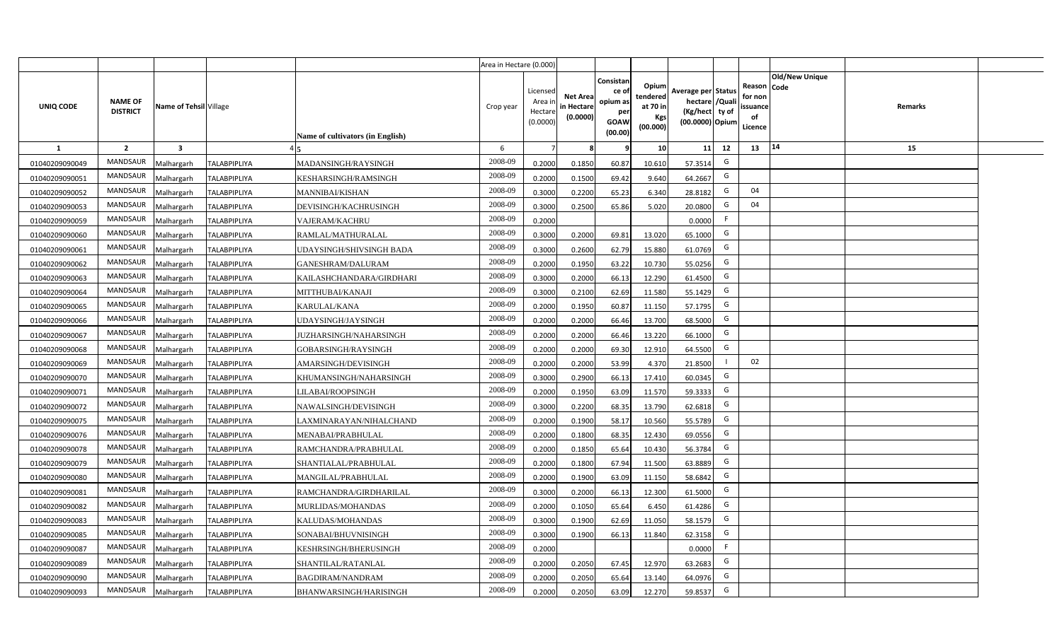|  |  |  |  |  | Area in Hectare (0.000) |  |  |  |  |  |  |  |  |  |  |
|---|---|---|---|---|---|---|---|---|---|---|---|---|---|---|---|
| UNIQ CODE | NAME OF DISTRICT | Name of Tehsil | Village | Name of cultivators (in English) | Crop year | Licensed Area in Hectare (0.0000) | Net Area in Hectare (0.0000) | Consistance of opium as per GOAW (00.00) | Opium tendered at 70 in Kgs (00.000) | Average per hectare (Kg/hect) (00.0000) | Status /Quality of Opium | Reason for non issuance of Licence | Old/New Unique Code | Remarks |  |
| 1 | 2 | 3 | 4 | 5 | 6 | 7 | 8 | 9 | 10 | 11 | 12 | 13 | 14 | 15 |  |
| 01040209090049 | MANDSAUR | Malhargarh | TALABPIPLIYA | MADANSINGH/RAYSINGH | 2008-09 | 0.2000 | 0.1850 | 60.87 | 10.610 | 57.3514 | G |  |  |  |  |
| 01040209090051 | MANDSAUR | Malhargarh | TALABPIPLIYA | KESHARSINGH/RAMSINGH | 2008-09 | 0.2000 | 0.1500 | 69.42 | 9.640 | 64.2667 | G |  |  |  |  |
| 01040209090052 | MANDSAUR | Malhargarh | TALABPIPLIYA | MANNIBAI/KISHAN | 2008-09 | 0.3000 | 0.2200 | 65.23 | 6.340 | 28.8182 | G | 04 |  |  |  |
| 01040209090053 | MANDSAUR | Malhargarh | TALABPIPLIYA | DEVISINGH/KACHRUSINGH | 2008-09 | 0.3000 | 0.2500 | 65.86 | 5.020 | 20.0800 | G | 04 |  |  |  |
| 01040209090059 | MANDSAUR | Malhargarh | TALABPIPLIYA | VAJERAM/KACHRU | 2008-09 | 0.2000 |  |  |  | 0.0000 | F |  |  |  |  |
| 01040209090060 | MANDSAUR | Malhargarh | TALABPIPLIYA | RAMLAL/MATHURALAL | 2008-09 | 0.3000 | 0.2000 | 69.81 | 13.020 | 65.1000 | G |  |  |  |  |
| 01040209090061 | MANDSAUR | Malhargarh | TALABPIPLIYA | UDAYSINGH/SHIVSINGH BADA | 2008-09 | 0.3000 | 0.2600 | 62.79 | 15.880 | 61.0769 | G |  |  |  |  |
| 01040209090062 | MANDSAUR | Malhargarh | TALABPIPLIYA | GANESHRAM/DALURAM | 2008-09 | 0.2000 | 0.1950 | 63.22 | 10.730 | 55.0256 | G |  |  |  |  |
| 01040209090063 | MANDSAUR | Malhargarh | TALABPIPLIYA | KAILASHCHANDARA/GIRDHARI | 2008-09 | 0.3000 | 0.2000 | 66.13 | 12.290 | 61.4500 | G |  |  |  |  |
| 01040209090064 | MANDSAUR | Malhargarh | TALABPIPLIYA | MITTHUBAI/KANAJI | 2008-09 | 0.3000 | 0.2100 | 62.69 | 11.580 | 55.1429 | G |  |  |  |  |
| 01040209090065 | MANDSAUR | Malhargarh | TALABPIPLIYA | KARULAL/KANA | 2008-09 | 0.2000 | 0.1950 | 60.87 | 11.150 | 57.1795 | G |  |  |  |  |
| 01040209090066 | MANDSAUR | Malhargarh | TALABPIPLIYA | UDAYSINGH/JAYSINGH | 2008-09 | 0.2000 | 0.2000 | 66.46 | 13.700 | 68.5000 | G |  |  |  |  |
| 01040209090067 | MANDSAUR | Malhargarh | TALABPIPLIYA | JUZHARSINGH/NAHARSINGH | 2008-09 | 0.2000 | 0.2000 | 66.46 | 13.220 | 66.1000 | G |  |  |  |  |
| 01040209090068 | MANDSAUR | Malhargarh | TALABPIPLIYA | GOBARSINGH/RAYSINGH | 2008-09 | 0.2000 | 0.2000 | 69.30 | 12.910 | 64.5500 | G |  |  |  |  |
| 01040209090069 | MANDSAUR | Malhargarh | TALABPIPLIYA | AMARSINGH/DEVISINGH | 2008-09 | 0.2000 | 0.2000 | 53.99 | 4.370 | 21.8500 | I | 02 |  |  |  |
| 01040209090070 | MANDSAUR | Malhargarh | TALABPIPLIYA | KHUMANSINGH/NAHARSINGH | 2008-09 | 0.3000 | 0.2900 | 66.13 | 17.410 | 60.0345 | G |  |  |  |  |
| 01040209090071 | MANDSAUR | Malhargarh | TALABPIPLIYA | LILABAI/ROOPSINGH | 2008-09 | 0.2000 | 0.1950 | 63.09 | 11.570 | 59.3333 | G |  |  |  |  |
| 01040209090072 | MANDSAUR | Malhargarh | TALABPIPLIYA | NAWALSINGH/DEVISINGH | 2008-09 | 0.3000 | 0.2200 | 68.35 | 13.790 | 62.6818 | G |  |  |  |  |
| 01040209090075 | MANDSAUR | Malhargarh | TALABPIPLIYA | LAXMINARAYAN/NIHALCHAND | 2008-09 | 0.2000 | 0.1900 | 58.17 | 10.560 | 55.5789 | G |  |  |  |  |
| 01040209090076 | MANDSAUR | Malhargarh | TALABPIPLIYA | MENABAI/PRABHULAL | 2008-09 | 0.2000 | 0.1800 | 68.35 | 12.430 | 69.0556 | G |  |  |  |  |
| 01040209090078 | MANDSAUR | Malhargarh | TALABPIPLIYA | RAMCHANDRA/PRABHULAL | 2008-09 | 0.2000 | 0.1850 | 65.64 | 10.430 | 56.3784 | G |  |  |  |  |
| 01040209090079 | MANDSAUR | Malhargarh | TALABPIPLIYA | SHANTIALAL/PRABHULAL | 2008-09 | 0.2000 | 0.1800 | 67.94 | 11.500 | 63.8889 | G |  |  |  |  |
| 01040209090080 | MANDSAUR | Malhargarh | TALABPIPLIYA | MANGILAL/PRABHULAL | 2008-09 | 0.2000 | 0.1900 | 63.09 | 11.150 | 58.6842 | G |  |  |  |  |
| 01040209090081 | MANDSAUR | Malhargarh | TALABPIPLIYA | RAMCHANDRA/GIRDHARILAL | 2008-09 | 0.3000 | 0.2000 | 66.13 | 12.300 | 61.5000 | G |  |  |  |  |
| 01040209090082 | MANDSAUR | Malhargarh | TALABPIPLIYA | MURLIDAS/MOHANDAS | 2008-09 | 0.2000 | 0.1050 | 65.64 | 6.450 | 61.4286 | G |  |  |  |  |
| 01040209090083 | MANDSAUR | Malhargarh | TALABPIPLIYA | KALUDAS/MOHANDAS | 2008-09 | 0.3000 | 0.1900 | 62.69 | 11.050 | 58.1579 | G |  |  |  |  |
| 01040209090085 | MANDSAUR | Malhargarh | TALABPIPLIYA | SONABAI/BHUVNISINGH | 2008-09 | 0.3000 | 0.1900 | 66.13 | 11.840 | 62.3158 | G |  |  |  |  |
| 01040209090087 | MANDSAUR | Malhargarh | TALABPIPLIYA | KESHRSINGH/BHERUSINGH | 2008-09 | 0.2000 |  |  |  | 0.0000 | F |  |  |  |  |
| 01040209090089 | MANDSAUR | Malhargarh | TALABPIPLIYA | SHANTILAL/RATANLAL | 2008-09 | 0.2000 | 0.2050 | 67.45 | 12.970 | 63.2683 | G |  |  |  |  |
| 01040209090090 | MANDSAUR | Malhargarh | TALABPIPLIYA | BAGDIRAM/NANDRAM | 2008-09 | 0.2000 | 0.2050 | 65.64 | 13.140 | 64.0976 | G |  |  |  |  |
| 01040209090093 | MANDSAUR | Malhargarh | TALABPIPLIYA | BHANWARSINGH/HARISINGH | 2008-09 | 0.2000 | 0.2050 | 63.09 | 12.270 | 59.8537 | G |  |  |  |  |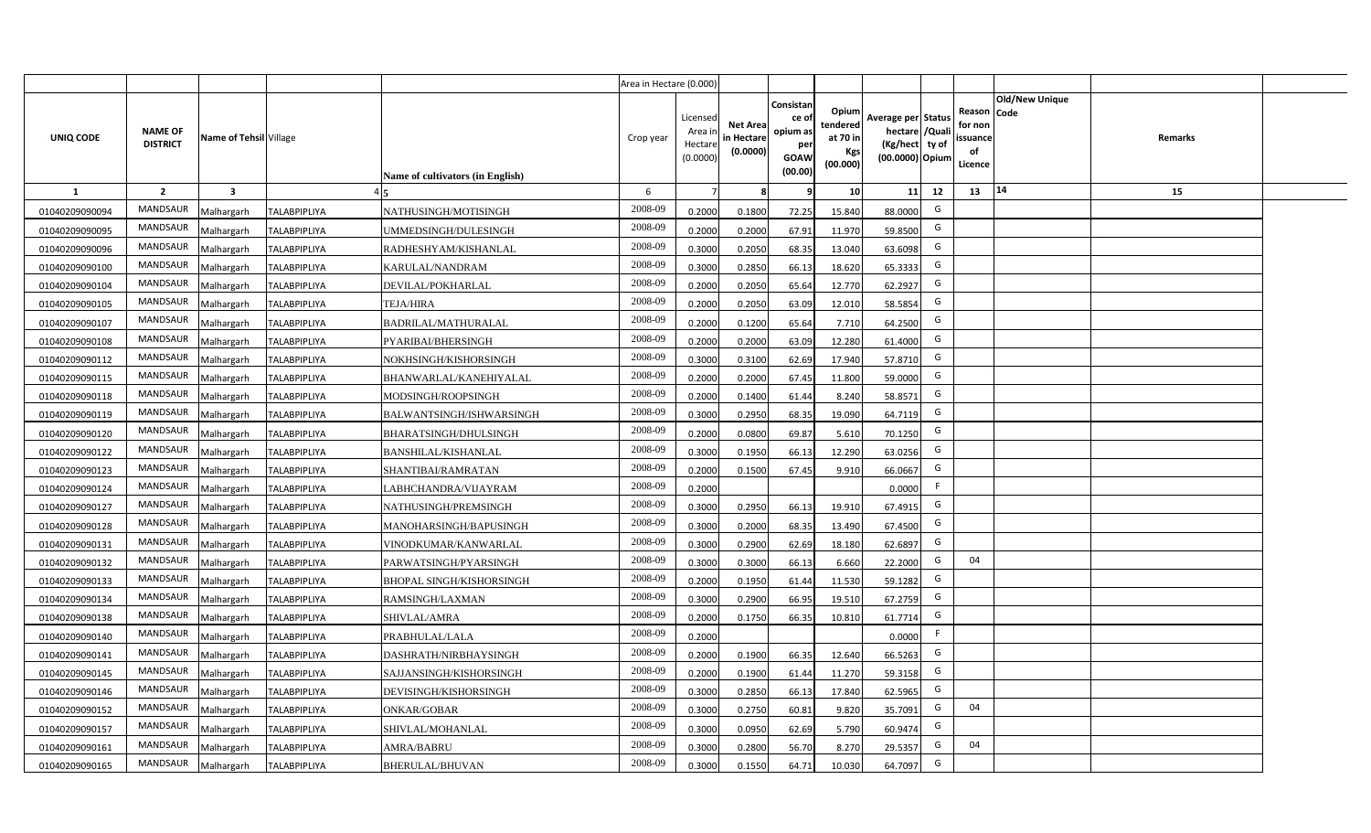|  |  |  |  |  | Area in Hectare (0.000) |  |  |  |  |  |  |  |  |  |
|---|---|---|---|---|---|---|---|---|---|---|---|---|---|---|
| UNIQ CODE | NAME OF DISTRICT | Name of Tehsil | Village | Name of cultivators (in English) | Crop year | Licensed Area in Hectare (0.0000) | Net Area in Hectare (0.0000) | Consistance of opium as per GOAW (00.00) | Opium tendered at 70 in Kgs (00.000) | Average per hectare (Kg/hect) (00.0000) | Status /Quality of Opium | Reason for non issuance of Licence | Old/New Unique Code | Remarks |
| 1 | 2 | 3 | 4 | 5 | 6 | 7 | 8 | 9 | 10 | 11 | 12 | 13 | 14 | 15 |
| 01040209090094 | MANDSAUR | Malhargarh | TALABPIPLIYA | NATHUSINGH/MOTISINGH | 2008-09 | 0.2000 | 0.1800 | 72.25 | 15.840 | 88.0000 | G |  |  |  |
| 01040209090095 | MANDSAUR | Malhargarh | TALABPIPLIYA | UMMEDSINGH/DULESINGH | 2008-09 | 0.2000 | 0.2000 | 67.91 | 11.970 | 59.8500 | G |  |  |  |
| 01040209090096 | MANDSAUR | Malhargarh | TALABPIPLIYA | RADHESHYAM/KISHANLAL | 2008-09 | 0.3000 | 0.2050 | 68.35 | 13.040 | 63.6098 | G |  |  |  |
| 01040209090100 | MANDSAUR | Malhargarh | TALABPIPLIYA | KARULAL/NANDRAM | 2008-09 | 0.3000 | 0.2850 | 66.13 | 18.620 | 65.3333 | G |  |  |  |
| 01040209090104 | MANDSAUR | Malhargarh | TALABPIPLIYA | DEVILAL/POKHARLAL | 2008-09 | 0.2000 | 0.2050 | 65.64 | 12.770 | 62.2927 | G |  |  |  |
| 01040209090105 | MANDSAUR | Malhargarh | TALABPIPLIYA | TEJA/HIRA | 2008-09 | 0.2000 | 0.2050 | 63.09 | 12.010 | 58.5854 | G |  |  |  |
| 01040209090107 | MANDSAUR | Malhargarh | TALABPIPLIYA | BADRILAL/MATHURALAL | 2008-09 | 0.2000 | 0.1200 | 65.64 | 7.710 | 64.2500 | G |  |  |  |
| 01040209090108 | MANDSAUR | Malhargarh | TALABPIPLIYA | PYARIBAI/BHERSINGH | 2008-09 | 0.2000 | 0.2000 | 63.09 | 12.280 | 61.4000 | G |  |  |  |
| 01040209090112 | MANDSAUR | Malhargarh | TALABPIPLIYA | NOKHSINGH/KISHORSINGH | 2008-09 | 0.3000 | 0.3100 | 62.69 | 17.940 | 57.8710 | G |  |  |  |
| 01040209090115 | MANDSAUR | Malhargarh | TALABPIPLIYA | BHANWARLAL/KANEHIYALAL | 2008-09 | 0.2000 | 0.2000 | 67.45 | 11.800 | 59.0000 | G |  |  |  |
| 01040209090118 | MANDSAUR | Malhargarh | TALABPIPLIYA | MODSINGH/ROOPSINGH | 2008-09 | 0.2000 | 0.1400 | 61.44 | 8.240 | 58.8571 | G |  |  |  |
| 01040209090119 | MANDSAUR | Malhargarh | TALABPIPLIYA | BALWANTSINGH/ISHWARSINGH | 2008-09 | 0.3000 | 0.2950 | 68.35 | 19.090 | 64.7119 | G |  |  |  |
| 01040209090120 | MANDSAUR | Malhargarh | TALABPIPLIYA | BHARATSINGH/DHULSINGH | 2008-09 | 0.2000 | 0.0800 | 69.87 | 5.610 | 70.1250 | G |  |  |  |
| 01040209090122 | MANDSAUR | Malhargarh | TALABPIPLIYA | BANSHILAL/KISHANLAL | 2008-09 | 0.3000 | 0.1950 | 66.13 | 12.290 | 63.0256 | G |  |  |  |
| 01040209090123 | MANDSAUR | Malhargarh | TALABPIPLIYA | SHANTIBAI/RAMRATAN | 2008-09 | 0.2000 | 0.1500 | 67.45 | 9.910 | 66.0667 | G |  |  |  |
| 01040209090124 | MANDSAUR | Malhargarh | TALABPIPLIYA | LABHCHANDRA/VIJAYRAM | 2008-09 | 0.2000 |  |  |  | 0.0000 | F |  |  |  |
| 01040209090127 | MANDSAUR | Malhargarh | TALABPIPLIYA | NATHUSINGH/PREMSINGH | 2008-09 | 0.3000 | 0.2950 | 66.13 | 19.910 | 67.4915 | G |  |  |  |
| 01040209090128 | MANDSAUR | Malhargarh | TALABPIPLIYA | MANOHARSINGH/BAPUSINGH | 2008-09 | 0.3000 | 0.2000 | 68.35 | 13.490 | 67.4500 | G |  |  |  |
| 01040209090131 | MANDSAUR | Malhargarh | TALABPIPLIYA | VINODKUMAR/KANWARLAL | 2008-09 | 0.3000 | 0.2900 | 62.69 | 18.180 | 62.6897 | G |  |  |  |
| 01040209090132 | MANDSAUR | Malhargarh | TALABPIPLIYA | PARWATSINGH/PYARSINGH | 2008-09 | 0.3000 | 0.3000 | 66.13 | 6.660 | 22.2000 | G | 04 |  |  |
| 01040209090133 | MANDSAUR | Malhargarh | TALABPIPLIYA | BHOPAL SINGH/KISHORSINGH | 2008-09 | 0.2000 | 0.1950 | 61.44 | 11.530 | 59.1282 | G |  |  |  |
| 01040209090134 | MANDSAUR | Malhargarh | TALABPIPLIYA | RAMSINGH/LAXMAN | 2008-09 | 0.3000 | 0.2900 | 66.95 | 19.510 | 67.2759 | G |  |  |  |
| 01040209090138 | MANDSAUR | Malhargarh | TALABPIPLIYA | SHIVLAL/AMRA | 2008-09 | 0.2000 | 0.1750 | 66.35 | 10.810 | 61.7714 | G |  |  |  |
| 01040209090140 | MANDSAUR | Malhargarh | TALABPIPLIYA | PRABHULAL/LALA | 2008-09 | 0.2000 |  |  |  | 0.0000 | F |  |  |  |
| 01040209090141 | MANDSAUR | Malhargarh | TALABPIPLIYA | DASHRATH/NIRBHAYSINGH | 2008-09 | 0.2000 | 0.1900 | 66.35 | 12.640 | 66.5263 | G |  |  |  |
| 01040209090145 | MANDSAUR | Malhargarh | TALABPIPLIYA | SAJJANSINGH/KISHORSINGH | 2008-09 | 0.2000 | 0.1900 | 61.44 | 11.270 | 59.3158 | G |  |  |  |
| 01040209090146 | MANDSAUR | Malhargarh | TALABPIPLIYA | DEVISINGH/KISHORSINGH | 2008-09 | 0.3000 | 0.2850 | 66.13 | 17.840 | 62.5965 | G |  |  |  |
| 01040209090152 | MANDSAUR | Malhargarh | TALABPIPLIYA | ONKAR/GOBAR | 2008-09 | 0.3000 | 0.2750 | 60.81 | 9.820 | 35.7091 | G | 04 |  |  |
| 01040209090157 | MANDSAUR | Malhargarh | TALABPIPLIYA | SHIVLAL/MOHANLAL | 2008-09 | 0.3000 | 0.0950 | 62.69 | 5.790 | 60.9474 | G |  |  |  |
| 01040209090161 | MANDSAUR | Malhargarh | TALABPIPLIYA | AMRA/BABRU | 2008-09 | 0.3000 | 0.2800 | 56.70 | 8.270 | 29.5357 | G | 04 |  |  |
| 01040209090165 | MANDSAUR | Malhargarh | TALABPIPLIYA | BHERULAL/BHUVAN | 2008-09 | 0.3000 | 0.1550 | 64.71 | 10.030 | 64.7097 | G |  |  |  |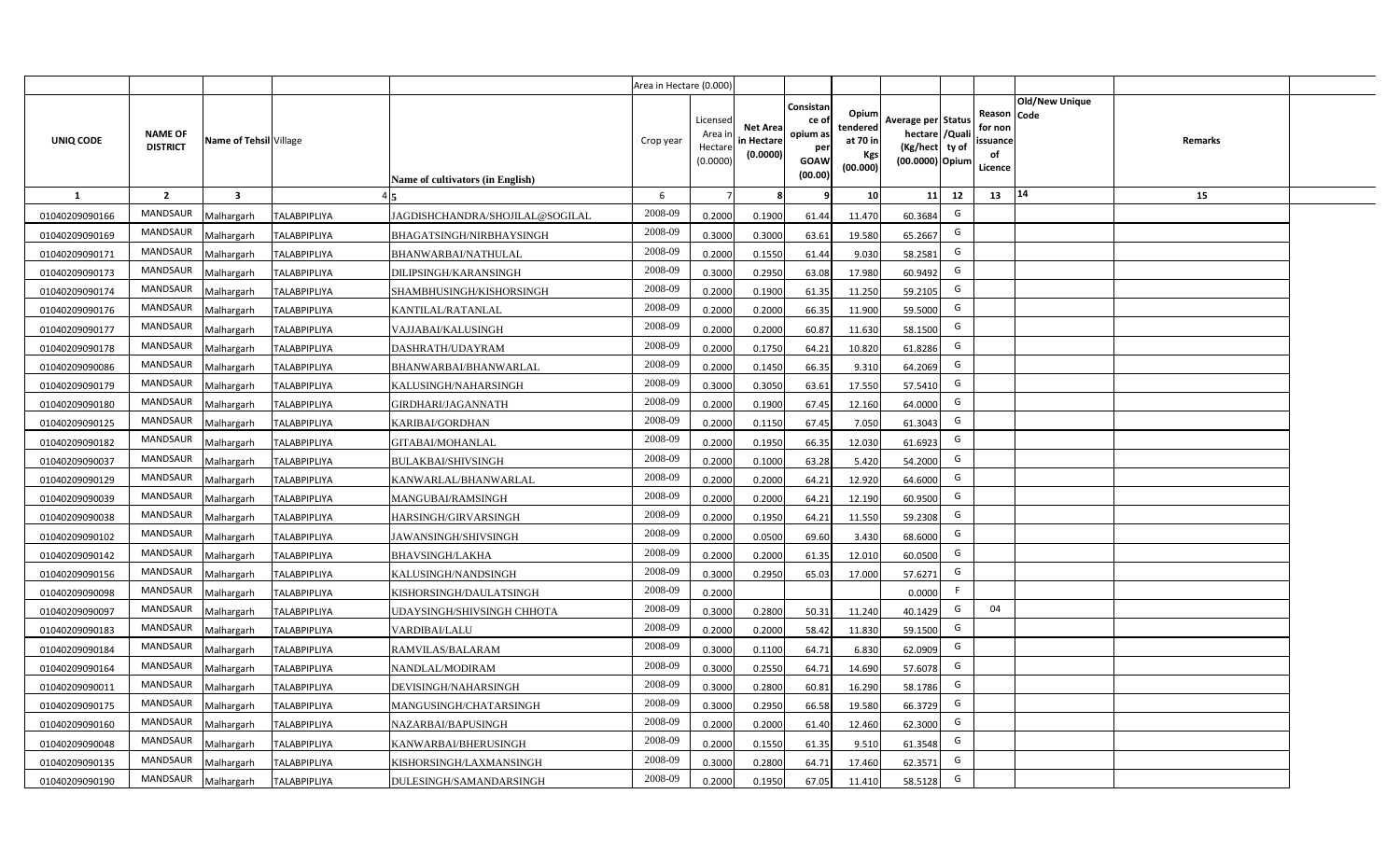| | | | | | Area in Hectare (0.000) | | | | | | | | | | |
|---|---|---|---|---|---|---|---|---|---|---|---|---|---|---|---|
| UNIQ CODE | NAME OF DISTRICT | Name of Tehsil | Village | Name of cultivators (in English) | Crop year | Licensed Area in Hectare (0.0000) | Net Area in Hectare (0.0000) | Consistance of opium as per GOAW (00.00) | Opium tendered at 70 in Kgs (00.000) | Average per hectare (Kg/hect) (00.0000) | Status /Quality of Opium | Reason for non issuance of Licence | Old/New Unique Code | Remarks | |
| 1 | 2 | 3 | 4 | 5 | 6 | 7 | 8 | 9 | 10 | 11 | 12 | 13 | 14 | 15 | |
| 01040209090166 | MANDSAUR | Malhargarh | TALABPIPLIYA | JAGDISHCHANDRA/SHOJILAL@SOGILAL | 2008-09 | 0.2000 | 0.1900 | 61.44 | 11.470 | 60.3684 | G | | | | |
| 01040209090169 | MANDSAUR | Malhargarh | TALABPIPLIYA | BHAGATSINGH/NIRBHAYSINGH | 2008-09 | 0.3000 | 0.3000 | 63.61 | 19.580 | 65.2667 | G | | | | |
| 01040209090171 | MANDSAUR | Malhargarh | TALABPIPLIYA | BHANWARBAI/NATHULAL | 2008-09 | 0.2000 | 0.1550 | 61.44 | 9.030 | 58.2581 | G | | | | |
| 01040209090173 | MANDSAUR | Malhargarh | TALABPIPLIYA | DILIPSINGH/KARANSINGH | 2008-09 | 0.3000 | 0.2950 | 63.08 | 17.980 | 60.9492 | G | | | | |
| 01040209090174 | MANDSAUR | Malhargarh | TALABPIPLIYA | SHAMBHUSINGH/KISHORSINGH | 2008-09 | 0.2000 | 0.1900 | 61.35 | 11.250 | 59.2105 | G | | | | |
| 01040209090176 | MANDSAUR | Malhargarh | TALABPIPLIYA | KANTILAL/RATANLAL | 2008-09 | 0.2000 | 0.2000 | 66.35 | 11.900 | 59.5000 | G | | | | |
| 01040209090177 | MANDSAUR | Malhargarh | TALABPIPLIYA | VAJJABAI/KALUSINGH | 2008-09 | 0.2000 | 0.2000 | 60.87 | 11.630 | 58.1500 | G | | | | |
| 01040209090178 | MANDSAUR | Malhargarh | TALABPIPLIYA | DASHRATH/UDAYRAM | 2008-09 | 0.2000 | 0.1750 | 64.21 | 10.820 | 61.8286 | G | | | | |
| 01040209090086 | MANDSAUR | Malhargarh | TALABPIPLIYA | BHANWARBAI/BHANWARLAL | 2008-09 | 0.2000 | 0.1450 | 66.35 | 9.310 | 64.2069 | G | | | | |
| 01040209090179 | MANDSAUR | Malhargarh | TALABPIPLIYA | KALUSINGH/NAHARSINGH | 2008-09 | 0.3000 | 0.3050 | 63.61 | 17.550 | 57.5410 | G | | | | |
| 01040209090180 | MANDSAUR | Malhargarh | TALABPIPLIYA | GIRDHARI/JAGANNATH | 2008-09 | 0.2000 | 0.1900 | 67.45 | 12.160 | 64.0000 | G | | | | |
| 01040209090125 | MANDSAUR | Malhargarh | TALABPIPLIYA | KARIBAI/GORDHAN | 2008-09 | 0.2000 | 0.1150 | 67.45 | 7.050 | 61.3043 | G | | | | |
| 01040209090182 | MANDSAUR | Malhargarh | TALABPIPLIYA | GITABAI/MOHANLAL | 2008-09 | 0.2000 | 0.1950 | 66.35 | 12.030 | 61.6923 | G | | | | |
| 01040209090037 | MANDSAUR | Malhargarh | TALABPIPLIYA | BULAKBAI/SHIVSINGH | 2008-09 | 0.2000 | 0.1000 | 63.28 | 5.420 | 54.2000 | G | | | | |
| 01040209090129 | MANDSAUR | Malhargarh | TALABPIPLIYA | KANWARLAL/BHANWARLAL | 2008-09 | 0.2000 | 0.2000 | 64.21 | 12.920 | 64.6000 | G | | | | |
| 01040209090039 | MANDSAUR | Malhargarh | TALABPIPLIYA | MANGUBAI/RAMSINGH | 2008-09 | 0.2000 | 0.2000 | 64.21 | 12.190 | 60.9500 | G | | | | |
| 01040209090038 | MANDSAUR | Malhargarh | TALABPIPLIYA | HARSINGH/GIRVARSINGH | 2008-09 | 0.2000 | 0.1950 | 64.21 | 11.550 | 59.2308 | G | | | | |
| 01040209090102 | MANDSAUR | Malhargarh | TALABPIPLIYA | JAWANSINGH/SHIVSINGH | 2008-09 | 0.2000 | 0.0500 | 69.60 | 3.430 | 68.6000 | G | | | | |
| 01040209090142 | MANDSAUR | Malhargarh | TALABPIPLIYA | BHAVSINGH/LAKHA | 2008-09 | 0.2000 | 0.2000 | 61.35 | 12.010 | 60.0500 | G | | | | |
| 01040209090156 | MANDSAUR | Malhargarh | TALABPIPLIYA | KALUSINGH/NANDSINGH | 2008-09 | 0.3000 | 0.2950 | 65.03 | 17.000 | 57.6271 | G | | | | |
| 01040209090098 | MANDSAUR | Malhargarh | TALABPIPLIYA | KISHORSINGH/DAULATSINGH | 2008-09 | 0.2000 | | | | 0.0000 | F | | | | |
| 01040209090097 | MANDSAUR | Malhargarh | TALABPIPLIYA | UDAYSINGH/SHIVSINGH CHHOTA | 2008-09 | 0.3000 | 0.2800 | 50.31 | 11.240 | 40.1429 | G | 04 | | | |
| 01040209090183 | MANDSAUR | Malhargarh | TALABPIPLIYA | VARDIBAI/LALU | 2008-09 | 0.2000 | 0.2000 | 58.42 | 11.830 | 59.1500 | G | | | | |
| 01040209090184 | MANDSAUR | Malhargarh | TALABPIPLIYA | RAMVILAS/BALARAM | 2008-09 | 0.3000 | 0.1100 | 64.71 | 6.830 | 62.0909 | G | | | | |
| 01040209090164 | MANDSAUR | Malhargarh | TALABPIPLIYA | NANDLAL/MODIRAM | 2008-09 | 0.3000 | 0.2550 | 64.71 | 14.690 | 57.6078 | G | | | | |
| 01040209090011 | MANDSAUR | Malhargarh | TALABPIPLIYA | DEVISINGH/NAHARSINGH | 2008-09 | 0.3000 | 0.2800 | 60.81 | 16.290 | 58.1786 | G | | | | |
| 01040209090175 | MANDSAUR | Malhargarh | TALABPIPLIYA | MANGUSINGH/CHATARSINGH | 2008-09 | 0.3000 | 0.2950 | 66.58 | 19.580 | 66.3729 | G | | | | |
| 01040209090160 | MANDSAUR | Malhargarh | TALABPIPLIYA | NAZARBAI/BAPUSINGH | 2008-09 | 0.2000 | 0.2000 | 61.40 | 12.460 | 62.3000 | G | | | | |
| 01040209090048 | MANDSAUR | Malhargarh | TALABPIPLIYA | KANWARBAI/BHERUSINGH | 2008-09 | 0.2000 | 0.1550 | 61.35 | 9.510 | 61.3548 | G | | | | |
| 01040209090135 | MANDSAUR | Malhargarh | TALABPIPLIYA | KISHORSINGH/LAXMANSINGH | 2008-09 | 0.3000 | 0.2800 | 64.71 | 17.460 | 62.3571 | G | | | | |
| 01040209090190 | MANDSAUR | Malhargarh | TALABPIPLIYA | DULESINGH/SAMANDARSINGH | 2008-09 | 0.2000 | 0.1950 | 67.05 | 11.410 | 58.5128 | G | | | | |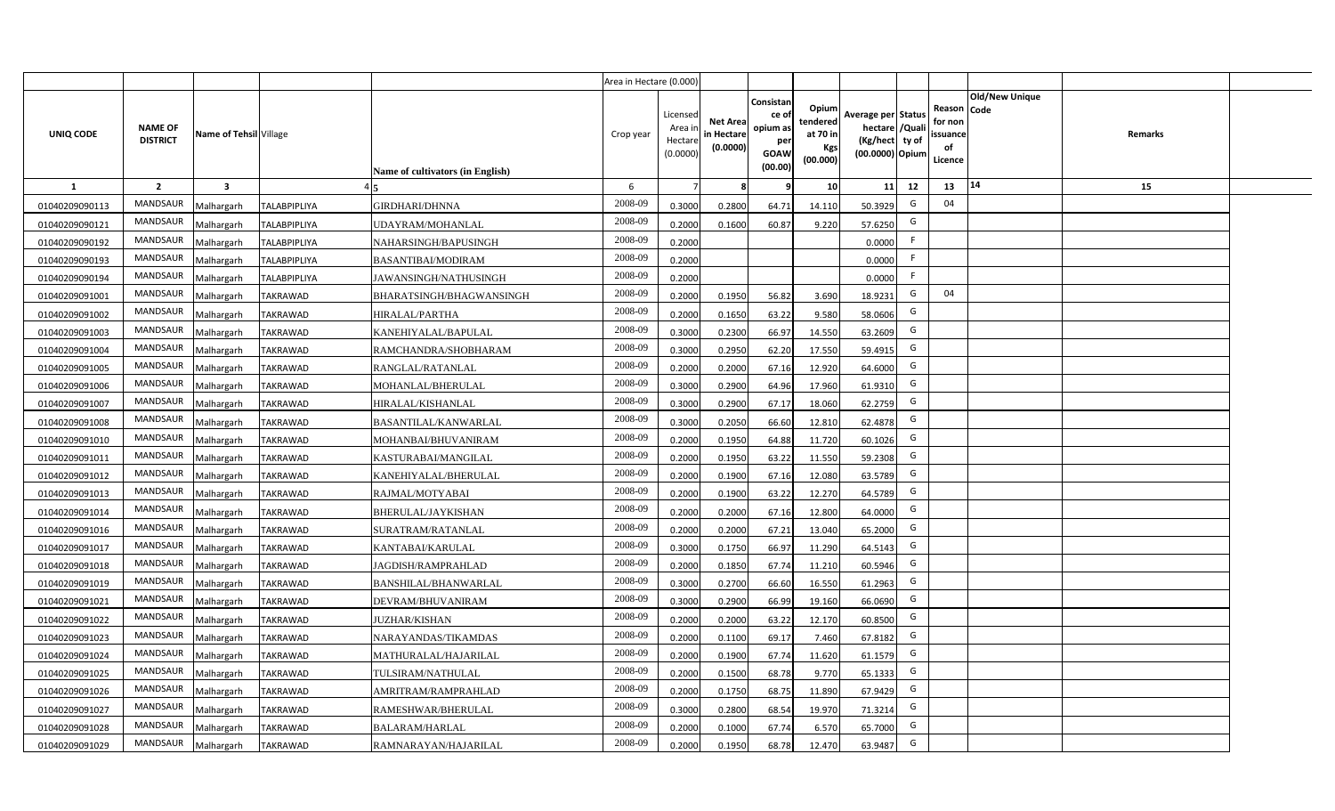| | | | | | Area in Hectare (0.000) | | | | | | | | | | |
|---|---|---|---|---|---|---|---|---|---|---|---|---|---|---|---|
| UNIQ CODE | NAME OF DISTRICT | Name of Tehsil | Village | Name of cultivators (in English) | Crop year | Licensed Area in Hectare (0.0000) | Net Area in Hectare (0.0000) | Consistance of opium as per GOAW (00.00) | Opium tendered at 70 in Kgs (00.000) | Average per hectare (Kg/hect) (00.0000) | Status /Quality of Opium | Reason for non issuance of Licence | Old/New Unique Code | Remarks |
| 1 | 2 | 3 | 4 | 5 | 6 | 7 | 8 | 9 | 10 | 11 | 12 | 13 | 14 | 15 |
| 01040209090113 | MANDSAUR | Malhargarh | TALABPIPLIYA | GIRDHARI/DHNNA | 2008-09 | 0.3000 | 0.2800 | 64.71 | 14.110 | 50.3929 | G | 04 | | |
| 01040209090121 | MANDSAUR | Malhargarh | TALABPIPLIYA | UDAYRAM/MOHANLAL | 2008-09 | 0.2000 | 0.1600 | 60.87 | 9.220 | 57.6250 | G | | | |
| 01040209090192 | MANDSAUR | Malhargarh | TALABPIPLIYA | NAHARSINGH/BAPUSINGH | 2008-09 | 0.2000 | | | | 0.0000 | F | | | |
| 01040209090193 | MANDSAUR | Malhargarh | TALABPIPLIYA | BASANTIBAI/MODIRAM | 2008-09 | 0.2000 | | | | 0.0000 | F | | | |
| 01040209090194 | MANDSAUR | Malhargarh | TALABPIPLIYA | JAWANSINGH/NATHUSINGH | 2008-09 | 0.2000 | | | | 0.0000 | F | | | |
| 01040209091001 | MANDSAUR | Malhargarh | TAKRAWAD | BHARATSINGH/BHAGWANSINGH | 2008-09 | 0.2000 | 0.1950 | 56.82 | 3.690 | 18.9231 | G | 04 | | |
| 01040209091002 | MANDSAUR | Malhargarh | TAKRAWAD | HIRALAL/PARTHA | 2008-09 | 0.2000 | 0.1650 | 63.22 | 9.580 | 58.0606 | G | | | |
| 01040209091003 | MANDSAUR | Malhargarh | TAKRAWAD | KANEHIYALAL/BAPULAL | 2008-09 | 0.3000 | 0.2300 | 66.97 | 14.550 | 63.2609 | G | | | |
| 01040209091004 | MANDSAUR | Malhargarh | TAKRAWAD | RAMCHANDRA/SHOBHARAM | 2008-09 | 0.3000 | 0.2950 | 62.20 | 17.550 | 59.4915 | G | | | |
| 01040209091005 | MANDSAUR | Malhargarh | TAKRAWAD | RANGLAL/RATANLAL | 2008-09 | 0.2000 | 0.2000 | 67.16 | 12.920 | 64.6000 | G | | | |
| 01040209091006 | MANDSAUR | Malhargarh | TAKRAWAD | MOHANLAL/BHERULAL | 2008-09 | 0.3000 | 0.2900 | 64.96 | 17.960 | 61.9310 | G | | | |
| 01040209091007 | MANDSAUR | Malhargarh | TAKRAWAD | HIRALAL/KISHANLAL | 2008-09 | 0.3000 | 0.2900 | 67.17 | 18.060 | 62.2759 | G | | | |
| 01040209091008 | MANDSAUR | Malhargarh | TAKRAWAD | BASANTILAL/KANWARLAL | 2008-09 | 0.3000 | 0.2050 | 66.60 | 12.810 | 62.4878 | G | | | |
| 01040209091010 | MANDSAUR | Malhargarh | TAKRAWAD | MOHANBAI/BHUVANIRAM | 2008-09 | 0.2000 | 0.1950 | 64.88 | 11.720 | 60.1026 | G | | | |
| 01040209091011 | MANDSAUR | Malhargarh | TAKRAWAD | KASTURABAI/MANGILAL | 2008-09 | 0.2000 | 0.1950 | 63.22 | 11.550 | 59.2308 | G | | | |
| 01040209091012 | MANDSAUR | Malhargarh | TAKRAWAD | KANEHIYALAL/BHERULAL | 2008-09 | 0.2000 | 0.1900 | 67.16 | 12.080 | 63.5789 | G | | | |
| 01040209091013 | MANDSAUR | Malhargarh | TAKRAWAD | RAJMAL/MOTYABAI | 2008-09 | 0.2000 | 0.1900 | 63.22 | 12.270 | 64.5789 | G | | | |
| 01040209091014 | MANDSAUR | Malhargarh | TAKRAWAD | BHERULAL/JAYKISHAN | 2008-09 | 0.2000 | 0.2000 | 67.16 | 12.800 | 64.0000 | G | | | |
| 01040209091016 | MANDSAUR | Malhargarh | TAKRAWAD | SURATRAM/RATANLAL | 2008-09 | 0.2000 | 0.2000 | 67.21 | 13.040 | 65.2000 | G | | | |
| 01040209091017 | MANDSAUR | Malhargarh | TAKRAWAD | KANTABAI/KARULAL | 2008-09 | 0.3000 | 0.1750 | 66.97 | 11.290 | 64.5143 | G | | | |
| 01040209091018 | MANDSAUR | Malhargarh | TAKRAWAD | JAGDISH/RAMPRAHLAD | 2008-09 | 0.2000 | 0.1850 | 67.74 | 11.210 | 60.5946 | G | | | |
| 01040209091019 | MANDSAUR | Malhargarh | TAKRAWAD | BANSHILAL/BHANWARLAL | 2008-09 | 0.3000 | 0.2700 | 66.60 | 16.550 | 61.2963 | G | | | |
| 01040209091021 | MANDSAUR | Malhargarh | TAKRAWAD | DEVRAM/BHUVANIRAM | 2008-09 | 0.3000 | 0.2900 | 66.99 | 19.160 | 66.0690 | G | | | |
| 01040209091022 | MANDSAUR | Malhargarh | TAKRAWAD | JUZHAR/KISHAN | 2008-09 | 0.2000 | 0.2000 | 63.22 | 12.170 | 60.8500 | G | | | |
| 01040209091023 | MANDSAUR | Malhargarh | TAKRAWAD | NARAYANDAS/TIKAMDAS | 2008-09 | 0.2000 | 0.1100 | 69.17 | 7.460 | 67.8182 | G | | | |
| 01040209091024 | MANDSAUR | Malhargarh | TAKRAWAD | MATHURALAL/HAJARILAL | 2008-09 | 0.2000 | 0.1900 | 67.74 | 11.620 | 61.1579 | G | | | |
| 01040209091025 | MANDSAUR | Malhargarh | TAKRAWAD | TULSIRAM/NATHULAL | 2008-09 | 0.2000 | 0.1500 | 68.78 | 9.770 | 65.1333 | G | | | |
| 01040209091026 | MANDSAUR | Malhargarh | TAKRAWAD | AMRITRAM/RAMPRAHLAD | 2008-09 | 0.2000 | 0.1750 | 68.75 | 11.890 | 67.9429 | G | | | |
| 01040209091027 | MANDSAUR | Malhargarh | TAKRAWAD | RAMESHWAR/BHERULAL | 2008-09 | 0.3000 | 0.2800 | 68.54 | 19.970 | 71.3214 | G | | | |
| 01040209091028 | MANDSAUR | Malhargarh | TAKRAWAD | BALARAM/HARLAL | 2008-09 | 0.2000 | 0.1000 | 67.74 | 6.570 | 65.7000 | G | | | |
| 01040209091029 | MANDSAUR | Malhargarh | TAKRAWAD | RAMNARAYAN/HAJARILAL | 2008-09 | 0.2000 | 0.1950 | 68.78 | 12.470 | 63.9487 | G | | | |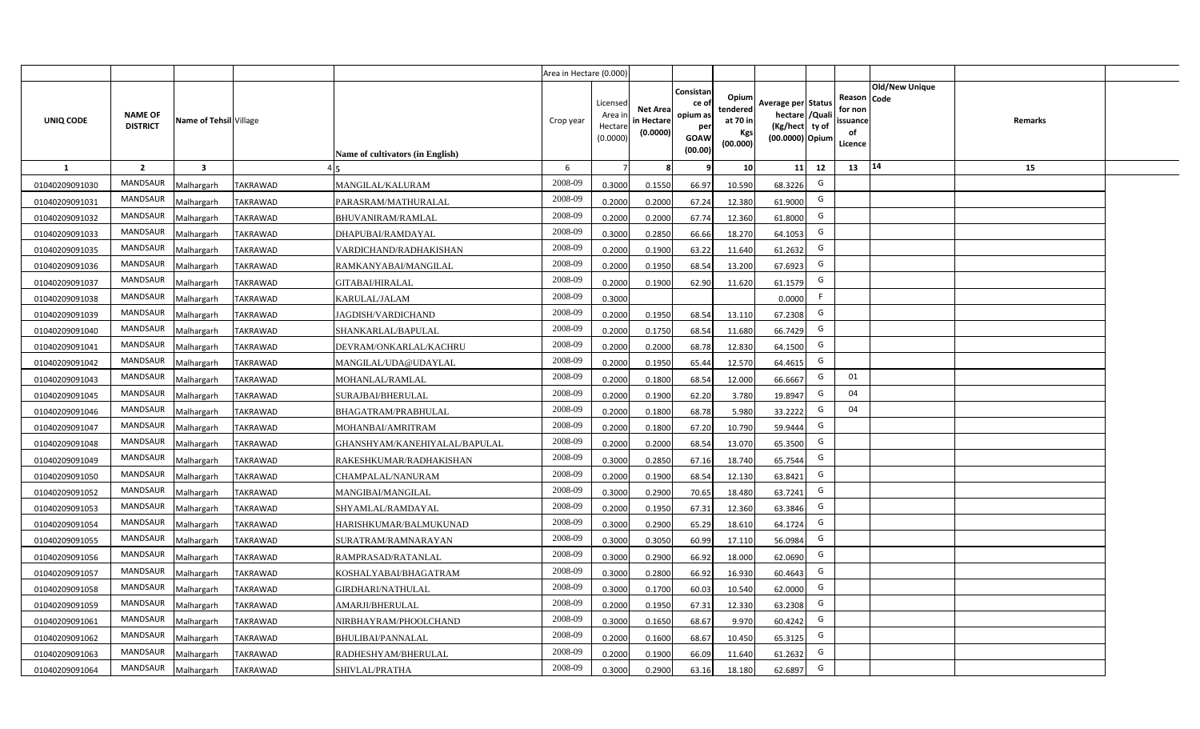| | | | | | Area in Hectare (0.000) | | | | | | | | | | |
|---|---|---|---|---|---|---|---|---|---|---|---|---|---|---|---|
| UNIQ CODE | NAME OF DISTRICT | Name of Tehsil | Village | Name of cultivators (in English) | Crop year | Licensed Area in Hectare (0.0000) | Net Area in Hectare (0.0000) | Consistance of opium as per GOAW (00.00) | Opium tendered at 70 in Kgs (00.000) | Average per hectare (Kg/hect) (00.0000) | Status /Quality of Opium | Reason for non issuance of Licence | Old/New Unique Code | Remarks |
| 1 | 2 | 3 | 4 | 5 | 6 | 7 | 8 | 9 | 10 | 11 | 12 | 13 | 14 | 15 |
| 01040209091030 | MANDSAUR | Malhargarh | TAKRAWAD | MANGILAL/KALURAM | 2008-09 | 0.3000 | 0.1550 | 66.97 | 10.590 | 68.3226 | G | | | |
| 01040209091031 | MANDSAUR | Malhargarh | TAKRAWAD | PARASRAM/MATHURALAL | 2008-09 | 0.2000 | 0.2000 | 67.24 | 12.380 | 61.9000 | G | | | |
| 01040209091032 | MANDSAUR | Malhargarh | TAKRAWAD | BHUVANIRAM/RAMLAL | 2008-09 | 0.2000 | 0.2000 | 67.74 | 12.360 | 61.8000 | G | | | |
| 01040209091033 | MANDSAUR | Malhargarh | TAKRAWAD | DHAPUBAI/RAMDAYAL | 2008-09 | 0.3000 | 0.2850 | 66.66 | 18.270 | 64.1053 | G | | | |
| 01040209091035 | MANDSAUR | Malhargarh | TAKRAWAD | VARDICHAND/RADHAKISHAN | 2008-09 | 0.2000 | 0.1900 | 63.22 | 11.640 | 61.2632 | G | | | |
| 01040209091036 | MANDSAUR | Malhargarh | TAKRAWAD | RAMKANYABAI/MANGILAL | 2008-09 | 0.2000 | 0.1950 | 68.54 | 13.200 | 67.6923 | G | | | |
| 01040209091037 | MANDSAUR | Malhargarh | TAKRAWAD | GITABAI/HIRALAL | 2008-09 | 0.2000 | 0.1900 | 62.90 | 11.620 | 61.1579 | G | | | |
| 01040209091038 | MANDSAUR | Malhargarh | TAKRAWAD | KARULAL/JALAM | 2008-09 | 0.3000 | | | | 0.0000 | F | | | |
| 01040209091039 | MANDSAUR | Malhargarh | TAKRAWAD | JAGDISH/VARDICHAND | 2008-09 | 0.2000 | 0.1950 | 68.54 | 13.110 | 67.2308 | G | | | |
| 01040209091040 | MANDSAUR | Malhargarh | TAKRAWAD | SHANKARLAL/BAPULAL | 2008-09 | 0.2000 | 0.1750 | 68.54 | 11.680 | 66.7429 | G | | | |
| 01040209091041 | MANDSAUR | Malhargarh | TAKRAWAD | DEVRAM/ONKARLAL/KACHRU | 2008-09 | 0.2000 | 0.2000 | 68.78 | 12.830 | 64.1500 | G | | | |
| 01040209091042 | MANDSAUR | Malhargarh | TAKRAWAD | MANGILAL/UDA@UDAYLAL | 2008-09 | 0.2000 | 0.1950 | 65.44 | 12.570 | 64.4615 | G | | | |
| 01040209091043 | MANDSAUR | Malhargarh | TAKRAWAD | MOHANLAL/RAMLAL | 2008-09 | 0.2000 | 0.1800 | 68.54 | 12.000 | 66.6667 | G | 01 | | |
| 01040209091045 | MANDSAUR | Malhargarh | TAKRAWAD | SURAJBAI/BHERULAL | 2008-09 | 0.2000 | 0.1900 | 62.20 | 3.780 | 19.8947 | G | 04 | | |
| 01040209091046 | MANDSAUR | Malhargarh | TAKRAWAD | BHAGATRAM/PRABHULAL | 2008-09 | 0.2000 | 0.1800 | 68.78 | 5.980 | 33.2222 | G | 04 | | |
| 01040209091047 | MANDSAUR | Malhargarh | TAKRAWAD | MOHANBAI/AMRITRAM | 2008-09 | 0.2000 | 0.1800 | 67.20 | 10.790 | 59.9444 | G | | | |
| 01040209091048 | MANDSAUR | Malhargarh | TAKRAWAD | GHANSHYAM/KANEHIYALAL/BAPULAL | 2008-09 | 0.2000 | 0.2000 | 68.54 | 13.070 | 65.3500 | G | | | |
| 01040209091049 | MANDSAUR | Malhargarh | TAKRAWAD | RAKESHKUMAR/RADHAKISHAN | 2008-09 | 0.3000 | 0.2850 | 67.16 | 18.740 | 65.7544 | G | | | |
| 01040209091050 | MANDSAUR | Malhargarh | TAKRAWAD | CHAMPALAL/NANURAM | 2008-09 | 0.2000 | 0.1900 | 68.54 | 12.130 | 63.8421 | G | | | |
| 01040209091052 | MANDSAUR | Malhargarh | TAKRAWAD | MANGIBAI/MANGILAL | 2008-09 | 0.3000 | 0.2900 | 70.65 | 18.480 | 63.7241 | G | | | |
| 01040209091053 | MANDSAUR | Malhargarh | TAKRAWAD | SHYAMLAL/RAMDAYAL | 2008-09 | 0.2000 | 0.1950 | 67.31 | 12.360 | 63.3846 | G | | | |
| 01040209091054 | MANDSAUR | Malhargarh | TAKRAWAD | HARISHKUMAR/BALMUKUNAD | 2008-09 | 0.3000 | 0.2900 | 65.29 | 18.610 | 64.1724 | G | | | |
| 01040209091055 | MANDSAUR | Malhargarh | TAKRAWAD | SURATRAM/RAMNARAYAN | 2008-09 | 0.3000 | 0.3050 | 60.99 | 17.110 | 56.0984 | G | | | |
| 01040209091056 | MANDSAUR | Malhargarh | TAKRAWAD | RAMPRASAD/RATANLAL | 2008-09 | 0.3000 | 0.2900 | 66.92 | 18.000 | 62.0690 | G | | | |
| 01040209091057 | MANDSAUR | Malhargarh | TAKRAWAD | KOSHALYABAI/BHAGATRAM | 2008-09 | 0.3000 | 0.2800 | 66.92 | 16.930 | 60.4643 | G | | | |
| 01040209091058 | MANDSAUR | Malhargarh | TAKRAWAD | GIRDHARI/NATHULAL | 2008-09 | 0.3000 | 0.1700 | 60.03 | 10.540 | 62.0000 | G | | | |
| 01040209091059 | MANDSAUR | Malhargarh | TAKRAWAD | AMARJI/BHERULAL | 2008-09 | 0.2000 | 0.1950 | 67.31 | 12.330 | 63.2308 | G | | | |
| 01040209091061 | MANDSAUR | Malhargarh | TAKRAWAD | NIRBHAYRAM/PHOOLCHAND | 2008-09 | 0.3000 | 0.1650 | 68.67 | 9.970 | 60.4242 | G | | | |
| 01040209091062 | MANDSAUR | Malhargarh | TAKRAWAD | BHULIBAI/PANNALAL | 2008-09 | 0.2000 | 0.1600 | 68.67 | 10.450 | 65.3125 | G | | | |
| 01040209091063 | MANDSAUR | Malhargarh | TAKRAWAD | RADHESHYAM/BHERULAL | 2008-09 | 0.2000 | 0.1900 | 66.09 | 11.640 | 61.2632 | G | | | |
| 01040209091064 | MANDSAUR | Malhargarh | TAKRAWAD | SHIVLAL/PRATHA | 2008-09 | 0.3000 | 0.2900 | 63.16 | 18.180 | 62.6897 | G | | | |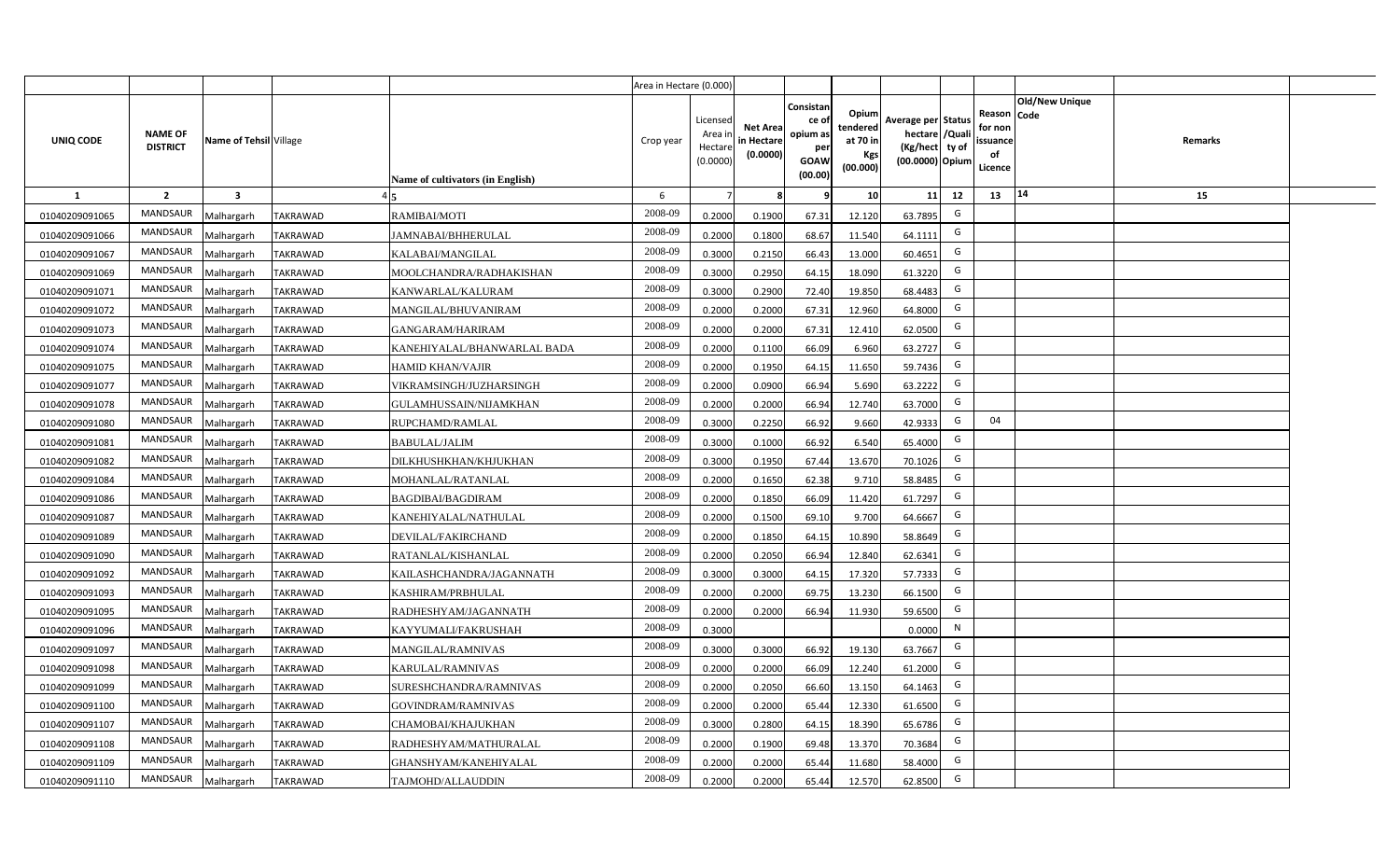| | | | | | Area in Hectare (0.000) | | | | | | | | | | |
|---|---|---|---|---|---|---|---|---|---|---|---|---|---|---|---|
| UNIQ CODE | NAME OF DISTRICT | Name of Tehsil | Village | Name of cultivators (in English) | Crop year | Licensed Area in Hectare (0.0000) | Net Area in Hectare (0.0000) | Consistance of opium as per GOAW (00.00) | Opium tendered at 70 in Kgs (00.000) | Average per hectare (Kg/hect) (00.0000) | Status /Quality of Opium | Reason for non issuance of Licence | Old/New Unique Code | Remarks |
| 1 | 2 | 3 | 4 | 5 | 6 | 7 | 8 | 9 | 10 | 11 | 12 | 13 | 14 | 15 |
| 01040209091065 | MANDSAUR | Malhargarh | TAKRAWAD | RAMIBAI/MOTI | 2008-09 | 0.2000 | 0.1900 | 67.31 | 12.120 | 63.7895 | G | | | |
| 01040209091066 | MANDSAUR | Malhargarh | TAKRAWAD | JAMNABAI/BHHERULAL | 2008-09 | 0.2000 | 0.1800 | 68.67 | 11.540 | 64.1111 | G | | | |
| 01040209091067 | MANDSAUR | Malhargarh | TAKRAWAD | KALABAI/MANGILAL | 2008-09 | 0.3000 | 0.2150 | 66.43 | 13.000 | 60.4651 | G | | | |
| 01040209091069 | MANDSAUR | Malhargarh | TAKRAWAD | MOOLCHANDRA/RADHAKISHAN | 2008-09 | 0.3000 | 0.2950 | 64.15 | 18.090 | 61.3220 | G | | | |
| 01040209091071 | MANDSAUR | Malhargarh | TAKRAWAD | KANWARLAL/KALURAM | 2008-09 | 0.3000 | 0.2900 | 72.40 | 19.850 | 68.4483 | G | | | |
| 01040209091072 | MANDSAUR | Malhargarh | TAKRAWAD | MANGILAL/BHUVANIRAM | 2008-09 | 0.2000 | 0.2000 | 67.31 | 12.960 | 64.8000 | G | | | |
| 01040209091073 | MANDSAUR | Malhargarh | TAKRAWAD | GANGARAM/HARIRAM | 2008-09 | 0.2000 | 0.2000 | 67.31 | 12.410 | 62.0500 | G | | | |
| 01040209091074 | MANDSAUR | Malhargarh | TAKRAWAD | KANEHIYALAL/BHANWARLAL BADA | 2008-09 | 0.2000 | 0.1100 | 66.09 | 6.960 | 63.2727 | G | | | |
| 01040209091075 | MANDSAUR | Malhargarh | TAKRAWAD | HAMID KHAN/VAJIR | 2008-09 | 0.2000 | 0.1950 | 64.15 | 11.650 | 59.7436 | G | | | |
| 01040209091077 | MANDSAUR | Malhargarh | TAKRAWAD | VIKRAMSINGH/JUZHARSINGH | 2008-09 | 0.2000 | 0.0900 | 66.94 | 5.690 | 63.2222 | G | | | |
| 01040209091078 | MANDSAUR | Malhargarh | TAKRAWAD | GULAMHUSSAIN/NIJAMKHAN | 2008-09 | 0.2000 | 0.2000 | 66.94 | 12.740 | 63.7000 | G | | | |
| 01040209091080 | MANDSAUR | Malhargarh | TAKRAWAD | RUPCHAMD/RAMLAL | 2008-09 | 0.3000 | 0.2250 | 66.92 | 9.660 | 42.9333 | G | 04 | | |
| 01040209091081 | MANDSAUR | Malhargarh | TAKRAWAD | BABULAL/JALIM | 2008-09 | 0.3000 | 0.1000 | 66.92 | 6.540 | 65.4000 | G | | | |
| 01040209091082 | MANDSAUR | Malhargarh | TAKRAWAD | DILKHUSHKHAN/KHJUKHAN | 2008-09 | 0.3000 | 0.1950 | 67.44 | 13.670 | 70.1026 | G | | | |
| 01040209091084 | MANDSAUR | Malhargarh | TAKRAWAD | MOHANLAL/RATANLAL | 2008-09 | 0.2000 | 0.1650 | 62.38 | 9.710 | 58.8485 | G | | | |
| 01040209091086 | MANDSAUR | Malhargarh | TAKRAWAD | BAGDIBAI/BAGDIRAM | 2008-09 | 0.2000 | 0.1850 | 66.09 | 11.420 | 61.7297 | G | | | |
| 01040209091087 | MANDSAUR | Malhargarh | TAKRAWAD | KANEHIYALAL/NATHULAL | 2008-09 | 0.2000 | 0.1500 | 69.10 | 9.700 | 64.6667 | G | | | |
| 01040209091089 | MANDSAUR | Malhargarh | TAKRAWAD | DEVILAL/FAKIRCHAND | 2008-09 | 0.2000 | 0.1850 | 64.15 | 10.890 | 58.8649 | G | | | |
| 01040209091090 | MANDSAUR | Malhargarh | TAKRAWAD | RATANLAL/KISHANLAL | 2008-09 | 0.2000 | 0.2050 | 66.94 | 12.840 | 62.6341 | G | | | |
| 01040209091092 | MANDSAUR | Malhargarh | TAKRAWAD | KAILASHCHANDRA/JAGANNATH | 2008-09 | 0.3000 | 0.3000 | 64.15 | 17.320 | 57.7333 | G | | | |
| 01040209091093 | MANDSAUR | Malhargarh | TAKRAWAD | KASHIRAM/PRBHULAL | 2008-09 | 0.2000 | 0.2000 | 69.75 | 13.230 | 66.1500 | G | | | |
| 01040209091095 | MANDSAUR | Malhargarh | TAKRAWAD | RADHESHYAM/JAGANNATH | 2008-09 | 0.2000 | 0.2000 | 66.94 | 11.930 | 59.6500 | G | | | |
| 01040209091096 | MANDSAUR | Malhargarh | TAKRAWAD | KAYYUMALI/FAKRUSHAH | 2008-09 | 0.3000 | | | | 0.0000 | N | | | |
| 01040209091097 | MANDSAUR | Malhargarh | TAKRAWAD | MANGILAL/RAMNIVAS | 2008-09 | 0.3000 | 0.3000 | 66.92 | 19.130 | 63.7667 | G | | | |
| 01040209091098 | MANDSAUR | Malhargarh | TAKRAWAD | KARULAL/RAMNIVAS | 2008-09 | 0.2000 | 0.2000 | 66.09 | 12.240 | 61.2000 | G | | | |
| 01040209091099 | MANDSAUR | Malhargarh | TAKRAWAD | SURESHCHANDRA/RAMNIVAS | 2008-09 | 0.2000 | 0.2050 | 66.60 | 13.150 | 64.1463 | G | | | |
| 01040209091100 | MANDSAUR | Malhargarh | TAKRAWAD | GOVINDRAM/RAMNIVAS | 2008-09 | 0.2000 | 0.2000 | 65.44 | 12.330 | 61.6500 | G | | | |
| 01040209091107 | MANDSAUR | Malhargarh | TAKRAWAD | CHAMOBAI/KHAJUKHAN | 2008-09 | 0.3000 | 0.2800 | 64.15 | 18.390 | 65.6786 | G | | | |
| 01040209091108 | MANDSAUR | Malhargarh | TAKRAWAD | RADHESHYAM/MATHURALAL | 2008-09 | 0.2000 | 0.1900 | 69.48 | 13.370 | 70.3684 | G | | | |
| 01040209091109 | MANDSAUR | Malhargarh | TAKRAWAD | GHANSHYAM/KANEHIYALAL | 2008-09 | 0.2000 | 0.2000 | 65.44 | 11.680 | 58.4000 | G | | | |
| 01040209091110 | MANDSAUR | Malhargarh | TAKRAWAD | TAJMOHD/ALLAUDDIN | 2008-09 | 0.2000 | 0.2000 | 65.44 | 12.570 | 62.8500 | G | | | |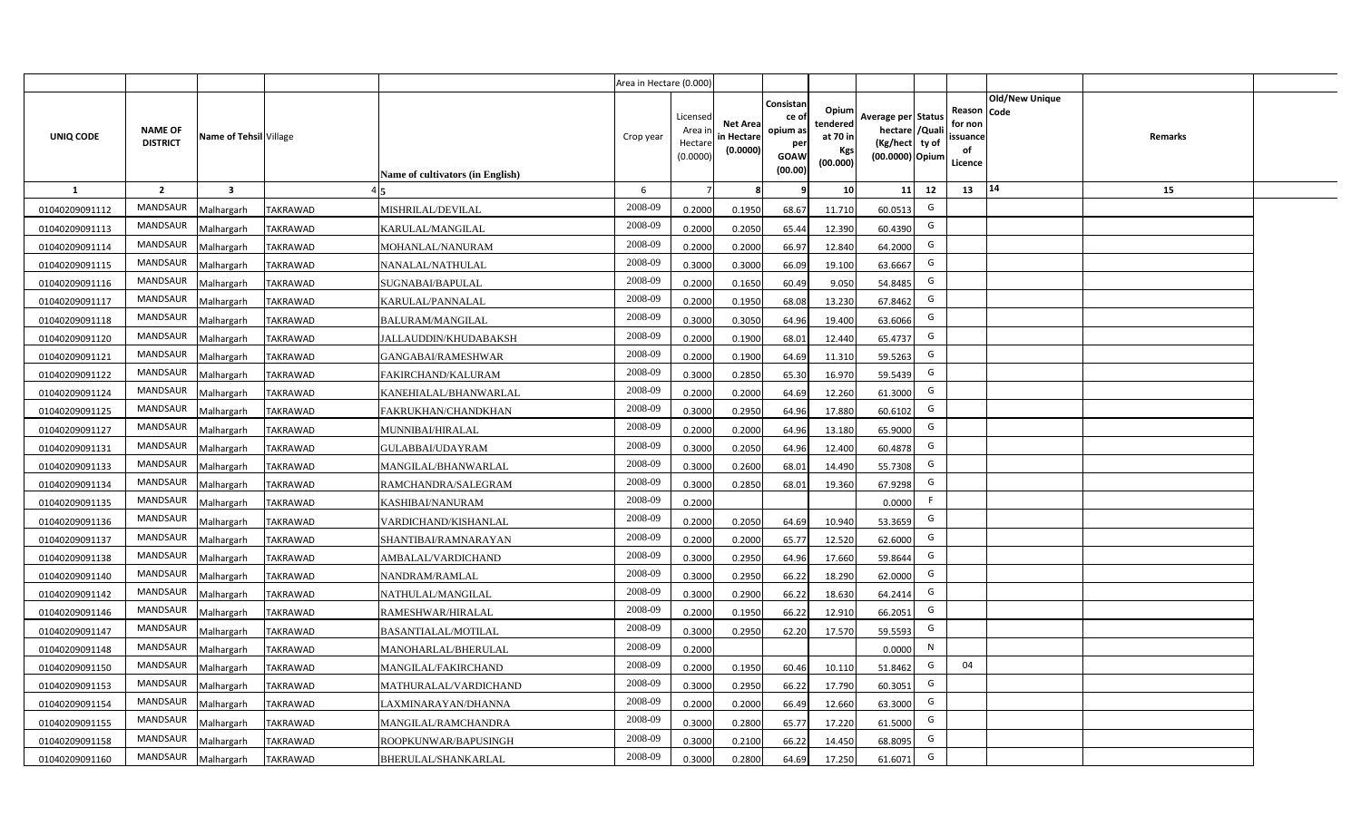| | | | | | Area in Hectare (0.000) | | | | | | | | | | |
|---|---|---|---|---|---|---|---|---|---|---|---|---|---|---|---|
| UNIQ CODE | NAME OF DISTRICT | Name of Tehsil | Village | Name of cultivators (in English) | Crop year | Licensed Area in Hectare (0.0000) | Net Area in Hectare (0.0000) | Consistance of opium as per GOAW (00.00) | Opium tendered at 70 in Kgs (00.000) | Average per hectare (Kg/hect) (00.0000) | Status /Quality of Opium | Reason for non issuance of Licence | Old/New Unique Code | Remarks |
| 1 | 2 | 3 | 4 | 5 | 6 | 7 | 8 | 9 | 10 | 11 | 12 | 13 | 14 | 15 |
| 01040209091112 | MANDSAUR | Malhargarh | TAKRAWAD | MISHRILAL/DEVILAL | 2008-09 | 0.2000 | 0.1950 | 68.67 | 11.710 | 60.0513 | G | | | |
| 01040209091113 | MANDSAUR | Malhargarh | TAKRAWAD | KARULAL/MANGILAL | 2008-09 | 0.2000 | 0.2050 | 65.44 | 12.390 | 60.4390 | G | | | |
| 01040209091114 | MANDSAUR | Malhargarh | TAKRAWAD | MOHANLAL/NANURAM | 2008-09 | 0.2000 | 0.2000 | 66.97 | 12.840 | 64.2000 | G | | | |
| 01040209091115 | MANDSAUR | Malhargarh | TAKRAWAD | NANALAL/NATHULAL | 2008-09 | 0.3000 | 0.3000 | 66.09 | 19.100 | 63.6667 | G | | | |
| 01040209091116 | MANDSAUR | Malhargarh | TAKRAWAD | SUGNABAI/BAPULAL | 2008-09 | 0.2000 | 0.1650 | 60.49 | 9.050 | 54.8485 | G | | | |
| 01040209091117 | MANDSAUR | Malhargarh | TAKRAWAD | KARULAL/PANNALAL | 2008-09 | 0.2000 | 0.1950 | 68.08 | 13.230 | 67.8462 | G | | | |
| 01040209091118 | MANDSAUR | Malhargarh | TAKRAWAD | BALURAM/MANGILAL | 2008-09 | 0.3000 | 0.3050 | 64.96 | 19.400 | 63.6066 | G | | | |
| 01040209091120 | MANDSAUR | Malhargarh | TAKRAWAD | JALLAUDDIN/KHUDABAKSH | 2008-09 | 0.2000 | 0.1900 | 68.01 | 12.440 | 65.4737 | G | | | |
| 01040209091121 | MANDSAUR | Malhargarh | TAKRAWAD | GANGABAI/RAMESHWAR | 2008-09 | 0.2000 | 0.1900 | 64.69 | 11.310 | 59.5263 | G | | | |
| 01040209091122 | MANDSAUR | Malhargarh | TAKRAWAD | FAKIRCHAND/KALURAM | 2008-09 | 0.3000 | 0.2850 | 65.30 | 16.970 | 59.5439 | G | | | |
| 01040209091124 | MANDSAUR | Malhargarh | TAKRAWAD | KANEHIALAL/BHANWARLAL | 2008-09 | 0.2000 | 0.2000 | 64.69 | 12.260 | 61.3000 | G | | | |
| 01040209091125 | MANDSAUR | Malhargarh | TAKRAWAD | FAKRUKHAN/CHANDKHAN | 2008-09 | 0.3000 | 0.2950 | 64.96 | 17.880 | 60.6102 | G | | | |
| 01040209091127 | MANDSAUR | Malhargarh | TAKRAWAD | MUNNIBAI/HIRALAL | 2008-09 | 0.2000 | 0.2000 | 64.96 | 13.180 | 65.9000 | G | | | |
| 01040209091131 | MANDSAUR | Malhargarh | TAKRAWAD | GULABBAI/UDAYRAM | 2008-09 | 0.3000 | 0.2050 | 64.96 | 12.400 | 60.4878 | G | | | |
| 01040209091133 | MANDSAUR | Malhargarh | TAKRAWAD | MANGILAL/BHANWARLAL | 2008-09 | 0.3000 | 0.2600 | 68.01 | 14.490 | 55.7308 | G | | | |
| 01040209091134 | MANDSAUR | Malhargarh | TAKRAWAD | RAMCHANDRA/SALEGRAM | 2008-09 | 0.3000 | 0.2850 | 68.01 | 19.360 | 67.9298 | G | | | |
| 01040209091135 | MANDSAUR | Malhargarh | TAKRAWAD | KASHIBAI/NANURAM | 2008-09 | 0.2000 | | | | 0.0000 | F | | | |
| 01040209091136 | MANDSAUR | Malhargarh | TAKRAWAD | VARDICHAND/KISHANLAL | 2008-09 | 0.2000 | 0.2050 | 64.69 | 10.940 | 53.3659 | G | | | |
| 01040209091137 | MANDSAUR | Malhargarh | TAKRAWAD | SHANTIBAI/RAMNARAYAN | 2008-09 | 0.2000 | 0.2000 | 65.77 | 12.520 | 62.6000 | G | | | |
| 01040209091138 | MANDSAUR | Malhargarh | TAKRAWAD | AMBALAL/VARDICHAND | 2008-09 | 0.3000 | 0.2950 | 64.96 | 17.660 | 59.8644 | G | | | |
| 01040209091140 | MANDSAUR | Malhargarh | TAKRAWAD | NANDRAM/RAMLAL | 2008-09 | 0.3000 | 0.2950 | 66.22 | 18.290 | 62.0000 | G | | | |
| 01040209091142 | MANDSAUR | Malhargarh | TAKRAWAD | NATHULAL/MANGILAL | 2008-09 | 0.3000 | 0.2900 | 66.22 | 18.630 | 64.2414 | G | | | |
| 01040209091146 | MANDSAUR | Malhargarh | TAKRAWAD | RAMESHWAR/HIRALAL | 2008-09 | 0.2000 | 0.1950 | 66.22 | 12.910 | 66.2051 | G | | | |
| 01040209091147 | MANDSAUR | Malhargarh | TAKRAWAD | BASANTIALAL/MOTILAL | 2008-09 | 0.3000 | 0.2950 | 62.20 | 17.570 | 59.5593 | G | | | |
| 01040209091148 | MANDSAUR | Malhargarh | TAKRAWAD | MANOHARLAL/BHERULAL | 2008-09 | 0.2000 | | | | 0.0000 | N | | | |
| 01040209091150 | MANDSAUR | Malhargarh | TAKRAWAD | MANGILAL/FAKIRCHAND | 2008-09 | 0.2000 | 0.1950 | 60.46 | 10.110 | 51.8462 | G | 04 | | |
| 01040209091153 | MANDSAUR | Malhargarh | TAKRAWAD | MATHURALAL/VARDICHAND | 2008-09 | 0.3000 | 0.2950 | 66.22 | 17.790 | 60.3051 | G | | | |
| 01040209091154 | MANDSAUR | Malhargarh | TAKRAWAD | LAXMINARAYAN/DHANNA | 2008-09 | 0.2000 | 0.2000 | 66.49 | 12.660 | 63.3000 | G | | | |
| 01040209091155 | MANDSAUR | Malhargarh | TAKRAWAD | MANGILAL/RAMCHANDRA | 2008-09 | 0.3000 | 0.2800 | 65.77 | 17.220 | 61.5000 | G | | | |
| 01040209091158 | MANDSAUR | Malhargarh | TAKRAWAD | ROOPKUNWAR/BAPUSINGH | 2008-09 | 0.3000 | 0.2100 | 66.22 | 14.450 | 68.8095 | G | | | |
| 01040209091160 | MANDSAUR | Malhargarh | TAKRAWAD | BHERULAL/SHANKARLAL | 2008-09 | 0.3000 | 0.2800 | 64.69 | 17.250 | 61.6071 | G | | | |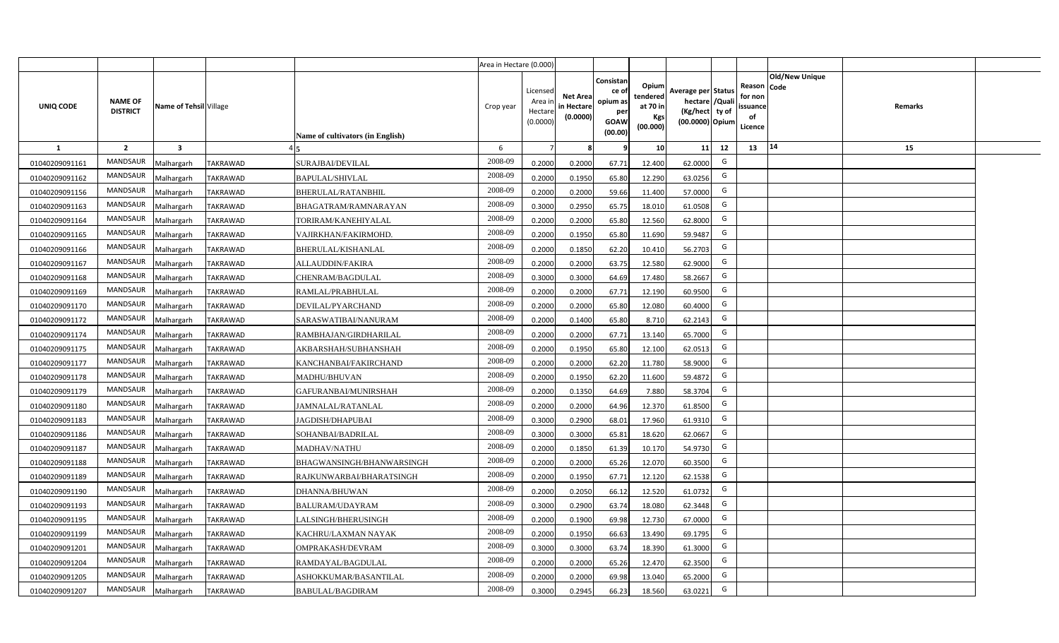| | | | | | Area in Hectare (0.000) | | | | | | | | | | |
|---|---|---|---|---|---|---|---|---|---|---|---|---|---|---|---|
| UNIQ CODE | NAME OF DISTRICT | Name of Tehsil | Village | Name of cultivators (in English) | Crop year | Licensed Area in Hectare (0.0000) | Net Area in Hectare (0.0000) | Consistance of opium as per GOAW (00.00) | Opium tendered at 70 in Kgs (00.000) | Average per hectare (Kg/hect) (00.0000) | Status /Quality of Opium | Reason for non issuance of Licence | Old/New Unique Code | Remarks |
| 1 | 2 | 3 | 4 | 5 | 6 | 7 | 8 | 9 | 10 | 11 | 12 | 13 | 14 | 15 |
| 01040209091161 | MANDSAUR | Malhargarh | TAKRAWAD | SURAJBAI/DEVILAL | 2008-09 | 0.2000 | 0.2000 | 67.71 | 12.400 | 62.0000 | G | | | |
| 01040209091162 | MANDSAUR | Malhargarh | TAKRAWAD | BAPULAL/SHIVLAL | 2008-09 | 0.2000 | 0.1950 | 65.80 | 12.290 | 63.0256 | G | | | |
| 01040209091156 | MANDSAUR | Malhargarh | TAKRAWAD | BHERULAL/RATANBHIL | 2008-09 | 0.2000 | 0.2000 | 59.66 | 11.400 | 57.0000 | G | | | |
| 01040209091163 | MANDSAUR | Malhargarh | TAKRAWAD | BHAGATRAM/RAMNARAYAN | 2008-09 | 0.3000 | 0.2950 | 65.75 | 18.010 | 61.0508 | G | | | |
| 01040209091164 | MANDSAUR | Malhargarh | TAKRAWAD | TORIRAM/KANEHIYALAL | 2008-09 | 0.2000 | 0.2000 | 65.80 | 12.560 | 62.8000 | G | | | |
| 01040209091165 | MANDSAUR | Malhargarh | TAKRAWAD | VAJIRKHAN/FAKIRMOHD. | 2008-09 | 0.2000 | 0.1950 | 65.80 | 11.690 | 59.9487 | G | | | |
| 01040209091166 | MANDSAUR | Malhargarh | TAKRAWAD | BHERULAL/KISHANLAL | 2008-09 | 0.2000 | 0.1850 | 62.20 | 10.410 | 56.2703 | G | | | |
| 01040209091167 | MANDSAUR | Malhargarh | TAKRAWAD | ALLAUDDIN/FAKIRA | 2008-09 | 0.2000 | 0.2000 | 63.75 | 12.580 | 62.9000 | G | | | |
| 01040209091168 | MANDSAUR | Malhargarh | TAKRAWAD | CHENRAM/BAGDULAL | 2008-09 | 0.3000 | 0.3000 | 64.69 | 17.480 | 58.2667 | G | | | |
| 01040209091169 | MANDSAUR | Malhargarh | TAKRAWAD | RAMLAL/PRABHULAL | 2008-09 | 0.2000 | 0.2000 | 67.71 | 12.190 | 60.9500 | G | | | |
| 01040209091170 | MANDSAUR | Malhargarh | TAKRAWAD | DEVILAL/PYARCHAND | 2008-09 | 0.2000 | 0.2000 | 65.80 | 12.080 | 60.4000 | G | | | |
| 01040209091172 | MANDSAUR | Malhargarh | TAKRAWAD | SARASWATIBAI/NANURAM | 2008-09 | 0.2000 | 0.1400 | 65.80 | 8.710 | 62.2143 | G | | | |
| 01040209091174 | MANDSAUR | Malhargarh | TAKRAWAD | RAMBHAJAN/GIRDHARILAL | 2008-09 | 0.2000 | 0.2000 | 67.71 | 13.140 | 65.7000 | G | | | |
| 01040209091175 | MANDSAUR | Malhargarh | TAKRAWAD | AKBARSHAH/SUBHANSHAH | 2008-09 | 0.2000 | 0.1950 | 65.80 | 12.100 | 62.0513 | G | | | |
| 01040209091177 | MANDSAUR | Malhargarh | TAKRAWAD | KANCHANBAI/FAKIRCHAND | 2008-09 | 0.2000 | 0.2000 | 62.20 | 11.780 | 58.9000 | G | | | |
| 01040209091178 | MANDSAUR | Malhargarh | TAKRAWAD | MADHU/BHUVAN | 2008-09 | 0.2000 | 0.1950 | 62.20 | 11.600 | 59.4872 | G | | | |
| 01040209091179 | MANDSAUR | Malhargarh | TAKRAWAD | GAFURANBAI/MUNIRSHAH | 2008-09 | 0.2000 | 0.1350 | 64.69 | 7.880 | 58.3704 | G | | | |
| 01040209091180 | MANDSAUR | Malhargarh | TAKRAWAD | JAMNALAL/RATANLAL | 2008-09 | 0.2000 | 0.2000 | 64.96 | 12.370 | 61.8500 | G | | | |
| 01040209091183 | MANDSAUR | Malhargarh | TAKRAWAD | JAGDISH/DHAPUBAI | 2008-09 | 0.3000 | 0.2900 | 68.01 | 17.960 | 61.9310 | G | | | |
| 01040209091186 | MANDSAUR | Malhargarh | TAKRAWAD | SOHANBAI/BADRILAL | 2008-09 | 0.3000 | 0.3000 | 65.81 | 18.620 | 62.0667 | G | | | |
| 01040209091187 | MANDSAUR | Malhargarh | TAKRAWAD | MADHAV/NATHU | 2008-09 | 0.2000 | 0.1850 | 61.39 | 10.170 | 54.9730 | G | | | |
| 01040209091188 | MANDSAUR | Malhargarh | TAKRAWAD | BHAGWANSINGH/BHANWARSINGH | 2008-09 | 0.2000 | 0.2000 | 65.26 | 12.070 | 60.3500 | G | | | |
| 01040209091189 | MANDSAUR | Malhargarh | TAKRAWAD | RAJKUNWARBAI/BHARATSINGH | 2008-09 | 0.2000 | 0.1950 | 67.71 | 12.120 | 62.1538 | G | | | |
| 01040209091190 | MANDSAUR | Malhargarh | TAKRAWAD | DHANNA/BHUWAN | 2008-09 | 0.2000 | 0.2050 | 66.12 | 12.520 | 61.0732 | G | | | |
| 01040209091193 | MANDSAUR | Malhargarh | TAKRAWAD | BALURAM/UDAYRAM | 2008-09 | 0.3000 | 0.2900 | 63.74 | 18.080 | 62.3448 | G | | | |
| 01040209091195 | MANDSAUR | Malhargarh | TAKRAWAD | LALSINGH/BHERUSINGH | 2008-09 | 0.2000 | 0.1900 | 69.98 | 12.730 | 67.0000 | G | | | |
| 01040209091199 | MANDSAUR | Malhargarh | TAKRAWAD | KACHRU/LAXMAN NAYAK | 2008-09 | 0.2000 | 0.1950 | 66.63 | 13.490 | 69.1795 | G | | | |
| 01040209091201 | MANDSAUR | Malhargarh | TAKRAWAD | OMPRAKASH/DEVRAM | 2008-09 | 0.3000 | 0.3000 | 63.74 | 18.390 | 61.3000 | G | | | |
| 01040209091204 | MANDSAUR | Malhargarh | TAKRAWAD | RAMDAYAL/BAGDULAL | 2008-09 | 0.2000 | 0.2000 | 65.26 | 12.470 | 62.3500 | G | | | |
| 01040209091205 | MANDSAUR | Malhargarh | TAKRAWAD | ASHOKKUMAR/BASANTILAL | 2008-09 | 0.2000 | 0.2000 | 69.98 | 13.040 | 65.2000 | G | | | |
| 01040209091207 | MANDSAUR | Malhargarh | TAKRAWAD | BABULAL/BAGDIRAM | 2008-09 | 0.3000 | 0.2945 | 66.23 | 18.560 | 63.0221 | G | | | |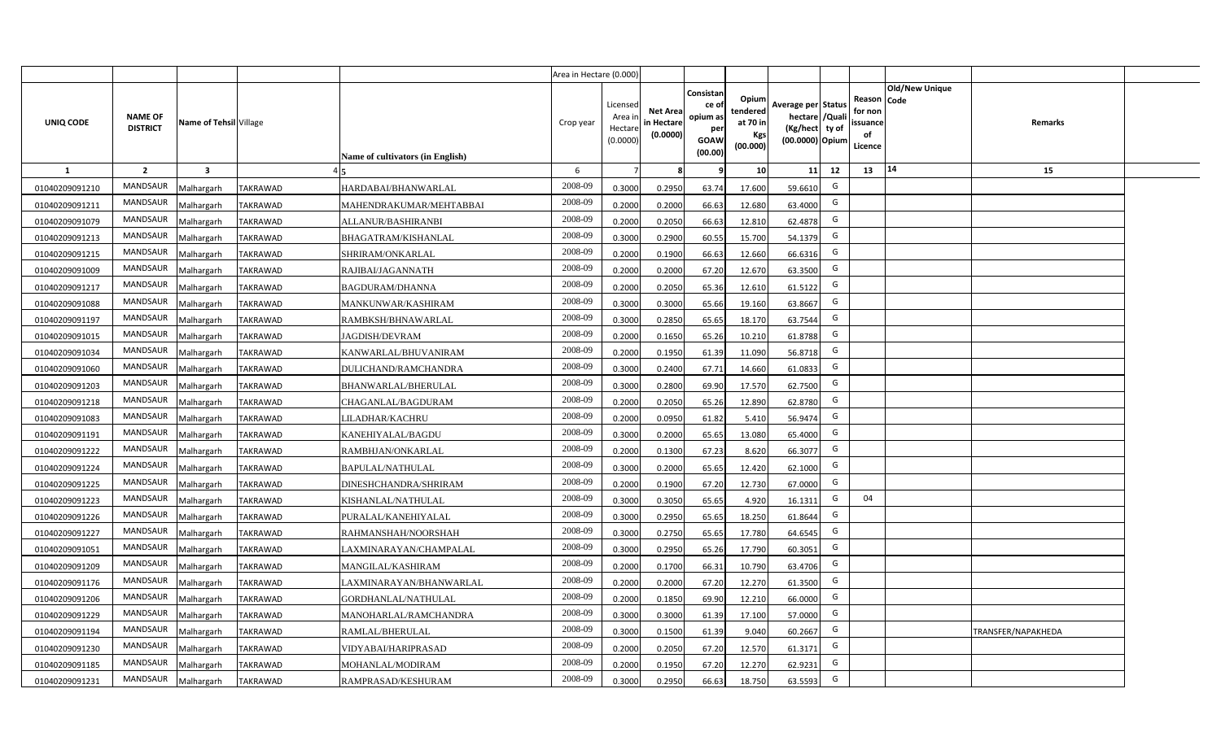| | | | | | Area in Hectare (0.000) | | | | | | | | | | |
|---|---|---|---|---|---|---|---|---|---|---|---|---|---|---|---|
| UNIQ CODE | NAME OF DISTRICT | Name of Tehsil | Village | Name of cultivators (in English) | Crop year | Licensed Area in Hectare (0.0000) | Net Area in Hectare (0.0000) | Consistance of opium as per GOAW (00.00) | Opium tendered at 70 in Kgs (00.000) | Average per hectare (Kg/hect) (00.0000) | Status /Quality of Opium | Reason for non issuance of Licence | Old/New Unique Code | Remarks |
| 1 | 2 | 3 | 4 | 5 | 6 | 7 | 8 | 9 | 10 | 11 | 12 | 13 | 14 | 15 |
| 01040209091210 | MANDSAUR | Malhargarh | TAKRAWAD | HARDABAI/BHANWARLAL | 2008-09 | 0.3000 | 0.2950 | 63.74 | 17.600 | 59.6610 | G | | | |
| 01040209091211 | MANDSAUR | Malhargarh | TAKRAWAD | MAHENDRAKUMAR/MEHTABBAI | 2008-09 | 0.2000 | 0.2000 | 66.63 | 12.680 | 63.4000 | G | | | |
| 01040209091079 | MANDSAUR | Malhargarh | TAKRAWAD | ALLANUR/BASHIRANBI | 2008-09 | 0.2000 | 0.2050 | 66.63 | 12.810 | 62.4878 | G | | | |
| 01040209091213 | MANDSAUR | Malhargarh | TAKRAWAD | BHAGATRAM/KISHANLAL | 2008-09 | 0.3000 | 0.2900 | 60.55 | 15.700 | 54.1379 | G | | | |
| 01040209091215 | MANDSAUR | Malhargarh | TAKRAWAD | SHRIRAM/ONKARLAL | 2008-09 | 0.2000 | 0.1900 | 66.63 | 12.660 | 66.6316 | G | | | |
| 01040209091009 | MANDSAUR | Malhargarh | TAKRAWAD | RAJIBAI/JAGANNATH | 2008-09 | 0.2000 | 0.2000 | 67.20 | 12.670 | 63.3500 | G | | | |
| 01040209091217 | MANDSAUR | Malhargarh | TAKRAWAD | BAGDURAM/DHANNA | 2008-09 | 0.2000 | 0.2050 | 65.36 | 12.610 | 61.5122 | G | | | |
| 01040209091088 | MANDSAUR | Malhargarh | TAKRAWAD | MANKUNWAR/KASHIRAM | 2008-09 | 0.3000 | 0.3000 | 65.66 | 19.160 | 63.8667 | G | | | |
| 01040209091197 | MANDSAUR | Malhargarh | TAKRAWAD | RAMBKSH/BHNAWARLAL | 2008-09 | 0.3000 | 0.2850 | 65.65 | 18.170 | 63.7544 | G | | | |
| 01040209091015 | MANDSAUR | Malhargarh | TAKRAWAD | JAGDISH/DEVRAM | 2008-09 | 0.2000 | 0.1650 | 65.26 | 10.210 | 61.8788 | G | | | |
| 01040209091034 | MANDSAUR | Malhargarh | TAKRAWAD | KANWARLAL/BHUVANIRAM | 2008-09 | 0.2000 | 0.1950 | 61.39 | 11.090 | 56.8718 | G | | | |
| 01040209091060 | MANDSAUR | Malhargarh | TAKRAWAD | DULICHAND/RAMCHANDRA | 2008-09 | 0.3000 | 0.2400 | 67.71 | 14.660 | 61.0833 | G | | | |
| 01040209091203 | MANDSAUR | Malhargarh | TAKRAWAD | BHANWARLAL/BHERULAL | 2008-09 | 0.3000 | 0.2800 | 69.90 | 17.570 | 62.7500 | G | | | |
| 01040209091218 | MANDSAUR | Malhargarh | TAKRAWAD | CHAGANLAL/BAGDURAM | 2008-09 | 0.2000 | 0.2050 | 65.26 | 12.890 | 62.8780 | G | | | |
| 01040209091083 | MANDSAUR | Malhargarh | TAKRAWAD | LILADHAR/KACHRU | 2008-09 | 0.2000 | 0.0950 | 61.82 | 5.410 | 56.9474 | G | | | |
| 01040209091191 | MANDSAUR | Malhargarh | TAKRAWAD | KANEHIYALAL/BAGDU | 2008-09 | 0.3000 | 0.2000 | 65.65 | 13.080 | 65.4000 | G | | | |
| 01040209091222 | MANDSAUR | Malhargarh | TAKRAWAD | RAMBHJAN/ONKARLAL | 2008-09 | 0.2000 | 0.1300 | 67.23 | 8.620 | 66.3077 | G | | | |
| 01040209091224 | MANDSAUR | Malhargarh | TAKRAWAD | BAPULAL/NATHULAL | 2008-09 | 0.3000 | 0.2000 | 65.65 | 12.420 | 62.1000 | G | | | |
| 01040209091225 | MANDSAUR | Malhargarh | TAKRAWAD | DINESHCHANDRA/SHRIRAM | 2008-09 | 0.2000 | 0.1900 | 67.20 | 12.730 | 67.0000 | G | | | |
| 01040209091223 | MANDSAUR | Malhargarh | TAKRAWAD | KISHANLAL/NATHULAL | 2008-09 | 0.3000 | 0.3050 | 65.65 | 4.920 | 16.1311 | G | 04 | | |
| 01040209091226 | MANDSAUR | Malhargarh | TAKRAWAD | PURALAL/KANEHIYALAL | 2008-09 | 0.3000 | 0.2950 | 65.65 | 18.250 | 61.8644 | G | | | |
| 01040209091227 | MANDSAUR | Malhargarh | TAKRAWAD | RAHMANSHAH/NOORSHAH | 2008-09 | 0.3000 | 0.2750 | 65.65 | 17.780 | 64.6545 | G | | | |
| 01040209091051 | MANDSAUR | Malhargarh | TAKRAWAD | LAXMINARAYAN/CHAMPALAL | 2008-09 | 0.3000 | 0.2950 | 65.26 | 17.790 | 60.3051 | G | | | |
| 01040209091209 | MANDSAUR | Malhargarh | TAKRAWAD | MANGILAL/KASHIRAM | 2008-09 | 0.2000 | 0.1700 | 66.31 | 10.790 | 63.4706 | G | | | |
| 01040209091176 | MANDSAUR | Malhargarh | TAKRAWAD | LAXMINARAYAN/BHANWARLAL | 2008-09 | 0.2000 | 0.2000 | 67.20 | 12.270 | 61.3500 | G | | | |
| 01040209091206 | MANDSAUR | Malhargarh | TAKRAWAD | GORDHANLAL/NATHULAL | 2008-09 | 0.2000 | 0.1850 | 69.90 | 12.210 | 66.0000 | G | | | |
| 01040209091229 | MANDSAUR | Malhargarh | TAKRAWAD | MANOHARLAL/RAMCHANDRA | 2008-09 | 0.3000 | 0.3000 | 61.39 | 17.100 | 57.0000 | G | | | |
| 01040209091194 | MANDSAUR | Malhargarh | TAKRAWAD | RAMLAL/BHERULAL | 2008-09 | 0.3000 | 0.1500 | 61.39 | 9.040 | 60.2667 | G | | | TRANSFER/NAPAKHEDA |
| 01040209091230 | MANDSAUR | Malhargarh | TAKRAWAD | VIDYABAI/HARIPRASAD | 2008-09 | 0.2000 | 0.2050 | 67.20 | 12.570 | 61.3171 | G | | | |
| 01040209091185 | MANDSAUR | Malhargarh | TAKRAWAD | MOHANLAL/MODIRAM | 2008-09 | 0.2000 | 0.1950 | 67.20 | 12.270 | 62.9231 | G | | | |
| 01040209091231 | MANDSAUR | Malhargarh | TAKRAWAD | RAMPRASAD/KESHURAM | 2008-09 | 0.3000 | 0.2950 | 66.63 | 18.750 | 63.5593 | G | | | |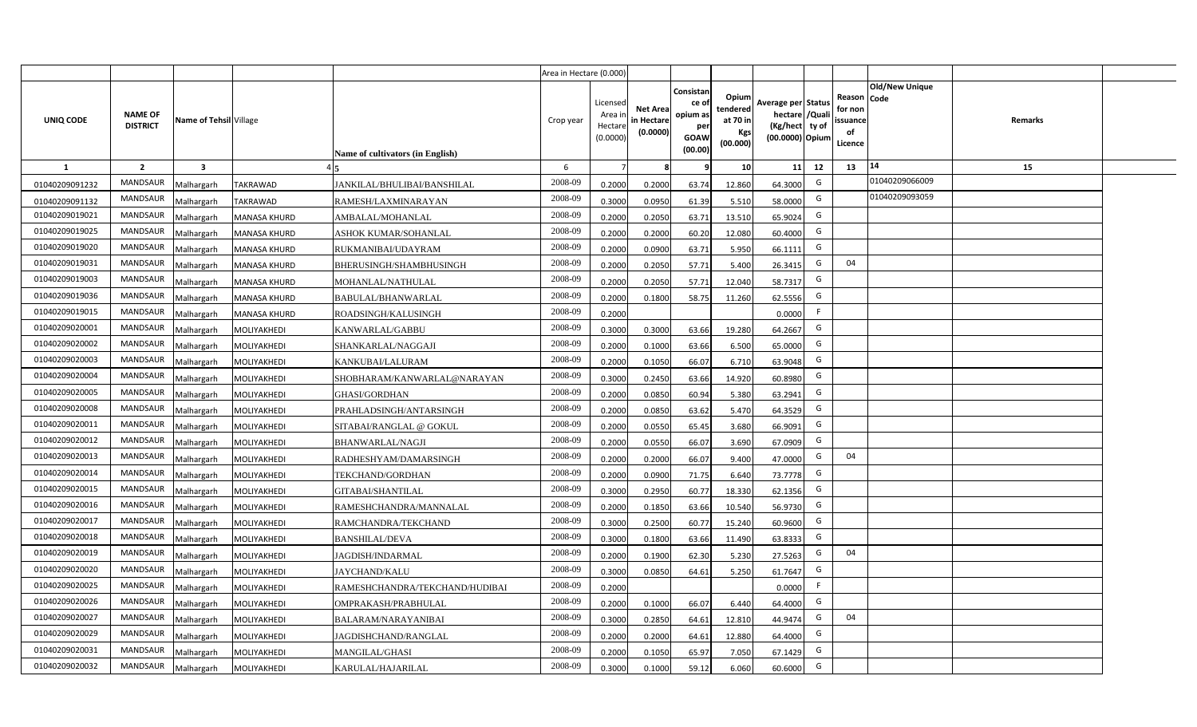| | | | | | Area in Hectare (0.000) | | | | | | | | | | |
|---|---|---|---|---|---|---|---|---|---|---|---|---|---|---|---|
| UNIQ CODE | NAME OF DISTRICT | Name of Tehsil | Village | Name of cultivators (in English) | Crop year | Licensed Area in Hectare (0.0000) | Net Area in Hectare (0.0000) | Consistance of opium as per GOAW (00.00) | Opium tendered at 70 in Kgs (00.000) | Average per hectare (Kg/hect) (00.0000) | Status /Quality of Opium | Reason for non issuance of Licence | Old/New Unique Code | Remarks |
| 1 | 2 | 3 | 4 | 5 | 6 | 7 | 8 | 9 | 10 | 11 | 12 | 13 | 14 | 15 |
| 01040209091232 | MANDSAUR | Malhargarh | TAKRAWAD | JANKILAL/BHULIBAI/BANSHILAL | 2008-09 | 0.2000 | 0.2000 | 63.74 | 12.860 | 64.3000 | G | | 01040209066009 | |
| 01040209091132 | MANDSAUR | Malhargarh | TAKRAWAD | RAMESH/LAXMINARAYAN | 2008-09 | 0.3000 | 0.0950 | 61.39 | 5.510 | 58.0000 | G | | 01040209093059 | |
| 01040209019021 | MANDSAUR | Malhargarh | MANASA KHURD | AMBALAL/MOHANLAL | 2008-09 | 0.2000 | 0.2050 | 63.71 | 13.510 | 65.9024 | G | | | |
| 01040209019025 | MANDSAUR | Malhargarh | MANASA KHURD | ASHOK KUMAR/SOHANLAL | 2008-09 | 0.2000 | 0.2000 | 60.20 | 12.080 | 60.4000 | G | | | |
| 01040209019020 | MANDSAUR | Malhargarh | MANASA KHURD | RUKMANIBAI/UDAYRAM | 2008-09 | 0.2000 | 0.0900 | 63.71 | 5.950 | 66.1111 | G | | | |
| 01040209019031 | MANDSAUR | Malhargarh | MANASA KHURD | BHERUSINGH/SHAMBHUSINGH | 2008-09 | 0.2000 | 0.2050 | 57.71 | 5.400 | 26.3415 | G | 04 | | |
| 01040209019003 | MANDSAUR | Malhargarh | MANASA KHURD | MOHANLAL/NATHULAL | 2008-09 | 0.2000 | 0.2050 | 57.71 | 12.040 | 58.7317 | G | | | |
| 01040209019036 | MANDSAUR | Malhargarh | MANASA KHURD | BABULAL/BHANWARLAL | 2008-09 | 0.2000 | 0.1800 | 58.75 | 11.260 | 62.5556 | G | | | |
| 01040209019015 | MANDSAUR | Malhargarh | MANASA KHURD | ROADSINGH/KALUSINGH | 2008-09 | 0.2000 | | | | 0.0000 | F | | | |
| 01040209020001 | MANDSAUR | Malhargarh | MOLIYAKHEDI | KANWARLAL/GABBU | 2008-09 | 0.3000 | 0.3000 | 63.66 | 19.280 | 64.2667 | G | | | |
| 01040209020002 | MANDSAUR | Malhargarh | MOLIYAKHEDI | SHANKARLAL/NAGGAJI | 2008-09 | 0.2000 | 0.1000 | 63.66 | 6.500 | 65.0000 | G | | | |
| 01040209020003 | MANDSAUR | Malhargarh | MOLIYAKHEDI | KANKUBAI/LALURAM | 2008-09 | 0.2000 | 0.1050 | 66.07 | 6.710 | 63.9048 | G | | | |
| 01040209020004 | MANDSAUR | Malhargarh | MOLIYAKHEDI | SHOBHARAM/KANWARLAL@NARAYAN | 2008-09 | 0.3000 | 0.2450 | 63.66 | 14.920 | 60.8980 | G | | | |
| 01040209020005 | MANDSAUR | Malhargarh | MOLIYAKHEDI | GHASI/GORDHAN | 2008-09 | 0.2000 | 0.0850 | 60.94 | 5.380 | 63.2941 | G | | | |
| 01040209020008 | MANDSAUR | Malhargarh | MOLIYAKHEDI | PRAHLADSINGH/ANTARSINGH | 2008-09 | 0.2000 | 0.0850 | 63.62 | 5.470 | 64.3529 | G | | | |
| 01040209020011 | MANDSAUR | Malhargarh | MOLIYAKHEDI | SITABAI/RANGLAL @ GOKUL | 2008-09 | 0.2000 | 0.0550 | 65.45 | 3.680 | 66.9091 | G | | | |
| 01040209020012 | MANDSAUR | Malhargarh | MOLIYAKHEDI | BHANWARLAL/NAGJI | 2008-09 | 0.2000 | 0.0550 | 66.07 | 3.690 | 67.0909 | G | | | |
| 01040209020013 | MANDSAUR | Malhargarh | MOLIYAKHEDI | RADHESHYAM/DAMARSINGH | 2008-09 | 0.2000 | 0.2000 | 66.07 | 9.400 | 47.0000 | G | 04 | | |
| 01040209020014 | MANDSAUR | Malhargarh | MOLIYAKHEDI | TEKCHAND/GORDHAN | 2008-09 | 0.2000 | 0.0900 | 71.75 | 6.640 | 73.7778 | G | | | |
| 01040209020015 | MANDSAUR | Malhargarh | MOLIYAKHEDI | GITABAI/SHANTILAL | 2008-09 | 0.3000 | 0.2950 | 60.77 | 18.330 | 62.1356 | G | | | |
| 01040209020016 | MANDSAUR | Malhargarh | MOLIYAKHEDI | RAMESHCHANDRA/MANNALAL | 2008-09 | 0.2000 | 0.1850 | 63.66 | 10.540 | 56.9730 | G | | | |
| 01040209020017 | MANDSAUR | Malhargarh | MOLIYAKHEDI | RAMCHANDRA/TEKCHAND | 2008-09 | 0.3000 | 0.2500 | 60.77 | 15.240 | 60.9600 | G | | | |
| 01040209020018 | MANDSAUR | Malhargarh | MOLIYAKHEDI | BANSHILAL/DEVA | 2008-09 | 0.3000 | 0.1800 | 63.66 | 11.490 | 63.8333 | G | | | |
| 01040209020019 | MANDSAUR | Malhargarh | MOLIYAKHEDI | JAGDISH/INDARMAL | 2008-09 | 0.2000 | 0.1900 | 62.30 | 5.230 | 27.5263 | G | 04 | | |
| 01040209020020 | MANDSAUR | Malhargarh | MOLIYAKHEDI | JAYCHAND/KALU | 2008-09 | 0.3000 | 0.0850 | 64.61 | 5.250 | 61.7647 | G | | | |
| 01040209020025 | MANDSAUR | Malhargarh | MOLIYAKHEDI | RAMESHCHANDRA/TEKCHAND/HUDIBAI | 2008-09 | 0.2000 | | | | 0.0000 | F | | | |
| 01040209020026 | MANDSAUR | Malhargarh | MOLIYAKHEDI | OMPRAKASH/PRABHULAL | 2008-09 | 0.2000 | 0.1000 | 66.07 | 6.440 | 64.4000 | G | | | |
| 01040209020027 | MANDSAUR | Malhargarh | MOLIYAKHEDI | BALARAM/NARAYANIBAI | 2008-09 | 0.3000 | 0.2850 | 64.61 | 12.810 | 44.9474 | G | 04 | | |
| 01040209020029 | MANDSAUR | Malhargarh | MOLIYAKHEDI | JAGDISHCHAND/RANGLAL | 2008-09 | 0.2000 | 0.2000 | 64.61 | 12.880 | 64.4000 | G | | | |
| 01040209020031 | MANDSAUR | Malhargarh | MOLIYAKHEDI | MANGILAL/GHASI | 2008-09 | 0.2000 | 0.1050 | 65.97 | 7.050 | 67.1429 | G | | | |
| 01040209020032 | MANDSAUR | Malhargarh | MOLIYAKHEDI | KARULAL/HAJARILAL | 2008-09 | 0.3000 | 0.1000 | 59.12 | 6.060 | 60.6000 | G | | | |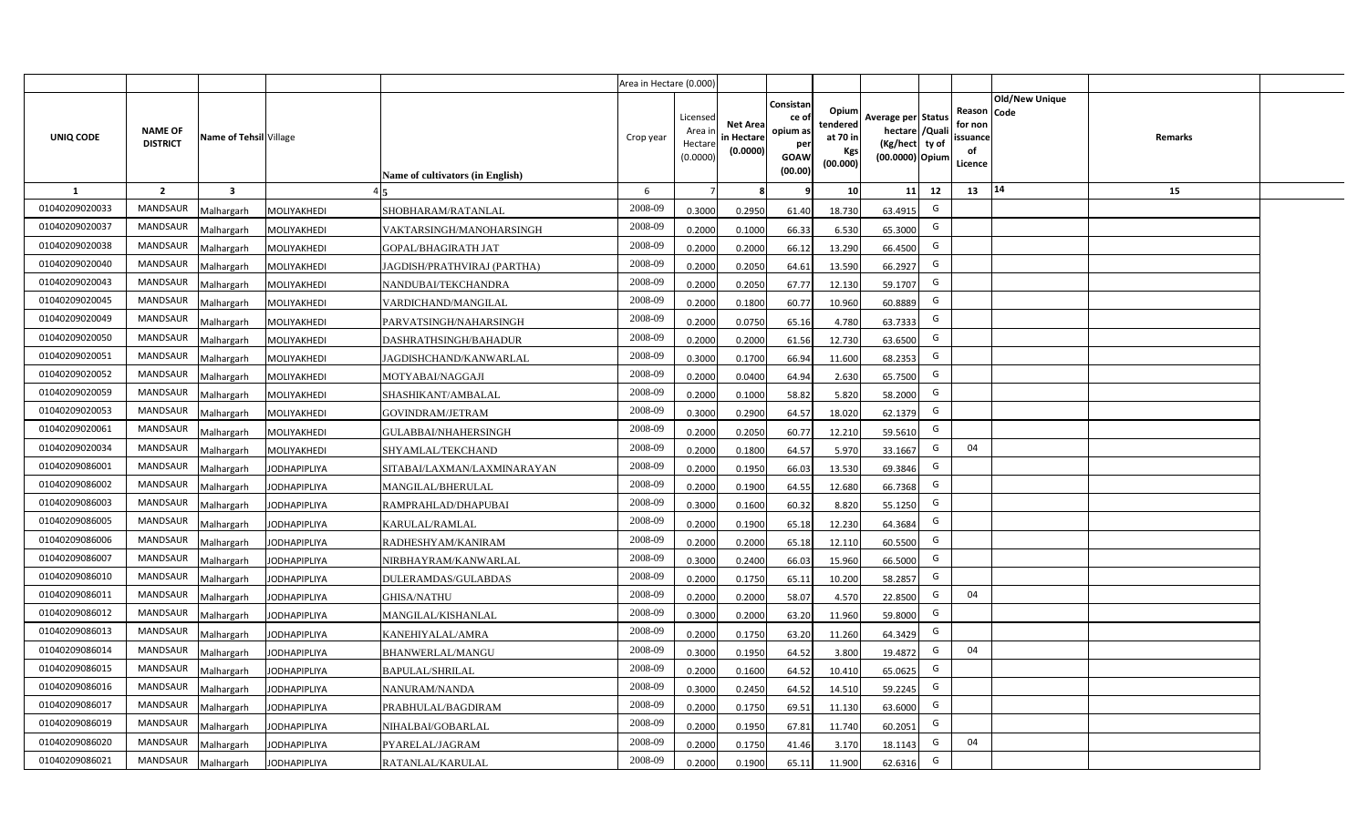| | | | | | Area in Hectare (0.000) | | | | | | | | | | |
|---|---|---|---|---|---|---|---|---|---|---|---|---|---|---|---|
| UNIQ CODE | NAME OF DISTRICT | Name of Tehsil | Village | Name of cultivators (in English) | Crop year | Licensed Area in Hectare (0.0000) | Net Area in Hectare (0.0000) | Consistance of opium as per GOAW (00.00) | Opium tendered at 70 in Kgs (00.000) | Average per hectare (Kg/hect) (00.0000) | Status /Quality of Opium | Reason for non issuance of Licence | Code | Old/New Unique | Remarks |
| 1 | 2 | 3 | 4 | 5 | 6 | 7 | 8 | 9 | 10 | 11 | 12 | 13 | 14 | | 15 |
| 01040209020033 | MANDSAUR | Malhargarh | MOLIYAKHEDI | SHOBHARAM/RATANLAL | 2008-09 | 0.3000 | 0.2950 | 61.40 | 18.730 | 63.4915 | G | | | | |
| 01040209020037 | MANDSAUR | Malhargarh | MOLIYAKHEDI | VAKTARSINGH/MANOHARSINGH | 2008-09 | 0.2000 | 0.1000 | 66.33 | 6.530 | 65.3000 | G | | | | |
| 01040209020038 | MANDSAUR | Malhargarh | MOLIYAKHEDI | GOPAL/BHAGIRATH JAT | 2008-09 | 0.2000 | 0.2000 | 66.12 | 13.290 | 66.4500 | G | | | | |
| 01040209020040 | MANDSAUR | Malhargarh | MOLIYAKHEDI | JAGDISH/PRATHVIRAJ (PARTHA) | 2008-09 | 0.2000 | 0.2050 | 64.61 | 13.590 | 66.2927 | G | | | | |
| 01040209020043 | MANDSAUR | Malhargarh | MOLIYAKHEDI | NANDUBAI/TEKCHANDRA | 2008-09 | 0.2000 | 0.2050 | 67.77 | 12.130 | 59.1707 | G | | | | |
| 01040209020045 | MANDSAUR | Malhargarh | MOLIYAKHEDI | VARDICHAND/MANGILAL | 2008-09 | 0.2000 | 0.1800 | 60.77 | 10.960 | 60.8889 | G | | | | |
| 01040209020049 | MANDSAUR | Malhargarh | MOLIYAKHEDI | PARVATSINGH/NAHARSINGH | 2008-09 | 0.2000 | 0.0750 | 65.16 | 4.780 | 63.7333 | G | | | | |
| 01040209020050 | MANDSAUR | Malhargarh | MOLIYAKHEDI | DASHRATHSINGH/BAHADUR | 2008-09 | 0.2000 | 0.2000 | 61.56 | 12.730 | 63.6500 | G | | | | |
| 01040209020051 | MANDSAUR | Malhargarh | MOLIYAKHEDI | JAGDISHCHAND/KANWARLAL | 2008-09 | 0.3000 | 0.1700 | 66.94 | 11.600 | 68.2353 | G | | | | |
| 01040209020052 | MANDSAUR | Malhargarh | MOLIYAKHEDI | MOTYABAI/NAGGAJI | 2008-09 | 0.2000 | 0.0400 | 64.94 | 2.630 | 65.7500 | G | | | | |
| 01040209020059 | MANDSAUR | Malhargarh | MOLIYAKHEDI | SHASHIKANT/AMBALAL | 2008-09 | 0.2000 | 0.1000 | 58.82 | 5.820 | 58.2000 | G | | | | |
| 01040209020053 | MANDSAUR | Malhargarh | MOLIYAKHEDI | GOVINDRAM/JETRAM | 2008-09 | 0.3000 | 0.2900 | 64.57 | 18.020 | 62.1379 | G | | | | |
| 01040209020061 | MANDSAUR | Malhargarh | MOLIYAKHEDI | GULABBAI/NHAHERSINGH | 2008-09 | 0.2000 | 0.2050 | 60.77 | 12.210 | 59.5610 | G | | | | |
| 01040209020034 | MANDSAUR | Malhargarh | MOLIYAKHEDI | SHYAMLAL/TEKCHAND | 2008-09 | 0.2000 | 0.1800 | 64.57 | 5.970 | 33.1667 | G | 04 | | | |
| 01040209086001 | MANDSAUR | Malhargarh | JODHAPIPLIYA | SITABAI/LAXMAN/LAXMINARAYAN | 2008-09 | 0.2000 | 0.1950 | 66.03 | 13.530 | 69.3846 | G | | | | |
| 01040209086002 | MANDSAUR | Malhargarh | JODHAPIPLIYA | MANGILAL/BHERULAL | 2008-09 | 0.2000 | 0.1900 | 64.55 | 12.680 | 66.7368 | G | | | | |
| 01040209086003 | MANDSAUR | Malhargarh | JODHAPIPLIYA | RAMPRAHLAD/DHAPUBAI | 2008-09 | 0.3000 | 0.1600 | 60.32 | 8.820 | 55.1250 | G | | | | |
| 01040209086005 | MANDSAUR | Malhargarh | JODHAPIPLIYA | KARULAL/RAMLAL | 2008-09 | 0.2000 | 0.1900 | 65.18 | 12.230 | 64.3684 | G | | | | |
| 01040209086006 | MANDSAUR | Malhargarh | JODHAPIPLIYA | RADHESHYAM/KANIRAM | 2008-09 | 0.2000 | 0.2000 | 65.18 | 12.110 | 60.5500 | G | | | | |
| 01040209086007 | MANDSAUR | Malhargarh | JODHAPIPLIYA | NIRBHAYRAM/KANWARLAL | 2008-09 | 0.3000 | 0.2400 | 66.03 | 15.960 | 66.5000 | G | | | | |
| 01040209086010 | MANDSAUR | Malhargarh | JODHAPIPLIYA | DULERAMDAS/GULABDAS | 2008-09 | 0.2000 | 0.1750 | 65.11 | 10.200 | 58.2857 | G | | | | |
| 01040209086011 | MANDSAUR | Malhargarh | JODHAPIPLIYA | GHISA/NATHU | 2008-09 | 0.2000 | 0.2000 | 58.07 | 4.570 | 22.8500 | G | 04 | | | |
| 01040209086012 | MANDSAUR | Malhargarh | JODHAPIPLIYA | MANGILAL/KISHANLAL | 2008-09 | 0.3000 | 0.2000 | 63.20 | 11.960 | 59.8000 | G | | | | |
| 01040209086013 | MANDSAUR | Malhargarh | JODHAPIPLIYA | KANEHIYALAL/AMRA | 2008-09 | 0.2000 | 0.1750 | 63.20 | 11.260 | 64.3429 | G | | | | |
| 01040209086014 | MANDSAUR | Malhargarh | JODHAPIPLIYA | BHANWERLAL/MANGU | 2008-09 | 0.3000 | 0.1950 | 64.52 | 3.800 | 19.4872 | G | 04 | | | |
| 01040209086015 | MANDSAUR | Malhargarh | JODHAPIPLIYA | BAPULAL/SHRILAL | 2008-09 | 0.2000 | 0.1600 | 64.52 | 10.410 | 65.0625 | G | | | | |
| 01040209086016 | MANDSAUR | Malhargarh | JODHAPIPLIYA | NANURAM/NANDA | 2008-09 | 0.3000 | 0.2450 | 64.52 | 14.510 | 59.2245 | G | | | | |
| 01040209086017 | MANDSAUR | Malhargarh | JODHAPIPLIYA | PRABHULAL/BAGDIRAM | 2008-09 | 0.2000 | 0.1750 | 69.51 | 11.130 | 63.6000 | G | | | | |
| 01040209086019 | MANDSAUR | Malhargarh | JODHAPIPLIYA | NIHALBAI/GOBARLAL | 2008-09 | 0.2000 | 0.1950 | 67.81 | 11.740 | 60.2051 | G | | | | |
| 01040209086020 | MANDSAUR | Malhargarh | JODHAPIPLIYA | PYARELAL/JAGRAM | 2008-09 | 0.2000 | 0.1750 | 41.46 | 3.170 | 18.1143 | G | 04 | | | |
| 01040209086021 | MANDSAUR | Malhargarh | JODHAPIPLIYA | RATANLAL/KARULAL | 2008-09 | 0.2000 | 0.1900 | 65.11 | 11.900 | 62.6316 | G | | | | |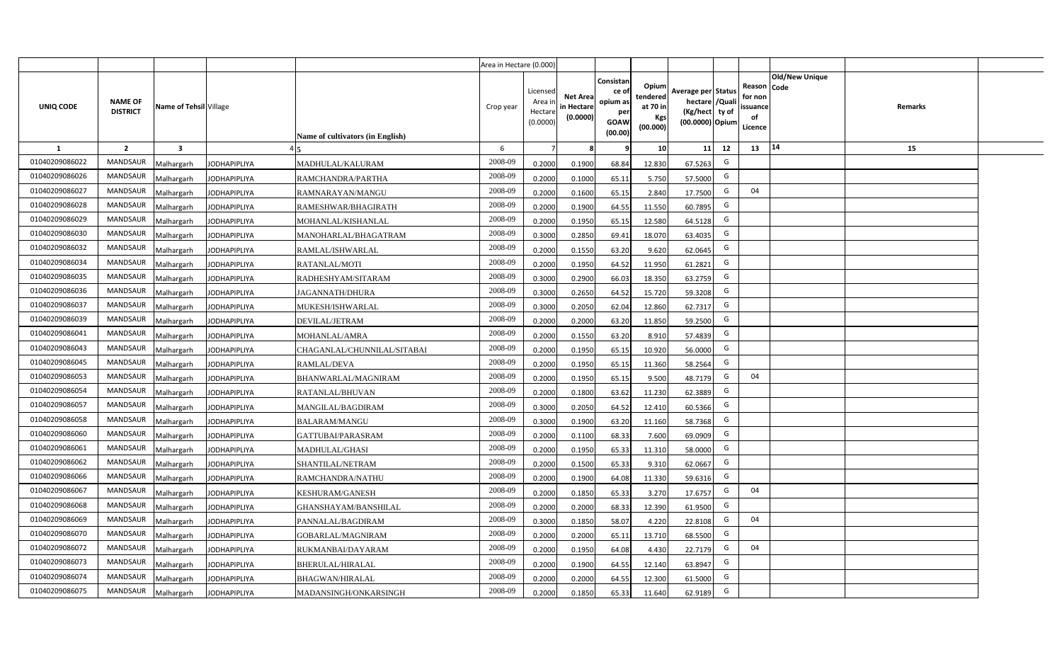| | | | | | Area in Hectare (0.000) | | | | | | | | | | |
|---|---|---|---|---|---|---|---|---|---|---|---|---|---|---|---|
| UNIQ CODE | NAME OF DISTRICT | Name of Tehsil | Village | Name of cultivators (in English) | Crop year | Licensed Area in Hectare (0.0000) | Net Area in Hectare (0.0000) | Consistance of opium as per GOAW (00.00) | Opium tendered at 70 in Kgs (00.000) | Average per hectare (Kg/hect) (00.0000) | Status /Quality of Opium | Reason for non issuance of Licence | Old/New Unique Code | Remarks |
| 1 | 2 | 3 | 4 | 5 | 6 | 7 | 8 | 9 | 10 | 11 | 12 | 13 | 14 | 15 |
| 01040209086022 | MANDSAUR | Malhargarh | JODHAPIPLIYA | MADHULAL/KALURAM | 2008-09 | 0.2000 | 0.1900 | 68.84 | 12.830 | 67.5263 | G | | | |
| 01040209086026 | MANDSAUR | Malhargarh | JODHAPIPLIYA | RAMCHANDRA/PARTHA | 2008-09 | 0.2000 | 0.1000 | 65.11 | 5.750 | 57.5000 | G | | | |
| 01040209086027 | MANDSAUR | Malhargarh | JODHAPIPLIYA | RAMNARAYAN/MANGU | 2008-09 | 0.2000 | 0.1600 | 65.15 | 2.840 | 17.7500 | G | 04 | | |
| 01040209086028 | MANDSAUR | Malhargarh | JODHAPIPLIYA | RAMESHWAR/BHAGIRATH | 2008-09 | 0.2000 | 0.1900 | 64.55 | 11.550 | 60.7895 | G | | | |
| 01040209086029 | MANDSAUR | Malhargarh | JODHAPIPLIYA | MOHANLAL/KISHANLAL | 2008-09 | 0.2000 | 0.1950 | 65.15 | 12.580 | 64.5128 | G | | | |
| 01040209086030 | MANDSAUR | Malhargarh | JODHAPIPLIYA | MANOHARLAL/BHAGATRAM | 2008-09 | 0.3000 | 0.2850 | 69.41 | 18.070 | 63.4035 | G | | | |
| 01040209086032 | MANDSAUR | Malhargarh | JODHAPIPLIYA | RAMLAL/ISHWARLAL | 2008-09 | 0.2000 | 0.1550 | 63.20 | 9.620 | 62.0645 | G | | | |
| 01040209086034 | MANDSAUR | Malhargarh | JODHAPIPLIYA | RATANLAL/MOTI | 2008-09 | 0.2000 | 0.1950 | 64.52 | 11.950 | 61.2821 | G | | | |
| 01040209086035 | MANDSAUR | Malhargarh | JODHAPIPLIYA | RADHESHYAM/SITARAM | 2008-09 | 0.3000 | 0.2900 | 66.03 | 18.350 | 63.2759 | G | | | |
| 01040209086036 | MANDSAUR | Malhargarh | JODHAPIPLIYA | JAGANNATH/DHURA | 2008-09 | 0.3000 | 0.2650 | 64.52 | 15.720 | 59.3208 | G | | | |
| 01040209086037 | MANDSAUR | Malhargarh | JODHAPIPLIYA | MUKESH/ISHWARLAL | 2008-09 | 0.3000 | 0.2050 | 62.04 | 12.860 | 62.7317 | G | | | |
| 01040209086039 | MANDSAUR | Malhargarh | JODHAPIPLIYA | DEVILAL/JETRAM | 2008-09 | 0.2000 | 0.2000 | 63.20 | 11.850 | 59.2500 | G | | | |
| 01040209086041 | MANDSAUR | Malhargarh | JODHAPIPLIYA | MOHANLAL/AMRA | 2008-09 | 0.2000 | 0.1550 | 63.20 | 8.910 | 57.4839 | G | | | |
| 01040209086043 | MANDSAUR | Malhargarh | JODHAPIPLIYA | CHAGANLAL/CHUNNILAL/SITABAI | 2008-09 | 0.2000 | 0.1950 | 65.15 | 10.920 | 56.0000 | G | | | |
| 01040209086045 | MANDSAUR | Malhargarh | JODHAPIPLIYA | RAMLAL/DEVA | 2008-09 | 0.2000 | 0.1950 | 65.15 | 11.360 | 58.2564 | G | | | |
| 01040209086053 | MANDSAUR | Malhargarh | JODHAPIPLIYA | BHANWARLAL/MAGNIRAM | 2008-09 | 0.2000 | 0.1950 | 65.15 | 9.500 | 48.7179 | G | 04 | | |
| 01040209086054 | MANDSAUR | Malhargarh | JODHAPIPLIYA | RATANLAL/BHUVAN | 2008-09 | 0.2000 | 0.1800 | 63.62 | 11.230 | 62.3889 | G | | | |
| 01040209086057 | MANDSAUR | Malhargarh | JODHAPIPLIYA | MANGILAL/BAGDIRAM | 2008-09 | 0.3000 | 0.2050 | 64.52 | 12.410 | 60.5366 | G | | | |
| 01040209086058 | MANDSAUR | Malhargarh | JODHAPIPLIYA | BALARAM/MANGU | 2008-09 | 0.3000 | 0.1900 | 63.20 | 11.160 | 58.7368 | G | | | |
| 01040209086060 | MANDSAUR | Malhargarh | JODHAPIPLIYA | GATTUBAI/PARASRAM | 2008-09 | 0.2000 | 0.1100 | 68.33 | 7.600 | 69.0909 | G | | | |
| 01040209086061 | MANDSAUR | Malhargarh | JODHAPIPLIYA | MADHULAL/GHASI | 2008-09 | 0.2000 | 0.1950 | 65.33 | 11.310 | 58.0000 | G | | | |
| 01040209086062 | MANDSAUR | Malhargarh | JODHAPIPLIYA | SHANTILAL/NETRAM | 2008-09 | 0.2000 | 0.1500 | 65.33 | 9.310 | 62.0667 | G | | | |
| 01040209086066 | MANDSAUR | Malhargarh | JODHAPIPLIYA | RAMCHANDRA/NATHU | 2008-09 | 0.2000 | 0.1900 | 64.08 | 11.330 | 59.6316 | G | | | |
| 01040209086067 | MANDSAUR | Malhargarh | JODHAPIPLIYA | KESHURAM/GANESH | 2008-09 | 0.2000 | 0.1850 | 65.33 | 3.270 | 17.6757 | G | 04 | | |
| 01040209086068 | MANDSAUR | Malhargarh | JODHAPIPLIYA | GHANSHAYAM/BANSHILAL | 2008-09 | 0.2000 | 0.2000 | 68.33 | 12.390 | 61.9500 | G | | | |
| 01040209086069 | MANDSAUR | Malhargarh | JODHAPIPLIYA | PANNALAL/BAGDIRAM | 2008-09 | 0.3000 | 0.1850 | 58.07 | 4.220 | 22.8108 | G | 04 | | |
| 01040209086070 | MANDSAUR | Malhargarh | JODHAPIPLIYA | GOBARLAL/MAGNIRAM | 2008-09 | 0.2000 | 0.2000 | 65.11 | 13.710 | 68.5500 | G | | | |
| 01040209086072 | MANDSAUR | Malhargarh | JODHAPIPLIYA | RUKMANBAI/DAYARAM | 2008-09 | 0.2000 | 0.1950 | 64.08 | 4.430 | 22.7179 | G | 04 | | |
| 01040209086073 | MANDSAUR | Malhargarh | JODHAPIPLIYA | BHERULAL/HIRALAL | 2008-09 | 0.2000 | 0.1900 | 64.55 | 12.140 | 63.8947 | G | | | |
| 01040209086074 | MANDSAUR | Malhargarh | JODHAPIPLIYA | BHAGWAN/HIRALAL | 2008-09 | 0.2000 | 0.2000 | 64.55 | 12.300 | 61.5000 | G | | | |
| 01040209086075 | MANDSAUR | Malhargarh | JODHAPIPLIYA | MADANSINGH/ONKARSINGH | 2008-09 | 0.2000 | 0.1850 | 65.33 | 11.640 | 62.9189 | G | | | |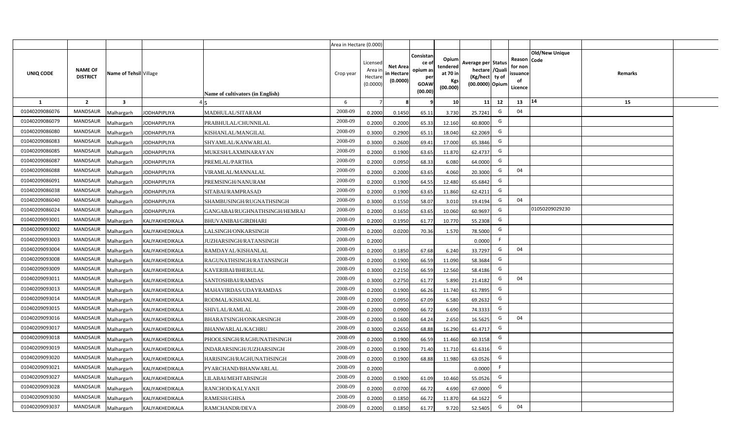| UNIQ CODE | NAME OF DISTRICT | Name of Tehsil | Village | Name of cultivators (in English) | Crop year | Licensed Area in Hectare (0.0000) | Net Area in Hectare (0.0000) | Consistance of opium as per GOAW (00.00) | Opium tendered at 70 in Kgs (00.000) | Average per hectare (Kg/hect) (00.0000) | Status /Quality of Opium | Reason for non issuance of Licence | Old/New Unique Code | Remarks |
|---|---|---|---|---|---|---|---|---|---|---|---|---|---|---|
| 1 | 2 | 3 | 4 | 5 | 6 | 7 | 8 | 9 | 10 | 11 | 12 | 13 | 14 | 15 |
| 01040209086076 | MANDSAUR | Malhargarh | JODHAPIPLIYA | MADHULAL/SITARAM | 2008-09 | 0.2000 | 0.1450 | 65.11 | 3.730 | 25.7241 | G | 04 | | |
| 01040209086079 | MANDSAUR | Malhargarh | JODHAPIPLIYA | PRABHULAL/CHUNNILAL | 2008-09 | 0.2000 | 0.2000 | 65.33 | 12.160 | 60.8000 | G | | | |
| 01040209086080 | MANDSAUR | Malhargarh | JODHAPIPLIYA | KISHANLAL/MANGILAL | 2008-09 | 0.3000 | 0.2900 | 65.11 | 18.040 | 62.2069 | G | | | |
| 01040209086083 | MANDSAUR | Malhargarh | JODHAPIPLIYA | SHYAMLAL/KANWARLAL | 2008-09 | 0.3000 | 0.2600 | 69.41 | 17.000 | 65.3846 | G | | | |
| 01040209086085 | MANDSAUR | Malhargarh | JODHAPIPLIYA | MUKESH/LAXMINARAYAN | 2008-09 | 0.2000 | 0.1900 | 63.65 | 11.870 | 62.4737 | G | | | |
| 01040209086087 | MANDSAUR | Malhargarh | JODHAPIPLIYA | PREMLAL/PARTHA | 2008-09 | 0.2000 | 0.0950 | 68.33 | 6.080 | 64.0000 | G | | | |
| 01040209086088 | MANDSAUR | Malhargarh | JODHAPIPLIYA | VIRAMLAL/MANNALAL | 2008-09 | 0.2000 | 0.2000 | 63.65 | 4.060 | 20.3000 | G | 04 | | |
| 01040209086091 | MANDSAUR | Malhargarh | JODHAPIPLIYA | PREMSINGH/NANURAM | 2008-09 | 0.2000 | 0.1900 | 64.55 | 12.480 | 65.6842 | G | | | |
| 01040209086038 | MANDSAUR | Malhargarh | JODHAPIPLIYA | SITABAI/RAMPRASAD | 2008-09 | 0.2000 | 0.1900 | 63.65 | 11.860 | 62.4211 | G | | | |
| 01040209086040 | MANDSAUR | Malhargarh | JODHAPIPLIYA | SHAMBUSINGH/RUGNATHSINGH | 2008-09 | 0.3000 | 0.1550 | 58.07 | 3.010 | 19.4194 | G | 04 | | |
| 01040209086024 | MANDSAUR | Malhargarh | JODHAPIPLIYA | GANGABAI/RUGHNATHSINGH/HEMRAJ | 2008-09 | 0.2000 | 0.1650 | 63.65 | 10.060 | 60.9697 | G | | 01050209029230 | |
| 01040209093001 | MANDSAUR | Malhargarh | KALIYAKHEDIKALA | BHUVANIBAI/GIRDHARI | 2008-09 | 0.2000 | 0.1950 | 61.77 | 10.770 | 55.2308 | G | | | |
| 01040209093002 | MANDSAUR | Malhargarh | KALIYAKHEDIKALA | LALSINGH/ONKARSINGH | 2008-09 | 0.2000 | 0.0200 | 70.36 | 1.570 | 78.5000 | G | | | |
| 01040209093003 | MANDSAUR | Malhargarh | KALIYAKHEDIKALA | JUZHARSINGH/RATANSINGH | 2008-09 | 0.2000 | | | | 0.0000 | F | | | |
| 01040209093004 | MANDSAUR | Malhargarh | KALIYAKHEDIKALA | RAMDAYAL/KISHANLAL | 2008-09 | 0.2000 | 0.1850 | 67.68 | 6.240 | 33.7297 | G | 04 | | |
| 01040209093008 | MANDSAUR | Malhargarh | KALIYAKHEDIKALA | RAGUNATHSINGH/RATANSINGH | 2008-09 | 0.2000 | 0.1900 | 66.59 | 11.090 | 58.3684 | G | | | |
| 01040209093009 | MANDSAUR | Malhargarh | KALIYAKHEDIKALA | KAVERIBAI/BHERULAL | 2008-09 | 0.3000 | 0.2150 | 66.59 | 12.560 | 58.4186 | G | | | |
| 01040209093011 | MANDSAUR | Malhargarh | KALIYAKHEDIKALA | SANTOSHBAI/RAMDAS | 2008-09 | 0.3000 | 0.2750 | 61.77 | 5.890 | 21.4182 | G | 04 | | |
| 01040209093013 | MANDSAUR | Malhargarh | KALIYAKHEDIKALA | MAHAVIRDAS/UDAYRAMDAS | 2008-09 | 0.2000 | 0.1900 | 66.26 | 11.740 | 61.7895 | G | | | |
| 01040209093014 | MANDSAUR | Malhargarh | KALIYAKHEDIKALA | RODMAL/KISHANLAL | 2008-09 | 0.2000 | 0.0950 | 67.09 | 6.580 | 69.2632 | G | | | |
| 01040209093015 | MANDSAUR | Malhargarh | KALIYAKHEDIKALA | SHIVLAL/RAMLAL | 2008-09 | 0.2000 | 0.0900 | 66.72 | 6.690 | 74.3333 | G | | | |
| 01040209093016 | MANDSAUR | Malhargarh | KALIYAKHEDIKALA | BHARATSINGH/ONKARSINGH | 2008-09 | 0.2000 | 0.1600 | 64.24 | 2.650 | 16.5625 | G | 04 | | |
| 01040209093017 | MANDSAUR | Malhargarh | KALIYAKHEDIKALA | BHANWARLAL/KACHRU | 2008-09 | 0.3000 | 0.2650 | 68.88 | 16.290 | 61.4717 | G | | | |
| 01040209093018 | MANDSAUR | Malhargarh | KALIYAKHEDIKALA | PHOOLSINGH/RAGHUNATHSINGH | 2008-09 | 0.2000 | 0.1900 | 66.59 | 11.460 | 60.3158 | G | | | |
| 01040209093019 | MANDSAUR | Malhargarh | KALIYAKHEDIKALA | INDARARSINGH/JUZHARSINGH | 2008-09 | 0.2000 | 0.1900 | 71.40 | 11.710 | 61.6316 | G | | | |
| 01040209093020 | MANDSAUR | Malhargarh | KALIYAKHEDIKALA | HARISINGH/RAGHUNATHSINGH | 2008-09 | 0.2000 | 0.1900 | 68.88 | 11.980 | 63.0526 | G | | | |
| 01040209093021 | MANDSAUR | Malhargarh | KALIYAKHEDIKALA | PYARCHAND/BHANWARLAL | 2008-09 | 0.2000 | | | | 0.0000 | F | | | |
| 01040209093027 | MANDSAUR | Malhargarh | KALIYAKHEDIKALA | LILABAI/MEHTABSINGH | 2008-09 | 0.2000 | 0.1900 | 61.09 | 10.460 | 55.0526 | G | | | |
| 01040209093028 | MANDSAUR | Malhargarh | KALIYAKHEDIKALA | RANCHOD/KALYANJI | 2008-09 | 0.2000 | 0.0700 | 66.72 | 4.690 | 67.0000 | G | | | |
| 01040209093030 | MANDSAUR | Malhargarh | KALIYAKHEDIKALA | RAMESH/GHISA | 2008-09 | 0.2000 | 0.1850 | 66.72 | 11.870 | 64.1622 | G | | | |
| 01040209093037 | MANDSAUR | Malhargarh | KALIYAKHEDIKALA | RAMCHANDR/DEVA | 2008-09 | 0.2000 | 0.1850 | 61.77 | 9.720 | 52.5405 | G | 04 | | |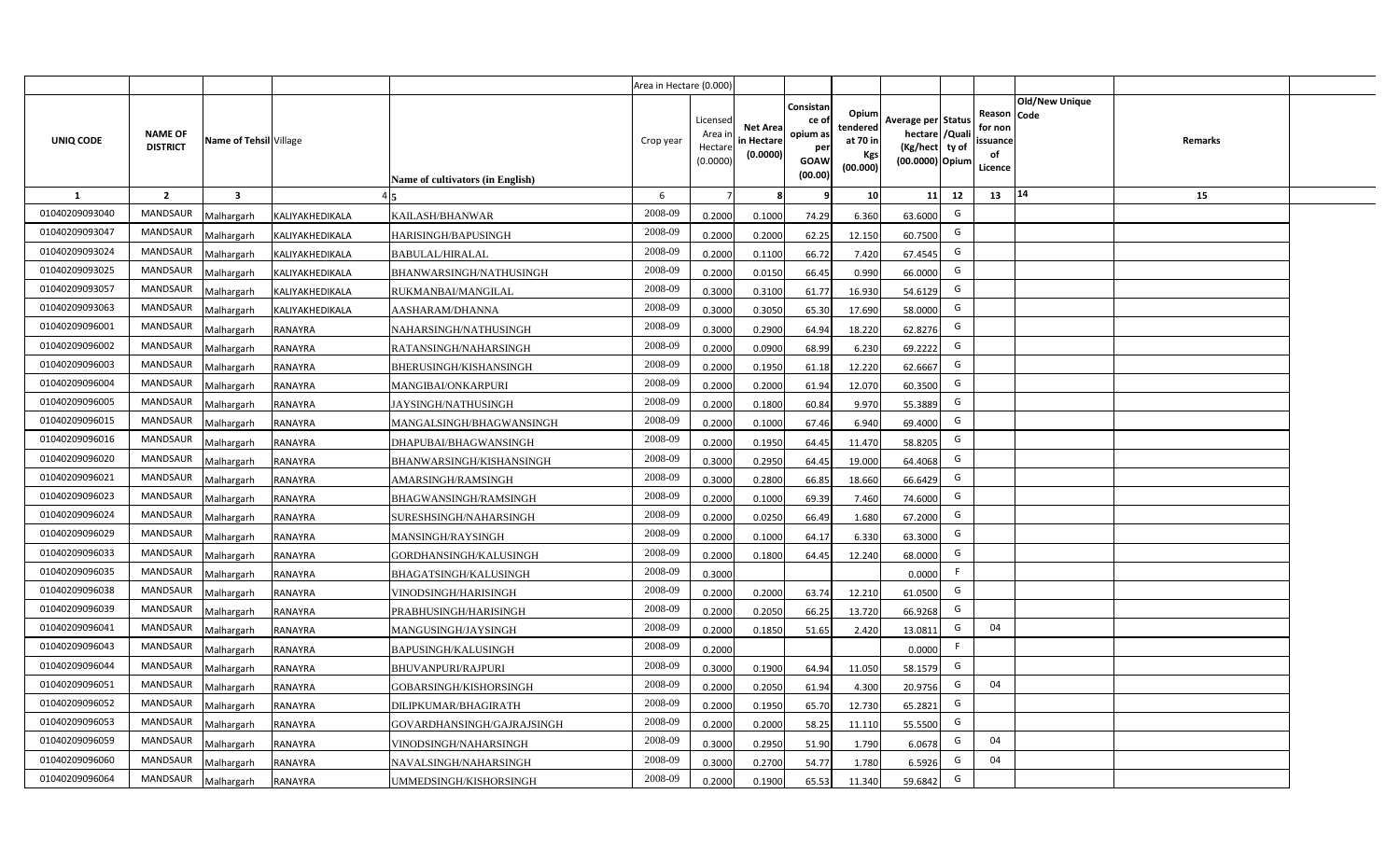| | | | | | Area in Hectare (0.000) | | | | | | | | | | |
|---|---|---|---|---|---|---|---|---|---|---|---|---|---|---|---|
| UNIQ CODE | NAME OF DISTRICT | Name of Tehsil | Village | Name of cultivators (in English) | Crop year | Licensed Area in Hectare (0.0000) | Net Area in Hectare (0.0000) | Consistance of opium as per GOAW (00.00) | Opium tendered at 70 in Kgs (00.000) | Average per hectare (Kg/hect) (00.0000) | Status /Quality of Opium | Reason for non issuance of Licence | Old/New Unique Code | Remarks |
| 1 | 2 | 3 | 4 | 5 | 6 | 7 | 8 | 9 | 10 | 11 | 12 | 13 | 14 | 15 |
| 01040209093040 | MANDSAUR | Malhargarh | KALIYAKHEDIKALA | KAILASH/BHANWAR | 2008-09 | 0.2000 | 0.1000 | 74.29 | 6.360 | 63.6000 | G | | | |
| 01040209093047 | MANDSAUR | Malhargarh | KALIYAKHEDIKALA | HARISINGH/BAPUSINGH | 2008-09 | 0.2000 | 0.2000 | 62.25 | 12.150 | 60.7500 | G | | | |
| 01040209093024 | MANDSAUR | Malhargarh | KALIYAKHEDIKALA | BABULAL/HIRALAL | 2008-09 | 0.2000 | 0.1100 | 66.72 | 7.420 | 67.4545 | G | | | |
| 01040209093025 | MANDSAUR | Malhargarh | KALIYAKHEDIKALA | BHANWARSINGH/NATHUSINGH | 2008-09 | 0.2000 | 0.0150 | 66.45 | 0.990 | 66.0000 | G | | | |
| 01040209093057 | MANDSAUR | Malhargarh | KALIYAKHEDIKALA | RUKMANBAI/MANGILAL | 2008-09 | 0.3000 | 0.3100 | 61.77 | 16.930 | 54.6129 | G | | | |
| 01040209093063 | MANDSAUR | Malhargarh | KALIYAKHEDIKALA | AASHARAM/DHANNA | 2008-09 | 0.3000 | 0.3050 | 65.30 | 17.690 | 58.0000 | G | | | |
| 01040209096001 | MANDSAUR | Malhargarh | RANAYRA | NAHARSINGH/NATHUSINGH | 2008-09 | 0.3000 | 0.2900 | 64.94 | 18.220 | 62.8276 | G | | | |
| 01040209096002 | MANDSAUR | Malhargarh | RANAYRA | RATANSINGH/NAHARSINGH | 2008-09 | 0.2000 | 0.0900 | 68.99 | 6.230 | 69.2222 | G | | | |
| 01040209096003 | MANDSAUR | Malhargarh | RANAYRA | BHERUSINGH/KISHANSINGH | 2008-09 | 0.2000 | 0.1950 | 61.18 | 12.220 | 62.6667 | G | | | |
| 01040209096004 | MANDSAUR | Malhargarh | RANAYRA | MANGIBAI/ONKARPURI | 2008-09 | 0.2000 | 0.2000 | 61.94 | 12.070 | 60.3500 | G | | | |
| 01040209096005 | MANDSAUR | Malhargarh | RANAYRA | JAYSINGH/NATHUSINGH | 2008-09 | 0.2000 | 0.1800 | 60.84 | 9.970 | 55.3889 | G | | | |
| 01040209096015 | MANDSAUR | Malhargarh | RANAYRA | MANGALSINGH/BHAGWANSINGH | 2008-09 | 0.2000 | 0.1000 | 67.46 | 6.940 | 69.4000 | G | | | |
| 01040209096016 | MANDSAUR | Malhargarh | RANAYRA | DHAPUBAI/BHAGWANSINGH | 2008-09 | 0.2000 | 0.1950 | 64.45 | 11.470 | 58.8205 | G | | | |
| 01040209096020 | MANDSAUR | Malhargarh | RANAYRA | BHANWARSINGH/KISHANSINGH | 2008-09 | 0.3000 | 0.2950 | 64.45 | 19.000 | 64.4068 | G | | | |
| 01040209096021 | MANDSAUR | Malhargarh | RANAYRA | AMARSINGH/RAMSINGH | 2008-09 | 0.3000 | 0.2800 | 66.85 | 18.660 | 66.6429 | G | | | |
| 01040209096023 | MANDSAUR | Malhargarh | RANAYRA | BHAGWANSINGH/RAMSINGH | 2008-09 | 0.2000 | 0.1000 | 69.39 | 7.460 | 74.6000 | G | | | |
| 01040209096024 | MANDSAUR | Malhargarh | RANAYRA | SURESHSINGH/NAHARSINGH | 2008-09 | 0.2000 | 0.0250 | 66.49 | 1.680 | 67.2000 | G | | | |
| 01040209096029 | MANDSAUR | Malhargarh | RANAYRA | MANSINGH/RAYSINGH | 2008-09 | 0.2000 | 0.1000 | 64.17 | 6.330 | 63.3000 | G | | | |
| 01040209096033 | MANDSAUR | Malhargarh | RANAYRA | GORDHANSINGH/KALUSINGH | 2008-09 | 0.2000 | 0.1800 | 64.45 | 12.240 | 68.0000 | G | | | |
| 01040209096035 | MANDSAUR | Malhargarh | RANAYRA | BHAGATSINGH/KALUSINGH | 2008-09 | 0.3000 | | | | 0.0000 | F | | | |
| 01040209096038 | MANDSAUR | Malhargarh | RANAYRA | VINODSINGH/HARISINGH | 2008-09 | 0.2000 | 0.2000 | 63.74 | 12.210 | 61.0500 | G | | | |
| 01040209096039 | MANDSAUR | Malhargarh | RANAYRA | PRABHUSINGH/HARISINGH | 2008-09 | 0.2000 | 0.2050 | 66.25 | 13.720 | 66.9268 | G | | | |
| 01040209096041 | MANDSAUR | Malhargarh | RANAYRA | MANGUSINGH/JAYSINGH | 2008-09 | 0.2000 | 0.1850 | 51.65 | 2.420 | 13.0811 | G | 04 | | |
| 01040209096043 | MANDSAUR | Malhargarh | RANAYRA | BAPUSINGH/KALUSINGH | 2008-09 | 0.2000 | | | | 0.0000 | F | | | |
| 01040209096044 | MANDSAUR | Malhargarh | RANAYRA | BHUVANPURI/RAJPURI | 2008-09 | 0.3000 | 0.1900 | 64.94 | 11.050 | 58.1579 | G | | | |
| 01040209096051 | MANDSAUR | Malhargarh | RANAYRA | GOBARSINGH/KISHORSINGH | 2008-09 | 0.2000 | 0.2050 | 61.94 | 4.300 | 20.9756 | G | 04 | | |
| 01040209096052 | MANDSAUR | Malhargarh | RANAYRA | DILIPKUMAR/BHAGIRATH | 2008-09 | 0.2000 | 0.1950 | 65.70 | 12.730 | 65.2821 | G | | | |
| 01040209096053 | MANDSAUR | Malhargarh | RANAYRA | GOVARDHANSINGH/GAJRAJSINGH | 2008-09 | 0.2000 | 0.2000 | 58.25 | 11.110 | 55.5500 | G | | | |
| 01040209096059 | MANDSAUR | Malhargarh | RANAYRA | VINODSINGH/NAHARSINGH | 2008-09 | 0.3000 | 0.2950 | 51.90 | 1.790 | 6.0678 | G | 04 | | |
| 01040209096060 | MANDSAUR | Malhargarh | RANAYRA | NAVALSINGH/NAHARSINGH | 2008-09 | 0.3000 | 0.2700 | 54.77 | 1.780 | 6.5926 | G | 04 | | |
| 01040209096064 | MANDSAUR | Malhargarh | RANAYRA | UMMEDSINGH/KISHORSINGH | 2008-09 | 0.2000 | 0.1900 | 65.53 | 11.340 | 59.6842 | G | | | |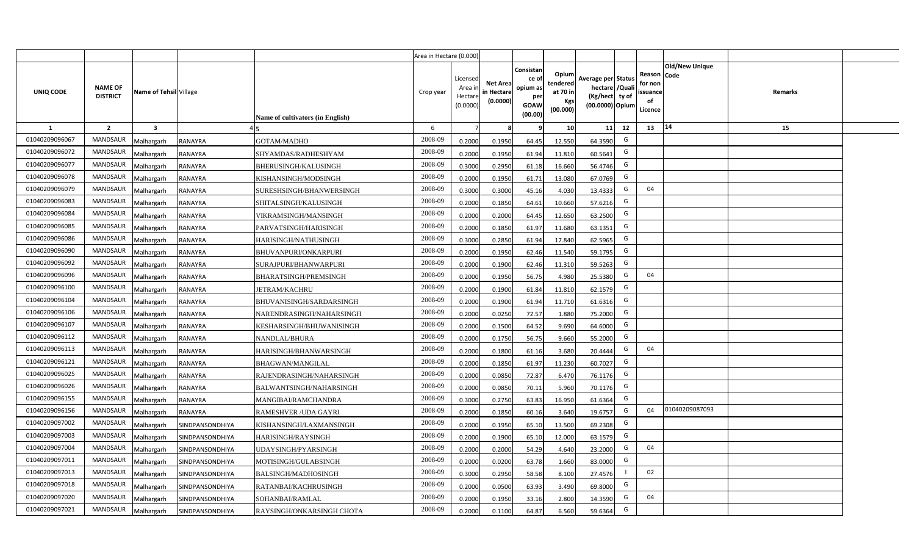| | | | | | Area in Hectare (0.000) | | | | | | | | | | |
|---|---|---|---|---|---|---|---|---|---|---|---|---|---|---|---|
| UNIQ CODE | NAME OF DISTRICT | Name of Tehsil | Village | Name of cultivators (in English) | Crop year | Licensed Area in Hectare (0.0000) | Net Area in Hectare (0.0000) | Consistance of opium as per GOAW (00.00) | Opium tendered at 70 in Kgs (00.000) | Average per hectare (Kg/hect) (00.0000) | Status /Quality of Opium | Reason for non issuance of Licence | Old/New Unique Code | Remarks |
| 1 | 2 | 3 | 4 | 5 | 6 | 7 | 8 | 9 | 10 | 11 | 12 | 13 | 14 | 15 |
| 01040209096067 | MANDSAUR | Malhargarh | RANAYRA | GOTAM/MADHO | 2008-09 | 0.2000 | 0.1950 | 64.45 | 12.550 | 64.3590 | G | | | |
| 01040209096072 | MANDSAUR | Malhargarh | RANAYRA | SHYAMDAS/RADHESHYAM | 2008-09 | 0.2000 | 0.1950 | 61.94 | 11.810 | 60.5641 | G | | | |
| 01040209096077 | MANDSAUR | Malhargarh | RANAYRA | BHERUSINGH/KALUSINGH | 2008-09 | 0.3000 | 0.2950 | 61.18 | 16.660 | 56.4746 | G | | | |
| 01040209096078 | MANDSAUR | Malhargarh | RANAYRA | KISHANSINGH/MODSINGH | 2008-09 | 0.2000 | 0.1950 | 61.71 | 13.080 | 67.0769 | G | | | |
| 01040209096079 | MANDSAUR | Malhargarh | RANAYRA | SURESHSINGH/BHANWERSINGH | 2008-09 | 0.3000 | 0.3000 | 45.16 | 4.030 | 13.4333 | G | 04 | | |
| 01040209096083 | MANDSAUR | Malhargarh | RANAYRA | SHITALSINGH/KALUSINGH | 2008-09 | 0.2000 | 0.1850 | 64.61 | 10.660 | 57.6216 | G | | | |
| 01040209096084 | MANDSAUR | Malhargarh | RANAYRA | VIKRAMSINGH/MANSINGH | 2008-09 | 0.2000 | 0.2000 | 64.45 | 12.650 | 63.2500 | G | | | |
| 01040209096085 | MANDSAUR | Malhargarh | RANAYRA | PARVATSINGH/HARISINGH | 2008-09 | 0.2000 | 0.1850 | 61.97 | 11.680 | 63.1351 | G | | | |
| 01040209096086 | MANDSAUR | Malhargarh | RANAYRA | HARISINGH/NATHUSINGH | 2008-09 | 0.3000 | 0.2850 | 61.94 | 17.840 | 62.5965 | G | | | |
| 01040209096090 | MANDSAUR | Malhargarh | RANAYRA | BHUVANPURI/ONKARPURI | 2008-09 | 0.2000 | 0.1950 | 62.46 | 11.540 | 59.1795 | G | | | |
| 01040209096092 | MANDSAUR | Malhargarh | RANAYRA | SURAJPURI/BHANWARPURI | 2008-09 | 0.2000 | 0.1900 | 62.46 | 11.310 | 59.5263 | G | | | |
| 01040209096096 | MANDSAUR | Malhargarh | RANAYRA | BHARATSINGH/PREMSINGH | 2008-09 | 0.2000 | 0.1950 | 56.75 | 4.980 | 25.5380 | G | 04 | | |
| 01040209096100 | MANDSAUR | Malhargarh | RANAYRA | JETRAM/KACHRU | 2008-09 | 0.2000 | 0.1900 | 61.84 | 11.810 | 62.1579 | G | | | |
| 01040209096104 | MANDSAUR | Malhargarh | RANAYRA | BHUVANISINGH/SARDARSINGH | 2008-09 | 0.2000 | 0.1900 | 61.94 | 11.710 | 61.6316 | G | | | |
| 01040209096106 | MANDSAUR | Malhargarh | RANAYRA | NARENDRASINGH/NAHARSINGH | 2008-09 | 0.2000 | 0.0250 | 72.57 | 1.880 | 75.2000 | G | | | |
| 01040209096107 | MANDSAUR | Malhargarh | RANAYRA | KESHARSINGH/BHUWANISINGH | 2008-09 | 0.2000 | 0.1500 | 64.52 | 9.690 | 64.6000 | G | | | |
| 01040209096112 | MANDSAUR | Malhargarh | RANAYRA | NANDLAL/BHURA | 2008-09 | 0.2000 | 0.1750 | 56.75 | 9.660 | 55.2000 | G | | | |
| 01040209096113 | MANDSAUR | Malhargarh | RANAYRA | HARISINGH/BHANWARSINGH | 2008-09 | 0.2000 | 0.1800 | 61.16 | 3.680 | 20.4444 | G | 04 | | |
| 01040209096121 | MANDSAUR | Malhargarh | RANAYRA | BHAGWAN/MANGILAL | 2008-09 | 0.2000 | 0.1850 | 61.97 | 11.230 | 60.7027 | G | | | |
| 01040209096025 | MANDSAUR | Malhargarh | RANAYRA | RAJENDRASINGH/NAHARSINGH | 2008-09 | 0.2000 | 0.0850 | 72.87 | 6.470 | 76.1176 | G | | | |
| 01040209096026 | MANDSAUR | Malhargarh | RANAYRA | BALWANTSINGH/NAHARSINGH | 2008-09 | 0.2000 | 0.0850 | 70.11 | 5.960 | 70.1176 | G | | | |
| 01040209096155 | MANDSAUR | Malhargarh | RANAYRA | MANGIBAI/RAMCHANDRA | 2008-09 | 0.3000 | 0.2750 | 63.83 | 16.950 | 61.6364 | G | | | |
| 01040209096156 | MANDSAUR | Malhargarh | RANAYRA | RAMESHVER /UDA GAYRI | 2008-09 | 0.2000 | 0.1850 | 60.16 | 3.640 | 19.6757 | G | 04 | 01040209087093 | |
| 01040209097002 | MANDSAUR | Malhargarh | SINDPANSONDHIYA | KISHANSINGH/LAXMANSINGH | 2008-09 | 0.2000 | 0.1950 | 65.10 | 13.500 | 69.2308 | G | | | |
| 01040209097003 | MANDSAUR | Malhargarh | SINDPANSONDHIYA | HARISINGH/RAYSINGH | 2008-09 | 0.2000 | 0.1900 | 65.10 | 12.000 | 63.1579 | G | | | |
| 01040209097004 | MANDSAUR | Malhargarh | SINDPANSONDHIYA | UDAYSINGH/PYARSINGH | 2008-09 | 0.2000 | 0.2000 | 54.29 | 4.640 | 23.2000 | G | 04 | | |
| 01040209097011 | MANDSAUR | Malhargarh | SINDPANSONDHIYA | MOTISINGH/GULABSINGH | 2008-09 | 0.2000 | 0.0200 | 63.78 | 1.660 | 83.0000 | G | | | |
| 01040209097013 | MANDSAUR | Malhargarh | SINDPANSONDHIYA | BALSINGH/MADHOSINGH | 2008-09 | 0.3000 | 0.2950 | 58.58 | 8.100 | 27.4576 | I | 02 | | |
| 01040209097018 | MANDSAUR | Malhargarh | SINDPANSONDHIYA | RATANBAI/KACHRUSINGH | 2008-09 | 0.2000 | 0.0500 | 63.93 | 3.490 | 69.8000 | G | | | |
| 01040209097020 | MANDSAUR | Malhargarh | SINDPANSONDHIYA | SOHANBAI/RAMLAL | 2008-09 | 0.2000 | 0.1950 | 33.16 | 2.800 | 14.3590 | G | 04 | | |
| 01040209097021 | MANDSAUR | Malhargarh | SINDPANSONDHIYA | RAYSINGH/ONKARSINGH CHOTA | 2008-09 | 0.2000 | 0.1100 | 64.87 | 6.560 | 59.6364 | G | | | |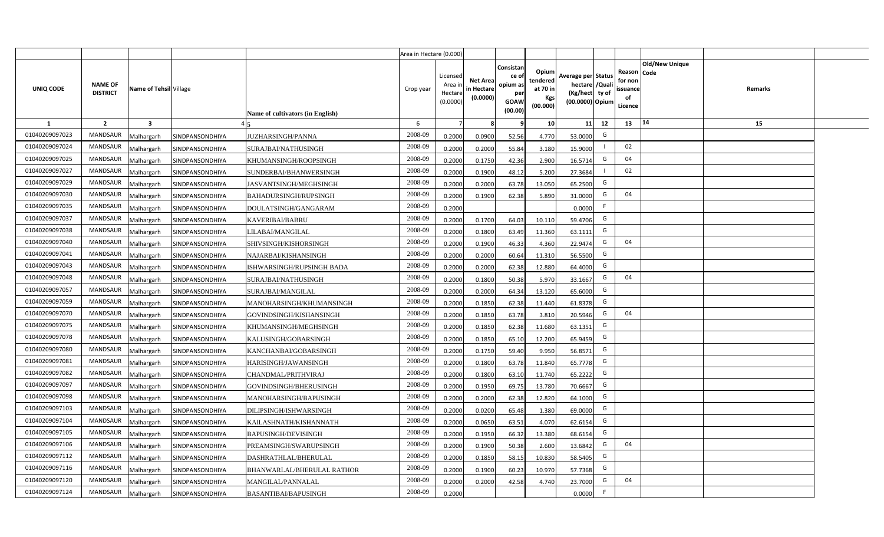| | | | | | Area in Hectare (0.000) | | | | | | | | | | |
|---|---|---|---|---|---|---|---|---|---|---|---|---|---|---|---|
| UNIQ CODE | NAME OF DISTRICT | Name of Tehsil | Village | Name of cultivators (in English) | Crop year | Licensed Area in Hectare (0.0000) | Net Area in Hectare (0.0000) | Consistance of opium as per GOAW (00.00) | Opium tendered at 70 in Kgs (00.000) | Average per hectare (Kg/hect) (00.0000) | Status /Quality of Opium | Reason for non issuance of Licence | Old/New Unique Code | Remarks |
| 1 | 2 | 3 | 4 | 5 | 6 | 7 | 8 | 9 | 10 | 11 | 12 | 13 | 14 | 15 |
| 01040209097023 | MANDSAUR | Malhargarh | SINDPANSONDHIYA | JUZHARSINGH/PANNA | 2008-09 | 0.2000 | 0.0900 | 52.56 | 4.770 | 53.0000 | G | | | |
| 01040209097024 | MANDSAUR | Malhargarh | SINDPANSONDHIYA | SURAJBAI/NATHUSINGH | 2008-09 | 0.2000 | 0.2000 | 55.84 | 3.180 | 15.9000 | I | 02 | | |
| 01040209097025 | MANDSAUR | Malhargarh | SINDPANSONDHIYA | KHUMANSINGH/ROOPSINGH | 2008-09 | 0.2000 | 0.1750 | 42.36 | 2.900 | 16.5714 | G | 04 | | |
| 01040209097027 | MANDSAUR | Malhargarh | SINDPANSONDHIYA | SUNDERBAI/BHANWERSINGH | 2008-09 | 0.2000 | 0.1900 | 48.12 | 5.200 | 27.3684 | I | 02 | | |
| 01040209097029 | MANDSAUR | Malhargarh | SINDPANSONDHIYA | JASVANTSINGH/MEGHSINGH | 2008-09 | 0.2000 | 0.2000 | 63.78 | 13.050 | 65.2500 | G | | | |
| 01040209097030 | MANDSAUR | Malhargarh | SINDPANSONDHIYA | BAHADURSINGH/RUPSINGH | 2008-09 | 0.2000 | 0.1900 | 62.38 | 5.890 | 31.0000 | G | 04 | | |
| 01040209097035 | MANDSAUR | Malhargarh | SINDPANSONDHIYA | DOULATSINGH/GANGARAM | 2008-09 | 0.2000 | | | | 0.0000 | F | | | |
| 01040209097037 | MANDSAUR | Malhargarh | SINDPANSONDHIYA | KAVERIBAI/BABRU | 2008-09 | 0.2000 | 0.1700 | 64.03 | 10.110 | 59.4706 | G | | | |
| 01040209097038 | MANDSAUR | Malhargarh | SINDPANSONDHIYA | LILABAI/MANGILAL | 2008-09 | 0.2000 | 0.1800 | 63.49 | 11.360 | 63.1111 | G | | | |
| 01040209097040 | MANDSAUR | Malhargarh | SINDPANSONDHIYA | SHIVSINGH/KISHORSINGH | 2008-09 | 0.2000 | 0.1900 | 46.33 | 4.360 | 22.9474 | G | 04 | | |
| 01040209097041 | MANDSAUR | Malhargarh | SINDPANSONDHIYA | NAJARBAI/KISHANSINGH | 2008-09 | 0.2000 | 0.2000 | 60.64 | 11.310 | 56.5500 | G | | | |
| 01040209097043 | MANDSAUR | Malhargarh | SINDPANSONDHIYA | ISHWARSINGH/RUPSINGH BADA | 2008-09 | 0.2000 | 0.2000 | 62.38 | 12.880 | 64.4000 | G | | | |
| 01040209097048 | MANDSAUR | Malhargarh | SINDPANSONDHIYA | SURAJBAI/NATHUSINGH | 2008-09 | 0.2000 | 0.1800 | 50.38 | 5.970 | 33.1667 | G | 04 | | |
| 01040209097057 | MANDSAUR | Malhargarh | SINDPANSONDHIYA | SURAJBAI/MANGILAL | 2008-09 | 0.2000 | 0.2000 | 64.34 | 13.120 | 65.6000 | G | | | |
| 01040209097059 | MANDSAUR | Malhargarh | SINDPANSONDHIYA | MANOHARSINGH/KHUMANSINGH | 2008-09 | 0.2000 | 0.1850 | 62.38 | 11.440 | 61.8378 | G | | | |
| 01040209097070 | MANDSAUR | Malhargarh | SINDPANSONDHIYA | GOVINDSINGH/KISHANSINGH | 2008-09 | 0.2000 | 0.1850 | 63.78 | 3.810 | 20.5946 | G | 04 | | |
| 01040209097075 | MANDSAUR | Malhargarh | SINDPANSONDHIYA | KHUMANSINGH/MEGHSINGH | 2008-09 | 0.2000 | 0.1850 | 62.38 | 11.680 | 63.1351 | G | | | |
| 01040209097078 | MANDSAUR | Malhargarh | SINDPANSONDHIYA | KALUSINGH/GOBARSINGH | 2008-09 | 0.2000 | 0.1850 | 65.10 | 12.200 | 65.9459 | G | | | |
| 01040209097080 | MANDSAUR | Malhargarh | SINDPANSONDHIYA | KANCHANBAI/GOBARSINGH | 2008-09 | 0.2000 | 0.1750 | 59.40 | 9.950 | 56.8571 | G | | | |
| 01040209097081 | MANDSAUR | Malhargarh | SINDPANSONDHIYA | HARISINGH/JAWANSINGH | 2008-09 | 0.2000 | 0.1800 | 63.78 | 11.840 | 65.7778 | G | | | |
| 01040209097082 | MANDSAUR | Malhargarh | SINDPANSONDHIYA | CHANDMAL/PRITHVIRAJ | 2008-09 | 0.2000 | 0.1800 | 63.10 | 11.740 | 65.2222 | G | | | |
| 01040209097097 | MANDSAUR | Malhargarh | SINDPANSONDHIYA | GOVINDSINGH/BHERUSINGH | 2008-09 | 0.2000 | 0.1950 | 69.75 | 13.780 | 70.6667 | G | | | |
| 01040209097098 | MANDSAUR | Malhargarh | SINDPANSONDHIYA | MANOHARSINGH/BAPUSINGH | 2008-09 | 0.2000 | 0.2000 | 62.38 | 12.820 | 64.1000 | G | | | |
| 01040209097103 | MANDSAUR | Malhargarh | SINDPANSONDHIYA | DILIPSINGH/ISHWARSINGH | 2008-09 | 0.2000 | 0.0200 | 65.48 | 1.380 | 69.0000 | G | | | |
| 01040209097104 | MANDSAUR | Malhargarh | SINDPANSONDHIYA | KAILASHNATH/KISHANNATH | 2008-09 | 0.2000 | 0.0650 | 63.51 | 4.070 | 62.6154 | G | | | |
| 01040209097105 | MANDSAUR | Malhargarh | SINDPANSONDHIYA | BAPUSINGH/DEVISINGH | 2008-09 | 0.2000 | 0.1950 | 66.32 | 13.380 | 68.6154 | G | | | |
| 01040209097106 | MANDSAUR | Malhargarh | SINDPANSONDHIYA | PREAMSINGH/SWARUPSINGH | 2008-09 | 0.2000 | 0.1900 | 50.38 | 2.600 | 13.6842 | G | 04 | | |
| 01040209097112 | MANDSAUR | Malhargarh | SINDPANSONDHIYA | DASHRATHLAL/BHERULAL | 2008-09 | 0.2000 | 0.1850 | 58.15 | 10.830 | 58.5405 | G | | | |
| 01040209097116 | MANDSAUR | Malhargarh | SINDPANSONDHIYA | BHANWARLAL/BHERULAL RATHOR | 2008-09 | 0.2000 | 0.1900 | 60.23 | 10.970 | 57.7368 | G | | | |
| 01040209097120 | MANDSAUR | Malhargarh | SINDPANSONDHIYA | MANGILAL/PANNALAL | 2008-09 | 0.2000 | 0.2000 | 42.58 | 4.740 | 23.7000 | G | 04 | | |
| 01040209097124 | MANDSAUR | Malhargarh | SINDPANSONDHIYA | BASANTIBAI/BAPUSINGH | 2008-09 | 0.2000 | | | | 0.0000 | F | | | |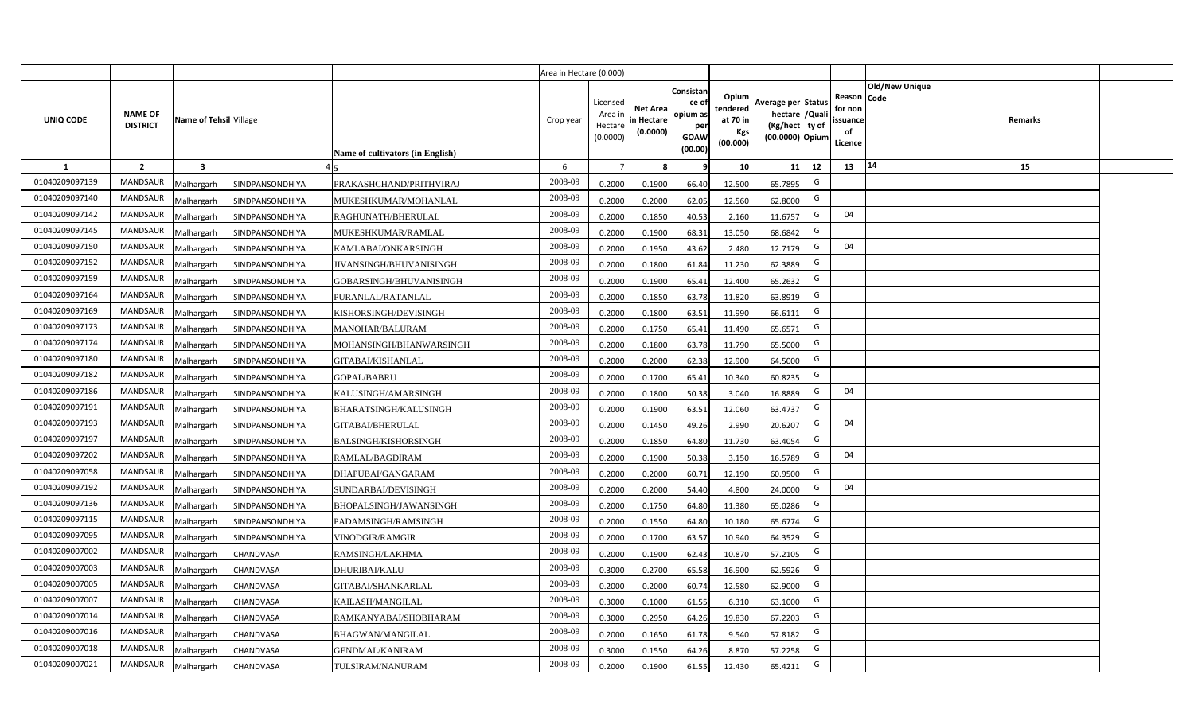| UNIQ CODE | NAME OF DISTRICT | Name of Tehsil | Village | Name of cultivators (in English) | Area in Hectare (0.000) Crop year | Licensed Area in Hectare (0.0000) | Net Area in Hectare (0.0000) | Consistance of opium as per GOAW (00.00) | Opium tendered at 70 in Kgs (00.000) | Average per hectare (Kg/hect) (00.0000) | Status /Quality of Opium | Reason for non issuance of Licence | Old/New Unique Code | Remarks |
|---|---|---|---|---|---|---|---|---|---|---|---|---|---|---|
| 1 | 2 | 3 | 4 | 5 | 6 | 7 | 8 | 9 | 10 | 11 | 12 | 13 | 14 | 15 |
| 01040209097139 | MANDSAUR | Malhargarh | SINDPANSONDHIYA | PRAKASHCHAND/PRITHVIRAJ | 2008-09 | 0.2000 | 0.1900 | 66.40 | 12.500 | 65.7895 | G | | | |
| 01040209097140 | MANDSAUR | Malhargarh | SINDPANSONDHIYA | MUKESHKUMAR/MOHANLAL | 2008-09 | 0.2000 | 0.2000 | 62.05 | 12.560 | 62.8000 | G | | | |
| 01040209097142 | MANDSAUR | Malhargarh | SINDPANSONDHIYA | RAGHUNATH/BHERULAL | 2008-09 | 0.2000 | 0.1850 | 40.53 | 2.160 | 11.6757 | G | 04 | | |
| 01040209097145 | MANDSAUR | Malhargarh | SINDPANSONDHIYA | MUKESHKUMAR/RAMLAL | 2008-09 | 0.2000 | 0.1900 | 68.31 | 13.050 | 68.6842 | G | | | |
| 01040209097150 | MANDSAUR | Malhargarh | SINDPANSONDHIYA | KAMLABAI/ONKARSINGH | 2008-09 | 0.2000 | 0.1950 | 43.62 | 2.480 | 12.7179 | G | 04 | | |
| 01040209097152 | MANDSAUR | Malhargarh | SINDPANSONDHIYA | JIVANSINGH/BHUVANISINGH | 2008-09 | 0.2000 | 0.1800 | 61.84 | 11.230 | 62.3889 | G | | | |
| 01040209097159 | MANDSAUR | Malhargarh | SINDPANSONDHIYA | GOBARSINGH/BHUVANISINGH | 2008-09 | 0.2000 | 0.1900 | 65.41 | 12.400 | 65.2632 | G | | | |
| 01040209097164 | MANDSAUR | Malhargarh | SINDPANSONDHIYA | PURANLAL/RATANLAL | 2008-09 | 0.2000 | 0.1850 | 63.78 | 11.820 | 63.8919 | G | | | |
| 01040209097169 | MANDSAUR | Malhargarh | SINDPANSONDHIYA | KISHORSINGH/DEVISINGH | 2008-09 | 0.2000 | 0.1800 | 63.51 | 11.990 | 66.6111 | G | | | |
| 01040209097173 | MANDSAUR | Malhargarh | SINDPANSONDHIYA | MANOHAR/BALURAM | 2008-09 | 0.2000 | 0.1750 | 65.41 | 11.490 | 65.6571 | G | | | |
| 01040209097174 | MANDSAUR | Malhargarh | SINDPANSONDHIYA | MOHANSINGH/BHANWARSINGH | 2008-09 | 0.2000 | 0.1800 | 63.78 | 11.790 | 65.5000 | G | | | |
| 01040209097180 | MANDSAUR | Malhargarh | SINDPANSONDHIYA | GITABAI/KISHANLAL | 2008-09 | 0.2000 | 0.2000 | 62.38 | 12.900 | 64.5000 | G | | | |
| 01040209097182 | MANDSAUR | Malhargarh | SINDPANSONDHIYA | GOPAL/BABRU | 2008-09 | 0.2000 | 0.1700 | 65.41 | 10.340 | 60.8235 | G | | | |
| 01040209097186 | MANDSAUR | Malhargarh | SINDPANSONDHIYA | KALUSINGH/AMARSINGH | 2008-09 | 0.2000 | 0.1800 | 50.38 | 3.040 | 16.8889 | G | 04 | | |
| 01040209097191 | MANDSAUR | Malhargarh | SINDPANSONDHIYA | BHARATSINGH/KALUSINGH | 2008-09 | 0.2000 | 0.1900 | 63.51 | 12.060 | 63.4737 | G | | | |
| 01040209097193 | MANDSAUR | Malhargarh | SINDPANSONDHIYA | GITABAI/BHERULAL | 2008-09 | 0.2000 | 0.1450 | 49.26 | 2.990 | 20.6207 | G | 04 | | |
| 01040209097197 | MANDSAUR | Malhargarh | SINDPANSONDHIYA | BALSINGH/KISHORSINGH | 2008-09 | 0.2000 | 0.1850 | 64.80 | 11.730 | 63.4054 | G | | | |
| 01040209097202 | MANDSAUR | Malhargarh | SINDPANSONDHIYA | RAMLAL/BAGDIRAM | 2008-09 | 0.2000 | 0.1900 | 50.38 | 3.150 | 16.5789 | G | 04 | | |
| 01040209097058 | MANDSAUR | Malhargarh | SINDPANSONDHIYA | DHAPUBAI/GANGARAM | 2008-09 | 0.2000 | 0.2000 | 60.71 | 12.190 | 60.9500 | G | | | |
| 01040209097192 | MANDSAUR | Malhargarh | SINDPANSONDHIYA | SUNDARBAI/DEVISINGH | 2008-09 | 0.2000 | 0.2000 | 54.40 | 4.800 | 24.0000 | G | 04 | | |
| 01040209097136 | MANDSAUR | Malhargarh | SINDPANSONDHIYA | BHOPALSINGH/JAWANSINGH | 2008-09 | 0.2000 | 0.1750 | 64.80 | 11.380 | 65.0286 | G | | | |
| 01040209097115 | MANDSAUR | Malhargarh | SINDPANSONDHIYA | PADAMSINGH/RAMSINGH | 2008-09 | 0.2000 | 0.1550 | 64.80 | 10.180 | 65.6774 | G | | | |
| 01040209097095 | MANDSAUR | Malhargarh | SINDPANSONDHIYA | VINODGIR/RAMGIR | 2008-09 | 0.2000 | 0.1700 | 63.57 | 10.940 | 64.3529 | G | | | |
| 01040209007002 | MANDSAUR | Malhargarh | CHANDVASA | RAMSINGH/LAKHMA | 2008-09 | 0.2000 | 0.1900 | 62.43 | 10.870 | 57.2105 | G | | | |
| 01040209007003 | MANDSAUR | Malhargarh | CHANDVASA | DHURIBAI/KALU | 2008-09 | 0.3000 | 0.2700 | 65.58 | 16.900 | 62.5926 | G | | | |
| 01040209007005 | MANDSAUR | Malhargarh | CHANDVASA | GITABAI/SHANKARLAL | 2008-09 | 0.2000 | 0.2000 | 60.74 | 12.580 | 62.9000 | G | | | |
| 01040209007007 | MANDSAUR | Malhargarh | CHANDVASA | KAILASH/MANGILAL | 2008-09 | 0.3000 | 0.1000 | 61.55 | 6.310 | 63.1000 | G | | | |
| 01040209007014 | MANDSAUR | Malhargarh | CHANDVASA | RAMKANYABAI/SHOBHARAM | 2008-09 | 0.3000 | 0.2950 | 64.26 | 19.830 | 67.2203 | G | | | |
| 01040209007016 | MANDSAUR | Malhargarh | CHANDVASA | BHAGWAN/MANGILAL | 2008-09 | 0.2000 | 0.1650 | 61.78 | 9.540 | 57.8182 | G | | | |
| 01040209007018 | MANDSAUR | Malhargarh | CHANDVASA | GENDMAL/KANIRAM | 2008-09 | 0.3000 | 0.1550 | 64.26 | 8.870 | 57.2258 | G | | | |
| 01040209007021 | MANDSAUR | Malhargarh | CHANDVASA | TULSIRAM/NANURAM | 2008-09 | 0.2000 | 0.1900 | 61.55 | 12.430 | 65.4211 | G | | | |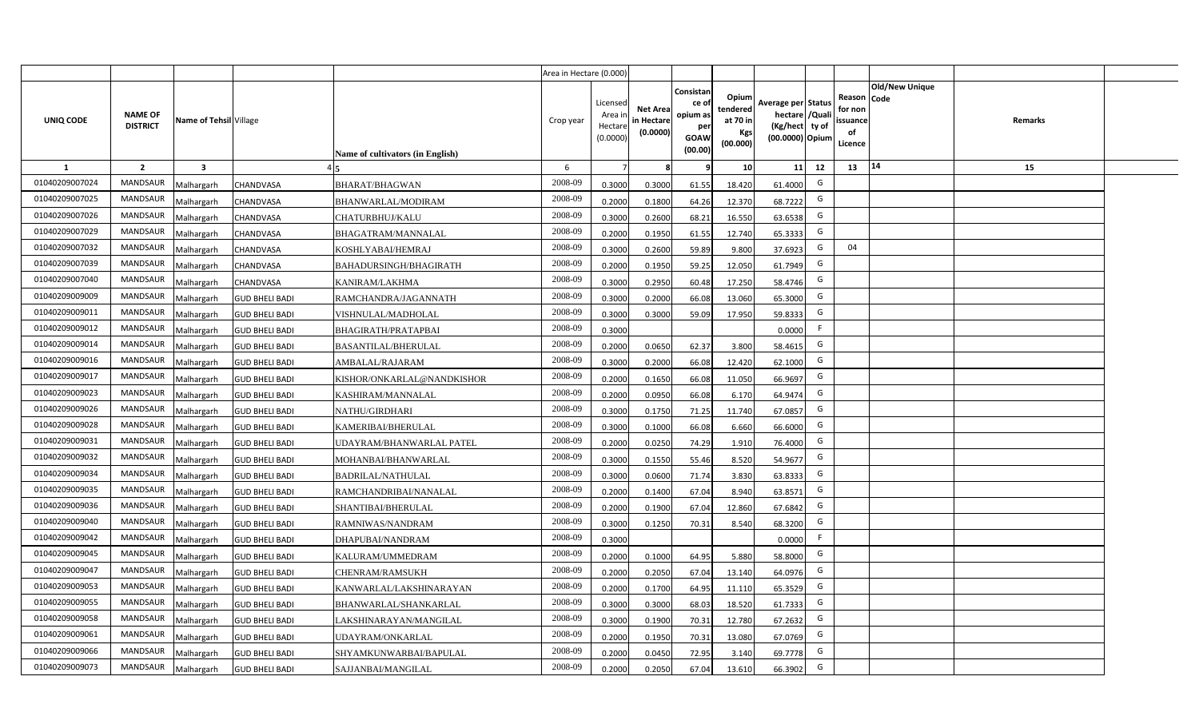| | | | | | Area in Hectare (0.000) | | | | | | | | | | |
|---|---|---|---|---|---|---|---|---|---|---|---|---|---|---|---|
| UNIQ CODE | NAME OF DISTRICT | Name of Tehsil | Village | Name of cultivators (in English) | Crop year | Licensed Area in Hectare (0.0000) | Net Area in Hectare (0.0000) | Consistan ce of opium as per GOAW (00.00) | Opium tendered at 70 in Kgs (00.000) | Average per hectare (Kg/hect (00.0000) | Status /Quality of Opium | Reason for non issuance of Licence | Code | Old/New Unique | Remarks |
| 1 | 2 | 3 | 4 | 5 | 6 | 7 | 8 | 9 | 10 | 11 | 12 | 13 | 14 | | 15 |
| 01040209007024 | MANDSAUR | Malhargarh | CHANDVASA | BHARAT/BHAGWAN | 2008-09 | 0.3000 | 0.3000 | 61.55 | 18.420 | 61.4000 | G | | | | |
| 01040209007025 | MANDSAUR | Malhargarh | CHANDVASA | BHANWARLAL/MODIRAM | 2008-09 | 0.2000 | 0.1800 | 64.26 | 12.370 | 68.7222 | G | | | | |
| 01040209007026 | MANDSAUR | Malhargarh | CHANDVASA | CHATURBHUJ/KALU | 2008-09 | 0.3000 | 0.2600 | 68.21 | 16.550 | 63.6538 | G | | | | |
| 01040209007029 | MANDSAUR | Malhargarh | CHANDVASA | BHAGATRAM/MANNALAL | 2008-09 | 0.2000 | 0.1950 | 61.55 | 12.740 | 65.3333 | G | | | | |
| 01040209007032 | MANDSAUR | Malhargarh | CHANDVASA | KOSHLYABAI/HEMRAJ | 2008-09 | 0.3000 | 0.2600 | 59.89 | 9.800 | 37.6923 | G | 04 | | | |
| 01040209007039 | MANDSAUR | Malhargarh | CHANDVASA | BAHADURSINGH/BHAGIRATH | 2008-09 | 0.2000 | 0.1950 | 59.25 | 12.050 | 61.7949 | G | | | | |
| 01040209007040 | MANDSAUR | Malhargarh | CHANDVASA | KANIRAM/LAKHMA | 2008-09 | 0.3000 | 0.2950 | 60.48 | 17.250 | 58.4746 | G | | | | |
| 01040209009009 | MANDSAUR | Malhargarh | GUD BHELI BADI | RAMCHANDRA/JAGANNATH | 2008-09 | 0.3000 | 0.2000 | 66.08 | 13.060 | 65.3000 | G | | | | |
| 01040209009011 | MANDSAUR | Malhargarh | GUD BHELI BADI | VISHNULAL/MADHOLAL | 2008-09 | 0.3000 | 0.3000 | 59.09 | 17.950 | 59.8333 | G | | | | |
| 01040209009012 | MANDSAUR | Malhargarh | GUD BHELI BADI | BHAGIRATH/PRATAPBAI | 2008-09 | 0.3000 | | | | 0.0000 | F | | | | |
| 01040209009014 | MANDSAUR | Malhargarh | GUD BHELI BADI | BASANTILAL/BHERULAL | 2008-09 | 0.2000 | 0.0650 | 62.37 | 3.800 | 58.4615 | G | | | | |
| 01040209009016 | MANDSAUR | Malhargarh | GUD BHELI BADI | AMBALAL/RAJARAM | 2008-09 | 0.3000 | 0.2000 | 66.08 | 12.420 | 62.1000 | G | | | | |
| 01040209009017 | MANDSAUR | Malhargarh | GUD BHELI BADI | KISHOR/ONKARLAL@NANDKISHOR | 2008-09 | 0.2000 | 0.1650 | 66.08 | 11.050 | 66.9697 | G | | | | |
| 01040209009023 | MANDSAUR | Malhargarh | GUD BHELI BADI | KASHIRAM/MANNALAL | 2008-09 | 0.2000 | 0.0950 | 66.08 | 6.170 | 64.9474 | G | | | | |
| 01040209009026 | MANDSAUR | Malhargarh | GUD BHELI BADI | NATHU/GIRDHARI | 2008-09 | 0.3000 | 0.1750 | 71.25 | 11.740 | 67.0857 | G | | | | |
| 01040209009028 | MANDSAUR | Malhargarh | GUD BHELI BADI | KAMERIBAI/BHERULAL | 2008-09 | 0.3000 | 0.1000 | 66.08 | 6.660 | 66.6000 | G | | | | |
| 01040209009031 | MANDSAUR | Malhargarh | GUD BHELI BADI | UDAYRAM/BHANWARLAL PATEL | 2008-09 | 0.2000 | 0.0250 | 74.29 | 1.910 | 76.4000 | G | | | | |
| 01040209009032 | MANDSAUR | Malhargarh | GUD BHELI BADI | MOHANBAI/BHANWARLAL | 2008-09 | 0.3000 | 0.1550 | 55.46 | 8.520 | 54.9677 | G | | | | |
| 01040209009034 | MANDSAUR | Malhargarh | GUD BHELI BADI | BADRILAL/NATHULAL | 2008-09 | 0.3000 | 0.0600 | 71.74 | 3.830 | 63.8333 | G | | | | |
| 01040209009035 | MANDSAUR | Malhargarh | GUD BHELI BADI | RAMCHANDRIBAI/NANALAL | 2008-09 | 0.2000 | 0.1400 | 67.04 | 8.940 | 63.8571 | G | | | | |
| 01040209009036 | MANDSAUR | Malhargarh | GUD BHELI BADI | SHANTIBAI/BHERULAL | 2008-09 | 0.2000 | 0.1900 | 67.04 | 12.860 | 67.6842 | G | | | | |
| 01040209009040 | MANDSAUR | Malhargarh | GUD BHELI BADI | RAMNIWAS/NANDRAM | 2008-09 | 0.3000 | 0.1250 | 70.31 | 8.540 | 68.3200 | G | | | | |
| 01040209009042 | MANDSAUR | Malhargarh | GUD BHELI BADI | DHAPUBAI/NANDRAM | 2008-09 | 0.3000 | | | | 0.0000 | F | | | | |
| 01040209009045 | MANDSAUR | Malhargarh | GUD BHELI BADI | KALURAM/UMMEDRAM | 2008-09 | 0.2000 | 0.1000 | 64.95 | 5.880 | 58.8000 | G | | | | |
| 01040209009047 | MANDSAUR | Malhargarh | GUD BHELI BADI | CHENRAM/RAMSUKH | 2008-09 | 0.2000 | 0.2050 | 67.04 | 13.140 | 64.0976 | G | | | | |
| 01040209009053 | MANDSAUR | Malhargarh | GUD BHELI BADI | KANWARLAL/LAKSHINARAYAN | 2008-09 | 0.2000 | 0.1700 | 64.95 | 11.110 | 65.3529 | G | | | | |
| 01040209009055 | MANDSAUR | Malhargarh | GUD BHELI BADI | BHANWARLAL/SHANKARLAL | 2008-09 | 0.3000 | 0.3000 | 68.03 | 18.520 | 61.7333 | G | | | | |
| 01040209009058 | MANDSAUR | Malhargarh | GUD BHELI BADI | LAKSHINARAYAN/MANGILAL | 2008-09 | 0.3000 | 0.1900 | 70.31 | 12.780 | 67.2632 | G | | | | |
| 01040209009061 | MANDSAUR | Malhargarh | GUD BHELI BADI | UDAYRAM/ONKARLAL | 2008-09 | 0.2000 | 0.1950 | 70.31 | 13.080 | 67.0769 | G | | | | |
| 01040209009066 | MANDSAUR | Malhargarh | GUD BHELI BADI | SHYAMKUNWARBAI/BAPULAL | 2008-09 | 0.2000 | 0.0450 | 72.95 | 3.140 | 69.7778 | G | | | | |
| 01040209009073 | MANDSAUR | Malhargarh | GUD BHELI BADI | SAJJANBAI/MANGILAL | 2008-09 | 0.2000 | 0.2050 | 67.04 | 13.610 | 66.3902 | G | | | | |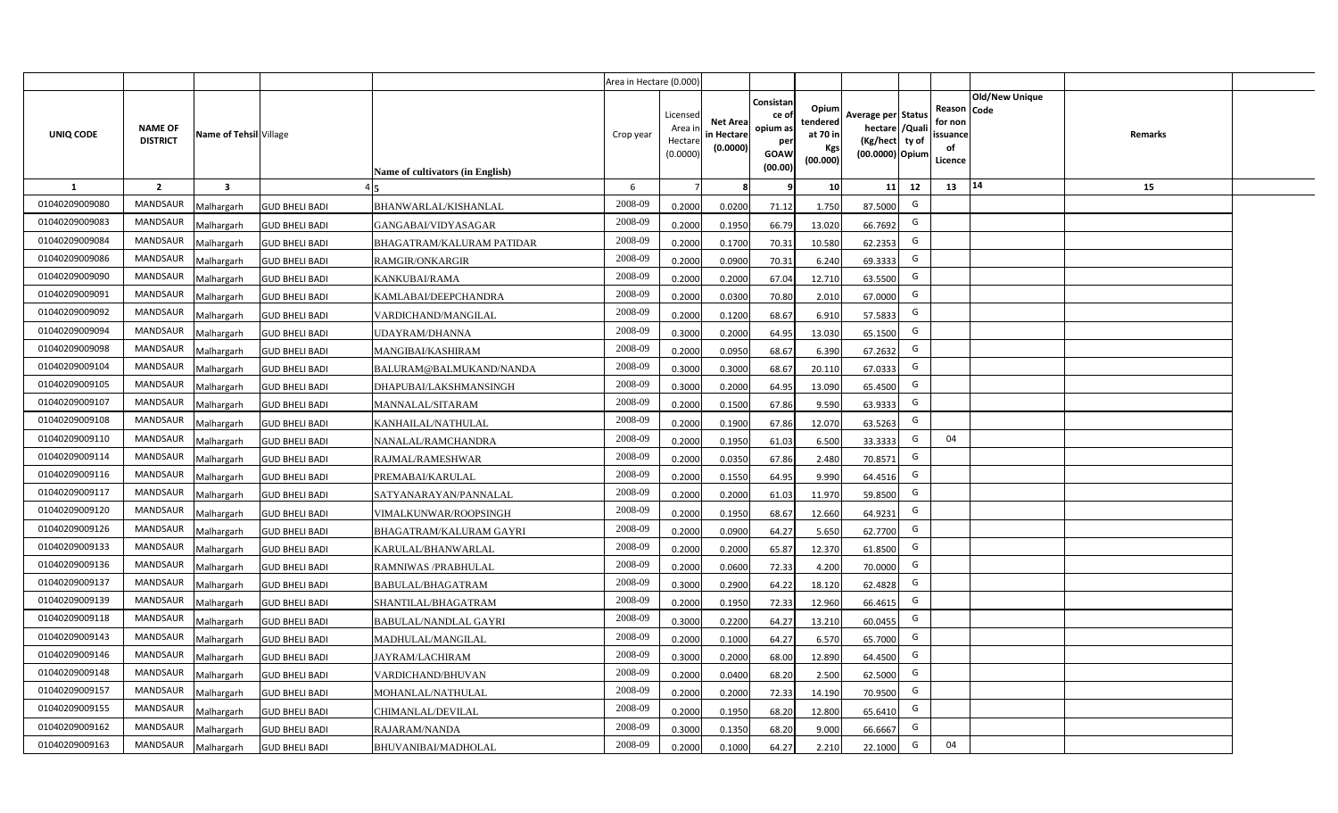| UNIQ CODE | NAME OF DISTRICT | Name of Tehsil | Village | Name of cultivators (in English) | Area in Hectare (0.000) Crop year | Licensed Area in Hectare (0.0000) | Net Area in Hectare (0.0000) | Consistance of opium as per GOAW (00.00) | Opium tendered at 70 in Kgs (00.000) | Average per hectare (Kg/hect) (00.0000) | Status /Quality of Opium | Reason for non issuance of Licence | Old/New Unique Code | Remarks |
|---|---|---|---|---|---|---|---|---|---|---|---|---|---|---|
| 1 | 2 | 3 | 4 | 5 | 6 | 7 | 8 | 9 | 10 | 11 | 12 | 13 | 14 | 15 |
| 01040209009080 | MANDSAUR | Malhargarh | GUD BHELI BADI | BHANWARLAL/KISHANLAL | 2008-09 | 0.2000 | 0.0200 | 71.12 | 1.750 | 87.5000 | G | | | |
| 01040209009083 | MANDSAUR | Malhargarh | GUD BHELI BADI | GANGABAI/VIDYASAGAR | 2008-09 | 0.2000 | 0.1950 | 66.79 | 13.020 | 66.7692 | G | | | |
| 01040209009084 | MANDSAUR | Malhargarh | GUD BHELI BADI | BHAGATRAM/KALURAM PATIDAR | 2008-09 | 0.2000 | 0.1700 | 70.31 | 10.580 | 62.2353 | G | | | |
| 01040209009086 | MANDSAUR | Malhargarh | GUD BHELI BADI | RAMGIR/ONKARGIR | 2008-09 | 0.2000 | 0.0900 | 70.31 | 6.240 | 69.3333 | G | | | |
| 01040209009090 | MANDSAUR | Malhargarh | GUD BHELI BADI | KANKUBAI/RAMA | 2008-09 | 0.2000 | 0.2000 | 67.04 | 12.710 | 63.5500 | G | | | |
| 01040209009091 | MANDSAUR | Malhargarh | GUD BHELI BADI | KAMLABAI/DEEPCHANDRA | 2008-09 | 0.2000 | 0.0300 | 70.80 | 2.010 | 67.0000 | G | | | |
| 01040209009092 | MANDSAUR | Malhargarh | GUD BHELI BADI | VARDICHAND/MANGILAL | 2008-09 | 0.2000 | 0.1200 | 68.67 | 6.910 | 57.5833 | G | | | |
| 01040209009094 | MANDSAUR | Malhargarh | GUD BHELI BADI | UDAYRAM/DHANNA | 2008-09 | 0.3000 | 0.2000 | 64.95 | 13.030 | 65.1500 | G | | | |
| 01040209009098 | MANDSAUR | Malhargarh | GUD BHELI BADI | MANGIBAI/KASHIRAM | 2008-09 | 0.2000 | 0.0950 | 68.67 | 6.390 | 67.2632 | G | | | |
| 01040209009104 | MANDSAUR | Malhargarh | GUD BHELI BADI | BALURAM@BALMUKAND/NANDA | 2008-09 | 0.3000 | 0.3000 | 68.67 | 20.110 | 67.0333 | G | | | |
| 01040209009105 | MANDSAUR | Malhargarh | GUD BHELI BADI | DHAPUBAI/LAKSHMANSINGH | 2008-09 | 0.3000 | 0.2000 | 64.95 | 13.090 | 65.4500 | G | | | |
| 01040209009107 | MANDSAUR | Malhargarh | GUD BHELI BADI | MANNALAL/SITARAM | 2008-09 | 0.2000 | 0.1500 | 67.86 | 9.590 | 63.9333 | G | | | |
| 01040209009108 | MANDSAUR | Malhargarh | GUD BHELI BADI | KANHAILAL/NATHULAL | 2008-09 | 0.2000 | 0.1900 | 67.86 | 12.070 | 63.5263 | G | | | |
| 01040209009110 | MANDSAUR | Malhargarh | GUD BHELI BADI | NANALAL/RAMCHANDRA | 2008-09 | 0.2000 | 0.1950 | 61.03 | 6.500 | 33.3333 | G | 04 | | |
| 01040209009114 | MANDSAUR | Malhargarh | GUD BHELI BADI | RAJMAL/RAMESHWAR | 2008-09 | 0.2000 | 0.0350 | 67.86 | 2.480 | 70.8571 | G | | | |
| 01040209009116 | MANDSAUR | Malhargarh | GUD BHELI BADI | PREMABAI/KARULAL | 2008-09 | 0.2000 | 0.1550 | 64.95 | 9.990 | 64.4516 | G | | | |
| 01040209009117 | MANDSAUR | Malhargarh | GUD BHELI BADI | SATYANARAYAN/PANNALAL | 2008-09 | 0.2000 | 0.2000 | 61.03 | 11.970 | 59.8500 | G | | | |
| 01040209009120 | MANDSAUR | Malhargarh | GUD BHELI BADI | VIMALKUNWAR/ROOPSINGH | 2008-09 | 0.2000 | 0.1950 | 68.67 | 12.660 | 64.9231 | G | | | |
| 01040209009126 | MANDSAUR | Malhargarh | GUD BHELI BADI | BHAGATRAM/KALURAM GAYRI | 2008-09 | 0.2000 | 0.0900 | 64.27 | 5.650 | 62.7700 | G | | | |
| 01040209009133 | MANDSAUR | Malhargarh | GUD BHELI BADI | KARULAL/BHANWARLAL | 2008-09 | 0.2000 | 0.2000 | 65.87 | 12.370 | 61.8500 | G | | | |
| 01040209009136 | MANDSAUR | Malhargarh | GUD BHELI BADI | RAMNIWAS /PRABHULAL | 2008-09 | 0.2000 | 0.0600 | 72.33 | 4.200 | 70.0000 | G | | | |
| 01040209009137 | MANDSAUR | Malhargarh | GUD BHELI BADI | BABULAL/BHAGATRAM | 2008-09 | 0.3000 | 0.2900 | 64.22 | 18.120 | 62.4828 | G | | | |
| 01040209009139 | MANDSAUR | Malhargarh | GUD BHELI BADI | SHANTILAL/BHAGATRAM | 2008-09 | 0.2000 | 0.1950 | 72.33 | 12.960 | 66.4615 | G | | | |
| 01040209009118 | MANDSAUR | Malhargarh | GUD BHELI BADI | BABULAL/NANDLAL GAYRI | 2008-09 | 0.3000 | 0.2200 | 64.27 | 13.210 | 60.0455 | G | | | |
| 01040209009143 | MANDSAUR | Malhargarh | GUD BHELI BADI | MADHULAL/MANGILAL | 2008-09 | 0.2000 | 0.1000 | 64.27 | 6.570 | 65.7000 | G | | | |
| 01040209009146 | MANDSAUR | Malhargarh | GUD BHELI BADI | JAYRAM/LACHIRAM | 2008-09 | 0.3000 | 0.2000 | 68.00 | 12.890 | 64.4500 | G | | | |
| 01040209009148 | MANDSAUR | Malhargarh | GUD BHELI BADI | VARDICHAND/BHUVAN | 2008-09 | 0.2000 | 0.0400 | 68.20 | 2.500 | 62.5000 | G | | | |
| 01040209009157 | MANDSAUR | Malhargarh | GUD BHELI BADI | MOHANLAL/NATHULAL | 2008-09 | 0.2000 | 0.2000 | 72.33 | 14.190 | 70.9500 | G | | | |
| 01040209009155 | MANDSAUR | Malhargarh | GUD BHELI BADI | CHIMANLAL/DEVILAL | 2008-09 | 0.2000 | 0.1950 | 68.20 | 12.800 | 65.6410 | G | | | |
| 01040209009162 | MANDSAUR | Malhargarh | GUD BHELI BADI | RAJARAM/NANDA | 2008-09 | 0.3000 | 0.1350 | 68.20 | 9.000 | 66.6667 | G | | | |
| 01040209009163 | MANDSAUR | Malhargarh | GUD BHELI BADI | BHUVANIBAI/MADHOLAL | 2008-09 | 0.2000 | 0.1000 | 64.27 | 2.210 | 22.1000 | G | 04 | | |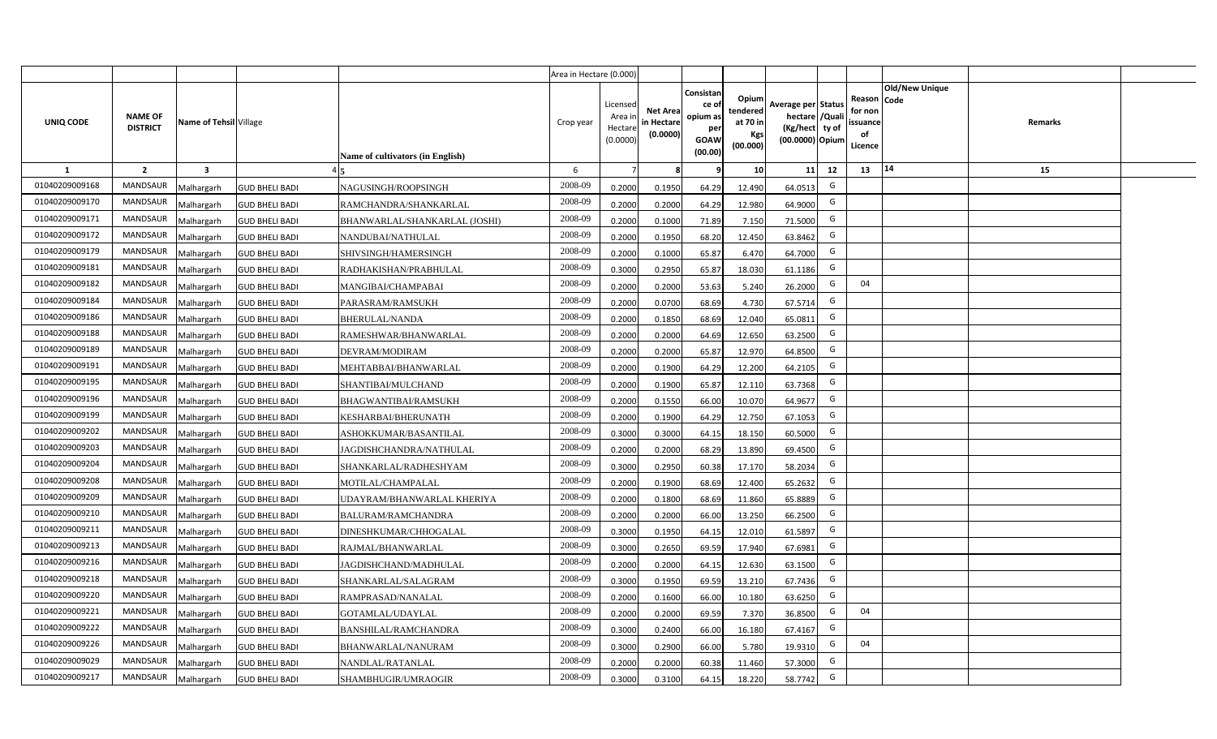| | | | | | Area in Hectare (0.000) | | | | | | | | | | |
|---|---|---|---|---|---|---|---|---|---|---|---|---|---|---|---|
| UNIQ CODE | NAME OF DISTRICT | Name of Tehsil | Village | Name of cultivators (in English) | Crop year | Licensed Area in Hectare (0.0000) | Net Area in Hectare (0.0000) | Consistance of opium as per GOAW (00.00) | Opium tendered at 70 in Kgs (00.000) | Average per hectare (Kg/hect) (00.0000) | Status /Quality of Opium | Reason for non issuance of Licence | Old/New Unique Code | Remarks |
| 1 | 2 | 3 | 4 | 5 | 6 | 7 | 8 | 9 | 10 | 11 | 12 | 13 | 14 | 15 |
| 01040209009168 | MANDSAUR | Malhargarh | GUD BHELI BADI | NAGUSINGH/ROOPSINGH | 2008-09 | 0.2000 | 0.1950 | 64.29 | 12.490 | 64.0513 | G | | | |
| 01040209009170 | MANDSAUR | Malhargarh | GUD BHELI BADI | RAMCHANDRA/SHANKARLAL | 2008-09 | 0.2000 | 0.2000 | 64.29 | 12.980 | 64.9000 | G | | | |
| 01040209009171 | MANDSAUR | Malhargarh | GUD BHELI BADI | BHANWARLAL/SHANKARLAL (JOSHI) | 2008-09 | 0.2000 | 0.1000 | 71.89 | 7.150 | 71.5000 | G | | | |
| 01040209009172 | MANDSAUR | Malhargarh | GUD BHELI BADI | NANDUBAI/NATHULAL | 2008-09 | 0.2000 | 0.1950 | 68.20 | 12.450 | 63.8462 | G | | | |
| 01040209009179 | MANDSAUR | Malhargarh | GUD BHELI BADI | SHIVSINGH/HAMERSINGH | 2008-09 | 0.2000 | 0.1000 | 65.87 | 6.470 | 64.7000 | G | | | |
| 01040209009181 | MANDSAUR | Malhargarh | GUD BHELI BADI | RADHAKISHAN/PRABHULAL | 2008-09 | 0.3000 | 0.2950 | 65.87 | 18.030 | 61.1186 | G | | | |
| 01040209009182 | MANDSAUR | Malhargarh | GUD BHELI BADI | MANGIBAI/CHAMPABAI | 2008-09 | 0.2000 | 0.2000 | 53.63 | 5.240 | 26.2000 | G | 04 | | |
| 01040209009184 | MANDSAUR | Malhargarh | GUD BHELI BADI | PARASRAM/RAMSUKH | 2008-09 | 0.2000 | 0.0700 | 68.69 | 4.730 | 67.5714 | G | | | |
| 01040209009186 | MANDSAUR | Malhargarh | GUD BHELI BADI | BHERULAL/NANDA | 2008-09 | 0.2000 | 0.1850 | 68.69 | 12.040 | 65.0811 | G | | | |
| 01040209009188 | MANDSAUR | Malhargarh | GUD BHELI BADI | RAMESHWAR/BHANWARLAL | 2008-09 | 0.2000 | 0.2000 | 64.69 | 12.650 | 63.2500 | G | | | |
| 01040209009189 | MANDSAUR | Malhargarh | GUD BHELI BADI | DEVRAM/MODIRAM | 2008-09 | 0.2000 | 0.2000 | 65.87 | 12.970 | 64.8500 | G | | | |
| 01040209009191 | MANDSAUR | Malhargarh | GUD BHELI BADI | MEHTABBAI/BHANWARLAL | 2008-09 | 0.2000 | 0.1900 | 64.29 | 12.200 | 64.2105 | G | | | |
| 01040209009195 | MANDSAUR | Malhargarh | GUD BHELI BADI | SHANTIBAI/MULCHAND | 2008-09 | 0.2000 | 0.1900 | 65.87 | 12.110 | 63.7368 | G | | | |
| 01040209009196 | MANDSAUR | Malhargarh | GUD BHELI BADI | BHAGWANTIBAI/RAMSUKH | 2008-09 | 0.2000 | 0.1550 | 66.00 | 10.070 | 64.9677 | G | | | |
| 01040209009199 | MANDSAUR | Malhargarh | GUD BHELI BADI | KESHARBAI/BHERUNATH | 2008-09 | 0.2000 | 0.1900 | 64.29 | 12.750 | 67.1053 | G | | | |
| 01040209009202 | MANDSAUR | Malhargarh | GUD BHELI BADI | ASHOKKUMAR/BASANTILAL | 2008-09 | 0.3000 | 0.3000 | 64.15 | 18.150 | 60.5000 | G | | | |
| 01040209009203 | MANDSAUR | Malhargarh | GUD BHELI BADI | JAGDISHCHANDRA/NATHULAL | 2008-09 | 0.2000 | 0.2000 | 68.29 | 13.890 | 69.4500 | G | | | |
| 01040209009204 | MANDSAUR | Malhargarh | GUD BHELI BADI | SHANKARLAL/RADHESHYAM | 2008-09 | 0.3000 | 0.2950 | 60.38 | 17.170 | 58.2034 | G | | | |
| 01040209009208 | MANDSAUR | Malhargarh | GUD BHELI BADI | MOTILAL/CHAMPALAL | 2008-09 | 0.2000 | 0.1900 | 68.69 | 12.400 | 65.2632 | G | | | |
| 01040209009209 | MANDSAUR | Malhargarh | GUD BHELI BADI | UDAYRAM/BHANWARLAL KHERIYA | 2008-09 | 0.2000 | 0.1800 | 68.69 | 11.860 | 65.8889 | G | | | |
| 01040209009210 | MANDSAUR | Malhargarh | GUD BHELI BADI | BALURAM/RAMCHANDRA | 2008-09 | 0.2000 | 0.2000 | 66.00 | 13.250 | 66.2500 | G | | | |
| 01040209009211 | MANDSAUR | Malhargarh | GUD BHELI BADI | DINESHKUMAR/CHHOGALAL | 2008-09 | 0.3000 | 0.1950 | 64.15 | 12.010 | 61.5897 | G | | | |
| 01040209009213 | MANDSAUR | Malhargarh | GUD BHELI BADI | RAJMAL/BHANWARLAL | 2008-09 | 0.3000 | 0.2650 | 69.59 | 17.940 | 67.6981 | G | | | |
| 01040209009216 | MANDSAUR | Malhargarh | GUD BHELI BADI | JAGDISHCHAND/MADHULAL | 2008-09 | 0.2000 | 0.2000 | 64.15 | 12.630 | 63.1500 | G | | | |
| 01040209009218 | MANDSAUR | Malhargarh | GUD BHELI BADI | SHANKARLAL/SALAGRAM | 2008-09 | 0.3000 | 0.1950 | 69.59 | 13.210 | 67.7436 | G | | | |
| 01040209009220 | MANDSAUR | Malhargarh | GUD BHELI BADI | RAMPRASAD/NANALAL | 2008-09 | 0.2000 | 0.1600 | 66.00 | 10.180 | 63.6250 | G | | | |
| 01040209009221 | MANDSAUR | Malhargarh | GUD BHELI BADI | GOTAMLAL/UDAYLAL | 2008-09 | 0.2000 | 0.2000 | 69.59 | 7.370 | 36.8500 | G | 04 | | |
| 01040209009222 | MANDSAUR | Malhargarh | GUD BHELI BADI | BANSHILAL/RAMCHANDRA | 2008-09 | 0.3000 | 0.2400 | 66.00 | 16.180 | 67.4167 | G | | | |
| 01040209009226 | MANDSAUR | Malhargarh | GUD BHELI BADI | BHANWARLAL/NANURAM | 2008-09 | 0.3000 | 0.2900 | 66.00 | 5.780 | 19.9310 | G | 04 | | |
| 01040209009029 | MANDSAUR | Malhargarh | GUD BHELI BADI | NANDLAL/RATANLAL | 2008-09 | 0.2000 | 0.2000 | 60.38 | 11.460 | 57.3000 | G | | | |
| 01040209009217 | MANDSAUR | Malhargarh | GUD BHELI BADI | SHAMBHUGIR/UMRAOGIR | 2008-09 | 0.3000 | 0.3100 | 64.15 | 18.220 | 58.7742 | G | | | |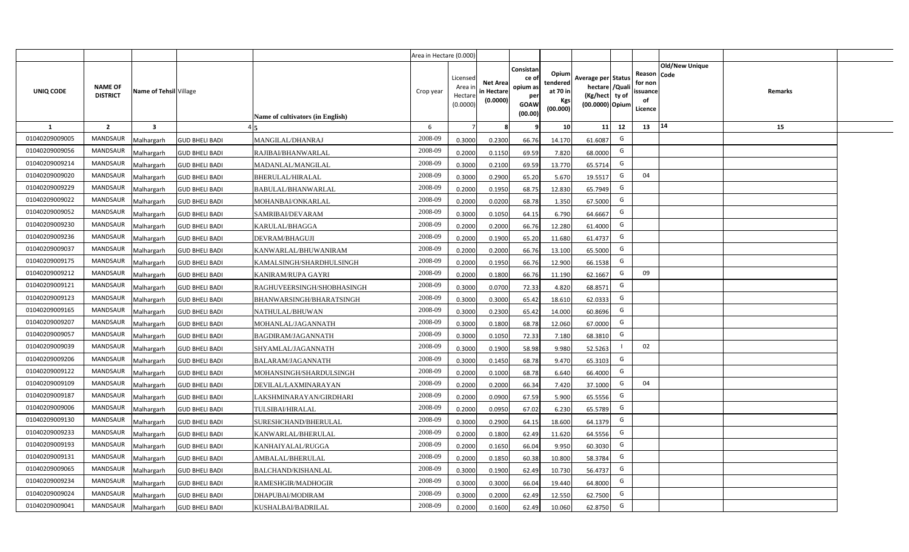| UNIQ CODE | NAME OF DISTRICT | Name of Tehsil | Village | Name of cultivators (in English) | Crop year | Licensed Area in Hectare (0.0000) | Net Area in Hectare (0.0000) | Consistance of opium as per GOAW (00.00) | Opium tendered at 70 in Kgs (00.000) | Average per hectare (Kg/hect) (00.0000) | Status /Quality of Opium | Reason for non issuance of Licence | Old/New Unique Code | Remarks |
|---|---|---|---|---|---|---|---|---|---|---|---|---|---|---|
| 1 | 2 | 3 | 4 | 5 | 6 | 7 | 8 | 9 | 10 | 11 | 12 | 13 | 14 | 15 |
| 01040209009005 | MANDSAUR | Malhargarh | GUD BHELI BADI | MANGILAL/DHANRAJ | 2008-09 | 0.3000 | 0.2300 | 66.76 | 14.170 | 61.6087 | G | | | |
| 01040209009056 | MANDSAUR | Malhargarh | GUD BHELI BADI | RAJIBAI/BHANWARLAL | 2008-09 | 0.2000 | 0.1150 | 69.59 | 7.820 | 68.0000 | G | | | |
| 01040209009214 | MANDSAUR | Malhargarh | GUD BHELI BADI | MADANLAL/MANGILAL | 2008-09 | 0.3000 | 0.2100 | 69.59 | 13.770 | 65.5714 | G | | | |
| 01040209009020 | MANDSAUR | Malhargarh | GUD BHELI BADI | BHERULAL/HIRALAL | 2008-09 | 0.3000 | 0.2900 | 65.20 | 5.670 | 19.5517 | G | 04 | | |
| 01040209009229 | MANDSAUR | Malhargarh | GUD BHELI BADI | BABULAL/BHANWARLAL | 2008-09 | 0.2000 | 0.1950 | 68.75 | 12.830 | 65.7949 | G | | | |
| 01040209009022 | MANDSAUR | Malhargarh | GUD BHELI BADI | MOHANBAI/ONKARLAL | 2008-09 | 0.2000 | 0.0200 | 68.78 | 1.350 | 67.5000 | G | | | |
| 01040209009052 | MANDSAUR | Malhargarh | GUD BHELI BADI | SAMRIBAI/DEVARAM | 2008-09 | 0.3000 | 0.1050 | 64.15 | 6.790 | 64.6667 | G | | | |
| 01040209009230 | MANDSAUR | Malhargarh | GUD BHELI BADI | KARULAL/BHAGGA | 2008-09 | 0.2000 | 0.2000 | 66.76 | 12.280 | 61.4000 | G | | | |
| 01040209009236 | MANDSAUR | Malhargarh | GUD BHELI BADI | DEVRAM/BHAGUJI | 2008-09 | 0.2000 | 0.1900 | 65.20 | 11.680 | 61.4737 | G | | | |
| 01040209009037 | MANDSAUR | Malhargarh | GUD BHELI BADI | KANWARLAL/BHUWANIRAM | 2008-09 | 0.2000 | 0.2000 | 66.76 | 13.100 | 65.5000 | G | | | |
| 01040209009175 | MANDSAUR | Malhargarh | GUD BHELI BADI | KAMALSINGH/SHARDHULSINGH | 2008-09 | 0.2000 | 0.1950 | 66.76 | 12.900 | 66.1538 | G | | | |
| 01040209009212 | MANDSAUR | Malhargarh | GUD BHELI BADI | KANIRAM/RUPA GAYRI | 2008-09 | 0.2000 | 0.1800 | 66.76 | 11.190 | 62.1667 | G | 09 | | |
| 01040209009121 | MANDSAUR | Malhargarh | GUD BHELI BADI | RAGHUVEERSINGH/SHOBHASINGH | 2008-09 | 0.3000 | 0.0700 | 72.33 | 4.820 | 68.8571 | G | | | |
| 01040209009123 | MANDSAUR | Malhargarh | GUD BHELI BADI | BHANWARSINGH/BHARATSINGH | 2008-09 | 0.3000 | 0.3000 | 65.42 | 18.610 | 62.0333 | G | | | |
| 01040209009165 | MANDSAUR | Malhargarh | GUD BHELI BADI | NATHULAL/BHUWAN | 2008-09 | 0.3000 | 0.2300 | 65.42 | 14.000 | 60.8696 | G | | | |
| 01040209009207 | MANDSAUR | Malhargarh | GUD BHELI BADI | MOHANLAL/JAGANNATH | 2008-09 | 0.3000 | 0.1800 | 68.78 | 12.060 | 67.0000 | G | | | |
| 01040209009057 | MANDSAUR | Malhargarh | GUD BHELI BADI | BAGDIRAM/JAGANNATH | 2008-09 | 0.3000 | 0.1050 | 72.33 | 7.180 | 68.3810 | G | | | |
| 01040209009039 | MANDSAUR | Malhargarh | GUD BHELI BADI | SHYAMLAL/JAGANNATH | 2008-09 | 0.3000 | 0.1900 | 58.98 | 9.980 | 52.5263 | I | 02 | | |
| 01040209009206 | MANDSAUR | Malhargarh | GUD BHELI BADI | BALARAM/JAGANNATH | 2008-09 | 0.3000 | 0.1450 | 68.78 | 9.470 | 65.3103 | G | | | |
| 01040209009122 | MANDSAUR | Malhargarh | GUD BHELI BADI | MOHANSINGH/SHARDULSINGH | 2008-09 | 0.2000 | 0.1000 | 68.78 | 6.640 | 66.4000 | G | | | |
| 01040209009109 | MANDSAUR | Malhargarh | GUD BHELI BADI | DEVILAL/LAXMINARAYAN | 2008-09 | 0.2000 | 0.2000 | 66.34 | 7.420 | 37.1000 | G | 04 | | |
| 01040209009187 | MANDSAUR | Malhargarh | GUD BHELI BADI | LAKSHMINARAYAN/GIRDHARI | 2008-09 | 0.2000 | 0.0900 | 67.59 | 5.900 | 65.5556 | G | | | |
| 01040209009006 | MANDSAUR | Malhargarh | GUD BHELI BADI | TULSIBAI/HIRALAL | 2008-09 | 0.2000 | 0.0950 | 67.02 | 6.230 | 65.5789 | G | | | |
| 01040209009130 | MANDSAUR | Malhargarh | GUD BHELI BADI | SURESHCHAND/BHERULAL | 2008-09 | 0.3000 | 0.2900 | 64.15 | 18.600 | 64.1379 | G | | | |
| 01040209009233 | MANDSAUR | Malhargarh | GUD BHELI BADI | KANWARLAL/BHERULAL | 2008-09 | 0.2000 | 0.1800 | 62.49 | 11.620 | 64.5556 | G | | | |
| 01040209009193 | MANDSAUR | Malhargarh | GUD BHELI BADI | KANHAIYALAL/RUGGA | 2008-09 | 0.2000 | 0.1650 | 66.04 | 9.950 | 60.3030 | G | | | |
| 01040209009131 | MANDSAUR | Malhargarh | GUD BHELI BADI | AMBALAL/BHERULAL | 2008-09 | 0.2000 | 0.1850 | 60.38 | 10.800 | 58.3784 | G | | | |
| 01040209009065 | MANDSAUR | Malhargarh | GUD BHELI BADI | BALCHAND/KISHANLAL | 2008-09 | 0.3000 | 0.1900 | 62.49 | 10.730 | 56.4737 | G | | | |
| 01040209009234 | MANDSAUR | Malhargarh | GUD BHELI BADI | RAMESHGIR/MADHOGIR | 2008-09 | 0.3000 | 0.3000 | 66.04 | 19.440 | 64.8000 | G | | | |
| 01040209009024 | MANDSAUR | Malhargarh | GUD BHELI BADI | DHAPUBAI/MODIRAM | 2008-09 | 0.3000 | 0.2000 | 62.49 | 12.550 | 62.7500 | G | | | |
| 01040209009041 | MANDSAUR | Malhargarh | GUD BHELI BADI | KUSHALBAI/BADRILAL | 2008-09 | 0.2000 | 0.1600 | 62.49 | 10.060 | 62.8750 | G | | | |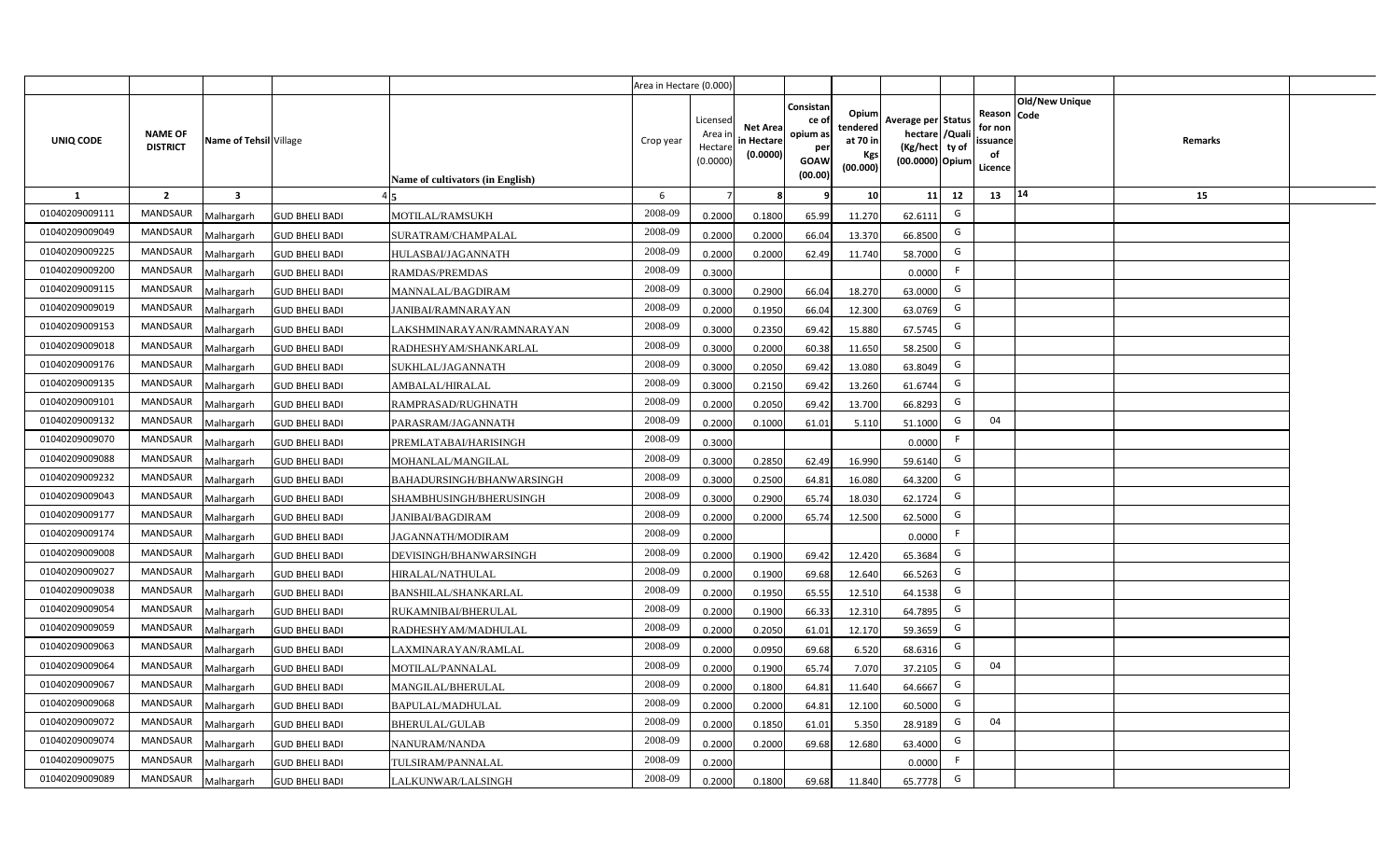| | | | | | Area in Hectare (0.000) | | | | | | | | | | |
|---|---|---|---|---|---|---|---|---|---|---|---|---|---|---|---|
| UNIQ CODE | NAME OF DISTRICT | Name of Tehsil | Village | Name of cultivators (in English) | Crop year | Licensed Area in Hectare (0.0000) | Net Area in Hectare (0.0000) | Consistance of opium as per GOAW (00.00) | Opium tendered at 70 in Kgs (00.000) | Average per hectare (Kg/hect) (00.0000) | Status /Quality of Opium | Reason for non issuance of Licence | Old/New Unique Code | Remarks |
| 1 | 2 | 3 | 4 | 5 | 6 | 7 | 8 | 9 | 10 | 11 | 12 | 13 | 14 | 15 |
| 01040209009111 | MANDSAUR | Malhargarh | GUD BHELI BADI | MOTILAL/RAMSUKH | 2008-09 | 0.2000 | 0.1800 | 65.99 | 11.270 | 62.6111 | G | | | |
| 01040209009049 | MANDSAUR | Malhargarh | GUD BHELI BADI | SURATRAM/CHAMPALAL | 2008-09 | 0.2000 | 0.2000 | 66.04 | 13.370 | 66.8500 | G | | | |
| 01040209009225 | MANDSAUR | Malhargarh | GUD BHELI BADI | HULASBAI/JAGANNATH | 2008-09 | 0.2000 | 0.2000 | 62.49 | 11.740 | 58.7000 | G | | | |
| 01040209009200 | MANDSAUR | Malhargarh | GUD BHELI BADI | RAMDAS/PREMDAS | 2008-09 | 0.3000 | | | | 0.0000 | F | | | |
| 01040209009115 | MANDSAUR | Malhargarh | GUD BHELI BADI | MANNALAL/BAGDIRAM | 2008-09 | 0.3000 | 0.2900 | 66.04 | 18.270 | 63.0000 | G | | | |
| 01040209009019 | MANDSAUR | Malhargarh | GUD BHELI BADI | JANIBAI/RAMNARAYAN | 2008-09 | 0.2000 | 0.1950 | 66.04 | 12.300 | 63.0769 | G | | | |
| 01040209009153 | MANDSAUR | Malhargarh | GUD BHELI BADI | LAKSHMINARAYAN/RAMNARAYAN | 2008-09 | 0.3000 | 0.2350 | 69.42 | 15.880 | 67.5745 | G | | | |
| 01040209009018 | MANDSAUR | Malhargarh | GUD BHELI BADI | RADHESHYAM/SHANKARLAL | 2008-09 | 0.3000 | 0.2000 | 60.38 | 11.650 | 58.2500 | G | | | |
| 01040209009176 | MANDSAUR | Malhargarh | GUD BHELI BADI | SUKHLAL/JAGANNATH | 2008-09 | 0.3000 | 0.2050 | 69.42 | 13.080 | 63.8049 | G | | | |
| 01040209009135 | MANDSAUR | Malhargarh | GUD BHELI BADI | AMBALAL/HIRALAL | 2008-09 | 0.3000 | 0.2150 | 69.42 | 13.260 | 61.6744 | G | | | |
| 01040209009101 | MANDSAUR | Malhargarh | GUD BHELI BADI | RAMPRASAD/RUGHNATH | 2008-09 | 0.2000 | 0.2050 | 69.42 | 13.700 | 66.8293 | G | | | |
| 01040209009132 | MANDSAUR | Malhargarh | GUD BHELI BADI | PARASRAM/JAGANNATH | 2008-09 | 0.2000 | 0.1000 | 61.01 | 5.110 | 51.1000 | G | 04 | | |
| 01040209009070 | MANDSAUR | Malhargarh | GUD BHELI BADI | PREMLATABAI/HARISINGH | 2008-09 | 0.3000 | | | | 0.0000 | F | | | |
| 01040209009088 | MANDSAUR | Malhargarh | GUD BHELI BADI | MOHANLAL/MANGILAL | 2008-09 | 0.3000 | 0.2850 | 62.49 | 16.990 | 59.6140 | G | | | |
| 01040209009232 | MANDSAUR | Malhargarh | GUD BHELI BADI | BAHADURSINGH/BHANWARSINGH | 2008-09 | 0.3000 | 0.2500 | 64.81 | 16.080 | 64.3200 | G | | | |
| 01040209009043 | MANDSAUR | Malhargarh | GUD BHELI BADI | SHAMBHUSINGH/BHERUSINGH | 2008-09 | 0.3000 | 0.2900 | 65.74 | 18.030 | 62.1724 | G | | | |
| 01040209009177 | MANDSAUR | Malhargarh | GUD BHELI BADI | JANIBAI/BAGDIRAM | 2008-09 | 0.2000 | 0.2000 | 65.74 | 12.500 | 62.5000 | G | | | |
| 01040209009174 | MANDSAUR | Malhargarh | GUD BHELI BADI | JAGANNATH/MODIRAM | 2008-09 | 0.2000 | | | | 0.0000 | F | | | |
| 01040209009008 | MANDSAUR | Malhargarh | GUD BHELI BADI | DEVISINGH/BHANWARSINGH | 2008-09 | 0.2000 | 0.1900 | 69.42 | 12.420 | 65.3684 | G | | | |
| 01040209009027 | MANDSAUR | Malhargarh | GUD BHELI BADI | HIRALAL/NATHULAL | 2008-09 | 0.2000 | 0.1900 | 69.68 | 12.640 | 66.5263 | G | | | |
| 01040209009038 | MANDSAUR | Malhargarh | GUD BHELI BADI | BANSHILAL/SHANKARLAL | 2008-09 | 0.2000 | 0.1950 | 65.55 | 12.510 | 64.1538 | G | | | |
| 01040209009054 | MANDSAUR | Malhargarh | GUD BHELI BADI | RUKAMNIBAI/BHERULAL | 2008-09 | 0.2000 | 0.1900 | 66.33 | 12.310 | 64.7895 | G | | | |
| 01040209009059 | MANDSAUR | Malhargarh | GUD BHELI BADI | RADHESHYAM/MADHULAL | 2008-09 | 0.2000 | 0.2050 | 61.01 | 12.170 | 59.3659 | G | | | |
| 01040209009063 | MANDSAUR | Malhargarh | GUD BHELI BADI | LAXMINARAYAN/RAMLAL | 2008-09 | 0.2000 | 0.0950 | 69.68 | 6.520 | 68.6316 | G | | | |
| 01040209009064 | MANDSAUR | Malhargarh | GUD BHELI BADI | MOTILAL/PANNALAL | 2008-09 | 0.2000 | 0.1900 | 65.74 | 7.070 | 37.2105 | G | 04 | | |
| 01040209009067 | MANDSAUR | Malhargarh | GUD BHELI BADI | MANGILAL/BHERULAL | 2008-09 | 0.2000 | 0.1800 | 64.81 | 11.640 | 64.6667 | G | | | |
| 01040209009068 | MANDSAUR | Malhargarh | GUD BHELI BADI | BAPULAL/MADHULAL | 2008-09 | 0.2000 | 0.2000 | 64.81 | 12.100 | 60.5000 | G | | | |
| 01040209009072 | MANDSAUR | Malhargarh | GUD BHELI BADI | BHERULAL/GULAB | 2008-09 | 0.2000 | 0.1850 | 61.01 | 5.350 | 28.9189 | G | 04 | | |
| 01040209009074 | MANDSAUR | Malhargarh | GUD BHELI BADI | NANURAM/NANDA | 2008-09 | 0.2000 | 0.2000 | 69.68 | 12.680 | 63.4000 | G | | | |
| 01040209009075 | MANDSAUR | Malhargarh | GUD BHELI BADI | TULSIRAM/PANNALAL | 2008-09 | 0.2000 | | | | 0.0000 | F | | | |
| 01040209009089 | MANDSAUR | Malhargarh | GUD BHELI BADI | LALKUNWAR/LALSINGH | 2008-09 | 0.2000 | 0.1800 | 69.68 | 11.840 | 65.7778 | G | | | |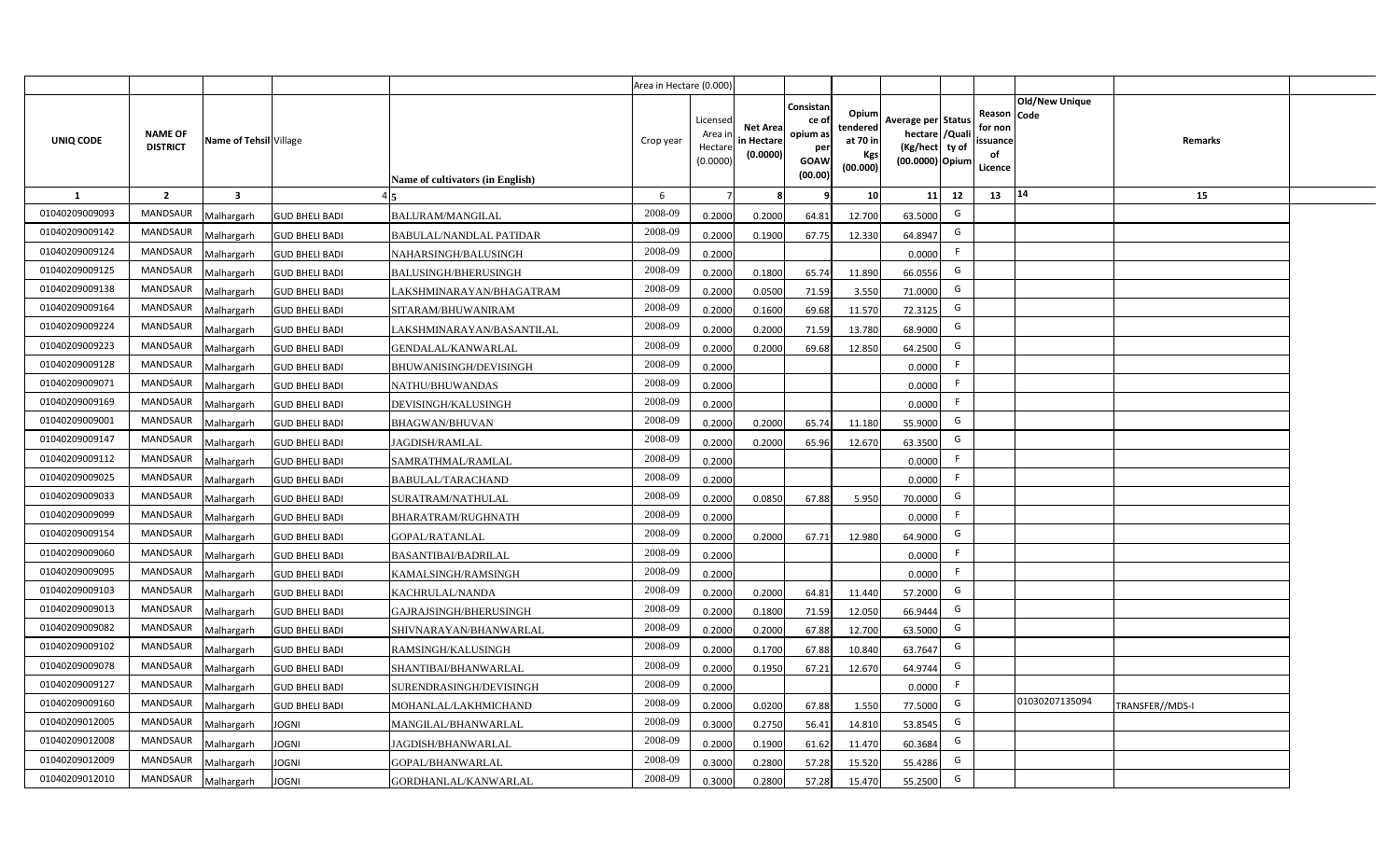| | | | | | Area in Hectare (0.000) | | | | | | | | | | |
|---|---|---|---|---|---|---|---|---|---|---|---|---|---|---|---|
| UNIQ CODE | NAME OF DISTRICT | Name of Tehsil | Village | Name of cultivators (in English) | Crop year | Licensed Area in Hectare (0.0000) | Net Area in Hectare (0.0000) | Consistance of opium as per GOAW (00.00) | Opium tendered at 70 in Kgs (00.000) | Average per hectare (Kg/hect) (00.0000) | Status /Quality of Opium | Reason for non issuance of Licence | Old/New Unique Code | Remarks |
| 1 | 2 | 3 | 4 | 5 | 6 | 7 | 8 | 9 | 10 | 11 | 12 | 13 | 14 | 15 |
| 01040209009093 | MANDSAUR | Malhargarh | GUD BHELI BADI | BALURAM/MANGILAL | 2008-09 | 0.2000 | 0.2000 | 64.81 | 12.700 | 63.5000 | G | | | |
| 01040209009142 | MANDSAUR | Malhargarh | GUD BHELI BADI | BABULAL/NANDLAL PATIDAR | 2008-09 | 0.2000 | 0.1900 | 67.75 | 12.330 | 64.8947 | G | | | |
| 01040209009124 | MANDSAUR | Malhargarh | GUD BHELI BADI | NAHARSINGH/BALUSINGH | 2008-09 | 0.2000 | | | | 0.0000 | F | | | |
| 01040209009125 | MANDSAUR | Malhargarh | GUD BHELI BADI | BALUSINGH/BHERUSINGH | 2008-09 | 0.2000 | 0.1800 | 65.74 | 11.890 | 66.0556 | G | | | |
| 01040209009138 | MANDSAUR | Malhargarh | GUD BHELI BADI | LAKSHMINARAYAN/BHAGATRAM | 2008-09 | 0.2000 | 0.0500 | 71.59 | 3.550 | 71.0000 | G | | | |
| 01040209009164 | MANDSAUR | Malhargarh | GUD BHELI BADI | SITARAM/BHUWANIRAM | 2008-09 | 0.2000 | 0.1600 | 69.68 | 11.570 | 72.3125 | G | | | |
| 01040209009224 | MANDSAUR | Malhargarh | GUD BHELI BADI | LAKSHMINARAYAN/BASANTILAL | 2008-09 | 0.2000 | 0.2000 | 71.59 | 13.780 | 68.9000 | G | | | |
| 01040209009223 | MANDSAUR | Malhargarh | GUD BHELI BADI | GENDALAL/KANWARLAL | 2008-09 | 0.2000 | 0.2000 | 69.68 | 12.850 | 64.2500 | G | | | |
| 01040209009128 | MANDSAUR | Malhargarh | GUD BHELI BADI | BHUWANISINGH/DEVISINGH | 2008-09 | 0.2000 | | | | 0.0000 | F | | | |
| 01040209009071 | MANDSAUR | Malhargarh | GUD BHELI BADI | NATHU/BHUWANDAS | 2008-09 | 0.2000 | | | | 0.0000 | F | | | |
| 01040209009169 | MANDSAUR | Malhargarh | GUD BHELI BADI | DEVISINGH/KALUSINGH | 2008-09 | 0.2000 | | | | 0.0000 | F | | | |
| 01040209009001 | MANDSAUR | Malhargarh | GUD BHELI BADI | BHAGWAN/BHUVAN | 2008-09 | 0.2000 | 0.2000 | 65.74 | 11.180 | 55.9000 | G | | | |
| 01040209009147 | MANDSAUR | Malhargarh | GUD BHELI BADI | JAGDISH/RAMLAL | 2008-09 | 0.2000 | 0.2000 | 65.96 | 12.670 | 63.3500 | G | | | |
| 01040209009112 | MANDSAUR | Malhargarh | GUD BHELI BADI | SAMRATHMAL/RAMLAL | 2008-09 | 0.2000 | | | | 0.0000 | F | | | |
| 01040209009025 | MANDSAUR | Malhargarh | GUD BHELI BADI | BABULAL/TARACHAND | 2008-09 | 0.2000 | | | | 0.0000 | F | | | |
| 01040209009033 | MANDSAUR | Malhargarh | GUD BHELI BADI | SURATRAM/NATHULAL | 2008-09 | 0.2000 | 0.0850 | 67.88 | 5.950 | 70.0000 | G | | | |
| 01040209009099 | MANDSAUR | Malhargarh | GUD BHELI BADI | BHARATRAM/RUGHNATH | 2008-09 | 0.2000 | | | | 0.0000 | F | | | |
| 01040209009154 | MANDSAUR | Malhargarh | GUD BHELI BADI | GOPAL/RATANLAL | 2008-09 | 0.2000 | 0.2000 | 67.71 | 12.980 | 64.9000 | G | | | |
| 01040209009060 | MANDSAUR | Malhargarh | GUD BHELI BADI | BASANTIBAI/BADRILAL | 2008-09 | 0.2000 | | | | 0.0000 | F | | | |
| 01040209009095 | MANDSAUR | Malhargarh | GUD BHELI BADI | KAMALSINGH/RAMSINGH | 2008-09 | 0.2000 | | | | 0.0000 | F | | | |
| 01040209009103 | MANDSAUR | Malhargarh | GUD BHELI BADI | KACHRULAL/NANDA | 2008-09 | 0.2000 | 0.2000 | 64.81 | 11.440 | 57.2000 | G | | | |
| 01040209009013 | MANDSAUR | Malhargarh | GUD BHELI BADI | GAJRAJSINGH/BHERUSINGH | 2008-09 | 0.2000 | 0.1800 | 71.59 | 12.050 | 66.9444 | G | | | |
| 01040209009082 | MANDSAUR | Malhargarh | GUD BHELI BADI | SHIVNARAYAN/BHANWARLAL | 2008-09 | 0.2000 | 0.2000 | 67.88 | 12.700 | 63.5000 | G | | | |
| 01040209009102 | MANDSAUR | Malhargarh | GUD BHELI BADI | RAMSINGH/KALUSINGH | 2008-09 | 0.2000 | 0.1700 | 67.88 | 10.840 | 63.7647 | G | | | |
| 01040209009078 | MANDSAUR | Malhargarh | GUD BHELI BADI | SHANTIBAI/BHANWARLAL | 2008-09 | 0.2000 | 0.1950 | 67.21 | 12.670 | 64.9744 | G | | | |
| 01040209009127 | MANDSAUR | Malhargarh | GUD BHELI BADI | SURENDRASINGH/DEVISINGH | 2008-09 | 0.2000 | | | | 0.0000 | F | | | |
| 01040209009160 | MANDSAUR | Malhargarh | GUD BHELI BADI | MOHANLAL/LAKHMICHAND | 2008-09 | 0.2000 | 0.0200 | 67.88 | 1.550 | 77.5000 | G | | 01030207135094 | TRANSFER//MDS-I |
| 01040209012005 | MANDSAUR | Malhargarh | JOGNI | MANGILAL/BHANWARLAL | 2008-09 | 0.3000 | 0.2750 | 56.41 | 14.810 | 53.8545 | G | | | |
| 01040209012008 | MANDSAUR | Malhargarh | JOGNI | JAGDISH/BHANWARLAL | 2008-09 | 0.2000 | 0.1900 | 61.62 | 11.470 | 60.3684 | G | | | |
| 01040209012009 | MANDSAUR | Malhargarh | JOGNI | GOPAL/BHANWARLAL | 2008-09 | 0.3000 | 0.2800 | 57.28 | 15.520 | 55.4286 | G | | | |
| 01040209012010 | MANDSAUR | Malhargarh | JOGNI | GORDHANLAL/KANWARLAL | 2008-09 | 0.3000 | 0.2800 | 57.28 | 15.470 | 55.2500 | G | | | |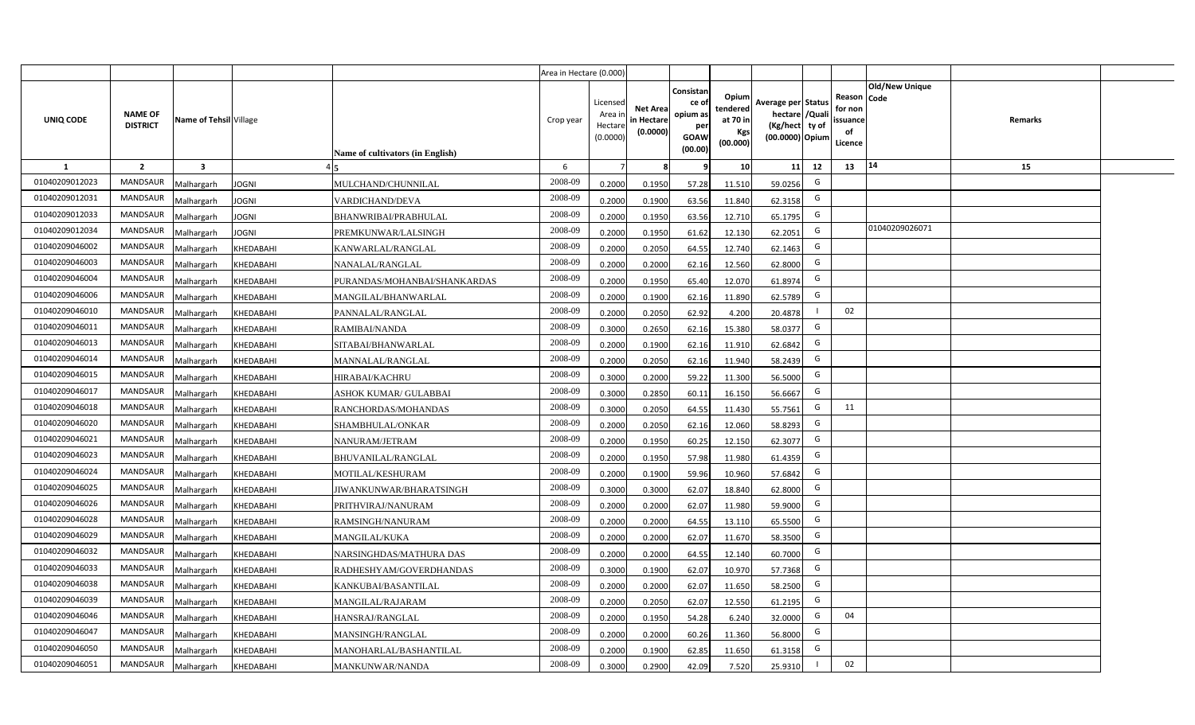| | | | | | Area in Hectare (0.000) | | | | | | | | | | |
|---|---|---|---|---|---|---|---|---|---|---|---|---|---|---|---|
| UNIQ CODE | NAME OF DISTRICT | Name of Tehsil | Village | Name of cultivators (in English) | Crop year | Licensed Area in Hectare (0.0000) | Net Area in Hectare (0.0000) | Consistance of opium as per GOAW (00.00) | Opium tendered at 70 in Kgs (00.000) | Average per hectare (Kg/hect) (00.0000) | Status /Quality of Opium | Reason for non issuance of Licence | Old/New Unique Code | Remarks |
| 1 | 2 | 3 | 4 | 5 | 6 | 7 | 8 | 9 | 10 | 11 | 12 | 13 | 14 | 15 |
| 01040209012023 | MANDSAUR | Malhargarh | JOGNI | MULCHAND/CHUNNILAL | 2008-09 | 0.2000 | 0.1950 | 57.28 | 11.510 | 59.0256 | G | | | |
| 01040209012031 | MANDSAUR | Malhargarh | JOGNI | VARDICHAND/DEVA | 2008-09 | 0.2000 | 0.1900 | 63.56 | 11.840 | 62.3158 | G | | | |
| 01040209012033 | MANDSAUR | Malhargarh | JOGNI | BHANWRIBAI/PRABHULAL | 2008-09 | 0.2000 | 0.1950 | 63.56 | 12.710 | 65.1795 | G | | | |
| 01040209012034 | MANDSAUR | Malhargarh | JOGNI | PREMKUNWAR/LALSINGH | 2008-09 | 0.2000 | 0.1950 | 61.62 | 12.130 | 62.2051 | G | | 01040209026071 | |
| 01040209046002 | MANDSAUR | Malhargarh | KHEDABAHI | KANWARLAL/RANGLAL | 2008-09 | 0.2000 | 0.2050 | 64.55 | 12.740 | 62.1463 | G | | | |
| 01040209046003 | MANDSAUR | Malhargarh | KHEDABAHI | NANALAL/RANGLAL | 2008-09 | 0.2000 | 0.2000 | 62.16 | 12.560 | 62.8000 | G | | | |
| 01040209046004 | MANDSAUR | Malhargarh | KHEDABAHI | PURANDAS/MOHANBAI/SHANKARDAS | 2008-09 | 0.2000 | 0.1950 | 65.40 | 12.070 | 61.8974 | G | | | |
| 01040209046006 | MANDSAUR | Malhargarh | KHEDABAHI | MANGILAL/BHANWARLAL | 2008-09 | 0.2000 | 0.1900 | 62.16 | 11.890 | 62.5789 | G | | | |
| 01040209046010 | MANDSAUR | Malhargarh | KHEDABAHI | PANNALAL/RANGLAL | 2008-09 | 0.2000 | 0.2050 | 62.92 | 4.200 | 20.4878 | I | 02 | | |
| 01040209046011 | MANDSAUR | Malhargarh | KHEDABAHI | RAMIBAI/NANDA | 2008-09 | 0.3000 | 0.2650 | 62.16 | 15.380 | 58.0377 | G | | | |
| 01040209046013 | MANDSAUR | Malhargarh | KHEDABAHI | SITABAI/BHANWARLAL | 2008-09 | 0.2000 | 0.1900 | 62.16 | 11.910 | 62.6842 | G | | | |
| 01040209046014 | MANDSAUR | Malhargarh | KHEDABAHI | MANNALAL/RANGLAL | 2008-09 | 0.2000 | 0.2050 | 62.16 | 11.940 | 58.2439 | G | | | |
| 01040209046015 | MANDSAUR | Malhargarh | KHEDABAHI | HIRABAI/KACHRU | 2008-09 | 0.3000 | 0.2000 | 59.22 | 11.300 | 56.5000 | G | | | |
| 01040209046017 | MANDSAUR | Malhargarh | KHEDABAHI | ASHOK KUMAR/ GULABBAI | 2008-09 | 0.3000 | 0.2850 | 60.11 | 16.150 | 56.6667 | G | | | |
| 01040209046018 | MANDSAUR | Malhargarh | KHEDABAHI | RANCHORDAS/MOHANDAS | 2008-09 | 0.3000 | 0.2050 | 64.55 | 11.430 | 55.7561 | G | 11 | | |
| 01040209046020 | MANDSAUR | Malhargarh | KHEDABAHI | SHAMBHULAL/ONKAR | 2008-09 | 0.2000 | 0.2050 | 62.16 | 12.060 | 58.8293 | G | | | |
| 01040209046021 | MANDSAUR | Malhargarh | KHEDABAHI | NANURAM/JETRAM | 2008-09 | 0.2000 | 0.1950 | 60.25 | 12.150 | 62.3077 | G | | | |
| 01040209046023 | MANDSAUR | Malhargarh | KHEDABAHI | BHUVANILAL/RANGLAL | 2008-09 | 0.2000 | 0.1950 | 57.98 | 11.980 | 61.4359 | G | | | |
| 01040209046024 | MANDSAUR | Malhargarh | KHEDABAHI | MOTILAL/KESHURAM | 2008-09 | 0.2000 | 0.1900 | 59.96 | 10.960 | 57.6842 | G | | | |
| 01040209046025 | MANDSAUR | Malhargarh | KHEDABAHI | JIWANKUNWAR/BHARATSINGH | 2008-09 | 0.3000 | 0.3000 | 62.07 | 18.840 | 62.8000 | G | | | |
| 01040209046026 | MANDSAUR | Malhargarh | KHEDABAHI | PRITHVIRAJ/NANURAM | 2008-09 | 0.2000 | 0.2000 | 62.07 | 11.980 | 59.9000 | G | | | |
| 01040209046028 | MANDSAUR | Malhargarh | KHEDABAHI | RAMSINGH/NANURAM | 2008-09 | 0.2000 | 0.2000 | 64.55 | 13.110 | 65.5500 | G | | | |
| 01040209046029 | MANDSAUR | Malhargarh | KHEDABAHI | MANGILAL/KUKA | 2008-09 | 0.2000 | 0.2000 | 62.07 | 11.670 | 58.3500 | G | | | |
| 01040209046032 | MANDSAUR | Malhargarh | KHEDABAHI | NARSINGHDAS/MATHURA DAS | 2008-09 | 0.2000 | 0.2000 | 64.55 | 12.140 | 60.7000 | G | | | |
| 01040209046033 | MANDSAUR | Malhargarh | KHEDABAHI | RADHESHYAM/GOVERDHANDAS | 2008-09 | 0.3000 | 0.1900 | 62.07 | 10.970 | 57.7368 | G | | | |
| 01040209046038 | MANDSAUR | Malhargarh | KHEDABAHI | KANKUBAI/BASANTILAL | 2008-09 | 0.2000 | 0.2000 | 62.07 | 11.650 | 58.2500 | G | | | |
| 01040209046039 | MANDSAUR | Malhargarh | KHEDABAHI | MANGILAL/RAJARAM | 2008-09 | 0.2000 | 0.2050 | 62.07 | 12.550 | 61.2195 | G | | | |
| 01040209046046 | MANDSAUR | Malhargarh | KHEDABAHI | HANSRAJ/RANGLAL | 2008-09 | 0.2000 | 0.1950 | 54.28 | 6.240 | 32.0000 | G | 04 | | |
| 01040209046047 | MANDSAUR | Malhargarh | KHEDABAHI | MANSINGH/RANGLAL | 2008-09 | 0.2000 | 0.2000 | 60.26 | 11.360 | 56.8000 | G | | | |
| 01040209046050 | MANDSAUR | Malhargarh | KHEDABAHI | MANOHARLAL/BASHANTILAL | 2008-09 | 0.2000 | 0.1900 | 62.85 | 11.650 | 61.3158 | G | | | |
| 01040209046051 | MANDSAUR | Malhargarh | KHEDABAHI | MANKUNWAR/NANDA | 2008-09 | 0.3000 | 0.2900 | 42.09 | 7.520 | 25.9310 | I | 02 | | |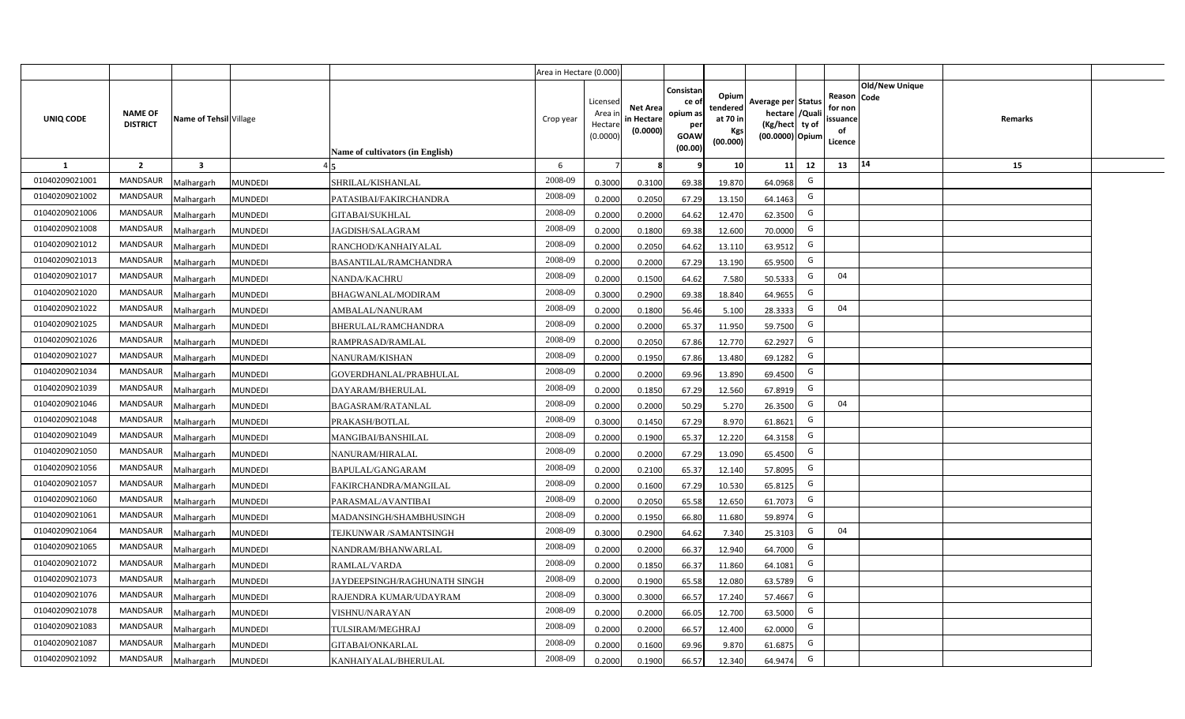| | | | | | Area in Hectare (0.000) | | | | | | | | | | |
|---|---|---|---|---|---|---|---|---|---|---|---|---|---|---|---|
| UNIQ CODE | NAME OF DISTRICT | Name of Tehsil | Village | Name of cultivators (in English) | Crop year | Licensed Area in Hectare (0.0000) | Net Area in Hectare (0.0000) | Consistance of opium as per GOAW (00.00) | Opium tendered at 70 in Kgs (00.000) | Average per hectare (Kg/hect) (00.0000) | Status /Quality of Opium | Reason for non issuance of Licence | Old/New Unique Code | Remarks |
| 1 | 2 | 3 | 4 | 5 | 6 | 7 | 8 | 9 | 10 | 11 | 12 | 13 | 14 | 15 |
| 01040209021001 | MANDSAUR | Malhargarh | MUNDEDI | SHRILAL/KISHANLAL | 2008-09 | 0.3000 | 0.3100 | 69.38 | 19.870 | 64.0968 | G | | | |
| 01040209021002 | MANDSAUR | Malhargarh | MUNDEDI | PATASIBAI/FAKIRCHANDRA | 2008-09 | 0.2000 | 0.2050 | 67.29 | 13.150 | 64.1463 | G | | | |
| 01040209021006 | MANDSAUR | Malhargarh | MUNDEDI | GITABAI/SUKHLAL | 2008-09 | 0.2000 | 0.2000 | 64.62 | 12.470 | 62.3500 | G | | | |
| 01040209021008 | MANDSAUR | Malhargarh | MUNDEDI | JAGDISH/SALAGRAM | 2008-09 | 0.2000 | 0.1800 | 69.38 | 12.600 | 70.0000 | G | | | |
| 01040209021012 | MANDSAUR | Malhargarh | MUNDEDI | RANCHOD/KANHAIYALAL | 2008-09 | 0.2000 | 0.2050 | 64.62 | 13.110 | 63.9512 | G | | | |
| 01040209021013 | MANDSAUR | Malhargarh | MUNDEDI | BASANTILAL/RAMCHANDRA | 2008-09 | 0.2000 | 0.2000 | 67.29 | 13.190 | 65.9500 | G | | | |
| 01040209021017 | MANDSAUR | Malhargarh | MUNDEDI | NANDA/KACHRU | 2008-09 | 0.2000 | 0.1500 | 64.62 | 7.580 | 50.5333 | G | 04 | | |
| 01040209021020 | MANDSAUR | Malhargarh | MUNDEDI | BHAGWANLAL/MODIRAM | 2008-09 | 0.3000 | 0.2900 | 69.38 | 18.840 | 64.9655 | G | | | |
| 01040209021022 | MANDSAUR | Malhargarh | MUNDEDI | AMBALAL/NANURAM | 2008-09 | 0.2000 | 0.1800 | 56.46 | 5.100 | 28.3333 | G | 04 | | |
| 01040209021025 | MANDSAUR | Malhargarh | MUNDEDI | BHERULAL/RAMCHANDRA | 2008-09 | 0.2000 | 0.2000 | 65.37 | 11.950 | 59.7500 | G | | | |
| 01040209021026 | MANDSAUR | Malhargarh | MUNDEDI | RAMPRASAD/RAMLAL | 2008-09 | 0.2000 | 0.2050 | 67.86 | 12.770 | 62.2927 | G | | | |
| 01040209021027 | MANDSAUR | Malhargarh | MUNDEDI | NANURAM/KISHAN | 2008-09 | 0.2000 | 0.1950 | 67.86 | 13.480 | 69.1282 | G | | | |
| 01040209021034 | MANDSAUR | Malhargarh | MUNDEDI | GOVERDHANLAL/PRABHULAL | 2008-09 | 0.2000 | 0.2000 | 69.96 | 13.890 | 69.4500 | G | | | |
| 01040209021039 | MANDSAUR | Malhargarh | MUNDEDI | DAYARAM/BHERULAL | 2008-09 | 0.2000 | 0.1850 | 67.29 | 12.560 | 67.8919 | G | | | |
| 01040209021046 | MANDSAUR | Malhargarh | MUNDEDI | BAGASRAM/RATANLAL | 2008-09 | 0.2000 | 0.2000 | 50.29 | 5.270 | 26.3500 | G | 04 | | |
| 01040209021048 | MANDSAUR | Malhargarh | MUNDEDI | PRAKASH/BOTLAL | 2008-09 | 0.3000 | 0.1450 | 67.29 | 8.970 | 61.8621 | G | | | |
| 01040209021049 | MANDSAUR | Malhargarh | MUNDEDI | MANGIBAI/BANSHILAL | 2008-09 | 0.2000 | 0.1900 | 65.37 | 12.220 | 64.3158 | G | | | |
| 01040209021050 | MANDSAUR | Malhargarh | MUNDEDI | NANURAM/HIRALAL | 2008-09 | 0.2000 | 0.2000 | 67.29 | 13.090 | 65.4500 | G | | | |
| 01040209021056 | MANDSAUR | Malhargarh | MUNDEDI | BAPULAL/GANGARAM | 2008-09 | 0.2000 | 0.2100 | 65.37 | 12.140 | 57.8095 | G | | | |
| 01040209021057 | MANDSAUR | Malhargarh | MUNDEDI | FAKIRCHANDRA/MANGILAL | 2008-09 | 0.2000 | 0.1600 | 67.29 | 10.530 | 65.8125 | G | | | |
| 01040209021060 | MANDSAUR | Malhargarh | MUNDEDI | PARASMAL/AVANTIBAI | 2008-09 | 0.2000 | 0.2050 | 65.58 | 12.650 | 61.7073 | G | | | |
| 01040209021061 | MANDSAUR | Malhargarh | MUNDEDI | MADANSINGH/SHAMBHUSINGH | 2008-09 | 0.2000 | 0.1950 | 66.80 | 11.680 | 59.8974 | G | | | |
| 01040209021064 | MANDSAUR | Malhargarh | MUNDEDI | TEJKUNWAR /SAMANTSINGH | 2008-09 | 0.3000 | 0.2900 | 64.62 | 7.340 | 25.3103 | G | 04 | | |
| 01040209021065 | MANDSAUR | Malhargarh | MUNDEDI | NANDRAM/BHANWARLAL | 2008-09 | 0.2000 | 0.2000 | 66.37 | 12.940 | 64.7000 | G | | | |
| 01040209021072 | MANDSAUR | Malhargarh | MUNDEDI | RAMLAL/VARDA | 2008-09 | 0.2000 | 0.1850 | 66.37 | 11.860 | 64.1081 | G | | | |
| 01040209021073 | MANDSAUR | Malhargarh | MUNDEDI | JAYDEEPSINGH/RAGHUNATH SINGH | 2008-09 | 0.2000 | 0.1900 | 65.58 | 12.080 | 63.5789 | G | | | |
| 01040209021076 | MANDSAUR | Malhargarh | MUNDEDI | RAJENDRA KUMAR/UDAYRAM | 2008-09 | 0.3000 | 0.3000 | 66.57 | 17.240 | 57.4667 | G | | | |
| 01040209021078 | MANDSAUR | Malhargarh | MUNDEDI | VISHNU/NARAYAN | 2008-09 | 0.2000 | 0.2000 | 66.05 | 12.700 | 63.5000 | G | | | |
| 01040209021083 | MANDSAUR | Malhargarh | MUNDEDI | TULSIRAM/MEGHRAJ | 2008-09 | 0.2000 | 0.2000 | 66.57 | 12.400 | 62.0000 | G | | | |
| 01040209021087 | MANDSAUR | Malhargarh | MUNDEDI | GITABAI/ONKARLAL | 2008-09 | 0.2000 | 0.1600 | 69.96 | 9.870 | 61.6875 | G | | | |
| 01040209021092 | MANDSAUR | Malhargarh | MUNDEDI | KANHAIYALAL/BHERULAL | 2008-09 | 0.2000 | 0.1900 | 66.57 | 12.340 | 64.9474 | G | | | |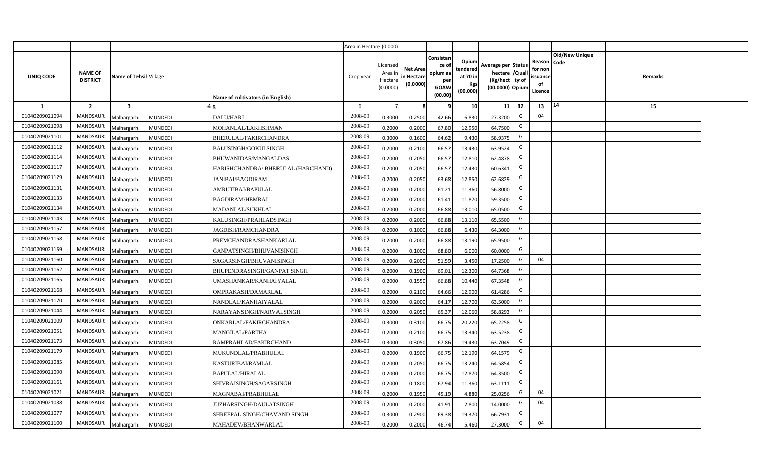| UNIQ CODE | NAME OF DISTRICT | Name of Tehsil | Village | Name of cultivators (in English) | Crop year | Licensed Area in Hectare (0.0000) | Net Area in Hectare (0.0000) | Consistance of opium as per GOAW (00.00) | Opium tendered at 70 in Kgs (00.000) | Average per hectare (Kg/hect) (00.0000) | Status /Quality of Opium | Reason for non issuance of Licence | Old/New Unique Code | Remarks |
|---|---|---|---|---|---|---|---|---|---|---|---|---|---|---|
| 1 | 2 | 3 | 4 | 5 | 6 | 7 | 8 | 9 | 10 | 11 | 12 | 13 | 14 | 15 |
| 01040209021094 | MANDSAUR | Malhargarh | MUNDEDI | DALU/HARI | 2008-09 | 0.3000 | 0.2500 | 42.66 | 6.830 | 27.3200 | G | 04 | | |
| 01040209021098 | MANDSAUR | Malhargarh | MUNDEDI | MOHANLAL/LAKHSHMAN | 2008-09 | 0.2000 | 0.2000 | 67.80 | 12.950 | 64.7500 | G | | | |
| 01040209021101 | MANDSAUR | Malhargarh | MUNDEDI | BHERULAL/FAKIRCHANDRA | 2008-09 | 0.3000 | 0.1600 | 64.62 | 9.430 | 58.9375 | G | | | |
| 01040209021112 | MANDSAUR | Malhargarh | MUNDEDI | BALUSINGH/GOKULSINGH | 2008-09 | 0.2000 | 0.2100 | 66.57 | 13.430 | 63.9524 | G | | | |
| 01040209021114 | MANDSAUR | Malhargarh | MUNDEDI | BHUWANIDAS/MANGALDAS | 2008-09 | 0.2000 | 0.2050 | 66.57 | 12.810 | 62.4878 | G | | | |
| 01040209021117 | MANDSAUR | Malhargarh | MUNDEDI | HARISHCHANDRA/ BHERULAL (HARCHAND) | 2008-09 | 0.2000 | 0.2050 | 66.57 | 12.430 | 60.6341 | G | | | |
| 01040209021129 | MANDSAUR | Malhargarh | MUNDEDI | JANIBAI/BAGDIRAM | 2008-09 | 0.2000 | 0.2050 | 63.68 | 12.850 | 62.6829 | G | | | |
| 01040209021131 | MANDSAUR | Malhargarh | MUNDEDI | AMRUTIBAI/BAPULAL | 2008-09 | 0.2000 | 0.2000 | 61.21 | 11.360 | 56.8000 | G | | | |
| 01040209021133 | MANDSAUR | Malhargarh | MUNDEDI | BAGDIRAM/HEMRAJ | 2008-09 | 0.2000 | 0.2000 | 61.41 | 11.870 | 59.3500 | G | | | |
| 01040209021134 | MANDSAUR | Malhargarh | MUNDEDI | MADANLAL/SUKHLAL | 2008-09 | 0.2000 | 0.2000 | 66.88 | 13.010 | 65.0500 | G | | | |
| 01040209021143 | MANDSAUR | Malhargarh | MUNDEDI | KALUSINGH/PRAHLADSINGH | 2008-09 | 0.2000 | 0.2000 | 66.88 | 13.110 | 65.5500 | G | | | |
| 01040209021157 | MANDSAUR | Malhargarh | MUNDEDI | JAGDISH/RAMCHANDRA | 2008-09 | 0.2000 | 0.1000 | 66.88 | 6.430 | 64.3000 | G | | | |
| 01040209021158 | MANDSAUR | Malhargarh | MUNDEDI | PREMCHANDRA/SHANKARLAL | 2008-09 | 0.2000 | 0.2000 | 66.88 | 13.190 | 65.9500 | G | | | |
| 01040209021159 | MANDSAUR | Malhargarh | MUNDEDI | GANPATSINGH/BHUVANISINGH | 2008-09 | 0.2000 | 0.1000 | 68.80 | 6.000 | 60.0000 | G | | | |
| 01040209021160 | MANDSAUR | Malhargarh | MUNDEDI | SAGARSINGH/BHUVANISINGH | 2008-09 | 0.2000 | 0.2000 | 51.59 | 3.450 | 17.2500 | G | 04 | | |
| 01040209021162 | MANDSAUR | Malhargarh | MUNDEDI | BHUPENDRASINGH/GANPAT SINGH | 2008-09 | 0.2000 | 0.1900 | 69.01 | 12.300 | 64.7368 | G | | | |
| 01040209021165 | MANDSAUR | Malhargarh | MUNDEDI | UMASHANKAR/KANHAIYALAL | 2008-09 | 0.2000 | 0.1550 | 66.88 | 10.440 | 67.3548 | G | | | |
| 01040209021168 | MANDSAUR | Malhargarh | MUNDEDI | OMPRAKASH/DAMARLAL | 2008-09 | 0.2000 | 0.2100 | 64.66 | 12.900 | 61.4286 | G | | | |
| 01040209021170 | MANDSAUR | Malhargarh | MUNDEDI | NANDLAL/KANHAIYALAL | 2008-09 | 0.2000 | 0.2000 | 64.17 | 12.700 | 63.5000 | G | | | |
| 01040209021044 | MANDSAUR | Malhargarh | MUNDEDI | NARAYANSINGH/NARVALSINGH | 2008-09 | 0.2000 | 0.2050 | 65.37 | 12.060 | 58.8293 | G | | | |
| 01040209021009 | MANDSAUR | Malhargarh | MUNDEDI | ONKARLAL/FAKIRCHANDRA | 2008-09 | 0.3000 | 0.3100 | 66.75 | 20.220 | 65.2258 | G | | | |
| 01040209021051 | MANDSAUR | Malhargarh | MUNDEDI | MANGILAL/PARTHA | 2008-09 | 0.2000 | 0.2100 | 66.75 | 13.340 | 63.5238 | G | | | |
| 01040209021173 | MANDSAUR | Malhargarh | MUNDEDI | RAMPRAHLAD/FAKIRCHAND | 2008-09 | 0.3000 | 0.3050 | 67.86 | 19.430 | 63.7049 | G | | | |
| 01040209021179 | MANDSAUR | Malhargarh | MUNDEDI | MUKUNDLAL/PRABHULAL | 2008-09 | 0.2000 | 0.1900 | 66.75 | 12.190 | 64.1579 | G | | | |
| 01040209021085 | MANDSAUR | Malhargarh | MUNDEDI | KASTURIBAI/RAMLAL | 2008-09 | 0.2000 | 0.2050 | 66.75 | 13.240 | 64.5854 | G | | | |
| 01040209021090 | MANDSAUR | Malhargarh | MUNDEDI | BAPULAL/HIRALAL | 2008-09 | 0.2000 | 0.2000 | 66.75 | 12.870 | 64.3500 | G | | | |
| 01040209021161 | MANDSAUR | Malhargarh | MUNDEDI | SHIVRAJSINGH/SAGARSINGH | 2008-09 | 0.2000 | 0.1800 | 67.94 | 11.360 | 63.1111 | G | | | |
| 01040209021021 | MANDSAUR | Malhargarh | MUNDEDI | MAGNABAI/PRABHULAL | 2008-09 | 0.2000 | 0.1950 | 45.19 | 4.880 | 25.0256 | G | 04 | | |
| 01040209021038 | MANDSAUR | Malhargarh | MUNDEDI | JUZHARSINGH/DAULATSINGH | 2008-09 | 0.2000 | 0.2000 | 41.91 | 2.800 | 14.0000 | G | 04 | | |
| 01040209021077 | MANDSAUR | Malhargarh | MUNDEDI | SHREEPAL SINGH/CHAVAND SINGH | 2008-09 | 0.3000 | 0.2900 | 69.38 | 19.370 | 66.7931 | G | | | |
| 01040209021100 | MANDSAUR | Malhargarh | MUNDEDI | MAHADEV/BHANWARLAL | 2008-09 | 0.2000 | 0.2000 | 46.74 | 5.460 | 27.3000 | G | 04 | | |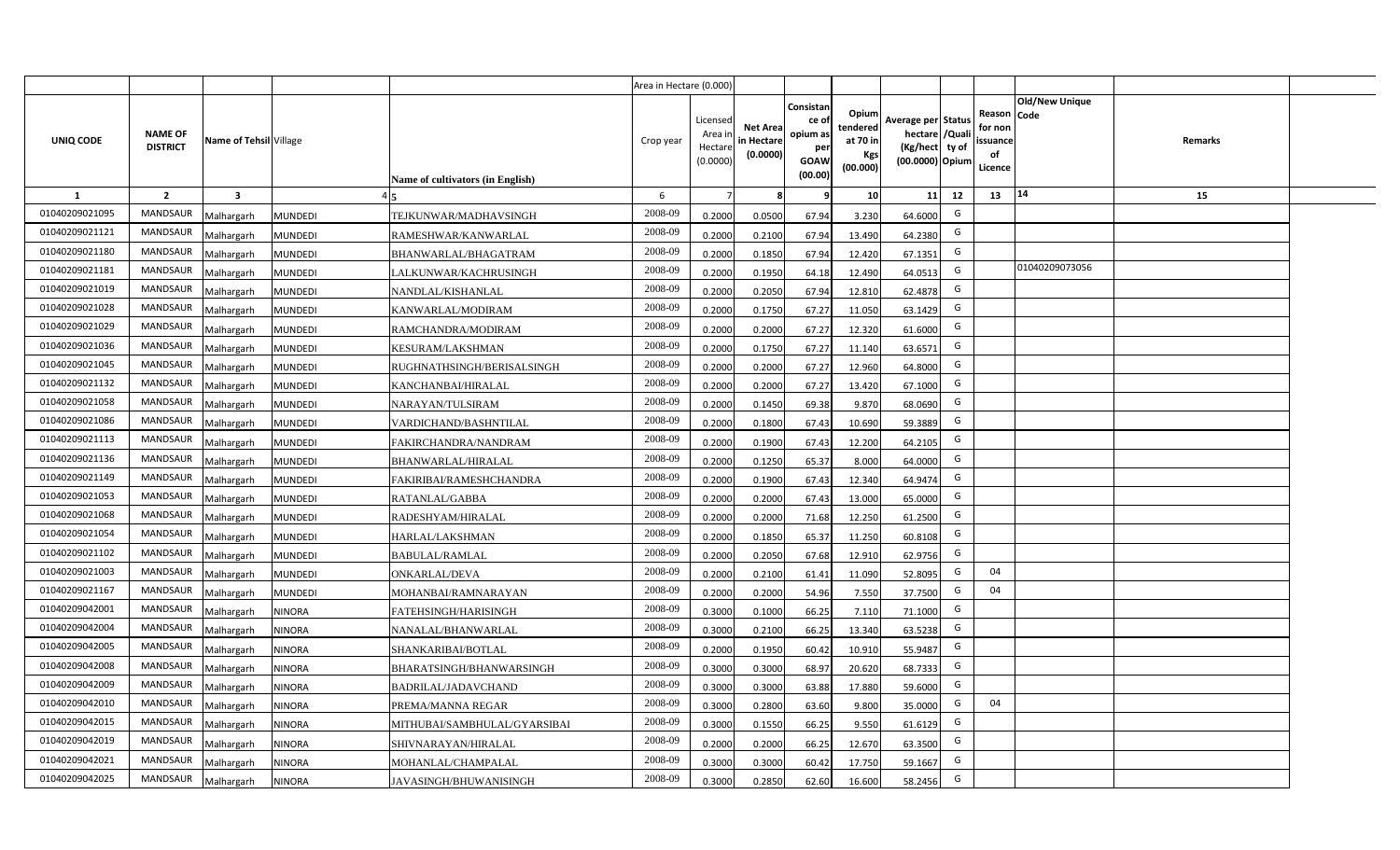| | | | | | Area in Hectare (0.000) | | | | | | | | | | |
|---|---|---|---|---|---|---|---|---|---|---|---|---|---|---|---|
| UNIQ CODE | NAME OF DISTRICT | Name of Tehsil | Village | Name of cultivators (in English) | Crop year | Licensed Area in Hectare (0.0000) | Net Area in Hectare (0.0000) | Consistance of opium as per GOAW (00.00) | Opium tendered at 70 in Kgs (00.000) | Average per hectare (Kg/hect (00.0000) | Status /Quality of Opium | Reason for non issuance of Licence | Old/New Unique Code | Remarks |
| 1 | 2 | 3 | 4 | 5 | 6 | 7 | 8 | 9 | 10 | 11 | 12 | 13 | 14 | 15 |
| 01040209021095 | MANDSAUR | Malhargarh | MUNDEDI | TEJKUNWAR/MADHAVSINGH | 2008-09 | 0.2000 | 0.0500 | 67.94 | 3.230 | 64.6000 | G | | | |
| 01040209021121 | MANDSAUR | Malhargarh | MUNDEDI | RAMESHWAR/KANWARLAL | 2008-09 | 0.2000 | 0.2100 | 67.94 | 13.490 | 64.2380 | G | | | |
| 01040209021180 | MANDSAUR | Malhargarh | MUNDEDI | BHANWARLAL/BHAGATRAM | 2008-09 | 0.2000 | 0.1850 | 67.94 | 12.420 | 67.1351 | G | | | |
| 01040209021181 | MANDSAUR | Malhargarh | MUNDEDI | LALKUNWAR/KACHRUSINGH | 2008-09 | 0.2000 | 0.1950 | 64.18 | 12.490 | 64.0513 | G | | 01040209073056 | |
| 01040209021019 | MANDSAUR | Malhargarh | MUNDEDI | NANDLAL/KISHANLAL | 2008-09 | 0.2000 | 0.2050 | 67.94 | 12.810 | 62.4878 | G | | | |
| 01040209021028 | MANDSAUR | Malhargarh | MUNDEDI | KANWARLAL/MODIRAM | 2008-09 | 0.2000 | 0.1750 | 67.27 | 11.050 | 63.1429 | G | | | |
| 01040209021029 | MANDSAUR | Malhargarh | MUNDEDI | RAMCHANDRA/MODIRAM | 2008-09 | 0.2000 | 0.2000 | 67.27 | 12.320 | 61.6000 | G | | | |
| 01040209021036 | MANDSAUR | Malhargarh | MUNDEDI | KESURAM/LAKSHMAN | 2008-09 | 0.2000 | 0.1750 | 67.27 | 11.140 | 63.6571 | G | | | |
| 01040209021045 | MANDSAUR | Malhargarh | MUNDEDI | RUGHNATHSINGH/BERISALSINGH | 2008-09 | 0.2000 | 0.2000 | 67.27 | 12.960 | 64.8000 | G | | | |
| 01040209021132 | MANDSAUR | Malhargarh | MUNDEDI | KANCHANBAI/HIRALAL | 2008-09 | 0.2000 | 0.2000 | 67.27 | 13.420 | 67.1000 | G | | | |
| 01040209021058 | MANDSAUR | Malhargarh | MUNDEDI | NARAYAN/TULSIRAM | 2008-09 | 0.2000 | 0.1450 | 69.38 | 9.870 | 68.0690 | G | | | |
| 01040209021086 | MANDSAUR | Malhargarh | MUNDEDI | VARDICHAND/BASHNTILAL | 2008-09 | 0.2000 | 0.1800 | 67.43 | 10.690 | 59.3889 | G | | | |
| 01040209021113 | MANDSAUR | Malhargarh | MUNDEDI | FAKIRCHANDRA/NANDRAM | 2008-09 | 0.2000 | 0.1900 | 67.43 | 12.200 | 64.2105 | G | | | |
| 01040209021136 | MANDSAUR | Malhargarh | MUNDEDI | BHANWARLAL/HIRALAL | 2008-09 | 0.2000 | 0.1250 | 65.37 | 8.000 | 64.0000 | G | | | |
| 01040209021149 | MANDSAUR | Malhargarh | MUNDEDI | FAKIRIBAI/RAMESHCHANDRA | 2008-09 | 0.2000 | 0.1900 | 67.43 | 12.340 | 64.9474 | G | | | |
| 01040209021053 | MANDSAUR | Malhargarh | MUNDEDI | RATANLAL/GABBA | 2008-09 | 0.2000 | 0.2000 | 67.43 | 13.000 | 65.0000 | G | | | |
| 01040209021068 | MANDSAUR | Malhargarh | MUNDEDI | RADESHYAM/HIRALAL | 2008-09 | 0.2000 | 0.2000 | 71.68 | 12.250 | 61.2500 | G | | | |
| 01040209021054 | MANDSAUR | Malhargarh | MUNDEDI | HARLAL/LAKSHMAN | 2008-09 | 0.2000 | 0.1850 | 65.37 | 11.250 | 60.8108 | G | | | |
| 01040209021102 | MANDSAUR | Malhargarh | MUNDEDI | BABULAL/RAMLAL | 2008-09 | 0.2000 | 0.2050 | 67.68 | 12.910 | 62.9756 | G | | | |
| 01040209021003 | MANDSAUR | Malhargarh | MUNDEDI | ONKARLAL/DEVA | 2008-09 | 0.2000 | 0.2100 | 61.41 | 11.090 | 52.8095 | G | 04 | | |
| 01040209021167 | MANDSAUR | Malhargarh | MUNDEDI | MOHANBAI/RAMNARAYAN | 2008-09 | 0.2000 | 0.2000 | 54.96 | 7.550 | 37.7500 | G | 04 | | |
| 01040209042001 | MANDSAUR | Malhargarh | NINORA | FATEHSINGH/HARISINGH | 2008-09 | 0.3000 | 0.1000 | 66.25 | 7.110 | 71.1000 | G | | | |
| 01040209042004 | MANDSAUR | Malhargarh | NINORA | NANALAL/BHANWARLAL | 2008-09 | 0.3000 | 0.2100 | 66.25 | 13.340 | 63.5238 | G | | | |
| 01040209042005 | MANDSAUR | Malhargarh | NINORA | SHANKARIBAI/BOTLAL | 2008-09 | 0.2000 | 0.1950 | 60.42 | 10.910 | 55.9487 | G | | | |
| 01040209042008 | MANDSAUR | Malhargarh | NINORA | BHARATSINGH/BHANWARSINGH | 2008-09 | 0.3000 | 0.3000 | 68.97 | 20.620 | 68.7333 | G | | | |
| 01040209042009 | MANDSAUR | Malhargarh | NINORA | BADRILAL/JADAVCHAND | 2008-09 | 0.3000 | 0.3000 | 63.88 | 17.880 | 59.6000 | G | | | |
| 01040209042010 | MANDSAUR | Malhargarh | NINORA | PREMA/MANNA REGAR | 2008-09 | 0.3000 | 0.2800 | 63.60 | 9.800 | 35.0000 | G | 04 | | |
| 01040209042015 | MANDSAUR | Malhargarh | NINORA | MITHUBAI/SAMBHULAL/GYARSIBAI | 2008-09 | 0.3000 | 0.1550 | 66.25 | 9.550 | 61.6129 | G | | | |
| 01040209042019 | MANDSAUR | Malhargarh | NINORA | SHIVNARAYAN/HIRALAL | 2008-09 | 0.2000 | 0.2000 | 66.25 | 12.670 | 63.3500 | G | | | |
| 01040209042021 | MANDSAUR | Malhargarh | NINORA | MOHANLAL/CHAMPALAL | 2008-09 | 0.3000 | 0.3000 | 60.42 | 17.750 | 59.1667 | G | | | |
| 01040209042025 | MANDSAUR | Malhargarh | NINORA | JAVASINGH/BHUWANISINGH | 2008-09 | 0.3000 | 0.2850 | 62.60 | 16.600 | 58.2456 | G | | | |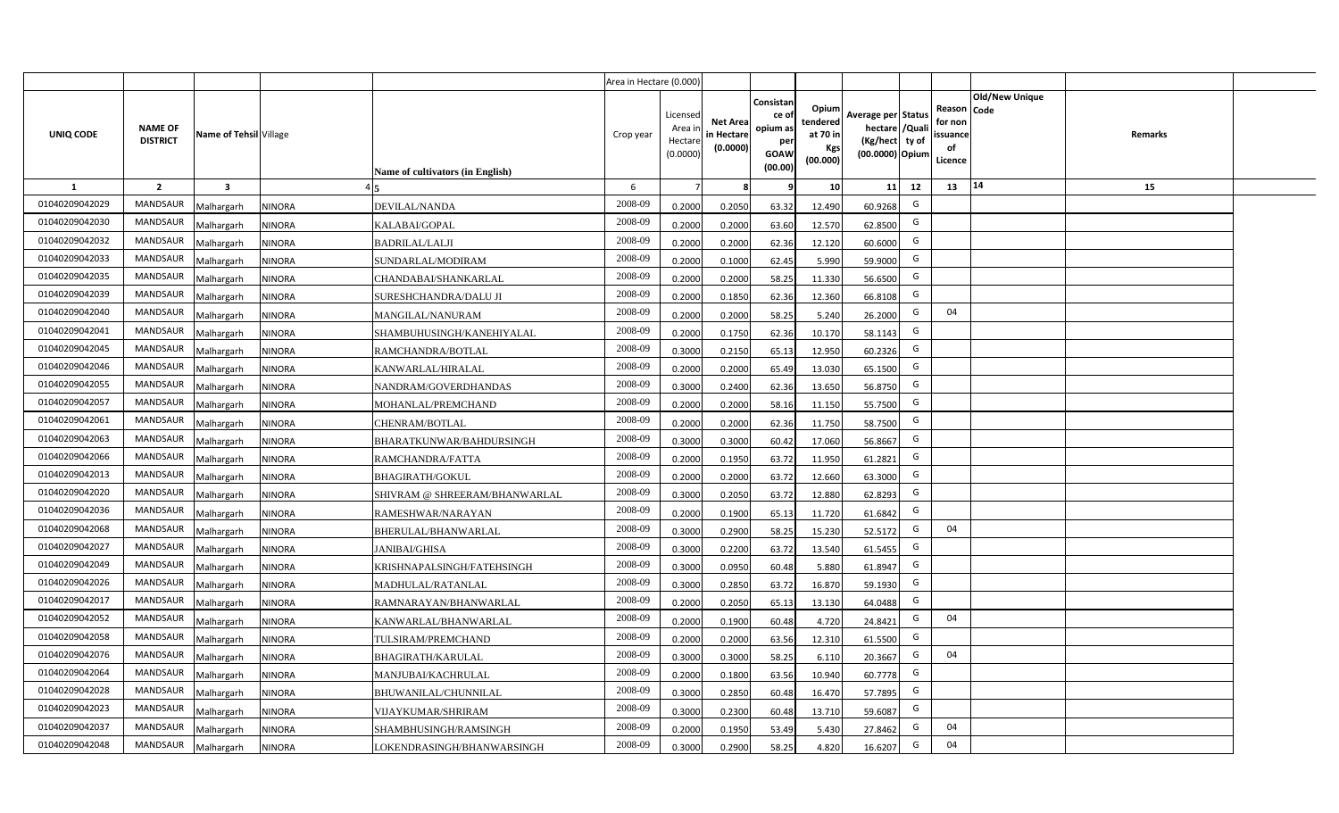| | | | | | Area in Hectare (0.000) | | | | | | | | | | |
|---|---|---|---|---|---|---|---|---|---|---|---|---|---|---|---|
| UNIQ CODE | NAME OF DISTRICT | Name of Tehsil | Village | Name of cultivators (in English) | Crop year | Licensed Area in Hectare (0.0000) | Net Area in Hectare (0.0000) | Consistance of opium as per GOAW (00.00) | Opium tendered at 70 in Kgs (00.000) | Average per hectare (Kg/hect) (00.0000) | Status /Quality of Opium | Reason for non issuance of Licence | Old/New Unique Code | Remarks |
| 1 | 2 | 3 | 4 | 5 | 6 | 7 | 8 | 9 | 10 | 11 | 12 | 13 | 14 | 15 |
| 01040209042029 | MANDSAUR | Malhargarh | NINORA | DEVILAL/NANDA | 2008-09 | 0.2000 | 0.2050 | 63.32 | 12.490 | 60.9268 | G | | | |
| 01040209042030 | MANDSAUR | Malhargarh | NINORA | KALABAI/GOPAL | 2008-09 | 0.2000 | 0.2000 | 63.60 | 12.570 | 62.8500 | G | | | |
| 01040209042032 | MANDSAUR | Malhargarh | NINORA | BADRILAL/LALJI | 2008-09 | 0.2000 | 0.2000 | 62.36 | 12.120 | 60.6000 | G | | | |
| 01040209042033 | MANDSAUR | Malhargarh | NINORA | SUNDARLAL/MODIRAM | 2008-09 | 0.2000 | 0.1000 | 62.45 | 5.990 | 59.9000 | G | | | |
| 01040209042035 | MANDSAUR | Malhargarh | NINORA | CHANDABAI/SHANKARLAL | 2008-09 | 0.2000 | 0.2000 | 58.25 | 11.330 | 56.6500 | G | | | |
| 01040209042039 | MANDSAUR | Malhargarh | NINORA | SURESHCHANDRA/DALU JI | 2008-09 | 0.2000 | 0.1850 | 62.36 | 12.360 | 66.8108 | G | | | |
| 01040209042040 | MANDSAUR | Malhargarh | NINORA | MANGILAL/NANURAM | 2008-09 | 0.2000 | 0.2000 | 58.25 | 5.240 | 26.2000 | G | 04 | | |
| 01040209042041 | MANDSAUR | Malhargarh | NINORA | SHAMBHUSINGH/KANEHIYALAL | 2008-09 | 0.2000 | 0.1750 | 62.36 | 10.170 | 58.1143 | G | | | |
| 01040209042045 | MANDSAUR | Malhargarh | NINORA | RAMCHANDRA/BOTLAL | 2008-09 | 0.3000 | 0.2150 | 65.13 | 12.950 | 60.2326 | G | | | |
| 01040209042046 | MANDSAUR | Malhargarh | NINORA | KANWARLAL/HIRALAL | 2008-09 | 0.2000 | 0.2000 | 65.49 | 13.030 | 65.1500 | G | | | |
| 01040209042055 | MANDSAUR | Malhargarh | NINORA | NANDRAM/GOVERDHANDAS | 2008-09 | 0.3000 | 0.2400 | 62.36 | 13.650 | 56.8750 | G | | | |
| 01040209042057 | MANDSAUR | Malhargarh | NINORA | MOHANLAL/PREMCHAND | 2008-09 | 0.2000 | 0.2000 | 58.16 | 11.150 | 55.7500 | G | | | |
| 01040209042061 | MANDSAUR | Malhargarh | NINORA | CHENRAM/BOTLAL | 2008-09 | 0.2000 | 0.2000 | 62.36 | 11.750 | 58.7500 | G | | | |
| 01040209042063 | MANDSAUR | Malhargarh | NINORA | BHARATKUNWAR/BAHDURSINGH | 2008-09 | 0.3000 | 0.3000 | 60.42 | 17.060 | 56.8667 | G | | | |
| 01040209042066 | MANDSAUR | Malhargarh | NINORA | RAMCHANDRA/FATTA | 2008-09 | 0.2000 | 0.1950 | 63.72 | 11.950 | 61.2821 | G | | | |
| 01040209042013 | MANDSAUR | Malhargarh | NINORA | BHAGIRATH/GOKUL | 2008-09 | 0.2000 | 0.2000 | 63.72 | 12.660 | 63.3000 | G | | | |
| 01040209042020 | MANDSAUR | Malhargarh | NINORA | SHIVRAM @ SHREERAM/BHANWARLAL | 2008-09 | 0.3000 | 0.2050 | 63.72 | 12.880 | 62.8293 | G | | | |
| 01040209042036 | MANDSAUR | Malhargarh | NINORA | RAMESHWAR/NARAYAN | 2008-09 | 0.2000 | 0.1900 | 65.13 | 11.720 | 61.6842 | G | | | |
| 01040209042068 | MANDSAUR | Malhargarh | NINORA | BHERULAL/BHANWARLAL | 2008-09 | 0.3000 | 0.2900 | 58.25 | 15.230 | 52.5172 | G | 04 | | |
| 01040209042027 | MANDSAUR | Malhargarh | NINORA | JANIBAI/GHISA | 2008-09 | 0.3000 | 0.2200 | 63.72 | 13.540 | 61.5455 | G | | | |
| 01040209042049 | MANDSAUR | Malhargarh | NINORA | KRISHNAPALSINGH/FATEHSINGH | 2008-09 | 0.3000 | 0.0950 | 60.48 | 5.880 | 61.8947 | G | | | |
| 01040209042026 | MANDSAUR | Malhargarh | NINORA | MADHULAL/RATANLAL | 2008-09 | 0.3000 | 0.2850 | 63.72 | 16.870 | 59.1930 | G | | | |
| 01040209042017 | MANDSAUR | Malhargarh | NINORA | RAMNARAYAN/BHANWARLAL | 2008-09 | 0.2000 | 0.2050 | 65.13 | 13.130 | 64.0488 | G | | | |
| 01040209042052 | MANDSAUR | Malhargarh | NINORA | KANWARLAL/BHANWARLAL | 2008-09 | 0.2000 | 0.1900 | 60.48 | 4.720 | 24.8421 | G | 04 | | |
| 01040209042058 | MANDSAUR | Malhargarh | NINORA | TULSIRAM/PREMCHAND | 2008-09 | 0.2000 | 0.2000 | 63.56 | 12.310 | 61.5500 | G | | | |
| 01040209042076 | MANDSAUR | Malhargarh | NINORA | BHAGIRATH/KARULAL | 2008-09 | 0.3000 | 0.3000 | 58.25 | 6.110 | 20.3667 | G | 04 | | |
| 01040209042064 | MANDSAUR | Malhargarh | NINORA | MANJUBAI/KACHRULAL | 2008-09 | 0.2000 | 0.1800 | 63.56 | 10.940 | 60.7778 | G | | | |
| 01040209042028 | MANDSAUR | Malhargarh | NINORA | BHUWANILAL/CHUNNILAL | 2008-09 | 0.3000 | 0.2850 | 60.48 | 16.470 | 57.7895 | G | | | |
| 01040209042023 | MANDSAUR | Malhargarh | NINORA | VIJAYKUMAR/SHRIRAM | 2008-09 | 0.3000 | 0.2300 | 60.48 | 13.710 | 59.6087 | G | | | |
| 01040209042037 | MANDSAUR | Malhargarh | NINORA | SHAMBHUSINGH/RAMSINGH | 2008-09 | 0.2000 | 0.1950 | 53.49 | 5.430 | 27.8462 | G | 04 | | |
| 01040209042048 | MANDSAUR | Malhargarh | NINORA | LOKENDRASINGH/BHANWARSINGH | 2008-09 | 0.3000 | 0.2900 | 58.25 | 4.820 | 16.6207 | G | 04 | | |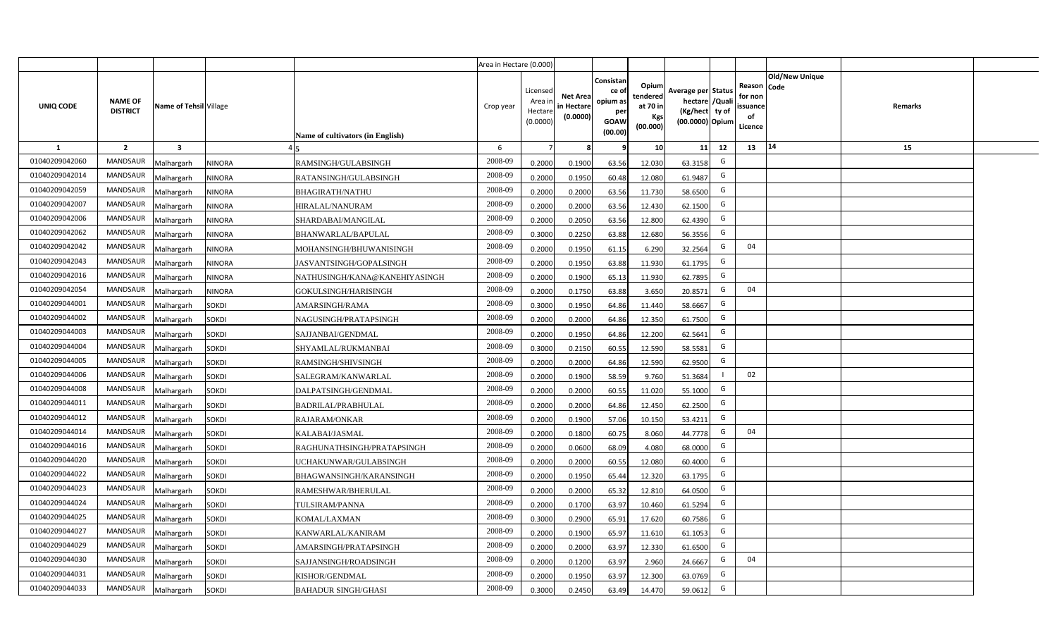| | | | | | Area in Hectare (0.000) | | | | | | | | | | |
|---|---|---|---|---|---|---|---|---|---|---|---|---|---|---|---|
| UNIQ CODE | NAME OF DISTRICT | Name of Tehsil | Village | Name of cultivators (in English) | Crop year | Licensed Area in Hectare (0.0000) | Net Area in Hectare (0.0000) | Consistance of opium as per GOAW (00.00) | Opium tendered at 70 in Kgs (00.000) | Average per hectare (Kg/hect) (00.0000) | Status /Quality of Opium | Reason for non issuance of Licence | Old/New Unique Code | Remarks |
| 1 | 2 | 3 | 4 | 5 | 6 | 7 | 8 | 9 | 10 | 11 | 12 | 13 | 14 | 15 |
| 01040209042060 | MANDSAUR | Malhargarh | NINORA | RAMSINGH/GULABSINGH | 2008-09 | 0.2000 | 0.1900 | 63.56 | 12.030 | 63.3158 | G | | | |
| 01040209042014 | MANDSAUR | Malhargarh | NINORA | RATANSINGH/GULABSINGH | 2008-09 | 0.2000 | 0.1950 | 60.48 | 12.080 | 61.9487 | G | | | |
| 01040209042059 | MANDSAUR | Malhargarh | NINORA | BHAGIRATH/NATHU | 2008-09 | 0.2000 | 0.2000 | 63.56 | 11.730 | 58.6500 | G | | | |
| 01040209042007 | MANDSAUR | Malhargarh | NINORA | HIRALAL/NANURAM | 2008-09 | 0.2000 | 0.2000 | 63.56 | 12.430 | 62.1500 | G | | | |
| 01040209042006 | MANDSAUR | Malhargarh | NINORA | SHARDABAI/MANGILAL | 2008-09 | 0.2000 | 0.2050 | 63.56 | 12.800 | 62.4390 | G | | | |
| 01040209042062 | MANDSAUR | Malhargarh | NINORA | BHANWARLAL/BAPULAL | 2008-09 | 0.3000 | 0.2250 | 63.88 | 12.680 | 56.3556 | G | | | |
| 01040209042042 | MANDSAUR | Malhargarh | NINORA | MOHANSINGH/BHUWANISINGH | 2008-09 | 0.2000 | 0.1950 | 61.15 | 6.290 | 32.2564 | G | 04 | | |
| 01040209042043 | MANDSAUR | Malhargarh | NINORA | JASVANTSINGH/GOPALSINGH | 2008-09 | 0.2000 | 0.1950 | 63.88 | 11.930 | 61.1795 | G | | | |
| 01040209042016 | MANDSAUR | Malhargarh | NINORA | NATHUSINGH/KANA@KANEHIYASINGH | 2008-09 | 0.2000 | 0.1900 | 65.13 | 11.930 | 62.7895 | G | | | |
| 01040209042054 | MANDSAUR | Malhargarh | NINORA | GOKULSINGH/HARISINGH | 2008-09 | 0.2000 | 0.1750 | 63.88 | 3.650 | 20.8571 | G | 04 | | |
| 01040209044001 | MANDSAUR | Malhargarh | SOKDI | AMARSINGH/RAMA | 2008-09 | 0.3000 | 0.1950 | 64.86 | 11.440 | 58.6667 | G | | | |
| 01040209044002 | MANDSAUR | Malhargarh | SOKDI | NAGUSINGH/PRATAPSINGH | 2008-09 | 0.2000 | 0.2000 | 64.86 | 12.350 | 61.7500 | G | | | |
| 01040209044003 | MANDSAUR | Malhargarh | SOKDI | SAJJANBAI/GENDMAL | 2008-09 | 0.2000 | 0.1950 | 64.86 | 12.200 | 62.5641 | G | | | |
| 01040209044004 | MANDSAUR | Malhargarh | SOKDI | SHYAMLAL/RUKMANBAI | 2008-09 | 0.3000 | 0.2150 | 60.55 | 12.590 | 58.5581 | G | | | |
| 01040209044005 | MANDSAUR | Malhargarh | SOKDI | RAMSINGH/SHIVSINGH | 2008-09 | 0.2000 | 0.2000 | 64.86 | 12.590 | 62.9500 | G | | | |
| 01040209044006 | MANDSAUR | Malhargarh | SOKDI | SALEGRAM/KANWARLAL | 2008-09 | 0.2000 | 0.1900 | 58.59 | 9.760 | 51.3684 | I | 02 | | |
| 01040209044008 | MANDSAUR | Malhargarh | SOKDI | DALPATSINGH/GENDMAL | 2008-09 | 0.2000 | 0.2000 | 60.55 | 11.020 | 55.1000 | G | | | |
| 01040209044011 | MANDSAUR | Malhargarh | SOKDI | BADRILAL/PRABHULAL | 2008-09 | 0.2000 | 0.2000 | 64.86 | 12.450 | 62.2500 | G | | | |
| 01040209044012 | MANDSAUR | Malhargarh | SOKDI | RAJARAM/ONKAR | 2008-09 | 0.2000 | 0.1900 | 57.06 | 10.150 | 53.4211 | G | | | |
| 01040209044014 | MANDSAUR | Malhargarh | SOKDI | KALABAI/JASMAL | 2008-09 | 0.2000 | 0.1800 | 60.75 | 8.060 | 44.7778 | G | 04 | | |
| 01040209044016 | MANDSAUR | Malhargarh | SOKDI | RAGHUNATHSINGH/PRATAPSINGH | 2008-09 | 0.2000 | 0.0600 | 68.09 | 4.080 | 68.0000 | G | | | |
| 01040209044020 | MANDSAUR | Malhargarh | SOKDI | UCHAKUNWAR/GULABSINGH | 2008-09 | 0.2000 | 0.2000 | 60.55 | 12.080 | 60.4000 | G | | | |
| 01040209044022 | MANDSAUR | Malhargarh | SOKDI | BHAGWANSINGH/KARANSINGH | 2008-09 | 0.2000 | 0.1950 | 65.44 | 12.320 | 63.1795 | G | | | |
| 01040209044023 | MANDSAUR | Malhargarh | SOKDI | RAMESHWAR/BHERULAL | 2008-09 | 0.2000 | 0.2000 | 65.32 | 12.810 | 64.0500 | G | | | |
| 01040209044024 | MANDSAUR | Malhargarh | SOKDI | TULSIRAM/PANNA | 2008-09 | 0.2000 | 0.1700 | 63.97 | 10.460 | 61.5294 | G | | | |
| 01040209044025 | MANDSAUR | Malhargarh | SOKDI | KOMAL/LAXMAN | 2008-09 | 0.3000 | 0.2900 | 65.91 | 17.620 | 60.7586 | G | | | |
| 01040209044027 | MANDSAUR | Malhargarh | SOKDI | KANWARLAL/KANIRAM | 2008-09 | 0.2000 | 0.1900 | 65.97 | 11.610 | 61.1053 | G | | | |
| 01040209044029 | MANDSAUR | Malhargarh | SOKDI | AMARSINGH/PRATAPSINGH | 2008-09 | 0.2000 | 0.2000 | 63.97 | 12.330 | 61.6500 | G | | | |
| 01040209044030 | MANDSAUR | Malhargarh | SOKDI | SAJJANSINGH/ROADSINGH | 2008-09 | 0.2000 | 0.1200 | 63.97 | 2.960 | 24.6667 | G | 04 | | |
| 01040209044031 | MANDSAUR | Malhargarh | SOKDI | KISHOR/GENDMAL | 2008-09 | 0.2000 | 0.1950 | 63.97 | 12.300 | 63.0769 | G | | | |
| 01040209044033 | MANDSAUR | Malhargarh | SOKDI | BAHADUR SINGH/GHASI | 2008-09 | 0.3000 | 0.2450 | 63.49 | 14.470 | 59.0612 | G | | | |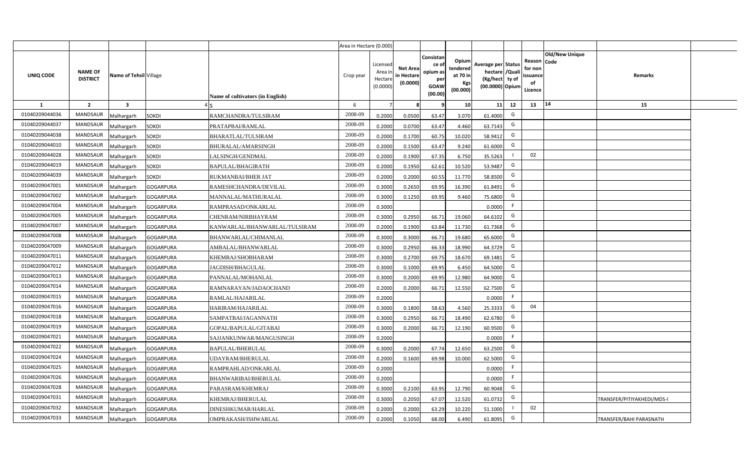| | | | | | Area in Hectare (0.000) | | | | | | | | | | |
|---|---|---|---|---|---|---|---|---|---|---|---|---|---|---|---|
| UNIQ CODE | NAME OF DISTRICT | Name of Tehsil | Village | Name of cultivators (in English) | Crop year | Licensed Area in Hectare (0.0000) | Net Area in Hectare (0.0000) | Consistance of opium as per GOAW (00.00) | Opium tendered at 70 in Kgs (00.000) | Average per hectare (Kg/hect) (00.0000) | Status /Quality of Opium | Reason for non issuance of Licence | Old/New Unique Code | Remarks |
| 1 | 2 | 3 | 4 | 5 | 6 | 7 | 8 | 9 | 10 | 11 | 12 | 13 | 14 | 15 |
| 01040209044036 | MANDSAUR | Malhargarh | SOKDI | RAMCHANDRA/TULSIRAM | 2008-09 | 0.2000 | 0.0500 | 63.47 | 3.070 | 61.4000 | G | | | |
| 01040209044037 | MANDSAUR | Malhargarh | SOKDI | PRATAPBAI/RAMLAL | 2008-09 | 0.2000 | 0.0700 | 63.47 | 4.460 | 63.7143 | G | | | |
| 01040209044038 | MANDSAUR | Malhargarh | SOKDI | BHARATLAL/TULSIRAM | 2008-09 | 0.2000 | 0.1700 | 60.75 | 10.020 | 58.9412 | G | | | |
| 01040209044010 | MANDSAUR | Malhargarh | SOKDI | BHURALAL/AMARSINGH | 2008-09 | 0.2000 | 0.1500 | 63.47 | 9.240 | 61.6000 | G | | | |
| 01040209044028 | MANDSAUR | Malhargarh | SOKDI | LALSINGH/GENDMAL | 2008-09 | 0.2000 | 0.1900 | 67.35 | 6.750 | 35.5263 | I | 02 | | |
| 01040209044019 | MANDSAUR | Malhargarh | SOKDI | BAPULAL/BHAGIRATH | 2008-09 | 0.2000 | 0.1950 | 62.61 | 10.520 | 53.9487 | G | | | |
| 01040209044039 | MANDSAUR | Malhargarh | SOKDI | RUKMANBAI/BHER JAT | 2008-09 | 0.2000 | 0.2000 | 60.55 | 11.770 | 58.8500 | G | | | |
| 01040209047001 | MANDSAUR | Malhargarh | GOGARPURA | RAMESHCHANDRA/DEVILAL | 2008-09 | 0.3000 | 0.2650 | 69.95 | 16.390 | 61.8491 | G | | | |
| 01040209047002 | MANDSAUR | Malhargarh | GOGARPURA | MANNALAL/MATHURALAL | 2008-09 | 0.3000 | 0.1250 | 69.95 | 9.460 | 75.6800 | G | | | |
| 01040209047004 | MANDSAUR | Malhargarh | GOGARPURA | RAMPRASAD/ONKARLAL | 2008-09 | 0.3000 | | | | 0.0000 | F | | | |
| 01040209047005 | MANDSAUR | Malhargarh | GOGARPURA | CHENRAM/NIRBHAYRAM | 2008-09 | 0.3000 | 0.2950 | 66.71 | 19.060 | 64.6102 | G | | | |
| 01040209047007 | MANDSAUR | Malhargarh | GOGARPURA | KANWARLAL/BHANWARLAL/TULSIRAM | 2008-09 | 0.2000 | 0.1900 | 63.84 | 11.730 | 61.7368 | G | | | |
| 01040209047008 | MANDSAUR | Malhargarh | GOGARPURA | BHANWARLAL/CHIMANLAL | 2008-09 | 0.3000 | 0.3000 | 66.71 | 19.680 | 65.6000 | G | | | |
| 01040209047009 | MANDSAUR | Malhargarh | GOGARPURA | AMBALAL/BHANWARLAL | 2008-09 | 0.3000 | 0.2950 | 66.33 | 18.990 | 64.3729 | G | | | |
| 01040209047011 | MANDSAUR | Malhargarh | GOGARPURA | KHEMRAJ/SHOBHARAM | 2008-09 | 0.3000 | 0.2700 | 69.75 | 18.670 | 69.1481 | G | | | |
| 01040209047012 | MANDSAUR | Malhargarh | GOGARPURA | JAGDISH/BHAGULAL | 2008-09 | 0.3000 | 0.1000 | 69.95 | 6.450 | 64.5000 | G | | | |
| 01040209047013 | MANDSAUR | Malhargarh | GOGARPURA | PANNALAL/MOHANLAL | 2008-09 | 0.3000 | 0.2000 | 69.95 | 12.980 | 64.9000 | G | | | |
| 01040209047014 | MANDSAUR | Malhargarh | GOGARPURA | RAMNARAYAN/JADAOCHAND | 2008-09 | 0.2000 | 0.2000 | 66.71 | 12.550 | 62.7500 | G | | | |
| 01040209047015 | MANDSAUR | Malhargarh | GOGARPURA | RAMLAL/HAJARILAL | 2008-09 | 0.2000 | | | | 0.0000 | F | | | |
| 01040209047016 | MANDSAUR | Malhargarh | GOGARPURA | HARIRAM/HAJARILAL | 2008-09 | 0.3000 | 0.1800 | 58.63 | 4.560 | 25.3333 | G | 04 | | |
| 01040209047018 | MANDSAUR | Malhargarh | GOGARPURA | SAMPATBAI/JAGANNATH | 2008-09 | 0.3000 | 0.2950 | 66.71 | 18.490 | 62.6780 | G | | | |
| 01040209047019 | MANDSAUR | Malhargarh | GOGARPURA | GOPAL/BAPULAL/GITABAI | 2008-09 | 0.3000 | 0.2000 | 66.71 | 12.190 | 60.9500 | G | | | |
| 01040209047021 | MANDSAUR | Malhargarh | GOGARPURA | SAJJANKUNWAR/MANGUSINGH | 2008-09 | 0.2000 | | | | 0.0000 | F | | | |
| 01040209047022 | MANDSAUR | Malhargarh | GOGARPURA | BAPULAL/BHERULAL | 2008-09 | 0.3000 | 0.2000 | 67.74 | 12.650 | 63.2500 | G | | | |
| 01040209047024 | MANDSAUR | Malhargarh | GOGARPURA | UDAYRAM/BHERULAL | 2008-09 | 0.2000 | 0.1600 | 69.98 | 10.000 | 62.5000 | G | | | |
| 01040209047025 | MANDSAUR | Malhargarh | GOGARPURA | RAMPRAHLAD/ONKARLAL | 2008-09 | 0.2000 | | | | 0.0000 | F | | | |
| 01040209047026 | MANDSAUR | Malhargarh | GOGARPURA | BHANWARIBAI/BHERULAL | 2008-09 | 0.2000 | | | | 0.0000 | F | | | |
| 01040209047028 | MANDSAUR | Malhargarh | GOGARPURA | PARASRAM/KHEMRAJ | 2008-09 | 0.3000 | 0.2100 | 63.95 | 12.790 | 60.9048 | G | | | |
| 01040209047031 | MANDSAUR | Malhargarh | GOGARPURA | KHEMRAJ/BHERULAL | 2008-09 | 0.3000 | 0.2050 | 67.07 | 12.520 | 61.0732 | G | | | TRANSFER/PITIYAKHEDI/MDS-I |
| 01040209047032 | MANDSAUR | Malhargarh | GOGARPURA | DINESHKUMAR/HARLAL | 2008-09 | 0.2000 | 0.2000 | 63.29 | 10.220 | 51.1000 | I | 02 | | |
| 01040209047033 | MANDSAUR | Malhargarh | GOGARPURA | OMPRAKASH/ISHWARLAL | 2008-09 | 0.2000 | 0.1050 | 68.00 | 6.490 | 61.8095 | G | | | TRANSFER/BAHI PARASNATH |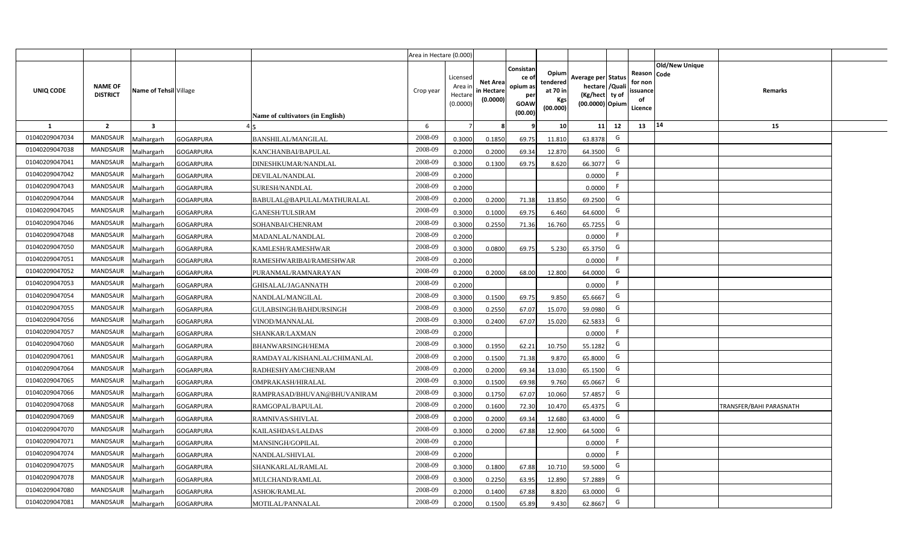| | | | | | Area in Hectare (0.000) | | | | | | | | | | |
|---|---|---|---|---|---|---|---|---|---|---|---|---|---|---|---|
| UNIQ CODE | NAME OF DISTRICT | Name of Tehsil | Village | Name of cultivators (in English) | Crop year | Licensed Area in Hectare (0.0000) | Net Area in Hectare (0.0000) | Consistance of opium as per GOAW (00.00) | Opium tendered at 70 in Kgs (00.000) | Average per hectare (Kg/hect) (00.0000) | Status /Quality of Opium | Reason for non issuance of Licence | Old/New Unique Code | Remarks |
| 1 | 2 | 3 | 4 | 5 | 6 | 7 | 8 | 9 | 10 | 11 | 12 | 13 | 14 | 15 |
| 01040209047034 | MANDSAUR | Malhargarh | GOGARPURA | BANSHILAL/MANGILAL | 2008-09 | 0.3000 | 0.1850 | 69.75 | 11.810 | 63.8378 | G | | | |
| 01040209047038 | MANDSAUR | Malhargarh | GOGARPURA | KANCHANBAI/BAPULAL | 2008-09 | 0.2000 | 0.2000 | 69.34 | 12.870 | 64.3500 | G | | | |
| 01040209047041 | MANDSAUR | Malhargarh | GOGARPURA | DINESHKUMAR/NANDLAL | 2008-09 | 0.3000 | 0.1300 | 69.75 | 8.620 | 66.3077 | G | | | |
| 01040209047042 | MANDSAUR | Malhargarh | GOGARPURA | DEVILAL/NANDLAL | 2008-09 | 0.2000 | | | | 0.0000 | F | | | |
| 01040209047043 | MANDSAUR | Malhargarh | GOGARPURA | SURESH/NANDLAL | 2008-09 | 0.2000 | | | | 0.0000 | F | | | |
| 01040209047044 | MANDSAUR | Malhargarh | GOGARPURA | BABULAL@BAPULAL/MATHURALAL | 2008-09 | 0.2000 | 0.2000 | 71.38 | 13.850 | 69.2500 | G | | | |
| 01040209047045 | MANDSAUR | Malhargarh | GOGARPURA | GANESH/TULSIRAM | 2008-09 | 0.3000 | 0.1000 | 69.75 | 6.460 | 64.6000 | G | | | |
| 01040209047046 | MANDSAUR | Malhargarh | GOGARPURA | SOHANBAI/CHENRAM | 2008-09 | 0.3000 | 0.2550 | 71.36 | 16.760 | 65.7255 | G | | | |
| 01040209047048 | MANDSAUR | Malhargarh | GOGARPURA | MADANLAL/NANDLAL | 2008-09 | 0.2000 | | | | 0.0000 | F | | | |
| 01040209047050 | MANDSAUR | Malhargarh | GOGARPURA | KAMLESH/RAMESHWAR | 2008-09 | 0.3000 | 0.0800 | 69.75 | 5.230 | 65.3750 | G | | | |
| 01040209047051 | MANDSAUR | Malhargarh | GOGARPURA | RAMESHWARIBAI/RAMESHWAR | 2008-09 | 0.2000 | | | | 0.0000 | F | | | |
| 01040209047052 | MANDSAUR | Malhargarh | GOGARPURA | PURANMAL/RAMNARAYAN | 2008-09 | 0.2000 | 0.2000 | 68.00 | 12.800 | 64.0000 | G | | | |
| 01040209047053 | MANDSAUR | Malhargarh | GOGARPURA | GHISALAL/JAGANNATH | 2008-09 | 0.2000 | | | | 0.0000 | F | | | |
| 01040209047054 | MANDSAUR | Malhargarh | GOGARPURA | NANDLAL/MANGILAL | 2008-09 | 0.3000 | 0.1500 | 69.75 | 9.850 | 65.6667 | G | | | |
| 01040209047055 | MANDSAUR | Malhargarh | GOGARPURA | GULABSINGH/BAHDURSINGH | 2008-09 | 0.3000 | 0.2550 | 67.07 | 15.070 | 59.0980 | G | | | |
| 01040209047056 | MANDSAUR | Malhargarh | GOGARPURA | VINOD/MANNALAL | 2008-09 | 0.3000 | 0.2400 | 67.07 | 15.020 | 62.5833 | G | | | |
| 01040209047057 | MANDSAUR | Malhargarh | GOGARPURA | SHANKAR/LAXMAN | 2008-09 | 0.2000 | | | | 0.0000 | F | | | |
| 01040209047060 | MANDSAUR | Malhargarh | GOGARPURA | BHANWARSINGH/HEMA | 2008-09 | 0.3000 | 0.1950 | 62.21 | 10.750 | 55.1282 | G | | | |
| 01040209047061 | MANDSAUR | Malhargarh | GOGARPURA | RAMDAYAL/KISHANLAL/CHIMANLAL | 2008-09 | 0.2000 | 0.1500 | 71.38 | 9.870 | 65.8000 | G | | | |
| 01040209047064 | MANDSAUR | Malhargarh | GOGARPURA | RADHESHYAM/CHENRAM | 2008-09 | 0.2000 | 0.2000 | 69.34 | 13.030 | 65.1500 | G | | | |
| 01040209047065 | MANDSAUR | Malhargarh | GOGARPURA | OMPRAKASH/HIRALAL | 2008-09 | 0.3000 | 0.1500 | 69.98 | 9.760 | 65.0667 | G | | | |
| 01040209047066 | MANDSAUR | Malhargarh | GOGARPURA | RAMPRASAD/BHUVAN@BHUVANIRAM | 2008-09 | 0.3000 | 0.1750 | 67.07 | 10.060 | 57.4857 | G | | | |
| 01040209047068 | MANDSAUR | Malhargarh | GOGARPURA | RAMGOPAL/BAPULAL | 2008-09 | 0.2000 | 0.1600 | 72.30 | 10.470 | 65.4375 | G | | | TRANSFER/BAHI PARASNATH |
| 01040209047069 | MANDSAUR | Malhargarh | GOGARPURA | RAMNIVAS/SHIVLAL | 2008-09 | 0.2000 | 0.2000 | 69.34 | 12.680 | 63.4000 | G | | | |
| 01040209047070 | MANDSAUR | Malhargarh | GOGARPURA | KAILASHDAS/LALDAS | 2008-09 | 0.3000 | 0.2000 | 67.88 | 12.900 | 64.5000 | G | | | |
| 01040209047071 | MANDSAUR | Malhargarh | GOGARPURA | MANSINGH/GOPILAL | 2008-09 | 0.2000 | | | | 0.0000 | F | | | |
| 01040209047074 | MANDSAUR | Malhargarh | GOGARPURA | NANDLAL/SHIVLAL | 2008-09 | 0.2000 | | | | 0.0000 | F | | | |
| 01040209047075 | MANDSAUR | Malhargarh | GOGARPURA | SHANKARLAL/RAMLAL | 2008-09 | 0.3000 | 0.1800 | 67.88 | 10.710 | 59.5000 | G | | | |
| 01040209047078 | MANDSAUR | Malhargarh | GOGARPURA | MULCHAND/RAMLAL | 2008-09 | 0.3000 | 0.2250 | 63.95 | 12.890 | 57.2889 | G | | | |
| 01040209047080 | MANDSAUR | Malhargarh | GOGARPURA | ASHOK/RAMLAL | 2008-09 | 0.2000 | 0.1400 | 67.88 | 8.820 | 63.0000 | G | | | |
| 01040209047081 | MANDSAUR | Malhargarh | GOGARPURA | MOTILAL/PANNALAL | 2008-09 | 0.2000 | 0.1500 | 65.89 | 9.430 | 62.8667 | G | | | |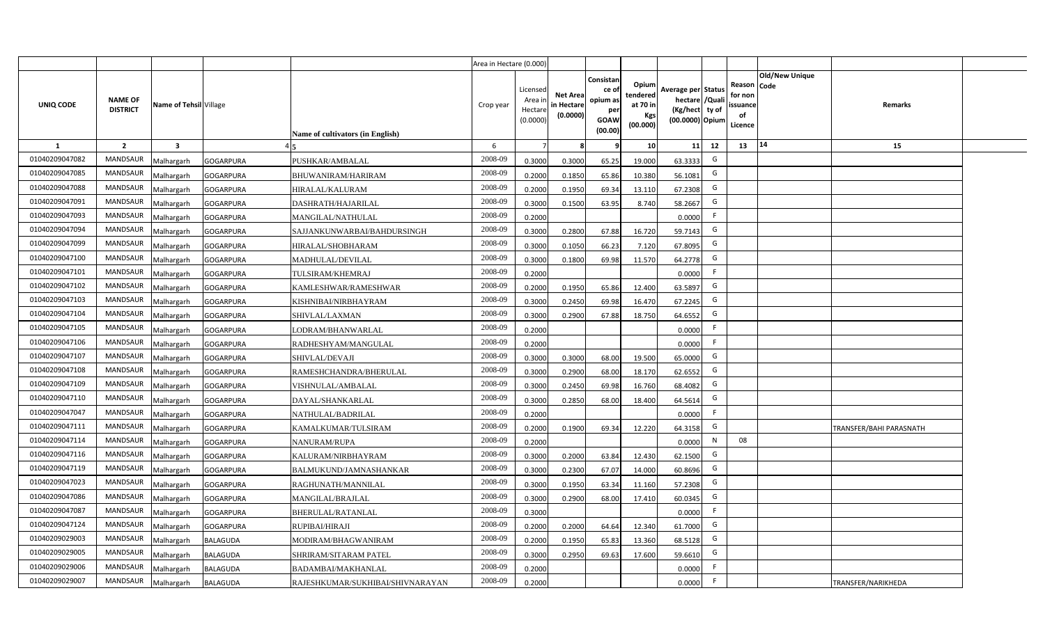| | | | | | Area in Hectare (0.000) | | | | | | | | | | |
|---|---|---|---|---|---|---|---|---|---|---|---|---|---|---|---|
| UNIQ CODE | NAME OF DISTRICT | Name of Tehsil | Village | Name of cultivators (in English) | Crop year | Licensed Area in Hectare (0.0000) | Net Area in Hectare (0.0000) | Consistance of opium as per GOAW (00.00) | Opium tendered at 70 in Kgs (00.000) | Average per hectare (Kg/hect) (00.0000) | Status /Quality of Opium | Reason for non issuance of Licence | Old/New Unique Code | Remarks |
| 1 | 2 | 3 | 4 | 5 | 6 | 7 | 8 | 9 | 10 | 11 | 12 | 13 | 14 | 15 |
| 01040209047082 | MANDSAUR | Malhargarh | GOGARPURA | PUSHKAR/AMBALAL | 2008-09 | 0.3000 | 0.3000 | 65.25 | 19.000 | 63.3333 | G | | | |
| 01040209047085 | MANDSAUR | Malhargarh | GOGARPURA | BHUWANIRAM/HARIRAM | 2008-09 | 0.2000 | 0.1850 | 65.86 | 10.380 | 56.1081 | G | | | |
| 01040209047088 | MANDSAUR | Malhargarh | GOGARPURA | HIRALAL/KALURAM | 2008-09 | 0.2000 | 0.1950 | 69.34 | 13.110 | 67.2308 | G | | | |
| 01040209047091 | MANDSAUR | Malhargarh | GOGARPURA | DASHRATH/HAJARILAL | 2008-09 | 0.3000 | 0.1500 | 63.95 | 8.740 | 58.2667 | G | | | |
| 01040209047093 | MANDSAUR | Malhargarh | GOGARPURA | MANGILAL/NATHULAL | 2008-09 | 0.2000 | | | | 0.0000 | F | | | |
| 01040209047094 | MANDSAUR | Malhargarh | GOGARPURA | SAJJANKUNWARBAI/BAHDURSINGH | 2008-09 | 0.3000 | 0.2800 | 67.88 | 16.720 | 59.7143 | G | | | |
| 01040209047099 | MANDSAUR | Malhargarh | GOGARPURA | HIRALAL/SHOBHARAM | 2008-09 | 0.3000 | 0.1050 | 66.23 | 7.120 | 67.8095 | G | | | |
| 01040209047100 | MANDSAUR | Malhargarh | GOGARPURA | MADHULAL/DEVILAL | 2008-09 | 0.3000 | 0.1800 | 69.98 | 11.570 | 64.2778 | G | | | |
| 01040209047101 | MANDSAUR | Malhargarh | GOGARPURA | TULSIRAM/KHEMRAJ | 2008-09 | 0.2000 | | | | 0.0000 | F | | | |
| 01040209047102 | MANDSAUR | Malhargarh | GOGARPURA | KAMLESHWAR/RAMESHWAR | 2008-09 | 0.2000 | 0.1950 | 65.86 | 12.400 | 63.5897 | G | | | |
| 01040209047103 | MANDSAUR | Malhargarh | GOGARPURA | KISHNIBAI/NIRBHAYRAM | 2008-09 | 0.3000 | 0.2450 | 69.98 | 16.470 | 67.2245 | G | | | |
| 01040209047104 | MANDSAUR | Malhargarh | GOGARPURA | SHIVLAL/LAXMAN | 2008-09 | 0.3000 | 0.2900 | 67.88 | 18.750 | 64.6552 | G | | | |
| 01040209047105 | MANDSAUR | Malhargarh | GOGARPURA | LODRAM/BHANWARLAL | 2008-09 | 0.2000 | | | | 0.0000 | F | | | |
| 01040209047106 | MANDSAUR | Malhargarh | GOGARPURA | RADHESHYAM/MANGULAL | 2008-09 | 0.2000 | | | | 0.0000 | F | | | |
| 01040209047107 | MANDSAUR | Malhargarh | GOGARPURA | SHIVLAL/DEVAJI | 2008-09 | 0.3000 | 0.3000 | 68.00 | 19.500 | 65.0000 | G | | | |
| 01040209047108 | MANDSAUR | Malhargarh | GOGARPURA | RAMESHCHANDRA/BHERULAL | 2008-09 | 0.3000 | 0.2900 | 68.00 | 18.170 | 62.6552 | G | | | |
| 01040209047109 | MANDSAUR | Malhargarh | GOGARPURA | VISHNULAL/AMBALAL | 2008-09 | 0.3000 | 0.2450 | 69.98 | 16.760 | 68.4082 | G | | | |
| 01040209047110 | MANDSAUR | Malhargarh | GOGARPURA | DAYAL/SHANKARLAL | 2008-09 | 0.3000 | 0.2850 | 68.00 | 18.400 | 64.5614 | G | | | |
| 01040209047047 | MANDSAUR | Malhargarh | GOGARPURA | NATHULAL/BADRILAL | 2008-09 | 0.2000 | | | | 0.0000 | F | | | |
| 01040209047111 | MANDSAUR | Malhargarh | GOGARPURA | KAMALKUMAR/TULSIRAM | 2008-09 | 0.2000 | 0.1900 | 69.34 | 12.220 | 64.3158 | G | | | TRANSFER/BAHI PARASNATH |
| 01040209047114 | MANDSAUR | Malhargarh | GOGARPURA | NANURAM/RUPA | 2008-09 | 0.2000 | | | | 0.0000 | N | 08 | | |
| 01040209047116 | MANDSAUR | Malhargarh | GOGARPURA | KALURAM/NIRBHAYRAM | 2008-09 | 0.3000 | 0.2000 | 63.84 | 12.430 | 62.1500 | G | | | |
| 01040209047119 | MANDSAUR | Malhargarh | GOGARPURA | BALMUKUND/JAMNASHANKAR | 2008-09 | 0.3000 | 0.2300 | 67.07 | 14.000 | 60.8696 | G | | | |
| 01040209047023 | MANDSAUR | Malhargarh | GOGARPURA | RAGHUNATH/MANNILAL | 2008-09 | 0.3000 | 0.1950 | 63.34 | 11.160 | 57.2308 | G | | | |
| 01040209047086 | MANDSAUR | Malhargarh | GOGARPURA | MANGILAL/BRAJLAL | 2008-09 | 0.3000 | 0.2900 | 68.00 | 17.410 | 60.0345 | G | | | |
| 01040209047087 | MANDSAUR | Malhargarh | GOGARPURA | BHERULAL/RATANLAL | 2008-09 | 0.3000 | | | | 0.0000 | F | | | |
| 01040209047124 | MANDSAUR | Malhargarh | GOGARPURA | RUPIBAI/HIRAJI | 2008-09 | 0.2000 | 0.2000 | 64.64 | 12.340 | 61.7000 | G | | | |
| 01040209029003 | MANDSAUR | Malhargarh | BALAGUDA | MODIRAM/BHAGWANIRAM | 2008-09 | 0.2000 | 0.1950 | 65.83 | 13.360 | 68.5128 | G | | | |
| 01040209029005 | MANDSAUR | Malhargarh | BALAGUDA | SHRIRAM/SITARAM PATEL | 2008-09 | 0.3000 | 0.2950 | 69.63 | 17.600 | 59.6610 | G | | | |
| 01040209029006 | MANDSAUR | Malhargarh | BALAGUDA | BADAMBAI/MAKHANLAL | 2008-09 | 0.2000 | | | | 0.0000 | F | | | |
| 01040209029007 | MANDSAUR | Malhargarh | BALAGUDA | RAJESHKUMAR/SUKHIBAI/SHIVNARAYAN | 2008-09 | 0.2000 | | | | 0.0000 | F | | | TRANSFER/NARIKHEDA |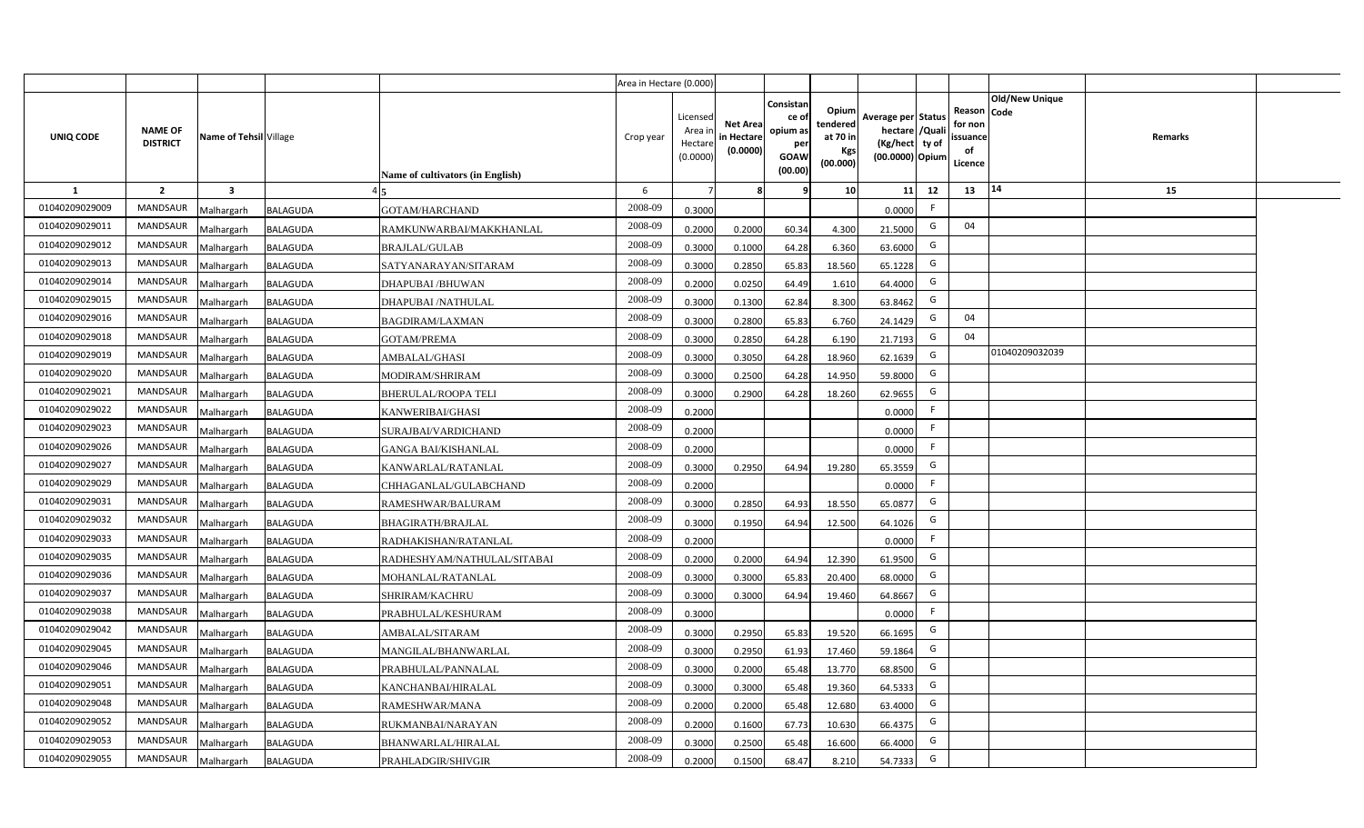| | | | | | Area in Hectare (0.000) | | | | | | | | | | |
|---|---|---|---|---|---|---|---|---|---|---|---|---|---|---|---|
| UNIQ CODE | NAME OF DISTRICT | Name of Tehsil | Village | Name of cultivators (in English) | Crop year | Licensed Area in Hectare (0.0000) | Net Area in Hectare (0.0000) | Consistance of opium as per GOAW (00.00) | Opium tendered at 70 in Kgs (00.000) | Average per hectare (Kg/hect) (00.0000) | Status /Quality of Opium | Reason for non issuance of Licence | Old/New Unique Code | Remarks |
| 1 | 2 | 3 | 4 | 5 | 6 | 7 | 8 | 9 | 10 | 11 | 12 | 13 | 14 | 15 |
| 01040209029009 | MANDSAUR | Malhargarh | BALAGUDA | GOTAM/HARCHAND | 2008-09 | 0.3000 | | | | 0.0000 | F | | | |
| 01040209029011 | MANDSAUR | Malhargarh | BALAGUDA | RAMKUNWARBAI/MAKKHANLAL | 2008-09 | 0.2000 | 0.2000 | 60.34 | 4.300 | 21.5000 | G | 04 | | |
| 01040209029012 | MANDSAUR | Malhargarh | BALAGUDA | BRAJLAL/GULAB | 2008-09 | 0.3000 | 0.1000 | 64.28 | 6.360 | 63.6000 | G | | | |
| 01040209029013 | MANDSAUR | Malhargarh | BALAGUDA | SATYANARAYAN/SITARAM | 2008-09 | 0.3000 | 0.2850 | 65.83 | 18.560 | 65.1228 | G | | | |
| 01040209029014 | MANDSAUR | Malhargarh | BALAGUDA | DHAPUBAI /BHUWAN | 2008-09 | 0.2000 | 0.0250 | 64.49 | 1.610 | 64.4000 | G | | | |
| 01040209029015 | MANDSAUR | Malhargarh | BALAGUDA | DHAPUBAI /NATHULAL | 2008-09 | 0.3000 | 0.1300 | 62.84 | 8.300 | 63.8462 | G | | | |
| 01040209029016 | MANDSAUR | Malhargarh | BALAGUDA | BAGDIRAM/LAXMAN | 2008-09 | 0.3000 | 0.2800 | 65.83 | 6.760 | 24.1429 | G | 04 | | |
| 01040209029018 | MANDSAUR | Malhargarh | BALAGUDA | GOTAM/PREMA | 2008-09 | 0.3000 | 0.2850 | 64.28 | 6.190 | 21.7193 | G | 04 | | |
| 01040209029019 | MANDSAUR | Malhargarh | BALAGUDA | AMBALAL/GHASI | 2008-09 | 0.3000 | 0.3050 | 64.28 | 18.960 | 62.1639 | G | | 01040209032039 | |
| 01040209029020 | MANDSAUR | Malhargarh | BALAGUDA | MODIRAM/SHRIRAM | 2008-09 | 0.3000 | 0.2500 | 64.28 | 14.950 | 59.8000 | G | | | |
| 01040209029021 | MANDSAUR | Malhargarh | BALAGUDA | BHERULAL/ROOPA TELI | 2008-09 | 0.3000 | 0.2900 | 64.28 | 18.260 | 62.9655 | G | | | |
| 01040209029022 | MANDSAUR | Malhargarh | BALAGUDA | KANWERIBAI/GHASI | 2008-09 | 0.2000 | | | | 0.0000 | F | | | |
| 01040209029023 | MANDSAUR | Malhargarh | BALAGUDA | SURAJBAI/VARDICHAND | 2008-09 | 0.2000 | | | | 0.0000 | F | | | |
| 01040209029026 | MANDSAUR | Malhargarh | BALAGUDA | GANGA BAI/KISHANLAL | 2008-09 | 0.2000 | | | | 0.0000 | F | | | |
| 01040209029027 | MANDSAUR | Malhargarh | BALAGUDA | KANWARLAL/RATANLAL | 2008-09 | 0.3000 | 0.2950 | 64.94 | 19.280 | 65.3559 | G | | | |
| 01040209029029 | MANDSAUR | Malhargarh | BALAGUDA | CHHAGANLAL/GULABCHAND | 2008-09 | 0.2000 | | | | 0.0000 | F | | | |
| 01040209029031 | MANDSAUR | Malhargarh | BALAGUDA | RAMESHWAR/BALURAM | 2008-09 | 0.3000 | 0.2850 | 64.93 | 18.550 | 65.0877 | G | | | |
| 01040209029032 | MANDSAUR | Malhargarh | BALAGUDA | BHAGIRATH/BRAJLAL | 2008-09 | 0.3000 | 0.1950 | 64.94 | 12.500 | 64.1026 | G | | | |
| 01040209029033 | MANDSAUR | Malhargarh | BALAGUDA | RADHAKISHAN/RATANLAL | 2008-09 | 0.2000 | | | | 0.0000 | F | | | |
| 01040209029035 | MANDSAUR | Malhargarh | BALAGUDA | RADHESHYAM/NATHULAL/SITABAI | 2008-09 | 0.2000 | 0.2000 | 64.94 | 12.390 | 61.9500 | G | | | |
| 01040209029036 | MANDSAUR | Malhargarh | BALAGUDA | MOHANLAL/RATANLAL | 2008-09 | 0.3000 | 0.3000 | 65.83 | 20.400 | 68.0000 | G | | | |
| 01040209029037 | MANDSAUR | Malhargarh | BALAGUDA | SHRIRAM/KACHRU | 2008-09 | 0.3000 | 0.3000 | 64.94 | 19.460 | 64.8667 | G | | | |
| 01040209029038 | MANDSAUR | Malhargarh | BALAGUDA | PRABHULAL/KESHURAM | 2008-09 | 0.3000 | | | | 0.0000 | F | | | |
| 01040209029042 | MANDSAUR | Malhargarh | BALAGUDA | AMBALAL/SITARAM | 2008-09 | 0.3000 | 0.2950 | 65.83 | 19.520 | 66.1695 | G | | | |
| 01040209029045 | MANDSAUR | Malhargarh | BALAGUDA | MANGILAL/BHANWARLAL | 2008-09 | 0.3000 | 0.2950 | 61.93 | 17.460 | 59.1864 | G | | | |
| 01040209029046 | MANDSAUR | Malhargarh | BALAGUDA | PRABHULAL/PANNALAL | 2008-09 | 0.3000 | 0.2000 | 65.48 | 13.770 | 68.8500 | G | | | |
| 01040209029051 | MANDSAUR | Malhargarh | BALAGUDA | KANCHANBAI/HIRALAL | 2008-09 | 0.3000 | 0.3000 | 65.48 | 19.360 | 64.5333 | G | | | |
| 01040209029048 | MANDSAUR | Malhargarh | BALAGUDA | RAMESHWAR/MANA | 2008-09 | 0.2000 | 0.2000 | 65.48 | 12.680 | 63.4000 | G | | | |
| 01040209029052 | MANDSAUR | Malhargarh | BALAGUDA | RUKMANBAI/NARAYAN | 2008-09 | 0.2000 | 0.1600 | 67.73 | 10.630 | 66.4375 | G | | | |
| 01040209029053 | MANDSAUR | Malhargarh | BALAGUDA | BHANWARLAL/HIRALAL | 2008-09 | 0.3000 | 0.2500 | 65.48 | 16.600 | 66.4000 | G | | | |
| 01040209029055 | MANDSAUR | Malhargarh | BALAGUDA | PRAHLADGIR/SHIVGIR | 2008-09 | 0.2000 | 0.1500 | 68.47 | 8.210 | 54.7333 | G | | | |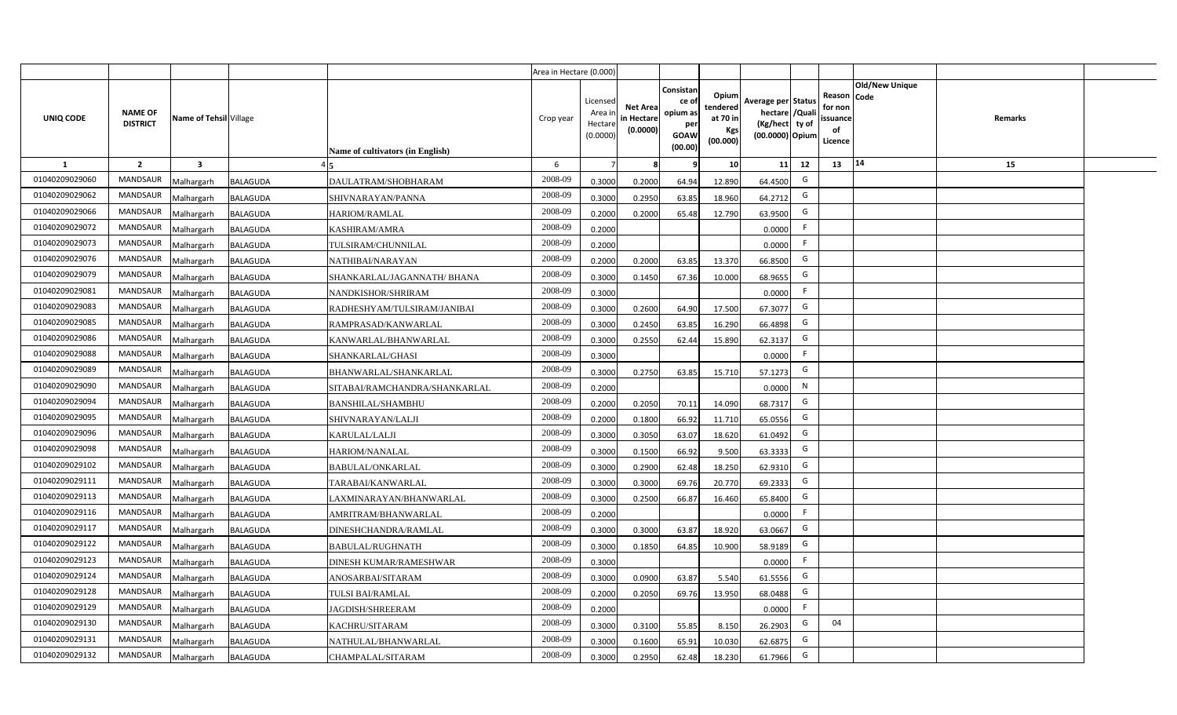| | | | | | Area in Hectare (0.000) | | | | | | | | | | |
|---|---|---|---|---|---|---|---|---|---|---|---|---|---|---|---|
| UNIQ CODE | NAME OF DISTRICT | Name of Tehsil | Village | Name of cultivators (in English) | Crop year | Licensed Area in Hectare (0.0000) | Net Area in Hectare (0.0000) | Consistance of opium as per GOAW (00.00) | Opium tendered at 70 in Kgs (00.000) | Average per hectare (Kg/hect) (00.0000) | Status /Quality of Opium | Reason for non issuance of Licence | Code | Old/New Unique Code | Remarks |
| 1 | 2 | 3 | 4 | 5 | 6 | 7 | 8 | 9 | 10 | 11 | 12 | 13 | 14 | 15 | |
| 01040209029060 | MANDSAUR | Malhargarh | BALAGUDA | DAULATRAM/SHOBHARAM | 2008-09 | 0.3000 | 0.2000 | 64.94 | 12.890 | 64.4500 | G | | | | |
| 01040209029062 | MANDSAUR | Malhargarh | BALAGUDA | SHIVNARAYAN/PANNA | 2008-09 | 0.3000 | 0.2950 | 63.85 | 18.960 | 64.2712 | G | | | | |
| 01040209029066 | MANDSAUR | Malhargarh | BALAGUDA | HARIOM/RAMLAL | 2008-09 | 0.2000 | 0.2000 | 65.48 | 12.790 | 63.9500 | G | | | | |
| 01040209029072 | MANDSAUR | Malhargarh | BALAGUDA | KASHIRAM/AMRA | 2008-09 | 0.2000 | | | | 0.0000 | F | | | | |
| 01040209029073 | MANDSAUR | Malhargarh | BALAGUDA | TULSIRAM/CHUNNILAL | 2008-09 | 0.2000 | | | | 0.0000 | F | | | | |
| 01040209029076 | MANDSAUR | Malhargarh | BALAGUDA | NATHIBAI/NARAYAN | 2008-09 | 0.2000 | 0.2000 | 63.85 | 13.370 | 66.8500 | G | | | | |
| 01040209029079 | MANDSAUR | Malhargarh | BALAGUDA | SHANKARLAL/JAGANNATH/ BHANA | 2008-09 | 0.3000 | 0.1450 | 67.36 | 10.000 | 68.9655 | G | | | | |
| 01040209029081 | MANDSAUR | Malhargarh | BALAGUDA | NANDKISHOR/SHRIRAM | 2008-09 | 0.3000 | | | | 0.0000 | F | | | | |
| 01040209029083 | MANDSAUR | Malhargarh | BALAGUDA | RADHESHYAM/TULSIRAM/JANIBAI | 2008-09 | 0.3000 | 0.2600 | 64.90 | 17.500 | 67.3077 | G | | | | |
| 01040209029085 | MANDSAUR | Malhargarh | BALAGUDA | RAMPRASAD/KANWARLAL | 2008-09 | 0.3000 | 0.2450 | 63.85 | 16.290 | 66.4898 | G | | | | |
| 01040209029086 | MANDSAUR | Malhargarh | BALAGUDA | KANWARLAL/BHANWARLAL | 2008-09 | 0.3000 | 0.2550 | 62.44 | 15.890 | 62.3137 | G | | | | |
| 01040209029088 | MANDSAUR | Malhargarh | BALAGUDA | SHANKARLAL/GHASI | 2008-09 | 0.3000 | | | | 0.0000 | F | | | | |
| 01040209029089 | MANDSAUR | Malhargarh | BALAGUDA | BHANWARLAL/SHANKARLAL | 2008-09 | 0.3000 | 0.2750 | 63.85 | 15.710 | 57.1273 | G | | | | |
| 01040209029090 | MANDSAUR | Malhargarh | BALAGUDA | SITABAI/RAMCHANDRA/SHANKARLAL | 2008-09 | 0.2000 | | | | 0.0000 | N | | | | |
| 01040209029094 | MANDSAUR | Malhargarh | BALAGUDA | BANSHILAL/SHAMBHU | 2008-09 | 0.2000 | 0.2050 | 70.11 | 14.090 | 68.7317 | G | | | | |
| 01040209029095 | MANDSAUR | Malhargarh | BALAGUDA | SHIVNARAYAN/LALJI | 2008-09 | 0.2000 | 0.1800 | 66.92 | 11.710 | 65.0556 | G | | | | |
| 01040209029096 | MANDSAUR | Malhargarh | BALAGUDA | KARULAL/LALJI | 2008-09 | 0.3000 | 0.3050 | 63.07 | 18.620 | 61.0492 | G | | | | |
| 01040209029098 | MANDSAUR | Malhargarh | BALAGUDA | HARIOM/NANALAL | 2008-09 | 0.3000 | 0.1500 | 66.92 | 9.500 | 63.3333 | G | | | | |
| 01040209029102 | MANDSAUR | Malhargarh | BALAGUDA | BABULAL/ONKARLAL | 2008-09 | 0.3000 | 0.2900 | 62.48 | 18.250 | 62.9310 | G | | | | |
| 01040209029111 | MANDSAUR | Malhargarh | BALAGUDA | TARABAI/KANWARLAL | 2008-09 | 0.3000 | 0.3000 | 69.76 | 20.770 | 69.2333 | G | | | | |
| 01040209029113 | MANDSAUR | Malhargarh | BALAGUDA | LAXMINARAYAN/BHANWARLAL | 2008-09 | 0.3000 | 0.2500 | 66.87 | 16.460 | 65.8400 | G | | | | |
| 01040209029116 | MANDSAUR | Malhargarh | BALAGUDA | AMRITRAM/BHANWARLAL | 2008-09 | 0.2000 | | | | 0.0000 | F | | | | |
| 01040209029117 | MANDSAUR | Malhargarh | BALAGUDA | DINESHCHANDRA/RAMLAL | 2008-09 | 0.3000 | 0.3000 | 63.87 | 18.920 | 63.0667 | G | | | | |
| 01040209029122 | MANDSAUR | Malhargarh | BALAGUDA | BABULAL/RUGHNATH | 2008-09 | 0.3000 | 0.1850 | 64.85 | 10.900 | 58.9189 | G | | | | |
| 01040209029123 | MANDSAUR | Malhargarh | BALAGUDA | DINESH KUMAR/RAMESHWAR | 2008-09 | 0.3000 | | | | 0.0000 | F | | | | |
| 01040209029124 | MANDSAUR | Malhargarh | BALAGUDA | ANOSARBAI/SITARAM | 2008-09 | 0.3000 | 0.0900 | 63.87 | 5.540 | 61.5556 | G | | | | |
| 01040209029128 | MANDSAUR | Malhargarh | BALAGUDA | TULSI BAI/RAMLAL | 2008-09 | 0.2000 | 0.2050 | 69.76 | 13.950 | 68.0488 | G | | | | |
| 01040209029129 | MANDSAUR | Malhargarh | BALAGUDA | JAGDISH/SHREERAM | 2008-09 | 0.2000 | | | | 0.0000 | F | | | | |
| 01040209029130 | MANDSAUR | Malhargarh | BALAGUDA | KACHRU/SITARAM | 2008-09 | 0.3000 | 0.3100 | 55.85 | 8.150 | 26.2903 | G | 04 | | | |
| 01040209029131 | MANDSAUR | Malhargarh | BALAGUDA | NATHULAL/BHANWARLAL | 2008-09 | 0.3000 | 0.1600 | 65.91 | 10.030 | 62.6875 | G | | | | |
| 01040209029132 | MANDSAUR | Malhargarh | BALAGUDA | CHAMPALAL/SITARAM | 2008-09 | 0.3000 | 0.2950 | 62.48 | 18.230 | 61.7966 | G | | | | |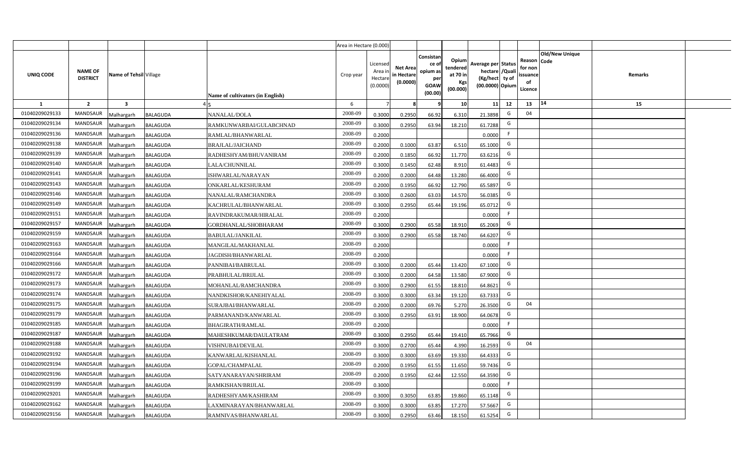| | | | | | Area in Hectare (0.000) | | | | | | | | | | |
|---|---|---|---|---|---|---|---|---|---|---|---|---|---|---|---|
| UNIQ CODE | NAME OF DISTRICT | Name of Tehsil | Village | Name of cultivators (in English) | Crop year | Licensed Area in Hectare (0.0000) | Net Area in Hectare (0.0000) | Consistance of opium as per GOAW (00.00) | Opium tendered at 70 in Kgs (00.000) | Average per hectare (Kg/hect) (00.0000) | Status /Quality of Opium | Reason for non issuance of Licence | Old/New Unique Code | Remarks |
| 1 | 2 | 3 | 4 | 5 | 6 | 7 | 8 | 9 | 10 | 11 | 12 | 13 | 14 | 15 |
| 01040209029133 | MANDSAUR | Malhargarh | BALAGUDA | NANALAL/DOLA | 2008-09 | 0.3000 | 0.2950 | 66.92 | 6.310 | 21.3898 | G | 04 | | |
| 01040209029134 | MANDSAUR | Malhargarh | BALAGUDA | RAMKUNWARBAI/GULABCHNAD | 2008-09 | 0.3000 | 0.2950 | 63.94 | 18.210 | 61.7288 | G | | | |
| 01040209029136 | MANDSAUR | Malhargarh | BALAGUDA | RAMLAL/BHANWARLAL | 2008-09 | 0.2000 | | | | 0.0000 | F | | | |
| 01040209029138 | MANDSAUR | Malhargarh | BALAGUDA | BRAJLAL/JAICHAND | 2008-09 | 0.2000 | 0.1000 | 63.87 | 6.510 | 65.1000 | G | | | |
| 01040209029139 | MANDSAUR | Malhargarh | BALAGUDA | RADHESHYAM/BHUVANIRAM | 2008-09 | 0.2000 | 0.1850 | 66.92 | 11.770 | 63.6216 | G | | | |
| 01040209029140 | MANDSAUR | Malhargarh | BALAGUDA | LALA/CHUNNILAL | 2008-09 | 0.3000 | 0.1450 | 62.48 | 8.910 | 61.4483 | G | | | |
| 01040209029141 | MANDSAUR | Malhargarh | BALAGUDA | ISHWARLAL/NARAYAN | 2008-09 | 0.2000 | 0.2000 | 64.48 | 13.280 | 66.4000 | G | | | |
| 01040209029143 | MANDSAUR | Malhargarh | BALAGUDA | ONKARLAL/KESHURAM | 2008-09 | 0.2000 | 0.1950 | 66.92 | 12.790 | 65.5897 | G | | | |
| 01040209029146 | MANDSAUR | Malhargarh | BALAGUDA | NANALAL/RAMCHANDRA | 2008-09 | 0.3000 | 0.2600 | 63.03 | 14.570 | 56.0385 | G | | | |
| 01040209029149 | MANDSAUR | Malhargarh | BALAGUDA | KACHRULAL/BHANWARLAL | 2008-09 | 0.3000 | 0.2950 | 65.44 | 19.196 | 65.0712 | G | | | |
| 01040209029151 | MANDSAUR | Malhargarh | BALAGUDA | RAVINDRAKUMAR/HIRALAL | 2008-09 | 0.2000 | | | | 0.0000 | F | | | |
| 01040209029157 | MANDSAUR | Malhargarh | BALAGUDA | GORDHANLAL/SHOBHARAM | 2008-09 | 0.3000 | 0.2900 | 65.58 | 18.910 | 65.2069 | G | | | |
| 01040209029159 | MANDSAUR | Malhargarh | BALAGUDA | BABULAL/JANKILAL | 2008-09 | 0.3000 | 0.2900 | 65.58 | 18.740 | 64.6207 | G | | | |
| 01040209029163 | MANDSAUR | Malhargarh | BALAGUDA | MANGILAL/MAKHANLAL | 2008-09 | 0.2000 | | | | 0.0000 | F | | | |
| 01040209029164 | MANDSAUR | Malhargarh | BALAGUDA | JAGDISH/BHANWARLAL | 2008-09 | 0.2000 | | | | 0.0000 | F | | | |
| 01040209029166 | MANDSAUR | Malhargarh | BALAGUDA | PANNIBAI/BABRULAL | 2008-09 | 0.3000 | 0.2000 | 65.44 | 13.420 | 67.1000 | G | | | |
| 01040209029172 | MANDSAUR | Malhargarh | BALAGUDA | PRABHULAL/BRIJLAL | 2008-09 | 0.3000 | 0.2000 | 64.58 | 13.580 | 67.9000 | G | | | |
| 01040209029173 | MANDSAUR | Malhargarh | BALAGUDA | MOHANLAL/RAMCHANDRA | 2008-09 | 0.3000 | 0.2900 | 61.55 | 18.810 | 64.8621 | G | | | |
| 01040209029174 | MANDSAUR | Malhargarh | BALAGUDA | NANDKISHOR/KANEHIYALAL | 2008-09 | 0.3000 | 0.3000 | 63.34 | 19.120 | 63.7333 | G | | | |
| 01040209029175 | MANDSAUR | Malhargarh | BALAGUDA | SURAJBAI/BHANWARLAL | 2008-09 | 0.2000 | 0.2000 | 69.76 | 5.270 | 26.3500 | G | 04 | | |
| 01040209029179 | MANDSAUR | Malhargarh | BALAGUDA | PARMANAND/KANWARLAL | 2008-09 | 0.3000 | 0.2950 | 63.91 | 18.900 | 64.0678 | G | | | |
| 01040209029185 | MANDSAUR | Malhargarh | BALAGUDA | BHAGIRATH/RAMLAL | 2008-09 | 0.2000 | | | | 0.0000 | F | | | |
| 01040209029187 | MANDSAUR | Malhargarh | BALAGUDA | MAHESHKUMAR/DAULATRAM | 2008-09 | 0.3000 | 0.2950 | 65.44 | 19.410 | 65.7966 | G | | | |
| 01040209029188 | MANDSAUR | Malhargarh | BALAGUDA | VISHNUBAI/DEVILAL | 2008-09 | 0.3000 | 0.2700 | 65.44 | 4.390 | 16.2593 | G | 04 | | |
| 01040209029192 | MANDSAUR | Malhargarh | BALAGUDA | KANWARLAL/KISHANLAL | 2008-09 | 0.3000 | 0.3000 | 63.69 | 19.330 | 64.4333 | G | | | |
| 01040209029194 | MANDSAUR | Malhargarh | BALAGUDA | GOPAL/CHAMPALAL | 2008-09 | 0.2000 | 0.1950 | 61.55 | 11.650 | 59.7436 | G | | | |
| 01040209029196 | MANDSAUR | Malhargarh | BALAGUDA | SATYANARAYAN/SHRIRAM | 2008-09 | 0.2000 | 0.1950 | 62.44 | 12.550 | 64.3590 | G | | | |
| 01040209029199 | MANDSAUR | Malhargarh | BALAGUDA | RAMKISHAN/BRIJLAL | 2008-09 | 0.3000 | | | | 0.0000 | F | | | |
| 01040209029201 | MANDSAUR | Malhargarh | BALAGUDA | RADHESHYAM/KASHIRAM | 2008-09 | 0.3000 | 0.3050 | 63.85 | 19.860 | 65.1148 | G | | | |
| 01040209029162 | MANDSAUR | Malhargarh | BALAGUDA | LAXMINARAYAN/BHANWARLAL | 2008-09 | 0.3000 | 0.3000 | 63.85 | 17.270 | 57.5667 | G | | | |
| 01040209029156 | MANDSAUR | Malhargarh | BALAGUDA | RAMNIVAS/BHANWARLAL | 2008-09 | 0.3000 | 0.2950 | 63.46 | 18.150 | 61.5254 | G | | | |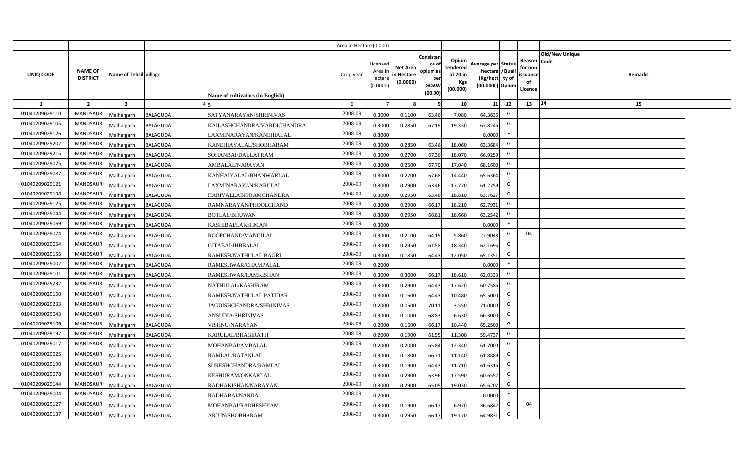| UNIQ CODE | NAME OF DISTRICT | Name of Tehsil | Village | Name of cultivators (in English) | Crop year | Area in Hectare (0.000) Licensed Area in Hectare (0.0000) | Net Area in Hectare (0.0000) | Consistance of opium as per GOAW (00.00) | Opium tendered at 70 in Kgs (00.000) | Average per hectare (Kg/hect) (00.0000) | Status/Quality of Opium | Reason for non issuance of Licence | Old/New Unique Code | Remarks |
|---|---|---|---|---|---|---|---|---|---|---|---|---|---|---|
| 1 | 2 | 3 | 4 | 5 | 6 | 7 | 8 | 9 | 10 | 11 | 12 | 13 | 14 | 15 |
| 01040209029110 | MANDSAUR | Malhargarh | BALAGUDA | SATYANARAYAN/SHRINIVAS | 2008-09 | 0.3000 | 0.1100 | 63.46 | 7.080 | 64.3636 | G | | | |
| 01040209029105 | MANDSAUR | Malhargarh | BALAGUDA | KAILASHCHANDRA/VARDICHANDRA | 2008-09 | 0.3000 | 0.2850 | 67.19 | 19.330 | 67.8246 | G | | | |
| 01040209029126 | MANDSAUR | Malhargarh | BALAGUDA | LAXMINARAYAN/KANEHIALAL | 2008-09 | 0.3000 | | | | 0.0000 | F | | | |
| 01040209029202 | MANDSAUR | Malhargarh | BALAGUDA | KANEHIAYALAL/SHOBHARAM | 2008-09 | 0.3000 | 0.2850 | 63.46 | 18.060 | 63.3684 | G | | | |
| 01040209029215 | MANDSAUR | Malhargarh | BALAGUDA | SOHANBAI/DAULATRAM | 2008-09 | 0.3000 | 0.2700 | 67.36 | 18.070 | 66.9259 | G | | | |
| 01040209029075 | MANDSAUR | Malhargarh | BALAGUDA | AMBALAL/NARAYAN | 2008-09 | 0.3000 | 0.2500 | 67.70 | 17.040 | 68.1600 | G | | | |
| 01040209029087 | MANDSAUR | Malhargarh | BALAGUDA | KANHAIYALAL/BHANWARLAL | 2008-09 | 0.3000 | 0.2200 | 67.68 | 14.440 | 65.6364 | G | | | |
| 01040209029121 | MANDSAUR | Malhargarh | BALAGUDA | LAXMINARAYAN/KARULAL | 2008-09 | 0.3000 | 0.2900 | 63.46 | 17.770 | 61.2759 | G | | | |
| 01040209029198 | MANDSAUR | Malhargarh | BALAGUDA | HARIVALLABH/RAMCHANDRA | 2008-09 | 0.3000 | 0.2950 | 63.46 | 18.810 | 63.7627 | G | | | |
| 01040209029125 | MANDSAUR | Malhargarh | BALAGUDA | RAMNARAYAN/PHOOLCHAND | 2008-09 | 0.3000 | 0.2900 | 66.17 | 18.210 | 62.7931 | G | | | |
| 01040209029044 | MANDSAUR | Malhargarh | BALAGUDA | BOTLAL/BHUWAN | 2008-09 | 0.3000 | 0.2950 | 66.81 | 18.660 | 63.2542 | G | | | |
| 01040209029069 | MANDSAUR | Malhargarh | BALAGUDA | KASHIBAI/LAKSHMAN | 2008-09 | 0.3000 | | | | 0.0000 | F | | | |
| 01040209029074 | MANDSAUR | Malhargarh | BALAGUDA | ROOPCHAND/MANGILAL | 2008-09 | 0.3000 | 0.2100 | 64.19 | 5.860 | 27.9048 | G | 04 | | |
| 01040209029054 | MANDSAUR | Malhargarh | BALAGUDA | GITABAI/JHBBALAL | 2008-09 | 0.3000 | 0.2950 | 61.58 | 18.340 | 62.1695 | G | | | |
| 01040209029155 | MANDSAUR | Malhargarh | BALAGUDA | RAMESH/NATHULAL BAGRI | 2008-09 | 0.3000 | 0.1850 | 64.43 | 12.050 | 65.1351 | G | | | |
| 01040209029002 | MANDSAUR | Malhargarh | BALAGUDA | RAMESHWAR/CHAMPALAL | 2008-09 | 0.2000 | | | | 0.0000 | F | | | |
| 01040209029101 | MANDSAUR | Malhargarh | BALAGUDA | RAMESHWAR/RAMKISHAN | 2008-09 | 0.3000 | 0.3000 | 66.17 | 18.610 | 62.0333 | G | | | |
| 01040209029232 | MANDSAUR | Malhargarh | BALAGUDA | NATHULAL/KASHIRAM | 2008-09 | 0.3000 | 0.2900 | 64.43 | 17.620 | 60.7586 | G | | | |
| 01040209029150 | MANDSAUR | Malhargarh | BALAGUDA | RAMESH/NATHULAL PATIDAR | 2008-09 | 0.3000 | 0.1600 | 64.43 | 10.480 | 65.5000 | G | | | |
| 01040209029233 | MANDSAUR | Malhargarh | BALAGUDA | JAGDISHCHANDRA/SHRINIVAS | 2008-09 | 0.2000 | 0.0500 | 70.11 | 3.550 | 71.0000 | G | | | |
| 01040209029043 | MANDSAUR | Malhargarh | BALAGUDA | ANSUIYA/SHRINIVAS | 2008-09 | 0.3000 | 0.1000 | 68.83 | 6.630 | 66.3000 | G | | | |
| 01040209029106 | MANDSAUR | Malhargarh | BALAGUDA | VISHNU/NARAYAN | 2008-09 | 0.2000 | 0.1600 | 66.17 | 10.440 | 65.2500 | G | | | |
| 01040209029197 | MANDSAUR | Malhargarh | BALAGUDA | KARULAL/BHAGIRATH | 2008-09 | 0.2000 | 0.1900 | 61.55 | 11.300 | 59.4737 | G | | | |
| 01040209029017 | MANDSAUR | Malhargarh | BALAGUDA | MOHANBAI/AMBALAL | 2008-09 | 0.2000 | 0.2000 | 65.84 | 12.340 | 61.7000 | G | | | |
| 01040209029025 | MANDSAUR | Malhargarh | BALAGUDA | RAMLAL/RATANLAL | 2008-09 | 0.3000 | 0.1800 | 66.71 | 11.140 | 61.8889 | G | | | |
| 01040209029190 | MANDSAUR | Malhargarh | BALAGUDA | SURESHCHANDRA/RAMLAL | 2008-09 | 0.3000 | 0.1900 | 64.43 | 11.710 | 61.6316 | G | | | |
| 01040209029078 | MANDSAUR | Malhargarh | BALAGUDA | KESHURAM/ONKARLAL | 2008-09 | 0.3000 | 0.2900 | 63.96 | 17.590 | 60.6552 | G | | | |
| 01040209029144 | MANDSAUR | Malhargarh | BALAGUDA | RADHAKISHAN/NARAYAN | 2008-09 | 0.3000 | 0.2900 | 65.05 | 19.030 | 65.6207 | G | | | |
| 01040209029004 | MANDSAUR | Malhargarh | BALAGUDA | RADHABAI/NANDA | 2008-09 | 0.2000 | | | | 0.0000 | F | | | |
| 01040209029127 | MANDSAUR | Malhargarh | BALAGUDA | MOHANBAI/RADHESHYAM | 2008-09 | 0.3000 | 0.1900 | 66.17 | 6.970 | 36.6842 | G | 04 | | |
| 01040209029137 | MANDSAUR | Malhargarh | BALAGUDA | ARJUN/SHOBHARAM | 2008-09 | 0.3000 | 0.2950 | 66.17 | 19.170 | 64.9831 | G | | | |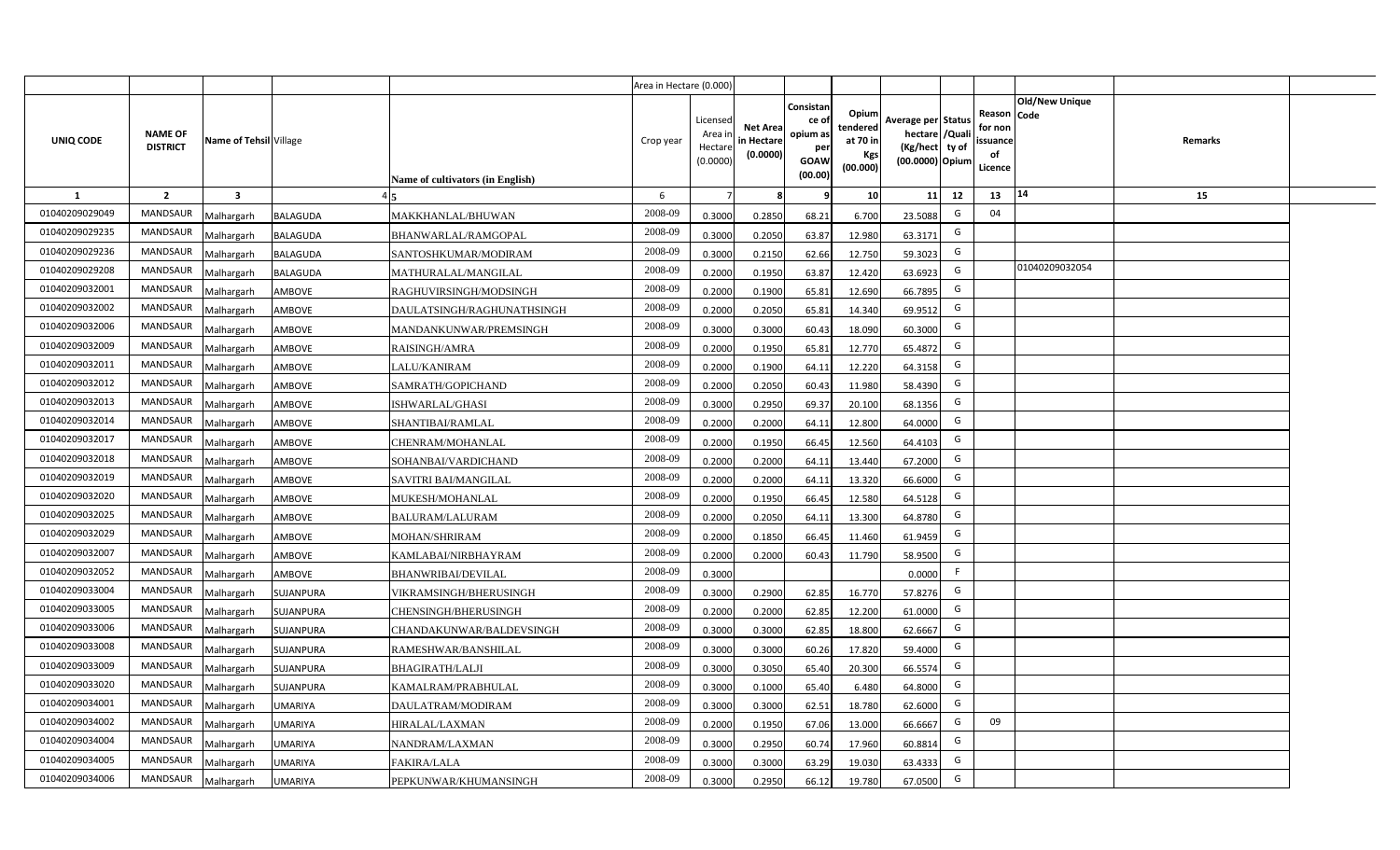| | | | | | Area in Hectare (0.000) | | | | | | | | | | |
|---|---|---|---|---|---|---|---|---|---|---|---|---|---|---|---|
| UNIQ CODE | NAME OF DISTRICT | Name of Tehsil | Village | Name of cultivators (in English) | Crop year | Licensed Area in Hectare (0.0000) | Net Area in Hectare (0.0000) | Consistance of opium as per GOAW (00.00) | Opium tendered at 70 in Kgs (00.000) | Average per hectare (Kg/hect) (00.0000) | Status /Quality of Opium | Reason for non issuance of Licence | Old/New Unique Code | Remarks |
| 1 | 2 | 3 | 4 | 5 | 6 | 7 | 8 | 9 | 10 | 11 | 12 | 13 | 14 | 15 |
| 01040209029049 | MANDSAUR | Malhargarh | BALAGUDA | MAKKHANLAL/BHUWAN | 2008-09 | 0.3000 | 0.2850 | 68.21 | 6.700 | 23.5088 | G | 04 | | |
| 01040209029235 | MANDSAUR | Malhargarh | BALAGUDA | BHANWARLAL/RAMGOPAL | 2008-09 | 0.3000 | 0.2050 | 63.87 | 12.980 | 63.3171 | G | | | |
| 01040209029236 | MANDSAUR | Malhargarh | BALAGUDA | SANTOSHKUMAR/MODIRAM | 2008-09 | 0.3000 | 0.2150 | 62.66 | 12.750 | 59.3023 | G | | | |
| 01040209029208 | MANDSAUR | Malhargarh | BALAGUDA | MATHURALAL/MANGILAL | 2008-09 | 0.2000 | 0.1950 | 63.87 | 12.420 | 63.6923 | G | | 01040209032054 | |
| 01040209032001 | MANDSAUR | Malhargarh | AMBOVE | RAGHUVIRSINGH/MODSINGH | 2008-09 | 0.2000 | 0.1900 | 65.81 | 12.690 | 66.7895 | G | | | |
| 01040209032002 | MANDSAUR | Malhargarh | AMBOVE | DAULATSINGH/RAGHUNATHSINGH | 2008-09 | 0.2000 | 0.2050 | 65.81 | 14.340 | 69.9512 | G | | | |
| 01040209032006 | MANDSAUR | Malhargarh | AMBOVE | MANDANKUNWAR/PREMSINGH | 2008-09 | 0.3000 | 0.3000 | 60.43 | 18.090 | 60.3000 | G | | | |
| 01040209032009 | MANDSAUR | Malhargarh | AMBOVE | RAISINGH/AMRA | 2008-09 | 0.2000 | 0.1950 | 65.81 | 12.770 | 65.4872 | G | | | |
| 01040209032011 | MANDSAUR | Malhargarh | AMBOVE | LALU/KANIRAM | 2008-09 | 0.2000 | 0.1900 | 64.11 | 12.220 | 64.3158 | G | | | |
| 01040209032012 | MANDSAUR | Malhargarh | AMBOVE | SAMRATH/GOPICHAND | 2008-09 | 0.2000 | 0.2050 | 60.43 | 11.980 | 58.4390 | G | | | |
| 01040209032013 | MANDSAUR | Malhargarh | AMBOVE | ISHWARLAL/GHASI | 2008-09 | 0.3000 | 0.2950 | 69.37 | 20.100 | 68.1356 | G | | | |
| 01040209032014 | MANDSAUR | Malhargarh | AMBOVE | SHANTIBAI/RAMLAL | 2008-09 | 0.2000 | 0.2000 | 64.11 | 12.800 | 64.0000 | G | | | |
| 01040209032017 | MANDSAUR | Malhargarh | AMBOVE | CHENRAM/MOHANLAL | 2008-09 | 0.2000 | 0.1950 | 66.45 | 12.560 | 64.4103 | G | | | |
| 01040209032018 | MANDSAUR | Malhargarh | AMBOVE | SOHANBAI/VARDICHAND | 2008-09 | 0.2000 | 0.2000 | 64.11 | 13.440 | 67.2000 | G | | | |
| 01040209032019 | MANDSAUR | Malhargarh | AMBOVE | SAVITRI BAI/MANGILAL | 2008-09 | 0.2000 | 0.2000 | 64.11 | 13.320 | 66.6000 | G | | | |
| 01040209032020 | MANDSAUR | Malhargarh | AMBOVE | MUKESH/MOHANLAL | 2008-09 | 0.2000 | 0.1950 | 66.45 | 12.580 | 64.5128 | G | | | |
| 01040209032025 | MANDSAUR | Malhargarh | AMBOVE | BALURAM/LALURAM | 2008-09 | 0.2000 | 0.2050 | 64.11 | 13.300 | 64.8780 | G | | | |
| 01040209032029 | MANDSAUR | Malhargarh | AMBOVE | MOHAN/SHRIRAM | 2008-09 | 0.2000 | 0.1850 | 66.45 | 11.460 | 61.9459 | G | | | |
| 01040209032007 | MANDSAUR | Malhargarh | AMBOVE | KAMLABAI/NIRBHAYRAM | 2008-09 | 0.2000 | 0.2000 | 60.43 | 11.790 | 58.9500 | G | | | |
| 01040209032052 | MANDSAUR | Malhargarh | AMBOVE | BHANWRIBAI/DEVILAL | 2008-09 | 0.3000 | | | | 0.0000 | F | | | |
| 01040209033004 | MANDSAUR | Malhargarh | SUJANPURA | VIKRAMSINGH/BHERUSINGH | 2008-09 | 0.3000 | 0.2900 | 62.85 | 16.770 | 57.8276 | G | | | |
| 01040209033005 | MANDSAUR | Malhargarh | SUJANPURA | CHENSINGH/BHERUSINGH | 2008-09 | 0.2000 | 0.2000 | 62.85 | 12.200 | 61.0000 | G | | | |
| 01040209033006 | MANDSAUR | Malhargarh | SUJANPURA | CHANDAKUNWAR/BALDEVSINGH | 2008-09 | 0.3000 | 0.3000 | 62.85 | 18.800 | 62.6667 | G | | | |
| 01040209033008 | MANDSAUR | Malhargarh | SUJANPURA | RAMESHWAR/BANSHILAL | 2008-09 | 0.3000 | 0.3000 | 60.26 | 17.820 | 59.4000 | G | | | |
| 01040209033009 | MANDSAUR | Malhargarh | SUJANPURA | BHAGIRATH/LALJI | 2008-09 | 0.3000 | 0.3050 | 65.40 | 20.300 | 66.5574 | G | | | |
| 01040209033020 | MANDSAUR | Malhargarh | SUJANPURA | KAMALRAM/PRABHULAL | 2008-09 | 0.3000 | 0.1000 | 65.40 | 6.480 | 64.8000 | G | | | |
| 01040209034001 | MANDSAUR | Malhargarh | UMARIYA | DAULATRAM/MODIRAM | 2008-09 | 0.3000 | 0.3000 | 62.51 | 18.780 | 62.6000 | G | | | |
| 01040209034002 | MANDSAUR | Malhargarh | UMARIYA | HIRALAL/LAXMAN | 2008-09 | 0.2000 | 0.1950 | 67.06 | 13.000 | 66.6667 | G | 09 | | |
| 01040209034004 | MANDSAUR | Malhargarh | UMARIYA | NANDRAM/LAXMAN | 2008-09 | 0.3000 | 0.2950 | 60.74 | 17.960 | 60.8814 | G | | | |
| 01040209034005 | MANDSAUR | Malhargarh | UMARIYA | FAKIRA/LALA | 2008-09 | 0.3000 | 0.3000 | 63.29 | 19.030 | 63.4333 | G | | | |
| 01040209034006 | MANDSAUR | Malhargarh | UMARIYA | PEPKUNWAR/KHUMANSINGH | 2008-09 | 0.3000 | 0.2950 | 66.12 | 19.780 | 67.0500 | G | | | |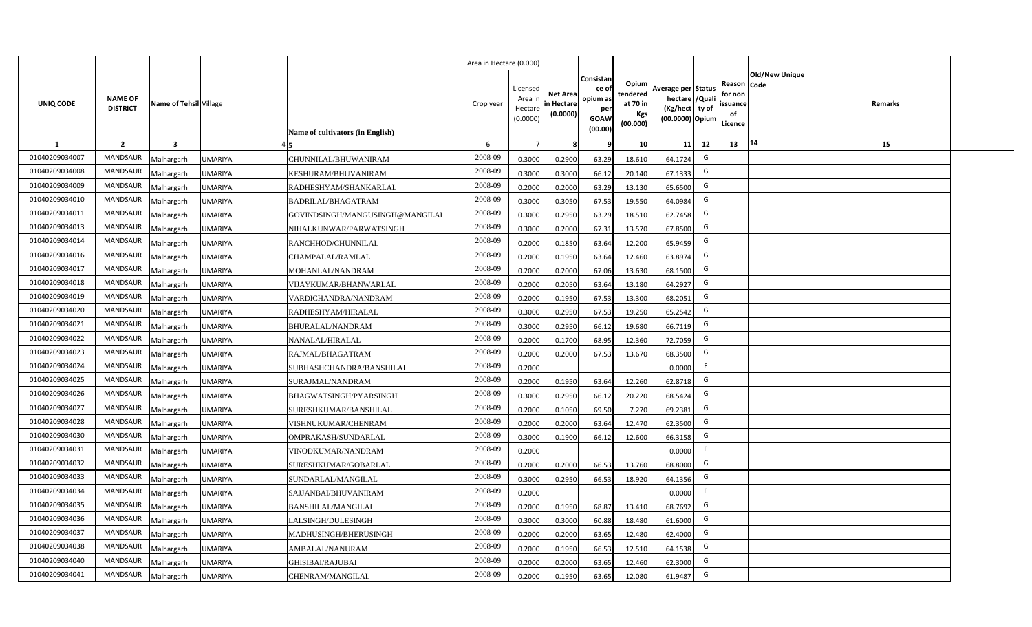| UNIQ CODE | NAME OF DISTRICT | Name of Tehsil | Village | Name of cultivators (in English) | Crop year | Licensed Area in Hectare (0.0000) | Net Area in Hectare (0.0000) | Consistance of opium as per GOAW (00.00) | Opium tendered at 70 in Kgs (00.000) | Average per hectare (Kg/hect) (00.0000) | Status /Quality of Opium | Reason for non issuance of Licence | Old/New Unique Code | Remarks |
|---|---|---|---|---|---|---|---|---|---|---|---|---|---|---|
| 1 | 2 | 3 | 4 | 5 | 6 | 7 | 8 | 9 | 10 | 11 | 12 | 13 | 14 | 15 |
| 01040209034007 | MANDSAUR | Malhargarh | UMARIYA | CHUNNILAL/BHUWANIRAM | 2008-09 | 0.3000 | 0.2900 | 63.29 | 18.610 | 64.1724 | G | | | |
| 01040209034008 | MANDSAUR | Malhargarh | UMARIYA | KESHURAM/BHUVANIRAM | 2008-09 | 0.3000 | 0.3000 | 66.12 | 20.140 | 67.1333 | G | | | |
| 01040209034009 | MANDSAUR | Malhargarh | UMARIYA | RADHESHYAM/SHANKARLAL | 2008-09 | 0.2000 | 0.2000 | 63.29 | 13.130 | 65.6500 | G | | | |
| 01040209034010 | MANDSAUR | Malhargarh | UMARIYA | BADRILAL/BHAGATRAM | 2008-09 | 0.3000 | 0.3050 | 67.53 | 19.550 | 64.0984 | G | | | |
| 01040209034011 | MANDSAUR | Malhargarh | UMARIYA | GOVINDSINGH/MANGUSINGH@MANGILAL | 2008-09 | 0.3000 | 0.2950 | 63.29 | 18.510 | 62.7458 | G | | | |
| 01040209034013 | MANDSAUR | Malhargarh | UMARIYA | NIHALKUNWAR/PARWATSINGH | 2008-09 | 0.3000 | 0.2000 | 67.31 | 13.570 | 67.8500 | G | | | |
| 01040209034014 | MANDSAUR | Malhargarh | UMARIYA | RANCHHOD/CHUNNILAL | 2008-09 | 0.2000 | 0.1850 | 63.64 | 12.200 | 65.9459 | G | | | |
| 01040209034016 | MANDSAUR | Malhargarh | UMARIYA | CHAMPALAL/RAMLAL | 2008-09 | 0.2000 | 0.1950 | 63.64 | 12.460 | 63.8974 | G | | | |
| 01040209034017 | MANDSAUR | Malhargarh | UMARIYA | MOHANLAL/NANDRAM | 2008-09 | 0.2000 | 0.2000 | 67.06 | 13.630 | 68.1500 | G | | | |
| 01040209034018 | MANDSAUR | Malhargarh | UMARIYA | VIJAYKUMAR/BHANWARLAL | 2008-09 | 0.2000 | 0.2050 | 63.64 | 13.180 | 64.2927 | G | | | |
| 01040209034019 | MANDSAUR | Malhargarh | UMARIYA | VARDICHANDRA/NANDRAM | 2008-09 | 0.2000 | 0.1950 | 67.53 | 13.300 | 68.2051 | G | | | |
| 01040209034020 | MANDSAUR | Malhargarh | UMARIYA | RADHESHYAM/HIRALAL | 2008-09 | 0.3000 | 0.2950 | 67.53 | 19.250 | 65.2542 | G | | | |
| 01040209034021 | MANDSAUR | Malhargarh | UMARIYA | BHURALAL/NANDRAM | 2008-09 | 0.3000 | 0.2950 | 66.12 | 19.680 | 66.7119 | G | | | |
| 01040209034022 | MANDSAUR | Malhargarh | UMARIYA | NANALAL/HIRALAL | 2008-09 | 0.2000 | 0.1700 | 68.95 | 12.360 | 72.7059 | G | | | |
| 01040209034023 | MANDSAUR | Malhargarh | UMARIYA | RAJMAL/BHAGATRAM | 2008-09 | 0.2000 | 0.2000 | 67.53 | 13.670 | 68.3500 | G | | | |
| 01040209034024 | MANDSAUR | Malhargarh | UMARIYA | SUBHASHCHANDRA/BANSHILAL | 2008-09 | 0.2000 | | | | 0.0000 | F | | | |
| 01040209034025 | MANDSAUR | Malhargarh | UMARIYA | SURAJMAL/NANDRAM | 2008-09 | 0.2000 | 0.1950 | 63.64 | 12.260 | 62.8718 | G | | | |
| 01040209034026 | MANDSAUR | Malhargarh | UMARIYA | BHAGWATSINGH/PYARSINGH | 2008-09 | 0.3000 | 0.2950 | 66.12 | 20.220 | 68.5424 | G | | | |
| 01040209034027 | MANDSAUR | Malhargarh | UMARIYA | SURESHKUMAR/BANSHILAL | 2008-09 | 0.2000 | 0.1050 | 69.50 | 7.270 | 69.2381 | G | | | |
| 01040209034028 | MANDSAUR | Malhargarh | UMARIYA | VISHNUKUMAR/CHENRAM | 2008-09 | 0.2000 | 0.2000 | 63.64 | 12.470 | 62.3500 | G | | | |
| 01040209034030 | MANDSAUR | Malhargarh | UMARIYA | OMPRAKASH/SUNDARLAL | 2008-09 | 0.3000 | 0.1900 | 66.12 | 12.600 | 66.3158 | G | | | |
| 01040209034031 | MANDSAUR | Malhargarh | UMARIYA | VINODKUMAR/NANDRAM | 2008-09 | 0.2000 | | | | 0.0000 | F | | | |
| 01040209034032 | MANDSAUR | Malhargarh | UMARIYA | SURESHKUMAR/GOBARLAL | 2008-09 | 0.2000 | 0.2000 | 66.53 | 13.760 | 68.8000 | G | | | |
| 01040209034033 | MANDSAUR | Malhargarh | UMARIYA | SUNDARLAL/MANGILAL | 2008-09 | 0.3000 | 0.2950 | 66.53 | 18.920 | 64.1356 | G | | | |
| 01040209034034 | MANDSAUR | Malhargarh | UMARIYA | SAJJANBAI/BHUVANIRAM | 2008-09 | 0.2000 | | | | 0.0000 | F | | | |
| 01040209034035 | MANDSAUR | Malhargarh | UMARIYA | BANSHILAL/MANGILAL | 2008-09 | 0.2000 | 0.1950 | 68.87 | 13.410 | 68.7692 | G | | | |
| 01040209034036 | MANDSAUR | Malhargarh | UMARIYA | LALSINGH/DULESINGH | 2008-09 | 0.3000 | 0.3000 | 60.88 | 18.480 | 61.6000 | G | | | |
| 01040209034037 | MANDSAUR | Malhargarh | UMARIYA | MADHUSINGH/BHERUSINGH | 2008-09 | 0.2000 | 0.2000 | 63.65 | 12.480 | 62.4000 | G | | | |
| 01040209034038 | MANDSAUR | Malhargarh | UMARIYA | AMBALAL/NANURAM | 2008-09 | 0.2000 | 0.1950 | 66.53 | 12.510 | 64.1538 | G | | | |
| 01040209034040 | MANDSAUR | Malhargarh | UMARIYA | GHISIBAI/RAJUBAI | 2008-09 | 0.2000 | 0.2000 | 63.65 | 12.460 | 62.3000 | G | | | |
| 01040209034041 | MANDSAUR | Malhargarh | UMARIYA | CHENRAM/MANGILAL | 2008-09 | 0.2000 | 0.1950 | 63.65 | 12.080 | 61.9487 | G | | | |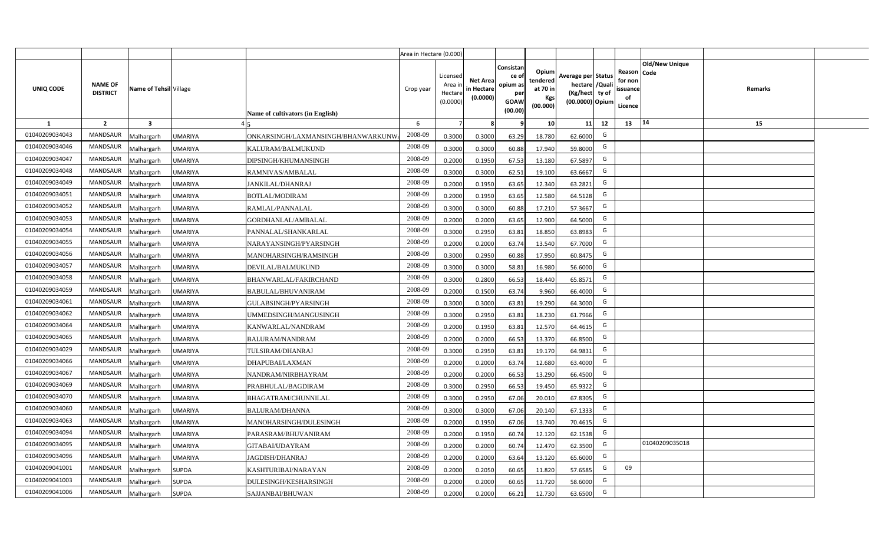| | | | | | Area in Hectare (0.000) | | | | | | | | | | |
|---|---|---|---|---|---|---|---|---|---|---|---|---|---|---|---|
| UNIQ CODE | NAME OF DISTRICT | Name of Tehsil | Village | Name of cultivators (in English) | Crop year | Licensed Area in Hectare (0.0000) | Net Area in Hectare (0.0000) | Consistance of opium as per GOAW (00.00) | Opium tendered at 70 in Kgs (00.000) | Average per hectare (Kg/hect) (00.0000) | Status /Quality of Opium | Reason for non issuance of Licence | Old/New Unique Code | Remarks | |
| 1 | 2 | 3 | 4 | 5 | 6 | 7 | 8 | 9 | 10 | 11 | 12 | 13 | 14 | 15 | |
| 01040209034043 | MANDSAUR | Malhargarh | UMARIYA | ONKARSINGH/LAXMANSINGH/BHANWARKUNWA | 2008-09 | 0.3000 | 0.3000 | 63.29 | 18.780 | 62.6000 | G | | | | |
| 01040209034046 | MANDSAUR | Malhargarh | UMARIYA | KALURAM/BALMUKUND | 2008-09 | 0.3000 | 0.3000 | 60.88 | 17.940 | 59.8000 | G | | | | |
| 01040209034047 | MANDSAUR | Malhargarh | UMARIYA | DIPSINGH/KHUMANSINGH | 2008-09 | 0.2000 | 0.1950 | 67.53 | 13.180 | 67.5897 | G | | | | |
| 01040209034048 | MANDSAUR | Malhargarh | UMARIYA | RAMNIVAS/AMBALAL | 2008-09 | 0.3000 | 0.3000 | 62.51 | 19.100 | 63.6667 | G | | | | |
| 01040209034049 | MANDSAUR | Malhargarh | UMARIYA | JANKILAL/DHANRAJ | 2008-09 | 0.2000 | 0.1950 | 63.65 | 12.340 | 63.2821 | G | | | | |
| 01040209034051 | MANDSAUR | Malhargarh | UMARIYA | BOTLAL/MODIRAM | 2008-09 | 0.2000 | 0.1950 | 63.65 | 12.580 | 64.5128 | G | | | | |
| 01040209034052 | MANDSAUR | Malhargarh | UMARIYA | RAMLAL/PANNALAL | 2008-09 | 0.3000 | 0.3000 | 60.88 | 17.210 | 57.3667 | G | | | | |
| 01040209034053 | MANDSAUR | Malhargarh | UMARIYA | GORDHANLAL/AMBALAL | 2008-09 | 0.2000 | 0.2000 | 63.65 | 12.900 | 64.5000 | G | | | | |
| 01040209034054 | MANDSAUR | Malhargarh | UMARIYA | PANNALAL/SHANKARLAL | 2008-09 | 0.3000 | 0.2950 | 63.81 | 18.850 | 63.8983 | G | | | | |
| 01040209034055 | MANDSAUR | Malhargarh | UMARIYA | NARAYANSINGH/PYARSINGH | 2008-09 | 0.2000 | 0.2000 | 63.74 | 13.540 | 67.7000 | G | | | | |
| 01040209034056 | MANDSAUR | Malhargarh | UMARIYA | MANOHARSINGH/RAMSINGH | 2008-09 | 0.3000 | 0.2950 | 60.88 | 17.950 | 60.8475 | G | | | | |
| 01040209034057 | MANDSAUR | Malhargarh | UMARIYA | DEVILAL/BALMUKUND | 2008-09 | 0.3000 | 0.3000 | 58.81 | 16.980 | 56.6000 | G | | | | |
| 01040209034058 | MANDSAUR | Malhargarh | UMARIYA | BHANWARLAL/FAKIRCHAND | 2008-09 | 0.3000 | 0.2800 | 66.53 | 18.440 | 65.8571 | G | | | | |
| 01040209034059 | MANDSAUR | Malhargarh | UMARIYA | BABULAL/BHUVANIRAM | 2008-09 | 0.2000 | 0.1500 | 63.74 | 9.960 | 66.4000 | G | | | | |
| 01040209034061 | MANDSAUR | Malhargarh | UMARIYA | GULABSINGH/PYARSINGH | 2008-09 | 0.3000 | 0.3000 | 63.81 | 19.290 | 64.3000 | G | | | | |
| 01040209034062 | MANDSAUR | Malhargarh | UMARIYA | UMMEDSINGH/MANGUSINGH | 2008-09 | 0.3000 | 0.2950 | 63.81 | 18.230 | 61.7966 | G | | | | |
| 01040209034064 | MANDSAUR | Malhargarh | UMARIYA | KANWARLAL/NANDRAM | 2008-09 | 0.2000 | 0.1950 | 63.81 | 12.570 | 64.4615 | G | | | | |
| 01040209034065 | MANDSAUR | Malhargarh | UMARIYA | BALURAM/NANDRAM | 2008-09 | 0.2000 | 0.2000 | 66.53 | 13.370 | 66.8500 | G | | | | |
| 01040209034029 | MANDSAUR | Malhargarh | UMARIYA | TULSIRAM/DHANRAJ | 2008-09 | 0.3000 | 0.2950 | 63.81 | 19.170 | 64.9831 | G | | | | |
| 01040209034066 | MANDSAUR | Malhargarh | UMARIYA | DHAPUBAI/LAXMAN | 2008-09 | 0.2000 | 0.2000 | 63.74 | 12.680 | 63.4000 | G | | | | |
| 01040209034067 | MANDSAUR | Malhargarh | UMARIYA | NANDRAM/NIRBHAYRAM | 2008-09 | 0.2000 | 0.2000 | 66.53 | 13.290 | 66.4500 | G | | | | |
| 01040209034069 | MANDSAUR | Malhargarh | UMARIYA | PRABHULAL/BAGDIRAM | 2008-09 | 0.3000 | 0.2950 | 66.53 | 19.450 | 65.9322 | G | | | | |
| 01040209034070 | MANDSAUR | Malhargarh | UMARIYA | BHAGATRAM/CHUNNILAL | 2008-09 | 0.3000 | 0.2950 | 67.06 | 20.010 | 67.8305 | G | | | | |
| 01040209034060 | MANDSAUR | Malhargarh | UMARIYA | BALURAM/DHANNA | 2008-09 | 0.3000 | 0.3000 | 67.06 | 20.140 | 67.1333 | G | | | | |
| 01040209034063 | MANDSAUR | Malhargarh | UMARIYA | MANOHARSINGH/DULESINGH | 2008-09 | 0.2000 | 0.1950 | 67.06 | 13.740 | 70.4615 | G | | | | |
| 01040209034094 | MANDSAUR | Malhargarh | UMARIYA | PARASRAM/BHUVANIRAM | 2008-09 | 0.2000 | 0.1950 | 60.74 | 12.120 | 62.1538 | G | | | | |
| 01040209034095 | MANDSAUR | Malhargarh | UMARIYA | GITABAI/UDAYRAM | 2008-09 | 0.2000 | 0.2000 | 60.74 | 12.470 | 62.3500 | G | | 01040209035018 | | |
| 01040209034096 | MANDSAUR | Malhargarh | UMARIYA | JAGDISH/DHANRAJ | 2008-09 | 0.2000 | 0.2000 | 63.64 | 13.120 | 65.6000 | G | | | | |
| 01040209041001 | MANDSAUR | Malhargarh | SUPDA | KASHTURIBAI/NARAYAN | 2008-09 | 0.2000 | 0.2050 | 60.65 | 11.820 | 57.6585 | G | 09 | | | |
| 01040209041003 | MANDSAUR | Malhargarh | SUPDA | DULESINGH/KESHARSINGH | 2008-09 | 0.2000 | 0.2000 | 60.65 | 11.720 | 58.6000 | G | | | | |
| 01040209041006 | MANDSAUR | Malhargarh | SUPDA | SAJJANBAI/BHUWAN | 2008-09 | 0.2000 | 0.2000 | 66.21 | 12.730 | 63.6500 | G | | | | |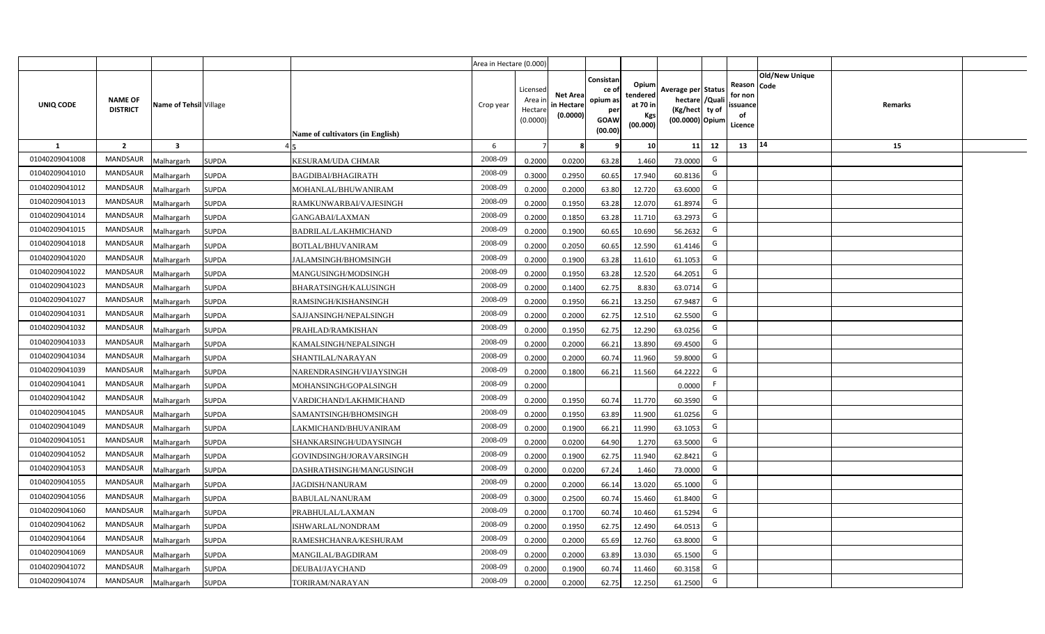| | | | | | Area in Hectare (0.000) | | | | | | | | | | |
|---|---|---|---|---|---|---|---|---|---|---|---|---|---|---|---|
| UNIQ CODE | NAME OF DISTRICT | Name of Tehsil | Village | Name of cultivators (in English) | Crop year | Licensed Area in Hectare (0.0000) | Net Area in Hectare (0.0000) | Consistance of opium as per GOAW (00.00) | Opium tendered at 70 in Kgs (00.000) | Average per hectare (Kg/hect) (00.0000) | Status /Quality of Opium | Reason for non issuance of Licence | Old/New Unique Code | Remarks |
| 1 | 2 | 3 | 4 | 5 | 6 | 7 | 8 | 9 | 10 | 11 | 12 | 13 | 14 | 15 |
| 01040209041008 | MANDSAUR | Malhargarh | SUPDA | KESURAM/UDA CHMAR | 2008-09 | 0.2000 | 0.0200 | 63.28 | 1.460 | 73.0000 | G | | | |
| 01040209041010 | MANDSAUR | Malhargarh | SUPDA | BAGDIBAI/BHAGIRATH | 2008-09 | 0.3000 | 0.2950 | 60.65 | 17.940 | 60.8136 | G | | | |
| 01040209041012 | MANDSAUR | Malhargarh | SUPDA | MOHANLAL/BHUWANIRAM | 2008-09 | 0.2000 | 0.2000 | 63.80 | 12.720 | 63.6000 | G | | | |
| 01040209041013 | MANDSAUR | Malhargarh | SUPDA | RAMKUNWARBAI/VAJESINGH | 2008-09 | 0.2000 | 0.1950 | 63.28 | 12.070 | 61.8974 | G | | | |
| 01040209041014 | MANDSAUR | Malhargarh | SUPDA | GANGABAI/LAXMAN | 2008-09 | 0.2000 | 0.1850 | 63.28 | 11.710 | 63.2973 | G | | | |
| 01040209041015 | MANDSAUR | Malhargarh | SUPDA | BADRILAL/LAKHMICHAND | 2008-09 | 0.2000 | 0.1900 | 60.65 | 10.690 | 56.2632 | G | | | |
| 01040209041018 | MANDSAUR | Malhargarh | SUPDA | BOTLAL/BHUVANIRAM | 2008-09 | 0.2000 | 0.2050 | 60.65 | 12.590 | 61.4146 | G | | | |
| 01040209041020 | MANDSAUR | Malhargarh | SUPDA | JALAMSINGH/BHOMSINGH | 2008-09 | 0.2000 | 0.1900 | 63.28 | 11.610 | 61.1053 | G | | | |
| 01040209041022 | MANDSAUR | Malhargarh | SUPDA | MANGUSINGH/MODSINGH | 2008-09 | 0.2000 | 0.1950 | 63.28 | 12.520 | 64.2051 | G | | | |
| 01040209041023 | MANDSAUR | Malhargarh | SUPDA | BHARATSINGH/KALUSINGH | 2008-09 | 0.2000 | 0.1400 | 62.75 | 8.830 | 63.0714 | G | | | |
| 01040209041027 | MANDSAUR | Malhargarh | SUPDA | RAMSINGH/KISHANSINGH | 2008-09 | 0.2000 | 0.1950 | 66.21 | 13.250 | 67.9487 | G | | | |
| 01040209041031 | MANDSAUR | Malhargarh | SUPDA | SAJJANSINGH/NEPALSINGH | 2008-09 | 0.2000 | 0.2000 | 62.75 | 12.510 | 62.5500 | G | | | |
| 01040209041032 | MANDSAUR | Malhargarh | SUPDA | PRAHLAD/RAMKISHAN | 2008-09 | 0.2000 | 0.1950 | 62.75 | 12.290 | 63.0256 | G | | | |
| 01040209041033 | MANDSAUR | Malhargarh | SUPDA | KAMALSINGH/NEPALSINGH | 2008-09 | 0.2000 | 0.2000 | 66.21 | 13.890 | 69.4500 | G | | | |
| 01040209041034 | MANDSAUR | Malhargarh | SUPDA | SHANTILAL/NARAYAN | 2008-09 | 0.2000 | 0.2000 | 60.74 | 11.960 | 59.8000 | G | | | |
| 01040209041039 | MANDSAUR | Malhargarh | SUPDA | NARENDRASINGH/VIJAYSINGH | 2008-09 | 0.2000 | 0.1800 | 66.21 | 11.560 | 64.2222 | G | | | |
| 01040209041041 | MANDSAUR | Malhargarh | SUPDA | MOHANSINGH/GOPALSINGH | 2008-09 | 0.2000 | | | | 0.0000 | F | | | |
| 01040209041042 | MANDSAUR | Malhargarh | SUPDA | VARDICHAND/LAKHMICHAND | 2008-09 | 0.2000 | 0.1950 | 60.74 | 11.770 | 60.3590 | G | | | |
| 01040209041045 | MANDSAUR | Malhargarh | SUPDA | SAMANTSINGH/BHOMSINGH | 2008-09 | 0.2000 | 0.1950 | 63.89 | 11.900 | 61.0256 | G | | | |
| 01040209041049 | MANDSAUR | Malhargarh | SUPDA | LAKMICHAND/BHUVANIRAM | 2008-09 | 0.2000 | 0.1900 | 66.21 | 11.990 | 63.1053 | G | | | |
| 01040209041051 | MANDSAUR | Malhargarh | SUPDA | SHANKARSINGH/UDAYSINGH | 2008-09 | 0.2000 | 0.0200 | 64.90 | 1.270 | 63.5000 | G | | | |
| 01040209041052 | MANDSAUR | Malhargarh | SUPDA | GOVINDSINGH/JORAVARSINGH | 2008-09 | 0.2000 | 0.1900 | 62.75 | 11.940 | 62.8421 | G | | | |
| 01040209041053 | MANDSAUR | Malhargarh | SUPDA | DASHRATHSINGH/MANGUSINGH | 2008-09 | 0.2000 | 0.0200 | 67.24 | 1.460 | 73.0000 | G | | | |
| 01040209041055 | MANDSAUR | Malhargarh | SUPDA | JAGDISH/NANURAM | 2008-09 | 0.2000 | 0.2000 | 66.14 | 13.020 | 65.1000 | G | | | |
| 01040209041056 | MANDSAUR | Malhargarh | SUPDA | BABULAL/NANURAM | 2008-09 | 0.3000 | 0.2500 | 60.74 | 15.460 | 61.8400 | G | | | |
| 01040209041060 | MANDSAUR | Malhargarh | SUPDA | PRABHULAL/LAXMAN | 2008-09 | 0.2000 | 0.1700 | 60.74 | 10.460 | 61.5294 | G | | | |
| 01040209041062 | MANDSAUR | Malhargarh | SUPDA | ISHWARLAL/NONDRAM | 2008-09 | 0.2000 | 0.1950 | 62.75 | 12.490 | 64.0513 | G | | | |
| 01040209041064 | MANDSAUR | Malhargarh | SUPDA | RAMESHCHANRA/KESHURAM | 2008-09 | 0.2000 | 0.2000 | 65.69 | 12.760 | 63.8000 | G | | | |
| 01040209041069 | MANDSAUR | Malhargarh | SUPDA | MANGILAL/BAGDIRAM | 2008-09 | 0.2000 | 0.2000 | 63.89 | 13.030 | 65.1500 | G | | | |
| 01040209041072 | MANDSAUR | Malhargarh | SUPDA | DEUBAI/JAYCHAND | 2008-09 | 0.2000 | 0.1900 | 60.74 | 11.460 | 60.3158 | G | | | |
| 01040209041074 | MANDSAUR | Malhargarh | SUPDA | TORIRAM/NARAYAN | 2008-09 | 0.2000 | 0.2000 | 62.75 | 12.250 | 61.2500 | G | | | |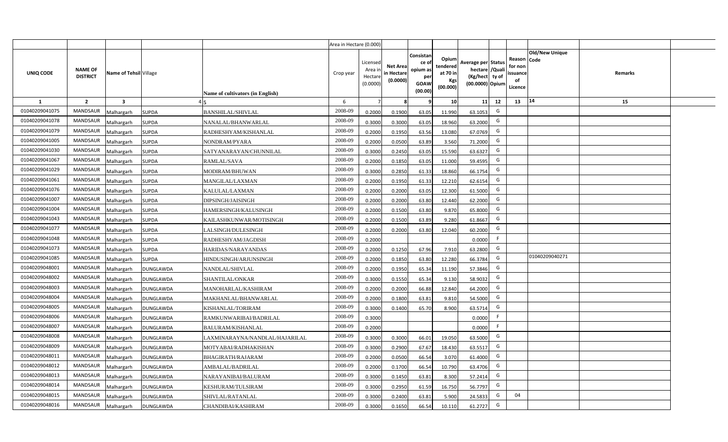|  |  |  |  |  | Area in Hectare (0.000) |  |  |  |  |  |  |  |  |  |
|---|---|---|---|---|---|---|---|---|---|---|---|---|---|---|
| UNIQ CODE | NAME OF DISTRICT | Name of Tehsil | Village | Name of cultivators (in English) | Crop year | Licensed Area in Hectare (0.0000) | Net Area in Hectare (0.0000) | Consistance of opium as per GOAW (00.00) | Opium tendered at 70 in Kgs (00.000) | Average per hectare (Kg/hect) (00.0000) | Status /Quality of Opium | Reason for non issuance of Licence | Old/New Unique Code | Remarks |
| 1 | 2 | 3 | 4 | 5 | 6 | 7 | 8 | 9 | 10 | 11 | 12 | 13 | 14 | 15 |
| 01040209041075 | MANDSAUR | Malhargarh | SUPDA | BANSHILAL/SHIVLAL | 2008-09 | 0.2000 | 0.1900 | 63.05 | 11.990 | 63.1053 | G |  |  |  |
| 01040209041078 | MANDSAUR | Malhargarh | SUPDA | NANALAL/BHANWARLAL | 2008-09 | 0.3000 | 0.3000 | 63.05 | 18.960 | 63.2000 | G |  |  |  |
| 01040209041079 | MANDSAUR | Malhargarh | SUPDA | RADHESHYAM/KISHANLAL | 2008-09 | 0.2000 | 0.1950 | 63.56 | 13.080 | 67.0769 | G |  |  |  |
| 01040209041005 | MANDSAUR | Malhargarh | SUPDA | NONDRAM/PYARA | 2008-09 | 0.2000 | 0.0500 | 63.89 | 3.560 | 71.2000 | G |  |  |  |
| 01040209041030 | MANDSAUR | Malhargarh | SUPDA | SATYANARAYAN/CHUNNILAL | 2008-09 | 0.3000 | 0.2450 | 63.05 | 15.590 | 63.6327 | G |  |  |  |
| 01040209041067 | MANDSAUR | Malhargarh | SUPDA | RAMLAL/SAVA | 2008-09 | 0.2000 | 0.1850 | 63.05 | 11.000 | 59.4595 | G |  |  |  |
| 01040209041029 | MANDSAUR | Malhargarh | SUPDA | MODIRAM/BHUWAN | 2008-09 | 0.3000 | 0.2850 | 61.33 | 18.860 | 66.1754 | G |  |  |  |
| 01040209041061 | MANDSAUR | Malhargarh | SUPDA | MANGILAL/LAXMAN | 2008-09 | 0.2000 | 0.1950 | 61.33 | 12.210 | 62.6154 | G |  |  |  |
| 01040209041076 | MANDSAUR | Malhargarh | SUPDA | KALULAL/LAXMAN | 2008-09 | 0.2000 | 0.2000 | 63.05 | 12.300 | 61.5000 | G |  |  |  |
| 01040209041007 | MANDSAUR | Malhargarh | SUPDA | DIPSINGH/JAISINGH | 2008-09 | 0.2000 | 0.2000 | 63.80 | 12.440 | 62.2000 | G |  |  |  |
| 01040209041004 | MANDSAUR | Malhargarh | SUPDA | HAMERSINGH/KALUSINGH | 2008-09 | 0.2000 | 0.1500 | 63.80 | 9.870 | 65.8000 | G |  |  |  |
| 01040209041043 | MANDSAUR | Malhargarh | SUPDA | KAILASHKUNWAR/MOTISINGH | 2008-09 | 0.2000 | 0.1500 | 63.89 | 9.280 | 61.8667 | G |  |  |  |
| 01040209041077 | MANDSAUR | Malhargarh | SUPDA | LALSINGH/DULESINGH | 2008-09 | 0.2000 | 0.2000 | 63.80 | 12.040 | 60.2000 | G |  |  |  |
| 01040209041048 | MANDSAUR | Malhargarh | SUPDA | RADHESHYAM/JAGDISH | 2008-09 | 0.2000 |  |  |  | 0.0000 | F |  |  |  |
| 01040209041073 | MANDSAUR | Malhargarh | SUPDA | HARIDAS/NARAYANDAS | 2008-09 | 0.2000 | 0.1250 | 67.96 | 7.910 | 63.2800 | G |  |  |  |
| 01040209041085 | MANDSAUR | Malhargarh | SUPDA | HINDUSINGH/ARJUNSINGH | 2008-09 | 0.2000 | 0.1850 | 63.80 | 12.280 | 66.3784 | G |  | 01040209040271 |  |
| 01040209048001 | MANDSAUR | Malhargarh | DUNGLAWDA | NANDLAL/SHIVLAL | 2008-09 | 0.2000 | 0.1950 | 65.34 | 11.190 | 57.3846 | G |  |  |  |
| 01040209048002 | MANDSAUR | Malhargarh | DUNGLAWDA | SHANTILAL/ONKAR | 2008-09 | 0.3000 | 0.1550 | 65.34 | 9.130 | 58.9032 | G |  |  |  |
| 01040209048003 | MANDSAUR | Malhargarh | DUNGLAWDA | MANOHARLAL/KASHIRAM | 2008-09 | 0.2000 | 0.2000 | 66.88 | 12.840 | 64.2000 | G |  |  |  |
| 01040209048004 | MANDSAUR | Malhargarh | DUNGLAWDA | MAKHANLAL/BHANWARLAL | 2008-09 | 0.2000 | 0.1800 | 63.81 | 9.810 | 54.5000 | G |  |  |  |
| 01040209048005 | MANDSAUR | Malhargarh | DUNGLAWDA | KISHANLAL/TORIRAM | 2008-09 | 0.3000 | 0.1400 | 65.70 | 8.900 | 63.5714 | G |  |  |  |
| 01040209048006 | MANDSAUR | Malhargarh | DUNGLAWDA | RAMKUNWARIBAI/BADRILAL | 2008-09 | 0.3000 |  |  |  | 0.0000 | F |  |  |  |
| 01040209048007 | MANDSAUR | Malhargarh | DUNGLAWDA | BALURAM/KISHANLAL | 2008-09 | 0.2000 |  |  |  | 0.0000 | F |  |  |  |
| 01040209048008 | MANDSAUR | Malhargarh | DUNGLAWDA | LAXMINARAYNA/NANDLAL/HAJARILAL | 2008-09 | 0.3000 | 0.3000 | 66.01 | 19.050 | 63.5000 | G |  |  |  |
| 01040209048009 | MANDSAUR | Malhargarh | DUNGLAWDA | MOTYABAI/RADHAKISHAN | 2008-09 | 0.3000 | 0.2900 | 67.67 | 18.430 | 63.5517 | G |  |  |  |
| 01040209048011 | MANDSAUR | Malhargarh | DUNGLAWDA | BHAGIRATH/RAJARAM | 2008-09 | 0.2000 | 0.0500 | 66.54 | 3.070 | 61.4000 | G |  |  |  |
| 01040209048012 | MANDSAUR | Malhargarh | DUNGLAWDA | AMBALAL/BADRILAL | 2008-09 | 0.2000 | 0.1700 | 66.54 | 10.790 | 63.4706 | G |  |  |  |
| 01040209048013 | MANDSAUR | Malhargarh | DUNGLAWDA | NARAYANIBAI/BALURAM | 2008-09 | 0.3000 | 0.1450 | 63.81 | 8.300 | 57.2414 | G |  |  |  |
| 01040209048014 | MANDSAUR | Malhargarh | DUNGLAWDA | KESHURAM/TULSIRAM | 2008-09 | 0.3000 | 0.2950 | 61.59 | 16.750 | 56.7797 | G |  |  |  |
| 01040209048015 | MANDSAUR | Malhargarh | DUNGLAWDA | SHIVLAL/RATANLAL | 2008-09 | 0.3000 | 0.2400 | 63.81 | 5.900 | 24.5833 | G | 04 |  |  |
| 01040209048016 | MANDSAUR | Malhargarh | DUNGLAWDA | CHANDIBAI/KASHIRAM | 2008-09 | 0.3000 | 0.1650 | 66.54 | 10.110 | 61.2727 | G |  |  |  |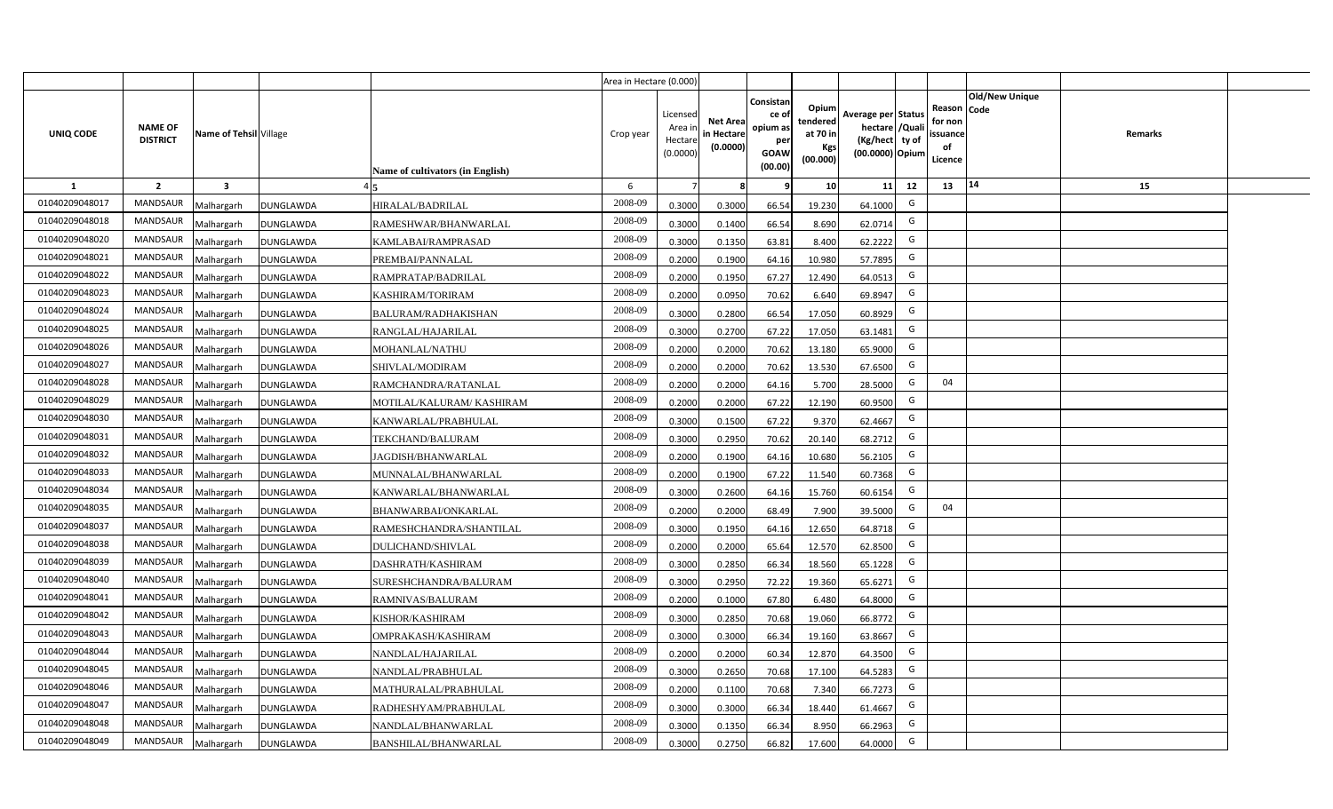| | | | | | Area in Hectare (0.000) | | | | | | | | | | |
|---|---|---|---|---|---|---|---|---|---|---|---|---|---|---|---|
| UNIQ CODE | NAME OF DISTRICT | Name of Tehsil | Village | Name of cultivators (in English) | Crop year | Licensed Area in Hectare (0.0000) | Net Area in Hectare (0.0000) | Consistance of opium as per GOAW (00.00) | Opium tendered at 70 in Kgs (00.000) | Average per hectare (Kg/hect) (00.0000) | Status /Quality of Opium | Reason for non issuance of Licence | Old/New Unique Code | Remarks | |
| 1 | 2 | 3 | 4 | 5 | 6 | 7 | 8 | 9 | 10 | 11 | 12 | 13 | 14 | 15 | |
| 01040209048017 | MANDSAUR | Malhargarh | DUNGLAWDA | HIRALAL/BADRILAL | 2008-09 | 0.3000 | 0.3000 | 66.54 | 19.230 | 64.1000 | G | | | | |
| 01040209048018 | MANDSAUR | Malhargarh | DUNGLAWDA | RAMESHWAR/BHANWARLAL | 2008-09 | 0.3000 | 0.1400 | 66.54 | 8.690 | 62.0714 | G | | | | |
| 01040209048020 | MANDSAUR | Malhargarh | DUNGLAWDA | KAMLABAI/RAMPRASAD | 2008-09 | 0.3000 | 0.1350 | 63.81 | 8.400 | 62.2222 | G | | | | |
| 01040209048021 | MANDSAUR | Malhargarh | DUNGLAWDA | PREMBAI/PANNALAL | 2008-09 | 0.2000 | 0.1900 | 64.16 | 10.980 | 57.7895 | G | | | | |
| 01040209048022 | MANDSAUR | Malhargarh | DUNGLAWDA | RAMPRATAP/BADRILAL | 2008-09 | 0.2000 | 0.1950 | 67.27 | 12.490 | 64.0513 | G | | | | |
| 01040209048023 | MANDSAUR | Malhargarh | DUNGLAWDA | KASHIRAM/TORIRAM | 2008-09 | 0.2000 | 0.0950 | 70.62 | 6.640 | 69.8947 | G | | | | |
| 01040209048024 | MANDSAUR | Malhargarh | DUNGLAWDA | BALURAM/RADHAKISHAN | 2008-09 | 0.3000 | 0.2800 | 66.54 | 17.050 | 60.8929 | G | | | | |
| 01040209048025 | MANDSAUR | Malhargarh | DUNGLAWDA | RANGLAL/HAJARILAL | 2008-09 | 0.3000 | 0.2700 | 67.22 | 17.050 | 63.1481 | G | | | | |
| 01040209048026 | MANDSAUR | Malhargarh | DUNGLAWDA | MOHANLAL/NATHU | 2008-09 | 0.2000 | 0.2000 | 70.62 | 13.180 | 65.9000 | G | | | | |
| 01040209048027 | MANDSAUR | Malhargarh | DUNGLAWDA | SHIVLAL/MODIRAM | 2008-09 | 0.2000 | 0.2000 | 70.62 | 13.530 | 67.6500 | G | | | | |
| 01040209048028 | MANDSAUR | Malhargarh | DUNGLAWDA | RAMCHANDRA/RATANLAL | 2008-09 | 0.2000 | 0.2000 | 64.16 | 5.700 | 28.5000 | G | 04 | | | |
| 01040209048029 | MANDSAUR | Malhargarh | DUNGLAWDA | MOTILAL/KALURAM/ KASHIRAM | 2008-09 | 0.2000 | 0.2000 | 67.22 | 12.190 | 60.9500 | G | | | | |
| 01040209048030 | MANDSAUR | Malhargarh | DUNGLAWDA | KANWARLAL/PRABHULAL | 2008-09 | 0.3000 | 0.1500 | 67.22 | 9.370 | 62.4667 | G | | | | |
| 01040209048031 | MANDSAUR | Malhargarh | DUNGLAWDA | TEKCHAND/BALURAM | 2008-09 | 0.3000 | 0.2950 | 70.62 | 20.140 | 68.2712 | G | | | | |
| 01040209048032 | MANDSAUR | Malhargarh | DUNGLAWDA | JAGDISH/BHANWARLAL | 2008-09 | 0.2000 | 0.1900 | 64.16 | 10.680 | 56.2105 | G | | | | |
| 01040209048033 | MANDSAUR | Malhargarh | DUNGLAWDA | MUNNALAL/BHANWARLAL | 2008-09 | 0.2000 | 0.1900 | 67.22 | 11.540 | 60.7368 | G | | | | |
| 01040209048034 | MANDSAUR | Malhargarh | DUNGLAWDA | KANWARLAL/BHANWARLAL | 2008-09 | 0.3000 | 0.2600 | 64.16 | 15.760 | 60.6154 | G | | | | |
| 01040209048035 | MANDSAUR | Malhargarh | DUNGLAWDA | BHANWARBAI/ONKARLAL | 2008-09 | 0.2000 | 0.2000 | 68.49 | 7.900 | 39.5000 | G | 04 | | | |
| 01040209048037 | MANDSAUR | Malhargarh | DUNGLAWDA | RAMESHCHANDRA/SHANTILAL | 2008-09 | 0.3000 | 0.1950 | 64.16 | 12.650 | 64.8718 | G | | | | |
| 01040209048038 | MANDSAUR | Malhargarh | DUNGLAWDA | DULICHAND/SHIVLAL | 2008-09 | 0.2000 | 0.2000 | 65.64 | 12.570 | 62.8500 | G | | | | |
| 01040209048039 | MANDSAUR | Malhargarh | DUNGLAWDA | DASHRATH/KASHIRAM | 2008-09 | 0.3000 | 0.2850 | 66.34 | 18.560 | 65.1228 | G | | | | |
| 01040209048040 | MANDSAUR | Malhargarh | DUNGLAWDA | SURESHCHANDRA/BALURAM | 2008-09 | 0.3000 | 0.2950 | 72.22 | 19.360 | 65.6271 | G | | | | |
| 01040209048041 | MANDSAUR | Malhargarh | DUNGLAWDA | RAMNIVAS/BALURAM | 2008-09 | 0.2000 | 0.1000 | 67.80 | 6.480 | 64.8000 | G | | | | |
| 01040209048042 | MANDSAUR | Malhargarh | DUNGLAWDA | KISHOR/KASHIRAM | 2008-09 | 0.3000 | 0.2850 | 70.68 | 19.060 | 66.8772 | G | | | | |
| 01040209048043 | MANDSAUR | Malhargarh | DUNGLAWDA | OMPRAKASH/KASHIRAM | 2008-09 | 0.3000 | 0.3000 | 66.34 | 19.160 | 63.8667 | G | | | | |
| 01040209048044 | MANDSAUR | Malhargarh | DUNGLAWDA | NANDLAL/HAJARILAL | 2008-09 | 0.2000 | 0.2000 | 60.34 | 12.870 | 64.3500 | G | | | | |
| 01040209048045 | MANDSAUR | Malhargarh | DUNGLAWDA | NANDLAL/PRABHULAL | 2008-09 | 0.3000 | 0.2650 | 70.68 | 17.100 | 64.5283 | G | | | | |
| 01040209048046 | MANDSAUR | Malhargarh | DUNGLAWDA | MATHURALAL/PRABHULAL | 2008-09 | 0.2000 | 0.1100 | 70.68 | 7.340 | 66.7273 | G | | | | |
| 01040209048047 | MANDSAUR | Malhargarh | DUNGLAWDA | RADHESHYAM/PRABHULAL | 2008-09 | 0.3000 | 0.3000 | 66.34 | 18.440 | 61.4667 | G | | | | |
| 01040209048048 | MANDSAUR | Malhargarh | DUNGLAWDA | NANDLAL/BHANWARLAL | 2008-09 | 0.3000 | 0.1350 | 66.34 | 8.950 | 66.2963 | G | | | | |
| 01040209048049 | MANDSAUR | Malhargarh | DUNGLAWDA | BANSHILAL/BHANWARLAL | 2008-09 | 0.3000 | 0.2750 | 66.82 | 17.600 | 64.0000 | G | | | | |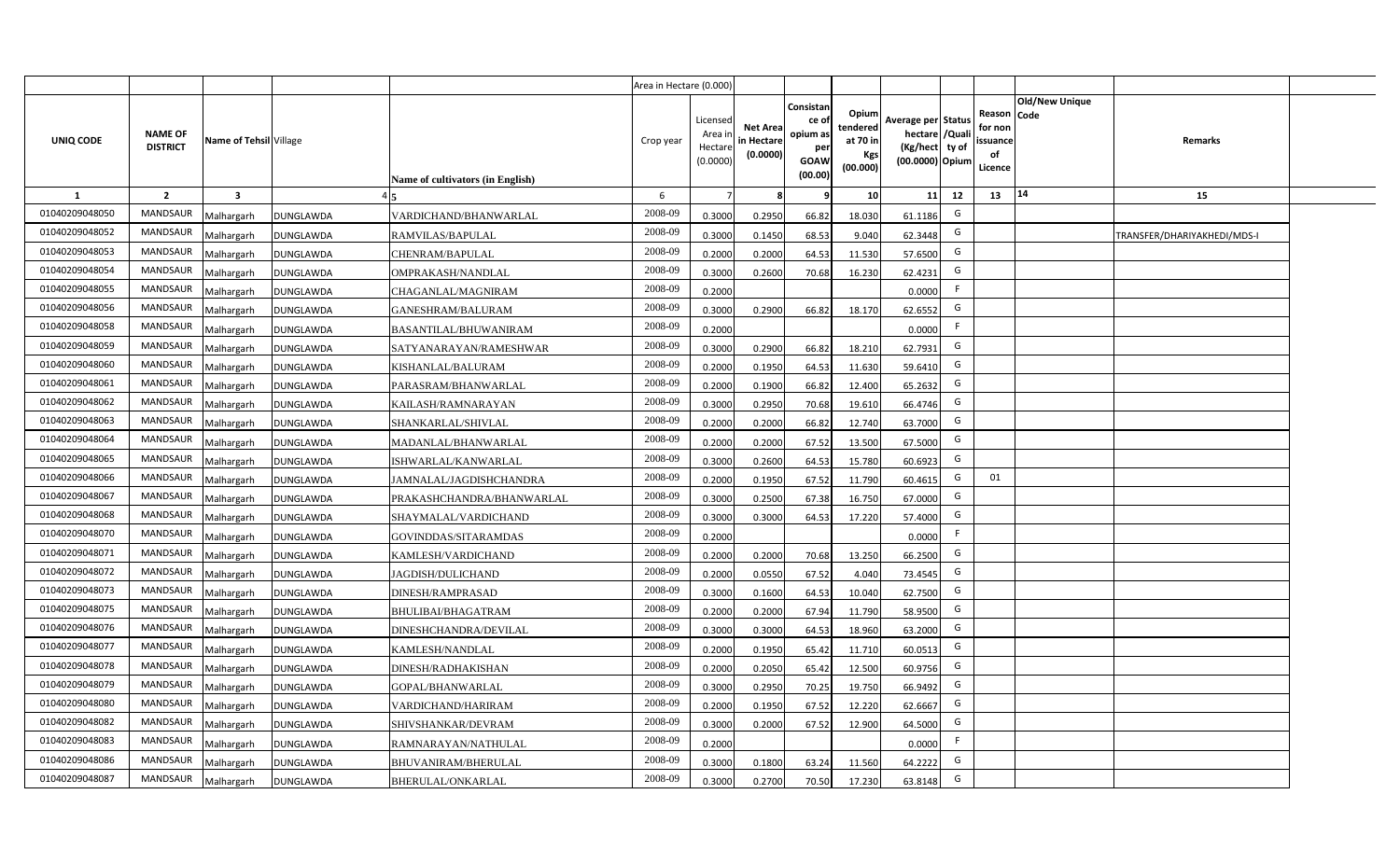| | | | | | Area in Hectare (0.000) | | | | | | | | | | |
|---|---|---|---|---|---|---|---|---|---|---|---|---|---|---|---|
| UNIQ CODE | NAME OF DISTRICT | Name of Tehsil | Village | Name of cultivators (in English) | Crop year | Licensed Area in Hectare (0.0000) | Net Area in Hectare (0.0000) | Consistance of opium as per GOAW (00.00) | Opium tendered at 70 in Kgs (00.000) | Average per hectare (Kg/hect) (00.0000) | Status /Quality of Opium | Reason for non issuance of Licence | Old/New Unique Code | Remarks |
| 1 | 2 | 3 | 4 | 5 | 6 | 7 | 8 | 9 | 10 | 11 | 12 | 13 | 14 | 15 |
| 01040209048050 | MANDSAUR | Malhargarh | DUNGLAWDA | VARDICHAND/BHANWARLAL | 2008-09 | 0.3000 | 0.2950 | 66.82 | 18.030 | 61.1186 | G | | | |
| 01040209048052 | MANDSAUR | Malhargarh | DUNGLAWDA | RAMVILAS/BAPULAL | 2008-09 | 0.3000 | 0.1450 | 68.53 | 9.040 | 62.3448 | G | | | TRANSFER/DHARIYAKHEDI/MDS-I |
| 01040209048053 | MANDSAUR | Malhargarh | DUNGLAWDA | CHENRAM/BAPULAL | 2008-09 | 0.2000 | 0.2000 | 64.53 | 11.530 | 57.6500 | G | | | |
| 01040209048054 | MANDSAUR | Malhargarh | DUNGLAWDA | OMPRAKASH/NANDLAL | 2008-09 | 0.3000 | 0.2600 | 70.68 | 16.230 | 62.4231 | G | | | |
| 01040209048055 | MANDSAUR | Malhargarh | DUNGLAWDA | CHAGANLAL/MAGNIRAM | 2008-09 | 0.2000 | | | | 0.0000 | F | | | |
| 01040209048056 | MANDSAUR | Malhargarh | DUNGLAWDA | GANESHRAM/BALURAM | 2008-09 | 0.3000 | 0.2900 | 66.82 | 18.170 | 62.6552 | G | | | |
| 01040209048058 | MANDSAUR | Malhargarh | DUNGLAWDA | BASANTILAL/BHUWANIRAM | 2008-09 | 0.2000 | | | | 0.0000 | F | | | |
| 01040209048059 | MANDSAUR | Malhargarh | DUNGLAWDA | SATYANARAYAN/RAMESHWAR | 2008-09 | 0.3000 | 0.2900 | 66.82 | 18.210 | 62.7931 | G | | | |
| 01040209048060 | MANDSAUR | Malhargarh | DUNGLAWDA | KISHANLAL/BALURAM | 2008-09 | 0.2000 | 0.1950 | 64.53 | 11.630 | 59.6410 | G | | | |
| 01040209048061 | MANDSAUR | Malhargarh | DUNGLAWDA | PARASRAM/BHANWARLAL | 2008-09 | 0.2000 | 0.1900 | 66.82 | 12.400 | 65.2632 | G | | | |
| 01040209048062 | MANDSAUR | Malhargarh | DUNGLAWDA | KAILASH/RAMNARAYAN | 2008-09 | 0.3000 | 0.2950 | 70.68 | 19.610 | 66.4746 | G | | | |
| 01040209048063 | MANDSAUR | Malhargarh | DUNGLAWDA | SHANKARLAL/SHIVLAL | 2008-09 | 0.2000 | 0.2000 | 66.82 | 12.740 | 63.7000 | G | | | |
| 01040209048064 | MANDSAUR | Malhargarh | DUNGLAWDA | MADANLAL/BHANWARLAL | 2008-09 | 0.2000 | 0.2000 | 67.52 | 13.500 | 67.5000 | G | | | |
| 01040209048065 | MANDSAUR | Malhargarh | DUNGLAWDA | ISHWARLAL/KANWARLAL | 2008-09 | 0.3000 | 0.2600 | 64.53 | 15.780 | 60.6923 | G | | | |
| 01040209048066 | MANDSAUR | Malhargarh | DUNGLAWDA | JAMNALAL/JAGDISHCHANDRA | 2008-09 | 0.2000 | 0.1950 | 67.52 | 11.790 | 60.4615 | G | 01 | | |
| 01040209048067 | MANDSAUR | Malhargarh | DUNGLAWDA | PRAKASHCHANDRA/BHANWARLAL | 2008-09 | 0.3000 | 0.2500 | 67.38 | 16.750 | 67.0000 | G | | | |
| 01040209048068 | MANDSAUR | Malhargarh | DUNGLAWDA | SHAYMALAL/VARDICHAND | 2008-09 | 0.3000 | 0.3000 | 64.53 | 17.220 | 57.4000 | G | | | |
| 01040209048070 | MANDSAUR | Malhargarh | DUNGLAWDA | GOVINDDAS/SITARAMDAS | 2008-09 | 0.2000 | | | | 0.0000 | F | | | |
| 01040209048071 | MANDSAUR | Malhargarh | DUNGLAWDA | KAMLESH/VARDICHAND | 2008-09 | 0.2000 | 0.2000 | 70.68 | 13.250 | 66.2500 | G | | | |
| 01040209048072 | MANDSAUR | Malhargarh | DUNGLAWDA | JAGDISH/DULICHAND | 2008-09 | 0.2000 | 0.0550 | 67.52 | 4.040 | 73.4545 | G | | | |
| 01040209048073 | MANDSAUR | Malhargarh | DUNGLAWDA | DINESH/RAMPRASAD | 2008-09 | 0.3000 | 0.1600 | 64.53 | 10.040 | 62.7500 | G | | | |
| 01040209048075 | MANDSAUR | Malhargarh | DUNGLAWDA | BHULIBAI/BHAGATRAM | 2008-09 | 0.2000 | 0.2000 | 67.94 | 11.790 | 58.9500 | G | | | |
| 01040209048076 | MANDSAUR | Malhargarh | DUNGLAWDA | DINESHCHANDRA/DEVILAL | 2008-09 | 0.3000 | 0.3000 | 64.53 | 18.960 | 63.2000 | G | | | |
| 01040209048077 | MANDSAUR | Malhargarh | DUNGLAWDA | KAMLESH/NANDLAL | 2008-09 | 0.2000 | 0.1950 | 65.42 | 11.710 | 60.0513 | G | | | |
| 01040209048078 | MANDSAUR | Malhargarh | DUNGLAWDA | DINESH/RADHAKISHAN | 2008-09 | 0.2000 | 0.2050 | 65.42 | 12.500 | 60.9756 | G | | | |
| 01040209048079 | MANDSAUR | Malhargarh | DUNGLAWDA | GOPAL/BHANWARLAL | 2008-09 | 0.3000 | 0.2950 | 70.25 | 19.750 | 66.9492 | G | | | |
| 01040209048080 | MANDSAUR | Malhargarh | DUNGLAWDA | VARDICHAND/HARIRAM | 2008-09 | 0.2000 | 0.1950 | 67.52 | 12.220 | 62.6667 | G | | | |
| 01040209048082 | MANDSAUR | Malhargarh | DUNGLAWDA | SHIVSHANKAR/DEVRAM | 2008-09 | 0.3000 | 0.2000 | 67.52 | 12.900 | 64.5000 | G | | | |
| 01040209048083 | MANDSAUR | Malhargarh | DUNGLAWDA | RAMNARAYAN/NATHULAL | 2008-09 | 0.2000 | | | | 0.0000 | F | | | |
| 01040209048086 | MANDSAUR | Malhargarh | DUNGLAWDA | BHUVANIRAM/BHERULAL | 2008-09 | 0.3000 | 0.1800 | 63.24 | 11.560 | 64.2222 | G | | | |
| 01040209048087 | MANDSAUR | Malhargarh | DUNGLAWDA | BHERULAL/ONKARLAL | 2008-09 | 0.3000 | 0.2700 | 70.50 | 17.230 | 63.8148 | G | | | |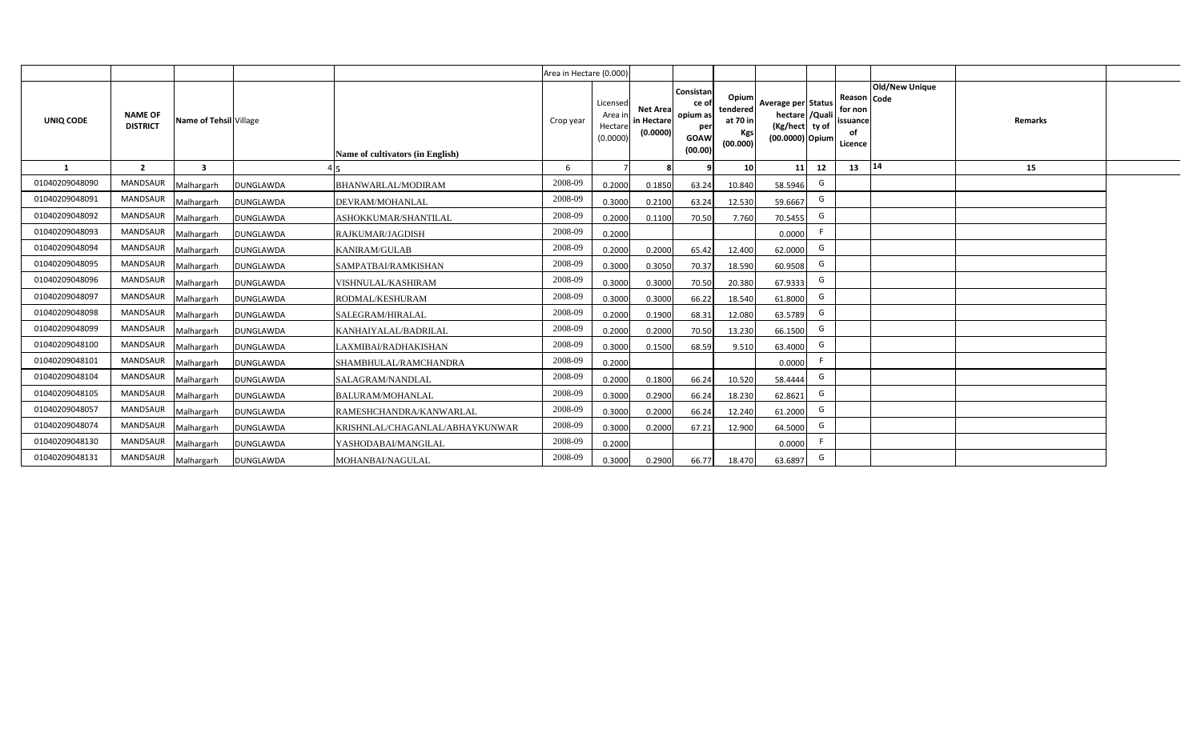| | | | | | Area in Hectare (0.000) | | | | | | | | | | |
|---|---|---|---|---|---|---|---|---|---|---|---|---|---|---|---|
| UNIQ CODE | NAME OF DISTRICT | Name of Tehsil | Village | Name of cultivators (in English) | Crop year | Licensed Area in Hectare (0.0000) | Net Area in Hectare (0.0000) | Consistance of opium as per GOAW (00.00) | Opium tendered at 70 in Kgs (00.000) | Average per hectare (Kg/hect) (00.0000) | Status /Quality of Opium | Reason for non issuance of Licence | Old/New Unique Code | Remarks | |
| 1 | 2 | 3 | 4 | 5 | 6 | 7 | 8 | 9 | 10 | 11 | 12 | 13 | 14 | 15 | |
| 01040209048090 | MANDSAUR | Malhargarh | DUNGLAWDA | BHANWARLAL/MODIRAM | 2008-09 | 0.2000 | 0.1850 | 63.24 | 10.840 | 58.5946 | G | | | | |
| 01040209048091 | MANDSAUR | Malhargarh | DUNGLAWDA | DEVRAM/MOHANLAL | 2008-09 | 0.3000 | 0.2100 | 63.24 | 12.530 | 59.6667 | G | | | | |
| 01040209048092 | MANDSAUR | Malhargarh | DUNGLAWDA | ASHOKKUMAR/SHANTILAL | 2008-09 | 0.2000 | 0.1100 | 70.50 | 7.760 | 70.5455 | G | | | | |
| 01040209048093 | MANDSAUR | Malhargarh | DUNGLAWDA | RAJKUMAR/JAGDISH | 2008-09 | 0.2000 | | | | 0.0000 | F | | | | |
| 01040209048094 | MANDSAUR | Malhargarh | DUNGLAWDA | KANIRAM/GULAB | 2008-09 | 0.2000 | 0.2000 | 65.42 | 12.400 | 62.0000 | G | | | | |
| 01040209048095 | MANDSAUR | Malhargarh | DUNGLAWDA | SAMPATBAI/RAMKISHAN | 2008-09 | 0.3000 | 0.3050 | 70.37 | 18.590 | 60.9508 | G | | | | |
| 01040209048096 | MANDSAUR | Malhargarh | DUNGLAWDA | VISHNULAL/KASHIRAM | 2008-09 | 0.3000 | 0.3000 | 70.50 | 20.380 | 67.9333 | G | | | | |
| 01040209048097 | MANDSAUR | Malhargarh | DUNGLAWDA | RODMAL/KESHURAM | 2008-09 | 0.3000 | 0.3000 | 66.22 | 18.540 | 61.8000 | G | | | | |
| 01040209048098 | MANDSAUR | Malhargarh | DUNGLAWDA | SALEGRAM/HIRALAL | 2008-09 | 0.2000 | 0.1900 | 68.31 | 12.080 | 63.5789 | G | | | | |
| 01040209048099 | MANDSAUR | Malhargarh | DUNGLAWDA | KANHAIYALAL/BADRILAL | 2008-09 | 0.2000 | 0.2000 | 70.50 | 13.230 | 66.1500 | G | | | | |
| 01040209048100 | MANDSAUR | Malhargarh | DUNGLAWDA | LAXMIBAI/RADHAKISHAN | 2008-09 | 0.3000 | 0.1500 | 68.59 | 9.510 | 63.4000 | G | | | | |
| 01040209048101 | MANDSAUR | Malhargarh | DUNGLAWDA | SHAMBHULAL/RAMCHANDRA | 2008-09 | 0.2000 | | | | 0.0000 | F | | | | |
| 01040209048104 | MANDSAUR | Malhargarh | DUNGLAWDA | SALAGRAM/NANDLAL | 2008-09 | 0.2000 | 0.1800 | 66.24 | 10.520 | 58.4444 | G | | | | |
| 01040209048105 | MANDSAUR | Malhargarh | DUNGLAWDA | BALURAM/MOHANLAL | 2008-09 | 0.3000 | 0.2900 | 66.24 | 18.230 | 62.8621 | G | | | | |
| 01040209048057 | MANDSAUR | Malhargarh | DUNGLAWDA | RAMESHCHANDRA/KANWARLAL | 2008-09 | 0.3000 | 0.2000 | 66.24 | 12.240 | 61.2000 | G | | | | |
| 01040209048074 | MANDSAUR | Malhargarh | DUNGLAWDA | KRISHNLAL/CHAGANLAL/ABHAYKUNWAR | 2008-09 | 0.3000 | 0.2000 | 67.21 | 12.900 | 64.5000 | G | | | | |
| 01040209048130 | MANDSAUR | Malhargarh | DUNGLAWDA | YASHODABAI/MANGILAL | 2008-09 | 0.2000 | | | | 0.0000 | F | | | | |
| 01040209048131 | MANDSAUR | Malhargarh | DUNGLAWDA | MOHANBAI/NAGULAL | 2008-09 | 0.3000 | 0.2900 | 66.77 | 18.470 | 63.6897 | G | | | | |